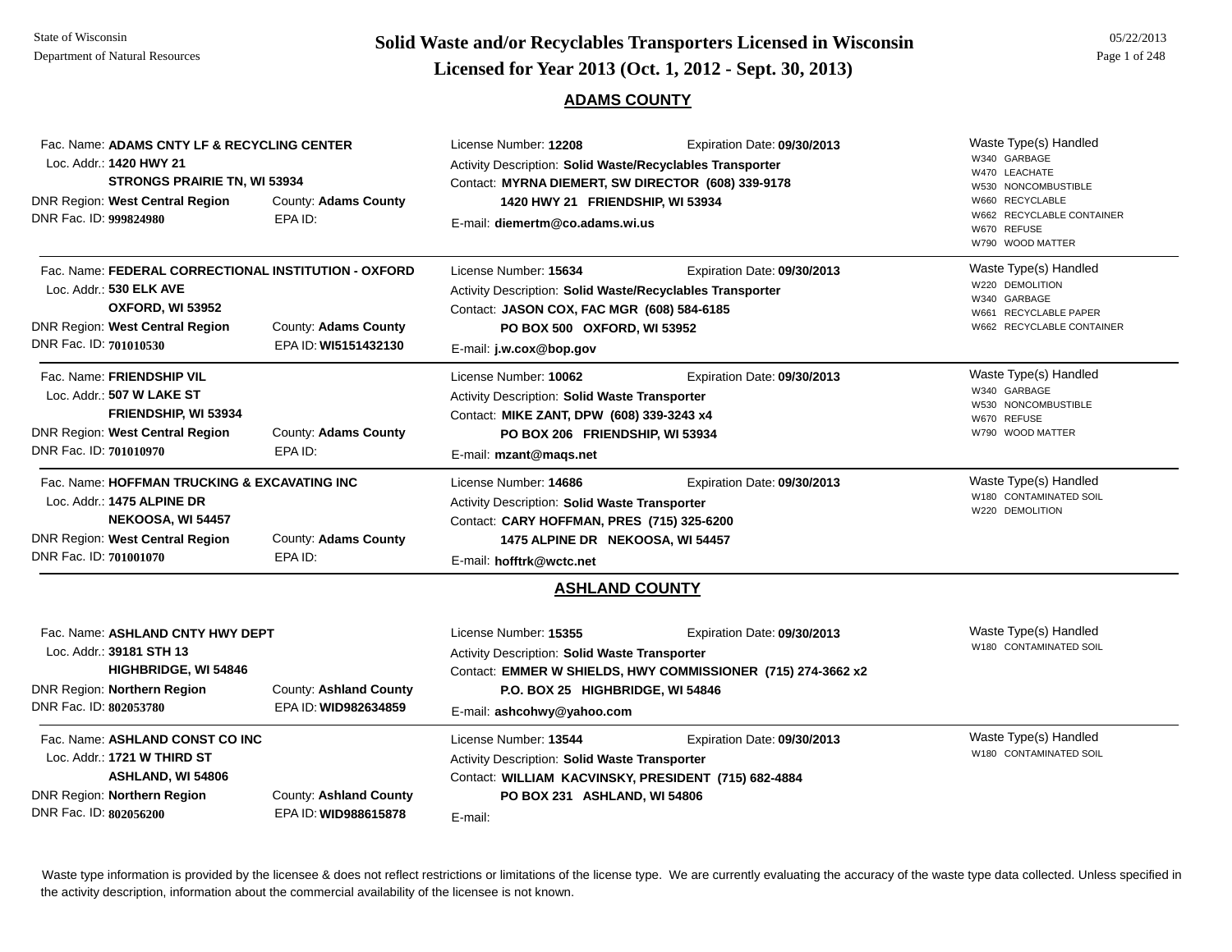State of Wisconsin
Department of Natural Resources

# Solid Waste and/or Recyclables Transporters Licensed in Wisconsin
# Licensed for Year 2013 (Oct. 1, 2012 - Sept. 30, 2013)

05/22/2013

## ADAMS COUNTY

Fac. Name: **ADAMS CNTY LF & RECYCLING CENTER**
Loc. Addr.: **1420 HWY 21**
**STRONGS PRAIRIE TN, WI 53934**
DNR Region: **West Central Region** County: **Adams County**
DNR Fac. ID: **999824980** EPA ID:

License Number: **12208** Expiration Date: **09/30/2013**
Activity Description: **Solid Waste/Recyclables Transporter**
Contact: **MYRNA DIEMERT, SW DIRECTOR (608) 339-9178**
**1420 HWY 21 FRIENDSHIP, WI 53934**
E-mail: **diemertm@co.adams.wi.us**

Waste Type(s) Handled
- W340 GARBAGE
- W470 LEACHATE
- W530 NONCOMBUSTIBLE
- W660 RECYCLABLE
- W662 RECYCLABLE CONTAINER
- W670 REFUSE
- W790 WOOD MATTER

---

Fac. Name: **FEDERAL CORRECTIONAL INSTITUTION - OXFORD**
Loc. Addr.: **530 ELK AVE**
**OXFORD, WI 53952**
DNR Region: **West Central Region** County: **Adams County**
DNR Fac. ID: **701010530** EPA ID: **WI5151432130**

License Number: **15634** Expiration Date: **09/30/2013**
Activity Description: **Solid Waste/Recyclables Transporter**
Contact: **JASON COX, FAC MGR (608) 584-6185**
**PO BOX 500 OXFORD, WI 53952**
E-mail: **j.w.cox@bop.gov**

Waste Type(s) Handled
- W220 DEMOLITION
- W340 GARBAGE
- W661 RECYCLABLE PAPER
- W662 RECYCLABLE CONTAINER

---

Fac. Name: **FRIENDSHIP VIL**
Loc. Addr.: **507 W LAKE ST**
**FRIENDSHIP, WI 53934**
DNR Region: **West Central Region** County: **Adams County**
DNR Fac. ID: **701010970** EPA ID:

License Number: **10062** Expiration Date: **09/30/2013**
Activity Description: **Solid Waste Transporter**
Contact: **MIKE ZANT, DPW (608) 339-3243 x4**
**PO BOX 206 FRIENDSHIP, WI 53934**
E-mail: **mzant@maqs.net**

Waste Type(s) Handled
- W340 GARBAGE
- W530 NONCOMBUSTIBLE
- W670 REFUSE
- W790 WOOD MATTER

---

Fac. Name: **HOFFMAN TRUCKING & EXCAVATING INC**
Loc. Addr.: **1475 ALPINE DR**
**NEKOOSA, WI 54457**
DNR Region: **West Central Region** County: **Adams County**
DNR Fac. ID: **701001070** EPA ID:

License Number: **14686** Expiration Date: **09/30/2013**
Activity Description: **Solid Waste Transporter**
Contact: **CARY HOFFMAN, PRES (715) 325-6200**
**1475 ALPINE DR NEKOOSA, WI 54457**
E-mail: **hofftrk@wctc.net**

Waste Type(s) Handled
- W180 CONTAMINATED SOIL
- W220 DEMOLITION

## ASHLAND COUNTY

Fac. Name: **ASHLAND CNTY HWY DEPT**
Loc. Addr.: **39181 STH 13**
**HIGHBRIDGE, WI 54846**
DNR Region: **Northern Region** County: **Ashland County**
DNR Fac. ID: **802053780** EPA ID: **WID982634859**

License Number: **15355** Expiration Date: **09/30/2013**
Activity Description: **Solid Waste Transporter**
Contact: **EMMER W SHIELDS, HWY COMMISSIONER (715) 274-3662 x2**
**P.O. BOX 25 HIGHBRIDGE, WI 54846**
E-mail: **ashcohwy@yahoo.com**

Waste Type(s) Handled
- W180 CONTAMINATED SOIL

---

Fac. Name: **ASHLAND CONST CO INC**
Loc. Addr.: **1721 W THIRD ST**
**ASHLAND, WI 54806**
DNR Region: **Northern Region** County: **Ashland County**
DNR Fac. ID: **802056200** EPA ID: **WID988615878**

License Number: **13544** Expiration Date: **09/30/2013**
Activity Description: **Solid Waste Transporter**
Contact: **WILLIAM KACVINSKY, PRESIDENT (715) 682-4884**
**PO BOX 231 ASHLAND, WI 54806**
E-mail:

Waste Type(s) Handled
- W180 CONTAMINATED SOIL

---

Waste type information is provided by the licensee & does not reflect restrictions or limitations of the license type. We are currently evaluating the accuracy of the waste type data collected. Unless specified in the activity description, information about the commercial availability of the licensee is not known.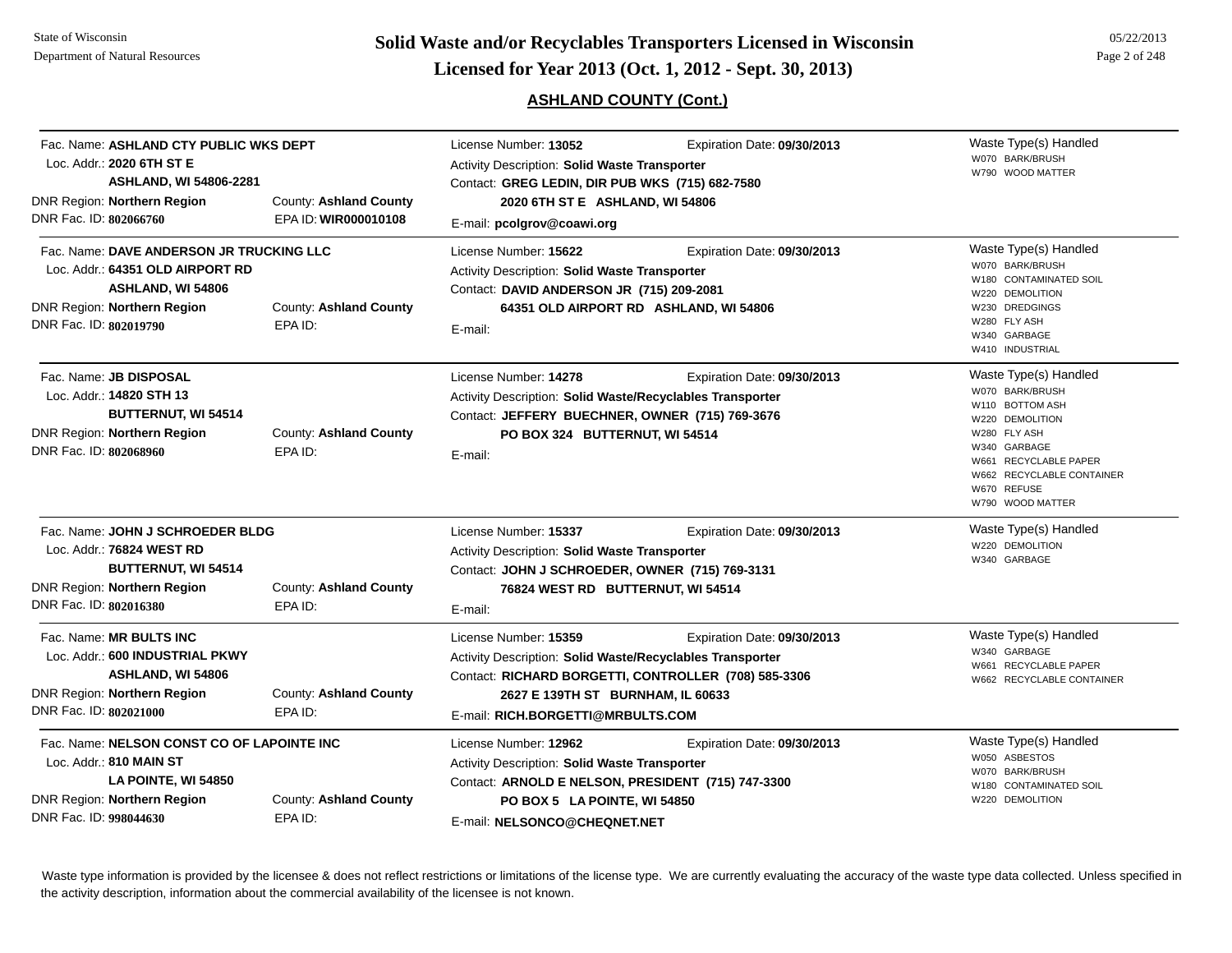## ASHLAND COUNTY (Cont.)

**Fac. Name: ASHLAND CTY PUBLIC WKS DEPT**
Loc. Addr.: **2020 6TH ST E, ASHLAND, WI 54806-2281**
DNR Region: **Northern Region** — County: **Ashland County**
DNR Fac. ID: **802066760** — EPA ID: **WIR000010108**

License Number: **13052** — Expiration Date: **09/30/2013**
Activity Description: **Solid Waste Transporter**
Contact: **GREG LEDIN, DIR PUB WKS (715) 682-7580, 2020 6TH ST E ASHLAND, WI 54806**
E-mail: **pcolgrov@coawi.org**

Waste Type(s) Handled:
- W070 BARK/BRUSH
- W790 WOOD MATTER

---

**Fac. Name: DAVE ANDERSON JR TRUCKING LLC**
Loc. Addr.: **64351 OLD AIRPORT RD, ASHLAND, WI 54806**
DNR Region: **Northern Region** — County: **Ashland County**
DNR Fac. ID: **802019790** — EPA ID:

License Number: **15622** — Expiration Date: **09/30/2013**
Activity Description: **Solid Waste Transporter**
Contact: **DAVID ANDERSON JR (715) 209-2081, 64351 OLD AIRPORT RD ASHLAND, WI 54806**
E-mail:

Waste Type(s) Handled:
- W070 BARK/BRUSH
- W180 CONTAMINATED SOIL
- W220 DEMOLITION
- W230 DREDGINGS
- W280 FLY ASH
- W340 GARBAGE
- W410 INDUSTRIAL

---

**Fac. Name: JB DISPOSAL**
Loc. Addr.: **14820 STH 13, BUTTERNUT, WI 54514**
DNR Region: **Northern Region** — County: **Ashland County**
DNR Fac. ID: **802068960** — EPA ID:

License Number: **14278** — Expiration Date: **09/30/2013**
Activity Description: **Solid Waste/Recyclables Transporter**
Contact: **JEFFERY BUECHNER, OWNER (715) 769-3676, PO BOX 324 BUTTERNUT, WI 54514**
E-mail:

Waste Type(s) Handled:
- W070 BARK/BRUSH
- W110 BOTTOM ASH
- W220 DEMOLITION
- W280 FLY ASH
- W340 GARBAGE
- W661 RECYCLABLE PAPER
- W662 RECYCLABLE CONTAINER
- W670 REFUSE
- W790 WOOD MATTER

---

**Fac. Name: JOHN J SCHROEDER BLDG**
Loc. Addr.: **76824 WEST RD, BUTTERNUT, WI 54514**
DNR Region: **Northern Region** — County: **Ashland County**
DNR Fac. ID: **802016380** — EPA ID:

License Number: **15337** — Expiration Date: **09/30/2013**
Activity Description: **Solid Waste Transporter**
Contact: **JOHN J SCHROEDER, OWNER (715) 769-3131, 76824 WEST RD BUTTERNUT, WI 54514**
E-mail:

Waste Type(s) Handled:
- W220 DEMOLITION
- W340 GARBAGE

---

**Fac. Name: MR BULTS INC**
Loc. Addr.: **600 INDUSTRIAL PKWY, ASHLAND, WI 54806**
DNR Region: **Northern Region** — County: **Ashland County**
DNR Fac. ID: **802021000** — EPA ID:

License Number: **15359** — Expiration Date: **09/30/2013**
Activity Description: **Solid Waste/Recyclables Transporter**
Contact: **RICHARD BORGETTI, CONTROLLER (708) 585-3306, 2627 E 139TH ST BURNHAM, IL 60633**
E-mail: **RICH.BORGETTI@MRBULTS.COM**

Waste Type(s) Handled:
- W340 GARBAGE
- W661 RECYCLABLE PAPER
- W662 RECYCLABLE CONTAINER

---

**Fac. Name: NELSON CONST CO OF LAPOINTE INC**
Loc. Addr.: **810 MAIN ST, LA POINTE, WI 54850**
DNR Region: **Northern Region** — County: **Ashland County**
DNR Fac. ID: **998044630** — EPA ID:

License Number: **12962** — Expiration Date: **09/30/2013**
Activity Description: **Solid Waste Transporter**
Contact: **ARNOLD E NELSON, PRESIDENT (715) 747-3300, PO BOX 5 LA POINTE, WI 54850**
E-mail: **NELSONCO@CHEQNET.NET**

Waste Type(s) Handled:
- W050 ASBESTOS
- W070 BARK/BRUSH
- W180 CONTAMINATED SOIL
- W220 DEMOLITION

---

Waste type information is provided by the licensee & does not reflect restrictions or limitations of the license type. We are currently evaluating the accuracy of the waste type data collected. Unless specified in the activity description, information about the commercial availability of the licensee is not known.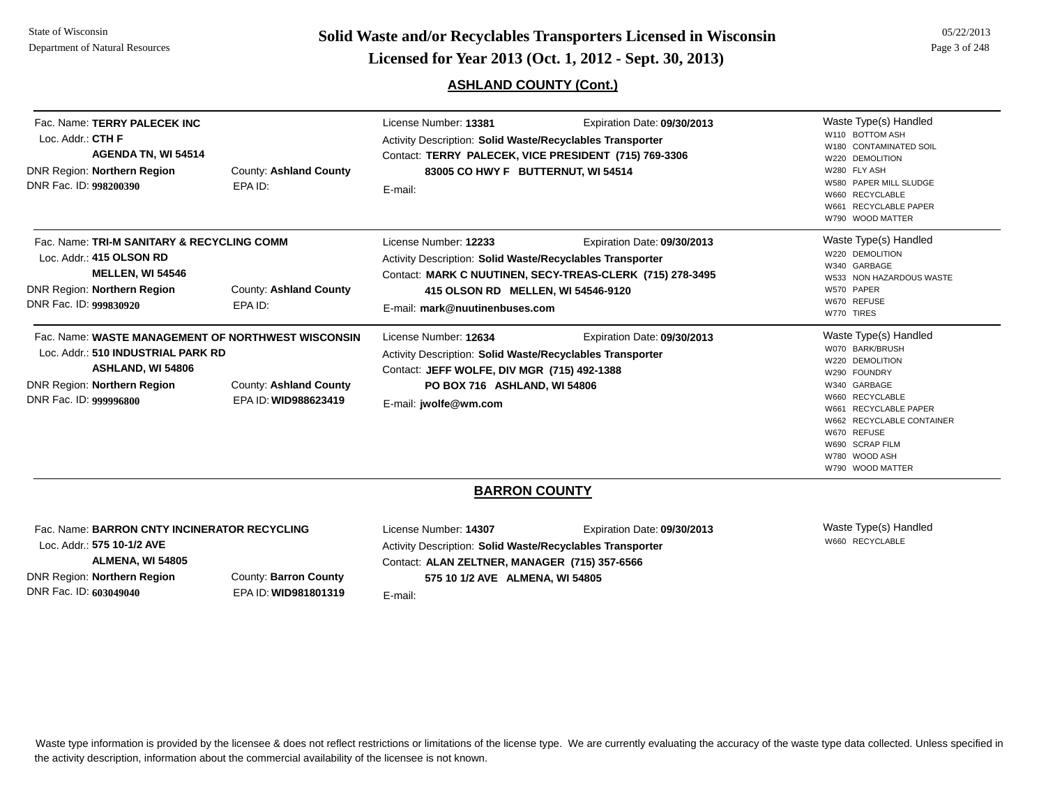# Solid Waste and/or Recyclables Transporters Licensed in Wisconsin

## Licensed for Year 2013 (Oct. 1, 2012 - Sept. 30, 2013)

State of Wisconsin
Department of Natural Resources

05/22/2013

### ASHLAND COUNTY (Cont.)

Fac. Name: **TERRY PALECEK INC**
Loc. Addr.: **CTH F**
**AGENDA TN, WI 54514**
DNR Region: **Northern Region** County: **Ashland County**
DNR Fac. ID: **998200390** EPA ID:

License Number: **13381** Expiration Date: **09/30/2013**
Activity Description: **Solid Waste/Recyclables Transporter**
Contact: **TERRY PALECEK, VICE PRESIDENT (715) 769-3306**
**83005 CO HWY F BUTTERNUT, WI 54514**
E-mail:

Waste Type(s) Handled
- W110 BOTTOM ASH
- W180 CONTAMINATED SOIL
- W220 DEMOLITION
- W280 FLY ASH
- W580 PAPER MILL SLUDGE
- W660 RECYCLABLE
- W661 RECYCLABLE PAPER
- W790 WOOD MATTER

---

Fac. Name: **TRI-M SANITARY & RECYCLING COMM**
Loc. Addr.: **415 OLSON RD**
**MELLEN, WI 54546**
DNR Region: **Northern Region** County: **Ashland County**
DNR Fac. ID: **999830920** EPA ID:

License Number: **12233** Expiration Date: **09/30/2013**
Activity Description: **Solid Waste/Recyclables Transporter**
Contact: **MARK C NUUTINEN, SECY-TREAS-CLERK (715) 278-3495**
**415 OLSON RD MELLEN, WI 54546-9120**
E-mail: **mark@nuutinenbuses.com**

Waste Type(s) Handled
- W220 DEMOLITION
- W340 GARBAGE
- W533 NON HAZARDOUS WASTE
- W570 PAPER
- W670 REFUSE
- W770 TIRES

---

Fac. Name: **WASTE MANAGEMENT OF NORTHWEST WISCONSIN**
Loc. Addr.: **510 INDUSTRIAL PARK RD**
**ASHLAND, WI 54806**
DNR Region: **Northern Region** County: **Ashland County**
DNR Fac. ID: **999996800** EPA ID: **WID988623419**

License Number: **12634** Expiration Date: **09/30/2013**
Activity Description: **Solid Waste/Recyclables Transporter**
Contact: **JEFF WOLFE, DIV MGR (715) 492-1388**
**PO BOX 716 ASHLAND, WI 54806**
E-mail: **jwolfe@wm.com**

Waste Type(s) Handled
- W070 BARK/BRUSH
- W220 DEMOLITION
- W290 FOUNDRY
- W340 GARBAGE
- W660 RECYCLABLE
- W661 RECYCLABLE PAPER
- W662 RECYCLABLE CONTAINER
- W670 REFUSE
- W690 SCRAP FILM
- W780 WOOD ASH
- W790 WOOD MATTER

---

### BARRON COUNTY

Fac. Name: **BARRON CNTY INCINERATOR RECYCLING**
Loc. Addr.: **575 10-1/2 AVE**
**ALMENA, WI 54805**
DNR Region: **Northern Region** County: **Barron County**
DNR Fac. ID: **603049040** EPA ID: **WID981801319**

License Number: **14307** Expiration Date: **09/30/2013**
Activity Description: **Solid Waste/Recyclables Transporter**
Contact: **ALAN ZELTNER, MANAGER (715) 357-6566**
**575 10 1/2 AVE ALMENA, WI 54805**
E-mail:

Waste Type(s) Handled
- W660 RECYCLABLE

---

Waste type information is provided by the licensee & does not reflect restrictions or limitations of the license type. We are currently evaluating the accuracy of the waste type data collected. Unless specified in the activity description, information about the commercial availability of the licensee is not known.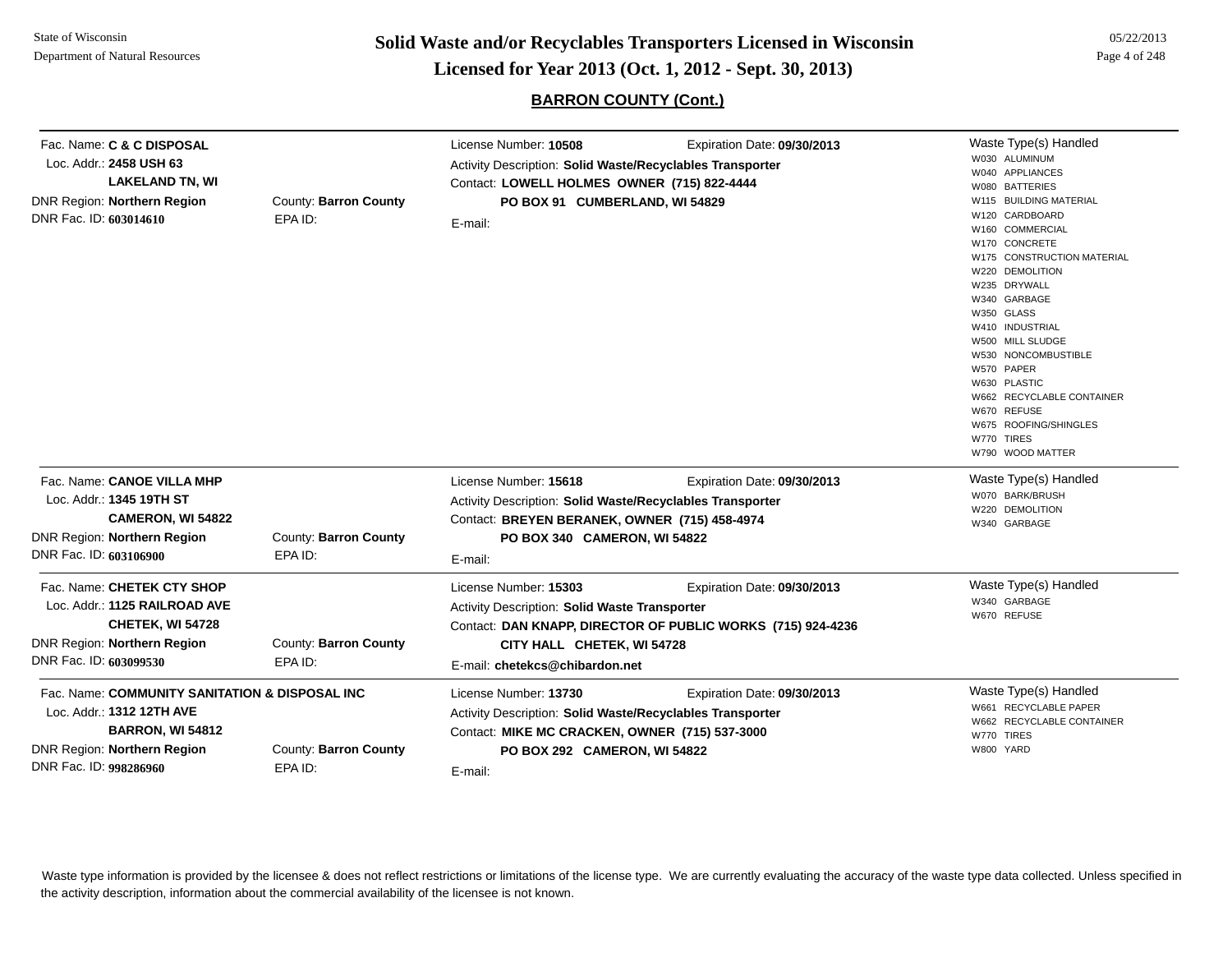## BARRON COUNTY (Cont.)

Fac. Name: **C & C DISPOSAL**
Loc. Addr.: **2458 USH 63**
**LAKELAND TN, WI**
DNR Region: **Northern Region** County: **Barron County**
DNR Fac. ID: **603014610** EPA ID:

License Number: **10508** Expiration Date: **09/30/2013**
Activity Description: **Solid Waste/Recyclables Transporter**
Contact: **LOWELL HOLMES OWNER (715) 822-4444**
**PO BOX 91 CUMBERLAND, WI 54829**
E-mail:

Waste Type(s) Handled
- W030 ALUMINUM
- W040 APPLIANCES
- W080 BATTERIES
- W115 BUILDING MATERIAL
- W120 CARDBOARD
- W160 COMMERCIAL
- W170 CONCRETE
- W175 CONSTRUCTION MATERIAL
- W220 DEMOLITION
- W235 DRYWALL
- W340 GARBAGE
- W350 GLASS
- W410 INDUSTRIAL
- W500 MILL SLUDGE
- W530 NONCOMBUSTIBLE
- W570 PAPER
- W630 PLASTIC
- W662 RECYCLABLE CONTAINER
- W670 REFUSE
- W675 ROOFING/SHINGLES
- W770 TIRES
- W790 WOOD MATTER

---

Fac. Name: **CANOE VILLA MHP**
Loc. Addr.: **1345 19TH ST**
**CAMERON, WI 54822**
DNR Region: **Northern Region** County: **Barron County**
DNR Fac. ID: **603106900** EPA ID:

License Number: **15618** Expiration Date: **09/30/2013**
Activity Description: **Solid Waste/Recyclables Transporter**
Contact: **BREYEN BERANEK, OWNER (715) 458-4974**
**PO BOX 340 CAMERON, WI 54822**
E-mail:

Waste Type(s) Handled
- W070 BARK/BRUSH
- W220 DEMOLITION
- W340 GARBAGE

---

Fac. Name: **CHETEK CTY SHOP**
Loc. Addr.: **1125 RAILROAD AVE**
**CHETEK, WI 54728**
DNR Region: **Northern Region** County: **Barron County**
DNR Fac. ID: **603099530** EPA ID:

License Number: **15303** Expiration Date: **09/30/2013**
Activity Description: **Solid Waste Transporter**
Contact: **DAN KNAPP, DIRECTOR OF PUBLIC WORKS (715) 924-4236**
**CITY HALL CHETEK, WI 54728**
E-mail: **chetekcs@chibardon.net**

Waste Type(s) Handled
- W340 GARBAGE
- W670 REFUSE

---

Fac. Name: **COMMUNITY SANITATION & DISPOSAL INC**
Loc. Addr.: **1312 12TH AVE**
**BARRON, WI 54812**
DNR Region: **Northern Region** County: **Barron County**
DNR Fac. ID: **998286960** EPA ID:

License Number: **13730** Expiration Date: **09/30/2013**
Activity Description: **Solid Waste/Recyclables Transporter**
Contact: **MIKE MC CRACKEN, OWNER (715) 537-3000**
**PO BOX 292 CAMERON, WI 54822**
E-mail:

Waste Type(s) Handled
- W661 RECYCLABLE PAPER
- W662 RECYCLABLE CONTAINER
- W770 TIRES
- W800 YARD

---

Waste type information is provided by the licensee & does not reflect restrictions or limitations of the license type. We are currently evaluating the accuracy of the waste type data collected. Unless specified in the activity description, information about the commercial availability of the licensee is not known.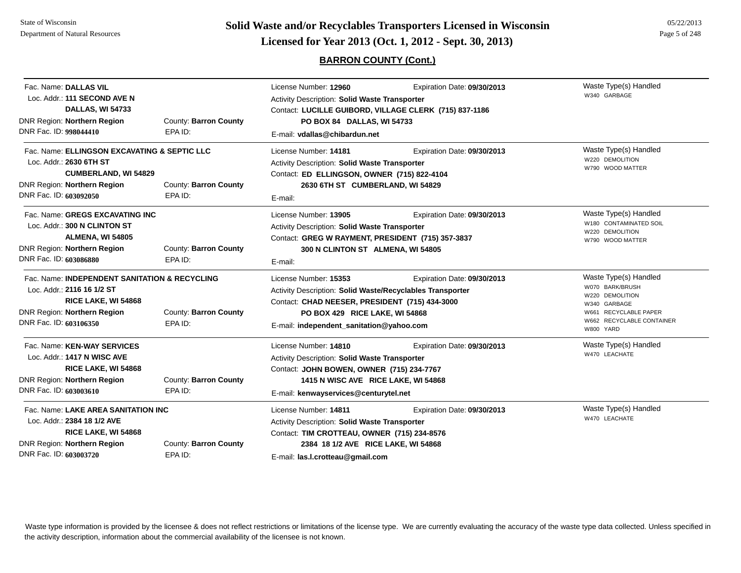# Solid Waste and/or Recyclables Transporters Licensed in Wisconsin

## Licensed for Year 2013 (Oct. 1, 2012 - Sept. 30, 2013)

### BARRON COUNTY (Cont.)

Fac. Name: **DALLAS VIL**
Loc. Addr.: **111 SECOND AVE N**
**DALLAS, WI 54733**
DNR Region: **Northern Region** County: **Barron County**
DNR Fac. ID: **998044410** EPA ID:

License Number: **12960** Expiration Date: **09/30/2013**
Activity Description: **Solid Waste Transporter**
Contact: **LUCILLE GUIBORD, VILLAGE CLERK (715) 837-1186**
**PO BOX 84 DALLAS, WI 54733**
E-mail: **vdallas@chibardun.net**

Waste Type(s) Handled
- W340 GARBAGE

---

Fac. Name: **ELLINGSON EXCAVATING & SEPTIC LLC**
Loc. Addr.: **2630 6TH ST**
**CUMBERLAND, WI 54829**
DNR Region: **Northern Region** County: **Barron County**
DNR Fac. ID: **603092050** EPA ID:

License Number: **14181** Expiration Date: **09/30/2013**
Activity Description: **Solid Waste Transporter**
Contact: **ED ELLINGSON, OWNER (715) 822-4104**
**2630 6TH ST CUMBERLAND, WI 54829**
E-mail:

Waste Type(s) Handled
- W220 DEMOLITION
- W790 WOOD MATTER

---

Fac. Name: **GREGS EXCAVATING INC**
Loc. Addr.: **300 N CLINTON ST**
**ALMENA, WI 54805**
DNR Region: **Northern Region** County: **Barron County**
DNR Fac. ID: **603086880** EPA ID:

License Number: **13905** Expiration Date: **09/30/2013**
Activity Description: **Solid Waste Transporter**
Contact: **GREG W RAYMENT, PRESIDENT (715) 357-3837**
**300 N CLINTON ST ALMENA, WI 54805**
E-mail:

Waste Type(s) Handled
- W180 CONTAMINATED SOIL
- W220 DEMOLITION
- W790 WOOD MATTER

---

Fac. Name: **INDEPENDENT SANITATION & RECYCLING**
Loc. Addr.: **2116 16 1/2 ST**
**RICE LAKE, WI 54868**
DNR Region: **Northern Region** County: **Barron County**
DNR Fac. ID: **603106350** EPA ID:

License Number: **15353** Expiration Date: **09/30/2013**
Activity Description: **Solid Waste/Recyclables Transporter**
Contact: **CHAD NEESER, PRESIDENT (715) 434-3000**
**PO BOX 429 RICE LAKE, WI 54868**
E-mail: **independent_sanitation@yahoo.com**

Waste Type(s) Handled
- W070 BARK/BRUSH
- W220 DEMOLITION
- W340 GARBAGE
- W661 RECYCLABLE PAPER
- W662 RECYCLABLE CONTAINER
- W800 YARD

---

Fac. Name: **KEN-WAY SERVICES**
Loc. Addr.: **1417 N WISC AVE**
**RICE LAKE, WI 54868**
DNR Region: **Northern Region** County: **Barron County**
DNR Fac. ID: **603003610** EPA ID:

License Number: **14810** Expiration Date: **09/30/2013**
Activity Description: **Solid Waste Transporter**
Contact: **JOHN BOWEN, OWNER (715) 234-7767**
**1415 N WISC AVE RICE LAKE, WI 54868**
E-mail: **kenwayservices@centurytel.net**

Waste Type(s) Handled
- W470 LEACHATE

---

Fac. Name: **LAKE AREA SANITATION INC**
Loc. Addr.: **2384 18 1/2 AVE**
**RICE LAKE, WI 54868**
DNR Region: **Northern Region** County: **Barron County**
DNR Fac. ID: **603003720** EPA ID:

License Number: **14811** Expiration Date: **09/30/2013**
Activity Description: **Solid Waste Transporter**
Contact: **TIM CROTTEAU, OWNER (715) 234-8576**
**2384 18 1/2 AVE RICE LAKE, WI 54868**
E-mail: **las.l.crotteau@gmail.com**

Waste Type(s) Handled
- W470 LEACHATE

---

Waste type information is provided by the licensee & does not reflect restrictions or limitations of the license type. We are currently evaluating the accuracy of the waste type data collected. Unless specified in the activity description, information about the commercial availability of the licensee is not known.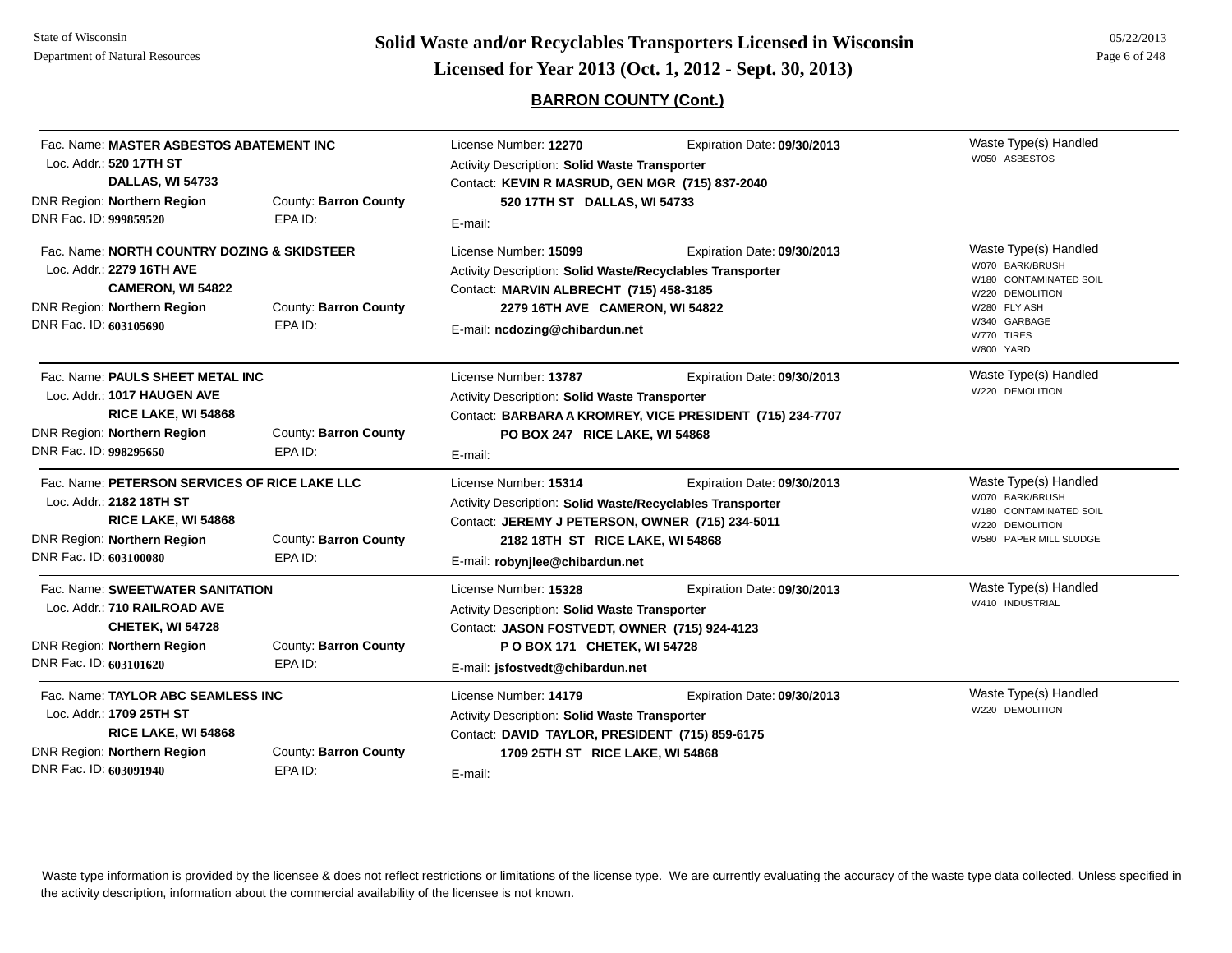# Solid Waste and/or Recyclables Transporters Licensed in Wisconsin

## Licensed for Year 2013 (Oct. 1, 2012 - Sept. 30, 2013)

### BARRON COUNTY (Cont.)

---

Fac. Name: **MASTER ASBESTOS ABATEMENT INC**
Loc. Addr.: **520 17TH ST**
**DALLAS, WI 54733**
DNR Region: **Northern Region** County: **Barron County**
DNR Fac. ID: **999859520** EPA ID:

License Number: **12270** Expiration Date: **09/30/2013**
Activity Description: **Solid Waste Transporter**
Contact: **KEVIN R MASRUD, GEN MGR (715) 837-2040**
**520 17TH ST DALLAS, WI 54733**
E-mail:

Waste Type(s) Handled
- W050 ASBESTOS

---

Fac. Name: **NORTH COUNTRY DOZING & SKIDSTEER**
Loc. Addr.: **2279 16TH AVE**
**CAMERON, WI 54822**
DNR Region: **Northern Region** County: **Barron County**
DNR Fac. ID: **603105690** EPA ID:

License Number: **15099** Expiration Date: **09/30/2013**
Activity Description: **Solid Waste/Recyclables Transporter**
Contact: **MARVIN ALBRECHT (715) 458-3185**
**2279 16TH AVE CAMERON, WI 54822**
E-mail: **ncdozing@chibardun.net**

Waste Type(s) Handled
- W070 BARK/BRUSH
- W180 CONTAMINATED SOIL
- W220 DEMOLITION
- W280 FLY ASH
- W340 GARBAGE
- W770 TIRES
- W800 YARD

---

Fac. Name: **PAULS SHEET METAL INC**
Loc. Addr.: **1017 HAUGEN AVE**
**RICE LAKE, WI 54868**
DNR Region: **Northern Region** County: **Barron County**
DNR Fac. ID: **998295650** EPA ID:

License Number: **13787** Expiration Date: **09/30/2013**
Activity Description: **Solid Waste Transporter**
Contact: **BARBARA A KROMREY, VICE PRESIDENT (715) 234-7707**
**PO BOX 247 RICE LAKE, WI 54868**
E-mail:

Waste Type(s) Handled
- W220 DEMOLITION

---

Fac. Name: **PETERSON SERVICES OF RICE LAKE LLC**
Loc. Addr.: **2182 18TH ST**
**RICE LAKE, WI 54868**
DNR Region: **Northern Region** County: **Barron County**
DNR Fac. ID: **603100080** EPA ID:

License Number: **15314** Expiration Date: **09/30/2013**
Activity Description: **Solid Waste/Recyclables Transporter**
Contact: **JEREMY J PETERSON, OWNER (715) 234-5011**
**2182 18TH ST RICE LAKE, WI 54868**
E-mail: **robynjlee@chibardun.net**

Waste Type(s) Handled
- W070 BARK/BRUSH
- W180 CONTAMINATED SOIL
- W220 DEMOLITION
- W580 PAPER MILL SLUDGE

---

Fac. Name: **SWEETWATER SANITATION**
Loc. Addr.: **710 RAILROAD AVE**
**CHETEK, WI 54728**
DNR Region: **Northern Region** County: **Barron County**
DNR Fac. ID: **603101620** EPA ID:

License Number: **15328** Expiration Date: **09/30/2013**
Activity Description: **Solid Waste Transporter**
Contact: **JASON FOSTVEDT, OWNER (715) 924-4123**
**P O BOX 171 CHETEK, WI 54728**
E-mail: **jsfostvedt@chibardun.net**

Waste Type(s) Handled
- W410 INDUSTRIAL

---

Fac. Name: **TAYLOR ABC SEAMLESS INC**
Loc. Addr.: **1709 25TH ST**
**RICE LAKE, WI 54868**
DNR Region: **Northern Region** County: **Barron County**
DNR Fac. ID: **603091940** EPA ID:

License Number: **14179** Expiration Date: **09/30/2013**
Activity Description: **Solid Waste Transporter**
Contact: **DAVID TAYLOR, PRESIDENT (715) 859-6175**
**1709 25TH ST RICE LAKE, WI 54868**
E-mail:

Waste Type(s) Handled
- W220 DEMOLITION

---

Waste type information is provided by the licensee & does not reflect restrictions or limitations of the license type. We are currently evaluating the accuracy of the waste type data collected. Unless specified in the activity description, information about the commercial availability of the licensee is not known.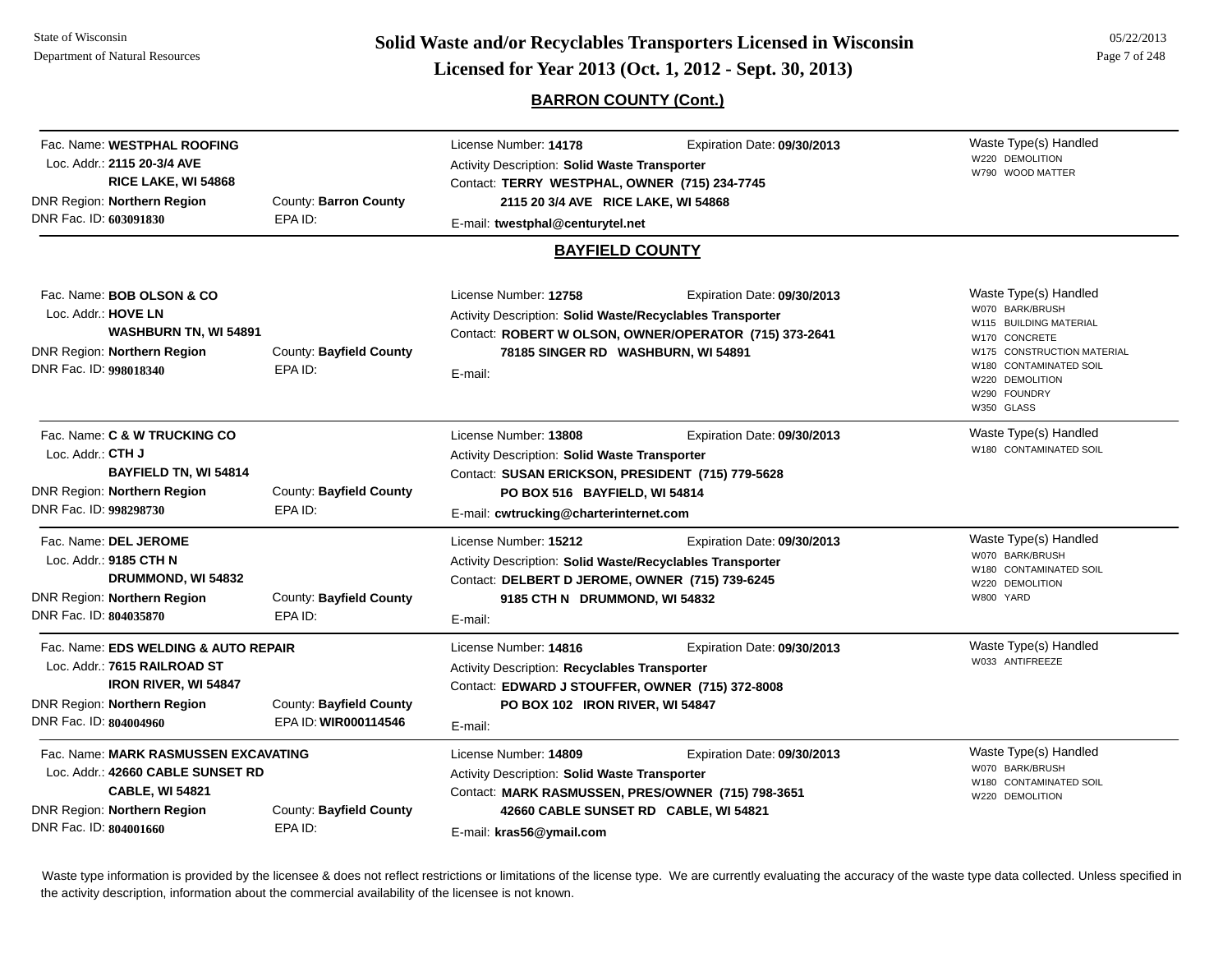## BARRON COUNTY (Cont.)

Fac. Name: **WESTPHAL ROOFING**
Loc. Addr.: **2115 20-3/4 AVE**
**RICE LAKE, WI 54868**
DNR Region: **Northern Region** County: **Barron County**
DNR Fac. ID: **603091830** EPA ID:

License Number: **14178** Expiration Date: **09/30/2013**
Activity Description: **Solid Waste Transporter**
Contact: **TERRY WESTPHAL, OWNER (715) 234-7745**
**2115 20 3/4 AVE RICE LAKE, WI 54868**
E-mail: **twestphal@centurytel.net**

Waste Type(s) Handled
W220 DEMOLITION
W790 WOOD MATTER

## BAYFIELD COUNTY

Fac. Name: **BOB OLSON & CO**
Loc. Addr.: **HOVE LN**
**WASHBURN TN, WI 54891**
DNR Region: **Northern Region** County: **Bayfield County**
DNR Fac. ID: **998018340** EPA ID:

License Number: **12758** Expiration Date: **09/30/2013**
Activity Description: **Solid Waste/Recyclables Transporter**
Contact: **ROBERT W OLSON, OWNER/OPERATOR (715) 373-2641**
**78185 SINGER RD WASHBURN, WI 54891**
E-mail:

Waste Type(s) Handled
W070 BARK/BRUSH
W115 BUILDING MATERIAL
W170 CONCRETE
W175 CONSTRUCTION MATERIAL
W180 CONTAMINATED SOIL
W220 DEMOLITION
W290 FOUNDRY
W350 GLASS

---

Fac. Name: **C & W TRUCKING CO**
Loc. Addr.: **CTH J**
**BAYFIELD TN, WI 54814**
DNR Region: **Northern Region** County: **Bayfield County**
DNR Fac. ID: **998298730** EPA ID:

License Number: **13808** Expiration Date: **09/30/2013**
Activity Description: **Solid Waste Transporter**
Contact: **SUSAN ERICKSON, PRESIDENT (715) 779-5628**
**PO BOX 516 BAYFIELD, WI 54814**
E-mail: **cwtrucking@charterinternet.com**

Waste Type(s) Handled
W180 CONTAMINATED SOIL

---

Fac. Name: **DEL JEROME**
Loc. Addr.: **9185 CTH N**
**DRUMMOND, WI 54832**
DNR Region: **Northern Region** County: **Bayfield County**
DNR Fac. ID: **804035870** EPA ID:

License Number: **15212** Expiration Date: **09/30/2013**
Activity Description: **Solid Waste/Recyclables Transporter**
Contact: **DELBERT D JEROME, OWNER (715) 739-6245**
**9185 CTH N DRUMMOND, WI 54832**
E-mail:

Waste Type(s) Handled
W070 BARK/BRUSH
W180 CONTAMINATED SOIL
W220 DEMOLITION
W800 YARD

---

Fac. Name: **EDS WELDING & AUTO REPAIR**
Loc. Addr.: **7615 RAILROAD ST**
**IRON RIVER, WI 54847**
DNR Region: **Northern Region** County: **Bayfield County**
DNR Fac. ID: **804004960** EPA ID: **WIR000114546**

License Number: **14816** Expiration Date: **09/30/2013**
Activity Description: **Recyclables Transporter**
Contact: **EDWARD J STOUFFER, OWNER (715) 372-8008**
**PO BOX 102 IRON RIVER, WI 54847**
E-mail:

Waste Type(s) Handled
W033 ANTIFREEZE

---

Fac. Name: **MARK RASMUSSEN EXCAVATING**
Loc. Addr.: **42660 CABLE SUNSET RD**
**CABLE, WI 54821**
DNR Region: **Northern Region** County: **Bayfield County**
DNR Fac. ID: **804001660** EPA ID:

License Number: **14809** Expiration Date: **09/30/2013**
Activity Description: **Solid Waste Transporter**
Contact: **MARK RASMUSSEN, PRES/OWNER (715) 798-3651**
**42660 CABLE SUNSET RD CABLE, WI 54821**
E-mail: **kras56@ymail.com**

Waste Type(s) Handled
W070 BARK/BRUSH
W180 CONTAMINATED SOIL
W220 DEMOLITION

Waste type information is provided by the licensee & does not reflect restrictions or limitations of the license type. We are currently evaluating the accuracy of the waste type data collected. Unless specified in the activity description, information about the commercial availability of the licensee is not known.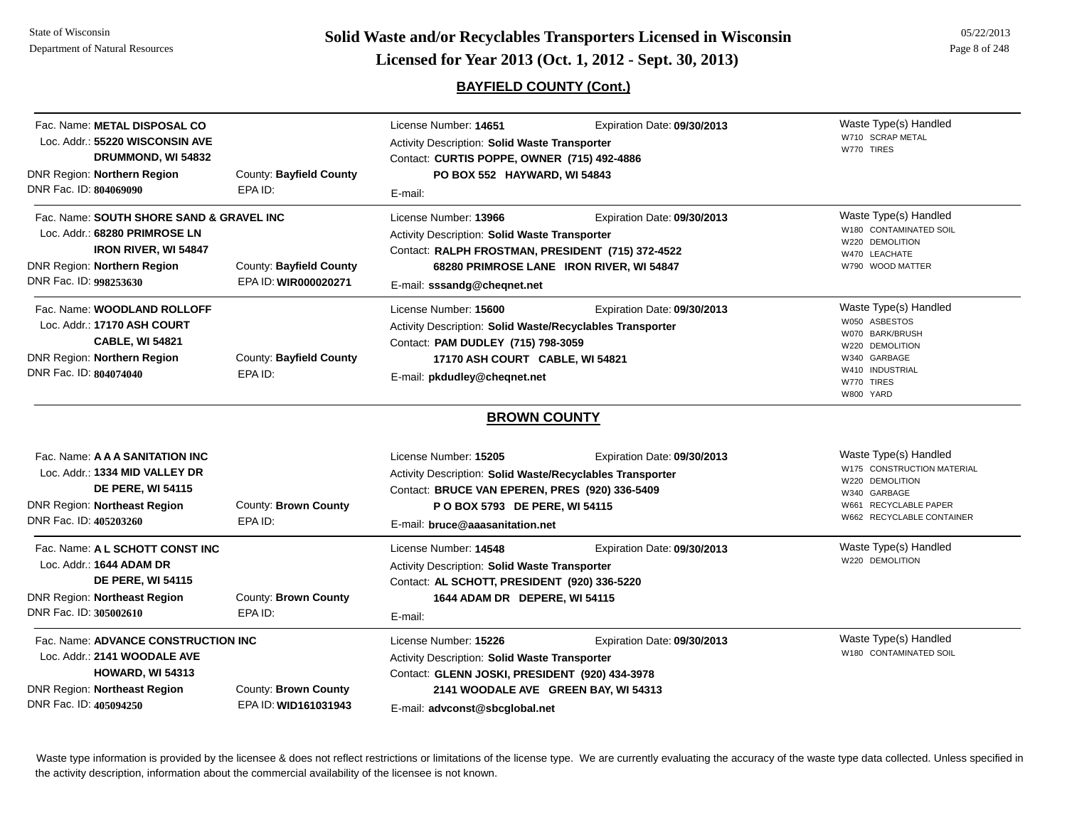## BAYFIELD COUNTY (Cont.)

Fac. Name: **METAL DISPOSAL CO**
Loc. Addr.: **55220 WISCONSIN AVE**
**DRUMMOND, WI 54832**
DNR Region: **Northern Region** County: **Bayfield County**
DNR Fac. ID: **804069090** EPA ID:

License Number: **14651** Expiration Date: **09/30/2013**
Activity Description: **Solid Waste Transporter**
Contact: **CURTIS POPPE, OWNER (715) 492-4886**
**PO BOX 552 HAYWARD, WI 54843**
E-mail:

Waste Type(s) Handled
- W710 SCRAP METAL
- W770 TIRES

---

Fac. Name: **SOUTH SHORE SAND & GRAVEL INC**
Loc. Addr.: **68280 PRIMROSE LN**
**IRON RIVER, WI 54847**
DNR Region: **Northern Region** County: **Bayfield County**
DNR Fac. ID: **998253630** EPA ID: **WIR000020271**

License Number: **13966** Expiration Date: **09/30/2013**
Activity Description: **Solid Waste Transporter**
Contact: **RALPH FROSTMAN, PRESIDENT (715) 372-4522**
**68280 PRIMROSE LANE IRON RIVER, WI 54847**
E-mail: **sssandg@cheqnet.net**

Waste Type(s) Handled
- W180 CONTAMINATED SOIL
- W220 DEMOLITION
- W470 LEACHATE
- W790 WOOD MATTER

---

Fac. Name: **WOODLAND ROLLOFF**
Loc. Addr.: **17170 ASH COURT**
**CABLE, WI 54821**
DNR Region: **Northern Region** County: **Bayfield County**
DNR Fac. ID: **804074040** EPA ID:

License Number: **15600** Expiration Date: **09/30/2013**
Activity Description: **Solid Waste/Recyclables Transporter**
Contact: **PAM DUDLEY (715) 798-3059**
**17170 ASH COURT CABLE, WI 54821**
E-mail: **pkdudley@cheqnet.net**

Waste Type(s) Handled
- W050 ASBESTOS
- W070 BARK/BRUSH
- W220 DEMOLITION
- W340 GARBAGE
- W410 INDUSTRIAL
- W770 TIRES
- W800 YARD

## BROWN COUNTY

Fac. Name: **A A A SANITATION INC**
Loc. Addr.: **1334 MID VALLEY DR**
**DE PERE, WI 54115**
DNR Region: **Northeast Region** County: **Brown County**
DNR Fac. ID: **405203260** EPA ID:

License Number: **15205** Expiration Date: **09/30/2013**
Activity Description: **Solid Waste/Recyclables Transporter**
Contact: **BRUCE VAN EPEREN, PRES (920) 336-5409**
**P O BOX 5793 DE PERE, WI 54115**
E-mail: **bruce@aaasanitation.net**

Waste Type(s) Handled
- W175 CONSTRUCTION MATERIAL
- W220 DEMOLITION
- W340 GARBAGE
- W661 RECYCLABLE PAPER
- W662 RECYCLABLE CONTAINER

---

Fac. Name: **A L SCHOTT CONST INC**
Loc. Addr.: **1644 ADAM DR**
**DE PERE, WI 54115**
DNR Region: **Northeast Region** County: **Brown County**
DNR Fac. ID: **305002610** EPA ID:

License Number: **14548** Expiration Date: **09/30/2013**
Activity Description: **Solid Waste Transporter**
Contact: **AL SCHOTT, PRESIDENT (920) 336-5220**
**1644 ADAM DR DEPERE, WI 54115**
E-mail:

Waste Type(s) Handled
- W220 DEMOLITION

---

Fac. Name: **ADVANCE CONSTRUCTION INC**
Loc. Addr.: **2141 WOODALE AVE**
**HOWARD, WI 54313**
DNR Region: **Northeast Region** County: **Brown County**
DNR Fac. ID: **405094250** EPA ID: **WID161031943**

License Number: **15226** Expiration Date: **09/30/2013**
Activity Description: **Solid Waste Transporter**
Contact: **GLENN JOSKI, PRESIDENT (920) 434-3978**
**2141 WOODALE AVE GREEN BAY, WI 54313**
E-mail: **advconst@sbcglobal.net**

Waste Type(s) Handled
- W180 CONTAMINATED SOIL

---

Waste type information is provided by the licensee & does not reflect restrictions or limitations of the license type. We are currently evaluating the accuracy of the waste type data collected. Unless specified in the activity description, information about the commercial availability of the licensee is not known.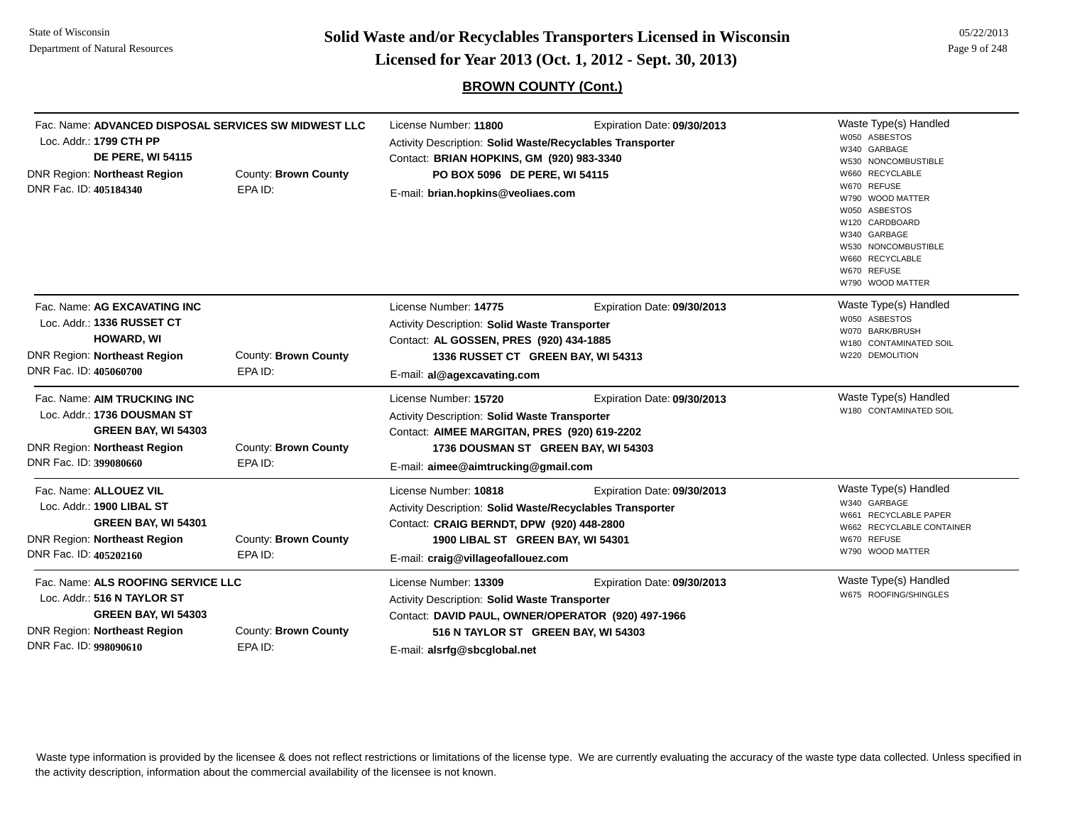## BROWN COUNTY (Cont.)

---

Fac. Name: **ADVANCED DISPOSAL SERVICES SW MIDWEST LLC**
Loc. Addr.: **1799 CTH PP**
**DE PERE, WI 54115**
DNR Region: **Northeast Region** County: **Brown County**
DNR Fac. ID: **405184340** EPA ID:

License Number: **11800** Expiration Date: **09/30/2013**
Activity Description: **Solid Waste/Recyclables Transporter**
Contact: **BRIAN HOPKINS, GM (920) 983-3340**
**PO BOX 5096 DE PERE, WI 54115**
E-mail: **brian.hopkins@veoliaes.com**

Waste Type(s) Handled
- W050 ASBESTOS
- W340 GARBAGE
- W530 NONCOMBUSTIBLE
- W660 RECYCLABLE
- W670 REFUSE
- W790 WOOD MATTER
- W050 ASBESTOS
- W120 CARDBOARD
- W340 GARBAGE
- W530 NONCOMBUSTIBLE
- W660 RECYCLABLE
- W670 REFUSE
- W790 WOOD MATTER

---

Fac. Name: **AG EXCAVATING INC**
Loc. Addr.: **1336 RUSSET CT**
**HOWARD, WI**
DNR Region: **Northeast Region** County: **Brown County**
DNR Fac. ID: **405060700** EPA ID:

License Number: **14775** Expiration Date: **09/30/2013**
Activity Description: **Solid Waste Transporter**
Contact: **AL GOSSEN, PRES (920) 434-1885**
**1336 RUSSET CT GREEN BAY, WI 54313**
E-mail: **al@agexcavating.com**

Waste Type(s) Handled
- W050 ASBESTOS
- W070 BARK/BRUSH
- W180 CONTAMINATED SOIL
- W220 DEMOLITION

---

Fac. Name: **AIM TRUCKING INC**
Loc. Addr.: **1736 DOUSMAN ST**
**GREEN BAY, WI 54303**
DNR Region: **Northeast Region** County: **Brown County**
DNR Fac. ID: **399080660** EPA ID:

License Number: **15720** Expiration Date: **09/30/2013**
Activity Description: **Solid Waste Transporter**
Contact: **AIMEE MARGITAN, PRES (920) 619-2202**
**1736 DOUSMAN ST GREEN BAY, WI 54303**
E-mail: **aimee@aimtrucking@gmail.com**

Waste Type(s) Handled
- W180 CONTAMINATED SOIL

---

Fac. Name: **ALLOUEZ VIL**
Loc. Addr.: **1900 LIBAL ST**
**GREEN BAY, WI 54301**
DNR Region: **Northeast Region** County: **Brown County**
DNR Fac. ID: **405202160** EPA ID:

License Number: **10818** Expiration Date: **09/30/2013**
Activity Description: **Solid Waste/Recyclables Transporter**
Contact: **CRAIG BERNDT, DPW (920) 448-2800**
**1900 LIBAL ST GREEN BAY, WI 54301**
E-mail: **craig@villageofallouez.com**

Waste Type(s) Handled
- W340 GARBAGE
- W661 RECYCLABLE PAPER
- W662 RECYCLABLE CONTAINER
- W670 REFUSE
- W790 WOOD MATTER

---

Fac. Name: **ALS ROOFING SERVICE LLC**
Loc. Addr.: **516 N TAYLOR ST**
**GREEN BAY, WI 54303**
DNR Region: **Northeast Region** County: **Brown County**
DNR Fac. ID: **998090610** EPA ID:

License Number: **13309** Expiration Date: **09/30/2013**
Activity Description: **Solid Waste Transporter**
Contact: **DAVID PAUL, OWNER/OPERATOR (920) 497-1966**
**516 N TAYLOR ST GREEN BAY, WI 54303**
E-mail: **alsrfg@sbcglobal.net**

Waste Type(s) Handled
- W675 ROOFING/SHINGLES

---

Waste type information is provided by the licensee & does not reflect restrictions or limitations of the license type. We are currently evaluating the accuracy of the waste type data collected. Unless specified in the activity description, information about the commercial availability of the licensee is not known.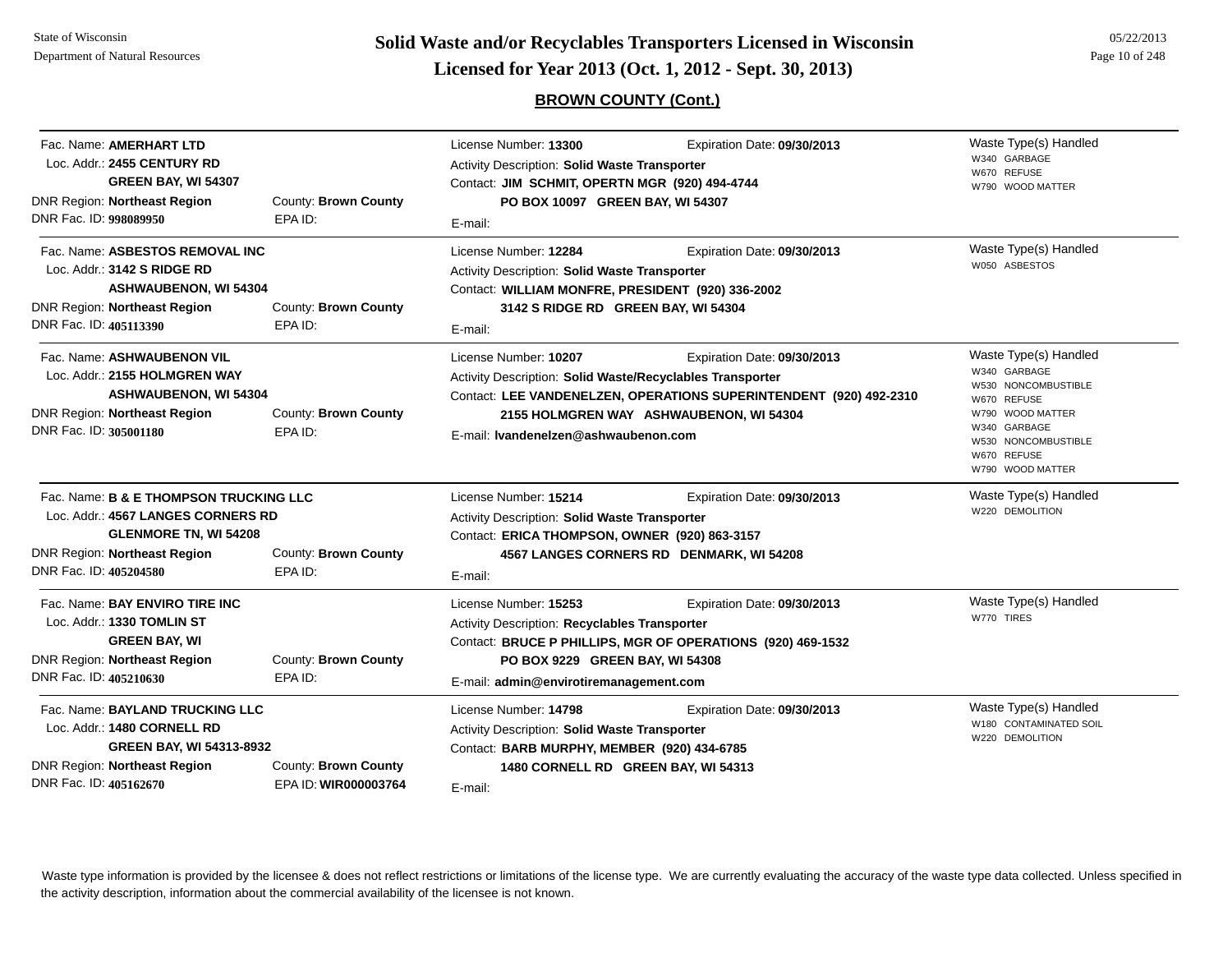# Solid Waste and/or Recyclables Transporters Licensed in Wisconsin

## Licensed for Year 2013 (Oct. 1, 2012 - Sept. 30, 2013)

State of Wisconsin
Department of Natural Resources

05/22/2013

### BROWN COUNTY (Cont.)

---

Fac. Name: **AMERHART LTD**
Loc. Addr.: **2455 CENTURY RD**
**GREEN BAY, WI 54307**
DNR Region: **Northeast Region** — County: **Brown County**
DNR Fac. ID: **998089950** — EPA ID:

License Number: **13300** — Expiration Date: **09/30/2013**
Activity Description: **Solid Waste Transporter**
Contact: **JIM SCHMIT, OPERTN MGR (920) 494-4744**
**PO BOX 10097 GREEN BAY, WI 54307**
E-mail:

Waste Type(s) Handled
- W340 GARBAGE
- W670 REFUSE
- W790 WOOD MATTER

---

Fac. Name: **ASBESTOS REMOVAL INC**
Loc. Addr.: **3142 S RIDGE RD**
**ASHWAUBENON, WI 54304**
DNR Region: **Northeast Region** — County: **Brown County**
DNR Fac. ID: **405113390** — EPA ID:

License Number: **12284** — Expiration Date: **09/30/2013**
Activity Description: **Solid Waste Transporter**
Contact: **WILLIAM MONFRE, PRESIDENT (920) 336-2002**
**3142 S RIDGE RD GREEN BAY, WI 54304**
E-mail:

Waste Type(s) Handled
- W050 ASBESTOS

---

Fac. Name: **ASHWAUBENON VIL**
Loc. Addr.: **2155 HOLMGREN WAY**
**ASHWAUBENON, WI 54304**
DNR Region: **Northeast Region** — County: **Brown County**
DNR Fac. ID: **305001180** — EPA ID:

License Number: **10207** — Expiration Date: **09/30/2013**
Activity Description: **Solid Waste/Recyclables Transporter**
Contact: **LEE VANDENELZEN, OPERATIONS SUPERINTENDENT (920) 492-2310**
**2155 HOLMGREN WAY ASHWAUBENON, WI 54304**
E-mail: **lvandenelzen@ashwaubenon.com**

Waste Type(s) Handled
- W340 GARBAGE
- W530 NONCOMBUSTIBLE
- W670 REFUSE
- W790 WOOD MATTER
- W340 GARBAGE
- W530 NONCOMBUSTIBLE
- W670 REFUSE
- W790 WOOD MATTER

---

Fac. Name: **B & E THOMPSON TRUCKING LLC**
Loc. Addr.: **4567 LANGES CORNERS RD**
**GLENMORE TN, WI 54208**
DNR Region: **Northeast Region** — County: **Brown County**
DNR Fac. ID: **405204580** — EPA ID:

License Number: **15214** — Expiration Date: **09/30/2013**
Activity Description: **Solid Waste Transporter**
Contact: **ERICA THOMPSON, OWNER (920) 863-3157**
**4567 LANGES CORNERS RD DENMARK, WI 54208**
E-mail:

Waste Type(s) Handled
- W220 DEMOLITION

---

Fac. Name: **BAY ENVIRO TIRE INC**
Loc. Addr.: **1330 TOMLIN ST**
**GREEN BAY, WI**
DNR Region: **Northeast Region** — County: **Brown County**
DNR Fac. ID: **405210630** — EPA ID:

License Number: **15253** — Expiration Date: **09/30/2013**
Activity Description: **Recyclables Transporter**
Contact: **BRUCE P PHILLIPS, MGR OF OPERATIONS (920) 469-1532**
**PO BOX 9229 GREEN BAY, WI 54308**
E-mail: **admin@envirotiremanagement.com**

Waste Type(s) Handled
- W770 TIRES

---

Fac. Name: **BAYLAND TRUCKING LLC**
Loc. Addr.: **1480 CORNELL RD**
**GREEN BAY, WI 54313-8932**
DNR Region: **Northeast Region** — County: **Brown County**
DNR Fac. ID: **405162670** — EPA ID: **WIR000003764**

License Number: **14798** — Expiration Date: **09/30/2013**
Activity Description: **Solid Waste Transporter**
Contact: **BARB MURPHY, MEMBER (920) 434-6785**
**1480 CORNELL RD GREEN BAY, WI 54313**
E-mail:

Waste Type(s) Handled
- W180 CONTAMINATED SOIL
- W220 DEMOLITION

---

Waste type information is provided by the licensee & does not reflect restrictions or limitations of the license type. We are currently evaluating the accuracy of the waste type data collected. Unless specified in the activity description, information about the commercial availability of the licensee is not known.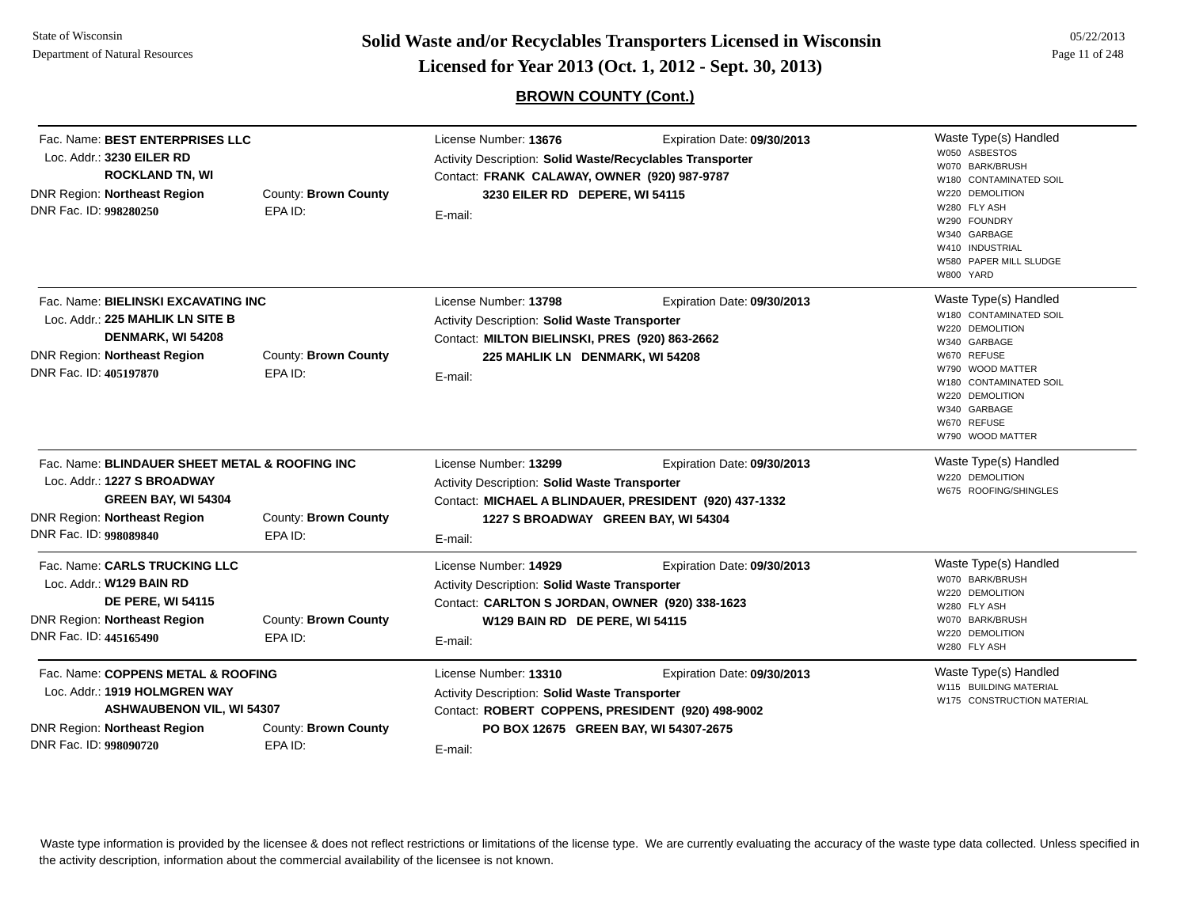State of Wisconsin
Department of Natural Resources

# Solid Waste and/or Recyclables Transporters Licensed in Wisconsin
# Licensed for Year 2013 (Oct. 1, 2012 - Sept. 30, 2013)

05/22/2013

## BROWN COUNTY (Cont.)

---

Fac. Name: **BEST ENTERPRISES LLC**
Loc. Addr.: **3230 EILER RD**
**ROCKLAND TN, WI**
DNR Region: **Northeast Region** County: **Brown County**
DNR Fac. ID: **998280250** EPA ID:

License Number: **13676** Expiration Date: **09/30/2013**
Activity Description: **Solid Waste/Recyclables Transporter**
Contact: **FRANK CALAWAY, OWNER (920) 987-9787**
**3230 EILER RD DEPERE, WI 54115**
E-mail:

Waste Type(s) Handled
- W050 ASBESTOS
- W070 BARK/BRUSH
- W180 CONTAMINATED SOIL
- W220 DEMOLITION
- W280 FLY ASH
- W290 FOUNDRY
- W340 GARBAGE
- W410 INDUSTRIAL
- W580 PAPER MILL SLUDGE
- W800 YARD

---

Fac. Name: **BIELINSKI EXCAVATING INC**
Loc. Addr.: **225 MAHLIK LN SITE B**
**DENMARK, WI 54208**
DNR Region: **Northeast Region** County: **Brown County**
DNR Fac. ID: **405197870** EPA ID:

License Number: **13798** Expiration Date: **09/30/2013**
Activity Description: **Solid Waste Transporter**
Contact: **MILTON BIELINSKI, PRES (920) 863-2662**
**225 MAHLIK LN DENMARK, WI 54208**
E-mail:

Waste Type(s) Handled
- W180 CONTAMINATED SOIL
- W220 DEMOLITION
- W340 GARBAGE
- W670 REFUSE
- W790 WOOD MATTER
- W180 CONTAMINATED SOIL
- W220 DEMOLITION
- W340 GARBAGE
- W670 REFUSE
- W790 WOOD MATTER

---

Fac. Name: **BLINDAUER SHEET METAL & ROOFING INC**
Loc. Addr.: **1227 S BROADWAY**
**GREEN BAY, WI 54304**
DNR Region: **Northeast Region** County: **Brown County**
DNR Fac. ID: **998089840** EPA ID:

License Number: **13299** Expiration Date: **09/30/2013**
Activity Description: **Solid Waste Transporter**
Contact: **MICHAEL A BLINDAUER, PRESIDENT (920) 437-1332**
**1227 S BROADWAY GREEN BAY, WI 54304**
E-mail:

Waste Type(s) Handled
- W220 DEMOLITION
- W675 ROOFING/SHINGLES

---

Fac. Name: **CARLS TRUCKING LLC**
Loc. Addr.: **W129 BAIN RD**
**DE PERE, WI 54115**
DNR Region: **Northeast Region** County: **Brown County**
DNR Fac. ID: **445165490** EPA ID:

License Number: **14929** Expiration Date: **09/30/2013**
Activity Description: **Solid Waste Transporter**
Contact: **CARLTON S JORDAN, OWNER (920) 338-1623**
**W129 BAIN RD DE PERE, WI 54115**
E-mail:

Waste Type(s) Handled
- W070 BARK/BRUSH
- W220 DEMOLITION
- W280 FLY ASH
- W070 BARK/BRUSH
- W220 DEMOLITION
- W280 FLY ASH

---

Fac. Name: **COPPENS METAL & ROOFING**
Loc. Addr.: **1919 HOLMGREN WAY**
**ASHWAUBENON VIL, WI 54307**
DNR Region: **Northeast Region** County: **Brown County**
DNR Fac. ID: **998090720** EPA ID:

License Number: **13310** Expiration Date: **09/30/2013**
Activity Description: **Solid Waste Transporter**
Contact: **ROBERT COPPENS, PRESIDENT (920) 498-9002**
**PO BOX 12675 GREEN BAY, WI 54307-2675**
E-mail:

Waste Type(s) Handled
- W115 BUILDING MATERIAL
- W175 CONSTRUCTION MATERIAL

---

Waste type information is provided by the licensee & does not reflect restrictions or limitations of the license type. We are currently evaluating the accuracy of the waste type data collected. Unless specified in the activity description, information about the commercial availability of the licensee is not known.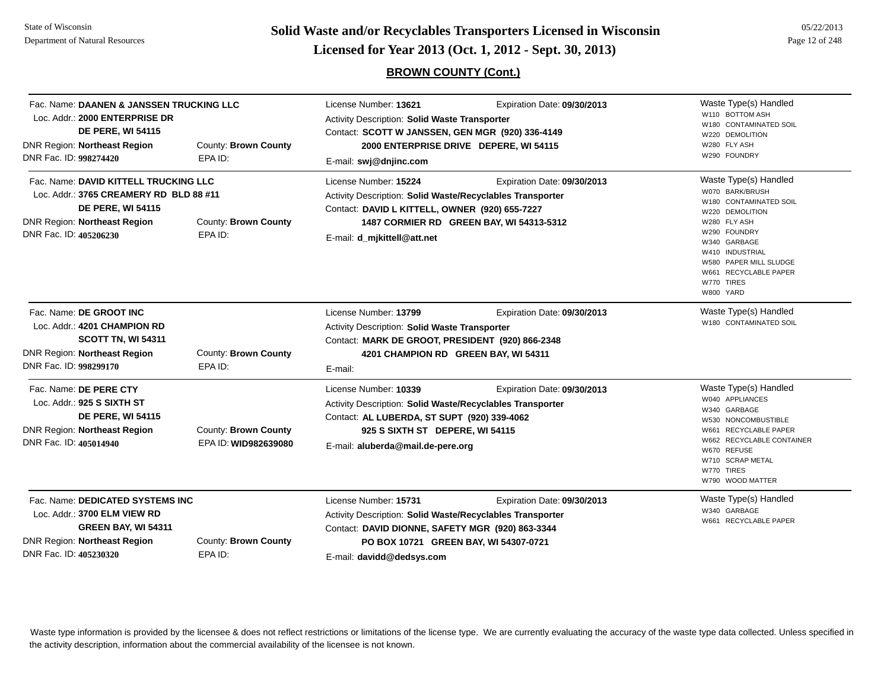**Solid Waste and/or Recyclables Transporters Licensed in Wisconsin**
**Licensed for Year 2013 (Oct. 1, 2012 - Sept. 30, 2013)**

State of Wisconsin
Department of Natural Resources

05/22/2013

## BROWN COUNTY (Cont.)

Fac. Name: **DAANEN & JANSSEN TRUCKING LLC**
Loc. Addr.: **2000 ENTERPRISE DR**
**DE PERE, WI 54115**
DNR Region: **Northeast Region** County: **Brown County**
DNR Fac. ID: **998274420** EPA ID:

License Number: **13621** Expiration Date: **09/30/2013**
Activity Description: **Solid Waste Transporter**
Contact: **SCOTT W JANSSEN, GEN MGR (920) 336-4149**
**2000 ENTERPRISE DRIVE DEPERE, WI 54115**
E-mail: **swj@dnjinc.com**

Waste Type(s) Handled
- W110 BOTTOM ASH
- W180 CONTAMINATED SOIL
- W220 DEMOLITION
- W280 FLY ASH
- W290 FOUNDRY

---

Fac. Name: **DAVID KITTELL TRUCKING LLC**
Loc. Addr.: **3765 CREAMERY RD BLD 88 #11**
**DE PERE, WI 54115**
DNR Region: **Northeast Region** County: **Brown County**
DNR Fac. ID: **405206230** EPA ID:

License Number: **15224** Expiration Date: **09/30/2013**
Activity Description: **Solid Waste/Recyclables Transporter**
Contact: **DAVID L KITTELL, OWNER (920) 655-7227**
**1487 CORMIER RD GREEN BAY, WI 54313-5312**
E-mail: **d_mjkittell@att.net**

Waste Type(s) Handled
- W070 BARK/BRUSH
- W180 CONTAMINATED SOIL
- W220 DEMOLITION
- W280 FLY ASH
- W290 FOUNDRY
- W340 GARBAGE
- W410 INDUSTRIAL
- W580 PAPER MILL SLUDGE
- W661 RECYCLABLE PAPER
- W770 TIRES
- W800 YARD

---

Fac. Name: **DE GROOT INC**
Loc. Addr.: **4201 CHAMPION RD**
**SCOTT TN, WI 54311**
DNR Region: **Northeast Region** County: **Brown County**
DNR Fac. ID: **998299170** EPA ID:

License Number: **13799** Expiration Date: **09/30/2013**
Activity Description: **Solid Waste Transporter**
Contact: **MARK DE GROOT, PRESIDENT (920) 866-2348**
**4201 CHAMPION RD GREEN BAY, WI 54311**
E-mail:

Waste Type(s) Handled
- W180 CONTAMINATED SOIL

---

Fac. Name: **DE PERE CTY**
Loc. Addr.: **925 S SIXTH ST**
**DE PERE, WI 54115**
DNR Region: **Northeast Region** County: **Brown County**
DNR Fac. ID: **405014940** EPA ID: **WID982639080**

License Number: **10339** Expiration Date: **09/30/2013**
Activity Description: **Solid Waste/Recyclables Transporter**
Contact: **AL LUBERDA, ST SUPT (920) 339-4062**
**925 S SIXTH ST DEPERE, WI 54115**
E-mail: **aluberda@mail.de-pere.org**

Waste Type(s) Handled
- W040 APPLIANCES
- W340 GARBAGE
- W530 NONCOMBUSTIBLE
- W661 RECYCLABLE PAPER
- W662 RECYCLABLE CONTAINER
- W670 REFUSE
- W710 SCRAP METAL
- W770 TIRES
- W790 WOOD MATTER

---

Fac. Name: **DEDICATED SYSTEMS INC**
Loc. Addr.: **3700 ELM VIEW RD**
**GREEN BAY, WI 54311**
DNR Region: **Northeast Region** County: **Brown County**
DNR Fac. ID: **405230320** EPA ID:

License Number: **15731** Expiration Date: **09/30/2013**
Activity Description: **Solid Waste/Recyclables Transporter**
Contact: **DAVID DIONNE, SAFETY MGR (920) 863-3344**
**PO BOX 10721 GREEN BAY, WI 54307-0721**
E-mail: **davidd@dedsys.com**

Waste Type(s) Handled
- W340 GARBAGE
- W661 RECYCLABLE PAPER

---

Waste type information is provided by the licensee & does not reflect restrictions or limitations of the license type. We are currently evaluating the accuracy of the waste type data collected. Unless specified in the activity description, information about the commercial availability of the licensee is not known.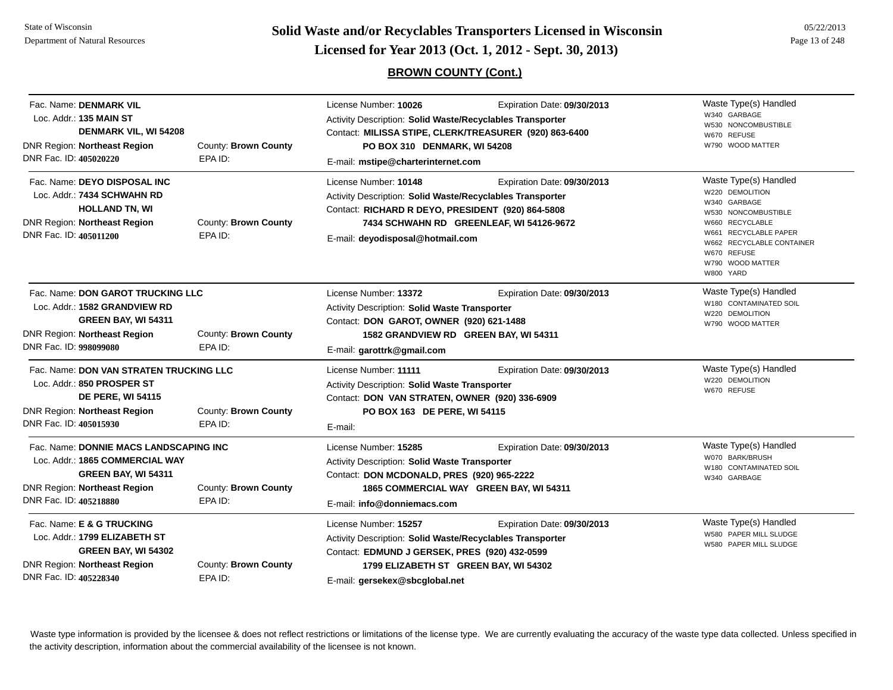## BROWN COUNTY (Cont.)

| Facility | | License / Contact | Waste Type(s) Handled |
|---|---|---|---|
| Fac. Name: **DENMARK VIL**<br>Loc. Addr.: **135 MAIN ST**<br>**DENMARK VIL, WI 54208**<br>DNR Region: **Northeast Region**<br>DNR Fac. ID: **405020220** | County: **Brown County**<br>EPA ID: | License Number: **10026** Expiration Date: **09/30/2013**<br>Activity Description: **Solid Waste/Recyclables Transporter**<br>Contact: **MILISSA STIPE, CLERK/TREASURER (920) 863-6400**<br>**PO BOX 310 DENMARK, WI 54208**<br>E-mail: **mstipe@charterinternet.com** | W340 GARBAGE<br>W530 NONCOMBUSTIBLE<br>W670 REFUSE<br>W790 WOOD MATTER |
| Fac. Name: **DEYO DISPOSAL INC**<br>Loc. Addr.: **7434 SCHWAHN RD**<br>**HOLLAND TN, WI**<br>DNR Region: **Northeast Region**<br>DNR Fac. ID: **405011200** | County: **Brown County**<br>EPA ID: | License Number: **10148** Expiration Date: **09/30/2013**<br>Activity Description: **Solid Waste/Recyclables Transporter**<br>Contact: **RICHARD R DEYO, PRESIDENT (920) 864-5808**<br>**7434 SCHWAHN RD GREENLEAF, WI 54126-9672**<br>E-mail: **deyodisposal@hotmail.com** | W220 DEMOLITION<br>W340 GARBAGE<br>W530 NONCOMBUSTIBLE<br>W660 RECYCLABLE<br>W661 RECYCLABLE PAPER<br>W662 RECYCLABLE CONTAINER<br>W670 REFUSE<br>W790 WOOD MATTER<br>W800 YARD |
| Fac. Name: **DON GAROT TRUCKING LLC**<br>Loc. Addr.: **1582 GRANDVIEW RD**<br>**GREEN BAY, WI 54311**<br>DNR Region: **Northeast Region**<br>DNR Fac. ID: **998099080** | County: **Brown County**<br>EPA ID: | License Number: **13372** Expiration Date: **09/30/2013**<br>Activity Description: **Solid Waste Transporter**<br>Contact: **DON GAROT, OWNER (920) 621-1488**<br>**1582 GRANDVIEW RD GREEN BAY, WI 54311**<br>E-mail: **garottrk@gmail.com** | W180 CONTAMINATED SOIL<br>W220 DEMOLITION<br>W790 WOOD MATTER |
| Fac. Name: **DON VAN STRATEN TRUCKING LLC**<br>Loc. Addr.: **850 PROSPER ST**<br>**DE PERE, WI 54115**<br>DNR Region: **Northeast Region**<br>DNR Fac. ID: **405015930** | County: **Brown County**<br>EPA ID: | License Number: **11111** Expiration Date: **09/30/2013**<br>Activity Description: **Solid Waste Transporter**<br>Contact: **DON VAN STRATEN, OWNER (920) 336-6909**<br>**PO BOX 163 DE PERE, WI 54115**<br>E-mail: | W220 DEMOLITION<br>W670 REFUSE |
| Fac. Name: **DONNIE MACS LANDSCAPING INC**<br>Loc. Addr.: **1865 COMMERCIAL WAY**<br>**GREEN BAY, WI 54311**<br>DNR Region: **Northeast Region**<br>DNR Fac. ID: **405218880** | County: **Brown County**<br>EPA ID: | License Number: **15285** Expiration Date: **09/30/2013**<br>Activity Description: **Solid Waste Transporter**<br>Contact: **DON MCDONALD, PRES (920) 965-2222**<br>**1865 COMMERCIAL WAY GREEN BAY, WI 54311**<br>E-mail: **info@donniemacs.com** | W070 BARK/BRUSH<br>W180 CONTAMINATED SOIL<br>W340 GARBAGE |
| Fac. Name: **E & G TRUCKING**<br>Loc. Addr.: **1799 ELIZABETH ST**<br>**GREEN BAY, WI 54302**<br>DNR Region: **Northeast Region**<br>DNR Fac. ID: **405228340** | County: **Brown County**<br>EPA ID: | License Number: **15257** Expiration Date: **09/30/2013**<br>Activity Description: **Solid Waste/Recyclables Transporter**<br>Contact: **EDMUND J GERSEK, PRES (920) 432-0599**<br>**1799 ELIZABETH ST GREEN BAY, WI 54302**<br>E-mail: **gersekex@sbcglobal.net** | W580 PAPER MILL SLUDGE<br>W580 PAPER MILL SLUDGE |

Waste type information is provided by the licensee & does not reflect restrictions or limitations of the license type. We are currently evaluating the accuracy of the waste type data collected. Unless specified in the activity description, information about the commercial availability of the licensee is not known.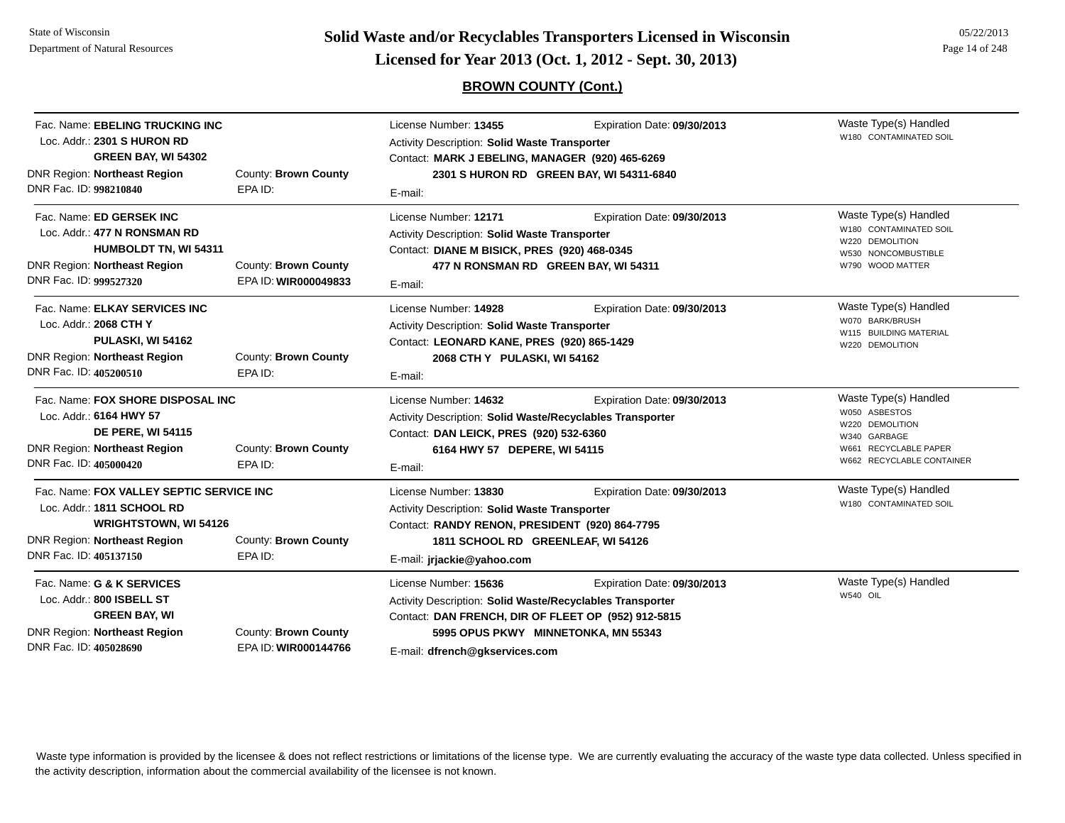## BROWN COUNTY (Cont.)

---

Fac. Name: **EBELING TRUCKING INC**
Loc. Addr.: **2301 S HURON RD**
**GREEN BAY, WI 54302**
DNR Region: **Northeast Region** County: **Brown County**
DNR Fac. ID: **998210840** EPA ID:

License Number: **13455** Expiration Date: **09/30/2013**
Activity Description: **Solid Waste Transporter**
Contact: **MARK J EBELING, MANAGER (920) 465-6269**
**2301 S HURON RD GREEN BAY, WI 54311-6840**
E-mail:

Waste Type(s) Handled
- W180 CONTAMINATED SOIL

---

Fac. Name: **ED GERSEK INC**
Loc. Addr.: **477 N RONSMAN RD**
**HUMBOLDT TN, WI 54311**
DNR Region: **Northeast Region** County: **Brown County**
DNR Fac. ID: **999527320** EPA ID: **WIR000049833**

License Number: **12171** Expiration Date: **09/30/2013**
Activity Description: **Solid Waste Transporter**
Contact: **DIANE M BISICK, PRES (920) 468-0345**
**477 N RONSMAN RD GREEN BAY, WI 54311**
E-mail:

Waste Type(s) Handled
- W180 CONTAMINATED SOIL
- W220 DEMOLITION
- W530 NONCOMBUSTIBLE
- W790 WOOD MATTER

---

Fac. Name: **ELKAY SERVICES INC**
Loc. Addr.: **2068 CTH Y**
**PULASKI, WI 54162**
DNR Region: **Northeast Region** County: **Brown County**
DNR Fac. ID: **405200510** EPA ID:

License Number: **14928** Expiration Date: **09/30/2013**
Activity Description: **Solid Waste Transporter**
Contact: **LEONARD KANE, PRES (920) 865-1429**
**2068 CTH Y PULASKI, WI 54162**
E-mail:

Waste Type(s) Handled
- W070 BARK/BRUSH
- W115 BUILDING MATERIAL
- W220 DEMOLITION

---

Fac. Name: **FOX SHORE DISPOSAL INC**
Loc. Addr.: **6164 HWY 57**
**DE PERE, WI 54115**
DNR Region: **Northeast Region** County: **Brown County**
DNR Fac. ID: **405000420** EPA ID:

License Number: **14632** Expiration Date: **09/30/2013**
Activity Description: **Solid Waste/Recyclables Transporter**
Contact: **DAN LEICK, PRES (920) 532-6360**
**6164 HWY 57 DEPERE, WI 54115**
E-mail:

Waste Type(s) Handled
- W050 ASBESTOS
- W220 DEMOLITION
- W340 GARBAGE
- W661 RECYCLABLE PAPER
- W662 RECYCLABLE CONTAINER

---

Fac. Name: **FOX VALLEY SEPTIC SERVICE INC**
Loc. Addr.: **1811 SCHOOL RD**
**WRIGHTSTOWN, WI 54126**
DNR Region: **Northeast Region** County: **Brown County**
DNR Fac. ID: **405137150** EPA ID:

License Number: **13830** Expiration Date: **09/30/2013**
Activity Description: **Solid Waste Transporter**
Contact: **RANDY RENON, PRESIDENT (920) 864-7795**
**1811 SCHOOL RD GREENLEAF, WI 54126**
E-mail: **jrjackie@yahoo.com**

Waste Type(s) Handled
- W180 CONTAMINATED SOIL

---

Fac. Name: **G & K SERVICES**
Loc. Addr.: **800 ISBELL ST**
**GREEN BAY, WI**
DNR Region: **Northeast Region** County: **Brown County**
DNR Fac. ID: **405028690** EPA ID: **WIR000144766**

License Number: **15636** Expiration Date: **09/30/2013**
Activity Description: **Solid Waste/Recyclables Transporter**
Contact: **DAN FRENCH, DIR OF FLEET OP (952) 912-5815**
**5995 OPUS PKWY MINNETONKA, MN 55343**
E-mail: **dfrench@gkservices.com**

Waste Type(s) Handled
- W540 OIL

---

Waste type information is provided by the licensee & does not reflect restrictions or limitations of the license type. We are currently evaluating the accuracy of the waste type data collected. Unless specified in the activity description, information about the commercial availability of the licensee is not known.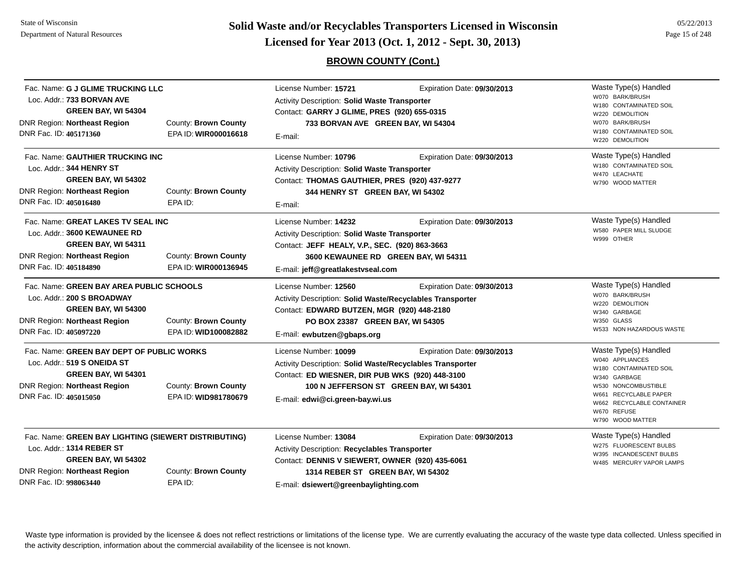## BROWN COUNTY (Cont.)

| Facility | | License / Contact | | Waste Type(s) Handled |
|---|---|---|---|---|
| Fac. Name: **G J GLIME TRUCKING LLC**<br>Loc. Addr.: **733 BORVAN AVE**<br>**GREEN BAY, WI 54304**<br>DNR Region: **Northeast Region**<br>DNR Fac. ID: **405171360** | County: **Brown County**<br>EPA ID: **WIR000016618** | License Number: **15721**<br>Activity Description: **Solid Waste Transporter**<br>Contact: **GARRY J GLIME, PRES (920) 655-0315**<br>**733 BORVAN AVE GREEN BAY, WI 54304**<br>E-mail: | Expiration Date: **09/30/2013** | W070 BARK/BRUSH<br>W180 CONTAMINATED SOIL<br>W220 DEMOLITION<br>W070 BARK/BRUSH<br>W180 CONTAMINATED SOIL<br>W220 DEMOLITION |
| Fac. Name: **GAUTHIER TRUCKING INC**<br>Loc. Addr.: **344 HENRY ST**<br>**GREEN BAY, WI 54302**<br>DNR Region: **Northeast Region**<br>DNR Fac. ID: **405016480** | County: **Brown County**<br>EPA ID: | License Number: **10796**<br>Activity Description: **Solid Waste Transporter**<br>Contact: **THOMAS GAUTHIER, PRES (920) 437-9277**<br>**344 HENRY ST GREEN BAY, WI 54302**<br>E-mail: | Expiration Date: **09/30/2013** | W180 CONTAMINATED SOIL<br>W470 LEACHATE<br>W790 WOOD MATTER |
| Fac. Name: **GREAT LAKES TV SEAL INC**<br>Loc. Addr.: **3600 KEWAUNEE RD**<br>**GREEN BAY, WI 54311**<br>DNR Region: **Northeast Region**<br>DNR Fac. ID: **405184890** | County: **Brown County**<br>EPA ID: **WIR000136945** | License Number: **14232**<br>Activity Description: **Solid Waste Transporter**<br>Contact: **JEFF HEALY, V.P., SEC. (920) 863-3663**<br>**3600 KEWAUNEE RD GREEN BAY, WI 54311**<br>E-mail: **jeff@greatlakestvseal.com** | Expiration Date: **09/30/2013** | W580 PAPER MILL SLUDGE<br>W999 OTHER |
| Fac. Name: **GREEN BAY AREA PUBLIC SCHOOLS**<br>Loc. Addr.: **200 S BROADWAY**<br>**GREEN BAY, WI 54300**<br>DNR Region: **Northeast Region**<br>DNR Fac. ID: **405097220** | County: **Brown County**<br>EPA ID: **WID100082882** | License Number: **12560**<br>Activity Description: **Solid Waste/Recyclables Transporter**<br>Contact: **EDWARD BUTZEN, MGR (920) 448-2180**<br>**PO BOX 23387 GREEN BAY, WI 54305**<br>E-mail: **ewbutzen@gbaps.org** | Expiration Date: **09/30/2013** | W070 BARK/BRUSH<br>W220 DEMOLITION<br>W340 GARBAGE<br>W350 GLASS<br>W533 NON HAZARDOUS WASTE |
| Fac. Name: **GREEN BAY DEPT OF PUBLIC WORKS**<br>Loc. Addr.: **519 S ONEIDA ST**<br>**GREEN BAY, WI 54301**<br>DNR Region: **Northeast Region**<br>DNR Fac. ID: **405015050** | County: **Brown County**<br>EPA ID: **WID981780679** | License Number: **10099**<br>Activity Description: **Solid Waste/Recyclables Transporter**<br>Contact: **ED WIESNER, DIR PUB WKS (920) 448-3100**<br>**100 N JEFFERSON ST GREEN BAY, WI 54301**<br>E-mail: **edwi@ci.green-bay.wi.us** | Expiration Date: **09/30/2013** | W040 APPLIANCES<br>W180 CONTAMINATED SOIL<br>W340 GARBAGE<br>W530 NONCOMBUSTIBLE<br>W661 RECYCLABLE PAPER<br>W662 RECYCLABLE CONTAINER<br>W670 REFUSE<br>W790 WOOD MATTER |
| Fac. Name: **GREEN BAY LIGHTING (SIEWERT DISTRIBUTING)**<br>Loc. Addr.: **1314 REBER ST**<br>**GREEN BAY, WI 54302**<br>DNR Region: **Northeast Region**<br>DNR Fac. ID: **998063440** | County: **Brown County**<br>EPA ID: | License Number: **13084**<br>Activity Description: **Recyclables Transporter**<br>Contact: **DENNIS V SIEWERT, OWNER (920) 435-6061**<br>**1314 REBER ST GREEN BAY, WI 54302**<br>E-mail: **dsiewert@greenbaylighting.com** | Expiration Date: **09/30/2013** | W275 FLUORESCENT BULBS<br>W395 INCANDESCENT BULBS<br>W485 MERCURY VAPOR LAMPS |

Waste type information is provided by the licensee & does not reflect restrictions or limitations of the license type. We are currently evaluating the accuracy of the waste type data collected. Unless specified in the activity description, information about the commercial availability of the licensee is not known.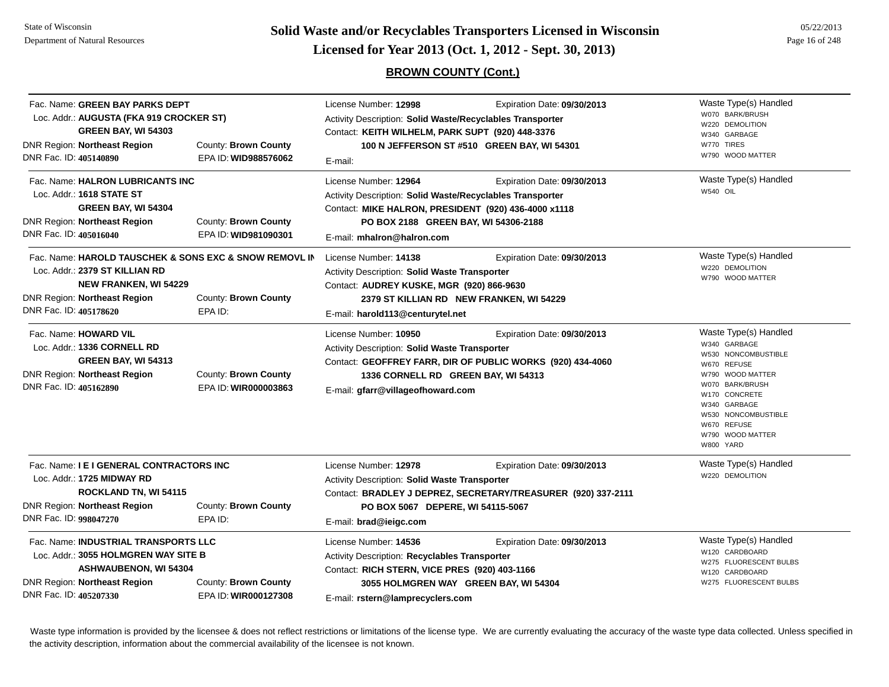## BROWN COUNTY (Cont.)

---

Fac. Name: **GREEN BAY PARKS DEPT**
Loc. Addr.: **AUGUSTA (FKA 919 CROCKER ST)**
**GREEN BAY, WI 54303**
DNR Region: **Northeast Region** County: **Brown County**
DNR Fac. ID: **405140890** EPA ID: **WID988576062**

License Number: **12998** Expiration Date: **09/30/2013**
Activity Description: **Solid Waste/Recyclables Transporter**
Contact: **KEITH WILHELM, PARK SUPT (920) 448-3376**
**100 N JEFFERSON ST #510 GREEN BAY, WI 54301**
E-mail:

Waste Type(s) Handled
- W070 BARK/BRUSH
- W220 DEMOLITION
- W340 GARBAGE
- W770 TIRES
- W790 WOOD MATTER

---

Fac. Name: **HALRON LUBRICANTS INC**
Loc. Addr.: **1618 STATE ST**
**GREEN BAY, WI 54304**
DNR Region: **Northeast Region** County: **Brown County**
DNR Fac. ID: **405016040** EPA ID: **WID981090301**

License Number: **12964** Expiration Date: **09/30/2013**
Activity Description: **Solid Waste/Recyclables Transporter**
Contact: **MIKE HALRON, PRESIDENT (920) 436-4000 x1118**
**PO BOX 2188 GREEN BAY, WI 54306-2188**
E-mail: **mhalron@halron.com**

Waste Type(s) Handled
- W540 OIL

---

Fac. Name: **HAROLD TAUSCHEK & SONS EXC & SNOW REMOVL IN**
Loc. Addr.: **2379 ST KILLIAN RD**
**NEW FRANKEN, WI 54229**
DNR Region: **Northeast Region** County: **Brown County**
DNR Fac. ID: **405178620** EPA ID:

License Number: **14138** Expiration Date: **09/30/2013**
Activity Description: **Solid Waste Transporter**
Contact: **AUDREY KUSKE, MGR (920) 866-9630**
**2379 ST KILLIAN RD NEW FRANKEN, WI 54229**
E-mail: **harold113@centurytel.net**

Waste Type(s) Handled
- W220 DEMOLITION
- W790 WOOD MATTER

---

Fac. Name: **HOWARD VIL**
Loc. Addr.: **1336 CORNELL RD**
**GREEN BAY, WI 54313**
DNR Region: **Northeast Region** County: **Brown County**
DNR Fac. ID: **405162890** EPA ID: **WIR000003863**

License Number: **10950** Expiration Date: **09/30/2013**
Activity Description: **Solid Waste Transporter**
Contact: **GEOFFREY FARR, DIR OF PUBLIC WORKS (920) 434-4060**
**1336 CORNELL RD GREEN BAY, WI 54313**
E-mail: **gfarr@villageofhoward.com**

Waste Type(s) Handled
- W340 GARBAGE
- W530 NONCOMBUSTIBLE
- W670 REFUSE
- W790 WOOD MATTER
- W070 BARK/BRUSH
- W170 CONCRETE
- W340 GARBAGE
- W530 NONCOMBUSTIBLE
- W670 REFUSE
- W790 WOOD MATTER
- W800 YARD

---

Fac. Name: **I E I GENERAL CONTRACTORS INC**
Loc. Addr.: **1725 MIDWAY RD**
**ROCKLAND TN, WI 54115**
DNR Region: **Northeast Region** County: **Brown County**
DNR Fac. ID: **998047270** EPA ID:

License Number: **12978** Expiration Date: **09/30/2013**
Activity Description: **Solid Waste Transporter**
Contact: **BRADLEY J DEPREZ, SECRETARY/TREASURER (920) 337-2111**
**PO BOX 5067 DEPERE, WI 54115-5067**
E-mail: **brad@ieigc.com**

Waste Type(s) Handled
- W220 DEMOLITION

---

Fac. Name: **INDUSTRIAL TRANSPORTS LLC**
Loc. Addr.: **3055 HOLMGREN WAY SITE B**
**ASHWAUBENON, WI 54304**
DNR Region: **Northeast Region** County: **Brown County**
DNR Fac. ID: **405207330** EPA ID: **WIR000127308**

License Number: **14536** Expiration Date: **09/30/2013**
Activity Description: **Recyclables Transporter**
Contact: **RICH STERN, VICE PRES (920) 403-1166**
**3055 HOLMGREN WAY GREEN BAY, WI 54304**
E-mail: **rstern@lamprecyclers.com**

Waste Type(s) Handled
- W120 CARDBOARD
- W275 FLUORESCENT BULBS
- W120 CARDBOARD
- W275 FLUORESCENT BULBS

---

Waste type information is provided by the licensee & does not reflect restrictions or limitations of the license type. We are currently evaluating the accuracy of the waste type data collected. Unless specified in the activity description, information about the commercial availability of the licensee is not known.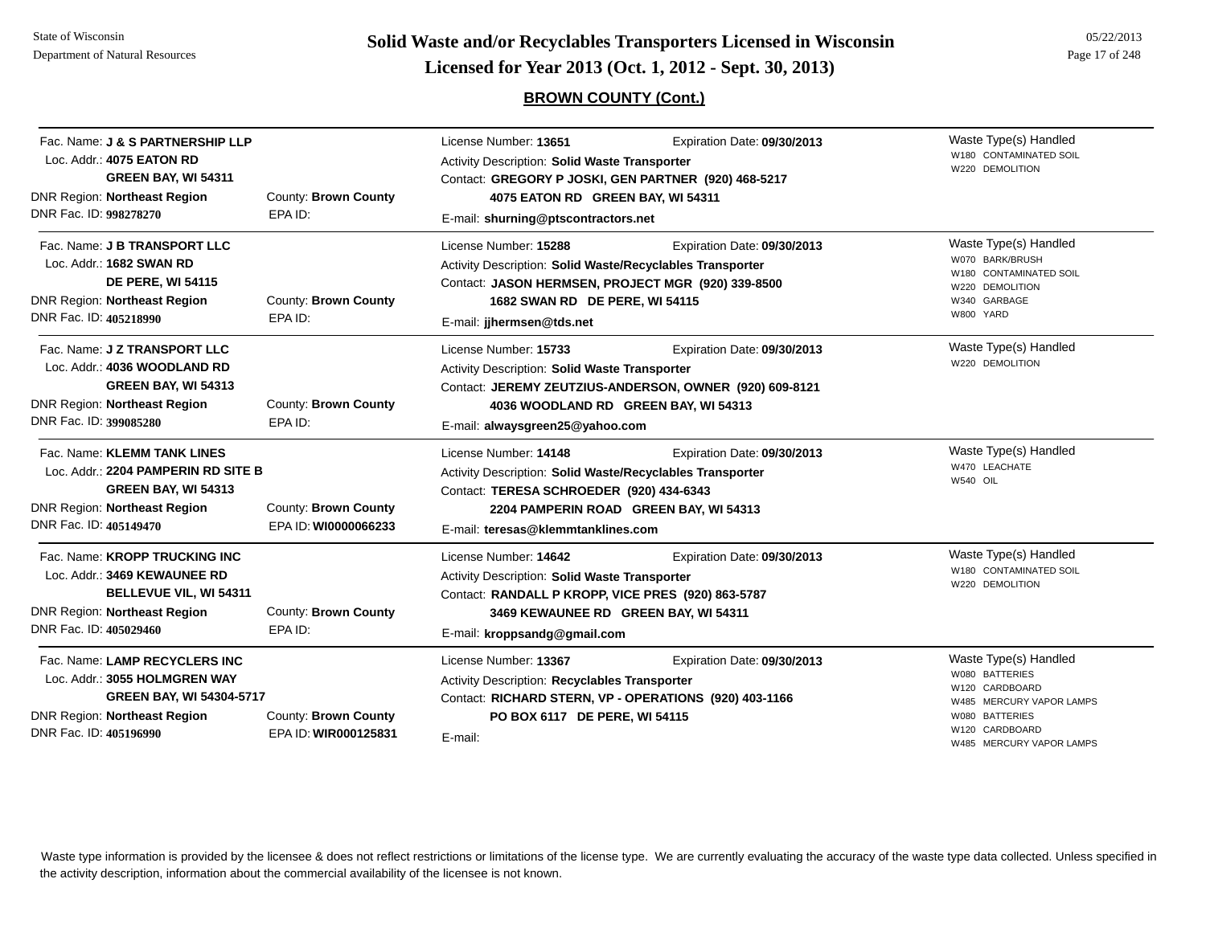## BROWN COUNTY (Cont.)

| Facility | County / EPA ID | License Information | Waste Type(s) Handled |
|---|---|---|---|
| Fac. Name: **J & S PARTNERSHIP LLP**<br>Loc. Addr.: **4075 EATON RD GREEN BAY, WI 54311**<br>DNR Region: **Northeast Region**<br>DNR Fac. ID: **998278270** | County: **Brown County**<br>EPA ID: | License Number: **13651** Expiration Date: **09/30/2013**<br>Activity Description: **Solid Waste Transporter**<br>Contact: **GREGORY P JOSKI, GEN PARTNER (920) 468-5217 4075 EATON RD GREEN BAY, WI 54311**<br>E-mail: **shurning@ptscontractors.net** | W180 CONTAMINATED SOIL<br>W220 DEMOLITION |
| Fac. Name: **J B TRANSPORT LLC**<br>Loc. Addr.: **1682 SWAN RD DE PERE, WI 54115**<br>DNR Region: **Northeast Region**<br>DNR Fac. ID: **405218990** | County: **Brown County**<br>EPA ID: | License Number: **15288** Expiration Date: **09/30/2013**<br>Activity Description: **Solid Waste/Recyclables Transporter**<br>Contact: **JASON HERMSEN, PROJECT MGR (920) 339-8500 1682 SWAN RD DE PERE, WI 54115**<br>E-mail: **jjhermsen@tds.net** | W070 BARK/BRUSH<br>W180 CONTAMINATED SOIL<br>W220 DEMOLITION<br>W340 GARBAGE<br>W800 YARD |
| Fac. Name: **J Z TRANSPORT LLC**<br>Loc. Addr.: **4036 WOODLAND RD GREEN BAY, WI 54313**<br>DNR Region: **Northeast Region**<br>DNR Fac. ID: **399085280** | County: **Brown County**<br>EPA ID: | License Number: **15733** Expiration Date: **09/30/2013**<br>Activity Description: **Solid Waste Transporter**<br>Contact: **JEREMY ZEUTZIUS-ANDERSON, OWNER (920) 609-8121 4036 WOODLAND RD GREEN BAY, WI 54313**<br>E-mail: **alwaysgreen25@yahoo.com** | W220 DEMOLITION |
| Fac. Name: **KLEMM TANK LINES**<br>Loc. Addr.: **2204 PAMPERIN RD SITE B GREEN BAY, WI 54313**<br>DNR Region: **Northeast Region**<br>DNR Fac. ID: **405149470** | County: **Brown County**<br>EPA ID: **WI0000066233** | License Number: **14148** Expiration Date: **09/30/2013**<br>Activity Description: **Solid Waste/Recyclables Transporter**<br>Contact: **TERESA SCHROEDER (920) 434-6343 2204 PAMPERIN ROAD GREEN BAY, WI 54313**<br>E-mail: **teresas@klemmtanklines.com** | W470 LEACHATE<br>W540 OIL |
| Fac. Name: **KROPP TRUCKING INC**<br>Loc. Addr.: **3469 KEWAUNEE RD BELLEVUE VIL, WI 54311**<br>DNR Region: **Northeast Region**<br>DNR Fac. ID: **405029460** | County: **Brown County**<br>EPA ID: | License Number: **14642** Expiration Date: **09/30/2013**<br>Activity Description: **Solid Waste Transporter**<br>Contact: **RANDALL P KROPP, VICE PRES (920) 863-5787 3469 KEWAUNEE RD GREEN BAY, WI 54311**<br>E-mail: **kroppsandg@gmail.com** | W180 CONTAMINATED SOIL<br>W220 DEMOLITION |
| Fac. Name: **LAMP RECYCLERS INC**<br>Loc. Addr.: **3055 HOLMGREN WAY GREEN BAY, WI 54304-5717**<br>DNR Region: **Northeast Region**<br>DNR Fac. ID: **405196990** | County: **Brown County**<br>EPA ID: **WIR000125831** | License Number: **13367** Expiration Date: **09/30/2013**<br>Activity Description: **Recyclables Transporter**<br>Contact: **RICHARD STERN, VP - OPERATIONS (920) 403-1166 PO BOX 6117 DE PERE, WI 54115**<br>E-mail: | W080 BATTERIES<br>W120 CARDBOARD<br>W485 MERCURY VAPOR LAMPS<br>W080 BATTERIES<br>W120 CARDBOARD<br>W485 MERCURY VAPOR LAMPS |

Waste type information is provided by the licensee & does not reflect restrictions or limitations of the license type. We are currently evaluating the accuracy of the waste type data collected. Unless specified in the activity description, information about the commercial availability of the licensee is not known.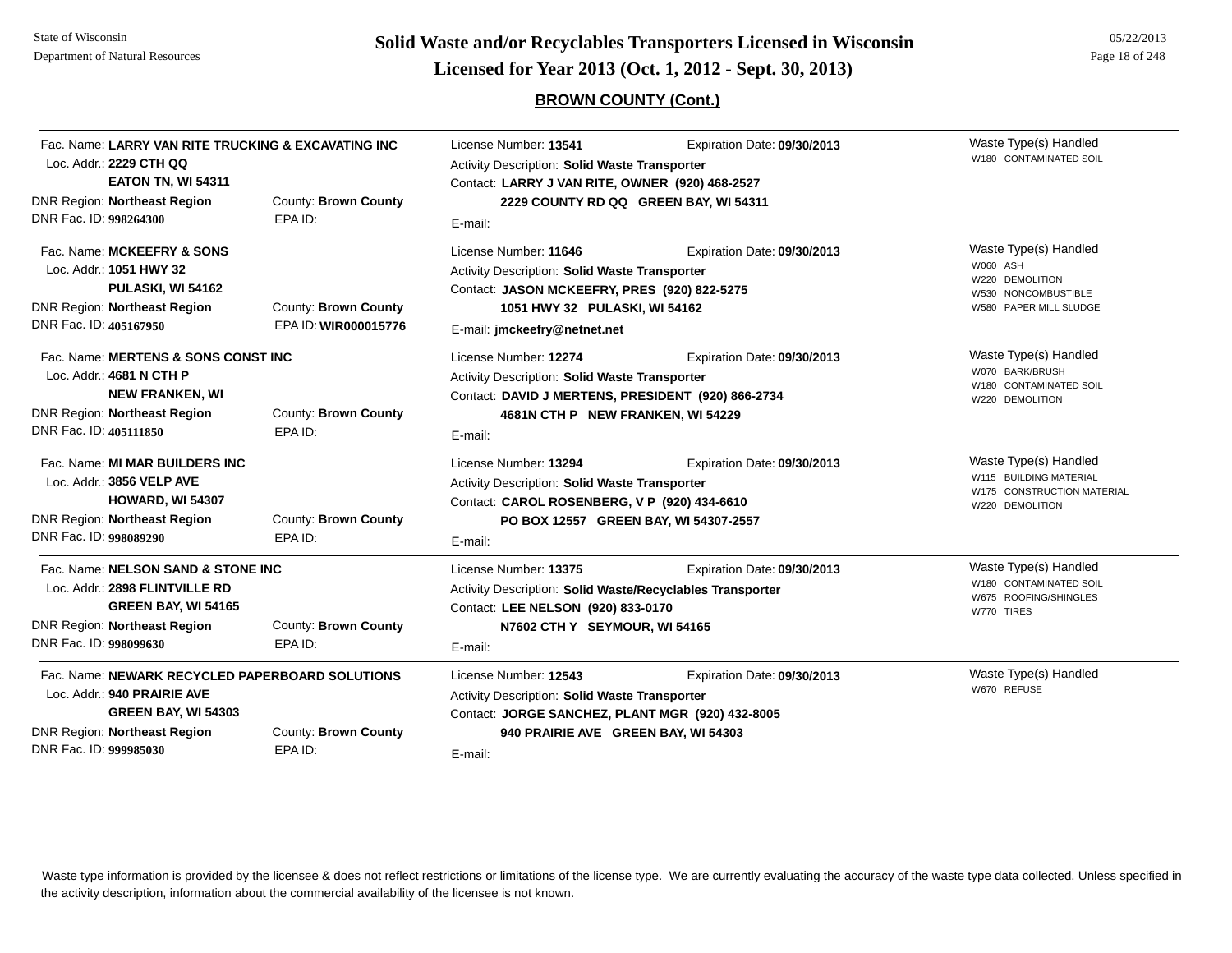## BROWN COUNTY (Cont.)

Fac. Name: **LARRY VAN RITE TRUCKING & EXCAVATING INC**
Loc. Addr.: **2229 CTH QQ**
**EATON TN, WI 54311**
DNR Region: **Northeast Region** County: **Brown County**
DNR Fac. ID: **998264300** EPA ID:

License Number: **13541** Expiration Date: **09/30/2013**
Activity Description: **Solid Waste Transporter**
Contact: **LARRY J VAN RITE, OWNER (920) 468-2527**
**2229 COUNTY RD QQ GREEN BAY, WI 54311**
E-mail:

Waste Type(s) Handled
- W180 CONTAMINATED SOIL

---

Fac. Name: **MCKEEFRY & SONS**
Loc. Addr.: **1051 HWY 32**
**PULASKI, WI 54162**
DNR Region: **Northeast Region** County: **Brown County**
DNR Fac. ID: **405167950** EPA ID: **WIR000015776**

License Number: **11646** Expiration Date: **09/30/2013**
Activity Description: **Solid Waste Transporter**
Contact: **JASON MCKEEFRY, PRES (920) 822-5275**
**1051 HWY 32 PULASKI, WI 54162**
E-mail: **jmckeefry@netnet.net**

Waste Type(s) Handled
- W060 ASH
- W220 DEMOLITION
- W530 NONCOMBUSTIBLE
- W580 PAPER MILL SLUDGE

---

Fac. Name: **MERTENS & SONS CONST INC**
Loc. Addr.: **4681 N CTH P**
**NEW FRANKEN, WI**
DNR Region: **Northeast Region** County: **Brown County**
DNR Fac. ID: **405111850** EPA ID:

License Number: **12274** Expiration Date: **09/30/2013**
Activity Description: **Solid Waste Transporter**
Contact: **DAVID J MERTENS, PRESIDENT (920) 866-2734**
**4681N CTH P NEW FRANKEN, WI 54229**
E-mail:

Waste Type(s) Handled
- W070 BARK/BRUSH
- W180 CONTAMINATED SOIL
- W220 DEMOLITION

---

Fac. Name: **MI MAR BUILDERS INC**
Loc. Addr.: **3856 VELP AVE**
**HOWARD, WI 54307**
DNR Region: **Northeast Region** County: **Brown County**
DNR Fac. ID: **998089290** EPA ID:

License Number: **13294** Expiration Date: **09/30/2013**
Activity Description: **Solid Waste Transporter**
Contact: **CAROL ROSENBERG, V P (920) 434-6610**
**PO BOX 12557 GREEN BAY, WI 54307-2557**
E-mail:

Waste Type(s) Handled
- W115 BUILDING MATERIAL
- W175 CONSTRUCTION MATERIAL
- W220 DEMOLITION

---

Fac. Name: **NELSON SAND & STONE INC**
Loc. Addr.: **2898 FLINTVILLE RD**
**GREEN BAY, WI 54165**
DNR Region: **Northeast Region** County: **Brown County**
DNR Fac. ID: **998099630** EPA ID:

License Number: **13375** Expiration Date: **09/30/2013**
Activity Description: **Solid Waste/Recyclables Transporter**
Contact: **LEE NELSON (920) 833-0170**
**N7602 CTH Y SEYMOUR, WI 54165**
E-mail:

Waste Type(s) Handled
- W180 CONTAMINATED SOIL
- W675 ROOFING/SHINGLES
- W770 TIRES

---

Fac. Name: **NEWARK RECYCLED PAPERBOARD SOLUTIONS**
Loc. Addr.: **940 PRAIRIE AVE**
**GREEN BAY, WI 54303**
DNR Region: **Northeast Region** County: **Brown County**
DNR Fac. ID: **999985030** EPA ID:

License Number: **12543** Expiration Date: **09/30/2013**
Activity Description: **Solid Waste Transporter**
Contact: **JORGE SANCHEZ, PLANT MGR (920) 432-8005**
**940 PRAIRIE AVE GREEN BAY, WI 54303**
E-mail:

Waste Type(s) Handled
- W670 REFUSE

---

Waste type information is provided by the licensee & does not reflect restrictions or limitations of the license type. We are currently evaluating the accuracy of the waste type data collected. Unless specified in the activity description, information about the commercial availability of the licensee is not known.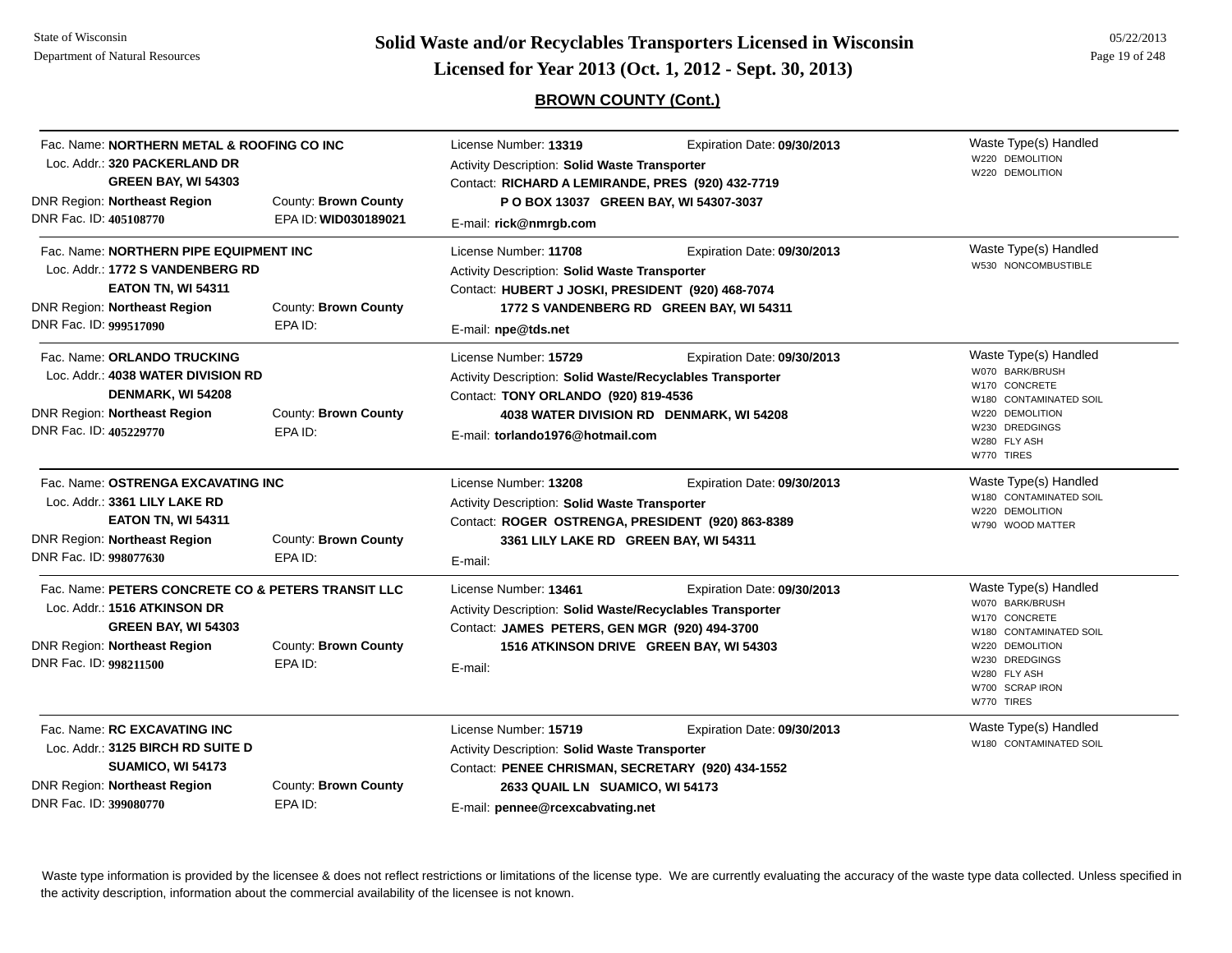## BROWN COUNTY (Cont.)

Fac. Name: **NORTHERN METAL & ROOFING CO INC**
Loc. Addr.: **320 PACKERLAND DR**
**GREEN BAY, WI 54303**
DNR Region: **Northeast Region** County: **Brown County**
DNR Fac. ID: **405108770** EPA ID: **WID030189021**

License Number: **13319** Expiration Date: **09/30/2013**
Activity Description: **Solid Waste Transporter**
Contact: **RICHARD A LEMIRANDE, PRES (920) 432-7719**
**P O BOX 13037 GREEN BAY, WI 54307-3037**
E-mail: **rick@nmrgb.com**

Waste Type(s) Handled
- W220 DEMOLITION
- W220 DEMOLITION

---

Fac. Name: **NORTHERN PIPE EQUIPMENT INC**
Loc. Addr.: **1772 S VANDENBERG RD**
**EATON TN, WI 54311**
DNR Region: **Northeast Region** County: **Brown County**
DNR Fac. ID: **999517090** EPA ID:

License Number: **11708** Expiration Date: **09/30/2013**
Activity Description: **Solid Waste Transporter**
Contact: **HUBERT J JOSKI, PRESIDENT (920) 468-7074**
**1772 S VANDENBERG RD GREEN BAY, WI 54311**
E-mail: **npe@tds.net**

Waste Type(s) Handled
- W530 NONCOMBUSTIBLE

---

Fac. Name: **ORLANDO TRUCKING**
Loc. Addr.: **4038 WATER DIVISION RD**
**DENMARK, WI 54208**
DNR Region: **Northeast Region** County: **Brown County**
DNR Fac. ID: **405229770** EPA ID:

License Number: **15729** Expiration Date: **09/30/2013**
Activity Description: **Solid Waste/Recyclables Transporter**
Contact: **TONY ORLANDO (920) 819-4536**
**4038 WATER DIVISION RD DENMARK, WI 54208**
E-mail: **torlando1976@hotmail.com**

Waste Type(s) Handled
- W070 BARK/BRUSH
- W170 CONCRETE
- W180 CONTAMINATED SOIL
- W220 DEMOLITION
- W230 DREDGINGS
- W280 FLY ASH
- W770 TIRES

---

Fac. Name: **OSTRENGA EXCAVATING INC**
Loc. Addr.: **3361 LILY LAKE RD**
**EATON TN, WI 54311**
DNR Region: **Northeast Region** County: **Brown County**
DNR Fac. ID: **998077630** EPA ID:

License Number: **13208** Expiration Date: **09/30/2013**
Activity Description: **Solid Waste Transporter**
Contact: **ROGER OSTRENGA, PRESIDENT (920) 863-8389**
**3361 LILY LAKE RD GREEN BAY, WI 54311**
E-mail:

Waste Type(s) Handled
- W180 CONTAMINATED SOIL
- W220 DEMOLITION
- W790 WOOD MATTER

---

Fac. Name: **PETERS CONCRETE CO & PETERS TRANSIT LLC**
Loc. Addr.: **1516 ATKINSON DR**
**GREEN BAY, WI 54303**
DNR Region: **Northeast Region** County: **Brown County**
DNR Fac. ID: **998211500** EPA ID:

License Number: **13461** Expiration Date: **09/30/2013**
Activity Description: **Solid Waste/Recyclables Transporter**
Contact: **JAMES PETERS, GEN MGR (920) 494-3700**
**1516 ATKINSON DRIVE GREEN BAY, WI 54303**
E-mail:

Waste Type(s) Handled
- W070 BARK/BRUSH
- W170 CONCRETE
- W180 CONTAMINATED SOIL
- W220 DEMOLITION
- W230 DREDGINGS
- W280 FLY ASH
- W700 SCRAP IRON
- W770 TIRES

---

Fac. Name: **RC EXCAVATING INC**
Loc. Addr.: **3125 BIRCH RD SUITE D**
**SUAMICO, WI 54173**
DNR Region: **Northeast Region** County: **Brown County**
DNR Fac. ID: **399080770** EPA ID:

License Number: **15719** Expiration Date: **09/30/2013**
Activity Description: **Solid Waste Transporter**
Contact: **PENEE CHRISMAN, SECRETARY (920) 434-1552**
**2633 QUAIL LN SUAMICO, WI 54173**
E-mail: **pennee@rcexcabvating.net**

Waste Type(s) Handled
- W180 CONTAMINATED SOIL

---

Waste type information is provided by the licensee & does not reflect restrictions or limitations of the license type. We are currently evaluating the accuracy of the waste type data collected. Unless specified in the activity description, information about the commercial availability of the licensee is not known.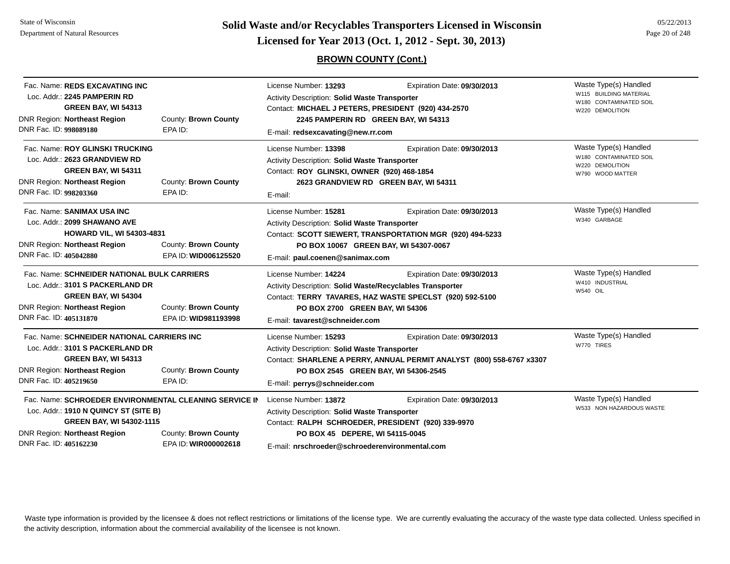# Solid Waste and/or Recyclables Transporters Licensed in Wisconsin

## Licensed for Year 2013 (Oct. 1, 2012 - Sept. 30, 2013)

### BROWN COUNTY (Cont.)

---

Fac. Name: **REDS EXCAVATING INC**
Loc. Addr.: **2245 PAMPERIN RD**
**GREEN BAY, WI 54313**
DNR Region: **Northeast Region** County: **Brown County**
DNR Fac. ID: **998089180** EPA ID:

License Number: **13293** Expiration Date: **09/30/2013**
Activity Description: **Solid Waste Transporter**
Contact: **MICHAEL J PETERS, PRESIDENT (920) 434-2570**
**2245 PAMPERIN RD GREEN BAY, WI 54313**
E-mail: **redsexcavating@new.rr.com**

Waste Type(s) Handled
- W115 BUILDING MATERIAL
- W180 CONTAMINATED SOIL
- W220 DEMOLITION

---

Fac. Name: **ROY GLINSKI TRUCKING**
Loc. Addr.: **2623 GRANDVIEW RD**
**GREEN BAY, WI 54311**
DNR Region: **Northeast Region** County: **Brown County**
DNR Fac. ID: **998203360** EPA ID:

License Number: **13398** Expiration Date: **09/30/2013**
Activity Description: **Solid Waste Transporter**
Contact: **ROY GLINSKI, OWNER (920) 468-1854**
**2623 GRANDVIEW RD GREEN BAY, WI 54311**
E-mail:

Waste Type(s) Handled
- W180 CONTAMINATED SOIL
- W220 DEMOLITION
- W790 WOOD MATTER

---

Fac. Name: **SANIMAX USA INC**
Loc. Addr.: **2099 SHAWANO AVE**
**HOWARD VIL, WI 54303-4831**
DNR Region: **Northeast Region** County: **Brown County**
DNR Fac. ID: **405042880** EPA ID: **WID006125520**

License Number: **15281** Expiration Date: **09/30/2013**
Activity Description: **Solid Waste Transporter**
Contact: **SCOTT SIEWERT, TRANSPORTATION MGR (920) 494-5233**
**PO BOX 10067 GREEN BAY, WI 54307-0067**
E-mail: **paul.coenen@sanimax.com**

Waste Type(s) Handled
- W340 GARBAGE

---

Fac. Name: **SCHNEIDER NATIONAL BULK CARRIERS**
Loc. Addr.: **3101 S PACKERLAND DR**
**GREEN BAY, WI 54304**
DNR Region: **Northeast Region** County: **Brown County**
DNR Fac. ID: **405131870** EPA ID: **WID981193998**

License Number: **14224** Expiration Date: **09/30/2013**
Activity Description: **Solid Waste/Recyclables Transporter**
Contact: **TERRY TAVARES, HAZ WASTE SPECLST (920) 592-5100**
**PO BOX 2700 GREEN BAY, WI 54306**
E-mail: **tavarest@schneider.com**

Waste Type(s) Handled
- W410 INDUSTRIAL
- W540 OIL

---

Fac. Name: **SCHNEIDER NATIONAL CARRIERS INC**
Loc. Addr.: **3101 S PACKERLAND DR**
**GREEN BAY, WI 54313**
DNR Region: **Northeast Region** County: **Brown County**
DNR Fac. ID: **405219650** EPA ID:

License Number: **15293** Expiration Date: **09/30/2013**
Activity Description: **Solid Waste Transporter**
Contact: **SHARLENE A PERRY, ANNUAL PERMIT ANALYST (800) 558-6767 x3307**
**PO BOX 2545 GREEN BAY, WI 54306-2545**
E-mail: **perrys@schneider.com**

Waste Type(s) Handled
- W770 TIRES

---

Fac. Name: **SCHROEDER ENVIRONMENTAL CLEANING SERVICE IN**
Loc. Addr.: **1910 N QUINCY ST (SITE B)**
**GREEN BAY, WI 54302-1115**
DNR Region: **Northeast Region** County: **Brown County**
DNR Fac. ID: **405162230** EPA ID: **WIR000002618**

License Number: **13872** Expiration Date: **09/30/2013**
Activity Description: **Solid Waste Transporter**
Contact: **RALPH SCHROEDER, PRESIDENT (920) 339-9970**
**PO BOX 45 DEPERE, WI 54115-0045**
E-mail: **nrschroeder@schroederenvironmental.com**

Waste Type(s) Handled
- W533 NON HAZARDOUS WASTE

---

Waste type information is provided by the licensee & does not reflect restrictions or limitations of the license type. We are currently evaluating the accuracy of the waste type data collected. Unless specified in the activity description, information about the commercial availability of the licensee is not known.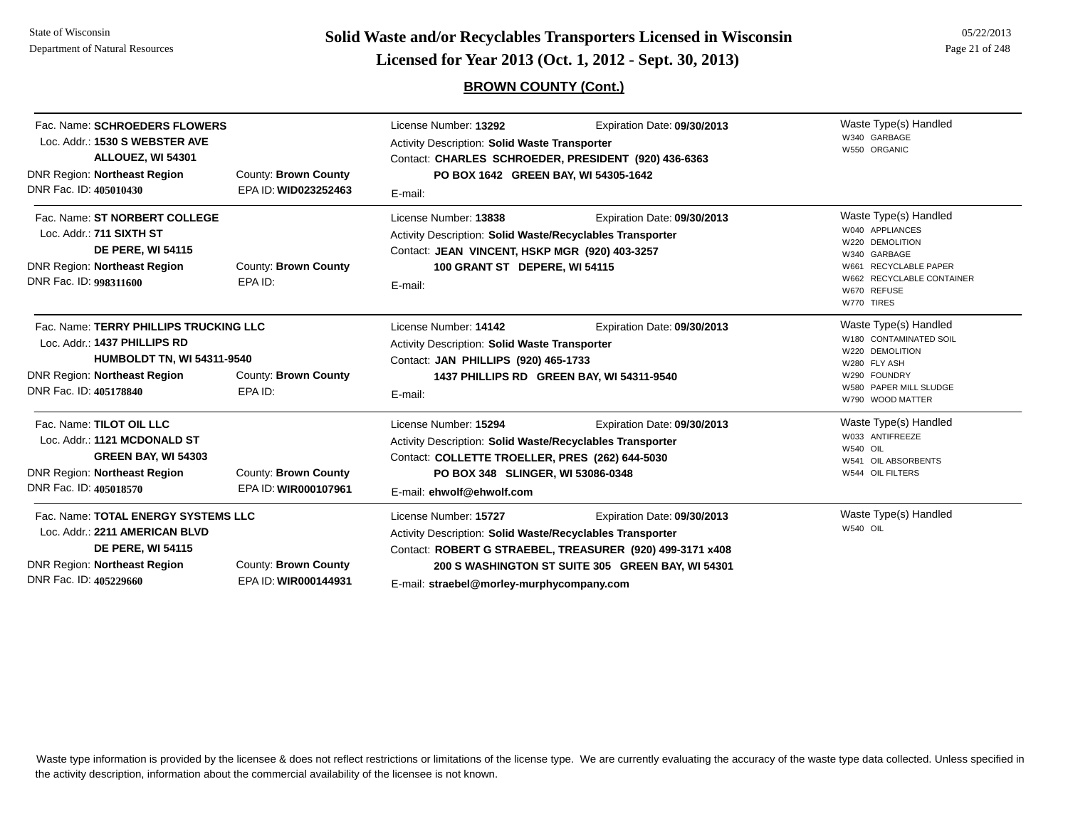## BROWN COUNTY (Cont.)

---

Fac. Name: **SCHROEDERS FLOWERS**
Loc. Addr.: **1530 S WEBSTER AVE**
**ALLOUEZ, WI 54301**
DNR Region: **Northeast Region** County: **Brown County**
DNR Fac. ID: **405010430** EPA ID: **WID023252463**

License Number: **13292** Expiration Date: **09/30/2013**
Activity Description: **Solid Waste Transporter**
Contact: **CHARLES SCHROEDER, PRESIDENT (920) 436-6363**
**PO BOX 1642 GREEN BAY, WI 54305-1642**
E-mail:

Waste Type(s) Handled
- W340 GARBAGE
- W550 ORGANIC

---

Fac. Name: **ST NORBERT COLLEGE**
Loc. Addr.: **711 SIXTH ST**
**DE PERE, WI 54115**
DNR Region: **Northeast Region** County: **Brown County**
DNR Fac. ID: **998311600** EPA ID:

License Number: **13838** Expiration Date: **09/30/2013**
Activity Description: **Solid Waste/Recyclables Transporter**
Contact: **JEAN VINCENT, HSKP MGR (920) 403-3257**
**100 GRANT ST DEPERE, WI 54115**
E-mail:

Waste Type(s) Handled
- W040 APPLIANCES
- W220 DEMOLITION
- W340 GARBAGE
- W661 RECYCLABLE PAPER
- W662 RECYCLABLE CONTAINER
- W670 REFUSE
- W770 TIRES

---

Fac. Name: **TERRY PHILLIPS TRUCKING LLC**
Loc. Addr.: **1437 PHILLIPS RD**
**HUMBOLDT TN, WI 54311-9540**
DNR Region: **Northeast Region** County: **Brown County**
DNR Fac. ID: **405178840** EPA ID:

License Number: **14142** Expiration Date: **09/30/2013**
Activity Description: **Solid Waste Transporter**
Contact: **JAN PHILLIPS (920) 465-1733**
**1437 PHILLIPS RD GREEN BAY, WI 54311-9540**
E-mail:

Waste Type(s) Handled
- W180 CONTAMINATED SOIL
- W220 DEMOLITION
- W280 FLY ASH
- W290 FOUNDRY
- W580 PAPER MILL SLUDGE
- W790 WOOD MATTER

---

Fac. Name: **TILOT OIL LLC**
Loc. Addr.: **1121 MCDONALD ST**
**GREEN BAY, WI 54303**
DNR Region: **Northeast Region** County: **Brown County**
DNR Fac. ID: **405018570** EPA ID: **WIR000107961**

License Number: **15294** Expiration Date: **09/30/2013**
Activity Description: **Solid Waste/Recyclables Transporter**
Contact: **COLLETTE TROELLER, PRES (262) 644-5030**
**PO BOX 348 SLINGER, WI 53086-0348**
E-mail: **ehwolf@ehwolf.com**

Waste Type(s) Handled
- W033 ANTIFREEZE
- W540 OIL
- W541 OIL ABSORBENTS
- W544 OIL FILTERS

---

Fac. Name: **TOTAL ENERGY SYSTEMS LLC**
Loc. Addr.: **2211 AMERICAN BLVD**
**DE PERE, WI 54115**
DNR Region: **Northeast Region** County: **Brown County**
DNR Fac. ID: **405229660** EPA ID: **WIR000144931**

License Number: **15727** Expiration Date: **09/30/2013**
Activity Description: **Solid Waste/Recyclables Transporter**
Contact: **ROBERT G STRAEBEL, TREASURER (920) 499-3171 x408**
**200 S WASHINGTON ST SUITE 305 GREEN BAY, WI 54301**
E-mail: **straebel@morley-murphycompany.com**

Waste Type(s) Handled
- W540 OIL

---

Waste type information is provided by the licensee & does not reflect restrictions or limitations of the license type. We are currently evaluating the accuracy of the waste type data collected. Unless specified in the activity description, information about the commercial availability of the licensee is not known.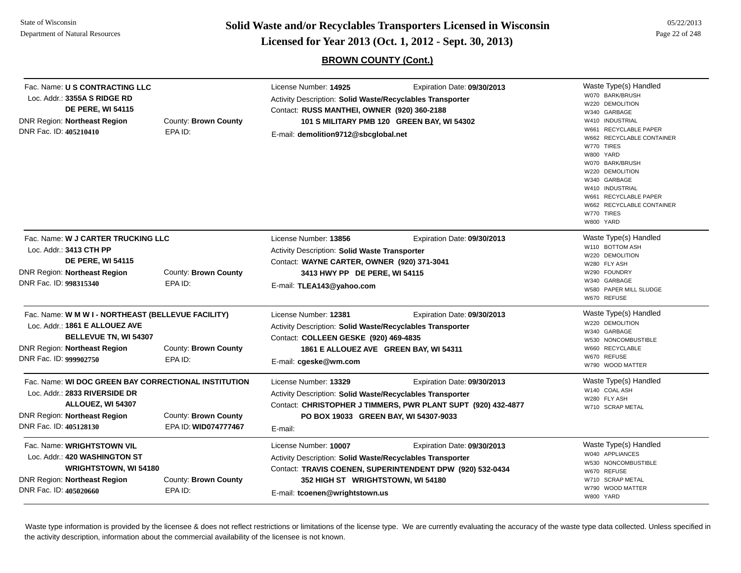## BROWN COUNTY (Cont.)

---

**Fac. Name:** U S CONTRACTING LLC
**Loc. Addr.:** 3355A S RIDGE RD
DE PERE, WI 54115
**DNR Region:** Northeast Region — **County:** Brown County
**DNR Fac. ID:** 405210410 — **EPA ID:**

**License Number:** 14925 — **Expiration Date:** 09/30/2013
**Activity Description:** Solid Waste/Recyclables Transporter
**Contact:** RUSS MANTHEI, OWNER (920) 360-2188
101 S MILITARY PMB 120 GREEN BAY, WI 54302
**E-mail:** demolition9712@sbcglobal.net

**Waste Type(s) Handled**
- W070 BARK/BRUSH
- W220 DEMOLITION
- W340 GARBAGE
- W410 INDUSTRIAL
- W661 RECYCLABLE PAPER
- W662 RECYCLABLE CONTAINER
- W770 TIRES
- W800 YARD
- W070 BARK/BRUSH
- W220 DEMOLITION
- W340 GARBAGE
- W410 INDUSTRIAL
- W661 RECYCLABLE PAPER
- W662 RECYCLABLE CONTAINER
- W770 TIRES
- W800 YARD

---

**Fac. Name:** W J CARTER TRUCKING LLC
**Loc. Addr.:** 3413 CTH PP
DE PERE, WI 54115
**DNR Region:** Northeast Region — **County:** Brown County
**DNR Fac. ID:** 998315340 — **EPA ID:**

**License Number:** 13856 — **Expiration Date:** 09/30/2013
**Activity Description:** Solid Waste Transporter
**Contact:** WAYNE CARTER, OWNER (920) 371-3041
3413 HWY PP DE PERE, WI 54115
**E-mail:** TLEA143@yahoo.com

**Waste Type(s) Handled**
- W110 BOTTOM ASH
- W220 DEMOLITION
- W280 FLY ASH
- W290 FOUNDRY
- W340 GARBAGE
- W580 PAPER MILL SLUDGE
- W670 REFUSE

---

**Fac. Name:** W M W I - NORTHEAST (BELLEVUE FACILITY)
**Loc. Addr.:** 1861 E ALLOUEZ AVE
BELLEVUE TN, WI 54307
**DNR Region:** Northeast Region — **County:** Brown County
**DNR Fac. ID:** 999902750 — **EPA ID:**

**License Number:** 12381 — **Expiration Date:** 09/30/2013
**Activity Description:** Solid Waste/Recyclables Transporter
**Contact:** COLLEEN GESKE (920) 469-4835
1861 E ALLOUEZ AVE GREEN BAY, WI 54311
**E-mail:** cgeske@wm.com

**Waste Type(s) Handled**
- W220 DEMOLITION
- W340 GARBAGE
- W530 NONCOMBUSTIBLE
- W660 RECYCLABLE
- W670 REFUSE
- W790 WOOD MATTER

---

**Fac. Name:** WI DOC GREEN BAY CORRECTIONAL INSTITUTION
**Loc. Addr.:** 2833 RIVERSIDE DR
ALLOUEZ, WI 54307
**DNR Region:** Northeast Region — **County:** Brown County
**DNR Fac. ID:** 405128130 — **EPA ID:** WID074777467

**License Number:** 13329 — **Expiration Date:** 09/30/2013
**Activity Description:** Solid Waste/Recyclables Transporter
**Contact:** CHRISTOPHER J TIMMERS, PWR PLANT SUPT (920) 432-4877
PO BOX 19033 GREEN BAY, WI 54307-9033
**E-mail:**

**Waste Type(s) Handled**
- W140 COAL ASH
- W280 FLY ASH
- W710 SCRAP METAL

---

**Fac. Name:** WRIGHTSTOWN VIL
**Loc. Addr.:** 420 WASHINGTON ST
WRIGHTSTOWN, WI 54180
**DNR Region:** Northeast Region — **County:** Brown County
**DNR Fac. ID:** 405020660 — **EPA ID:**

**License Number:** 10007 — **Expiration Date:** 09/30/2013
**Activity Description:** Solid Waste/Recyclables Transporter
**Contact:** TRAVIS COENEN, SUPERINTENDENT DPW (920) 532-0434
352 HIGH ST WRIGHTSTOWN, WI 54180
**E-mail:** tcoenen@wrightstown.us

**Waste Type(s) Handled**
- W040 APPLIANCES
- W530 NONCOMBUSTIBLE
- W670 REFUSE
- W710 SCRAP METAL
- W790 WOOD MATTER
- W800 YARD

---

Waste type information is provided by the licensee & does not reflect restrictions or limitations of the license type. We are currently evaluating the accuracy of the waste type data collected. Unless specified in the activity description, information about the commercial availability of the licensee is not known.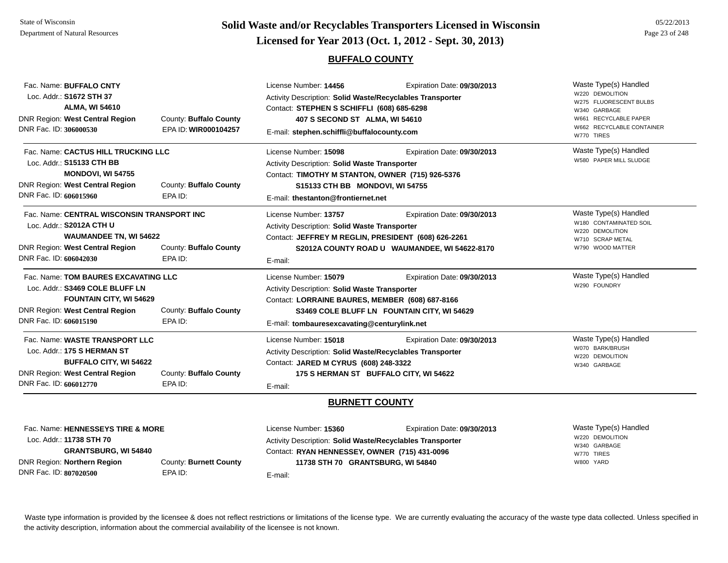# Solid Waste and/or Recyclables Transporters Licensed in Wisconsin

## Licensed for Year 2013 (Oct. 1, 2012 - Sept. 30, 2013)

State of Wisconsin
Department of Natural Resources

05/22/2013

### BUFFALO COUNTY

Fac. Name: **BUFFALO CNTY**
Loc. Addr.: **S1672 STH 37**
**ALMA, WI 54610**
DNR Region: **West Central Region**
County: **Buffalo County**
DNR Fac. ID: **306000530**
EPA ID: **WIR000104257**

License Number: **14456**
Expiration Date: **09/30/2013**
Activity Description: **Solid Waste/Recyclables Transporter**
Contact: **STEPHEN S SCHIFFLI (608) 685-6298**
**407 S SECOND ST ALMA, WI 54610**
E-mail: **stephen.schiffli@buffalocounty.com**

Waste Type(s) Handled:
- W220 DEMOLITION
- W275 FLUORESCENT BULBS
- W340 GARBAGE
- W661 RECYCLABLE PAPER
- W662 RECYCLABLE CONTAINER
- W770 TIRES

---

Fac. Name: **CACTUS HILL TRUCKING LLC**
Loc. Addr.: **S15133 CTH BB**
**MONDOVI, WI 54755**
DNR Region: **West Central Region**
County: **Buffalo County**
DNR Fac. ID: **606015960**
EPA ID:

License Number: **15098**
Expiration Date: **09/30/2013**
Activity Description: **Solid Waste Transporter**
Contact: **TIMOTHY M STANTON, OWNER (715) 926-5376**
**S15133 CTH BB MONDOVI, WI 54755**
E-mail: **thestanton@frontiernet.net**

Waste Type(s) Handled:
- W580 PAPER MILL SLUDGE

---

Fac. Name: **CENTRAL WISCONSIN TRANSPORT INC**
Loc. Addr.: **S2012A CTH U**
**WAUMANDEE TN, WI 54622**
DNR Region: **West Central Region**
County: **Buffalo County**
DNR Fac. ID: **606042030**
EPA ID:

License Number: **13757**
Expiration Date: **09/30/2013**
Activity Description: **Solid Waste Transporter**
Contact: **JEFFREY M REGLIN, PRESIDENT (608) 626-2261**
**S2012A COUNTY ROAD U WAUMANDEE, WI 54622-8170**
E-mail:

Waste Type(s) Handled:
- W180 CONTAMINATED SOIL
- W220 DEMOLITION
- W710 SCRAP METAL
- W790 WOOD MATTER

---

Fac. Name: **TOM BAURES EXCAVATING LLC**
Loc. Addr.: **S3469 COLE BLUFF LN**
**FOUNTAIN CITY, WI 54629**
DNR Region: **West Central Region**
County: **Buffalo County**
DNR Fac. ID: **606015190**
EPA ID:

License Number: **15079**
Expiration Date: **09/30/2013**
Activity Description: **Solid Waste Transporter**
Contact: **LORRAINE BAURES, MEMBER (608) 687-8166**
**S3469 COLE BLUFF LN FOUNTAIN CITY, WI 54629**
E-mail: **tombauresexcavating@centurylink.net**

Waste Type(s) Handled:
- W290 FOUNDRY

---

Fac. Name: **WASTE TRANSPORT LLC**
Loc. Addr.: **175 S HERMAN ST**
**BUFFALO CITY, WI 54622**
DNR Region: **West Central Region**
County: **Buffalo County**
DNR Fac. ID: **606012770**
EPA ID:

License Number: **15018**
Expiration Date: **09/30/2013**
Activity Description: **Solid Waste/Recyclables Transporter**
Contact: **JARED M CYRUS (608) 248-3322**
**175 S HERMAN ST BUFFALO CITY, WI 54622**
E-mail:

Waste Type(s) Handled:
- W070 BARK/BRUSH
- W220 DEMOLITION
- W340 GARBAGE

---

### BURNETT COUNTY

Fac. Name: **HENNESSEYS TIRE & MORE**
Loc. Addr.: **11738 STH 70**
**GRANTSBURG, WI 54840**
DNR Region: **Northern Region**
County: **Burnett County**
DNR Fac. ID: **807020500**
EPA ID:

License Number: **15360**
Expiration Date: **09/30/2013**
Activity Description: **Solid Waste/Recyclables Transporter**
Contact: **RYAN HENNESSEY, OWNER (715) 431-0096**
**11738 STH 70 GRANTSBURG, WI 54840**
E-mail:

Waste Type(s) Handled:
- W220 DEMOLITION
- W340 GARBAGE
- W770 TIRES
- W800 YARD

---

Waste type information is provided by the licensee & does not reflect restrictions or limitations of the license type. We are currently evaluating the accuracy of the waste type data collected. Unless specified in the activity description, information about the commercial availability of the licensee is not known.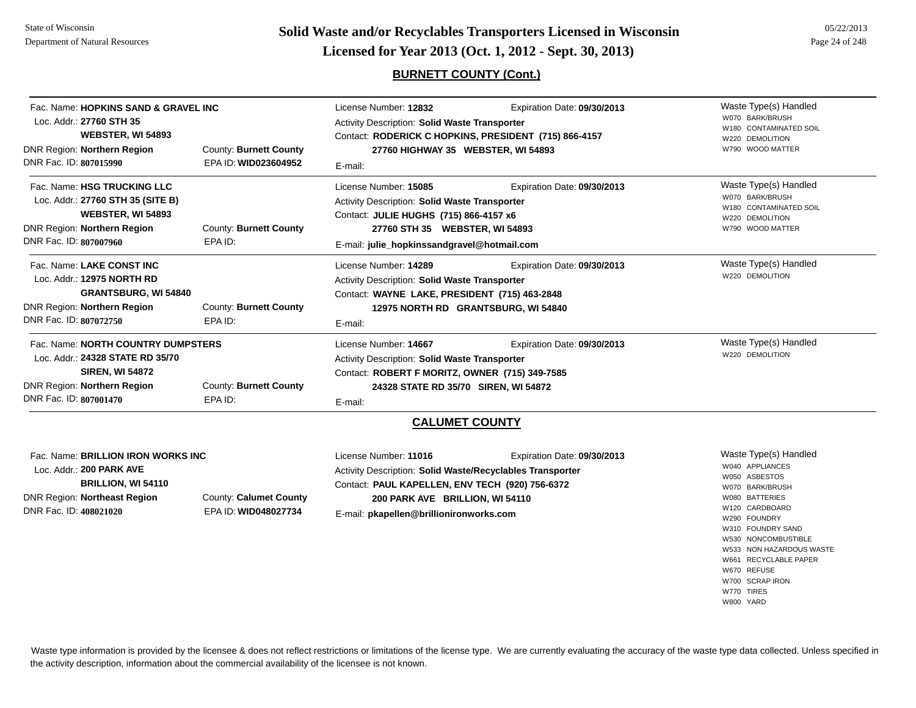## BURNETT COUNTY (Cont.)

Fac. Name: **HOPKINS SAND & GRAVEL INC**
Loc. Addr.: **27760 STH 35**
**WEBSTER, WI 54893**
DNR Region: **Northern Region** County: **Burnett County**
DNR Fac. ID: **807015990** EPA ID: **WID023604952**

License Number: **12832** Expiration Date: **09/30/2013**
Activity Description: **Solid Waste Transporter**
Contact: **RODERICK C HOPKINS, PRESIDENT (715) 866-4157**
**27760 HIGHWAY 35 WEBSTER, WI 54893**
E-mail:

Waste Type(s) Handled
- W070 BARK/BRUSH
- W180 CONTAMINATED SOIL
- W220 DEMOLITION
- W790 WOOD MATTER

---

Fac. Name: **HSG TRUCKING LLC**
Loc. Addr.: **27760 STH 35 (SITE B)**
**WEBSTER, WI 54893**
DNR Region: **Northern Region** County: **Burnett County**
DNR Fac. ID: **807007960** EPA ID:

License Number: **15085** Expiration Date: **09/30/2013**
Activity Description: **Solid Waste Transporter**
Contact: **JULIE HUGHS (715) 866-4157 x6**
**27760 STH 35 WEBSTER, WI 54893**
E-mail: **julie_hopkinssandgravel@hotmail.com**

Waste Type(s) Handled
- W070 BARK/BRUSH
- W180 CONTAMINATED SOIL
- W220 DEMOLITION
- W790 WOOD MATTER

---

Fac. Name: **LAKE CONST INC**
Loc. Addr.: **12975 NORTH RD**
**GRANTSBURG, WI 54840**
DNR Region: **Northern Region** County: **Burnett County**
DNR Fac. ID: **807072750** EPA ID:

License Number: **14289** Expiration Date: **09/30/2013**
Activity Description: **Solid Waste Transporter**
Contact: **WAYNE LAKE, PRESIDENT (715) 463-2848**
**12975 NORTH RD GRANTSBURG, WI 54840**
E-mail:

Waste Type(s) Handled
- W220 DEMOLITION

---

Fac. Name: **NORTH COUNTRY DUMPSTERS**
Loc. Addr.: **24328 STATE RD 35/70**
**SIREN, WI 54872**
DNR Region: **Northern Region** County: **Burnett County**
DNR Fac. ID: **807001470** EPA ID:

License Number: **14667** Expiration Date: **09/30/2013**
Activity Description: **Solid Waste Transporter**
Contact: **ROBERT F MORITZ, OWNER (715) 349-7585**
**24328 STATE RD 35/70 SIREN, WI 54872**
E-mail:

Waste Type(s) Handled
- W220 DEMOLITION

## CALUMET COUNTY

Fac. Name: **BRILLION IRON WORKS INC**
Loc. Addr.: **200 PARK AVE**
**BRILLION, WI 54110**
DNR Region: **Northeast Region** County: **Calumet County**
DNR Fac. ID: **408021020** EPA ID: **WID048027734**

License Number: **11016** Expiration Date: **09/30/2013**
Activity Description: **Solid Waste/Recyclables Transporter**
Contact: **PAUL KAPELLEN, ENV TECH (920) 756-6372**
**200 PARK AVE BRILLION, WI 54110**
E-mail: **pkapellen@brillionironworks.com**

Waste Type(s) Handled
- W040 APPLIANCES
- W050 ASBESTOS
- W070 BARK/BRUSH
- W080 BATTERIES
- W120 CARDBOARD
- W290 FOUNDRY
- W310 FOUNDRY SAND
- W530 NONCOMBUSTIBLE
- W533 NON HAZARDOUS WASTE
- W661 RECYCLABLE PAPER
- W670 REFUSE
- W700 SCRAP IRON
- W770 TIRES
- W800 YARD

Waste type information is provided by the licensee & does not reflect restrictions or limitations of the license type. We are currently evaluating the accuracy of the waste type data collected. Unless specified in the activity description, information about the commercial availability of the licensee is not known.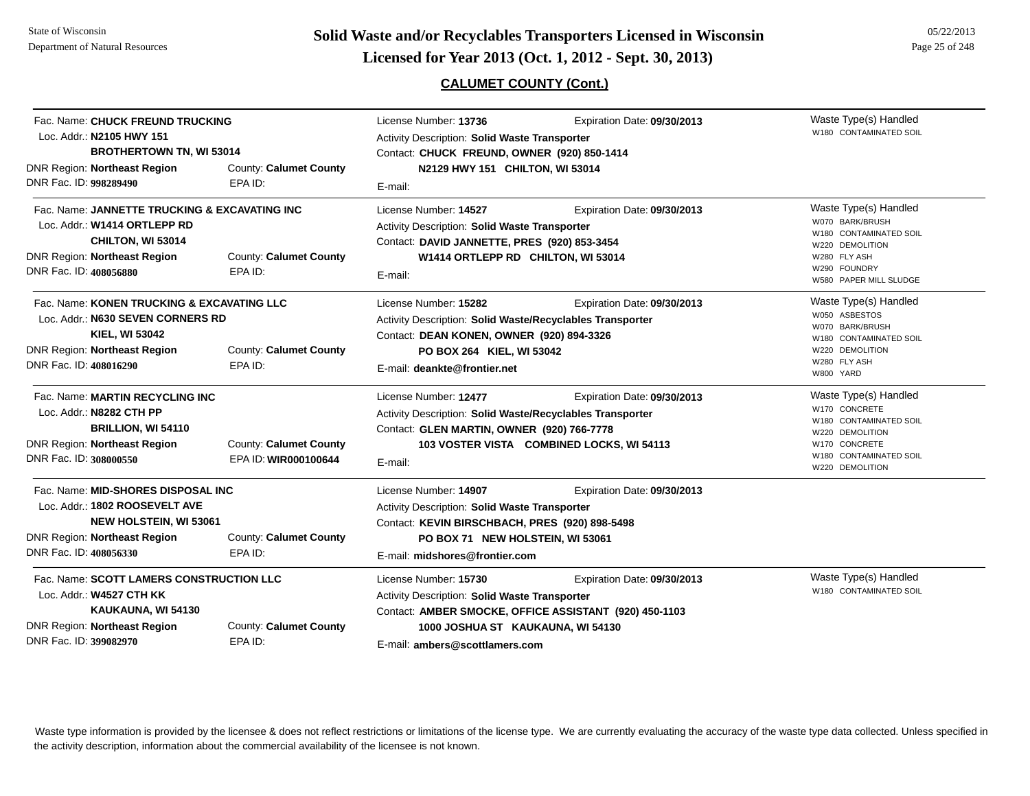# Solid Waste and/or Recyclables Transporters Licensed in Wisconsin

## Licensed for Year 2013 (Oct. 1, 2012 - Sept. 30, 2013)

State of Wisconsin
Department of Natural Resources

05/22/2013

### CALUMET COUNTY (Cont.)

---

Fac. Name: **CHUCK FREUND TRUCKING**
Loc. Addr.: **N2105 HWY 151**
**BROTHERTOWN TN, WI 53014**
DNR Region: **Northeast Region** County: **Calumet County**
DNR Fac. ID: **998289490** EPA ID:

License Number: **13736** Expiration Date: **09/30/2013**
Activity Description: **Solid Waste Transporter**
Contact: **CHUCK FREUND, OWNER (920) 850-1414**
**N2129 HWY 151 CHILTON, WI 53014**
E-mail:

Waste Type(s) Handled
- W180 CONTAMINATED SOIL

---

Fac. Name: **JANNETTE TRUCKING & EXCAVATING INC**
Loc. Addr.: **W1414 ORTLEPP RD**
**CHILTON, WI 53014**
DNR Region: **Northeast Region** County: **Calumet County**
DNR Fac. ID: **408056880** EPA ID:

License Number: **14527** Expiration Date: **09/30/2013**
Activity Description: **Solid Waste Transporter**
Contact: **DAVID JANNETTE, PRES (920) 853-3454**
**W1414 ORTLEPP RD CHILTON, WI 53014**
E-mail:

Waste Type(s) Handled
- W070 BARK/BRUSH
- W180 CONTAMINATED SOIL
- W220 DEMOLITION
- W280 FLY ASH
- W290 FOUNDRY
- W580 PAPER MILL SLUDGE

---

Fac. Name: **KONEN TRUCKING & EXCAVATING LLC**
Loc. Addr.: **N630 SEVEN CORNERS RD**
**KIEL, WI 53042**
DNR Region: **Northeast Region** County: **Calumet County**
DNR Fac. ID: **408016290** EPA ID:

License Number: **15282** Expiration Date: **09/30/2013**
Activity Description: **Solid Waste/Recyclables Transporter**
Contact: **DEAN KONEN, OWNER (920) 894-3326**
**PO BOX 264 KIEL, WI 53042**
E-mail: **deankte@frontier.net**

Waste Type(s) Handled
- W050 ASBESTOS
- W070 BARK/BRUSH
- W180 CONTAMINATED SOIL
- W220 DEMOLITION
- W280 FLY ASH
- W800 YARD

---

Fac. Name: **MARTIN RECYCLING INC**
Loc. Addr.: **N8282 CTH PP**
**BRILLION, WI 54110**
DNR Region: **Northeast Region** County: **Calumet County**
DNR Fac. ID: **308000550** EPA ID: **WIR000100644**

License Number: **12477** Expiration Date: **09/30/2013**
Activity Description: **Solid Waste/Recyclables Transporter**
Contact: **GLEN MARTIN, OWNER (920) 766-7778**
**103 VOSTER VISTA COMBINED LOCKS, WI 54113**
E-mail:

Waste Type(s) Handled
- W170 CONCRETE
- W180 CONTAMINATED SOIL
- W220 DEMOLITION
- W170 CONCRETE
- W180 CONTAMINATED SOIL
- W220 DEMOLITION

---

Fac. Name: **MID-SHORES DISPOSAL INC**
Loc. Addr.: **1802 ROOSEVELT AVE**
**NEW HOLSTEIN, WI 53061**
DNR Region: **Northeast Region** County: **Calumet County**
DNR Fac. ID: **408056330** EPA ID:

License Number: **14907** Expiration Date: **09/30/2013**
Activity Description: **Solid Waste Transporter**
Contact: **KEVIN BIRSCHBACH, PRES (920) 898-5498**
**PO BOX 71 NEW HOLSTEIN, WI 53061**
E-mail: **midshores@frontier.com**

---

Fac. Name: **SCOTT LAMERS CONSTRUCTION LLC**
Loc. Addr.: **W4527 CTH KK**
**KAUKAUNA, WI 54130**
DNR Region: **Northeast Region** County: **Calumet County**
DNR Fac. ID: **399082970** EPA ID:

License Number: **15730** Expiration Date: **09/30/2013**
Activity Description: **Solid Waste Transporter**
Contact: **AMBER SMOCKE, OFFICE ASSISTANT (920) 450-1103**
**1000 JOSHUA ST KAUKAUNA, WI 54130**
E-mail: **ambers@scottlamers.com**

Waste Type(s) Handled
- W180 CONTAMINATED SOIL

---

Waste type information is provided by the licensee & does not reflect restrictions or limitations of the license type. We are currently evaluating the accuracy of the waste type data collected. Unless specified in the activity description, information about the commercial availability of the licensee is not known.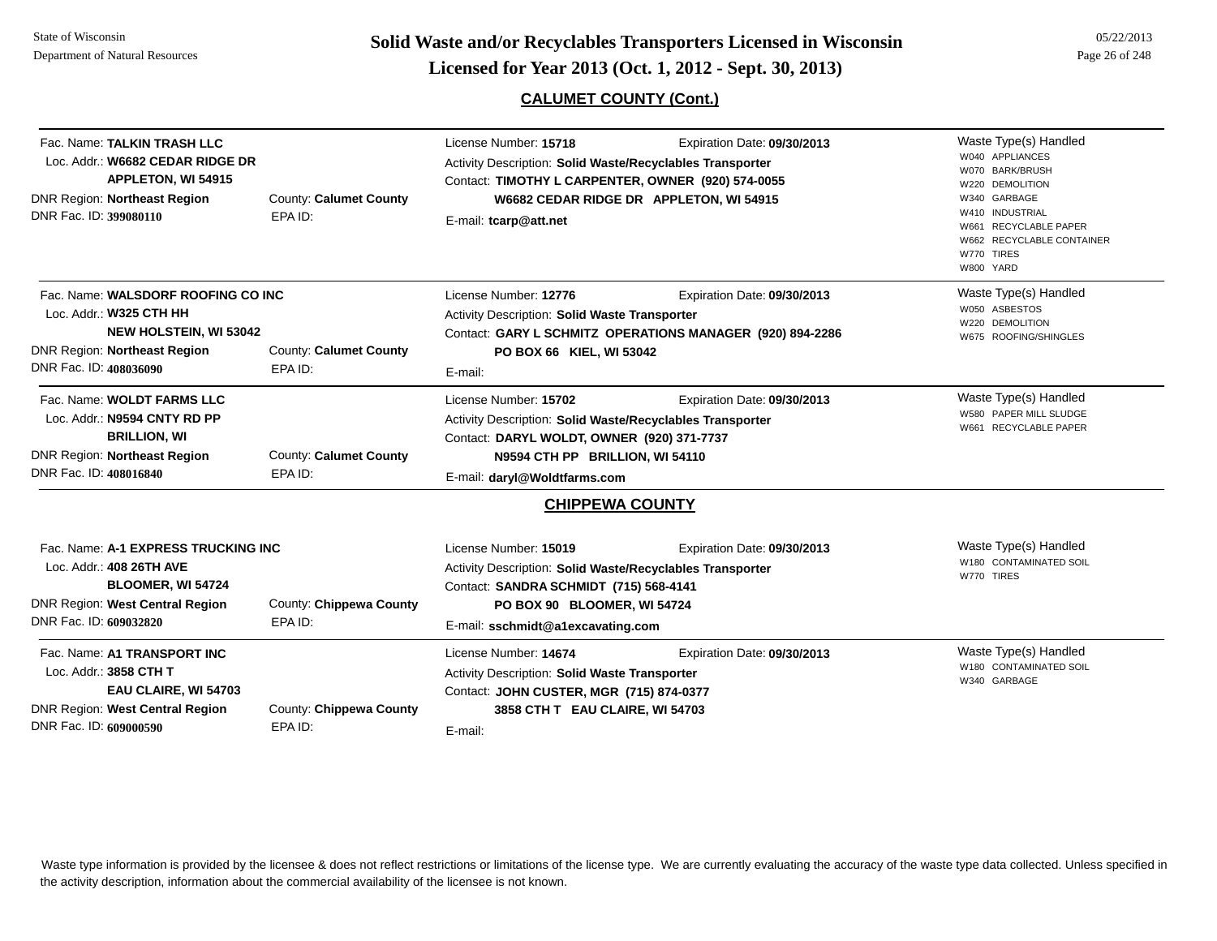## CALUMET COUNTY (Cont.)

**Fac. Name:** TALKIN TRASH LLC
**Loc. Addr.:** W6682 CEDAR RIDGE DR
APPLETON, WI 54915
**DNR Region:** Northeast Region
**County:** Calumet County
**DNR Fac. ID:** 399080110
**EPA ID:**

License Number: **15718**
Expiration Date: **09/30/2013**
Activity Description: **Solid Waste/Recyclables Transporter**
Contact: **TIMOTHY L CARPENTER, OWNER (920) 574-0055**
**W6682 CEDAR RIDGE DR APPLETON, WI 54915**
E-mail: **tcarp@att.net**

Waste Type(s) Handled
- W040 APPLIANCES
- W070 BARK/BRUSH
- W220 DEMOLITION
- W340 GARBAGE
- W410 INDUSTRIAL
- W661 RECYCLABLE PAPER
- W662 RECYCLABLE CONTAINER
- W770 TIRES
- W800 YARD

---

**Fac. Name:** WALSDORF ROOFING CO INC
**Loc. Addr.:** W325 CTH HH
NEW HOLSTEIN, WI 53042
**DNR Region:** Northeast Region
**County:** Calumet County
**DNR Fac. ID:** 408036090
**EPA ID:**

License Number: **12776**
Expiration Date: **09/30/2013**
Activity Description: **Solid Waste Transporter**
Contact: **GARY L SCHMITZ OPERATIONS MANAGER (920) 894-2286**
**PO BOX 66 KIEL, WI 53042**
E-mail:

Waste Type(s) Handled
- W050 ASBESTOS
- W220 DEMOLITION
- W675 ROOFING/SHINGLES

---

**Fac. Name:** WOLDT FARMS LLC
**Loc. Addr.:** N9594 CNTY RD PP
BRILLION, WI
**DNR Region:** Northeast Region
**County:** Calumet County
**DNR Fac. ID:** 408016840
**EPA ID:**

License Number: **15702**
Expiration Date: **09/30/2013**
Activity Description: **Solid Waste/Recyclables Transporter**
Contact: **DARYL WOLDT, OWNER (920) 371-7737**
**N9594 CTH PP BRILLION, WI 54110**
E-mail: **daryl@Woldtfarms.com**

Waste Type(s) Handled
- W580 PAPER MILL SLUDGE
- W661 RECYCLABLE PAPER

---

## CHIPPEWA COUNTY

**Fac. Name:** A-1 EXPRESS TRUCKING INC
**Loc. Addr.:** 408 26TH AVE
BLOOMER, WI 54724
**DNR Region:** West Central Region
**County:** Chippewa County
**DNR Fac. ID:** 609032820
**EPA ID:**

License Number: **15019**
Expiration Date: **09/30/2013**
Activity Description: **Solid Waste/Recyclables Transporter**
Contact: **SANDRA SCHMIDT (715) 568-4141**
**PO BOX 90 BLOOMER, WI 54724**
E-mail: **sschmidt@a1excavating.com**

Waste Type(s) Handled
- W180 CONTAMINATED SOIL
- W770 TIRES

---

**Fac. Name:** A1 TRANSPORT INC
**Loc. Addr.:** 3858 CTH T
EAU CLAIRE, WI 54703
**DNR Region:** West Central Region
**County:** Chippewa County
**DNR Fac. ID:** 609000590
**EPA ID:**

License Number: **14674**
Expiration Date: **09/30/2013**
Activity Description: **Solid Waste Transporter**
Contact: **JOHN CUSTER, MGR (715) 874-0377**
**3858 CTH T EAU CLAIRE, WI 54703**
E-mail:

Waste Type(s) Handled
- W180 CONTAMINATED SOIL
- W340 GARBAGE

---

Waste type information is provided by the licensee & does not reflect restrictions or limitations of the license type. We are currently evaluating the accuracy of the waste type data collected. Unless specified in the activity description, information about the commercial availability of the licensee is not known.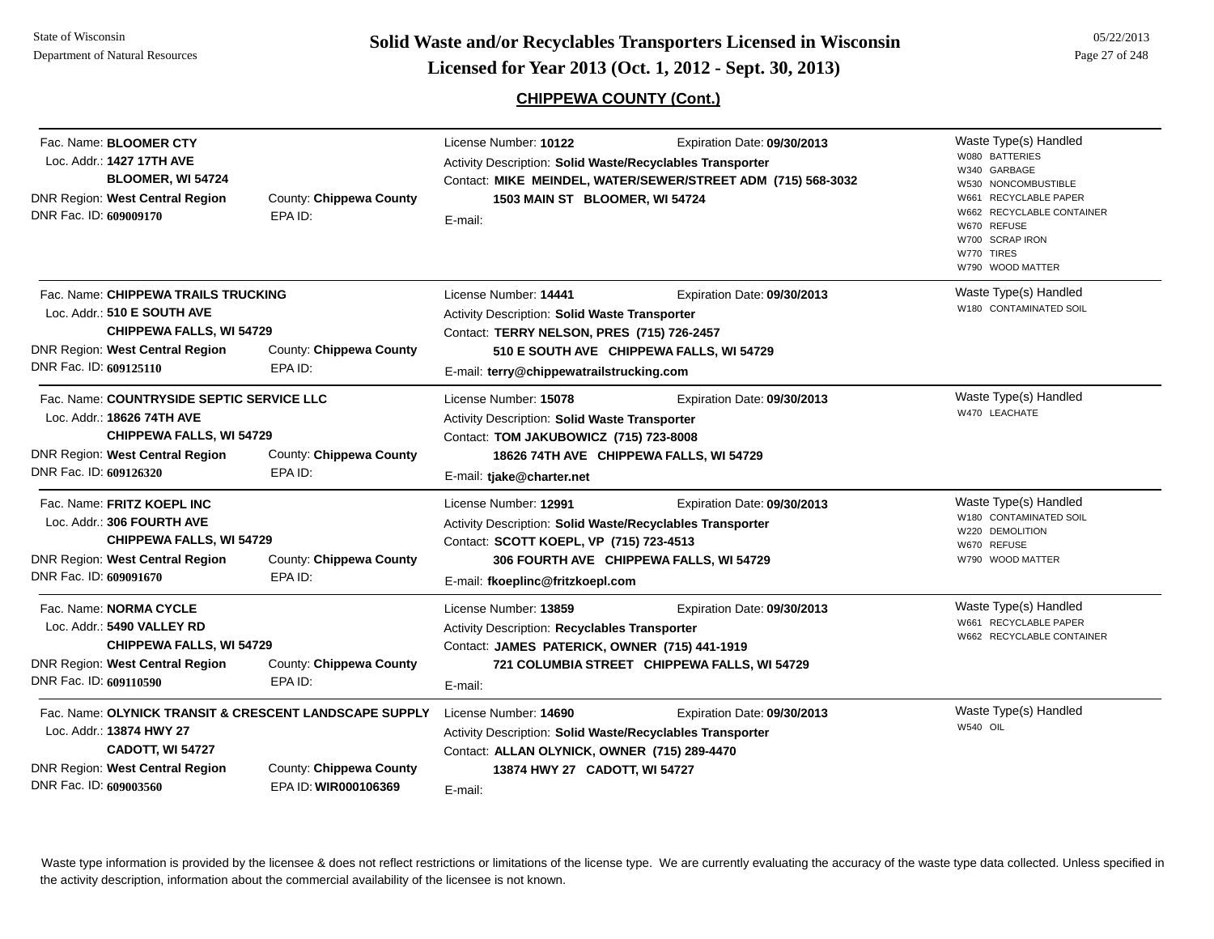## CHIPPEWA COUNTY (Cont.)

**Fac. Name:** BLOOMER CTY
**Loc. Addr.:** 1427 17TH AVE
BLOOMER, WI 54724
**DNR Region:** West Central Region
**County:** Chippewa County
**DNR Fac. ID:** 609009170
**EPA ID:**

**License Number:** 10122
**Expiration Date:** 09/30/2013
**Activity Description:** Solid Waste/Recyclables Transporter
**Contact:** MIKE MEINDEL, WATER/SEWER/STREET ADM (715) 568-3032
1503 MAIN ST BLOOMER, WI 54724
**E-mail:**

**Waste Type(s) Handled**
- W080 BATTERIES
- W340 GARBAGE
- W530 NONCOMBUSTIBLE
- W661 RECYCLABLE PAPER
- W662 RECYCLABLE CONTAINER
- W670 REFUSE
- W700 SCRAP IRON
- W770 TIRES
- W790 WOOD MATTER

---

**Fac. Name:** CHIPPEWA TRAILS TRUCKING
**Loc. Addr.:** 510 E SOUTH AVE
CHIPPEWA FALLS, WI 54729
**DNR Region:** West Central Region
**County:** Chippewa County
**DNR Fac. ID:** 609125110
**EPA ID:**

**License Number:** 14441
**Expiration Date:** 09/30/2013
**Activity Description:** Solid Waste Transporter
**Contact:** TERRY NELSON, PRES (715) 726-2457
510 E SOUTH AVE CHIPPEWA FALLS, WI 54729
**E-mail:** terry@chippewatrailstrucking.com

**Waste Type(s) Handled**
- W180 CONTAMINATED SOIL

---

**Fac. Name:** COUNTRYSIDE SEPTIC SERVICE LLC
**Loc. Addr.:** 18626 74TH AVE
CHIPPEWA FALLS, WI 54729
**DNR Region:** West Central Region
**County:** Chippewa County
**DNR Fac. ID:** 609126320
**EPA ID:**

**License Number:** 15078
**Expiration Date:** 09/30/2013
**Activity Description:** Solid Waste Transporter
**Contact:** TOM JAKUBOWICZ (715) 723-8008
18626 74TH AVE CHIPPEWA FALLS, WI 54729
**E-mail:** tjake@charter.net

**Waste Type(s) Handled**
- W470 LEACHATE

---

**Fac. Name:** FRITZ KOEPL INC
**Loc. Addr.:** 306 FOURTH AVE
CHIPPEWA FALLS, WI 54729
**DNR Region:** West Central Region
**County:** Chippewa County
**DNR Fac. ID:** 609091670
**EPA ID:**

**License Number:** 12991
**Expiration Date:** 09/30/2013
**Activity Description:** Solid Waste/Recyclables Transporter
**Contact:** SCOTT KOEPL, VP (715) 723-4513
306 FOURTH AVE CHIPPEWA FALLS, WI 54729
**E-mail:** fkoeplinc@fritzkoepl.com

**Waste Type(s) Handled**
- W180 CONTAMINATED SOIL
- W220 DEMOLITION
- W670 REFUSE
- W790 WOOD MATTER

---

**Fac. Name:** NORMA CYCLE
**Loc. Addr.:** 5490 VALLEY RD
CHIPPEWA FALLS, WI 54729
**DNR Region:** West Central Region
**County:** Chippewa County
**DNR Fac. ID:** 609110590
**EPA ID:**

**License Number:** 13859
**Expiration Date:** 09/30/2013
**Activity Description:** Recyclables Transporter
**Contact:** JAMES PATERICK, OWNER (715) 441-1919
721 COLUMBIA STREET CHIPPEWA FALLS, WI 54729
**E-mail:**

**Waste Type(s) Handled**
- W661 RECYCLABLE PAPER
- W662 RECYCLABLE CONTAINER

---

**Fac. Name:** OLYNICK TRANSIT & CRESCENT LANDSCAPE SUPPLY
**Loc. Addr.:** 13874 HWY 27
CADOTT, WI 54727
**DNR Region:** West Central Region
**County:** Chippewa County
**DNR Fac. ID:** 609003560
**EPA ID:** WIR000106369

**License Number:** 14690
**Expiration Date:** 09/30/2013
**Activity Description:** Solid Waste/Recyclables Transporter
**Contact:** ALLAN OLYNICK, OWNER (715) 289-4470
13874 HWY 27 CADOTT, WI 54727
**E-mail:**

**Waste Type(s) Handled**
- W540 OIL

---

Waste type information is provided by the licensee & does not reflect restrictions or limitations of the license type. We are currently evaluating the accuracy of the waste type data collected. Unless specified in the activity description, information about the commercial availability of the licensee is not known.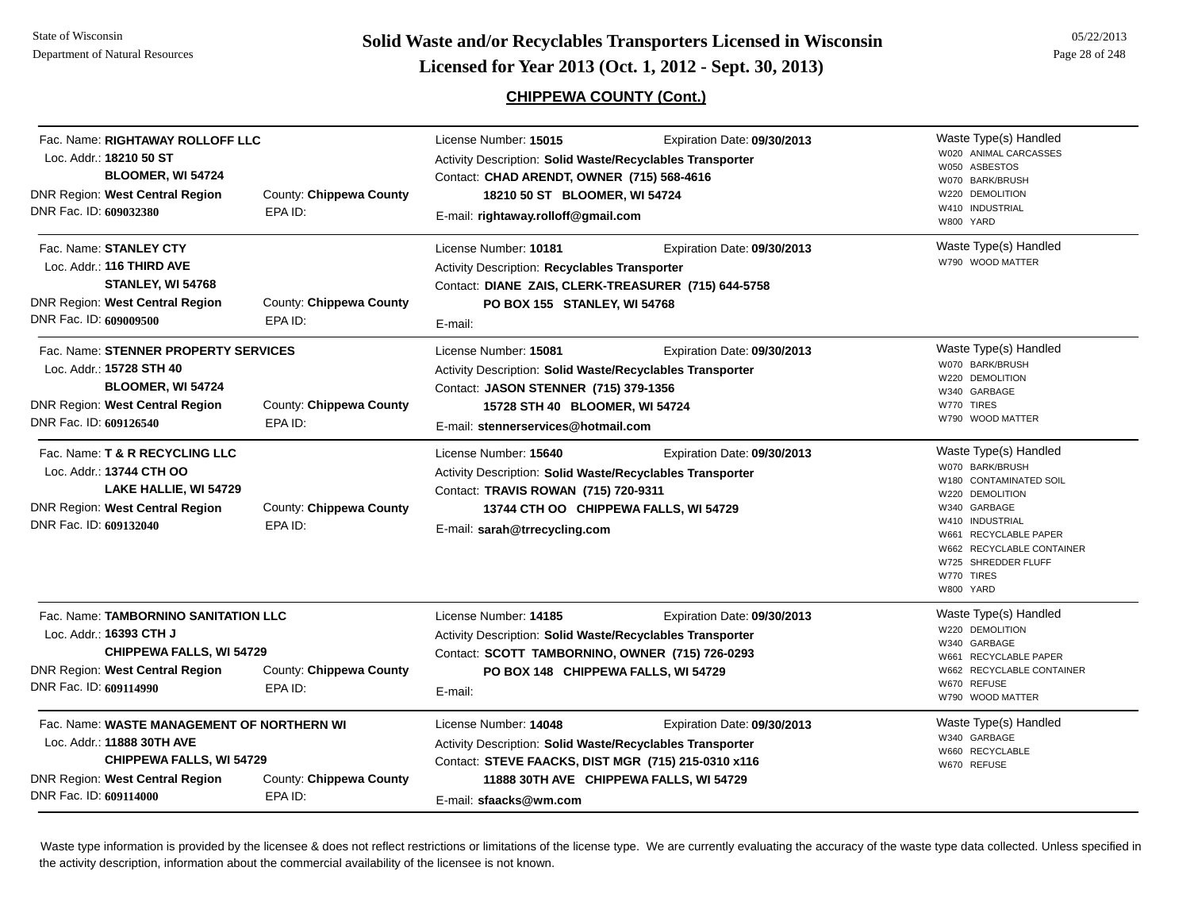## CHIPPEWA COUNTY (Cont.)

| Facility | | License / Contact | | Waste Type(s) Handled |
|---|---|---|---|---|
| Fac. Name: **RIGHTAWAY ROLLOFF LLC**<br>Loc. Addr.: **18210 50 ST**<br>**BLOOMER, WI 54724**<br>DNR Region: **West Central Region**<br>DNR Fac. ID: **609032380** | County: **Chippewa County**<br>EPA ID: | License Number: **15015**<br>Activity Description: **Solid Waste/Recyclables Transporter**<br>Contact: **CHAD ARENDT, OWNER (715) 568-4616**<br>**18210 50 ST BLOOMER, WI 54724**<br>E-mail: **rightaway.rolloff@gmail.com** | Expiration Date: **09/30/2013** | W020 ANIMAL CARCASSES<br>W050 ASBESTOS<br>W070 BARK/BRUSH<br>W220 DEMOLITION<br>W410 INDUSTRIAL<br>W800 YARD |
| Fac. Name: **STANLEY CTY**<br>Loc. Addr.: **116 THIRD AVE**<br>**STANLEY, WI 54768**<br>DNR Region: **West Central Region**<br>DNR Fac. ID: **609009500** | County: **Chippewa County**<br>EPA ID: | License Number: **10181**<br>Activity Description: **Recyclables Transporter**<br>Contact: **DIANE ZAIS, CLERK-TREASURER (715) 644-5758**<br>**PO BOX 155 STANLEY, WI 54768**<br>E-mail: | Expiration Date: **09/30/2013** | W790 WOOD MATTER |
| Fac. Name: **STENNER PROPERTY SERVICES**<br>Loc. Addr.: **15728 STH 40**<br>**BLOOMER, WI 54724**<br>DNR Region: **West Central Region**<br>DNR Fac. ID: **609126540** | County: **Chippewa County**<br>EPA ID: | License Number: **15081**<br>Activity Description: **Solid Waste/Recyclables Transporter**<br>Contact: **JASON STENNER (715) 379-1356**<br>**15728 STH 40 BLOOMER, WI 54724**<br>E-mail: **stennerservices@hotmail.com** | Expiration Date: **09/30/2013** | W070 BARK/BRUSH<br>W220 DEMOLITION<br>W340 GARBAGE<br>W770 TIRES<br>W790 WOOD MATTER |
| Fac. Name: **T & R RECYCLING LLC**<br>Loc. Addr.: **13744 CTH OO**<br>**LAKE HALLIE, WI 54729**<br>DNR Region: **West Central Region**<br>DNR Fac. ID: **609132040** | County: **Chippewa County**<br>EPA ID: | License Number: **15640**<br>Activity Description: **Solid Waste/Recyclables Transporter**<br>Contact: **TRAVIS ROWAN (715) 720-9311**<br>**13744 CTH OO CHIPPEWA FALLS, WI 54729**<br>E-mail: **sarah@trrecycling.com** | Expiration Date: **09/30/2013** | W070 BARK/BRUSH<br>W180 CONTAMINATED SOIL<br>W220 DEMOLITION<br>W340 GARBAGE<br>W410 INDUSTRIAL<br>W661 RECYCLABLE PAPER<br>W662 RECYCLABLE CONTAINER<br>W725 SHREDDER FLUFF<br>W770 TIRES<br>W800 YARD |
| Fac. Name: **TAMBORNINO SANITATION LLC**<br>Loc. Addr.: **16393 CTH J**<br>**CHIPPEWA FALLS, WI 54729**<br>DNR Region: **West Central Region**<br>DNR Fac. ID: **609114990** | County: **Chippewa County**<br>EPA ID: | License Number: **14185**<br>Activity Description: **Solid Waste/Recyclables Transporter**<br>Contact: **SCOTT TAMBORNINO, OWNER (715) 726-0293**<br>**PO BOX 148 CHIPPEWA FALLS, WI 54729**<br>E-mail: | Expiration Date: **09/30/2013** | W220 DEMOLITION<br>W340 GARBAGE<br>W661 RECYCLABLE PAPER<br>W662 RECYCLABLE CONTAINER<br>W670 REFUSE<br>W790 WOOD MATTER |
| Fac. Name: **WASTE MANAGEMENT OF NORTHERN WI**<br>Loc. Addr.: **11888 30TH AVE**<br>**CHIPPEWA FALLS, WI 54729**<br>DNR Region: **West Central Region**<br>DNR Fac. ID: **609114000** | County: **Chippewa County**<br>EPA ID: | License Number: **14048**<br>Activity Description: **Solid Waste/Recyclables Transporter**<br>Contact: **STEVE FAACKS, DIST MGR (715) 215-0310 x116**<br>**11888 30TH AVE CHIPPEWA FALLS, WI 54729**<br>E-mail: **sfaacks@wm.com** | Expiration Date: **09/30/2013** | W340 GARBAGE<br>W660 RECYCLABLE<br>W670 REFUSE |

Waste type information is provided by the licensee & does not reflect restrictions or limitations of the license type. We are currently evaluating the accuracy of the waste type data collected. Unless specified in the activity description, information about the commercial availability of the licensee is not known.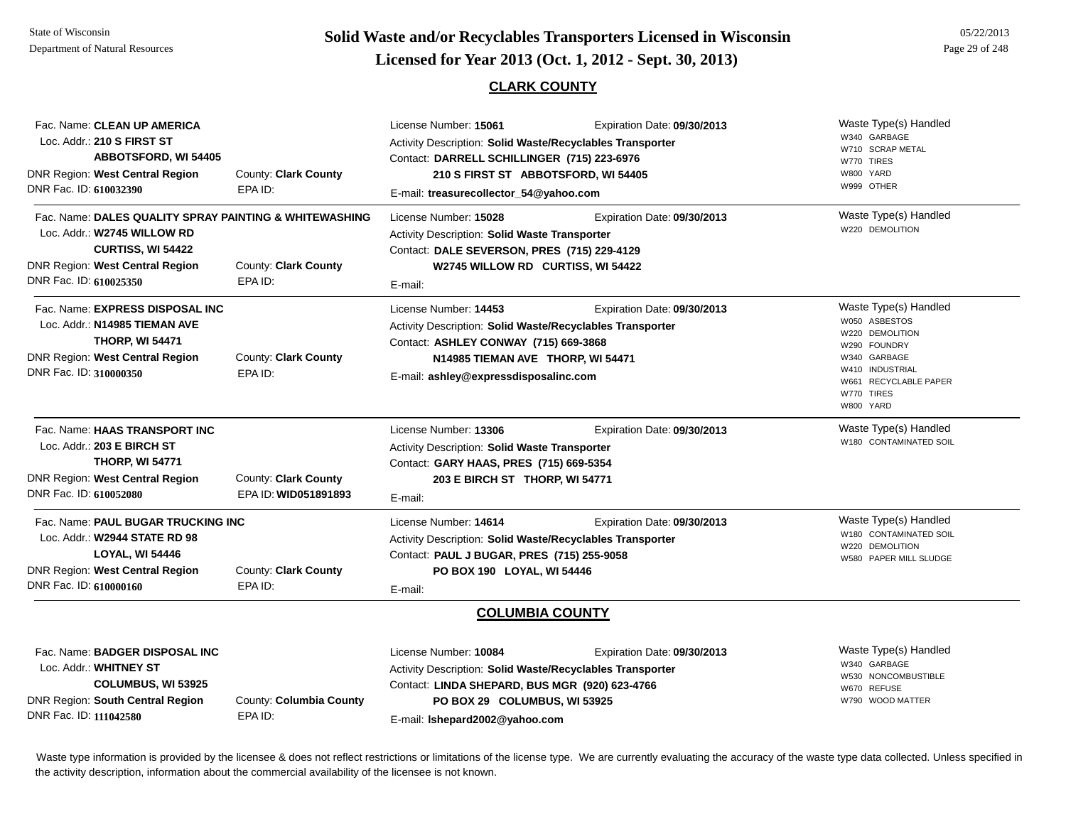## CLARK COUNTY

**Fac. Name:** CLEAN UP AMERICA
**Loc. Addr.:** 210 S FIRST ST
ABBOTSFORD, WI 54405
**DNR Region:** West Central Region
**County:** Clark County
**DNR Fac. ID:** 610032390
**EPA ID:**

**License Number:** 15061
**Expiration Date:** 09/30/2013
**Activity Description:** Solid Waste/Recyclables Transporter
**Contact:** DARRELL SCHILLINGER (715) 223-6976
210 S FIRST ST ABBOTSFORD, WI 54405
**E-mail:** treasurecollector_54@yahoo.com

Waste Type(s) Handled
- W340 GARBAGE
- W710 SCRAP METAL
- W770 TIRES
- W800 YARD
- W999 OTHER

---

**Fac. Name:** DALES QUALITY SPRAY PAINTING & WHITEWASHING
**Loc. Addr.:** W2745 WILLOW RD
CURTISS, WI 54422
**DNR Region:** West Central Region
**County:** Clark County
**DNR Fac. ID:** 610025350
**EPA ID:**

**License Number:** 15028
**Expiration Date:** 09/30/2013
**Activity Description:** Solid Waste Transporter
**Contact:** DALE SEVERSON, PRES (715) 229-4129
W2745 WILLOW RD CURTISS, WI 54422
**E-mail:**

Waste Type(s) Handled
- W220 DEMOLITION

---

**Fac. Name:** EXPRESS DISPOSAL INC
**Loc. Addr.:** N14985 TIEMAN AVE
THORP, WI 54471
**DNR Region:** West Central Region
**County:** Clark County
**DNR Fac. ID:** 310000350
**EPA ID:**

**License Number:** 14453
**Expiration Date:** 09/30/2013
**Activity Description:** Solid Waste/Recyclables Transporter
**Contact:** ASHLEY CONWAY (715) 669-3868
N14985 TIEMAN AVE THORP, WI 54471
**E-mail:** ashley@expressdisposalinc.com

Waste Type(s) Handled
- W050 ASBESTOS
- W220 DEMOLITION
- W290 FOUNDRY
- W340 GARBAGE
- W410 INDUSTRIAL
- W661 RECYCLABLE PAPER
- W770 TIRES
- W800 YARD

---

**Fac. Name:** HAAS TRANSPORT INC
**Loc. Addr.:** 203 E BIRCH ST
THORP, WI 54771
**DNR Region:** West Central Region
**County:** Clark County
**DNR Fac. ID:** 610052080
**EPA ID:** WID051891893

**License Number:** 13306
**Expiration Date:** 09/30/2013
**Activity Description:** Solid Waste Transporter
**Contact:** GARY HAAS, PRES (715) 669-5354
203 E BIRCH ST THORP, WI 54771
**E-mail:**

Waste Type(s) Handled
- W180 CONTAMINATED SOIL

---

**Fac. Name:** PAUL BUGAR TRUCKING INC
**Loc. Addr.:** W2944 STATE RD 98
LOYAL, WI 54446
**DNR Region:** West Central Region
**County:** Clark County
**DNR Fac. ID:** 610000160
**EPA ID:**

**License Number:** 14614
**Expiration Date:** 09/30/2013
**Activity Description:** Solid Waste/Recyclables Transporter
**Contact:** PAUL J BUGAR, PRES (715) 255-9058
PO BOX 190 LOYAL, WI 54446
**E-mail:**

Waste Type(s) Handled
- W180 CONTAMINATED SOIL
- W220 DEMOLITION
- W580 PAPER MILL SLUDGE

---

## COLUMBIA COUNTY

**Fac. Name:** BADGER DISPOSAL INC
**Loc. Addr.:** WHITNEY ST
COLUMBUS, WI 53925
**DNR Region:** South Central Region
**County:** Columbia County
**DNR Fac. ID:** 111042580
**EPA ID:**

**License Number:** 10084
**Expiration Date:** 09/30/2013
**Activity Description:** Solid Waste/Recyclables Transporter
**Contact:** LINDA SHEPARD, BUS MGR (920) 623-4766
PO BOX 29 COLUMBUS, WI 53925
**E-mail:** lshepard2002@yahoo.com

Waste Type(s) Handled
- W340 GARBAGE
- W530 NONCOMBUSTIBLE
- W670 REFUSE
- W790 WOOD MATTER

---

Waste type information is provided by the licensee & does not reflect restrictions or limitations of the license type. We are currently evaluating the accuracy of the waste type data collected. Unless specified in the activity description, information about the commercial availability of the licensee is not known.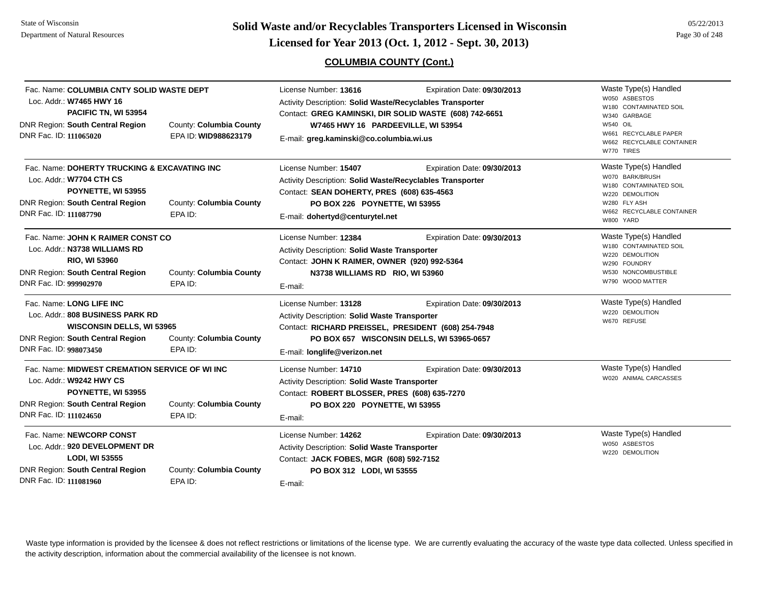## COLUMBIA COUNTY (Cont.)

Fac. Name: **COLUMBIA CNTY SOLID WASTE DEPT**
Loc. Addr.: **W7465 HWY 16**
**PACIFIC TN, WI 53954**
DNR Region: **South Central Region** County: **Columbia County**
DNR Fac. ID: **111065020** EPA ID: **WID988623179**

License Number: **13616** Expiration Date: **09/30/2013**
Activity Description: **Solid Waste/Recyclables Transporter**
Contact: **GREG KAMINSKI, DIR SOLID WASTE (608) 742-6651**
**W7465 HWY 16 PARDEEVILLE, WI 53954**
E-mail: **greg.kaminski@co.columbia.wi.us**

Waste Type(s) Handled
- W050 ASBESTOS
- W180 CONTAMINATED SOIL
- W340 GARBAGE
- W540 OIL
- W661 RECYCLABLE PAPER
- W662 RECYCLABLE CONTAINER
- W770 TIRES

---

Fac. Name: **DOHERTY TRUCKING & EXCAVATING INC**
Loc. Addr.: **W7704 CTH CS**
**POYNETTE, WI 53955**
DNR Region: **South Central Region** County: **Columbia County**
DNR Fac. ID: **111087790** EPA ID:

License Number: **15407** Expiration Date: **09/30/2013**
Activity Description: **Solid Waste/Recyclables Transporter**
Contact: **SEAN DOHERTY, PRES (608) 635-4563**
**PO BOX 226 POYNETTE, WI 53955**
E-mail: **dohertyd@centurytel.net**

Waste Type(s) Handled
- W070 BARK/BRUSH
- W180 CONTAMINATED SOIL
- W220 DEMOLITION
- W280 FLY ASH
- W662 RECYCLABLE CONTAINER
- W800 YARD

---

Fac. Name: **JOHN K RAIMER CONST CO**
Loc. Addr.: **N3738 WILLIAMS RD**
**RIO, WI 53960**
DNR Region: **South Central Region** County: **Columbia County**
DNR Fac. ID: **999902970** EPA ID:

License Number: **12384** Expiration Date: **09/30/2013**
Activity Description: **Solid Waste Transporter**
Contact: **JOHN K RAIMER, OWNER (920) 992-5364**
**N3738 WILLIAMS RD RIO, WI 53960**
E-mail:

Waste Type(s) Handled
- W180 CONTAMINATED SOIL
- W220 DEMOLITION
- W290 FOUNDRY
- W530 NONCOMBUSTIBLE
- W790 WOOD MATTER

---

Fac. Name: **LONG LIFE INC**
Loc. Addr.: **808 BUSINESS PARK RD**
**WISCONSIN DELLS, WI 53965**
DNR Region: **South Central Region** County: **Columbia County**
DNR Fac. ID: **998073450** EPA ID:

License Number: **13128** Expiration Date: **09/30/2013**
Activity Description: **Solid Waste Transporter**
Contact: **RICHARD PREISSEL, PRESIDENT (608) 254-7948**
**PO BOX 657 WISCONSIN DELLS, WI 53965-0657**
E-mail: **longlife@verizon.net**

Waste Type(s) Handled
- W220 DEMOLITION
- W670 REFUSE

---

Fac. Name: **MIDWEST CREMATION SERVICE OF WI INC**
Loc. Addr.: **W9242 HWY CS**
**POYNETTE, WI 53955**
DNR Region: **South Central Region** County: **Columbia County**
DNR Fac. ID: **111024650** EPA ID:

License Number: **14710** Expiration Date: **09/30/2013**
Activity Description: **Solid Waste Transporter**
Contact: **ROBERT BLOSSER, PRES (608) 635-7270**
**PO BOX 220 POYNETTE, WI 53955**
E-mail:

Waste Type(s) Handled
- W020 ANIMAL CARCASSES

---

Fac. Name: **NEWCORP CONST**
Loc. Addr.: **920 DEVELOPMENT DR**
**LODI, WI 53555**
DNR Region: **South Central Region** County: **Columbia County**
DNR Fac. ID: **111081960** EPA ID:

License Number: **14262** Expiration Date: **09/30/2013**
Activity Description: **Solid Waste Transporter**
Contact: **JACK FOBES, MGR (608) 592-7152**
**PO BOX 312 LODI, WI 53555**
E-mail:

Waste Type(s) Handled
- W050 ASBESTOS
- W220 DEMOLITION

---

Waste type information is provided by the licensee & does not reflect restrictions or limitations of the license type. We are currently evaluating the accuracy of the waste type data collected. Unless specified in the activity description, information about the commercial availability of the licensee is not known.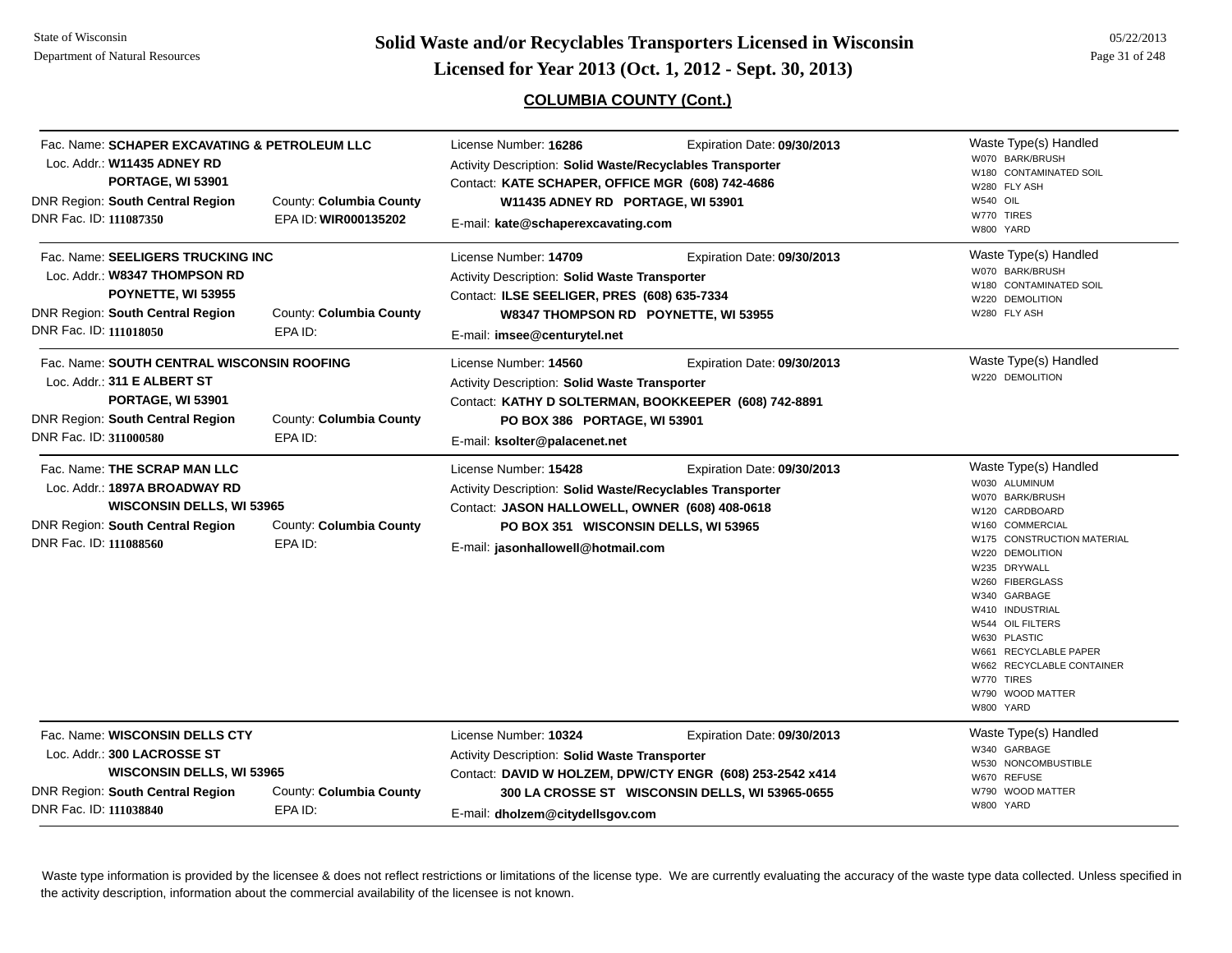## COLUMBIA COUNTY (Cont.)

**Fac. Name:** SCHAPER EXCAVATING & PETROLEUM LLC
**Loc. Addr.:** W11435 ADNEY RD
PORTAGE, WI 53901
**DNR Region:** South Central Region
**County:** Columbia County
**DNR Fac. ID:** 111087350
**EPA ID:** WIR000135202

License Number: **16286**
Expiration Date: **09/30/2013**
Activity Description: **Solid Waste/Recyclables Transporter**
Contact: **KATE SCHAPER, OFFICE MGR (608) 742-4686**
**W11435 ADNEY RD PORTAGE, WI 53901**
E-mail: **kate@schaperexcavating.com**

Waste Type(s) Handled:
- W070 BARK/BRUSH
- W180 CONTAMINATED SOIL
- W280 FLY ASH
- W540 OIL
- W770 TIRES
- W800 YARD

---

**Fac. Name:** SEELIGERS TRUCKING INC
**Loc. Addr.:** W8347 THOMPSON RD
POYNETTE, WI 53955
**DNR Region:** South Central Region
**County:** Columbia County
**DNR Fac. ID:** 111018050
**EPA ID:**

License Number: **14709**
Expiration Date: **09/30/2013**
Activity Description: **Solid Waste Transporter**
Contact: **ILSE SEELIGER, PRES (608) 635-7334**
**W8347 THOMPSON RD POYNETTE, WI 53955**
E-mail: **imsee@centurytel.net**

Waste Type(s) Handled:
- W070 BARK/BRUSH
- W180 CONTAMINATED SOIL
- W220 DEMOLITION
- W280 FLY ASH

---

**Fac. Name:** SOUTH CENTRAL WISCONSIN ROOFING
**Loc. Addr.:** 311 E ALBERT ST
PORTAGE, WI 53901
**DNR Region:** South Central Region
**County:** Columbia County
**DNR Fac. ID:** 311000580
**EPA ID:**

License Number: **14560**
Expiration Date: **09/30/2013**
Activity Description: **Solid Waste Transporter**
Contact: **KATHY D SOLTERMAN, BOOKKEEPER (608) 742-8891**
**PO BOX 386 PORTAGE, WI 53901**
E-mail: **ksolter@palacenet.net**

Waste Type(s) Handled:
- W220 DEMOLITION

---

**Fac. Name:** THE SCRAP MAN LLC
**Loc. Addr.:** 1897A BROADWAY RD
WISCONSIN DELLS, WI 53965
**DNR Region:** South Central Region
**County:** Columbia County
**DNR Fac. ID:** 111088560
**EPA ID:**

License Number: **15428**
Expiration Date: **09/30/2013**
Activity Description: **Solid Waste/Recyclables Transporter**
Contact: **JASON HALLOWELL, OWNER (608) 408-0618**
**PO BOX 351 WISCONSIN DELLS, WI 53965**
E-mail: **jasonhallowell@hotmail.com**

Waste Type(s) Handled:
- W030 ALUMINUM
- W070 BARK/BRUSH
- W120 CARDBOARD
- W160 COMMERCIAL
- W175 CONSTRUCTION MATERIAL
- W220 DEMOLITION
- W235 DRYWALL
- W260 FIBERGLASS
- W340 GARBAGE
- W410 INDUSTRIAL
- W544 OIL FILTERS
- W630 PLASTIC
- W661 RECYCLABLE PAPER
- W662 RECYCLABLE CONTAINER
- W770 TIRES
- W790 WOOD MATTER
- W800 YARD

---

**Fac. Name:** WISCONSIN DELLS CTY
**Loc. Addr.:** 300 LACROSSE ST
WISCONSIN DELLS, WI 53965
**DNR Region:** South Central Region
**County:** Columbia County
**DNR Fac. ID:** 111038840
**EPA ID:**

License Number: **10324**
Expiration Date: **09/30/2013**
Activity Description: **Solid Waste Transporter**
Contact: **DAVID W HOLZEM, DPW/CTY ENGR (608) 253-2542 x414**
**300 LA CROSSE ST WISCONSIN DELLS, WI 53965-0655**
E-mail: **dholzem@citydellsgov.com**

Waste Type(s) Handled:
- W340 GARBAGE
- W530 NONCOMBUSTIBLE
- W670 REFUSE
- W790 WOOD MATTER
- W800 YARD

---

Waste type information is provided by the licensee & does not reflect restrictions or limitations of the license type. We are currently evaluating the accuracy of the waste type data collected. Unless specified in the activity description, information about the commercial availability of the licensee is not known.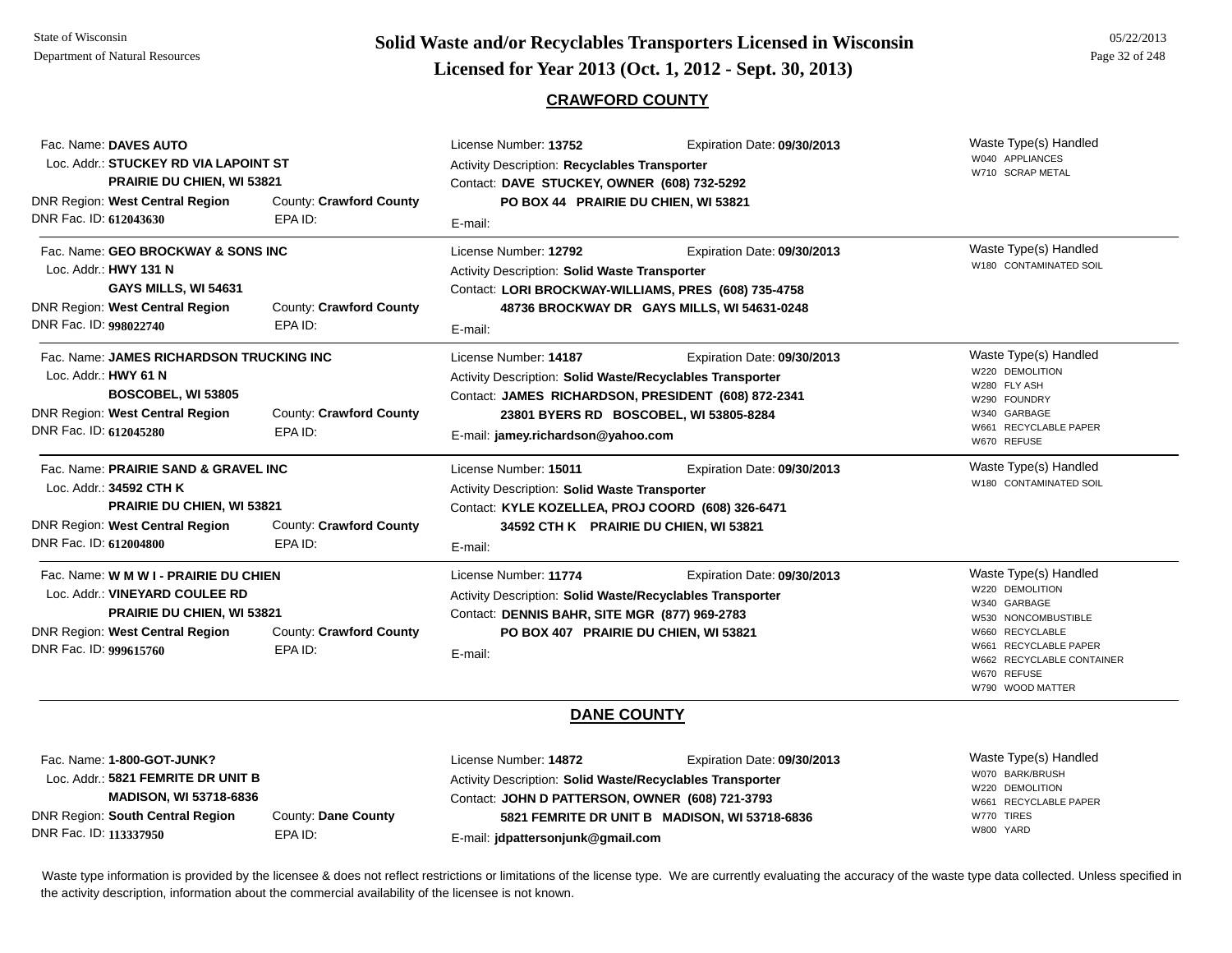# Solid Waste and/or Recyclables Transporters Licensed in Wisconsin

## Licensed for Year 2013 (Oct. 1, 2012 - Sept. 30, 2013)

### CRAWFORD COUNTY

Fac. Name: **DAVES AUTO**
Loc. Addr.: **STUCKEY RD VIA LAPOINT ST**
**PRAIRIE DU CHIEN, WI 53821**
DNR Region: **West Central Region** County: **Crawford County**
DNR Fac. ID: **612043630** EPA ID:

License Number: **13752** Expiration Date: **09/30/2013**
Activity Description: **Recyclables Transporter**
Contact: **DAVE STUCKEY, OWNER (608) 732-5292**
**PO BOX 44 PRAIRIE DU CHIEN, WI 53821**
E-mail:

Waste Type(s) Handled
- W040 APPLIANCES
- W710 SCRAP METAL

---

Fac. Name: **GEO BROCKWAY & SONS INC**
Loc. Addr.: **HWY 131 N**
**GAYS MILLS, WI 54631**
DNR Region: **West Central Region** County: **Crawford County**
DNR Fac. ID: **998022740** EPA ID:

License Number: **12792** Expiration Date: **09/30/2013**
Activity Description: **Solid Waste Transporter**
Contact: **LORI BROCKWAY-WILLIAMS, PRES (608) 735-4758**
**48736 BROCKWAY DR GAYS MILLS, WI 54631-0248**
E-mail:

Waste Type(s) Handled
- W180 CONTAMINATED SOIL

---

Fac. Name: **JAMES RICHARDSON TRUCKING INC**
Loc. Addr.: **HWY 61 N**
**BOSCOBEL, WI 53805**
DNR Region: **West Central Region** County: **Crawford County**
DNR Fac. ID: **612045280** EPA ID:

License Number: **14187** Expiration Date: **09/30/2013**
Activity Description: **Solid Waste/Recyclables Transporter**
Contact: **JAMES RICHARDSON, PRESIDENT (608) 872-2341**
**23801 BYERS RD BOSCOBEL, WI 53805-8284**
E-mail: **jamey.richardson@yahoo.com**

Waste Type(s) Handled
- W220 DEMOLITION
- W280 FLY ASH
- W290 FOUNDRY
- W340 GARBAGE
- W661 RECYCLABLE PAPER
- W670 REFUSE

---

Fac. Name: **PRAIRIE SAND & GRAVEL INC**
Loc. Addr.: **34592 CTH K**
**PRAIRIE DU CHIEN, WI 53821**
DNR Region: **West Central Region** County: **Crawford County**
DNR Fac. ID: **612004800** EPA ID:

License Number: **15011** Expiration Date: **09/30/2013**
Activity Description: **Solid Waste Transporter**
Contact: **KYLE KOZELLEA, PROJ COORD (608) 326-6471**
**34592 CTH K PRAIRIE DU CHIEN, WI 53821**
E-mail:

Waste Type(s) Handled
- W180 CONTAMINATED SOIL

---

Fac. Name: **W M W I - PRAIRIE DU CHIEN**
Loc. Addr.: **VINEYARD COULEE RD**
**PRAIRIE DU CHIEN, WI 53821**
DNR Region: **West Central Region** County: **Crawford County**
DNR Fac. ID: **999615760** EPA ID:

License Number: **11774** Expiration Date: **09/30/2013**
Activity Description: **Solid Waste/Recyclables Transporter**
Contact: **DENNIS BAHR, SITE MGR (877) 969-2783**
**PO BOX 407 PRAIRIE DU CHIEN, WI 53821**
E-mail:

Waste Type(s) Handled
- W220 DEMOLITION
- W340 GARBAGE
- W530 NONCOMBUSTIBLE
- W660 RECYCLABLE
- W661 RECYCLABLE PAPER
- W662 RECYCLABLE CONTAINER
- W670 REFUSE
- W790 WOOD MATTER

---

### DANE COUNTY

Fac. Name: **1-800-GOT-JUNK?**
Loc. Addr.: **5821 FEMRITE DR UNIT B**
**MADISON, WI 53718-6836**
DNR Region: **South Central Region** County: **Dane County**
DNR Fac. ID: **113337950** EPA ID:

License Number: **14872** Expiration Date: **09/30/2013**
Activity Description: **Solid Waste/Recyclables Transporter**
Contact: **JOHN D PATTERSON, OWNER (608) 721-3793**
**5821 FEMRITE DR UNIT B MADISON, WI 53718-6836**
E-mail: **jdpattersonjunk@gmail.com**

Waste Type(s) Handled
- W070 BARK/BRUSH
- W220 DEMOLITION
- W661 RECYCLABLE PAPER
- W770 TIRES
- W800 YARD

---

Waste type information is provided by the licensee & does not reflect restrictions or limitations of the license type. We are currently evaluating the accuracy of the waste type data collected. Unless specified in the activity description, information about the commercial availability of the licensee is not known.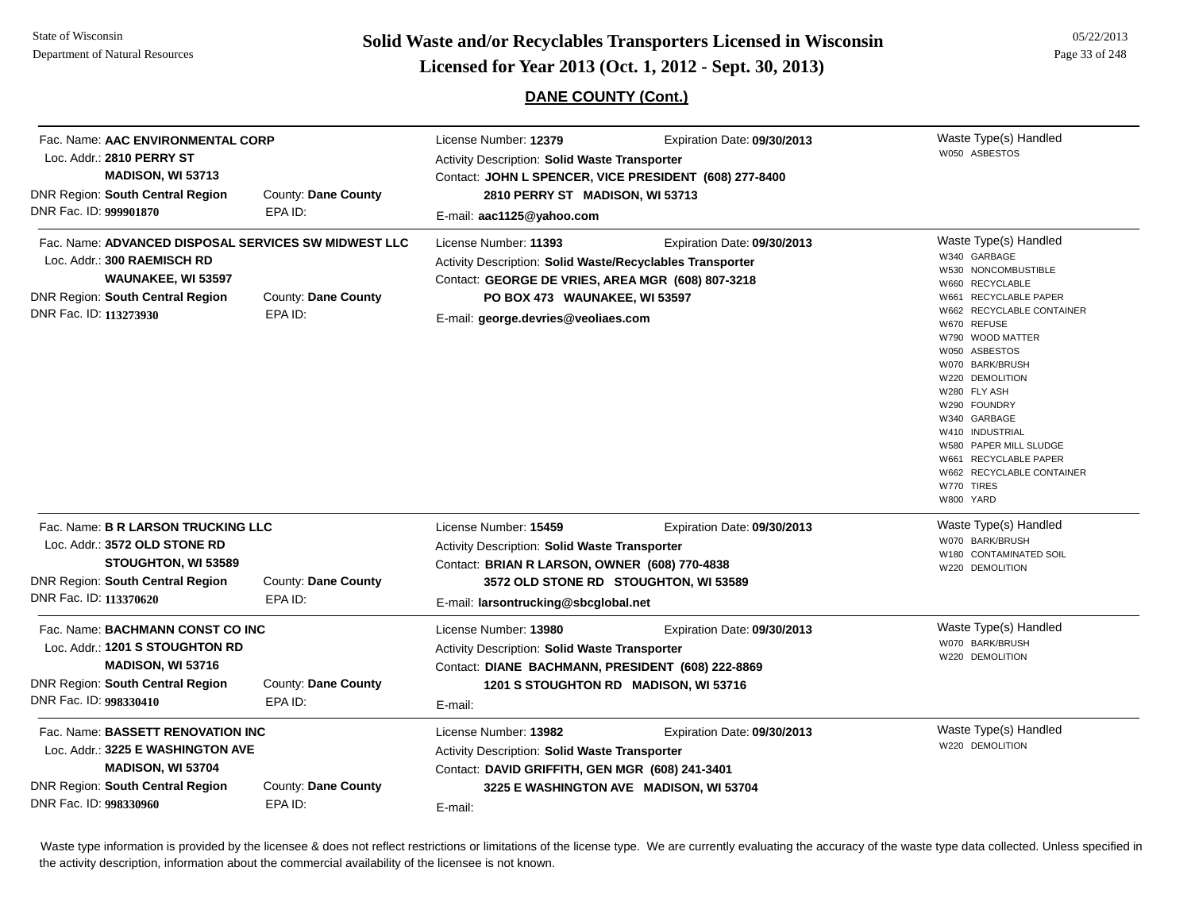## DANE COUNTY (Cont.)

**Fac. Name:** AAC ENVIRONMENTAL CORP
**Loc. Addr.:** 2810 PERRY ST
MADISON, WI 53713
**DNR Region:** South Central Region — **County:** Dane County
**DNR Fac. ID:** 999901870 — **EPA ID:**

License Number: **12379** — Expiration Date: **09/30/2013**
Activity Description: **Solid Waste Transporter**
Contact: **JOHN L SPENCER, VICE PRESIDENT (608) 277-8400**
2810 PERRY ST MADISON, WI 53713
E-mail: **aac1125@yahoo.com**

Waste Type(s) Handled
- W050 ASBESTOS

---

**Fac. Name:** ADVANCED DISPOSAL SERVICES SW MIDWEST LLC
**Loc. Addr.:** 300 RAEMISCH RD
WAUNAKEE, WI 53597
**DNR Region:** South Central Region — **County:** Dane County
**DNR Fac. ID:** 113273930 — **EPA ID:**

License Number: **11393** — Expiration Date: **09/30/2013**
Activity Description: **Solid Waste/Recyclables Transporter**
Contact: **GEORGE DE VRIES, AREA MGR (608) 807-3218**
PO BOX 473 WAUNAKEE, WI 53597
E-mail: **george.devries@veoliaes.com**

Waste Type(s) Handled
- W340 GARBAGE
- W530 NONCOMBUSTIBLE
- W660 RECYCLABLE
- W661 RECYCLABLE PAPER
- W662 RECYCLABLE CONTAINER
- W670 REFUSE
- W790 WOOD MATTER
- W050 ASBESTOS
- W070 BARK/BRUSH
- W220 DEMOLITION
- W280 FLY ASH
- W290 FOUNDRY
- W340 GARBAGE
- W410 INDUSTRIAL
- W580 PAPER MILL SLUDGE
- W661 RECYCLABLE PAPER
- W662 RECYCLABLE CONTAINER
- W770 TIRES
- W800 YARD

---

**Fac. Name:** B R LARSON TRUCKING LLC
**Loc. Addr.:** 3572 OLD STONE RD
STOUGHTON, WI 53589
**DNR Region:** South Central Region — **County:** Dane County
**DNR Fac. ID:** 113370620 — **EPA ID:**

License Number: **15459** — Expiration Date: **09/30/2013**
Activity Description: **Solid Waste Transporter**
Contact: **BRIAN R LARSON, OWNER (608) 770-4838**
3572 OLD STONE RD STOUGHTON, WI 53589
E-mail: **larsontrucking@sbcglobal.net**

Waste Type(s) Handled
- W070 BARK/BRUSH
- W180 CONTAMINATED SOIL
- W220 DEMOLITION

---

**Fac. Name:** BACHMANN CONST CO INC
**Loc. Addr.:** 1201 S STOUGHTON RD
MADISON, WI 53716
**DNR Region:** South Central Region — **County:** Dane County
**DNR Fac. ID:** 998330410 — **EPA ID:**

License Number: **13980** — Expiration Date: **09/30/2013**
Activity Description: **Solid Waste Transporter**
Contact: **DIANE BACHMANN, PRESIDENT (608) 222-8869**
1201 S STOUGHTON RD MADISON, WI 53716
E-mail:

Waste Type(s) Handled
- W070 BARK/BRUSH
- W220 DEMOLITION

---

**Fac. Name:** BASSETT RENOVATION INC
**Loc. Addr.:** 3225 E WASHINGTON AVE
MADISON, WI 53704
**DNR Region:** South Central Region — **County:** Dane County
**DNR Fac. ID:** 998330960 — **EPA ID:**

License Number: **13982** — Expiration Date: **09/30/2013**
Activity Description: **Solid Waste Transporter**
Contact: **DAVID GRIFFITH, GEN MGR (608) 241-3401**
3225 E WASHINGTON AVE MADISON, WI 53704
E-mail:

Waste Type(s) Handled
- W220 DEMOLITION

---

Waste type information is provided by the licensee & does not reflect restrictions or limitations of the license type. We are currently evaluating the accuracy of the waste type data collected. Unless specified in the activity description, information about the commercial availability of the licensee is not known.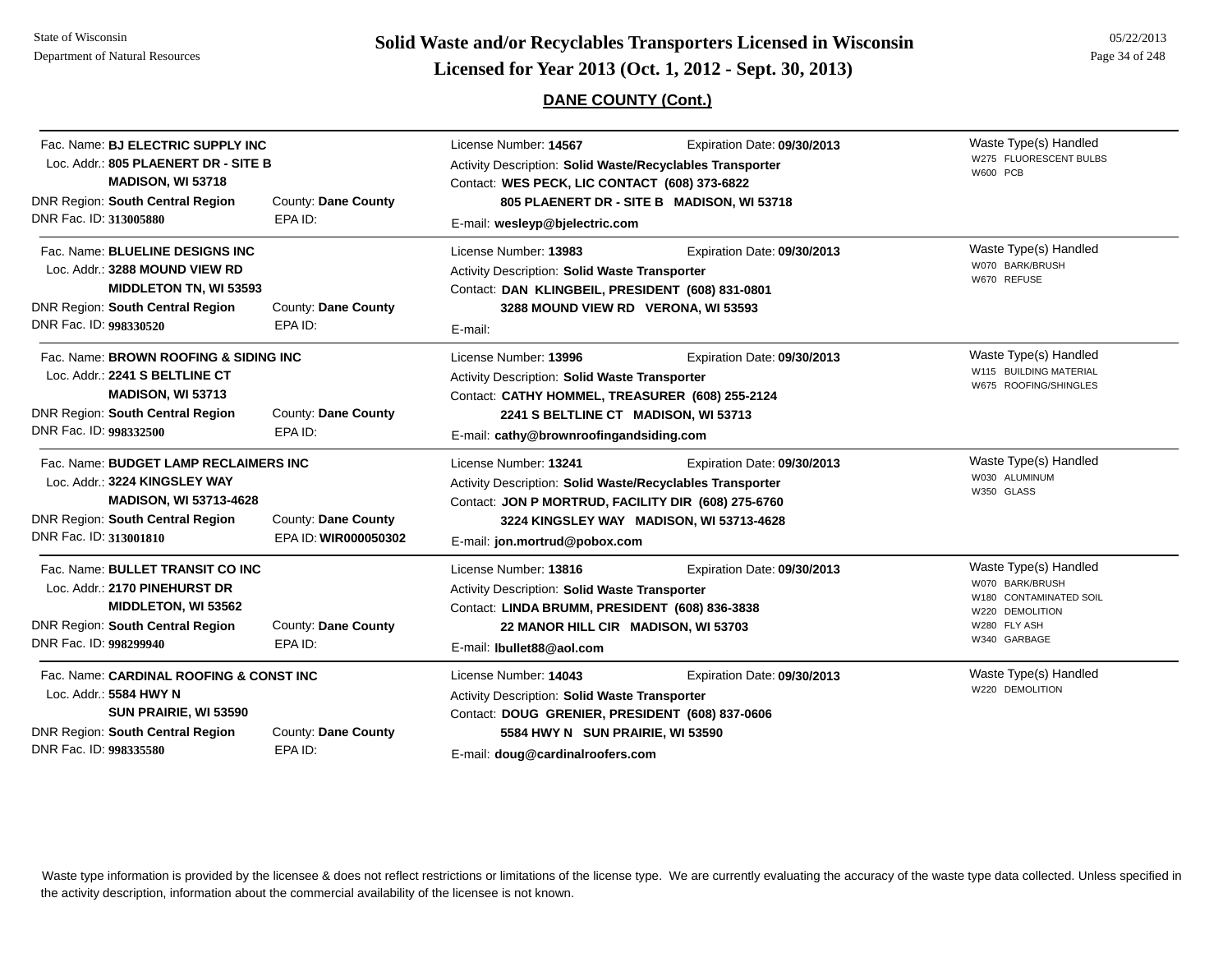# Solid Waste and/or Recyclables Transporters Licensed in Wisconsin

## Licensed for Year 2013 (Oct. 1, 2012 - Sept. 30, 2013)

### DANE COUNTY (Cont.)

Fac. Name: **BJ ELECTRIC SUPPLY INC**
Loc. Addr.: **805 PLAENERT DR - SITE B**
**MADISON, WI 53718**
DNR Region: **South Central Region** County: **Dane County**
DNR Fac. ID: **313005880** EPA ID:

License Number: **14567** Expiration Date: **09/30/2013**
Activity Description: **Solid Waste/Recyclables Transporter**
Contact: **WES PECK, LIC CONTACT (608) 373-6822**
**805 PLAENERT DR - SITE B MADISON, WI 53718**
E-mail: **wesleyp@bjelectric.com**

Waste Type(s) Handled
W275 FLUORESCENT BULBS
W600 PCB

---

Fac. Name: **BLUELINE DESIGNS INC**
Loc. Addr.: **3288 MOUND VIEW RD**
**MIDDLETON TN, WI 53593**
DNR Region: **South Central Region** County: **Dane County**
DNR Fac. ID: **998330520** EPA ID:

License Number: **13983** Expiration Date: **09/30/2013**
Activity Description: **Solid Waste Transporter**
Contact: **DAN KLINGBEIL, PRESIDENT (608) 831-0801**
**3288 MOUND VIEW RD VERONA, WI 53593**
E-mail:

Waste Type(s) Handled
W070 BARK/BRUSH
W670 REFUSE

---

Fac. Name: **BROWN ROOFING & SIDING INC**
Loc. Addr.: **2241 S BELTLINE CT**
**MADISON, WI 53713**
DNR Region: **South Central Region** County: **Dane County**
DNR Fac. ID: **998332500** EPA ID:

License Number: **13996** Expiration Date: **09/30/2013**
Activity Description: **Solid Waste Transporter**
Contact: **CATHY HOMMEL, TREASURER (608) 255-2124**
**2241 S BELTLINE CT MADISON, WI 53713**
E-mail: **cathy@brownroofingandsiding.com**

Waste Type(s) Handled
W115 BUILDING MATERIAL
W675 ROOFING/SHINGLES

---

Fac. Name: **BUDGET LAMP RECLAIMERS INC**
Loc. Addr.: **3224 KINGSLEY WAY**
**MADISON, WI 53713-4628**
DNR Region: **South Central Region** County: **Dane County**
DNR Fac. ID: **313001810** EPA ID: **WIR000050302**

License Number: **13241** Expiration Date: **09/30/2013**
Activity Description: **Solid Waste/Recyclables Transporter**
Contact: **JON P MORTRUD, FACILITY DIR (608) 275-6760**
**3224 KINGSLEY WAY MADISON, WI 53713-4628**
E-mail: **jon.mortrud@pobox.com**

Waste Type(s) Handled
W030 ALUMINUM
W350 GLASS

---

Fac. Name: **BULLET TRANSIT CO INC**
Loc. Addr.: **2170 PINEHURST DR**
**MIDDLETON, WI 53562**
DNR Region: **South Central Region** County: **Dane County**
DNR Fac. ID: **998299940** EPA ID:

License Number: **13816** Expiration Date: **09/30/2013**
Activity Description: **Solid Waste Transporter**
Contact: **LINDA BRUMM, PRESIDENT (608) 836-3838**
**22 MANOR HILL CIR MADISON, WI 53703**
E-mail: **lbullet88@aol.com**

Waste Type(s) Handled
W070 BARK/BRUSH
W180 CONTAMINATED SOIL
W220 DEMOLITION
W280 FLY ASH
W340 GARBAGE

---

Fac. Name: **CARDINAL ROOFING & CONST INC**
Loc. Addr.: **5584 HWY N**
**SUN PRAIRIE, WI 53590**
DNR Region: **South Central Region** County: **Dane County**
DNR Fac. ID: **998335580** EPA ID:

License Number: **14043** Expiration Date: **09/30/2013**
Activity Description: **Solid Waste Transporter**
Contact: **DOUG GRENIER, PRESIDENT (608) 837-0606**
**5584 HWY N SUN PRAIRIE, WI 53590**
E-mail: **doug@cardinalroofers.com**

Waste Type(s) Handled
W220 DEMOLITION

---

Waste type information is provided by the licensee & does not reflect restrictions or limitations of the license type. We are currently evaluating the accuracy of the waste type data collected. Unless specified in the activity description, information about the commercial availability of the licensee is not known.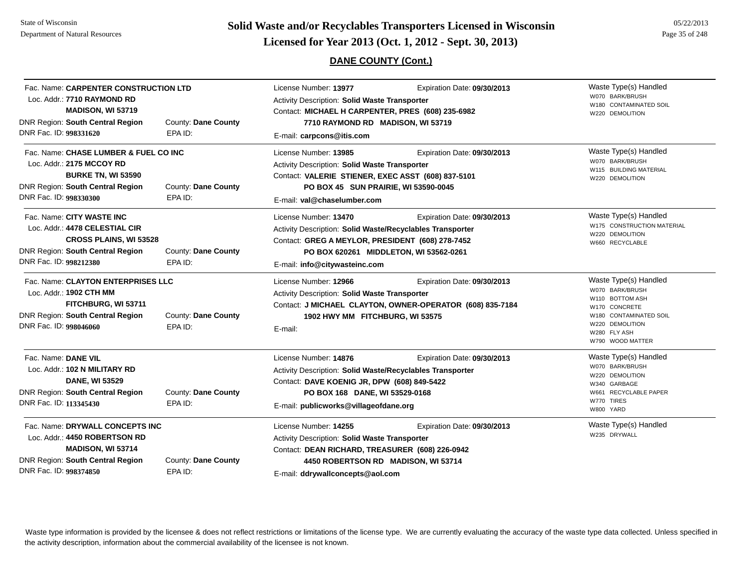## DANE COUNTY (Cont.)

| Facility | License / Contact | Waste Type(s) Handled |
|---|---|---|
| Fac. Name: **CARPENTER CONSTRUCTION LTD**<br>Loc. Addr.: **7710 RAYMOND RD, MADISON, WI 53719**<br>DNR Region: **South Central Region**<br>County: **Dane County**<br>DNR Fac. ID: **998331620**<br>EPA ID: | License Number: **13977**<br>Expiration Date: **09/30/2013**<br>Activity Description: **Solid Waste Transporter**<br>Contact: **MICHAEL H CARPENTER, PRES (608) 235-6982**<br>**7710 RAYMOND RD MADISON, WI 53719**<br>E-mail: **carpcons@itis.com** | W070 BARK/BRUSH<br>W180 CONTAMINATED SOIL<br>W220 DEMOLITION |
| Fac. Name: **CHASE LUMBER & FUEL CO INC**<br>Loc. Addr.: **2175 MCCOY RD, BURKE TN, WI 53590**<br>DNR Region: **South Central Region**<br>County: **Dane County**<br>DNR Fac. ID: **998330300**<br>EPA ID: | License Number: **13985**<br>Expiration Date: **09/30/2013**<br>Activity Description: **Solid Waste Transporter**<br>Contact: **VALERIE STIENER, EXEC ASST (608) 837-5101**<br>**PO BOX 45 SUN PRAIRIE, WI 53590-0045**<br>E-mail: **val@chaselumber.com** | W070 BARK/BRUSH<br>W115 BUILDING MATERIAL<br>W220 DEMOLITION |
| Fac. Name: **CITY WASTE INC**<br>Loc. Addr.: **4478 CELESTIAL CIR, CROSS PLAINS, WI 53528**<br>DNR Region: **South Central Region**<br>County: **Dane County**<br>DNR Fac. ID: **998212380**<br>EPA ID: | License Number: **13470**<br>Expiration Date: **09/30/2013**<br>Activity Description: **Solid Waste/Recyclables Transporter**<br>Contact: **GREG A MEYLOR, PRESIDENT (608) 278-7452**<br>**PO BOX 620261 MIDDLETON, WI 53562-0261**<br>E-mail: **info@citywasteinc.com** | W175 CONSTRUCTION MATERIAL<br>W220 DEMOLITION<br>W660 RECYCLABLE |
| Fac. Name: **CLAYTON ENTERPRISES LLC**<br>Loc. Addr.: **1902 CTH MM, FITCHBURG, WI 53711**<br>DNR Region: **South Central Region**<br>County: **Dane County**<br>DNR Fac. ID: **998046060**<br>EPA ID: | License Number: **12966**<br>Expiration Date: **09/30/2013**<br>Activity Description: **Solid Waste Transporter**<br>Contact: **J MICHAEL CLAYTON, OWNER-OPERATOR (608) 835-7184**<br>**1902 HWY MM FITCHBURG, WI 53575**<br>E-mail: | W070 BARK/BRUSH<br>W110 BOTTOM ASH<br>W170 CONCRETE<br>W180 CONTAMINATED SOIL<br>W220 DEMOLITION<br>W280 FLY ASH<br>W790 WOOD MATTER |
| Fac. Name: **DANE VIL**<br>Loc. Addr.: **102 N MILITARY RD, DANE, WI 53529**<br>DNR Region: **South Central Region**<br>County: **Dane County**<br>DNR Fac. ID: **113345430**<br>EPA ID: | License Number: **14876**<br>Expiration Date: **09/30/2013**<br>Activity Description: **Solid Waste/Recyclables Transporter**<br>Contact: **DAVE KOENIG JR, DPW (608) 849-5422**<br>**PO BOX 168 DANE, WI 53529-0168**<br>E-mail: **publicworks@villageofdane.org** | W070 BARK/BRUSH<br>W220 DEMOLITION<br>W340 GARBAGE<br>W661 RECYCLABLE PAPER<br>W770 TIRES<br>W800 YARD |
| Fac. Name: **DRYWALL CONCEPTS INC**<br>Loc. Addr.: **4450 ROBERTSON RD, MADISON, WI 53714**<br>DNR Region: **South Central Region**<br>County: **Dane County**<br>DNR Fac. ID: **998374850**<br>EPA ID: | License Number: **14255**<br>Expiration Date: **09/30/2013**<br>Activity Description: **Solid Waste Transporter**<br>Contact: **DEAN RICHARD, TREASURER (608) 226-0942**<br>**4450 ROBERTSON RD MADISON, WI 53714**<br>E-mail: **ddrywallconcepts@aol.com** | W235 DRYWALL |

Waste type information is provided by the licensee & does not reflect restrictions or limitations of the license type. We are currently evaluating the accuracy of the waste type data collected. Unless specified in the activity description, information about the commercial availability of the licensee is not known.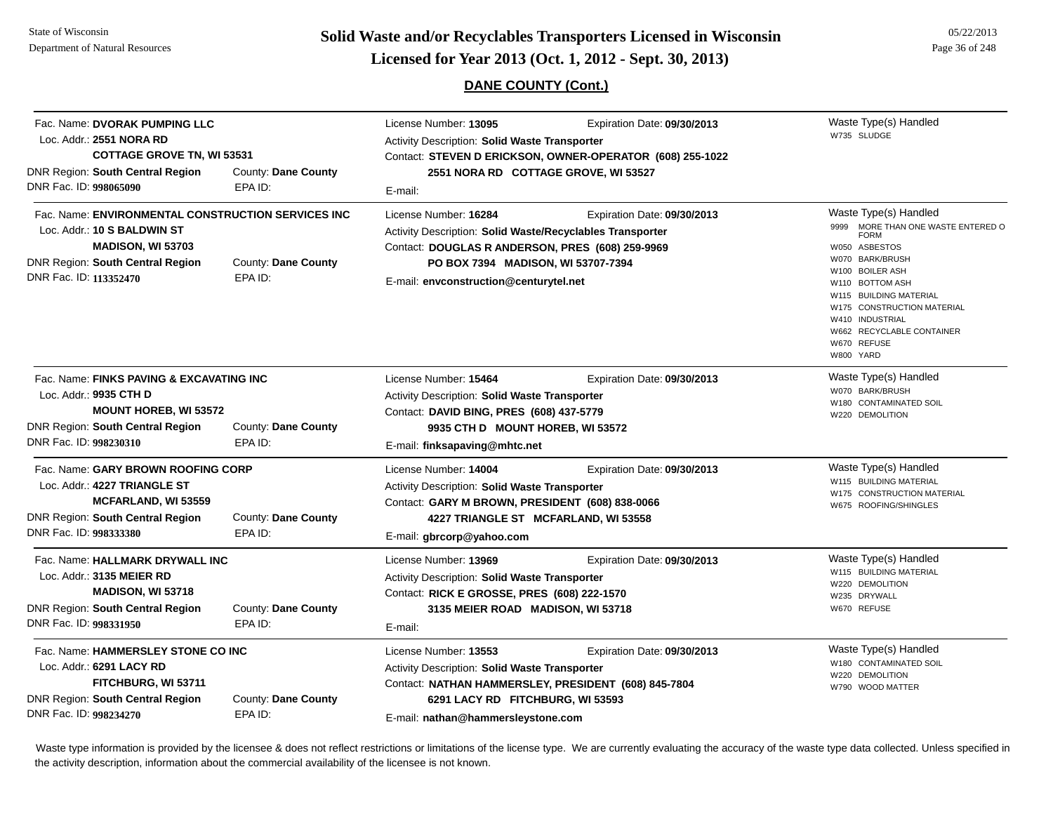## DANE COUNTY (Cont.)

**Fac. Name:** DVORAK PUMPING LLC
**Loc. Addr.:** 2551 NORA RD
COTTAGE GROVE TN, WI 53531
**DNR Region:** South Central Region  **County:** Dane County
**DNR Fac. ID:** 998065090  **EPA ID:**

License Number: 13095  Expiration Date: 09/30/2013
Activity Description: Solid Waste Transporter
Contact: STEVEN D ERICKSON, OWNER-OPERATOR (608) 255-1022
2551 NORA RD COTTAGE GROVE, WI 53527
E-mail:

Waste Type(s) Handled
- W735 SLUDGE

---

**Fac. Name:** ENVIRONMENTAL CONSTRUCTION SERVICES INC
**Loc. Addr.:** 10 S BALDWIN ST
MADISON, WI 53703
**DNR Region:** South Central Region  **County:** Dane County
**DNR Fac. ID:** 113352470  **EPA ID:**

License Number: 16284  Expiration Date: 09/30/2013
Activity Description: Solid Waste/Recyclables Transporter
Contact: DOUGLAS R ANDERSON, PRES (608) 259-9969
PO BOX 7394 MADISON, WI 53707-7394
E-mail: envconstruction@centurytel.net

Waste Type(s) Handled
- 9999 MORE THAN ONE WASTE ENTERED O FORM
- W050 ASBESTOS
- W070 BARK/BRUSH
- W100 BOILER ASH
- W110 BOTTOM ASH
- W115 BUILDING MATERIAL
- W175 CONSTRUCTION MATERIAL
- W410 INDUSTRIAL
- W662 RECYCLABLE CONTAINER
- W670 REFUSE
- W800 YARD

---

**Fac. Name:** FINKS PAVING & EXCAVATING INC
**Loc. Addr.:** 9935 CTH D
MOUNT HOREB, WI 53572
**DNR Region:** South Central Region  **County:** Dane County
**DNR Fac. ID:** 998230310  **EPA ID:**

License Number: 15464  Expiration Date: 09/30/2013
Activity Description: Solid Waste Transporter
Contact: DAVID BING, PRES (608) 437-5779
9935 CTH D MOUNT HOREB, WI 53572
E-mail: finksapaving@mhtc.net

Waste Type(s) Handled
- W070 BARK/BRUSH
- W180 CONTAMINATED SOIL
- W220 DEMOLITION

---

**Fac. Name:** GARY BROWN ROOFING CORP
**Loc. Addr.:** 4227 TRIANGLE ST
MCFARLAND, WI 53559
**DNR Region:** South Central Region  **County:** Dane County
**DNR Fac. ID:** 998333380  **EPA ID:**

License Number: 14004  Expiration Date: 09/30/2013
Activity Description: Solid Waste Transporter
Contact: GARY M BROWN, PRESIDENT (608) 838-0066
4227 TRIANGLE ST MCFARLAND, WI 53558
E-mail: gbrcorp@yahoo.com

Waste Type(s) Handled
- W115 BUILDING MATERIAL
- W175 CONSTRUCTION MATERIAL
- W675 ROOFING/SHINGLES

---

**Fac. Name:** HALLMARK DRYWALL INC
**Loc. Addr.:** 3135 MEIER RD
MADISON, WI 53718
**DNR Region:** South Central Region  **County:** Dane County
**DNR Fac. ID:** 998331950  **EPA ID:**

License Number: 13969  Expiration Date: 09/30/2013
Activity Description: Solid Waste Transporter
Contact: RICK E GROSSE, PRES (608) 222-1570
3135 MEIER ROAD MADISON, WI 53718
E-mail:

Waste Type(s) Handled
- W115 BUILDING MATERIAL
- W220 DEMOLITION
- W235 DRYWALL
- W670 REFUSE

---

**Fac. Name:** HAMMERSLEY STONE CO INC
**Loc. Addr.:** 6291 LACY RD
FITCHBURG, WI 53711
**DNR Region:** South Central Region  **County:** Dane County
**DNR Fac. ID:** 998234270  **EPA ID:**

License Number: 13553  Expiration Date: 09/30/2013
Activity Description: Solid Waste Transporter
Contact: NATHAN HAMMERSLEY, PRESIDENT (608) 845-7804
6291 LACY RD FITCHBURG, WI 53593
E-mail: nathan@hammersleystone.com

Waste Type(s) Handled
- W180 CONTAMINATED SOIL
- W220 DEMOLITION
- W790 WOOD MATTER

---

Waste type information is provided by the licensee & does not reflect restrictions or limitations of the license type. We are currently evaluating the accuracy of the waste type data collected. Unless specified in the activity description, information about the commercial availability of the licensee is not known.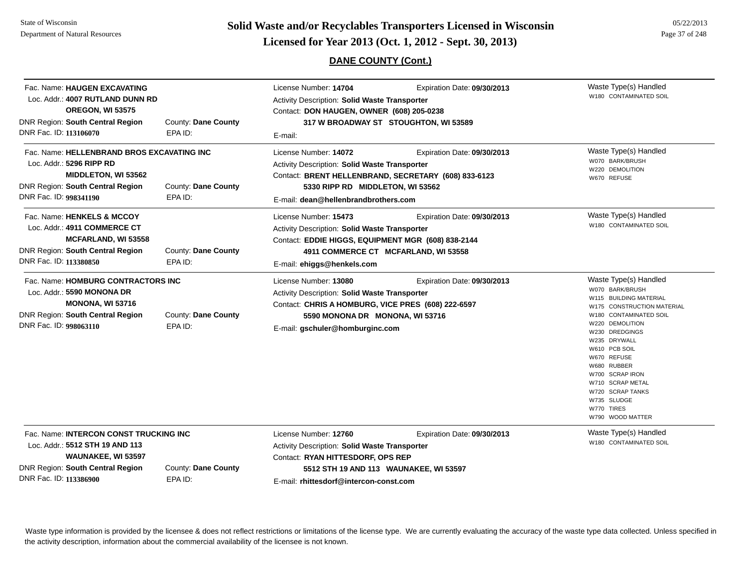## DANE COUNTY (Cont.)

Fac. Name: **HAUGEN EXCAVATING**
Loc. Addr.: **4007 RUTLAND DUNN RD**
**OREGON, WI 53575**
DNR Region: **South Central Region** County: **Dane County**
DNR Fac. ID: **113106070** EPA ID:

License Number: **14704** Expiration Date: **09/30/2013**
Activity Description: **Solid Waste Transporter**
Contact: **DON HAUGEN, OWNER (608) 205-0238**
**317 W BROADWAY ST STOUGHTON, WI 53589**
E-mail:

Waste Type(s) Handled
- W180 CONTAMINATED SOIL

---

Fac. Name: **HELLENBRAND BROS EXCAVATING INC**
Loc. Addr.: **5296 RIPP RD**
**MIDDLETON, WI 53562**
DNR Region: **South Central Region** County: **Dane County**
DNR Fac. ID: **998341190** EPA ID:

License Number: **14072** Expiration Date: **09/30/2013**
Activity Description: **Solid Waste Transporter**
Contact: **BRENT HELLENBRAND, SECRETARY (608) 833-6123**
**5330 RIPP RD MIDDLETON, WI 53562**
E-mail: **dean@hellenbrandbrothers.com**

Waste Type(s) Handled
- W070 BARK/BRUSH
- W220 DEMOLITION
- W670 REFUSE

---

Fac. Name: **HENKELS & MCCOY**
Loc. Addr.: **4911 COMMERCE CT**
**MCFARLAND, WI 53558**
DNR Region: **South Central Region** County: **Dane County**
DNR Fac. ID: **113380850** EPA ID:

License Number: **15473** Expiration Date: **09/30/2013**
Activity Description: **Solid Waste Transporter**
Contact: **EDDIE HIGGS, EQUIPMENT MGR (608) 838-2144**
**4911 COMMERCE CT MCFARLAND, WI 53558**
E-mail: **ehiggs@henkels.com**

Waste Type(s) Handled
- W180 CONTAMINATED SOIL

---

Fac. Name: **HOMBURG CONTRACTORS INC**
Loc. Addr.: **5590 MONONA DR**
**MONONA, WI 53716**
DNR Region: **South Central Region** County: **Dane County**
DNR Fac. ID: **998063110** EPA ID:

License Number: **13080** Expiration Date: **09/30/2013**
Activity Description: **Solid Waste Transporter**
Contact: **CHRIS A HOMBURG, VICE PRES (608) 222-6597**
**5590 MONONA DR MONONA, WI 53716**
E-mail: **gschuler@homburginc.com**

Waste Type(s) Handled
- W070 BARK/BRUSH
- W115 BUILDING MATERIAL
- W175 CONSTRUCTION MATERIAL
- W180 CONTAMINATED SOIL
- W220 DEMOLITION
- W230 DREDGINGS
- W235 DRYWALL
- W610 PCB SOIL
- W670 REFUSE
- W680 RUBBER
- W700 SCRAP IRON
- W710 SCRAP METAL
- W720 SCRAP TANKS
- W735 SLUDGE
- W770 TIRES
- W790 WOOD MATTER

---

Fac. Name: **INTERCON CONST TRUCKING INC**
Loc. Addr.: **5512 STH 19 AND 113**
**WAUNAKEE, WI 53597**
DNR Region: **South Central Region** County: **Dane County**
DNR Fac. ID: **113386900** EPA ID:

License Number: **12760** Expiration Date: **09/30/2013**
Activity Description: **Solid Waste Transporter**
Contact: **RYAN HITTESDORF, OPS REP**
**5512 STH 19 AND 113 WAUNAKEE, WI 53597**
E-mail: **rhittesdorf@intercon-const.com**

Waste Type(s) Handled
- W180 CONTAMINATED SOIL

---

Waste type information is provided by the licensee & does not reflect restrictions or limitations of the license type. We are currently evaluating the accuracy of the waste type data collected. Unless specified in the activity description, information about the commercial availability of the licensee is not known.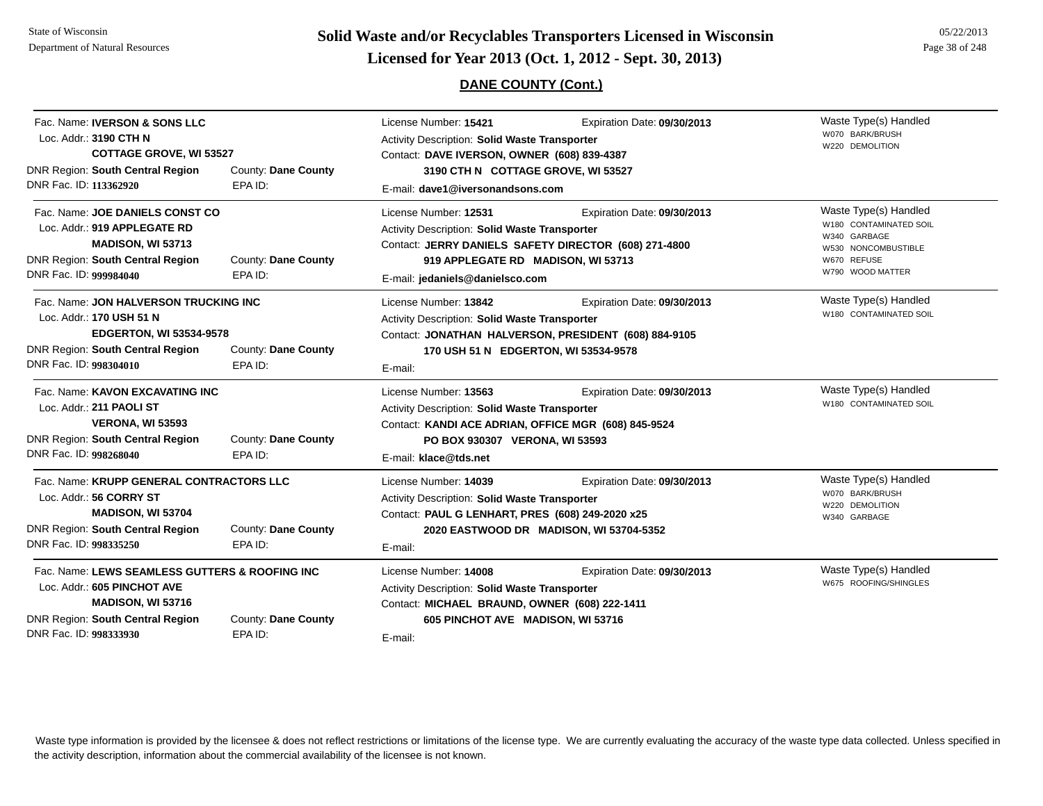## DANE COUNTY (Cont.)

---

Fac. Name: **IVERSON & SONS LLC**
Loc. Addr.: **3190 CTH N**
**COTTAGE GROVE, WI 53527**
DNR Region: **South Central Region** County: **Dane County**
DNR Fac. ID: **113362920** EPA ID:

License Number: **15421** Expiration Date: **09/30/2013**
Activity Description: **Solid Waste Transporter**
Contact: **DAVE IVERSON, OWNER (608) 839-4387**
**3190 CTH N COTTAGE GROVE, WI 53527**
E-mail: **dave1@iversonandsons.com**

Waste Type(s) Handled
- W070 BARK/BRUSH
- W220 DEMOLITION

---

Fac. Name: **JOE DANIELS CONST CO**
Loc. Addr.: **919 APPLEGATE RD**
**MADISON, WI 53713**
DNR Region: **South Central Region** County: **Dane County**
DNR Fac. ID: **999984040** EPA ID:

License Number: **12531** Expiration Date: **09/30/2013**
Activity Description: **Solid Waste Transporter**
Contact: **JERRY DANIELS SAFETY DIRECTOR (608) 271-4800**
**919 APPLEGATE RD MADISON, WI 53713**
E-mail: **jedaniels@danielsco.com**

Waste Type(s) Handled
- W180 CONTAMINATED SOIL
- W340 GARBAGE
- W530 NONCOMBUSTIBLE
- W670 REFUSE
- W790 WOOD MATTER

---

Fac. Name: **JON HALVERSON TRUCKING INC**
Loc. Addr.: **170 USH 51 N**
**EDGERTON, WI 53534-9578**
DNR Region: **South Central Region** County: **Dane County**
DNR Fac. ID: **998304010** EPA ID:

License Number: **13842** Expiration Date: **09/30/2013**
Activity Description: **Solid Waste Transporter**
Contact: **JONATHAN HALVERSON, PRESIDENT (608) 884-9105**
**170 USH 51 N EDGERTON, WI 53534-9578**
E-mail:

Waste Type(s) Handled
- W180 CONTAMINATED SOIL

---

Fac. Name: **KAVON EXCAVATING INC**
Loc. Addr.: **211 PAOLI ST**
**VERONA, WI 53593**
DNR Region: **South Central Region** County: **Dane County**
DNR Fac. ID: **998268040** EPA ID:

License Number: **13563** Expiration Date: **09/30/2013**
Activity Description: **Solid Waste Transporter**
Contact: **KANDI ACE ADRIAN, OFFICE MGR (608) 845-9524**
**PO BOX 930307 VERONA, WI 53593**
E-mail: **klace@tds.net**

Waste Type(s) Handled
- W180 CONTAMINATED SOIL

---

Fac. Name: **KRUPP GENERAL CONTRACTORS LLC**
Loc. Addr.: **56 CORRY ST**
**MADISON, WI 53704**
DNR Region: **South Central Region** County: **Dane County**
DNR Fac. ID: **998335250** EPA ID:

License Number: **14039** Expiration Date: **09/30/2013**
Activity Description: **Solid Waste Transporter**
Contact: **PAUL G LENHART, PRES (608) 249-2020 x25**
**2020 EASTWOOD DR MADISON, WI 53704-5352**
E-mail:

Waste Type(s) Handled
- W070 BARK/BRUSH
- W220 DEMOLITION
- W340 GARBAGE

---

Fac. Name: **LEWS SEAMLESS GUTTERS & ROOFING INC**
Loc. Addr.: **605 PINCHOT AVE**
**MADISON, WI 53716**
DNR Region: **South Central Region** County: **Dane County**
DNR Fac. ID: **998333930** EPA ID:

License Number: **14008** Expiration Date: **09/30/2013**
Activity Description: **Solid Waste Transporter**
Contact: **MICHAEL BRAUND, OWNER (608) 222-1411**
**605 PINCHOT AVE MADISON, WI 53716**
E-mail:

Waste Type(s) Handled
- W675 ROOFING/SHINGLES

---

Waste type information is provided by the licensee & does not reflect restrictions or limitations of the license type. We are currently evaluating the accuracy of the waste type data collected. Unless specified in the activity description, information about the commercial availability of the licensee is not known.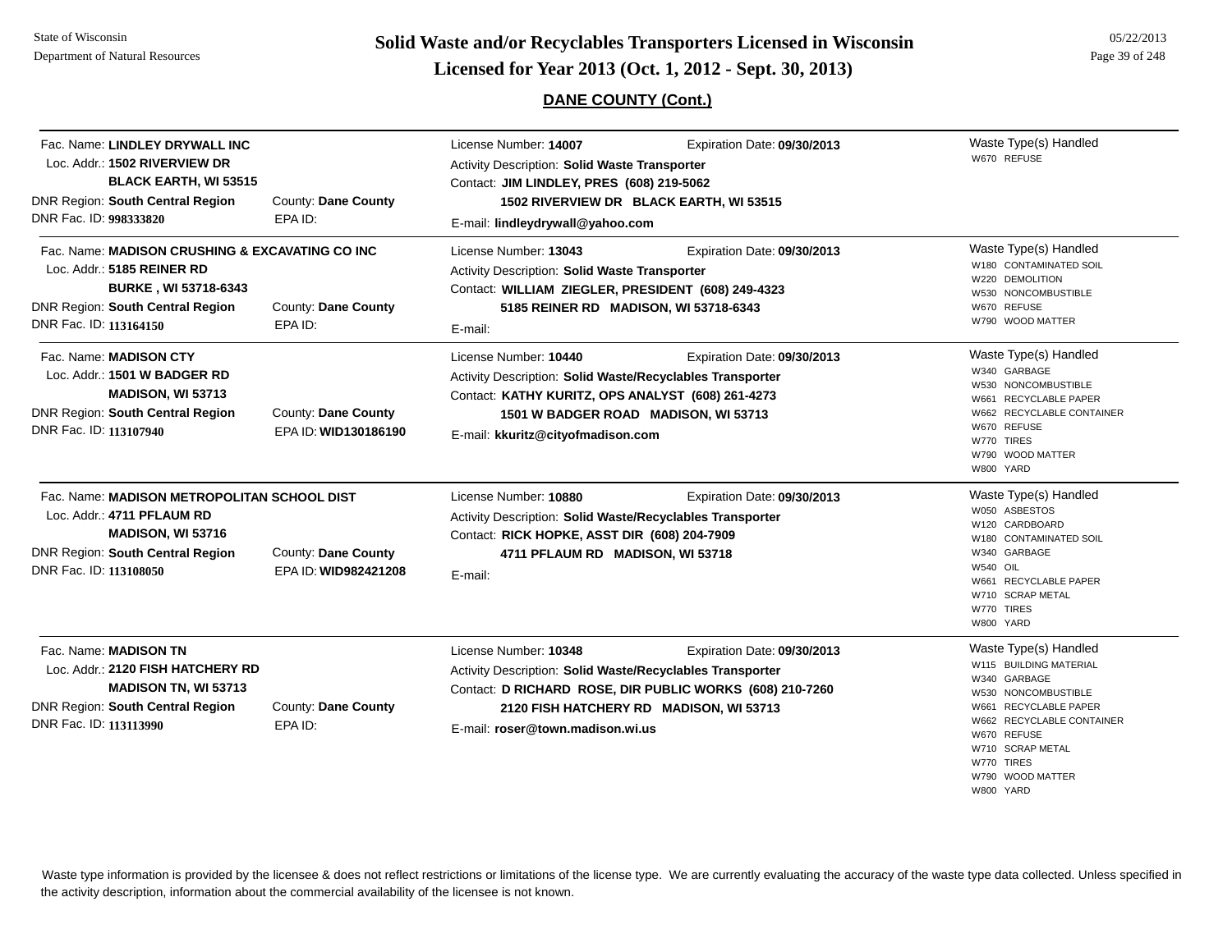## DANE COUNTY (Cont.)

---

Fac. Name: **LINDLEY DRYWALL INC**
Loc. Addr.: **1502 RIVERVIEW DR**
**BLACK EARTH, WI 53515**
DNR Region: **South Central Region** County: **Dane County**
DNR Fac. ID: **998333820** EPA ID:

License Number: **14007** Expiration Date: **09/30/2013**
Activity Description: **Solid Waste Transporter**
Contact: **JIM LINDLEY, PRES (608) 219-5062**
**1502 RIVERVIEW DR BLACK EARTH, WI 53515**
E-mail: **lindleydrywall@yahoo.com**

Waste Type(s) Handled
- W670 REFUSE

---

Fac. Name: **MADISON CRUSHING & EXCAVATING CO INC**
Loc. Addr.: **5185 REINER RD**
**BURKE , WI 53718-6343**
DNR Region: **South Central Region** County: **Dane County**
DNR Fac. ID: **113164150** EPA ID:

License Number: **13043** Expiration Date: **09/30/2013**
Activity Description: **Solid Waste Transporter**
Contact: **WILLIAM ZIEGLER, PRESIDENT (608) 249-4323**
**5185 REINER RD MADISON, WI 53718-6343**
E-mail:

Waste Type(s) Handled
- W180 CONTAMINATED SOIL
- W220 DEMOLITION
- W530 NONCOMBUSTIBLE
- W670 REFUSE
- W790 WOOD MATTER

---

Fac. Name: **MADISON CTY**
Loc. Addr.: **1501 W BADGER RD**
**MADISON, WI 53713**
DNR Region: **South Central Region** County: **Dane County**
DNR Fac. ID: **113107940** EPA ID: **WID130186190**

License Number: **10440** Expiration Date: **09/30/2013**
Activity Description: **Solid Waste/Recyclables Transporter**
Contact: **KATHY KURITZ, OPS ANALYST (608) 261-4273**
**1501 W BADGER ROAD MADISON, WI 53713**
E-mail: **kkuritz@cityofmadison.com**

Waste Type(s) Handled
- W340 GARBAGE
- W530 NONCOMBUSTIBLE
- W661 RECYCLABLE PAPER
- W662 RECYCLABLE CONTAINER
- W670 REFUSE
- W770 TIRES
- W790 WOOD MATTER
- W800 YARD

---

Fac. Name: **MADISON METROPOLITAN SCHOOL DIST**
Loc. Addr.: **4711 PFLAUM RD**
**MADISON, WI 53716**
DNR Region: **South Central Region** County: **Dane County**
DNR Fac. ID: **113108050** EPA ID: **WID982421208**

License Number: **10880** Expiration Date: **09/30/2013**
Activity Description: **Solid Waste/Recyclables Transporter**
Contact: **RICK HOPKE, ASST DIR (608) 204-7909**
**4711 PFLAUM RD MADISON, WI 53718**
E-mail:

Waste Type(s) Handled
- W050 ASBESTOS
- W120 CARDBOARD
- W180 CONTAMINATED SOIL
- W340 GARBAGE
- W540 OIL
- W661 RECYCLABLE PAPER
- W710 SCRAP METAL
- W770 TIRES
- W800 YARD

---

Fac. Name: **MADISON TN**
Loc. Addr.: **2120 FISH HATCHERY RD**
**MADISON TN, WI 53713**
DNR Region: **South Central Region** County: **Dane County**
DNR Fac. ID: **113113990** EPA ID:

License Number: **10348** Expiration Date: **09/30/2013**
Activity Description: **Solid Waste/Recyclables Transporter**
Contact: **D RICHARD ROSE, DIR PUBLIC WORKS (608) 210-7260**
**2120 FISH HATCHERY RD MADISON, WI 53713**
E-mail: **roser@town.madison.wi.us**

Waste Type(s) Handled
- W115 BUILDING MATERIAL
- W340 GARBAGE
- W530 NONCOMBUSTIBLE
- W661 RECYCLABLE PAPER
- W662 RECYCLABLE CONTAINER
- W670 REFUSE
- W710 SCRAP METAL
- W770 TIRES
- W790 WOOD MATTER
- W800 YARD

---

Waste type information is provided by the licensee & does not reflect restrictions or limitations of the license type. We are currently evaluating the accuracy of the waste type data collected. Unless specified in the activity description, information about the commercial availability of the licensee is not known.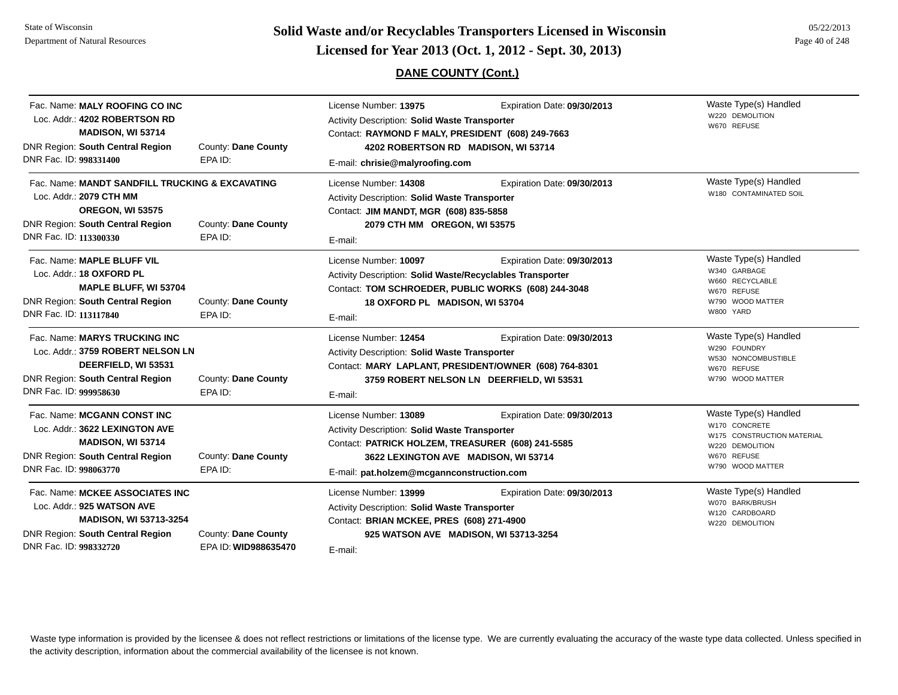## DANE COUNTY (Cont.)

---

Fac. Name: **MALY ROOFING CO INC**
Loc. Addr.: **4202 ROBERTSON RD**
**MADISON, WI 53714**
DNR Region: **South Central Region** County: **Dane County**
DNR Fac. ID: **998331400** EPA ID:

License Number: **13975** Expiration Date: **09/30/2013**
Activity Description: **Solid Waste Transporter**
Contact: **RAYMOND F MALY, PRESIDENT (608) 249-7663**
**4202 ROBERTSON RD MADISON, WI 53714**
E-mail: **chrisie@malyroofing.com**

Waste Type(s) Handled
- W220 DEMOLITION
- W670 REFUSE

---

Fac. Name: **MANDT SANDFILL TRUCKING & EXCAVATING**
Loc. Addr.: **2079 CTH MM**
**OREGON, WI 53575**
DNR Region: **South Central Region** County: **Dane County**
DNR Fac. ID: **113300330** EPA ID:

License Number: **14308** Expiration Date: **09/30/2013**
Activity Description: **Solid Waste Transporter**
Contact: **JIM MANDT, MGR (608) 835-5858**
**2079 CTH MM OREGON, WI 53575**
E-mail:

Waste Type(s) Handled
- W180 CONTAMINATED SOIL

---

Fac. Name: **MAPLE BLUFF VIL**
Loc. Addr.: **18 OXFORD PL**
**MAPLE BLUFF, WI 53704**
DNR Region: **South Central Region** County: **Dane County**
DNR Fac. ID: **113117840** EPA ID:

License Number: **10097** Expiration Date: **09/30/2013**
Activity Description: **Solid Waste/Recyclables Transporter**
Contact: **TOM SCHROEDER, PUBLIC WORKS (608) 244-3048**
**18 OXFORD PL MADISON, WI 53704**
E-mail:

Waste Type(s) Handled
- W340 GARBAGE
- W660 RECYCLABLE
- W670 REFUSE
- W790 WOOD MATTER
- W800 YARD

---

Fac. Name: **MARYS TRUCKING INC**
Loc. Addr.: **3759 ROBERT NELSON LN**
**DEERFIELD, WI 53531**
DNR Region: **South Central Region** County: **Dane County**
DNR Fac. ID: **999958630** EPA ID:

License Number: **12454** Expiration Date: **09/30/2013**
Activity Description: **Solid Waste Transporter**
Contact: **MARY LAPLANT, PRESIDENT/OWNER (608) 764-8301**
**3759 ROBERT NELSON LN DEERFIELD, WI 53531**
E-mail:

Waste Type(s) Handled
- W290 FOUNDRY
- W530 NONCOMBUSTIBLE
- W670 REFUSE
- W790 WOOD MATTER

---

Fac. Name: **MCGANN CONST INC**
Loc. Addr.: **3622 LEXINGTON AVE**
**MADISON, WI 53714**
DNR Region: **South Central Region** County: **Dane County**
DNR Fac. ID: **998063770** EPA ID:

License Number: **13089** Expiration Date: **09/30/2013**
Activity Description: **Solid Waste Transporter**
Contact: **PATRICK HOLZEM, TREASURER (608) 241-5585**
**3622 LEXINGTON AVE MADISON, WI 53714**
E-mail: **pat.holzem@mcgannconstruction.com**

Waste Type(s) Handled
- W170 CONCRETE
- W175 CONSTRUCTION MATERIAL
- W220 DEMOLITION
- W670 REFUSE
- W790 WOOD MATTER

---

Fac. Name: **MCKEE ASSOCIATES INC**
Loc. Addr.: **925 WATSON AVE**
**MADISON, WI 53713-3254**
DNR Region: **South Central Region** County: **Dane County**
DNR Fac. ID: **998332720** EPA ID: **WID988635470**

License Number: **13999** Expiration Date: **09/30/2013**
Activity Description: **Solid Waste Transporter**
Contact: **BRIAN MCKEE, PRES (608) 271-4900**
**925 WATSON AVE MADISON, WI 53713-3254**
E-mail:

Waste Type(s) Handled
- W070 BARK/BRUSH
- W120 CARDBOARD
- W220 DEMOLITION

---

Waste type information is provided by the licensee & does not reflect restrictions or limitations of the license type. We are currently evaluating the accuracy of the waste type data collected. Unless specified in the activity description, information about the commercial availability of the licensee is not known.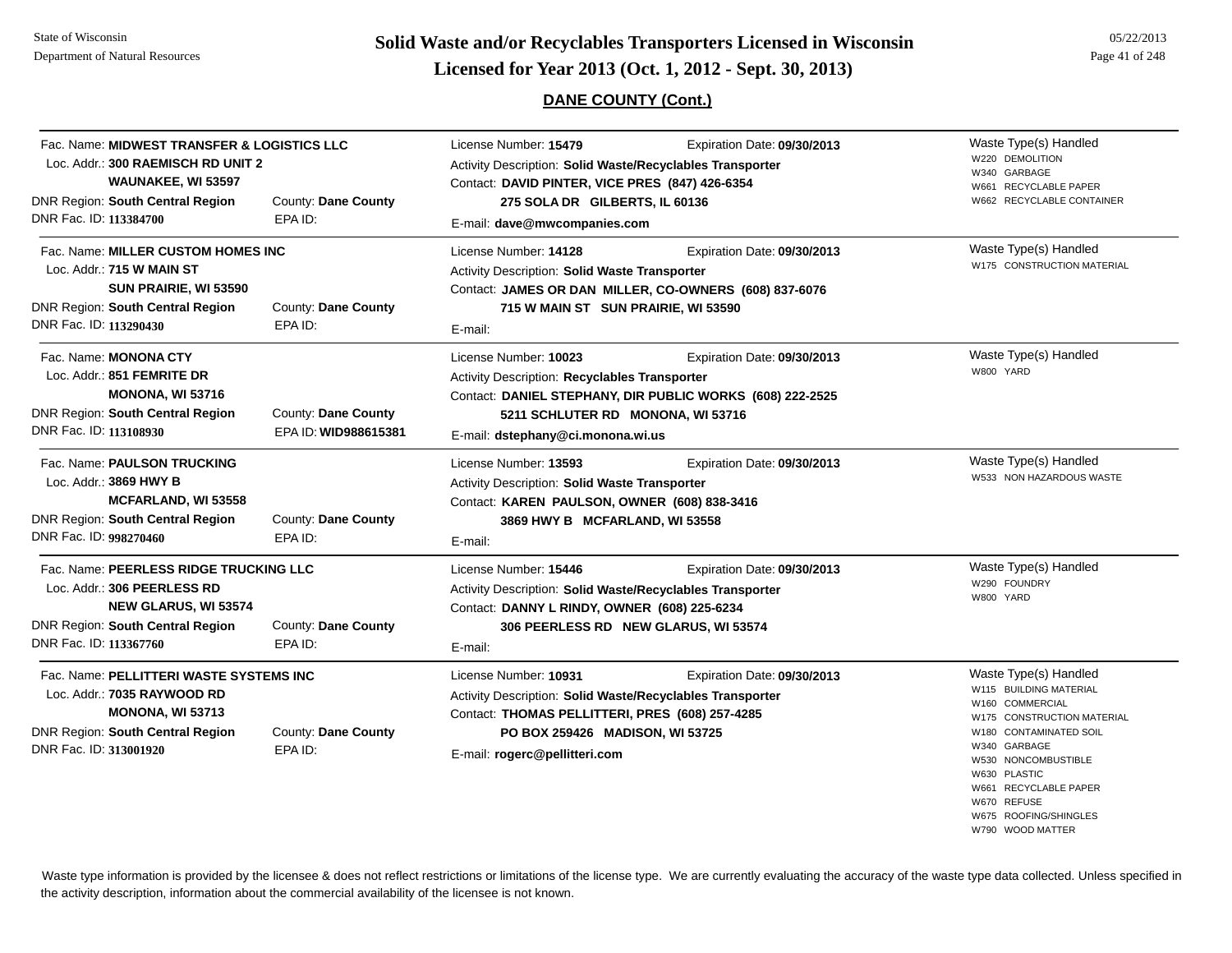## DANE COUNTY (Cont.)

**Fac. Name: MIDWEST TRANSFER & LOGISTICS LLC**
Loc. Addr.: **300 RAEMISCH RD UNIT 2, WAUNAKEE, WI 53597**
DNR Region: **South Central Region** — County: **Dane County**
DNR Fac. ID: **113384700** — EPA ID:
License Number: **15479** — Expiration Date: **09/30/2013**
Activity Description: **Solid Waste/Recyclables Transporter**
Contact: **DAVID PINTER, VICE PRES (847) 426-6354**, **275 SOLA DR GILBERTS, IL 60136**
E-mail: **dave@mwcompanies.com**
Waste Type(s) Handled:
- W220 DEMOLITION
- W340 GARBAGE
- W661 RECYCLABLE PAPER
- W662 RECYCLABLE CONTAINER

---

**Fac. Name: MILLER CUSTOM HOMES INC**
Loc. Addr.: **715 W MAIN ST, SUN PRAIRIE, WI 53590**
DNR Region: **South Central Region** — County: **Dane County**
DNR Fac. ID: **113290430** — EPA ID:
License Number: **14128** — Expiration Date: **09/30/2013**
Activity Description: **Solid Waste Transporter**
Contact: **JAMES OR DAN MILLER, CO-OWNERS (608) 837-6076**, **715 W MAIN ST SUN PRAIRIE, WI 53590**
E-mail:
Waste Type(s) Handled:
- W175 CONSTRUCTION MATERIAL

---

**Fac. Name: MONONA CTY**
Loc. Addr.: **851 FEMRITE DR, MONONA, WI 53716**
DNR Region: **South Central Region** — County: **Dane County**
DNR Fac. ID: **113108930** — EPA ID: **WID988615381**
License Number: **10023** — Expiration Date: **09/30/2013**
Activity Description: **Recyclables Transporter**
Contact: **DANIEL STEPHANY, DIR PUBLIC WORKS (608) 222-2525**, **5211 SCHLUTER RD MONONA, WI 53716**
E-mail: **dstephany@ci.monona.wi.us**
Waste Type(s) Handled:
- W800 YARD

---

**Fac. Name: PAULSON TRUCKING**
Loc. Addr.: **3869 HWY B, MCFARLAND, WI 53558**
DNR Region: **South Central Region** — County: **Dane County**
DNR Fac. ID: **998270460** — EPA ID:
License Number: **13593** — Expiration Date: **09/30/2013**
Activity Description: **Solid Waste Transporter**
Contact: **KAREN PAULSON, OWNER (608) 838-3416**, **3869 HWY B MCFARLAND, WI 53558**
E-mail:
Waste Type(s) Handled:
- W533 NON HAZARDOUS WASTE

---

**Fac. Name: PEERLESS RIDGE TRUCKING LLC**
Loc. Addr.: **306 PEERLESS RD, NEW GLARUS, WI 53574**
DNR Region: **South Central Region** — County: **Dane County**
DNR Fac. ID: **113367760** — EPA ID:
License Number: **15446** — Expiration Date: **09/30/2013**
Activity Description: **Solid Waste/Recyclables Transporter**
Contact: **DANNY L RINDY, OWNER (608) 225-6234**, **306 PEERLESS RD NEW GLARUS, WI 53574**
E-mail:
Waste Type(s) Handled:
- W290 FOUNDRY
- W800 YARD

---

**Fac. Name: PELLITTERI WASTE SYSTEMS INC**
Loc. Addr.: **7035 RAYWOOD RD, MONONA, WI 53713**
DNR Region: **South Central Region** — County: **Dane County**
DNR Fac. ID: **313001920** — EPA ID:
License Number: **10931** — Expiration Date: **09/30/2013**
Activity Description: **Solid Waste/Recyclables Transporter**
Contact: **THOMAS PELLITTERI, PRES (608) 257-4285**, **PO BOX 259426 MADISON, WI 53725**
E-mail: **rogerc@pellitteri.com**
Waste Type(s) Handled:
- W115 BUILDING MATERIAL
- W160 COMMERCIAL
- W175 CONSTRUCTION MATERIAL
- W180 CONTAMINATED SOIL
- W340 GARBAGE
- W530 NONCOMBUSTIBLE
- W630 PLASTIC
- W661 RECYCLABLE PAPER
- W670 REFUSE
- W675 ROOFING/SHINGLES
- W790 WOOD MATTER

---

Waste type information is provided by the licensee & does not reflect restrictions or limitations of the license type. We are currently evaluating the accuracy of the waste type data collected. Unless specified in the activity description, information about the commercial availability of the licensee is not known.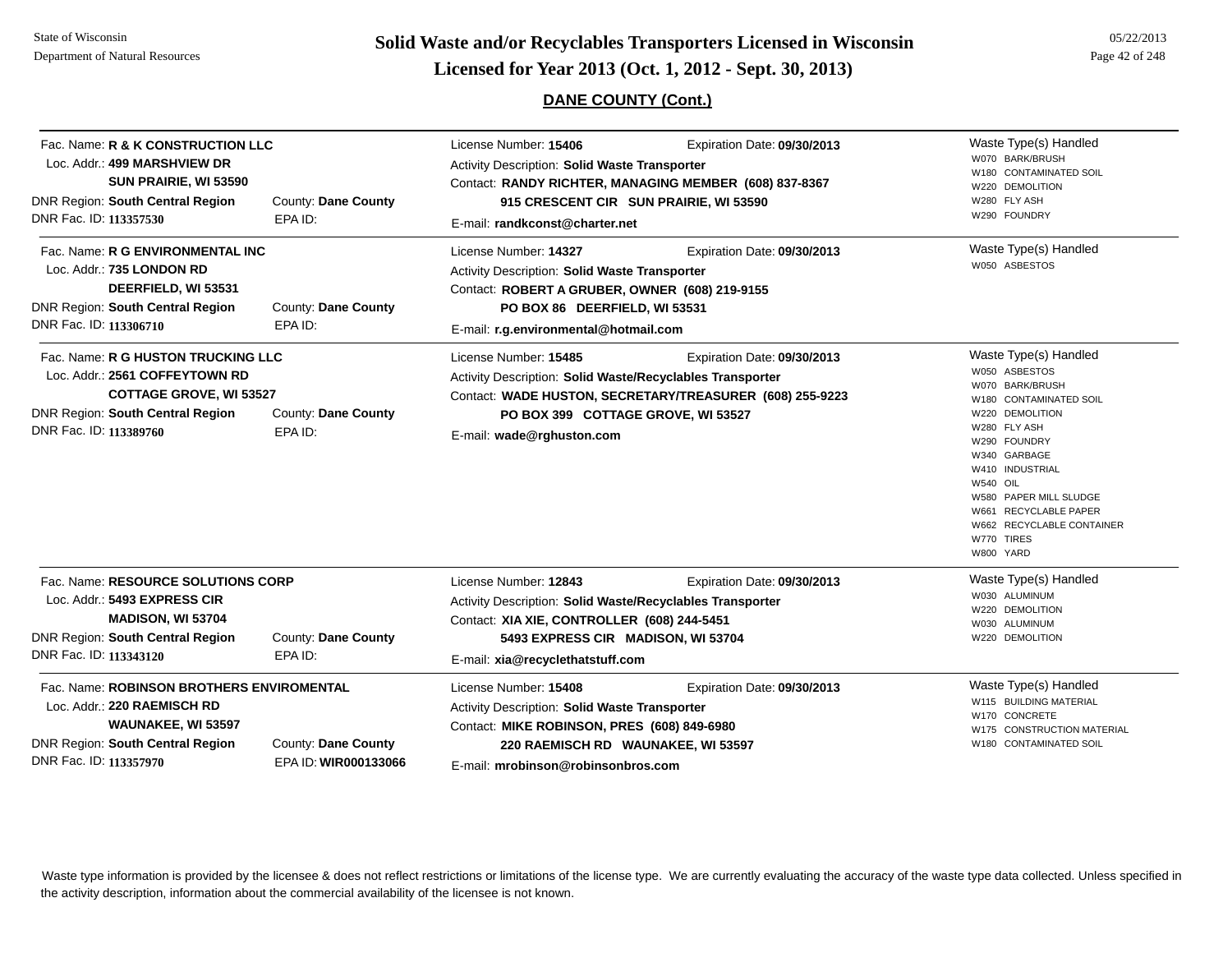## DANE COUNTY (Cont.)

**Fac. Name:** R & K CONSTRUCTION LLC
**Loc. Addr.:** 499 MARSHVIEW DR
SUN PRAIRIE, WI 53590
**DNR Region:** South Central Region | **County:** Dane County
**DNR Fac. ID:** 113357530 | **EPA ID:**

License Number: **15406** | Expiration Date: **09/30/2013**
Activity Description: **Solid Waste Transporter**
Contact: **RANDY RICHTER, MANAGING MEMBER (608) 837-8367**
**915 CRESCENT CIR SUN PRAIRIE, WI 53590**
E-mail: **randkconst@charter.net**

Waste Type(s) Handled
- W070 BARK/BRUSH
- W180 CONTAMINATED SOIL
- W220 DEMOLITION
- W280 FLY ASH
- W290 FOUNDRY

---

**Fac. Name:** R G ENVIRONMENTAL INC
**Loc. Addr.:** 735 LONDON RD
DEERFIELD, WI 53531
**DNR Region:** South Central Region | **County:** Dane County
**DNR Fac. ID:** 113306710 | **EPA ID:**

License Number: **14327** | Expiration Date: **09/30/2013**
Activity Description: **Solid Waste Transporter**
Contact: **ROBERT A GRUBER, OWNER (608) 219-9155**
**PO BOX 86 DEERFIELD, WI 53531**
E-mail: **r.g.environmental@hotmail.com**

Waste Type(s) Handled
- W050 ASBESTOS

---

**Fac. Name:** R G HUSTON TRUCKING LLC
**Loc. Addr.:** 2561 COFFEYTOWN RD
COTTAGE GROVE, WI 53527
**DNR Region:** South Central Region | **County:** Dane County
**DNR Fac. ID:** 113389760 | **EPA ID:**

License Number: **15485** | Expiration Date: **09/30/2013**
Activity Description: **Solid Waste/Recyclables Transporter**
Contact: **WADE HUSTON, SECRETARY/TREASURER (608) 255-9223**
**PO BOX 399 COTTAGE GROVE, WI 53527**
E-mail: **wade@rghuston.com**

Waste Type(s) Handled
- W050 ASBESTOS
- W070 BARK/BRUSH
- W180 CONTAMINATED SOIL
- W220 DEMOLITION
- W280 FLY ASH
- W290 FOUNDRY
- W340 GARBAGE
- W410 INDUSTRIAL
- W540 OIL
- W580 PAPER MILL SLUDGE
- W661 RECYCLABLE PAPER
- W662 RECYCLABLE CONTAINER
- W770 TIRES
- W800 YARD

---

**Fac. Name:** RESOURCE SOLUTIONS CORP
**Loc. Addr.:** 5493 EXPRESS CIR
MADISON, WI 53704
**DNR Region:** South Central Region | **County:** Dane County
**DNR Fac. ID:** 113343120 | **EPA ID:**

License Number: **12843** | Expiration Date: **09/30/2013**
Activity Description: **Solid Waste/Recyclables Transporter**
Contact: **XIA XIE, CONTROLLER (608) 244-5451**
**5493 EXPRESS CIR MADISON, WI 53704**
E-mail: **xia@recyclethatstuff.com**

Waste Type(s) Handled
- W030 ALUMINUM
- W220 DEMOLITION
- W030 ALUMINUM
- W220 DEMOLITION

---

**Fac. Name:** ROBINSON BROTHERS ENVIROMENTAL
**Loc. Addr.:** 220 RAEMISCH RD
WAUNAKEE, WI 53597
**DNR Region:** South Central Region | **County:** Dane County
**DNR Fac. ID:** 113357970 | **EPA ID:** WIR000133066

License Number: **15408** | Expiration Date: **09/30/2013**
Activity Description: **Solid Waste Transporter**
Contact: **MIKE ROBINSON, PRES (608) 849-6980**
**220 RAEMISCH RD WAUNAKEE, WI 53597**
E-mail: **mrobinson@robinsonbros.com**

Waste Type(s) Handled
- W115 BUILDING MATERIAL
- W170 CONCRETE
- W175 CONSTRUCTION MATERIAL
- W180 CONTAMINATED SOIL

---

Waste type information is provided by the licensee & does not reflect restrictions or limitations of the license type. We are currently evaluating the accuracy of the waste type data collected. Unless specified in the activity description, information about the commercial availability of the licensee is not known.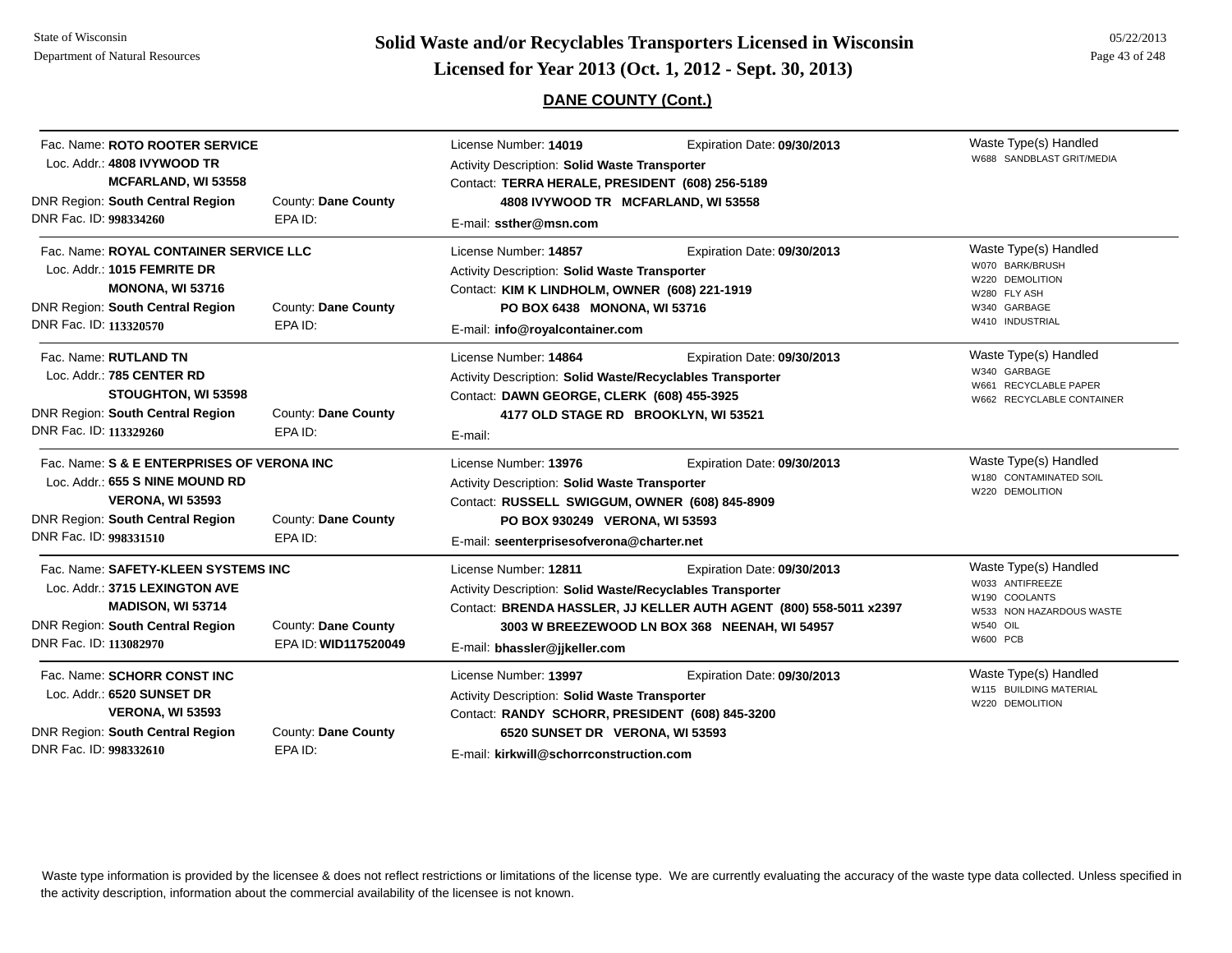## DANE COUNTY (Cont.)

**Fac. Name:** ROTO ROOTER SERVICE
**Loc. Addr.:** 4808 IVYWOOD TR
MCFARLAND, WI 53558
**DNR Region:** South Central Region — **County:** Dane County
**DNR Fac. ID:** 998334260 — **EPA ID:**
**License Number:** 14019 — **Expiration Date:** 09/30/2013
**Activity Description:** Solid Waste Transporter
**Contact:** TERRA HERALE, PRESIDENT (608) 256-5189
4808 IVYWOOD TR MCFARLAND, WI 53558
**E-mail:** ssther@msn.com
**Waste Type(s) Handled:**
- W688 SANDBLAST GRIT/MEDIA

---

**Fac. Name:** ROYAL CONTAINER SERVICE LLC
**Loc. Addr.:** 1015 FEMRITE DR
MONONA, WI 53716
**DNR Region:** South Central Region — **County:** Dane County
**DNR Fac. ID:** 113320570 — **EPA ID:**
**License Number:** 14857 — **Expiration Date:** 09/30/2013
**Activity Description:** Solid Waste Transporter
**Contact:** KIM K LINDHOLM, OWNER (608) 221-1919
PO BOX 6438 MONONA, WI 53716
**E-mail:** info@royalcontainer.com
**Waste Type(s) Handled:**
- W070 BARK/BRUSH
- W220 DEMOLITION
- W280 FLY ASH
- W340 GARBAGE
- W410 INDUSTRIAL

---

**Fac. Name:** RUTLAND TN
**Loc. Addr.:** 785 CENTER RD
STOUGHTON, WI 53598
**DNR Region:** South Central Region — **County:** Dane County
**DNR Fac. ID:** 113329260 — **EPA ID:**
**License Number:** 14864 — **Expiration Date:** 09/30/2013
**Activity Description:** Solid Waste/Recyclables Transporter
**Contact:** DAWN GEORGE, CLERK (608) 455-3925
4177 OLD STAGE RD BROOKLYN, WI 53521
**E-mail:**
**Waste Type(s) Handled:**
- W340 GARBAGE
- W661 RECYCLABLE PAPER
- W662 RECYCLABLE CONTAINER

---

**Fac. Name:** S & E ENTERPRISES OF VERONA INC
**Loc. Addr.:** 655 S NINE MOUND RD
VERONA, WI 53593
**DNR Region:** South Central Region — **County:** Dane County
**DNR Fac. ID:** 998331510 — **EPA ID:**
**License Number:** 13976 — **Expiration Date:** 09/30/2013
**Activity Description:** Solid Waste Transporter
**Contact:** RUSSELL SWIGGUM, OWNER (608) 845-8909
PO BOX 930249 VERONA, WI 53593
**E-mail:** seenterprisesofverona@charter.net
**Waste Type(s) Handled:**
- W180 CONTAMINATED SOIL
- W220 DEMOLITION

---

**Fac. Name:** SAFETY-KLEEN SYSTEMS INC
**Loc. Addr.:** 3715 LEXINGTON AVE
MADISON, WI 53714
**DNR Region:** South Central Region — **County:** Dane County
**DNR Fac. ID:** 113082970 — **EPA ID:** WID117520049
**License Number:** 12811 — **Expiration Date:** 09/30/2013
**Activity Description:** Solid Waste/Recyclables Transporter
**Contact:** BRENDA HASSLER, JJ KELLER AUTH AGENT (800) 558-5011 x2397
3003 W BREEZEWOOD LN BOX 368 NEENAH, WI 54957
**E-mail:** bhassler@jjkeller.com
**Waste Type(s) Handled:**
- W033 ANTIFREEZE
- W190 COOLANTS
- W533 NON HAZARDOUS WASTE
- W540 OIL
- W600 PCB

---

**Fac. Name:** SCHORR CONST INC
**Loc. Addr.:** 6520 SUNSET DR
VERONA, WI 53593
**DNR Region:** South Central Region — **County:** Dane County
**DNR Fac. ID:** 998332610 — **EPA ID:**
**License Number:** 13997 — **Expiration Date:** 09/30/2013
**Activity Description:** Solid Waste Transporter
**Contact:** RANDY SCHORR, PRESIDENT (608) 845-3200
6520 SUNSET DR VERONA, WI 53593
**E-mail:** kirkwill@schorrconstruction.com
**Waste Type(s) Handled:**
- W115 BUILDING MATERIAL
- W220 DEMOLITION

---

Waste type information is provided by the licensee & does not reflect restrictions or limitations of the license type. We are currently evaluating the accuracy of the waste type data collected. Unless specified in the activity description, information about the commercial availability of the licensee is not known.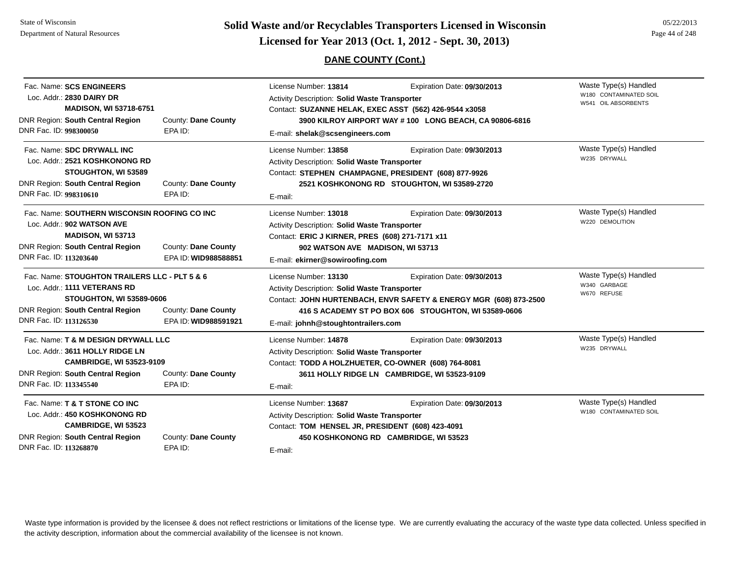# Solid Waste and/or Recyclables Transporters Licensed in Wisconsin
## Licensed for Year 2013 (Oct. 1, 2012 - Sept. 30, 2013)

### DANE COUNTY (Cont.)

Fac. Name: **SCS ENGINEERS**
Loc. Addr.: **2830 DAIRY DR**
**MADISON, WI 53718-6751**
DNR Region: **South Central Region** County: **Dane County**
DNR Fac. ID: **998300050** EPA ID:

License Number: **13814** Expiration Date: **09/30/2013**
Activity Description: **Solid Waste Transporter**
Contact: **SUZANNE HELAK, EXEC ASST (562) 426-9544 x3058**
**3900 KILROY AIRPORT WAY # 100 LONG BEACH, CA 90806-6816**
E-mail: **shelak@scsengineers.com**

Waste Type(s) Handled
W180 CONTAMINATED SOIL
W541 OIL ABSORBENTS

---

Fac. Name: **SDC DRYWALL INC**
Loc. Addr.: **2521 KOSHKONONG RD**
**STOUGHTON, WI 53589**
DNR Region: **South Central Region** County: **Dane County**
DNR Fac. ID: **998310610** EPA ID:

License Number: **13858** Expiration Date: **09/30/2013**
Activity Description: **Solid Waste Transporter**
Contact: **STEPHEN CHAMPAGNE, PRESIDENT (608) 877-9926**
**2521 KOSHKONONG RD STOUGHTON, WI 53589-2720**
E-mail:

Waste Type(s) Handled
W235 DRYWALL

---

Fac. Name: **SOUTHERN WISCONSIN ROOFING CO INC**
Loc. Addr.: **902 WATSON AVE**
**MADISON, WI 53713**
DNR Region: **South Central Region** County: **Dane County**
DNR Fac. ID: **113203640** EPA ID: **WID988588851**

License Number: **13018** Expiration Date: **09/30/2013**
Activity Description: **Solid Waste Transporter**
Contact: **ERIC J KIRNER, PRES (608) 271-7171 x11**
**902 WATSON AVE MADISON, WI 53713**
E-mail: **ekirner@sowiroofing.com**

Waste Type(s) Handled
W220 DEMOLITION

---

Fac. Name: **STOUGHTON TRAILERS LLC - PLT 5 & 6**
Loc. Addr.: **1111 VETERANS RD**
**STOUGHTON, WI 53589-0606**
DNR Region: **South Central Region** County: **Dane County**
DNR Fac. ID: **113126530** EPA ID: **WID988591921**

License Number: **13130** Expiration Date: **09/30/2013**
Activity Description: **Solid Waste Transporter**
Contact: **JOHN HURTENBACH, ENVR SAFETY & ENERGY MGR (608) 873-2500**
**416 S ACADEMY ST PO BOX 606 STOUGHTON, WI 53589-0606**
E-mail: **johnh@stoughtontrailers.com**

Waste Type(s) Handled
W340 GARBAGE
W670 REFUSE

---

Fac. Name: **T & M DESIGN DRYWALL LLC**
Loc. Addr.: **3611 HOLLY RIDGE LN**
**CAMBRIDGE, WI 53523-9109**
DNR Region: **South Central Region** County: **Dane County**
DNR Fac. ID: **113345540** EPA ID:

License Number: **14878** Expiration Date: **09/30/2013**
Activity Description: **Solid Waste Transporter**
Contact: **TODD A HOLZHUETER, CO-OWNER (608) 764-8081**
**3611 HOLLY RIDGE LN CAMBRIDGE, WI 53523-9109**
E-mail:

Waste Type(s) Handled
W235 DRYWALL

---

Fac. Name: **T & T STONE CO INC**
Loc. Addr.: **450 KOSHKONONG RD**
**CAMBRIDGE, WI 53523**
DNR Region: **South Central Region** County: **Dane County**
DNR Fac. ID: **113268870** EPA ID:

License Number: **13687** Expiration Date: **09/30/2013**
Activity Description: **Solid Waste Transporter**
Contact: **TOM HENSEL JR, PRESIDENT (608) 423-4091**
**450 KOSHKONONG RD CAMBRIDGE, WI 53523**
E-mail:

Waste Type(s) Handled
W180 CONTAMINATED SOIL

---

Waste type information is provided by the licensee & does not reflect restrictions or limitations of the license type. We are currently evaluating the accuracy of the waste type data collected. Unless specified in the activity description, information about the commercial availability of the licensee is not known.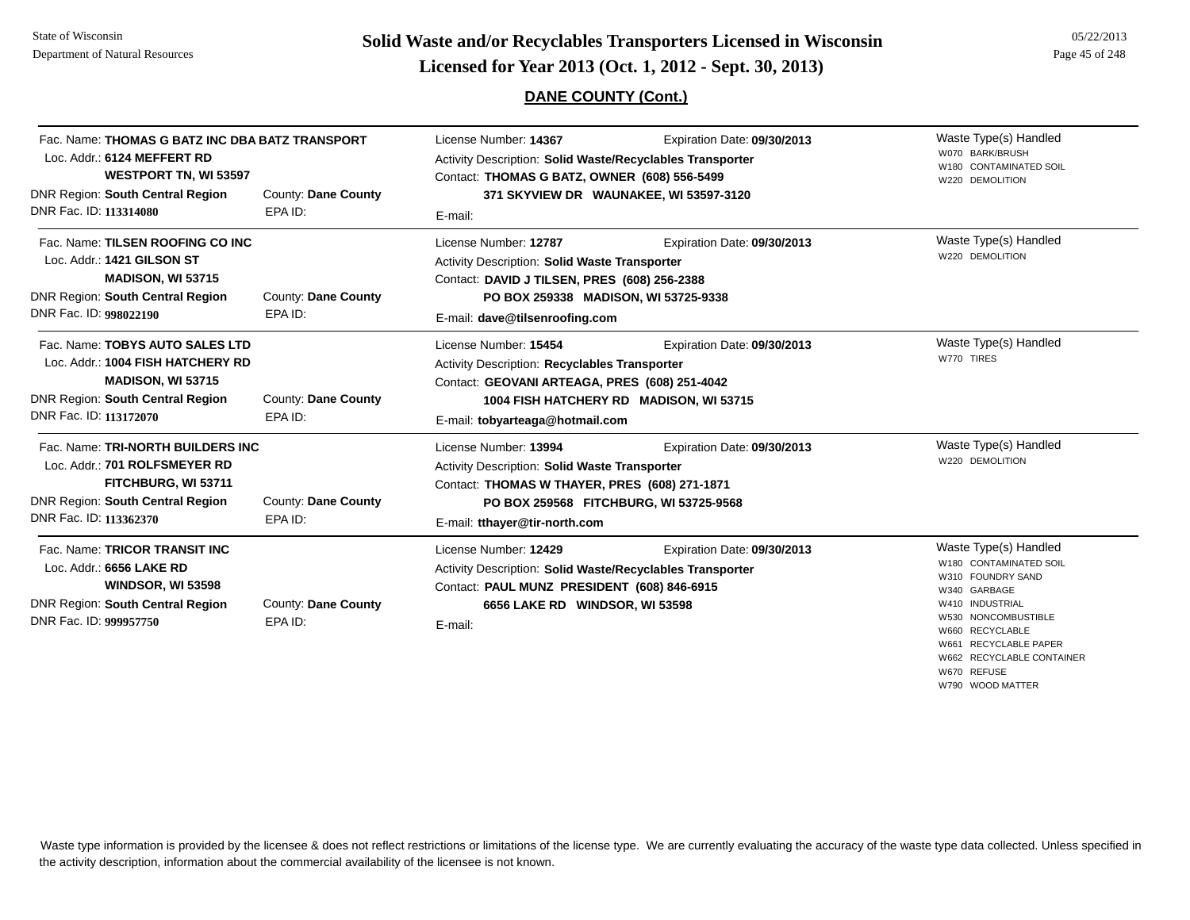## DANE COUNTY (Cont.)

---

Fac. Name: **THOMAS G BATZ INC DBA BATZ TRANSPORT**
Loc. Addr.: **6124 MEFFERT RD**
**WESTPORT TN, WI 53597**
DNR Region: **South Central Region** County: **Dane County**
DNR Fac. ID: **113314080** EPA ID:

License Number: **14367** Expiration Date: **09/30/2013**
Activity Description: **Solid Waste/Recyclables Transporter**
Contact: **THOMAS G BATZ, OWNER (608) 556-5499**
**371 SKYVIEW DR WAUNAKEE, WI 53597-3120**
E-mail:

Waste Type(s) Handled
- W070 BARK/BRUSH
- W180 CONTAMINATED SOIL
- W220 DEMOLITION

---

Fac. Name: **TILSEN ROOFING CO INC**
Loc. Addr.: **1421 GILSON ST**
**MADISON, WI 53715**
DNR Region: **South Central Region** County: **Dane County**
DNR Fac. ID: **998022190** EPA ID:

License Number: **12787** Expiration Date: **09/30/2013**
Activity Description: **Solid Waste Transporter**
Contact: **DAVID J TILSEN, PRES (608) 256-2388**
**PO BOX 259338 MADISON, WI 53725-9338**
E-mail: **dave@tilsenroofing.com**

Waste Type(s) Handled
- W220 DEMOLITION

---

Fac. Name: **TOBYS AUTO SALES LTD**
Loc. Addr.: **1004 FISH HATCHERY RD**
**MADISON, WI 53715**
DNR Region: **South Central Region** County: **Dane County**
DNR Fac. ID: **113172070** EPA ID:

License Number: **15454** Expiration Date: **09/30/2013**
Activity Description: **Recyclables Transporter**
Contact: **GEOVANI ARTEAGA, PRES (608) 251-4042**
**1004 FISH HATCHERY RD MADISON, WI 53715**
E-mail: **tobyarteaga@hotmail.com**

Waste Type(s) Handled
- W770 TIRES

---

Fac. Name: **TRI-NORTH BUILDERS INC**
Loc. Addr.: **701 ROLFSMEYER RD**
**FITCHBURG, WI 53711**
DNR Region: **South Central Region** County: **Dane County**
DNR Fac. ID: **113362370** EPA ID:

License Number: **13994** Expiration Date: **09/30/2013**
Activity Description: **Solid Waste Transporter**
Contact: **THOMAS W THAYER, PRES (608) 271-1871**
**PO BOX 259568 FITCHBURG, WI 53725-9568**
E-mail: **tthayer@tir-north.com**

Waste Type(s) Handled
- W220 DEMOLITION

---

Fac. Name: **TRICOR TRANSIT INC**
Loc. Addr.: **6656 LAKE RD**
**WINDSOR, WI 53598**
DNR Region: **South Central Region** County: **Dane County**
DNR Fac. ID: **999957750** EPA ID:

License Number: **12429** Expiration Date: **09/30/2013**
Activity Description: **Solid Waste/Recyclables Transporter**
Contact: **PAUL MUNZ PRESIDENT (608) 846-6915**
**6656 LAKE RD WINDSOR, WI 53598**
E-mail:

Waste Type(s) Handled
- W180 CONTAMINATED SOIL
- W310 FOUNDRY SAND
- W340 GARBAGE
- W410 INDUSTRIAL
- W530 NONCOMBUSTIBLE
- W660 RECYCLABLE
- W661 RECYCLABLE PAPER
- W662 RECYCLABLE CONTAINER
- W670 REFUSE
- W790 WOOD MATTER

---

Waste type information is provided by the licensee & does not reflect restrictions or limitations of the license type. We are currently evaluating the accuracy of the waste type data collected. Unless specified in the activity description, information about the commercial availability of the licensee is not known.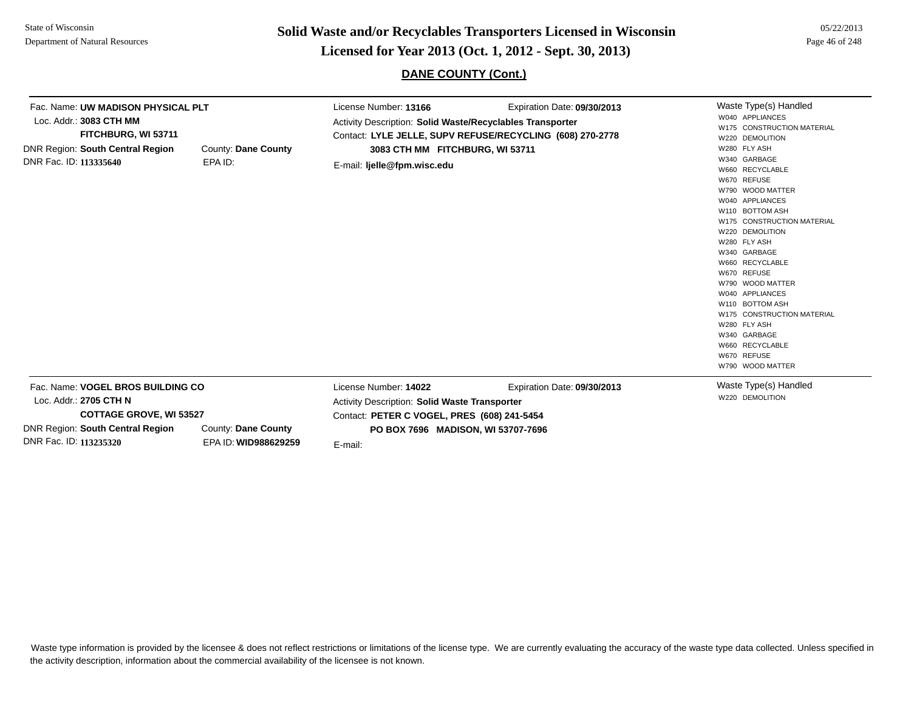## DANE COUNTY (Cont.)

**Fac. Name:** UW MADISON PHYSICAL PLT
**Loc. Addr.:** 3083 CTH MM
FITCHBURG, WI 53711
**DNR Region:** South Central Region
**County:** Dane County
**DNR Fac. ID:** 113335640
**EPA ID:**

**License Number:** 13166
**Expiration Date:** 09/30/2013
**Activity Description:** Solid Waste/Recyclables Transporter
**Contact:** LYLE JELLE, SUPV REFUSE/RECYCLING (608) 270-2778
3083 CTH MM FITCHBURG, WI 53711
**E-mail:** ljelle@fpm.wisc.edu

**Waste Type(s) Handled**
- W040 APPLIANCES
- W175 CONSTRUCTION MATERIAL
- W220 DEMOLITION
- W280 FLY ASH
- W340 GARBAGE
- W660 RECYCLABLE
- W670 REFUSE
- W790 WOOD MATTER
- W040 APPLIANCES
- W110 BOTTOM ASH
- W175 CONSTRUCTION MATERIAL
- W220 DEMOLITION
- W280 FLY ASH
- W340 GARBAGE
- W660 RECYCLABLE
- W670 REFUSE
- W790 WOOD MATTER
- W040 APPLIANCES
- W110 BOTTOM ASH
- W175 CONSTRUCTION MATERIAL
- W280 FLY ASH
- W340 GARBAGE
- W660 RECYCLABLE
- W670 REFUSE
- W790 WOOD MATTER

---

**Fac. Name:** VOGEL BROS BUILDING CO
**Loc. Addr.:** 2705 CTH N
COTTAGE GROVE, WI 53527
**DNR Region:** South Central Region
**County:** Dane County
**DNR Fac. ID:** 113235320
**EPA ID:** WID988629259

**License Number:** 14022
**Expiration Date:** 09/30/2013
**Activity Description:** Solid Waste Transporter
**Contact:** PETER C VOGEL, PRES (608) 241-5454
PO BOX 7696 MADISON, WI 53707-7696
**E-mail:**

**Waste Type(s) Handled**
- W220 DEMOLITION

---

Waste type information is provided by the licensee & does not reflect restrictions or limitations of the license type. We are currently evaluating the accuracy of the waste type data collected. Unless specified in the activity description, information about the commercial availability of the licensee is not known.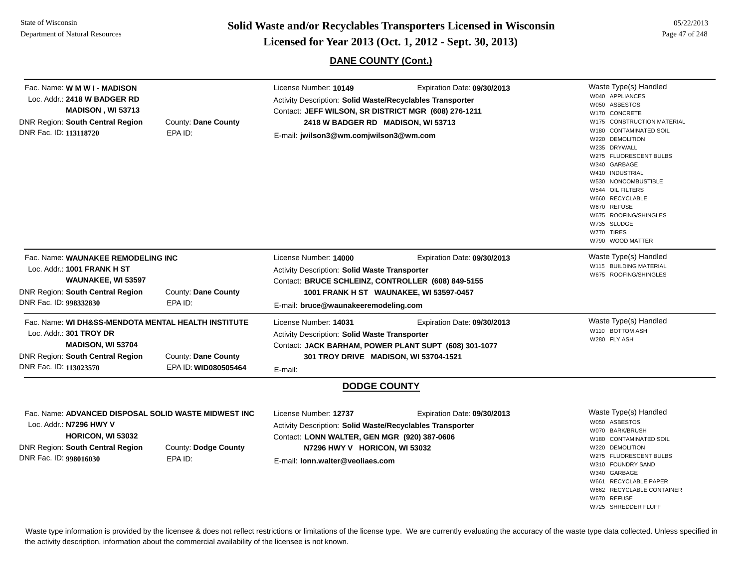## DANE COUNTY (Cont.)

Fac. Name: **W M W I - MADISON**
Loc. Addr.: **2418 W BADGER RD**
**MADISON , WI 53713**
DNR Region: **South Central Region** County: **Dane County**
DNR Fac. ID: **113118720** EPA ID:

License Number: **10149** Expiration Date: **09/30/2013**
Activity Description: **Solid Waste/Recyclables Transporter**
Contact: **JEFF WILSON, SR DISTRICT MGR (608) 276-1211**
**2418 W BADGER RD MADISON, WI 53713**
E-mail: **jwilson3@wm.comjwilson3@wm.com**

Waste Type(s) Handled
- W040 APPLIANCES
- W050 ASBESTOS
- W170 CONCRETE
- W175 CONSTRUCTION MATERIAL
- W180 CONTAMINATED SOIL
- W220 DEMOLITION
- W235 DRYWALL
- W275 FLUORESCENT BULBS
- W340 GARBAGE
- W410 INDUSTRIAL
- W530 NONCOMBUSTIBLE
- W544 OIL FILTERS
- W660 RECYCLABLE
- W670 REFUSE
- W675 ROOFING/SHINGLES
- W735 SLUDGE
- W770 TIRES
- W790 WOOD MATTER

---

Fac. Name: **WAUNAKEE REMODELING INC**
Loc. Addr.: **1001 FRANK H ST**
**WAUNAKEE, WI 53597**
DNR Region: **South Central Region** County: **Dane County**
DNR Fac. ID: **998332830** EPA ID:

License Number: **14000** Expiration Date: **09/30/2013**
Activity Description: **Solid Waste Transporter**
Contact: **BRUCE SCHLEINZ, CONTROLLER (608) 849-5155**
**1001 FRANK H ST WAUNAKEE, WI 53597-0457**
E-mail: **bruce@waunakeeremodeling.com**

Waste Type(s) Handled
- W115 BUILDING MATERIAL
- W675 ROOFING/SHINGLES

---

Fac. Name: **WI DH&SS-MENDOTA MENTAL HEALTH INSTITUTE**
Loc. Addr.: **301 TROY DR**
**MADISON, WI 53704**
DNR Region: **South Central Region** County: **Dane County**
DNR Fac. ID: **113023570** EPA ID: **WID080505464**

License Number: **14031** Expiration Date: **09/30/2013**
Activity Description: **Solid Waste Transporter**
Contact: **JACK BARHAM, POWER PLANT SUPT (608) 301-1077**
**301 TROY DRIVE MADISON, WI 53704-1521**
E-mail:

Waste Type(s) Handled
- W110 BOTTOM ASH
- W280 FLY ASH

## DODGE COUNTY

Fac. Name: **ADVANCED DISPOSAL SOLID WASTE MIDWEST INC**
Loc. Addr.: **N7296 HWY V**
**HORICON, WI 53032**
DNR Region: **South Central Region** County: **Dodge County**
DNR Fac. ID: **998016030** EPA ID:

License Number: **12737** Expiration Date: **09/30/2013**
Activity Description: **Solid Waste/Recyclables Transporter**
Contact: **LONN WALTER, GEN MGR (920) 387-0606**
**N7296 HWY V HORICON, WI 53032**
E-mail: **lonn.walter@veoliaes.com**

Waste Type(s) Handled
- W050 ASBESTOS
- W070 BARK/BRUSH
- W180 CONTAMINATED SOIL
- W220 DEMOLITION
- W275 FLUORESCENT BULBS
- W310 FOUNDRY SAND
- W340 GARBAGE
- W661 RECYCLABLE PAPER
- W662 RECYCLABLE CONTAINER
- W670 REFUSE
- W725 SHREDDER FLUFF

Waste type information is provided by the licensee & does not reflect restrictions or limitations of the license type. We are currently evaluating the accuracy of the waste type data collected. Unless specified in the activity description, information about the commercial availability of the licensee is not known.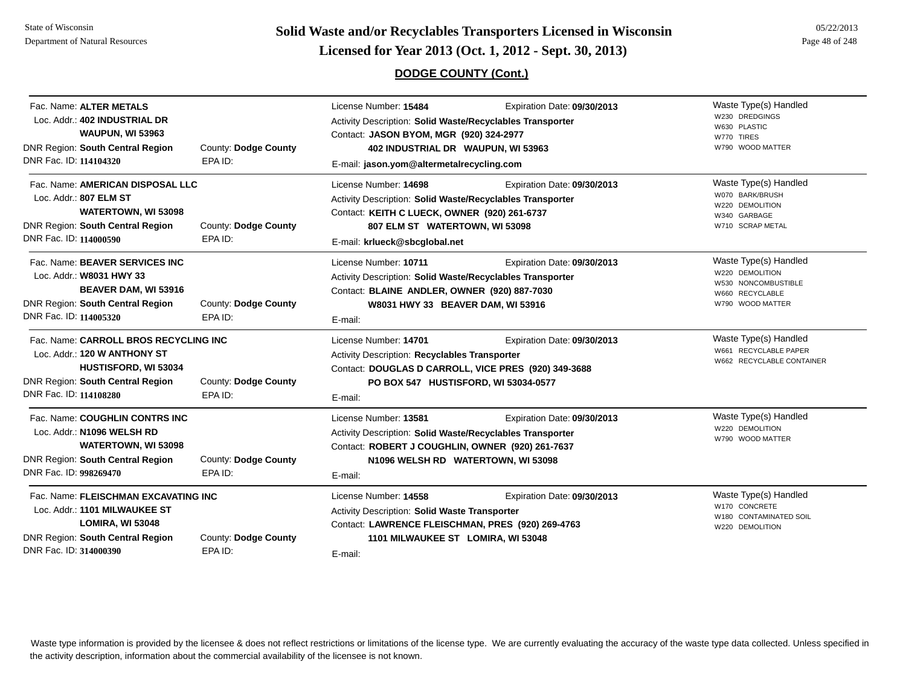## DODGE COUNTY (Cont.)

**Fac. Name:** ALTER METALS
**Loc. Addr.:** 402 INDUSTRIAL DR, WAUPUN, WI 53963
**DNR Region:** South Central Region | **County:** Dodge County
**DNR Fac. ID:** 114104320 | **EPA ID:**

License Number: 15484 | Expiration Date: 09/30/2013
Activity Description: Solid Waste/Recyclables Transporter
Contact: JASON BYOM, MGR (920) 324-2977
402 INDUSTRIAL DR WAUPUN, WI 53963
E-mail: jason.yom@altermetalrecycling.com

Waste Type(s) Handled:
- W230 DREDGINGS
- W630 PLASTIC
- W770 TIRES
- W790 WOOD MATTER

---

**Fac. Name:** AMERICAN DISPOSAL LLC
**Loc. Addr.:** 807 ELM ST, WATERTOWN, WI 53098
**DNR Region:** South Central Region | **County:** Dodge County
**DNR Fac. ID:** 114000590 | **EPA ID:**

License Number: 14698 | Expiration Date: 09/30/2013
Activity Description: Solid Waste/Recyclables Transporter
Contact: KEITH C LUECK, OWNER (920) 261-6737
807 ELM ST WATERTOWN, WI 53098
E-mail: krlueck@sbcglobal.net

Waste Type(s) Handled:
- W070 BARK/BRUSH
- W220 DEMOLITION
- W340 GARBAGE
- W710 SCRAP METAL

---

**Fac. Name:** BEAVER SERVICES INC
**Loc. Addr.:** W8031 HWY 33, BEAVER DAM, WI 53916
**DNR Region:** South Central Region | **County:** Dodge County
**DNR Fac. ID:** 114005320 | **EPA ID:**

License Number: 10711 | Expiration Date: 09/30/2013
Activity Description: Solid Waste/Recyclables Transporter
Contact: BLAINE ANDLER, OWNER (920) 887-7030
W8031 HWY 33 BEAVER DAM, WI 53916
E-mail:

Waste Type(s) Handled:
- W220 DEMOLITION
- W530 NONCOMBUSTIBLE
- W660 RECYCLABLE
- W790 WOOD MATTER

---

**Fac. Name:** CARROLL BROS RECYCLING INC
**Loc. Addr.:** 120 W ANTHONY ST, HUSTISFORD, WI 53034
**DNR Region:** South Central Region | **County:** Dodge County
**DNR Fac. ID:** 114108280 | **EPA ID:**

License Number: 14701 | Expiration Date: 09/30/2013
Activity Description: Recyclables Transporter
Contact: DOUGLAS D CARROLL, VICE PRES (920) 349-3688
PO BOX 547 HUSTISFORD, WI 53034-0577
E-mail:

Waste Type(s) Handled:
- W661 RECYCLABLE PAPER
- W662 RECYCLABLE CONTAINER

---

**Fac. Name:** COUGHLIN CONTRS INC
**Loc. Addr.:** N1096 WELSH RD, WATERTOWN, WI 53098
**DNR Region:** South Central Region | **County:** Dodge County
**DNR Fac. ID:** 998269470 | **EPA ID:**

License Number: 13581 | Expiration Date: 09/30/2013
Activity Description: Solid Waste/Recyclables Transporter
Contact: ROBERT J COUGHLIN, OWNER (920) 261-7637
N1096 WELSH RD WATERTOWN, WI 53098
E-mail:

Waste Type(s) Handled:
- W220 DEMOLITION
- W790 WOOD MATTER

---

**Fac. Name:** FLEISCHMAN EXCAVATING INC
**Loc. Addr.:** 1101 MILWAUKEE ST, LOMIRA, WI 53048
**DNR Region:** South Central Region | **County:** Dodge County
**DNR Fac. ID:** 314000390 | **EPA ID:**

License Number: 14558 | Expiration Date: 09/30/2013
Activity Description: Solid Waste Transporter
Contact: LAWRENCE FLEISCHMAN, PRES (920) 269-4763
1101 MILWAUKEE ST LOMIRA, WI 53048
E-mail:

Waste Type(s) Handled:
- W170 CONCRETE
- W180 CONTAMINATED SOIL
- W220 DEMOLITION

---

Waste type information is provided by the licensee & does not reflect restrictions or limitations of the license type. We are currently evaluating the accuracy of the waste type data collected. Unless specified in the activity description, information about the commercial availability of the licensee is not known.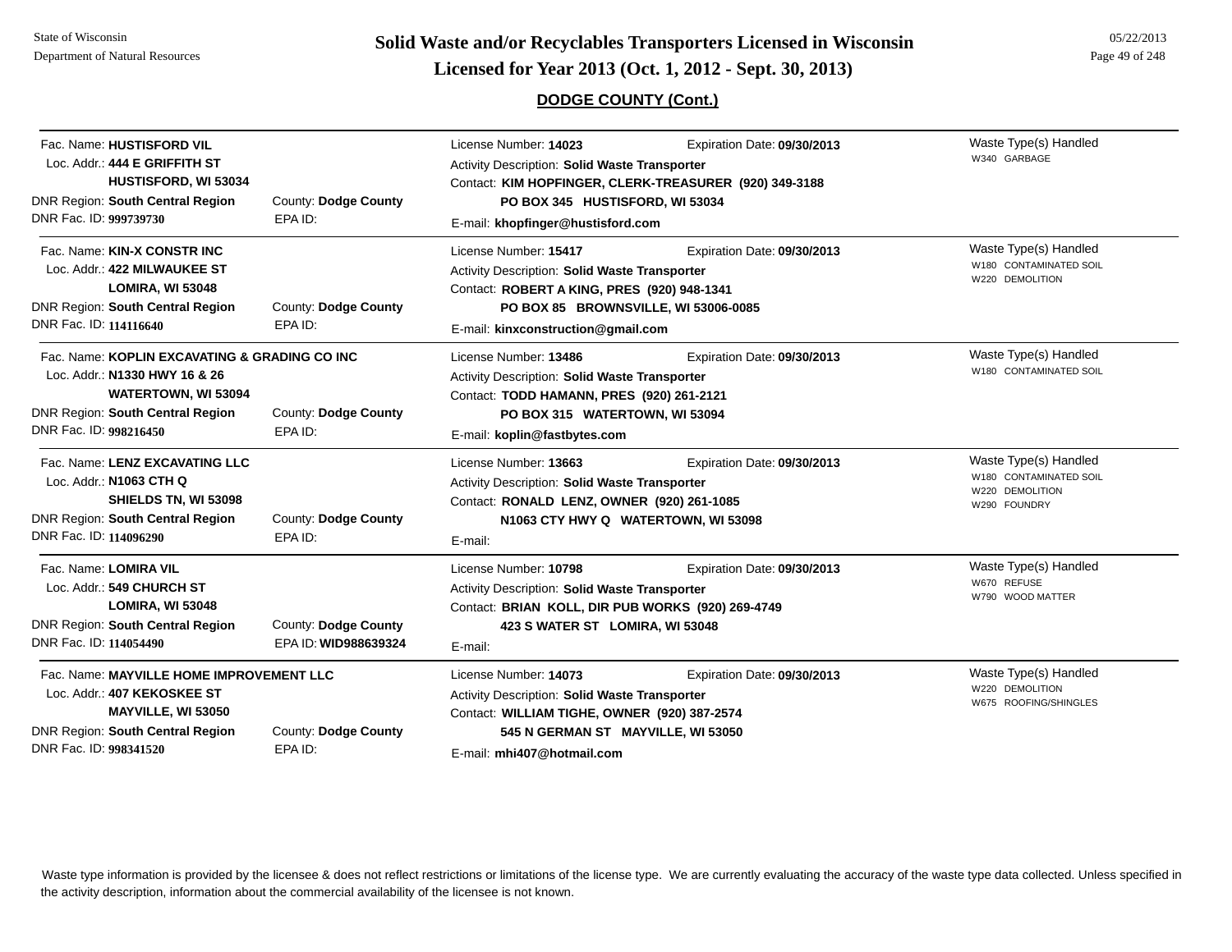# Solid Waste and/or Recyclables Transporters Licensed in Wisconsin

## Licensed for Year 2013 (Oct. 1, 2012 - Sept. 30, 2013)

### DODGE COUNTY (Cont.)

---

Fac. Name: **HUSTISFORD VIL**
Loc. Addr.: **444 E GRIFFITH ST**
**HUSTISFORD, WI 53034**
DNR Region: **South Central Region** County: **Dodge County**
DNR Fac. ID: **999739730** EPA ID:

License Number: **14023** Expiration Date: **09/30/2013**
Activity Description: **Solid Waste Transporter**
Contact: **KIM HOPFINGER, CLERK-TREASURER (920) 349-3188**
**PO BOX 345 HUSTISFORD, WI 53034**
E-mail: **khopfinger@hustisford.com**

Waste Type(s) Handled
- W340 GARBAGE

---

Fac. Name: **KIN-X CONSTR INC**
Loc. Addr.: **422 MILWAUKEE ST**
**LOMIRA, WI 53048**
DNR Region: **South Central Region** County: **Dodge County**
DNR Fac. ID: **114116640** EPA ID:

License Number: **15417** Expiration Date: **09/30/2013**
Activity Description: **Solid Waste Transporter**
Contact: **ROBERT A KING, PRES (920) 948-1341**
**PO BOX 85 BROWNSVILLE, WI 53006-0085**
E-mail: **kinxconstruction@gmail.com**

Waste Type(s) Handled
- W180 CONTAMINATED SOIL
- W220 DEMOLITION

---

Fac. Name: **KOPLIN EXCAVATING & GRADING CO INC**
Loc. Addr.: **N1330 HWY 16 & 26**
**WATERTOWN, WI 53094**
DNR Region: **South Central Region** County: **Dodge County**
DNR Fac. ID: **998216450** EPA ID:

License Number: **13486** Expiration Date: **09/30/2013**
Activity Description: **Solid Waste Transporter**
Contact: **TODD HAMANN, PRES (920) 261-2121**
**PO BOX 315 WATERTOWN, WI 53094**
E-mail: **koplin@fastbytes.com**

Waste Type(s) Handled
- W180 CONTAMINATED SOIL

---

Fac. Name: **LENZ EXCAVATING LLC**
Loc. Addr.: **N1063 CTH Q**
**SHIELDS TN, WI 53098**
DNR Region: **South Central Region** County: **Dodge County**
DNR Fac. ID: **114096290** EPA ID:

License Number: **13663** Expiration Date: **09/30/2013**
Activity Description: **Solid Waste Transporter**
Contact: **RONALD LENZ, OWNER (920) 261-1085**
**N1063 CTY HWY Q WATERTOWN, WI 53098**
E-mail:

Waste Type(s) Handled
- W180 CONTAMINATED SOIL
- W220 DEMOLITION
- W290 FOUNDRY

---

Fac. Name: **LOMIRA VIL**
Loc. Addr.: **549 CHURCH ST**
**LOMIRA, WI 53048**
DNR Region: **South Central Region** County: **Dodge County**
DNR Fac. ID: **114054490** EPA ID: **WID988639324**

License Number: **10798** Expiration Date: **09/30/2013**
Activity Description: **Solid Waste Transporter**
Contact: **BRIAN KOLL, DIR PUB WORKS (920) 269-4749**
**423 S WATER ST LOMIRA, WI 53048**
E-mail:

Waste Type(s) Handled
- W670 REFUSE
- W790 WOOD MATTER

---

Fac. Name: **MAYVILLE HOME IMPROVEMENT LLC**
Loc. Addr.: **407 KEKOSKEE ST**
**MAYVILLE, WI 53050**
DNR Region: **South Central Region** County: **Dodge County**
DNR Fac. ID: **998341520** EPA ID:

License Number: **14073** Expiration Date: **09/30/2013**
Activity Description: **Solid Waste Transporter**
Contact: **WILLIAM TIGHE, OWNER (920) 387-2574**
**545 N GERMAN ST MAYVILLE, WI 53050**
E-mail: **mhi407@hotmail.com**

Waste Type(s) Handled
- W220 DEMOLITION
- W675 ROOFING/SHINGLES

---

Waste type information is provided by the licensee & does not reflect restrictions or limitations of the license type. We are currently evaluating the accuracy of the waste type data collected. Unless specified in the activity description, information about the commercial availability of the licensee is not known.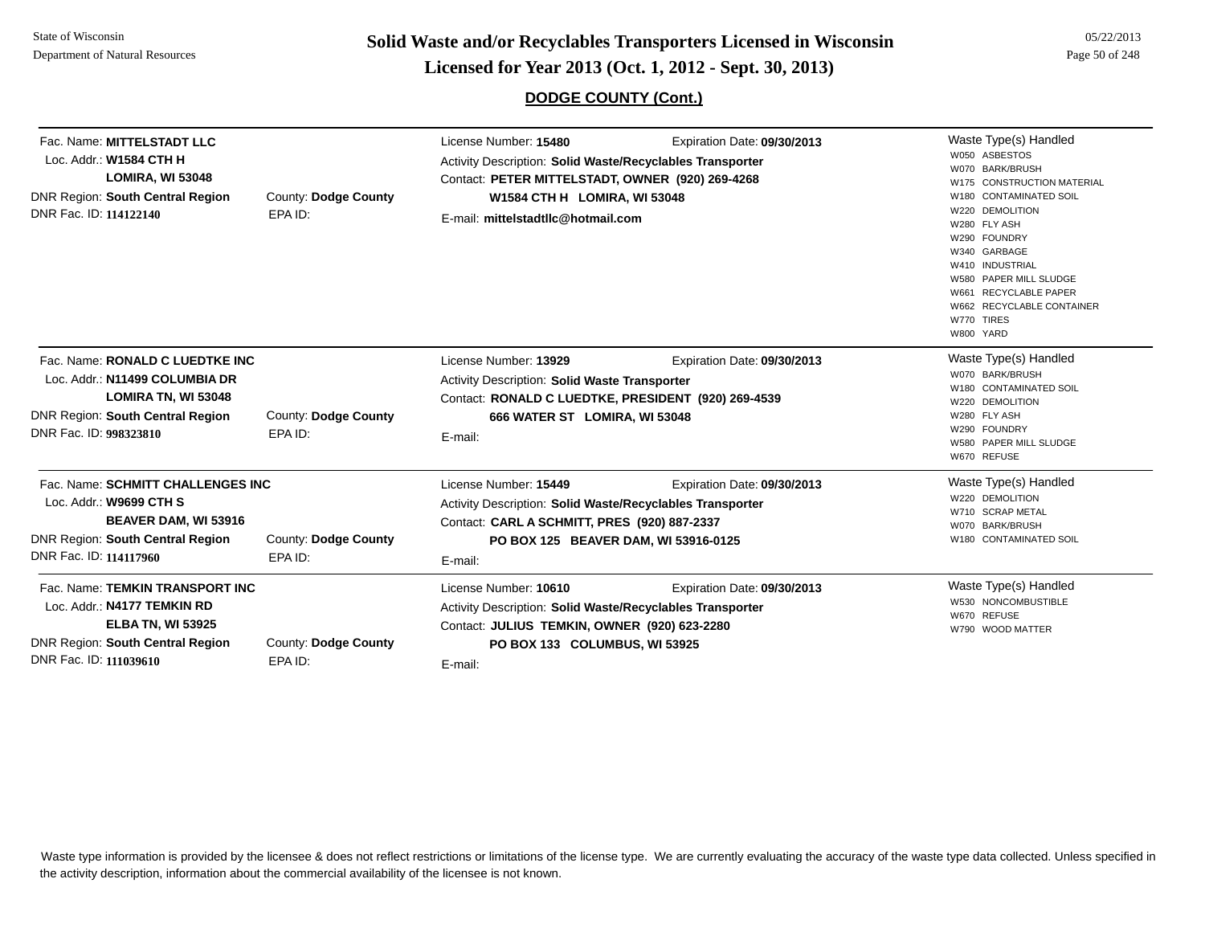## DODGE COUNTY (Cont.)

Fac. Name: **MITTELSTADT LLC**
Loc. Addr.: **W1584 CTH H**
**LOMIRA, WI 53048**
DNR Region: **South Central Region** County: **Dodge County**
DNR Fac. ID: **114122140** EPA ID:

License Number: **15480** Expiration Date: **09/30/2013**
Activity Description: **Solid Waste/Recyclables Transporter**
Contact: **PETER MITTELSTADT, OWNER (920) 269-4268**
**W1584 CTH H LOMIRA, WI 53048**
E-mail: **mittelstadtllc@hotmail.com**

Waste Type(s) Handled
- W050 ASBESTOS
- W070 BARK/BRUSH
- W175 CONSTRUCTION MATERIAL
- W180 CONTAMINATED SOIL
- W220 DEMOLITION
- W280 FLY ASH
- W290 FOUNDRY
- W340 GARBAGE
- W410 INDUSTRIAL
- W580 PAPER MILL SLUDGE
- W661 RECYCLABLE PAPER
- W662 RECYCLABLE CONTAINER
- W770 TIRES
- W800 YARD

---

Fac. Name: **RONALD C LUEDTKE INC**
Loc. Addr.: **N11499 COLUMBIA DR**
**LOMIRA TN, WI 53048**
DNR Region: **South Central Region** County: **Dodge County**
DNR Fac. ID: **998323810** EPA ID:

License Number: **13929** Expiration Date: **09/30/2013**
Activity Description: **Solid Waste Transporter**
Contact: **RONALD C LUEDTKE, PRESIDENT (920) 269-4539**
**666 WATER ST LOMIRA, WI 53048**
E-mail:

Waste Type(s) Handled
- W070 BARK/BRUSH
- W180 CONTAMINATED SOIL
- W220 DEMOLITION
- W280 FLY ASH
- W290 FOUNDRY
- W580 PAPER MILL SLUDGE
- W670 REFUSE

---

Fac. Name: **SCHMITT CHALLENGES INC**
Loc. Addr.: **W9699 CTH S**
**BEAVER DAM, WI 53916**
DNR Region: **South Central Region** County: **Dodge County**
DNR Fac. ID: **114117960** EPA ID:

License Number: **15449** Expiration Date: **09/30/2013**
Activity Description: **Solid Waste/Recyclables Transporter**
Contact: **CARL A SCHMITT, PRES (920) 887-2337**
**PO BOX 125 BEAVER DAM, WI 53916-0125**
E-mail:

Waste Type(s) Handled
- W220 DEMOLITION
- W710 SCRAP METAL
- W070 BARK/BRUSH
- W180 CONTAMINATED SOIL

---

Fac. Name: **TEMKIN TRANSPORT INC**
Loc. Addr.: **N4177 TEMKIN RD**
**ELBA TN, WI 53925**
DNR Region: **South Central Region** County: **Dodge County**
DNR Fac. ID: **111039610** EPA ID:

License Number: **10610** Expiration Date: **09/30/2013**
Activity Description: **Solid Waste/Recyclables Transporter**
Contact: **JULIUS TEMKIN, OWNER (920) 623-2280**
**PO BOX 133 COLUMBUS, WI 53925**
E-mail:

Waste Type(s) Handled
- W530 NONCOMBUSTIBLE
- W670 REFUSE
- W790 WOOD MATTER

---

Waste type information is provided by the licensee & does not reflect restrictions or limitations of the license type. We are currently evaluating the accuracy of the waste type data collected. Unless specified in the activity description, information about the commercial availability of the licensee is not known.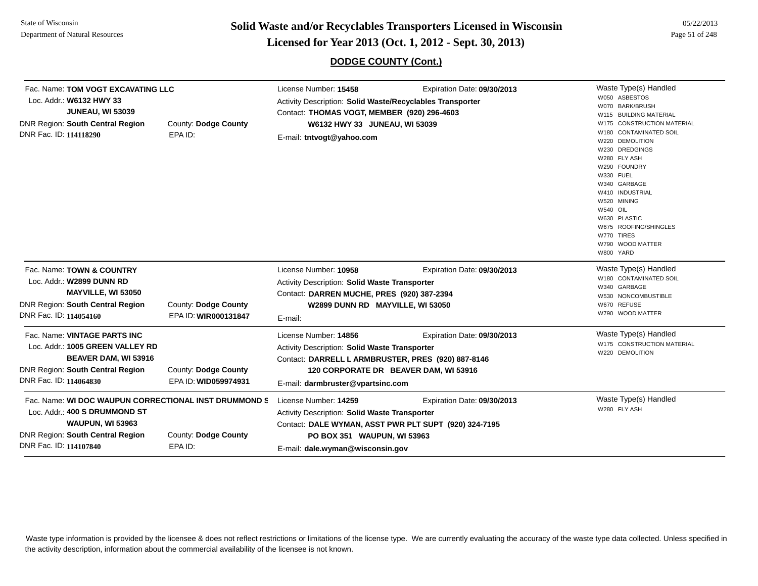## DODGE COUNTY (Cont.)

Fac. Name: **TOM VOGT EXCAVATING LLC**
Loc. Addr.: **W6132 HWY 33**
**JUNEAU, WI 53039**
DNR Region: **South Central Region** County: **Dodge County**
DNR Fac. ID: **114118290** EPA ID:

License Number: **15458** Expiration Date: **09/30/2013**
Activity Description: **Solid Waste/Recyclables Transporter**
Contact: **THOMAS VOGT, MEMBER (920) 296-4603**
**W6132 HWY 33 JUNEAU, WI 53039**
E-mail: **tntvogt@yahoo.com**

Waste Type(s) Handled
- W050 ASBESTOS
- W070 BARK/BRUSH
- W115 BUILDING MATERIAL
- W175 CONSTRUCTION MATERIAL
- W180 CONTAMINATED SOIL
- W220 DEMOLITION
- W230 DREDGINGS
- W280 FLY ASH
- W290 FOUNDRY
- W330 FUEL
- W340 GARBAGE
- W410 INDUSTRIAL
- W520 MINING
- W540 OIL
- W630 PLASTIC
- W675 ROOFING/SHINGLES
- W770 TIRES
- W790 WOOD MATTER
- W800 YARD

---

Fac. Name: **TOWN & COUNTRY**
Loc. Addr.: **W2899 DUNN RD**
**MAYVILLE, WI 53050**
DNR Region: **South Central Region** County: **Dodge County**
DNR Fac. ID: **114054160** EPA ID: **WIR000131847**

License Number: **10958** Expiration Date: **09/30/2013**
Activity Description: **Solid Waste Transporter**
Contact: **DARREN MUCHE, PRES (920) 387-2394**
**W2899 DUNN RD MAYVILLE, WI 53050**
E-mail:

Waste Type(s) Handled
- W180 CONTAMINATED SOIL
- W340 GARBAGE
- W530 NONCOMBUSTIBLE
- W670 REFUSE
- W790 WOOD MATTER

---

Fac. Name: **VINTAGE PARTS INC**
Loc. Addr.: **1005 GREEN VALLEY RD**
**BEAVER DAM, WI 53916**
DNR Region: **South Central Region** County: **Dodge County**
DNR Fac. ID: **114064830** EPA ID: **WID059974931**

License Number: **14856** Expiration Date: **09/30/2013**
Activity Description: **Solid Waste Transporter**
Contact: **DARRELL L ARMBRUSTER, PRES (920) 887-8146**
**120 CORPORATE DR BEAVER DAM, WI 53916**
E-mail: **darmbruster@vpartsinc.com**

Waste Type(s) Handled
- W175 CONSTRUCTION MATERIAL
- W220 DEMOLITION

---

Fac. Name: **WI DOC WAUPUN CORRECTIONAL INST DRUMMOND S**
Loc. Addr.: **400 S DRUMMOND ST**
**WAUPUN, WI 53963**
DNR Region: **South Central Region** County: **Dodge County**
DNR Fac. ID: **114107840** EPA ID:

License Number: **14259** Expiration Date: **09/30/2013**
Activity Description: **Solid Waste Transporter**
Contact: **DALE WYMAN, ASST PWR PLT SUPT (920) 324-7195**
**PO BOX 351 WAUPUN, WI 53963**
E-mail: **dale.wyman@wisconsin.gov**

Waste Type(s) Handled
- W280 FLY ASH

---

Waste type information is provided by the licensee & does not reflect restrictions or limitations of the license type. We are currently evaluating the accuracy of the waste type data collected. Unless specified in the activity description, information about the commercial availability of the licensee is not known.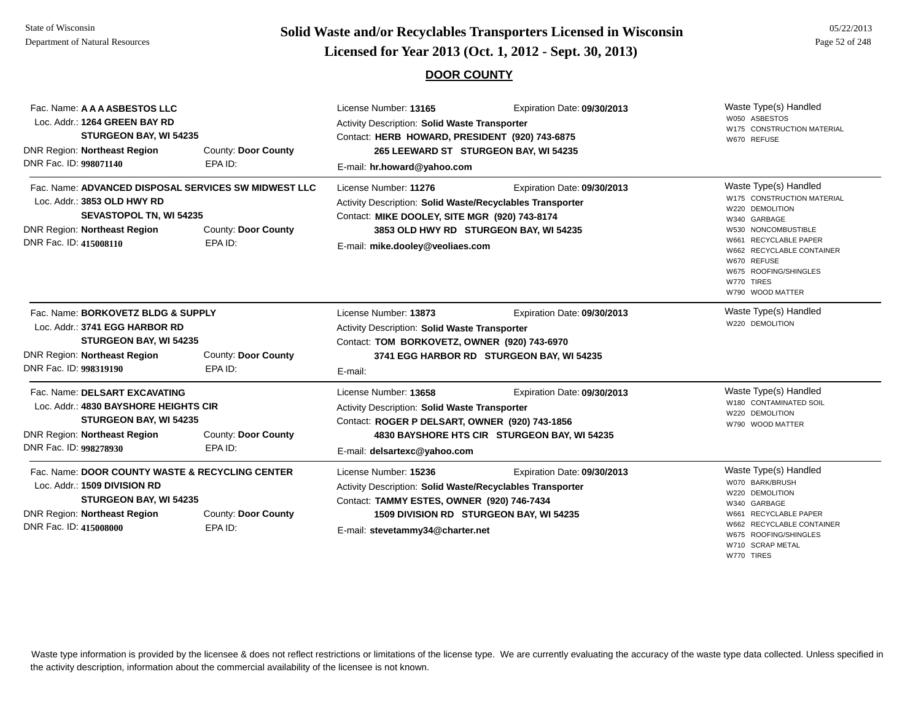# Solid Waste and/or Recyclables Transporters Licensed in Wisconsin

## Licensed for Year 2013 (Oct. 1, 2012 - Sept. 30, 2013)

State of Wisconsin
Department of Natural Resources

05/22/2013

### DOOR COUNTY

---

Fac. Name: **A A A ASBESTOS LLC**
Loc. Addr.: **1264 GREEN BAY RD**
**STURGEON BAY, WI 54235**
DNR Region: **Northeast Region** County: **Door County**
DNR Fac. ID: **998071140** EPA ID:

License Number: **13165** Expiration Date: **09/30/2013**
Activity Description: **Solid Waste Transporter**
Contact: **HERB HOWARD, PRESIDENT (920) 743-6875**
**265 LEEWARD ST STURGEON BAY, WI 54235**
E-mail: **hr.howard@yahoo.com**

Waste Type(s) Handled
- W050 ASBESTOS
- W175 CONSTRUCTION MATERIAL
- W670 REFUSE

---

Fac. Name: **ADVANCED DISPOSAL SERVICES SW MIDWEST LLC**
Loc. Addr.: **3853 OLD HWY RD**
**SEVASTOPOL TN, WI 54235**
DNR Region: **Northeast Region** County: **Door County**
DNR Fac. ID: **415008110** EPA ID:

License Number: **11276** Expiration Date: **09/30/2013**
Activity Description: **Solid Waste/Recyclables Transporter**
Contact: **MIKE DOOLEY, SITE MGR (920) 743-8174**
**3853 OLD HWY RD STURGEON BAY, WI 54235**
E-mail: **mike.dooley@veoliaes.com**

Waste Type(s) Handled
- W175 CONSTRUCTION MATERIAL
- W220 DEMOLITION
- W340 GARBAGE
- W530 NONCOMBUSTIBLE
- W661 RECYCLABLE PAPER
- W662 RECYCLABLE CONTAINER
- W670 REFUSE
- W675 ROOFING/SHINGLES
- W770 TIRES
- W790 WOOD MATTER

---

Fac. Name: **BORKOVETZ BLDG & SUPPLY**
Loc. Addr.: **3741 EGG HARBOR RD**
**STURGEON BAY, WI 54235**
DNR Region: **Northeast Region** County: **Door County**
DNR Fac. ID: **998319190** EPA ID:

License Number: **13873** Expiration Date: **09/30/2013**
Activity Description: **Solid Waste Transporter**
Contact: **TOM BORKOVETZ, OWNER (920) 743-6970**
**3741 EGG HARBOR RD STURGEON BAY, WI 54235**
E-mail:

Waste Type(s) Handled
- W220 DEMOLITION

---

Fac. Name: **DELSART EXCAVATING**
Loc. Addr.: **4830 BAYSHORE HEIGHTS CIR**
**STURGEON BAY, WI 54235**
DNR Region: **Northeast Region** County: **Door County**
DNR Fac. ID: **998278930** EPA ID:

License Number: **13658** Expiration Date: **09/30/2013**
Activity Description: **Solid Waste Transporter**
Contact: **ROGER P DELSART, OWNER (920) 743-1856**
**4830 BAYSHORE HTS CIR STURGEON BAY, WI 54235**
E-mail: **delsartexc@yahoo.com**

Waste Type(s) Handled
- W180 CONTAMINATED SOIL
- W220 DEMOLITION
- W790 WOOD MATTER

---

Fac. Name: **DOOR COUNTY WASTE & RECYCLING CENTER**
Loc. Addr.: **1509 DIVISION RD**
**STURGEON BAY, WI 54235**
DNR Region: **Northeast Region** County: **Door County**
DNR Fac. ID: **415008000** EPA ID:

License Number: **15236** Expiration Date: **09/30/2013**
Activity Description: **Solid Waste/Recyclables Transporter**
Contact: **TAMMY ESTES, OWNER (920) 746-7434**
**1509 DIVISION RD STURGEON BAY, WI 54235**
E-mail: **stevetammy34@charter.net**

Waste Type(s) Handled
- W070 BARK/BRUSH
- W220 DEMOLITION
- W340 GARBAGE
- W661 RECYCLABLE PAPER
- W662 RECYCLABLE CONTAINER
- W675 ROOFING/SHINGLES
- W710 SCRAP METAL
- W770 TIRES

---

Waste type information is provided by the licensee & does not reflect restrictions or limitations of the license type. We are currently evaluating the accuracy of the waste type data collected. Unless specified in the activity description, information about the commercial availability of the licensee is not known.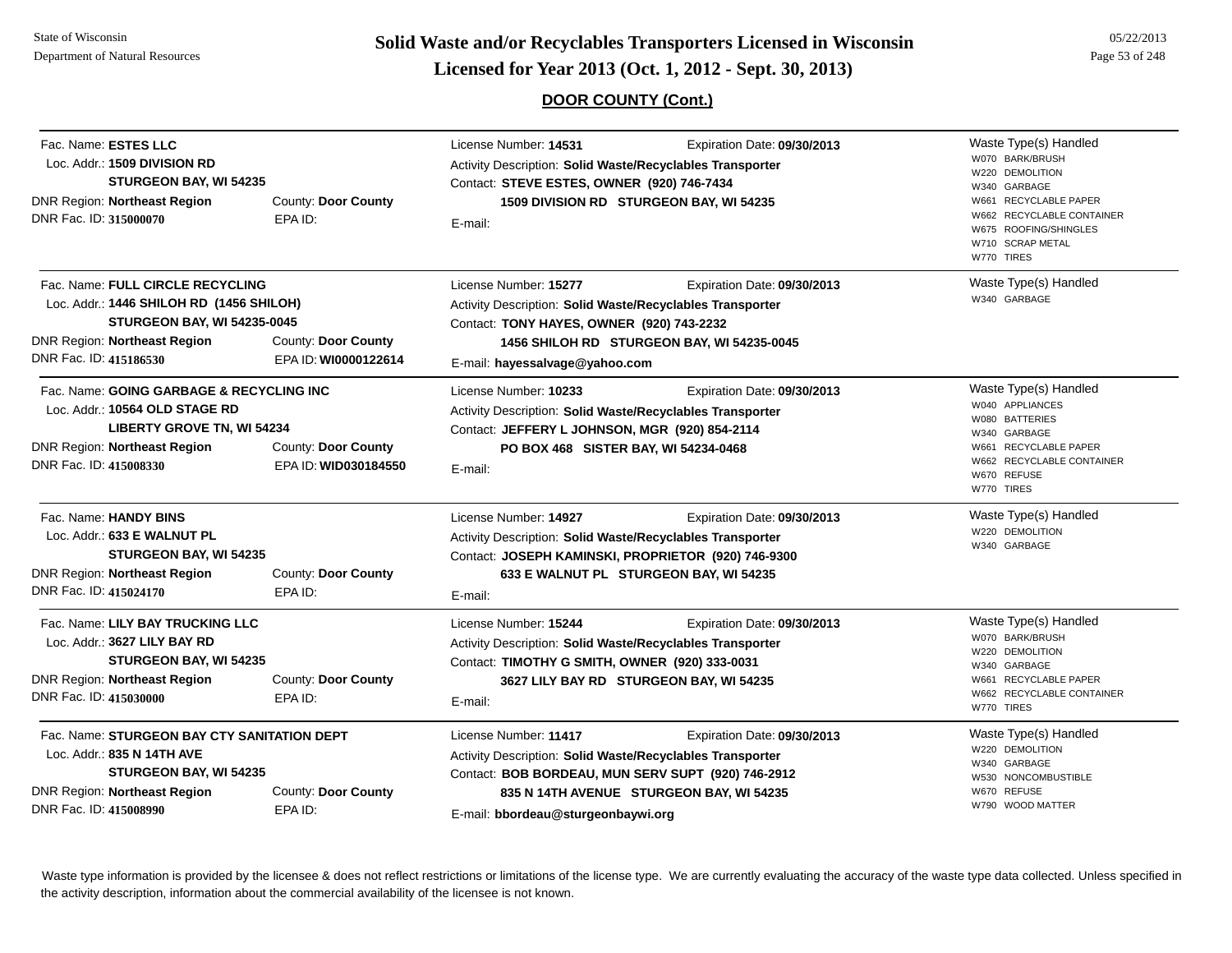## DOOR COUNTY (Cont.)

| Facility | License / Contact | Waste Type(s) Handled |
|---|---|---|
| Fac. Name: **ESTES LLC**<br>Loc. Addr.: **1509 DIVISION RD**<br>**STURGEON BAY, WI 54235**<br>DNR Region: **Northeast Region** County: **Door County**<br>DNR Fac. ID: **315000070** EPA ID: | License Number: **14531** Expiration Date: **09/30/2013**<br>Activity Description: **Solid Waste/Recyclables Transporter**<br>Contact: **STEVE ESTES, OWNER (920) 746-7434**<br>**1509 DIVISION RD STURGEON BAY, WI 54235**<br>E-mail: | W070 BARK/BRUSH<br>W220 DEMOLITION<br>W340 GARBAGE<br>W661 RECYCLABLE PAPER<br>W662 RECYCLABLE CONTAINER<br>W675 ROOFING/SHINGLES<br>W710 SCRAP METAL<br>W770 TIRES |
| Fac. Name: **FULL CIRCLE RECYCLING**<br>Loc. Addr.: **1446 SHILOH RD (1456 SHILOH)**<br>**STURGEON BAY, WI 54235-0045**<br>DNR Region: **Northeast Region** County: **Door County**<br>DNR Fac. ID: **415186530** EPA ID: **WI0000122614** | License Number: **15277** Expiration Date: **09/30/2013**<br>Activity Description: **Solid Waste/Recyclables Transporter**<br>Contact: **TONY HAYES, OWNER (920) 743-2232**<br>**1456 SHILOH RD STURGEON BAY, WI 54235-0045**<br>E-mail: **hayessalvage@yahoo.com** | W340 GARBAGE |
| Fac. Name: **GOING GARBAGE & RECYCLING INC**<br>Loc. Addr.: **10564 OLD STAGE RD**<br>**LIBERTY GROVE TN, WI 54234**<br>DNR Region: **Northeast Region** County: **Door County**<br>DNR Fac. ID: **415008330** EPA ID: **WID030184550** | License Number: **10233** Expiration Date: **09/30/2013**<br>Activity Description: **Solid Waste/Recyclables Transporter**<br>Contact: **JEFFERY L JOHNSON, MGR (920) 854-2114**<br>**PO BOX 468 SISTER BAY, WI 54234-0468**<br>E-mail: | W040 APPLIANCES<br>W080 BATTERIES<br>W340 GARBAGE<br>W661 RECYCLABLE PAPER<br>W662 RECYCLABLE CONTAINER<br>W670 REFUSE<br>W770 TIRES |
| Fac. Name: **HANDY BINS**<br>Loc. Addr.: **633 E WALNUT PL**<br>**STURGEON BAY, WI 54235**<br>DNR Region: **Northeast Region** County: **Door County**<br>DNR Fac. ID: **415024170** EPA ID: | License Number: **14927** Expiration Date: **09/30/2013**<br>Activity Description: **Solid Waste/Recyclables Transporter**<br>Contact: **JOSEPH KAMINSKI, PROPRIETOR (920) 746-9300**<br>**633 E WALNUT PL STURGEON BAY, WI 54235**<br>E-mail: | W220 DEMOLITION<br>W340 GARBAGE |
| Fac. Name: **LILY BAY TRUCKING LLC**<br>Loc. Addr.: **3627 LILY BAY RD**<br>**STURGEON BAY, WI 54235**<br>DNR Region: **Northeast Region** County: **Door County**<br>DNR Fac. ID: **415030000** EPA ID: | License Number: **15244** Expiration Date: **09/30/2013**<br>Activity Description: **Solid Waste/Recyclables Transporter**<br>Contact: **TIMOTHY G SMITH, OWNER (920) 333-0031**<br>**3627 LILY BAY RD STURGEON BAY, WI 54235**<br>E-mail: | W070 BARK/BRUSH<br>W220 DEMOLITION<br>W340 GARBAGE<br>W661 RECYCLABLE PAPER<br>W662 RECYCLABLE CONTAINER<br>W770 TIRES |
| Fac. Name: **STURGEON BAY CTY SANITATION DEPT**<br>Loc. Addr.: **835 N 14TH AVE**<br>**STURGEON BAY, WI 54235**<br>DNR Region: **Northeast Region** County: **Door County**<br>DNR Fac. ID: **415008990** EPA ID: | License Number: **11417** Expiration Date: **09/30/2013**<br>Activity Description: **Solid Waste/Recyclables Transporter**<br>Contact: **BOB BORDEAU, MUN SERV SUPT (920) 746-2912**<br>**835 N 14TH AVENUE STURGEON BAY, WI 54235**<br>E-mail: **bbordeau@sturgeonbaywi.org** | W220 DEMOLITION<br>W340 GARBAGE<br>W530 NONCOMBUSTIBLE<br>W670 REFUSE<br>W790 WOOD MATTER |

Waste type information is provided by the licensee & does not reflect restrictions or limitations of the license type. We are currently evaluating the accuracy of the waste type data collected. Unless specified in the activity description, information about the commercial availability of the licensee is not known.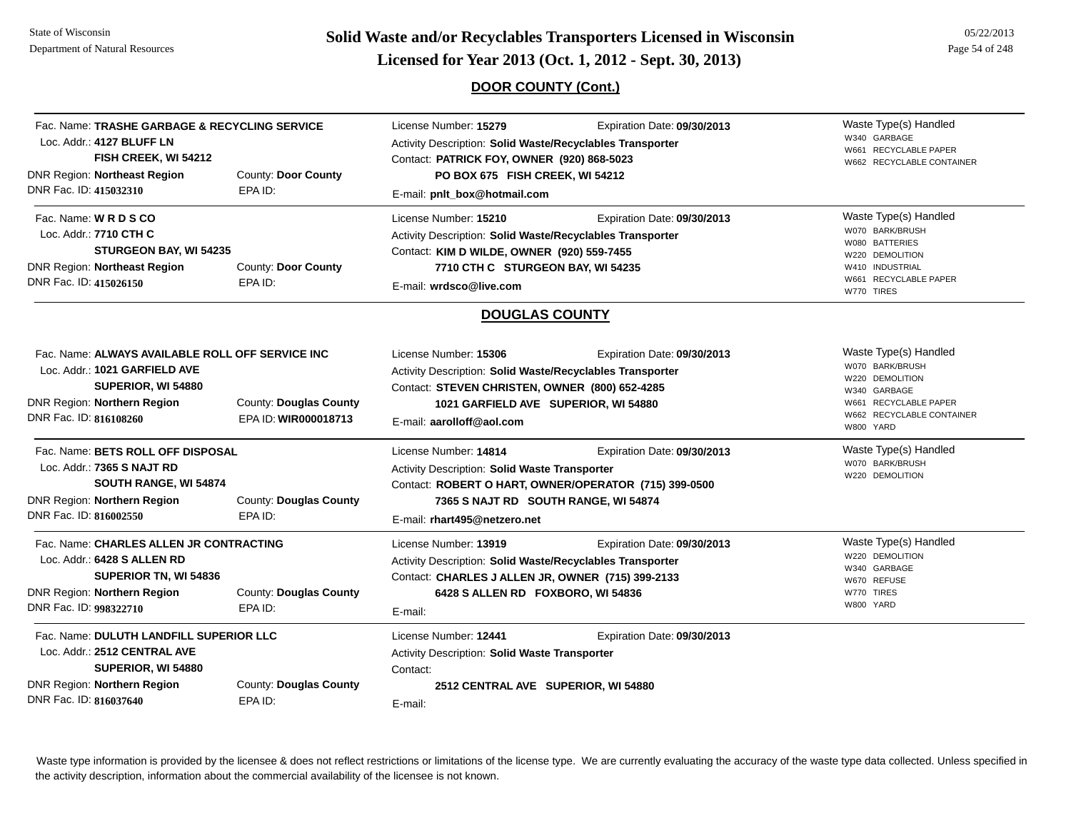## DOOR COUNTY (Cont.)

Fac. Name: **TRASHE GARBAGE & RECYCLING SERVICE**
Loc. Addr.: **4127 BLUFF LN**
**FISH CREEK, WI 54212**
DNR Region: **Northeast Region** County: **Door County**
DNR Fac. ID: **415032310** EPA ID:

License Number: **15279** Expiration Date: **09/30/2013**
Activity Description: **Solid Waste/Recyclables Transporter**
Contact: **PATRICK FOY, OWNER (920) 868-5023**
**PO BOX 675 FISH CREEK, WI 54212**
E-mail: **pnlt_box@hotmail.com**

Waste Type(s) Handled
- W340 GARBAGE
- W661 RECYCLABLE PAPER
- W662 RECYCLABLE CONTAINER

---

Fac. Name: **W R D S CO**
Loc. Addr.: **7710 CTH C**
**STURGEON BAY, WI 54235**
DNR Region: **Northeast Region** County: **Door County**
DNR Fac. ID: **415026150** EPA ID:

License Number: **15210** Expiration Date: **09/30/2013**
Activity Description: **Solid Waste/Recyclables Transporter**
Contact: **KIM D WILDE, OWNER (920) 559-7455**
**7710 CTH C STURGEON BAY, WI 54235**
E-mail: **wrdsco@live.com**

Waste Type(s) Handled
- W070 BARK/BRUSH
- W080 BATTERIES
- W220 DEMOLITION
- W410 INDUSTRIAL
- W661 RECYCLABLE PAPER
- W770 TIRES

## DOUGLAS COUNTY

Fac. Name: **ALWAYS AVAILABLE ROLL OFF SERVICE INC**
Loc. Addr.: **1021 GARFIELD AVE**
**SUPERIOR, WI 54880**
DNR Region: **Northern Region** County: **Douglas County**
DNR Fac. ID: **816108260** EPA ID: **WIR000018713**

License Number: **15306** Expiration Date: **09/30/2013**
Activity Description: **Solid Waste/Recyclables Transporter**
Contact: **STEVEN CHRISTEN, OWNER (800) 652-4285**
**1021 GARFIELD AVE SUPERIOR, WI 54880**
E-mail: **aarolloff@aol.com**

Waste Type(s) Handled
- W070 BARK/BRUSH
- W220 DEMOLITION
- W340 GARBAGE
- W661 RECYCLABLE PAPER
- W662 RECYCLABLE CONTAINER
- W800 YARD

---

Fac. Name: **BETS ROLL OFF DISPOSAL**
Loc. Addr.: **7365 S NAJT RD**
**SOUTH RANGE, WI 54874**
DNR Region: **Northern Region** County: **Douglas County**
DNR Fac. ID: **816002550** EPA ID:

License Number: **14814** Expiration Date: **09/30/2013**
Activity Description: **Solid Waste Transporter**
Contact: **ROBERT O HART, OWNER/OPERATOR (715) 399-0500**
**7365 S NAJT RD SOUTH RANGE, WI 54874**
E-mail: **rhart495@netzero.net**

Waste Type(s) Handled
- W070 BARK/BRUSH
- W220 DEMOLITION

---

Fac. Name: **CHARLES ALLEN JR CONTRACTING**
Loc. Addr.: **6428 S ALLEN RD**
**SUPERIOR TN, WI 54836**
DNR Region: **Northern Region** County: **Douglas County**
DNR Fac. ID: **998322710** EPA ID:

License Number: **13919** Expiration Date: **09/30/2013**
Activity Description: **Solid Waste/Recyclables Transporter**
Contact: **CHARLES J ALLEN JR, OWNER (715) 399-2133**
**6428 S ALLEN RD FOXBORO, WI 54836**
E-mail:

Waste Type(s) Handled
- W220 DEMOLITION
- W340 GARBAGE
- W670 REFUSE
- W770 TIRES
- W800 YARD

---

Fac. Name: **DULUTH LANDFILL SUPERIOR LLC**
Loc. Addr.: **2512 CENTRAL AVE**
**SUPERIOR, WI 54880**
DNR Region: **Northern Region** County: **Douglas County**
DNR Fac. ID: **816037640** EPA ID:

License Number: **12441** Expiration Date: **09/30/2013**
Activity Description: **Solid Waste Transporter**
Contact:
**2512 CENTRAL AVE SUPERIOR, WI 54880**
E-mail:

---

Waste type information is provided by the licensee & does not reflect restrictions or limitations of the license type. We are currently evaluating the accuracy of the waste type data collected. Unless specified in the activity description, information about the commercial availability of the licensee is not known.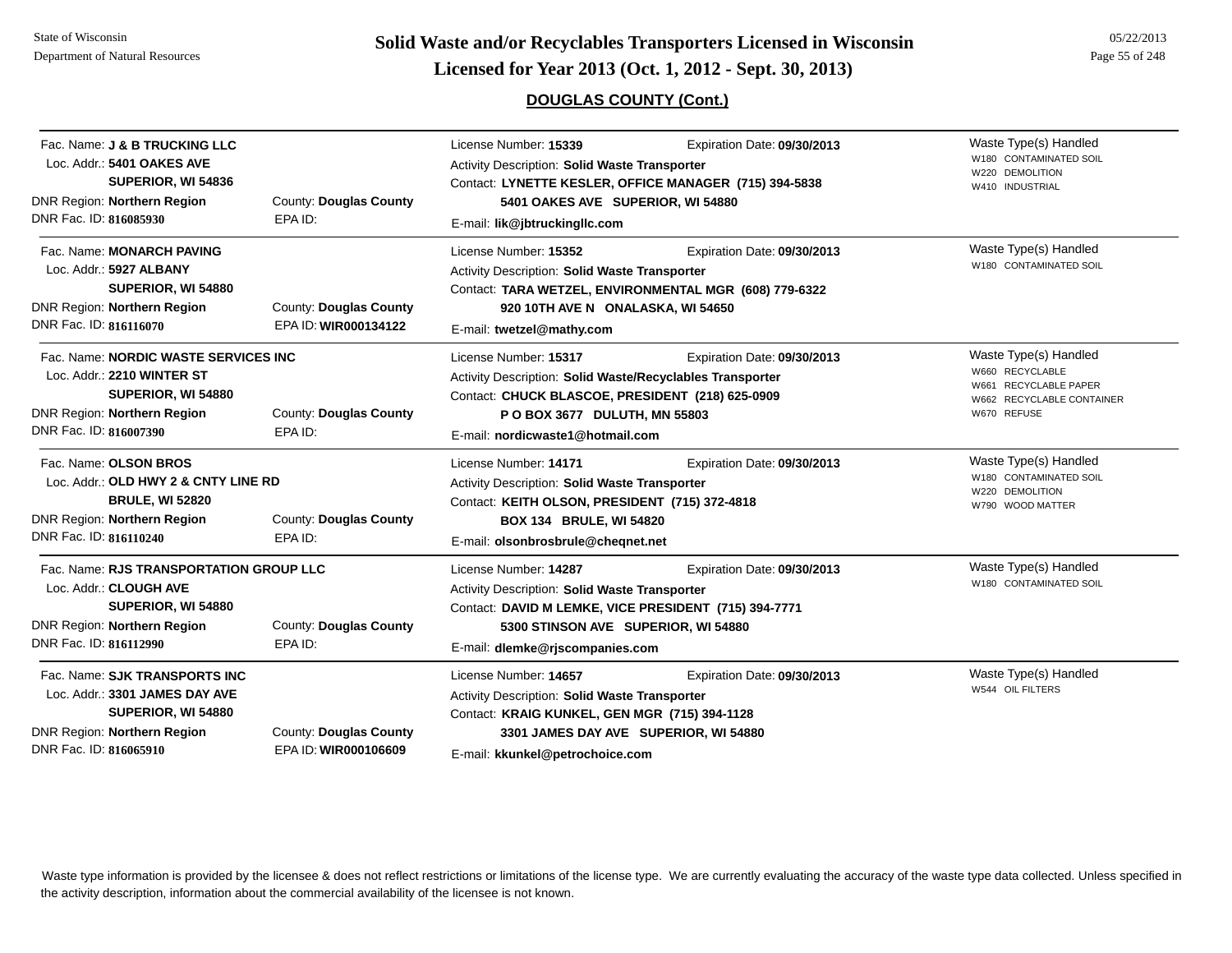# Solid Waste and/or Recyclables Transporters Licensed in Wisconsin

## Licensed for Year 2013 (Oct. 1, 2012 - Sept. 30, 2013)

### DOUGLAS COUNTY (Cont.)

---

Fac. Name: **J & B TRUCKING LLC**
Loc. Addr.: **5401 OAKES AVE**
**SUPERIOR, WI 54836**
DNR Region: **Northern Region** County: **Douglas County**
DNR Fac. ID: **816085930** EPA ID:

License Number: **15339** Expiration Date: **09/30/2013**
Activity Description: **Solid Waste Transporter**
Contact: **LYNETTE KESLER, OFFICE MANAGER (715) 394-5838**
**5401 OAKES AVE SUPERIOR, WI 54880**
E-mail: **lik@jbtruckingllc.com**

Waste Type(s) Handled
- W180 CONTAMINATED SOIL
- W220 DEMOLITION
- W410 INDUSTRIAL

---

Fac. Name: **MONARCH PAVING**
Loc. Addr.: **5927 ALBANY**
**SUPERIOR, WI 54880**
DNR Region: **Northern Region** County: **Douglas County**
DNR Fac. ID: **816116070** EPA ID: **WIR000134122**

License Number: **15352** Expiration Date: **09/30/2013**
Activity Description: **Solid Waste Transporter**
Contact: **TARA WETZEL, ENVIRONMENTAL MGR (608) 779-6322**
**920 10TH AVE N ONALASKA, WI 54650**
E-mail: **twetzel@mathy.com**

Waste Type(s) Handled
- W180 CONTAMINATED SOIL

---

Fac. Name: **NORDIC WASTE SERVICES INC**
Loc. Addr.: **2210 WINTER ST**
**SUPERIOR, WI 54880**
DNR Region: **Northern Region** County: **Douglas County**
DNR Fac. ID: **816007390** EPA ID:

License Number: **15317** Expiration Date: **09/30/2013**
Activity Description: **Solid Waste/Recyclables Transporter**
Contact: **CHUCK BLASCOE, PRESIDENT (218) 625-0909**
**P O BOX 3677 DULUTH, MN 55803**
E-mail: **nordicwaste1@hotmail.com**

Waste Type(s) Handled
- W660 RECYCLABLE
- W661 RECYCLABLE PAPER
- W662 RECYCLABLE CONTAINER
- W670 REFUSE

---

Fac. Name: **OLSON BROS**
Loc. Addr.: **OLD HWY 2 & CNTY LINE RD**
**BRULE, WI 52820**
DNR Region: **Northern Region** County: **Douglas County**
DNR Fac. ID: **816110240** EPA ID:

License Number: **14171** Expiration Date: **09/30/2013**
Activity Description: **Solid Waste Transporter**
Contact: **KEITH OLSON, PRESIDENT (715) 372-4818**
**BOX 134 BRULE, WI 54820**
E-mail: **olsonbrosbrule@cheqnet.net**

Waste Type(s) Handled
- W180 CONTAMINATED SOIL
- W220 DEMOLITION
- W790 WOOD MATTER

---

Fac. Name: **RJS TRANSPORTATION GROUP LLC**
Loc. Addr.: **CLOUGH AVE**
**SUPERIOR, WI 54880**
DNR Region: **Northern Region** County: **Douglas County**
DNR Fac. ID: **816112990** EPA ID:

License Number: **14287** Expiration Date: **09/30/2013**
Activity Description: **Solid Waste Transporter**
Contact: **DAVID M LEMKE, VICE PRESIDENT (715) 394-7771**
**5300 STINSON AVE SUPERIOR, WI 54880**
E-mail: **dlemke@rjscompanies.com**

Waste Type(s) Handled
- W180 CONTAMINATED SOIL

---

Fac. Name: **SJK TRANSPORTS INC**
Loc. Addr.: **3301 JAMES DAY AVE**
**SUPERIOR, WI 54880**
DNR Region: **Northern Region** County: **Douglas County**
DNR Fac. ID: **816065910** EPA ID: **WIR000106609**

License Number: **14657** Expiration Date: **09/30/2013**
Activity Description: **Solid Waste Transporter**
Contact: **KRAIG KUNKEL, GEN MGR (715) 394-1128**
**3301 JAMES DAY AVE SUPERIOR, WI 54880**
E-mail: **kkunkel@petrochoice.com**

Waste Type(s) Handled
- W544 OIL FILTERS

---

Waste type information is provided by the licensee & does not reflect restrictions or limitations of the license type. We are currently evaluating the accuracy of the waste type data collected. Unless specified in the activity description, information about the commercial availability of the licensee is not known.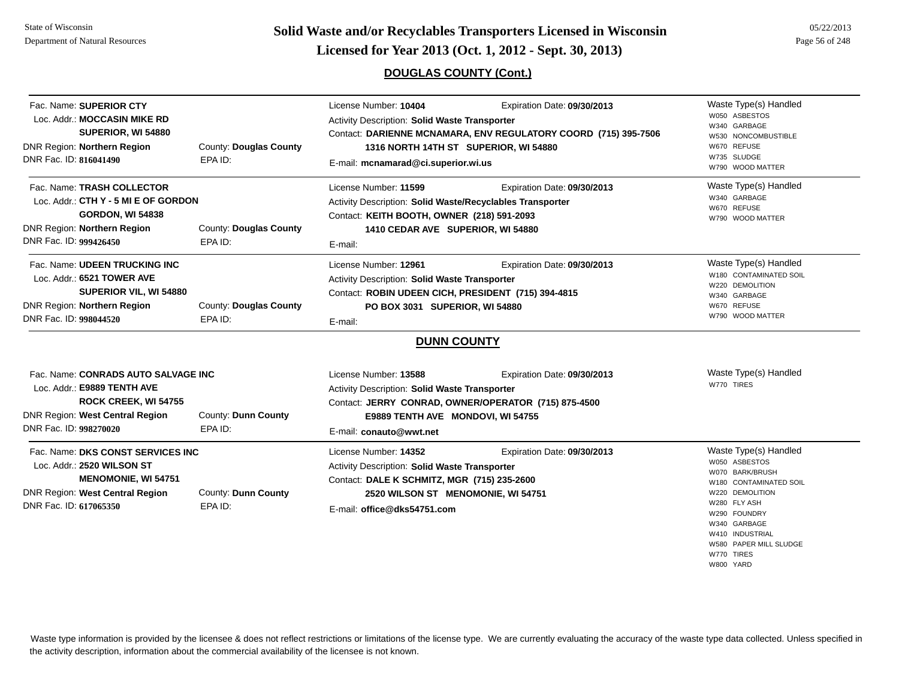## DOUGLAS COUNTY (Cont.)

Fac. Name: **SUPERIOR CTY**
Loc. Addr.: **MOCCASIN MIKE RD**
**SUPERIOR, WI 54880**
DNR Region: **Northern Region** County: **Douglas County**
DNR Fac. ID: **816041490** EPA ID:

License Number: **10404** Expiration Date: **09/30/2013**
Activity Description: **Solid Waste Transporter**
Contact: **DARIENNE MCNAMARA, ENV REGULATORY COORD (715) 395-7506**
**1316 NORTH 14TH ST SUPERIOR, WI 54880**
E-mail: **mcnamarad@ci.superior.wi.us**

Waste Type(s) Handled
- W050 ASBESTOS
- W340 GARBAGE
- W530 NONCOMBUSTIBLE
- W670 REFUSE
- W735 SLUDGE
- W790 WOOD MATTER

---

Fac. Name: **TRASH COLLECTOR**
Loc. Addr.: **CTH Y - 5 MI E OF GORDON**
**GORDON, WI 54838**
DNR Region: **Northern Region** County: **Douglas County**
DNR Fac. ID: **999426450** EPA ID:

License Number: **11599** Expiration Date: **09/30/2013**
Activity Description: **Solid Waste/Recyclables Transporter**
Contact: **KEITH BOOTH, OWNER (218) 591-2093**
**1410 CEDAR AVE SUPERIOR, WI 54880**
E-mail:

Waste Type(s) Handled
- W340 GARBAGE
- W670 REFUSE
- W790 WOOD MATTER

---

Fac. Name: **UDEEN TRUCKING INC**
Loc. Addr.: **6521 TOWER AVE**
**SUPERIOR VIL, WI 54880**
DNR Region: **Northern Region** County: **Douglas County**
DNR Fac. ID: **998044520** EPA ID:

License Number: **12961** Expiration Date: **09/30/2013**
Activity Description: **Solid Waste Transporter**
Contact: **ROBIN UDEEN CICH, PRESIDENT (715) 394-4815**
**PO BOX 3031 SUPERIOR, WI 54880**
E-mail:

Waste Type(s) Handled
- W180 CONTAMINATED SOIL
- W220 DEMOLITION
- W340 GARBAGE
- W670 REFUSE
- W790 WOOD MATTER

## DUNN COUNTY

Fac. Name: **CONRADS AUTO SALVAGE INC**
Loc. Addr.: **E9889 TENTH AVE**
**ROCK CREEK, WI 54755**
DNR Region: **West Central Region** County: **Dunn County**
DNR Fac. ID: **998270020** EPA ID:

License Number: **13588** Expiration Date: **09/30/2013**
Activity Description: **Solid Waste Transporter**
Contact: **JERRY CONRAD, OWNER/OPERATOR (715) 875-4500**
**E9889 TENTH AVE MONDOVI, WI 54755**
E-mail: **conauto@wwt.net**

Waste Type(s) Handled
- W770 TIRES

---

Fac. Name: **DKS CONST SERVICES INC**
Loc. Addr.: **2520 WILSON ST**
**MENOMONIE, WI 54751**
DNR Region: **West Central Region** County: **Dunn County**
DNR Fac. ID: **617065350** EPA ID:

License Number: **14352** Expiration Date: **09/30/2013**
Activity Description: **Solid Waste Transporter**
Contact: **DALE K SCHMITZ, MGR (715) 235-2600**
**2520 WILSON ST MENOMONIE, WI 54751**
E-mail: **office@dks54751.com**

Waste Type(s) Handled
- W050 ASBESTOS
- W070 BARK/BRUSH
- W180 CONTAMINATED SOIL
- W220 DEMOLITION
- W280 FLY ASH
- W290 FOUNDRY
- W340 GARBAGE
- W410 INDUSTRIAL
- W580 PAPER MILL SLUDGE
- W770 TIRES
- W800 YARD

---

Waste type information is provided by the licensee & does not reflect restrictions or limitations of the license type. We are currently evaluating the accuracy of the waste type data collected. Unless specified in the activity description, information about the commercial availability of the licensee is not known.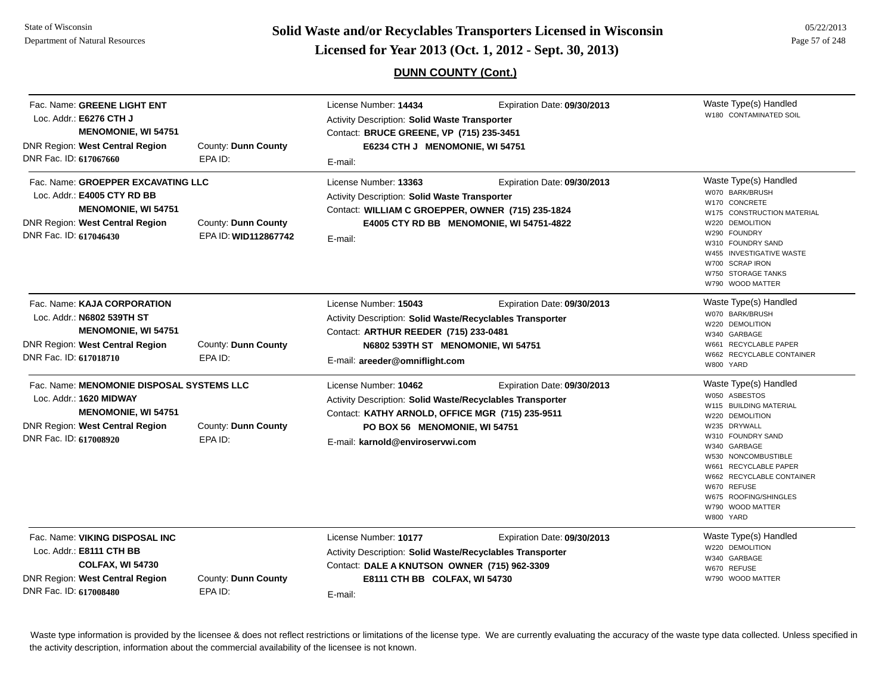## DUNN COUNTY (Cont.)

---

Fac. Name: **GREENE LIGHT ENT**
Loc. Addr.: **E6276 CTH J**
**MENOMONIE, WI 54751**
DNR Region: **West Central Region** County: **Dunn County**
DNR Fac. ID: **617067660** EPA ID:

License Number: **14434** Expiration Date: **09/30/2013**
Activity Description: **Solid Waste Transporter**
Contact: **BRUCE GREENE, VP (715) 235-3451**
**E6234 CTH J MENOMONIE, WI 54751**
E-mail:

Waste Type(s) Handled
- W180 CONTAMINATED SOIL

---

Fac. Name: **GROEPPER EXCAVATING LLC**
Loc. Addr.: **E4005 CTY RD BB**
**MENOMONIE, WI 54751**
DNR Region: **West Central Region** County: **Dunn County**
DNR Fac. ID: **617046430** EPA ID: **WID112867742**

License Number: **13363** Expiration Date: **09/30/2013**
Activity Description: **Solid Waste Transporter**
Contact: **WILLIAM C GROEPPER, OWNER (715) 235-1824**
**E4005 CTY RD BB MENOMONIE, WI 54751-4822**
E-mail:

Waste Type(s) Handled
- W070 BARK/BRUSH
- W170 CONCRETE
- W175 CONSTRUCTION MATERIAL
- W220 DEMOLITION
- W290 FOUNDRY
- W310 FOUNDRY SAND
- W455 INVESTIGATIVE WASTE
- W700 SCRAP IRON
- W750 STORAGE TANKS
- W790 WOOD MATTER

---

Fac. Name: **KAJA CORPORATION**
Loc. Addr.: **N6802 539TH ST**
**MENOMONIE, WI 54751**
DNR Region: **West Central Region** County: **Dunn County**
DNR Fac. ID: **617018710** EPA ID:

License Number: **15043** Expiration Date: **09/30/2013**
Activity Description: **Solid Waste/Recyclables Transporter**
Contact: **ARTHUR REEDER (715) 233-0481**
**N6802 539TH ST MENOMONIE, WI 54751**
E-mail: **areeder@omniflight.com**

Waste Type(s) Handled
- W070 BARK/BRUSH
- W220 DEMOLITION
- W340 GARBAGE
- W661 RECYCLABLE PAPER
- W662 RECYCLABLE CONTAINER
- W800 YARD

---

Fac. Name: **MENOMONIE DISPOSAL SYSTEMS LLC**
Loc. Addr.: **1620 MIDWAY**
**MENOMONIE, WI 54751**
DNR Region: **West Central Region** County: **Dunn County**
DNR Fac. ID: **617008920** EPA ID:

License Number: **10462** Expiration Date: **09/30/2013**
Activity Description: **Solid Waste/Recyclables Transporter**
Contact: **KATHY ARNOLD, OFFICE MGR (715) 235-9511**
**PO BOX 56 MENOMONIE, WI 54751**
E-mail: **karnold@enviroservwi.com**

Waste Type(s) Handled
- W050 ASBESTOS
- W115 BUILDING MATERIAL
- W220 DEMOLITION
- W235 DRYWALL
- W310 FOUNDRY SAND
- W340 GARBAGE
- W530 NONCOMBUSTIBLE
- W661 RECYCLABLE PAPER
- W662 RECYCLABLE CONTAINER
- W670 REFUSE
- W675 ROOFING/SHINGLES
- W790 WOOD MATTER
- W800 YARD

---

Fac. Name: **VIKING DISPOSAL INC**
Loc. Addr.: **E8111 CTH BB**
**COLFAX, WI 54730**
DNR Region: **West Central Region** County: **Dunn County**
DNR Fac. ID: **617008480** EPA ID:

License Number: **10177** Expiration Date: **09/30/2013**
Activity Description: **Solid Waste/Recyclables Transporter**
Contact: **DALE A KNUTSON OWNER (715) 962-3309**
**E8111 CTH BB COLFAX, WI 54730**
E-mail:

Waste Type(s) Handled
- W220 DEMOLITION
- W340 GARBAGE
- W670 REFUSE
- W790 WOOD MATTER

---

Waste type information is provided by the licensee & does not reflect restrictions or limitations of the license type. We are currently evaluating the accuracy of the waste type data collected. Unless specified in the activity description, information about the commercial availability of the licensee is not known.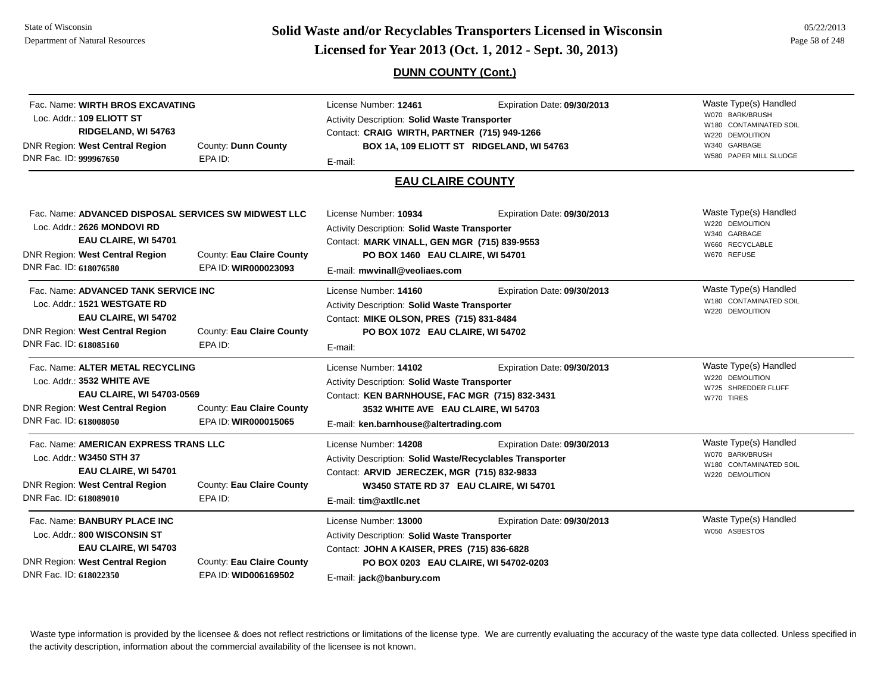## DUNN COUNTY (Cont.)

**Fac. Name:** WIRTH BROS EXCAVATING
**Loc. Addr.:** 109 ELIOTT ST
RIDGELAND, WI 54763
**DNR Region:** West Central Region
**County:** Dunn County
**DNR Fac. ID:** 999967650
**EPA ID:**
**License Number:** 12461
**Expiration Date:** 09/30/2013
**Activity Description:** Solid Waste Transporter
**Contact:** CRAIG WIRTH, PARTNER (715) 949-1266
BOX 1A, 109 ELIOTT ST RIDGELAND, WI 54763
**E-mail:**
**Waste Type(s) Handled:**
- W070 BARK/BRUSH
- W180 CONTAMINATED SOIL
- W220 DEMOLITION
- W340 GARBAGE
- W580 PAPER MILL SLUDGE

## EAU CLAIRE COUNTY

**Fac. Name:** ADVANCED DISPOSAL SERVICES SW MIDWEST LLC
**Loc. Addr.:** 2626 MONDOVI RD
EAU CLAIRE, WI 54701
**DNR Region:** West Central Region
**County:** Eau Claire County
**DNR Fac. ID:** 618076580
**EPA ID:** WIR000023093
**License Number:** 10934
**Expiration Date:** 09/30/2013
**Activity Description:** Solid Waste Transporter
**Contact:** MARK VINALL, GEN MGR (715) 839-9553
PO BOX 1460 EAU CLAIRE, WI 54701
**E-mail:** mwvinall@veoliaes.com
**Waste Type(s) Handled:**
- W220 DEMOLITION
- W340 GARBAGE
- W660 RECYCLABLE
- W670 REFUSE

---

**Fac. Name:** ADVANCED TANK SERVICE INC
**Loc. Addr.:** 1521 WESTGATE RD
EAU CLAIRE, WI 54702
**DNR Region:** West Central Region
**County:** Eau Claire County
**DNR Fac. ID:** 618085160
**EPA ID:**
**License Number:** 14160
**Expiration Date:** 09/30/2013
**Activity Description:** Solid Waste Transporter
**Contact:** MIKE OLSON, PRES (715) 831-8484
PO BOX 1072 EAU CLAIRE, WI 54702
**E-mail:**
**Waste Type(s) Handled:**
- W180 CONTAMINATED SOIL
- W220 DEMOLITION

---

**Fac. Name:** ALTER METAL RECYCLING
**Loc. Addr.:** 3532 WHITE AVE
EAU CLAIRE, WI 54703-0569
**DNR Region:** West Central Region
**County:** Eau Claire County
**DNR Fac. ID:** 618008050
**EPA ID:** WIR000015065
**License Number:** 14102
**Expiration Date:** 09/30/2013
**Activity Description:** Solid Waste Transporter
**Contact:** KEN BARNHOUSE, FAC MGR (715) 832-3431
3532 WHITE AVE EAU CLAIRE, WI 54703
**E-mail:** ken.barnhouse@altertrading.com
**Waste Type(s) Handled:**
- W220 DEMOLITION
- W725 SHREDDER FLUFF
- W770 TIRES

---

**Fac. Name:** AMERICAN EXPRESS TRANS LLC
**Loc. Addr.:** W3450 STH 37
EAU CLAIRE, WI 54701
**DNR Region:** West Central Region
**County:** Eau Claire County
**DNR Fac. ID:** 618089010
**EPA ID:**
**License Number:** 14208
**Expiration Date:** 09/30/2013
**Activity Description:** Solid Waste/Recyclables Transporter
**Contact:** ARVID JERECZEK, MGR (715) 832-9833
W3450 STATE RD 37 EAU CLAIRE, WI 54701
**E-mail:** tim@axtllc.net
**Waste Type(s) Handled:**
- W070 BARK/BRUSH
- W180 CONTAMINATED SOIL
- W220 DEMOLITION

---

**Fac. Name:** BANBURY PLACE INC
**Loc. Addr.:** 800 WISCONSIN ST
EAU CLAIRE, WI 54703
**DNR Region:** West Central Region
**County:** Eau Claire County
**DNR Fac. ID:** 618022350
**EPA ID:** WID006169502
**License Number:** 13000
**Expiration Date:** 09/30/2013
**Activity Description:** Solid Waste Transporter
**Contact:** JOHN A KAISER, PRES (715) 836-6828
PO BOX 0203 EAU CLAIRE, WI 54702-0203
**E-mail:** jack@banbury.com
**Waste Type(s) Handled:**
- W050 ASBESTOS

---

Waste type information is provided by the licensee & does not reflect restrictions or limitations of the license type. We are currently evaluating the accuracy of the waste type data collected. Unless specified in the activity description, information about the commercial availability of the licensee is not known.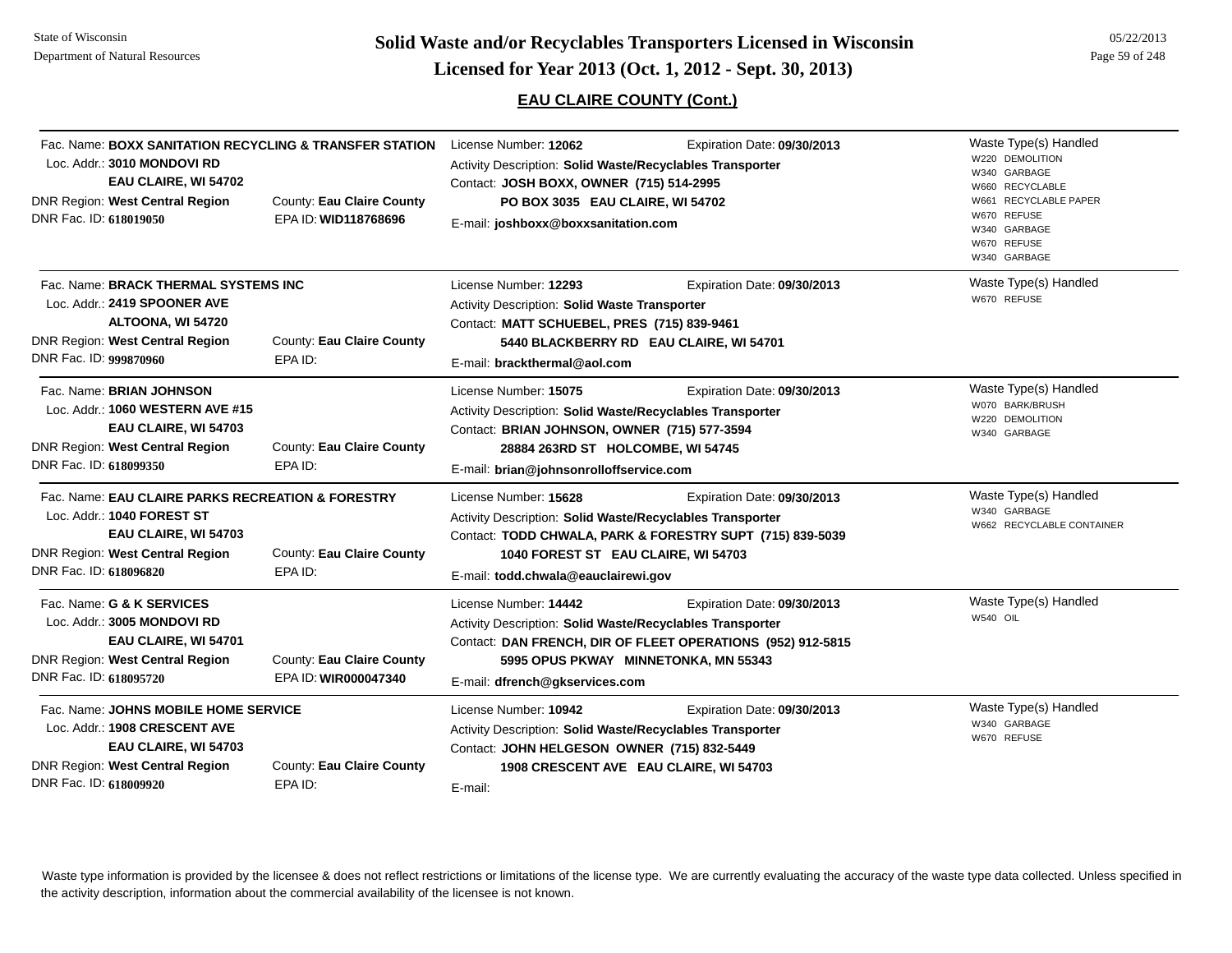## EAU CLAIRE COUNTY (Cont.)

---

Fac. Name: **BOXX SANITATION RECYCLING & TRANSFER STATION**
Loc. Addr.: **3010 MONDOVI RD**
**EAU CLAIRE, WI 54702**
DNR Region: **West Central Region** — County: **Eau Claire County**
DNR Fac. ID: **618019050** — EPA ID: **WID118768696**

License Number: **12062** — Expiration Date: **09/30/2013**
Activity Description: **Solid Waste/Recyclables Transporter**
Contact: **JOSH BOXX, OWNER (715) 514-2995**
**PO BOX 3035 EAU CLAIRE, WI 54702**
E-mail: **joshboxx@boxxsanitation.com**

Waste Type(s) Handled:
- W220 DEMOLITION
- W340 GARBAGE
- W660 RECYCLABLE
- W661 RECYCLABLE PAPER
- W670 REFUSE
- W340 GARBAGE
- W670 REFUSE
- W340 GARBAGE

---

Fac. Name: **BRACK THERMAL SYSTEMS INC**
Loc. Addr.: **2419 SPOONER AVE**
**ALTOONA, WI 54720**
DNR Region: **West Central Region** — County: **Eau Claire County**
DNR Fac. ID: **999870960** — EPA ID:

License Number: **12293** — Expiration Date: **09/30/2013**
Activity Description: **Solid Waste Transporter**
Contact: **MATT SCHUEBEL, PRES (715) 839-9461**
**5440 BLACKBERRY RD EAU CLAIRE, WI 54701**
E-mail: **brackthermal@aol.com**

Waste Type(s) Handled:
- W670 REFUSE

---

Fac. Name: **BRIAN JOHNSON**
Loc. Addr.: **1060 WESTERN AVE #15**
**EAU CLAIRE, WI 54703**
DNR Region: **West Central Region** — County: **Eau Claire County**
DNR Fac. ID: **618099350** — EPA ID:

License Number: **15075** — Expiration Date: **09/30/2013**
Activity Description: **Solid Waste/Recyclables Transporter**
Contact: **BRIAN JOHNSON, OWNER (715) 577-3594**
**28884 263RD ST HOLCOMBE, WI 54745**
E-mail: **brian@johnsonrolloffservice.com**

Waste Type(s) Handled:
- W070 BARK/BRUSH
- W220 DEMOLITION
- W340 GARBAGE

---

Fac. Name: **EAU CLAIRE PARKS RECREATION & FORESTRY**
Loc. Addr.: **1040 FOREST ST**
**EAU CLAIRE, WI 54703**
DNR Region: **West Central Region** — County: **Eau Claire County**
DNR Fac. ID: **618096820** — EPA ID:

License Number: **15628** — Expiration Date: **09/30/2013**
Activity Description: **Solid Waste/Recyclables Transporter**
Contact: **TODD CHWALA, PARK & FORESTRY SUPT (715) 839-5039**
**1040 FOREST ST EAU CLAIRE, WI 54703**
E-mail: **todd.chwala@eauclairewi.gov**

Waste Type(s) Handled:
- W340 GARBAGE
- W662 RECYCLABLE CONTAINER

---

Fac. Name: **G & K SERVICES**
Loc. Addr.: **3005 MONDOVI RD**
**EAU CLAIRE, WI 54701**
DNR Region: **West Central Region** — County: **Eau Claire County**
DNR Fac. ID: **618095720** — EPA ID: **WIR000047340**

License Number: **14442** — Expiration Date: **09/30/2013**
Activity Description: **Solid Waste/Recyclables Transporter**
Contact: **DAN FRENCH, DIR OF FLEET OPERATIONS (952) 912-5815**
**5995 OPUS PKWAY MINNETONKA, MN 55343**
E-mail: **dfrench@gkservices.com**

Waste Type(s) Handled:
- W540 OIL

---

Fac. Name: **JOHNS MOBILE HOME SERVICE**
Loc. Addr.: **1908 CRESCENT AVE**
**EAU CLAIRE, WI 54703**
DNR Region: **West Central Region** — County: **Eau Claire County**
DNR Fac. ID: **618009920** — EPA ID:

License Number: **10942** — Expiration Date: **09/30/2013**
Activity Description: **Solid Waste/Recyclables Transporter**
Contact: **JOHN HELGESON OWNER (715) 832-5449**
**1908 CRESCENT AVE EAU CLAIRE, WI 54703**
E-mail:

Waste Type(s) Handled:
- W340 GARBAGE
- W670 REFUSE

---

Waste type information is provided by the licensee & does not reflect restrictions or limitations of the license type. We are currently evaluating the accuracy of the waste type data collected. Unless specified in the activity description, information about the commercial availability of the licensee is not known.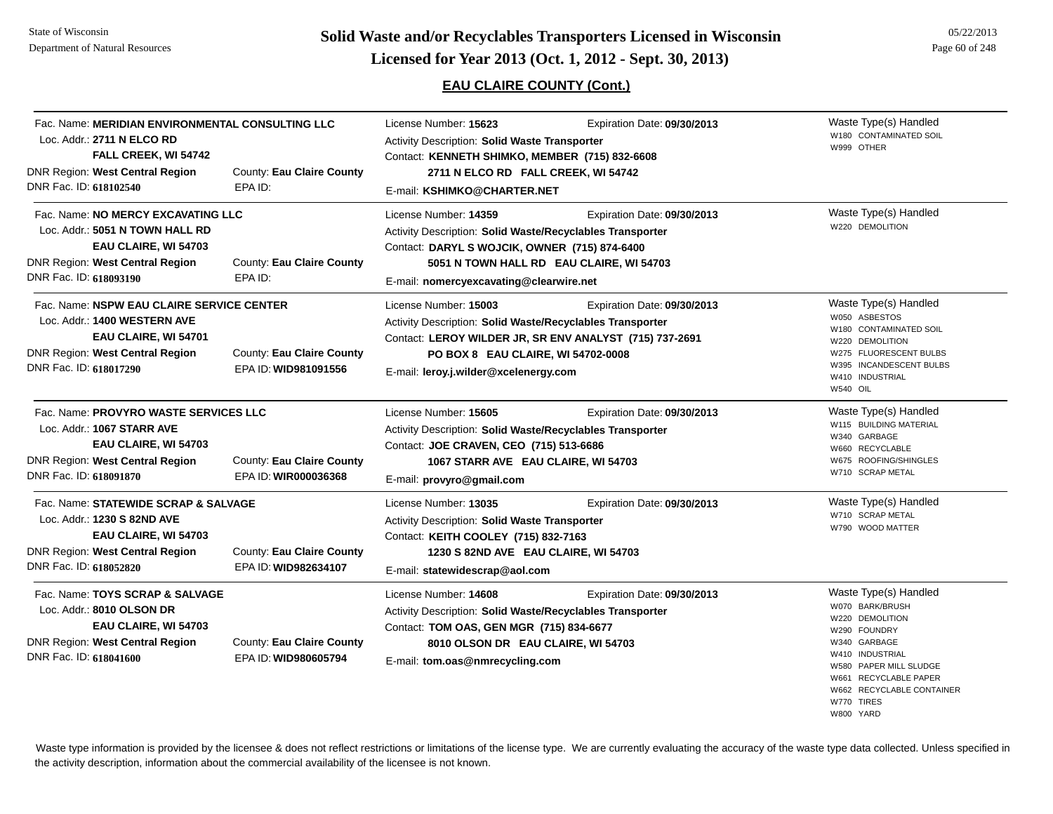## EAU CLAIRE COUNTY (Cont.)

Fac. Name: **MERIDIAN ENVIRONMENTAL CONSULTING LLC**
Loc. Addr.: **2711 N ELCO RD**
**FALL CREEK, WI 54742**
DNR Region: **West Central Region** County: **Eau Claire County**
DNR Fac. ID: **618102540** EPA ID:

License Number: **15623** Expiration Date: **09/30/2013**
Activity Description: **Solid Waste Transporter**
Contact: **KENNETH SHIMKO, MEMBER (715) 832-6608**
**2711 N ELCO RD FALL CREEK, WI 54742**
E-mail: **KSHIMKO@CHARTER.NET**

Waste Type(s) Handled
- W180 CONTAMINATED SOIL
- W999 OTHER

---

Fac. Name: **NO MERCY EXCAVATING LLC**
Loc. Addr.: **5051 N TOWN HALL RD**
**EAU CLAIRE, WI 54703**
DNR Region: **West Central Region** County: **Eau Claire County**
DNR Fac. ID: **618093190** EPA ID:

License Number: **14359** Expiration Date: **09/30/2013**
Activity Description: **Solid Waste/Recyclables Transporter**
Contact: **DARYL S WOJCIK, OWNER (715) 874-6400**
**5051 N TOWN HALL RD EAU CLAIRE, WI 54703**
E-mail: **nomercyexcavating@clearwire.net**

Waste Type(s) Handled
- W220 DEMOLITION

---

Fac. Name: **NSPW EAU CLAIRE SERVICE CENTER**
Loc. Addr.: **1400 WESTERN AVE**
**EAU CLAIRE, WI 54701**
DNR Region: **West Central Region** County: **Eau Claire County**
DNR Fac. ID: **618017290** EPA ID: **WID981091556**

License Number: **15003** Expiration Date: **09/30/2013**
Activity Description: **Solid Waste/Recyclables Transporter**
Contact: **LEROY WILDER JR, SR ENV ANALYST (715) 737-2691**
**PO BOX 8 EAU CLAIRE, WI 54702-0008**
E-mail: **leroy.j.wilder@xcelenergy.com**

Waste Type(s) Handled
- W050 ASBESTOS
- W180 CONTAMINATED SOIL
- W220 DEMOLITION
- W275 FLUORESCENT BULBS
- W395 INCANDESCENT BULBS
- W410 INDUSTRIAL
- W540 OIL

---

Fac. Name: **PROVYRO WASTE SERVICES LLC**
Loc. Addr.: **1067 STARR AVE**
**EAU CLAIRE, WI 54703**
DNR Region: **West Central Region** County: **Eau Claire County**
DNR Fac. ID: **618091870** EPA ID: **WIR000036368**

License Number: **15605** Expiration Date: **09/30/2013**
Activity Description: **Solid Waste/Recyclables Transporter**
Contact: **JOE CRAVEN, CEO (715) 513-6686**
**1067 STARR AVE EAU CLAIRE, WI 54703**
E-mail: **provyro@gmail.com**

Waste Type(s) Handled
- W115 BUILDING MATERIAL
- W340 GARBAGE
- W660 RECYCLABLE
- W675 ROOFING/SHINGLES
- W710 SCRAP METAL

---

Fac. Name: **STATEWIDE SCRAP & SALVAGE**
Loc. Addr.: **1230 S 82ND AVE**
**EAU CLAIRE, WI 54703**
DNR Region: **West Central Region** County: **Eau Claire County**
DNR Fac. ID: **618052820** EPA ID: **WID982634107**

License Number: **13035** Expiration Date: **09/30/2013**
Activity Description: **Solid Waste Transporter**
Contact: **KEITH COOLEY (715) 832-7163**
**1230 S 82ND AVE EAU CLAIRE, WI 54703**
E-mail: **statewidescrap@aol.com**

Waste Type(s) Handled
- W710 SCRAP METAL
- W790 WOOD MATTER

---

Fac. Name: **TOYS SCRAP & SALVAGE**
Loc. Addr.: **8010 OLSON DR**
**EAU CLAIRE, WI 54703**
DNR Region: **West Central Region** County: **Eau Claire County**
DNR Fac. ID: **618041600** EPA ID: **WID980605794**

License Number: **14608** Expiration Date: **09/30/2013**
Activity Description: **Solid Waste/Recyclables Transporter**
Contact: **TOM OAS, GEN MGR (715) 834-6677**
**8010 OLSON DR EAU CLAIRE, WI 54703**
E-mail: **tom.oas@nmrecycling.com**

Waste Type(s) Handled
- W070 BARK/BRUSH
- W220 DEMOLITION
- W290 FOUNDRY
- W340 GARBAGE
- W410 INDUSTRIAL
- W580 PAPER MILL SLUDGE
- W661 RECYCLABLE PAPER
- W662 RECYCLABLE CONTAINER
- W770 TIRES
- W800 YARD

---

Waste type information is provided by the licensee & does not reflect restrictions or limitations of the license type. We are currently evaluating the accuracy of the waste type data collected. Unless specified in the activity description, information about the commercial availability of the licensee is not known.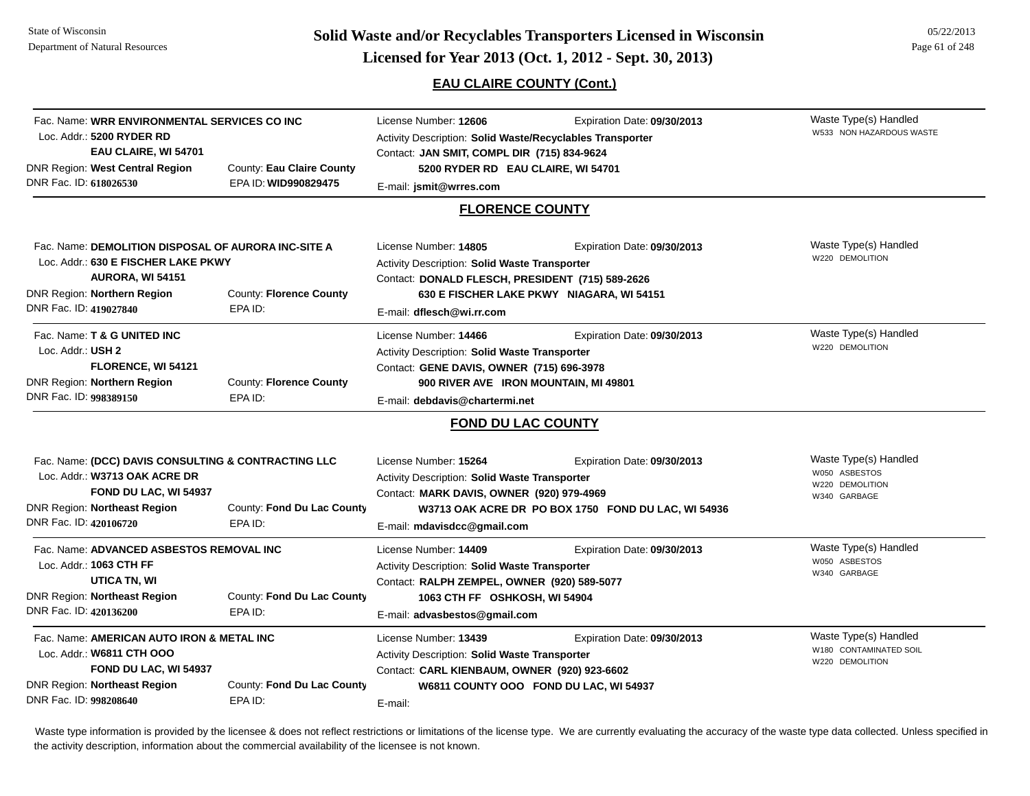## EAU CLAIRE COUNTY (Cont.)

Fac. Name: **WRR ENVIRONMENTAL SERVICES CO INC**
Loc. Addr.: **5200 RYDER RD**
**EAU CLAIRE, WI 54701**
DNR Region: **West Central Region** County: **Eau Claire County**
DNR Fac. ID: **618026530** EPA ID: **WID990829475**

License Number: **12606** Expiration Date: **09/30/2013**
Activity Description: **Solid Waste/Recyclables Transporter**
Contact: **JAN SMIT, COMPL DIR (715) 834-9624**
**5200 RYDER RD EAU CLAIRE, WI 54701**
E-mail: **jsmit@wrres.com**

Waste Type(s) Handled
W533 NON HAZARDOUS WASTE

---

## FLORENCE COUNTY

Fac. Name: **DEMOLITION DISPOSAL OF AURORA INC-SITE A**
Loc. Addr.: **630 E FISCHER LAKE PKWY**
**AURORA, WI 54151**
DNR Region: **Northern Region** County: **Florence County**
DNR Fac. ID: **419027840** EPA ID:

License Number: **14805** Expiration Date: **09/30/2013**
Activity Description: **Solid Waste Transporter**
Contact: **DONALD FLESCH, PRESIDENT (715) 589-2626**
**630 E FISCHER LAKE PKWY NIAGARA, WI 54151**
E-mail: **dflesch@wi.rr.com**

Waste Type(s) Handled
W220 DEMOLITION

---

Fac. Name: **T & G UNITED INC**
Loc. Addr.: **USH 2**
**FLORENCE, WI 54121**
DNR Region: **Northern Region** County: **Florence County**
DNR Fac. ID: **998389150** EPA ID:

License Number: **14466** Expiration Date: **09/30/2013**
Activity Description: **Solid Waste Transporter**
Contact: **GENE DAVIS, OWNER (715) 696-3978**
**900 RIVER AVE IRON MOUNTAIN, MI 49801**
E-mail: **debdavis@chartermi.net**

Waste Type(s) Handled
W220 DEMOLITION

---

## FOND DU LAC COUNTY

Fac. Name: **(DCC) DAVIS CONSULTING & CONTRACTING LLC**
Loc. Addr.: **W3713 OAK ACRE DR**
**FOND DU LAC, WI 54937**
DNR Region: **Northeast Region** County: **Fond Du Lac County**
DNR Fac. ID: **420106720** EPA ID:

License Number: **15264** Expiration Date: **09/30/2013**
Activity Description: **Solid Waste Transporter**
Contact: **MARK DAVIS, OWNER (920) 979-4969**
**W3713 OAK ACRE DR PO BOX 1750 FOND DU LAC, WI 54936**
E-mail: **mdavisdcc@gmail.com**

Waste Type(s) Handled
W050 ASBESTOS
W220 DEMOLITION
W340 GARBAGE

---

Fac. Name: **ADVANCED ASBESTOS REMOVAL INC**
Loc. Addr.: **1063 CTH FF**
**UTICA TN, WI**
DNR Region: **Northeast Region** County: **Fond Du Lac County**
DNR Fac. ID: **420136200** EPA ID:

License Number: **14409** Expiration Date: **09/30/2013**
Activity Description: **Solid Waste Transporter**
Contact: **RALPH ZEMPEL, OWNER (920) 589-5077**
**1063 CTH FF OSHKOSH, WI 54904**
E-mail: **advasbestos@gmail.com**

Waste Type(s) Handled
W050 ASBESTOS
W340 GARBAGE

---

Fac. Name: **AMERICAN AUTO IRON & METAL INC**
Loc. Addr.: **W6811 CTH OOO**
**FOND DU LAC, WI 54937**
DNR Region: **Northeast Region** County: **Fond Du Lac County**
DNR Fac. ID: **998208640** EPA ID:

License Number: **13439** Expiration Date: **09/30/2013**
Activity Description: **Solid Waste Transporter**
Contact: **CARL KIENBAUM, OWNER (920) 923-6602**
**W6811 COUNTY OOO FOND DU LAC, WI 54937**
E-mail:

Waste Type(s) Handled
W180 CONTAMINATED SOIL
W220 DEMOLITION

---

Waste type information is provided by the licensee & does not reflect restrictions or limitations of the license type. We are currently evaluating the accuracy of the waste type data collected. Unless specified in the activity description, information about the commercial availability of the licensee is not known.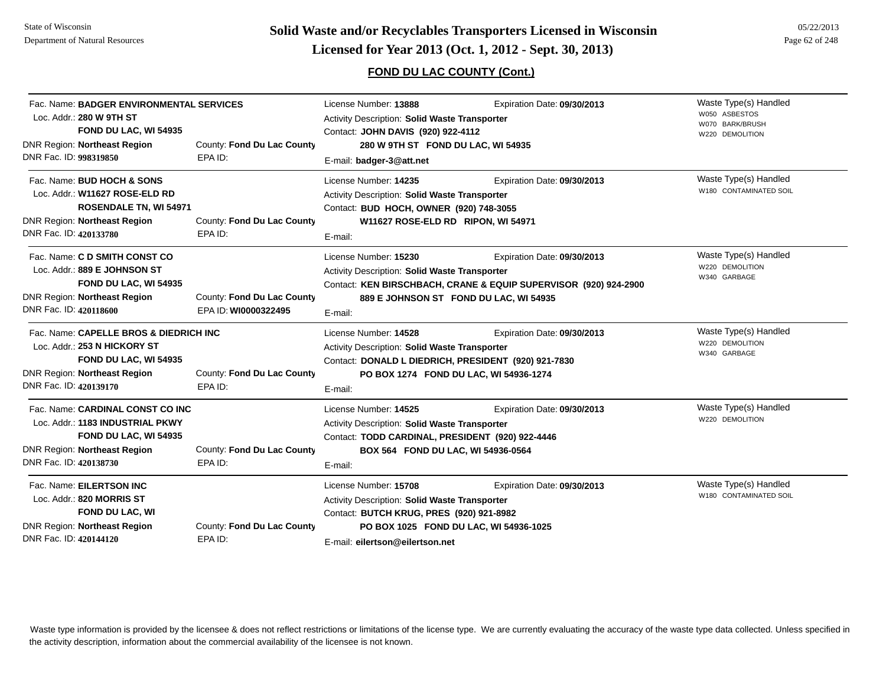## FOND DU LAC COUNTY (Cont.)

Fac. Name: **BADGER ENVIRONMENTAL SERVICES**
Loc. Addr.: **280 W 9TH ST**
**FOND DU LAC, WI 54935**
DNR Region: **Northeast Region** County: **Fond Du Lac County**
DNR Fac. ID: **998319850** EPA ID:

License Number: **13888** Expiration Date: **09/30/2013**
Activity Description: **Solid Waste Transporter**
Contact: **JOHN DAVIS (920) 922-4112**
**280 W 9TH ST FOND DU LAC, WI 54935**
E-mail: **badger-3@att.net**

Waste Type(s) Handled
W050 ASBESTOS
W070 BARK/BRUSH
W220 DEMOLITION

---

Fac. Name: **BUD HOCH & SONS**
Loc. Addr.: **W11627 ROSE-ELD RD**
**ROSENDALE TN, WI 54971**
DNR Region: **Northeast Region** County: **Fond Du Lac County**
DNR Fac. ID: **420133780** EPA ID:

License Number: **14235** Expiration Date: **09/30/2013**
Activity Description: **Solid Waste Transporter**
Contact: **BUD HOCH, OWNER (920) 748-3055**
**W11627 ROSE-ELD RD RIPON, WI 54971**
E-mail:

Waste Type(s) Handled
W180 CONTAMINATED SOIL

---

Fac. Name: **C D SMITH CONST CO**
Loc. Addr.: **889 E JOHNSON ST**
**FOND DU LAC, WI 54935**
DNR Region: **Northeast Region** County: **Fond Du Lac County**
DNR Fac. ID: **420118600** EPA ID: **WI0000322495**

License Number: **15230** Expiration Date: **09/30/2013**
Activity Description: **Solid Waste Transporter**
Contact: **KEN BIRSCHBACH, CRANE & EQUIP SUPERVISOR (920) 924-2900**
**889 E JOHNSON ST FOND DU LAC, WI 54935**
E-mail:

Waste Type(s) Handled
W220 DEMOLITION
W340 GARBAGE

---

Fac. Name: **CAPELLE BROS & DIEDRICH INC**
Loc. Addr.: **253 N HICKORY ST**
**FOND DU LAC, WI 54935**
DNR Region: **Northeast Region** County: **Fond Du Lac County**
DNR Fac. ID: **420139170** EPA ID:

License Number: **14528** Expiration Date: **09/30/2013**
Activity Description: **Solid Waste Transporter**
Contact: **DONALD L DIEDRICH, PRESIDENT (920) 921-7830**
**PO BOX 1274 FOND DU LAC, WI 54936-1274**
E-mail:

Waste Type(s) Handled
W220 DEMOLITION
W340 GARBAGE

---

Fac. Name: **CARDINAL CONST CO INC**
Loc. Addr.: **1183 INDUSTRIAL PKWY**
**FOND DU LAC, WI 54935**
DNR Region: **Northeast Region** County: **Fond Du Lac County**
DNR Fac. ID: **420138730** EPA ID:

License Number: **14525** Expiration Date: **09/30/2013**
Activity Description: **Solid Waste Transporter**
Contact: **TODD CARDINAL, PRESIDENT (920) 922-4446**
**BOX 564 FOND DU LAC, WI 54936-0564**
E-mail:

Waste Type(s) Handled
W220 DEMOLITION

---

Fac. Name: **EILERTSON INC**
Loc. Addr.: **820 MORRIS ST**
**FOND DU LAC, WI**
DNR Region: **Northeast Region** County: **Fond Du Lac County**
DNR Fac. ID: **420144120** EPA ID:

License Number: **15708** Expiration Date: **09/30/2013**
Activity Description: **Solid Waste Transporter**
Contact: **BUTCH KRUG, PRES (920) 921-8982**
**PO BOX 1025 FOND DU LAC, WI 54936-1025**
E-mail: **eilertson@eilertson.net**

Waste Type(s) Handled
W180 CONTAMINATED SOIL

---

Waste type information is provided by the licensee & does not reflect restrictions or limitations of the license type. We are currently evaluating the accuracy of the waste type data collected. Unless specified in the activity description, information about the commercial availability of the licensee is not known.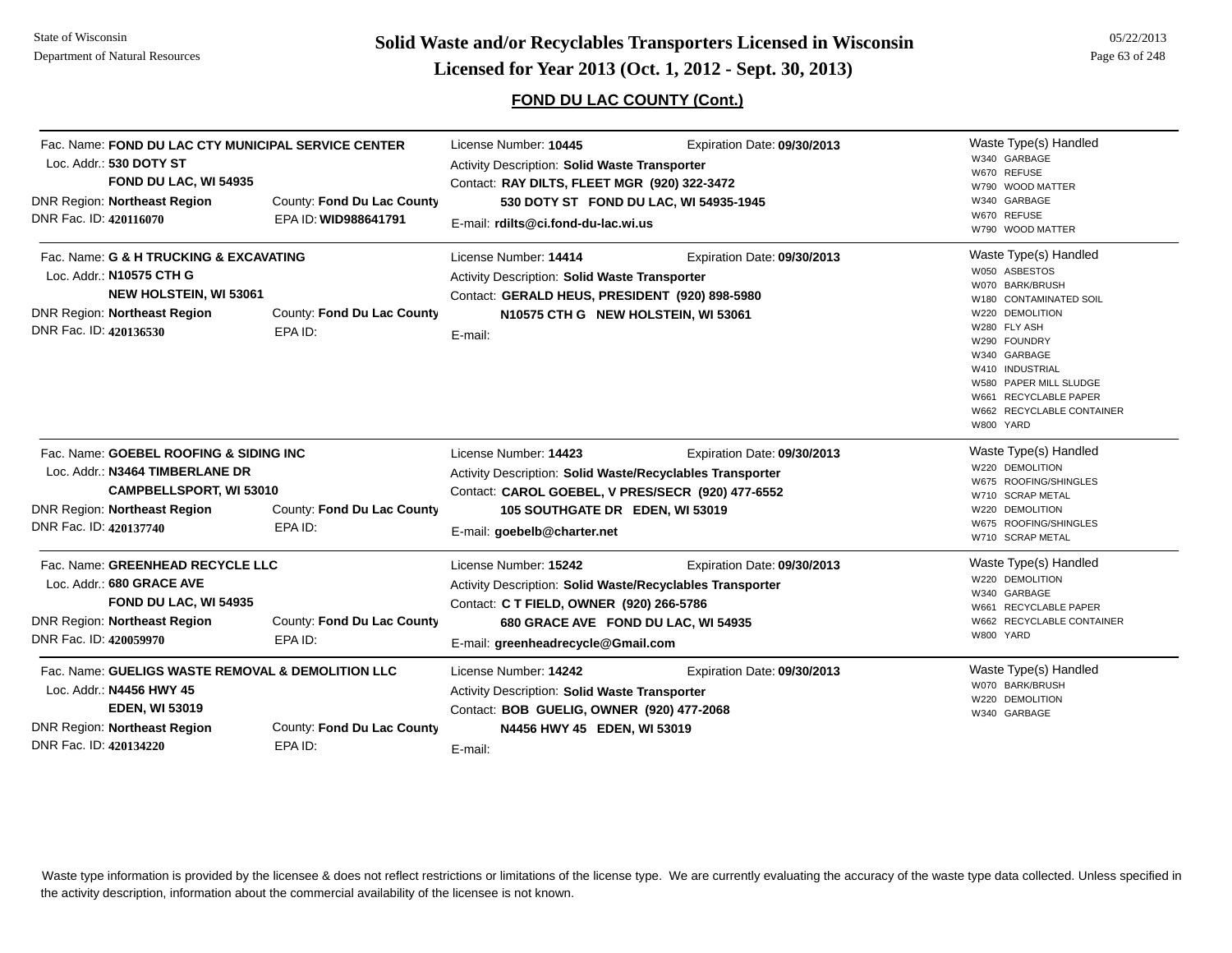# Solid Waste and/or Recyclables Transporters Licensed in Wisconsin

## Licensed for Year 2013 (Oct. 1, 2012 - Sept. 30, 2013)

### FOND DU LAC COUNTY (Cont.)

---

Fac. Name: **FOND DU LAC CTY MUNICIPAL SERVICE CENTER**
Loc. Addr.: **530 DOTY ST**
**FOND DU LAC, WI 54935**
DNR Region: **Northeast Region** — County: **Fond Du Lac County**
DNR Fac. ID: **420116070** — EPA ID: **WID988641791**

License Number: **10445** — Expiration Date: **09/30/2013**
Activity Description: **Solid Waste Transporter**
Contact: **RAY DILTS, FLEET MGR (920) 322-3472**
**530 DOTY ST FOND DU LAC, WI 54935-1945**
E-mail: **rdilts@ci.fond-du-lac.wi.us**

Waste Type(s) Handled:
- W340 GARBAGE
- W670 REFUSE
- W790 WOOD MATTER
- W340 GARBAGE
- W670 REFUSE
- W790 WOOD MATTER

---

Fac. Name: **G & H TRUCKING & EXCAVATING**
Loc. Addr.: **N10575 CTH G**
**NEW HOLSTEIN, WI 53061**
DNR Region: **Northeast Region** — County: **Fond Du Lac County**
DNR Fac. ID: **420136530** — EPA ID:

License Number: **14414** — Expiration Date: **09/30/2013**
Activity Description: **Solid Waste Transporter**
Contact: **GERALD HEUS, PRESIDENT (920) 898-5980**
**N10575 CTH G NEW HOLSTEIN, WI 53061**
E-mail:

Waste Type(s) Handled:
- W050 ASBESTOS
- W070 BARK/BRUSH
- W180 CONTAMINATED SOIL
- W220 DEMOLITION
- W280 FLY ASH
- W290 FOUNDRY
- W340 GARBAGE
- W410 INDUSTRIAL
- W580 PAPER MILL SLUDGE
- W661 RECYCLABLE PAPER
- W662 RECYCLABLE CONTAINER
- W800 YARD

---

Fac. Name: **GOEBEL ROOFING & SIDING INC**
Loc. Addr.: **N3464 TIMBERLANE DR**
**CAMPBELLSPORT, WI 53010**
DNR Region: **Northeast Region** — County: **Fond Du Lac County**
DNR Fac. ID: **420137740** — EPA ID:

License Number: **14423** — Expiration Date: **09/30/2013**
Activity Description: **Solid Waste/Recyclables Transporter**
Contact: **CAROL GOEBEL, V PRES/SECR (920) 477-6552**
**105 SOUTHGATE DR EDEN, WI 53019**
E-mail: **goebelb@charter.net**

Waste Type(s) Handled:
- W220 DEMOLITION
- W675 ROOFING/SHINGLES
- W710 SCRAP METAL
- W220 DEMOLITION
- W675 ROOFING/SHINGLES
- W710 SCRAP METAL

---

Fac. Name: **GREENHEAD RECYCLE LLC**
Loc. Addr.: **680 GRACE AVE**
**FOND DU LAC, WI 54935**
DNR Region: **Northeast Region** — County: **Fond Du Lac County**
DNR Fac. ID: **420059970** — EPA ID:

License Number: **15242** — Expiration Date: **09/30/2013**
Activity Description: **Solid Waste/Recyclables Transporter**
Contact: **C T FIELD, OWNER (920) 266-5786**
**680 GRACE AVE FOND DU LAC, WI 54935**
E-mail: **greenheadrecycle@Gmail.com**

Waste Type(s) Handled:
- W220 DEMOLITION
- W340 GARBAGE
- W661 RECYCLABLE PAPER
- W662 RECYCLABLE CONTAINER
- W800 YARD

---

Fac. Name: **GUELIGS WASTE REMOVAL & DEMOLITION LLC**
Loc. Addr.: **N4456 HWY 45**
**EDEN, WI 53019**
DNR Region: **Northeast Region** — County: **Fond Du Lac County**
DNR Fac. ID: **420134220** — EPA ID:

License Number: **14242** — Expiration Date: **09/30/2013**
Activity Description: **Solid Waste Transporter**
Contact: **BOB GUELIG, OWNER (920) 477-2068**
**N4456 HWY 45 EDEN, WI 53019**
E-mail:

Waste Type(s) Handled:
- W070 BARK/BRUSH
- W220 DEMOLITION
- W340 GARBAGE

---

Waste type information is provided by the licensee & does not reflect restrictions or limitations of the license type. We are currently evaluating the accuracy of the waste type data collected. Unless specified in the activity description, information about the commercial availability of the licensee is not known.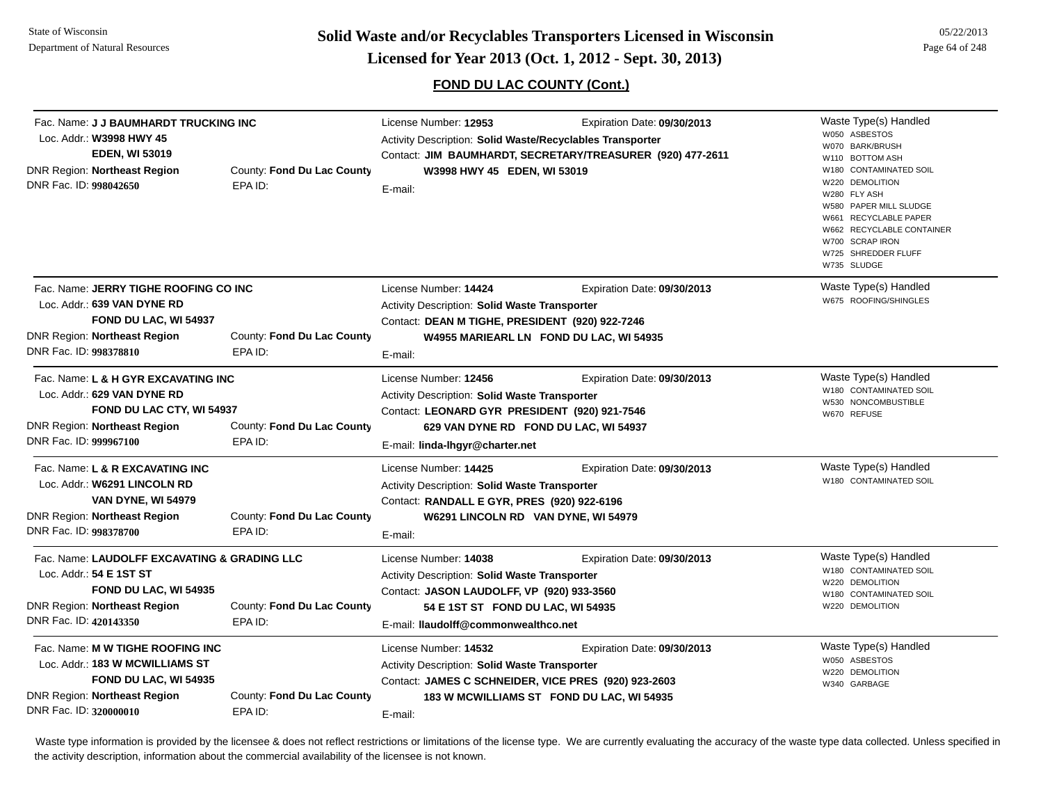## Solid Waste and/or Recyclables Transporters Licensed in Wisconsin
## Licensed for Year 2013 (Oct. 1, 2012 - Sept. 30, 2013)

### FOND DU LAC COUNTY (Cont.)

---

**Fac. Name:** J J BAUMHARDT TRUCKING INC
**Loc. Addr.:** W3998 HWY 45, EDEN, WI 53019
**DNR Region:** Northeast Region
**County:** Fond Du Lac County
**DNR Fac. ID:** 998042650
**EPA ID:**

**License Number:** 12953
**Expiration Date:** 09/30/2013
**Activity Description:** Solid Waste/Recyclables Transporter
**Contact:** JIM BAUMHARDT, SECRETARY/TREASURER (920) 477-2611, W3998 HWY 45 EDEN, WI 53019
**E-mail:**

**Waste Type(s) Handled:**
- W050 ASBESTOS
- W070 BARK/BRUSH
- W110 BOTTOM ASH
- W180 CONTAMINATED SOIL
- W220 DEMOLITION
- W280 FLY ASH
- W580 PAPER MILL SLUDGE
- W661 RECYCLABLE PAPER
- W662 RECYCLABLE CONTAINER
- W700 SCRAP IRON
- W725 SHREDDER FLUFF
- W735 SLUDGE

---

**Fac. Name:** JERRY TIGHE ROOFING CO INC
**Loc. Addr.:** 639 VAN DYNE RD, FOND DU LAC, WI 54937
**DNR Region:** Northeast Region
**County:** Fond Du Lac County
**DNR Fac. ID:** 998378810
**EPA ID:**

**License Number:** 14424
**Expiration Date:** 09/30/2013
**Activity Description:** Solid Waste Transporter
**Contact:** DEAN M TIGHE, PRESIDENT (920) 922-7246, W4955 MARIEARL LN FOND DU LAC, WI 54935
**E-mail:**

**Waste Type(s) Handled:**
- W675 ROOFING/SHINGLES

---

**Fac. Name:** L & H GYR EXCAVATING INC
**Loc. Addr.:** 629 VAN DYNE RD, FOND DU LAC CTY, WI 54937
**DNR Region:** Northeast Region
**County:** Fond Du Lac County
**DNR Fac. ID:** 999967100
**EPA ID:**

**License Number:** 12456
**Expiration Date:** 09/30/2013
**Activity Description:** Solid Waste Transporter
**Contact:** LEONARD GYR PRESIDENT (920) 921-7546, 629 VAN DYNE RD FOND DU LAC, WI 54937
**E-mail:** linda-lhgyr@charter.net

**Waste Type(s) Handled:**
- W180 CONTAMINATED SOIL
- W530 NONCOMBUSTIBLE
- W670 REFUSE

---

**Fac. Name:** L & R EXCAVATING INC
**Loc. Addr.:** W6291 LINCOLN RD, VAN DYNE, WI 54979
**DNR Region:** Northeast Region
**County:** Fond Du Lac County
**DNR Fac. ID:** 998378700
**EPA ID:**

**License Number:** 14425
**Expiration Date:** 09/30/2013
**Activity Description:** Solid Waste Transporter
**Contact:** RANDALL E GYR, PRES (920) 922-6196, W6291 LINCOLN RD VAN DYNE, WI 54979
**E-mail:**

**Waste Type(s) Handled:**
- W180 CONTAMINATED SOIL

---

**Fac. Name:** LAUDOLFF EXCAVATING & GRADING LLC
**Loc. Addr.:** 54 E 1ST ST, FOND DU LAC, WI 54935
**DNR Region:** Northeast Region
**County:** Fond Du Lac County
**DNR Fac. ID:** 420143350
**EPA ID:**

**License Number:** 14038
**Expiration Date:** 09/30/2013
**Activity Description:** Solid Waste Transporter
**Contact:** JASON LAUDOLFF, VP (920) 933-3560, 54 E 1ST ST FOND DU LAC, WI 54935
**E-mail:** llaudolff@commonwealthco.net

**Waste Type(s) Handled:**
- W180 CONTAMINATED SOIL
- W220 DEMOLITION
- W180 CONTAMINATED SOIL
- W220 DEMOLITION

---

**Fac. Name:** M W TIGHE ROOFING INC
**Loc. Addr.:** 183 W MCWILLIAMS ST, FOND DU LAC, WI 54935
**DNR Region:** Northeast Region
**County:** Fond Du Lac County
**DNR Fac. ID:** 320000010
**EPA ID:**

**License Number:** 14532
**Expiration Date:** 09/30/2013
**Activity Description:** Solid Waste Transporter
**Contact:** JAMES C SCHNEIDER, VICE PRES (920) 923-2603, 183 W MCWILLIAMS ST FOND DU LAC, WI 54935
**E-mail:**

**Waste Type(s) Handled:**
- W050 ASBESTOS
- W220 DEMOLITION
- W340 GARBAGE

---

Waste type information is provided by the licensee & does not reflect restrictions or limitations of the license type. We are currently evaluating the accuracy of the waste type data collected. Unless specified in the activity description, information about the commercial availability of the licensee is not known.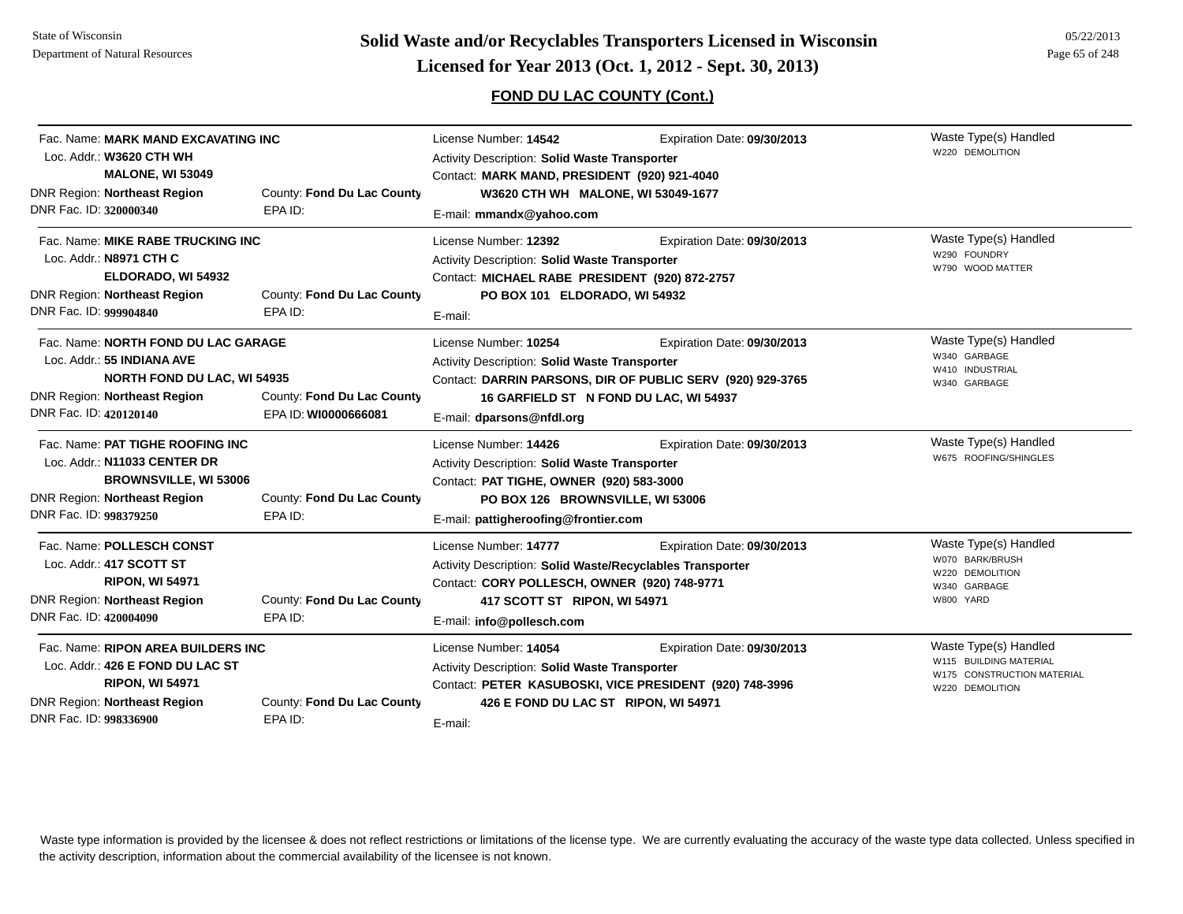## FOND DU LAC COUNTY (Cont.)

Fac. Name: **MARK MAND EXCAVATING INC**
Loc. Addr.: **W3620 CTH WH**
**MALONE, WI 53049**
DNR Region: **Northeast Region** County: **Fond Du Lac County**
DNR Fac. ID: **320000340** EPA ID:

License Number: **14542** Expiration Date: **09/30/2013**
Activity Description: **Solid Waste Transporter**
Contact: **MARK MAND, PRESIDENT (920) 921-4040**
**W3620 CTH WH MALONE, WI 53049-1677**
E-mail: **mmandx@yahoo.com**

Waste Type(s) Handled
W220 DEMOLITION

---

Fac. Name: **MIKE RABE TRUCKING INC**
Loc. Addr.: **N8971 CTH C**
**ELDORADO, WI 54932**
DNR Region: **Northeast Region** County: **Fond Du Lac County**
DNR Fac. ID: **999904840** EPA ID:

License Number: **12392** Expiration Date: **09/30/2013**
Activity Description: **Solid Waste Transporter**
Contact: **MICHAEL RABE PRESIDENT (920) 872-2757**
**PO BOX 101 ELDORADO, WI 54932**
E-mail:

Waste Type(s) Handled
W290 FOUNDRY
W790 WOOD MATTER

---

Fac. Name: **NORTH FOND DU LAC GARAGE**
Loc. Addr.: **55 INDIANA AVE**
**NORTH FOND DU LAC, WI 54935**
DNR Region: **Northeast Region** County: **Fond Du Lac County**
DNR Fac. ID: **420120140** EPA ID: **WI0000666081**

License Number: **10254** Expiration Date: **09/30/2013**
Activity Description: **Solid Waste Transporter**
Contact: **DARRIN PARSONS, DIR OF PUBLIC SERV (920) 929-3765**
**16 GARFIELD ST N FOND DU LAC, WI 54937**
E-mail: **dparsons@nfdl.org**

Waste Type(s) Handled
W340 GARBAGE
W410 INDUSTRIAL
W340 GARBAGE

---

Fac. Name: **PAT TIGHE ROOFING INC**
Loc. Addr.: **N11033 CENTER DR**
**BROWNSVILLE, WI 53006**
DNR Region: **Northeast Region** County: **Fond Du Lac County**
DNR Fac. ID: **998379250** EPA ID:

License Number: **14426** Expiration Date: **09/30/2013**
Activity Description: **Solid Waste Transporter**
Contact: **PAT TIGHE, OWNER (920) 583-3000**
**PO BOX 126 BROWNSVILLE, WI 53006**
E-mail: **pattigheroofing@frontier.com**

Waste Type(s) Handled
W675 ROOFING/SHINGLES

---

Fac. Name: **POLLESCH CONST**
Loc. Addr.: **417 SCOTT ST**
**RIPON, WI 54971**
DNR Region: **Northeast Region** County: **Fond Du Lac County**
DNR Fac. ID: **420004090** EPA ID:

License Number: **14777** Expiration Date: **09/30/2013**
Activity Description: **Solid Waste/Recyclables Transporter**
Contact: **CORY POLLESCH, OWNER (920) 748-9771**
**417 SCOTT ST RIPON, WI 54971**
E-mail: **info@pollesch.com**

Waste Type(s) Handled
W070 BARK/BRUSH
W220 DEMOLITION
W340 GARBAGE
W800 YARD

---

Fac. Name: **RIPON AREA BUILDERS INC**
Loc. Addr.: **426 E FOND DU LAC ST**
**RIPON, WI 54971**
DNR Region: **Northeast Region** County: **Fond Du Lac County**
DNR Fac. ID: **998336900** EPA ID:

License Number: **14054** Expiration Date: **09/30/2013**
Activity Description: **Solid Waste Transporter**
Contact: **PETER KASUBOSKI, VICE PRESIDENT (920) 748-3996**
**426 E FOND DU LAC ST RIPON, WI 54971**
E-mail:

Waste Type(s) Handled
W115 BUILDING MATERIAL
W175 CONSTRUCTION MATERIAL
W220 DEMOLITION

---

Waste type information is provided by the licensee & does not reflect restrictions or limitations of the license type. We are currently evaluating the accuracy of the waste type data collected. Unless specified in the activity description, information about the commercial availability of the licensee is not known.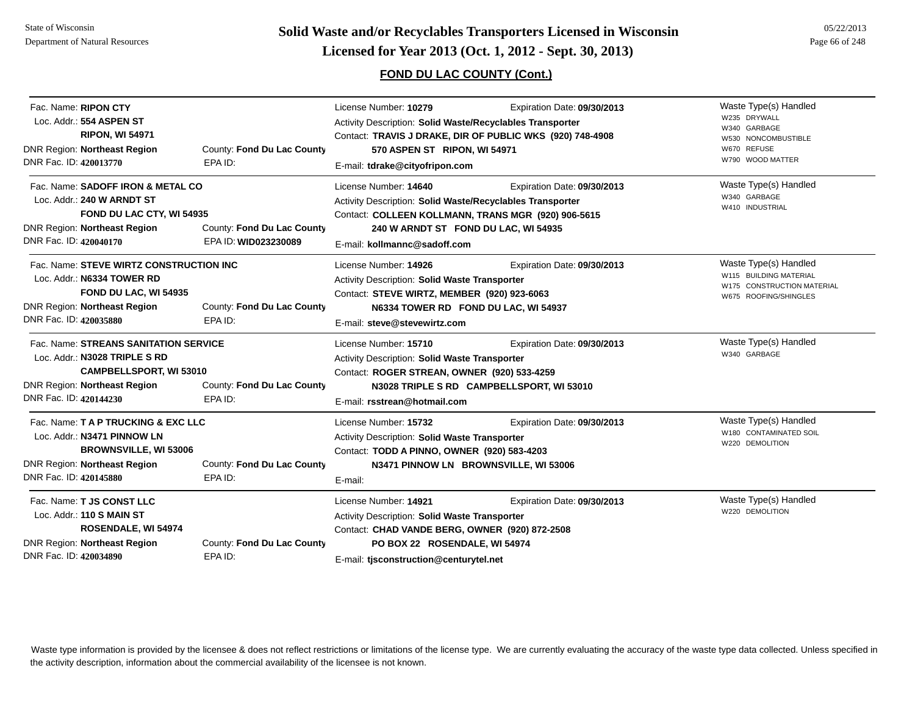State of Wisconsin
Department of Natural Resources

# Solid Waste and/or Recyclables Transporters Licensed in Wisconsin
## Licensed for Year 2013 (Oct. 1, 2012 - Sept. 30, 2013)

05/22/2013

### FOND DU LAC COUNTY (Cont.)

---

Fac. Name: **RIPON CTY**
Loc. Addr.: **554 ASPEN ST**
**RIPON, WI 54971**
DNR Region: **Northeast Region** County: **Fond Du Lac County**
DNR Fac. ID: **420013770** EPA ID:

License Number: **10279** Expiration Date: **09/30/2013**
Activity Description: **Solid Waste/Recyclables Transporter**
Contact: **TRAVIS J DRAKE, DIR OF PUBLIC WKS (920) 748-4908**
**570 ASPEN ST RIPON, WI 54971**
E-mail: **tdrake@cityofripon.com**

Waste Type(s) Handled
- W235 DRYWALL
- W340 GARBAGE
- W530 NONCOMBUSTIBLE
- W670 REFUSE
- W790 WOOD MATTER

---

Fac. Name: **SADOFF IRON & METAL CO**
Loc. Addr.: **240 W ARNDT ST**
**FOND DU LAC CTY, WI 54935**
DNR Region: **Northeast Region** County: **Fond Du Lac County**
DNR Fac. ID: **420040170** EPA ID: **WID023230089**

License Number: **14640** Expiration Date: **09/30/2013**
Activity Description: **Solid Waste/Recyclables Transporter**
Contact: **COLLEEN KOLLMANN, TRANS MGR (920) 906-5615**
**240 W ARNDT ST FOND DU LAC, WI 54935**
E-mail: **kollmannc@sadoff.com**

Waste Type(s) Handled
- W340 GARBAGE
- W410 INDUSTRIAL

---

Fac. Name: **STEVE WIRTZ CONSTRUCTION INC**
Loc. Addr.: **N6334 TOWER RD**
**FOND DU LAC, WI 54935**
DNR Region: **Northeast Region** County: **Fond Du Lac County**
DNR Fac. ID: **420035880** EPA ID:

License Number: **14926** Expiration Date: **09/30/2013**
Activity Description: **Solid Waste Transporter**
Contact: **STEVE WIRTZ, MEMBER (920) 923-6063**
**N6334 TOWER RD FOND DU LAC, WI 54937**
E-mail: **steve@stevewirtz.com**

Waste Type(s) Handled
- W115 BUILDING MATERIAL
- W175 CONSTRUCTION MATERIAL
- W675 ROOFING/SHINGLES

---

Fac. Name: **STREANS SANITATION SERVICE**
Loc. Addr.: **N3028 TRIPLE S RD**
**CAMPBELLSPORT, WI 53010**
DNR Region: **Northeast Region** County: **Fond Du Lac County**
DNR Fac. ID: **420144230** EPA ID:

License Number: **15710** Expiration Date: **09/30/2013**
Activity Description: **Solid Waste Transporter**
Contact: **ROGER STREAN, OWNER (920) 533-4259**
**N3028 TRIPLE S RD CAMPBELLSPORT, WI 53010**
E-mail: **rsstrean@hotmail.com**

Waste Type(s) Handled
- W340 GARBAGE

---

Fac. Name: **T A P TRUCKING & EXC LLC**
Loc. Addr.: **N3471 PINNOW LN**
**BROWNSVILLE, WI 53006**
DNR Region: **Northeast Region** County: **Fond Du Lac County**
DNR Fac. ID: **420145880** EPA ID:

License Number: **15732** Expiration Date: **09/30/2013**
Activity Description: **Solid Waste Transporter**
Contact: **TODD A PINNO, OWNER (920) 583-4203**
**N3471 PINNOW LN BROWNSVILLE, WI 53006**
E-mail:

Waste Type(s) Handled
- W180 CONTAMINATED SOIL
- W220 DEMOLITION

---

Fac. Name: **T JS CONST LLC**
Loc. Addr.: **110 S MAIN ST**
**ROSENDALE, WI 54974**
DNR Region: **Northeast Region** County: **Fond Du Lac County**
DNR Fac. ID: **420034890** EPA ID:

License Number: **14921** Expiration Date: **09/30/2013**
Activity Description: **Solid Waste Transporter**
Contact: **CHAD VANDE BERG, OWNER (920) 872-2508**
**PO BOX 22 ROSENDALE, WI 54974**
E-mail: **tjsconstruction@centurytel.net**

Waste Type(s) Handled
- W220 DEMOLITION

---

Waste type information is provided by the licensee & does not reflect restrictions or limitations of the license type. We are currently evaluating the accuracy of the waste type data collected. Unless specified in the activity description, information about the commercial availability of the licensee is not known.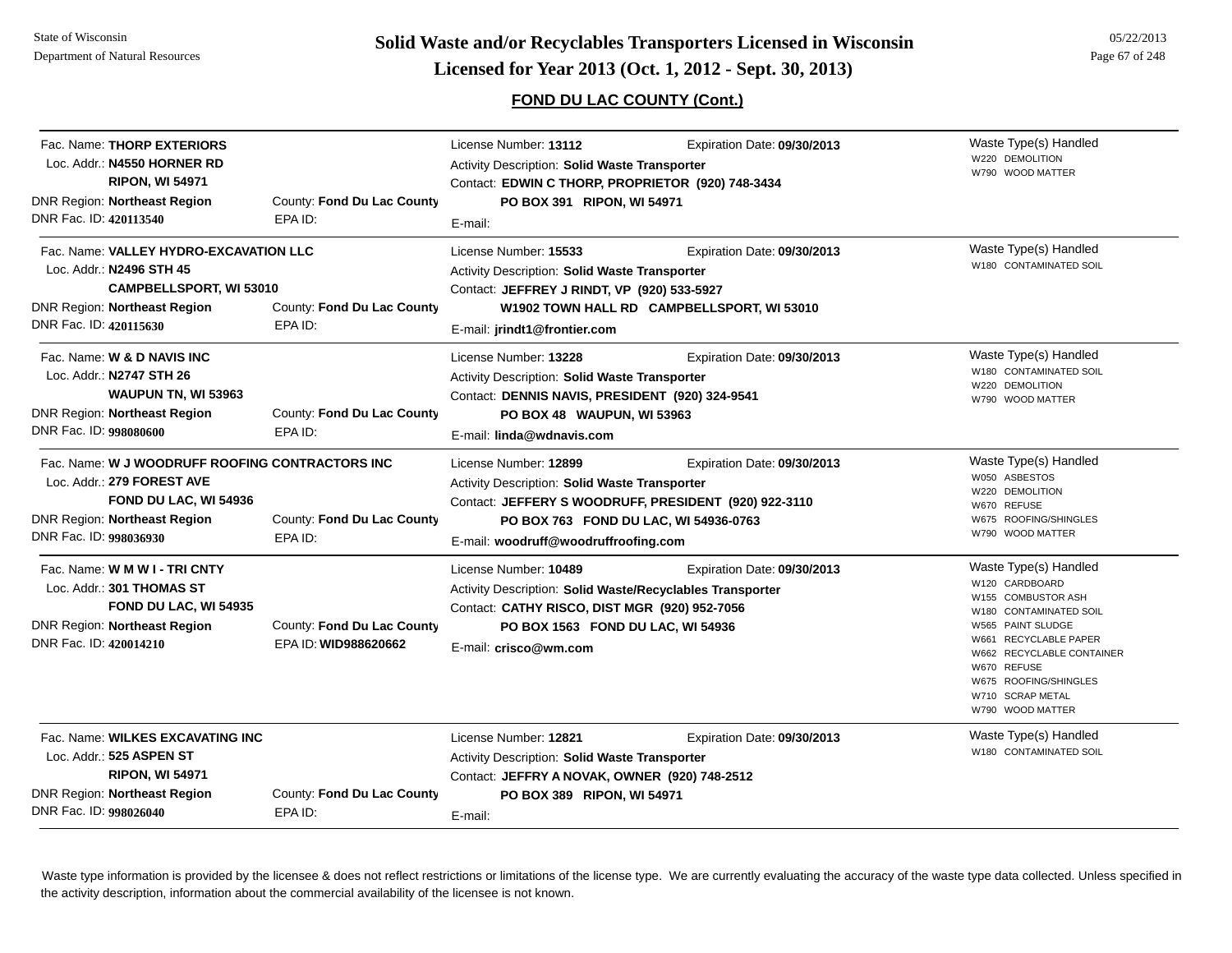## FOND DU LAC COUNTY (Cont.)

---

Fac. Name: **THORP EXTERIORS**
Loc. Addr.: **N4550 HORNER RD**
**RIPON, WI 54971**
DNR Region: **Northeast Region** County: **Fond Du Lac County**
DNR Fac. ID: **420113540** EPA ID:

License Number: **13112** Expiration Date: **09/30/2013**
Activity Description: **Solid Waste Transporter**
Contact: **EDWIN C THORP, PROPRIETOR (920) 748-3434**
**PO BOX 391 RIPON, WI 54971**
E-mail:

Waste Type(s) Handled
- W220 DEMOLITION
- W790 WOOD MATTER

---

Fac. Name: **VALLEY HYDRO-EXCAVATION LLC**
Loc. Addr.: **N2496 STH 45**
**CAMPBELLSPORT, WI 53010**
DNR Region: **Northeast Region** County: **Fond Du Lac County**
DNR Fac. ID: **420115630** EPA ID:

License Number: **15533** Expiration Date: **09/30/2013**
Activity Description: **Solid Waste Transporter**
Contact: **JEFFREY J RINDT, VP (920) 533-5927**
**W1902 TOWN HALL RD CAMPBELLSPORT, WI 53010**
E-mail: **jrindt1@frontier.com**

Waste Type(s) Handled
- W180 CONTAMINATED SOIL

---

Fac. Name: **W & D NAVIS INC**
Loc. Addr.: **N2747 STH 26**
**WAUPUN TN, WI 53963**
DNR Region: **Northeast Region** County: **Fond Du Lac County**
DNR Fac. ID: **998080600** EPA ID:

License Number: **13228** Expiration Date: **09/30/2013**
Activity Description: **Solid Waste Transporter**
Contact: **DENNIS NAVIS, PRESIDENT (920) 324-9541**
**PO BOX 48 WAUPUN, WI 53963**
E-mail: **linda@wdnavis.com**

Waste Type(s) Handled
- W180 CONTAMINATED SOIL
- W220 DEMOLITION
- W790 WOOD MATTER

---

Fac. Name: **W J WOODRUFF ROOFING CONTRACTORS INC**
Loc. Addr.: **279 FOREST AVE**
**FOND DU LAC, WI 54936**
DNR Region: **Northeast Region** County: **Fond Du Lac County**
DNR Fac. ID: **998036930** EPA ID:

License Number: **12899** Expiration Date: **09/30/2013**
Activity Description: **Solid Waste Transporter**
Contact: **JEFFERY S WOODRUFF, PRESIDENT (920) 922-3110**
**PO BOX 763 FOND DU LAC, WI 54936-0763**
E-mail: **woodruff@woodruffroofing.com**

Waste Type(s) Handled
- W050 ASBESTOS
- W220 DEMOLITION
- W670 REFUSE
- W675 ROOFING/SHINGLES
- W790 WOOD MATTER

---

Fac. Name: **W M W I - TRI CNTY**
Loc. Addr.: **301 THOMAS ST**
**FOND DU LAC, WI 54935**
DNR Region: **Northeast Region** County: **Fond Du Lac County**
DNR Fac. ID: **420014210** EPA ID: **WID988620662**

License Number: **10489** Expiration Date: **09/30/2013**
Activity Description: **Solid Waste/Recyclables Transporter**
Contact: **CATHY RISCO, DIST MGR (920) 952-7056**
**PO BOX 1563 FOND DU LAC, WI 54936**
E-mail: **crisco@wm.com**

Waste Type(s) Handled
- W120 CARDBOARD
- W155 COMBUSTOR ASH
- W180 CONTAMINATED SOIL
- W565 PAINT SLUDGE
- W661 RECYCLABLE PAPER
- W662 RECYCLABLE CONTAINER
- W670 REFUSE
- W675 ROOFING/SHINGLES
- W710 SCRAP METAL
- W790 WOOD MATTER

---

Fac. Name: **WILKES EXCAVATING INC**
Loc. Addr.: **525 ASPEN ST**
**RIPON, WI 54971**
DNR Region: **Northeast Region** County: **Fond Du Lac County**
DNR Fac. ID: **998026040** EPA ID:

License Number: **12821** Expiration Date: **09/30/2013**
Activity Description: **Solid Waste Transporter**
Contact: **JEFFRY A NOVAK, OWNER (920) 748-2512**
**PO BOX 389 RIPON, WI 54971**
E-mail:

Waste Type(s) Handled
- W180 CONTAMINATED SOIL

---

Waste type information is provided by the licensee & does not reflect restrictions or limitations of the license type. We are currently evaluating the accuracy of the waste type data collected. Unless specified in the activity description, information about the commercial availability of the licensee is not known.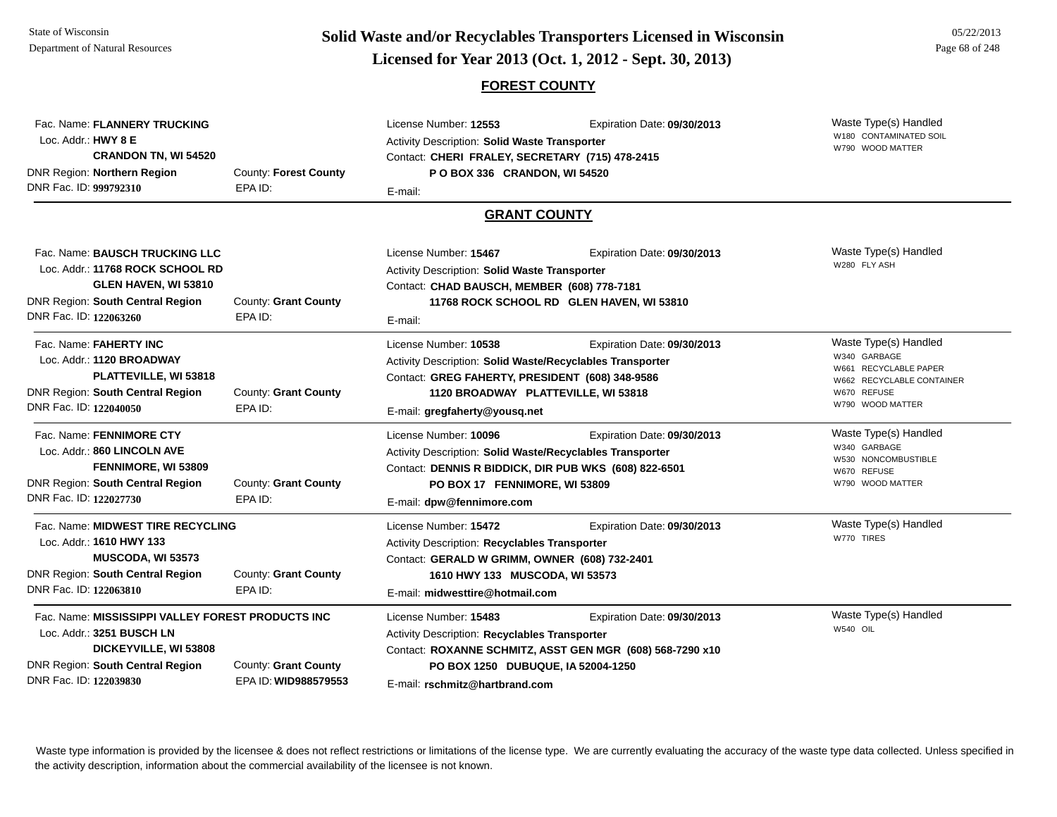# Solid Waste and/or Recyclables Transporters Licensed in Wisconsin

## Licensed for Year 2013 (Oct. 1, 2012 - Sept. 30, 2013)

State of Wisconsin
Department of Natural Resources

05/22/2013

### FOREST COUNTY

Fac. Name: **FLANNERY TRUCKING**
Loc. Addr.: **HWY 8 E**
**CRANDON TN, WI 54520**
DNR Region: **Northern Region** County: **Forest County**
DNR Fac. ID: **999792310** EPA ID:

License Number: **12553** Expiration Date: **09/30/2013**
Activity Description: **Solid Waste Transporter**
Contact: **CHERI FRALEY, SECRETARY (715) 478-2415**
**P O BOX 336 CRANDON, WI 54520**
E-mail:

Waste Type(s) Handled
- W180 CONTAMINATED SOIL
- W790 WOOD MATTER

---

### GRANT COUNTY

Fac. Name: **BAUSCH TRUCKING LLC**
Loc. Addr.: **11768 ROCK SCHOOL RD**
**GLEN HAVEN, WI 53810**
DNR Region: **South Central Region** County: **Grant County**
DNR Fac. ID: **122063260** EPA ID:

License Number: **15467** Expiration Date: **09/30/2013**
Activity Description: **Solid Waste Transporter**
Contact: **CHAD BAUSCH, MEMBER (608) 778-7181**
**11768 ROCK SCHOOL RD GLEN HAVEN, WI 53810**
E-mail:

Waste Type(s) Handled
- W280 FLY ASH

---

Fac. Name: **FAHERTY INC**
Loc. Addr.: **1120 BROADWAY**
**PLATTEVILLE, WI 53818**
DNR Region: **South Central Region** County: **Grant County**
DNR Fac. ID: **122040050** EPA ID:

License Number: **10538** Expiration Date: **09/30/2013**
Activity Description: **Solid Waste/Recyclables Transporter**
Contact: **GREG FAHERTY, PRESIDENT (608) 348-9586**
**1120 BROADWAY PLATTEVILLE, WI 53818**
E-mail: **gregfaherty@yousq.net**

Waste Type(s) Handled
- W340 GARBAGE
- W661 RECYCLABLE PAPER
- W662 RECYCLABLE CONTAINER
- W670 REFUSE
- W790 WOOD MATTER

---

Fac. Name: **FENNIMORE CTY**
Loc. Addr.: **860 LINCOLN AVE**
**FENNIMORE, WI 53809**
DNR Region: **South Central Region** County: **Grant County**
DNR Fac. ID: **122027730** EPA ID:

License Number: **10096** Expiration Date: **09/30/2013**
Activity Description: **Solid Waste/Recyclables Transporter**
Contact: **DENNIS R BIDDICK, DIR PUB WKS (608) 822-6501**
**PO BOX 17 FENNIMORE, WI 53809**
E-mail: **dpw@fennimore.com**

Waste Type(s) Handled
- W340 GARBAGE
- W530 NONCOMBUSTIBLE
- W670 REFUSE
- W790 WOOD MATTER

---

Fac. Name: **MIDWEST TIRE RECYCLING**
Loc. Addr.: **1610 HWY 133**
**MUSCODA, WI 53573**
DNR Region: **South Central Region** County: **Grant County**
DNR Fac. ID: **122063810** EPA ID:

License Number: **15472** Expiration Date: **09/30/2013**
Activity Description: **Recyclables Transporter**
Contact: **GERALD W GRIMM, OWNER (608) 732-2401**
**1610 HWY 133 MUSCODA, WI 53573**
E-mail: **midwesttire@hotmail.com**

Waste Type(s) Handled
- W770 TIRES

---

Fac. Name: **MISSISSIPPI VALLEY FOREST PRODUCTS INC**
Loc. Addr.: **3251 BUSCH LN**
**DICKEYVILLE, WI 53808**
DNR Region: **South Central Region** County: **Grant County**
DNR Fac. ID: **122039830** EPA ID: **WID988579553**

License Number: **15483** Expiration Date: **09/30/2013**
Activity Description: **Recyclables Transporter**
Contact: **ROXANNE SCHMITZ, ASST GEN MGR (608) 568-7290 x10**
**PO BOX 1250 DUBUQUE, IA 52004-1250**
E-mail: **rschmitz@hartbrand.com**

Waste Type(s) Handled
- W540 OIL

---

Waste type information is provided by the licensee & does not reflect restrictions or limitations of the license type. We are currently evaluating the accuracy of the waste type data collected. Unless specified in the activity description, information about the commercial availability of the licensee is not known.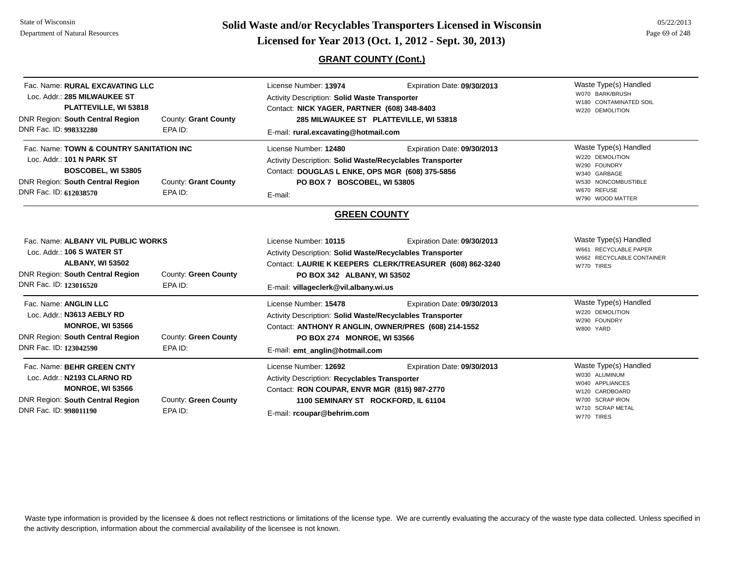## Solid Waste and/or Recyclables Transporters Licensed in Wisconsin

## Licensed for Year 2013 (Oct. 1, 2012 - Sept. 30, 2013)

### GRANT COUNTY (Cont.)

Fac. Name: **RURAL EXCAVATING LLC**
Loc. Addr.: **285 MILWAUKEE ST**
**PLATTEVILLE, WI 53818**
DNR Region: **South Central Region** County: **Grant County**
DNR Fac. ID: **998332280** EPA ID:

License Number: **13974** Expiration Date: **09/30/2013**
Activity Description: **Solid Waste Transporter**
Contact: **NICK YAGER, PARTNER (608) 348-8403**
**285 MILWAUKEE ST PLATTEVILLE, WI 53818**
E-mail: **rural.excavating@hotmail.com**

Waste Type(s) Handled
- W070 BARK/BRUSH
- W180 CONTAMINATED SOIL
- W220 DEMOLITION

---

Fac. Name: **TOWN & COUNTRY SANITATION INC**
Loc. Addr.: **101 N PARK ST**
**BOSCOBEL, WI 53805**
DNR Region: **South Central Region** County: **Grant County**
DNR Fac. ID: **612038570** EPA ID:

License Number: **12480** Expiration Date: **09/30/2013**
Activity Description: **Solid Waste/Recyclables Transporter**
Contact: **DOUGLAS L ENKE, OPS MGR (608) 375-5856**
**PO BOX 7 BOSCOBEL, WI 53805**
E-mail:

Waste Type(s) Handled
- W220 DEMOLITION
- W290 FOUNDRY
- W340 GARBAGE
- W530 NONCOMBUSTIBLE
- W670 REFUSE
- W790 WOOD MATTER

### GREEN COUNTY

Fac. Name: **ALBANY VIL PUBLIC WORKS**
Loc. Addr.: **106 S WATER ST**
**ALBANY, WI 53502**
DNR Region: **South Central Region** County: **Green County**
DNR Fac. ID: **123016520** EPA ID:

License Number: **10115** Expiration Date: **09/30/2013**
Activity Description: **Solid Waste/Recyclables Transporter**
Contact: **LAURIE K KEEPERS CLERK/TREASURER (608) 862-3240**
**PO BOX 342 ALBANY, WI 53502**
E-mail: **villageclerk@vil.albany.wi.us**

Waste Type(s) Handled
- W661 RECYCLABLE PAPER
- W662 RECYCLABLE CONTAINER
- W770 TIRES

---

Fac. Name: **ANGLIN LLC**
Loc. Addr.: **N3613 AEBLY RD**
**MONROE, WI 53566**
DNR Region: **South Central Region** County: **Green County**
DNR Fac. ID: **123042590** EPA ID:

License Number: **15478** Expiration Date: **09/30/2013**
Activity Description: **Solid Waste/Recyclables Transporter**
Contact: **ANTHONY R ANGLIN, OWNER/PRES (608) 214-1552**
**PO BOX 274 MONROE, WI 53566**
E-mail: **emt_anglin@hotmail.com**

Waste Type(s) Handled
- W220 DEMOLITION
- W290 FOUNDRY
- W800 YARD

---

Fac. Name: **BEHR GREEN CNTY**
Loc. Addr.: **N2193 CLARNO RD**
**MONROE, WI 53566**
DNR Region: **South Central Region** County: **Green County**
DNR Fac. ID: **998011190** EPA ID:

License Number: **12692** Expiration Date: **09/30/2013**
Activity Description: **Recyclables Transporter**
Contact: **RON COUPAR, ENVR MGR (815) 987-2770**
**1100 SEMINARY ST ROCKFORD, IL 61104**
E-mail: **rcoupar@behrim.com**

Waste Type(s) Handled
- W030 ALUMINUM
- W040 APPLIANCES
- W120 CARDBOARD
- W700 SCRAP IRON
- W710 SCRAP METAL
- W770 TIRES

---

Waste type information is provided by the licensee & does not reflect restrictions or limitations of the license type. We are currently evaluating the accuracy of the waste type data collected. Unless specified in the activity description, information about the commercial availability of the licensee is not known.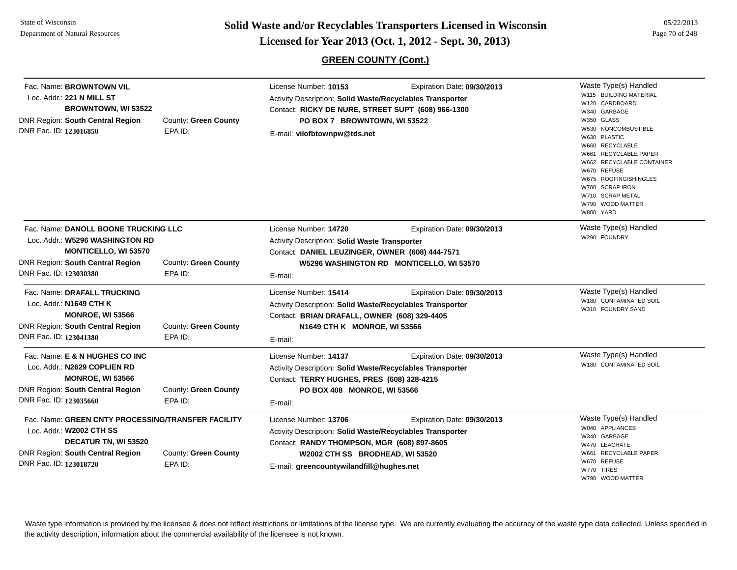## GREEN COUNTY (Cont.)

Fac. Name: **BROWNTOWN VIL**
Loc. Addr.: **221 N MILL ST**
**BROWNTOWN, WI 53522**
DNR Region: **South Central Region** County: **Green County**
DNR Fac. ID: **123016850** EPA ID:

License Number: **10153** Expiration Date: **09/30/2013**
Activity Description: **Solid Waste/Recyclables Transporter**
Contact: **RICKY DE NURE, STREET SUPT (608) 966-1300**
**PO BOX 7 BROWNTOWN, WI 53522**
E-mail: **vilofbtownpw@tds.net**

Waste Type(s) Handled
- W115 BUILDING MATERIAL
- W120 CARDBOARD
- W340 GARBAGE
- W350 GLASS
- W530 NONCOMBUSTIBLE
- W630 PLASTIC
- W660 RECYCLABLE
- W661 RECYCLABLE PAPER
- W662 RECYCLABLE CONTAINER
- W670 REFUSE
- W675 ROOFING/SHINGLES
- W700 SCRAP IRON
- W710 SCRAP METAL
- W790 WOOD MATTER
- W800 YARD

---

Fac. Name: **DANOLL BOONE TRUCKING LLC**
Loc. Addr.: **W5296 WASHINGTON RD**
**MONTICELLO, WI 53570**
DNR Region: **South Central Region** County: **Green County**
DNR Fac. ID: **123030380** EPA ID:

License Number: **14720** Expiration Date: **09/30/2013**
Activity Description: **Solid Waste Transporter**
Contact: **DANIEL LEUZINGER, OWNER (608) 444-7571**
**W5296 WASHINGTON RD MONTICELLO, WI 53570**
E-mail:

Waste Type(s) Handled
- W290 FOUNDRY

---

Fac. Name: **DRAFALL TRUCKING**
Loc. Addr.: **N1649 CTH K**
**MONROE, WI 53566**
DNR Region: **South Central Region** County: **Green County**
DNR Fac. ID: **123041380** EPA ID:

License Number: **15414** Expiration Date: **09/30/2013**
Activity Description: **Solid Waste/Recyclables Transporter**
Contact: **BRIAN DRAFALL, OWNER (608) 329-4405**
**N1649 CTH K MONROE, WI 53566**
E-mail:

Waste Type(s) Handled
- W180 CONTAMINATED SOIL
- W310 FOUNDRY SAND

---

Fac. Name: **E & N HUGHES CO INC**
Loc. Addr.: **N2629 COPLIEN RD**
**MONROE, WI 53566**
DNR Region: **South Central Region** County: **Green County**
DNR Fac. ID: **123035660** EPA ID:

License Number: **14137** Expiration Date: **09/30/2013**
Activity Description: **Solid Waste/Recyclables Transporter**
Contact: **TERRY HUGHES, PRES (608) 328-4215**
**PO BOX 408 MONROE, WI 53566**
E-mail:

Waste Type(s) Handled
- W180 CONTAMINATED SOIL

---

Fac. Name: **GREEN CNTY PROCESSING/TRANSFER FACILITY**
Loc. Addr.: **W2002 CTH SS**
**DECATUR TN, WI 53520**
DNR Region: **South Central Region** County: **Green County**
DNR Fac. ID: **123018720** EPA ID:

License Number: **13706** Expiration Date: **09/30/2013**
Activity Description: **Solid Waste/Recyclables Transporter**
Contact: **RANDY THOMPSON, MGR (608) 897-8605**
**W2002 CTH SS BRODHEAD, WI 53520**
E-mail: **greencountywilandfill@hughes.net**

Waste Type(s) Handled
- W040 APPLIANCES
- W340 GARBAGE
- W470 LEACHATE
- W661 RECYCLABLE PAPER
- W670 REFUSE
- W770 TIRES
- W790 WOOD MATTER

---

Waste type information is provided by the licensee & does not reflect restrictions or limitations of the license type. We are currently evaluating the accuracy of the waste type data collected. Unless specified in the activity description, information about the commercial availability of the licensee is not known.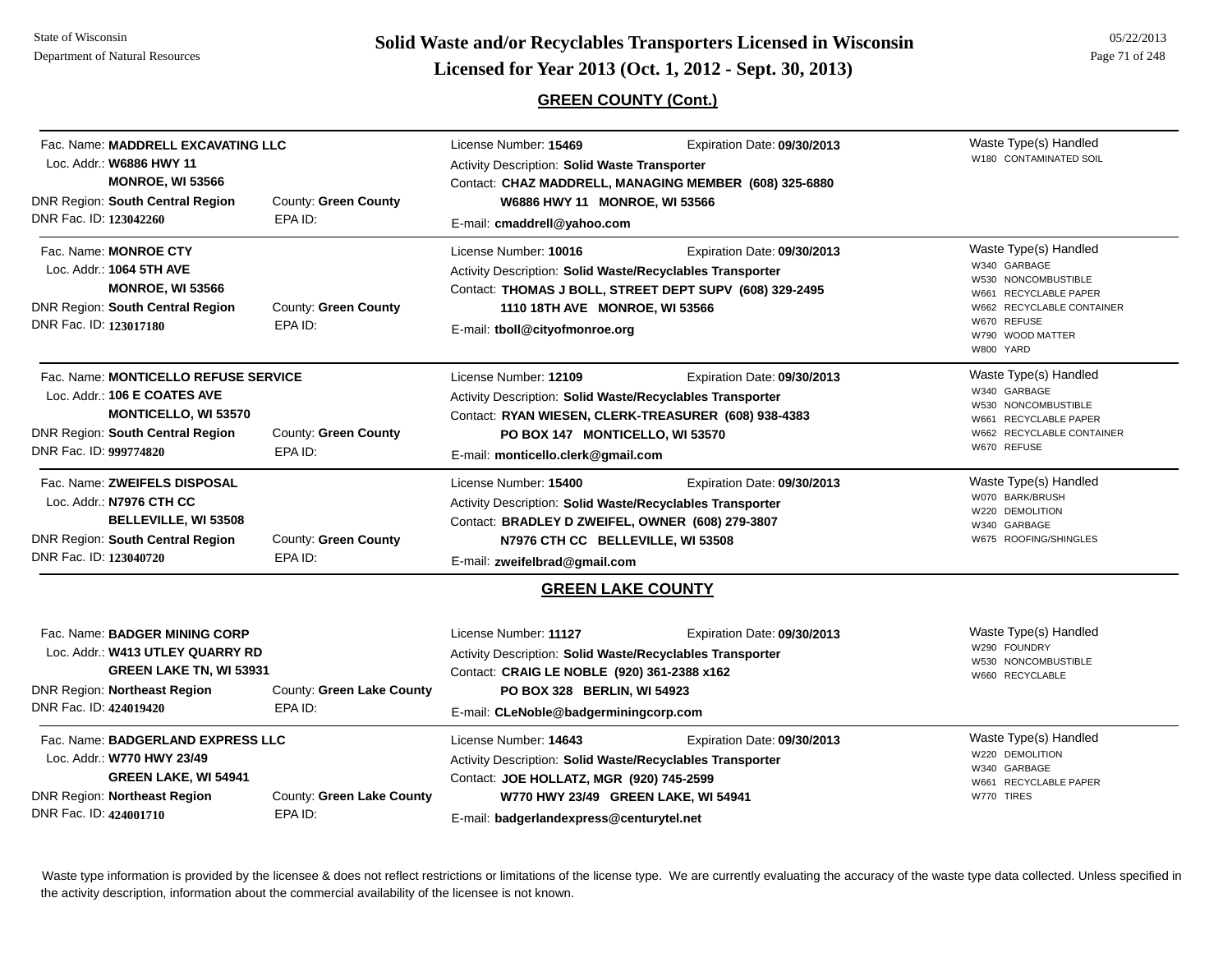# Solid Waste and/or Recyclables Transporters Licensed in Wisconsin

## Licensed for Year 2013 (Oct. 1, 2012 - Sept. 30, 2013)

State of Wisconsin
Department of Natural Resources

05/22/2013

### GREEN COUNTY (Cont.)

Fac. Name: **MADDRELL EXCAVATING LLC**
Loc. Addr.: **W6886 HWY 11**
**MONROE, WI 53566**
DNR Region: **South Central Region** County: **Green County**
DNR Fac. ID: **123042260** EPA ID:

License Number: **15469** Expiration Date: **09/30/2013**
Activity Description: **Solid Waste Transporter**
Contact: **CHAZ MADDRELL, MANAGING MEMBER (608) 325-6880**
**W6886 HWY 11 MONROE, WI 53566**
E-mail: **cmaddrell@yahoo.com**

Waste Type(s) Handled
- W180 CONTAMINATED SOIL

---

Fac. Name: **MONROE CTY**
Loc. Addr.: **1064 5TH AVE**
**MONROE, WI 53566**
DNR Region: **South Central Region** County: **Green County**
DNR Fac. ID: **123017180** EPA ID:

License Number: **10016** Expiration Date: **09/30/2013**
Activity Description: **Solid Waste/Recyclables Transporter**
Contact: **THOMAS J BOLL, STREET DEPT SUPV (608) 329-2495**
**1110 18TH AVE MONROE, WI 53566**
E-mail: **tboll@cityofmonroe.org**

Waste Type(s) Handled
- W340 GARBAGE
- W530 NONCOMBUSTIBLE
- W661 RECYCLABLE PAPER
- W662 RECYCLABLE CONTAINER
- W670 REFUSE
- W790 WOOD MATTER
- W800 YARD

---

Fac. Name: **MONTICELLO REFUSE SERVICE**
Loc. Addr.: **106 E COATES AVE**
**MONTICELLO, WI 53570**
DNR Region: **South Central Region** County: **Green County**
DNR Fac. ID: **999774820** EPA ID:

License Number: **12109** Expiration Date: **09/30/2013**
Activity Description: **Solid Waste/Recyclables Transporter**
Contact: **RYAN WIESEN, CLERK-TREASURER (608) 938-4383**
**PO BOX 147 MONTICELLO, WI 53570**
E-mail: **monticello.clerk@gmail.com**

Waste Type(s) Handled
- W340 GARBAGE
- W530 NONCOMBUSTIBLE
- W661 RECYCLABLE PAPER
- W662 RECYCLABLE CONTAINER
- W670 REFUSE

---

Fac. Name: **ZWEIFELS DISPOSAL**
Loc. Addr.: **N7976 CTH CC**
**BELLEVILLE, WI 53508**
DNR Region: **South Central Region** County: **Green County**
DNR Fac. ID: **123040720** EPA ID:

License Number: **15400** Expiration Date: **09/30/2013**
Activity Description: **Solid Waste/Recyclables Transporter**
Contact: **BRADLEY D ZWEIFEL, OWNER (608) 279-3807**
**N7976 CTH CC BELLEVILLE, WI 53508**
E-mail: **zweifelbrad@gmail.com**

Waste Type(s) Handled
- W070 BARK/BRUSH
- W220 DEMOLITION
- W340 GARBAGE
- W675 ROOFING/SHINGLES

### GREEN LAKE COUNTY

Fac. Name: **BADGER MINING CORP**
Loc. Addr.: **W413 UTLEY QUARRY RD**
**GREEN LAKE TN, WI 53931**
DNR Region: **Northeast Region** County: **Green Lake County**
DNR Fac. ID: **424019420** EPA ID:

License Number: **11127** Expiration Date: **09/30/2013**
Activity Description: **Solid Waste/Recyclables Transporter**
Contact: **CRAIG LE NOBLE (920) 361-2388 x162**
**PO BOX 328 BERLIN, WI 54923**
E-mail: **CLeNoble@badgerminingcorp.com**

Waste Type(s) Handled
- W290 FOUNDRY
- W530 NONCOMBUSTIBLE
- W660 RECYCLABLE

---

Fac. Name: **BADGERLAND EXPRESS LLC**
Loc. Addr.: **W770 HWY 23/49**
**GREEN LAKE, WI 54941**
DNR Region: **Northeast Region** County: **Green Lake County**
DNR Fac. ID: **424001710** EPA ID:

License Number: **14643** Expiration Date: **09/30/2013**
Activity Description: **Solid Waste/Recyclables Transporter**
Contact: **JOE HOLLATZ, MGR (920) 745-2599**
**W770 HWY 23/49 GREEN LAKE, WI 54941**
E-mail: **badgerlandexpress@centurytel.net**

Waste Type(s) Handled
- W220 DEMOLITION
- W340 GARBAGE
- W661 RECYCLABLE PAPER
- W770 TIRES

---

Waste type information is provided by the licensee & does not reflect restrictions or limitations of the license type. We are currently evaluating the accuracy of the waste type data collected. Unless specified in the activity description, information about the commercial availability of the licensee is not known.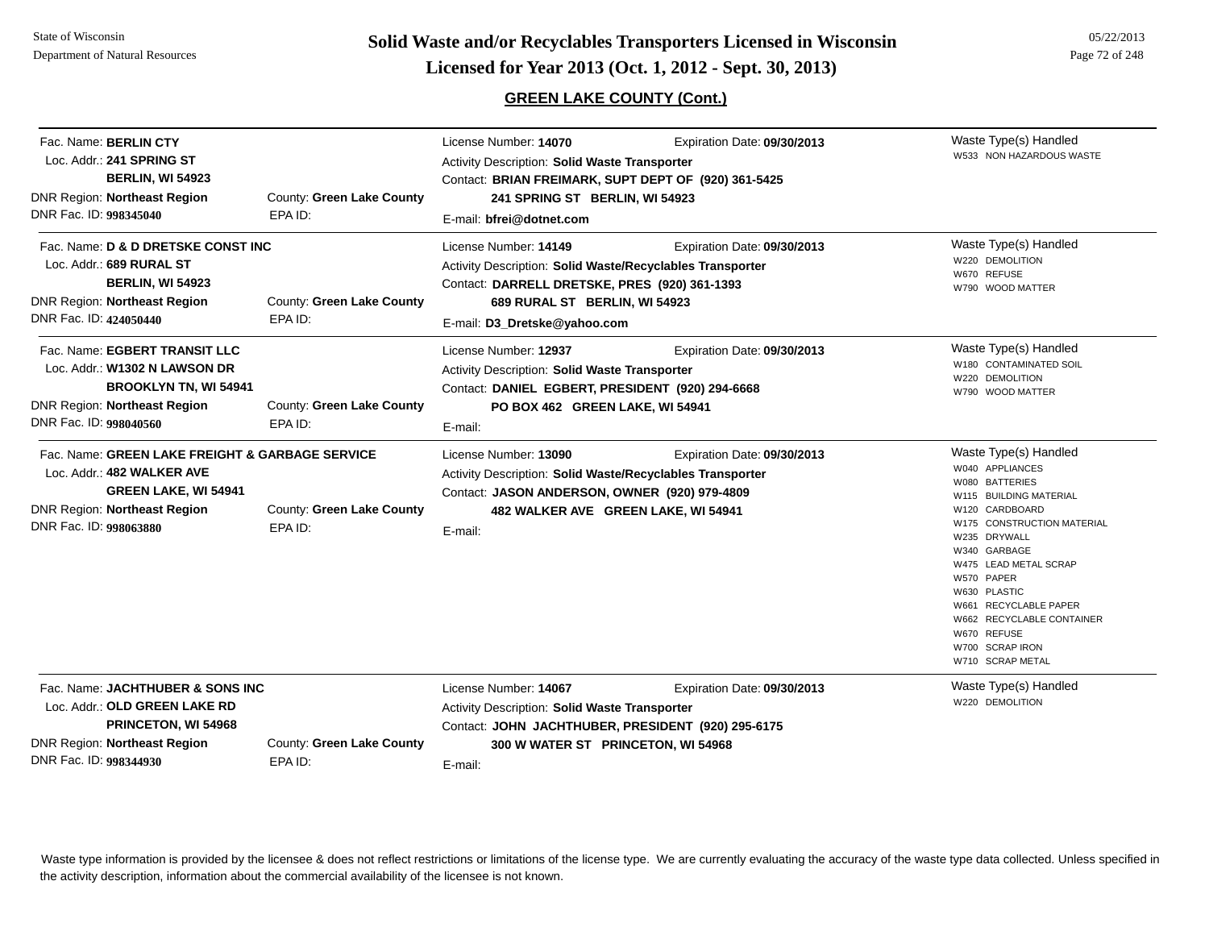## GREEN LAKE COUNTY (Cont.)

**Fac. Name:** BERLIN CTY
**Loc. Addr.:** 241 SPRING ST, BERLIN, WI 54923
**DNR Region:** Northeast Region
**County:** Green Lake County
**DNR Fac. ID:** 998345040
**EPA ID:**
**License Number:** 14070
**Expiration Date:** 09/30/2013
**Activity Description:** Solid Waste Transporter
**Contact:** BRIAN FREIMARK, SUPT DEPT OF (920) 361-5425, 241 SPRING ST BERLIN, WI 54923
**E-mail:** bfrei@dotnet.com

Waste Type(s) Handled:
- W533 NON HAZARDOUS WASTE

---

**Fac. Name:** D & D DRETSKE CONST INC
**Loc. Addr.:** 689 RURAL ST, BERLIN, WI 54923
**DNR Region:** Northeast Region
**County:** Green Lake County
**DNR Fac. ID:** 424050440
**EPA ID:**
**License Number:** 14149
**Expiration Date:** 09/30/2013
**Activity Description:** Solid Waste/Recyclables Transporter
**Contact:** DARRELL DRETSKE, PRES (920) 361-1393, 689 RURAL ST BERLIN, WI 54923
**E-mail:** D3_Dretske@yahoo.com

Waste Type(s) Handled:
- W220 DEMOLITION
- W670 REFUSE
- W790 WOOD MATTER

---

**Fac. Name:** EGBERT TRANSIT LLC
**Loc. Addr.:** W1302 N LAWSON DR, BROOKLYN TN, WI 54941
**DNR Region:** Northeast Region
**County:** Green Lake County
**DNR Fac. ID:** 998040560
**EPA ID:**
**License Number:** 12937
**Expiration Date:** 09/30/2013
**Activity Description:** Solid Waste Transporter
**Contact:** DANIEL EGBERT, PRESIDENT (920) 294-6668, PO BOX 462 GREEN LAKE, WI 54941
**E-mail:**

Waste Type(s) Handled:
- W180 CONTAMINATED SOIL
- W220 DEMOLITION
- W790 WOOD MATTER

---

**Fac. Name:** GREEN LAKE FREIGHT & GARBAGE SERVICE
**Loc. Addr.:** 482 WALKER AVE, GREEN LAKE, WI 54941
**DNR Region:** Northeast Region
**County:** Green Lake County
**DNR Fac. ID:** 998063880
**EPA ID:**
**License Number:** 13090
**Expiration Date:** 09/30/2013
**Activity Description:** Solid Waste/Recyclables Transporter
**Contact:** JASON ANDERSON, OWNER (920) 979-4809, 482 WALKER AVE GREEN LAKE, WI 54941
**E-mail:**

Waste Type(s) Handled:
- W040 APPLIANCES
- W080 BATTERIES
- W115 BUILDING MATERIAL
- W120 CARDBOARD
- W175 CONSTRUCTION MATERIAL
- W235 DRYWALL
- W340 GARBAGE
- W475 LEAD METAL SCRAP
- W570 PAPER
- W630 PLASTIC
- W661 RECYCLABLE PAPER
- W662 RECYCLABLE CONTAINER
- W670 REFUSE
- W700 SCRAP IRON
- W710 SCRAP METAL

---

**Fac. Name:** JACHTHUBER & SONS INC
**Loc. Addr.:** OLD GREEN LAKE RD, PRINCETON, WI 54968
**DNR Region:** Northeast Region
**County:** Green Lake County
**DNR Fac. ID:** 998344930
**EPA ID:**
**License Number:** 14067
**Expiration Date:** 09/30/2013
**Activity Description:** Solid Waste Transporter
**Contact:** JOHN JACHTHUBER, PRESIDENT (920) 295-6175, 300 W WATER ST PRINCETON, WI 54968
**E-mail:**

Waste Type(s) Handled:
- W220 DEMOLITION

---

Waste type information is provided by the licensee & does not reflect restrictions or limitations of the license type. We are currently evaluating the accuracy of the waste type data collected. Unless specified in the activity description, information about the commercial availability of the licensee is not known.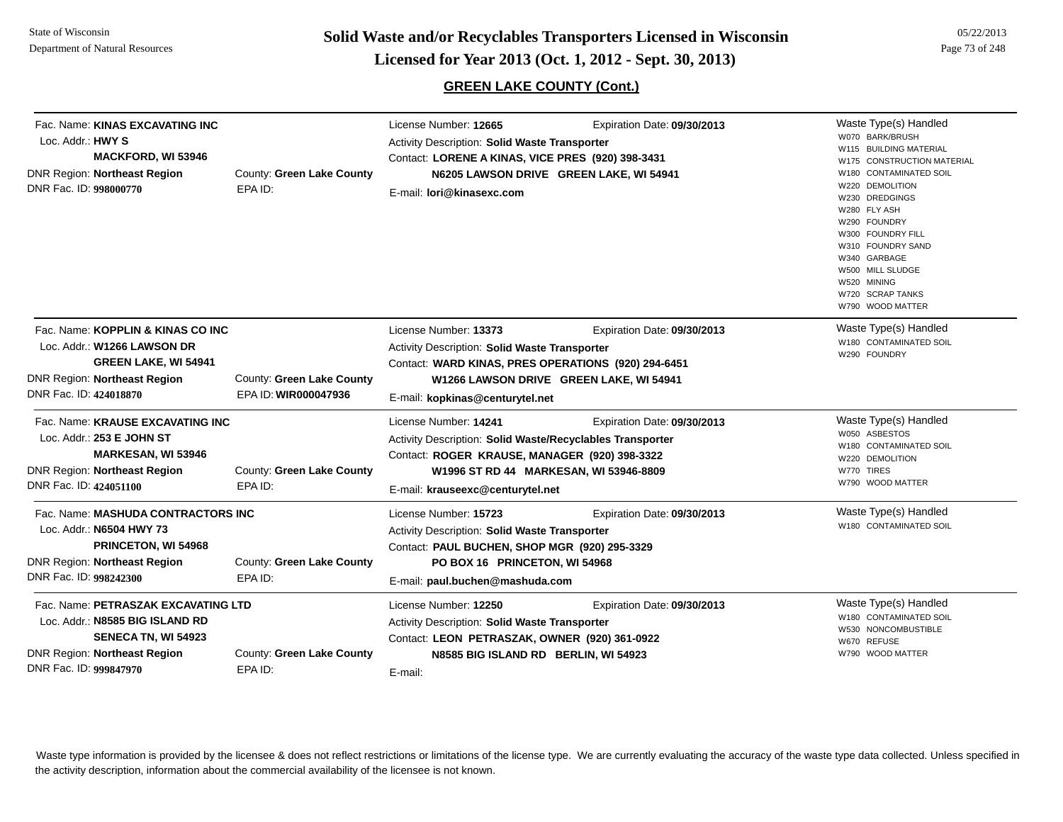## GREEN LAKE COUNTY (Cont.)

**Fac. Name:** KINAS EXCAVATING INC
**Loc. Addr.:** HWY S
MACKFORD, WI 53946
**DNR Region:** Northeast Region
**County:** Green Lake County
**DNR Fac. ID:** 998000770
**EPA ID:**

**License Number:** 12665
**Expiration Date:** 09/30/2013
**Activity Description:** Solid Waste Transporter
**Contact:** LORENE A KINAS, VICE PRES (920) 398-3431
N6205 LAWSON DRIVE GREEN LAKE, WI 54941
**E-mail:** lori@kinasexc.com

**Waste Type(s) Handled**
- W070 BARK/BRUSH
- W115 BUILDING MATERIAL
- W175 CONSTRUCTION MATERIAL
- W180 CONTAMINATED SOIL
- W220 DEMOLITION
- W230 DREDGINGS
- W280 FLY ASH
- W290 FOUNDRY
- W300 FOUNDRY FILL
- W310 FOUNDRY SAND
- W340 GARBAGE
- W500 MILL SLUDGE
- W520 MINING
- W720 SCRAP TANKS
- W790 WOOD MATTER

---

**Fac. Name:** KOPPLIN & KINAS CO INC
**Loc. Addr.:** W1266 LAWSON DR
GREEN LAKE, WI 54941
**DNR Region:** Northeast Region
**County:** Green Lake County
**DNR Fac. ID:** 424018870
**EPA ID:** WIR000047936

**License Number:** 13373
**Expiration Date:** 09/30/2013
**Activity Description:** Solid Waste Transporter
**Contact:** WARD KINAS, PRES OPERATIONS (920) 294-6451
W1266 LAWSON DRIVE GREEN LAKE, WI 54941
**E-mail:** kopkinas@centurytel.net

**Waste Type(s) Handled**
- W180 CONTAMINATED SOIL
- W290 FOUNDRY

---

**Fac. Name:** KRAUSE EXCAVATING INC
**Loc. Addr.:** 253 E JOHN ST
MARKESAN, WI 53946
**DNR Region:** Northeast Region
**County:** Green Lake County
**DNR Fac. ID:** 424051100
**EPA ID:**

**License Number:** 14241
**Expiration Date:** 09/30/2013
**Activity Description:** Solid Waste/Recyclables Transporter
**Contact:** ROGER KRAUSE, MANAGER (920) 398-3322
W1996 ST RD 44 MARKESAN, WI 53946-8809
**E-mail:** krauseexc@centurytel.net

**Waste Type(s) Handled**
- W050 ASBESTOS
- W180 CONTAMINATED SOIL
- W220 DEMOLITION
- W770 TIRES
- W790 WOOD MATTER

---

**Fac. Name:** MASHUDA CONTRACTORS INC
**Loc. Addr.:** N6504 HWY 73
PRINCETON, WI 54968
**DNR Region:** Northeast Region
**County:** Green Lake County
**DNR Fac. ID:** 998242300
**EPA ID:**

**License Number:** 15723
**Expiration Date:** 09/30/2013
**Activity Description:** Solid Waste Transporter
**Contact:** PAUL BUCHEN, SHOP MGR (920) 295-3329
PO BOX 16 PRINCETON, WI 54968
**E-mail:** paul.buchen@mashuda.com

**Waste Type(s) Handled**
- W180 CONTAMINATED SOIL

---

**Fac. Name:** PETRASZAK EXCAVATING LTD
**Loc. Addr.:** N8585 BIG ISLAND RD
SENECA TN, WI 54923
**DNR Region:** Northeast Region
**County:** Green Lake County
**DNR Fac. ID:** 999847970
**EPA ID:**

**License Number:** 12250
**Expiration Date:** 09/30/2013
**Activity Description:** Solid Waste Transporter
**Contact:** LEON PETRASZAK, OWNER (920) 361-0922
N8585 BIG ISLAND RD BERLIN, WI 54923
**E-mail:**

**Waste Type(s) Handled**
- W180 CONTAMINATED SOIL
- W530 NONCOMBUSTIBLE
- W670 REFUSE
- W790 WOOD MATTER

---

Waste type information is provided by the licensee & does not reflect restrictions or limitations of the license type. We are currently evaluating the accuracy of the waste type data collected. Unless specified in the activity description, information about the commercial availability of the licensee is not known.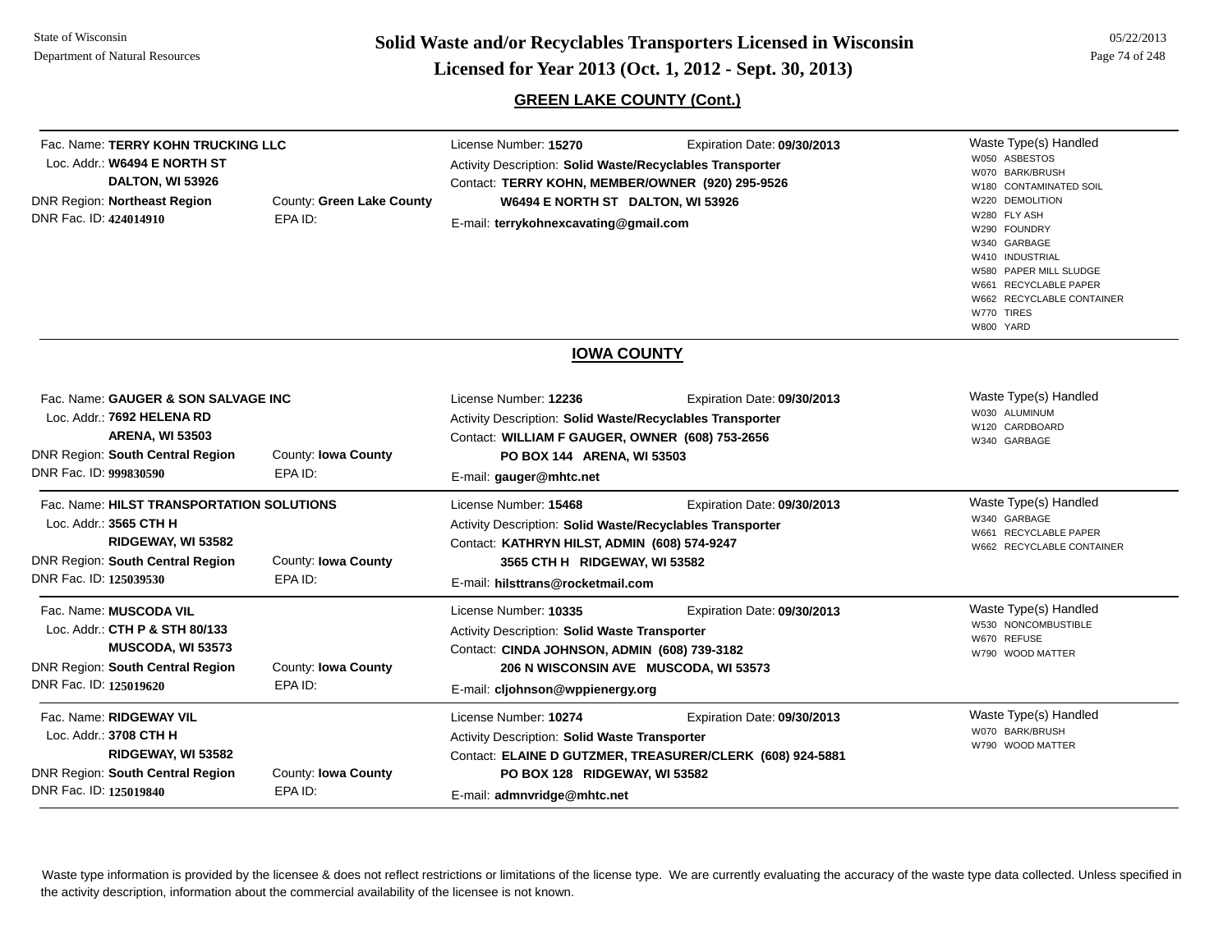## GREEN LAKE COUNTY (Cont.)

Fac. Name: **TERRY KOHN TRUCKING LLC**
Loc. Addr.: **W6494 E NORTH ST**
**DALTON, WI 53926**
DNR Region: **Northeast Region** County: **Green Lake County**
DNR Fac. ID: **424014910** EPA ID:

License Number: **15270** Expiration Date: **09/30/2013**
Activity Description: **Solid Waste/Recyclables Transporter**
Contact: **TERRY KOHN, MEMBER/OWNER (920) 295-9526**
**W6494 E NORTH ST DALTON, WI 53926**
E-mail: **terrykohnexcavating@gmail.com**

Waste Type(s) Handled
- W050 ASBESTOS
- W070 BARK/BRUSH
- W180 CONTAMINATED SOIL
- W220 DEMOLITION
- W280 FLY ASH
- W290 FOUNDRY
- W340 GARBAGE
- W410 INDUSTRIAL
- W580 PAPER MILL SLUDGE
- W661 RECYCLABLE PAPER
- W662 RECYCLABLE CONTAINER
- W770 TIRES
- W800 YARD

## IOWA COUNTY

Fac. Name: **GAUGER & SON SALVAGE INC**
Loc. Addr.: **7692 HELENA RD**
**ARENA, WI 53503**
DNR Region: **South Central Region** County: **Iowa County**
DNR Fac. ID: **999830590** EPA ID:

License Number: **12236** Expiration Date: **09/30/2013**
Activity Description: **Solid Waste/Recyclables Transporter**
Contact: **WILLIAM F GAUGER, OWNER (608) 753-2656**
**PO BOX 144 ARENA, WI 53503**
E-mail: **gauger@mhtc.net**

Waste Type(s) Handled
- W030 ALUMINUM
- W120 CARDBOARD
- W340 GARBAGE

---

Fac. Name: **HILST TRANSPORTATION SOLUTIONS**
Loc. Addr.: **3565 CTH H**
**RIDGEWAY, WI 53582**
DNR Region: **South Central Region** County: **Iowa County**
DNR Fac. ID: **125039530** EPA ID:

License Number: **15468** Expiration Date: **09/30/2013**
Activity Description: **Solid Waste/Recyclables Transporter**
Contact: **KATHRYN HILST, ADMIN (608) 574-9247**
**3565 CTH H RIDGEWAY, WI 53582**
E-mail: **hilsttrans@rocketmail.com**

Waste Type(s) Handled
- W340 GARBAGE
- W661 RECYCLABLE PAPER
- W662 RECYCLABLE CONTAINER

---

Fac. Name: **MUSCODA VIL**
Loc. Addr.: **CTH P & STH 80/133**
**MUSCODA, WI 53573**
DNR Region: **South Central Region** County: **Iowa County**
DNR Fac. ID: **125019620** EPA ID:

License Number: **10335** Expiration Date: **09/30/2013**
Activity Description: **Solid Waste Transporter**
Contact: **CINDA JOHNSON, ADMIN (608) 739-3182**
**206 N WISCONSIN AVE MUSCODA, WI 53573**
E-mail: **cljohnson@wppienergy.org**

Waste Type(s) Handled
- W530 NONCOMBUSTIBLE
- W670 REFUSE
- W790 WOOD MATTER

---

Fac. Name: **RIDGEWAY VIL**
Loc. Addr.: **3708 CTH H**
**RIDGEWAY, WI 53582**
DNR Region: **South Central Region** County: **Iowa County**
DNR Fac. ID: **125019840** EPA ID:

License Number: **10274** Expiration Date: **09/30/2013**
Activity Description: **Solid Waste Transporter**
Contact: **ELAINE D GUTZMER, TREASURER/CLERK (608) 924-5881**
**PO BOX 128 RIDGEWAY, WI 53582**
E-mail: **admnvridge@mhtc.net**

Waste Type(s) Handled
- W070 BARK/BRUSH
- W790 WOOD MATTER

---

Waste type information is provided by the licensee & does not reflect restrictions or limitations of the license type. We are currently evaluating the accuracy of the waste type data collected. Unless specified in the activity description, information about the commercial availability of the licensee is not known.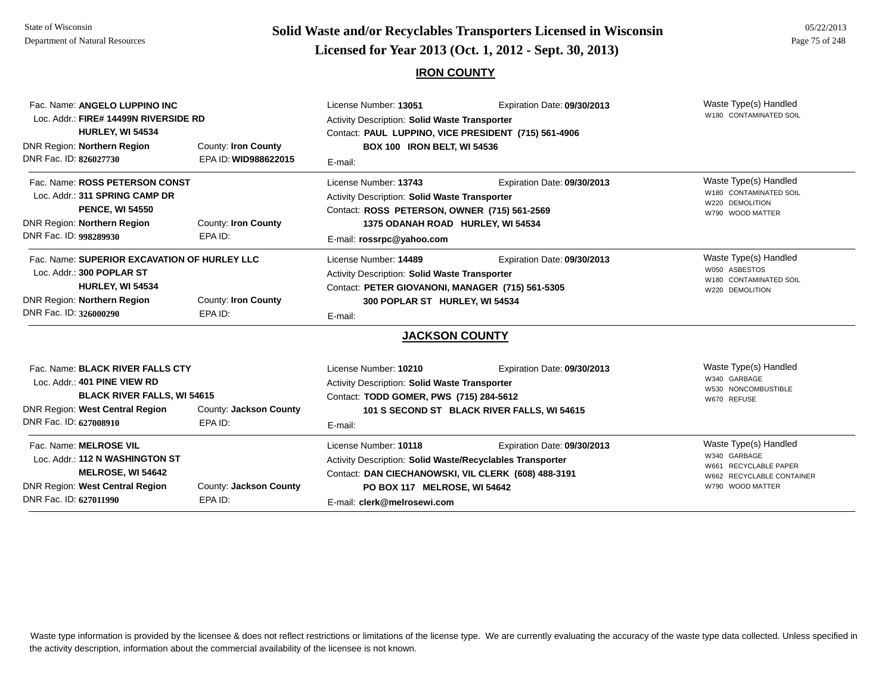# Solid Waste and/or Recyclables Transporters Licensed in Wisconsin
## Licensed for Year 2013 (Oct. 1, 2012 - Sept. 30, 2013)

State of Wisconsin
Department of Natural Resources

05/22/2013

### IRON COUNTY

Fac. Name: **ANGELO LUPPINO INC**
Loc. Addr.: **FIRE# 14499N RIVERSIDE RD**
**HURLEY, WI 54534**
DNR Region: **Northern Region** County: **Iron County**
DNR Fac. ID: **826027730** EPA ID: **WID988622015**

License Number: **13051** Expiration Date: **09/30/2013**
Activity Description: **Solid Waste Transporter**
Contact: **PAUL LUPPINO, VICE PRESIDENT (715) 561-4906**
**BOX 100 IRON BELT, WI 54536**
E-mail:

Waste Type(s) Handled
- W180 CONTAMINATED SOIL

---

Fac. Name: **ROSS PETERSON CONST**
Loc. Addr.: **311 SPRING CAMP DR**
**PENCE, WI 54550**
DNR Region: **Northern Region** County: **Iron County**
DNR Fac. ID: **998289930** EPA ID:

License Number: **13743** Expiration Date: **09/30/2013**
Activity Description: **Solid Waste Transporter**
Contact: **ROSS PETERSON, OWNER (715) 561-2569**
**1375 ODANAH ROAD HURLEY, WI 54534**
E-mail: **rossrpc@yahoo.com**

Waste Type(s) Handled
- W180 CONTAMINATED SOIL
- W220 DEMOLITION
- W790 WOOD MATTER

---

Fac. Name: **SUPERIOR EXCAVATION OF HURLEY LLC**
Loc. Addr.: **300 POPLAR ST**
**HURLEY, WI 54534**
DNR Region: **Northern Region** County: **Iron County**
DNR Fac. ID: **326000290** EPA ID:

License Number: **14489** Expiration Date: **09/30/2013**
Activity Description: **Solid Waste Transporter**
Contact: **PETER GIOVANONI, MANAGER (715) 561-5305**
**300 POPLAR ST HURLEY, WI 54534**
E-mail:

Waste Type(s) Handled
- W050 ASBESTOS
- W180 CONTAMINATED SOIL
- W220 DEMOLITION

---

### JACKSON COUNTY

Fac. Name: **BLACK RIVER FALLS CTY**
Loc. Addr.: **401 PINE VIEW RD**
**BLACK RIVER FALLS, WI 54615**
DNR Region: **West Central Region** County: **Jackson County**
DNR Fac. ID: **627008910** EPA ID:

License Number: **10210** Expiration Date: **09/30/2013**
Activity Description: **Solid Waste Transporter**
Contact: **TODD GOMER, PWS (715) 284-5612**
**101 S SECOND ST BLACK RIVER FALLS, WI 54615**
E-mail:

Waste Type(s) Handled
- W340 GARBAGE
- W530 NONCOMBUSTIBLE
- W670 REFUSE

---

Fac. Name: **MELROSE VIL**
Loc. Addr.: **112 N WASHINGTON ST**
**MELROSE, WI 54642**
DNR Region: **West Central Region** County: **Jackson County**
DNR Fac. ID: **627011990** EPA ID:

License Number: **10118** Expiration Date: **09/30/2013**
Activity Description: **Solid Waste/Recyclables Transporter**
Contact: **DAN CIECHANOWSKI, VIL CLERK (608) 488-3191**
**PO BOX 117 MELROSE, WI 54642**
E-mail: **clerk@melrosewi.com**

Waste Type(s) Handled
- W340 GARBAGE
- W661 RECYCLABLE PAPER
- W662 RECYCLABLE CONTAINER
- W790 WOOD MATTER

---

Waste type information is provided by the licensee & does not reflect restrictions or limitations of the license type. We are currently evaluating the accuracy of the waste type data collected. Unless specified in the activity description, information about the commercial availability of the licensee is not known.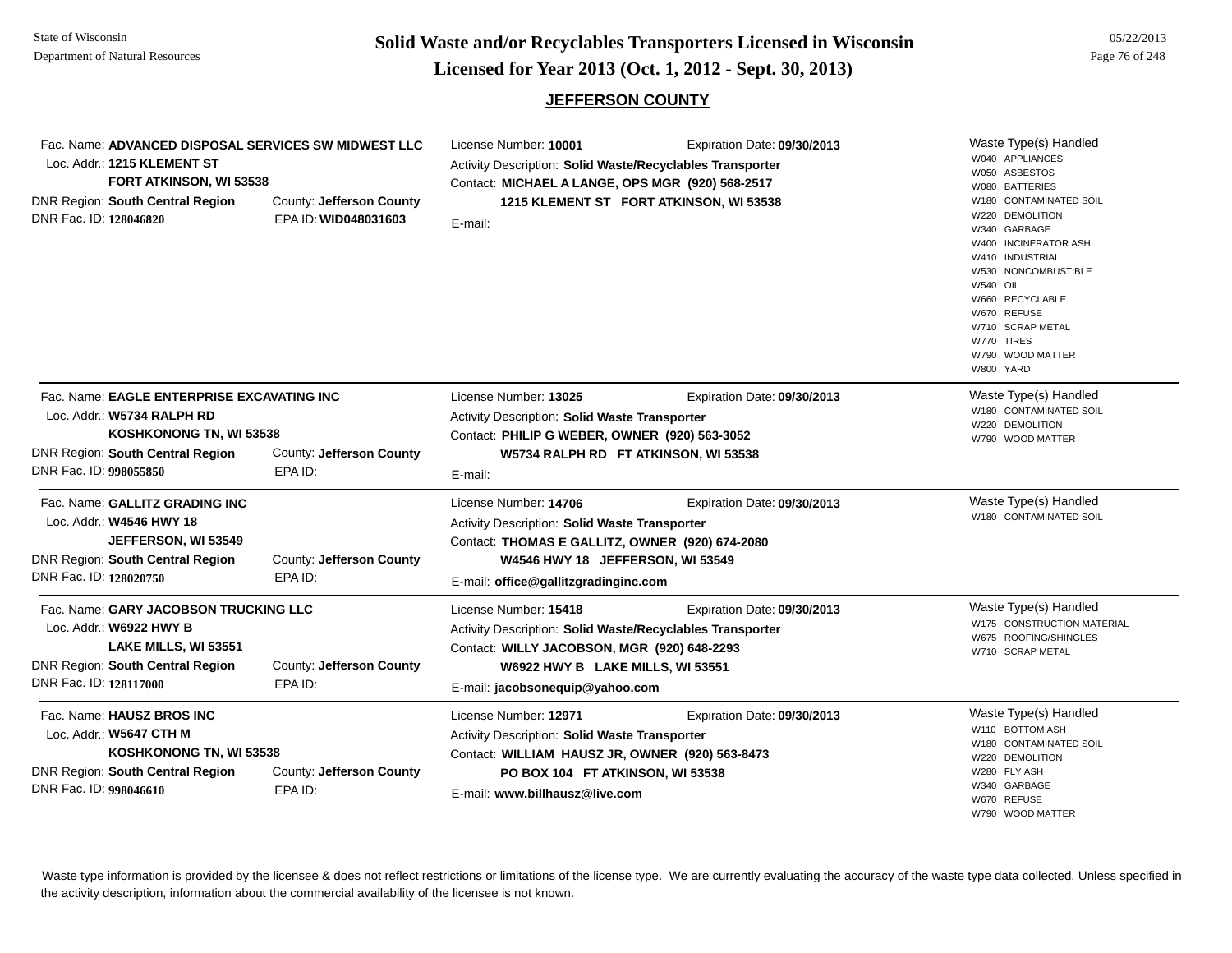# Solid Waste and/or Recyclables Transporters Licensed in Wisconsin

## Licensed for Year 2013 (Oct. 1, 2012 - Sept. 30, 2013)

State of Wisconsin
Department of Natural Resources

05/22/2013

### JEFFERSON COUNTY

---

Fac. Name: **ADVANCED DISPOSAL SERVICES SW MIDWEST LLC**
Loc. Addr.: **1215 KLEMENT ST**
**FORT ATKINSON, WI 53538**
DNR Region: **South Central Region** County: **Jefferson County**
DNR Fac. ID: **128046820** EPA ID: **WID048031603**

License Number: **10001** Expiration Date: **09/30/2013**
Activity Description: **Solid Waste/Recyclables Transporter**
Contact: **MICHAEL A LANGE, OPS MGR (920) 568-2517**
**1215 KLEMENT ST FORT ATKINSON, WI 53538**
E-mail:

Waste Type(s) Handled
- W040 APPLIANCES
- W050 ASBESTOS
- W080 BATTERIES
- W180 CONTAMINATED SOIL
- W220 DEMOLITION
- W340 GARBAGE
- W400 INCINERATOR ASH
- W410 INDUSTRIAL
- W530 NONCOMBUSTIBLE
- W540 OIL
- W660 RECYCLABLE
- W670 REFUSE
- W710 SCRAP METAL
- W770 TIRES
- W790 WOOD MATTER
- W800 YARD

---

Fac. Name: **EAGLE ENTERPRISE EXCAVATING INC**
Loc. Addr.: **W5734 RALPH RD**
**KOSHKONONG TN, WI 53538**
DNR Region: **South Central Region** County: **Jefferson County**
DNR Fac. ID: **998055850** EPA ID:

License Number: **13025** Expiration Date: **09/30/2013**
Activity Description: **Solid Waste Transporter**
Contact: **PHILIP G WEBER, OWNER (920) 563-3052**
**W5734 RALPH RD FT ATKINSON, WI 53538**
E-mail:

Waste Type(s) Handled
- W180 CONTAMINATED SOIL
- W220 DEMOLITION
- W790 WOOD MATTER

---

Fac. Name: **GALLITZ GRADING INC**
Loc. Addr.: **W4546 HWY 18**
**JEFFERSON, WI 53549**
DNR Region: **South Central Region** County: **Jefferson County**
DNR Fac. ID: **128020750** EPA ID:

License Number: **14706** Expiration Date: **09/30/2013**
Activity Description: **Solid Waste Transporter**
Contact: **THOMAS E GALLITZ, OWNER (920) 674-2080**
**W4546 HWY 18 JEFFERSON, WI 53549**
E-mail: **office@gallitzgradinginc.com**

Waste Type(s) Handled
- W180 CONTAMINATED SOIL

---

Fac. Name: **GARY JACOBSON TRUCKING LLC**
Loc. Addr.: **W6922 HWY B**
**LAKE MILLS, WI 53551**
DNR Region: **South Central Region** County: **Jefferson County**
DNR Fac. ID: **128117000** EPA ID:

License Number: **15418** Expiration Date: **09/30/2013**
Activity Description: **Solid Waste/Recyclables Transporter**
Contact: **WILLY JACOBSON, MGR (920) 648-2293**
**W6922 HWY B LAKE MILLS, WI 53551**
E-mail: **jacobsonequip@yahoo.com**

Waste Type(s) Handled
- W175 CONSTRUCTION MATERIAL
- W675 ROOFING/SHINGLES
- W710 SCRAP METAL

---

Fac. Name: **HAUSZ BROS INC**
Loc. Addr.: **W5647 CTH M**
**KOSHKONONG TN, WI 53538**
DNR Region: **South Central Region** County: **Jefferson County**
DNR Fac. ID: **998046610** EPA ID:

License Number: **12971** Expiration Date: **09/30/2013**
Activity Description: **Solid Waste Transporter**
Contact: **WILLIAM HAUSZ JR, OWNER (920) 563-8473**
**PO BOX 104 FT ATKINSON, WI 53538**
E-mail: **www.billhausz@live.com**

Waste Type(s) Handled
- W110 BOTTOM ASH
- W180 CONTAMINATED SOIL
- W220 DEMOLITION
- W280 FLY ASH
- W340 GARBAGE
- W670 REFUSE
- W790 WOOD MATTER

---

Waste type information is provided by the licensee & does not reflect restrictions or limitations of the license type. We are currently evaluating the accuracy of the waste type data collected. Unless specified in the activity description, information about the commercial availability of the licensee is not known.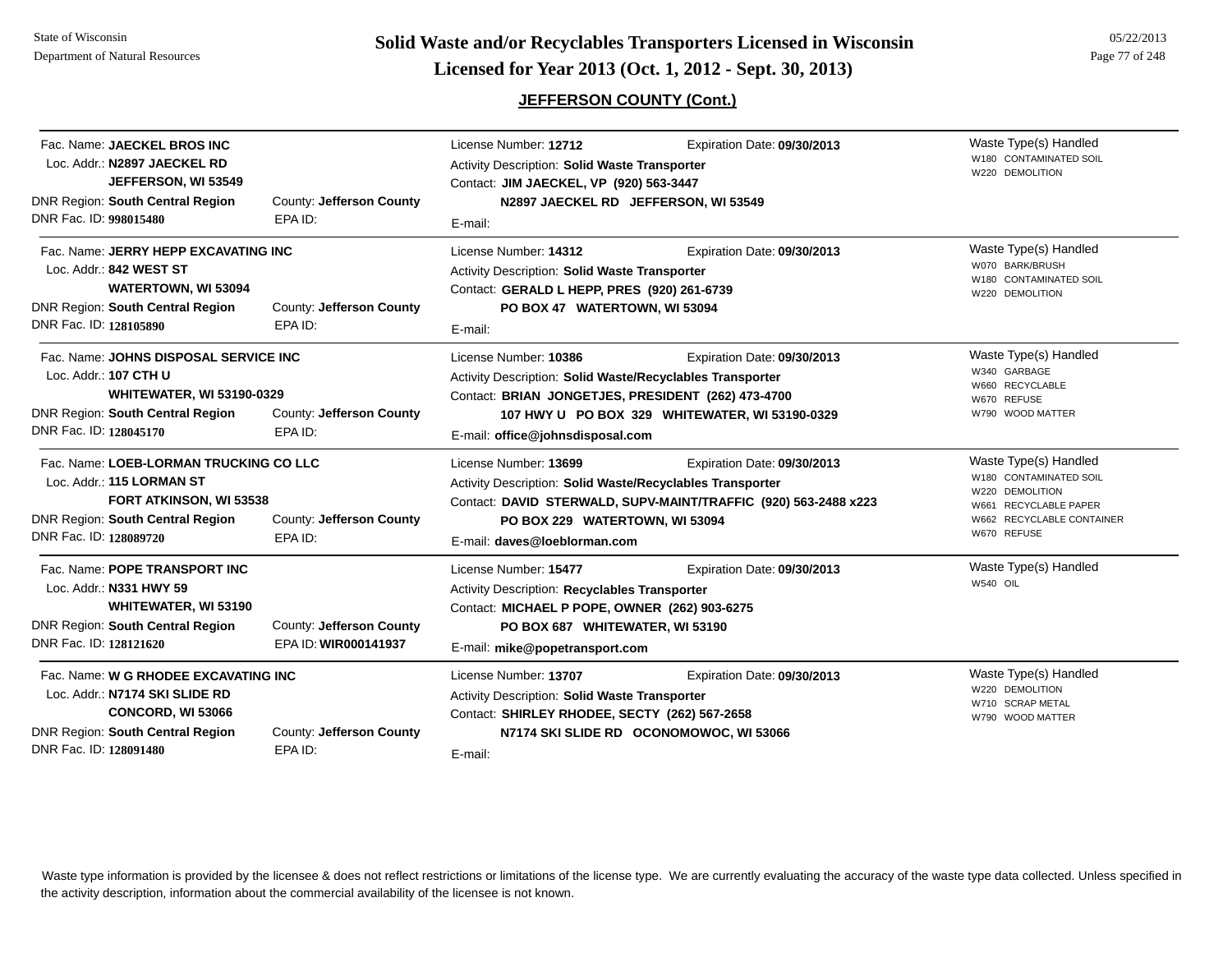# Solid Waste and/or Recyclables Transporters Licensed in Wisconsin

**Licensed for Year 2013 (Oct. 1, 2012 - Sept. 30, 2013)**

State of Wisconsin
Department of Natural Resources

05/22/2013

## JEFFERSON COUNTY (Cont.)

---

Fac. Name: **JAECKEL BROS INC**
Loc. Addr.: **N2897 JAECKEL RD**
**JEFFERSON, WI 53549**
DNR Region: **South Central Region** County: **Jefferson County**
DNR Fac. ID: **998015480** EPA ID:

License Number: **12712** Expiration Date: **09/30/2013**
Activity Description: **Solid Waste Transporter**
Contact: **JIM JAECKEL, VP (920) 563-3447**
**N2897 JAECKEL RD JEFFERSON, WI 53549**
E-mail:

Waste Type(s) Handled
- W180 CONTAMINATED SOIL
- W220 DEMOLITION

---

Fac. Name: **JERRY HEPP EXCAVATING INC**
Loc. Addr.: **842 WEST ST**
**WATERTOWN, WI 53094**
DNR Region: **South Central Region** County: **Jefferson County**
DNR Fac. ID: **128105890** EPA ID:

License Number: **14312** Expiration Date: **09/30/2013**
Activity Description: **Solid Waste Transporter**
Contact: **GERALD L HEPP, PRES (920) 261-6739**
**PO BOX 47 WATERTOWN, WI 53094**
E-mail:

Waste Type(s) Handled
- W070 BARK/BRUSH
- W180 CONTAMINATED SOIL
- W220 DEMOLITION

---

Fac. Name: **JOHNS DISPOSAL SERVICE INC**
Loc. Addr.: **107 CTH U**
**WHITEWATER, WI 53190-0329**
DNR Region: **South Central Region** County: **Jefferson County**
DNR Fac. ID: **128045170** EPA ID:

License Number: **10386** Expiration Date: **09/30/2013**
Activity Description: **Solid Waste/Recyclables Transporter**
Contact: **BRIAN JONGETJES, PRESIDENT (262) 473-4700**
**107 HWY U PO BOX 329 WHITEWATER, WI 53190-0329**
E-mail: **office@johnsdisposal.com**

Waste Type(s) Handled
- W340 GARBAGE
- W660 RECYCLABLE
- W670 REFUSE
- W790 WOOD MATTER

---

Fac. Name: **LOEB-LORMAN TRUCKING CO LLC**
Loc. Addr.: **115 LORMAN ST**
**FORT ATKINSON, WI 53538**
DNR Region: **South Central Region** County: **Jefferson County**
DNR Fac. ID: **128089720** EPA ID:

License Number: **13699** Expiration Date: **09/30/2013**
Activity Description: **Solid Waste/Recyclables Transporter**
Contact: **DAVID STERWALD, SUPV-MAINT/TRAFFIC (920) 563-2488 x223**
**PO BOX 229 WATERTOWN, WI 53094**
E-mail: **daves@loeblorman.com**

Waste Type(s) Handled
- W180 CONTAMINATED SOIL
- W220 DEMOLITION
- W661 RECYCLABLE PAPER
- W662 RECYCLABLE CONTAINER
- W670 REFUSE

---

Fac. Name: **POPE TRANSPORT INC**
Loc. Addr.: **N331 HWY 59**
**WHITEWATER, WI 53190**
DNR Region: **South Central Region** County: **Jefferson County**
DNR Fac. ID: **128121620** EPA ID: **WIR000141937**

License Number: **15477** Expiration Date: **09/30/2013**
Activity Description: **Recyclables Transporter**
Contact: **MICHAEL P POPE, OWNER (262) 903-6275**
**PO BOX 687 WHITEWATER, WI 53190**
E-mail: **mike@popetransport.com**

Waste Type(s) Handled
- W540 OIL

---

Fac. Name: **W G RHODEE EXCAVATING INC**
Loc. Addr.: **N7174 SKI SLIDE RD**
**CONCORD, WI 53066**
DNR Region: **South Central Region** County: **Jefferson County**
DNR Fac. ID: **128091480** EPA ID:

License Number: **13707** Expiration Date: **09/30/2013**
Activity Description: **Solid Waste Transporter**
Contact: **SHIRLEY RHODEE, SECTY (262) 567-2658**
**N7174 SKI SLIDE RD OCONOMOWOC, WI 53066**
E-mail:

Waste Type(s) Handled
- W220 DEMOLITION
- W710 SCRAP METAL
- W790 WOOD MATTER

---

Waste type information is provided by the licensee & does not reflect restrictions or limitations of the license type. We are currently evaluating the accuracy of the waste type data collected. Unless specified in the activity description, information about the commercial availability of the licensee is not known.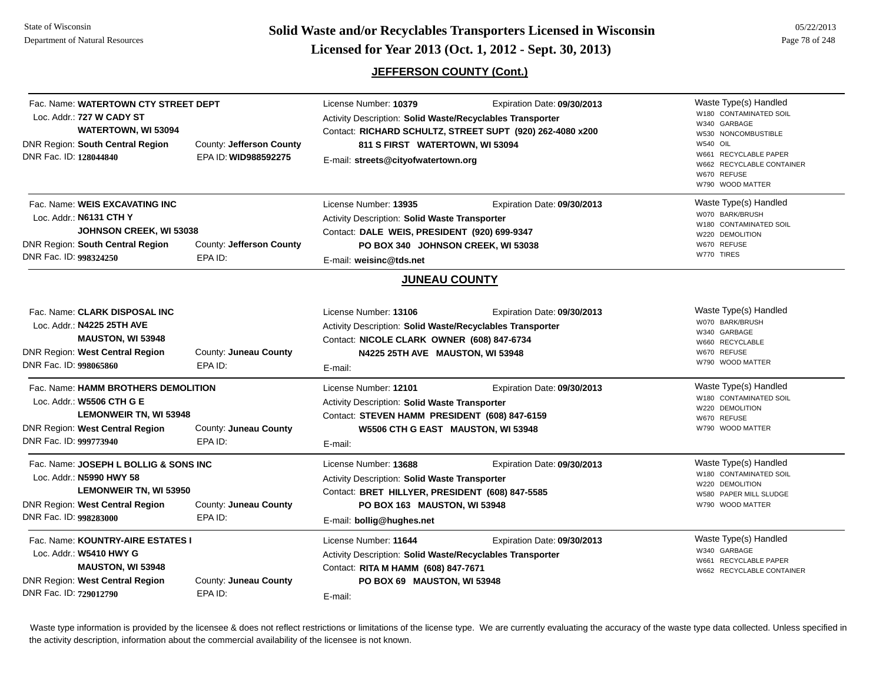## JEFFERSON COUNTY (Cont.)

Fac. Name: **WATERTOWN CTY STREET DEPT**
Loc. Addr.: **727 W CADY ST**
**WATERTOWN, WI 53094**
DNR Region: **South Central Region** County: **Jefferson County**
DNR Fac. ID: **128044840** EPA ID: **WID988592275**

License Number: **10379** Expiration Date: **09/30/2013**
Activity Description: **Solid Waste/Recyclables Transporter**
Contact: **RICHARD SCHULTZ, STREET SUPT (920) 262-4080 x200**
**811 S FIRST WATERTOWN, WI 53094**
E-mail: **streets@cityofwatertown.org**

Waste Type(s) Handled
- W180 CONTAMINATED SOIL
- W340 GARBAGE
- W530 NONCOMBUSTIBLE
- W540 OIL
- W661 RECYCLABLE PAPER
- W662 RECYCLABLE CONTAINER
- W670 REFUSE
- W790 WOOD MATTER

---

Fac. Name: **WEIS EXCAVATING INC**
Loc. Addr.: **N6131 CTH Y**
**JOHNSON CREEK, WI 53038**
DNR Region: **South Central Region** County: **Jefferson County**
DNR Fac. ID: **998324250** EPA ID:

License Number: **13935** Expiration Date: **09/30/2013**
Activity Description: **Solid Waste Transporter**
Contact: **DALE WEIS, PRESIDENT (920) 699-9347**
**PO BOX 340 JOHNSON CREEK, WI 53038**
E-mail: **weisinc@tds.net**

Waste Type(s) Handled
- W070 BARK/BRUSH
- W180 CONTAMINATED SOIL
- W220 DEMOLITION
- W670 REFUSE
- W770 TIRES

---

## JUNEAU COUNTY

Fac. Name: **CLARK DISPOSAL INC**
Loc. Addr.: **N4225 25TH AVE**
**MAUSTON, WI 53948**
DNR Region: **West Central Region** County: **Juneau County**
DNR Fac. ID: **998065860** EPA ID:

License Number: **13106** Expiration Date: **09/30/2013**
Activity Description: **Solid Waste/Recyclables Transporter**
Contact: **NICOLE CLARK OWNER (608) 847-6734**
**N4225 25TH AVE MAUSTON, WI 53948**
E-mail:

Waste Type(s) Handled
- W070 BARK/BRUSH
- W340 GARBAGE
- W660 RECYCLABLE
- W670 REFUSE
- W790 WOOD MATTER

---

Fac. Name: **HAMM BROTHERS DEMOLITION**
Loc. Addr.: **W5506 CTH G E**
**LEMONWEIR TN, WI 53948**
DNR Region: **West Central Region** County: **Juneau County**
DNR Fac. ID: **999773940** EPA ID:

License Number: **12101** Expiration Date: **09/30/2013**
Activity Description: **Solid Waste Transporter**
Contact: **STEVEN HAMM PRESIDENT (608) 847-6159**
**W5506 CTH G EAST MAUSTON, WI 53948**
E-mail:

Waste Type(s) Handled
- W180 CONTAMINATED SOIL
- W220 DEMOLITION
- W670 REFUSE
- W790 WOOD MATTER

---

Fac. Name: **JOSEPH L BOLLIG & SONS INC**
Loc. Addr.: **N5990 HWY 58**
**LEMONWEIR TN, WI 53950**
DNR Region: **West Central Region** County: **Juneau County**
DNR Fac. ID: **998283000** EPA ID:

License Number: **13688** Expiration Date: **09/30/2013**
Activity Description: **Solid Waste Transporter**
Contact: **BRET HILLYER, PRESIDENT (608) 847-5585**
**PO BOX 163 MAUSTON, WI 53948**
E-mail: **bollig@hughes.net**

Waste Type(s) Handled
- W180 CONTAMINATED SOIL
- W220 DEMOLITION
- W580 PAPER MILL SLUDGE
- W790 WOOD MATTER

---

Fac. Name: **KOUNTRY-AIRE ESTATES I**
Loc. Addr.: **W5410 HWY G**
**MAUSTON, WI 53948**
DNR Region: **West Central Region** County: **Juneau County**
DNR Fac. ID: **729012790** EPA ID:

License Number: **11644** Expiration Date: **09/30/2013**
Activity Description: **Solid Waste/Recyclables Transporter**
Contact: **RITA M HAMM (608) 847-7671**
**PO BOX 69 MAUSTON, WI 53948**
E-mail:

Waste Type(s) Handled
- W340 GARBAGE
- W661 RECYCLABLE PAPER
- W662 RECYCLABLE CONTAINER

---

Waste type information is provided by the licensee & does not reflect restrictions or limitations of the license type. We are currently evaluating the accuracy of the waste type data collected. Unless specified in the activity description, information about the commercial availability of the licensee is not known.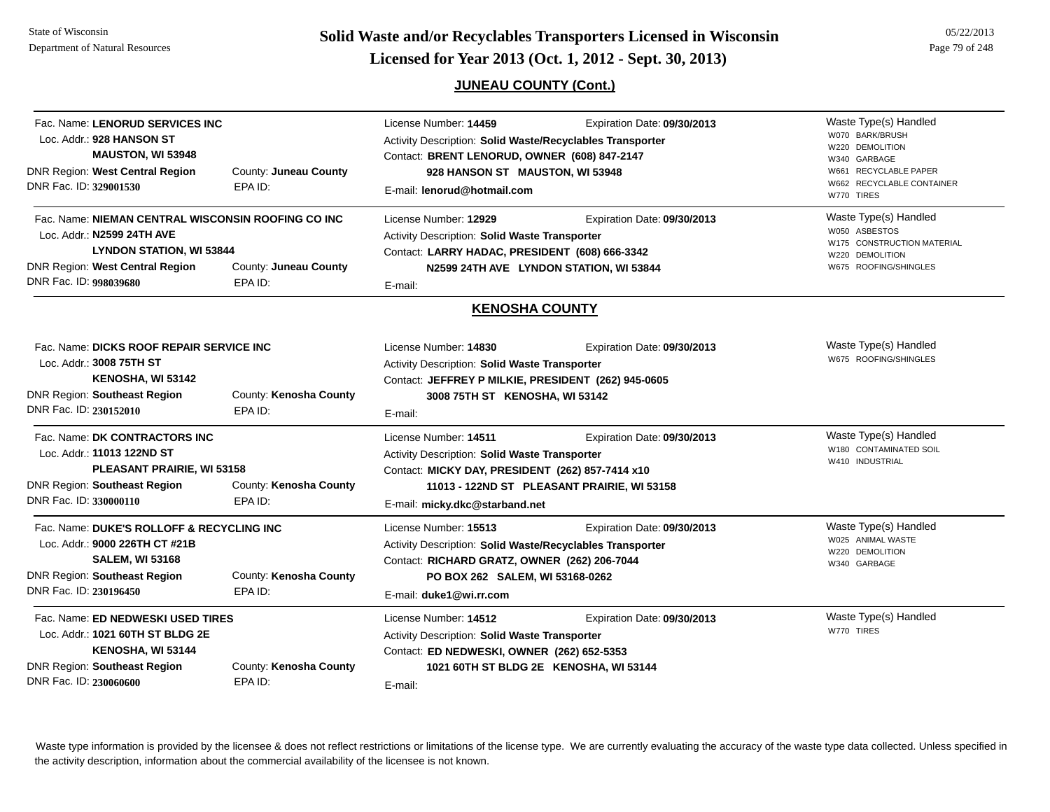## JUNEAU COUNTY (Cont.)

Fac. Name: **LENORUD SERVICES INC**
Loc. Addr.: **928 HANSON ST**
**MAUSTON, WI 53948**
DNR Region: **West Central Region** County: **Juneau County**
DNR Fac. ID: **329001530** EPA ID:

License Number: **14459** Expiration Date: **09/30/2013**
Activity Description: **Solid Waste/Recyclables Transporter**
Contact: **BRENT LENORUD, OWNER (608) 847-2147**
**928 HANSON ST MAUSTON, WI 53948**
E-mail: **lenorud@hotmail.com**

Waste Type(s) Handled
- W070 BARK/BRUSH
- W220 DEMOLITION
- W340 GARBAGE
- W661 RECYCLABLE PAPER
- W662 RECYCLABLE CONTAINER
- W770 TIRES

---

Fac. Name: **NIEMAN CENTRAL WISCONSIN ROOFING CO INC**
Loc. Addr.: **N2599 24TH AVE**
**LYNDON STATION, WI 53844**
DNR Region: **West Central Region** County: **Juneau County**
DNR Fac. ID: **998039680** EPA ID:

License Number: **12929** Expiration Date: **09/30/2013**
Activity Description: **Solid Waste Transporter**
Contact: **LARRY HADAC, PRESIDENT (608) 666-3342**
**N2599 24TH AVE LYNDON STATION, WI 53844**
E-mail:

Waste Type(s) Handled
- W050 ASBESTOS
- W175 CONSTRUCTION MATERIAL
- W220 DEMOLITION
- W675 ROOFING/SHINGLES

---

## KENOSHA COUNTY

Fac. Name: **DICKS ROOF REPAIR SERVICE INC**
Loc. Addr.: **3008 75TH ST**
**KENOSHA, WI 53142**
DNR Region: **Southeast Region** County: **Kenosha County**
DNR Fac. ID: **230152010** EPA ID:

License Number: **14830** Expiration Date: **09/30/2013**
Activity Description: **Solid Waste Transporter**
Contact: **JEFFREY P MILKIE, PRESIDENT (262) 945-0605**
**3008 75TH ST KENOSHA, WI 53142**
E-mail:

Waste Type(s) Handled
- W675 ROOFING/SHINGLES

---

Fac. Name: **DK CONTRACTORS INC**
Loc. Addr.: **11013 122ND ST**
**PLEASANT PRAIRIE, WI 53158**
DNR Region: **Southeast Region** County: **Kenosha County**
DNR Fac. ID: **330000110** EPA ID:

License Number: **14511** Expiration Date: **09/30/2013**
Activity Description: **Solid Waste Transporter**
Contact: **MICKY DAY, PRESIDENT (262) 857-7414 x10**
**11013 - 122ND ST PLEASANT PRAIRIE, WI 53158**
E-mail: **micky.dkc@starband.net**

Waste Type(s) Handled
- W180 CONTAMINATED SOIL
- W410 INDUSTRIAL

---

Fac. Name: **DUKE'S ROLLOFF & RECYCLING INC**
Loc. Addr.: **9000 226TH CT #21B**
**SALEM, WI 53168**
DNR Region: **Southeast Region** County: **Kenosha County**
DNR Fac. ID: **230196450** EPA ID:

License Number: **15513** Expiration Date: **09/30/2013**
Activity Description: **Solid Waste/Recyclables Transporter**
Contact: **RICHARD GRATZ, OWNER (262) 206-7044**
**PO BOX 262 SALEM, WI 53168-0262**
E-mail: **duke1@wi.rr.com**

Waste Type(s) Handled
- W025 ANIMAL WASTE
- W220 DEMOLITION
- W340 GARBAGE

---

Fac. Name: **ED NEDWESKI USED TIRES**
Loc. Addr.: **1021 60TH ST BLDG 2E**
**KENOSHA, WI 53144**
DNR Region: **Southeast Region** County: **Kenosha County**
DNR Fac. ID: **230060600** EPA ID:

License Number: **14512** Expiration Date: **09/30/2013**
Activity Description: **Solid Waste Transporter**
Contact: **ED NEDWESKI, OWNER (262) 652-5353**
**1021 60TH ST BLDG 2E KENOSHA, WI 53144**
E-mail:

Waste Type(s) Handled
- W770 TIRES

---

Waste type information is provided by the licensee & does not reflect restrictions or limitations of the license type. We are currently evaluating the accuracy of the waste type data collected. Unless specified in the activity description, information about the commercial availability of the licensee is not known.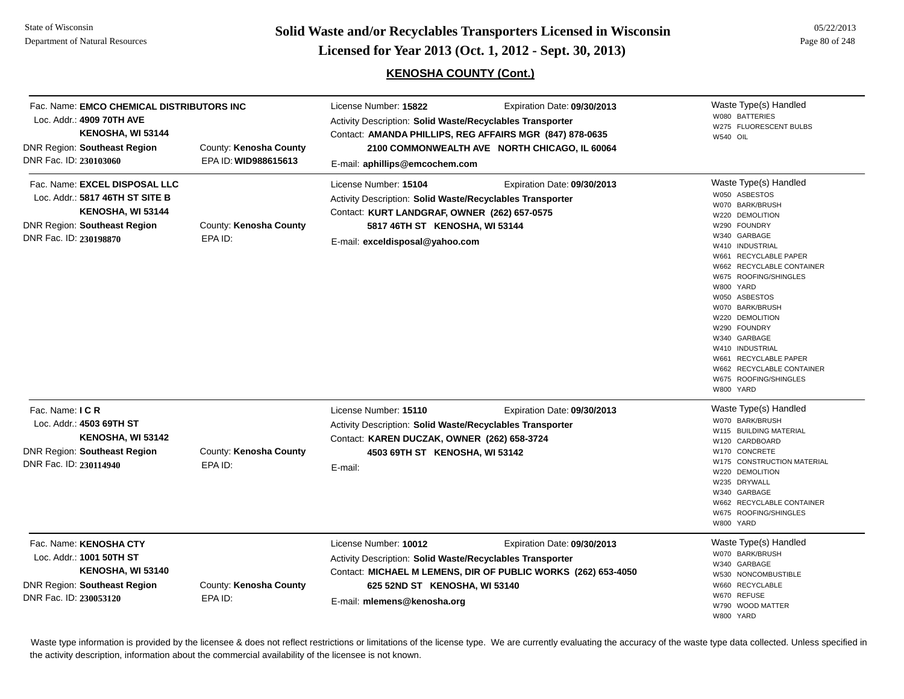# Solid Waste and/or Recyclables Transporters Licensed in Wisconsin

## Licensed for Year 2013 (Oct. 1, 2012 - Sept. 30, 2013)

State of Wisconsin
Department of Natural Resources

05/22/2013

### KENOSHA COUNTY (Cont.)

---

Fac. Name: **EMCO CHEMICAL DISTRIBUTORS INC**
Loc. Addr.: **4909 70TH AVE**
**KENOSHA, WI 53144**
DNR Region: **Southeast Region** — County: **Kenosha County**
DNR Fac. ID: **230103060** — EPA ID: **WID988615613**

License Number: **15822** — Expiration Date: **09/30/2013**
Activity Description: **Solid Waste/Recyclables Transporter**
Contact: **AMANDA PHILLIPS, REG AFFAIRS MGR (847) 878-0635**
**2100 COMMONWEALTH AVE NORTH CHICAGO, IL 60064**
E-mail: **aphillips@emcochem.com**

Waste Type(s) Handled
- W080 BATTERIES
- W275 FLUORESCENT BULBS
- W540 OIL

---

Fac. Name: **EXCEL DISPOSAL LLC**
Loc. Addr.: **5817 46TH ST SITE B**
**KENOSHA, WI 53144**
DNR Region: **Southeast Region** — County: **Kenosha County**
DNR Fac. ID: **230198870** — EPA ID:

License Number: **15104** — Expiration Date: **09/30/2013**
Activity Description: **Solid Waste/Recyclables Transporter**
Contact: **KURT LANDGRAF, OWNER (262) 657-0575**
**5817 46TH ST KENOSHA, WI 53144**
E-mail: **exceldisposal@yahoo.com**

Waste Type(s) Handled
- W050 ASBESTOS
- W070 BARK/BRUSH
- W220 DEMOLITION
- W290 FOUNDRY
- W340 GARBAGE
- W410 INDUSTRIAL
- W661 RECYCLABLE PAPER
- W662 RECYCLABLE CONTAINER
- W675 ROOFING/SHINGLES
- W800 YARD
- W050 ASBESTOS
- W070 BARK/BRUSH
- W220 DEMOLITION
- W290 FOUNDRY
- W340 GARBAGE
- W410 INDUSTRIAL
- W661 RECYCLABLE PAPER
- W662 RECYCLABLE CONTAINER
- W675 ROOFING/SHINGLES
- W800 YARD

---

Fac. Name: **I C R**
Loc. Addr.: **4503 69TH ST**
**KENOSHA, WI 53142**
DNR Region: **Southeast Region** — County: **Kenosha County**
DNR Fac. ID: **230114940** — EPA ID:

License Number: **15110** — Expiration Date: **09/30/2013**
Activity Description: **Solid Waste/Recyclables Transporter**
Contact: **KAREN DUCZAK, OWNER (262) 658-3724**
**4503 69TH ST KENOSHA, WI 53142**
E-mail:

Waste Type(s) Handled
- W070 BARK/BRUSH
- W115 BUILDING MATERIAL
- W120 CARDBOARD
- W170 CONCRETE
- W175 CONSTRUCTION MATERIAL
- W220 DEMOLITION
- W235 DRYWALL
- W340 GARBAGE
- W662 RECYCLABLE CONTAINER
- W675 ROOFING/SHINGLES
- W800 YARD

---

Fac. Name: **KENOSHA CTY**
Loc. Addr.: **1001 50TH ST**
**KENOSHA, WI 53140**
DNR Region: **Southeast Region** — County: **Kenosha County**
DNR Fac. ID: **230053120** — EPA ID:

License Number: **10012** — Expiration Date: **09/30/2013**
Activity Description: **Solid Waste/Recyclables Transporter**
Contact: **MICHAEL M LEMENS, DIR OF PUBLIC WORKS (262) 653-4050**
**625 52ND ST KENOSHA, WI 53140**
E-mail: **mlemens@kenosha.org**

Waste Type(s) Handled
- W070 BARK/BRUSH
- W340 GARBAGE
- W530 NONCOMBUSTIBLE
- W660 RECYCLABLE
- W670 REFUSE
- W790 WOOD MATTER
- W800 YARD

---

Waste type information is provided by the licensee & does not reflect restrictions or limitations of the license type. We are currently evaluating the accuracy of the waste type data collected. Unless specified in the activity description, information about the commercial availability of the licensee is not known.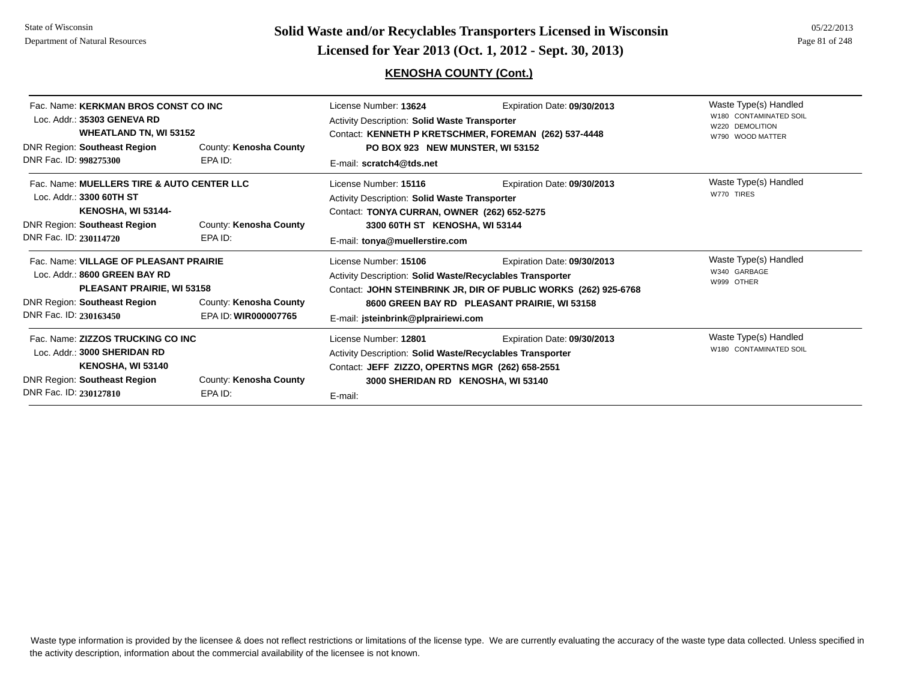# Solid Waste and/or Recyclables Transporters Licensed in Wisconsin

## Licensed for Year 2013 (Oct. 1, 2012 - Sept. 30, 2013)

### KENOSHA COUNTY (Cont.)

---

Fac. Name: **KERKMAN BROS CONST CO INC**
Loc. Addr.: **35303 GENEVA RD**
**WHEATLAND TN, WI 53152**
DNR Region: **Southeast Region** County: **Kenosha County**
DNR Fac. ID: **998275300** EPA ID:

License Number: **13624** Expiration Date: **09/30/2013**
Activity Description: **Solid Waste Transporter**
Contact: **KENNETH P KRETSCHMER, FOREMAN (262) 537-4448**
**PO BOX 923 NEW MUNSTER, WI 53152**
E-mail: **scratch4@tds.net**

Waste Type(s) Handled
- W180 CONTAMINATED SOIL
- W220 DEMOLITION
- W790 WOOD MATTER

---

Fac. Name: **MUELLERS TIRE & AUTO CENTER LLC**
Loc. Addr.: **3300 60TH ST**
**KENOSHA, WI 53144-**
DNR Region: **Southeast Region** County: **Kenosha County**
DNR Fac. ID: **230114720** EPA ID:

License Number: **15116** Expiration Date: **09/30/2013**
Activity Description: **Solid Waste Transporter**
Contact: **TONYA CURRAN, OWNER (262) 652-5275**
**3300 60TH ST KENOSHA, WI 53144**
E-mail: **tonya@muellerstire.com**

Waste Type(s) Handled
- W770 TIRES

---

Fac. Name: **VILLAGE OF PLEASANT PRAIRIE**
Loc. Addr.: **8600 GREEN BAY RD**
**PLEASANT PRAIRIE, WI 53158**
DNR Region: **Southeast Region** County: **Kenosha County**
DNR Fac. ID: **230163450** EPA ID: **WIR000007765**

License Number: **15106** Expiration Date: **09/30/2013**
Activity Description: **Solid Waste/Recyclables Transporter**
Contact: **JOHN STEINBRINK JR, DIR OF PUBLIC WORKS (262) 925-6768**
**8600 GREEN BAY RD PLEASANT PRAIRIE, WI 53158**
E-mail: **jsteinbrink@plprairiewi.com**

Waste Type(s) Handled
- W340 GARBAGE
- W999 OTHER

---

Fac. Name: **ZIZZOS TRUCKING CO INC**
Loc. Addr.: **3000 SHERIDAN RD**
**KENOSHA, WI 53140**
DNR Region: **Southeast Region** County: **Kenosha County**
DNR Fac. ID: **230127810** EPA ID:

License Number: **12801** Expiration Date: **09/30/2013**
Activity Description: **Solid Waste/Recyclables Transporter**
Contact: **JEFF ZIZZO, OPERTNS MGR (262) 658-2551**
**3000 SHERIDAN RD KENOSHA, WI 53140**
E-mail:

Waste Type(s) Handled
- W180 CONTAMINATED SOIL

---

Waste type information is provided by the licensee & does not reflect restrictions or limitations of the license type. We are currently evaluating the accuracy of the waste type data collected. Unless specified in the activity description, information about the commercial availability of the licensee is not known.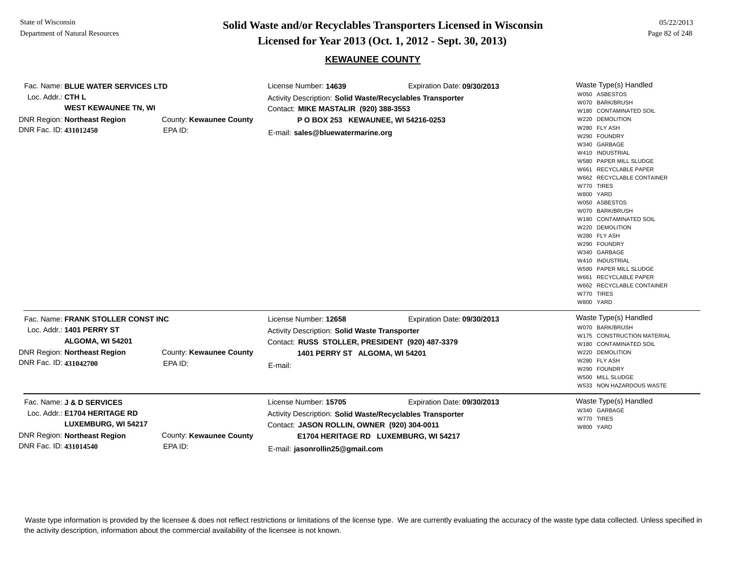## KEWAUNEE COUNTY

**Fac. Name:** BLUE WATER SERVICES LTD
**Loc. Addr.:** CTH L
WEST KEWAUNEE TN, WI
**DNR Region:** Northeast Region
**County:** Kewaunee County
**DNR Fac. ID:** 431012450
**EPA ID:**

**License Number:** 14639
**Expiration Date:** 09/30/2013
**Activity Description:** Solid Waste/Recyclables Transporter
**Contact:** MIKE MASTALIR (920) 388-3553
P O BOX 253 KEWAUNEE, WI 54216-0253
**E-mail:** sales@bluewatermarine.org

**Waste Type(s) Handled**
- W050 ASBESTOS
- W070 BARK/BRUSH
- W180 CONTAMINATED SOIL
- W220 DEMOLITION
- W280 FLY ASH
- W290 FOUNDRY
- W340 GARBAGE
- W410 INDUSTRIAL
- W580 PAPER MILL SLUDGE
- W661 RECYCLABLE PAPER
- W662 RECYCLABLE CONTAINER
- W770 TIRES
- W800 YARD
- W050 ASBESTOS
- W070 BARK/BRUSH
- W180 CONTAMINATED SOIL
- W220 DEMOLITION
- W280 FLY ASH
- W290 FOUNDRY
- W340 GARBAGE
- W410 INDUSTRIAL
- W580 PAPER MILL SLUDGE
- W661 RECYCLABLE PAPER
- W662 RECYCLABLE CONTAINER
- W770 TIRES
- W800 YARD

---

**Fac. Name:** FRANK STOLLER CONST INC
**Loc. Addr.:** 1401 PERRY ST
ALGOMA, WI 54201
**DNR Region:** Northeast Region
**County:** Kewaunee County
**DNR Fac. ID:** 431042700
**EPA ID:**

**License Number:** 12658
**Expiration Date:** 09/30/2013
**Activity Description:** Solid Waste Transporter
**Contact:** RUSS STOLLER, PRESIDENT (920) 487-3379
1401 PERRY ST ALGOMA, WI 54201
**E-mail:**

**Waste Type(s) Handled**
- W070 BARK/BRUSH
- W175 CONSTRUCTION MATERIAL
- W180 CONTAMINATED SOIL
- W220 DEMOLITION
- W280 FLY ASH
- W290 FOUNDRY
- W500 MILL SLUDGE
- W533 NON HAZARDOUS WASTE

---

**Fac. Name:** J & D SERVICES
**Loc. Addr.:** E1704 HERITAGE RD
LUXEMBURG, WI 54217
**DNR Region:** Northeast Region
**County:** Kewaunee County
**DNR Fac. ID:** 431014540
**EPA ID:**

**License Number:** 15705
**Expiration Date:** 09/30/2013
**Activity Description:** Solid Waste/Recyclables Transporter
**Contact:** JASON ROLLIN, OWNER (920) 304-0011
E1704 HERITAGE RD LUXEMBURG, WI 54217
**E-mail:** jasonrollin25@gmail.com

**Waste Type(s) Handled**
- W340 GARBAGE
- W770 TIRES
- W800 YARD

---

Waste type information is provided by the licensee & does not reflect restrictions or limitations of the license type. We are currently evaluating the accuracy of the waste type data collected. Unless specified in the activity description, information about the commercial availability of the licensee is not known.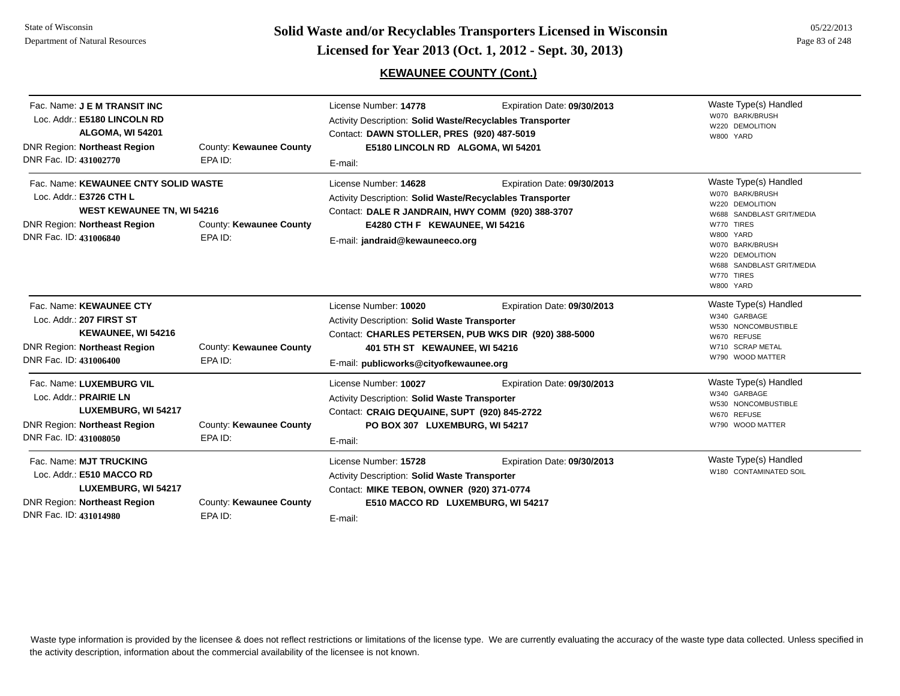# Solid Waste and/or Recyclables Transporters Licensed in Wisconsin

## Licensed for Year 2013 (Oct. 1, 2012 - Sept. 30, 2013)

### KEWAUNEE COUNTY (Cont.)

---

Fac. Name: **J E M TRANSIT INC**
Loc. Addr.: **E5180 LINCOLN RD**
**ALGOMA, WI 54201**
DNR Region: **Northeast Region** County: **Kewaunee County**
DNR Fac. ID: **431002770** EPA ID:

License Number: **14778** Expiration Date: **09/30/2013**
Activity Description: **Solid Waste/Recyclables Transporter**
Contact: **DAWN STOLLER, PRES (920) 487-5019**
**E5180 LINCOLN RD ALGOMA, WI 54201**
E-mail:

Waste Type(s) Handled
- W070 BARK/BRUSH
- W220 DEMOLITION
- W800 YARD

---

Fac. Name: **KEWAUNEE CNTY SOLID WASTE**
Loc. Addr.: **E3726 CTH L**
**WEST KEWAUNEE TN, WI 54216**
DNR Region: **Northeast Region** County: **Kewaunee County**
DNR Fac. ID: **431006840** EPA ID:

License Number: **14628** Expiration Date: **09/30/2013**
Activity Description: **Solid Waste/Recyclables Transporter**
Contact: **DALE R JANDRAIN, HWY COMM (920) 388-3707**
**E4280 CTH F KEWAUNEE, WI 54216**
E-mail: **jandraid@kewauneeco.org**

Waste Type(s) Handled
- W070 BARK/BRUSH
- W220 DEMOLITION
- W688 SANDBLAST GRIT/MEDIA
- W770 TIRES
- W800 YARD
- W070 BARK/BRUSH
- W220 DEMOLITION
- W688 SANDBLAST GRIT/MEDIA
- W770 TIRES
- W800 YARD

---

Fac. Name: **KEWAUNEE CTY**
Loc. Addr.: **207 FIRST ST**
**KEWAUNEE, WI 54216**
DNR Region: **Northeast Region** County: **Kewaunee County**
DNR Fac. ID: **431006400** EPA ID:

License Number: **10020** Expiration Date: **09/30/2013**
Activity Description: **Solid Waste Transporter**
Contact: **CHARLES PETERSEN, PUB WKS DIR (920) 388-5000**
**401 5TH ST KEWAUNEE, WI 54216**
E-mail: **publicworks@cityofkewaunee.org**

Waste Type(s) Handled
- W340 GARBAGE
- W530 NONCOMBUSTIBLE
- W670 REFUSE
- W710 SCRAP METAL
- W790 WOOD MATTER

---

Fac. Name: **LUXEMBURG VIL**
Loc. Addr.: **PRAIRIE LN**
**LUXEMBURG, WI 54217**
DNR Region: **Northeast Region** County: **Kewaunee County**
DNR Fac. ID: **431008050** EPA ID:

License Number: **10027** Expiration Date: **09/30/2013**
Activity Description: **Solid Waste Transporter**
Contact: **CRAIG DEQUAINE, SUPT (920) 845-2722**
**PO BOX 307 LUXEMBURG, WI 54217**
E-mail:

Waste Type(s) Handled
- W340 GARBAGE
- W530 NONCOMBUSTIBLE
- W670 REFUSE
- W790 WOOD MATTER

---

Fac. Name: **MJT TRUCKING**
Loc. Addr.: **E510 MACCO RD**
**LUXEMBURG, WI 54217**
DNR Region: **Northeast Region** County: **Kewaunee County**
DNR Fac. ID: **431014980** EPA ID:

License Number: **15728** Expiration Date: **09/30/2013**
Activity Description: **Solid Waste Transporter**
Contact: **MIKE TEBON, OWNER (920) 371-0774**
**E510 MACCO RD LUXEMBURG, WI 54217**
E-mail:

Waste Type(s) Handled
- W180 CONTAMINATED SOIL

---

Waste type information is provided by the licensee & does not reflect restrictions or limitations of the license type. We are currently evaluating the accuracy of the waste type data collected. Unless specified in the activity description, information about the commercial availability of the licensee is not known.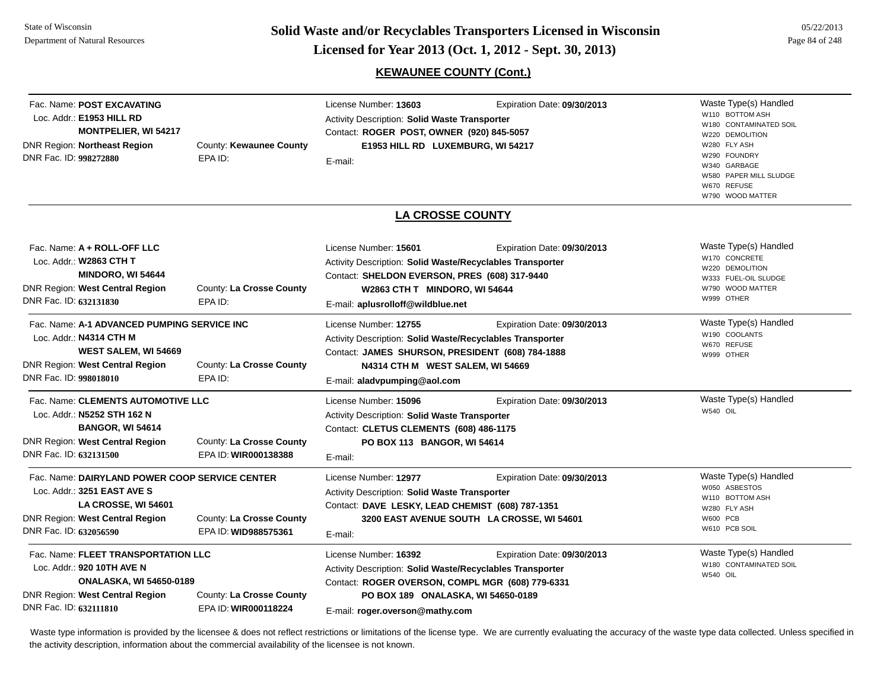## KEWAUNEE COUNTY (Cont.)

Fac. Name: **POST EXCAVATING**
Loc. Addr.: **E1953 HILL RD**
**MONTPELIER, WI 54217**
DNR Region: **Northeast Region** County: **Kewaunee County**
DNR Fac. ID: **998272880** EPA ID:

License Number: **13603** Expiration Date: **09/30/2013**
Activity Description: **Solid Waste Transporter**
Contact: **ROGER POST, OWNER (920) 845-5057**
**E1953 HILL RD LUXEMBURG, WI 54217**
E-mail:

Waste Type(s) Handled
- W110 BOTTOM ASH
- W180 CONTAMINATED SOIL
- W220 DEMOLITION
- W280 FLY ASH
- W290 FOUNDRY
- W340 GARBAGE
- W580 PAPER MILL SLUDGE
- W670 REFUSE
- W790 WOOD MATTER

---

## LA CROSSE COUNTY

Fac. Name: **A + ROLL-OFF LLC**
Loc. Addr.: **W2863 CTH T**
**MINDORO, WI 54644**
DNR Region: **West Central Region** County: **La Crosse County**
DNR Fac. ID: **632131830** EPA ID:

License Number: **15601** Expiration Date: **09/30/2013**
Activity Description: **Solid Waste/Recyclables Transporter**
Contact: **SHELDON EVERSON, PRES (608) 317-9440**
**W2863 CTH T MINDORO, WI 54644**
E-mail: **aplusrolloff@wildblue.net**

Waste Type(s) Handled
- W170 CONCRETE
- W220 DEMOLITION
- W333 FUEL-OIL SLUDGE
- W790 WOOD MATTER
- W999 OTHER

---

Fac. Name: **A-1 ADVANCED PUMPING SERVICE INC**
Loc. Addr.: **N4314 CTH M**
**WEST SALEM, WI 54669**
DNR Region: **West Central Region** County: **La Crosse County**
DNR Fac. ID: **998018010** EPA ID:

License Number: **12755** Expiration Date: **09/30/2013**
Activity Description: **Solid Waste/Recyclables Transporter**
Contact: **JAMES SHURSON, PRESIDENT (608) 784-1888**
**N4314 CTH M WEST SALEM, WI 54669**
E-mail: **aladvpumping@aol.com**

Waste Type(s) Handled
- W190 COOLANTS
- W670 REFUSE
- W999 OTHER

---

Fac. Name: **CLEMENTS AUTOMOTIVE LLC**
Loc. Addr.: **N5252 STH 162 N**
**BANGOR, WI 54614**
DNR Region: **West Central Region** County: **La Crosse County**
DNR Fac. ID: **632131500** EPA ID: **WIR000138388**

License Number: **15096** Expiration Date: **09/30/2013**
Activity Description: **Solid Waste Transporter**
Contact: **CLETUS CLEMENTS (608) 486-1175**
**PO BOX 113 BANGOR, WI 54614**
E-mail:

Waste Type(s) Handled
- W540 OIL

---

Fac. Name: **DAIRYLAND POWER COOP SERVICE CENTER**
Loc. Addr.: **3251 EAST AVE S**
**LA CROSSE, WI 54601**
DNR Region: **West Central Region** County: **La Crosse County**
DNR Fac. ID: **632056590** EPA ID: **WID988575361**

License Number: **12977** Expiration Date: **09/30/2013**
Activity Description: **Solid Waste Transporter**
Contact: **DAVE LESKY, LEAD CHEMIST (608) 787-1351**
**3200 EAST AVENUE SOUTH LA CROSSE, WI 54601**
E-mail:

Waste Type(s) Handled
- W050 ASBESTOS
- W110 BOTTOM ASH
- W280 FLY ASH
- W600 PCB
- W610 PCB SOIL

---

Fac. Name: **FLEET TRANSPORTATION LLC**
Loc. Addr.: **920 10TH AVE N**
**ONALASKA, WI 54650-0189**
DNR Region: **West Central Region** County: **La Crosse County**
DNR Fac. ID: **632111810** EPA ID: **WIR000118224**

License Number: **16392** Expiration Date: **09/30/2013**
Activity Description: **Solid Waste/Recyclables Transporter**
Contact: **ROGER OVERSON, COMPL MGR (608) 779-6331**
**PO BOX 189 ONALASKA, WI 54650-0189**
E-mail: **roger.overson@mathy.com**

Waste Type(s) Handled
- W180 CONTAMINATED SOIL
- W540 OIL

---

Waste type information is provided by the licensee & does not reflect restrictions or limitations of the license type. We are currently evaluating the accuracy of the waste type data collected. Unless specified in the activity description, information about the commercial availability of the licensee is not known.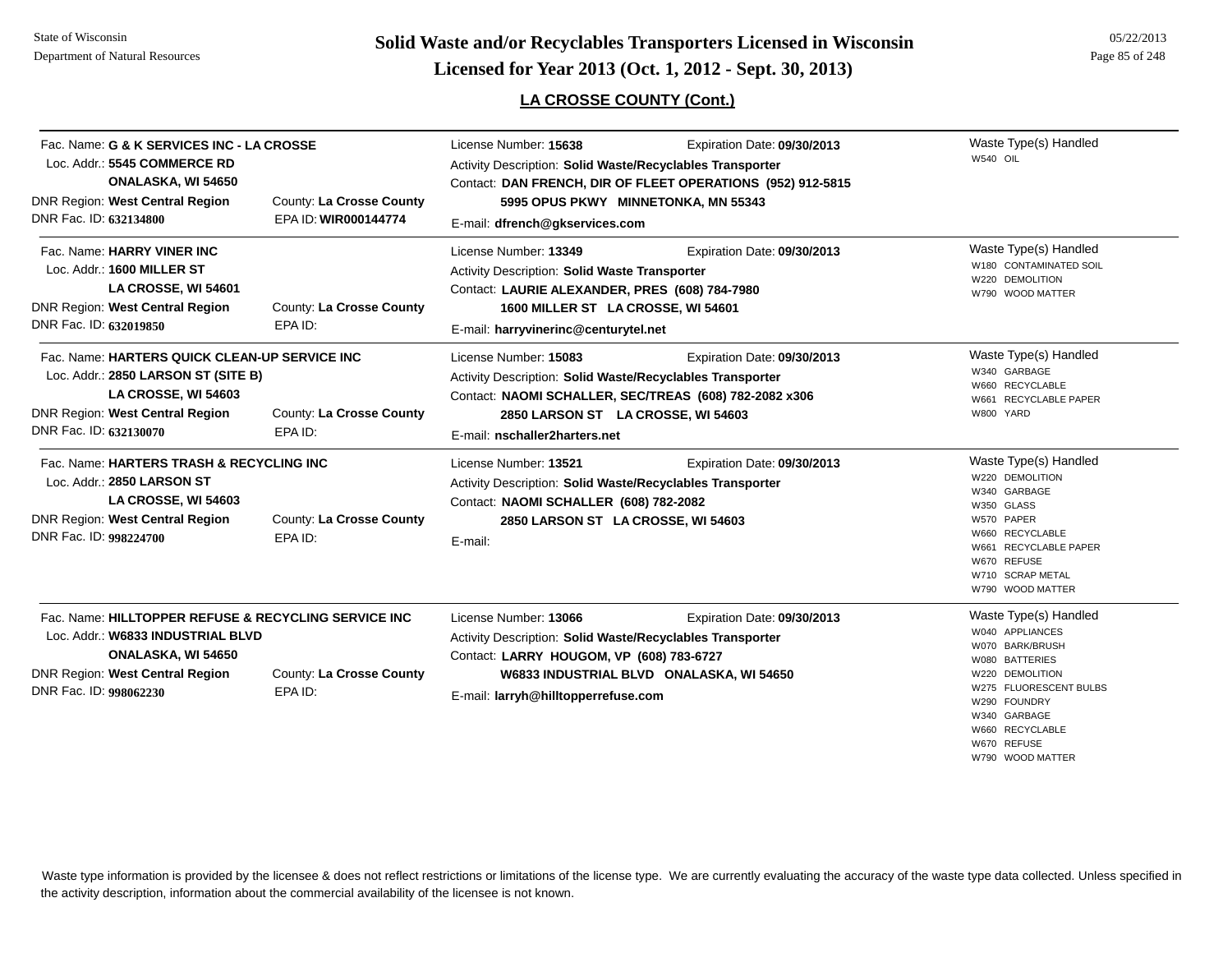## LA CROSSE COUNTY (Cont.)

---

Fac. Name: **G & K SERVICES INC - LA CROSSE**
Loc. Addr.: **5545 COMMERCE RD**
**ONALASKA, WI 54650**
DNR Region: **West Central Region** County: **La Crosse County**
DNR Fac. ID: **632134800** EPA ID: **WIR000144774**

License Number: **15638** Expiration Date: **09/30/2013**
Activity Description: **Solid Waste/Recyclables Transporter**
Contact: **DAN FRENCH, DIR OF FLEET OPERATIONS (952) 912-5815**
**5995 OPUS PKWY MINNETONKA, MN 55343**
E-mail: **dfrench@gkservices.com**

Waste Type(s) Handled
- W540 OIL

---

Fac. Name: **HARRY VINER INC**
Loc. Addr.: **1600 MILLER ST**
**LA CROSSE, WI 54601**
DNR Region: **West Central Region** County: **La Crosse County**
DNR Fac. ID: **632019850** EPA ID:

License Number: **13349** Expiration Date: **09/30/2013**
Activity Description: **Solid Waste Transporter**
Contact: **LAURIE ALEXANDER, PRES (608) 784-7980**
**1600 MILLER ST LA CROSSE, WI 54601**
E-mail: **harryvinerinc@centurytel.net**

Waste Type(s) Handled
- W180 CONTAMINATED SOIL
- W220 DEMOLITION
- W790 WOOD MATTER

---

Fac. Name: **HARTERS QUICK CLEAN-UP SERVICE INC**
Loc. Addr.: **2850 LARSON ST (SITE B)**
**LA CROSSE, WI 54603**
DNR Region: **West Central Region** County: **La Crosse County**
DNR Fac. ID: **632130070** EPA ID:

License Number: **15083** Expiration Date: **09/30/2013**
Activity Description: **Solid Waste/Recyclables Transporter**
Contact: **NAOMI SCHALLER, SEC/TREAS (608) 782-2082 x306**
**2850 LARSON ST LA CROSSE, WI 54603**
E-mail: **nschaller2harters.net**

Waste Type(s) Handled
- W340 GARBAGE
- W660 RECYCLABLE
- W661 RECYCLABLE PAPER
- W800 YARD

---

Fac. Name: **HARTERS TRASH & RECYCLING INC**
Loc. Addr.: **2850 LARSON ST**
**LA CROSSE, WI 54603**
DNR Region: **West Central Region** County: **La Crosse County**
DNR Fac. ID: **998224700** EPA ID:

License Number: **13521** Expiration Date: **09/30/2013**
Activity Description: **Solid Waste/Recyclables Transporter**
Contact: **NAOMI SCHALLER (608) 782-2082**
**2850 LARSON ST LA CROSSE, WI 54603**
E-mail:

Waste Type(s) Handled
- W220 DEMOLITION
- W340 GARBAGE
- W350 GLASS
- W570 PAPER
- W660 RECYCLABLE
- W661 RECYCLABLE PAPER
- W670 REFUSE
- W710 SCRAP METAL
- W790 WOOD MATTER

---

Fac. Name: **HILLTOPPER REFUSE & RECYCLING SERVICE INC**
Loc. Addr.: **W6833 INDUSTRIAL BLVD**
**ONALASKA, WI 54650**
DNR Region: **West Central Region** County: **La Crosse County**
DNR Fac. ID: **998062230** EPA ID:

License Number: **13066** Expiration Date: **09/30/2013**
Activity Description: **Solid Waste/Recyclables Transporter**
Contact: **LARRY HOUGOM, VP (608) 783-6727**
**W6833 INDUSTRIAL BLVD ONALASKA, WI 54650**
E-mail: **larryh@hilltopperrefuse.com**

Waste Type(s) Handled
- W040 APPLIANCES
- W070 BARK/BRUSH
- W080 BATTERIES
- W220 DEMOLITION
- W275 FLUORESCENT BULBS
- W290 FOUNDRY
- W340 GARBAGE
- W660 RECYCLABLE
- W670 REFUSE
- W790 WOOD MATTER

---

Waste type information is provided by the licensee & does not reflect restrictions or limitations of the license type. We are currently evaluating the accuracy of the waste type data collected. Unless specified in the activity description, information about the commercial availability of the licensee is not known.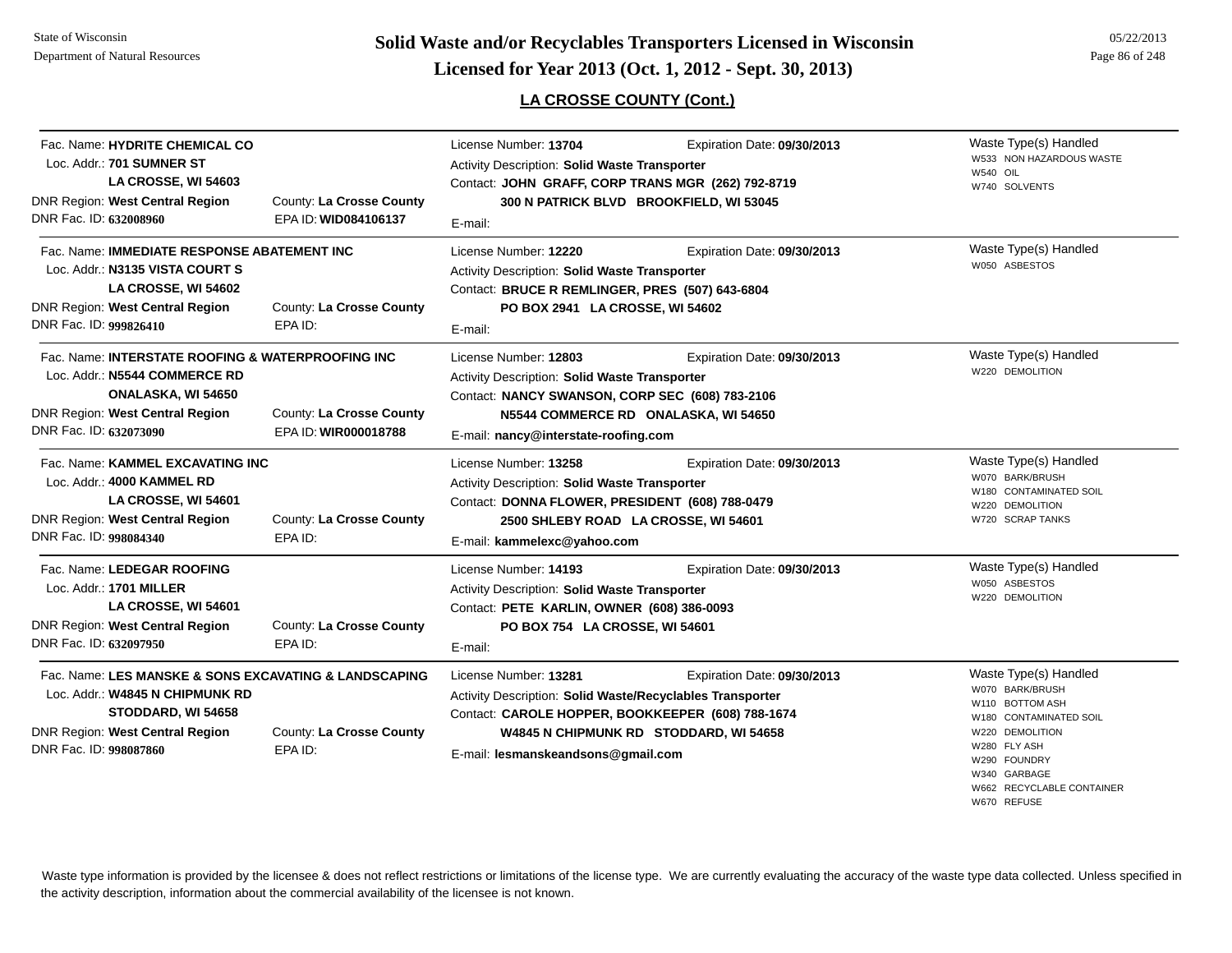## Solid Waste and/or Recyclables Transporters Licensed in Wisconsin

## Licensed for Year 2013 (Oct. 1, 2012 - Sept. 30, 2013)

### LA CROSSE COUNTY (Cont.)

---

Fac. Name: **HYDRITE CHEMICAL CO**
Loc. Addr.: **701 SUMNER ST**
**LA CROSSE, WI 54603**
DNR Region: **West Central Region** — County: **La Crosse County**
DNR Fac. ID: **632008960** — EPA ID: **WID084106137**

License Number: **13704** — Expiration Date: **09/30/2013**
Activity Description: **Solid Waste Transporter**
Contact: **JOHN GRAFF, CORP TRANS MGR (262) 792-8719**
**300 N PATRICK BLVD BROOKFIELD, WI 53045**
E-mail:

Waste Type(s) Handled
- W533 NON HAZARDOUS WASTE
- W540 OIL
- W740 SOLVENTS

---

Fac. Name: **IMMEDIATE RESPONSE ABATEMENT INC**
Loc. Addr.: **N3135 VISTA COURT S**
**LA CROSSE, WI 54602**
DNR Region: **West Central Region** — County: **La Crosse County**
DNR Fac. ID: **999826410** — EPA ID:

License Number: **12220** — Expiration Date: **09/30/2013**
Activity Description: **Solid Waste Transporter**
Contact: **BRUCE R REMLINGER, PRES (507) 643-6804**
**PO BOX 2941 LA CROSSE, WI 54602**
E-mail:

Waste Type(s) Handled
- W050 ASBESTOS

---

Fac. Name: **INTERSTATE ROOFING & WATERPROOFING INC**
Loc. Addr.: **N5544 COMMERCE RD**
**ONALASKA, WI 54650**
DNR Region: **West Central Region** — County: **La Crosse County**
DNR Fac. ID: **632073090** — EPA ID: **WIR000018788**

License Number: **12803** — Expiration Date: **09/30/2013**
Activity Description: **Solid Waste Transporter**
Contact: **NANCY SWANSON, CORP SEC (608) 783-2106**
**N5544 COMMERCE RD ONALASKA, WI 54650**
E-mail: **nancy@interstate-roofing.com**

Waste Type(s) Handled
- W220 DEMOLITION

---

Fac. Name: **KAMMEL EXCAVATING INC**
Loc. Addr.: **4000 KAMMEL RD**
**LA CROSSE, WI 54601**
DNR Region: **West Central Region** — County: **La Crosse County**
DNR Fac. ID: **998084340** — EPA ID:

License Number: **13258** — Expiration Date: **09/30/2013**
Activity Description: **Solid Waste Transporter**
Contact: **DONNA FLOWER, PRESIDENT (608) 788-0479**
**2500 SHLEBY ROAD LA CROSSE, WI 54601**
E-mail: **kammelexc@yahoo.com**

Waste Type(s) Handled
- W070 BARK/BRUSH
- W180 CONTAMINATED SOIL
- W220 DEMOLITION
- W720 SCRAP TANKS

---

Fac. Name: **LEDEGAR ROOFING**
Loc. Addr.: **1701 MILLER**
**LA CROSSE, WI 54601**
DNR Region: **West Central Region** — County: **La Crosse County**
DNR Fac. ID: **632097950** — EPA ID:

License Number: **14193** — Expiration Date: **09/30/2013**
Activity Description: **Solid Waste Transporter**
Contact: **PETE KARLIN, OWNER (608) 386-0093**
**PO BOX 754 LA CROSSE, WI 54601**
E-mail:

Waste Type(s) Handled
- W050 ASBESTOS
- W220 DEMOLITION

---

Fac. Name: **LES MANSKE & SONS EXCAVATING & LANDSCAPING**
Loc. Addr.: **W4845 N CHIPMUNK RD**
**STODDARD, WI 54658**
DNR Region: **West Central Region** — County: **La Crosse County**
DNR Fac. ID: **998087860** — EPA ID:

License Number: **13281** — Expiration Date: **09/30/2013**
Activity Description: **Solid Waste/Recyclables Transporter**
Contact: **CAROLE HOPPER, BOOKKEEPER (608) 788-1674**
**W4845 N CHIPMUNK RD STODDARD, WI 54658**
E-mail: **lesmanskeandsons@gmail.com**

Waste Type(s) Handled
- W070 BARK/BRUSH
- W110 BOTTOM ASH
- W180 CONTAMINATED SOIL
- W220 DEMOLITION
- W280 FLY ASH
- W290 FOUNDRY
- W340 GARBAGE
- W662 RECYCLABLE CONTAINER
- W670 REFUSE

---

Waste type information is provided by the licensee & does not reflect restrictions or limitations of the license type. We are currently evaluating the accuracy of the waste type data collected. Unless specified in the activity description, information about the commercial availability of the licensee is not known.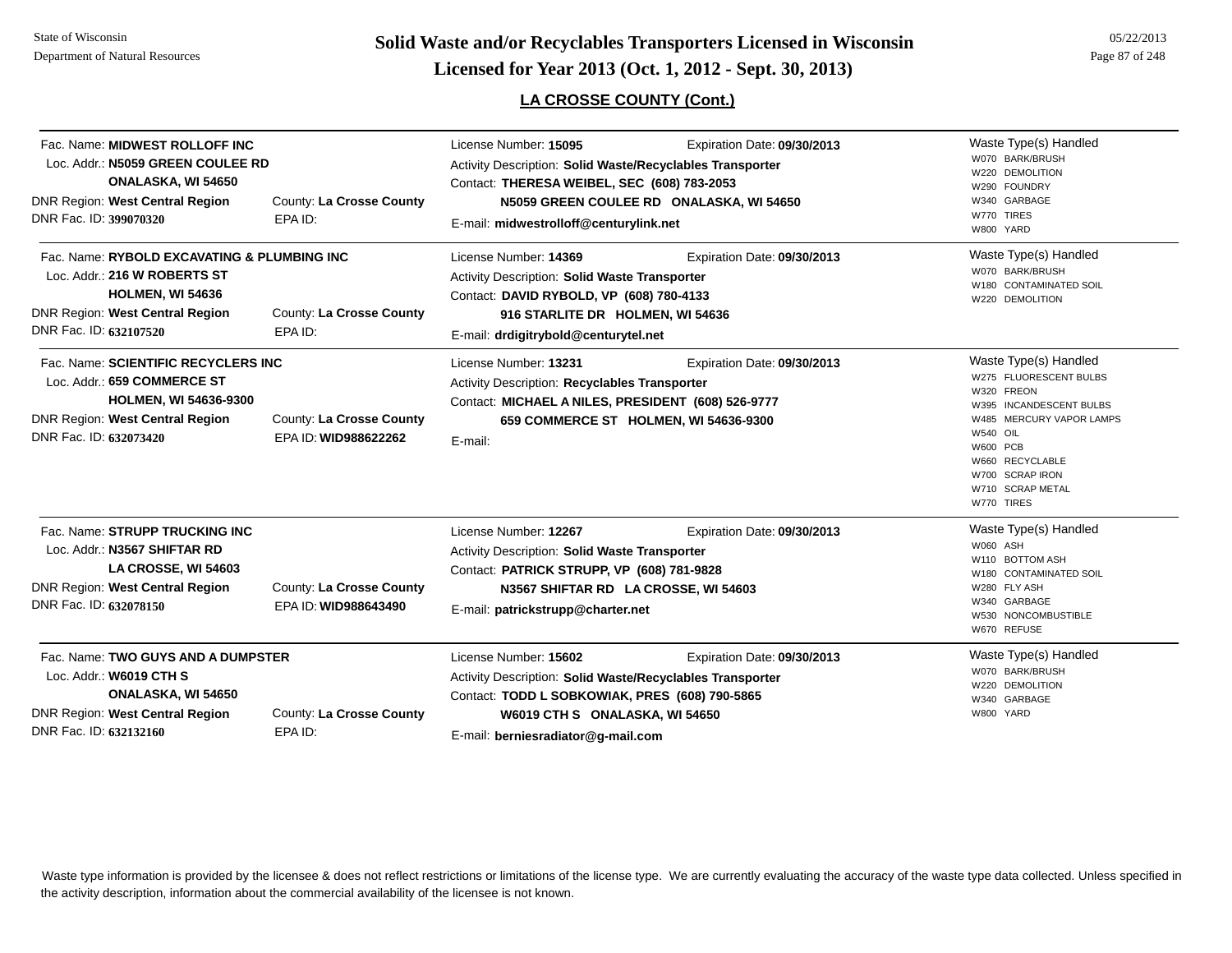## LA CROSSE COUNTY (Cont.)

---

Fac. Name: **MIDWEST ROLLOFF INC**
Loc. Addr.: **N5059 GREEN COULEE RD**
**ONALASKA, WI 54650**
DNR Region: **West Central Region** County: **La Crosse County**
DNR Fac. ID: **399070320** EPA ID:

License Number: **15095** Expiration Date: **09/30/2013**
Activity Description: **Solid Waste/Recyclables Transporter**
Contact: **THERESA WEIBEL, SEC (608) 783-2053**
**N5059 GREEN COULEE RD ONALASKA, WI 54650**
E-mail: **midwestrolloff@centurylink.net**

Waste Type(s) Handled
- W070 BARK/BRUSH
- W220 DEMOLITION
- W290 FOUNDRY
- W340 GARBAGE
- W770 TIRES
- W800 YARD

---

Fac. Name: **RYBOLD EXCAVATING & PLUMBING INC**
Loc. Addr.: **216 W ROBERTS ST**
**HOLMEN, WI 54636**
DNR Region: **West Central Region** County: **La Crosse County**
DNR Fac. ID: **632107520** EPA ID:

License Number: **14369** Expiration Date: **09/30/2013**
Activity Description: **Solid Waste Transporter**
Contact: **DAVID RYBOLD, VP (608) 780-4133**
**916 STARLITE DR HOLMEN, WI 54636**
E-mail: **drdigitrybold@centurytel.net**

Waste Type(s) Handled
- W070 BARK/BRUSH
- W180 CONTAMINATED SOIL
- W220 DEMOLITION

---

Fac. Name: **SCIENTIFIC RECYCLERS INC**
Loc. Addr.: **659 COMMERCE ST**
**HOLMEN, WI 54636-9300**
DNR Region: **West Central Region** County: **La Crosse County**
DNR Fac. ID: **632073420** EPA ID: **WID988622262**

License Number: **13231** Expiration Date: **09/30/2013**
Activity Description: **Recyclables Transporter**
Contact: **MICHAEL A NILES, PRESIDENT (608) 526-9777**
**659 COMMERCE ST HOLMEN, WI 54636-9300**
E-mail:

Waste Type(s) Handled
- W275 FLUORESCENT BULBS
- W320 FREON
- W395 INCANDESCENT BULBS
- W485 MERCURY VAPOR LAMPS
- W540 OIL
- W600 PCB
- W660 RECYCLABLE
- W700 SCRAP IRON
- W710 SCRAP METAL
- W770 TIRES

---

Fac. Name: **STRUPP TRUCKING INC**
Loc. Addr.: **N3567 SHIFTAR RD**
**LA CROSSE, WI 54603**
DNR Region: **West Central Region** County: **La Crosse County**
DNR Fac. ID: **632078150** EPA ID: **WID988643490**

License Number: **12267** Expiration Date: **09/30/2013**
Activity Description: **Solid Waste Transporter**
Contact: **PATRICK STRUPP, VP (608) 781-9828**
**N3567 SHIFTAR RD LA CROSSE, WI 54603**
E-mail: **patrickstrupp@charter.net**

Waste Type(s) Handled
- W060 ASH
- W110 BOTTOM ASH
- W180 CONTAMINATED SOIL
- W280 FLY ASH
- W340 GARBAGE
- W530 NONCOMBUSTIBLE
- W670 REFUSE

---

Fac. Name: **TWO GUYS AND A DUMPSTER**
Loc. Addr.: **W6019 CTH S**
**ONALASKA, WI 54650**
DNR Region: **West Central Region** County: **La Crosse County**
DNR Fac. ID: **632132160** EPA ID:

License Number: **15602** Expiration Date: **09/30/2013**
Activity Description: **Solid Waste/Recyclables Transporter**
Contact: **TODD L SOBKOWIAK, PRES (608) 790-5865**
**W6019 CTH S ONALASKA, WI 54650**
E-mail: **berniesradiator@g-mail.com**

Waste Type(s) Handled
- W070 BARK/BRUSH
- W220 DEMOLITION
- W340 GARBAGE
- W800 YARD

---

Waste type information is provided by the licensee & does not reflect restrictions or limitations of the license type. We are currently evaluating the accuracy of the waste type data collected. Unless specified in the activity description, information about the commercial availability of the licensee is not known.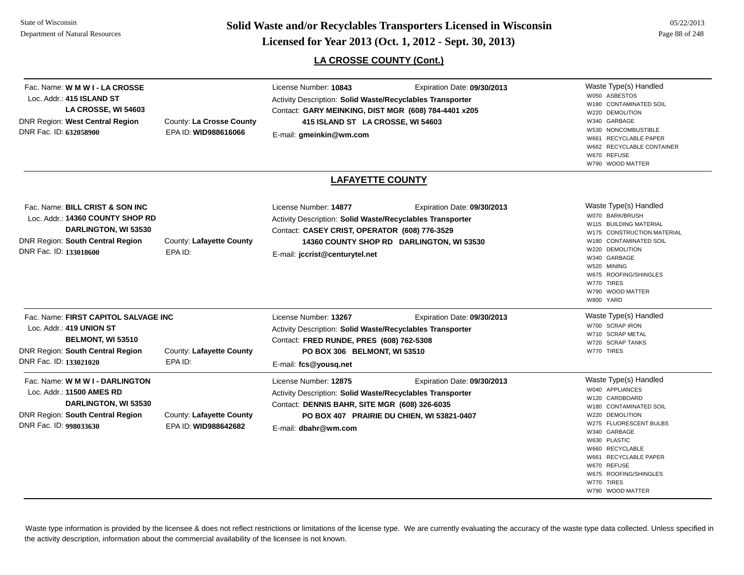## LA CROSSE COUNTY (Cont.)

**Fac. Name:** W M W I - LA CROSSE
**Loc. Addr.:** 415 ISLAND ST
LA CROSSE, WI 54603
**DNR Region:** West Central Region
**County:** La Crosse County
**DNR Fac. ID:** 632058900
**EPA ID:** WID988616066

**License Number:** 10843
**Expiration Date:** 09/30/2013
**Activity Description:** Solid Waste/Recyclables Transporter
**Contact:** GARY MEINKING, DIST MGR (608) 784-4401 x205
415 ISLAND ST LA CROSSE, WI 54603
**E-mail:** gmeinkin@wm.com

Waste Type(s) Handled
- W050 ASBESTOS
- W180 CONTAMINATED SOIL
- W220 DEMOLITION
- W340 GARBAGE
- W530 NONCOMBUSTIBLE
- W661 RECYCLABLE PAPER
- W662 RECYCLABLE CONTAINER
- W670 REFUSE
- W790 WOOD MATTER

---

## LAFAYETTE COUNTY

**Fac. Name:** BILL CRIST & SON INC
**Loc. Addr.:** 14360 COUNTY SHOP RD
DARLINGTON, WI 53530
**DNR Region:** South Central Region
**County:** Lafayette County
**DNR Fac. ID:** 133018600
**EPA ID:**

**License Number:** 14877
**Expiration Date:** 09/30/2013
**Activity Description:** Solid Waste/Recyclables Transporter
**Contact:** CASEY CRIST, OPERATOR (608) 776-3529
14360 COUNTY SHOP RD DARLINGTON, WI 53530
**E-mail:** jccrist@centurytel.net

Waste Type(s) Handled
- W070 BARK/BRUSH
- W115 BUILDING MATERIAL
- W175 CONSTRUCTION MATERIAL
- W180 CONTAMINATED SOIL
- W220 DEMOLITION
- W340 GARBAGE
- W520 MINING
- W675 ROOFING/SHINGLES
- W770 TIRES
- W790 WOOD MATTER
- W800 YARD

---

**Fac. Name:** FIRST CAPITOL SALVAGE INC
**Loc. Addr.:** 419 UNION ST
BELMONT, WI 53510
**DNR Region:** South Central Region
**County:** Lafayette County
**DNR Fac. ID:** 133021020
**EPA ID:**

**License Number:** 13267
**Expiration Date:** 09/30/2013
**Activity Description:** Solid Waste/Recyclables Transporter
**Contact:** FRED RUNDE, PRES (608) 762-5308
PO BOX 306 BELMONT, WI 53510
**E-mail:** fcs@yousq.net

Waste Type(s) Handled
- W700 SCRAP IRON
- W710 SCRAP METAL
- W720 SCRAP TANKS
- W770 TIRES

---

**Fac. Name:** W M W I - DARLINGTON
**Loc. Addr.:** 11500 AMES RD
DARLINGTON, WI 53530
**DNR Region:** South Central Region
**County:** Lafayette County
**DNR Fac. ID:** 998033630
**EPA ID:** WID988642682

**License Number:** 12875
**Expiration Date:** 09/30/2013
**Activity Description:** Solid Waste/Recyclables Transporter
**Contact:** DENNIS BAHR, SITE MGR (608) 326-6035
PO BOX 407 PRAIRIE DU CHIEN, WI 53821-0407
**E-mail:** dbahr@wm.com

Waste Type(s) Handled
- W040 APPLIANCES
- W120 CARDBOARD
- W180 CONTAMINATED SOIL
- W220 DEMOLITION
- W275 FLUORESCENT BULBS
- W340 GARBAGE
- W630 PLASTIC
- W660 RECYCLABLE
- W661 RECYCLABLE PAPER
- W670 REFUSE
- W675 ROOFING/SHINGLES
- W770 TIRES
- W790 WOOD MATTER

---

Waste type information is provided by the licensee & does not reflect restrictions or limitations of the license type. We are currently evaluating the accuracy of the waste type data collected. Unless specified in the activity description, information about the commercial availability of the licensee is not known.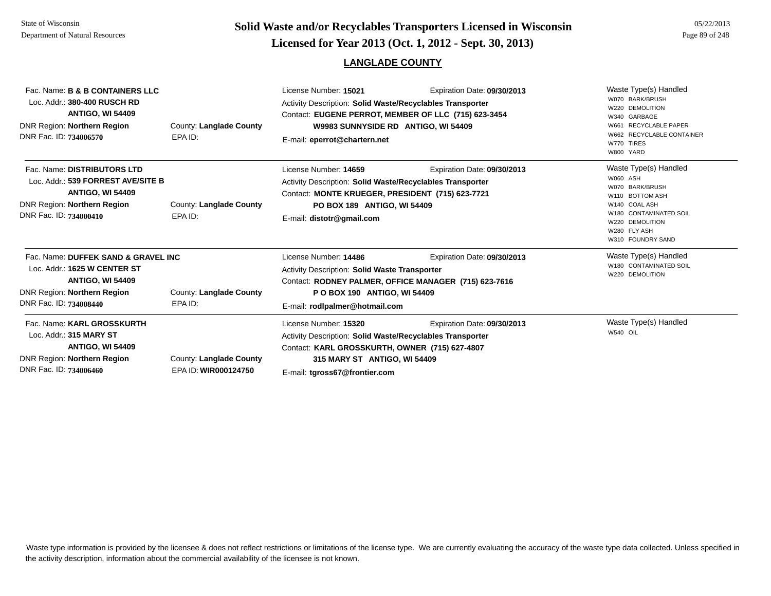## LANGLADE COUNTY

Fac. Name: **B & B CONTAINERS LLC**
Loc. Addr.: **380-400 RUSCH RD**
**ANTIGO, WI 54409**
DNR Region: **Northern Region** County: **Langlade County**
DNR Fac. ID: **734006570** EPA ID:

License Number: **15021** Expiration Date: **09/30/2013**
Activity Description: **Solid Waste/Recyclables Transporter**
Contact: **EUGENE PERROT, MEMBER OF LLC (715) 623-3454**
**W9983 SUNNYSIDE RD ANTIGO, WI 54409**
E-mail: **eperrot@chartern.net**

Waste Type(s) Handled
- W070 BARK/BRUSH
- W220 DEMOLITION
- W340 GARBAGE
- W661 RECYCLABLE PAPER
- W662 RECYCLABLE CONTAINER
- W770 TIRES
- W800 YARD

---

Fac. Name: **DISTRIBUTORS LTD**
Loc. Addr.: **539 FORREST AVE/SITE B**
**ANTIGO, WI 54409**
DNR Region: **Northern Region** County: **Langlade County**
DNR Fac. ID: **734000410** EPA ID:

License Number: **14659** Expiration Date: **09/30/2013**
Activity Description: **Solid Waste/Recyclables Transporter**
Contact: **MONTE KRUEGER, PRESIDENT (715) 623-7721**
**PO BOX 189 ANTIGO, WI 54409**
E-mail: **distotr@gmail.com**

Waste Type(s) Handled
- W060 ASH
- W070 BARK/BRUSH
- W110 BOTTOM ASH
- W140 COAL ASH
- W180 CONTAMINATED SOIL
- W220 DEMOLITION
- W280 FLY ASH
- W310 FOUNDRY SAND

---

Fac. Name: **DUFFEK SAND & GRAVEL INC**
Loc. Addr.: **1625 W CENTER ST**
**ANTIGO, WI 54409**
DNR Region: **Northern Region** County: **Langlade County**
DNR Fac. ID: **734008440** EPA ID:

License Number: **14486** Expiration Date: **09/30/2013**
Activity Description: **Solid Waste Transporter**
Contact: **RODNEY PALMER, OFFICE MANAGER (715) 623-7616**
**P O BOX 190 ANTIGO, WI 54409**
E-mail: **rodlpalmer@hotmail.com**

Waste Type(s) Handled
- W180 CONTAMINATED SOIL
- W220 DEMOLITION

---

Fac. Name: **KARL GROSSKURTH**
Loc. Addr.: **315 MARY ST**
**ANTIGO, WI 54409**
DNR Region: **Northern Region** County: **Langlade County**
DNR Fac. ID: **734006460** EPA ID: **WIR000124750**

License Number: **15320** Expiration Date: **09/30/2013**
Activity Description: **Solid Waste/Recyclables Transporter**
Contact: **KARL GROSSKURTH, OWNER (715) 627-4807**
**315 MARY ST ANTIGO, WI 54409**
E-mail: **tgross67@frontier.com**

Waste Type(s) Handled
- W540 OIL

---

Waste type information is provided by the licensee & does not reflect restrictions or limitations of the license type. We are currently evaluating the accuracy of the waste type data collected. Unless specified in the activity description, information about the commercial availability of the licensee is not known.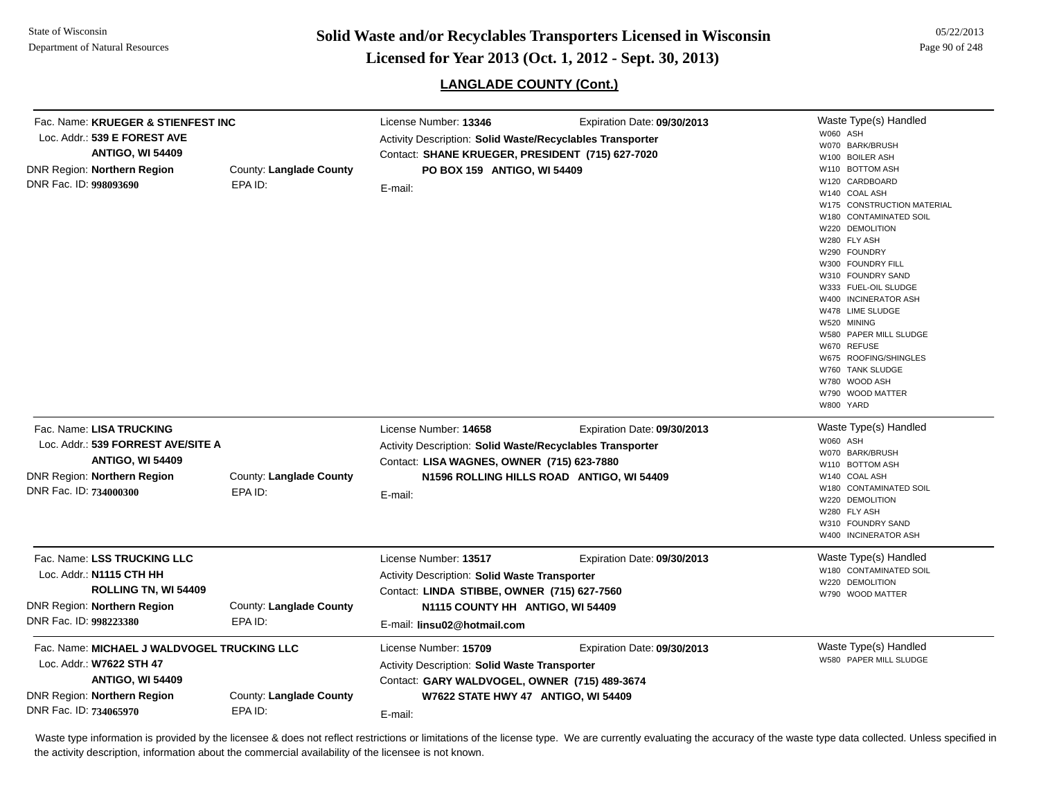## LANGLADE COUNTY (Cont.)

---

Fac. Name: **KRUEGER & STIENFEST INC**
Loc. Addr.: **539 E FOREST AVE**
**ANTIGO, WI 54409**
DNR Region: **Northern Region** County: **Langlade County**
DNR Fac. ID: **998093690** EPA ID:

License Number: **13346** Expiration Date: **09/30/2013**
Activity Description: **Solid Waste/Recyclables Transporter**
Contact: **SHANE KRUEGER, PRESIDENT (715) 627-7020**
**PO BOX 159 ANTIGO, WI 54409**
E-mail:

Waste Type(s) Handled
- W060 ASH
- W070 BARK/BRUSH
- W100 BOILER ASH
- W110 BOTTOM ASH
- W120 CARDBOARD
- W140 COAL ASH
- W175 CONSTRUCTION MATERIAL
- W180 CONTAMINATED SOIL
- W220 DEMOLITION
- W280 FLY ASH
- W290 FOUNDRY
- W300 FOUNDRY FILL
- W310 FOUNDRY SAND
- W333 FUEL-OIL SLUDGE
- W400 INCINERATOR ASH
- W478 LIME SLUDGE
- W520 MINING
- W580 PAPER MILL SLUDGE
- W670 REFUSE
- W675 ROOFING/SHINGLES
- W760 TANK SLUDGE
- W780 WOOD ASH
- W790 WOOD MATTER
- W800 YARD

---

Fac. Name: **LISA TRUCKING**
Loc. Addr.: **539 FORREST AVE/SITE A**
**ANTIGO, WI 54409**
DNR Region: **Northern Region** County: **Langlade County**
DNR Fac. ID: **734000300** EPA ID:

License Number: **14658** Expiration Date: **09/30/2013**
Activity Description: **Solid Waste/Recyclables Transporter**
Contact: **LISA WAGNES, OWNER (715) 623-7880**
**N1596 ROLLING HILLS ROAD ANTIGO, WI 54409**
E-mail:

Waste Type(s) Handled
- W060 ASH
- W070 BARK/BRUSH
- W110 BOTTOM ASH
- W140 COAL ASH
- W180 CONTAMINATED SOIL
- W220 DEMOLITION
- W280 FLY ASH
- W310 FOUNDRY SAND
- W400 INCINERATOR ASH

---

Fac. Name: **LSS TRUCKING LLC**
Loc. Addr.: **N1115 CTH HH**
**ROLLING TN, WI 54409**
DNR Region: **Northern Region** County: **Langlade County**
DNR Fac. ID: **998223380** EPA ID:

License Number: **13517** Expiration Date: **09/30/2013**
Activity Description: **Solid Waste Transporter**
Contact: **LINDA STIBBE, OWNER (715) 627-7560**
**N1115 COUNTY HH ANTIGO, WI 54409**
E-mail: **linsu02@hotmail.com**

Waste Type(s) Handled
- W180 CONTAMINATED SOIL
- W220 DEMOLITION
- W790 WOOD MATTER

---

Fac. Name: **MICHAEL J WALDVOGEL TRUCKING LLC**
Loc. Addr.: **W7622 STH 47**
**ANTIGO, WI 54409**
DNR Region: **Northern Region** County: **Langlade County**
DNR Fac. ID: **734065970** EPA ID:

License Number: **15709** Expiration Date: **09/30/2013**
Activity Description: **Solid Waste Transporter**
Contact: **GARY WALDVOGEL, OWNER (715) 489-3674**
**W7622 STATE HWY 47 ANTIGO, WI 54409**
E-mail:

Waste Type(s) Handled
- W580 PAPER MILL SLUDGE

---

Waste type information is provided by the licensee & does not reflect restrictions or limitations of the license type. We are currently evaluating the accuracy of the waste type data collected. Unless specified in the activity description, information about the commercial availability of the licensee is not known.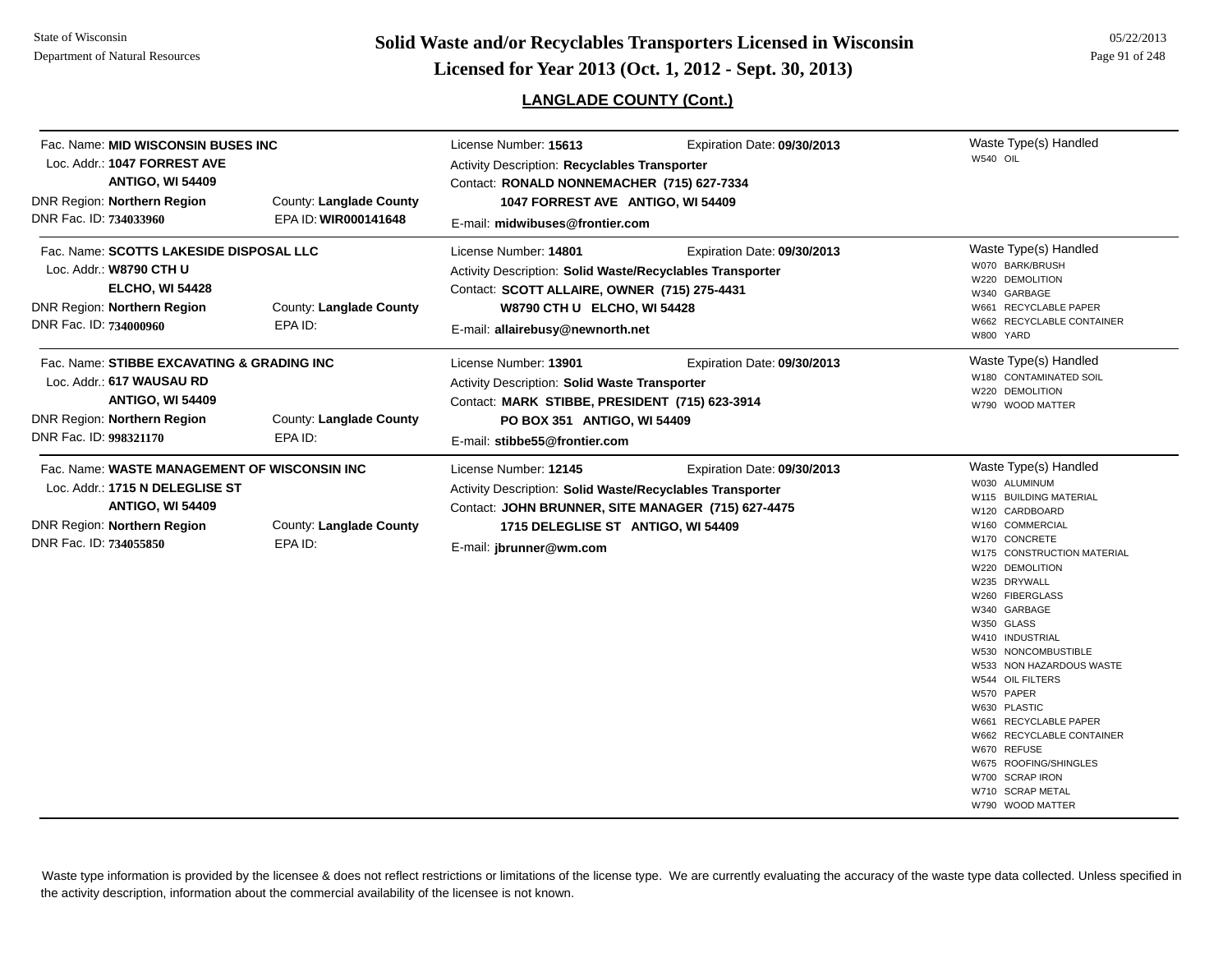## LANGLADE COUNTY (Cont.)

Fac. Name: **MID WISCONSIN BUSES INC**
Loc. Addr.: **1047 FORREST AVE**
**ANTIGO, WI 54409**
DNR Region: **Northern Region** County: **Langlade County**
DNR Fac. ID: **734033960** EPA ID: **WIR000141648**

License Number: **15613** Expiration Date: **09/30/2013**
Activity Description: **Recyclables Transporter**
Contact: **RONALD NONNEMACHER (715) 627-7334**
**1047 FORREST AVE ANTIGO, WI 54409**
E-mail: **midwibuses@frontier.com**

Waste Type(s) Handled
- W540 OIL

---

Fac. Name: **SCOTTS LAKESIDE DISPOSAL LLC**
Loc. Addr.: **W8790 CTH U**
**ELCHO, WI 54428**
DNR Region: **Northern Region** County: **Langlade County**
DNR Fac. ID: **734000960** EPA ID:

License Number: **14801** Expiration Date: **09/30/2013**
Activity Description: **Solid Waste/Recyclables Transporter**
Contact: **SCOTT ALLAIRE, OWNER (715) 275-4431**
**W8790 CTH U ELCHO, WI 54428**
E-mail: **allairebusy@newnorth.net**

Waste Type(s) Handled
- W070 BARK/BRUSH
- W220 DEMOLITION
- W340 GARBAGE
- W661 RECYCLABLE PAPER
- W662 RECYCLABLE CONTAINER
- W800 YARD

---

Fac. Name: **STIBBE EXCAVATING & GRADING INC**
Loc. Addr.: **617 WAUSAU RD**
**ANTIGO, WI 54409**
DNR Region: **Northern Region** County: **Langlade County**
DNR Fac. ID: **998321170** EPA ID:

License Number: **13901** Expiration Date: **09/30/2013**
Activity Description: **Solid Waste Transporter**
Contact: **MARK STIBBE, PRESIDENT (715) 623-3914**
**PO BOX 351 ANTIGO, WI 54409**
E-mail: **stibbe55@frontier.com**

Waste Type(s) Handled
- W180 CONTAMINATED SOIL
- W220 DEMOLITION
- W790 WOOD MATTER

---

Fac. Name: **WASTE MANAGEMENT OF WISCONSIN INC**
Loc. Addr.: **1715 N DELEGLISE ST**
**ANTIGO, WI 54409**
DNR Region: **Northern Region** County: **Langlade County**
DNR Fac. ID: **734055850** EPA ID:

License Number: **12145** Expiration Date: **09/30/2013**
Activity Description: **Solid Waste/Recyclables Transporter**
Contact: **JOHN BRUNNER, SITE MANAGER (715) 627-4475**
**1715 DELEGLISE ST ANTIGO, WI 54409**
E-mail: **jbrunner@wm.com**

Waste Type(s) Handled
- W030 ALUMINUM
- W115 BUILDING MATERIAL
- W120 CARDBOARD
- W160 COMMERCIAL
- W170 CONCRETE
- W175 CONSTRUCTION MATERIAL
- W220 DEMOLITION
- W235 DRYWALL
- W260 FIBERGLASS
- W340 GARBAGE
- W350 GLASS
- W410 INDUSTRIAL
- W530 NONCOMBUSTIBLE
- W533 NON HAZARDOUS WASTE
- W544 OIL FILTERS
- W570 PAPER
- W630 PLASTIC
- W661 RECYCLABLE PAPER
- W662 RECYCLABLE CONTAINER
- W670 REFUSE
- W675 ROOFING/SHINGLES
- W700 SCRAP IRON
- W710 SCRAP METAL
- W790 WOOD MATTER

---

Waste type information is provided by the licensee & does not reflect restrictions or limitations of the license type. We are currently evaluating the accuracy of the waste type data collected. Unless specified in the activity description, information about the commercial availability of the licensee is not known.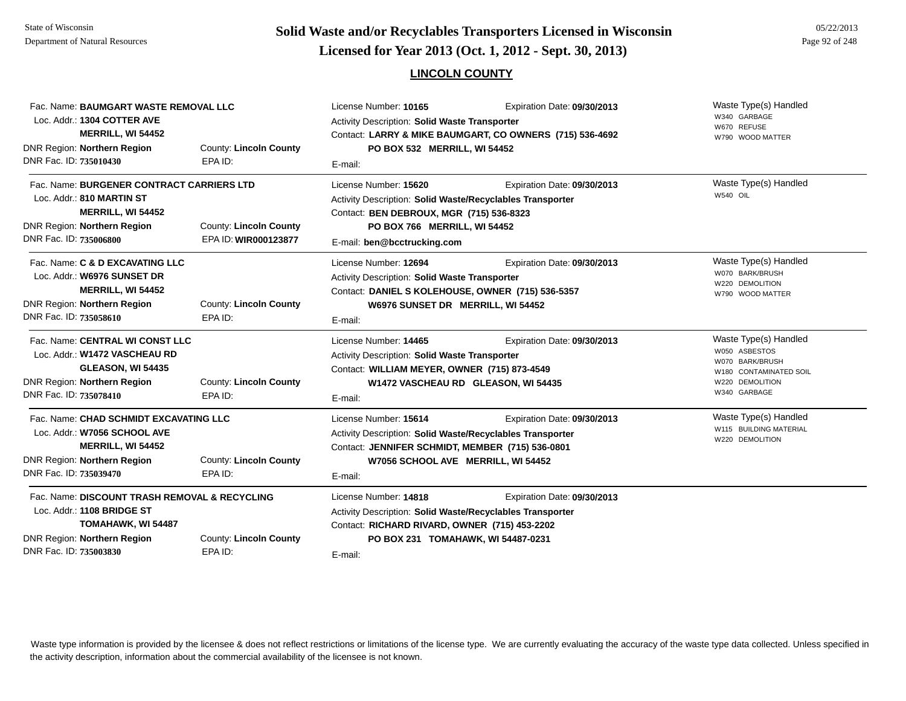# Solid Waste and/or Recyclables Transporters Licensed in Wisconsin

## Licensed for Year 2013 (Oct. 1, 2012 - Sept. 30, 2013)

State of Wisconsin
Department of Natural Resources

05/22/2013

### LINCOLN COUNTY

Fac. Name: **BAUMGART WASTE REMOVAL LLC**
Loc. Addr.: **1304 COTTER AVE**
**MERRILL, WI 54452**
DNR Region: **Northern Region** County: **Lincoln County**
DNR Fac. ID: **735010430** EPA ID:

License Number: **10165** Expiration Date: **09/30/2013**
Activity Description: **Solid Waste Transporter**
Contact: **LARRY & MIKE BAUMGART, CO OWNERS (715) 536-4692**
**PO BOX 532 MERRILL, WI 54452**
E-mail:

Waste Type(s) Handled
- W340 GARBAGE
- W670 REFUSE
- W790 WOOD MATTER

---

Fac. Name: **BURGENER CONTRACT CARRIERS LTD**
Loc. Addr.: **810 MARTIN ST**
**MERRILL, WI 54452**
DNR Region: **Northern Region** County: **Lincoln County**
DNR Fac. ID: **735006800** EPA ID: **WIR000123877**

License Number: **15620** Expiration Date: **09/30/2013**
Activity Description: **Solid Waste/Recyclables Transporter**
Contact: **BEN DEBROUX, MGR (715) 536-8323**
**PO BOX 766 MERRILL, WI 54452**
E-mail: **ben@bcctrucking.com**

Waste Type(s) Handled
- W540 OIL

---

Fac. Name: **C & D EXCAVATING LLC**
Loc. Addr.: **W6976 SUNSET DR**
**MERRILL, WI 54452**
DNR Region: **Northern Region** County: **Lincoln County**
DNR Fac. ID: **735058610** EPA ID:

License Number: **12694** Expiration Date: **09/30/2013**
Activity Description: **Solid Waste Transporter**
Contact: **DANIEL S KOLEHOUSE, OWNER (715) 536-5357**
**W6976 SUNSET DR MERRILL, WI 54452**
E-mail:

Waste Type(s) Handled
- W070 BARK/BRUSH
- W220 DEMOLITION
- W790 WOOD MATTER

---

Fac. Name: **CENTRAL WI CONST LLC**
Loc. Addr.: **W1472 VASCHEAU RD**
**GLEASON, WI 54435**
DNR Region: **Northern Region** County: **Lincoln County**
DNR Fac. ID: **735078410** EPA ID:

License Number: **14465** Expiration Date: **09/30/2013**
Activity Description: **Solid Waste Transporter**
Contact: **WILLIAM MEYER, OWNER (715) 873-4549**
**W1472 VASCHEAU RD GLEASON, WI 54435**
E-mail:

Waste Type(s) Handled
- W050 ASBESTOS
- W070 BARK/BRUSH
- W180 CONTAMINATED SOIL
- W220 DEMOLITION
- W340 GARBAGE

---

Fac. Name: **CHAD SCHMIDT EXCAVATING LLC**
Loc. Addr.: **W7056 SCHOOL AVE**
**MERRILL, WI 54452**
DNR Region: **Northern Region** County: **Lincoln County**
DNR Fac. ID: **735039470** EPA ID:

License Number: **15614** Expiration Date: **09/30/2013**
Activity Description: **Solid Waste/Recyclables Transporter**
Contact: **JENNIFER SCHMIDT, MEMBER (715) 536-0801**
**W7056 SCHOOL AVE MERRILL, WI 54452**
E-mail:

Waste Type(s) Handled
- W115 BUILDING MATERIAL
- W220 DEMOLITION

---

Fac. Name: **DISCOUNT TRASH REMOVAL & RECYCLING**
Loc. Addr.: **1108 BRIDGE ST**
**TOMAHAWK, WI 54487**
DNR Region: **Northern Region** County: **Lincoln County**
DNR Fac. ID: **735003830** EPA ID:

License Number: **14818** Expiration Date: **09/30/2013**
Activity Description: **Solid Waste/Recyclables Transporter**
Contact: **RICHARD RIVARD, OWNER (715) 453-2202**
**PO BOX 231 TOMAHAWK, WI 54487-0231**
E-mail:

---

Waste type information is provided by the licensee & does not reflect restrictions or limitations of the license type. We are currently evaluating the accuracy of the waste type data collected. Unless specified in the activity description, information about the commercial availability of the licensee is not known.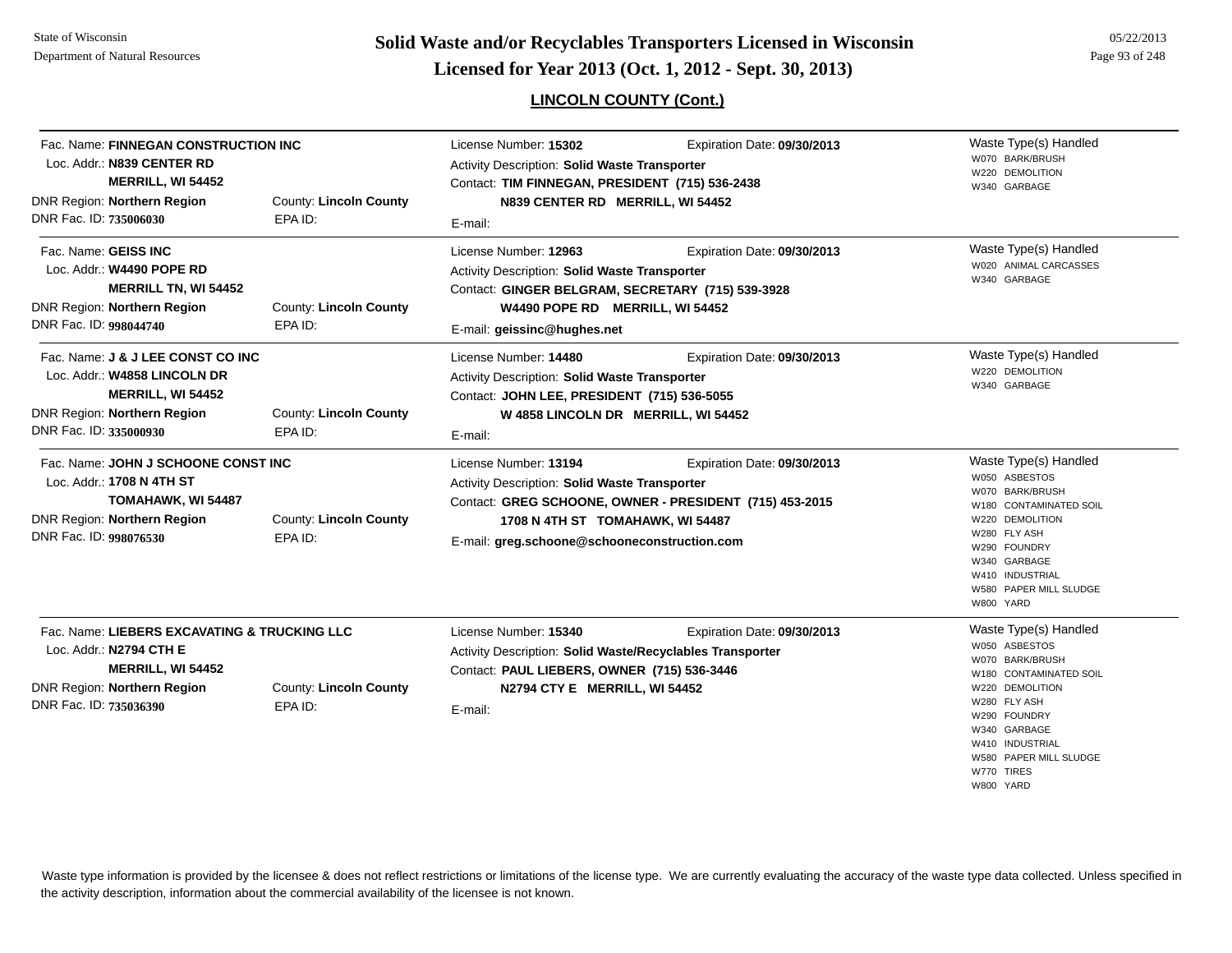## LINCOLN COUNTY (Cont.)

Fac. Name: **FINNEGAN CONSTRUCTION INC**
Loc. Addr.: **N839 CENTER RD**
**MERRILL, WI 54452**
DNR Region: **Northern Region** County: **Lincoln County**
DNR Fac. ID: **735006030** EPA ID:

License Number: **15302** Expiration Date: **09/30/2013**
Activity Description: **Solid Waste Transporter**
Contact: **TIM FINNEGAN, PRESIDENT (715) 536-2438**
**N839 CENTER RD MERRILL, WI 54452**
E-mail:

Waste Type(s) Handled
- W070 BARK/BRUSH
- W220 DEMOLITION
- W340 GARBAGE

---

Fac. Name: **GEISS INC**
Loc. Addr.: **W4490 POPE RD**
**MERRILL TN, WI 54452**
DNR Region: **Northern Region** County: **Lincoln County**
DNR Fac. ID: **998044740** EPA ID:

License Number: **12963** Expiration Date: **09/30/2013**
Activity Description: **Solid Waste Transporter**
Contact: **GINGER BELGRAM, SECRETARY (715) 539-3928**
**W4490 POPE RD MERRILL, WI 54452**
E-mail: **geissinc@hughes.net**

Waste Type(s) Handled
- W020 ANIMAL CARCASSES
- W340 GARBAGE

---

Fac. Name: **J & J LEE CONST CO INC**
Loc. Addr.: **W4858 LINCOLN DR**
**MERRILL, WI 54452**
DNR Region: **Northern Region** County: **Lincoln County**
DNR Fac. ID: **335000930** EPA ID:

License Number: **14480** Expiration Date: **09/30/2013**
Activity Description: **Solid Waste Transporter**
Contact: **JOHN LEE, PRESIDENT (715) 536-5055**
**W 4858 LINCOLN DR MERRILL, WI 54452**
E-mail:

Waste Type(s) Handled
- W220 DEMOLITION
- W340 GARBAGE

---

Fac. Name: **JOHN J SCHOONE CONST INC**
Loc. Addr.: **1708 N 4TH ST**
**TOMAHAWK, WI 54487**
DNR Region: **Northern Region** County: **Lincoln County**
DNR Fac. ID: **998076530** EPA ID:

License Number: **13194** Expiration Date: **09/30/2013**
Activity Description: **Solid Waste Transporter**
Contact: **GREG SCHOONE, OWNER - PRESIDENT (715) 453-2015**
**1708 N 4TH ST TOMAHAWK, WI 54487**
E-mail: **greg.schoone@schooneconstruction.com**

Waste Type(s) Handled
- W050 ASBESTOS
- W070 BARK/BRUSH
- W180 CONTAMINATED SOIL
- W220 DEMOLITION
- W280 FLY ASH
- W290 FOUNDRY
- W340 GARBAGE
- W410 INDUSTRIAL
- W580 PAPER MILL SLUDGE
- W800 YARD

---

Fac. Name: **LIEBERS EXCAVATING & TRUCKING LLC**
Loc. Addr.: **N2794 CTH E**
**MERRILL, WI 54452**
DNR Region: **Northern Region** County: **Lincoln County**
DNR Fac. ID: **735036390** EPA ID:

License Number: **15340** Expiration Date: **09/30/2013**
Activity Description: **Solid Waste/Recyclables Transporter**
Contact: **PAUL LIEBERS, OWNER (715) 536-3446**
**N2794 CTY E MERRILL, WI 54452**
E-mail:

Waste Type(s) Handled
- W050 ASBESTOS
- W070 BARK/BRUSH
- W180 CONTAMINATED SOIL
- W220 DEMOLITION
- W280 FLY ASH
- W290 FOUNDRY
- W340 GARBAGE
- W410 INDUSTRIAL
- W580 PAPER MILL SLUDGE
- W770 TIRES
- W800 YARD

---

Waste type information is provided by the licensee & does not reflect restrictions or limitations of the license type. We are currently evaluating the accuracy of the waste type data collected. Unless specified in the activity description, information about the commercial availability of the licensee is not known.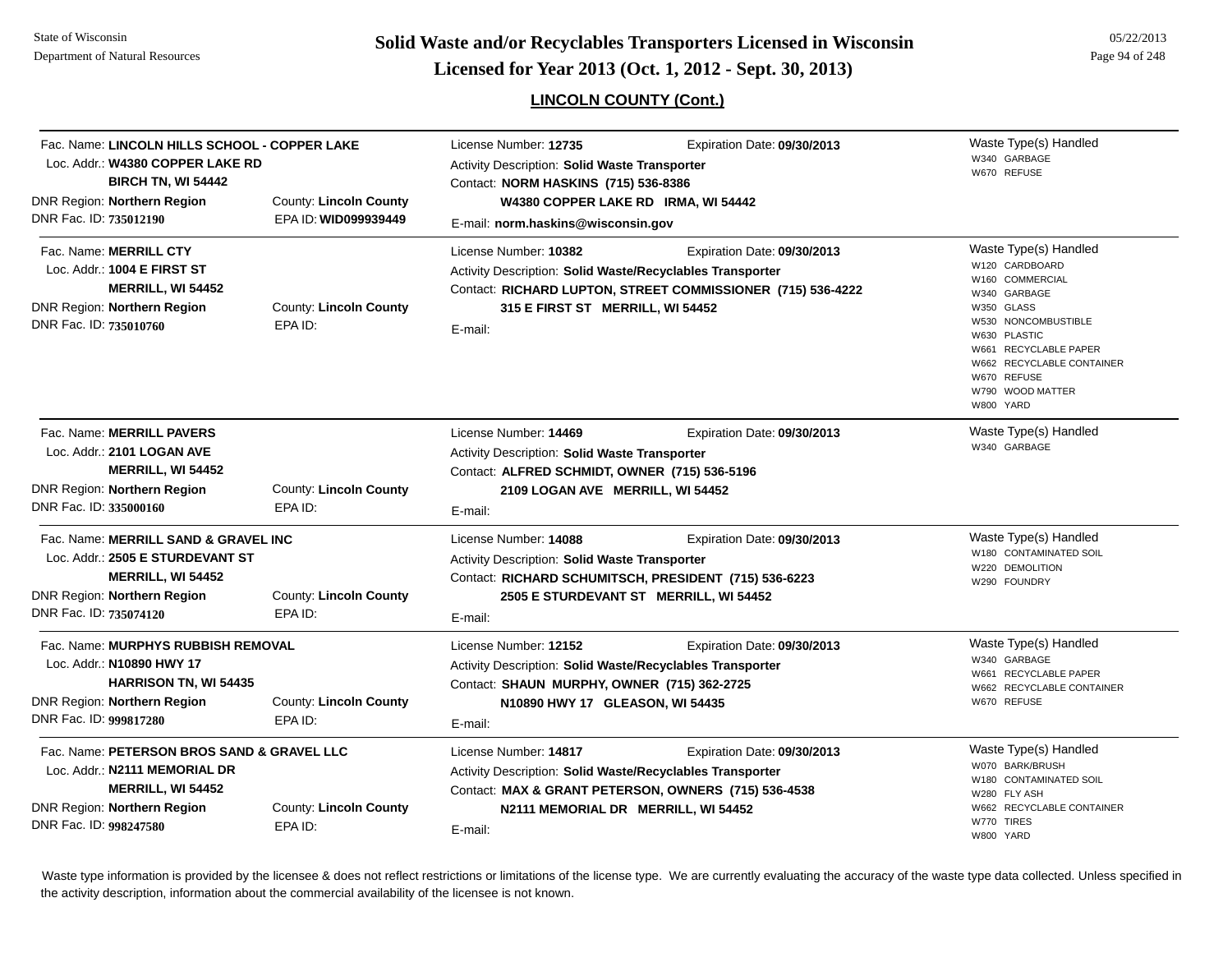## LINCOLN COUNTY (Cont.)

**Fac. Name:** LINCOLN HILLS SCHOOL - COPPER LAKE
**Loc. Addr.:** W4380 COPPER LAKE RD
BIRCH TN, WI 54442
**DNR Region:** Northern Region
**County:** Lincoln County
**DNR Fac. ID:** 735012190
**EPA ID:** WID099939449

License Number: 12735
Expiration Date: 09/30/2013
Activity Description: Solid Waste Transporter
Contact: NORM HASKINS (715) 536-8386
W4380 COPPER LAKE RD IRMA, WI 54442
E-mail: norm.haskins@wisconsin.gov

Waste Type(s) Handled:
- W340 GARBAGE
- W670 REFUSE

---

**Fac. Name:** MERRILL CTY
**Loc. Addr.:** 1004 E FIRST ST
MERRILL, WI 54452
**DNR Region:** Northern Region
**County:** Lincoln County
**DNR Fac. ID:** 735010760
**EPA ID:**

License Number: 10382
Expiration Date: 09/30/2013
Activity Description: Solid Waste/Recyclables Transporter
Contact: RICHARD LUPTON, STREET COMMISSIONER (715) 536-4222
315 E FIRST ST MERRILL, WI 54452
E-mail:

Waste Type(s) Handled:
- W120 CARDBOARD
- W160 COMMERCIAL
- W340 GARBAGE
- W350 GLASS
- W530 NONCOMBUSTIBLE
- W630 PLASTIC
- W661 RECYCLABLE PAPER
- W662 RECYCLABLE CONTAINER
- W670 REFUSE
- W790 WOOD MATTER
- W800 YARD

---

**Fac. Name:** MERRILL PAVERS
**Loc. Addr.:** 2101 LOGAN AVE
MERRILL, WI 54452
**DNR Region:** Northern Region
**County:** Lincoln County
**DNR Fac. ID:** 335000160
**EPA ID:**

License Number: 14469
Expiration Date: 09/30/2013
Activity Description: Solid Waste Transporter
Contact: ALFRED SCHMIDT, OWNER (715) 536-5196
2109 LOGAN AVE MERRILL, WI 54452
E-mail:

Waste Type(s) Handled:
- W340 GARBAGE

---

**Fac. Name:** MERRILL SAND & GRAVEL INC
**Loc. Addr.:** 2505 E STURDEVANT ST
MERRILL, WI 54452
**DNR Region:** Northern Region
**County:** Lincoln County
**DNR Fac. ID:** 735074120
**EPA ID:**

License Number: 14088
Expiration Date: 09/30/2013
Activity Description: Solid Waste Transporter
Contact: RICHARD SCHUMITSCH, PRESIDENT (715) 536-6223
2505 E STURDEVANT ST MERRILL, WI 54452
E-mail:

Waste Type(s) Handled:
- W180 CONTAMINATED SOIL
- W220 DEMOLITION
- W290 FOUNDRY

---

**Fac. Name:** MURPHYS RUBBISH REMOVAL
**Loc. Addr.:** N10890 HWY 17
HARRISON TN, WI 54435
**DNR Region:** Northern Region
**County:** Lincoln County
**DNR Fac. ID:** 999817280
**EPA ID:**

License Number: 12152
Expiration Date: 09/30/2013
Activity Description: Solid Waste/Recyclables Transporter
Contact: SHAUN MURPHY, OWNER (715) 362-2725
N10890 HWY 17 GLEASON, WI 54435
E-mail:

Waste Type(s) Handled:
- W340 GARBAGE
- W661 RECYCLABLE PAPER
- W662 RECYCLABLE CONTAINER
- W670 REFUSE

---

**Fac. Name:** PETERSON BROS SAND & GRAVEL LLC
**Loc. Addr.:** N2111 MEMORIAL DR
MERRILL, WI 54452
**DNR Region:** Northern Region
**County:** Lincoln County
**DNR Fac. ID:** 998247580
**EPA ID:**

License Number: 14817
Expiration Date: 09/30/2013
Activity Description: Solid Waste/Recyclables Transporter
Contact: MAX & GRANT PETERSON, OWNERS (715) 536-4538
N2111 MEMORIAL DR MERRILL, WI 54452
E-mail:

Waste Type(s) Handled:
- W070 BARK/BRUSH
- W180 CONTAMINATED SOIL
- W280 FLY ASH
- W662 RECYCLABLE CONTAINER
- W770 TIRES
- W800 YARD

---

Waste type information is provided by the licensee & does not reflect restrictions or limitations of the license type. We are currently evaluating the accuracy of the waste type data collected. Unless specified in the activity description, information about the commercial availability of the licensee is not known.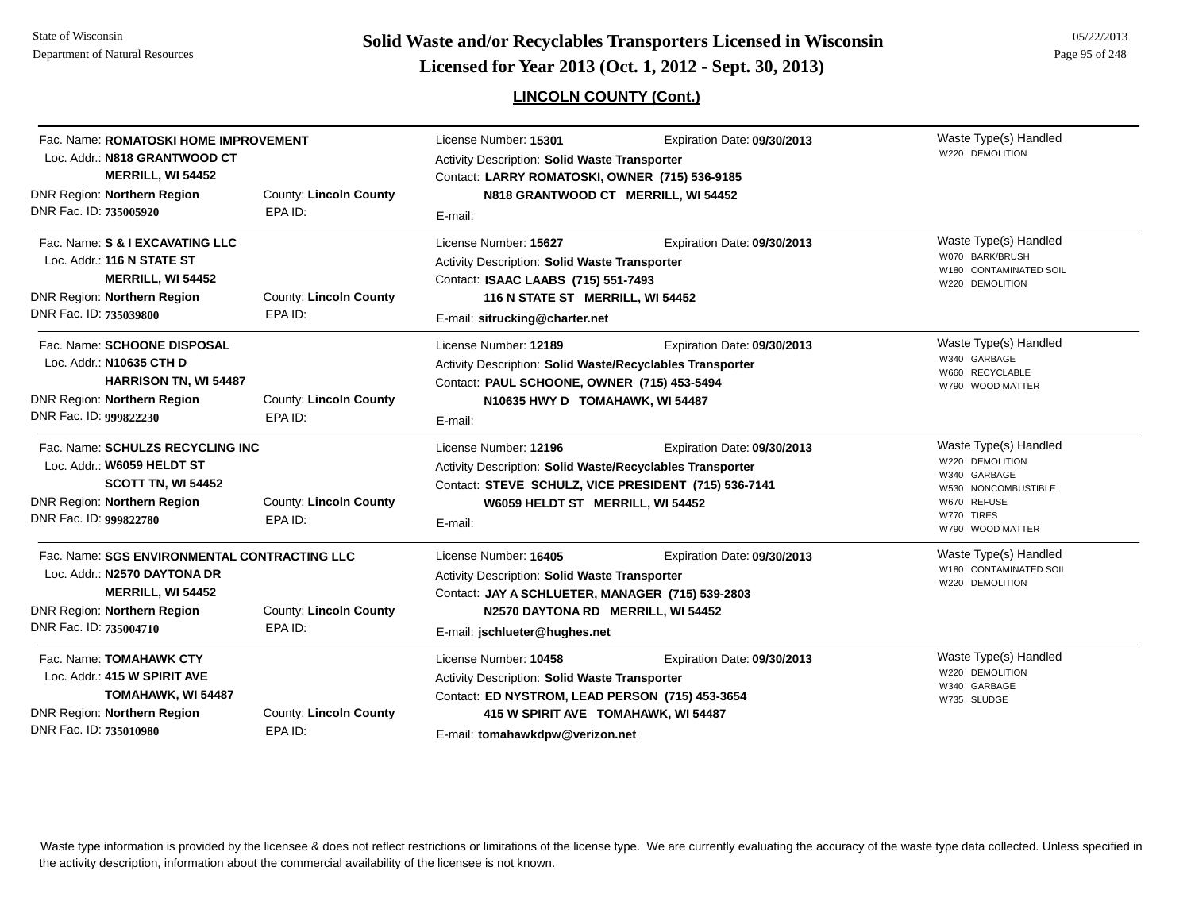## LINCOLN COUNTY (Cont.)

Fac. Name: **ROMATOSKI HOME IMPROVEMENT**
Loc. Addr.: **N818 GRANTWOOD CT**
**MERRILL, WI 54452**
DNR Region: **Northern Region** County: **Lincoln County**
DNR Fac. ID: **735005920** EPA ID:

License Number: **15301** Expiration Date: **09/30/2013**
Activity Description: **Solid Waste Transporter**
Contact: **LARRY ROMATOSKI, OWNER (715) 536-9185**
**N818 GRANTWOOD CT MERRILL, WI 54452**
E-mail:

Waste Type(s) Handled
- W220 DEMOLITION

---

Fac. Name: **S & I EXCAVATING LLC**
Loc. Addr.: **116 N STATE ST**
**MERRILL, WI 54452**
DNR Region: **Northern Region** County: **Lincoln County**
DNR Fac. ID: **735039800** EPA ID:

License Number: **15627** Expiration Date: **09/30/2013**
Activity Description: **Solid Waste Transporter**
Contact: **ISAAC LAABS (715) 551-7493**
**116 N STATE ST MERRILL, WI 54452**
E-mail: **sitrucking@charter.net**

Waste Type(s) Handled
- W070 BARK/BRUSH
- W180 CONTAMINATED SOIL
- W220 DEMOLITION

---

Fac. Name: **SCHOONE DISPOSAL**
Loc. Addr.: **N10635 CTH D**
**HARRISON TN, WI 54487**
DNR Region: **Northern Region** County: **Lincoln County**
DNR Fac. ID: **999822230** EPA ID:

License Number: **12189** Expiration Date: **09/30/2013**
Activity Description: **Solid Waste/Recyclables Transporter**
Contact: **PAUL SCHOONE, OWNER (715) 453-5494**
**N10635 HWY D TOMAHAWK, WI 54487**
E-mail:

Waste Type(s) Handled
- W340 GARBAGE
- W660 RECYCLABLE
- W790 WOOD MATTER

---

Fac. Name: **SCHULZS RECYCLING INC**
Loc. Addr.: **W6059 HELDT ST**
**SCOTT TN, WI 54452**
DNR Region: **Northern Region** County: **Lincoln County**
DNR Fac. ID: **999822780** EPA ID:

License Number: **12196** Expiration Date: **09/30/2013**
Activity Description: **Solid Waste/Recyclables Transporter**
Contact: **STEVE SCHULZ, VICE PRESIDENT (715) 536-7141**
**W6059 HELDT ST MERRILL, WI 54452**
E-mail:

Waste Type(s) Handled
- W220 DEMOLITION
- W340 GARBAGE
- W530 NONCOMBUSTIBLE
- W670 REFUSE
- W770 TIRES
- W790 WOOD MATTER

---

Fac. Name: **SGS ENVIRONMENTAL CONTRACTING LLC**
Loc. Addr.: **N2570 DAYTONA DR**
**MERRILL, WI 54452**
DNR Region: **Northern Region** County: **Lincoln County**
DNR Fac. ID: **735004710** EPA ID:

License Number: **16405** Expiration Date: **09/30/2013**
Activity Description: **Solid Waste Transporter**
Contact: **JAY A SCHLUETER, MANAGER (715) 539-2803**
**N2570 DAYTONA RD MERRILL, WI 54452**
E-mail: **jschlueter@hughes.net**

Waste Type(s) Handled
- W180 CONTAMINATED SOIL
- W220 DEMOLITION

---

Fac. Name: **TOMAHAWK CTY**
Loc. Addr.: **415 W SPIRIT AVE**
**TOMAHAWK, WI 54487**
DNR Region: **Northern Region** County: **Lincoln County**
DNR Fac. ID: **735010980** EPA ID:

License Number: **10458** Expiration Date: **09/30/2013**
Activity Description: **Solid Waste Transporter**
Contact: **ED NYSTROM, LEAD PERSON (715) 453-3654**
**415 W SPIRIT AVE TOMAHAWK, WI 54487**
E-mail: **tomahawkdpw@verizon.net**

Waste Type(s) Handled
- W220 DEMOLITION
- W340 GARBAGE
- W735 SLUDGE

---

Waste type information is provided by the licensee & does not reflect restrictions or limitations of the license type. We are currently evaluating the accuracy of the waste type data collected. Unless specified in the activity description, information about the commercial availability of the licensee is not known.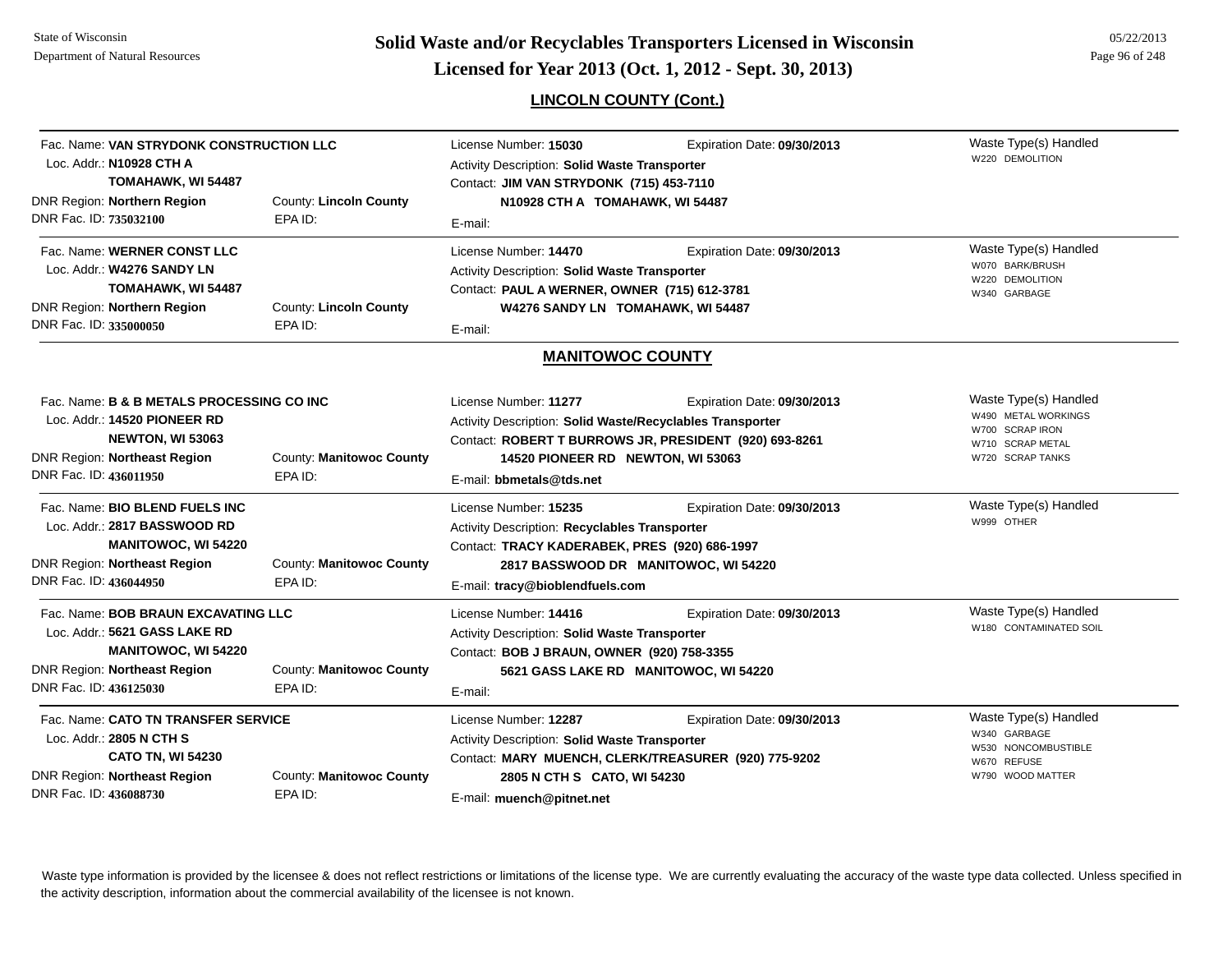## LINCOLN COUNTY (Cont.)

Fac. Name: **VAN STRYDONK CONSTRUCTION LLC**
Loc. Addr.: **N10928 CTH A**
**TOMAHAWK, WI 54487**
DNR Region: **Northern Region** County: **Lincoln County**
DNR Fac. ID: **735032100** EPA ID:

License Number: **15030** Expiration Date: **09/30/2013**
Activity Description: **Solid Waste Transporter**
Contact: **JIM VAN STRYDONK (715) 453-7110**
**N10928 CTH A TOMAHAWK, WI 54487**
E-mail:

Waste Type(s) Handled
- W220 DEMOLITION

---

Fac. Name: **WERNER CONST LLC**
Loc. Addr.: **W4276 SANDY LN**
**TOMAHAWK, WI 54487**
DNR Region: **Northern Region** County: **Lincoln County**
DNR Fac. ID: **335000050** EPA ID:

License Number: **14470** Expiration Date: **09/30/2013**
Activity Description: **Solid Waste Transporter**
Contact: **PAUL A WERNER, OWNER (715) 612-3781**
**W4276 SANDY LN TOMAHAWK, WI 54487**
E-mail:

Waste Type(s) Handled
- W070 BARK/BRUSH
- W220 DEMOLITION
- W340 GARBAGE

## MANITOWOC COUNTY

Fac. Name: **B & B METALS PROCESSING CO INC**
Loc. Addr.: **14520 PIONEER RD**
**NEWTON, WI 53063**
DNR Region: **Northeast Region** County: **Manitowoc County**
DNR Fac. ID: **436011950** EPA ID:

License Number: **11277** Expiration Date: **09/30/2013**
Activity Description: **Solid Waste/Recyclables Transporter**
Contact: **ROBERT T BURROWS JR, PRESIDENT (920) 693-8261**
**14520 PIONEER RD NEWTON, WI 53063**
E-mail: **bbmetals@tds.net**

Waste Type(s) Handled
- W490 METAL WORKINGS
- W700 SCRAP IRON
- W710 SCRAP METAL
- W720 SCRAP TANKS

---

Fac. Name: **BIO BLEND FUELS INC**
Loc. Addr.: **2817 BASSWOOD RD**
**MANITOWOC, WI 54220**
DNR Region: **Northeast Region** County: **Manitowoc County**
DNR Fac. ID: **436044950** EPA ID:

License Number: **15235** Expiration Date: **09/30/2013**
Activity Description: **Recyclables Transporter**
Contact: **TRACY KADERABEK, PRES (920) 686-1997**
**2817 BASSWOOD DR MANITOWOC, WI 54220**
E-mail: **tracy@bioblendfuels.com**

Waste Type(s) Handled
- W999 OTHER

---

Fac. Name: **BOB BRAUN EXCAVATING LLC**
Loc. Addr.: **5621 GASS LAKE RD**
**MANITOWOC, WI 54220**
DNR Region: **Northeast Region** County: **Manitowoc County**
DNR Fac. ID: **436125030** EPA ID:

License Number: **14416** Expiration Date: **09/30/2013**
Activity Description: **Solid Waste Transporter**
Contact: **BOB J BRAUN, OWNER (920) 758-3355**
**5621 GASS LAKE RD MANITOWOC, WI 54220**
E-mail:

Waste Type(s) Handled
- W180 CONTAMINATED SOIL

---

Fac. Name: **CATO TN TRANSFER SERVICE**
Loc. Addr.: **2805 N CTH S**
**CATO TN, WI 54230**
DNR Region: **Northeast Region** County: **Manitowoc County**
DNR Fac. ID: **436088730** EPA ID:

License Number: **12287** Expiration Date: **09/30/2013**
Activity Description: **Solid Waste Transporter**
Contact: **MARY MUENCH, CLERK/TREASURER (920) 775-9202**
**2805 N CTH S CATO, WI 54230**
E-mail: **muench@pitnet.net**

Waste Type(s) Handled
- W340 GARBAGE
- W530 NONCOMBUSTIBLE
- W670 REFUSE
- W790 WOOD MATTER

---

Waste type information is provided by the licensee & does not reflect restrictions or limitations of the license type. We are currently evaluating the accuracy of the waste type data collected. Unless specified in the activity description, information about the commercial availability of the licensee is not known.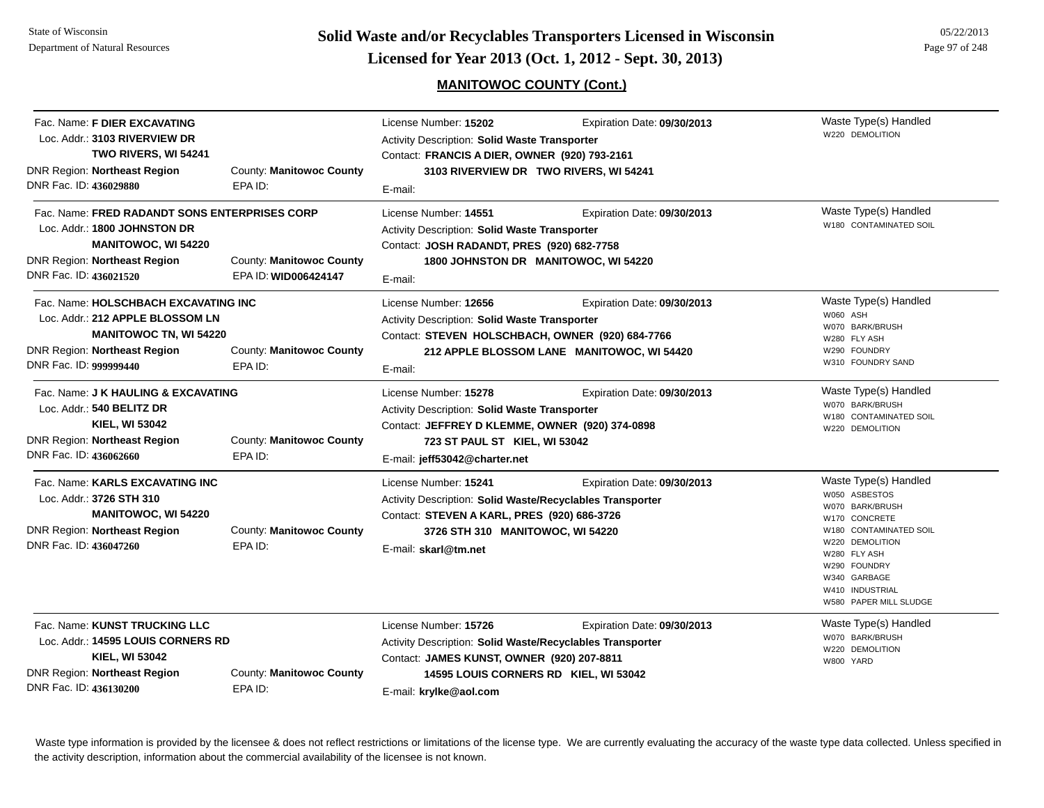## MANITOWOC COUNTY (Cont.)

Fac. Name: **F DIER EXCAVATING**
Loc. Addr.: **3103 RIVERVIEW DR**
**TWO RIVERS, WI 54241**
DNR Region: **Northeast Region** County: **Manitowoc County**
DNR Fac. ID: **436029880** EPA ID:

License Number: **15202** Expiration Date: **09/30/2013**
Activity Description: **Solid Waste Transporter**
Contact: **FRANCIS A DIER, OWNER (920) 793-2161**
**3103 RIVERVIEW DR TWO RIVERS, WI 54241**
E-mail:

Waste Type(s) Handled
- W220 DEMOLITION

---

Fac. Name: **FRED RADANDT SONS ENTERPRISES CORP**
Loc. Addr.: **1800 JOHNSTON DR**
**MANITOWOC, WI 54220**
DNR Region: **Northeast Region** County: **Manitowoc County**
DNR Fac. ID: **436021520** EPA ID: **WID006424147**

License Number: **14551** Expiration Date: **09/30/2013**
Activity Description: **Solid Waste Transporter**
Contact: **JOSH RADANDT, PRES (920) 682-7758**
**1800 JOHNSTON DR MANITOWOC, WI 54220**
E-mail:

Waste Type(s) Handled
- W180 CONTAMINATED SOIL

---

Fac. Name: **HOLSCHBACH EXCAVATING INC**
Loc. Addr.: **212 APPLE BLOSSOM LN**
**MANITOWOC TN, WI 54220**
DNR Region: **Northeast Region** County: **Manitowoc County**
DNR Fac. ID: **999999440** EPA ID:

License Number: **12656** Expiration Date: **09/30/2013**
Activity Description: **Solid Waste Transporter**
Contact: **STEVEN HOLSCHBACH, OWNER (920) 684-7766**
**212 APPLE BLOSSOM LANE MANITOWOC, WI 54420**
E-mail:

Waste Type(s) Handled
- W060 ASH
- W070 BARK/BRUSH
- W280 FLY ASH
- W290 FOUNDRY
- W310 FOUNDRY SAND

---

Fac. Name: **J K HAULING & EXCAVATING**
Loc. Addr.: **540 BELITZ DR**
**KIEL, WI 53042**
DNR Region: **Northeast Region** County: **Manitowoc County**
DNR Fac. ID: **436062660** EPA ID:

License Number: **15278** Expiration Date: **09/30/2013**
Activity Description: **Solid Waste Transporter**
Contact: **JEFFREY D KLEMME, OWNER (920) 374-0898**
**723 ST PAUL ST KIEL, WI 53042**
E-mail: **jeff53042@charter.net**

Waste Type(s) Handled
- W070 BARK/BRUSH
- W180 CONTAMINATED SOIL
- W220 DEMOLITION

---

Fac. Name: **KARLS EXCAVATING INC**
Loc. Addr.: **3726 STH 310**
**MANITOWOC, WI 54220**
DNR Region: **Northeast Region** County: **Manitowoc County**
DNR Fac. ID: **436047260** EPA ID:

License Number: **15241** Expiration Date: **09/30/2013**
Activity Description: **Solid Waste/Recyclables Transporter**
Contact: **STEVEN A KARL, PRES (920) 686-3726**
**3726 STH 310 MANITOWOC, WI 54220**
E-mail: **skarl@tm.net**

Waste Type(s) Handled
- W050 ASBESTOS
- W070 BARK/BRUSH
- W170 CONCRETE
- W180 CONTAMINATED SOIL
- W220 DEMOLITION
- W280 FLY ASH
- W290 FOUNDRY
- W340 GARBAGE
- W410 INDUSTRIAL
- W580 PAPER MILL SLUDGE

---

Fac. Name: **KUNST TRUCKING LLC**
Loc. Addr.: **14595 LOUIS CORNERS RD**
**KIEL, WI 53042**
DNR Region: **Northeast Region** County: **Manitowoc County**
DNR Fac. ID: **436130200** EPA ID:

License Number: **15726** Expiration Date: **09/30/2013**
Activity Description: **Solid Waste/Recyclables Transporter**
Contact: **JAMES KUNST, OWNER (920) 207-8811**
**14595 LOUIS CORNERS RD KIEL, WI 53042**
E-mail: **krylke@aol.com**

Waste Type(s) Handled
- W070 BARK/BRUSH
- W220 DEMOLITION
- W800 YARD

---

Waste type information is provided by the licensee & does not reflect restrictions or limitations of the license type. We are currently evaluating the accuracy of the waste type data collected. Unless specified in the activity description, information about the commercial availability of the licensee is not known.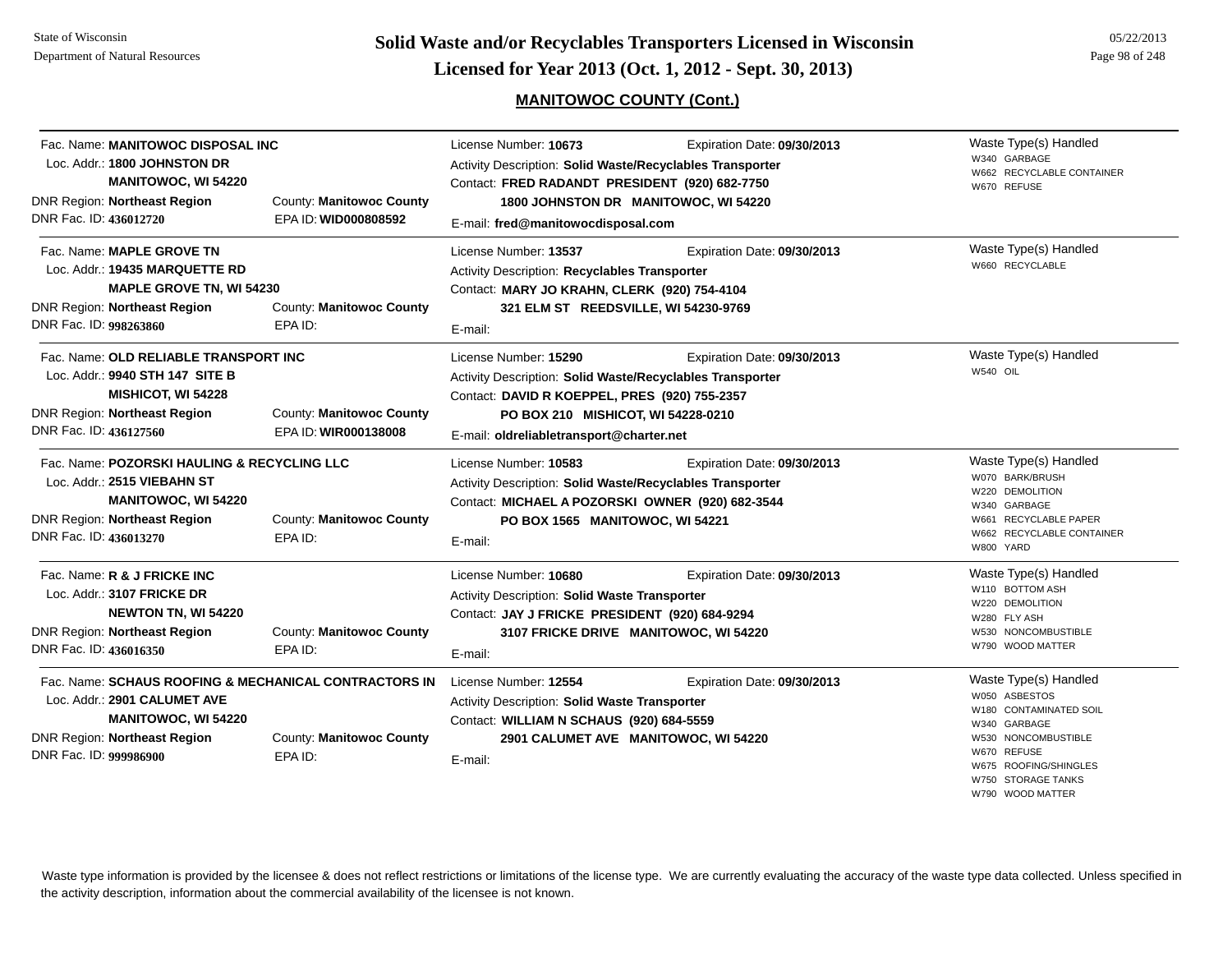# Solid Waste and/or Recyclables Transporters Licensed in Wisconsin

## Licensed for Year 2013 (Oct. 1, 2012 - Sept. 30, 2013)

### MANITOWOC COUNTY (Cont.)

---

Fac. Name: **MANITOWOC DISPOSAL INC**
Loc. Addr.: **1800 JOHNSTON DR**
**MANITOWOC, WI 54220**
DNR Region: **Northeast Region** County: **Manitowoc County**
DNR Fac. ID: **436012720** EPA ID: **WID000808592**

License Number: **10673** Expiration Date: **09/30/2013**
Activity Description: **Solid Waste/Recyclables Transporter**
Contact: **FRED RADANDT PRESIDENT (920) 682-7750**
**1800 JOHNSTON DR MANITOWOC, WI 54220**
E-mail: **fred@manitowocdisposal.com**

Waste Type(s) Handled
- W340 GARBAGE
- W662 RECYCLABLE CONTAINER
- W670 REFUSE

---

Fac. Name: **MAPLE GROVE TN**
Loc. Addr.: **19435 MARQUETTE RD**
**MAPLE GROVE TN, WI 54230**
DNR Region: **Northeast Region** County: **Manitowoc County**
DNR Fac. ID: **998263860** EPA ID:

License Number: **13537** Expiration Date: **09/30/2013**
Activity Description: **Recyclables Transporter**
Contact: **MARY JO KRAHN, CLERK (920) 754-4104**
**321 ELM ST REEDSVILLE, WI 54230-9769**
E-mail:

Waste Type(s) Handled
- W660 RECYCLABLE

---

Fac. Name: **OLD RELIABLE TRANSPORT INC**
Loc. Addr.: **9940 STH 147 SITE B**
**MISHICOT, WI 54228**
DNR Region: **Northeast Region** County: **Manitowoc County**
DNR Fac. ID: **436127560** EPA ID: **WIR000138008**

License Number: **15290** Expiration Date: **09/30/2013**
Activity Description: **Solid Waste/Recyclables Transporter**
Contact: **DAVID R KOEPPEL, PRES (920) 755-2357**
**PO BOX 210 MISHICOT, WI 54228-0210**
E-mail: **oldreliabletransport@charter.net**

Waste Type(s) Handled
- W540 OIL

---

Fac. Name: **POZORSKI HAULING & RECYCLING LLC**
Loc. Addr.: **2515 VIEBAHN ST**
**MANITOWOC, WI 54220**
DNR Region: **Northeast Region** County: **Manitowoc County**
DNR Fac. ID: **436013270** EPA ID:

License Number: **10583** Expiration Date: **09/30/2013**
Activity Description: **Solid Waste/Recyclables Transporter**
Contact: **MICHAEL A POZORSKI OWNER (920) 682-3544**
**PO BOX 1565 MANITOWOC, WI 54221**
E-mail:

Waste Type(s) Handled
- W070 BARK/BRUSH
- W220 DEMOLITION
- W340 GARBAGE
- W661 RECYCLABLE PAPER
- W662 RECYCLABLE CONTAINER
- W800 YARD

---

Fac. Name: **R & J FRICKE INC**
Loc. Addr.: **3107 FRICKE DR**
**NEWTON TN, WI 54220**
DNR Region: **Northeast Region** County: **Manitowoc County**
DNR Fac. ID: **436016350** EPA ID:

License Number: **10680** Expiration Date: **09/30/2013**
Activity Description: **Solid Waste Transporter**
Contact: **JAY J FRICKE PRESIDENT (920) 684-9294**
**3107 FRICKE DRIVE MANITOWOC, WI 54220**
E-mail:

Waste Type(s) Handled
- W110 BOTTOM ASH
- W220 DEMOLITION
- W280 FLY ASH
- W530 NONCOMBUSTIBLE
- W790 WOOD MATTER

---

Fac. Name: **SCHAUS ROOFING & MECHANICAL CONTRACTORS IN**
Loc. Addr.: **2901 CALUMET AVE**
**MANITOWOC, WI 54220**
DNR Region: **Northeast Region** County: **Manitowoc County**
DNR Fac. ID: **999986900** EPA ID:

License Number: **12554** Expiration Date: **09/30/2013**
Activity Description: **Solid Waste Transporter**
Contact: **WILLIAM N SCHAUS (920) 684-5559**
**2901 CALUMET AVE MANITOWOC, WI 54220**
E-mail:

Waste Type(s) Handled
- W050 ASBESTOS
- W180 CONTAMINATED SOIL
- W340 GARBAGE
- W530 NONCOMBUSTIBLE
- W670 REFUSE
- W675 ROOFING/SHINGLES
- W750 STORAGE TANKS
- W790 WOOD MATTER

---

Waste type information is provided by the licensee & does not reflect restrictions or limitations of the license type. We are currently evaluating the accuracy of the waste type data collected. Unless specified in the activity description, information about the commercial availability of the licensee is not known.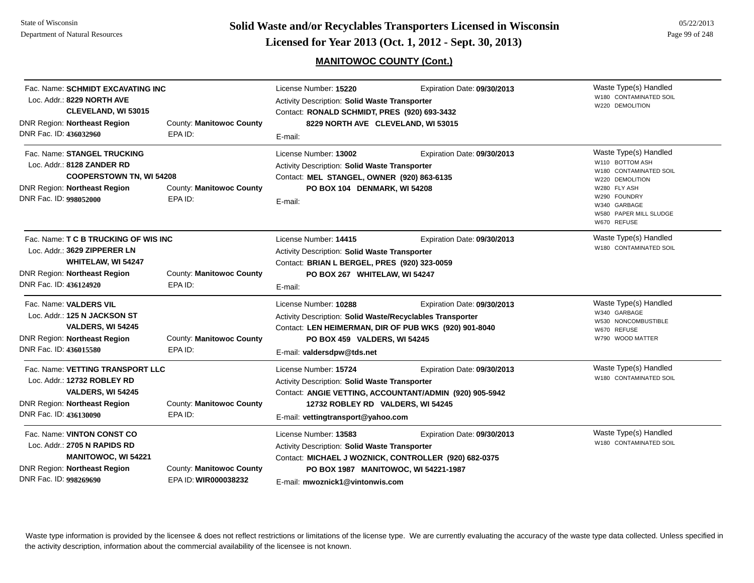# Solid Waste and/or Recyclables Transporters Licensed in Wisconsin
## Licensed for Year 2013 (Oct. 1, 2012 - Sept. 30, 2013)

State of Wisconsin
Department of Natural Resources

05/22/2013

### MANITOWOC COUNTY (Cont.)

---

Fac. Name: **SCHMIDT EXCAVATING INC**
Loc. Addr.: **8229 NORTH AVE**
**CLEVELAND, WI 53015**
DNR Region: **Northeast Region** County: **Manitowoc County**
DNR Fac. ID: **436032960** EPA ID:

License Number: **15220** Expiration Date: **09/30/2013**
Activity Description: **Solid Waste Transporter**
Contact: **RONALD SCHMIDT, PRES (920) 693-3432**
**8229 NORTH AVE CLEVELAND, WI 53015**
E-mail:

Waste Type(s) Handled
- W180 CONTAMINATED SOIL
- W220 DEMOLITION

---

Fac. Name: **STANGEL TRUCKING**
Loc. Addr.: **8128 ZANDER RD**
**COOPERSTOWN TN, WI 54208**
DNR Region: **Northeast Region** County: **Manitowoc County**
DNR Fac. ID: **998052000** EPA ID:

License Number: **13002** Expiration Date: **09/30/2013**
Activity Description: **Solid Waste Transporter**
Contact: **MEL STANGEL, OWNER (920) 863-6135**
**PO BOX 104 DENMARK, WI 54208**
E-mail:

Waste Type(s) Handled
- W110 BOTTOM ASH
- W180 CONTAMINATED SOIL
- W220 DEMOLITION
- W280 FLY ASH
- W290 FOUNDRY
- W340 GARBAGE
- W580 PAPER MILL SLUDGE
- W670 REFUSE

---

Fac. Name: **T C B TRUCKING OF WIS INC**
Loc. Addr.: **3629 ZIPPERER LN**
**WHITELAW, WI 54247**
DNR Region: **Northeast Region** County: **Manitowoc County**
DNR Fac. ID: **436124920** EPA ID:

License Number: **14415** Expiration Date: **09/30/2013**
Activity Description: **Solid Waste Transporter**
Contact: **BRIAN L BERGEL, PRES (920) 323-0059**
**PO BOX 267 WHITELAW, WI 54247**
E-mail:

Waste Type(s) Handled
- W180 CONTAMINATED SOIL

---

Fac. Name: **VALDERS VIL**
Loc. Addr.: **125 N JACKSON ST**
**VALDERS, WI 54245**
DNR Region: **Northeast Region** County: **Manitowoc County**
DNR Fac. ID: **436015580** EPA ID:

License Number: **10288** Expiration Date: **09/30/2013**
Activity Description: **Solid Waste/Recyclables Transporter**
Contact: **LEN HEIMERMAN, DIR OF PUB WKS (920) 901-8040**
**PO BOX 459 VALDERS, WI 54245**
E-mail: **valdersdpw@tds.net**

Waste Type(s) Handled
- W340 GARBAGE
- W530 NONCOMBUSTIBLE
- W670 REFUSE
- W790 WOOD MATTER

---

Fac. Name: **VETTING TRANSPORT LLC**
Loc. Addr.: **12732 ROBLEY RD**
**VALDERS, WI 54245**
DNR Region: **Northeast Region** County: **Manitowoc County**
DNR Fac. ID: **436130090** EPA ID:

License Number: **15724** Expiration Date: **09/30/2013**
Activity Description: **Solid Waste Transporter**
Contact: **ANGIE VETTING, ACCOUNTANT/ADMIN (920) 905-5942**
**12732 ROBLEY RD VALDERS, WI 54245**
E-mail: **vettingtransport@yahoo.com**

Waste Type(s) Handled
- W180 CONTAMINATED SOIL

---

Fac. Name: **VINTON CONST CO**
Loc. Addr.: **2705 N RAPIDS RD**
**MANITOWOC, WI 54221**
DNR Region: **Northeast Region** County: **Manitowoc County**
DNR Fac. ID: **998269690** EPA ID: **WIR000038232**

License Number: **13583** Expiration Date: **09/30/2013**
Activity Description: **Solid Waste Transporter**
Contact: **MICHAEL J WOZNICK, CONTROLLER (920) 682-0375**
**PO BOX 1987 MANITOWOC, WI 54221-1987**
E-mail: **mwoznick1@vintonwis.com**

Waste Type(s) Handled
- W180 CONTAMINATED SOIL

---

Waste type information is provided by the licensee & does not reflect restrictions or limitations of the license type. We are currently evaluating the accuracy of the waste type data collected. Unless specified in the activity description, information about the commercial availability of the licensee is not known.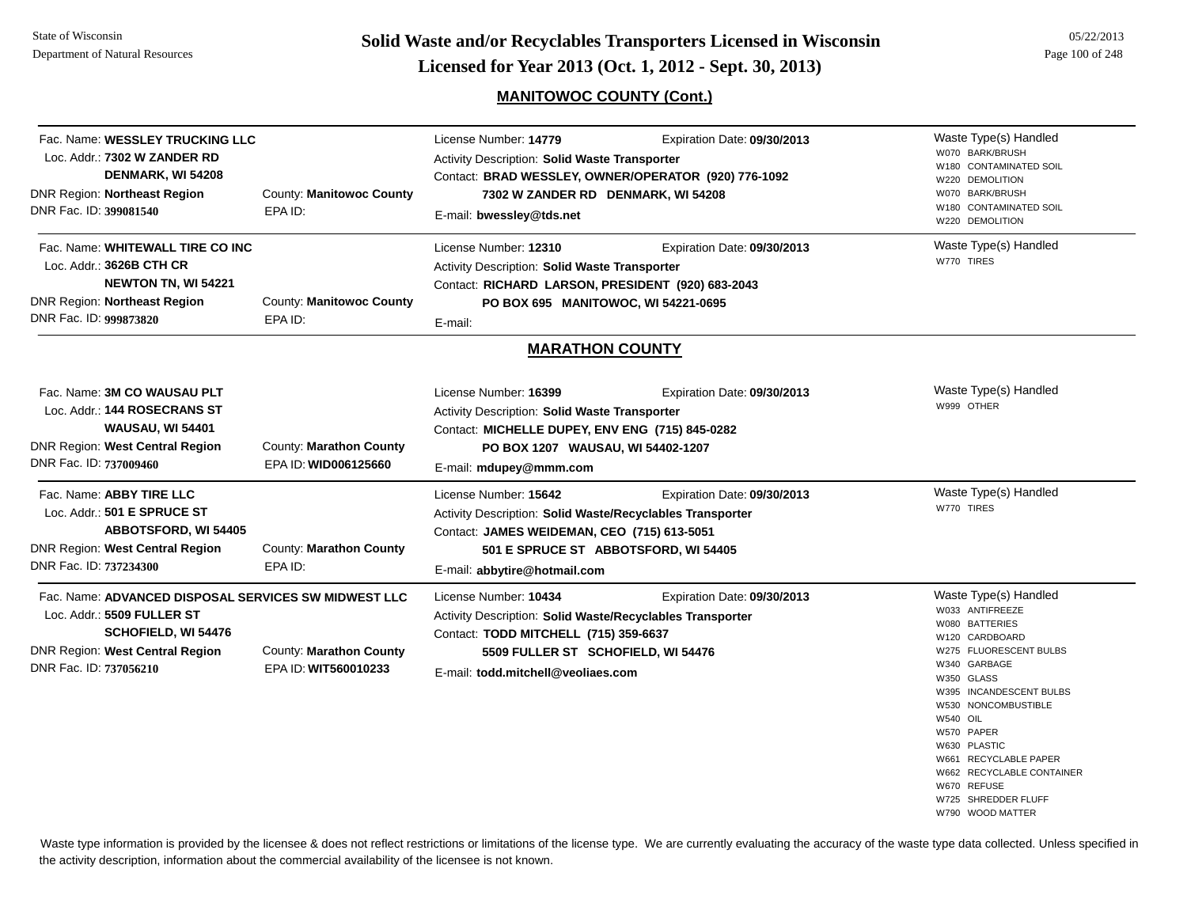## MANITOWOC COUNTY (Cont.)

Fac. Name: **WESSLEY TRUCKING LLC**
Loc. Addr.: **7302 W ZANDER RD**
**DENMARK, WI 54208**
DNR Region: **Northeast Region** County: **Manitowoc County**
DNR Fac. ID: **399081540** EPA ID:

License Number: **14779** Expiration Date: **09/30/2013**
Activity Description: **Solid Waste Transporter**
Contact: **BRAD WESSLEY, OWNER/OPERATOR (920) 776-1092**
**7302 W ZANDER RD DENMARK, WI 54208**
E-mail: **bwessley@tds.net**

Waste Type(s) Handled
- W070 BARK/BRUSH
- W180 CONTAMINATED SOIL
- W220 DEMOLITION
- W070 BARK/BRUSH
- W180 CONTAMINATED SOIL
- W220 DEMOLITION

---

Fac. Name: **WHITEWALL TIRE CO INC**
Loc. Addr.: **3626B CTH CR**
**NEWTON TN, WI 54221**
DNR Region: **Northeast Region** County: **Manitowoc County**
DNR Fac. ID: **999873820** EPA ID:

License Number: **12310** Expiration Date: **09/30/2013**
Activity Description: **Solid Waste Transporter**
Contact: **RICHARD LARSON, PRESIDENT (920) 683-2043**
**PO BOX 695 MANITOWOC, WI 54221-0695**
E-mail:

Waste Type(s) Handled
- W770 TIRES

## MARATHON COUNTY

Fac. Name: **3M CO WAUSAU PLT**
Loc. Addr.: **144 ROSECRANS ST**
**WAUSAU, WI 54401**
DNR Region: **West Central Region** County: **Marathon County**
DNR Fac. ID: **737009460** EPA ID: **WID006125660**

License Number: **16399** Expiration Date: **09/30/2013**
Activity Description: **Solid Waste Transporter**
Contact: **MICHELLE DUPEY, ENV ENG (715) 845-0282**
**PO BOX 1207 WAUSAU, WI 54402-1207**
E-mail: **mdupey@mmm.com**

Waste Type(s) Handled
- W999 OTHER

---

Fac. Name: **ABBY TIRE LLC**
Loc. Addr.: **501 E SPRUCE ST**
**ABBOTSFORD, WI 54405**
DNR Region: **West Central Region** County: **Marathon County**
DNR Fac. ID: **737234300** EPA ID:

License Number: **15642** Expiration Date: **09/30/2013**
Activity Description: **Solid Waste/Recyclables Transporter**
Contact: **JAMES WEIDEMAN, CEO (715) 613-5051**
**501 E SPRUCE ST ABBOTSFORD, WI 54405**
E-mail: **abbytire@hotmail.com**

Waste Type(s) Handled
- W770 TIRES

---

Fac. Name: **ADVANCED DISPOSAL SERVICES SW MIDWEST LLC**
Loc. Addr.: **5509 FULLER ST**
**SCHOFIELD, WI 54476**
DNR Region: **West Central Region** County: **Marathon County**
DNR Fac. ID: **737056210** EPA ID: **WIT560010233**

License Number: **10434** Expiration Date: **09/30/2013**
Activity Description: **Solid Waste/Recyclables Transporter**
Contact: **TODD MITCHELL (715) 359-6637**
**5509 FULLER ST SCHOFIELD, WI 54476**
E-mail: **todd.mitchell@veoliaes.com**

Waste Type(s) Handled
- W033 ANTIFREEZE
- W080 BATTERIES
- W120 CARDBOARD
- W275 FLUORESCENT BULBS
- W340 GARBAGE
- W350 GLASS
- W395 INCANDESCENT BULBS
- W530 NONCOMBUSTIBLE
- W540 OIL
- W570 PAPER
- W630 PLASTIC
- W661 RECYCLABLE PAPER
- W662 RECYCLABLE CONTAINER
- W670 REFUSE
- W725 SHREDDER FLUFF
- W790 WOOD MATTER

---

Waste type information is provided by the licensee & does not reflect restrictions or limitations of the license type. We are currently evaluating the accuracy of the waste type data collected. Unless specified in the activity description, information about the commercial availability of the licensee is not known.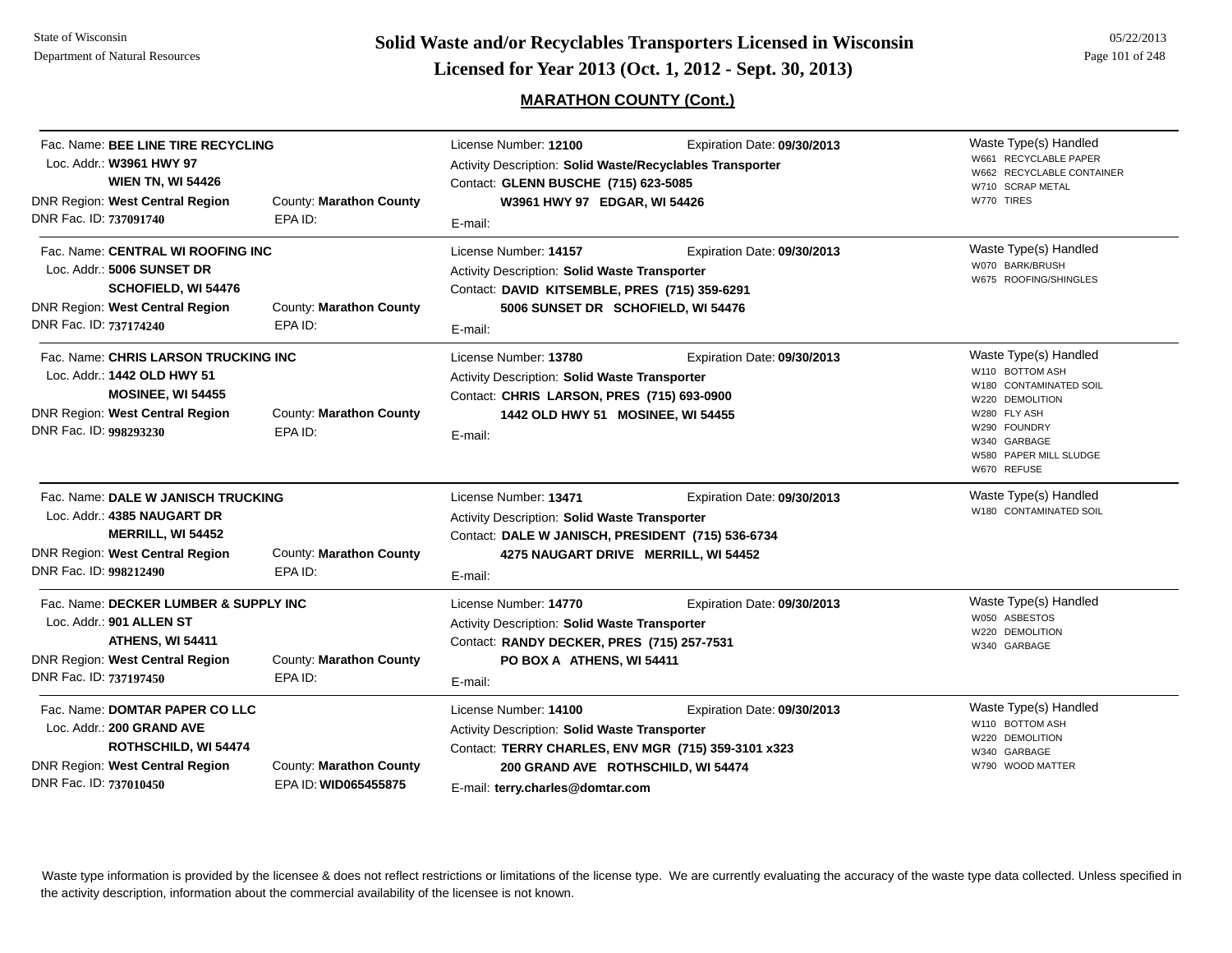## MARATHON COUNTY (Cont.)

**Fac. Name:** BEE LINE TIRE RECYCLING
**Loc. Addr.:** W3961 HWY 97
WIEN TN, WI 54426
**DNR Region:** West Central Region | **County:** Marathon County
**DNR Fac. ID:** 737091740 | **EPA ID:**

License Number: **12100** | Expiration Date: **09/30/2013**
Activity Description: **Solid Waste/Recyclables Transporter**
Contact: **GLENN BUSCHE (715) 623-5085**
**W3961 HWY 97 EDGAR, WI 54426**
E-mail:

Waste Type(s) Handled:
- W661 RECYCLABLE PAPER
- W662 RECYCLABLE CONTAINER
- W710 SCRAP METAL
- W770 TIRES

---

**Fac. Name:** CENTRAL WI ROOFING INC
**Loc. Addr.:** 5006 SUNSET DR
SCHOFIELD, WI 54476
**DNR Region:** West Central Region | **County:** Marathon County
**DNR Fac. ID:** 737174240 | **EPA ID:**

License Number: **14157** | Expiration Date: **09/30/2013**
Activity Description: **Solid Waste Transporter**
Contact: **DAVID KITSEMBLE, PRES (715) 359-6291**
**5006 SUNSET DR SCHOFIELD, WI 54476**
E-mail:

Waste Type(s) Handled:
- W070 BARK/BRUSH
- W675 ROOFING/SHINGLES

---

**Fac. Name:** CHRIS LARSON TRUCKING INC
**Loc. Addr.:** 1442 OLD HWY 51
MOSINEE, WI 54455
**DNR Region:** West Central Region | **County:** Marathon County
**DNR Fac. ID:** 998293230 | **EPA ID:**

License Number: **13780** | Expiration Date: **09/30/2013**
Activity Description: **Solid Waste Transporter**
Contact: **CHRIS LARSON, PRES (715) 693-0900**
**1442 OLD HWY 51 MOSINEE, WI 54455**
E-mail:

Waste Type(s) Handled:
- W110 BOTTOM ASH
- W180 CONTAMINATED SOIL
- W220 DEMOLITION
- W280 FLY ASH
- W290 FOUNDRY
- W340 GARBAGE
- W580 PAPER MILL SLUDGE
- W670 REFUSE

---

**Fac. Name:** DALE W JANISCH TRUCKING
**Loc. Addr.:** 4385 NAUGART DR
MERRILL, WI 54452
**DNR Region:** West Central Region | **County:** Marathon County
**DNR Fac. ID:** 998212490 | **EPA ID:**

License Number: **13471** | Expiration Date: **09/30/2013**
Activity Description: **Solid Waste Transporter**
Contact: **DALE W JANISCH, PRESIDENT (715) 536-6734**
**4275 NAUGART DRIVE MERRILL, WI 54452**
E-mail:

Waste Type(s) Handled:
- W180 CONTAMINATED SOIL

---

**Fac. Name:** DECKER LUMBER & SUPPLY INC
**Loc. Addr.:** 901 ALLEN ST
ATHENS, WI 54411
**DNR Region:** West Central Region | **County:** Marathon County
**DNR Fac. ID:** 737197450 | **EPA ID:**

License Number: **14770** | Expiration Date: **09/30/2013**
Activity Description: **Solid Waste Transporter**
Contact: **RANDY DECKER, PRES (715) 257-7531**
**PO BOX A ATHENS, WI 54411**
E-mail:

Waste Type(s) Handled:
- W050 ASBESTOS
- W220 DEMOLITION
- W340 GARBAGE

---

**Fac. Name:** DOMTAR PAPER CO LLC
**Loc. Addr.:** 200 GRAND AVE
ROTHSCHILD, WI 54474
**DNR Region:** West Central Region | **County:** Marathon County
**DNR Fac. ID:** 737010450 | **EPA ID:** WID065455875

License Number: **14100** | Expiration Date: **09/30/2013**
Activity Description: **Solid Waste Transporter**
Contact: **TERRY CHARLES, ENV MGR (715) 359-3101 x323**
**200 GRAND AVE ROTHSCHILD, WI 54474**
E-mail: **terry.charles@domtar.com**

Waste Type(s) Handled:
- W110 BOTTOM ASH
- W220 DEMOLITION
- W340 GARBAGE
- W790 WOOD MATTER

---

Waste type information is provided by the licensee & does not reflect restrictions or limitations of the license type. We are currently evaluating the accuracy of the waste type data collected. Unless specified in the activity description, information about the commercial availability of the licensee is not known.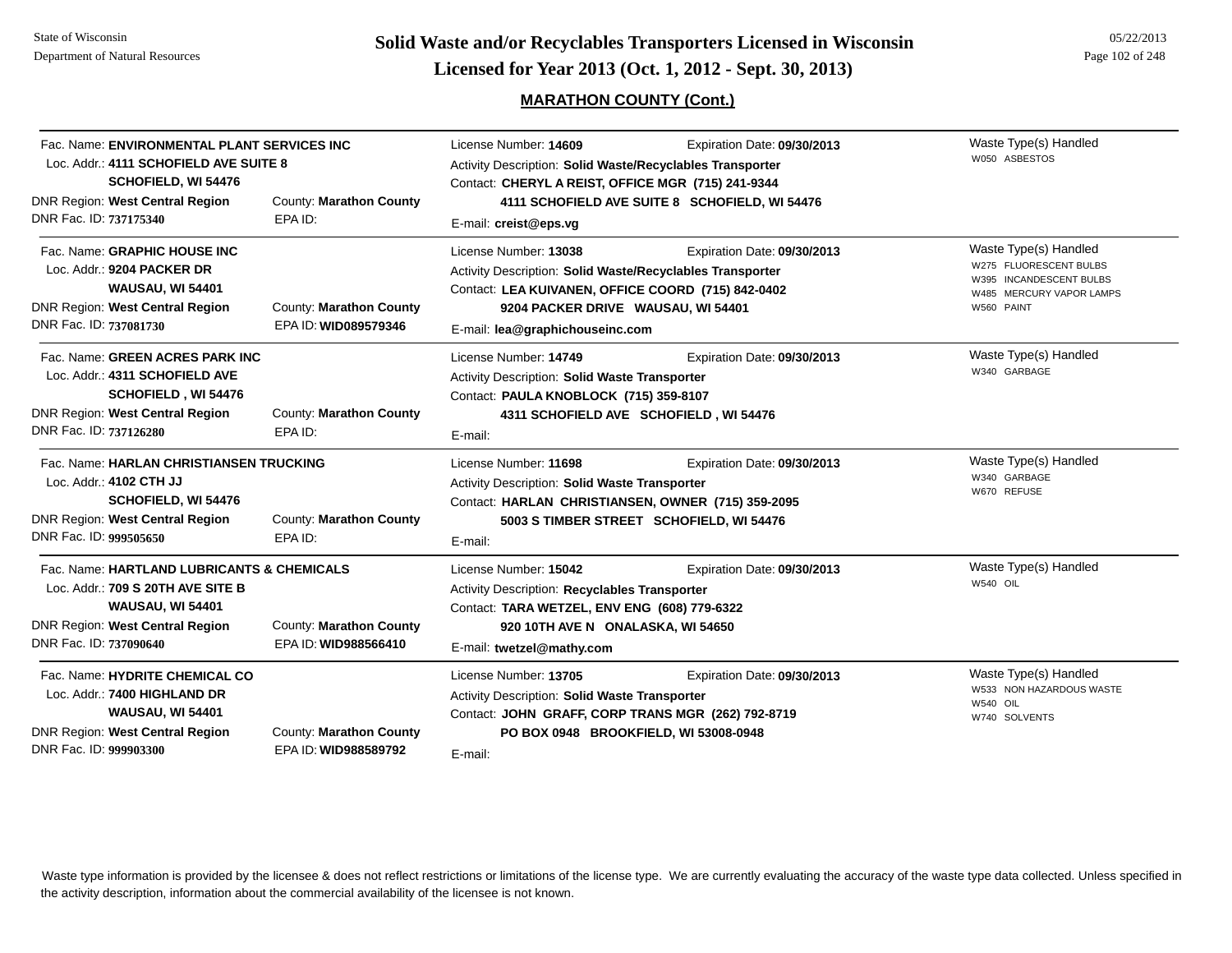## MARATHON COUNTY (Cont.)

Fac. Name: **ENVIRONMENTAL PLANT SERVICES INC**
Loc. Addr.: **4111 SCHOFIELD AVE SUITE 8**
**SCHOFIELD, WI 54476**
DNR Region: **West Central Region** County: **Marathon County**
DNR Fac. ID: **737175340** EPA ID:

License Number: **14609** Expiration Date: **09/30/2013**
Activity Description: **Solid Waste/Recyclables Transporter**
Contact: **CHERYL A REIST, OFFICE MGR (715) 241-9344**
**4111 SCHOFIELD AVE SUITE 8 SCHOFIELD, WI 54476**
E-mail: **creist@eps.vg**

Waste Type(s) Handled
- W050 ASBESTOS

---

Fac. Name: **GRAPHIC HOUSE INC**
Loc. Addr.: **9204 PACKER DR**
**WAUSAU, WI 54401**
DNR Region: **West Central Region** County: **Marathon County**
DNR Fac. ID: **737081730** EPA ID: **WID089579346**

License Number: **13038** Expiration Date: **09/30/2013**
Activity Description: **Solid Waste/Recyclables Transporter**
Contact: **LEA KUIVANEN, OFFICE COORD (715) 842-0402**
**9204 PACKER DRIVE WAUSAU, WI 54401**
E-mail: **lea@graphichouseinc.com**

Waste Type(s) Handled
- W275 FLUORESCENT BULBS
- W395 INCANDESCENT BULBS
- W485 MERCURY VAPOR LAMPS
- W560 PAINT

---

Fac. Name: **GREEN ACRES PARK INC**
Loc. Addr.: **4311 SCHOFIELD AVE**
**SCHOFIELD , WI 54476**
DNR Region: **West Central Region** County: **Marathon County**
DNR Fac. ID: **737126280** EPA ID:

License Number: **14749** Expiration Date: **09/30/2013**
Activity Description: **Solid Waste Transporter**
Contact: **PAULA KNOBLOCK (715) 359-8107**
**4311 SCHOFIELD AVE SCHOFIELD , WI 54476**
E-mail:

Waste Type(s) Handled
- W340 GARBAGE

---

Fac. Name: **HARLAN CHRISTIANSEN TRUCKING**
Loc. Addr.: **4102 CTH JJ**
**SCHOFIELD, WI 54476**
DNR Region: **West Central Region** County: **Marathon County**
DNR Fac. ID: **999505650** EPA ID:

License Number: **11698** Expiration Date: **09/30/2013**
Activity Description: **Solid Waste Transporter**
Contact: **HARLAN CHRISTIANSEN, OWNER (715) 359-2095**
**5003 S TIMBER STREET SCHOFIELD, WI 54476**
E-mail:

Waste Type(s) Handled
- W340 GARBAGE
- W670 REFUSE

---

Fac. Name: **HARTLAND LUBRICANTS & CHEMICALS**
Loc. Addr.: **709 S 20TH AVE SITE B**
**WAUSAU, WI 54401**
DNR Region: **West Central Region** County: **Marathon County**
DNR Fac. ID: **737090640** EPA ID: **WID988566410**

License Number: **15042** Expiration Date: **09/30/2013**
Activity Description: **Recyclables Transporter**
Contact: **TARA WETZEL, ENV ENG (608) 779-6322**
**920 10TH AVE N ONALASKA, WI 54650**
E-mail: **twetzel@mathy.com**

Waste Type(s) Handled
- W540 OIL

---

Fac. Name: **HYDRITE CHEMICAL CO**
Loc. Addr.: **7400 HIGHLAND DR**
**WAUSAU, WI 54401**
DNR Region: **West Central Region** County: **Marathon County**
DNR Fac. ID: **999903300** EPA ID: **WID988589792**

License Number: **13705** Expiration Date: **09/30/2013**
Activity Description: **Solid Waste Transporter**
Contact: **JOHN GRAFF, CORP TRANS MGR (262) 792-8719**
**PO BOX 0948 BROOKFIELD, WI 53008-0948**
E-mail:

Waste Type(s) Handled
- W533 NON HAZARDOUS WASTE
- W540 OIL
- W740 SOLVENTS

---

Waste type information is provided by the licensee & does not reflect restrictions or limitations of the license type. We are currently evaluating the accuracy of the waste type data collected. Unless specified in the activity description, information about the commercial availability of the licensee is not known.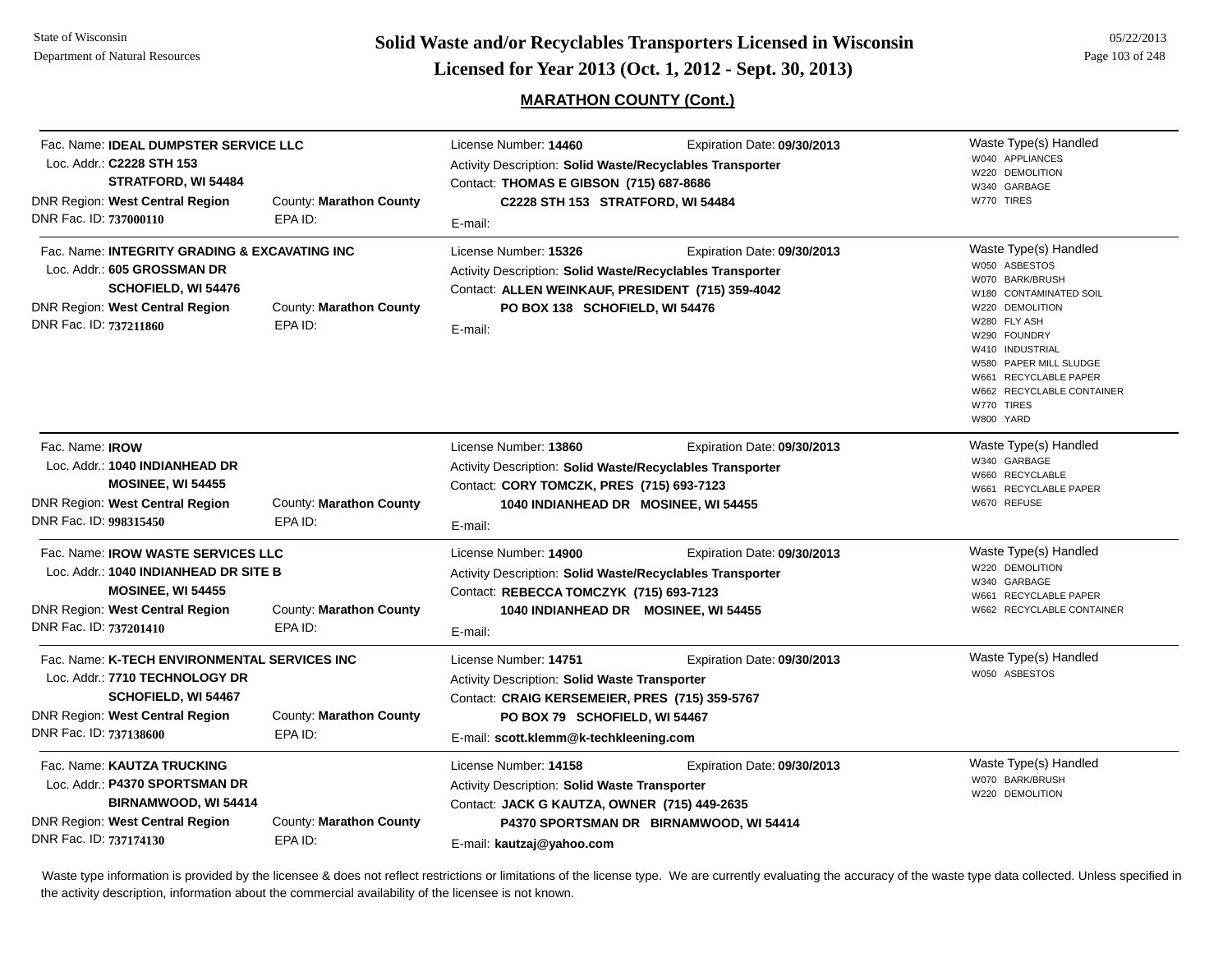# Solid Waste and/or Recyclables Transporters Licensed in Wisconsin

## Licensed for Year 2013 (Oct. 1, 2012 - Sept. 30, 2013)

### MARATHON COUNTY (Cont.)

Fac. Name: **IDEAL DUMPSTER SERVICE LLC**
Loc. Addr.: **C2228 STH 153**
**STRATFORD, WI 54484**
DNR Region: **West Central Region** County: **Marathon County**
DNR Fac. ID: **737000110** EPA ID:

License Number: **14460** Expiration Date: **09/30/2013**
Activity Description: **Solid Waste/Recyclables Transporter**
Contact: **THOMAS E GIBSON (715) 687-8686**
**C2228 STH 153 STRATFORD, WI 54484**
E-mail:

Waste Type(s) Handled
- W040 APPLIANCES
- W220 DEMOLITION
- W340 GARBAGE
- W770 TIRES

---

Fac. Name: **INTEGRITY GRADING & EXCAVATING INC**
Loc. Addr.: **605 GROSSMAN DR**
**SCHOFIELD, WI 54476**
DNR Region: **West Central Region** County: **Marathon County**
DNR Fac. ID: **737211860** EPA ID:

License Number: **15326** Expiration Date: **09/30/2013**
Activity Description: **Solid Waste/Recyclables Transporter**
Contact: **ALLEN WEINKAUF, PRESIDENT (715) 359-4042**
**PO BOX 138 SCHOFIELD, WI 54476**
E-mail:

Waste Type(s) Handled
- W050 ASBESTOS
- W070 BARK/BRUSH
- W180 CONTAMINATED SOIL
- W220 DEMOLITION
- W280 FLY ASH
- W290 FOUNDRY
- W410 INDUSTRIAL
- W580 PAPER MILL SLUDGE
- W661 RECYCLABLE PAPER
- W662 RECYCLABLE CONTAINER
- W770 TIRES
- W800 YARD

---

Fac. Name: **IROW**
Loc. Addr.: **1040 INDIANHEAD DR**
**MOSINEE, WI 54455**
DNR Region: **West Central Region** County: **Marathon County**
DNR Fac. ID: **998315450** EPA ID:

License Number: **13860** Expiration Date: **09/30/2013**
Activity Description: **Solid Waste/Recyclables Transporter**
Contact: **CORY TOMCZK, PRES (715) 693-7123**
**1040 INDIANHEAD DR MOSINEE, WI 54455**
E-mail:

Waste Type(s) Handled
- W340 GARBAGE
- W660 RECYCLABLE
- W661 RECYCLABLE PAPER
- W670 REFUSE

---

Fac. Name: **IROW WASTE SERVICES LLC**
Loc. Addr.: **1040 INDIANHEAD DR SITE B**
**MOSINEE, WI 54455**
DNR Region: **West Central Region** County: **Marathon County**
DNR Fac. ID: **737201410** EPA ID:

License Number: **14900** Expiration Date: **09/30/2013**
Activity Description: **Solid Waste/Recyclables Transporter**
Contact: **REBECCA TOMCZYK (715) 693-7123**
**1040 INDIANHEAD DR MOSINEE, WI 54455**
E-mail:

Waste Type(s) Handled
- W220 DEMOLITION
- W340 GARBAGE
- W661 RECYCLABLE PAPER
- W662 RECYCLABLE CONTAINER

---

Fac. Name: **K-TECH ENVIRONMENTAL SERVICES INC**
Loc. Addr.: **7710 TECHNOLOGY DR**
**SCHOFIELD, WI 54467**
DNR Region: **West Central Region** County: **Marathon County**
DNR Fac. ID: **737138600** EPA ID:

License Number: **14751** Expiration Date: **09/30/2013**
Activity Description: **Solid Waste Transporter**
Contact: **CRAIG KERSEMEIER, PRES (715) 359-5767**
**PO BOX 79 SCHOFIELD, WI 54467**
E-mail: **scott.klemm@k-techkleening.com**

Waste Type(s) Handled
- W050 ASBESTOS

---

Fac. Name: **KAUTZA TRUCKING**
Loc. Addr.: **P4370 SPORTSMAN DR**
**BIRNAMWOOD, WI 54414**
DNR Region: **West Central Region** County: **Marathon County**
DNR Fac. ID: **737174130** EPA ID:

License Number: **14158** Expiration Date: **09/30/2013**
Activity Description: **Solid Waste Transporter**
Contact: **JACK G KAUTZA, OWNER (715) 449-2635**
**P4370 SPORTSMAN DR BIRNAMWOOD, WI 54414**
E-mail: **kautzaj@yahoo.com**

Waste Type(s) Handled
- W070 BARK/BRUSH
- W220 DEMOLITION

---

Waste type information is provided by the licensee & does not reflect restrictions or limitations of the license type. We are currently evaluating the accuracy of the waste type data collected. Unless specified in the activity description, information about the commercial availability of the licensee is not known.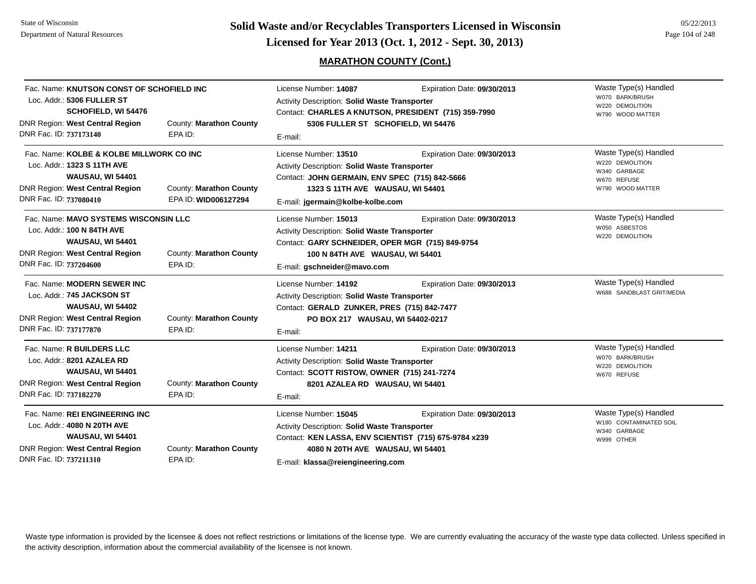## MARATHON COUNTY (Cont.)

Fac. Name: **KNUTSON CONST OF SCHOFIELD INC**
Loc. Addr.: **5306 FULLER ST**
**SCHOFIELD, WI 54476**
DNR Region: **West Central Region** County: **Marathon County**
DNR Fac. ID: **737173140** EPA ID:

License Number: **14087** Expiration Date: **09/30/2013**
Activity Description: **Solid Waste Transporter**
Contact: **CHARLES A KNUTSON, PRESIDENT (715) 359-7990**
**5306 FULLER ST SCHOFIELD, WI 54476**
E-mail:

Waste Type(s) Handled
- W070 BARK/BRUSH
- W220 DEMOLITION
- W790 WOOD MATTER

---

Fac. Name: **KOLBE & KOLBE MILLWORK CO INC**
Loc. Addr.: **1323 S 11TH AVE**
**WAUSAU, WI 54401**
DNR Region: **West Central Region** County: **Marathon County**
DNR Fac. ID: **737080410** EPA ID: **WID006127294**

License Number: **13510** Expiration Date: **09/30/2013**
Activity Description: **Solid Waste Transporter**
Contact: **JOHN GERMAIN, ENV SPEC (715) 842-5666**
**1323 S 11TH AVE WAUSAU, WI 54401**
E-mail: **jgermain@kolbe-kolbe.com**

Waste Type(s) Handled
- W220 DEMOLITION
- W340 GARBAGE
- W670 REFUSE
- W790 WOOD MATTER

---

Fac. Name: **MAVO SYSTEMS WISCONSIN LLC**
Loc. Addr.: **100 N 84TH AVE**
**WAUSAU, WI 54401**
DNR Region: **West Central Region** County: **Marathon County**
DNR Fac. ID: **737204600** EPA ID:

License Number: **15013** Expiration Date: **09/30/2013**
Activity Description: **Solid Waste Transporter**
Contact: **GARY SCHNEIDER, OPER MGR (715) 849-9754**
**100 N 84TH AVE WAUSAU, WI 54401**
E-mail: **gschneider@mavo.com**

Waste Type(s) Handled
- W050 ASBESTOS
- W220 DEMOLITION

---

Fac. Name: **MODERN SEWER INC**
Loc. Addr.: **745 JACKSON ST**
**WAUSAU, WI 54402**
DNR Region: **West Central Region** County: **Marathon County**
DNR Fac. ID: **737177870** EPA ID:

License Number: **14192** Expiration Date: **09/30/2013**
Activity Description: **Solid Waste Transporter**
Contact: **GERALD ZUNKER, PRES (715) 842-7477**
**PO BOX 217 WAUSAU, WI 54402-0217**
E-mail:

Waste Type(s) Handled
- W688 SANDBLAST GRIT/MEDIA

---

Fac. Name: **R BUILDERS LLC**
Loc. Addr.: **8201 AZALEA RD**
**WAUSAU, WI 54401**
DNR Region: **West Central Region** County: **Marathon County**
DNR Fac. ID: **737182270** EPA ID:

License Number: **14211** Expiration Date: **09/30/2013**
Activity Description: **Solid Waste Transporter**
Contact: **SCOTT RISTOW, OWNER (715) 241-7274**
**8201 AZALEA RD WAUSAU, WI 54401**
E-mail:

Waste Type(s) Handled
- W070 BARK/BRUSH
- W220 DEMOLITION
- W670 REFUSE

---

Fac. Name: **REI ENGINEERING INC**
Loc. Addr.: **4080 N 20TH AVE**
**WAUSAU, WI 54401**
DNR Region: **West Central Region** County: **Marathon County**
DNR Fac. ID: **737211310** EPA ID:

License Number: **15045** Expiration Date: **09/30/2013**
Activity Description: **Solid Waste Transporter**
Contact: **KEN LASSA, ENV SCIENTIST (715) 675-9784 x239**
**4080 N 20TH AVE WAUSAU, WI 54401**
E-mail: **klassa@reiengineering.com**

Waste Type(s) Handled
- W180 CONTAMINATED SOIL
- W340 GARBAGE
- W999 OTHER

---

Waste type information is provided by the licensee & does not reflect restrictions or limitations of the license type. We are currently evaluating the accuracy of the waste type data collected. Unless specified in the activity description, information about the commercial availability of the licensee is not known.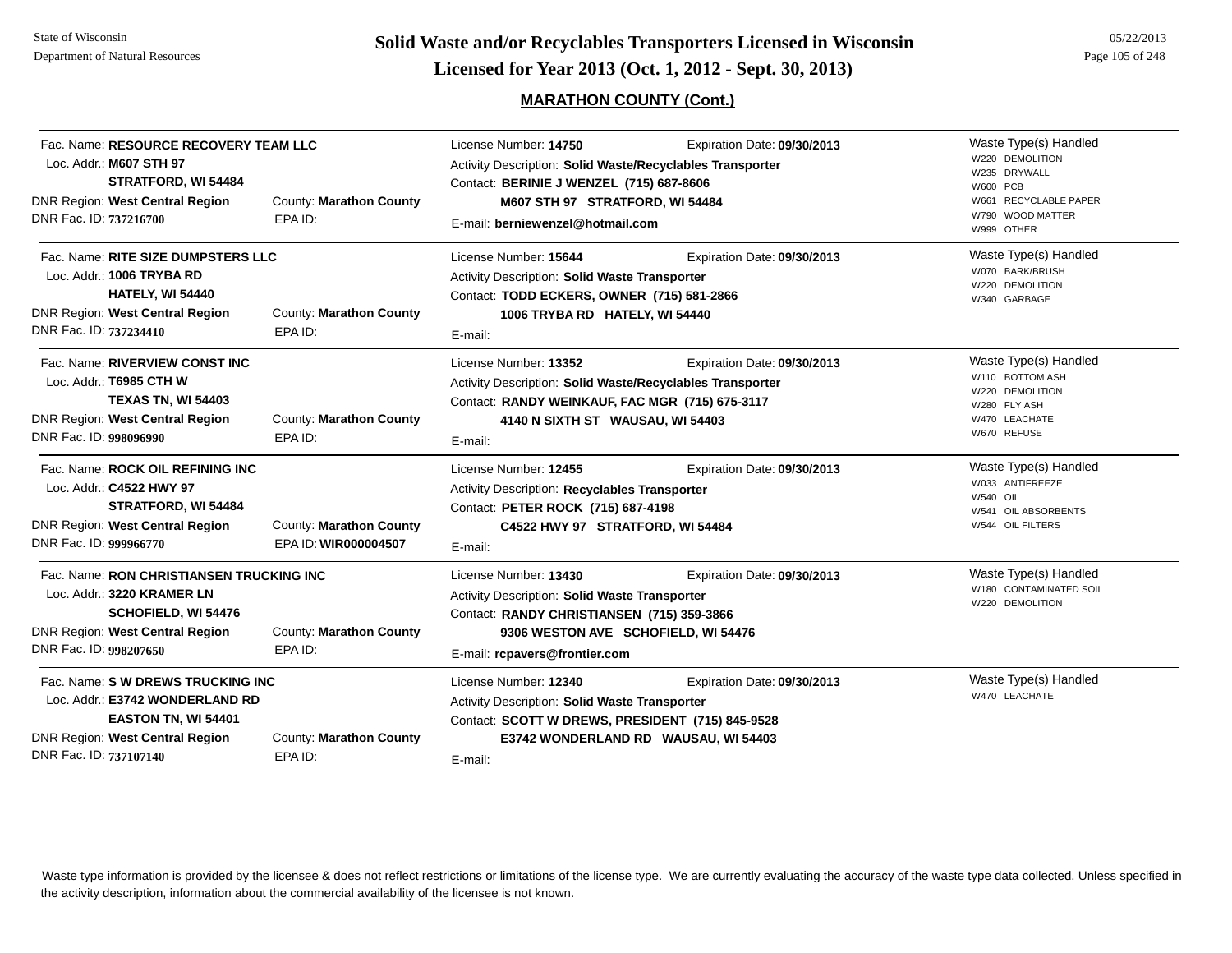## MARATHON COUNTY (Cont.)

Fac. Name: **RESOURCE RECOVERY TEAM LLC**
Loc. Addr.: **M607 STH 97**
**STRATFORD, WI 54484**
DNR Region: **West Central Region** County: **Marathon County**
DNR Fac. ID: **737216700** EPA ID:

License Number: **14750** Expiration Date: **09/30/2013**
Activity Description: **Solid Waste/Recyclables Transporter**
Contact: **BERINIE J WENZEL (715) 687-8606**
**M607 STH 97 STRATFORD, WI 54484**
E-mail: **berniewenzel@hotmail.com**

Waste Type(s) Handled
- W220 DEMOLITION
- W235 DRYWALL
- W600 PCB
- W661 RECYCLABLE PAPER
- W790 WOOD MATTER
- W999 OTHER

---

Fac. Name: **RITE SIZE DUMPSTERS LLC**
Loc. Addr.: **1006 TRYBA RD**
**HATELY, WI 54440**
DNR Region: **West Central Region** County: **Marathon County**
DNR Fac. ID: **737234410** EPA ID:

License Number: **15644** Expiration Date: **09/30/2013**
Activity Description: **Solid Waste Transporter**
Contact: **TODD ECKERS, OWNER (715) 581-2866**
**1006 TRYBA RD HATELY, WI 54440**
E-mail:

Waste Type(s) Handled
- W070 BARK/BRUSH
- W220 DEMOLITION
- W340 GARBAGE

---

Fac. Name: **RIVERVIEW CONST INC**
Loc. Addr.: **T6985 CTH W**
**TEXAS TN, WI 54403**
DNR Region: **West Central Region** County: **Marathon County**
DNR Fac. ID: **998096990** EPA ID:

License Number: **13352** Expiration Date: **09/30/2013**
Activity Description: **Solid Waste/Recyclables Transporter**
Contact: **RANDY WEINKAUF, FAC MGR (715) 675-3117**
**4140 N SIXTH ST WAUSAU, WI 54403**
E-mail:

Waste Type(s) Handled
- W110 BOTTOM ASH
- W220 DEMOLITION
- W280 FLY ASH
- W470 LEACHATE
- W670 REFUSE

---

Fac. Name: **ROCK OIL REFINING INC**
Loc. Addr.: **C4522 HWY 97**
**STRATFORD, WI 54484**
DNR Region: **West Central Region** County: **Marathon County**
DNR Fac. ID: **999966770** EPA ID: **WIR000004507**

License Number: **12455** Expiration Date: **09/30/2013**
Activity Description: **Recyclables Transporter**
Contact: **PETER ROCK (715) 687-4198**
**C4522 HWY 97 STRATFORD, WI 54484**
E-mail:

Waste Type(s) Handled
- W033 ANTIFREEZE
- W540 OIL
- W541 OIL ABSORBENTS
- W544 OIL FILTERS

---

Fac. Name: **RON CHRISTIANSEN TRUCKING INC**
Loc. Addr.: **3220 KRAMER LN**
**SCHOFIELD, WI 54476**
DNR Region: **West Central Region** County: **Marathon County**
DNR Fac. ID: **998207650** EPA ID:

License Number: **13430** Expiration Date: **09/30/2013**
Activity Description: **Solid Waste Transporter**
Contact: **RANDY CHRISTIANSEN (715) 359-3866**
**9306 WESTON AVE SCHOFIELD, WI 54476**
E-mail: **rcpavers@frontier.com**

Waste Type(s) Handled
- W180 CONTAMINATED SOIL
- W220 DEMOLITION

---

Fac. Name: **S W DREWS TRUCKING INC**
Loc. Addr.: **E3742 WONDERLAND RD**
**EASTON TN, WI 54401**
DNR Region: **West Central Region** County: **Marathon County**
DNR Fac. ID: **737107140** EPA ID:

License Number: **12340** Expiration Date: **09/30/2013**
Activity Description: **Solid Waste Transporter**
Contact: **SCOTT W DREWS, PRESIDENT (715) 845-9528**
**E3742 WONDERLAND RD WAUSAU, WI 54403**
E-mail:

Waste Type(s) Handled
- W470 LEACHATE

---

Waste type information is provided by the licensee & does not reflect restrictions or limitations of the license type. We are currently evaluating the accuracy of the waste type data collected. Unless specified in the activity description, information about the commercial availability of the licensee is not known.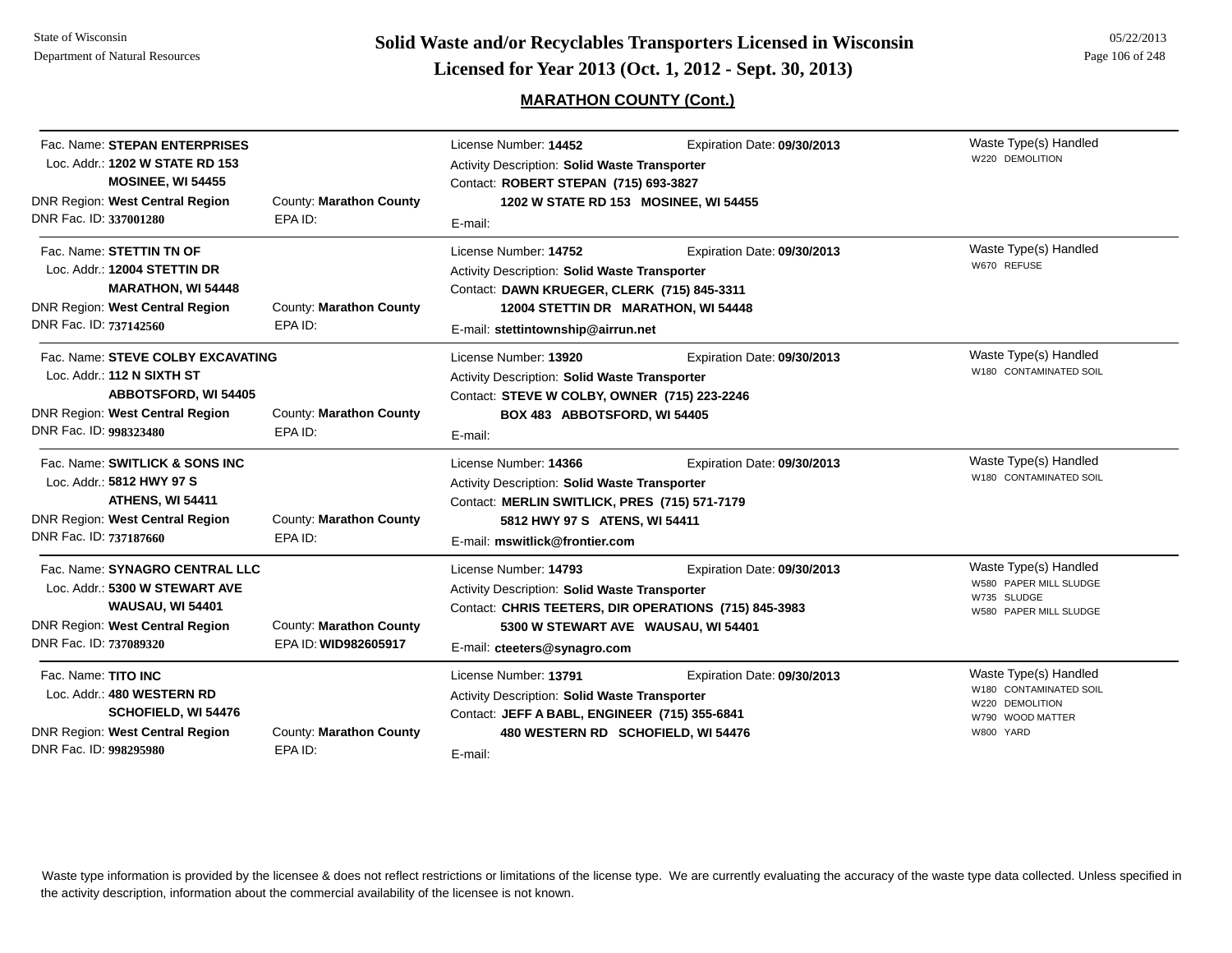# Solid Waste and/or Recyclables Transporters Licensed in Wisconsin

## Licensed for Year 2013 (Oct. 1, 2012 - Sept. 30, 2013)

### MARATHON COUNTY (Cont.)

---

Fac. Name: **STEPAN ENTERPRISES**
Loc. Addr.: **1202 W STATE RD 153**
**MOSINEE, WI 54455**
DNR Region: **West Central Region** County: **Marathon County**
DNR Fac. ID: **337001280** EPA ID:

License Number: **14452** Expiration Date: **09/30/2013**
Activity Description: **Solid Waste Transporter**
Contact: **ROBERT STEPAN (715) 693-3827**
**1202 W STATE RD 153 MOSINEE, WI 54455**
E-mail:

Waste Type(s) Handled
W220 DEMOLITION

---

Fac. Name: **STETTIN TN OF**
Loc. Addr.: **12004 STETTIN DR**
**MARATHON, WI 54448**
DNR Region: **West Central Region** County: **Marathon County**
DNR Fac. ID: **737142560** EPA ID:

License Number: **14752** Expiration Date: **09/30/2013**
Activity Description: **Solid Waste Transporter**
Contact: **DAWN KRUEGER, CLERK (715) 845-3311**
**12004 STETTIN DR MARATHON, WI 54448**
E-mail: **stettintownship@airrun.net**

Waste Type(s) Handled
W670 REFUSE

---

Fac. Name: **STEVE COLBY EXCAVATING**
Loc. Addr.: **112 N SIXTH ST**
**ABBOTSFORD, WI 54405**
DNR Region: **West Central Region** County: **Marathon County**
DNR Fac. ID: **998323480** EPA ID:

License Number: **13920** Expiration Date: **09/30/2013**
Activity Description: **Solid Waste Transporter**
Contact: **STEVE W COLBY, OWNER (715) 223-2246**
**BOX 483 ABBOTSFORD, WI 54405**
E-mail:

Waste Type(s) Handled
W180 CONTAMINATED SOIL

---

Fac. Name: **SWITLICK & SONS INC**
Loc. Addr.: **5812 HWY 97 S**
**ATHENS, WI 54411**
DNR Region: **West Central Region** County: **Marathon County**
DNR Fac. ID: **737187660** EPA ID:

License Number: **14366** Expiration Date: **09/30/2013**
Activity Description: **Solid Waste Transporter**
Contact: **MERLIN SWITLICK, PRES (715) 571-7179**
**5812 HWY 97 S ATENS, WI 54411**
E-mail: **mswitlick@frontier.com**

Waste Type(s) Handled
W180 CONTAMINATED SOIL

---

Fac. Name: **SYNAGRO CENTRAL LLC**
Loc. Addr.: **5300 W STEWART AVE**
**WAUSAU, WI 54401**
DNR Region: **West Central Region** County: **Marathon County**
DNR Fac. ID: **737089320** EPA ID: **WID982605917**

License Number: **14793** Expiration Date: **09/30/2013**
Activity Description: **Solid Waste Transporter**
Contact: **CHRIS TEETERS, DIR OPERATIONS (715) 845-3983**
**5300 W STEWART AVE WAUSAU, WI 54401**
E-mail: **cteeters@synagro.com**

Waste Type(s) Handled
W580 PAPER MILL SLUDGE
W735 SLUDGE
W580 PAPER MILL SLUDGE

---

Fac. Name: **TITO INC**
Loc. Addr.: **480 WESTERN RD**
**SCHOFIELD, WI 54476**
DNR Region: **West Central Region** County: **Marathon County**
DNR Fac. ID: **998295980** EPA ID:

License Number: **13791** Expiration Date: **09/30/2013**
Activity Description: **Solid Waste Transporter**
Contact: **JEFF A BABL, ENGINEER (715) 355-6841**
**480 WESTERN RD SCHOFIELD, WI 54476**
E-mail:

Waste Type(s) Handled
W180 CONTAMINATED SOIL
W220 DEMOLITION
W790 WOOD MATTER
W800 YARD

---

Waste type information is provided by the licensee & does not reflect restrictions or limitations of the license type. We are currently evaluating the accuracy of the waste type data collected. Unless specified in the activity description, information about the commercial availability of the licensee is not known.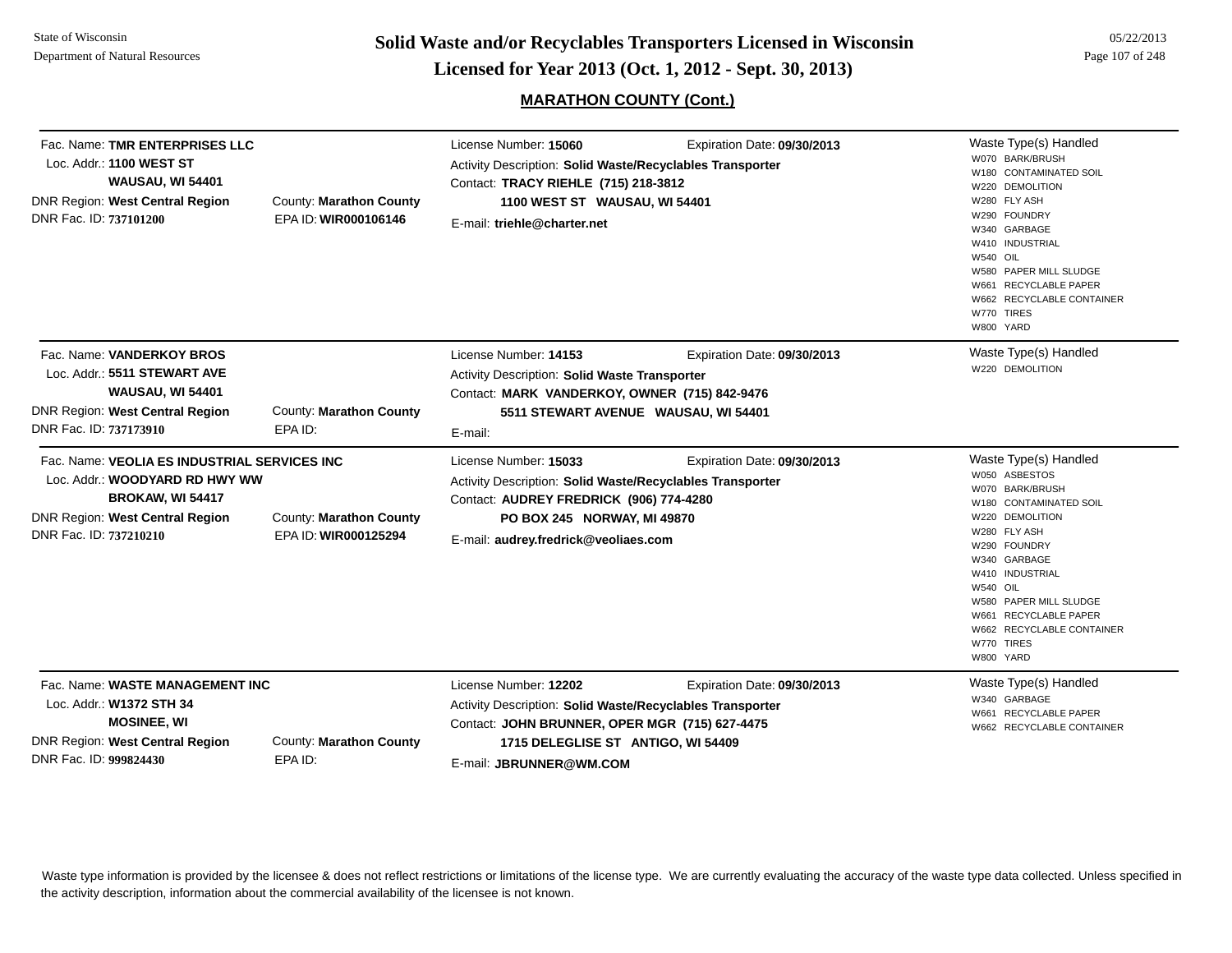# Solid Waste and/or Recyclables Transporters Licensed in Wisconsin

**Licensed for Year 2013 (Oct. 1, 2012 - Sept. 30, 2013)**

## MARATHON COUNTY (Cont.)

---

Fac. Name: **TMR ENTERPRISES LLC**
Loc. Addr.: **1100 WEST ST**
**WAUSAU, WI 54401**
DNR Region: **West Central Region** County: **Marathon County**
DNR Fac. ID: **737101200** EPA ID: **WIR000106146**

License Number: **15060** Expiration Date: **09/30/2013**
Activity Description: **Solid Waste/Recyclables Transporter**
Contact: **TRACY RIEHLE (715) 218-3812**
**1100 WEST ST WAUSAU, WI 54401**
E-mail: **triehle@charter.net**

Waste Type(s) Handled
- W070 BARK/BRUSH
- W180 CONTAMINATED SOIL
- W220 DEMOLITION
- W280 FLY ASH
- W290 FOUNDRY
- W340 GARBAGE
- W410 INDUSTRIAL
- W540 OIL
- W580 PAPER MILL SLUDGE
- W661 RECYCLABLE PAPER
- W662 RECYCLABLE CONTAINER
- W770 TIRES
- W800 YARD

---

Fac. Name: **VANDERKOY BROS**
Loc. Addr.: **5511 STEWART AVE**
**WAUSAU, WI 54401**
DNR Region: **West Central Region** County: **Marathon County**
DNR Fac. ID: **737173910** EPA ID:

License Number: **14153** Expiration Date: **09/30/2013**
Activity Description: **Solid Waste Transporter**
Contact: **MARK VANDERKOY, OWNER (715) 842-9476**
**5511 STEWART AVENUE WAUSAU, WI 54401**
E-mail:

Waste Type(s) Handled
- W220 DEMOLITION

---

Fac. Name: **VEOLIA ES INDUSTRIAL SERVICES INC**
Loc. Addr.: **WOODYARD RD HWY WW**
**BROKAW, WI 54417**
DNR Region: **West Central Region** County: **Marathon County**
DNR Fac. ID: **737210210** EPA ID: **WIR000125294**

License Number: **15033** Expiration Date: **09/30/2013**
Activity Description: **Solid Waste/Recyclables Transporter**
Contact: **AUDREY FREDRICK (906) 774-4280**
**PO BOX 245 NORWAY, MI 49870**
E-mail: **audrey.fredrick@veoliaes.com**

Waste Type(s) Handled
- W050 ASBESTOS
- W070 BARK/BRUSH
- W180 CONTAMINATED SOIL
- W220 DEMOLITION
- W280 FLY ASH
- W290 FOUNDRY
- W340 GARBAGE
- W410 INDUSTRIAL
- W540 OIL
- W580 PAPER MILL SLUDGE
- W661 RECYCLABLE PAPER
- W662 RECYCLABLE CONTAINER
- W770 TIRES
- W800 YARD

---

Fac. Name: **WASTE MANAGEMENT INC**
Loc. Addr.: **W1372 STH 34**
**MOSINEE, WI**
DNR Region: **West Central Region** County: **Marathon County**
DNR Fac. ID: **999824430** EPA ID:

License Number: **12202** Expiration Date: **09/30/2013**
Activity Description: **Solid Waste/Recyclables Transporter**
Contact: **JOHN BRUNNER, OPER MGR (715) 627-4475**
**1715 DELEGLISE ST ANTIGO, WI 54409**
E-mail: **JBRUNNER@WM.COM**

Waste Type(s) Handled
- W340 GARBAGE
- W661 RECYCLABLE PAPER
- W662 RECYCLABLE CONTAINER

---

Waste type information is provided by the licensee & does not reflect restrictions or limitations of the license type. We are currently evaluating the accuracy of the waste type data collected. Unless specified in the activity description, information about the commercial availability of the licensee is not known.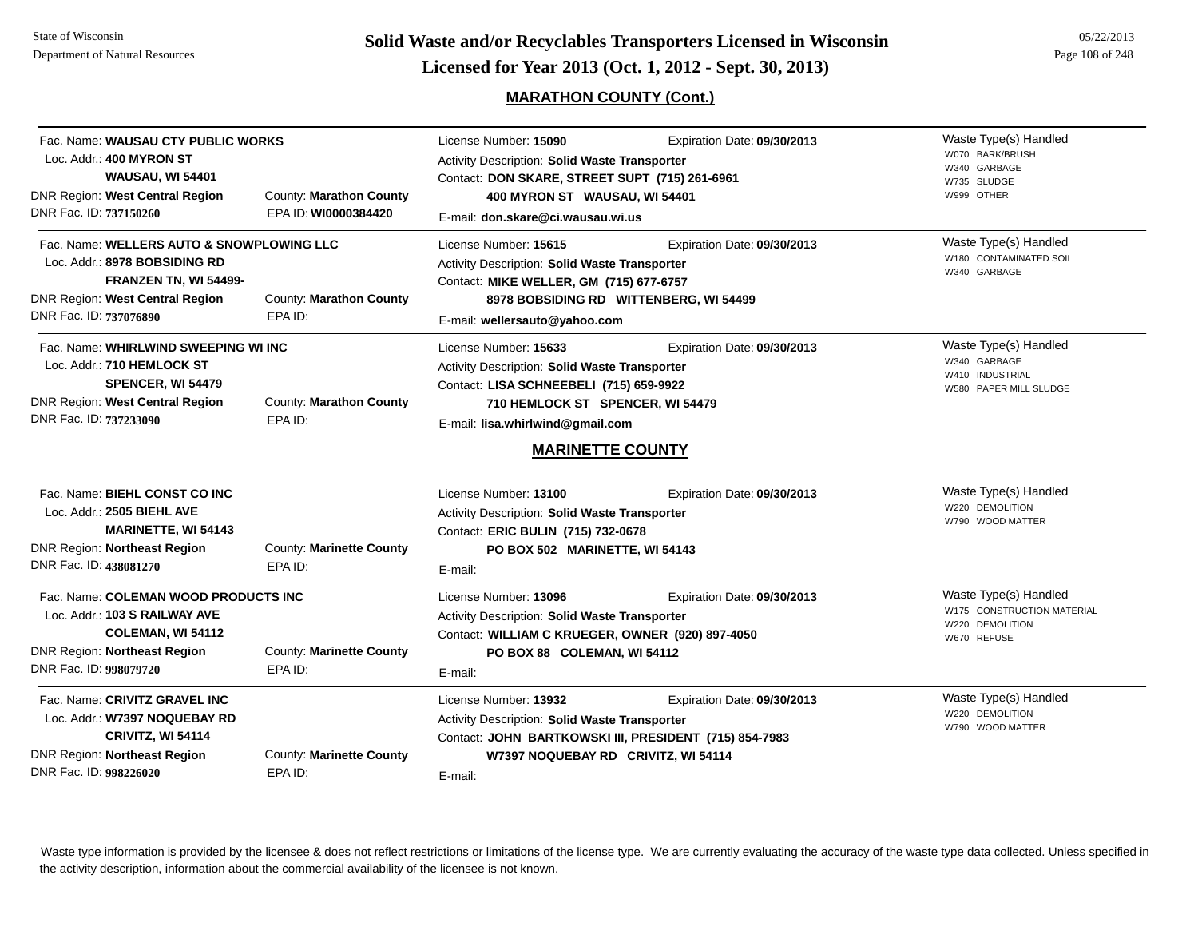# Solid Waste and/or Recyclables Transporters Licensed in Wisconsin

## Licensed for Year 2013 (Oct. 1, 2012 - Sept. 30, 2013)

## MARATHON COUNTY (Cont.)

Fac. Name: **WAUSAU CTY PUBLIC WORKS**
Loc. Addr.: **400 MYRON ST**
**WAUSAU, WI 54401**
DNR Region: **West Central Region** County: **Marathon County**
DNR Fac. ID: **737150260** EPA ID: **WI0000384420**

License Number: **15090** Expiration Date: **09/30/2013**
Activity Description: **Solid Waste Transporter**
Contact: **DON SKARE, STREET SUPT (715) 261-6961**
**400 MYRON ST WAUSAU, WI 54401**
E-mail: **don.skare@ci.wausau.wi.us**

Waste Type(s) Handled
- W070 BARK/BRUSH
- W340 GARBAGE
- W735 SLUDGE
- W999 OTHER

---

Fac. Name: **WELLERS AUTO & SNOWPLOWING LLC**
Loc. Addr.: **8978 BOBSIDING RD**
**FRANZEN TN, WI 54499-**
DNR Region: **West Central Region** County: **Marathon County**
DNR Fac. ID: **737076890** EPA ID:

License Number: **15615** Expiration Date: **09/30/2013**
Activity Description: **Solid Waste Transporter**
Contact: **MIKE WELLER, GM (715) 677-6757**
**8978 BOBSIDING RD WITTENBERG, WI 54499**
E-mail: **wellersauto@yahoo.com**

Waste Type(s) Handled
- W180 CONTAMINATED SOIL
- W340 GARBAGE

---

Fac. Name: **WHIRLWIND SWEEPING WI INC**
Loc. Addr.: **710 HEMLOCK ST**
**SPENCER, WI 54479**
DNR Region: **West Central Region** County: **Marathon County**
DNR Fac. ID: **737233090** EPA ID:

License Number: **15633** Expiration Date: **09/30/2013**
Activity Description: **Solid Waste Transporter**
Contact: **LISA SCHNEEBELI (715) 659-9922**
**710 HEMLOCK ST SPENCER, WI 54479**
E-mail: **lisa.whirlwind@gmail.com**

Waste Type(s) Handled
- W340 GARBAGE
- W410 INDUSTRIAL
- W580 PAPER MILL SLUDGE

## MARINETTE COUNTY

Fac. Name: **BIEHL CONST CO INC**
Loc. Addr.: **2505 BIEHL AVE**
**MARINETTE, WI 54143**
DNR Region: **Northeast Region** County: **Marinette County**
DNR Fac. ID: **438081270** EPA ID:

License Number: **13100** Expiration Date: **09/30/2013**
Activity Description: **Solid Waste Transporter**
Contact: **ERIC BULIN (715) 732-0678**
**PO BOX 502 MARINETTE, WI 54143**
E-mail:

Waste Type(s) Handled
- W220 DEMOLITION
- W790 WOOD MATTER

---

Fac. Name: **COLEMAN WOOD PRODUCTS INC**
Loc. Addr.: **103 S RAILWAY AVE**
**COLEMAN, WI 54112**
DNR Region: **Northeast Region** County: **Marinette County**
DNR Fac. ID: **998079720** EPA ID:

License Number: **13096** Expiration Date: **09/30/2013**
Activity Description: **Solid Waste Transporter**
Contact: **WILLIAM C KRUEGER, OWNER (920) 897-4050**
**PO BOX 88 COLEMAN, WI 54112**
E-mail:

Waste Type(s) Handled
- W175 CONSTRUCTION MATERIAL
- W220 DEMOLITION
- W670 REFUSE

---

Fac. Name: **CRIVITZ GRAVEL INC**
Loc. Addr.: **W7397 NOQUEBAY RD**
**CRIVITZ, WI 54114**
DNR Region: **Northeast Region** County: **Marinette County**
DNR Fac. ID: **998226020** EPA ID:

License Number: **13932** Expiration Date: **09/30/2013**
Activity Description: **Solid Waste Transporter**
Contact: **JOHN BARTKOWSKI III, PRESIDENT (715) 854-7983**
**W7397 NOQUEBAY RD CRIVITZ, WI 54114**
E-mail:

Waste Type(s) Handled
- W220 DEMOLITION
- W790 WOOD MATTER

---

Waste type information is provided by the licensee & does not reflect restrictions or limitations of the license type. We are currently evaluating the accuracy of the waste type data collected. Unless specified in the activity description, information about the commercial availability of the licensee is not known.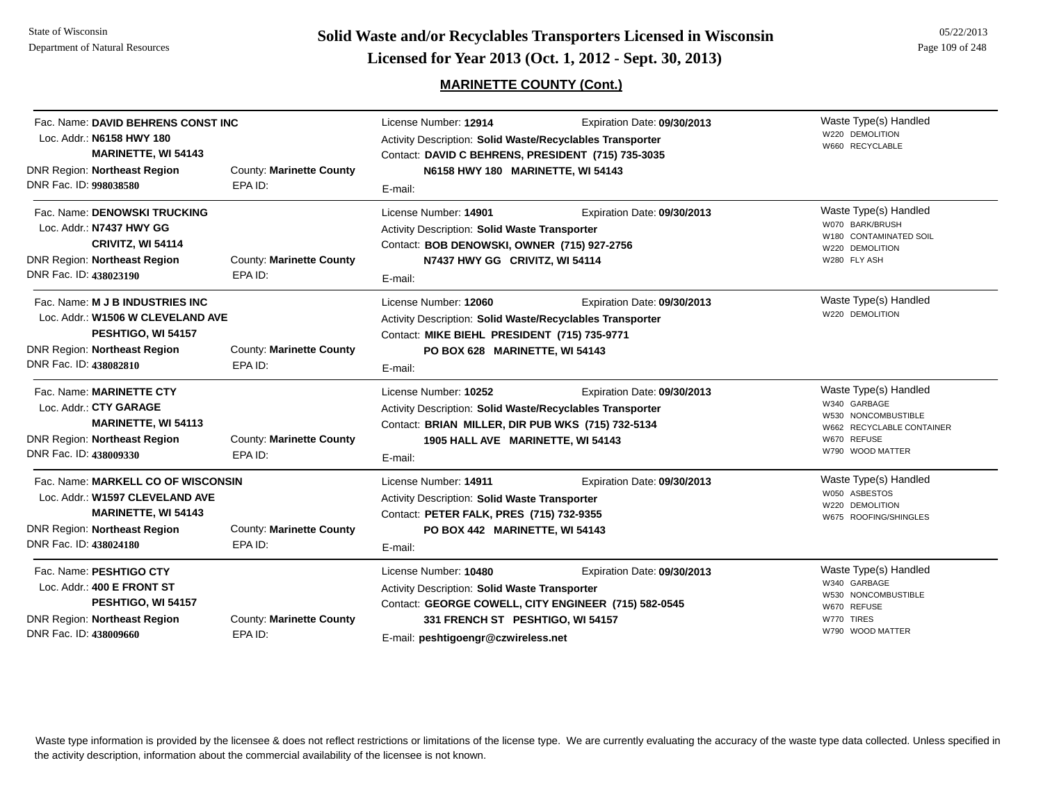## MARINETTE COUNTY (Cont.)

Fac. Name: **DAVID BEHRENS CONST INC**
Loc. Addr.: **N6158 HWY 180**
**MARINETTE, WI 54143**
DNR Region: **Northeast Region** County: **Marinette County**
DNR Fac. ID: **998038580** EPA ID:

License Number: **12914** Expiration Date: **09/30/2013**
Activity Description: **Solid Waste/Recyclables Transporter**
Contact: **DAVID C BEHRENS, PRESIDENT (715) 735-3035**
**N6158 HWY 180 MARINETTE, WI 54143**
E-mail:

Waste Type(s) Handled
- W220 DEMOLITION
- W660 RECYCLABLE

---

Fac. Name: **DENOWSKI TRUCKING**
Loc. Addr.: **N7437 HWY GG**
**CRIVITZ, WI 54114**
DNR Region: **Northeast Region** County: **Marinette County**
DNR Fac. ID: **438023190** EPA ID:

License Number: **14901** Expiration Date: **09/30/2013**
Activity Description: **Solid Waste Transporter**
Contact: **BOB DENOWSKI, OWNER (715) 927-2756**
**N7437 HWY GG CRIVITZ, WI 54114**
E-mail:

Waste Type(s) Handled
- W070 BARK/BRUSH
- W180 CONTAMINATED SOIL
- W220 DEMOLITION
- W280 FLY ASH

---

Fac. Name: **M J B INDUSTRIES INC**
Loc. Addr.: **W1506 W CLEVELAND AVE**
**PESHTIGO, WI 54157**
DNR Region: **Northeast Region** County: **Marinette County**
DNR Fac. ID: **438082810** EPA ID:

License Number: **12060** Expiration Date: **09/30/2013**
Activity Description: **Solid Waste/Recyclables Transporter**
Contact: **MIKE BIEHL PRESIDENT (715) 735-9771**
**PO BOX 628 MARINETTE, WI 54143**
E-mail:

Waste Type(s) Handled
- W220 DEMOLITION

---

Fac. Name: **MARINETTE CTY**
Loc. Addr.: **CTY GARAGE**
**MARINETTE, WI 54113**
DNR Region: **Northeast Region** County: **Marinette County**
DNR Fac. ID: **438009330** EPA ID:

License Number: **10252** Expiration Date: **09/30/2013**
Activity Description: **Solid Waste/Recyclables Transporter**
Contact: **BRIAN MILLER, DIR PUB WKS (715) 732-5134**
**1905 HALL AVE MARINETTE, WI 54143**
E-mail:

Waste Type(s) Handled
- W340 GARBAGE
- W530 NONCOMBUSTIBLE
- W662 RECYCLABLE CONTAINER
- W670 REFUSE
- W790 WOOD MATTER

---

Fac. Name: **MARKELL CO OF WISCONSIN**
Loc. Addr.: **W1597 CLEVELAND AVE**
**MARINETTE, WI 54143**
DNR Region: **Northeast Region** County: **Marinette County**
DNR Fac. ID: **438024180** EPA ID:

License Number: **14911** Expiration Date: **09/30/2013**
Activity Description: **Solid Waste Transporter**
Contact: **PETER FALK, PRES (715) 732-9355**
**PO BOX 442 MARINETTE, WI 54143**
E-mail:

Waste Type(s) Handled
- W050 ASBESTOS
- W220 DEMOLITION
- W675 ROOFING/SHINGLES

---

Fac. Name: **PESHTIGO CTY**
Loc. Addr.: **400 E FRONT ST**
**PESHTIGO, WI 54157**
DNR Region: **Northeast Region** County: **Marinette County**
DNR Fac. ID: **438009660** EPA ID:

License Number: **10480** Expiration Date: **09/30/2013**
Activity Description: **Solid Waste Transporter**
Contact: **GEORGE COWELL, CITY ENGINEER (715) 582-0545**
**331 FRENCH ST PESHTIGO, WI 54157**
E-mail: **peshtigoengr@czwireless.net**

Waste Type(s) Handled
- W340 GARBAGE
- W530 NONCOMBUSTIBLE
- W670 REFUSE
- W770 TIRES
- W790 WOOD MATTER

---

Waste type information is provided by the licensee & does not reflect restrictions or limitations of the license type. We are currently evaluating the accuracy of the waste type data collected. Unless specified in the activity description, information about the commercial availability of the licensee is not known.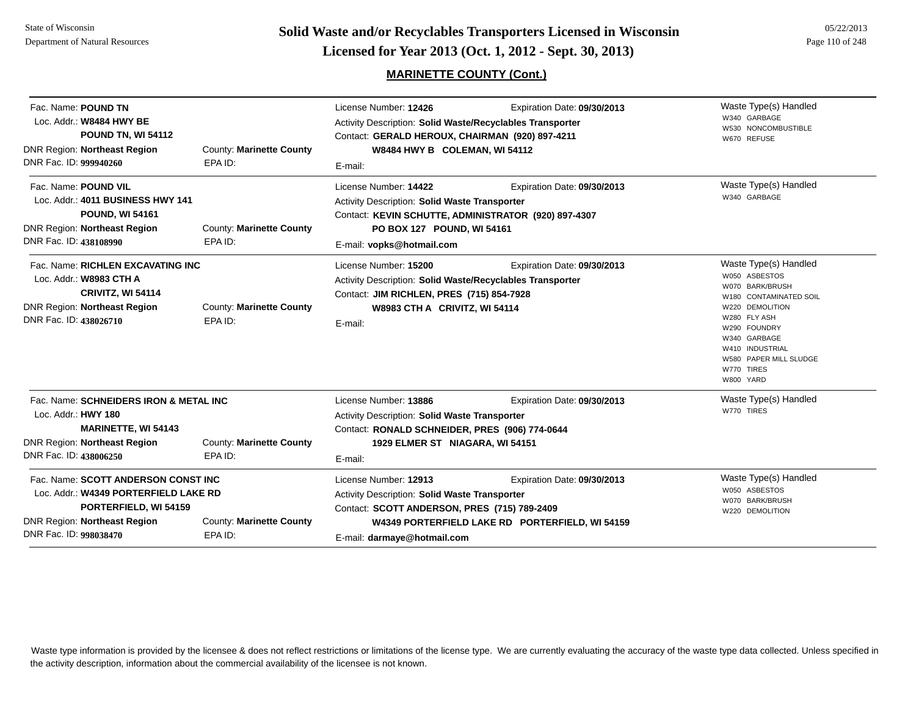## MARINETTE COUNTY (Cont.)

| Facility | | License / Contact | | Waste Type(s) Handled |
|---|---|---|---|---|
| Fac. Name: **POUND TN**<br>Loc. Addr.: **W8484 HWY BE**<br>**POUND TN, WI 54112**<br>DNR Region: **Northeast Region**<br>DNR Fac. ID: **999940260** | County: **Marinette County**<br>EPA ID: | License Number: **12426**<br>Activity Description: **Solid Waste/Recyclables Transporter**<br>Contact: **GERALD HEROUX, CHAIRMAN (920) 897-4211**<br>**W8484 HWY B COLEMAN, WI 54112**<br>E-mail: | Expiration Date: **09/30/2013** | W340 GARBAGE<br>W530 NONCOMBUSTIBLE<br>W670 REFUSE |
| Fac. Name: **POUND VIL**<br>Loc. Addr.: **4011 BUSINESS HWY 141**<br>**POUND, WI 54161**<br>DNR Region: **Northeast Region**<br>DNR Fac. ID: **438108990** | County: **Marinette County**<br>EPA ID: | License Number: **14422**<br>Activity Description: **Solid Waste Transporter**<br>Contact: **KEVIN SCHUTTE, ADMINISTRATOR (920) 897-4307**<br>**PO BOX 127 POUND, WI 54161**<br>E-mail: **vopks@hotmail.com** | Expiration Date: **09/30/2013** | W340 GARBAGE |
| Fac. Name: **RICHLEN EXCAVATING INC**<br>Loc. Addr.: **W8983 CTH A**<br>**CRIVITZ, WI 54114**<br>DNR Region: **Northeast Region**<br>DNR Fac. ID: **438026710** | County: **Marinette County**<br>EPA ID: | License Number: **15200**<br>Activity Description: **Solid Waste/Recyclables Transporter**<br>Contact: **JIM RICHLEN, PRES (715) 854-7928**<br>**W8983 CTH A CRIVITZ, WI 54114**<br>E-mail: | Expiration Date: **09/30/2013** | W050 ASBESTOS<br>W070 BARK/BRUSH<br>W180 CONTAMINATED SOIL<br>W220 DEMOLITION<br>W280 FLY ASH<br>W290 FOUNDRY<br>W340 GARBAGE<br>W410 INDUSTRIAL<br>W580 PAPER MILL SLUDGE<br>W770 TIRES<br>W800 YARD |
| Fac. Name: **SCHNEIDERS IRON & METAL INC**<br>Loc. Addr.: **HWY 180**<br>**MARINETTE, WI 54143**<br>DNR Region: **Northeast Region**<br>DNR Fac. ID: **438006250** | County: **Marinette County**<br>EPA ID: | License Number: **13886**<br>Activity Description: **Solid Waste Transporter**<br>Contact: **RONALD SCHNEIDER, PRES (906) 774-0644**<br>**1929 ELMER ST NIAGARA, WI 54151**<br>E-mail: | Expiration Date: **09/30/2013** | W770 TIRES |
| Fac. Name: **SCOTT ANDERSON CONST INC**<br>Loc. Addr.: **W4349 PORTERFIELD LAKE RD**<br>**PORTERFIELD, WI 54159**<br>DNR Region: **Northeast Region**<br>DNR Fac. ID: **998038470** | County: **Marinette County**<br>EPA ID: | License Number: **12913**<br>Activity Description: **Solid Waste Transporter**<br>Contact: **SCOTT ANDERSON, PRES (715) 789-2409**<br>**W4349 PORTERFIELD LAKE RD PORTERFIELD, WI 54159**<br>E-mail: **darmaye@hotmail.com** | Expiration Date: **09/30/2013** | W050 ASBESTOS<br>W070 BARK/BRUSH<br>W220 DEMOLITION |

Waste type information is provided by the licensee & does not reflect restrictions or limitations of the license type. We are currently evaluating the accuracy of the waste type data collected. Unless specified in the activity description, information about the commercial availability of the licensee is not known.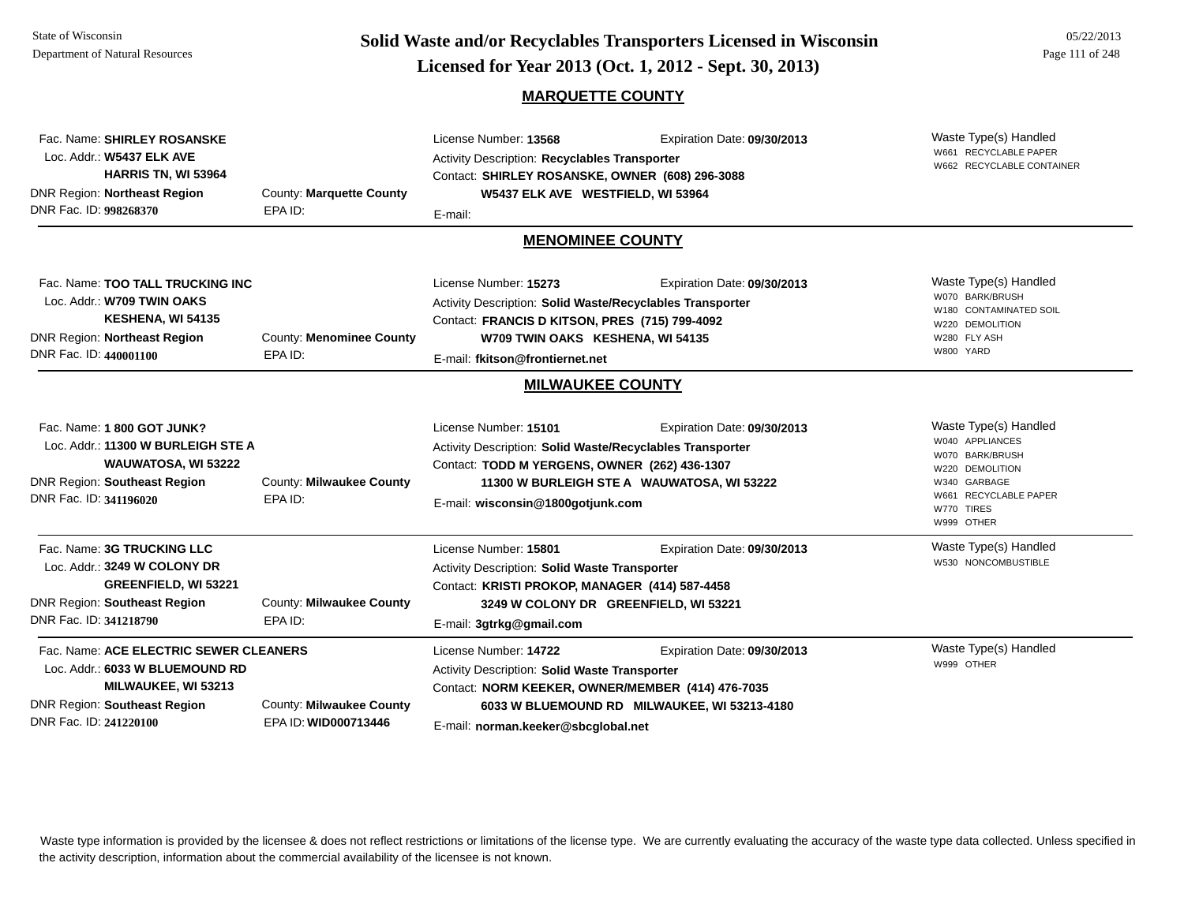## MARQUETTE COUNTY

Fac. Name: **SHIRLEY ROSANSKE**
Loc. Addr.: **W5437 ELK AVE**
**HARRIS TN, WI 53964**
DNR Region: **Northeast Region**
County: **Marquette County**
DNR Fac. ID: **998268370**
EPA ID:

License Number: **13568**
Expiration Date: **09/30/2013**
Activity Description: **Recyclables Transporter**
Contact: **SHIRLEY ROSANSKE, OWNER (608) 296-3088**
**W5437 ELK AVE WESTFIELD, WI 53964**
E-mail:

Waste Type(s) Handled
- W661 RECYCLABLE PAPER
- W662 RECYCLABLE CONTAINER

---

## MENOMINEE COUNTY

Fac. Name: **TOO TALL TRUCKING INC**
Loc. Addr.: **W709 TWIN OAKS**
**KESHENA, WI 54135**
DNR Region: **Northeast Region**
County: **Menominee County**
DNR Fac. ID: **440001100**
EPA ID:

License Number: **15273**
Expiration Date: **09/30/2013**
Activity Description: **Solid Waste/Recyclables Transporter**
Contact: **FRANCIS D KITSON, PRES (715) 799-4092**
**W709 TWIN OAKS KESHENA, WI 54135**
E-mail: **fkitson@frontiernet.net**

Waste Type(s) Handled
- W070 BARK/BRUSH
- W180 CONTAMINATED SOIL
- W220 DEMOLITION
- W280 FLY ASH
- W800 YARD

---

## MILWAUKEE COUNTY

Fac. Name: **1 800 GOT JUNK?**
Loc. Addr.: **11300 W BURLEIGH STE A**
**WAUWATOSA, WI 53222**
DNR Region: **Southeast Region**
County: **Milwaukee County**
DNR Fac. ID: **341196020**
EPA ID:

License Number: **15101**
Expiration Date: **09/30/2013**
Activity Description: **Solid Waste/Recyclables Transporter**
Contact: **TODD M YERGENS, OWNER (262) 436-1307**
**11300 W BURLEIGH STE A WAUWATOSA, WI 53222**
E-mail: **wisconsin@1800gotjunk.com**

Waste Type(s) Handled
- W040 APPLIANCES
- W070 BARK/BRUSH
- W220 DEMOLITION
- W340 GARBAGE
- W661 RECYCLABLE PAPER
- W770 TIRES
- W999 OTHER

---

Fac. Name: **3G TRUCKING LLC**
Loc. Addr.: **3249 W COLONY DR**
**GREENFIELD, WI 53221**
DNR Region: **Southeast Region**
County: **Milwaukee County**
DNR Fac. ID: **341218790**
EPA ID:

License Number: **15801**
Expiration Date: **09/30/2013**
Activity Description: **Solid Waste Transporter**
Contact: **KRISTI PROKOP, MANAGER (414) 587-4458**
**3249 W COLONY DR GREENFIELD, WI 53221**
E-mail: **3gtrkg@gmail.com**

Waste Type(s) Handled
- W530 NONCOMBUSTIBLE

---

Fac. Name: **ACE ELECTRIC SEWER CLEANERS**
Loc. Addr.: **6033 W BLUEMOUND RD**
**MILWAUKEE, WI 53213**
DNR Region: **Southeast Region**
County: **Milwaukee County**
DNR Fac. ID: **241220100**
EPA ID: **WID000713446**

License Number: **14722**
Expiration Date: **09/30/2013**
Activity Description: **Solid Waste Transporter**
Contact: **NORM KEEKER, OWNER/MEMBER (414) 476-7035**
**6033 W BLUEMOUND RD MILWAUKEE, WI 53213-4180**
E-mail: **norman.keeker@sbcglobal.net**

Waste Type(s) Handled
- W999 OTHER

---

Waste type information is provided by the licensee & does not reflect restrictions or limitations of the license type. We are currently evaluating the accuracy of the waste type data collected. Unless specified in the activity description, information about the commercial availability of the licensee is not known.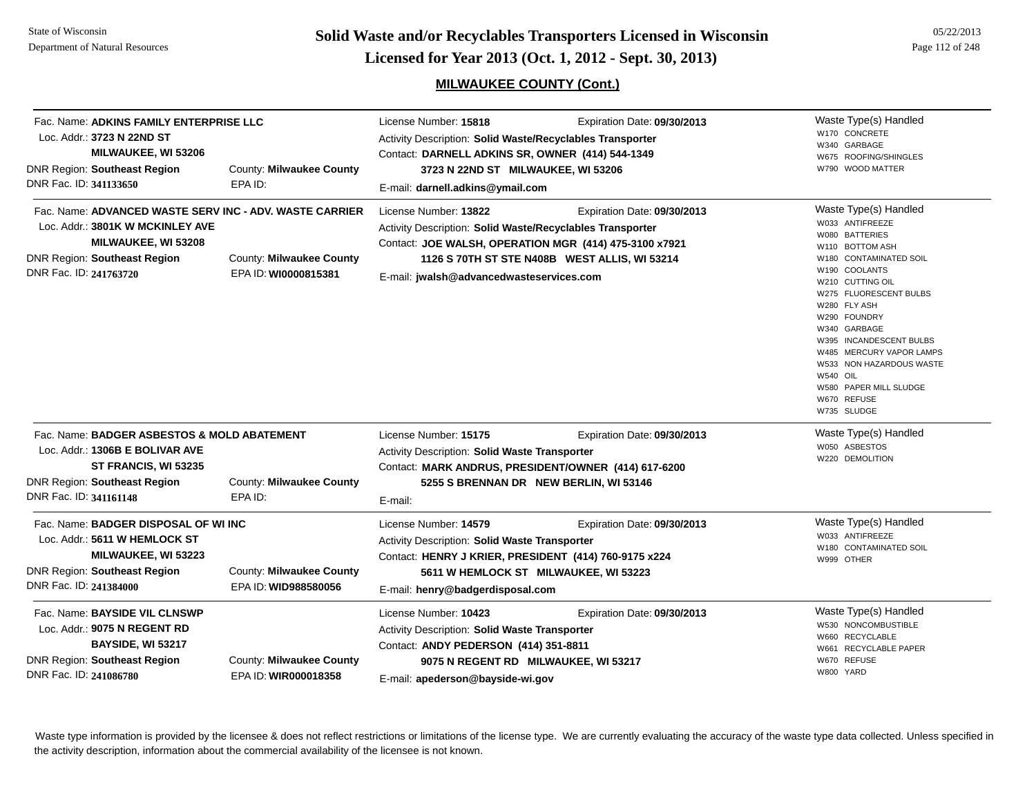## MILWAUKEE COUNTY (Cont.)

---

Fac. Name: **ADKINS FAMILY ENTERPRISE LLC**
Loc. Addr.: **3723 N 22ND ST**
**MILWAUKEE, WI 53206**
DNR Region: **Southeast Region** County: **Milwaukee County**
DNR Fac. ID: **341133650** EPA ID:

License Number: **15818** Expiration Date: **09/30/2013**
Activity Description: **Solid Waste/Recyclables Transporter**
Contact: **DARNELL ADKINS SR, OWNER (414) 544-1349**
**3723 N 22ND ST MILWAUKEE, WI 53206**
E-mail: **darnell.adkins@ymail.com**

Waste Type(s) Handled
- W170 CONCRETE
- W340 GARBAGE
- W675 ROOFING/SHINGLES
- W790 WOOD MATTER

---

Fac. Name: **ADVANCED WASTE SERV INC - ADV. WASTE CARRIER**
Loc. Addr.: **3801K W MCKINLEY AVE**
**MILWAUKEE, WI 53208**
DNR Region: **Southeast Region** County: **Milwaukee County**
DNR Fac. ID: **241763720** EPA ID: **WI0000815381**

License Number: **13822** Expiration Date: **09/30/2013**
Activity Description: **Solid Waste/Recyclables Transporter**
Contact: **JOE WALSH, OPERATION MGR (414) 475-3100 x7921**
**1126 S 70TH ST STE N408B WEST ALLIS, WI 53214**
E-mail: **jwalsh@advancedwasteservices.com**

Waste Type(s) Handled
- W033 ANTIFREEZE
- W080 BATTERIES
- W110 BOTTOM ASH
- W180 CONTAMINATED SOIL
- W190 COOLANTS
- W210 CUTTING OIL
- W275 FLUORESCENT BULBS
- W280 FLY ASH
- W290 FOUNDRY
- W340 GARBAGE
- W395 INCANDESCENT BULBS
- W485 MERCURY VAPOR LAMPS
- W533 NON HAZARDOUS WASTE
- W540 OIL
- W580 PAPER MILL SLUDGE
- W670 REFUSE
- W735 SLUDGE

---

Fac. Name: **BADGER ASBESTOS & MOLD ABATEMENT**
Loc. Addr.: **1306B E BOLIVAR AVE**
**ST FRANCIS, WI 53235**
DNR Region: **Southeast Region** County: **Milwaukee County**
DNR Fac. ID: **341161148** EPA ID:

License Number: **15175** Expiration Date: **09/30/2013**
Activity Description: **Solid Waste Transporter**
Contact: **MARK ANDRUS, PRESIDENT/OWNER (414) 617-6200**
**5255 S BRENNAN DR NEW BERLIN, WI 53146**
E-mail:

Waste Type(s) Handled
- W050 ASBESTOS
- W220 DEMOLITION

---

Fac. Name: **BADGER DISPOSAL OF WI INC**
Loc. Addr.: **5611 W HEMLOCK ST**
**MILWAUKEE, WI 53223**
DNR Region: **Southeast Region** County: **Milwaukee County**
DNR Fac. ID: **241384000** EPA ID: **WID988580056**

License Number: **14579** Expiration Date: **09/30/2013**
Activity Description: **Solid Waste Transporter**
Contact: **HENRY J KRIER, PRESIDENT (414) 760-9175 x224**
**5611 W HEMLOCK ST MILWAUKEE, WI 53223**
E-mail: **henry@badgerdisposal.com**

Waste Type(s) Handled
- W033 ANTIFREEZE
- W180 CONTAMINATED SOIL
- W999 OTHER

---

Fac. Name: **BAYSIDE VIL CLNSWP**
Loc. Addr.: **9075 N REGENT RD**
**BAYSIDE, WI 53217**
DNR Region: **Southeast Region** County: **Milwaukee County**
DNR Fac. ID: **241086780** EPA ID: **WIR000018358**

License Number: **10423** Expiration Date: **09/30/2013**
Activity Description: **Solid Waste Transporter**
Contact: **ANDY PEDERSON (414) 351-8811**
**9075 N REGENT RD MILWAUKEE, WI 53217**
E-mail: **apederson@bayside-wi.gov**

Waste Type(s) Handled
- W530 NONCOMBUSTIBLE
- W660 RECYCLABLE
- W661 RECYCLABLE PAPER
- W670 REFUSE
- W800 YARD

---

Waste type information is provided by the licensee & does not reflect restrictions or limitations of the license type. We are currently evaluating the accuracy of the waste type data collected. Unless specified in the activity description, information about the commercial availability of the licensee is not known.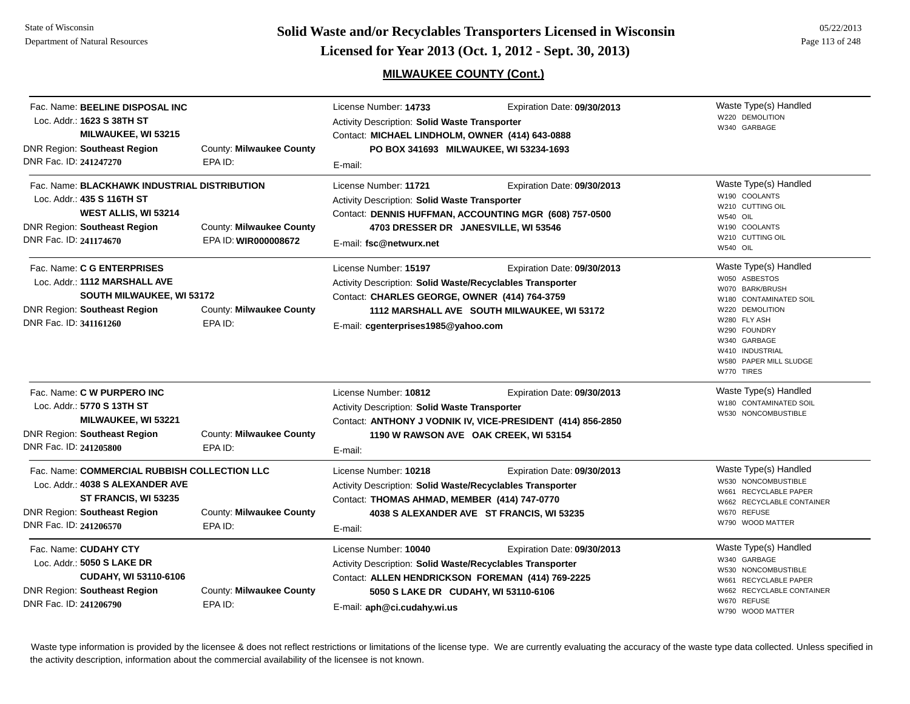# Solid Waste and/or Recyclables Transporters Licensed in Wisconsin

## Licensed for Year 2013 (Oct. 1, 2012 - Sept. 30, 2013)

### MILWAUKEE COUNTY (Cont.)

---

Fac. Name: **BEELINE DISPOSAL INC**
Loc. Addr.: **1623 S 38TH ST**
**MILWAUKEE, WI 53215**
DNR Region: **Southeast Region** County: **Milwaukee County**
DNR Fac. ID: **241247270** EPA ID:

License Number: **14733** Expiration Date: **09/30/2013**
Activity Description: **Solid Waste Transporter**
Contact: **MICHAEL LINDHOLM, OWNER (414) 643-0888**
**PO BOX 341693 MILWAUKEE, WI 53234-1693**
E-mail:

Waste Type(s) Handled
- W220 DEMOLITION
- W340 GARBAGE

---

Fac. Name: **BLACKHAWK INDUSTRIAL DISTRIBUTION**
Loc. Addr.: **435 S 116TH ST**
**WEST ALLIS, WI 53214**
DNR Region: **Southeast Region** County: **Milwaukee County**
DNR Fac. ID: **241174670** EPA ID: **WIR000008672**

License Number: **11721** Expiration Date: **09/30/2013**
Activity Description: **Solid Waste Transporter**
Contact: **DENNIS HUFFMAN, ACCOUNTING MGR (608) 757-0500**
**4703 DRESSER DR JANESVILLE, WI 53546**
E-mail: **fsc@netwurx.net**

Waste Type(s) Handled
- W190 COOLANTS
- W210 CUTTING OIL
- W540 OIL
- W190 COOLANTS
- W210 CUTTING OIL
- W540 OIL

---

Fac. Name: **C G ENTERPRISES**
Loc. Addr.: **1112 MARSHALL AVE**
**SOUTH MILWAUKEE, WI 53172**
DNR Region: **Southeast Region** County: **Milwaukee County**
DNR Fac. ID: **341161260** EPA ID:

License Number: **15197** Expiration Date: **09/30/2013**
Activity Description: **Solid Waste/Recyclables Transporter**
Contact: **CHARLES GEORGE, OWNER (414) 764-3759**
**1112 MARSHALL AVE SOUTH MILWAUKEE, WI 53172**
E-mail: **cgenterprises1985@yahoo.com**

Waste Type(s) Handled
- W050 ASBESTOS
- W070 BARK/BRUSH
- W180 CONTAMINATED SOIL
- W220 DEMOLITION
- W280 FLY ASH
- W290 FOUNDRY
- W340 GARBAGE
- W410 INDUSTRIAL
- W580 PAPER MILL SLUDGE
- W770 TIRES

---

Fac. Name: **C W PURPERO INC**
Loc. Addr.: **5770 S 13TH ST**
**MILWAUKEE, WI 53221**
DNR Region: **Southeast Region** County: **Milwaukee County**
DNR Fac. ID: **241205800** EPA ID:

License Number: **10812** Expiration Date: **09/30/2013**
Activity Description: **Solid Waste Transporter**
Contact: **ANTHONY J VODNIK IV, VICE-PRESIDENT (414) 856-2850**
**1190 W RAWSON AVE OAK CREEK, WI 53154**
E-mail:

Waste Type(s) Handled
- W180 CONTAMINATED SOIL
- W530 NONCOMBUSTIBLE

---

Fac. Name: **COMMERCIAL RUBBISH COLLECTION LLC**
Loc. Addr.: **4038 S ALEXANDER AVE**
**ST FRANCIS, WI 53235**
DNR Region: **Southeast Region** County: **Milwaukee County**
DNR Fac. ID: **241206570** EPA ID:

License Number: **10218** Expiration Date: **09/30/2013**
Activity Description: **Solid Waste/Recyclables Transporter**
Contact: **THOMAS AHMAD, MEMBER (414) 747-0770**
**4038 S ALEXANDER AVE ST FRANCIS, WI 53235**
E-mail:

Waste Type(s) Handled
- W530 NONCOMBUSTIBLE
- W661 RECYCLABLE PAPER
- W662 RECYCLABLE CONTAINER
- W670 REFUSE
- W790 WOOD MATTER

---

Fac. Name: **CUDAHY CTY**
Loc. Addr.: **5050 S LAKE DR**
**CUDAHY, WI 53110-6106**
DNR Region: **Southeast Region** County: **Milwaukee County**
DNR Fac. ID: **241206790** EPA ID:

License Number: **10040** Expiration Date: **09/30/2013**
Activity Description: **Solid Waste/Recyclables Transporter**
Contact: **ALLEN HENDRICKSON FOREMAN (414) 769-2225**
**5050 S LAKE DR CUDAHY, WI 53110-6106**
E-mail: **aph@ci.cudahy.wi.us**

Waste Type(s) Handled
- W340 GARBAGE
- W530 NONCOMBUSTIBLE
- W661 RECYCLABLE PAPER
- W662 RECYCLABLE CONTAINER
- W670 REFUSE
- W790 WOOD MATTER

---

Waste type information is provided by the licensee & does not reflect restrictions or limitations of the license type. We are currently evaluating the accuracy of the waste type data collected. Unless specified in the activity description, information about the commercial availability of the licensee is not known.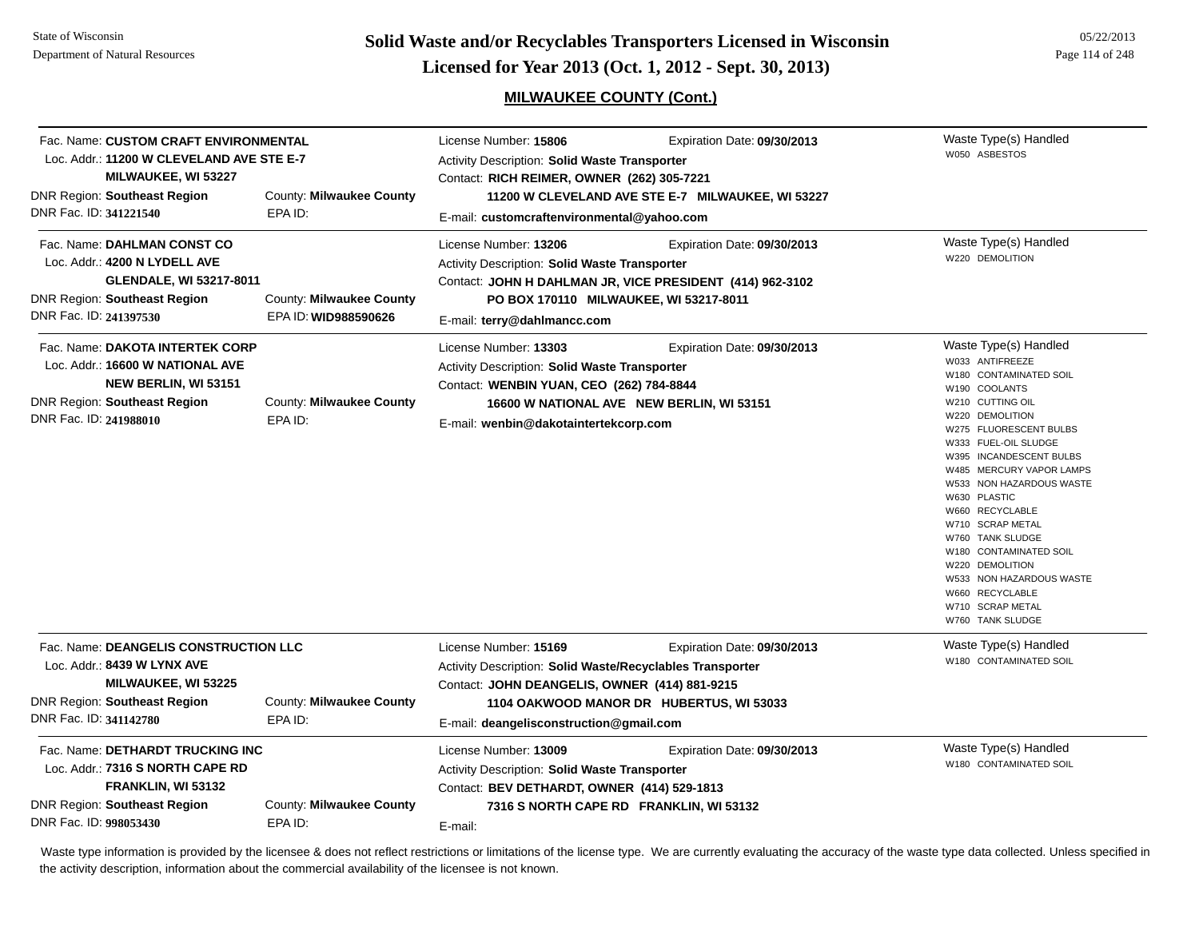## MILWAUKEE COUNTY (Cont.)

**Fac. Name:** CUSTOM CRAFT ENVIRONMENTAL
**Loc. Addr.:** 11200 W CLEVELAND AVE STE E-7
MILWAUKEE, WI 53227
**DNR Region:** Southeast Region | **County:** Milwaukee County
**DNR Fac. ID:** 341221540 | **EPA ID:**

License Number: 15806 | Expiration Date: 09/30/2013
Activity Description: Solid Waste Transporter
Contact: RICH REIMER, OWNER (262) 305-7221
11200 W CLEVELAND AVE STE E-7 MILWAUKEE, WI 53227
E-mail: customcraftenvironmental@yahoo.com

Waste Type(s) Handled:
- W050 ASBESTOS

---

**Fac. Name:** DAHLMAN CONST CO
**Loc. Addr.:** 4200 N LYDELL AVE
GLENDALE, WI 53217-8011
**DNR Region:** Southeast Region | **County:** Milwaukee County
**DNR Fac. ID:** 241397530 | **EPA ID:** WID988590626

License Number: 13206 | Expiration Date: 09/30/2013
Activity Description: Solid Waste Transporter
Contact: JOHN H DAHLMAN JR, VICE PRESIDENT (414) 962-3102
PO BOX 170110 MILWAUKEE, WI 53217-8011
E-mail: terry@dahlmancc.com

Waste Type(s) Handled:
- W220 DEMOLITION

---

**Fac. Name:** DAKOTA INTERTEK CORP
**Loc. Addr.:** 16600 W NATIONAL AVE
NEW BERLIN, WI 53151
**DNR Region:** Southeast Region | **County:** Milwaukee County
**DNR Fac. ID:** 241988010 | **EPA ID:**

License Number: 13303 | Expiration Date: 09/30/2013
Activity Description: Solid Waste Transporter
Contact: WENBIN YUAN, CEO (262) 784-8844
16600 W NATIONAL AVE NEW BERLIN, WI 53151
E-mail: wenbin@dakotaintertekcorp.com

Waste Type(s) Handled:
- W033 ANTIFREEZE
- W180 CONTAMINATED SOIL
- W190 COOLANTS
- W210 CUTTING OIL
- W220 DEMOLITION
- W275 FLUORESCENT BULBS
- W333 FUEL-OIL SLUDGE
- W395 INCANDESCENT BULBS
- W485 MERCURY VAPOR LAMPS
- W533 NON HAZARDOUS WASTE
- W630 PLASTIC
- W660 RECYCLABLE
- W710 SCRAP METAL
- W760 TANK SLUDGE
- W180 CONTAMINATED SOIL
- W220 DEMOLITION
- W533 NON HAZARDOUS WASTE
- W660 RECYCLABLE
- W710 SCRAP METAL
- W760 TANK SLUDGE

---

**Fac. Name:** DEANGELIS CONSTRUCTION LLC
**Loc. Addr.:** 8439 W LYNX AVE
MILWAUKEE, WI 53225
**DNR Region:** Southeast Region | **County:** Milwaukee County
**DNR Fac. ID:** 341142780 | **EPA ID:**

License Number: 15169 | Expiration Date: 09/30/2013
Activity Description: Solid Waste/Recyclables Transporter
Contact: JOHN DEANGELIS, OWNER (414) 881-9215
1104 OAKWOOD MANOR DR HUBERTUS, WI 53033
E-mail: deangelisconstruction@gmail.com

Waste Type(s) Handled:
- W180 CONTAMINATED SOIL

---

**Fac. Name:** DETHARDT TRUCKING INC
**Loc. Addr.:** 7316 S NORTH CAPE RD
FRANKLIN, WI 53132
**DNR Region:** Southeast Region | **County:** Milwaukee County
**DNR Fac. ID:** 998053430 | **EPA ID:**

License Number: 13009 | Expiration Date: 09/30/2013
Activity Description: Solid Waste Transporter
Contact: BEV DETHARDT, OWNER (414) 529-1813
7316 S NORTH CAPE RD FRANKLIN, WI 53132
E-mail:

Waste Type(s) Handled:
- W180 CONTAMINATED SOIL

---

Waste type information is provided by the licensee & does not reflect restrictions or limitations of the license type. We are currently evaluating the accuracy of the waste type data collected. Unless specified in the activity description, information about the commercial availability of the licensee is not known.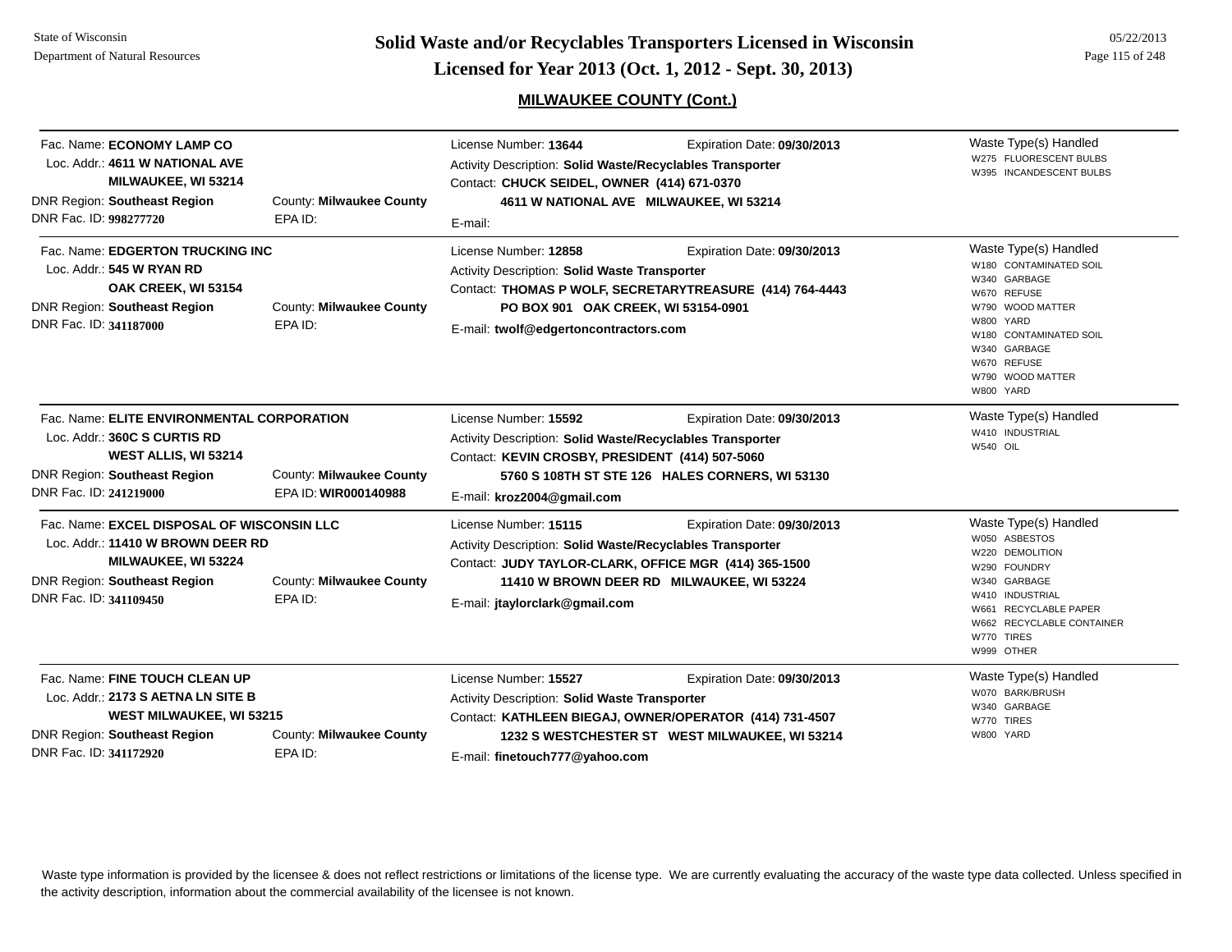## MILWAUKEE COUNTY (Cont.)

Fac. Name: **ECONOMY LAMP CO**
Loc. Addr.: **4611 W NATIONAL AVE**
**MILWAUKEE, WI 53214**
DNR Region: **Southeast Region** County: **Milwaukee County**
DNR Fac. ID: **998277720** EPA ID:

License Number: **13644** Expiration Date: **09/30/2013**
Activity Description: **Solid Waste/Recyclables Transporter**
Contact: **CHUCK SEIDEL, OWNER (414) 671-0370**
**4611 W NATIONAL AVE MILWAUKEE, WI 53214**
E-mail:

Waste Type(s) Handled
- W275 FLUORESCENT BULBS
- W395 INCANDESCENT BULBS

---

Fac. Name: **EDGERTON TRUCKING INC**
Loc. Addr.: **545 W RYAN RD**
**OAK CREEK, WI 53154**
DNR Region: **Southeast Region** County: **Milwaukee County**
DNR Fac. ID: **341187000** EPA ID:

License Number: **12858** Expiration Date: **09/30/2013**
Activity Description: **Solid Waste Transporter**
Contact: **THOMAS P WOLF, SECRETARYTREASURE (414) 764-4443**
**PO BOX 901 OAK CREEK, WI 53154-0901**
E-mail: **twolf@edgertoncontractors.com**

Waste Type(s) Handled
- W180 CONTAMINATED SOIL
- W340 GARBAGE
- W670 REFUSE
- W790 WOOD MATTER
- W800 YARD
- W180 CONTAMINATED SOIL
- W340 GARBAGE
- W670 REFUSE
- W790 WOOD MATTER
- W800 YARD

---

Fac. Name: **ELITE ENVIRONMENTAL CORPORATION**
Loc. Addr.: **360C S CURTIS RD**
**WEST ALLIS, WI 53214**
DNR Region: **Southeast Region** County: **Milwaukee County**
DNR Fac. ID: **241219000** EPA ID: **WIR000140988**

License Number: **15592** Expiration Date: **09/30/2013**
Activity Description: **Solid Waste/Recyclables Transporter**
Contact: **KEVIN CROSBY, PRESIDENT (414) 507-5060**
**5760 S 108TH ST STE 126 HALES CORNERS, WI 53130**
E-mail: **kroz2004@gmail.com**

Waste Type(s) Handled
- W410 INDUSTRIAL
- W540 OIL

---

Fac. Name: **EXCEL DISPOSAL OF WISCONSIN LLC**
Loc. Addr.: **11410 W BROWN DEER RD**
**MILWAUKEE, WI 53224**
DNR Region: **Southeast Region** County: **Milwaukee County**
DNR Fac. ID: **341109450** EPA ID:

License Number: **15115** Expiration Date: **09/30/2013**
Activity Description: **Solid Waste/Recyclables Transporter**
Contact: **JUDY TAYLOR-CLARK, OFFICE MGR (414) 365-1500**
**11410 W BROWN DEER RD MILWAUKEE, WI 53224**
E-mail: **jtaylorclark@gmail.com**

Waste Type(s) Handled
- W050 ASBESTOS
- W220 DEMOLITION
- W290 FOUNDRY
- W340 GARBAGE
- W410 INDUSTRIAL
- W661 RECYCLABLE PAPER
- W662 RECYCLABLE CONTAINER
- W770 TIRES
- W999 OTHER

---

Fac. Name: **FINE TOUCH CLEAN UP**
Loc. Addr.: **2173 S AETNA LN SITE B**
**WEST MILWAUKEE, WI 53215**
DNR Region: **Southeast Region** County: **Milwaukee County**
DNR Fac. ID: **341172920** EPA ID:

License Number: **15527** Expiration Date: **09/30/2013**
Activity Description: **Solid Waste Transporter**
Contact: **KATHLEEN BIEGAJ, OWNER/OPERATOR (414) 731-4507**
**1232 S WESTCHESTER ST WEST MILWAUKEE, WI 53214**
E-mail: **finetouch777@yahoo.com**

Waste Type(s) Handled
- W070 BARK/BRUSH
- W340 GARBAGE
- W770 TIRES
- W800 YARD

---

Waste type information is provided by the licensee & does not reflect restrictions or limitations of the license type. We are currently evaluating the accuracy of the waste type data collected. Unless specified in the activity description, information about the commercial availability of the licensee is not known.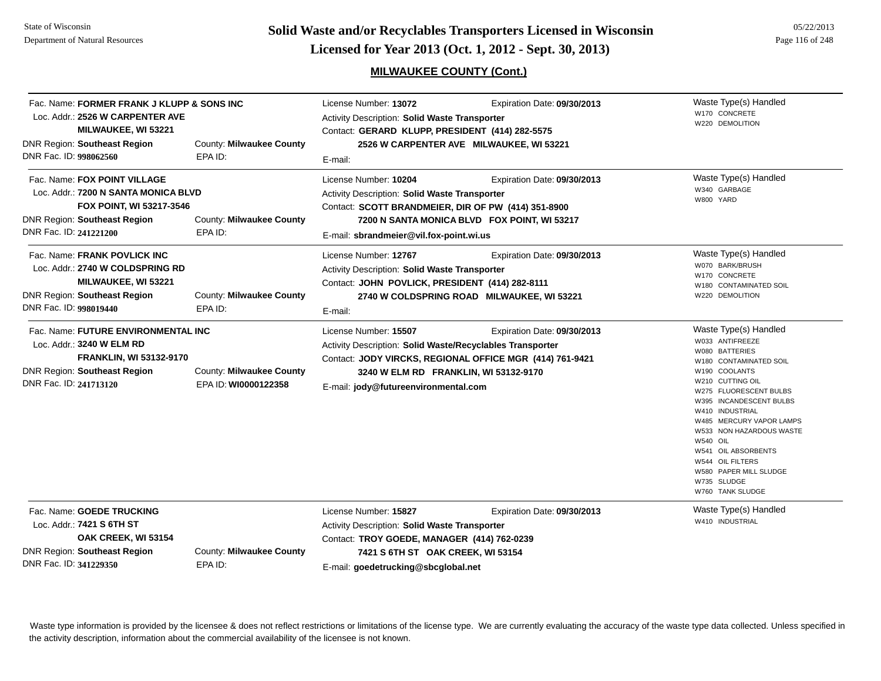## MILWAUKEE COUNTY (Cont.)

---

Fac. Name: **FORMER FRANK J KLUPP & SONS INC**
Loc. Addr.: **2526 W CARPENTER AVE**
**MILWAUKEE, WI 53221**
DNR Region: **Southeast Region** County: **Milwaukee County**
DNR Fac. ID: **998062560** EPA ID:

License Number: **13072** Expiration Date: **09/30/2013**
Activity Description: **Solid Waste Transporter**
Contact: **GERARD KLUPP, PRESIDENT (414) 282-5575**
**2526 W CARPENTER AVE MILWAUKEE, WI 53221**
E-mail:

Waste Type(s) Handled
- W170 CONCRETE
- W220 DEMOLITION

---

Fac. Name: **FOX POINT VILLAGE**
Loc. Addr.: **7200 N SANTA MONICA BLVD**
**FOX POINT, WI 53217-3546**
DNR Region: **Southeast Region** County: **Milwaukee County**
DNR Fac. ID: **241221200** EPA ID:

License Number: **10204** Expiration Date: **09/30/2013**
Activity Description: **Solid Waste Transporter**
Contact: **SCOTT BRANDMEIER, DIR OF PW (414) 351-8900**
**7200 N SANTA MONICA BLVD FOX POINT, WI 53217**
E-mail: **sbrandmeier@vil.fox-point.wi.us**

Waste Type(s) Handled
- W340 GARBAGE
- W800 YARD

---

Fac. Name: **FRANK POVLICK INC**
Loc. Addr.: **2740 W COLDSPRING RD**
**MILWAUKEE, WI 53221**
DNR Region: **Southeast Region** County: **Milwaukee County**
DNR Fac. ID: **998019440** EPA ID:

License Number: **12767** Expiration Date: **09/30/2013**
Activity Description: **Solid Waste Transporter**
Contact: **JOHN POVLICK, PRESIDENT (414) 282-8111**
**2740 W COLDSPRING ROAD MILWAUKEE, WI 53221**
E-mail:

Waste Type(s) Handled
- W070 BARK/BRUSH
- W170 CONCRETE
- W180 CONTAMINATED SOIL
- W220 DEMOLITION

---

Fac. Name: **FUTURE ENVIRONMENTAL INC**
Loc. Addr.: **3240 W ELM RD**
**FRANKLIN, WI 53132-9170**
DNR Region: **Southeast Region** County: **Milwaukee County**
DNR Fac. ID: **241713120** EPA ID: **WI0000122358**

License Number: **15507** Expiration Date: **09/30/2013**
Activity Description: **Solid Waste/Recyclables Transporter**
Contact: **JODY VIRCKS, REGIONAL OFFICE MGR (414) 761-9421**
**3240 W ELM RD FRANKLIN, WI 53132-9170**
E-mail: **jody@futureenvironmental.com**

Waste Type(s) Handled
- W033 ANTIFREEZE
- W080 BATTERIES
- W180 CONTAMINATED SOIL
- W190 COOLANTS
- W210 CUTTING OIL
- W275 FLUORESCENT BULBS
- W395 INCANDESCENT BULBS
- W410 INDUSTRIAL
- W485 MERCURY VAPOR LAMPS
- W533 NON HAZARDOUS WASTE
- W540 OIL
- W541 OIL ABSORBENTS
- W544 OIL FILTERS
- W580 PAPER MILL SLUDGE
- W735 SLUDGE
- W760 TANK SLUDGE

---

Fac. Name: **GOEDE TRUCKING**
Loc. Addr.: **7421 S 6TH ST**
**OAK CREEK, WI 53154**
DNR Region: **Southeast Region** County: **Milwaukee County**
DNR Fac. ID: **341229350** EPA ID:

License Number: **15827** Expiration Date: **09/30/2013**
Activity Description: **Solid Waste Transporter**
Contact: **TROY GOEDE, MANAGER (414) 762-0239**
**7421 S 6TH ST OAK CREEK, WI 53154**
E-mail: **goedetrucking@sbcglobal.net**

Waste Type(s) Handled
- W410 INDUSTRIAL

---

Waste type information is provided by the licensee & does not reflect restrictions or limitations of the license type. We are currently evaluating the accuracy of the waste type data collected. Unless specified in the activity description, information about the commercial availability of the licensee is not known.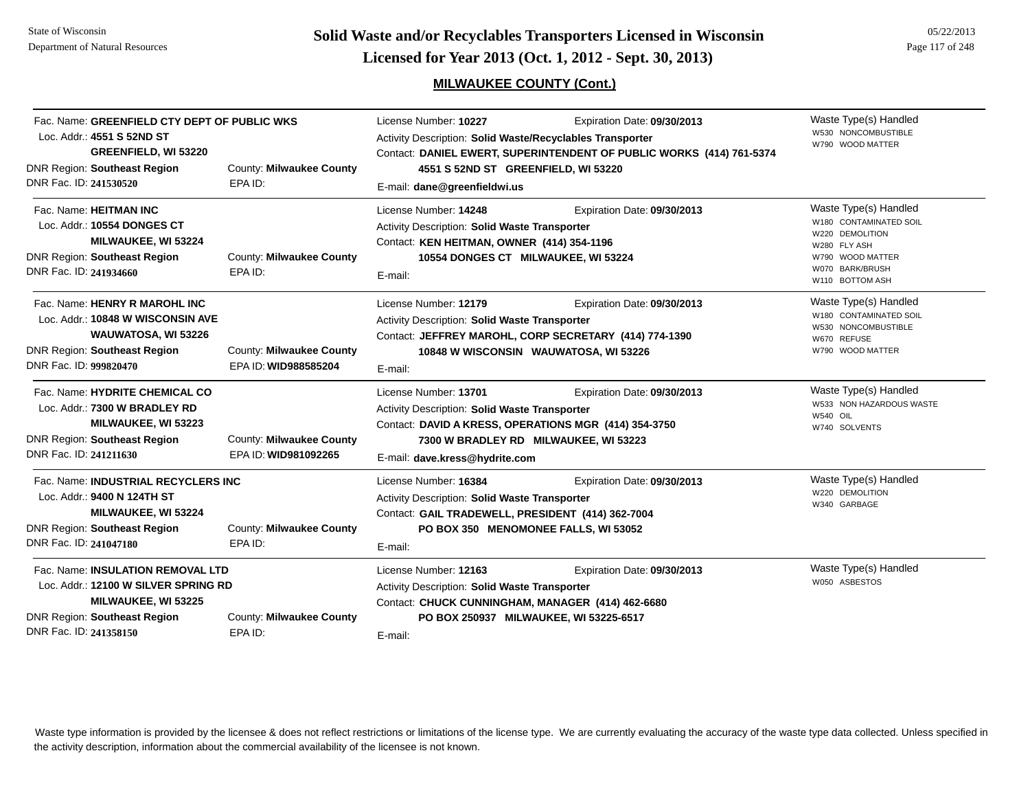## MILWAUKEE COUNTY (Cont.)

Fac. Name: **GREENFIELD CTY DEPT OF PUBLIC WKS**
Loc. Addr.: **4551 S 52ND ST**
**GREENFIELD, WI 53220**
DNR Region: **Southeast Region** County: **Milwaukee County**
DNR Fac. ID: **241530520** EPA ID:

License Number: **10227** Expiration Date: **09/30/2013**
Activity Description: **Solid Waste/Recyclables Transporter**
Contact: **DANIEL EWERT, SUPERINTENDENT OF PUBLIC WORKS (414) 761-5374**
**4551 S 52ND ST GREENFIELD, WI 53220**
E-mail: **dane@greenfieldwi.us**

Waste Type(s) Handled
- W530 NONCOMBUSTIBLE
- W790 WOOD MATTER

---

Fac. Name: **HEITMAN INC**
Loc. Addr.: **10554 DONGES CT**
**MILWAUKEE, WI 53224**
DNR Region: **Southeast Region** County: **Milwaukee County**
DNR Fac. ID: **241934660** EPA ID:

License Number: **14248** Expiration Date: **09/30/2013**
Activity Description: **Solid Waste Transporter**
Contact: **KEN HEITMAN, OWNER (414) 354-1196**
**10554 DONGES CT MILWAUKEE, WI 53224**
E-mail:

Waste Type(s) Handled
- W180 CONTAMINATED SOIL
- W220 DEMOLITION
- W280 FLY ASH
- W790 WOOD MATTER
- W070 BARK/BRUSH
- W110 BOTTOM ASH

---

Fac. Name: **HENRY R MAROHL INC**
Loc. Addr.: **10848 W WISCONSIN AVE**
**WAUWATOSA, WI 53226**
DNR Region: **Southeast Region** County: **Milwaukee County**
DNR Fac. ID: **999820470** EPA ID: **WID988585204**

License Number: **12179** Expiration Date: **09/30/2013**
Activity Description: **Solid Waste Transporter**
Contact: **JEFFREY MAROHL, CORP SECRETARY (414) 774-1390**
**10848 W WISCONSIN WAUWATOSA, WI 53226**
E-mail:

Waste Type(s) Handled
- W180 CONTAMINATED SOIL
- W530 NONCOMBUSTIBLE
- W670 REFUSE
- W790 WOOD MATTER

---

Fac. Name: **HYDRITE CHEMICAL CO**
Loc. Addr.: **7300 W BRADLEY RD**
**MILWAUKEE, WI 53223**
DNR Region: **Southeast Region** County: **Milwaukee County**
DNR Fac. ID: **241211630** EPA ID: **WID981092265**

License Number: **13701** Expiration Date: **09/30/2013**
Activity Description: **Solid Waste Transporter**
Contact: **DAVID A KRESS, OPERATIONS MGR (414) 354-3750**
**7300 W BRADLEY RD MILWAUKEE, WI 53223**
E-mail: **dave.kress@hydrite.com**

Waste Type(s) Handled
- W533 NON HAZARDOUS WASTE
- W540 OIL
- W740 SOLVENTS

---

Fac. Name: **INDUSTRIAL RECYCLERS INC**
Loc. Addr.: **9400 N 124TH ST**
**MILWAUKEE, WI 53224**
DNR Region: **Southeast Region** County: **Milwaukee County**
DNR Fac. ID: **241047180** EPA ID:

License Number: **16384** Expiration Date: **09/30/2013**
Activity Description: **Solid Waste Transporter**
Contact: **GAIL TRADEWELL, PRESIDENT (414) 362-7004**
**PO BOX 350 MENOMONEE FALLS, WI 53052**
E-mail:

Waste Type(s) Handled
- W220 DEMOLITION
- W340 GARBAGE

---

Fac. Name: **INSULATION REMOVAL LTD**
Loc. Addr.: **12100 W SILVER SPRING RD**
**MILWAUKEE, WI 53225**
DNR Region: **Southeast Region** County: **Milwaukee County**
DNR Fac. ID: **241358150** EPA ID:

License Number: **12163** Expiration Date: **09/30/2013**
Activity Description: **Solid Waste Transporter**
Contact: **CHUCK CUNNINGHAM, MANAGER (414) 462-6680**
**PO BOX 250937 MILWAUKEE, WI 53225-6517**
E-mail:

Waste Type(s) Handled
- W050 ASBESTOS

---

Waste type information is provided by the licensee & does not reflect restrictions or limitations of the license type. We are currently evaluating the accuracy of the waste type data collected. Unless specified in the activity description, information about the commercial availability of the licensee is not known.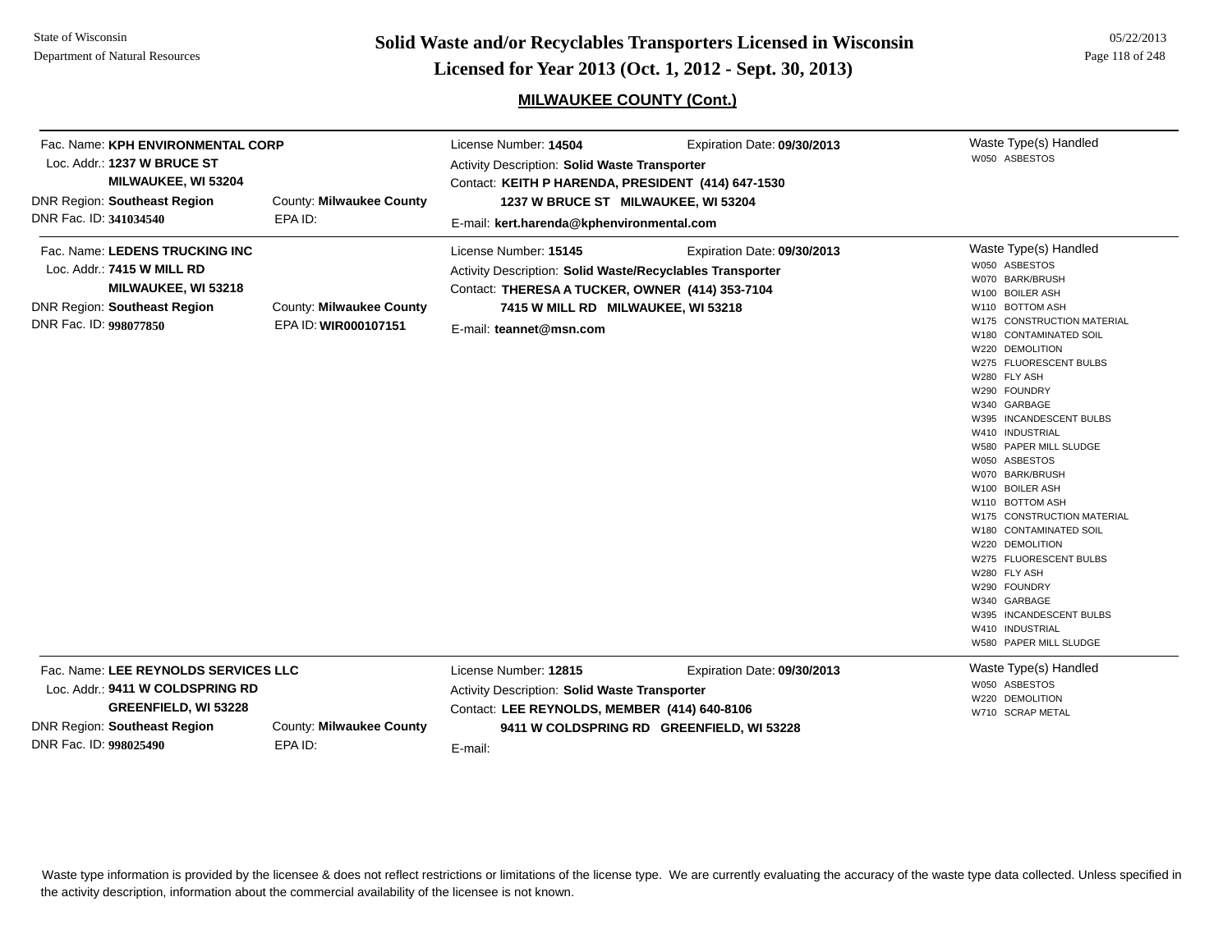## MILWAUKEE COUNTY (Cont.)

**Fac. Name:** KPH ENVIRONMENTAL CORP
**Loc. Addr.:** 1237 W BRUCE ST
MILWAUKEE, WI 53204
**DNR Region:** Southeast Region
**County:** Milwaukee County
**DNR Fac. ID:** 341034540
**EPA ID:**

**License Number:** 14504
**Expiration Date:** 09/30/2013
**Activity Description:** Solid Waste Transporter
**Contact:** KEITH P HARENDA, PRESIDENT (414) 647-1530
1237 W BRUCE ST MILWAUKEE, WI 53204
**E-mail:** kert.harenda@kphenvironmental.com

**Waste Type(s) Handled**
- W050 ASBESTOS

---

**Fac. Name:** LEDENS TRUCKING INC
**Loc. Addr.:** 7415 W MILL RD
MILWAUKEE, WI 53218
**DNR Region:** Southeast Region
**County:** Milwaukee County
**DNR Fac. ID:** 998077850
**EPA ID:** WIR000107151

**License Number:** 15145
**Expiration Date:** 09/30/2013
**Activity Description:** Solid Waste/Recyclables Transporter
**Contact:** THERESA A TUCKER, OWNER (414) 353-7104
7415 W MILL RD MILWAUKEE, WI 53218
**E-mail:** teannet@msn.com

**Waste Type(s) Handled**
- W050 ASBESTOS
- W070 BARK/BRUSH
- W100 BOILER ASH
- W110 BOTTOM ASH
- W175 CONSTRUCTION MATERIAL
- W180 CONTAMINATED SOIL
- W220 DEMOLITION
- W275 FLUORESCENT BULBS
- W280 FLY ASH
- W290 FOUNDRY
- W340 GARBAGE
- W395 INCANDESCENT BULBS
- W410 INDUSTRIAL
- W580 PAPER MILL SLUDGE
- W050 ASBESTOS
- W070 BARK/BRUSH
- W100 BOILER ASH
- W110 BOTTOM ASH
- W175 CONSTRUCTION MATERIAL
- W180 CONTAMINATED SOIL
- W220 DEMOLITION
- W275 FLUORESCENT BULBS
- W280 FLY ASH
- W290 FOUNDRY
- W340 GARBAGE
- W395 INCANDESCENT BULBS
- W410 INDUSTRIAL
- W580 PAPER MILL SLUDGE

---

**Fac. Name:** LEE REYNOLDS SERVICES LLC
**Loc. Addr.:** 9411 W COLDSPRING RD
GREENFIELD, WI 53228
**DNR Region:** Southeast Region
**County:** Milwaukee County
**DNR Fac. ID:** 998025490
**EPA ID:**

**License Number:** 12815
**Expiration Date:** 09/30/2013
**Activity Description:** Solid Waste Transporter
**Contact:** LEE REYNOLDS, MEMBER (414) 640-8106
9411 W COLDSPRING RD GREENFIELD, WI 53228
**E-mail:**

**Waste Type(s) Handled**
- W050 ASBESTOS
- W220 DEMOLITION
- W710 SCRAP METAL

---

Waste type information is provided by the licensee & does not reflect restrictions or limitations of the license type. We are currently evaluating the accuracy of the waste type data collected. Unless specified in the activity description, information about the commercial availability of the licensee is not known.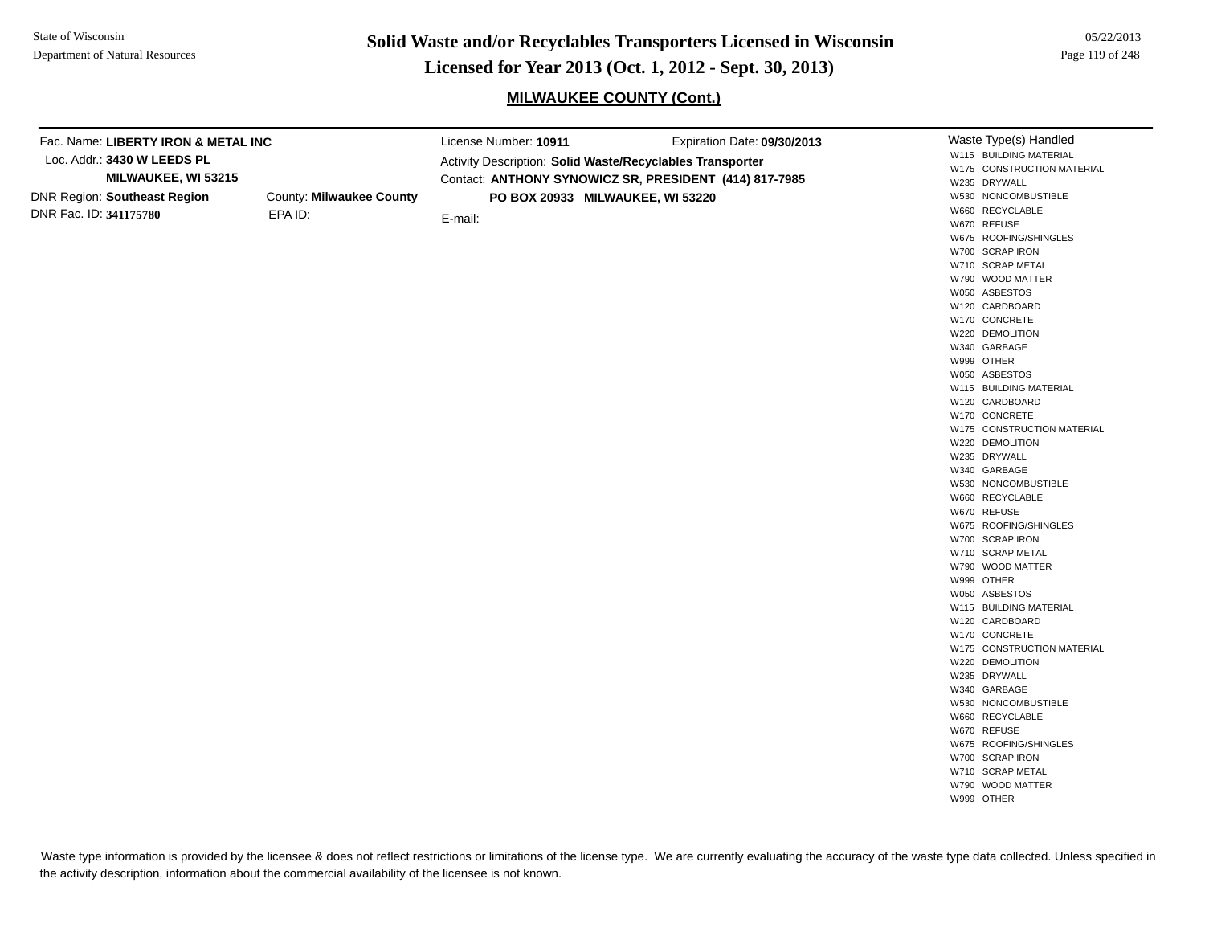## Solid Waste and/or Recyclables Transporters Licensed in Wisconsin

## Licensed for Year 2013 (Oct. 1, 2012 - Sept. 30, 2013)

### MILWAUKEE COUNTY (Cont.)

Fac. Name: **LIBERTY IRON & METAL INC**
Loc. Addr.: **3430 W LEEDS PL**
**MILWAUKEE, WI 53215**
DNR Region: **Southeast Region**
County: **Milwaukee County**
DNR Fac. ID: **341175780**
EPA ID:

License Number: **10911**
Expiration Date: **09/30/2013**
Activity Description: **Solid Waste/Recyclables Transporter**
Contact: **ANTHONY SYNOWICZ SR, PRESIDENT (414) 817-7985**
**PO BOX 20933 MILWAUKEE, WI 53220**
E-mail:

Waste Type(s) Handled
- W115 BUILDING MATERIAL
- W175 CONSTRUCTION MATERIAL
- W235 DRYWALL
- W530 NONCOMBUSTIBLE
- W660 RECYCLABLE
- W670 REFUSE
- W675 ROOFING/SHINGLES
- W700 SCRAP IRON
- W710 SCRAP METAL
- W790 WOOD MATTER
- W050 ASBESTOS
- W120 CARDBOARD
- W170 CONCRETE
- W220 DEMOLITION
- W340 GARBAGE
- W999 OTHER
- W050 ASBESTOS
- W115 BUILDING MATERIAL
- W120 CARDBOARD
- W170 CONCRETE
- W175 CONSTRUCTION MATERIAL
- W220 DEMOLITION
- W235 DRYWALL
- W340 GARBAGE
- W530 NONCOMBUSTIBLE
- W660 RECYCLABLE
- W670 REFUSE
- W675 ROOFING/SHINGLES
- W700 SCRAP IRON
- W710 SCRAP METAL
- W790 WOOD MATTER
- W999 OTHER
- W050 ASBESTOS
- W115 BUILDING MATERIAL
- W120 CARDBOARD
- W170 CONCRETE
- W175 CONSTRUCTION MATERIAL
- W220 DEMOLITION
- W235 DRYWALL
- W340 GARBAGE
- W530 NONCOMBUSTIBLE
- W660 RECYCLABLE
- W670 REFUSE
- W675 ROOFING/SHINGLES
- W700 SCRAP IRON
- W710 SCRAP METAL
- W790 WOOD MATTER
- W999 OTHER

Waste type information is provided by the licensee & does not reflect restrictions or limitations of the license type. We are currently evaluating the accuracy of the waste type data collected. Unless specified in the activity description, information about the commercial availability of the licensee is not known.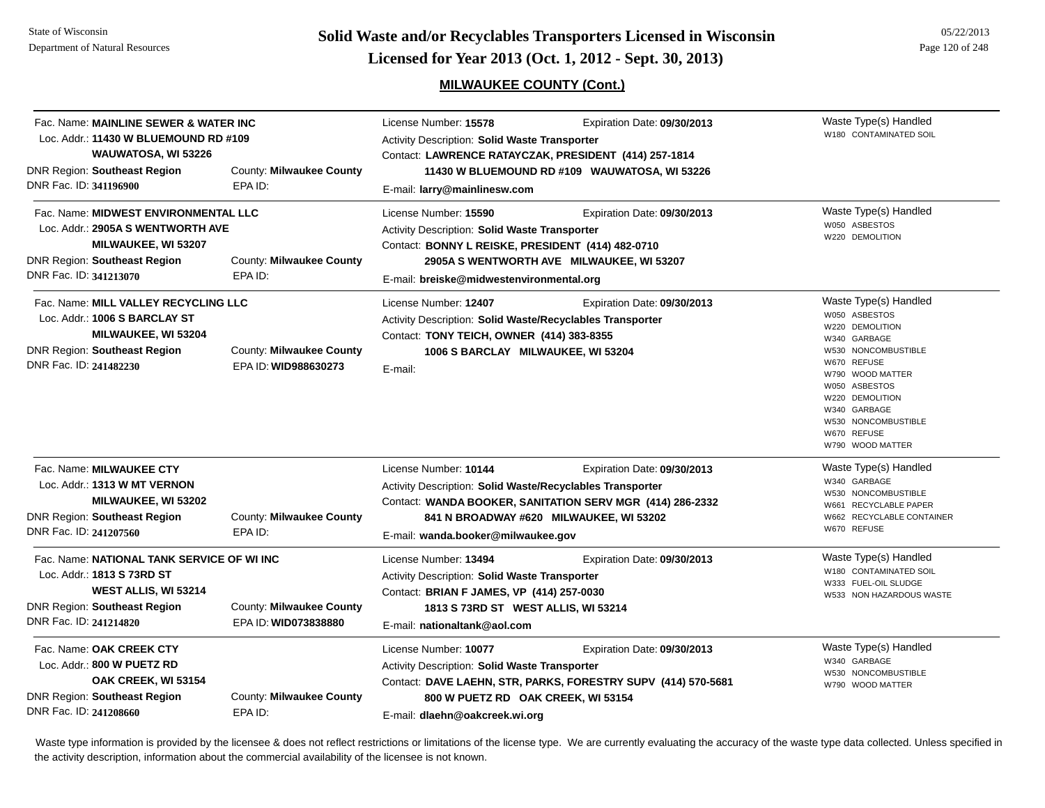## MILWAUKEE COUNTY (Cont.)

Fac. Name: **MAINLINE SEWER & WATER INC**
Loc. Addr.: **11430 W BLUEMOUND RD #109**
**WAUWATOSA, WI 53226**
DNR Region: **Southeast Region** County: **Milwaukee County**
DNR Fac. ID: **341196900** EPA ID:

License Number: **15578** Expiration Date: **09/30/2013**
Activity Description: **Solid Waste Transporter**
Contact: **LAWRENCE RATAYCZAK, PRESIDENT (414) 257-1814**
**11430 W BLUEMOUND RD #109 WAUWATOSA, WI 53226**
E-mail: **larry@mainlinesw.com**

Waste Type(s) Handled
- W180 CONTAMINATED SOIL

---

Fac. Name: **MIDWEST ENVIRONMENTAL LLC**
Loc. Addr.: **2905A S WENTWORTH AVE**
**MILWAUKEE, WI 53207**
DNR Region: **Southeast Region** County: **Milwaukee County**
DNR Fac. ID: **341213070** EPA ID:

License Number: **15590** Expiration Date: **09/30/2013**
Activity Description: **Solid Waste Transporter**
Contact: **BONNY L REISKE, PRESIDENT (414) 482-0710**
**2905A S WENTWORTH AVE MILWAUKEE, WI 53207**
E-mail: **breiske@midwestenvironmental.org**

Waste Type(s) Handled
- W050 ASBESTOS
- W220 DEMOLITION

---

Fac. Name: **MILL VALLEY RECYCLING LLC**
Loc. Addr.: **1006 S BARCLAY ST**
**MILWAUKEE, WI 53204**
DNR Region: **Southeast Region** County: **Milwaukee County**
DNR Fac. ID: **241482230** EPA ID: **WID988630273**

License Number: **12407** Expiration Date: **09/30/2013**
Activity Description: **Solid Waste/Recyclables Transporter**
Contact: **TONY TEICH, OWNER (414) 383-8355**
**1006 S BARCLAY MILWAUKEE, WI 53204**
E-mail:

Waste Type(s) Handled
- W050 ASBESTOS
- W220 DEMOLITION
- W340 GARBAGE
- W530 NONCOMBUSTIBLE
- W670 REFUSE
- W790 WOOD MATTER
- W050 ASBESTOS
- W220 DEMOLITION
- W340 GARBAGE
- W530 NONCOMBUSTIBLE
- W670 REFUSE
- W790 WOOD MATTER

---

Fac. Name: **MILWAUKEE CTY**
Loc. Addr.: **1313 W MT VERNON**
**MILWAUKEE, WI 53202**
DNR Region: **Southeast Region** County: **Milwaukee County**
DNR Fac. ID: **241207560** EPA ID:

License Number: **10144** Expiration Date: **09/30/2013**
Activity Description: **Solid Waste/Recyclables Transporter**
Contact: **WANDA BOOKER, SANITATION SERV MGR (414) 286-2332**
**841 N BROADWAY #620 MILWAUKEE, WI 53202**
E-mail: **wanda.booker@milwaukee.gov**

Waste Type(s) Handled
- W340 GARBAGE
- W530 NONCOMBUSTIBLE
- W661 RECYCLABLE PAPER
- W662 RECYCLABLE CONTAINER
- W670 REFUSE

---

Fac. Name: **NATIONAL TANK SERVICE OF WI INC**
Loc. Addr.: **1813 S 73RD ST**
**WEST ALLIS, WI 53214**
DNR Region: **Southeast Region** County: **Milwaukee County**
DNR Fac. ID: **241214820** EPA ID: **WID073838880**

License Number: **13494** Expiration Date: **09/30/2013**
Activity Description: **Solid Waste Transporter**
Contact: **BRIAN F JAMES, VP (414) 257-0030**
**1813 S 73RD ST WEST ALLIS, WI 53214**
E-mail: **nationaltank@aol.com**

Waste Type(s) Handled
- W180 CONTAMINATED SOIL
- W333 FUEL-OIL SLUDGE
- W533 NON HAZARDOUS WASTE

---

Fac. Name: **OAK CREEK CTY**
Loc. Addr.: **800 W PUETZ RD**
**OAK CREEK, WI 53154**
DNR Region: **Southeast Region** County: **Milwaukee County**
DNR Fac. ID: **241208660** EPA ID:

License Number: **10077** Expiration Date: **09/30/2013**
Activity Description: **Solid Waste Transporter**
Contact: **DAVE LAEHN, STR, PARKS, FORESTRY SUPV (414) 570-5681**
**800 W PUETZ RD OAK CREEK, WI 53154**
E-mail: **dlaehn@oakcreek.wi.org**

Waste Type(s) Handled
- W340 GARBAGE
- W530 NONCOMBUSTIBLE
- W790 WOOD MATTER

---

Waste type information is provided by the licensee & does not reflect restrictions or limitations of the license type. We are currently evaluating the accuracy of the waste type data collected. Unless specified in the activity description, information about the commercial availability of the licensee is not known.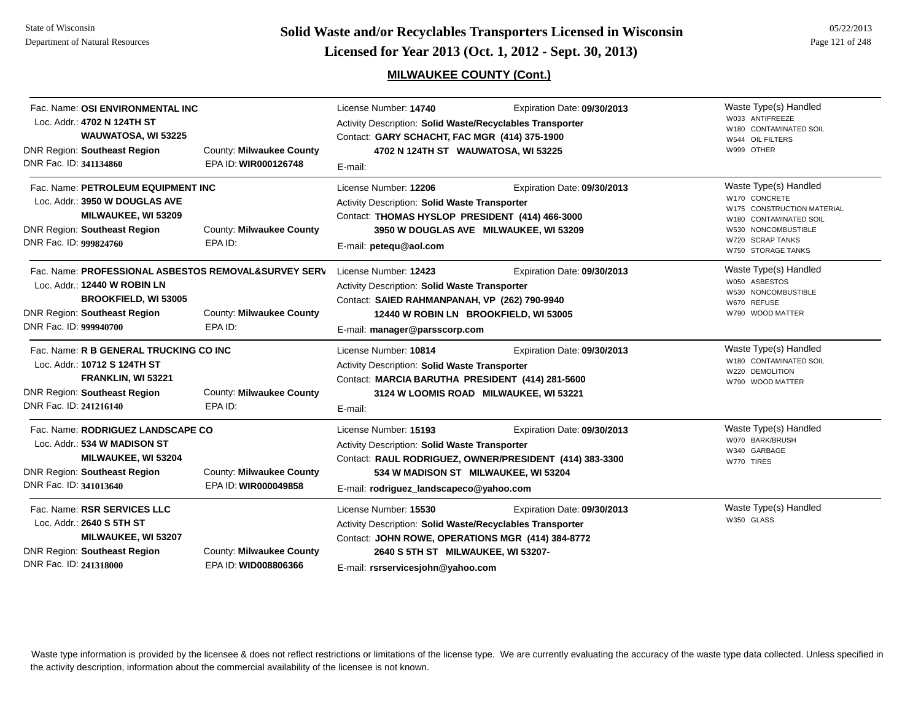## MILWAUKEE COUNTY (Cont.)

Fac. Name: **OSI ENVIRONMENTAL INC**
Loc. Addr.: **4702 N 124TH ST**
**WAUWATOSA, WI 53225**
DNR Region: **Southeast Region** County: **Milwaukee County**
DNR Fac. ID: **341134860** EPA ID: **WIR000126748**

License Number: **14740** Expiration Date: **09/30/2013**
Activity Description: **Solid Waste/Recyclables Transporter**
Contact: **GARY SCHACHT, FAC MGR (414) 375-1900**
**4702 N 124TH ST WAUWATOSA, WI 53225**
E-mail:

Waste Type(s) Handled
- W033 ANTIFREEZE
- W180 CONTAMINATED SOIL
- W544 OIL FILTERS
- W999 OTHER

---

Fac. Name: **PETROLEUM EQUIPMENT INC**
Loc. Addr.: **3950 W DOUGLAS AVE**
**MILWAUKEE, WI 53209**
DNR Region: **Southeast Region** County: **Milwaukee County**
DNR Fac. ID: **999824760** EPA ID:

License Number: **12206** Expiration Date: **09/30/2013**
Activity Description: **Solid Waste Transporter**
Contact: **THOMAS HYSLOP PRESIDENT (414) 466-3000**
**3950 W DOUGLAS AVE MILWAUKEE, WI 53209**
E-mail: **petequ@aol.com**

Waste Type(s) Handled
- W170 CONCRETE
- W175 CONSTRUCTION MATERIAL
- W180 CONTAMINATED SOIL
- W530 NONCOMBUSTIBLE
- W720 SCRAP TANKS
- W750 STORAGE TANKS

---

Fac. Name: **PROFESSIONAL ASBESTOS REMOVAL&SURVEY SERV**
Loc. Addr.: **12440 W ROBIN LN**
**BROOKFIELD, WI 53005**
DNR Region: **Southeast Region** County: **Milwaukee County**
DNR Fac. ID: **999940700** EPA ID:

License Number: **12423** Expiration Date: **09/30/2013**
Activity Description: **Solid Waste Transporter**
Contact: **SAIED RAHMANPANAH, VP (262) 790-9940**
**12440 W ROBIN LN BROOKFIELD, WI 53005**
E-mail: **manager@parsscorp.com**

Waste Type(s) Handled
- W050 ASBESTOS
- W530 NONCOMBUSTIBLE
- W670 REFUSE
- W790 WOOD MATTER

---

Fac. Name: **R B GENERAL TRUCKING CO INC**
Loc. Addr.: **10712 S 124TH ST**
**FRANKLIN, WI 53221**
DNR Region: **Southeast Region** County: **Milwaukee County**
DNR Fac. ID: **241216140** EPA ID:

License Number: **10814** Expiration Date: **09/30/2013**
Activity Description: **Solid Waste Transporter**
Contact: **MARCIA BARUTHA PRESIDENT (414) 281-5600**
**3124 W LOOMIS ROAD MILWAUKEE, WI 53221**
E-mail:

Waste Type(s) Handled
- W180 CONTAMINATED SOIL
- W220 DEMOLITION
- W790 WOOD MATTER

---

Fac. Name: **RODRIGUEZ LANDSCAPE CO**
Loc. Addr.: **534 W MADISON ST**
**MILWAUKEE, WI 53204**
DNR Region: **Southeast Region** County: **Milwaukee County**
DNR Fac. ID: **341013640** EPA ID: **WIR000049858**

License Number: **15193** Expiration Date: **09/30/2013**
Activity Description: **Solid Waste Transporter**
Contact: **RAUL RODRIGUEZ, OWNER/PRESIDENT (414) 383-3300**
**534 W MADISON ST MILWAUKEE, WI 53204**
E-mail: **rodriguez_landscapeco@yahoo.com**

Waste Type(s) Handled
- W070 BARK/BRUSH
- W340 GARBAGE
- W770 TIRES

---

Fac. Name: **RSR SERVICES LLC**
Loc. Addr.: **2640 S 5TH ST**
**MILWAUKEE, WI 53207**
DNR Region: **Southeast Region** County: **Milwaukee County**
DNR Fac. ID: **241318000** EPA ID: **WID008806366**

License Number: **15530** Expiration Date: **09/30/2013**
Activity Description: **Solid Waste/Recyclables Transporter**
Contact: **JOHN ROWE, OPERATIONS MGR (414) 384-8772**
**2640 S 5TH ST MILWAUKEE, WI 53207-**
E-mail: **rsrservicesjohn@yahoo.com**

Waste Type(s) Handled
- W350 GLASS

---

Waste type information is provided by the licensee & does not reflect restrictions or limitations of the license type. We are currently evaluating the accuracy of the waste type data collected. Unless specified in the activity description, information about the commercial availability of the licensee is not known.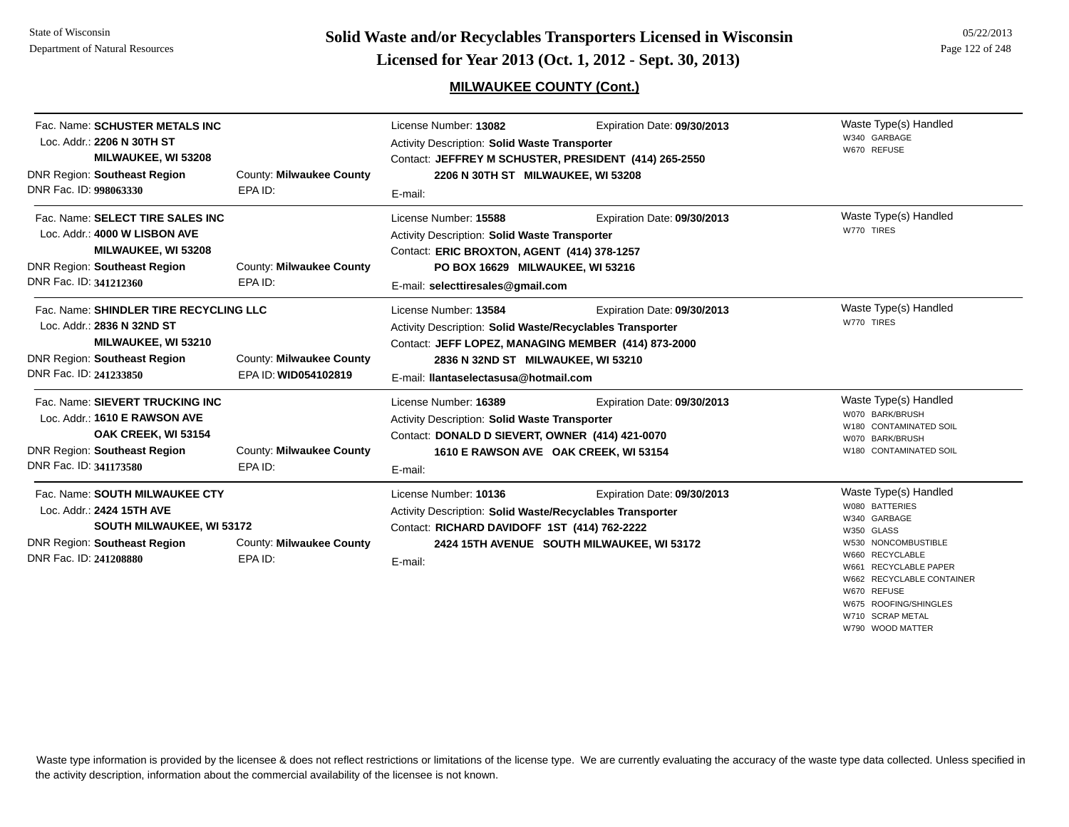State of Wisconsin
Department of Natural Resources

# Solid Waste and/or Recyclables Transporters Licensed in Wisconsin
# Licensed for Year 2013 (Oct. 1, 2012 - Sept. 30, 2013)

05/22/2013

## MILWAUKEE COUNTY (Cont.)

---

Fac. Name: **SCHUSTER METALS INC**
Loc. Addr.: **2206 N 30TH ST**
**MILWAUKEE, WI 53208**
DNR Region: **Southeast Region** — County: **Milwaukee County**
DNR Fac. ID: **998063330** — EPA ID:

License Number: **13082** — Expiration Date: **09/30/2013**
Activity Description: **Solid Waste Transporter**
Contact: **JEFFREY M SCHUSTER, PRESIDENT (414) 265-2550**
**2206 N 30TH ST MILWAUKEE, WI 53208**
E-mail:

Waste Type(s) Handled
- W340 GARBAGE
- W670 REFUSE

---

Fac. Name: **SELECT TIRE SALES INC**
Loc. Addr.: **4000 W LISBON AVE**
**MILWAUKEE, WI 53208**
DNR Region: **Southeast Region** — County: **Milwaukee County**
DNR Fac. ID: **341212360** — EPA ID:

License Number: **15588** — Expiration Date: **09/30/2013**
Activity Description: **Solid Waste Transporter**
Contact: **ERIC BROXTON, AGENT (414) 378-1257**
**PO BOX 16629 MILWAUKEE, WI 53216**
E-mail: **selecttiresales@gmail.com**

Waste Type(s) Handled
- W770 TIRES

---

Fac. Name: **SHINDLER TIRE RECYCLING LLC**
Loc. Addr.: **2836 N 32ND ST**
**MILWAUKEE, WI 53210**
DNR Region: **Southeast Region** — County: **Milwaukee County**
DNR Fac. ID: **241233850** — EPA ID: **WID054102819**

License Number: **13584** — Expiration Date: **09/30/2013**
Activity Description: **Solid Waste/Recyclables Transporter**
Contact: **JEFF LOPEZ, MANAGING MEMBER (414) 873-2000**
**2836 N 32ND ST MILWAUKEE, WI 53210**
E-mail: **llantaselectasusa@hotmail.com**

Waste Type(s) Handled
- W770 TIRES

---

Fac. Name: **SIEVERT TRUCKING INC**
Loc. Addr.: **1610 E RAWSON AVE**
**OAK CREEK, WI 53154**
DNR Region: **Southeast Region** — County: **Milwaukee County**
DNR Fac. ID: **341173580** — EPA ID:

License Number: **16389** — Expiration Date: **09/30/2013**
Activity Description: **Solid Waste Transporter**
Contact: **DONALD D SIEVERT, OWNER (414) 421-0070**
**1610 E RAWSON AVE OAK CREEK, WI 53154**
E-mail:

Waste Type(s) Handled
- W070 BARK/BRUSH
- W180 CONTAMINATED SOIL
- W070 BARK/BRUSH
- W180 CONTAMINATED SOIL

---

Fac. Name: **SOUTH MILWAUKEE CTY**
Loc. Addr.: **2424 15TH AVE**
**SOUTH MILWAUKEE, WI 53172**
DNR Region: **Southeast Region** — County: **Milwaukee County**
DNR Fac. ID: **241208880** — EPA ID:

License Number: **10136** — Expiration Date: **09/30/2013**
Activity Description: **Solid Waste/Recyclables Transporter**
Contact: **RICHARD DAVIDOFF 1ST (414) 762-2222**
**2424 15TH AVENUE SOUTH MILWAUKEE, WI 53172**
E-mail:

Waste Type(s) Handled
- W080 BATTERIES
- W340 GARBAGE
- W350 GLASS
- W530 NONCOMBUSTIBLE
- W660 RECYCLABLE
- W661 RECYCLABLE PAPER
- W662 RECYCLABLE CONTAINER
- W670 REFUSE
- W675 ROOFING/SHINGLES
- W710 SCRAP METAL
- W790 WOOD MATTER

---

Waste type information is provided by the licensee & does not reflect restrictions or limitations of the license type. We are currently evaluating the accuracy of the waste type data collected. Unless specified in the activity description, information about the commercial availability of the licensee is not known.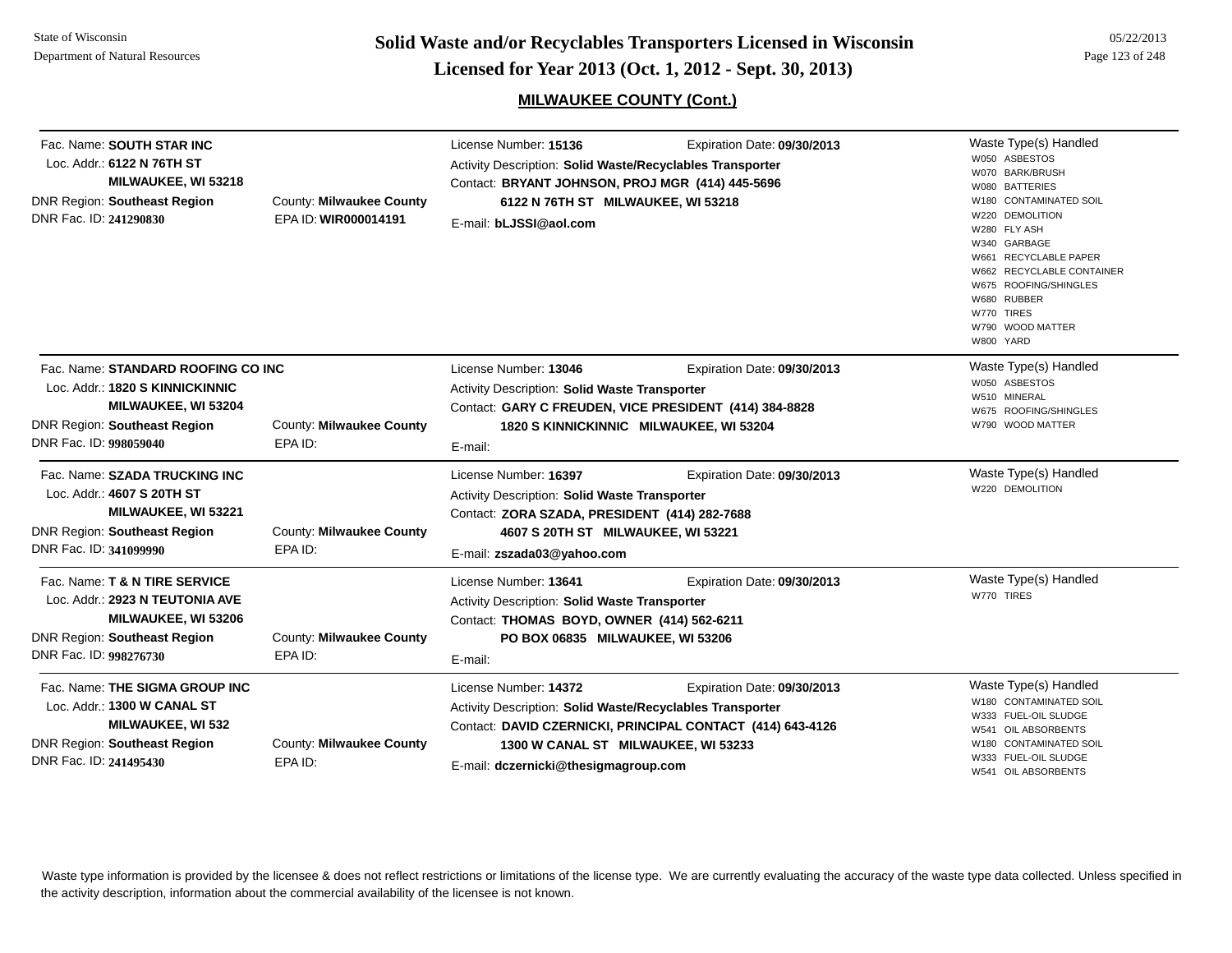## MILWAUKEE COUNTY (Cont.)

---

Fac. Name: **SOUTH STAR INC**
Loc. Addr.: **6122 N 76TH ST**
**MILWAUKEE, WI 53218**
DNR Region: **Southeast Region** — County: **Milwaukee County**
DNR Fac. ID: **241290830** — EPA ID: **WIR000014191**

License Number: **15136** — Expiration Date: **09/30/2013**
Activity Description: **Solid Waste/Recyclables Transporter**
Contact: **BRYANT JOHNSON, PROJ MGR (414) 445-5696**
**6122 N 76TH ST MILWAUKEE, WI 53218**
E-mail: **bLJSSI@aol.com**

Waste Type(s) Handled
- W050 ASBESTOS
- W070 BARK/BRUSH
- W080 BATTERIES
- W180 CONTAMINATED SOIL
- W220 DEMOLITION
- W280 FLY ASH
- W340 GARBAGE
- W661 RECYCLABLE PAPER
- W662 RECYCLABLE CONTAINER
- W675 ROOFING/SHINGLES
- W680 RUBBER
- W770 TIRES
- W790 WOOD MATTER
- W800 YARD

---

Fac. Name: **STANDARD ROOFING CO INC**
Loc. Addr.: **1820 S KINNICKINNIC**
**MILWAUKEE, WI 53204**
DNR Region: **Southeast Region** — County: **Milwaukee County**
DNR Fac. ID: **998059040** — EPA ID:

License Number: **13046** — Expiration Date: **09/30/2013**
Activity Description: **Solid Waste Transporter**
Contact: **GARY C FREUDEN, VICE PRESIDENT (414) 384-8828**
**1820 S KINNICKINNIC MILWAUKEE, WI 53204**
E-mail:

Waste Type(s) Handled
- W050 ASBESTOS
- W510 MINERAL
- W675 ROOFING/SHINGLES
- W790 WOOD MATTER

---

Fac. Name: **SZADA TRUCKING INC**
Loc. Addr.: **4607 S 20TH ST**
**MILWAUKEE, WI 53221**
DNR Region: **Southeast Region** — County: **Milwaukee County**
DNR Fac. ID: **341099990** — EPA ID:

License Number: **16397** — Expiration Date: **09/30/2013**
Activity Description: **Solid Waste Transporter**
Contact: **ZORA SZADA, PRESIDENT (414) 282-7688**
**4607 S 20TH ST MILWAUKEE, WI 53221**
E-mail: **zszada03@yahoo.com**

Waste Type(s) Handled
- W220 DEMOLITION

---

Fac. Name: **T & N TIRE SERVICE**
Loc. Addr.: **2923 N TEUTONIA AVE**
**MILWAUKEE, WI 53206**
DNR Region: **Southeast Region** — County: **Milwaukee County**
DNR Fac. ID: **998276730** — EPA ID:

License Number: **13641** — Expiration Date: **09/30/2013**
Activity Description: **Solid Waste Transporter**
Contact: **THOMAS BOYD, OWNER (414) 562-6211**
**PO BOX 06835 MILWAUKEE, WI 53206**
E-mail:

Waste Type(s) Handled
- W770 TIRES

---

Fac. Name: **THE SIGMA GROUP INC**
Loc. Addr.: **1300 W CANAL ST**
**MILWAUKEE, WI 532**
DNR Region: **Southeast Region** — County: **Milwaukee County**
DNR Fac. ID: **241495430** — EPA ID:

License Number: **14372** — Expiration Date: **09/30/2013**
Activity Description: **Solid Waste/Recyclables Transporter**
Contact: **DAVID CZERNICKI, PRINCIPAL CONTACT (414) 643-4126**
**1300 W CANAL ST MILWAUKEE, WI 53233**
E-mail: **dczernicki@thesigmagroup.com**

Waste Type(s) Handled
- W180 CONTAMINATED SOIL
- W333 FUEL-OIL SLUDGE
- W541 OIL ABSORBENTS
- W180 CONTAMINATED SOIL
- W333 FUEL-OIL SLUDGE
- W541 OIL ABSORBENTS

---

Waste type information is provided by the licensee & does not reflect restrictions or limitations of the license type. We are currently evaluating the accuracy of the waste type data collected. Unless specified in the activity description, information about the commercial availability of the licensee is not known.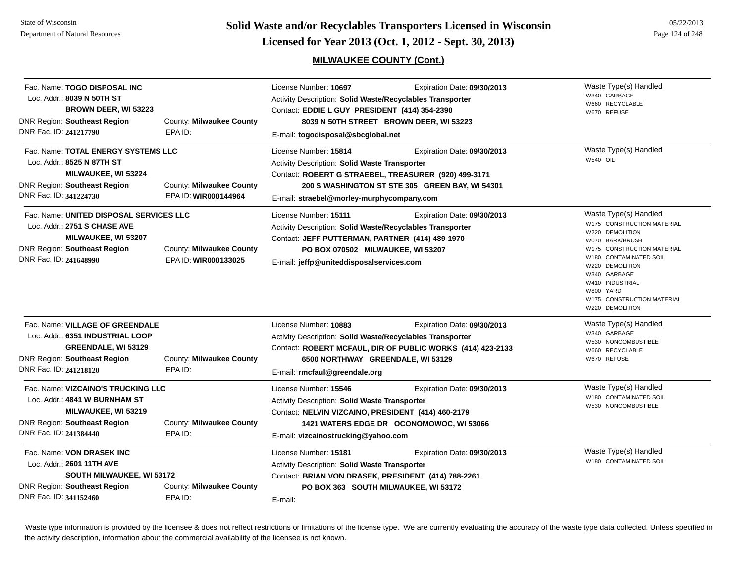## MILWAUKEE COUNTY (Cont.)

Fac. Name: **TOGO DISPOSAL INC**
Loc. Addr.: **8039 N 50TH ST**
**BROWN DEER, WI 53223**
DNR Region: **Southeast Region** County: **Milwaukee County**
DNR Fac. ID: **241217790** EPA ID:

License Number: **10697** Expiration Date: **09/30/2013**
Activity Description: **Solid Waste/Recyclables Transporter**
Contact: **EDDIE L GUY PRESIDENT (414) 354-2390**
**8039 N 50TH STREET BROWN DEER, WI 53223**
E-mail: **togodisposal@sbcglobal.net**

Waste Type(s) Handled
- W340 GARBAGE
- W660 RECYCLABLE
- W670 REFUSE

---

Fac. Name: **TOTAL ENERGY SYSTEMS LLC**
Loc. Addr.: **8525 N 87TH ST**
**MILWAUKEE, WI 53224**
DNR Region: **Southeast Region** County: **Milwaukee County**
DNR Fac. ID: **341224730** EPA ID: **WIR000144964**

License Number: **15814** Expiration Date: **09/30/2013**
Activity Description: **Solid Waste Transporter**
Contact: **ROBERT G STRAEBEL, TREASURER (920) 499-3171**
**200 S WASHINGTON ST STE 305 GREEN BAY, WI 54301**
E-mail: **straebel@morley-murphycompany.com**

Waste Type(s) Handled
- W540 OIL

---

Fac. Name: **UNITED DISPOSAL SERVICES LLC**
Loc. Addr.: **2751 S CHASE AVE**
**MILWAUKEE, WI 53207**
DNR Region: **Southeast Region** County: **Milwaukee County**
DNR Fac. ID: **241648990** EPA ID: **WIR000133025**

License Number: **15111** Expiration Date: **09/30/2013**
Activity Description: **Solid Waste/Recyclables Transporter**
Contact: **JEFF PUTTERMAN, PARTNER (414) 489-1970**
**PO BOX 070502 MILWAUKEE, WI 53207**
E-mail: **jeffp@uniteddisposalservices.com**

Waste Type(s) Handled
- W175 CONSTRUCTION MATERIAL
- W220 DEMOLITION
- W070 BARK/BRUSH
- W175 CONSTRUCTION MATERIAL
- W180 CONTAMINATED SOIL
- W220 DEMOLITION
- W340 GARBAGE
- W410 INDUSTRIAL
- W800 YARD
- W175 CONSTRUCTION MATERIAL
- W220 DEMOLITION

---

Fac. Name: **VILLAGE OF GREENDALE**
Loc. Addr.: **6351 INDUSTRIAL LOOP**
**GREENDALE, WI 53129**
DNR Region: **Southeast Region** County: **Milwaukee County**
DNR Fac. ID: **241218120** EPA ID:

License Number: **10883** Expiration Date: **09/30/2013**
Activity Description: **Solid Waste/Recyclables Transporter**
Contact: **ROBERT MCFAUL, DIR OF PUBLIC WORKS (414) 423-2133**
**6500 NORTHWAY GREENDALE, WI 53129**
E-mail: **rmcfaul@greendale.org**

Waste Type(s) Handled
- W340 GARBAGE
- W530 NONCOMBUSTIBLE
- W660 RECYCLABLE
- W670 REFUSE

---

Fac. Name: **VIZCAINO'S TRUCKING LLC**
Loc. Addr.: **4841 W BURNHAM ST**
**MILWAUKEE, WI 53219**
DNR Region: **Southeast Region** County: **Milwaukee County**
DNR Fac. ID: **241384440** EPA ID:

License Number: **15546** Expiration Date: **09/30/2013**
Activity Description: **Solid Waste Transporter**
Contact: **NELVIN VIZCAINO, PRESIDENT (414) 460-2179**
**1421 WATERS EDGE DR OCONOMOWOC, WI 53066**
E-mail: **vizcainostrucking@yahoo.com**

Waste Type(s) Handled
- W180 CONTAMINATED SOIL
- W530 NONCOMBUSTIBLE

---

Fac. Name: **VON DRASEK INC**
Loc. Addr.: **2601 11TH AVE**
**SOUTH MILWAUKEE, WI 53172**
DNR Region: **Southeast Region** County: **Milwaukee County**
DNR Fac. ID: **341152460** EPA ID:

License Number: **15181** Expiration Date: **09/30/2013**
Activity Description: **Solid Waste Transporter**
Contact: **BRIAN VON DRASEK, PRESIDENT (414) 788-2261**
**PO BOX 363 SOUTH MILWAUKEE, WI 53172**
E-mail:

Waste Type(s) Handled
- W180 CONTAMINATED SOIL

---

Waste type information is provided by the licensee & does not reflect restrictions or limitations of the license type. We are currently evaluating the accuracy of the waste type data collected. Unless specified in the activity description, information about the commercial availability of the licensee is not known.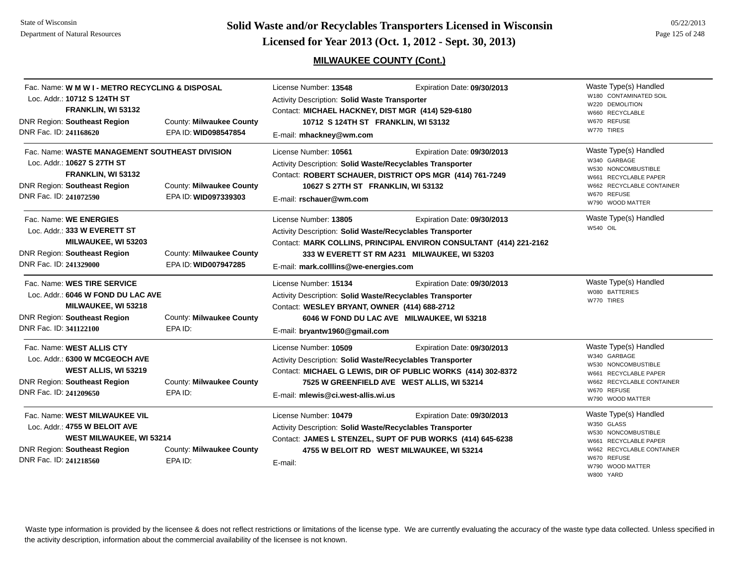# Solid Waste and/or Recyclables Transporters Licensed in Wisconsin

## Licensed for Year 2013 (Oct. 1, 2012 - Sept. 30, 2013)

### MILWAUKEE COUNTY (Cont.)

---

Fac. Name: **W M W I - METRO RECYCLING & DISPOSAL**
Loc. Addr.: **10712 S 124TH ST**
**FRANKLIN, WI 53132**
DNR Region: **Southeast Region** County: **Milwaukee County**
DNR Fac. ID: **241168620** EPA ID: **WID098547854**

License Number: **13548** Expiration Date: **09/30/2013**
Activity Description: **Solid Waste Transporter**
Contact: **MICHAEL HACKNEY, DIST MGR (414) 529-6180**
**10712 S 124TH ST FRANKLIN, WI 53132**
E-mail: **mhackney@wm.com**

Waste Type(s) Handled
- W180 CONTAMINATED SOIL
- W220 DEMOLITION
- W660 RECYCLABLE
- W670 REFUSE
- W770 TIRES

---

Fac. Name: **WASTE MANAGEMENT SOUTHEAST DIVISION**
Loc. Addr.: **10627 S 27TH ST**
**FRANKLIN, WI 53132**
DNR Region: **Southeast Region** County: **Milwaukee County**
DNR Fac. ID: **241072590** EPA ID: **WID097339303**

License Number: **10561** Expiration Date: **09/30/2013**
Activity Description: **Solid Waste/Recyclables Transporter**
Contact: **ROBERT SCHAUER, DISTRICT OPS MGR (414) 761-7249**
**10627 S 27TH ST FRANKLIN, WI 53132**
E-mail: **rschauer@wm.com**

Waste Type(s) Handled
- W340 GARBAGE
- W530 NONCOMBUSTIBLE
- W661 RECYCLABLE PAPER
- W662 RECYCLABLE CONTAINER
- W670 REFUSE
- W790 WOOD MATTER

---

Fac. Name: **WE ENERGIES**
Loc. Addr.: **333 W EVERETT ST**
**MILWAUKEE, WI 53203**
DNR Region: **Southeast Region** County: **Milwaukee County**
DNR Fac. ID: **241329000** EPA ID: **WID007947285**

License Number: **13805** Expiration Date: **09/30/2013**
Activity Description: **Solid Waste/Recyclables Transporter**
Contact: **MARK COLLINS, PRINCIPAL ENVIRON CONSULTANT (414) 221-2162**
**333 W EVERETT ST RM A231 MILWAUKEE, WI 53203**
E-mail: **mark.colllins@we-energies.com**

Waste Type(s) Handled
- W540 OIL

---

Fac. Name: **WES TIRE SERVICE**
Loc. Addr.: **6046 W FOND DU LAC AVE**
**MILWAUKEE, WI 53218**
DNR Region: **Southeast Region** County: **Milwaukee County**
DNR Fac. ID: **341122100** EPA ID:

License Number: **15134** Expiration Date: **09/30/2013**
Activity Description: **Solid Waste/Recyclables Transporter**
Contact: **WESLEY BRYANT, OWNER (414) 688-2712**
**6046 W FOND DU LAC AVE MILWAUKEE, WI 53218**
E-mail: **bryantw1960@gmail.com**

Waste Type(s) Handled
- W080 BATTERIES
- W770 TIRES

---

Fac. Name: **WEST ALLIS CTY**
Loc. Addr.: **6300 W MCGEOCH AVE**
**WEST ALLIS, WI 53219**
DNR Region: **Southeast Region** County: **Milwaukee County**
DNR Fac. ID: **241209650** EPA ID:

License Number: **10509** Expiration Date: **09/30/2013**
Activity Description: **Solid Waste/Recyclables Transporter**
Contact: **MICHAEL G LEWIS, DIR OF PUBLIC WORKS (414) 302-8372**
**7525 W GREENFIELD AVE WEST ALLIS, WI 53214**
E-mail: **mlewis@ci.west-allis.wi.us**

Waste Type(s) Handled
- W340 GARBAGE
- W530 NONCOMBUSTIBLE
- W661 RECYCLABLE PAPER
- W662 RECYCLABLE CONTAINER
- W670 REFUSE
- W790 WOOD MATTER

---

Fac. Name: **WEST MILWAUKEE VIL**
Loc. Addr.: **4755 W BELOIT AVE**
**WEST MILWAUKEE, WI 53214**
DNR Region: **Southeast Region** County: **Milwaukee County**
DNR Fac. ID: **241218560** EPA ID:

License Number: **10479** Expiration Date: **09/30/2013**
Activity Description: **Solid Waste/Recyclables Transporter**
Contact: **JAMES L STENZEL, SUPT OF PUB WORKS (414) 645-6238**
**4755 W BELOIT RD WEST MILWAUKEE, WI 53214**
E-mail:

Waste Type(s) Handled
- W350 GLASS
- W530 NONCOMBUSTIBLE
- W661 RECYCLABLE PAPER
- W662 RECYCLABLE CONTAINER
- W670 REFUSE
- W790 WOOD MATTER
- W800 YARD

---

Waste type information is provided by the licensee & does not reflect restrictions or limitations of the license type. We are currently evaluating the accuracy of the waste type data collected. Unless specified in the activity description, information about the commercial availability of the licensee is not known.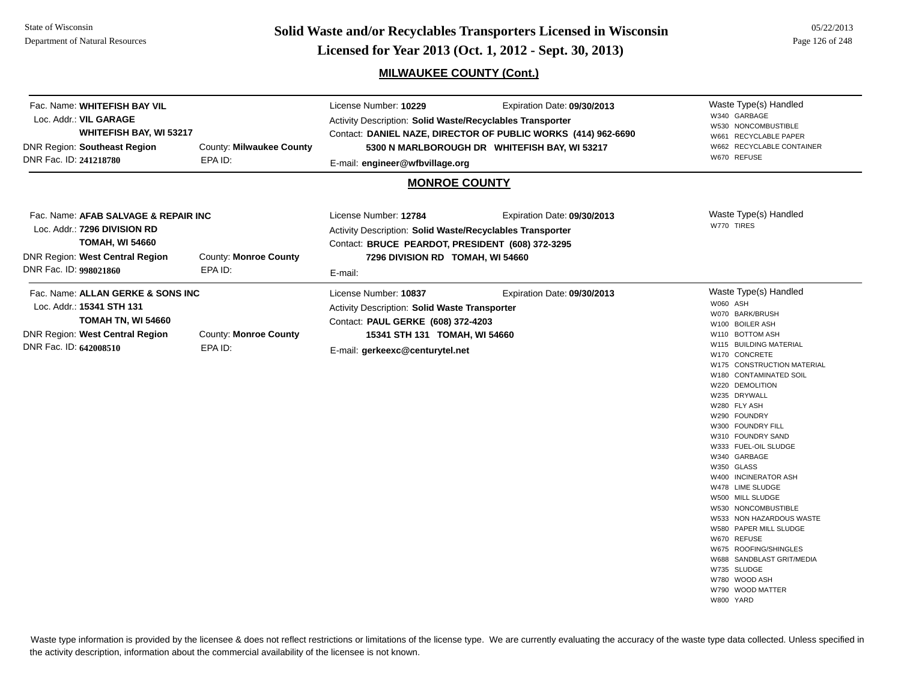## MILWAUKEE COUNTY (Cont.)

Fac. Name: **WHITEFISH BAY VIL**
Loc. Addr.: **VIL GARAGE**
**WHITEFISH BAY, WI 53217**
DNR Region: **Southeast Region** County: **Milwaukee County**
DNR Fac. ID: **241218780** EPA ID:

License Number: **10229** Expiration Date: **09/30/2013**
Activity Description: **Solid Waste/Recyclables Transporter**
Contact: **DANIEL NAZE, DIRECTOR OF PUBLIC WORKS (414) 962-6690**
**5300 N MARLBOROUGH DR WHITEFISH BAY, WI 53217**
E-mail: **engineer@wfbvillage.org**

Waste Type(s) Handled
- W340 GARBAGE
- W530 NONCOMBUSTIBLE
- W661 RECYCLABLE PAPER
- W662 RECYCLABLE CONTAINER
- W670 REFUSE

## MONROE COUNTY

Fac. Name: **AFAB SALVAGE & REPAIR INC**
Loc. Addr.: **7296 DIVISION RD**
**TOMAH, WI 54660**
DNR Region: **West Central Region** County: **Monroe County**
DNR Fac. ID: **998021860** EPA ID:

License Number: **12784** Expiration Date: **09/30/2013**
Activity Description: **Solid Waste/Recyclables Transporter**
Contact: **BRUCE PEARDOT, PRESIDENT (608) 372-3295**
**7296 DIVISION RD TOMAH, WI 54660**
E-mail:

Waste Type(s) Handled
- W770 TIRES

---

Fac. Name: **ALLAN GERKE & SONS INC**
Loc. Addr.: **15341 STH 131**
**TOMAH TN, WI 54660**
DNR Region: **West Central Region** County: **Monroe County**
DNR Fac. ID: **642008510** EPA ID:

License Number: **10837** Expiration Date: **09/30/2013**
Activity Description: **Solid Waste Transporter**
Contact: **PAUL GERKE (608) 372-4203**
**15341 STH 131 TOMAH, WI 54660**
E-mail: **gerkeexc@centurytel.net**

Waste Type(s) Handled
- W060 ASH
- W070 BARK/BRUSH
- W100 BOILER ASH
- W110 BOTTOM ASH
- W115 BUILDING MATERIAL
- W170 CONCRETE
- W175 CONSTRUCTION MATERIAL
- W180 CONTAMINATED SOIL
- W220 DEMOLITION
- W235 DRYWALL
- W280 FLY ASH
- W290 FOUNDRY
- W300 FOUNDRY FILL
- W310 FOUNDRY SAND
- W333 FUEL-OIL SLUDGE
- W340 GARBAGE
- W350 GLASS
- W400 INCINERATOR ASH
- W478 LIME SLUDGE
- W500 MILL SLUDGE
- W530 NONCOMBUSTIBLE
- W533 NON HAZARDOUS WASTE
- W580 PAPER MILL SLUDGE
- W670 REFUSE
- W675 ROOFING/SHINGLES
- W688 SANDBLAST GRIT/MEDIA
- W735 SLUDGE
- W780 WOOD ASH
- W790 WOOD MATTER
- W800 YARD

Waste type information is provided by the licensee & does not reflect restrictions or limitations of the license type. We are currently evaluating the accuracy of the waste type data collected. Unless specified in the activity description, information about the commercial availability of the licensee is not known.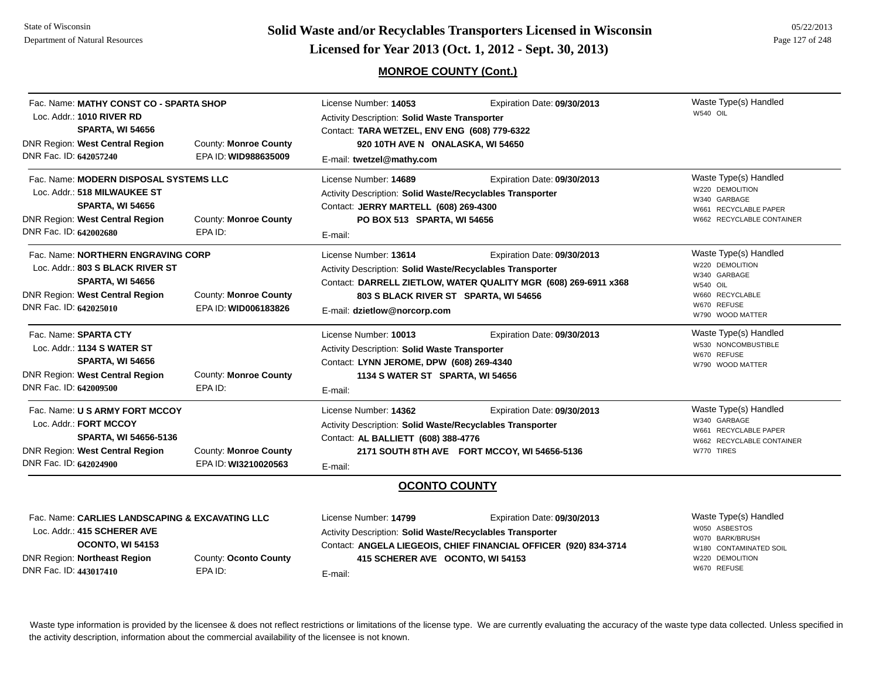## MONROE COUNTY (Cont.)

Fac. Name: **MATHY CONST CO - SPARTA SHOP**
Loc. Addr.: **1010 RIVER RD**
**SPARTA, WI 54656**
DNR Region: **West Central Region** County: **Monroe County**
DNR Fac. ID: **642057240** EPA ID: **WID988635009**

License Number: **14053** Expiration Date: **09/30/2013**
Activity Description: **Solid Waste Transporter**
Contact: **TARA WETZEL, ENV ENG (608) 779-6322**
**920 10TH AVE N ONALASKA, WI 54650**
E-mail: **twetzel@mathy.com**

Waste Type(s) Handled
- W540 OIL

---

Fac. Name: **MODERN DISPOSAL SYSTEMS LLC**
Loc. Addr.: **518 MILWAUKEE ST**
**SPARTA, WI 54656**
DNR Region: **West Central Region** County: **Monroe County**
DNR Fac. ID: **642002680** EPA ID:

License Number: **14689** Expiration Date: **09/30/2013**
Activity Description: **Solid Waste/Recyclables Transporter**
Contact: **JERRY MARTELL (608) 269-4300**
**PO BOX 513 SPARTA, WI 54656**
E-mail:

Waste Type(s) Handled
- W220 DEMOLITION
- W340 GARBAGE
- W661 RECYCLABLE PAPER
- W662 RECYCLABLE CONTAINER

---

Fac. Name: **NORTHERN ENGRAVING CORP**
Loc. Addr.: **803 S BLACK RIVER ST**
**SPARTA, WI 54656**
DNR Region: **West Central Region** County: **Monroe County**
DNR Fac. ID: **642025010** EPA ID: **WID006183826**

License Number: **13614** Expiration Date: **09/30/2013**
Activity Description: **Solid Waste/Recyclables Transporter**
Contact: **DARRELL ZIETLOW, WATER QUALITY MGR (608) 269-6911 x368**
**803 S BLACK RIVER ST SPARTA, WI 54656**
E-mail: **dzietlow@norcorp.com**

Waste Type(s) Handled
- W220 DEMOLITION
- W340 GARBAGE
- W540 OIL
- W660 RECYCLABLE
- W670 REFUSE
- W790 WOOD MATTER

---

Fac. Name: **SPARTA CTY**
Loc. Addr.: **1134 S WATER ST**
**SPARTA, WI 54656**
DNR Region: **West Central Region** County: **Monroe County**
DNR Fac. ID: **642009500** EPA ID:

License Number: **10013** Expiration Date: **09/30/2013**
Activity Description: **Solid Waste Transporter**
Contact: **LYNN JEROME, DPW (608) 269-4340**
**1134 S WATER ST SPARTA, WI 54656**
E-mail:

Waste Type(s) Handled
- W530 NONCOMBUSTIBLE
- W670 REFUSE
- W790 WOOD MATTER

---

Fac. Name: **U S ARMY FORT MCCOY**
Loc. Addr.: **FORT MCCOY**
**SPARTA, WI 54656-5136**
DNR Region: **West Central Region** County: **Monroe County**
DNR Fac. ID: **642024900** EPA ID: **WI3210020563**

License Number: **14362** Expiration Date: **09/30/2013**
Activity Description: **Solid Waste/Recyclables Transporter**
Contact: **AL BALLIETT (608) 388-4776**
**2171 SOUTH 8TH AVE FORT MCCOY, WI 54656-5136**
E-mail:

Waste Type(s) Handled
- W340 GARBAGE
- W661 RECYCLABLE PAPER
- W662 RECYCLABLE CONTAINER
- W770 TIRES

## OCONTO COUNTY

Fac. Name: **CARLIES LANDSCAPING & EXCAVATING LLC**
Loc. Addr.: **415 SCHERER AVE**
**OCONTO, WI 54153**
DNR Region: **Northeast Region** County: **Oconto County**
DNR Fac. ID: **443017410** EPA ID:

License Number: **14799** Expiration Date: **09/30/2013**
Activity Description: **Solid Waste/Recyclables Transporter**
Contact: **ANGELA LIEGEOIS, CHIEF FINANCIAL OFFICER (920) 834-3714**
**415 SCHERER AVE OCONTO, WI 54153**
E-mail:

Waste Type(s) Handled
- W050 ASBESTOS
- W070 BARK/BRUSH
- W180 CONTAMINATED SOIL
- W220 DEMOLITION
- W670 REFUSE

---

Waste type information is provided by the licensee & does not reflect restrictions or limitations of the license type. We are currently evaluating the accuracy of the waste type data collected. Unless specified in the activity description, information about the commercial availability of the licensee is not known.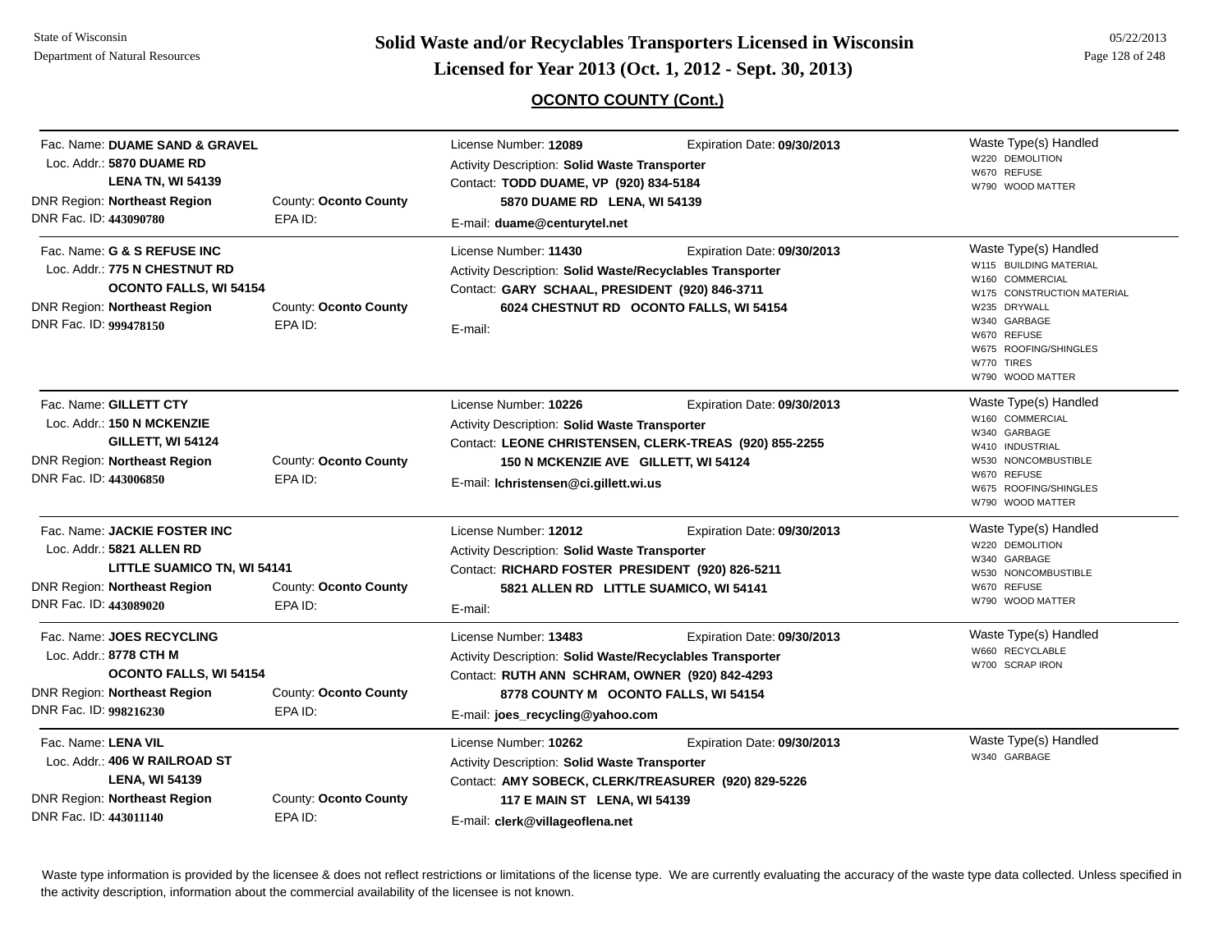## OCONTO COUNTY (Cont.)

Fac. Name: **DUAME SAND & GRAVEL**
Loc. Addr.: **5870 DUAME RD**
**LENA TN, WI 54139**
DNR Region: **Northeast Region** County: **Oconto County**
DNR Fac. ID: **443090780** EPA ID:

License Number: **12089** Expiration Date: **09/30/2013**
Activity Description: **Solid Waste Transporter**
Contact: **TODD DUAME, VP (920) 834-5184**
**5870 DUAME RD LENA, WI 54139**
E-mail: **duame@centurytel.net**

Waste Type(s) Handled
- W220 DEMOLITION
- W670 REFUSE
- W790 WOOD MATTER

---

Fac. Name: **G & S REFUSE INC**
Loc. Addr.: **775 N CHESTNUT RD**
**OCONTO FALLS, WI 54154**
DNR Region: **Northeast Region** County: **Oconto County**
DNR Fac. ID: **999478150** EPA ID:

License Number: **11430** Expiration Date: **09/30/2013**
Activity Description: **Solid Waste/Recyclables Transporter**
Contact: **GARY SCHAAL, PRESIDENT (920) 846-3711**
**6024 CHESTNUT RD OCONTO FALLS, WI 54154**
E-mail:

Waste Type(s) Handled
- W115 BUILDING MATERIAL
- W160 COMMERCIAL
- W175 CONSTRUCTION MATERIAL
- W235 DRYWALL
- W340 GARBAGE
- W670 REFUSE
- W675 ROOFING/SHINGLES
- W770 TIRES
- W790 WOOD MATTER

---

Fac. Name: **GILLETT CTY**
Loc. Addr.: **150 N MCKENZIE**
**GILLETT, WI 54124**
DNR Region: **Northeast Region** County: **Oconto County**
DNR Fac. ID: **443006850** EPA ID:

License Number: **10226** Expiration Date: **09/30/2013**
Activity Description: **Solid Waste Transporter**
Contact: **LEONE CHRISTENSEN, CLERK-TREAS (920) 855-2255**
**150 N MCKENZIE AVE GILLETT, WI 54124**
E-mail: **lchristensen@ci.gillett.wi.us**

Waste Type(s) Handled
- W160 COMMERCIAL
- W340 GARBAGE
- W410 INDUSTRIAL
- W530 NONCOMBUSTIBLE
- W670 REFUSE
- W675 ROOFING/SHINGLES
- W790 WOOD MATTER

---

Fac. Name: **JACKIE FOSTER INC**
Loc. Addr.: **5821 ALLEN RD**
**LITTLE SUAMICO TN, WI 54141**
DNR Region: **Northeast Region** County: **Oconto County**
DNR Fac. ID: **443089020** EPA ID:

License Number: **12012** Expiration Date: **09/30/2013**
Activity Description: **Solid Waste Transporter**
Contact: **RICHARD FOSTER PRESIDENT (920) 826-5211**
**5821 ALLEN RD LITTLE SUAMICO, WI 54141**
E-mail:

Waste Type(s) Handled
- W220 DEMOLITION
- W340 GARBAGE
- W530 NONCOMBUSTIBLE
- W670 REFUSE
- W790 WOOD MATTER

---

Fac. Name: **JOES RECYCLING**
Loc. Addr.: **8778 CTH M**
**OCONTO FALLS, WI 54154**
DNR Region: **Northeast Region** County: **Oconto County**
DNR Fac. ID: **998216230** EPA ID:

License Number: **13483** Expiration Date: **09/30/2013**
Activity Description: **Solid Waste/Recyclables Transporter**
Contact: **RUTH ANN SCHRAM, OWNER (920) 842-4293**
**8778 COUNTY M OCONTO FALLS, WI 54154**
E-mail: **joes_recycling@yahoo.com**

Waste Type(s) Handled
- W660 RECYCLABLE
- W700 SCRAP IRON

---

Fac. Name: **LENA VIL**
Loc. Addr.: **406 W RAILROAD ST**
**LENA, WI 54139**
DNR Region: **Northeast Region** County: **Oconto County**
DNR Fac. ID: **443011140** EPA ID:

License Number: **10262** Expiration Date: **09/30/2013**
Activity Description: **Solid Waste Transporter**
Contact: **AMY SOBECK, CLERK/TREASURER (920) 829-5226**
**117 E MAIN ST LENA, WI 54139**
E-mail: **clerk@villageoflena.net**

Waste Type(s) Handled
- W340 GARBAGE

---

Waste type information is provided by the licensee & does not reflect restrictions or limitations of the license type. We are currently evaluating the accuracy of the waste type data collected. Unless specified in the activity description, information about the commercial availability of the licensee is not known.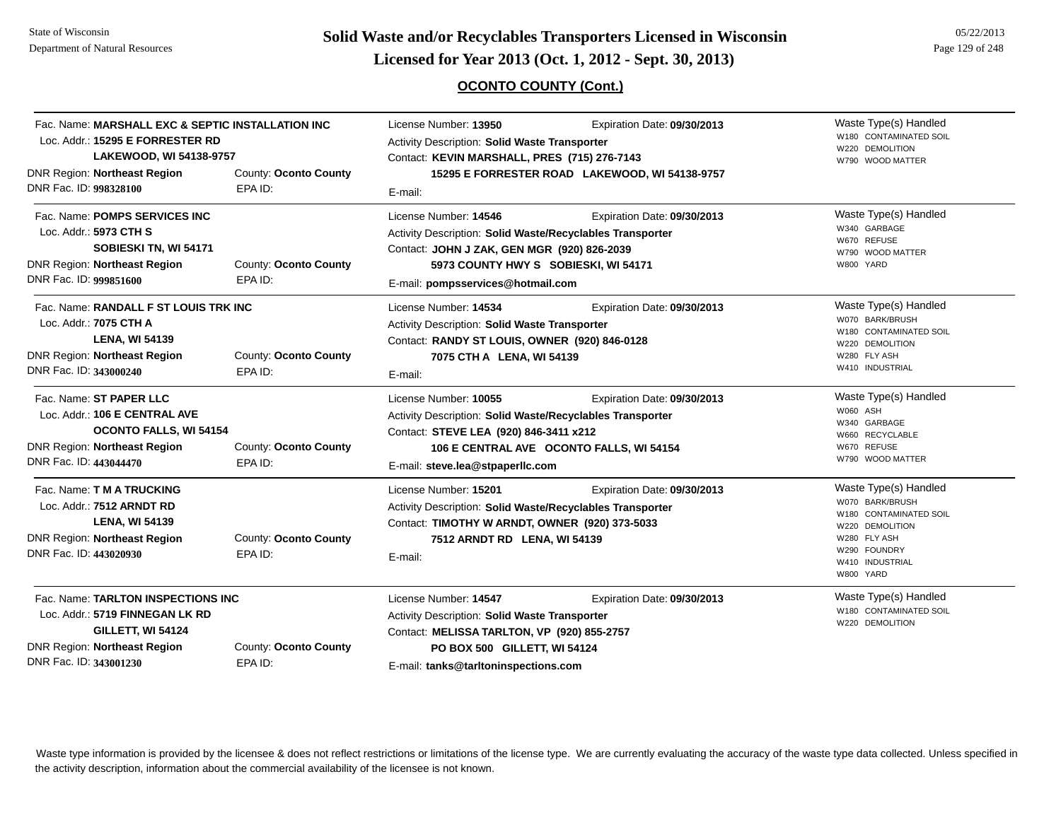# Solid Waste and/or Recyclables Transporters Licensed in Wisconsin

## Licensed for Year 2013 (Oct. 1, 2012 - Sept. 30, 2013)

### OCONTO COUNTY (Cont.)

---

Fac. Name: **MARSHALL EXC & SEPTIC INSTALLATION INC**
Loc. Addr.: **15295 E FORRESTER RD**
**LAKEWOOD, WI 54138-9757**
DNR Region: **Northeast Region** County: **Oconto County**
DNR Fac. ID: **998328100** EPA ID:

License Number: **13950** Expiration Date: **09/30/2013**
Activity Description: **Solid Waste Transporter**
Contact: **KEVIN MARSHALL, PRES (715) 276-7143**
**15295 E FORRESTER ROAD LAKEWOOD, WI 54138-9757**
E-mail:

Waste Type(s) Handled
- W180 CONTAMINATED SOIL
- W220 DEMOLITION
- W790 WOOD MATTER

---

Fac. Name: **POMPS SERVICES INC**
Loc. Addr.: **5973 CTH S**
**SOBIESKI TN, WI 54171**
DNR Region: **Northeast Region** County: **Oconto County**
DNR Fac. ID: **999851600** EPA ID:

License Number: **14546** Expiration Date: **09/30/2013**
Activity Description: **Solid Waste/Recyclables Transporter**
Contact: **JOHN J ZAK, GEN MGR (920) 826-2039**
**5973 COUNTY HWY S SOBIESKI, WI 54171**
E-mail: **pompsservices@hotmail.com**

Waste Type(s) Handled
- W340 GARBAGE
- W670 REFUSE
- W790 WOOD MATTER
- W800 YARD

---

Fac. Name: **RANDALL F ST LOUIS TRK INC**
Loc. Addr.: **7075 CTH A**
**LENA, WI 54139**
DNR Region: **Northeast Region** County: **Oconto County**
DNR Fac. ID: **343000240** EPA ID:

License Number: **14534** Expiration Date: **09/30/2013**
Activity Description: **Solid Waste Transporter**
Contact: **RANDY ST LOUIS, OWNER (920) 846-0128**
**7075 CTH A LENA, WI 54139**
E-mail:

Waste Type(s) Handled
- W070 BARK/BRUSH
- W180 CONTAMINATED SOIL
- W220 DEMOLITION
- W280 FLY ASH
- W410 INDUSTRIAL

---

Fac. Name: **ST PAPER LLC**
Loc. Addr.: **106 E CENTRAL AVE**
**OCONTO FALLS, WI 54154**
DNR Region: **Northeast Region** County: **Oconto County**
DNR Fac. ID: **443044470** EPA ID:

License Number: **10055** Expiration Date: **09/30/2013**
Activity Description: **Solid Waste/Recyclables Transporter**
Contact: **STEVE LEA (920) 846-3411 x212**
**106 E CENTRAL AVE OCONTO FALLS, WI 54154**
E-mail: **steve.lea@stpaperllc.com**

Waste Type(s) Handled
- W060 ASH
- W340 GARBAGE
- W660 RECYCLABLE
- W670 REFUSE
- W790 WOOD MATTER

---

Fac. Name: **T M A TRUCKING**
Loc. Addr.: **7512 ARNDT RD**
**LENA, WI 54139**
DNR Region: **Northeast Region** County: **Oconto County**
DNR Fac. ID: **443020930** EPA ID:

License Number: **15201** Expiration Date: **09/30/2013**
Activity Description: **Solid Waste/Recyclables Transporter**
Contact: **TIMOTHY W ARNDT, OWNER (920) 373-5033**
**7512 ARNDT RD LENA, WI 54139**
E-mail:

Waste Type(s) Handled
- W070 BARK/BRUSH
- W180 CONTAMINATED SOIL
- W220 DEMOLITION
- W280 FLY ASH
- W290 FOUNDRY
- W410 INDUSTRIAL
- W800 YARD

---

Fac. Name: **TARLTON INSPECTIONS INC**
Loc. Addr.: **5719 FINNEGAN LK RD**
**GILLETT, WI 54124**
DNR Region: **Northeast Region** County: **Oconto County**
DNR Fac. ID: **343001230** EPA ID:

License Number: **14547** Expiration Date: **09/30/2013**
Activity Description: **Solid Waste Transporter**
Contact: **MELISSA TARLTON, VP (920) 855-2757**
**PO BOX 500 GILLETT, WI 54124**
E-mail: **tanks@tarltoninspections.com**

Waste Type(s) Handled
- W180 CONTAMINATED SOIL
- W220 DEMOLITION

---

Waste type information is provided by the licensee & does not reflect restrictions or limitations of the license type. We are currently evaluating the accuracy of the waste type data collected. Unless specified in the activity description, information about the commercial availability of the licensee is not known.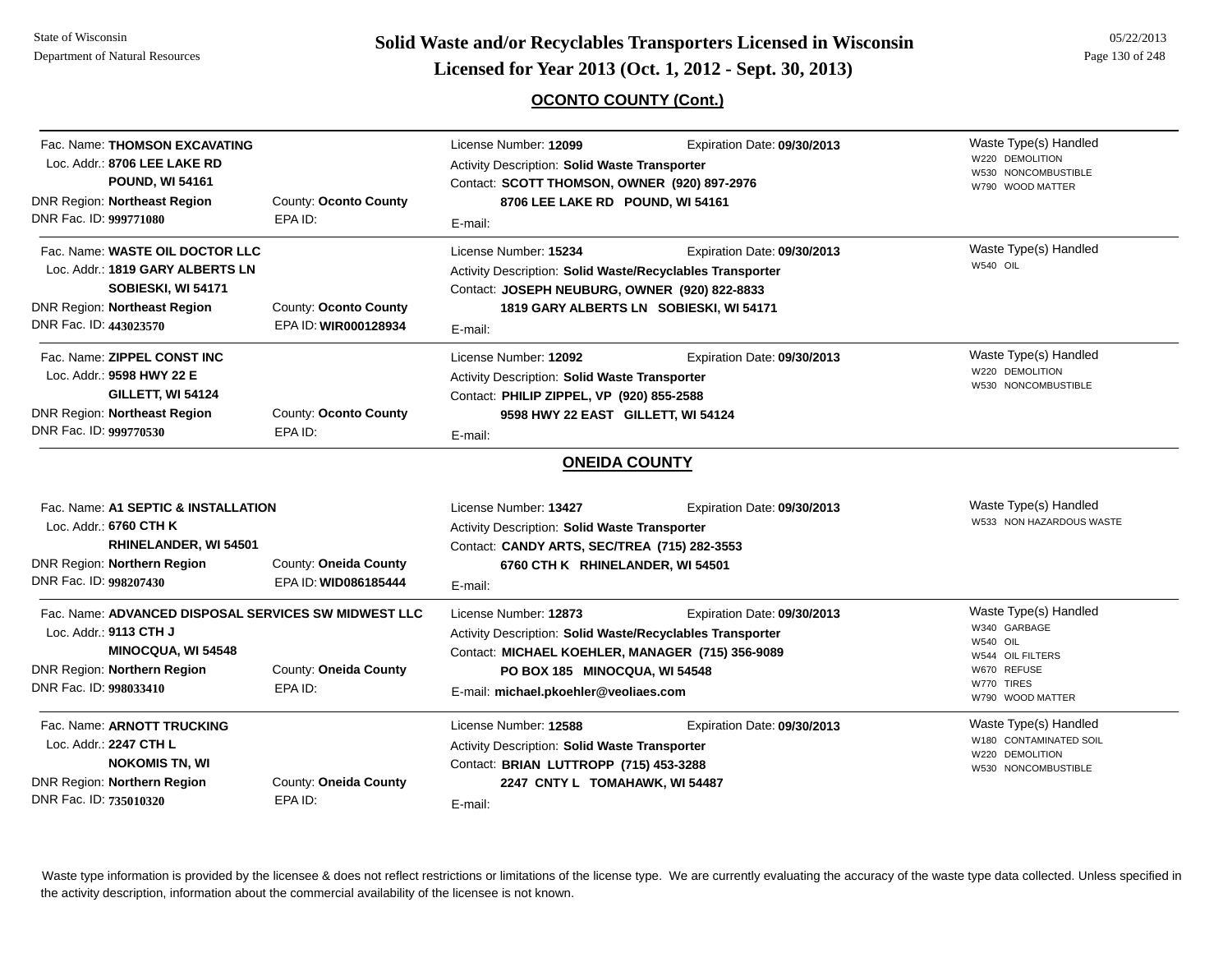## OCONTO COUNTY (Cont.)

Fac. Name: **THOMSON EXCAVATING**
Loc. Addr.: **8706 LEE LAKE RD**
**POUND, WI 54161**
DNR Region: **Northeast Region** County: **Oconto County**
DNR Fac. ID: **999771080** EPA ID:

License Number: **12099** Expiration Date: **09/30/2013**
Activity Description: **Solid Waste Transporter**
Contact: **SCOTT THOMSON, OWNER (920) 897-2976**
**8706 LEE LAKE RD POUND, WI 54161**
E-mail:

Waste Type(s) Handled
W220 DEMOLITION
W530 NONCOMBUSTIBLE
W790 WOOD MATTER

---

Fac. Name: **WASTE OIL DOCTOR LLC**
Loc. Addr.: **1819 GARY ALBERTS LN**
**SOBIESKI, WI 54171**
DNR Region: **Northeast Region** County: **Oconto County**
DNR Fac. ID: **443023570** EPA ID: **WIR000128934**

License Number: **15234** Expiration Date: **09/30/2013**
Activity Description: **Solid Waste/Recyclables Transporter**
Contact: **JOSEPH NEUBURG, OWNER (920) 822-8833**
**1819 GARY ALBERTS LN SOBIESKI, WI 54171**
E-mail:

Waste Type(s) Handled
W540 OIL

---

Fac. Name: **ZIPPEL CONST INC**
Loc. Addr.: **9598 HWY 22 E**
**GILLETT, WI 54124**
DNR Region: **Northeast Region** County: **Oconto County**
DNR Fac. ID: **999770530** EPA ID:

License Number: **12092** Expiration Date: **09/30/2013**
Activity Description: **Solid Waste Transporter**
Contact: **PHILIP ZIPPEL, VP (920) 855-2588**
**9598 HWY 22 EAST GILLETT, WI 54124**
E-mail:

Waste Type(s) Handled
W220 DEMOLITION
W530 NONCOMBUSTIBLE

## ONEIDA COUNTY

Fac. Name: **A1 SEPTIC & INSTALLATION**
Loc. Addr.: **6760 CTH K**
**RHINELANDER, WI 54501**
DNR Region: **Northern Region** County: **Oneida County**
DNR Fac. ID: **998207430** EPA ID: **WID086185444**

License Number: **13427** Expiration Date: **09/30/2013**
Activity Description: **Solid Waste Transporter**
Contact: **CANDY ARTS, SEC/TREA (715) 282-3553**
**6760 CTH K RHINELANDER, WI 54501**
E-mail:

Waste Type(s) Handled
W533 NON HAZARDOUS WASTE

---

Fac. Name: **ADVANCED DISPOSAL SERVICES SW MIDWEST LLC**
Loc. Addr.: **9113 CTH J**
**MINOCQUA, WI 54548**
DNR Region: **Northern Region** County: **Oneida County**
DNR Fac. ID: **998033410** EPA ID:

License Number: **12873** Expiration Date: **09/30/2013**
Activity Description: **Solid Waste/Recyclables Transporter**
Contact: **MICHAEL KOEHLER, MANAGER (715) 356-9089**
**PO BOX 185 MINOCQUA, WI 54548**
E-mail: **michael.pkoehler@veoliaes.com**

Waste Type(s) Handled
W340 GARBAGE
W540 OIL
W544 OIL FILTERS
W670 REFUSE
W770 TIRES
W790 WOOD MATTER

---

Fac. Name: **ARNOTT TRUCKING**
Loc. Addr.: **2247 CTH L**
**NOKOMIS TN, WI**
DNR Region: **Northern Region** County: **Oneida County**
DNR Fac. ID: **735010320** EPA ID:

License Number: **12588** Expiration Date: **09/30/2013**
Activity Description: **Solid Waste Transporter**
Contact: **BRIAN LUTTROPP (715) 453-3288**
**2247 CNTY L TOMAHAWK, WI 54487**
E-mail:

Waste Type(s) Handled
W180 CONTAMINATED SOIL
W220 DEMOLITION
W530 NONCOMBUSTIBLE

---

Waste type information is provided by the licensee & does not reflect restrictions or limitations of the license type. We are currently evaluating the accuracy of the waste type data collected. Unless specified in the activity description, information about the commercial availability of the licensee is not known.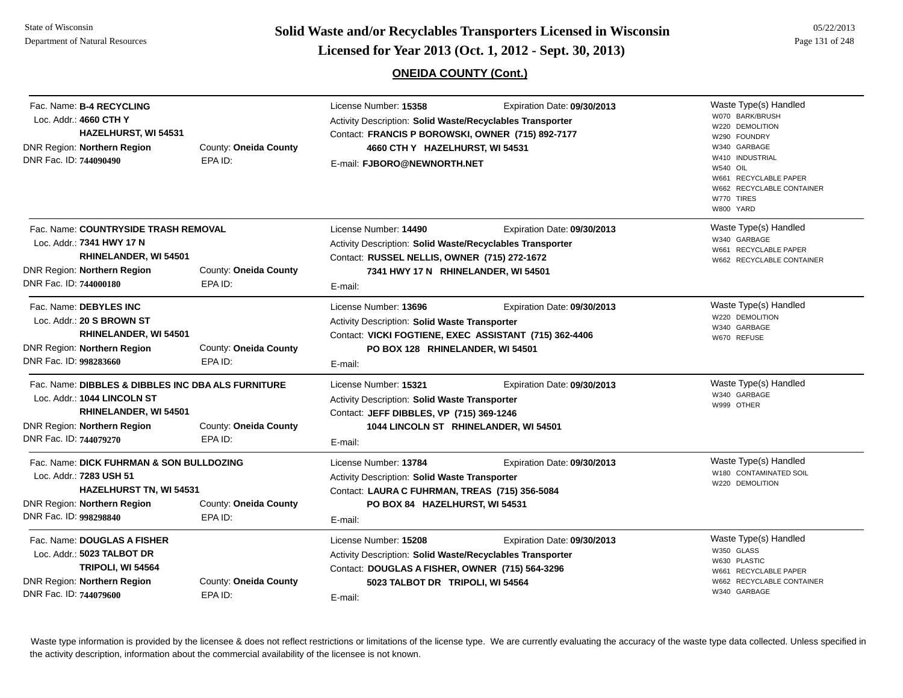## ONEIDA COUNTY (Cont.)

**Fac. Name: B-4 RECYCLING**
Loc. Addr.: **4660 CTH Y**
**HAZELHURST, WI 54531**
DNR Region: **Northern Region** — County: **Oneida County**
DNR Fac. ID: **744090490** — EPA ID:

License Number: **15358** — Expiration Date: **09/30/2013**
Activity Description: **Solid Waste/Recyclables Transporter**
Contact: **FRANCIS P BOROWSKI, OWNER (715) 892-7177**
**4660 CTH Y HAZELHURST, WI 54531**
E-mail: **FJBORO@NEWNORTH.NET**

Waste Type(s) Handled:
- W070 BARK/BRUSH
- W220 DEMOLITION
- W290 FOUNDRY
- W340 GARBAGE
- W410 INDUSTRIAL
- W540 OIL
- W661 RECYCLABLE PAPER
- W662 RECYCLABLE CONTAINER
- W770 TIRES
- W800 YARD

---

**Fac. Name: COUNTRYSIDE TRASH REMOVAL**
Loc. Addr.: **7341 HWY 17 N**
**RHINELANDER, WI 54501**
DNR Region: **Northern Region** — County: **Oneida County**
DNR Fac. ID: **744000180** — EPA ID:

License Number: **14490** — Expiration Date: **09/30/2013**
Activity Description: **Solid Waste/Recyclables Transporter**
Contact: **RUSSEL NELLIS, OWNER (715) 272-1672**
**7341 HWY 17 N RHINELANDER, WI 54501**
E-mail:

Waste Type(s) Handled:
- W340 GARBAGE
- W661 RECYCLABLE PAPER
- W662 RECYCLABLE CONTAINER

---

**Fac. Name: DEBYLES INC**
Loc. Addr.: **20 S BROWN ST**
**RHINELANDER, WI 54501**
DNR Region: **Northern Region** — County: **Oneida County**
DNR Fac. ID: **998283660** — EPA ID:

License Number: **13696** — Expiration Date: **09/30/2013**
Activity Description: **Solid Waste Transporter**
Contact: **VICKI FOGTIENE, EXEC ASSISTANT (715) 362-4406**
**PO BOX 128 RHINELANDER, WI 54501**
E-mail:

Waste Type(s) Handled:
- W220 DEMOLITION
- W340 GARBAGE
- W670 REFUSE

---

**Fac. Name: DIBBLES & DIBBLES INC DBA ALS FURNITURE**
Loc. Addr.: **1044 LINCOLN ST**
**RHINELANDER, WI 54501**
DNR Region: **Northern Region** — County: **Oneida County**
DNR Fac. ID: **744079270** — EPA ID:

License Number: **15321** — Expiration Date: **09/30/2013**
Activity Description: **Solid Waste Transporter**
Contact: **JEFF DIBBLES, VP (715) 369-1246**
**1044 LINCOLN ST RHINELANDER, WI 54501**
E-mail:

Waste Type(s) Handled:
- W340 GARBAGE
- W999 OTHER

---

**Fac. Name: DICK FUHRMAN & SON BULLDOZING**
Loc. Addr.: **7283 USH 51**
**HAZELHURST TN, WI 54531**
DNR Region: **Northern Region** — County: **Oneida County**
DNR Fac. ID: **998298840** — EPA ID:

License Number: **13784** — Expiration Date: **09/30/2013**
Activity Description: **Solid Waste Transporter**
Contact: **LAURA C FUHRMAN, TREAS (715) 356-5084**
**PO BOX 84 HAZELHURST, WI 54531**
E-mail:

Waste Type(s) Handled:
- W180 CONTAMINATED SOIL
- W220 DEMOLITION

---

**Fac. Name: DOUGLAS A FISHER**
Loc. Addr.: **5023 TALBOT DR**
**TRIPOLI, WI 54564**
DNR Region: **Northern Region** — County: **Oneida County**
DNR Fac. ID: **744079600** — EPA ID:

License Number: **15208** — Expiration Date: **09/30/2013**
Activity Description: **Solid Waste/Recyclables Transporter**
Contact: **DOUGLAS A FISHER, OWNER (715) 564-3296**
**5023 TALBOT DR TRIPOLI, WI 54564**
E-mail:

Waste Type(s) Handled:
- W350 GLASS
- W630 PLASTIC
- W661 RECYCLABLE PAPER
- W662 RECYCLABLE CONTAINER
- W340 GARBAGE

---

Waste type information is provided by the licensee & does not reflect restrictions or limitations of the license type. We are currently evaluating the accuracy of the waste type data collected. Unless specified in the activity description, information about the commercial availability of the licensee is not known.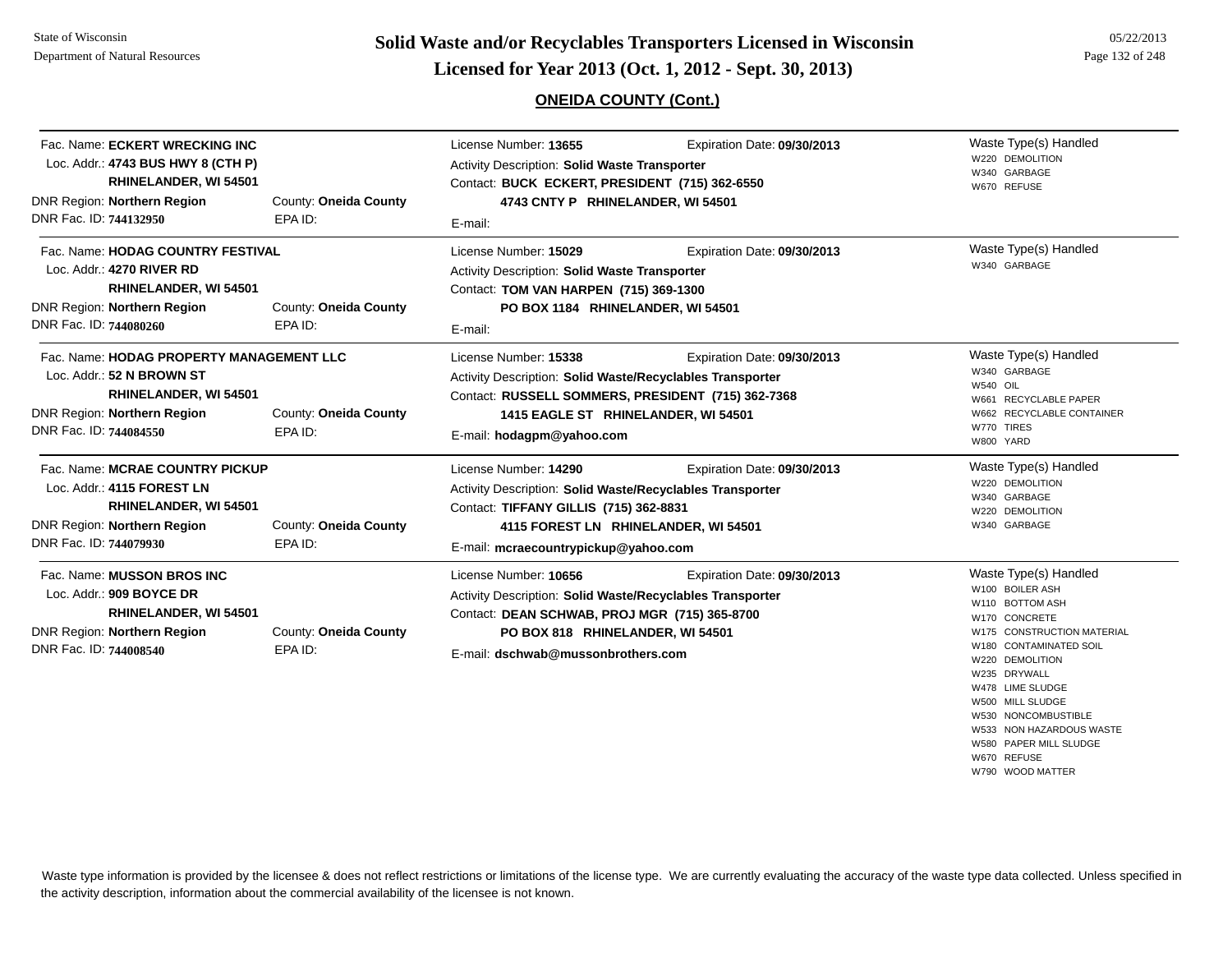# Solid Waste and/or Recyclables Transporters Licensed in Wisconsin

## Licensed for Year 2013 (Oct. 1, 2012 - Sept. 30, 2013)

State of Wisconsin
Department of Natural Resources

05/22/2013

### ONEIDA COUNTY (Cont.)

---

Fac. Name: **ECKERT WRECKING INC**
Loc. Addr.: **4743 BUS HWY 8 (CTH P)**
**RHINELANDER, WI 54501**
DNR Region: **Northern Region** County: **Oneida County**
DNR Fac. ID: **744132950** EPA ID:

License Number: **13655** Expiration Date: **09/30/2013**
Activity Description: **Solid Waste Transporter**
Contact: **BUCK ECKERT, PRESIDENT (715) 362-6550**
**4743 CNTY P RHINELANDER, WI 54501**
E-mail:

Waste Type(s) Handled
- W220 DEMOLITION
- W340 GARBAGE
- W670 REFUSE

---

Fac. Name: **HODAG COUNTRY FESTIVAL**
Loc. Addr.: **4270 RIVER RD**
**RHINELANDER, WI 54501**
DNR Region: **Northern Region** County: **Oneida County**
DNR Fac. ID: **744080260** EPA ID:

License Number: **15029** Expiration Date: **09/30/2013**
Activity Description: **Solid Waste Transporter**
Contact: **TOM VAN HARPEN (715) 369-1300**
**PO BOX 1184 RHINELANDER, WI 54501**
E-mail:

Waste Type(s) Handled
- W340 GARBAGE

---

Fac. Name: **HODAG PROPERTY MANAGEMENT LLC**
Loc. Addr.: **52 N BROWN ST**
**RHINELANDER, WI 54501**
DNR Region: **Northern Region** County: **Oneida County**
DNR Fac. ID: **744084550** EPA ID:

License Number: **15338** Expiration Date: **09/30/2013**
Activity Description: **Solid Waste/Recyclables Transporter**
Contact: **RUSSELL SOMMERS, PRESIDENT (715) 362-7368**
**1415 EAGLE ST RHINELANDER, WI 54501**
E-mail: **hodagpm@yahoo.com**

Waste Type(s) Handled
- W340 GARBAGE
- W540 OIL
- W661 RECYCLABLE PAPER
- W662 RECYCLABLE CONTAINER
- W770 TIRES
- W800 YARD

---

Fac. Name: **MCRAE COUNTRY PICKUP**
Loc. Addr.: **4115 FOREST LN**
**RHINELANDER, WI 54501**
DNR Region: **Northern Region** County: **Oneida County**
DNR Fac. ID: **744079930** EPA ID:

License Number: **14290** Expiration Date: **09/30/2013**
Activity Description: **Solid Waste/Recyclables Transporter**
Contact: **TIFFANY GILLIS (715) 362-8831**
**4115 FOREST LN RHINELANDER, WI 54501**
E-mail: **mcraecountrypickup@yahoo.com**

Waste Type(s) Handled
- W220 DEMOLITION
- W340 GARBAGE
- W220 DEMOLITION
- W340 GARBAGE

---

Fac. Name: **MUSSON BROS INC**
Loc. Addr.: **909 BOYCE DR**
**RHINELANDER, WI 54501**
DNR Region: **Northern Region** County: **Oneida County**
DNR Fac. ID: **744008540** EPA ID:

License Number: **10656** Expiration Date: **09/30/2013**
Activity Description: **Solid Waste/Recyclables Transporter**
Contact: **DEAN SCHWAB, PROJ MGR (715) 365-8700**
**PO BOX 818 RHINELANDER, WI 54501**
E-mail: **dschwab@mussonbrothers.com**

Waste Type(s) Handled
- W100 BOILER ASH
- W110 BOTTOM ASH
- W170 CONCRETE
- W175 CONSTRUCTION MATERIAL
- W180 CONTAMINATED SOIL
- W220 DEMOLITION
- W235 DRYWALL
- W478 LIME SLUDGE
- W500 MILL SLUDGE
- W530 NONCOMBUSTIBLE
- W533 NON HAZARDOUS WASTE
- W580 PAPER MILL SLUDGE
- W670 REFUSE
- W790 WOOD MATTER

---

Waste type information is provided by the licensee & does not reflect restrictions or limitations of the license type. We are currently evaluating the accuracy of the waste type data collected. Unless specified in the activity description, information about the commercial availability of the licensee is not known.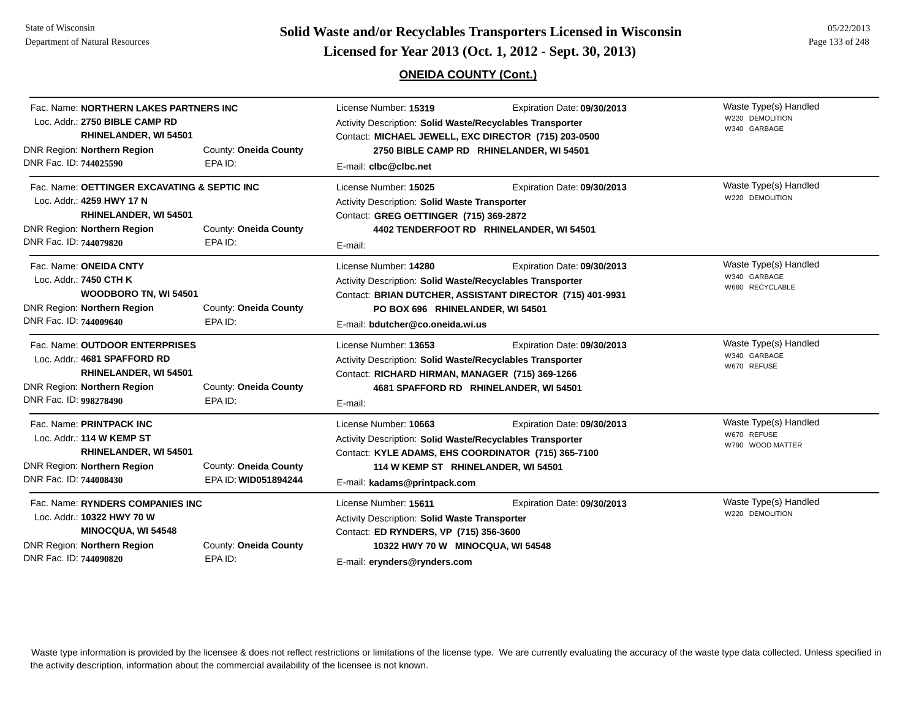# Solid Waste and/or Recyclables Transporters Licensed in Wisconsin

## Licensed for Year 2013 (Oct. 1, 2012 - Sept. 30, 2013)

State of Wisconsin
Department of Natural Resources

05/22/2013

### ONEIDA COUNTY (Cont.)

---

Fac. Name: **NORTHERN LAKES PARTNERS INC**
Loc. Addr.: **2750 BIBLE CAMP RD**
**RHINELANDER, WI 54501**
DNR Region: **Northern Region** County: **Oneida County**
DNR Fac. ID: **744025590** EPA ID:

License Number: **15319** Expiration Date: **09/30/2013**
Activity Description: **Solid Waste/Recyclables Transporter**
Contact: **MICHAEL JEWELL, EXC DIRECTOR (715) 203-0500**
**2750 BIBLE CAMP RD RHINELANDER, WI 54501**
E-mail: **clbc@clbc.net**

Waste Type(s) Handled
W220 DEMOLITION
W340 GARBAGE

---

Fac. Name: **OETTINGER EXCAVATING & SEPTIC INC**
Loc. Addr.: **4259 HWY 17 N**
**RHINELANDER, WI 54501**
DNR Region: **Northern Region** County: **Oneida County**
DNR Fac. ID: **744079820** EPA ID:

License Number: **15025** Expiration Date: **09/30/2013**
Activity Description: **Solid Waste Transporter**
Contact: **GREG OETTINGER (715) 369-2872**
**4402 TENDERFOOT RD RHINELANDER, WI 54501**
E-mail:

Waste Type(s) Handled
W220 DEMOLITION

---

Fac. Name: **ONEIDA CNTY**
Loc. Addr.: **7450 CTH K**
**WOODBORO TN, WI 54501**
DNR Region: **Northern Region** County: **Oneida County**
DNR Fac. ID: **744009640** EPA ID:

License Number: **14280** Expiration Date: **09/30/2013**
Activity Description: **Solid Waste/Recyclables Transporter**
Contact: **BRIAN DUTCHER, ASSISTANT DIRECTOR (715) 401-9931**
**PO BOX 696 RHINELANDER, WI 54501**
E-mail: **bdutcher@co.oneida.wi.us**

Waste Type(s) Handled
W340 GARBAGE
W660 RECYCLABLE

---

Fac. Name: **OUTDOOR ENTERPRISES**
Loc. Addr.: **4681 SPAFFORD RD**
**RHINELANDER, WI 54501**
DNR Region: **Northern Region** County: **Oneida County**
DNR Fac. ID: **998278490** EPA ID:

License Number: **13653** Expiration Date: **09/30/2013**
Activity Description: **Solid Waste/Recyclables Transporter**
Contact: **RICHARD HIRMAN, MANAGER (715) 369-1266**
**4681 SPAFFORD RD RHINELANDER, WI 54501**
E-mail:

Waste Type(s) Handled
W340 GARBAGE
W670 REFUSE

---

Fac. Name: **PRINTPACK INC**
Loc. Addr.: **114 W KEMP ST**
**RHINELANDER, WI 54501**
DNR Region: **Northern Region** County: **Oneida County**
DNR Fac. ID: **744008430** EPA ID: **WID051894244**

License Number: **10663** Expiration Date: **09/30/2013**
Activity Description: **Solid Waste/Recyclables Transporter**
Contact: **KYLE ADAMS, EHS COORDINATOR (715) 365-7100**
**114 W KEMP ST RHINELANDER, WI 54501**
E-mail: **kadams@printpack.com**

Waste Type(s) Handled
W670 REFUSE
W790 WOOD MATTER

---

Fac. Name: **RYNDERS COMPANIES INC**
Loc. Addr.: **10322 HWY 70 W**
**MINOCQUA, WI 54548**
DNR Region: **Northern Region** County: **Oneida County**
DNR Fac. ID: **744090820** EPA ID:

License Number: **15611** Expiration Date: **09/30/2013**
Activity Description: **Solid Waste Transporter**
Contact: **ED RYNDERS, VP (715) 356-3600**
**10322 HWY 70 W MINOCQUA, WI 54548**
E-mail: **erynders@rynders.com**

Waste Type(s) Handled
W220 DEMOLITION

---

Waste type information is provided by the licensee & does not reflect restrictions or limitations of the license type. We are currently evaluating the accuracy of the waste type data collected. Unless specified in the activity description, information about the commercial availability of the licensee is not known.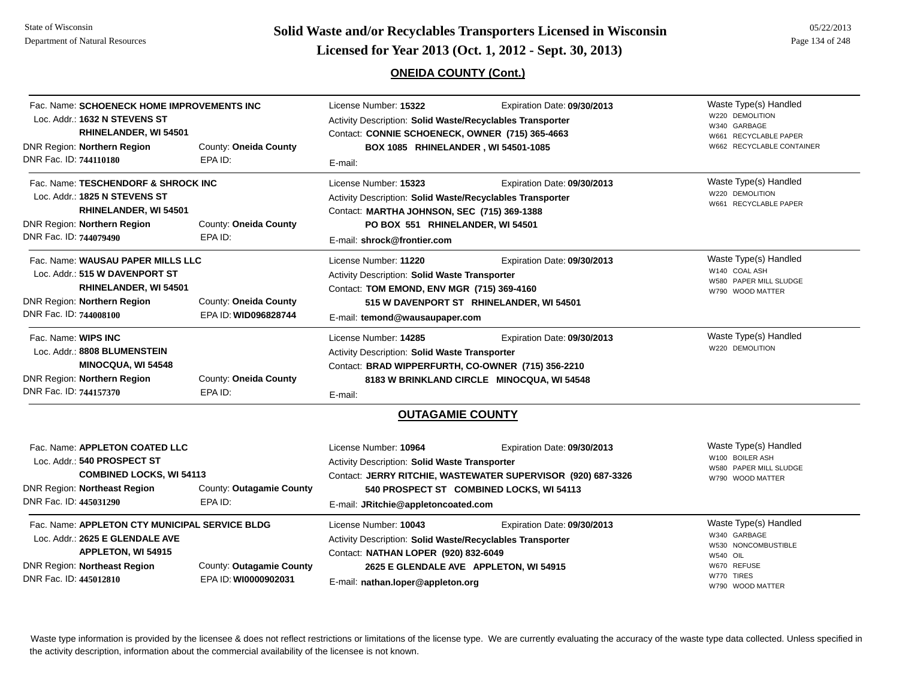## ONEIDA COUNTY (Cont.)

Fac. Name: **SCHOENECK HOME IMPROVEMENTS INC**
Loc. Addr.: **1632 N STEVENS ST**
**RHINELANDER, WI 54501**
DNR Region: **Northern Region** County: **Oneida County**
DNR Fac. ID: **744110180** EPA ID:

License Number: **15322** Expiration Date: **09/30/2013**
Activity Description: **Solid Waste/Recyclables Transporter**
Contact: **CONNIE SCHOENECK, OWNER (715) 365-4663**
**BOX 1085 RHINELANDER , WI 54501-1085**
E-mail:

Waste Type(s) Handled
- W220 DEMOLITION
- W340 GARBAGE
- W661 RECYCLABLE PAPER
- W662 RECYCLABLE CONTAINER

---

Fac. Name: **TESCHENDORF & SHROCK INC**
Loc. Addr.: **1825 N STEVENS ST**
**RHINELANDER, WI 54501**
DNR Region: **Northern Region** County: **Oneida County**
DNR Fac. ID: **744079490** EPA ID:

License Number: **15323** Expiration Date: **09/30/2013**
Activity Description: **Solid Waste/Recyclables Transporter**
Contact: **MARTHA JOHNSON, SEC (715) 369-1388**
**PO BOX 551 RHINELANDER, WI 54501**
E-mail: **shrock@frontier.com**

Waste Type(s) Handled
- W220 DEMOLITION
- W661 RECYCLABLE PAPER

---

Fac. Name: **WAUSAU PAPER MILLS LLC**
Loc. Addr.: **515 W DAVENPORT ST**
**RHINELANDER, WI 54501**
DNR Region: **Northern Region** County: **Oneida County**
DNR Fac. ID: **744008100** EPA ID: **WID096828744**

License Number: **11220** Expiration Date: **09/30/2013**
Activity Description: **Solid Waste Transporter**
Contact: **TOM EMOND, ENV MGR (715) 369-4160**
**515 W DAVENPORT ST RHINELANDER, WI 54501**
E-mail: **temond@wausaupaper.com**

Waste Type(s) Handled
- W140 COAL ASH
- W580 PAPER MILL SLUDGE
- W790 WOOD MATTER

---

Fac. Name: **WIPS INC**
Loc. Addr.: **8808 BLUMENSTEIN**
**MINOCQUA, WI 54548**
DNR Region: **Northern Region** County: **Oneida County**
DNR Fac. ID: **744157370** EPA ID:

License Number: **14285** Expiration Date: **09/30/2013**
Activity Description: **Solid Waste Transporter**
Contact: **BRAD WIPPERFURTH, CO-OWNER (715) 356-2210**
**8183 W BRINKLAND CIRCLE MINOCQUA, WI 54548**
E-mail:

Waste Type(s) Handled
- W220 DEMOLITION

---

## OUTAGAMIE COUNTY

Fac. Name: **APPLETON COATED LLC**
Loc. Addr.: **540 PROSPECT ST**
**COMBINED LOCKS, WI 54113**
DNR Region: **Northeast Region** County: **Outagamie County**
DNR Fac. ID: **445031290** EPA ID:

License Number: **10964** Expiration Date: **09/30/2013**
Activity Description: **Solid Waste Transporter**
Contact: **JERRY RITCHIE, WASTEWATER SUPERVISOR (920) 687-3326**
**540 PROSPECT ST COMBINED LOCKS, WI 54113**
E-mail: **JRitchie@appletoncoated.com**

Waste Type(s) Handled
- W100 BOILER ASH
- W580 PAPER MILL SLUDGE
- W790 WOOD MATTER

---

Fac. Name: **APPLETON CTY MUNICIPAL SERVICE BLDG**
Loc. Addr.: **2625 E GLENDALE AVE**
**APPLETON, WI 54915**
DNR Region: **Northeast Region** County: **Outagamie County**
DNR Fac. ID: **445012810** EPA ID: **WI0000902031**

License Number: **10043** Expiration Date: **09/30/2013**
Activity Description: **Solid Waste/Recyclables Transporter**
Contact: **NATHAN LOPER (920) 832-6049**
**2625 E GLENDALE AVE APPLETON, WI 54915**
E-mail: **nathan.loper@appleton.org**

Waste Type(s) Handled
- W340 GARBAGE
- W530 NONCOMBUSTIBLE
- W540 OIL
- W670 REFUSE
- W770 TIRES
- W790 WOOD MATTER

---

Waste type information is provided by the licensee & does not reflect restrictions or limitations of the license type. We are currently evaluating the accuracy of the waste type data collected. Unless specified in the activity description, information about the commercial availability of the licensee is not known.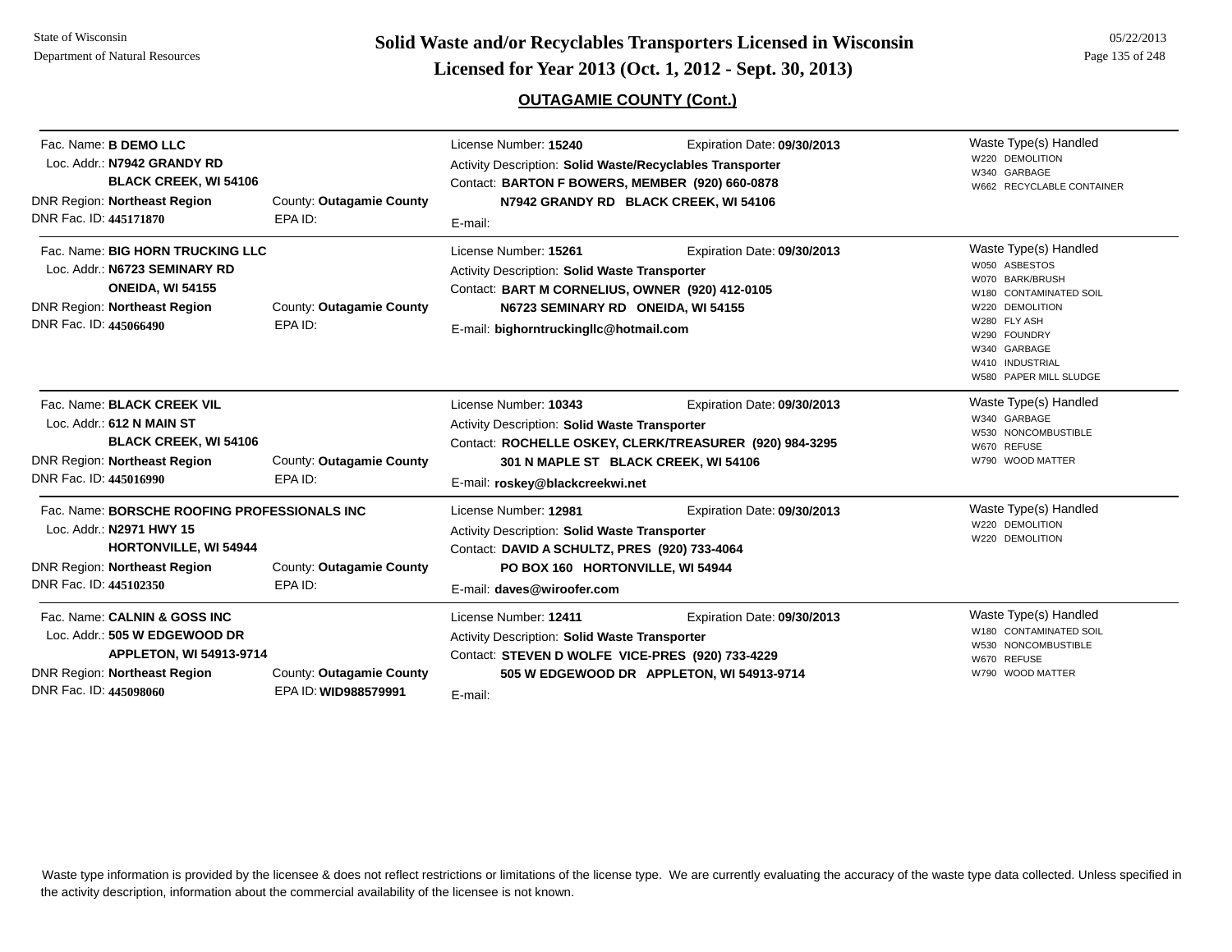## OUTAGAMIE COUNTY (Cont.)

| Facility | | License | Waste Type(s) Handled |
|---|---|---|---|
| Fac. Name: **B DEMO LLC**<br>Loc. Addr.: **N7942 GRANDY RD**<br>**BLACK CREEK, WI 54106**<br>DNR Region: **Northeast Region**<br>DNR Fac. ID: **445171870** | County: **Outagamie County**<br>EPA ID: | License Number: **15240** Expiration Date: **09/30/2013**<br>Activity Description: **Solid Waste/Recyclables Transporter**<br>Contact: **BARTON F BOWERS, MEMBER (920) 660-0878**<br>**N7942 GRANDY RD BLACK CREEK, WI 54106**<br>E-mail: | W220 DEMOLITION<br>W340 GARBAGE<br>W662 RECYCLABLE CONTAINER |
| Fac. Name: **BIG HORN TRUCKING LLC**<br>Loc. Addr.: **N6723 SEMINARY RD**<br>**ONEIDA, WI 54155**<br>DNR Region: **Northeast Region**<br>DNR Fac. ID: **445066490** | County: **Outagamie County**<br>EPA ID: | License Number: **15261** Expiration Date: **09/30/2013**<br>Activity Description: **Solid Waste Transporter**<br>Contact: **BART M CORNELIUS, OWNER (920) 412-0105**<br>**N6723 SEMINARY RD ONEIDA, WI 54155**<br>E-mail: **bighorntruckingllc@hotmail.com** | W050 ASBESTOS<br>W070 BARK/BRUSH<br>W180 CONTAMINATED SOIL<br>W220 DEMOLITION<br>W280 FLY ASH<br>W290 FOUNDRY<br>W340 GARBAGE<br>W410 INDUSTRIAL<br>W580 PAPER MILL SLUDGE |
| Fac. Name: **BLACK CREEK VIL**<br>Loc. Addr.: **612 N MAIN ST**<br>**BLACK CREEK, WI 54106**<br>DNR Region: **Northeast Region**<br>DNR Fac. ID: **445016990** | County: **Outagamie County**<br>EPA ID: | License Number: **10343** Expiration Date: **09/30/2013**<br>Activity Description: **Solid Waste Transporter**<br>Contact: **ROCHELLE OSKEY, CLERK/TREASURER (920) 984-3295**<br>**301 N MAPLE ST BLACK CREEK, WI 54106**<br>E-mail: **roskey@blackcreekwi.net** | W340 GARBAGE<br>W530 NONCOMBUSTIBLE<br>W670 REFUSE<br>W790 WOOD MATTER |
| Fac. Name: **BORSCHE ROOFING PROFESSIONALS INC**<br>Loc. Addr.: **N2971 HWY 15**<br>**HORTONVILLE, WI 54944**<br>DNR Region: **Northeast Region**<br>DNR Fac. ID: **445102350** | County: **Outagamie County**<br>EPA ID: | License Number: **12981** Expiration Date: **09/30/2013**<br>Activity Description: **Solid Waste Transporter**<br>Contact: **DAVID A SCHULTZ, PRES (920) 733-4064**<br>**PO BOX 160 HORTONVILLE, WI 54944**<br>E-mail: **daves@wiroofer.com** | W220 DEMOLITION<br>W220 DEMOLITION |
| Fac. Name: **CALNIN & GOSS INC**<br>Loc. Addr.: **505 W EDGEWOOD DR**<br>**APPLETON, WI 54913-9714**<br>DNR Region: **Northeast Region**<br>DNR Fac. ID: **445098060** | County: **Outagamie County**<br>EPA ID: **WID988579991** | License Number: **12411** Expiration Date: **09/30/2013**<br>Activity Description: **Solid Waste Transporter**<br>Contact: **STEVEN D WOLFE VICE-PRES (920) 733-4229**<br>**505 W EDGEWOOD DR APPLETON, WI 54913-9714**<br>E-mail: | W180 CONTAMINATED SOIL<br>W530 NONCOMBUSTIBLE<br>W670 REFUSE<br>W790 WOOD MATTER |

Waste type information is provided by the licensee & does not reflect restrictions or limitations of the license type. We are currently evaluating the accuracy of the waste type data collected. Unless specified in the activity description, information about the commercial availability of the licensee is not known.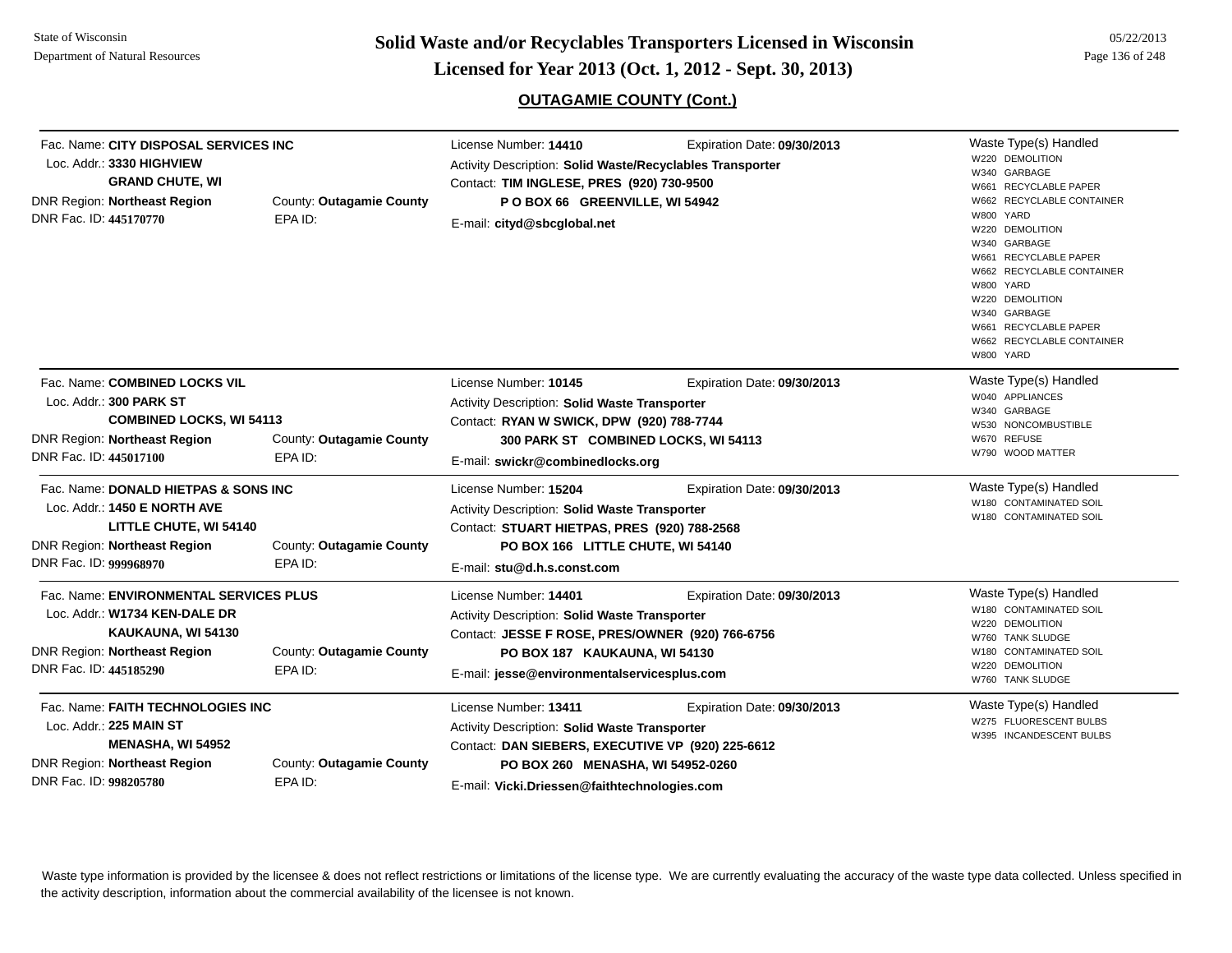## OUTAGAMIE COUNTY (Cont.)

| Facility | License / Contact | Waste Type(s) Handled |
|---|---|---|
| Fac. Name: **CITY DISPOSAL SERVICES INC**<br>Loc. Addr.: **3330 HIGHVIEW**<br>**GRAND CHUTE, WI**<br>DNR Region: **Northeast Region**<br>County: **Outagamie County**<br>DNR Fac. ID: **445170770**<br>EPA ID: | License Number: **14410**<br>Expiration Date: **09/30/2013**<br>Activity Description: **Solid Waste/Recyclables Transporter**<br>Contact: **TIM INGLESE, PRES (920) 730-9500**<br>**P O BOX 66 GREENVILLE, WI 54942**<br>E-mail: **cityd@sbcglobal.net** | W220 DEMOLITION<br>W340 GARBAGE<br>W661 RECYCLABLE PAPER<br>W662 RECYCLABLE CONTAINER<br>W800 YARD<br>W220 DEMOLITION<br>W340 GARBAGE<br>W661 RECYCLABLE PAPER<br>W662 RECYCLABLE CONTAINER<br>W800 YARD<br>W220 DEMOLITION<br>W340 GARBAGE<br>W661 RECYCLABLE PAPER<br>W662 RECYCLABLE CONTAINER<br>W800 YARD |
| Fac. Name: **COMBINED LOCKS VIL**<br>Loc. Addr.: **300 PARK ST**<br>**COMBINED LOCKS, WI 54113**<br>DNR Region: **Northeast Region**<br>County: **Outagamie County**<br>DNR Fac. ID: **445017100**<br>EPA ID: | License Number: **10145**<br>Expiration Date: **09/30/2013**<br>Activity Description: **Solid Waste Transporter**<br>Contact: **RYAN W SWICK, DPW (920) 788-7744**<br>**300 PARK ST COMBINED LOCKS, WI 54113**<br>E-mail: **swickr@combinedlocks.org** | W040 APPLIANCES<br>W340 GARBAGE<br>W530 NONCOMBUSTIBLE<br>W670 REFUSE<br>W790 WOOD MATTER |
| Fac. Name: **DONALD HIETPAS & SONS INC**<br>Loc. Addr.: **1450 E NORTH AVE**<br>**LITTLE CHUTE, WI 54140**<br>DNR Region: **Northeast Region**<br>County: **Outagamie County**<br>DNR Fac. ID: **999968970**<br>EPA ID: | License Number: **15204**<br>Expiration Date: **09/30/2013**<br>Activity Description: **Solid Waste Transporter**<br>Contact: **STUART HIETPAS, PRES (920) 788-2568**<br>**PO BOX 166 LITTLE CHUTE, WI 54140**<br>E-mail: **stu@d.h.s.const.com** | W180 CONTAMINATED SOIL<br>W180 CONTAMINATED SOIL |
| Fac. Name: **ENVIRONMENTAL SERVICES PLUS**<br>Loc. Addr.: **W1734 KEN-DALE DR**<br>**KAUKAUNA, WI 54130**<br>DNR Region: **Northeast Region**<br>County: **Outagamie County**<br>DNR Fac. ID: **445185290**<br>EPA ID: | License Number: **14401**<br>Expiration Date: **09/30/2013**<br>Activity Description: **Solid Waste Transporter**<br>Contact: **JESSE F ROSE, PRES/OWNER (920) 766-6756**<br>**PO BOX 187 KAUKAUNA, WI 54130**<br>E-mail: **jesse@environmentalservicesplus.com** | W180 CONTAMINATED SOIL<br>W220 DEMOLITION<br>W760 TANK SLUDGE<br>W180 CONTAMINATED SOIL<br>W220 DEMOLITION<br>W760 TANK SLUDGE |
| Fac. Name: **FAITH TECHNOLOGIES INC**<br>Loc. Addr.: **225 MAIN ST**<br>**MENASHA, WI 54952**<br>DNR Region: **Northeast Region**<br>County: **Outagamie County**<br>DNR Fac. ID: **998205780**<br>EPA ID: | License Number: **13411**<br>Expiration Date: **09/30/2013**<br>Activity Description: **Solid Waste Transporter**<br>Contact: **DAN SIEBERS, EXECUTIVE VP (920) 225-6612**<br>**PO BOX 260 MENASHA, WI 54952-0260**<br>E-mail: **Vicki.Driessen@faithtechnologies.com** | W275 FLUORESCENT BULBS<br>W395 INCANDESCENT BULBS |

Waste type information is provided by the licensee & does not reflect restrictions or limitations of the license type. We are currently evaluating the accuracy of the waste type data collected. Unless specified in the activity description, information about the commercial availability of the licensee is not known.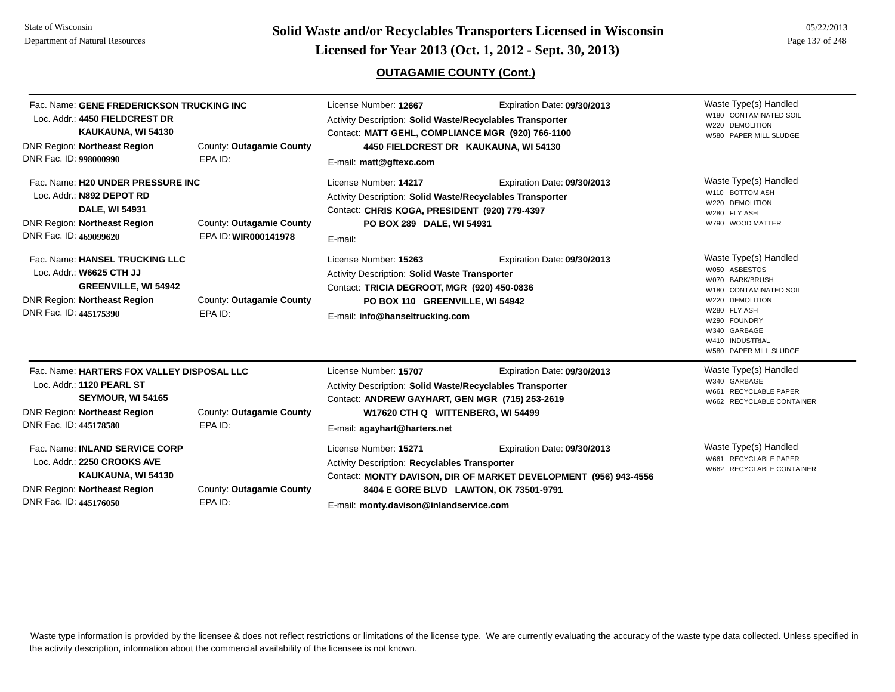## OUTAGAMIE COUNTY (Cont.)

| Facility | License / Contact | Waste Type(s) Handled |
|---|---|---|
| Fac. Name: **GENE FREDERICKSON TRUCKING INC**<br>Loc. Addr.: **4450 FIELDCREST DR, KAUKAUNA, WI 54130**<br>DNR Region: **Northeast Region**<br>County: **Outagamie County**<br>DNR Fac. ID: **998000990**<br>EPA ID: | License Number: **12667**<br>Expiration Date: **09/30/2013**<br>Activity Description: **Solid Waste/Recyclables Transporter**<br>Contact: **MATT GEHL, COMPLIANCE MGR (920) 766-1100**<br>**4450 FIELDCREST DR KAUKAUNA, WI 54130**<br>E-mail: **matt@gftexc.com** | W180 CONTAMINATED SOIL<br>W220 DEMOLITION<br>W580 PAPER MILL SLUDGE |
| Fac. Name: **H20 UNDER PRESSURE INC**<br>Loc. Addr.: **N892 DEPOT RD, DALE, WI 54931**<br>DNR Region: **Northeast Region**<br>County: **Outagamie County**<br>DNR Fac. ID: **469099620**<br>EPA ID: **WIR000141978** | License Number: **14217**<br>Expiration Date: **09/30/2013**<br>Activity Description: **Solid Waste/Recyclables Transporter**<br>Contact: **CHRIS KOGA, PRESIDENT (920) 779-4397**<br>**PO BOX 289 DALE, WI 54931**<br>E-mail: | W110 BOTTOM ASH<br>W220 DEMOLITION<br>W280 FLY ASH<br>W790 WOOD MATTER |
| Fac. Name: **HANSEL TRUCKING LLC**<br>Loc. Addr.: **W6625 CTH JJ, GREENVILLE, WI 54942**<br>DNR Region: **Northeast Region**<br>County: **Outagamie County**<br>DNR Fac. ID: **445175390**<br>EPA ID: | License Number: **15263**<br>Expiration Date: **09/30/2013**<br>Activity Description: **Solid Waste Transporter**<br>Contact: **TRICIA DEGROOT, MGR (920) 450-0836**<br>**PO BOX 110 GREENVILLE, WI 54942**<br>E-mail: **info@hanseltrucking.com** | W050 ASBESTOS<br>W070 BARK/BRUSH<br>W180 CONTAMINATED SOIL<br>W220 DEMOLITION<br>W280 FLY ASH<br>W290 FOUNDRY<br>W340 GARBAGE<br>W410 INDUSTRIAL<br>W580 PAPER MILL SLUDGE |
| Fac. Name: **HARTERS FOX VALLEY DISPOSAL LLC**<br>Loc. Addr.: **1120 PEARL ST, SEYMOUR, WI 54165**<br>DNR Region: **Northeast Region**<br>County: **Outagamie County**<br>DNR Fac. ID: **445178580**<br>EPA ID: | License Number: **15707**<br>Expiration Date: **09/30/2013**<br>Activity Description: **Solid Waste/Recyclables Transporter**<br>Contact: **ANDREW GAYHART, GEN MGR (715) 253-2619**<br>**W17620 CTH Q WITTENBERG, WI 54499**<br>E-mail: **agayhart@harters.net** | W340 GARBAGE<br>W661 RECYCLABLE PAPER<br>W662 RECYCLABLE CONTAINER |
| Fac. Name: **INLAND SERVICE CORP**<br>Loc. Addr.: **2250 CROOKS AVE, KAUKAUNA, WI 54130**<br>DNR Region: **Northeast Region**<br>County: **Outagamie County**<br>DNR Fac. ID: **445176050**<br>EPA ID: | License Number: **15271**<br>Expiration Date: **09/30/2013**<br>Activity Description: **Recyclables Transporter**<br>Contact: **MONTY DAVISON, DIR OF MARKET DEVELOPMENT (956) 943-4556**<br>**8404 E GORE BLVD LAWTON, OK 73501-9791**<br>E-mail: **monty.davison@inlandservice.com** | W661 RECYCLABLE PAPER<br>W662 RECYCLABLE CONTAINER |

Waste type information is provided by the licensee & does not reflect restrictions or limitations of the license type. We are currently evaluating the accuracy of the waste type data collected. Unless specified in the activity description, information about the commercial availability of the licensee is not known.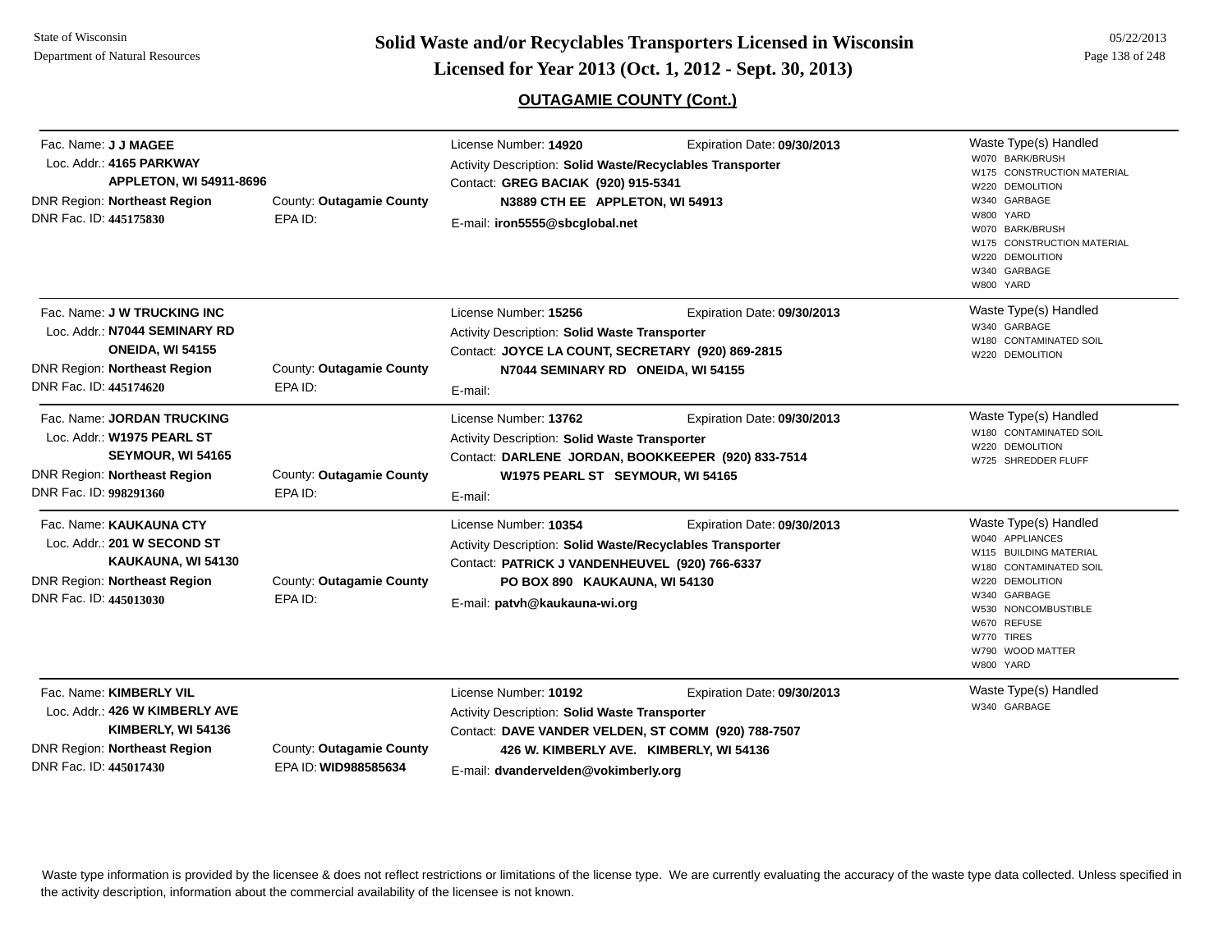## OUTAGAMIE COUNTY (Cont.)

**Fac. Name:** J J MAGEE
**Loc. Addr.:** 4165 PARKWAY, APPLETON, WI 54911-8696
**DNR Region:** Northeast Region
**County:** Outagamie County
**DNR Fac. ID:** 445175830
**EPA ID:**

License Number: **14920** — Expiration Date: **09/30/2013**
Activity Description: **Solid Waste/Recyclables Transporter**
Contact: **GREG BACIAK (920) 915-5341**, N3889 CTH EE APPLETON, WI 54913
E-mail: **iron5555@sbcglobal.net**

Waste Type(s) Handled:
- W070 BARK/BRUSH
- W175 CONSTRUCTION MATERIAL
- W220 DEMOLITION
- W340 GARBAGE
- W800 YARD
- W070 BARK/BRUSH
- W175 CONSTRUCTION MATERIAL
- W220 DEMOLITION
- W340 GARBAGE
- W800 YARD

---

**Fac. Name:** J W TRUCKING INC
**Loc. Addr.:** N7044 SEMINARY RD, ONEIDA, WI 54155
**DNR Region:** Northeast Region
**County:** Outagamie County
**DNR Fac. ID:** 445174620
**EPA ID:**

License Number: **15256** — Expiration Date: **09/30/2013**
Activity Description: **Solid Waste Transporter**
Contact: **JOYCE LA COUNT, SECRETARY (920) 869-2815**, N7044 SEMINARY RD ONEIDA, WI 54155
E-mail:

Waste Type(s) Handled:
- W340 GARBAGE
- W180 CONTAMINATED SOIL
- W220 DEMOLITION

---

**Fac. Name:** JORDAN TRUCKING
**Loc. Addr.:** W1975 PEARL ST, SEYMOUR, WI 54165
**DNR Region:** Northeast Region
**County:** Outagamie County
**DNR Fac. ID:** 998291360
**EPA ID:**

License Number: **13762** — Expiration Date: **09/30/2013**
Activity Description: **Solid Waste Transporter**
Contact: **DARLENE JORDAN, BOOKKEEPER (920) 833-7514**, W1975 PEARL ST SEYMOUR, WI 54165
E-mail:

Waste Type(s) Handled:
- W180 CONTAMINATED SOIL
- W220 DEMOLITION
- W725 SHREDDER FLUFF

---

**Fac. Name:** KAUKAUNA CTY
**Loc. Addr.:** 201 W SECOND ST, KAUKAUNA, WI 54130
**DNR Region:** Northeast Region
**County:** Outagamie County
**DNR Fac. ID:** 445013030
**EPA ID:**

License Number: **10354** — Expiration Date: **09/30/2013**
Activity Description: **Solid Waste/Recyclables Transporter**
Contact: **PATRICK J VANDENHEUVEL (920) 766-6337**, PO BOX 890 KAUKAUNA, WI 54130
E-mail: **patvh@kaukauna-wi.org**

Waste Type(s) Handled:
- W040 APPLIANCES
- W115 BUILDING MATERIAL
- W180 CONTAMINATED SOIL
- W220 DEMOLITION
- W340 GARBAGE
- W530 NONCOMBUSTIBLE
- W670 REFUSE
- W770 TIRES
- W790 WOOD MATTER
- W800 YARD

---

**Fac. Name:** KIMBERLY VIL
**Loc. Addr.:** 426 W KIMBERLY AVE, KIMBERLY, WI 54136
**DNR Region:** Northeast Region
**County:** Outagamie County
**DNR Fac. ID:** 445017430
**EPA ID:** WID988585634

License Number: **10192** — Expiration Date: **09/30/2013**
Activity Description: **Solid Waste Transporter**
Contact: **DAVE VANDER VELDEN, ST COMM (920) 788-7507**, 426 W. KIMBERLY AVE. KIMBERLY, WI 54136
E-mail: **dvandervelden@vokimberly.org**

Waste Type(s) Handled:
- W340 GARBAGE

---

Waste type information is provided by the licensee & does not reflect restrictions or limitations of the license type. We are currently evaluating the accuracy of the waste type data collected. Unless specified in the activity description, information about the commercial availability of the licensee is not known.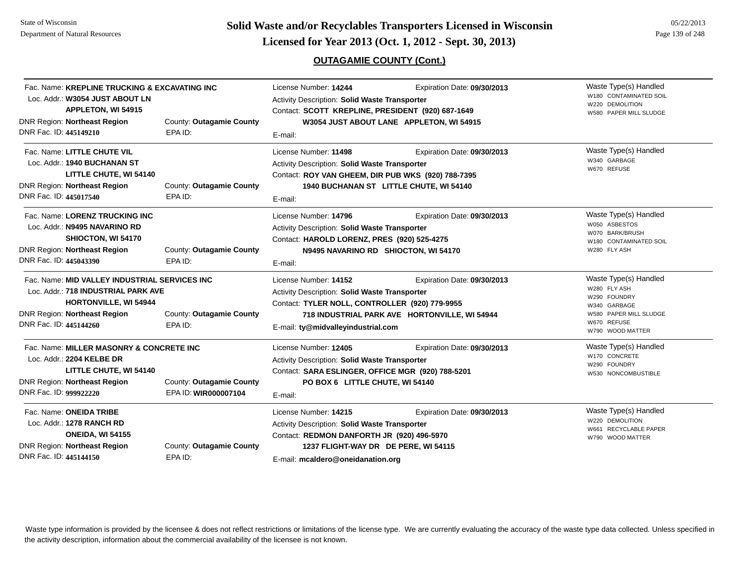## OUTAGAMIE COUNTY (Cont.)

| Facility | License | Waste Type(s) Handled |
|---|---|---|
| Fac. Name: **KREPLINE TRUCKING & EXCAVATING INC**<br>Loc. Addr.: **W3054 JUST ABOUT LN APPLETON, WI 54915**<br>DNR Region: **Northeast Region**<br>County: **Outagamie County**<br>DNR Fac. ID: **445149210**<br>EPA ID: | License Number: **14244**<br>Expiration Date: **09/30/2013**<br>Activity Description: **Solid Waste Transporter**<br>Contact: **SCOTT KREPLINE, PRESIDENT (920) 687-1649 W3054 JUST ABOUT LANE APPLETON, WI 54915**<br>E-mail: | W180 CONTAMINATED SOIL<br>W220 DEMOLITION<br>W580 PAPER MILL SLUDGE |
| Fac. Name: **LITTLE CHUTE VIL**<br>Loc. Addr.: **1940 BUCHANAN ST LITTLE CHUTE, WI 54140**<br>DNR Region: **Northeast Region**<br>County: **Outagamie County**<br>DNR Fac. ID: **445017540**<br>EPA ID: | License Number: **11498**<br>Expiration Date: **09/30/2013**<br>Activity Description: **Solid Waste Transporter**<br>Contact: **ROY VAN GHEEM, DIR PUB WKS (920) 788-7395 1940 BUCHANAN ST LITTLE CHUTE, WI 54140**<br>E-mail: | W340 GARBAGE<br>W670 REFUSE |
| Fac. Name: **LORENZ TRUCKING INC**<br>Loc. Addr.: **N9495 NAVARINO RD SHIOCTON, WI 54170**<br>DNR Region: **Northeast Region**<br>County: **Outagamie County**<br>DNR Fac. ID: **445043390**<br>EPA ID: | License Number: **14796**<br>Expiration Date: **09/30/2013**<br>Activity Description: **Solid Waste Transporter**<br>Contact: **HAROLD LORENZ, PRES (920) 525-4275 N9495 NAVARINO RD SHIOCTON, WI 54170**<br>E-mail: | W050 ASBESTOS<br>W070 BARK/BRUSH<br>W180 CONTAMINATED SOIL<br>W280 FLY ASH |
| Fac. Name: **MID VALLEY INDUSTRIAL SERVICES INC**<br>Loc. Addr.: **718 INDUSTRIAL PARK AVE HORTONVILLE, WI 54944**<br>DNR Region: **Northeast Region**<br>County: **Outagamie County**<br>DNR Fac. ID: **445144260**<br>EPA ID: | License Number: **14152**<br>Expiration Date: **09/30/2013**<br>Activity Description: **Solid Waste Transporter**<br>Contact: **TYLER NOLL, CONTROLLER (920) 779-9955 718 INDUSTRIAL PARK AVE HORTONVILLE, WI 54944**<br>E-mail: **ty@midvalleyindustrial.com** | W280 FLY ASH<br>W290 FOUNDRY<br>W340 GARBAGE<br>W580 PAPER MILL SLUDGE<br>W670 REFUSE<br>W790 WOOD MATTER |
| Fac. Name: **MILLER MASONRY & CONCRETE INC**<br>Loc. Addr.: **2204 KELBE DR LITTLE CHUTE, WI 54140**<br>DNR Region: **Northeast Region**<br>County: **Outagamie County**<br>DNR Fac. ID: **999922220**<br>EPA ID: **WIR000007104** | License Number: **12405**<br>Expiration Date: **09/30/2013**<br>Activity Description: **Solid Waste Transporter**<br>Contact: **SARA ESLINGER, OFFICE MGR (920) 788-5201 PO BOX 6 LITTLE CHUTE, WI 54140**<br>E-mail: | W170 CONCRETE<br>W290 FOUNDRY<br>W530 NONCOMBUSTIBLE |
| Fac. Name: **ONEIDA TRIBE**<br>Loc. Addr.: **1278 RANCH RD ONEIDA, WI 54155**<br>DNR Region: **Northeast Region**<br>County: **Outagamie County**<br>DNR Fac. ID: **445144150**<br>EPA ID: | License Number: **14215**<br>Expiration Date: **09/30/2013**<br>Activity Description: **Solid Waste Transporter**<br>Contact: **REDMON DANFORTH JR (920) 496-5970 1237 FLIGHT-WAY DR DE PERE, WI 54115**<br>E-mail: **mcaldero@oneidanation.org** | W220 DEMOLITION<br>W661 RECYCLABLE PAPER<br>W790 WOOD MATTER |

Waste type information is provided by the licensee & does not reflect restrictions or limitations of the license type. We are currently evaluating the accuracy of the waste type data collected. Unless specified in the activity description, information about the commercial availability of the licensee is not known.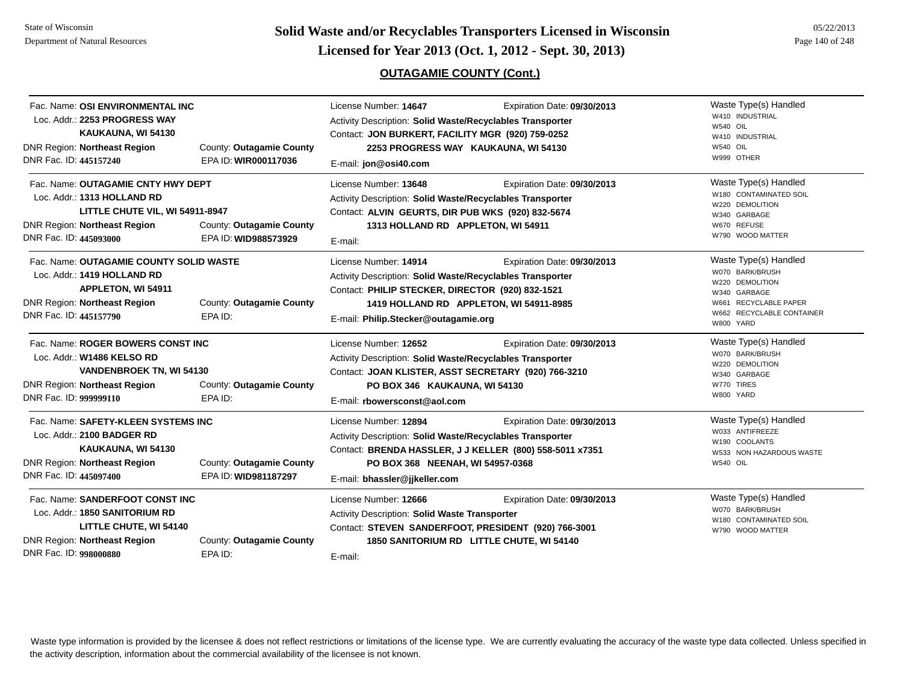## OUTAGAMIE COUNTY (Cont.)

Fac. Name: **OSI ENVIRONMENTAL INC**
Loc. Addr.: **2253 PROGRESS WAY**
**KAUKAUNA, WI 54130**
DNR Region: **Northeast Region** County: **Outagamie County**
DNR Fac. ID: **445157240** EPA ID: **WIR000117036**

License Number: **14647** Expiration Date: **09/30/2013**
Activity Description: **Solid Waste/Recyclables Transporter**
Contact: **JON BURKERT, FACILITY MGR (920) 759-0252**
**2253 PROGRESS WAY KAUKAUNA, WI 54130**
E-mail: **jon@osi40.com**

Waste Type(s) Handled
- W410 INDUSTRIAL
- W540 OIL
- W410 INDUSTRIAL
- W540 OIL
- W999 OTHER

---

Fac. Name: **OUTAGAMIE CNTY HWY DEPT**
Loc. Addr.: **1313 HOLLAND RD**
**LITTLE CHUTE VIL, WI 54911-8947**
DNR Region: **Northeast Region** County: **Outagamie County**
DNR Fac. ID: **445093000** EPA ID: **WID988573929**

License Number: **13648** Expiration Date: **09/30/2013**
Activity Description: **Solid Waste/Recyclables Transporter**
Contact: **ALVIN GEURTS, DIR PUB WKS (920) 832-5674**
**1313 HOLLAND RD APPLETON, WI 54911**
E-mail:

Waste Type(s) Handled
- W180 CONTAMINATED SOIL
- W220 DEMOLITION
- W340 GARBAGE
- W670 REFUSE
- W790 WOOD MATTER

---

Fac. Name: **OUTAGAMIE COUNTY SOLID WASTE**
Loc. Addr.: **1419 HOLLAND RD**
**APPLETON, WI 54911**
DNR Region: **Northeast Region** County: **Outagamie County**
DNR Fac. ID: **445157790** EPA ID:

License Number: **14914** Expiration Date: **09/30/2013**
Activity Description: **Solid Waste/Recyclables Transporter**
Contact: **PHILIP STECKER, DIRECTOR (920) 832-1521**
**1419 HOLLAND RD APPLETON, WI 54911-8985**
E-mail: **Philip.Stecker@outagamie.org**

Waste Type(s) Handled
- W070 BARK/BRUSH
- W220 DEMOLITION
- W340 GARBAGE
- W661 RECYCLABLE PAPER
- W662 RECYCLABLE CONTAINER
- W800 YARD

---

Fac. Name: **ROGER BOWERS CONST INC**
Loc. Addr.: **W1486 KELSO RD**
**VANDENBROEK TN, WI 54130**
DNR Region: **Northeast Region** County: **Outagamie County**
DNR Fac. ID: **999999110** EPA ID:

License Number: **12652** Expiration Date: **09/30/2013**
Activity Description: **Solid Waste/Recyclables Transporter**
Contact: **JOAN KLISTER, ASST SECRETARY (920) 766-3210**
**PO BOX 346 KAUKAUNA, WI 54130**
E-mail: **rbowersconst@aol.com**

Waste Type(s) Handled
- W070 BARK/BRUSH
- W220 DEMOLITION
- W340 GARBAGE
- W770 TIRES
- W800 YARD

---

Fac. Name: **SAFETY-KLEEN SYSTEMS INC**
Loc. Addr.: **2100 BADGER RD**
**KAUKAUNA, WI 54130**
DNR Region: **Northeast Region** County: **Outagamie County**
DNR Fac. ID: **445097400** EPA ID: **WID981187297**

License Number: **12894** Expiration Date: **09/30/2013**
Activity Description: **Solid Waste/Recyclables Transporter**
Contact: **BRENDA HASSLER, J J KELLER (800) 558-5011 x7351**
**PO BOX 368 NEENAH, WI 54957-0368**
E-mail: **bhassler@jjkeller.com**

Waste Type(s) Handled
- W033 ANTIFREEZE
- W190 COOLANTS
- W533 NON HAZARDOUS WASTE
- W540 OIL

---

Fac. Name: **SANDERFOOT CONST INC**
Loc. Addr.: **1850 SANITORIUM RD**
**LITTLE CHUTE, WI 54140**
DNR Region: **Northeast Region** County: **Outagamie County**
DNR Fac. ID: **998000880** EPA ID:

License Number: **12666** Expiration Date: **09/30/2013**
Activity Description: **Solid Waste Transporter**
Contact: **STEVEN SANDERFOOT, PRESIDENT (920) 766-3001**
**1850 SANITORIUM RD LITTLE CHUTE, WI 54140**
E-mail:

Waste Type(s) Handled
- W070 BARK/BRUSH
- W180 CONTAMINATED SOIL
- W790 WOOD MATTER

---

Waste type information is provided by the licensee & does not reflect restrictions or limitations of the license type. We are currently evaluating the accuracy of the waste type data collected. Unless specified in the activity description, information about the commercial availability of the licensee is not known.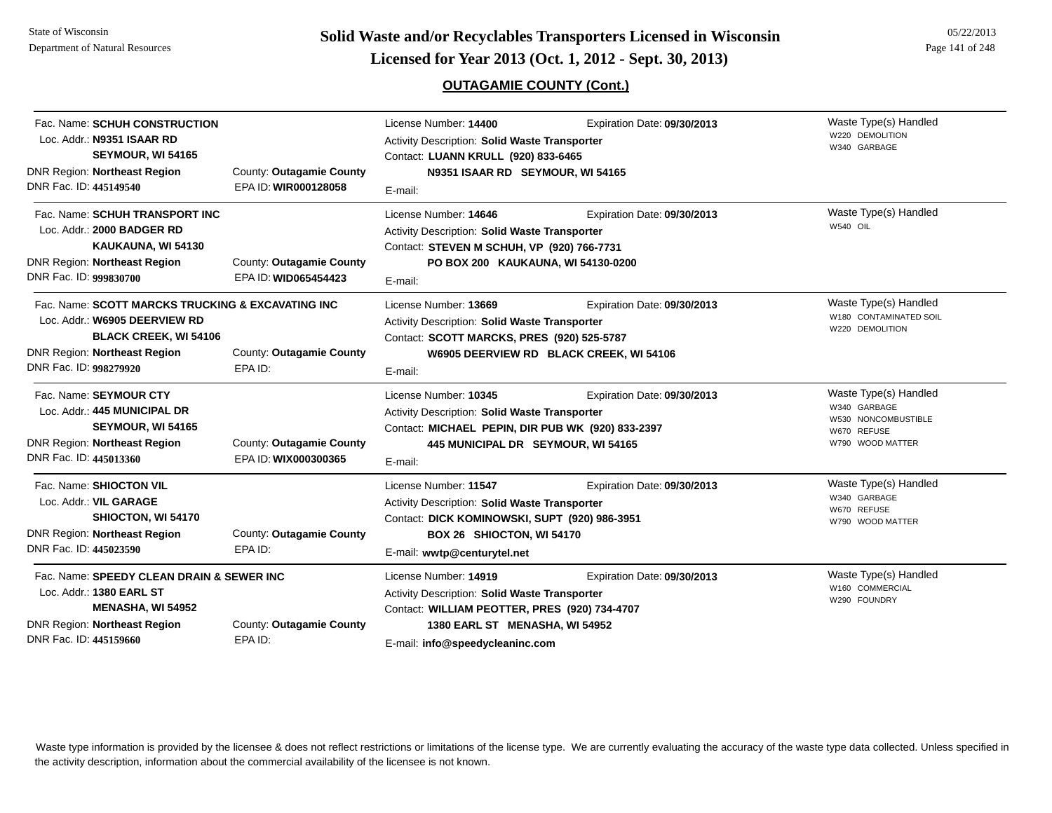## OUTAGAMIE COUNTY (Cont.)

| Facility | County / EPA ID | License / Contact | Waste Type(s) Handled |
|---|---|---|---|
| Fac. Name: **SCHUH CONSTRUCTION**<br>Loc. Addr.: **N9351 ISAAR RD**<br>**SEYMOUR, WI 54165**<br>DNR Region: **Northeast Region**<br>DNR Fac. ID: **445149540** | County: **Outagamie County**<br>EPA ID: **WIR000128058** | License Number: **14400**<br>Expiration Date: **09/30/2013**<br>Activity Description: **Solid Waste Transporter**<br>Contact: **LUANN KRULL (920) 833-6465**<br>**N9351 ISAAR RD SEYMOUR, WI 54165**<br>E-mail: | W220 DEMOLITION<br>W340 GARBAGE |
| Fac. Name: **SCHUH TRANSPORT INC**<br>Loc. Addr.: **2000 BADGER RD**<br>**KAUKAUNA, WI 54130**<br>DNR Region: **Northeast Region**<br>DNR Fac. ID: **999830700** | County: **Outagamie County**<br>EPA ID: **WID065454423** | License Number: **14646**<br>Expiration Date: **09/30/2013**<br>Activity Description: **Solid Waste Transporter**<br>Contact: **STEVEN M SCHUH, VP (920) 766-7731**<br>**PO BOX 200 KAUKAUNA, WI 54130-0200**<br>E-mail: | W540 OIL |
| Fac. Name: **SCOTT MARCKS TRUCKING & EXCAVATING INC**<br>Loc. Addr.: **W6905 DEERVIEW RD**<br>**BLACK CREEK, WI 54106**<br>DNR Region: **Northeast Region**<br>DNR Fac. ID: **998279920** | County: **Outagamie County**<br>EPA ID: | License Number: **13669**<br>Expiration Date: **09/30/2013**<br>Activity Description: **Solid Waste Transporter**<br>Contact: **SCOTT MARCKS, PRES (920) 525-5787**<br>**W6905 DEERVIEW RD BLACK CREEK, WI 54106**<br>E-mail: | W180 CONTAMINATED SOIL<br>W220 DEMOLITION |
| Fac. Name: **SEYMOUR CTY**<br>Loc. Addr.: **445 MUNICIPAL DR**<br>**SEYMOUR, WI 54165**<br>DNR Region: **Northeast Region**<br>DNR Fac. ID: **445013360** | County: **Outagamie County**<br>EPA ID: **WIX000300365** | License Number: **10345**<br>Expiration Date: **09/30/2013**<br>Activity Description: **Solid Waste Transporter**<br>Contact: **MICHAEL PEPIN, DIR PUB WK (920) 833-2397**<br>**445 MUNICIPAL DR SEYMOUR, WI 54165**<br>E-mail: | W340 GARBAGE<br>W530 NONCOMBUSTIBLE<br>W670 REFUSE<br>W790 WOOD MATTER |
| Fac. Name: **SHIOCTON VIL**<br>Loc. Addr.: **VIL GARAGE**<br>**SHIOCTON, WI 54170**<br>DNR Region: **Northeast Region**<br>DNR Fac. ID: **445023590** | County: **Outagamie County**<br>EPA ID: | License Number: **11547**<br>Expiration Date: **09/30/2013**<br>Activity Description: **Solid Waste Transporter**<br>Contact: **DICK KOMINOWSKI, SUPT (920) 986-3951**<br>**BOX 26 SHIOCTON, WI 54170**<br>E-mail: **wwtp@centurytel.net** | W340 GARBAGE<br>W670 REFUSE<br>W790 WOOD MATTER |
| Fac. Name: **SPEEDY CLEAN DRAIN & SEWER INC**<br>Loc. Addr.: **1380 EARL ST**<br>**MENASHA, WI 54952**<br>DNR Region: **Northeast Region**<br>DNR Fac. ID: **445159660** | County: **Outagamie County**<br>EPA ID: | License Number: **14919**<br>Expiration Date: **09/30/2013**<br>Activity Description: **Solid Waste Transporter**<br>Contact: **WILLIAM PEOTTER, PRES (920) 734-4707**<br>**1380 EARL ST MENASHA, WI 54952**<br>E-mail: **info@speedycleaninc.com** | W160 COMMERCIAL<br>W290 FOUNDRY |

Waste type information is provided by the licensee & does not reflect restrictions or limitations of the license type. We are currently evaluating the accuracy of the waste type data collected. Unless specified in the activity description, information about the commercial availability of the licensee is not known.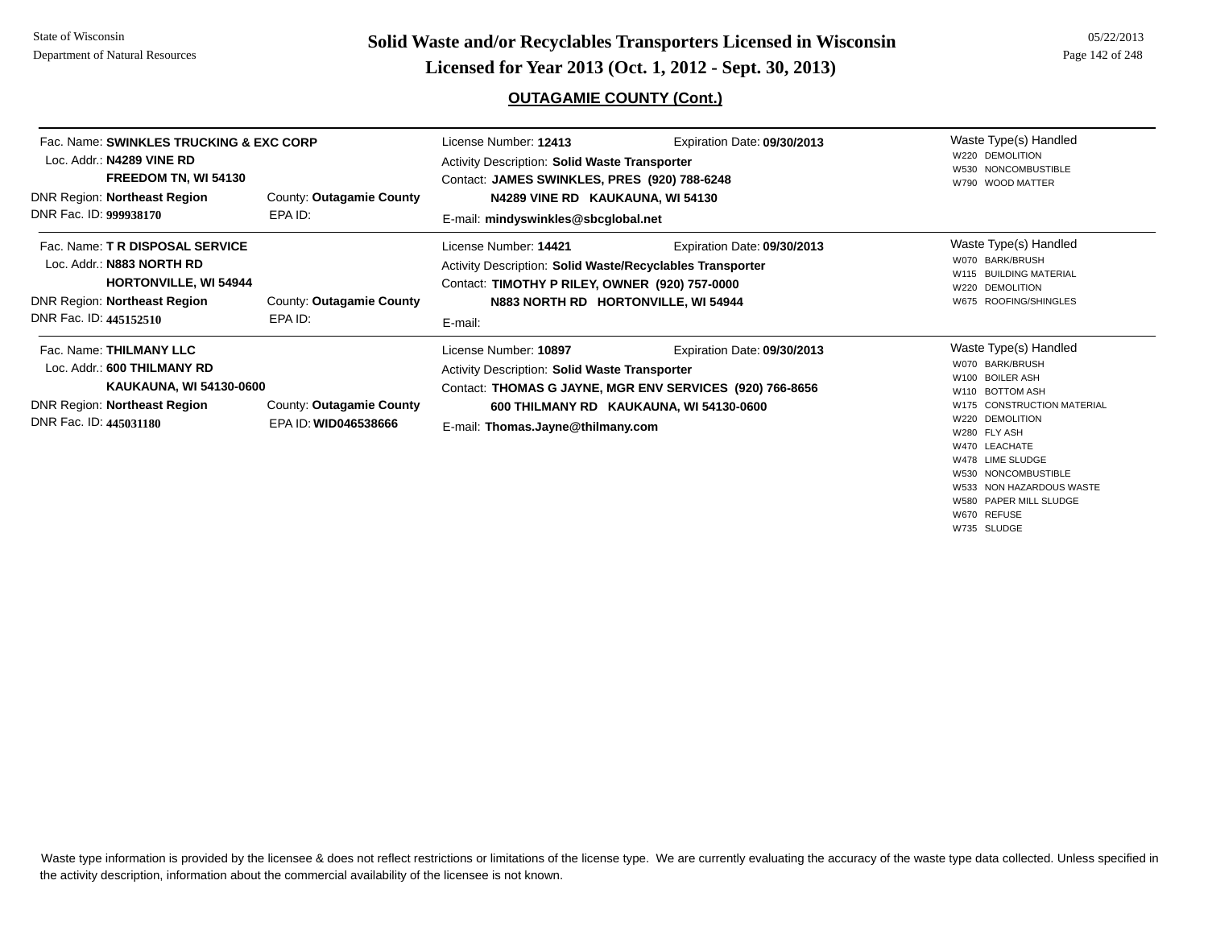## OUTAGAMIE COUNTY (Cont.)

---

Fac. Name: **SWINKLES TRUCKING & EXC CORP**
Loc. Addr.: **N4289 VINE RD**
**FREEDOM TN, WI 54130**
DNR Region: **Northeast Region** — County: **Outagamie County**
DNR Fac. ID: **999938170** — EPA ID:

License Number: **12413** — Expiration Date: **09/30/2013**
Activity Description: **Solid Waste Transporter**
Contact: **JAMES SWINKLES, PRES (920) 788-6248**
**N4289 VINE RD KAUKAUNA, WI 54130**
E-mail: **mindyswinkles@sbcglobal.net**

Waste Type(s) Handled
- W220 DEMOLITION
- W530 NONCOMBUSTIBLE
- W790 WOOD MATTER

---

Fac. Name: **T R DISPOSAL SERVICE**
Loc. Addr.: **N883 NORTH RD**
**HORTONVILLE, WI 54944**
DNR Region: **Northeast Region** — County: **Outagamie County**
DNR Fac. ID: **445152510** — EPA ID:

License Number: **14421** — Expiration Date: **09/30/2013**
Activity Description: **Solid Waste/Recyclables Transporter**
Contact: **TIMOTHY P RILEY, OWNER (920) 757-0000**
**N883 NORTH RD HORTONVILLE, WI 54944**
E-mail:

Waste Type(s) Handled
- W070 BARK/BRUSH
- W115 BUILDING MATERIAL
- W220 DEMOLITION
- W675 ROOFING/SHINGLES

---

Fac. Name: **THILMANY LLC**
Loc. Addr.: **600 THILMANY RD**
**KAUKAUNA, WI 54130-0600**
DNR Region: **Northeast Region** — County: **Outagamie County**
DNR Fac. ID: **445031180** — EPA ID: **WID046538666**

License Number: **10897** — Expiration Date: **09/30/2013**
Activity Description: **Solid Waste Transporter**
Contact: **THOMAS G JAYNE, MGR ENV SERVICES (920) 766-8656**
**600 THILMANY RD KAUKAUNA, WI 54130-0600**
E-mail: **Thomas.Jayne@thilmany.com**

Waste Type(s) Handled
- W070 BARK/BRUSH
- W100 BOILER ASH
- W110 BOTTOM ASH
- W175 CONSTRUCTION MATERIAL
- W220 DEMOLITION
- W280 FLY ASH
- W470 LEACHATE
- W478 LIME SLUDGE
- W530 NONCOMBUSTIBLE
- W533 NON HAZARDOUS WASTE
- W580 PAPER MILL SLUDGE
- W670 REFUSE
- W735 SLUDGE

---

Waste type information is provided by the licensee & does not reflect restrictions or limitations of the license type. We are currently evaluating the accuracy of the waste type data collected. Unless specified in the activity description, information about the commercial availability of the licensee is not known.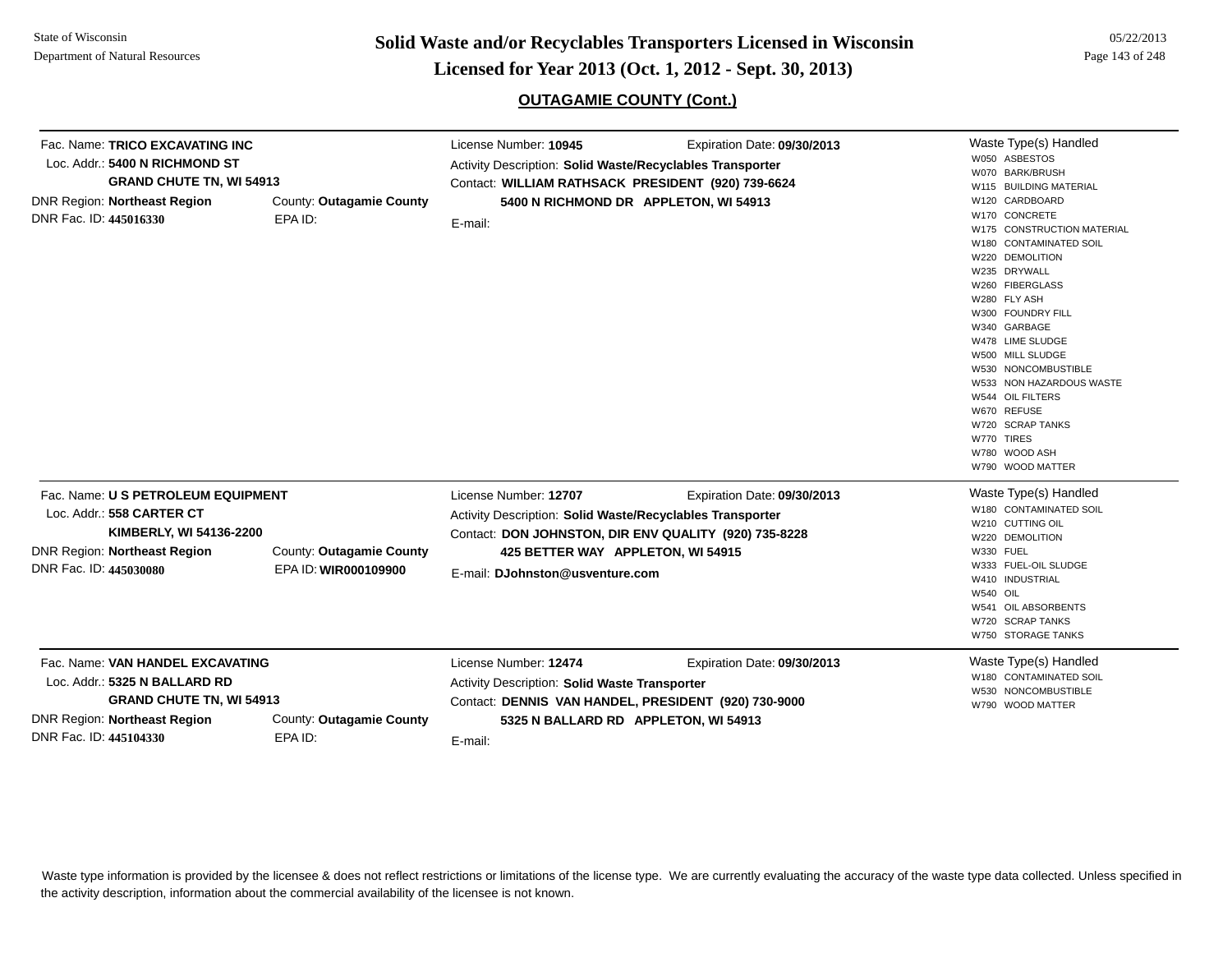## OUTAGAMIE COUNTY (Cont.)

---

Fac. Name: **TRICO EXCAVATING INC**
Loc. Addr.: **5400 N RICHMOND ST**
**GRAND CHUTE TN, WI 54913**
DNR Region: **Northeast Region**
County: **Outagamie County**
DNR Fac. ID: **445016330**
EPA ID:

License Number: **10945**
Expiration Date: **09/30/2013**
Activity Description: **Solid Waste/Recyclables Transporter**
Contact: **WILLIAM RATHSACK PRESIDENT (920) 739-6624**
**5400 N RICHMOND DR APPLETON, WI 54913**
E-mail:

Waste Type(s) Handled
- W050 ASBESTOS
- W070 BARK/BRUSH
- W115 BUILDING MATERIAL
- W120 CARDBOARD
- W170 CONCRETE
- W175 CONSTRUCTION MATERIAL
- W180 CONTAMINATED SOIL
- W220 DEMOLITION
- W235 DRYWALL
- W260 FIBERGLASS
- W280 FLY ASH
- W300 FOUNDRY FILL
- W340 GARBAGE
- W478 LIME SLUDGE
- W500 MILL SLUDGE
- W530 NONCOMBUSTIBLE
- W533 NON HAZARDOUS WASTE
- W544 OIL FILTERS
- W670 REFUSE
- W720 SCRAP TANKS
- W770 TIRES
- W780 WOOD ASH
- W790 WOOD MATTER

---

Fac. Name: **U S PETROLEUM EQUIPMENT**
Loc. Addr.: **558 CARTER CT**
**KIMBERLY, WI 54136-2200**
DNR Region: **Northeast Region**
County: **Outagamie County**
DNR Fac. ID: **445030080**
EPA ID: **WIR000109900**

License Number: **12707**
Expiration Date: **09/30/2013**
Activity Description: **Solid Waste/Recyclables Transporter**
Contact: **DON JOHNSTON, DIR ENV QUALITY (920) 735-8228**
**425 BETTER WAY APPLETON, WI 54915**
E-mail: **DJohnston@usventure.com**

Waste Type(s) Handled
- W180 CONTAMINATED SOIL
- W210 CUTTING OIL
- W220 DEMOLITION
- W330 FUEL
- W333 FUEL-OIL SLUDGE
- W410 INDUSTRIAL
- W540 OIL
- W541 OIL ABSORBENTS
- W720 SCRAP TANKS
- W750 STORAGE TANKS

---

Fac. Name: **VAN HANDEL EXCAVATING**
Loc. Addr.: **5325 N BALLARD RD**
**GRAND CHUTE TN, WI 54913**
DNR Region: **Northeast Region**
County: **Outagamie County**
DNR Fac. ID: **445104330**
EPA ID:

License Number: **12474**
Expiration Date: **09/30/2013**
Activity Description: **Solid Waste Transporter**
Contact: **DENNIS VAN HANDEL, PRESIDENT (920) 730-9000**
**5325 N BALLARD RD APPLETON, WI 54913**
E-mail:

Waste Type(s) Handled
- W180 CONTAMINATED SOIL
- W530 NONCOMBUSTIBLE
- W790 WOOD MATTER

---

Waste type information is provided by the licensee & does not reflect restrictions or limitations of the license type. We are currently evaluating the accuracy of the waste type data collected. Unless specified in the activity description, information about the commercial availability of the licensee is not known.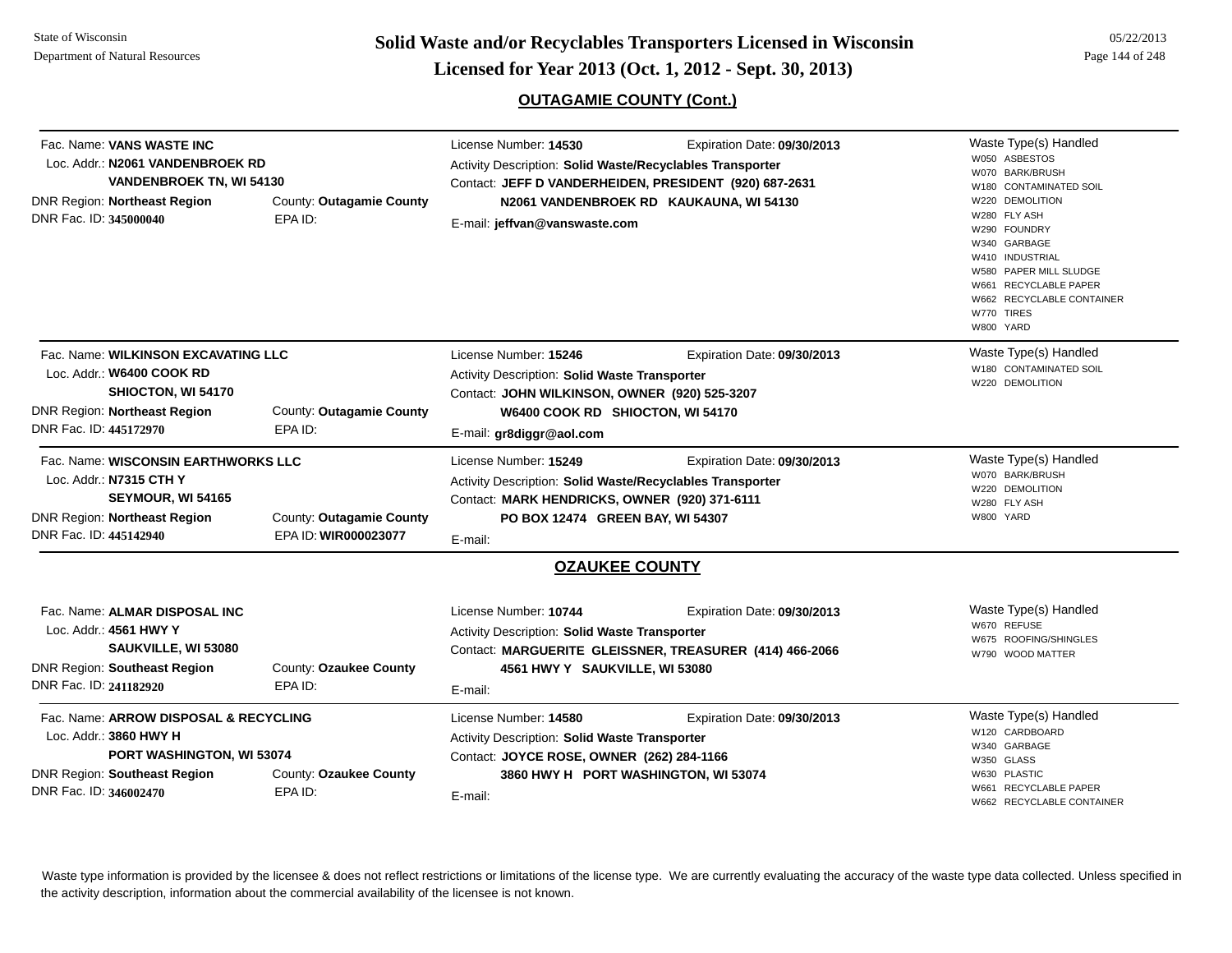## OUTAGAMIE COUNTY (Cont.)

**Fac. Name:** VANS WASTE INC
**Loc. Addr.:** N2061 VANDENBROEK RD
VANDENBROEK TN, WI 54130
**DNR Region:** Northeast Region
**County:** Outagamie County
**DNR Fac. ID:** 345000040
**EPA ID:**

**License Number:** 14530
**Expiration Date:** 09/30/2013
**Activity Description:** Solid Waste/Recyclables Transporter
**Contact:** JEFF D VANDERHEIDEN, PRESIDENT (920) 687-2631
N2061 VANDENBROEK RD KAUKAUNA, WI 54130
**E-mail:** jeffvan@vanswaste.com

**Waste Type(s) Handled**
- W050 ASBESTOS
- W070 BARK/BRUSH
- W180 CONTAMINATED SOIL
- W220 DEMOLITION
- W280 FLY ASH
- W290 FOUNDRY
- W340 GARBAGE
- W410 INDUSTRIAL
- W580 PAPER MILL SLUDGE
- W661 RECYCLABLE PAPER
- W662 RECYCLABLE CONTAINER
- W770 TIRES
- W800 YARD

---

**Fac. Name:** WILKINSON EXCAVATING LLC
**Loc. Addr.:** W6400 COOK RD
SHIOCTON, WI 54170
**DNR Region:** Northeast Region
**County:** Outagamie County
**DNR Fac. ID:** 445172970
**EPA ID:**

**License Number:** 15246
**Expiration Date:** 09/30/2013
**Activity Description:** Solid Waste Transporter
**Contact:** JOHN WILKINSON, OWNER (920) 525-3207
W6400 COOK RD SHIOCTON, WI 54170
**E-mail:** gr8diggr@aol.com

**Waste Type(s) Handled**
- W180 CONTAMINATED SOIL
- W220 DEMOLITION

---

**Fac. Name:** WISCONSIN EARTHWORKS LLC
**Loc. Addr.:** N7315 CTH Y
SEYMOUR, WI 54165
**DNR Region:** Northeast Region
**County:** Outagamie County
**DNR Fac. ID:** 445142940
**EPA ID:** WIR000023077

**License Number:** 15249
**Expiration Date:** 09/30/2013
**Activity Description:** Solid Waste/Recyclables Transporter
**Contact:** MARK HENDRICKS, OWNER (920) 371-6111
PO BOX 12474 GREEN BAY, WI 54307
**E-mail:**

**Waste Type(s) Handled**
- W070 BARK/BRUSH
- W220 DEMOLITION
- W280 FLY ASH
- W800 YARD

## OZAUKEE COUNTY

**Fac. Name:** ALMAR DISPOSAL INC
**Loc. Addr.:** 4561 HWY Y
SAUKVILLE, WI 53080
**DNR Region:** Southeast Region
**County:** Ozaukee County
**DNR Fac. ID:** 241182920
**EPA ID:**

**License Number:** 10744
**Expiration Date:** 09/30/2013
**Activity Description:** Solid Waste Transporter
**Contact:** MARGUERITE GLEISSNER, TREASURER (414) 466-2066
4561 HWY Y SAUKVILLE, WI 53080
**E-mail:**

**Waste Type(s) Handled**
- W670 REFUSE
- W675 ROOFING/SHINGLES
- W790 WOOD MATTER

---

**Fac. Name:** ARROW DISPOSAL & RECYCLING
**Loc. Addr.:** 3860 HWY H
PORT WASHINGTON, WI 53074
**DNR Region:** Southeast Region
**County:** Ozaukee County
**DNR Fac. ID:** 346002470
**EPA ID:**

**License Number:** 14580
**Expiration Date:** 09/30/2013
**Activity Description:** Solid Waste Transporter
**Contact:** JOYCE ROSE, OWNER (262) 284-1166
3860 HWY H PORT WASHINGTON, WI 53074
**E-mail:**

**Waste Type(s) Handled**
- W120 CARDBOARD
- W340 GARBAGE
- W350 GLASS
- W630 PLASTIC
- W661 RECYCLABLE PAPER
- W662 RECYCLABLE CONTAINER

---

Waste type information is provided by the licensee & does not reflect restrictions or limitations of the license type. We are currently evaluating the accuracy of the waste type data collected. Unless specified in the activity description, information about the commercial availability of the licensee is not known.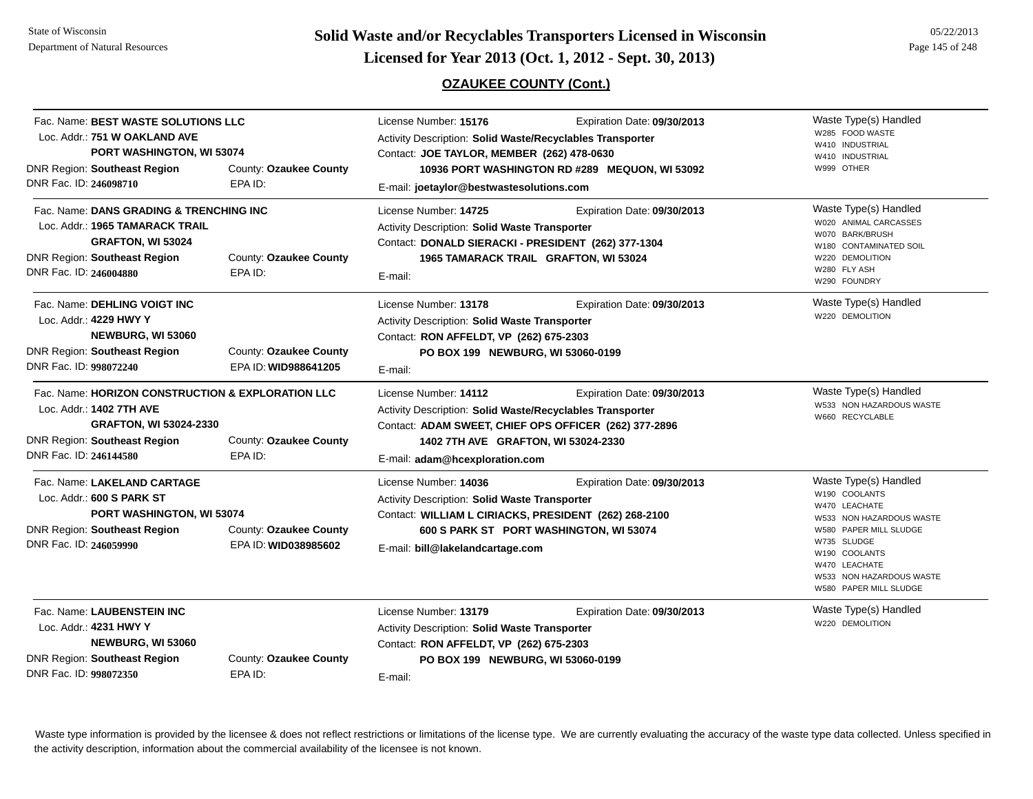## OZAUKEE COUNTY (Cont.)

---

Fac. Name: **BEST WASTE SOLUTIONS LLC**
Loc. Addr.: **751 W OAKLAND AVE**
**PORT WASHINGTON, WI 53074**
DNR Region: **Southeast Region** County: **Ozaukee County**
DNR Fac. ID: **246098710** EPA ID:

License Number: **15176** Expiration Date: **09/30/2013**
Activity Description: **Solid Waste/Recyclables Transporter**
Contact: **JOE TAYLOR, MEMBER (262) 478-0630**
**10936 PORT WASHINGTON RD #289 MEQUON, WI 53092**
E-mail: **joetaylor@bestwastesolutions.com**

Waste Type(s) Handled
- W285 FOOD WASTE
- W410 INDUSTRIAL
- W410 INDUSTRIAL
- W999 OTHER

---

Fac. Name: **DANS GRADING & TRENCHING INC**
Loc. Addr.: **1965 TAMARACK TRAIL**
**GRAFTON, WI 53024**
DNR Region: **Southeast Region** County: **Ozaukee County**
DNR Fac. ID: **246004880** EPA ID:

License Number: **14725** Expiration Date: **09/30/2013**
Activity Description: **Solid Waste Transporter**
Contact: **DONALD SIERACKI - PRESIDENT (262) 377-1304**
**1965 TAMARACK TRAIL GRAFTON, WI 53024**
E-mail:

Waste Type(s) Handled
- W020 ANIMAL CARCASSES
- W070 BARK/BRUSH
- W180 CONTAMINATED SOIL
- W220 DEMOLITION
- W280 FLY ASH
- W290 FOUNDRY

---

Fac. Name: **DEHLING VOIGT INC**
Loc. Addr.: **4229 HWY Y**
**NEWBURG, WI 53060**
DNR Region: **Southeast Region** County: **Ozaukee County**
DNR Fac. ID: **998072240** EPA ID: **WID988641205**

License Number: **13178** Expiration Date: **09/30/2013**
Activity Description: **Solid Waste Transporter**
Contact: **RON AFFELDT, VP (262) 675-2303**
**PO BOX 199 NEWBURG, WI 53060-0199**
E-mail:

Waste Type(s) Handled
- W220 DEMOLITION

---

Fac. Name: **HORIZON CONSTRUCTION & EXPLORATION LLC**
Loc. Addr.: **1402 7TH AVE**
**GRAFTON, WI 53024-2330**
DNR Region: **Southeast Region** County: **Ozaukee County**
DNR Fac. ID: **246144580** EPA ID:

License Number: **14112** Expiration Date: **09/30/2013**
Activity Description: **Solid Waste/Recyclables Transporter**
Contact: **ADAM SWEET, CHIEF OPS OFFICER (262) 377-2896**
**1402 7TH AVE GRAFTON, WI 53024-2330**
E-mail: **adam@hcexploration.com**

Waste Type(s) Handled
- W533 NON HAZARDOUS WASTE
- W660 RECYCLABLE

---

Fac. Name: **LAKELAND CARTAGE**
Loc. Addr.: **600 S PARK ST**
**PORT WASHINGTON, WI 53074**
DNR Region: **Southeast Region** County: **Ozaukee County**
DNR Fac. ID: **246059990** EPA ID: **WID038985602**

License Number: **14036** Expiration Date: **09/30/2013**
Activity Description: **Solid Waste Transporter**
Contact: **WILLIAM L CIRIACKS, PRESIDENT (262) 268-2100**
**600 S PARK ST PORT WASHINGTON, WI 53074**
E-mail: **bill@lakelandcartage.com**

Waste Type(s) Handled
- W190 COOLANTS
- W470 LEACHATE
- W533 NON HAZARDOUS WASTE
- W580 PAPER MILL SLUDGE
- W735 SLUDGE
- W190 COOLANTS
- W470 LEACHATE
- W533 NON HAZARDOUS WASTE
- W580 PAPER MILL SLUDGE

---

Fac. Name: **LAUBENSTEIN INC**
Loc. Addr.: **4231 HWY Y**
**NEWBURG, WI 53060**
DNR Region: **Southeast Region** County: **Ozaukee County**
DNR Fac. ID: **998072350** EPA ID:

License Number: **13179** Expiration Date: **09/30/2013**
Activity Description: **Solid Waste Transporter**
Contact: **RON AFFELDT, VP (262) 675-2303**
**PO BOX 199 NEWBURG, WI 53060-0199**
E-mail:

Waste Type(s) Handled
- W220 DEMOLITION

---

Waste type information is provided by the licensee & does not reflect restrictions or limitations of the license type. We are currently evaluating the accuracy of the waste type data collected. Unless specified in the activity description, information about the commercial availability of the licensee is not known.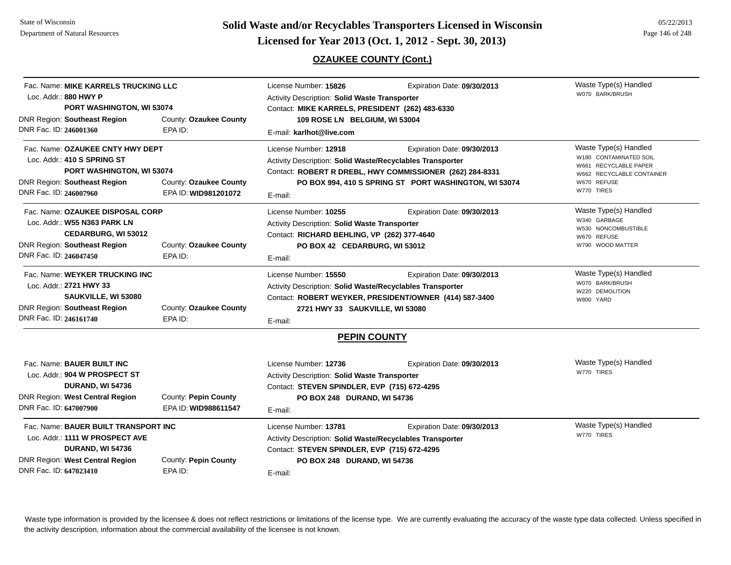## OZAUKEE COUNTY (Cont.)

Fac. Name: **MIKE KARRELS TRUCKING LLC**
Loc. Addr.: **880 HWY P**
**PORT WASHINGTON, WI 53074**
DNR Region: **Southeast Region** County: **Ozaukee County**
DNR Fac. ID: **246001360** EPA ID:

License Number: **15826** Expiration Date: **09/30/2013**
Activity Description: **Solid Waste Transporter**
Contact: **MIKE KARRELS, PRESIDENT (262) 483-6330**
**109 ROSE LN BELGIUM, WI 53004**
E-mail: **karlhot@live.com**

Waste Type(s) Handled
- W070 BARK/BRUSH

---

Fac. Name: **OZAUKEE CNTY HWY DEPT**
Loc. Addr.: **410 S SPRING ST**
**PORT WASHINGTON, WI 53074**
DNR Region: **Southeast Region** County: **Ozaukee County**
DNR Fac. ID: **246007960** EPA ID: **WID981201072**

License Number: **12918** Expiration Date: **09/30/2013**
Activity Description: **Solid Waste/Recyclables Transporter**
Contact: **ROBERT R DREBL, HWY COMMISSIONER (262) 284-8331**
**PO BOX 994, 410 S SPRING ST PORT WASHINGTON, WI 53074**
E-mail:

Waste Type(s) Handled
- W180 CONTAMINATED SOIL
- W661 RECYCLABLE PAPER
- W662 RECYCLABLE CONTAINER
- W670 REFUSE
- W770 TIRES

---

Fac. Name: **OZAUKEE DISPOSAL CORP**
Loc. Addr.: **W55 N363 PARK LN**
**CEDARBURG, WI 53012**
DNR Region: **Southeast Region** County: **Ozaukee County**
DNR Fac. ID: **246047450** EPA ID:

License Number: **10255** Expiration Date: **09/30/2013**
Activity Description: **Solid Waste Transporter**
Contact: **RICHARD BEHLING, VP (262) 377-4640**
**PO BOX 42 CEDARBURG, WI 53012**
E-mail:

Waste Type(s) Handled
- W340 GARBAGE
- W530 NONCOMBUSTIBLE
- W670 REFUSE
- W790 WOOD MATTER

---

Fac. Name: **WEYKER TRUCKING INC**
Loc. Addr.: **2721 HWY 33**
**SAUKVILLE, WI 53080**
DNR Region: **Southeast Region** County: **Ozaukee County**
DNR Fac. ID: **246161740** EPA ID:

License Number: **15550** Expiration Date: **09/30/2013**
Activity Description: **Solid Waste/Recyclables Transporter**
Contact: **ROBERT WEYKER, PRESIDENT/OWNER (414) 587-3400**
**2721 HWY 33 SAUKVILLE, WI 53080**
E-mail:

Waste Type(s) Handled
- W070 BARK/BRUSH
- W220 DEMOLITION
- W800 YARD

## PEPIN COUNTY

Fac. Name: **BAUER BUILT INC**
Loc. Addr.: **904 W PROSPECT ST**
**DURAND, WI 54736**
DNR Region: **West Central Region** County: **Pepin County**
DNR Fac. ID: **647007900** EPA ID: **WID988611547**

License Number: **12736** Expiration Date: **09/30/2013**
Activity Description: **Solid Waste Transporter**
Contact: **STEVEN SPINDLER, EVP (715) 672-4295**
**PO BOX 248 DURAND, WI 54736**
E-mail:

Waste Type(s) Handled
- W770 TIRES

---

Fac. Name: **BAUER BUILT TRANSPORT INC**
Loc. Addr.: **1111 W PROSPECT AVE**
**DURAND, WI 54736**
DNR Region: **West Central Region** County: **Pepin County**
DNR Fac. ID: **647023410** EPA ID:

License Number: **13781** Expiration Date: **09/30/2013**
Activity Description: **Solid Waste/Recyclables Transporter**
Contact: **STEVEN SPINDLER, EVP (715) 672-4295**
**PO BOX 248 DURAND, WI 54736**
E-mail:

Waste Type(s) Handled
- W770 TIRES

---

Waste type information is provided by the licensee & does not reflect restrictions or limitations of the license type. We are currently evaluating the accuracy of the waste type data collected. Unless specified in the activity description, information about the commercial availability of the licensee is not known.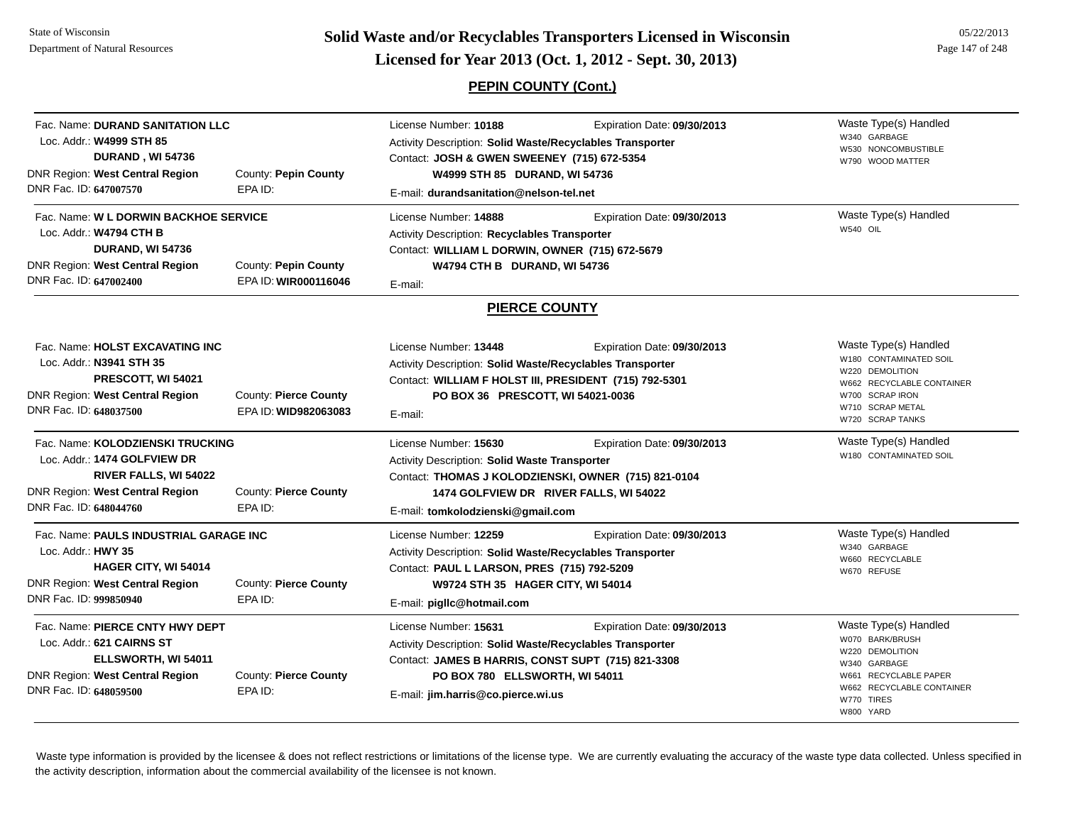## PEPIN COUNTY (Cont.)

Fac. Name: **DURAND SANITATION LLC**
Loc. Addr.: **W4999 STH 85**
**DURAND , WI 54736**
DNR Region: **West Central Region** County: **Pepin County**
DNR Fac. ID: **647007570** EPA ID:

License Number: **10188** Expiration Date: **09/30/2013**
Activity Description: **Solid Waste/Recyclables Transporter**
Contact: **JOSH & GWEN SWEENEY (715) 672-5354**
**W4999 STH 85 DURAND, WI 54736**
E-mail: **durandsanitation@nelson-tel.net**

Waste Type(s) Handled
- W340 GARBAGE
- W530 NONCOMBUSTIBLE
- W790 WOOD MATTER

---

Fac. Name: **W L DORWIN BACKHOE SERVICE**
Loc. Addr.: **W4794 CTH B**
**DURAND, WI 54736**
DNR Region: **West Central Region** County: **Pepin County**
DNR Fac. ID: **647002400** EPA ID: **WIR000116046**

License Number: **14888** Expiration Date: **09/30/2013**
Activity Description: **Recyclables Transporter**
Contact: **WILLIAM L DORWIN, OWNER (715) 672-5679**
**W4794 CTH B DURAND, WI 54736**
E-mail:

Waste Type(s) Handled
- W540 OIL

## PIERCE COUNTY

Fac. Name: **HOLST EXCAVATING INC**
Loc. Addr.: **N3941 STH 35**
**PRESCOTT, WI 54021**
DNR Region: **West Central Region** County: **Pierce County**
DNR Fac. ID: **648037500** EPA ID: **WID982063083**

License Number: **13448** Expiration Date: **09/30/2013**
Activity Description: **Solid Waste/Recyclables Transporter**
Contact: **WILLIAM F HOLST III, PRESIDENT (715) 792-5301**
**PO BOX 36 PRESCOTT, WI 54021-0036**
E-mail:

Waste Type(s) Handled
- W180 CONTAMINATED SOIL
- W220 DEMOLITION
- W662 RECYCLABLE CONTAINER
- W700 SCRAP IRON
- W710 SCRAP METAL
- W720 SCRAP TANKS

---

Fac. Name: **KOLODZIENSKI TRUCKING**
Loc. Addr.: **1474 GOLFVIEW DR**
**RIVER FALLS, WI 54022**
DNR Region: **West Central Region** County: **Pierce County**
DNR Fac. ID: **648044760** EPA ID:

License Number: **15630** Expiration Date: **09/30/2013**
Activity Description: **Solid Waste Transporter**
Contact: **THOMAS J KOLODZIENSKI, OWNER (715) 821-0104**
**1474 GOLFVIEW DR RIVER FALLS, WI 54022**
E-mail: **tomkolodzienski@gmail.com**

Waste Type(s) Handled
- W180 CONTAMINATED SOIL

---

Fac. Name: **PAULS INDUSTRIAL GARAGE INC**
Loc. Addr.: **HWY 35**
**HAGER CITY, WI 54014**
DNR Region: **West Central Region** County: **Pierce County**
DNR Fac. ID: **999850940** EPA ID:

License Number: **12259** Expiration Date: **09/30/2013**
Activity Description: **Solid Waste/Recyclables Transporter**
Contact: **PAUL L LARSON, PRES (715) 792-5209**
**W9724 STH 35 HAGER CITY, WI 54014**
E-mail: **pigllc@hotmail.com**

Waste Type(s) Handled
- W340 GARBAGE
- W660 RECYCLABLE
- W670 REFUSE

---

Fac. Name: **PIERCE CNTY HWY DEPT**
Loc. Addr.: **621 CAIRNS ST**
**ELLSWORTH, WI 54011**
DNR Region: **West Central Region** County: **Pierce County**
DNR Fac. ID: **648059500** EPA ID:

License Number: **15631** Expiration Date: **09/30/2013**
Activity Description: **Solid Waste/Recyclables Transporter**
Contact: **JAMES B HARRIS, CONST SUPT (715) 821-3308**
**PO BOX 780 ELLSWORTH, WI 54011**
E-mail: **jim.harris@co.pierce.wi.us**

Waste Type(s) Handled
- W070 BARK/BRUSH
- W220 DEMOLITION
- W340 GARBAGE
- W661 RECYCLABLE PAPER
- W662 RECYCLABLE CONTAINER
- W770 TIRES
- W800 YARD

---

Waste type information is provided by the licensee & does not reflect restrictions or limitations of the license type. We are currently evaluating the accuracy of the waste type data collected. Unless specified in the activity description, information about the commercial availability of the licensee is not known.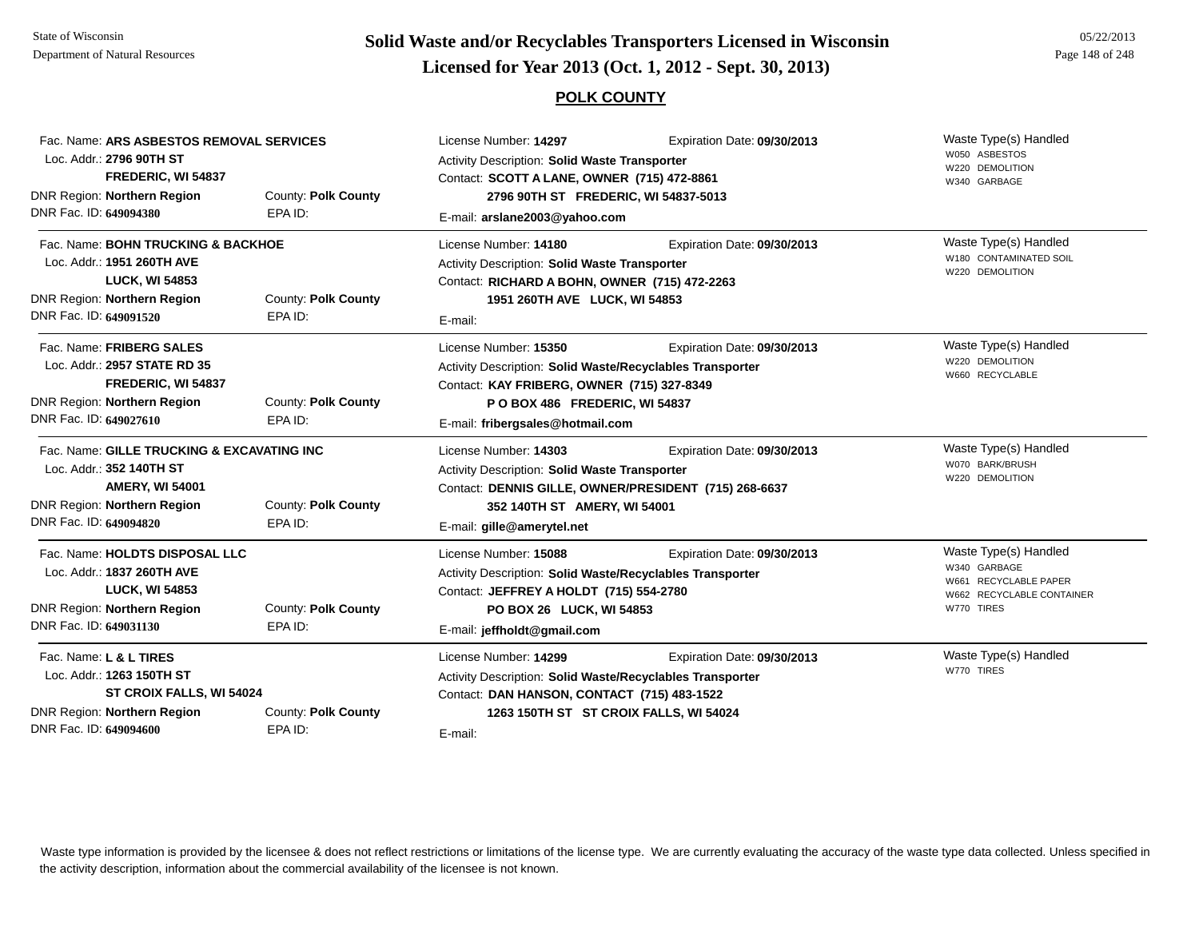## POLK COUNTY

Fac. Name: **ARS ASBESTOS REMOVAL SERVICES**
Loc. Addr.: **2796 90TH ST**
**FREDERIC, WI 54837**
DNR Region: **Northern Region** County: **Polk County**
DNR Fac. ID: **649094380** EPA ID:

License Number: **14297** Expiration Date: **09/30/2013**
Activity Description: **Solid Waste Transporter**
Contact: **SCOTT A LANE, OWNER (715) 472-8861**
**2796 90TH ST FREDERIC, WI 54837-5013**
E-mail: **arslane2003@yahoo.com**

Waste Type(s) Handled
W050 ASBESTOS
W220 DEMOLITION
W340 GARBAGE

---

Fac. Name: **BOHN TRUCKING & BACKHOE**
Loc. Addr.: **1951 260TH AVE**
**LUCK, WI 54853**
DNR Region: **Northern Region** County: **Polk County**
DNR Fac. ID: **649091520** EPA ID:

License Number: **14180** Expiration Date: **09/30/2013**
Activity Description: **Solid Waste Transporter**
Contact: **RICHARD A BOHN, OWNER (715) 472-2263**
**1951 260TH AVE LUCK, WI 54853**
E-mail:

Waste Type(s) Handled
W180 CONTAMINATED SOIL
W220 DEMOLITION

---

Fac. Name: **FRIBERG SALES**
Loc. Addr.: **2957 STATE RD 35**
**FREDERIC, WI 54837**
DNR Region: **Northern Region** County: **Polk County**
DNR Fac. ID: **649027610** EPA ID:

License Number: **15350** Expiration Date: **09/30/2013**
Activity Description: **Solid Waste/Recyclables Transporter**
Contact: **KAY FRIBERG, OWNER (715) 327-8349**
**P O BOX 486 FREDERIC, WI 54837**
E-mail: **fribergsales@hotmail.com**

Waste Type(s) Handled
W220 DEMOLITION
W660 RECYCLABLE

---

Fac. Name: **GILLE TRUCKING & EXCAVATING INC**
Loc. Addr.: **352 140TH ST**
**AMERY, WI 54001**
DNR Region: **Northern Region** County: **Polk County**
DNR Fac. ID: **649094820** EPA ID:

License Number: **14303** Expiration Date: **09/30/2013**
Activity Description: **Solid Waste Transporter**
Contact: **DENNIS GILLE, OWNER/PRESIDENT (715) 268-6637**
**352 140TH ST AMERY, WI 54001**
E-mail: **gille@amerytel.net**

Waste Type(s) Handled
W070 BARK/BRUSH
W220 DEMOLITION

---

Fac. Name: **HOLDTS DISPOSAL LLC**
Loc. Addr.: **1837 260TH AVE**
**LUCK, WI 54853**
DNR Region: **Northern Region** County: **Polk County**
DNR Fac. ID: **649031130** EPA ID:

License Number: **15088** Expiration Date: **09/30/2013**
Activity Description: **Solid Waste/Recyclables Transporter**
Contact: **JEFFREY A HOLDT (715) 554-2780**
**PO BOX 26 LUCK, WI 54853**
E-mail: **jeffholdt@gmail.com**

Waste Type(s) Handled
W340 GARBAGE
W661 RECYCLABLE PAPER
W662 RECYCLABLE CONTAINER
W770 TIRES

---

Fac. Name: **L & L TIRES**
Loc. Addr.: **1263 150TH ST**
**ST CROIX FALLS, WI 54024**
DNR Region: **Northern Region** County: **Polk County**
DNR Fac. ID: **649094600** EPA ID:

License Number: **14299** Expiration Date: **09/30/2013**
Activity Description: **Solid Waste/Recyclables Transporter**
Contact: **DAN HANSON, CONTACT (715) 483-1522**
**1263 150TH ST ST CROIX FALLS, WI 54024**
E-mail:

Waste Type(s) Handled
W770 TIRES

---

Waste type information is provided by the licensee & does not reflect restrictions or limitations of the license type. We are currently evaluating the accuracy of the waste type data collected. Unless specified in the activity description, information about the commercial availability of the licensee is not known.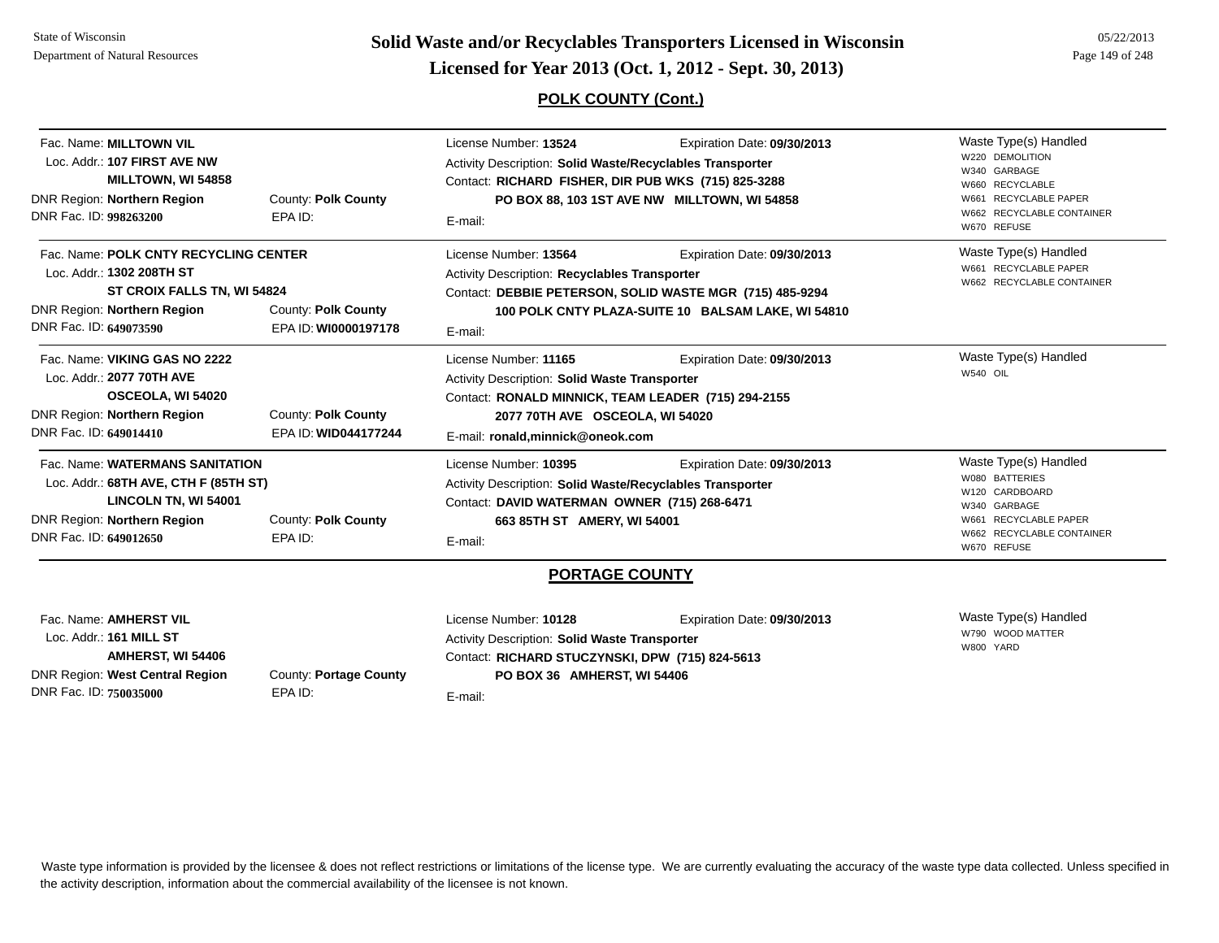## Solid Waste and/or Recyclables Transporters Licensed in Wisconsin
## Licensed for Year 2013 (Oct. 1, 2012 - Sept. 30, 2013)

### POLK COUNTY (Cont.)

Fac. Name: **MILLTOWN VIL**
Loc. Addr.: **107 FIRST AVE NW**
**MILLTOWN, WI 54858**
DNR Region: **Northern Region** County: **Polk County**
DNR Fac. ID: **998263200** EPA ID:

License Number: **13524** Expiration Date: **09/30/2013**
Activity Description: **Solid Waste/Recyclables Transporter**
Contact: **RICHARD FISHER, DIR PUB WKS (715) 825-3288**
**PO BOX 88, 103 1ST AVE NW MILLTOWN, WI 54858**
E-mail:

Waste Type(s) Handled
- W220 DEMOLITION
- W340 GARBAGE
- W660 RECYCLABLE
- W661 RECYCLABLE PAPER
- W662 RECYCLABLE CONTAINER
- W670 REFUSE

---

Fac. Name: **POLK CNTY RECYCLING CENTER**
Loc. Addr.: **1302 208TH ST**
**ST CROIX FALLS TN, WI 54824**
DNR Region: **Northern Region** County: **Polk County**
DNR Fac. ID: **649073590** EPA ID: **WI0000197178**

License Number: **13564** Expiration Date: **09/30/2013**
Activity Description: **Recyclables Transporter**
Contact: **DEBBIE PETERSON, SOLID WASTE MGR (715) 485-9294**
**100 POLK CNTY PLAZA-SUITE 10 BALSAM LAKE, WI 54810**
E-mail:

Waste Type(s) Handled
- W661 RECYCLABLE PAPER
- W662 RECYCLABLE CONTAINER

---

Fac. Name: **VIKING GAS NO 2222**
Loc. Addr.: **2077 70TH AVE**
**OSCEOLA, WI 54020**
DNR Region: **Northern Region** County: **Polk County**
DNR Fac. ID: **649014410** EPA ID: **WID044177244**

License Number: **11165** Expiration Date: **09/30/2013**
Activity Description: **Solid Waste Transporter**
Contact: **RONALD MINNICK, TEAM LEADER (715) 294-2155**
**2077 70TH AVE OSCEOLA, WI 54020**
E-mail: **ronald,minnick@oneok.com**

Waste Type(s) Handled
- W540 OIL

---

Fac. Name: **WATERMANS SANITATION**
Loc. Addr.: **68TH AVE, CTH F (85TH ST)**
**LINCOLN TN, WI 54001**
DNR Region: **Northern Region** County: **Polk County**
DNR Fac. ID: **649012650** EPA ID:

License Number: **10395** Expiration Date: **09/30/2013**
Activity Description: **Solid Waste/Recyclables Transporter**
Contact: **DAVID WATERMAN OWNER (715) 268-6471**
**663 85TH ST AMERY, WI 54001**
E-mail:

Waste Type(s) Handled
- W080 BATTERIES
- W120 CARDBOARD
- W340 GARBAGE
- W661 RECYCLABLE PAPER
- W662 RECYCLABLE CONTAINER
- W670 REFUSE

### PORTAGE COUNTY

Fac. Name: **AMHERST VIL**
Loc. Addr.: **161 MILL ST**
**AMHERST, WI 54406**
DNR Region: **West Central Region** County: **Portage County**
DNR Fac. ID: **750035000** EPA ID:

License Number: **10128** Expiration Date: **09/30/2013**
Activity Description: **Solid Waste Transporter**
Contact: **RICHARD STUCZYNSKI, DPW (715) 824-5613**
**PO BOX 36 AMHERST, WI 54406**
E-mail:

Waste Type(s) Handled
- W790 WOOD MATTER
- W800 YARD

---

Waste type information is provided by the licensee & does not reflect restrictions or limitations of the license type. We are currently evaluating the accuracy of the waste type data collected. Unless specified in the activity description, information about the commercial availability of the licensee is not known.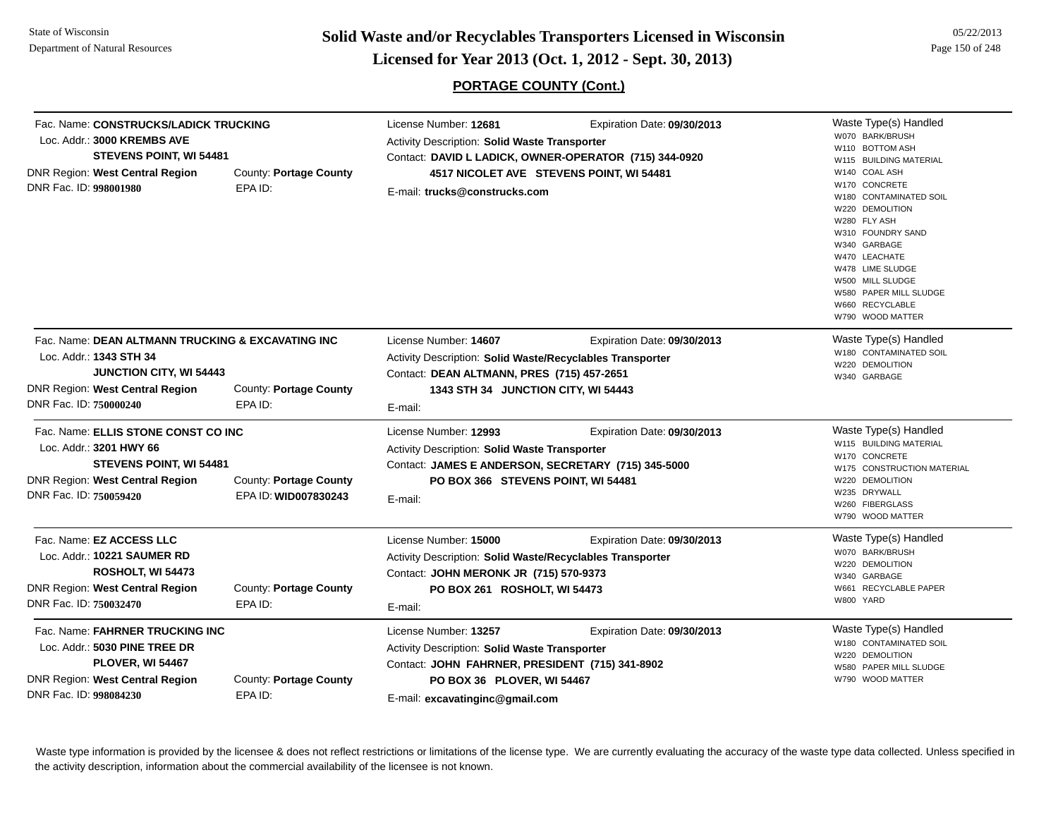## PORTAGE COUNTY (Cont.)

---

Fac. Name: **CONSTRUCKS/LADICK TRUCKING**
Loc. Addr.: **3000 KREMBS AVE**
**STEVENS POINT, WI 54481**
DNR Region: **West Central Region** County: **Portage County**
DNR Fac. ID: **998001980** EPA ID:

License Number: **12681** Expiration Date: **09/30/2013**
Activity Description: **Solid Waste Transporter**
Contact: **DAVID L LADICK, OWNER-OPERATOR (715) 344-0920**
**4517 NICOLET AVE STEVENS POINT, WI 54481**
E-mail: **trucks@construcks.com**

Waste Type(s) Handled
- W070 BARK/BRUSH
- W110 BOTTOM ASH
- W115 BUILDING MATERIAL
- W140 COAL ASH
- W170 CONCRETE
- W180 CONTAMINATED SOIL
- W220 DEMOLITION
- W280 FLY ASH
- W310 FOUNDRY SAND
- W340 GARBAGE
- W470 LEACHATE
- W478 LIME SLUDGE
- W500 MILL SLUDGE
- W580 PAPER MILL SLUDGE
- W660 RECYCLABLE
- W790 WOOD MATTER

---

Fac. Name: **DEAN ALTMANN TRUCKING & EXCAVATING INC**
Loc. Addr.: **1343 STH 34**
**JUNCTION CITY, WI 54443**
DNR Region: **West Central Region** County: **Portage County**
DNR Fac. ID: **750000240** EPA ID:

License Number: **14607** Expiration Date: **09/30/2013**
Activity Description: **Solid Waste/Recyclables Transporter**
Contact: **DEAN ALTMANN, PRES (715) 457-2651**
**1343 STH 34 JUNCTION CITY, WI 54443**
E-mail:

Waste Type(s) Handled
- W180 CONTAMINATED SOIL
- W220 DEMOLITION
- W340 GARBAGE

---

Fac. Name: **ELLIS STONE CONST CO INC**
Loc. Addr.: **3201 HWY 66**
**STEVENS POINT, WI 54481**
DNR Region: **West Central Region** County: **Portage County**
DNR Fac. ID: **750059420** EPA ID: **WID007830243**

License Number: **12993** Expiration Date: **09/30/2013**
Activity Description: **Solid Waste Transporter**
Contact: **JAMES E ANDERSON, SECRETARY (715) 345-5000**
**PO BOX 366 STEVENS POINT, WI 54481**
E-mail:

Waste Type(s) Handled
- W115 BUILDING MATERIAL
- W170 CONCRETE
- W175 CONSTRUCTION MATERIAL
- W220 DEMOLITION
- W235 DRYWALL
- W260 FIBERGLASS
- W790 WOOD MATTER

---

Fac. Name: **EZ ACCESS LLC**
Loc. Addr.: **10221 SAUMER RD**
**ROSHOLT, WI 54473**
DNR Region: **West Central Region** County: **Portage County**
DNR Fac. ID: **750032470** EPA ID:

License Number: **15000** Expiration Date: **09/30/2013**
Activity Description: **Solid Waste/Recyclables Transporter**
Contact: **JOHN MERONK JR (715) 570-9373**
**PO BOX 261 ROSHOLT, WI 54473**
E-mail:

Waste Type(s) Handled
- W070 BARK/BRUSH
- W220 DEMOLITION
- W340 GARBAGE
- W661 RECYCLABLE PAPER
- W800 YARD

---

Fac. Name: **FAHRNER TRUCKING INC**
Loc. Addr.: **5030 PINE TREE DR**
**PLOVER, WI 54467**
DNR Region: **West Central Region** County: **Portage County**
DNR Fac. ID: **998084230** EPA ID:

License Number: **13257** Expiration Date: **09/30/2013**
Activity Description: **Solid Waste Transporter**
Contact: **JOHN FAHRNER, PRESIDENT (715) 341-8902**
**PO BOX 36 PLOVER, WI 54467**
E-mail: **excavatinginc@gmail.com**

Waste Type(s) Handled
- W180 CONTAMINATED SOIL
- W220 DEMOLITION
- W580 PAPER MILL SLUDGE
- W790 WOOD MATTER

---

Waste type information is provided by the licensee & does not reflect restrictions or limitations of the license type. We are currently evaluating the accuracy of the waste type data collected. Unless specified in the activity description, information about the commercial availability of the licensee is not known.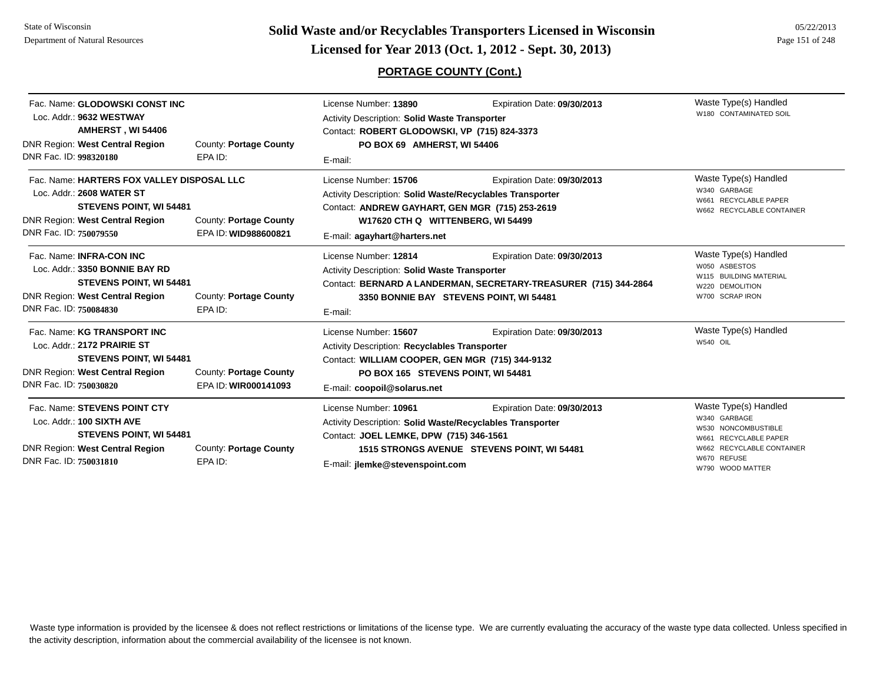## PORTAGE COUNTY (Cont.)

Fac. Name: **GLODOWSKI CONST INC**
Loc. Addr.: **9632 WESTWAY**
**AMHERST , WI 54406**
DNR Region: **West Central Region** County: **Portage County**
DNR Fac. ID: **998320180** EPA ID:

License Number: **13890** Expiration Date: **09/30/2013**
Activity Description: **Solid Waste Transporter**
Contact: **ROBERT GLODOWSKI, VP (715) 824-3373**
**PO BOX 69 AMHERST, WI 54406**
E-mail:

Waste Type(s) Handled
- W180 CONTAMINATED SOIL

---

Fac. Name: **HARTERS FOX VALLEY DISPOSAL LLC**
Loc. Addr.: **2608 WATER ST**
**STEVENS POINT, WI 54481**
DNR Region: **West Central Region** County: **Portage County**
DNR Fac. ID: **750079550** EPA ID: **WID988600821**

License Number: **15706** Expiration Date: **09/30/2013**
Activity Description: **Solid Waste/Recyclables Transporter**
Contact: **ANDREW GAYHART, GEN MGR (715) 253-2619**
**W17620 CTH Q WITTENBERG, WI 54499**
E-mail: **agayhart@harters.net**

Waste Type(s) Handled
- W340 GARBAGE
- W661 RECYCLABLE PAPER
- W662 RECYCLABLE CONTAINER

---

Fac. Name: **INFRA-CON INC**
Loc. Addr.: **3350 BONNIE BAY RD**
**STEVENS POINT, WI 54481**
DNR Region: **West Central Region** County: **Portage County**
DNR Fac. ID: **750084830** EPA ID:

License Number: **12814** Expiration Date: **09/30/2013**
Activity Description: **Solid Waste Transporter**
Contact: **BERNARD A LANDERMAN, SECRETARY-TREASURER (715) 344-2864**
**3350 BONNIE BAY STEVENS POINT, WI 54481**
E-mail:

Waste Type(s) Handled
- W050 ASBESTOS
- W115 BUILDING MATERIAL
- W220 DEMOLITION
- W700 SCRAP IRON

---

Fac. Name: **KG TRANSPORT INC**
Loc. Addr.: **2172 PRAIRIE ST**
**STEVENS POINT, WI 54481**
DNR Region: **West Central Region** County: **Portage County**
DNR Fac. ID: **750030820** EPA ID: **WIR000141093**

License Number: **15607** Expiration Date: **09/30/2013**
Activity Description: **Recyclables Transporter**
Contact: **WILLIAM COOPER, GEN MGR (715) 344-9132**
**PO BOX 165 STEVENS POINT, WI 54481**
E-mail: **coopoil@solarus.net**

Waste Type(s) Handled
- W540 OIL

---

Fac. Name: **STEVENS POINT CTY**
Loc. Addr.: **100 SIXTH AVE**
**STEVENS POINT, WI 54481**
DNR Region: **West Central Region** County: **Portage County**
DNR Fac. ID: **750031810** EPA ID:

License Number: **10961** Expiration Date: **09/30/2013**
Activity Description: **Solid Waste/Recyclables Transporter**
Contact: **JOEL LEMKE, DPW (715) 346-1561**
**1515 STRONGS AVENUE STEVENS POINT, WI 54481**
E-mail: **jlemke@stevenspoint.com**

Waste Type(s) Handled
- W340 GARBAGE
- W530 NONCOMBUSTIBLE
- W661 RECYCLABLE PAPER
- W662 RECYCLABLE CONTAINER
- W670 REFUSE
- W790 WOOD MATTER

---

Waste type information is provided by the licensee & does not reflect restrictions or limitations of the license type. We are currently evaluating the accuracy of the waste type data collected. Unless specified in the activity description, information about the commercial availability of the licensee is not known.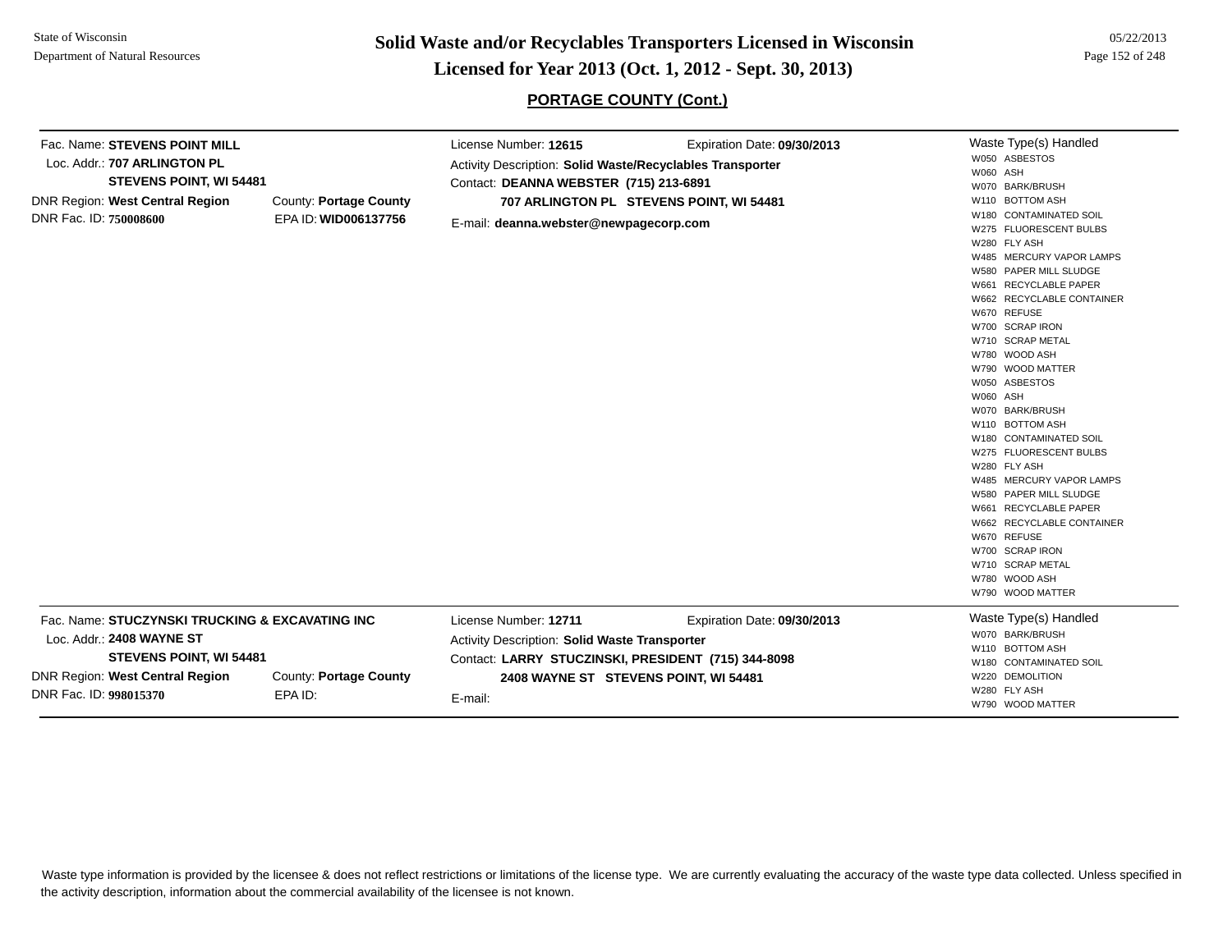**Solid Waste and/or Recyclables Transporters Licensed in Wisconsin**

**Licensed for Year 2013 (Oct. 1, 2012 - Sept. 30, 2013)**

State of Wisconsin
Department of Natural Resources

05/22/2013

## PORTAGE COUNTY (Cont.)

---

Fac. Name: **STEVENS POINT MILL**
Loc. Addr.: **707 ARLINGTON PL**
**STEVENS POINT, WI 54481**
DNR Region: **West Central Region** County: **Portage County**
DNR Fac. ID: **750008600** EPA ID: **WID006137756**

License Number: **12615** Expiration Date: **09/30/2013**
Activity Description: **Solid Waste/Recyclables Transporter**
Contact: **DEANNA WEBSTER (715) 213-6891**
**707 ARLINGTON PL STEVENS POINT, WI 54481**
E-mail: **deanna.webster@newpagecorp.com**

Waste Type(s) Handled
- W050 ASBESTOS
- W060 ASH
- W070 BARK/BRUSH
- W110 BOTTOM ASH
- W180 CONTAMINATED SOIL
- W275 FLUORESCENT BULBS
- W280 FLY ASH
- W485 MERCURY VAPOR LAMPS
- W580 PAPER MILL SLUDGE
- W661 RECYCLABLE PAPER
- W662 RECYCLABLE CONTAINER
- W670 REFUSE
- W700 SCRAP IRON
- W710 SCRAP METAL
- W780 WOOD ASH
- W790 WOOD MATTER
- W050 ASBESTOS
- W060 ASH
- W070 BARK/BRUSH
- W110 BOTTOM ASH
- W180 CONTAMINATED SOIL
- W275 FLUORESCENT BULBS
- W280 FLY ASH
- W485 MERCURY VAPOR LAMPS
- W580 PAPER MILL SLUDGE
- W661 RECYCLABLE PAPER
- W662 RECYCLABLE CONTAINER
- W670 REFUSE
- W700 SCRAP IRON
- W710 SCRAP METAL
- W780 WOOD ASH
- W790 WOOD MATTER

---

Fac. Name: **STUCZYNSKI TRUCKING & EXCAVATING INC**
Loc. Addr.: **2408 WAYNE ST**
**STEVENS POINT, WI 54481**
DNR Region: **West Central Region** County: **Portage County**
DNR Fac. ID: **998015370** EPA ID:

License Number: **12711** Expiration Date: **09/30/2013**
Activity Description: **Solid Waste Transporter**
Contact: **LARRY STUCZINSKI, PRESIDENT (715) 344-8098**
**2408 WAYNE ST STEVENS POINT, WI 54481**
E-mail:

Waste Type(s) Handled
- W070 BARK/BRUSH
- W110 BOTTOM ASH
- W180 CONTAMINATED SOIL
- W220 DEMOLITION
- W280 FLY ASH
- W790 WOOD MATTER

---

Waste type information is provided by the licensee & does not reflect restrictions or limitations of the license type. We are currently evaluating the accuracy of the waste type data collected. Unless specified in the activity description, information about the commercial availability of the licensee is not known.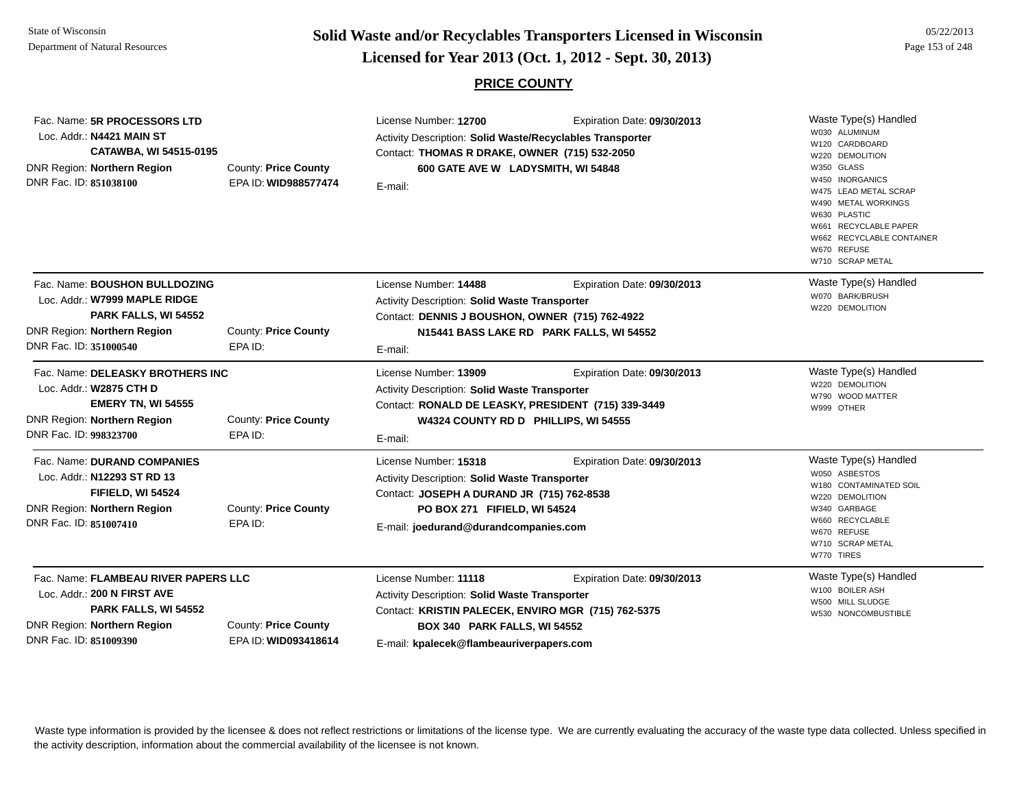# Solid Waste and/or Recyclables Transporters Licensed in Wisconsin

## Licensed for Year 2013 (Oct. 1, 2012 - Sept. 30, 2013)

### PRICE COUNTY

State of Wisconsin
Department of Natural Resources

05/22/2013

---

Fac. Name: **5R PROCESSORS LTD**
Loc. Addr.: **N4421 MAIN ST**
**CATAWBA, WI 54515-0195**
DNR Region: **Northern Region** County: **Price County**
DNR Fac. ID: **851038100** EPA ID: **WID988577474**

License Number: **12700** Expiration Date: **09/30/2013**
Activity Description: **Solid Waste/Recyclables Transporter**
Contact: **THOMAS R DRAKE, OWNER (715) 532-2050**
**600 GATE AVE W LADYSMITH, WI 54848**
E-mail:

Waste Type(s) Handled
- W030 ALUMINUM
- W120 CARDBOARD
- W220 DEMOLITION
- W350 GLASS
- W450 INORGANICS
- W475 LEAD METAL SCRAP
- W490 METAL WORKINGS
- W630 PLASTIC
- W661 RECYCLABLE PAPER
- W662 RECYCLABLE CONTAINER
- W670 REFUSE
- W710 SCRAP METAL

---

Fac. Name: **BOUSHON BULLDOZING**
Loc. Addr.: **W7999 MAPLE RIDGE**
**PARK FALLS, WI 54552**
DNR Region: **Northern Region** County: **Price County**
DNR Fac. ID: **351000540** EPA ID:

License Number: **14488** Expiration Date: **09/30/2013**
Activity Description: **Solid Waste Transporter**
Contact: **DENNIS J BOUSHON, OWNER (715) 762-4922**
**N15441 BASS LAKE RD PARK FALLS, WI 54552**
E-mail:

Waste Type(s) Handled
- W070 BARK/BRUSH
- W220 DEMOLITION

---

Fac. Name: **DELEASKY BROTHERS INC**
Loc. Addr.: **W2875 CTH D**
**EMERY TN, WI 54555**
DNR Region: **Northern Region** County: **Price County**
DNR Fac. ID: **998323700** EPA ID:

License Number: **13909** Expiration Date: **09/30/2013**
Activity Description: **Solid Waste Transporter**
Contact: **RONALD DE LEASKY, PRESIDENT (715) 339-3449**
**W4324 COUNTY RD D PHILLIPS, WI 54555**
E-mail:

Waste Type(s) Handled
- W220 DEMOLITION
- W790 WOOD MATTER
- W999 OTHER

---

Fac. Name: **DURAND COMPANIES**
Loc. Addr.: **N12293 ST RD 13**
**FIFIELD, WI 54524**
DNR Region: **Northern Region** County: **Price County**
DNR Fac. ID: **851007410** EPA ID:

License Number: **15318** Expiration Date: **09/30/2013**
Activity Description: **Solid Waste Transporter**
Contact: **JOSEPH A DURAND JR (715) 762-8538**
**PO BOX 271 FIFIELD, WI 54524**
E-mail: **joedurand@durandcompanies.com**

Waste Type(s) Handled
- W050 ASBESTOS
- W180 CONTAMINATED SOIL
- W220 DEMOLITION
- W340 GARBAGE
- W660 RECYCLABLE
- W670 REFUSE
- W710 SCRAP METAL
- W770 TIRES

---

Fac. Name: **FLAMBEAU RIVER PAPERS LLC**
Loc. Addr.: **200 N FIRST AVE**
**PARK FALLS, WI 54552**
DNR Region: **Northern Region** County: **Price County**
DNR Fac. ID: **851009390** EPA ID: **WID093418614**

License Number: **11118** Expiration Date: **09/30/2013**
Activity Description: **Solid Waste Transporter**
Contact: **KRISTIN PALECEK, ENVIRO MGR (715) 762-5375**
**BOX 340 PARK FALLS, WI 54552**
E-mail: **kpalecek@flambeauriverpapers.com**

Waste Type(s) Handled
- W100 BOILER ASH
- W500 MILL SLUDGE
- W530 NONCOMBUSTIBLE

---

Waste type information is provided by the licensee & does not reflect restrictions or limitations of the license type. We are currently evaluating the accuracy of the waste type data collected. Unless specified in the activity description, information about the commercial availability of the licensee is not known.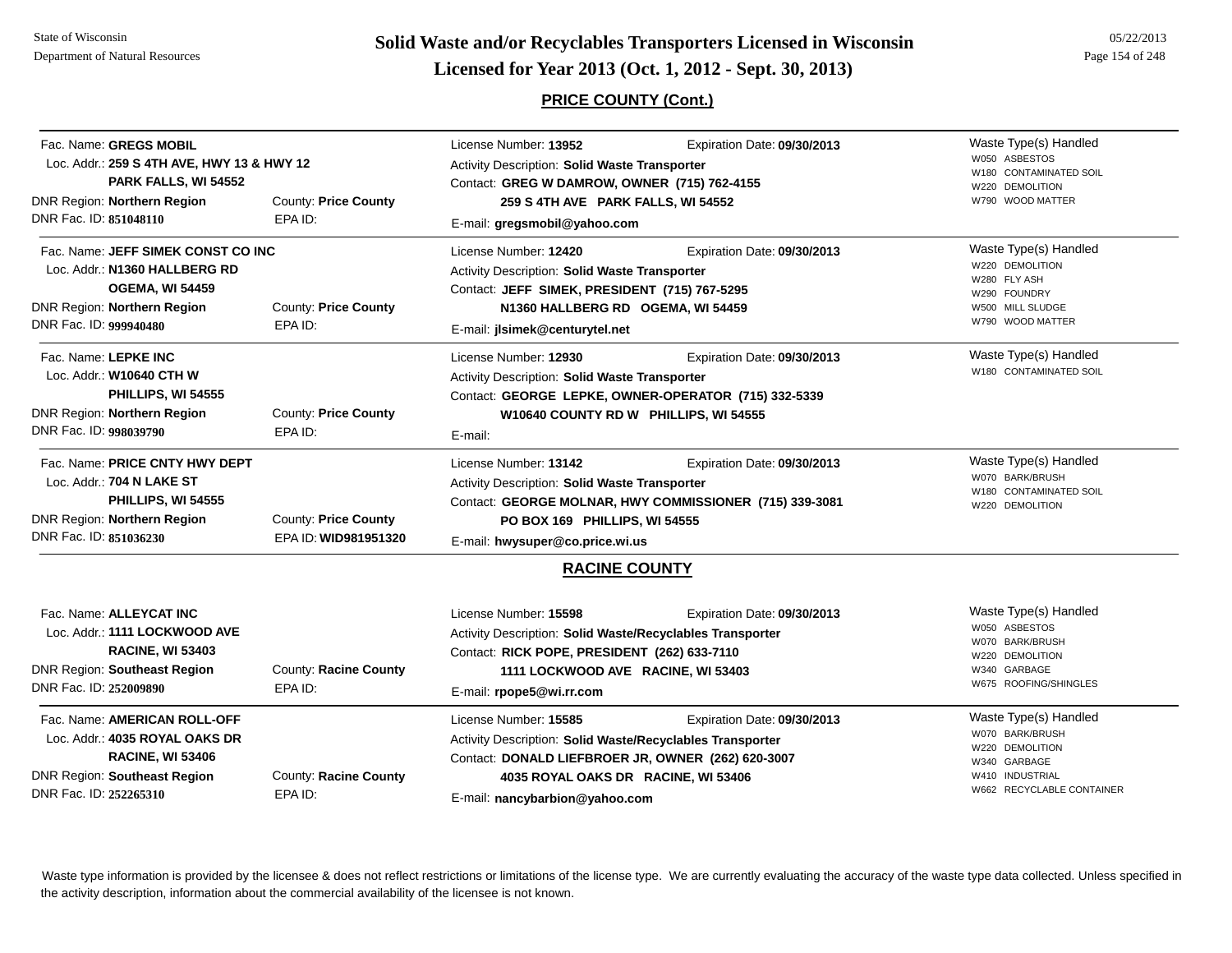# Solid Waste and/or Recyclables Transporters Licensed in Wisconsin

## Licensed for Year 2013 (Oct. 1, 2012 - Sept. 30, 2013)

### PRICE COUNTY (Cont.)

---

Fac. Name: **GREGS MOBIL**
Loc. Addr.: **259 S 4TH AVE, HWY 13 & HWY 12**
**PARK FALLS, WI 54552**
DNR Region: **Northern Region** — County: **Price County**
DNR Fac. ID: **851048110** — EPA ID:

License Number: **13952** — Expiration Date: **09/30/2013**
Activity Description: **Solid Waste Transporter**
Contact: **GREG W DAMROW, OWNER (715) 762-4155**
**259 S 4TH AVE PARK FALLS, WI 54552**
E-mail: **gregsmobil@yahoo.com**

Waste Type(s) Handled:
- W050 ASBESTOS
- W180 CONTAMINATED SOIL
- W220 DEMOLITION
- W790 WOOD MATTER

---

Fac. Name: **JEFF SIMEK CONST CO INC**
Loc. Addr.: **N1360 HALLBERG RD**
**OGEMA, WI 54459**
DNR Region: **Northern Region** — County: **Price County**
DNR Fac. ID: **999940480** — EPA ID:

License Number: **12420** — Expiration Date: **09/30/2013**
Activity Description: **Solid Waste Transporter**
Contact: **JEFF SIMEK, PRESIDENT (715) 767-5295**
**N1360 HALLBERG RD OGEMA, WI 54459**
E-mail: **jlsimek@centurytel.net**

Waste Type(s) Handled:
- W220 DEMOLITION
- W280 FLY ASH
- W290 FOUNDRY
- W500 MILL SLUDGE
- W790 WOOD MATTER

---

Fac. Name: **LEPKE INC**
Loc. Addr.: **W10640 CTH W**
**PHILLIPS, WI 54555**
DNR Region: **Northern Region** — County: **Price County**
DNR Fac. ID: **998039790** — EPA ID:

License Number: **12930** — Expiration Date: **09/30/2013**
Activity Description: **Solid Waste Transporter**
Contact: **GEORGE LEPKE, OWNER-OPERATOR (715) 332-5339**
**W10640 COUNTY RD W PHILLIPS, WI 54555**
E-mail:

Waste Type(s) Handled:
- W180 CONTAMINATED SOIL

---

Fac. Name: **PRICE CNTY HWY DEPT**
Loc. Addr.: **704 N LAKE ST**
**PHILLIPS, WI 54555**
DNR Region: **Northern Region** — County: **Price County**
DNR Fac. ID: **851036230** — EPA ID: **WID981951320**

License Number: **13142** — Expiration Date: **09/30/2013**
Activity Description: **Solid Waste Transporter**
Contact: **GEORGE MOLNAR, HWY COMMISSIONER (715) 339-3081**
**PO BOX 169 PHILLIPS, WI 54555**
E-mail: **hwysuper@co.price.wi.us**

Waste Type(s) Handled:
- W070 BARK/BRUSH
- W180 CONTAMINATED SOIL
- W220 DEMOLITION

---

### RACINE COUNTY

Fac. Name: **ALLEYCAT INC**
Loc. Addr.: **1111 LOCKWOOD AVE**
**RACINE, WI 53403**
DNR Region: **Southeast Region** — County: **Racine County**
DNR Fac. ID: **252009890** — EPA ID:

License Number: **15598** — Expiration Date: **09/30/2013**
Activity Description: **Solid Waste/Recyclables Transporter**
Contact: **RICK POPE, PRESIDENT (262) 633-7110**
**1111 LOCKWOOD AVE RACINE, WI 53403**
E-mail: **rpope5@wi.rr.com**

Waste Type(s) Handled:
- W050 ASBESTOS
- W070 BARK/BRUSH
- W220 DEMOLITION
- W340 GARBAGE
- W675 ROOFING/SHINGLES

---

Fac. Name: **AMERICAN ROLL-OFF**
Loc. Addr.: **4035 ROYAL OAKS DR**
**RACINE, WI 53406**
DNR Region: **Southeast Region** — County: **Racine County**
DNR Fac. ID: **252265310** — EPA ID:

License Number: **15585** — Expiration Date: **09/30/2013**
Activity Description: **Solid Waste/Recyclables Transporter**
Contact: **DONALD LIEFBROER JR, OWNER (262) 620-3007**
**4035 ROYAL OAKS DR RACINE, WI 53406**
E-mail: **nancybarbion@yahoo.com**

Waste Type(s) Handled:
- W070 BARK/BRUSH
- W220 DEMOLITION
- W340 GARBAGE
- W410 INDUSTRIAL
- W662 RECYCLABLE CONTAINER

---

Waste type information is provided by the licensee & does not reflect restrictions or limitations of the license type. We are currently evaluating the accuracy of the waste type data collected. Unless specified in the activity description, information about the commercial availability of the licensee is not known.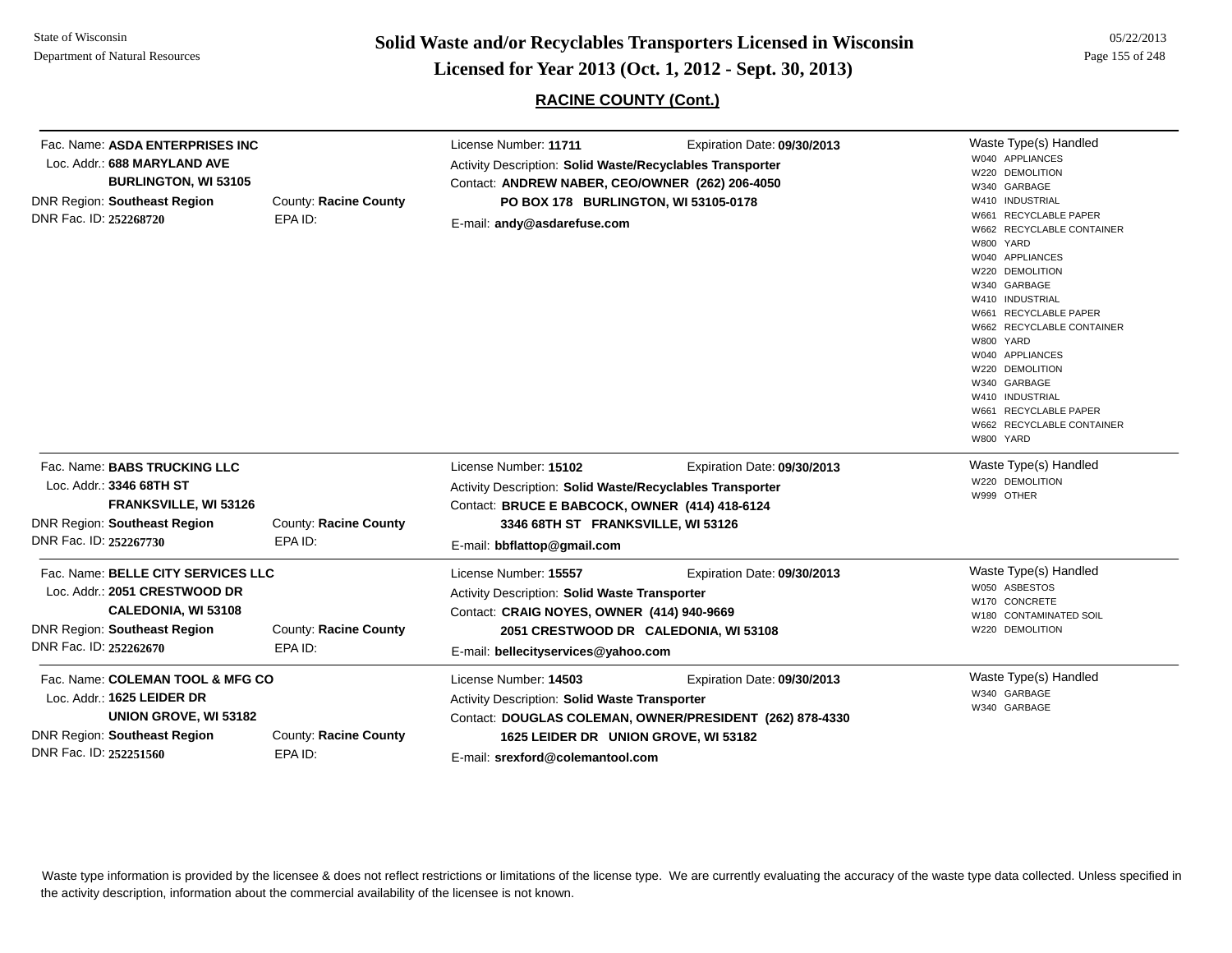# Solid Waste and/or Recyclables Transporters Licensed in Wisconsin
## Licensed for Year 2013 (Oct. 1, 2012 - Sept. 30, 2013)

State of Wisconsin
Department of Natural Resources

05/22/2013

### RACINE COUNTY (Cont.)

---

Fac. Name: **ASDA ENTERPRISES INC**
Loc. Addr.: **688 MARYLAND AVE**
**BURLINGTON, WI 53105**
DNR Region: **Southeast Region** County: **Racine County**
DNR Fac. ID: **252268720** EPA ID:

License Number: **11711** Expiration Date: **09/30/2013**
Activity Description: **Solid Waste/Recyclables Transporter**
Contact: **ANDREW NABER, CEO/OWNER (262) 206-4050**
**PO BOX 178 BURLINGTON, WI 53105-0178**
E-mail: **andy@asdarefuse.com**

Waste Type(s) Handled
- W040 APPLIANCES
- W220 DEMOLITION
- W340 GARBAGE
- W410 INDUSTRIAL
- W661 RECYCLABLE PAPER
- W662 RECYCLABLE CONTAINER
- W800 YARD
- W040 APPLIANCES
- W220 DEMOLITION
- W340 GARBAGE
- W410 INDUSTRIAL
- W661 RECYCLABLE PAPER
- W662 RECYCLABLE CONTAINER
- W800 YARD
- W040 APPLIANCES
- W220 DEMOLITION
- W340 GARBAGE
- W410 INDUSTRIAL
- W661 RECYCLABLE PAPER
- W662 RECYCLABLE CONTAINER
- W800 YARD

---

Fac. Name: **BABS TRUCKING LLC**
Loc. Addr.: **3346 68TH ST**
**FRANKSVILLE, WI 53126**
DNR Region: **Southeast Region** County: **Racine County**
DNR Fac. ID: **252267730** EPA ID:

License Number: **15102** Expiration Date: **09/30/2013**
Activity Description: **Solid Waste/Recyclables Transporter**
Contact: **BRUCE E BABCOCK, OWNER (414) 418-6124**
**3346 68TH ST FRANKSVILLE, WI 53126**
E-mail: **bbflattop@gmail.com**

Waste Type(s) Handled
- W220 DEMOLITION
- W999 OTHER

---

Fac. Name: **BELLE CITY SERVICES LLC**
Loc. Addr.: **2051 CRESTWOOD DR**
**CALEDONIA, WI 53108**
DNR Region: **Southeast Region** County: **Racine County**
DNR Fac. ID: **252262670** EPA ID:

License Number: **15557** Expiration Date: **09/30/2013**
Activity Description: **Solid Waste Transporter**
Contact: **CRAIG NOYES, OWNER (414) 940-9669**
**2051 CRESTWOOD DR CALEDONIA, WI 53108**
E-mail: **bellecityservices@yahoo.com**

Waste Type(s) Handled
- W050 ASBESTOS
- W170 CONCRETE
- W180 CONTAMINATED SOIL
- W220 DEMOLITION

---

Fac. Name: **COLEMAN TOOL & MFG CO**
Loc. Addr.: **1625 LEIDER DR**
**UNION GROVE, WI 53182**
DNR Region: **Southeast Region** County: **Racine County**
DNR Fac. ID: **252251560** EPA ID:

License Number: **14503** Expiration Date: **09/30/2013**
Activity Description: **Solid Waste Transporter**
Contact: **DOUGLAS COLEMAN, OWNER/PRESIDENT (262) 878-4330**
**1625 LEIDER DR UNION GROVE, WI 53182**
E-mail: **srexford@colemantool.com**

Waste Type(s) Handled
- W340 GARBAGE
- W340 GARBAGE

---

Waste type information is provided by the licensee & does not reflect restrictions or limitations of the license type. We are currently evaluating the accuracy of the waste type data collected. Unless specified in the activity description, information about the commercial availability of the licensee is not known.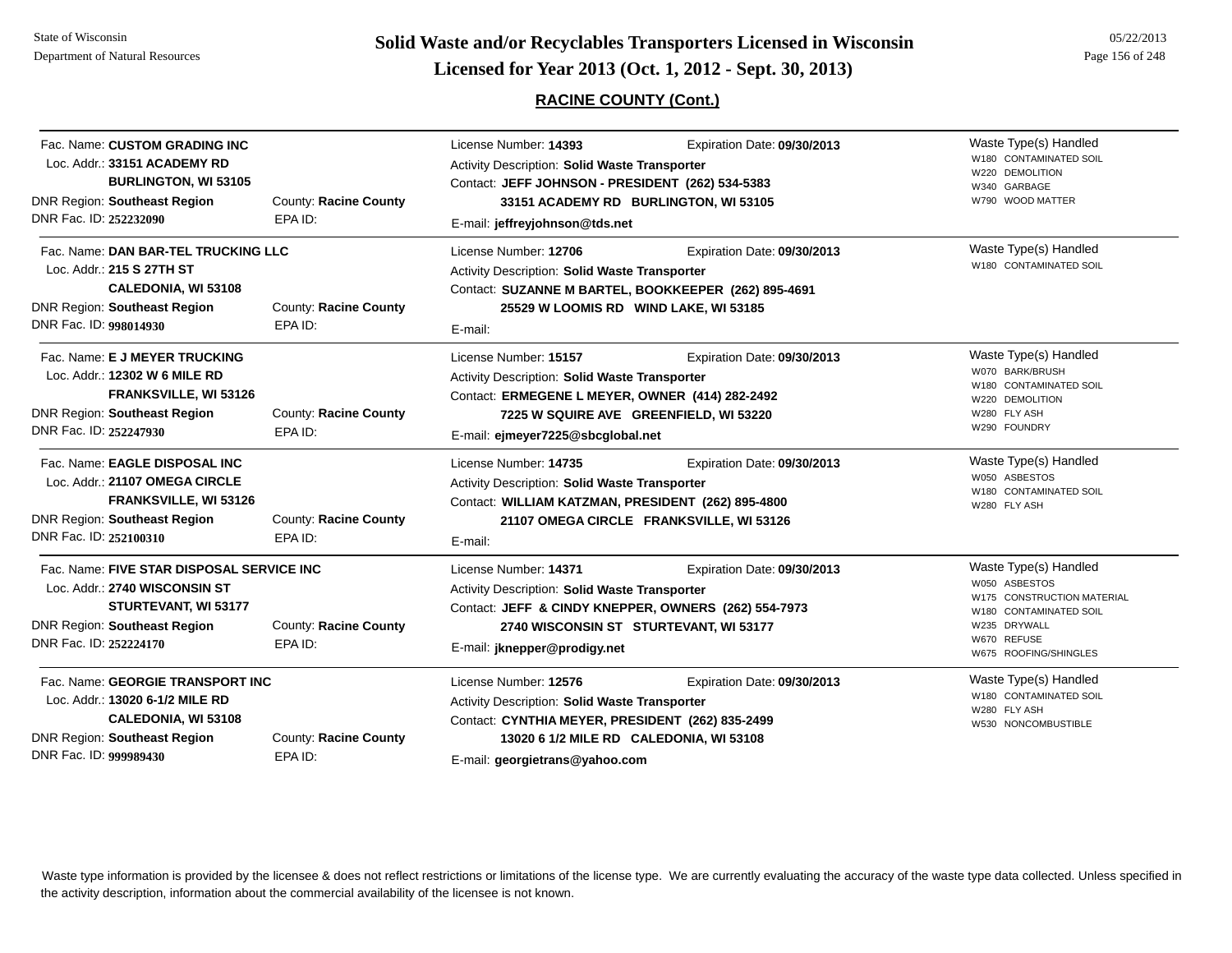# Solid Waste and/or Recyclables Transporters Licensed in Wisconsin

## Licensed for Year 2013 (Oct. 1, 2012 - Sept. 30, 2013)

### RACINE COUNTY (Cont.)

---

Fac. Name: **CUSTOM GRADING INC**
Loc. Addr.: **33151 ACADEMY RD**
**BURLINGTON, WI 53105**
DNR Region: **Southeast Region** County: **Racine County**
DNR Fac. ID: **252232090** EPA ID:

License Number: **14393** Expiration Date: **09/30/2013**
Activity Description: **Solid Waste Transporter**
Contact: **JEFF JOHNSON - PRESIDENT (262) 534-5383**
**33151 ACADEMY RD BURLINGTON, WI 53105**
E-mail: **jeffreyjohnson@tds.net**

Waste Type(s) Handled
- W180 CONTAMINATED SOIL
- W220 DEMOLITION
- W340 GARBAGE
- W790 WOOD MATTER

---

Fac. Name: **DAN BAR-TEL TRUCKING LLC**
Loc. Addr.: **215 S 27TH ST**
**CALEDONIA, WI 53108**
DNR Region: **Southeast Region** County: **Racine County**
DNR Fac. ID: **998014930** EPA ID:

License Number: **12706** Expiration Date: **09/30/2013**
Activity Description: **Solid Waste Transporter**
Contact: **SUZANNE M BARTEL, BOOKKEEPER (262) 895-4691**
**25529 W LOOMIS RD WIND LAKE, WI 53185**
E-mail:

Waste Type(s) Handled
- W180 CONTAMINATED SOIL

---

Fac. Name: **E J MEYER TRUCKING**
Loc. Addr.: **12302 W 6 MILE RD**
**FRANKSVILLE, WI 53126**
DNR Region: **Southeast Region** County: **Racine County**
DNR Fac. ID: **252247930** EPA ID:

License Number: **15157** Expiration Date: **09/30/2013**
Activity Description: **Solid Waste Transporter**
Contact: **ERMEGENE L MEYER, OWNER (414) 282-2492**
**7225 W SQUIRE AVE GREENFIELD, WI 53220**
E-mail: **ejmeyer7225@sbcglobal.net**

Waste Type(s) Handled
- W070 BARK/BRUSH
- W180 CONTAMINATED SOIL
- W220 DEMOLITION
- W280 FLY ASH
- W290 FOUNDRY

---

Fac. Name: **EAGLE DISPOSAL INC**
Loc. Addr.: **21107 OMEGA CIRCLE**
**FRANKSVILLE, WI 53126**
DNR Region: **Southeast Region** County: **Racine County**
DNR Fac. ID: **252100310** EPA ID:

License Number: **14735** Expiration Date: **09/30/2013**
Activity Description: **Solid Waste Transporter**
Contact: **WILLIAM KATZMAN, PRESIDENT (262) 895-4800**
**21107 OMEGA CIRCLE FRANKSVILLE, WI 53126**
E-mail:

Waste Type(s) Handled
- W050 ASBESTOS
- W180 CONTAMINATED SOIL
- W280 FLY ASH

---

Fac. Name: **FIVE STAR DISPOSAL SERVICE INC**
Loc. Addr.: **2740 WISCONSIN ST**
**STURTEVANT, WI 53177**
DNR Region: **Southeast Region** County: **Racine County**
DNR Fac. ID: **252224170** EPA ID:

License Number: **14371** Expiration Date: **09/30/2013**
Activity Description: **Solid Waste Transporter**
Contact: **JEFF & CINDY KNEPPER, OWNERS (262) 554-7973**
**2740 WISCONSIN ST STURTEVANT, WI 53177**
E-mail: **jknepper@prodigy.net**

Waste Type(s) Handled
- W050 ASBESTOS
- W175 CONSTRUCTION MATERIAL
- W180 CONTAMINATED SOIL
- W235 DRYWALL
- W670 REFUSE
- W675 ROOFING/SHINGLES

---

Fac. Name: **GEORGIE TRANSPORT INC**
Loc. Addr.: **13020 6-1/2 MILE RD**
**CALEDONIA, WI 53108**
DNR Region: **Southeast Region** County: **Racine County**
DNR Fac. ID: **999989430** EPA ID:

License Number: **12576** Expiration Date: **09/30/2013**
Activity Description: **Solid Waste Transporter**
Contact: **CYNTHIA MEYER, PRESIDENT (262) 835-2499**
**13020 6 1/2 MILE RD CALEDONIA, WI 53108**
E-mail: **georgietrans@yahoo.com**

Waste Type(s) Handled
- W180 CONTAMINATED SOIL
- W280 FLY ASH
- W530 NONCOMBUSTIBLE

---

Waste type information is provided by the licensee & does not reflect restrictions or limitations of the license type. We are currently evaluating the accuracy of the waste type data collected. Unless specified in the activity description, information about the commercial availability of the licensee is not known.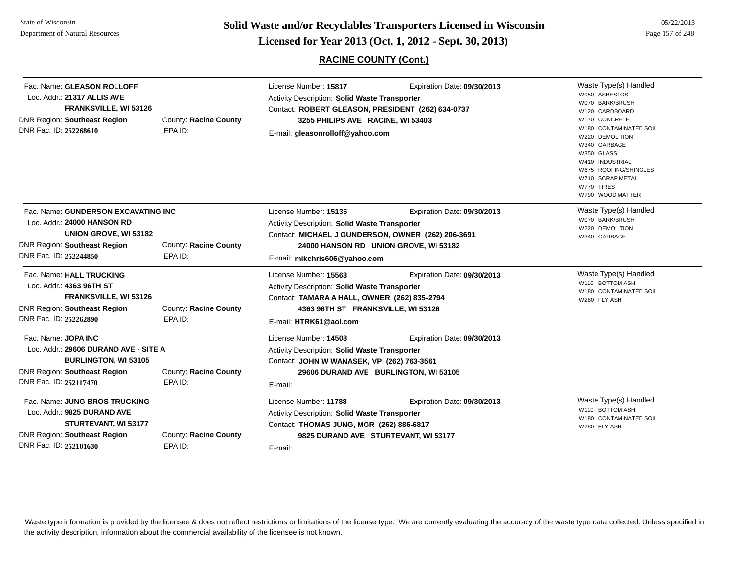# Solid Waste and/or Recyclables Transporters Licensed in Wisconsin

**Licensed for Year 2013 (Oct. 1, 2012 - Sept. 30, 2013)**

## RACINE COUNTY (Cont.)

---

Fac. Name: **GLEASON ROLLOFF**
Loc. Addr.: **21317 ALLIS AVE**
**FRANKSVILLE, WI 53126**
DNR Region: **Southeast Region** County: **Racine County**
DNR Fac. ID: **252268610** EPA ID:

License Number: **15817** Expiration Date: **09/30/2013**
Activity Description: **Solid Waste Transporter**
Contact: **ROBERT GLEASON, PRESIDENT (262) 634-0737**
**3255 PHILIPS AVE RACINE, WI 53403**
E-mail: **gleasonrolloff@yahoo.com**

Waste Type(s) Handled
- W050 ASBESTOS
- W070 BARK/BRUSH
- W120 CARDBOARD
- W170 CONCRETE
- W180 CONTAMINATED SOIL
- W220 DEMOLITION
- W340 GARBAGE
- W350 GLASS
- W410 INDUSTRIAL
- W675 ROOFING/SHINGLES
- W710 SCRAP METAL
- W770 TIRES
- W790 WOOD MATTER

---

Fac. Name: **GUNDERSON EXCAVATING INC**
Loc. Addr.: **24000 HANSON RD**
**UNION GROVE, WI 53182**
DNR Region: **Southeast Region** County: **Racine County**
DNR Fac. ID: **252244850** EPA ID:

License Number: **15135** Expiration Date: **09/30/2013**
Activity Description: **Solid Waste Transporter**
Contact: **MICHAEL J GUNDERSON, OWNER (262) 206-3691**
**24000 HANSON RD UNION GROVE, WI 53182**
E-mail: **mikchris606@yahoo.com**

Waste Type(s) Handled
- W070 BARK/BRUSH
- W220 DEMOLITION
- W340 GARBAGE

---

Fac. Name: **HALL TRUCKING**
Loc. Addr.: **4363 96TH ST**
**FRANKSVILLE, WI 53126**
DNR Region: **Southeast Region** County: **Racine County**
DNR Fac. ID: **252262890** EPA ID:

License Number: **15563** Expiration Date: **09/30/2013**
Activity Description: **Solid Waste Transporter**
Contact: **TAMARA A HALL, OWNER (262) 835-2794**
**4363 96TH ST FRANKSVILLE, WI 53126**
E-mail: **HTRK61@aol.com**

Waste Type(s) Handled
- W110 BOTTOM ASH
- W180 CONTAMINATED SOIL
- W280 FLY ASH

---

Fac. Name: **JOPA INC**
Loc. Addr.: **29606 DURAND AVE - SITE A**
**BURLINGTON, WI 53105**
DNR Region: **Southeast Region** County: **Racine County**
DNR Fac. ID: **252117470** EPA ID:

License Number: **14508** Expiration Date: **09/30/2013**
Activity Description: **Solid Waste Transporter**
Contact: **JOHN W WANASEK, VP (262) 763-3561**
**29606 DURAND AVE BURLINGTON, WI 53105**
E-mail:

---

Fac. Name: **JUNG BROS TRUCKING**
Loc. Addr.: **9825 DURAND AVE**
**STURTEVANT, WI 53177**
DNR Region: **Southeast Region** County: **Racine County**
DNR Fac. ID: **252101630** EPA ID:

License Number: **11788** Expiration Date: **09/30/2013**
Activity Description: **Solid Waste Transporter**
Contact: **THOMAS JUNG, MGR (262) 886-6817**
**9825 DURAND AVE STURTEVANT, WI 53177**
E-mail:

Waste Type(s) Handled
- W110 BOTTOM ASH
- W180 CONTAMINATED SOIL
- W280 FLY ASH

---

Waste type information is provided by the licensee & does not reflect restrictions or limitations of the license type. We are currently evaluating the accuracy of the waste type data collected. Unless specified in the activity description, information about the commercial availability of the licensee is not known.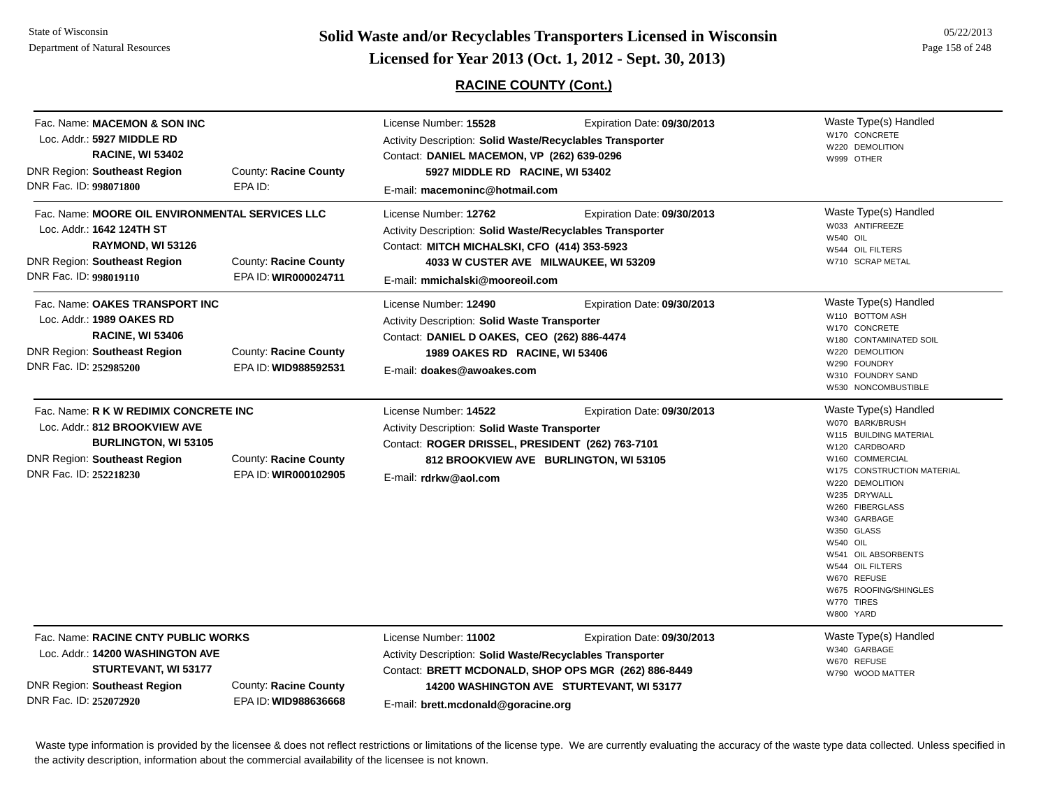## RACINE COUNTY (Cont.)

Fac. Name: **MACEMON & SON INC**
Loc. Addr.: **5927 MIDDLE RD**
**RACINE, WI 53402**
DNR Region: **Southeast Region** County: **Racine County**
DNR Fac. ID: **998071800** EPA ID:

License Number: **15528** Expiration Date: **09/30/2013**
Activity Description: **Solid Waste/Recyclables Transporter**
Contact: **DANIEL MACEMON, VP (262) 639-0296**
**5927 MIDDLE RD RACINE, WI 53402**
E-mail: **macemoninc@hotmail.com**

Waste Type(s) Handled
- W170 CONCRETE
- W220 DEMOLITION
- W999 OTHER

---

Fac. Name: **MOORE OIL ENVIRONMENTAL SERVICES LLC**
Loc. Addr.: **1642 124TH ST**
**RAYMOND, WI 53126**
DNR Region: **Southeast Region** County: **Racine County**
DNR Fac. ID: **998019110** EPA ID: **WIR000024711**

License Number: **12762** Expiration Date: **09/30/2013**
Activity Description: **Solid Waste/Recyclables Transporter**
Contact: **MITCH MICHALSKI, CFO (414) 353-5923**
**4033 W CUSTER AVE MILWAUKEE, WI 53209**
E-mail: **mmichalski@mooreoil.com**

Waste Type(s) Handled
- W033 ANTIFREEZE
- W540 OIL
- W544 OIL FILTERS
- W710 SCRAP METAL

---

Fac. Name: **OAKES TRANSPORT INC**
Loc. Addr.: **1989 OAKES RD**
**RACINE, WI 53406**
DNR Region: **Southeast Region** County: **Racine County**
DNR Fac. ID: **252985200** EPA ID: **WID988592531**

License Number: **12490** Expiration Date: **09/30/2013**
Activity Description: **Solid Waste Transporter**
Contact: **DANIEL D OAKES, CEO (262) 886-4474**
**1989 OAKES RD RACINE, WI 53406**
E-mail: **doakes@awoakes.com**

Waste Type(s) Handled
- W110 BOTTOM ASH
- W170 CONCRETE
- W180 CONTAMINATED SOIL
- W220 DEMOLITION
- W290 FOUNDRY
- W310 FOUNDRY SAND
- W530 NONCOMBUSTIBLE

---

Fac. Name: **R K W REDIMIX CONCRETE INC**
Loc. Addr.: **812 BROOKVIEW AVE**
**BURLINGTON, WI 53105**
DNR Region: **Southeast Region** County: **Racine County**
DNR Fac. ID: **252218230** EPA ID: **WIR000102905**

License Number: **14522** Expiration Date: **09/30/2013**
Activity Description: **Solid Waste Transporter**
Contact: **ROGER DRISSEL, PRESIDENT (262) 763-7101**
**812 BROOKVIEW AVE BURLINGTON, WI 53105**
E-mail: **rdrkw@aol.com**

Waste Type(s) Handled
- W070 BARK/BRUSH
- W115 BUILDING MATERIAL
- W120 CARDBOARD
- W160 COMMERCIAL
- W175 CONSTRUCTION MATERIAL
- W220 DEMOLITION
- W235 DRYWALL
- W260 FIBERGLASS
- W340 GARBAGE
- W350 GLASS
- W540 OIL
- W541 OIL ABSORBENTS
- W544 OIL FILTERS
- W670 REFUSE
- W675 ROOFING/SHINGLES
- W770 TIRES
- W800 YARD

---

Fac. Name: **RACINE CNTY PUBLIC WORKS**
Loc. Addr.: **14200 WASHINGTON AVE**
**STURTEVANT, WI 53177**
DNR Region: **Southeast Region** County: **Racine County**
DNR Fac. ID: **252072920** EPA ID: **WID988636668**

License Number: **11002** Expiration Date: **09/30/2013**
Activity Description: **Solid Waste/Recyclables Transporter**
Contact: **BRETT MCDONALD, SHOP OPS MGR (262) 886-8449**
**14200 WASHINGTON AVE STURTEVANT, WI 53177**
E-mail: **brett.mcdonald@goracine.org**

Waste Type(s) Handled
- W340 GARBAGE
- W670 REFUSE
- W790 WOOD MATTER

---

Waste type information is provided by the licensee & does not reflect restrictions or limitations of the license type. We are currently evaluating the accuracy of the waste type data collected. Unless specified in the activity description, information about the commercial availability of the licensee is not known.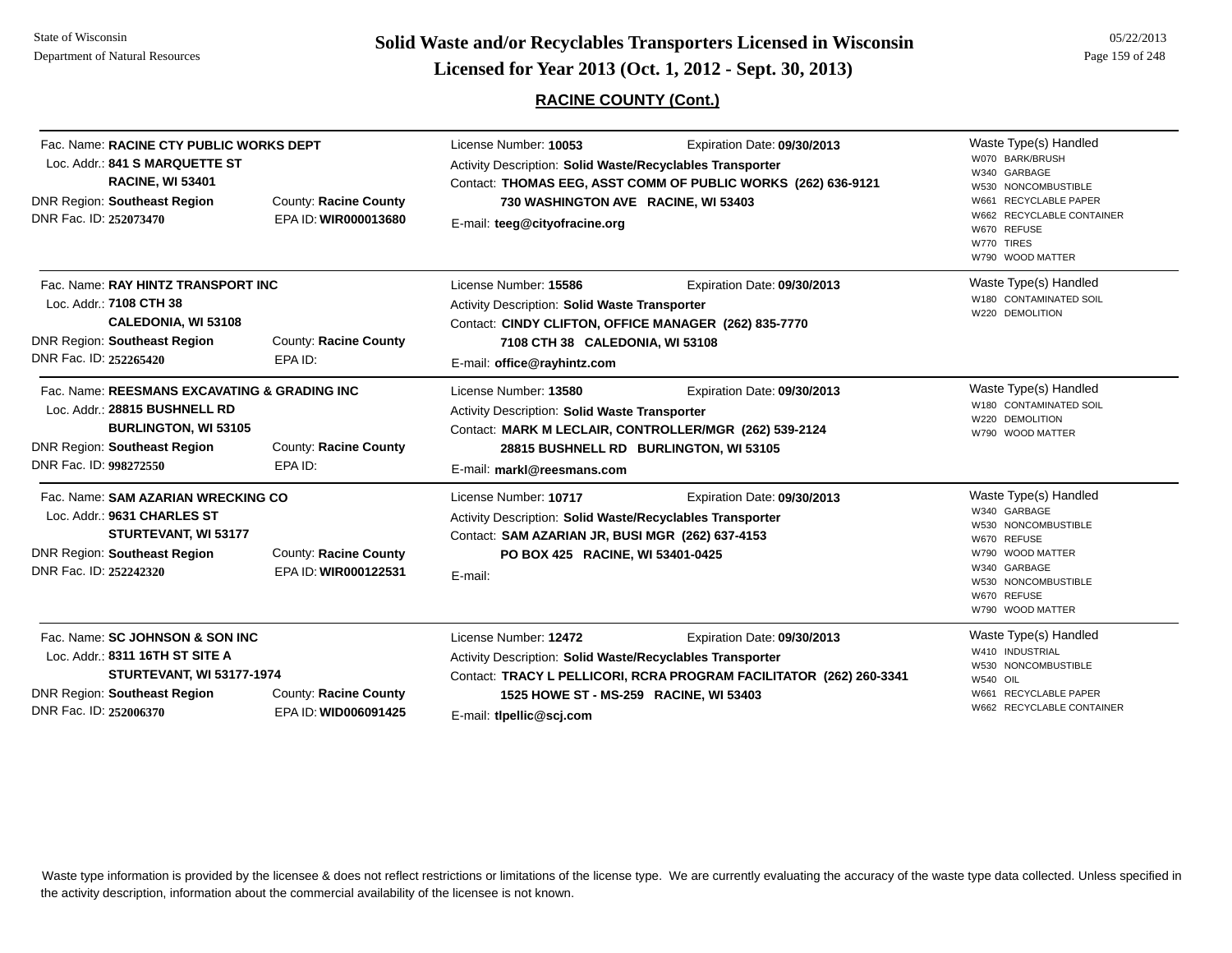# Solid Waste and/or Recyclables Transporters Licensed in Wisconsin

## Licensed for Year 2013 (Oct. 1, 2012 - Sept. 30, 2013)

### RACINE COUNTY (Cont.)

---

Fac. Name: **RACINE CTY PUBLIC WORKS DEPT**
Loc. Addr.: **841 S MARQUETTE ST**
**RACINE, WI 53401**
DNR Region: **Southeast Region** — County: **Racine County**
DNR Fac. ID: **252073470** — EPA ID: **WIR000013680**

License Number: **10053** — Expiration Date: **09/30/2013**
Activity Description: **Solid Waste/Recyclables Transporter**
Contact: **THOMAS EEG, ASST COMM OF PUBLIC WORKS (262) 636-9121**
**730 WASHINGTON AVE RACINE, WI 53403**
E-mail: **teeg@cityofracine.org**

Waste Type(s) Handled:
- W070 BARK/BRUSH
- W340 GARBAGE
- W530 NONCOMBUSTIBLE
- W661 RECYCLABLE PAPER
- W662 RECYCLABLE CONTAINER
- W670 REFUSE
- W770 TIRES
- W790 WOOD MATTER

---

Fac. Name: **RAY HINTZ TRANSPORT INC**
Loc. Addr.: **7108 CTH 38**
**CALEDONIA, WI 53108**
DNR Region: **Southeast Region** — County: **Racine County**
DNR Fac. ID: **252265420** — EPA ID:

License Number: **15586** — Expiration Date: **09/30/2013**
Activity Description: **Solid Waste Transporter**
Contact: **CINDY CLIFTON, OFFICE MANAGER (262) 835-7770**
**7108 CTH 38 CALEDONIA, WI 53108**
E-mail: **office@rayhintz.com**

Waste Type(s) Handled:
- W180 CONTAMINATED SOIL
- W220 DEMOLITION

---

Fac. Name: **REESMANS EXCAVATING & GRADING INC**
Loc. Addr.: **28815 BUSHNELL RD**
**BURLINGTON, WI 53105**
DNR Region: **Southeast Region** — County: **Racine County**
DNR Fac. ID: **998272550** — EPA ID:

License Number: **13580** — Expiration Date: **09/30/2013**
Activity Description: **Solid Waste Transporter**
Contact: **MARK M LECLAIR, CONTROLLER/MGR (262) 539-2124**
**28815 BUSHNELL RD BURLINGTON, WI 53105**
E-mail: **markl@reesmans.com**

Waste Type(s) Handled:
- W180 CONTAMINATED SOIL
- W220 DEMOLITION
- W790 WOOD MATTER

---

Fac. Name: **SAM AZARIAN WRECKING CO**
Loc. Addr.: **9631 CHARLES ST**
**STURTEVANT, WI 53177**
DNR Region: **Southeast Region** — County: **Racine County**
DNR Fac. ID: **252242320** — EPA ID: **WIR000122531**

License Number: **10717** — Expiration Date: **09/30/2013**
Activity Description: **Solid Waste/Recyclables Transporter**
Contact: **SAM AZARIAN JR, BUSI MGR (262) 637-4153**
**PO BOX 425 RACINE, WI 53401-0425**
E-mail:

Waste Type(s) Handled:
- W340 GARBAGE
- W530 NONCOMBUSTIBLE
- W670 REFUSE
- W790 WOOD MATTER
- W340 GARBAGE
- W530 NONCOMBUSTIBLE
- W670 REFUSE
- W790 WOOD MATTER

---

Fac. Name: **SC JOHNSON & SON INC**
Loc. Addr.: **8311 16TH ST SITE A**
**STURTEVANT, WI 53177-1974**
DNR Region: **Southeast Region** — County: **Racine County**
DNR Fac. ID: **252006370** — EPA ID: **WID006091425**

License Number: **12472** — Expiration Date: **09/30/2013**
Activity Description: **Solid Waste/Recyclables Transporter**
Contact: **TRACY L PELLICORI, RCRA PROGRAM FACILITATOR (262) 260-3341**
**1525 HOWE ST - MS-259 RACINE, WI 53403**
E-mail: **tlpellic@scj.com**

Waste Type(s) Handled:
- W410 INDUSTRIAL
- W530 NONCOMBUSTIBLE
- W540 OIL
- W661 RECYCLABLE PAPER
- W662 RECYCLABLE CONTAINER

---

Waste type information is provided by the licensee & does not reflect restrictions or limitations of the license type. We are currently evaluating the accuracy of the waste type data collected. Unless specified in the activity description, information about the commercial availability of the licensee is not known.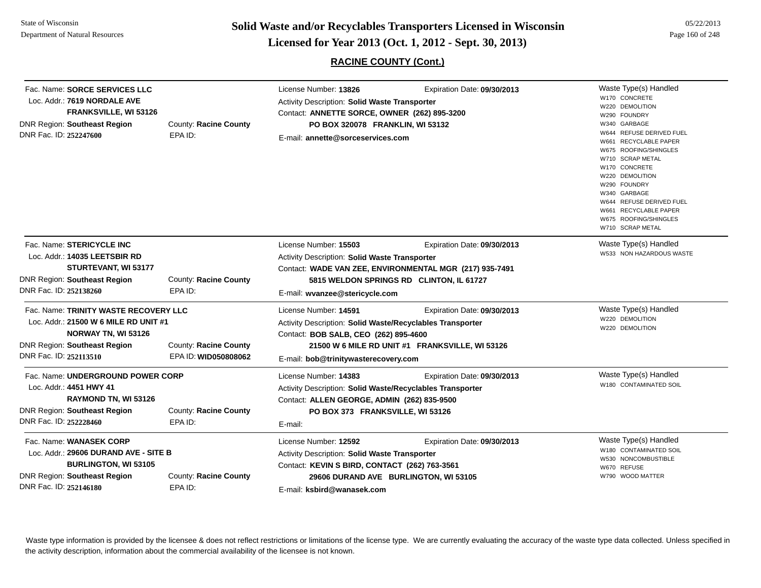# Solid Waste and/or Recyclables Transporters Licensed in Wisconsin

## Licensed for Year 2013 (Oct. 1, 2012 - Sept. 30, 2013)

### RACINE COUNTY (Cont.)

---

Fac. Name: **SORCE SERVICES LLC**
Loc. Addr.: **7619 NORDALE AVE**
**FRANKSVILLE, WI 53126**
DNR Region: **Southeast Region** County: **Racine County**
DNR Fac. ID: **252247600** EPA ID:

License Number: **13826** Expiration Date: **09/30/2013**
Activity Description: **Solid Waste Transporter**
Contact: **ANNETTE SORCE, OWNER (262) 895-3200**
**PO BOX 320078 FRANKLIN, WI 53132**
E-mail: **annette@sorceservices.com**

Waste Type(s) Handled
- W170 CONCRETE
- W220 DEMOLITION
- W290 FOUNDRY
- W340 GARBAGE
- W644 REFUSE DERIVED FUEL
- W661 RECYCLABLE PAPER
- W675 ROOFING/SHINGLES
- W710 SCRAP METAL
- W170 CONCRETE
- W220 DEMOLITION
- W290 FOUNDRY
- W340 GARBAGE
- W644 REFUSE DERIVED FUEL
- W661 RECYCLABLE PAPER
- W675 ROOFING/SHINGLES
- W710 SCRAP METAL

---

Fac. Name: **STERICYCLE INC**
Loc. Addr.: **14035 LEETSBIR RD**
**STURTEVANT, WI 53177**
DNR Region: **Southeast Region** County: **Racine County**
DNR Fac. ID: **252138260** EPA ID:

License Number: **15503** Expiration Date: **09/30/2013**
Activity Description: **Solid Waste Transporter**
Contact: **WADE VAN ZEE, ENVIRONMENTAL MGR (217) 935-7491**
**5815 WELDON SPRINGS RD CLINTON, IL 61727**
E-mail: **wvanzee@stericycle.com**

Waste Type(s) Handled
- W533 NON HAZARDOUS WASTE

---

Fac. Name: **TRINITY WASTE RECOVERY LLC**
Loc. Addr.: **21500 W 6 MILE RD UNIT #1**
**NORWAY TN, WI 53126**
DNR Region: **Southeast Region** County: **Racine County**
DNR Fac. ID: **252113510** EPA ID: **WID050808062**

License Number: **14591** Expiration Date: **09/30/2013**
Activity Description: **Solid Waste/Recyclables Transporter**
Contact: **BOB SALB, CEO (262) 895-4600**
**21500 W 6 MILE RD UNIT #1 FRANKSVILLE, WI 53126**
E-mail: **bob@trinitywasterecovery.com**

Waste Type(s) Handled
- W220 DEMOLITION
- W220 DEMOLITION

---

Fac. Name: **UNDERGROUND POWER CORP**
Loc. Addr.: **4451 HWY 41**
**RAYMOND TN, WI 53126**
DNR Region: **Southeast Region** County: **Racine County**
DNR Fac. ID: **252228460** EPA ID:

License Number: **14383** Expiration Date: **09/30/2013**
Activity Description: **Solid Waste/Recyclables Transporter**
Contact: **ALLEN GEORGE, ADMIN (262) 835-9500**
**PO BOX 373 FRANKSVILLE, WI 53126**
E-mail:

Waste Type(s) Handled
- W180 CONTAMINATED SOIL

---

Fac. Name: **WANASEK CORP**
Loc. Addr.: **29606 DURAND AVE - SITE B**
**BURLINGTON, WI 53105**
DNR Region: **Southeast Region** County: **Racine County**
DNR Fac. ID: **252146180** EPA ID:

License Number: **12592** Expiration Date: **09/30/2013**
Activity Description: **Solid Waste Transporter**
Contact: **KEVIN S BIRD, CONTACT (262) 763-3561**
**29606 DURAND AVE BURLINGTON, WI 53105**
E-mail: **ksbird@wanasek.com**

Waste Type(s) Handled
- W180 CONTAMINATED SOIL
- W530 NONCOMBUSTIBLE
- W670 REFUSE
- W790 WOOD MATTER

---

Waste type information is provided by the licensee & does not reflect restrictions or limitations of the license type. We are currently evaluating the accuracy of the waste type data collected. Unless specified in the activity description, information about the commercial availability of the licensee is not known.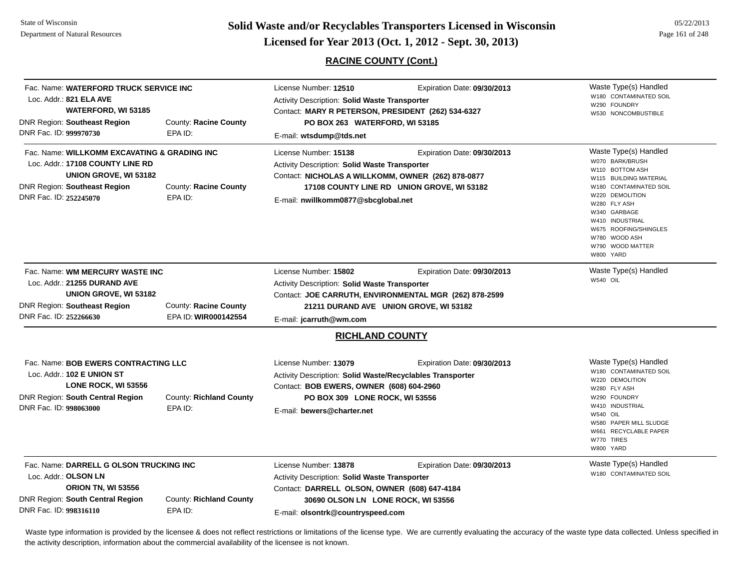# Solid Waste and/or Recyclables Transporters Licensed in Wisconsin

## Licensed for Year 2013 (Oct. 1, 2012 - Sept. 30, 2013)

### RACINE COUNTY (Cont.)

**Fac. Name:** WATERFORD TRUCK SERVICE INC
**Loc. Addr.:** 821 ELA AVE
WATERFORD, WI 53185
**DNR Region:** Southeast Region
**County:** Racine County
**DNR Fac. ID:** 999970730
**EPA ID:**

**License Number:** 12510
**Expiration Date:** 09/30/2013
**Activity Description:** Solid Waste Transporter
**Contact:** MARY R PETERSON, PRESIDENT (262) 534-6327
PO BOX 263 WATERFORD, WI 53185
**E-mail:** wtsdump@tds.net

**Waste Type(s) Handled**
- W180 CONTAMINATED SOIL
- W290 FOUNDRY
- W530 NONCOMBUSTIBLE

---

**Fac. Name:** WILLKOMM EXCAVATING & GRADING INC
**Loc. Addr.:** 17108 COUNTY LINE RD
UNION GROVE, WI 53182
**DNR Region:** Southeast Region
**County:** Racine County
**DNR Fac. ID:** 252245070
**EPA ID:**

**License Number:** 15138
**Expiration Date:** 09/30/2013
**Activity Description:** Solid Waste Transporter
**Contact:** NICHOLAS A WILLKOMM, OWNER (262) 878-0877
17108 COUNTY LINE RD UNION GROVE, WI 53182
**E-mail:** nwillkomm0877@sbcglobal.net

**Waste Type(s) Handled**
- W070 BARK/BRUSH
- W110 BOTTOM ASH
- W115 BUILDING MATERIAL
- W180 CONTAMINATED SOIL
- W220 DEMOLITION
- W280 FLY ASH
- W340 GARBAGE
- W410 INDUSTRIAL
- W675 ROOFING/SHINGLES
- W780 WOOD ASH
- W790 WOOD MATTER
- W800 YARD

---

**Fac. Name:** WM MERCURY WASTE INC
**Loc. Addr.:** 21255 DURAND AVE
UNION GROVE, WI 53182
**DNR Region:** Southeast Region
**County:** Racine County
**DNR Fac. ID:** 252266630
**EPA ID:** WIR000142554

**License Number:** 15802
**Expiration Date:** 09/30/2013
**Activity Description:** Solid Waste Transporter
**Contact:** JOE CARRUTH, ENVIRONMENTAL MGR (262) 878-2599
21211 DURAND AVE UNION GROVE, WI 53182
**E-mail:** jcarruth@wm.com

**Waste Type(s) Handled**
- W540 OIL

---

### RICHLAND COUNTY

**Fac. Name:** BOB EWERS CONTRACTING LLC
**Loc. Addr.:** 102 E UNION ST
LONE ROCK, WI 53556
**DNR Region:** South Central Region
**County:** Richland County
**DNR Fac. ID:** 998063000
**EPA ID:**

**License Number:** 13079
**Expiration Date:** 09/30/2013
**Activity Description:** Solid Waste/Recyclables Transporter
**Contact:** BOB EWERS, OWNER (608) 604-2960
PO BOX 309 LONE ROCK, WI 53556
**E-mail:** bewers@charter.net

**Waste Type(s) Handled**
- W180 CONTAMINATED SOIL
- W220 DEMOLITION
- W280 FLY ASH
- W290 FOUNDRY
- W410 INDUSTRIAL
- W540 OIL
- W580 PAPER MILL SLUDGE
- W661 RECYCLABLE PAPER
- W770 TIRES
- W800 YARD

---

**Fac. Name:** DARRELL G OLSON TRUCKING INC
**Loc. Addr.:** OLSON LN
ORION TN, WI 53556
**DNR Region:** South Central Region
**County:** Richland County
**DNR Fac. ID:** 998316110
**EPA ID:**

**License Number:** 13878
**Expiration Date:** 09/30/2013
**Activity Description:** Solid Waste Transporter
**Contact:** DARRELL OLSON, OWNER (608) 647-4184
30690 OLSON LN LONE ROCK, WI 53556
**E-mail:** olsontrk@countryspeed.com

**Waste Type(s) Handled**
- W180 CONTAMINATED SOIL

---

Waste type information is provided by the licensee & does not reflect restrictions or limitations of the license type. We are currently evaluating the accuracy of the waste type data collected. Unless specified in the activity description, information about the commercial availability of the licensee is not known.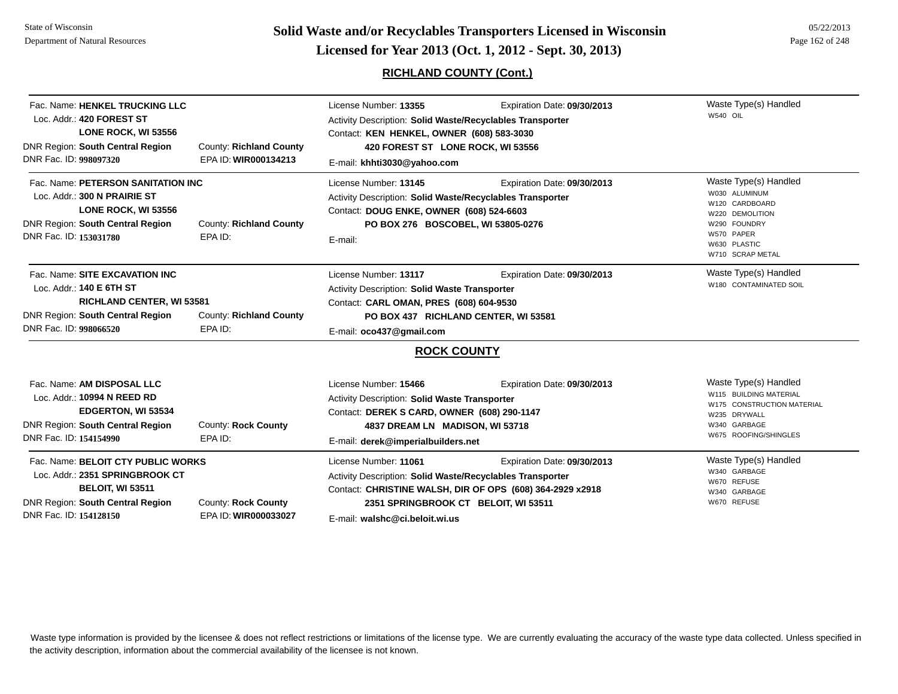## RICHLAND COUNTY (Cont.)

Fac. Name: **HENKEL TRUCKING LLC**
Loc. Addr.: **420 FOREST ST**
**LONE ROCK, WI 53556**
DNR Region: **South Central Region** County: **Richland County**
DNR Fac. ID: **998097320** EPA ID: **WIR000134213**

License Number: **13355** Expiration Date: **09/30/2013**
Activity Description: **Solid Waste/Recyclables Transporter**
Contact: **KEN HENKEL, OWNER (608) 583-3030**
**420 FOREST ST LONE ROCK, WI 53556**
E-mail: **khhti3030@yahoo.com**

Waste Type(s) Handled
- W540 OIL

---

Fac. Name: **PETERSON SANITATION INC**
Loc. Addr.: **300 N PRAIRIE ST**
**LONE ROCK, WI 53556**
DNR Region: **South Central Region** County: **Richland County**
DNR Fac. ID: **153031780** EPA ID:

License Number: **13145** Expiration Date: **09/30/2013**
Activity Description: **Solid Waste/Recyclables Transporter**
Contact: **DOUG ENKE, OWNER (608) 524-6603**
**PO BOX 276 BOSCOBEL, WI 53805-0276**
E-mail:

Waste Type(s) Handled
- W030 ALUMINUM
- W120 CARDBOARD
- W220 DEMOLITION
- W290 FOUNDRY
- W570 PAPER
- W630 PLASTIC
- W710 SCRAP METAL

---

Fac. Name: **SITE EXCAVATION INC**
Loc. Addr.: **140 E 6TH ST**
**RICHLAND CENTER, WI 53581**
DNR Region: **South Central Region** County: **Richland County**
DNR Fac. ID: **998066520** EPA ID:

License Number: **13117** Expiration Date: **09/30/2013**
Activity Description: **Solid Waste Transporter**
Contact: **CARL OMAN, PRES (608) 604-9530**
**PO BOX 437 RICHLAND CENTER, WI 53581**
E-mail: **oco437@gmail.com**

Waste Type(s) Handled
- W180 CONTAMINATED SOIL

## ROCK COUNTY

Fac. Name: **AM DISPOSAL LLC**
Loc. Addr.: **10994 N REED RD**
**EDGERTON, WI 53534**
DNR Region: **South Central Region** County: **Rock County**
DNR Fac. ID: **154154990** EPA ID:

License Number: **15466** Expiration Date: **09/30/2013**
Activity Description: **Solid Waste Transporter**
Contact: **DEREK S CARD, OWNER (608) 290-1147**
**4837 DREAM LN MADISON, WI 53718**
E-mail: **derek@imperialbuilders.net**

Waste Type(s) Handled
- W115 BUILDING MATERIAL
- W175 CONSTRUCTION MATERIAL
- W235 DRYWALL
- W340 GARBAGE
- W675 ROOFING/SHINGLES

---

Fac. Name: **BELOIT CTY PUBLIC WORKS**
Loc. Addr.: **2351 SPRINGBROOK CT**
**BELOIT, WI 53511**
DNR Region: **South Central Region** County: **Rock County**
DNR Fac. ID: **154128150** EPA ID: **WIR000033027**

License Number: **11061** Expiration Date: **09/30/2013**
Activity Description: **Solid Waste/Recyclables Transporter**
Contact: **CHRISTINE WALSH, DIR OF OPS (608) 364-2929 x2918**
**2351 SPRINGBROOK CT BELOIT, WI 53511**
E-mail: **walshc@ci.beloit.wi.us**

Waste Type(s) Handled
- W340 GARBAGE
- W670 REFUSE
- W340 GARBAGE
- W670 REFUSE

---

Waste type information is provided by the licensee & does not reflect restrictions or limitations of the license type. We are currently evaluating the accuracy of the waste type data collected. Unless specified in the activity description, information about the commercial availability of the licensee is not known.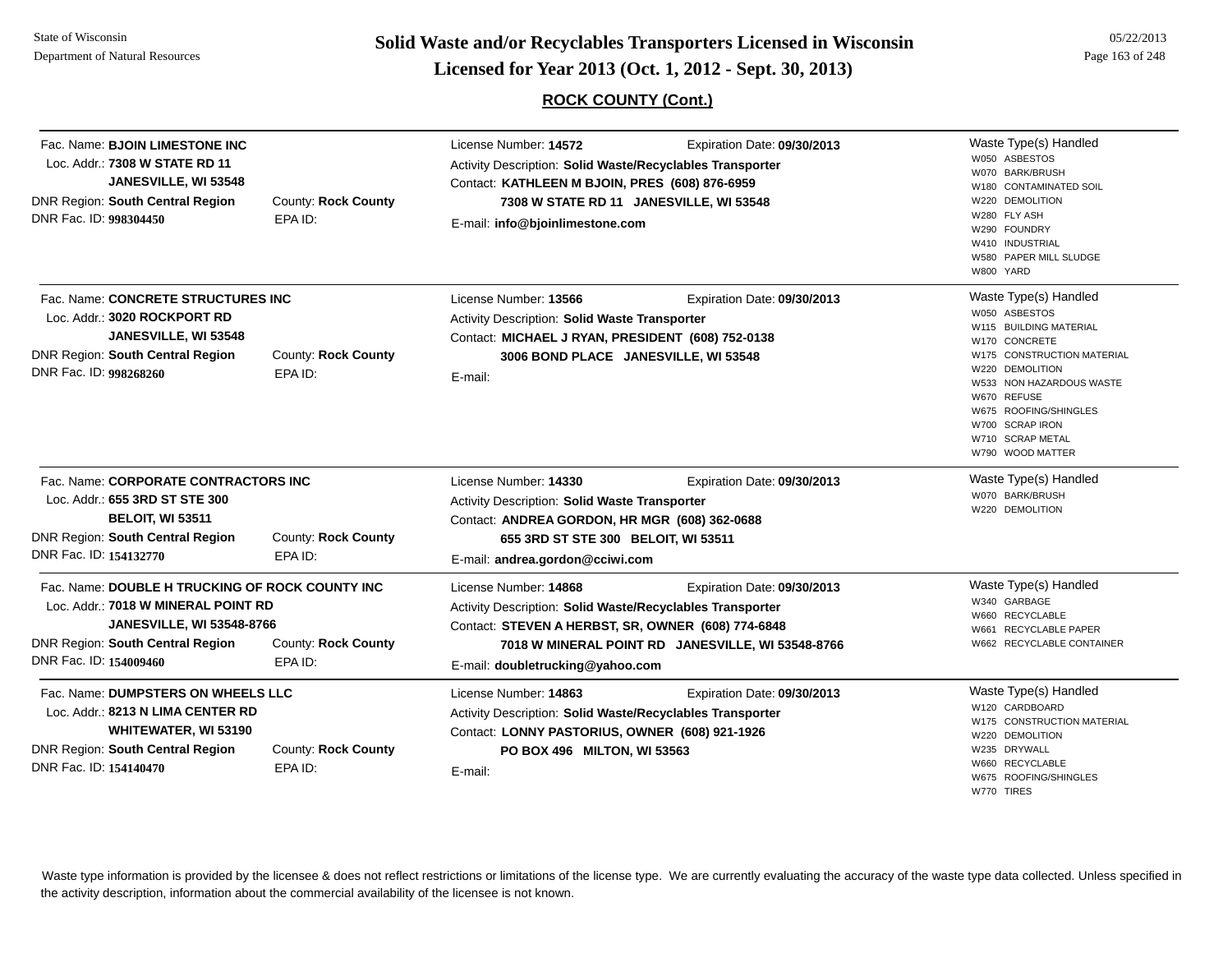# Solid Waste and/or Recyclables Transporters Licensed in Wisconsin
## Licensed for Year 2013 (Oct. 1, 2012 - Sept. 30, 2013)

### ROCK COUNTY (Cont.)

---

Fac. Name: **BJOIN LIMESTONE INC**
Loc. Addr.: **7308 W STATE RD 11**
**JANESVILLE, WI 53548**
DNR Region: **South Central Region** County: **Rock County**
DNR Fac. ID: **998304450** EPA ID:

License Number: **14572** Expiration Date: **09/30/2013**
Activity Description: **Solid Waste/Recyclables Transporter**
Contact: **KATHLEEN M BJOIN, PRES (608) 876-6959**
**7308 W STATE RD 11 JANESVILLE, WI 53548**
E-mail: **info@bjoinlimestone.com**

Waste Type(s) Handled
- W050 ASBESTOS
- W070 BARK/BRUSH
- W180 CONTAMINATED SOIL
- W220 DEMOLITION
- W280 FLY ASH
- W290 FOUNDRY
- W410 INDUSTRIAL
- W580 PAPER MILL SLUDGE
- W800 YARD

---

Fac. Name: **CONCRETE STRUCTURES INC**
Loc. Addr.: **3020 ROCKPORT RD**
**JANESVILLE, WI 53548**
DNR Region: **South Central Region** County: **Rock County**
DNR Fac. ID: **998268260** EPA ID:

License Number: **13566** Expiration Date: **09/30/2013**
Activity Description: **Solid Waste Transporter**
Contact: **MICHAEL J RYAN, PRESIDENT (608) 752-0138**
**3006 BOND PLACE JANESVILLE, WI 53548**
E-mail:

Waste Type(s) Handled
- W050 ASBESTOS
- W115 BUILDING MATERIAL
- W170 CONCRETE
- W175 CONSTRUCTION MATERIAL
- W220 DEMOLITION
- W533 NON HAZARDOUS WASTE
- W670 REFUSE
- W675 ROOFING/SHINGLES
- W700 SCRAP IRON
- W710 SCRAP METAL
- W790 WOOD MATTER

---

Fac. Name: **CORPORATE CONTRACTORS INC**
Loc. Addr.: **655 3RD ST STE 300**
**BELOIT, WI 53511**
DNR Region: **South Central Region** County: **Rock County**
DNR Fac. ID: **154132770** EPA ID:

License Number: **14330** Expiration Date: **09/30/2013**
Activity Description: **Solid Waste Transporter**
Contact: **ANDREA GORDON, HR MGR (608) 362-0688**
**655 3RD ST STE 300 BELOIT, WI 53511**
E-mail: **andrea.gordon@cciwi.com**

Waste Type(s) Handled
- W070 BARK/BRUSH
- W220 DEMOLITION

---

Fac. Name: **DOUBLE H TRUCKING OF ROCK COUNTY INC**
Loc. Addr.: **7018 W MINERAL POINT RD**
**JANESVILLE, WI 53548-8766**
DNR Region: **South Central Region** County: **Rock County**
DNR Fac. ID: **154009460** EPA ID:

License Number: **14868** Expiration Date: **09/30/2013**
Activity Description: **Solid Waste/Recyclables Transporter**
Contact: **STEVEN A HERBST, SR, OWNER (608) 774-6848**
**7018 W MINERAL POINT RD JANESVILLE, WI 53548-8766**
E-mail: **doubletrucking@yahoo.com**

Waste Type(s) Handled
- W340 GARBAGE
- W660 RECYCLABLE
- W661 RECYCLABLE PAPER
- W662 RECYCLABLE CONTAINER

---

Fac. Name: **DUMPSTERS ON WHEELS LLC**
Loc. Addr.: **8213 N LIMA CENTER RD**
**WHITEWATER, WI 53190**
DNR Region: **South Central Region** County: **Rock County**
DNR Fac. ID: **154140470** EPA ID:

License Number: **14863** Expiration Date: **09/30/2013**
Activity Description: **Solid Waste/Recyclables Transporter**
Contact: **LONNY PASTORIUS, OWNER (608) 921-1926**
**PO BOX 496 MILTON, WI 53563**
E-mail:

Waste Type(s) Handled
- W120 CARDBOARD
- W175 CONSTRUCTION MATERIAL
- W220 DEMOLITION
- W235 DRYWALL
- W660 RECYCLABLE
- W675 ROOFING/SHINGLES
- W770 TIRES

---

Waste type information is provided by the licensee & does not reflect restrictions or limitations of the license type. We are currently evaluating the accuracy of the waste type data collected. Unless specified in the activity description, information about the commercial availability of the licensee is not known.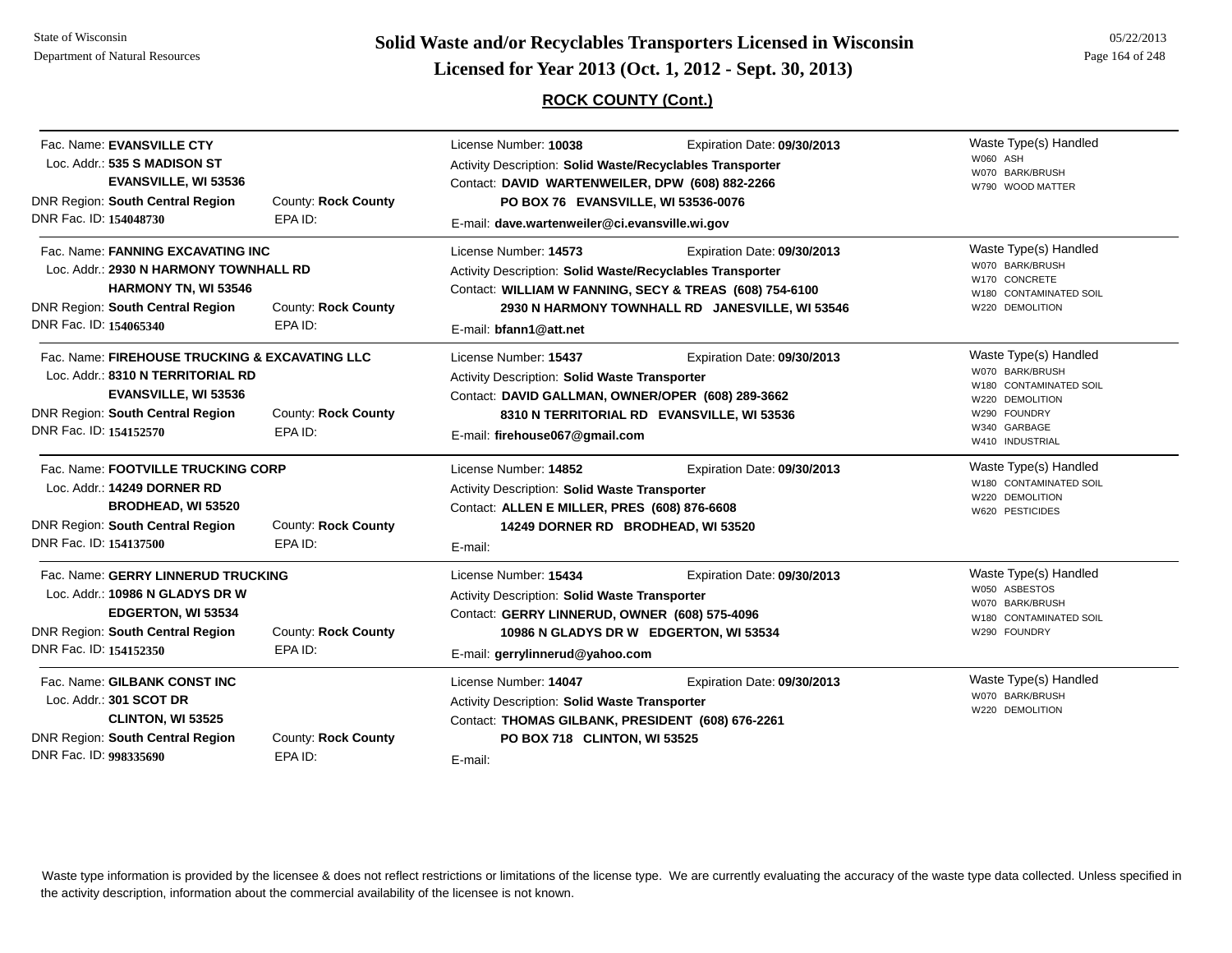## ROCK COUNTY (Cont.)

---

Fac. Name: **EVANSVILLE CTY**
Loc. Addr.: **535 S MADISON ST**
**EVANSVILLE, WI 53536**
DNR Region: **South Central Region** County: **Rock County**
DNR Fac. ID: **154048730** EPA ID:

License Number: **10038** Expiration Date: **09/30/2013**
Activity Description: **Solid Waste/Recyclables Transporter**
Contact: **DAVID WARTENWEILER, DPW (608) 882-2266**
**PO BOX 76 EVANSVILLE, WI 53536-0076**
E-mail: **dave.wartenweiler@ci.evansville.wi.gov**

Waste Type(s) Handled
- W060 ASH
- W070 BARK/BRUSH
- W790 WOOD MATTER

---

Fac. Name: **FANNING EXCAVATING INC**
Loc. Addr.: **2930 N HARMONY TOWNHALL RD**
**HARMONY TN, WI 53546**
DNR Region: **South Central Region** County: **Rock County**
DNR Fac. ID: **154065340** EPA ID:

License Number: **14573** Expiration Date: **09/30/2013**
Activity Description: **Solid Waste/Recyclables Transporter**
Contact: **WILLIAM W FANNING, SECY & TREAS (608) 754-6100**
**2930 N HARMONY TOWNHALL RD JANESVILLE, WI 53546**
E-mail: **bfann1@att.net**

Waste Type(s) Handled
- W070 BARK/BRUSH
- W170 CONCRETE
- W180 CONTAMINATED SOIL
- W220 DEMOLITION

---

Fac. Name: **FIREHOUSE TRUCKING & EXCAVATING LLC**
Loc. Addr.: **8310 N TERRITORIAL RD**
**EVANSVILLE, WI 53536**
DNR Region: **South Central Region** County: **Rock County**
DNR Fac. ID: **154152570** EPA ID:

License Number: **15437** Expiration Date: **09/30/2013**
Activity Description: **Solid Waste Transporter**
Contact: **DAVID GALLMAN, OWNER/OPER (608) 289-3662**
**8310 N TERRITORIAL RD EVANSVILLE, WI 53536**
E-mail: **firehouse067@gmail.com**

Waste Type(s) Handled
- W070 BARK/BRUSH
- W180 CONTAMINATED SOIL
- W220 DEMOLITION
- W290 FOUNDRY
- W340 GARBAGE
- W410 INDUSTRIAL

---

Fac. Name: **FOOTVILLE TRUCKING CORP**
Loc. Addr.: **14249 DORNER RD**
**BRODHEAD, WI 53520**
DNR Region: **South Central Region** County: **Rock County**
DNR Fac. ID: **154137500** EPA ID:

License Number: **14852** Expiration Date: **09/30/2013**
Activity Description: **Solid Waste Transporter**
Contact: **ALLEN E MILLER, PRES (608) 876-6608**
**14249 DORNER RD BRODHEAD, WI 53520**
E-mail:

Waste Type(s) Handled
- W180 CONTAMINATED SOIL
- W220 DEMOLITION
- W620 PESTICIDES

---

Fac. Name: **GERRY LINNERUD TRUCKING**
Loc. Addr.: **10986 N GLADYS DR W**
**EDGERTON, WI 53534**
DNR Region: **South Central Region** County: **Rock County**
DNR Fac. ID: **154152350** EPA ID:

License Number: **15434** Expiration Date: **09/30/2013**
Activity Description: **Solid Waste Transporter**
Contact: **GERRY LINNERUD, OWNER (608) 575-4096**
**10986 N GLADYS DR W EDGERTON, WI 53534**
E-mail: **gerrylinnerud@yahoo.com**

Waste Type(s) Handled
- W050 ASBESTOS
- W070 BARK/BRUSH
- W180 CONTAMINATED SOIL
- W290 FOUNDRY

---

Fac. Name: **GILBANK CONST INC**
Loc. Addr.: **301 SCOT DR**
**CLINTON, WI 53525**
DNR Region: **South Central Region** County: **Rock County**
DNR Fac. ID: **998335690** EPA ID:

License Number: **14047** Expiration Date: **09/30/2013**
Activity Description: **Solid Waste Transporter**
Contact: **THOMAS GILBANK, PRESIDENT (608) 676-2261**
**PO BOX 718 CLINTON, WI 53525**
E-mail:

Waste Type(s) Handled
- W070 BARK/BRUSH
- W220 DEMOLITION

---

Waste type information is provided by the licensee & does not reflect restrictions or limitations of the license type. We are currently evaluating the accuracy of the waste type data collected. Unless specified in the activity description, information about the commercial availability of the licensee is not known.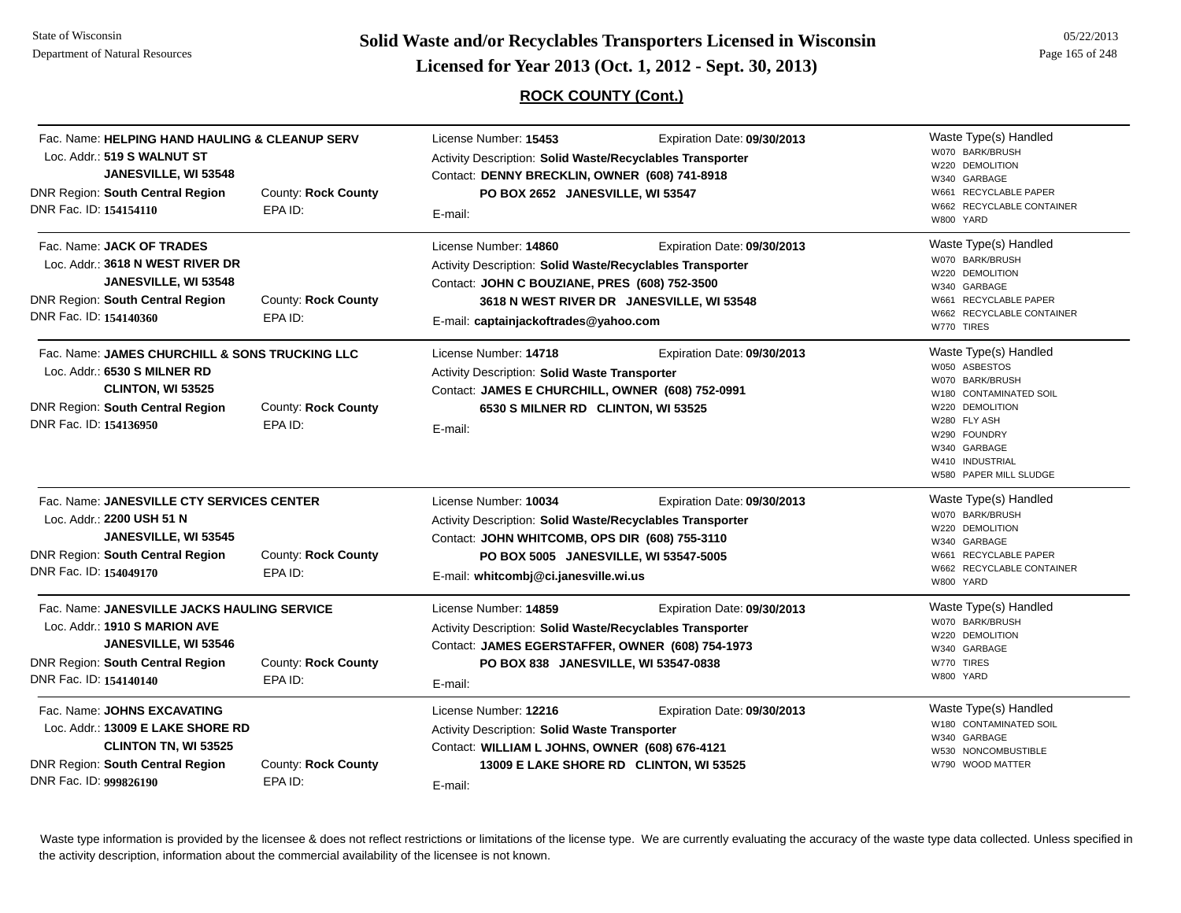## ROCK COUNTY (Cont.)

---

**Fac. Name:** **HELPING HAND HAULING & CLEANUP SERV**
**Loc. Addr.:** **519 S WALNUT ST**
**JANESVILLE, WI 53548**
**DNR Region:** **South Central Region** — County: **Rock County**
**DNR Fac. ID:** **154154110** — EPA ID:

License Number: **15453** — Expiration Date: **09/30/2013**
Activity Description: **Solid Waste/Recyclables Transporter**
Contact: **DENNY BRECKLIN, OWNER (608) 741-8918**
**PO BOX 2652 JANESVILLE, WI 53547**
E-mail:

Waste Type(s) Handled
- W070 BARK/BRUSH
- W220 DEMOLITION
- W340 GARBAGE
- W661 RECYCLABLE PAPER
- W662 RECYCLABLE CONTAINER
- W800 YARD

---

**Fac. Name:** **JACK OF TRADES**
**Loc. Addr.:** **3618 N WEST RIVER DR**
**JANESVILLE, WI 53548**
**DNR Region:** **South Central Region** — County: **Rock County**
**DNR Fac. ID:** **154140360** — EPA ID:

License Number: **14860** — Expiration Date: **09/30/2013**
Activity Description: **Solid Waste/Recyclables Transporter**
Contact: **JOHN C BOUZIANE, PRES (608) 752-3500**
**3618 N WEST RIVER DR JANESVILLE, WI 53548**
E-mail: **captainjackoftrades@yahoo.com**

Waste Type(s) Handled
- W070 BARK/BRUSH
- W220 DEMOLITION
- W340 GARBAGE
- W661 RECYCLABLE PAPER
- W662 RECYCLABLE CONTAINER
- W770 TIRES

---

**Fac. Name:** **JAMES CHURCHILL & SONS TRUCKING LLC**
**Loc. Addr.:** **6530 S MILNER RD**
**CLINTON, WI 53525**
**DNR Region:** **South Central Region** — County: **Rock County**
**DNR Fac. ID:** **154136950** — EPA ID:

License Number: **14718** — Expiration Date: **09/30/2013**
Activity Description: **Solid Waste Transporter**
Contact: **JAMES E CHURCHILL, OWNER (608) 752-0991**
**6530 S MILNER RD CLINTON, WI 53525**
E-mail:

Waste Type(s) Handled
- W050 ASBESTOS
- W070 BARK/BRUSH
- W180 CONTAMINATED SOIL
- W220 DEMOLITION
- W280 FLY ASH
- W290 FOUNDRY
- W340 GARBAGE
- W410 INDUSTRIAL
- W580 PAPER MILL SLUDGE

---

**Fac. Name:** **JANESVILLE CTY SERVICES CENTER**
**Loc. Addr.:** **2200 USH 51 N**
**JANESVILLE, WI 53545**
**DNR Region:** **South Central Region** — County: **Rock County**
**DNR Fac. ID:** **154049170** — EPA ID:

License Number: **10034** — Expiration Date: **09/30/2013**
Activity Description: **Solid Waste/Recyclables Transporter**
Contact: **JOHN WHITCOMB, OPS DIR (608) 755-3110**
**PO BOX 5005 JANESVILLE, WI 53547-5005**
E-mail: **whitcombj@ci.janesville.wi.us**

Waste Type(s) Handled
- W070 BARK/BRUSH
- W220 DEMOLITION
- W340 GARBAGE
- W661 RECYCLABLE PAPER
- W662 RECYCLABLE CONTAINER
- W800 YARD

---

**Fac. Name:** **JANESVILLE JACKS HAULING SERVICE**
**Loc. Addr.:** **1910 S MARION AVE**
**JANESVILLE, WI 53546**
**DNR Region:** **South Central Region** — County: **Rock County**
**DNR Fac. ID:** **154140140** — EPA ID:

License Number: **14859** — Expiration Date: **09/30/2013**
Activity Description: **Solid Waste/Recyclables Transporter**
Contact: **JAMES EGERSTAFFER, OWNER (608) 754-1973**
**PO BOX 838 JANESVILLE, WI 53547-0838**
E-mail:

Waste Type(s) Handled
- W070 BARK/BRUSH
- W220 DEMOLITION
- W340 GARBAGE
- W770 TIRES
- W800 YARD

---

**Fac. Name:** **JOHNS EXCAVATING**
**Loc. Addr.:** **13009 E LAKE SHORE RD**
**CLINTON TN, WI 53525**
**DNR Region:** **South Central Region** — County: **Rock County**
**DNR Fac. ID:** **999826190** — EPA ID:

License Number: **12216** — Expiration Date: **09/30/2013**
Activity Description: **Solid Waste Transporter**
Contact: **WILLIAM L JOHNS, OWNER (608) 676-4121**
**13009 E LAKE SHORE RD CLINTON, WI 53525**
E-mail:

Waste Type(s) Handled
- W180 CONTAMINATED SOIL
- W340 GARBAGE
- W530 NONCOMBUSTIBLE
- W790 WOOD MATTER

---

Waste type information is provided by the licensee & does not reflect restrictions or limitations of the license type. We are currently evaluating the accuracy of the waste type data collected. Unless specified in the activity description, information about the commercial availability of the licensee is not known.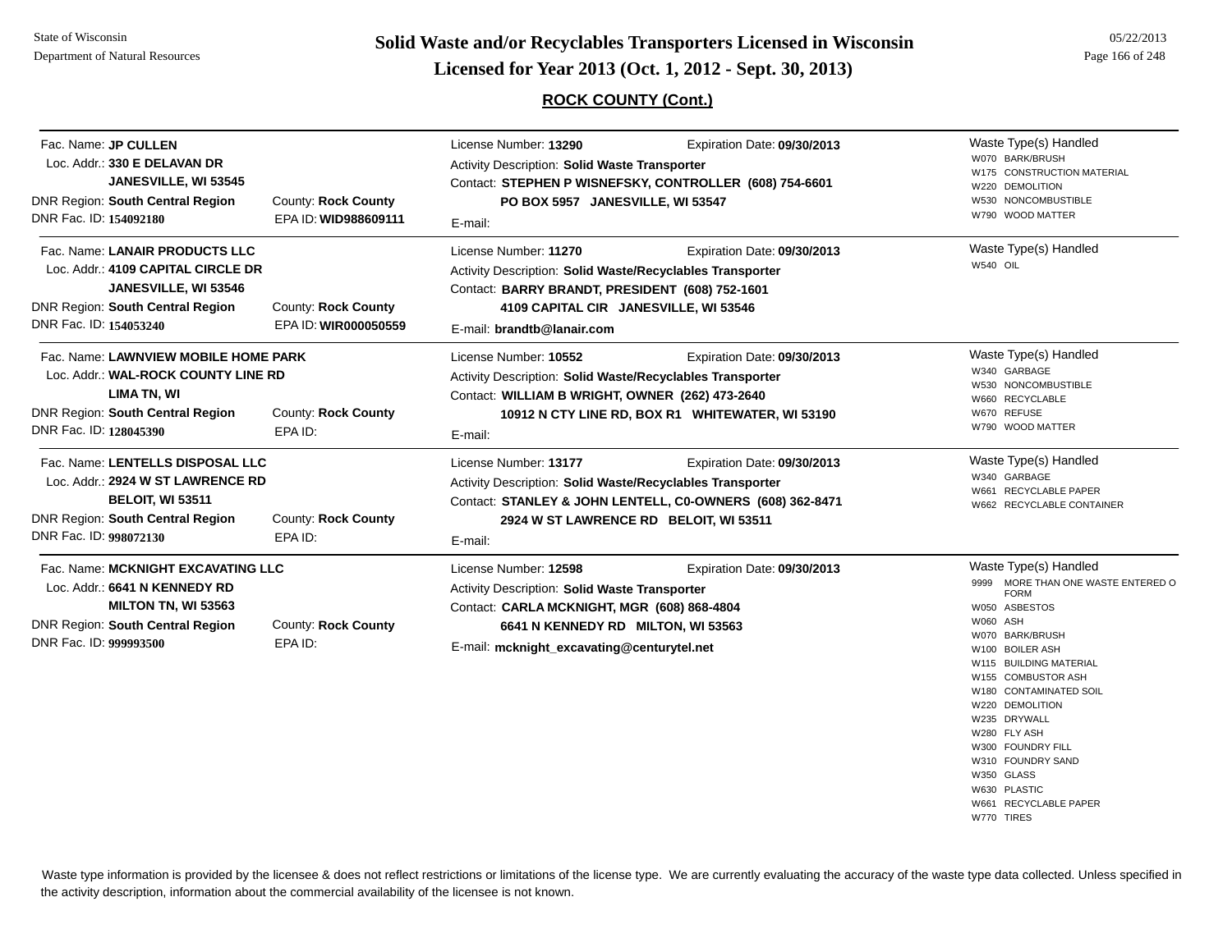# Solid Waste and/or Recyclables Transporters Licensed in Wisconsin
## Licensed for Year 2013 (Oct. 1, 2012 - Sept. 30, 2013)

State of Wisconsin
Department of Natural Resources

05/22/2013

### ROCK COUNTY (Cont.)

---

Fac. Name: **JP CULLEN**
Loc. Addr.: **330 E DELAVAN DR**
**JANESVILLE, WI 53545**
DNR Region: **South Central Region** — County: **Rock County**
DNR Fac. ID: **154092180** — EPA ID: **WID988609111**

License Number: **13290** — Expiration Date: **09/30/2013**
Activity Description: **Solid Waste Transporter**
Contact: **STEPHEN P WISNEFSKY, CONTROLLER (608) 754-6601**
**PO BOX 5957 JANESVILLE, WI 53547**
E-mail:

Waste Type(s) Handled
- W070 BARK/BRUSH
- W175 CONSTRUCTION MATERIAL
- W220 DEMOLITION
- W530 NONCOMBUSTIBLE
- W790 WOOD MATTER

---

Fac. Name: **LANAIR PRODUCTS LLC**
Loc. Addr.: **4109 CAPITAL CIRCLE DR**
**JANESVILLE, WI 53546**
DNR Region: **South Central Region** — County: **Rock County**
DNR Fac. ID: **154053240** — EPA ID: **WIR000050559**

License Number: **11270** — Expiration Date: **09/30/2013**
Activity Description: **Solid Waste/Recyclables Transporter**
Contact: **BARRY BRANDT, PRESIDENT (608) 752-1601**
**4109 CAPITAL CIR JANESVILLE, WI 53546**
E-mail: **brandtb@lanair.com**

Waste Type(s) Handled
- W540 OIL

---

Fac. Name: **LAWNVIEW MOBILE HOME PARK**
Loc. Addr.: **WAL-ROCK COUNTY LINE RD**
**LIMA TN, WI**
DNR Region: **South Central Region** — County: **Rock County**
DNR Fac. ID: **128045390** — EPA ID:

License Number: **10552** — Expiration Date: **09/30/2013**
Activity Description: **Solid Waste/Recyclables Transporter**
Contact: **WILLIAM B WRIGHT, OWNER (262) 473-2640**
**10912 N CTY LINE RD, BOX R1 WHITEWATER, WI 53190**
E-mail:

Waste Type(s) Handled
- W340 GARBAGE
- W530 NONCOMBUSTIBLE
- W660 RECYCLABLE
- W670 REFUSE
- W790 WOOD MATTER

---

Fac. Name: **LENTELLS DISPOSAL LLC**
Loc. Addr.: **2924 W ST LAWRENCE RD**
**BELOIT, WI 53511**
DNR Region: **South Central Region** — County: **Rock County**
DNR Fac. ID: **998072130** — EPA ID:

License Number: **13177** — Expiration Date: **09/30/2013**
Activity Description: **Solid Waste/Recyclables Transporter**
Contact: **STANLEY & JOHN LENTELL, C0-OWNERS (608) 362-8471**
**2924 W ST LAWRENCE RD BELOIT, WI 53511**
E-mail:

Waste Type(s) Handled
- W340 GARBAGE
- W661 RECYCLABLE PAPER
- W662 RECYCLABLE CONTAINER

---

Fac. Name: **MCKNIGHT EXCAVATING LLC**
Loc. Addr.: **6641 N KENNEDY RD**
**MILTON TN, WI 53563**
DNR Region: **South Central Region** — County: **Rock County**
DNR Fac. ID: **999993500** — EPA ID:

License Number: **12598** — Expiration Date: **09/30/2013**
Activity Description: **Solid Waste Transporter**
Contact: **CARLA MCKNIGHT, MGR (608) 868-4804**
**6641 N KENNEDY RD MILTON, WI 53563**
E-mail: **mcknight_excavating@centurytel.net**

Waste Type(s) Handled
- 9999 MORE THAN ONE WASTE ENTERED O FORM
- W050 ASBESTOS
- W060 ASH
- W070 BARK/BRUSH
- W100 BOILER ASH
- W115 BUILDING MATERIAL
- W155 COMBUSTOR ASH
- W180 CONTAMINATED SOIL
- W220 DEMOLITION
- W235 DRYWALL
- W280 FLY ASH
- W300 FOUNDRY FILL
- W310 FOUNDRY SAND
- W350 GLASS
- W630 PLASTIC
- W661 RECYCLABLE PAPER
- W770 TIRES

---

Waste type information is provided by the licensee & does not reflect restrictions or limitations of the license type. We are currently evaluating the accuracy of the waste type data collected. Unless specified in the activity description, information about the commercial availability of the licensee is not known.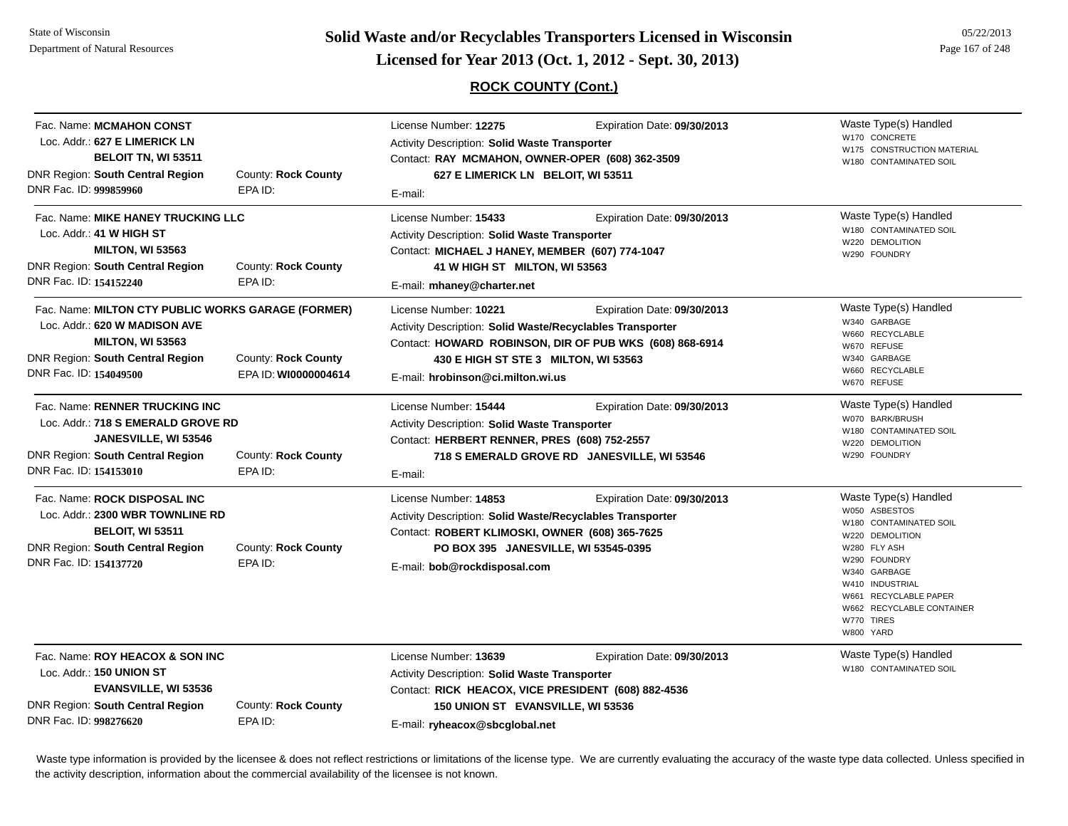# Solid Waste and/or Recyclables Transporters Licensed in Wisconsin

## Licensed for Year 2013 (Oct. 1, 2012 - Sept. 30, 2013)

State of Wisconsin
Department of Natural Resources

05/22/2013

### ROCK COUNTY (Cont.)

---

Fac. Name: **MCMAHON CONST**
Loc. Addr.: **627 E LIMERICK LN**
**BELOIT TN, WI 53511**
DNR Region: **South Central Region** County: **Rock County**
DNR Fac. ID: **999859960** EPA ID:

License Number: **12275** Expiration Date: **09/30/2013**
Activity Description: **Solid Waste Transporter**
Contact: **RAY MCMAHON, OWNER-OPER (608) 362-3509**
**627 E LIMERICK LN BELOIT, WI 53511**
E-mail:

Waste Type(s) Handled
- W170 CONCRETE
- W175 CONSTRUCTION MATERIAL
- W180 CONTAMINATED SOIL

---

Fac. Name: **MIKE HANEY TRUCKING LLC**
Loc. Addr.: **41 W HIGH ST**
**MILTON, WI 53563**
DNR Region: **South Central Region** County: **Rock County**
DNR Fac. ID: **154152240** EPA ID:

License Number: **15433** Expiration Date: **09/30/2013**
Activity Description: **Solid Waste Transporter**
Contact: **MICHAEL J HANEY, MEMBER (607) 774-1047**
**41 W HIGH ST MILTON, WI 53563**
E-mail: **mhaney@charter.net**

Waste Type(s) Handled
- W180 CONTAMINATED SOIL
- W220 DEMOLITION
- W290 FOUNDRY

---

Fac. Name: **MILTON CTY PUBLIC WORKS GARAGE (FORMER)**
Loc. Addr.: **620 W MADISON AVE**
**MILTON, WI 53563**
DNR Region: **South Central Region** County: **Rock County**
DNR Fac. ID: **154049500** EPA ID: **WI0000004614**

License Number: **10221** Expiration Date: **09/30/2013**
Activity Description: **Solid Waste/Recyclables Transporter**
Contact: **HOWARD ROBINSON, DIR OF PUB WKS (608) 868-6914**
**430 E HIGH ST STE 3 MILTON, WI 53563**
E-mail: **hrobinson@ci.milton.wi.us**

Waste Type(s) Handled
- W340 GARBAGE
- W660 RECYCLABLE
- W670 REFUSE
- W340 GARBAGE
- W660 RECYCLABLE
- W670 REFUSE

---

Fac. Name: **RENNER TRUCKING INC**
Loc. Addr.: **718 S EMERALD GROVE RD**
**JANESVILLE, WI 53546**
DNR Region: **South Central Region** County: **Rock County**
DNR Fac. ID: **154153010** EPA ID:

License Number: **15444** Expiration Date: **09/30/2013**
Activity Description: **Solid Waste Transporter**
Contact: **HERBERT RENNER, PRES (608) 752-2557**
**718 S EMERALD GROVE RD JANESVILLE, WI 53546**
E-mail:

Waste Type(s) Handled
- W070 BARK/BRUSH
- W180 CONTAMINATED SOIL
- W220 DEMOLITION
- W290 FOUNDRY

---

Fac. Name: **ROCK DISPOSAL INC**
Loc. Addr.: **2300 WBR TOWNLINE RD**
**BELOIT, WI 53511**
DNR Region: **South Central Region** County: **Rock County**
DNR Fac. ID: **154137720** EPA ID:

License Number: **14853** Expiration Date: **09/30/2013**
Activity Description: **Solid Waste/Recyclables Transporter**
Contact: **ROBERT KLIMOSKI, OWNER (608) 365-7625**
**PO BOX 395 JANESVILLE, WI 53545-0395**
E-mail: **bob@rockdisposal.com**

Waste Type(s) Handled
- W050 ASBESTOS
- W180 CONTAMINATED SOIL
- W220 DEMOLITION
- W280 FLY ASH
- W290 FOUNDRY
- W340 GARBAGE
- W410 INDUSTRIAL
- W661 RECYCLABLE PAPER
- W662 RECYCLABLE CONTAINER
- W770 TIRES
- W800 YARD

---

Fac. Name: **ROY HEACOX & SON INC**
Loc. Addr.: **150 UNION ST**
**EVANSVILLE, WI 53536**
DNR Region: **South Central Region** County: **Rock County**
DNR Fac. ID: **998276620** EPA ID:

License Number: **13639** Expiration Date: **09/30/2013**
Activity Description: **Solid Waste Transporter**
Contact: **RICK HEACOX, VICE PRESIDENT (608) 882-4536**
**150 UNION ST EVANSVILLE, WI 53536**
E-mail: **ryheacox@sbcglobal.net**

Waste Type(s) Handled
- W180 CONTAMINATED SOIL

---

Waste type information is provided by the licensee & does not reflect restrictions or limitations of the license type. We are currently evaluating the accuracy of the waste type data collected. Unless specified in the activity description, information about the commercial availability of the licensee is not known.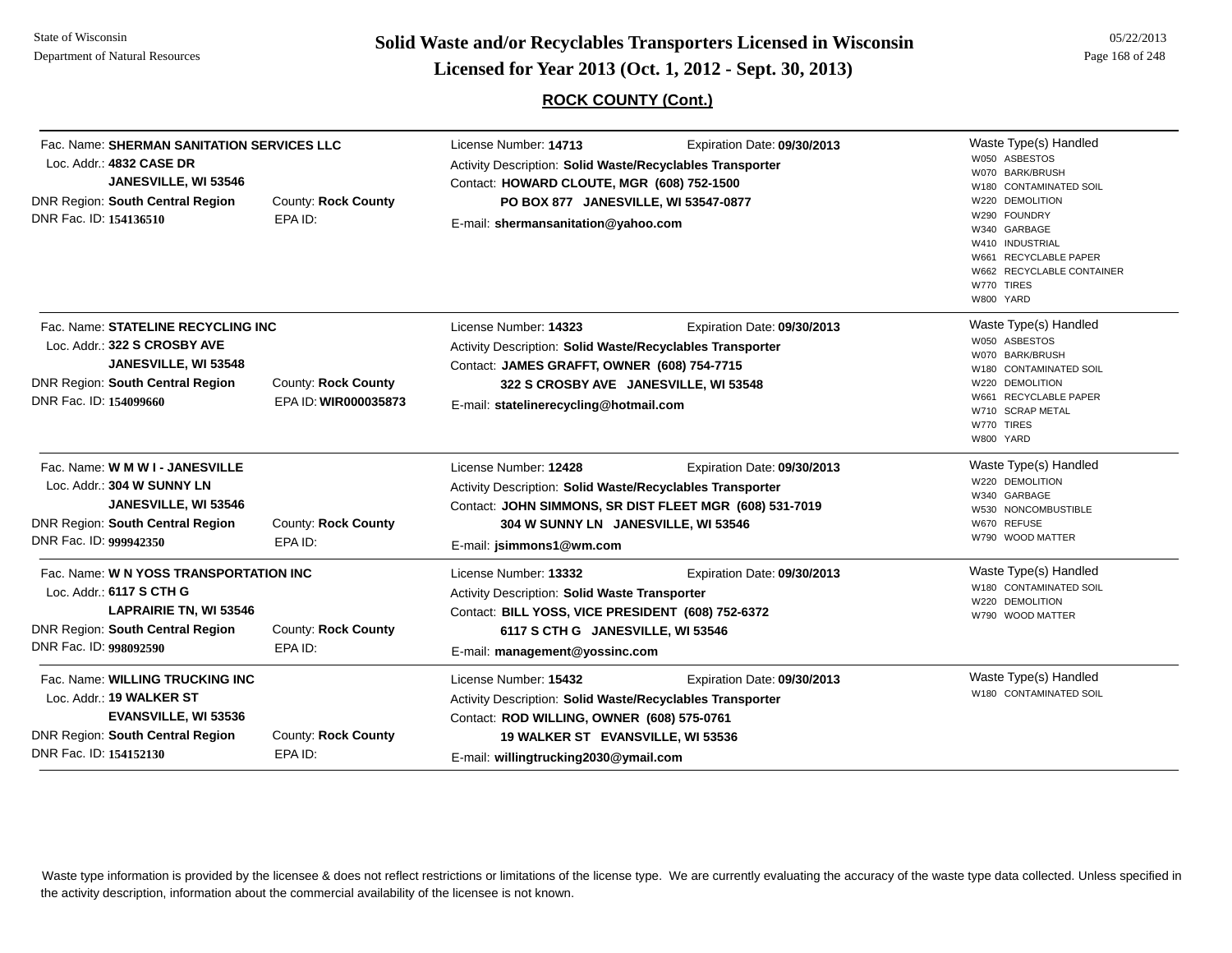## ROCK COUNTY (Cont.)

**Fac. Name:** SHERMAN SANITATION SERVICES LLC
**Loc. Addr.:** 4832 CASE DR, JANESVILLE, WI 53546
**DNR Region:** South Central Region | **County:** Rock County
**DNR Fac. ID:** 154136510 | **EPA ID:**

**License Number:** 14713 | **Expiration Date:** 09/30/2013
**Activity Description:** Solid Waste/Recyclables Transporter
**Contact:** HOWARD CLOUTE, MGR (608) 752-1500, PO BOX 877 JANESVILLE, WI 53547-0877
**E-mail:** shermansanitation@yahoo.com

Waste Type(s) Handled:
- W050 ASBESTOS
- W070 BARK/BRUSH
- W180 CONTAMINATED SOIL
- W220 DEMOLITION
- W290 FOUNDRY
- W340 GARBAGE
- W410 INDUSTRIAL
- W661 RECYCLABLE PAPER
- W662 RECYCLABLE CONTAINER
- W770 TIRES
- W800 YARD

---

**Fac. Name:** STATELINE RECYCLING INC
**Loc. Addr.:** 322 S CROSBY AVE, JANESVILLE, WI 53548
**DNR Region:** South Central Region | **County:** Rock County
**DNR Fac. ID:** 154099660 | **EPA ID:** WIR000035873

**License Number:** 14323 | **Expiration Date:** 09/30/2013
**Activity Description:** Solid Waste/Recyclables Transporter
**Contact:** JAMES GRAFFT, OWNER (608) 754-7715, 322 S CROSBY AVE JANESVILLE, WI 53548
**E-mail:** statelinerecycling@hotmail.com

Waste Type(s) Handled:
- W050 ASBESTOS
- W070 BARK/BRUSH
- W180 CONTAMINATED SOIL
- W220 DEMOLITION
- W661 RECYCLABLE PAPER
- W710 SCRAP METAL
- W770 TIRES
- W800 YARD

---

**Fac. Name:** W M W I - JANESVILLE
**Loc. Addr.:** 304 W SUNNY LN, JANESVILLE, WI 53546
**DNR Region:** South Central Region | **County:** Rock County
**DNR Fac. ID:** 999942350 | **EPA ID:**

**License Number:** 12428 | **Expiration Date:** 09/30/2013
**Activity Description:** Solid Waste/Recyclables Transporter
**Contact:** JOHN SIMMONS, SR DIST FLEET MGR (608) 531-7019, 304 W SUNNY LN JANESVILLE, WI 53546
**E-mail:** jsimmons1@wm.com

Waste Type(s) Handled:
- W220 DEMOLITION
- W340 GARBAGE
- W530 NONCOMBUSTIBLE
- W670 REFUSE
- W790 WOOD MATTER

---

**Fac. Name:** W N YOSS TRANSPORTATION INC
**Loc. Addr.:** 6117 S CTH G, LAPRAIRIE TN, WI 53546
**DNR Region:** South Central Region | **County:** Rock County
**DNR Fac. ID:** 998092590 | **EPA ID:**

**License Number:** 13332 | **Expiration Date:** 09/30/2013
**Activity Description:** Solid Waste Transporter
**Contact:** BILL YOSS, VICE PRESIDENT (608) 752-6372, 6117 S CTH G JANESVILLE, WI 53546
**E-mail:** management@yossinc.com

Waste Type(s) Handled:
- W180 CONTAMINATED SOIL
- W220 DEMOLITION
- W790 WOOD MATTER

---

**Fac. Name:** WILLING TRUCKING INC
**Loc. Addr.:** 19 WALKER ST, EVANSVILLE, WI 53536
**DNR Region:** South Central Region | **County:** Rock County
**DNR Fac. ID:** 154152130 | **EPA ID:**

**License Number:** 15432 | **Expiration Date:** 09/30/2013
**Activity Description:** Solid Waste/Recyclables Transporter
**Contact:** ROD WILLING, OWNER (608) 575-0761, 19 WALKER ST EVANSVILLE, WI 53536
**E-mail:** willingtrucking2030@ymail.com

Waste Type(s) Handled:
- W180 CONTAMINATED SOIL

---

Waste type information is provided by the licensee & does not reflect restrictions or limitations of the license type. We are currently evaluating the accuracy of the waste type data collected. Unless specified in the activity description, information about the commercial availability of the licensee is not known.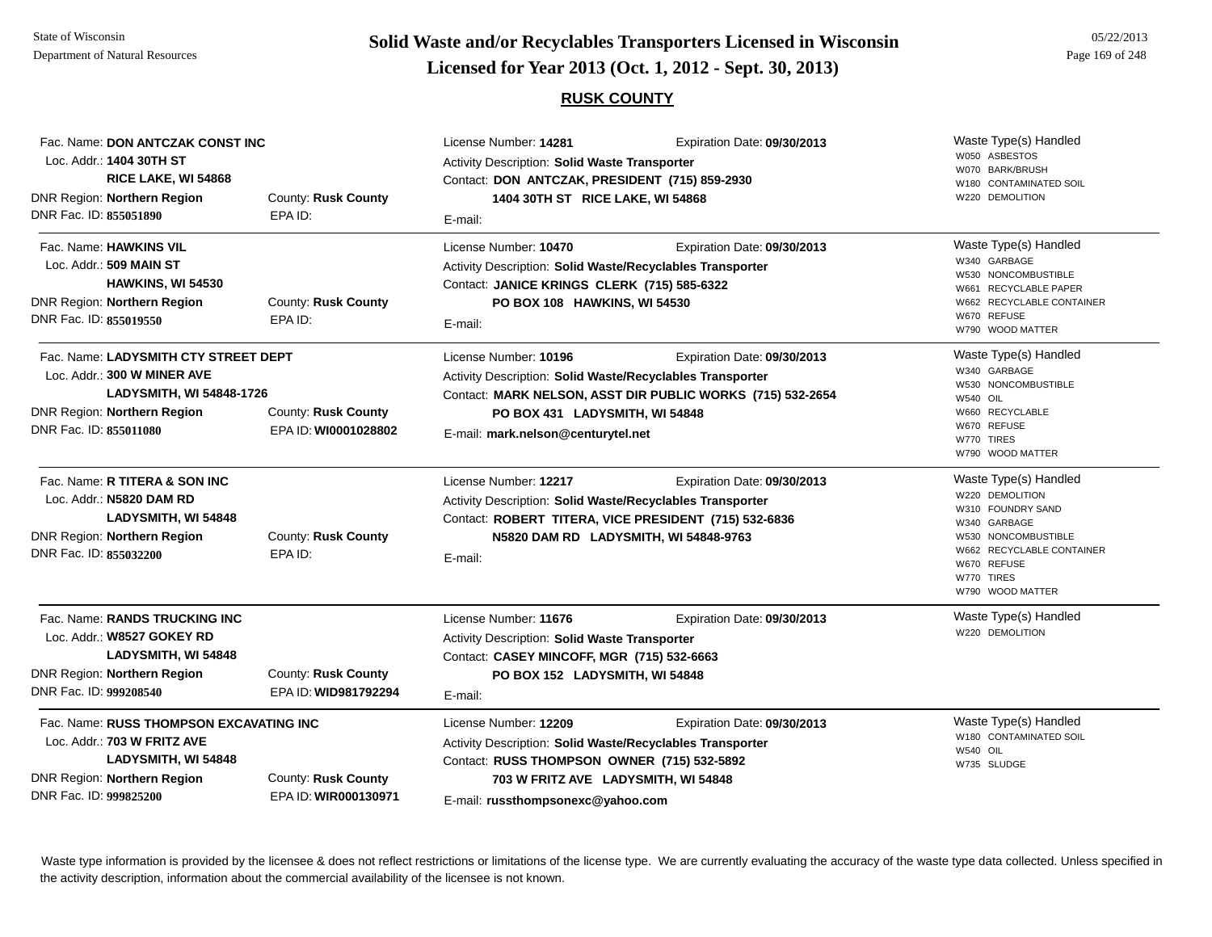## RUSK COUNTY

Fac. Name: **DON ANTCZAK CONST INC**
Loc. Addr.: **1404 30TH ST**
**RICE LAKE, WI 54868**
DNR Region: **Northern Region** County: **Rusk County**
DNR Fac. ID: **855051890** EPA ID:

License Number: **14281** Expiration Date: **09/30/2013**
Activity Description: **Solid Waste Transporter**
Contact: **DON ANTCZAK, PRESIDENT (715) 859-2930**
**1404 30TH ST RICE LAKE, WI 54868**
E-mail:

Waste Type(s) Handled
- W050 ASBESTOS
- W070 BARK/BRUSH
- W180 CONTAMINATED SOIL
- W220 DEMOLITION

---

Fac. Name: **HAWKINS VIL**
Loc. Addr.: **509 MAIN ST**
**HAWKINS, WI 54530**
DNR Region: **Northern Region** County: **Rusk County**
DNR Fac. ID: **855019550** EPA ID:

License Number: **10470** Expiration Date: **09/30/2013**
Activity Description: **Solid Waste/Recyclables Transporter**
Contact: **JANICE KRINGS CLERK (715) 585-6322**
**PO BOX 108 HAWKINS, WI 54530**
E-mail:

Waste Type(s) Handled
- W340 GARBAGE
- W530 NONCOMBUSTIBLE
- W661 RECYCLABLE PAPER
- W662 RECYCLABLE CONTAINER
- W670 REFUSE
- W790 WOOD MATTER

---

Fac. Name: **LADYSMITH CTY STREET DEPT**
Loc. Addr.: **300 W MINER AVE**
**LADYSMITH, WI 54848-1726**
DNR Region: **Northern Region** County: **Rusk County**
DNR Fac. ID: **855011080** EPA ID: **WI0001028802**

License Number: **10196** Expiration Date: **09/30/2013**
Activity Description: **Solid Waste/Recyclables Transporter**
Contact: **MARK NELSON, ASST DIR PUBLIC WORKS (715) 532-2654**
**PO BOX 431 LADYSMITH, WI 54848**
E-mail: **mark.nelson@centurytel.net**

Waste Type(s) Handled
- W340 GARBAGE
- W530 NONCOMBUSTIBLE
- W540 OIL
- W660 RECYCLABLE
- W670 REFUSE
- W770 TIRES
- W790 WOOD MATTER

---

Fac. Name: **R TITERA & SON INC**
Loc. Addr.: **N5820 DAM RD**
**LADYSMITH, WI 54848**
DNR Region: **Northern Region** County: **Rusk County**
DNR Fac. ID: **855032200** EPA ID:

License Number: **12217** Expiration Date: **09/30/2013**
Activity Description: **Solid Waste/Recyclables Transporter**
Contact: **ROBERT TITERA, VICE PRESIDENT (715) 532-6836**
**N5820 DAM RD LADYSMITH, WI 54848-9763**
E-mail:

Waste Type(s) Handled
- W220 DEMOLITION
- W310 FOUNDRY SAND
- W340 GARBAGE
- W530 NONCOMBUSTIBLE
- W662 RECYCLABLE CONTAINER
- W670 REFUSE
- W770 TIRES
- W790 WOOD MATTER

---

Fac. Name: **RANDS TRUCKING INC**
Loc. Addr.: **W8527 GOKEY RD**
**LADYSMITH, WI 54848**
DNR Region: **Northern Region** County: **Rusk County**
DNR Fac. ID: **999208540** EPA ID: **WID981792294**

License Number: **11676** Expiration Date: **09/30/2013**
Activity Description: **Solid Waste Transporter**
Contact: **CASEY MINCOFF, MGR (715) 532-6663**
**PO BOX 152 LADYSMITH, WI 54848**
E-mail:

Waste Type(s) Handled
- W220 DEMOLITION

---

Fac. Name: **RUSS THOMPSON EXCAVATING INC**
Loc. Addr.: **703 W FRITZ AVE**
**LADYSMITH, WI 54848**
DNR Region: **Northern Region** County: **Rusk County**
DNR Fac. ID: **999825200** EPA ID: **WIR000130971**

License Number: **12209** Expiration Date: **09/30/2013**
Activity Description: **Solid Waste/Recyclables Transporter**
Contact: **RUSS THOMPSON OWNER (715) 532-5892**
**703 W FRITZ AVE LADYSMITH, WI 54848**
E-mail: **russthompsonexc@yahoo.com**

Waste Type(s) Handled
- W180 CONTAMINATED SOIL
- W540 OIL
- W735 SLUDGE

---

Waste type information is provided by the licensee & does not reflect restrictions or limitations of the license type. We are currently evaluating the accuracy of the waste type data collected. Unless specified in the activity description, information about the commercial availability of the licensee is not known.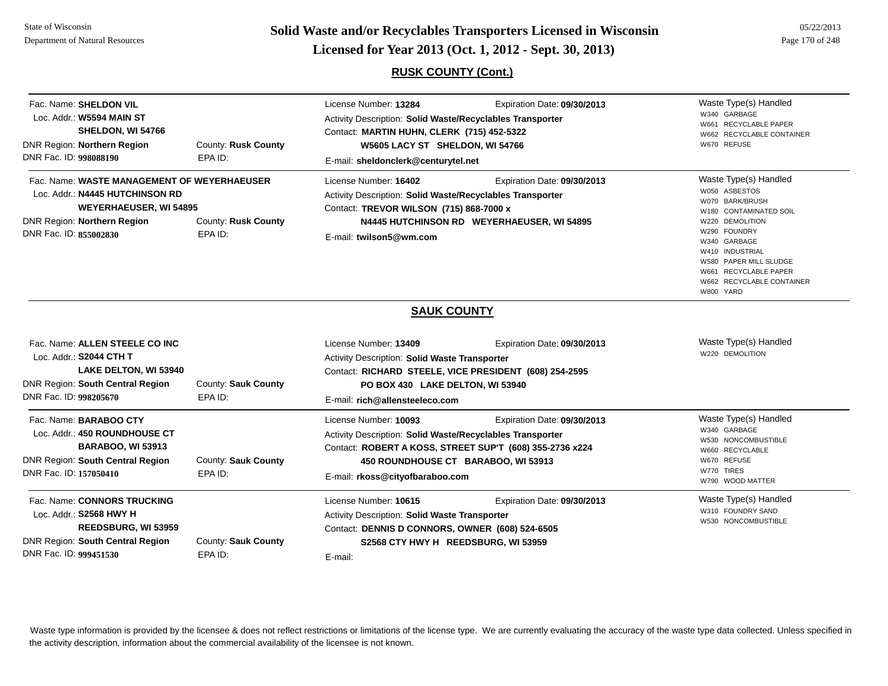## RUSK COUNTY (Cont.)

Fac. Name: **SHELDON VIL**
Loc. Addr.: **W5594 MAIN ST**
**SHELDON, WI 54766**
DNR Region: **Northern Region** County: **Rusk County**
DNR Fac. ID: **998088190** EPA ID:

License Number: **13284** Expiration Date: **09/30/2013**
Activity Description: **Solid Waste/Recyclables Transporter**
Contact: **MARTIN HUHN, CLERK (715) 452-5322**
**W5605 LACY ST SHELDON, WI 54766**
E-mail: **sheldonclerk@centurytel.net**

Waste Type(s) Handled
- W340 GARBAGE
- W661 RECYCLABLE PAPER
- W662 RECYCLABLE CONTAINER
- W670 REFUSE

---

Fac. Name: **WASTE MANAGEMENT OF WEYERHAEUSER**
Loc. Addr.: **N4445 HUTCHINSON RD**
**WEYERHAEUSER, WI 54895**
DNR Region: **Northern Region** County: **Rusk County**
DNR Fac. ID: **855002830** EPA ID:

License Number: **16402** Expiration Date: **09/30/2013**
Activity Description: **Solid Waste/Recyclables Transporter**
Contact: **TREVOR WILSON (715) 868-7000 x**
**N4445 HUTCHINSON RD WEYERHAEUSER, WI 54895**
E-mail: **twilson5@wm.com**

Waste Type(s) Handled
- W050 ASBESTOS
- W070 BARK/BRUSH
- W180 CONTAMINATED SOIL
- W220 DEMOLITION
- W290 FOUNDRY
- W340 GARBAGE
- W410 INDUSTRIAL
- W580 PAPER MILL SLUDGE
- W661 RECYCLABLE PAPER
- W662 RECYCLABLE CONTAINER
- W800 YARD

## SAUK COUNTY

Fac. Name: **ALLEN STEELE CO INC**
Loc. Addr.: **S2044 CTH T**
**LAKE DELTON, WI 53940**
DNR Region: **South Central Region** County: **Sauk County**
DNR Fac. ID: **998205670** EPA ID:

License Number: **13409** Expiration Date: **09/30/2013**
Activity Description: **Solid Waste Transporter**
Contact: **RICHARD STEELE, VICE PRESIDENT (608) 254-2595**
**PO BOX 430 LAKE DELTON, WI 53940**
E-mail: **rich@allensteeleco.com**

Waste Type(s) Handled
- W220 DEMOLITION

---

Fac. Name: **BARABOO CTY**
Loc. Addr.: **450 ROUNDHOUSE CT**
**BARABOO, WI 53913**
DNR Region: **South Central Region** County: **Sauk County**
DNR Fac. ID: **157050410** EPA ID:

License Number: **10093** Expiration Date: **09/30/2013**
Activity Description: **Solid Waste/Recyclables Transporter**
Contact: **ROBERT A KOSS, STREET SUP'T (608) 355-2736 x224**
**450 ROUNDHOUSE CT BARABOO, WI 53913**
E-mail: **rkoss@cityofbaraboo.com**

Waste Type(s) Handled
- W340 GARBAGE
- W530 NONCOMBUSTIBLE
- W660 RECYCLABLE
- W670 REFUSE
- W770 TIRES
- W790 WOOD MATTER

---

Fac. Name: **CONNORS TRUCKING**
Loc. Addr.: **S2568 HWY H**
**REEDSBURG, WI 53959**
DNR Region: **South Central Region** County: **Sauk County**
DNR Fac. ID: **999451530** EPA ID:

License Number: **10615** Expiration Date: **09/30/2013**
Activity Description: **Solid Waste Transporter**
Contact: **DENNIS D CONNORS, OWNER (608) 524-6505**
**S2568 CTY HWY H REEDSBURG, WI 53959**
E-mail:

Waste Type(s) Handled
- W310 FOUNDRY SAND
- W530 NONCOMBUSTIBLE

---

Waste type information is provided by the licensee & does not reflect restrictions or limitations of the license type. We are currently evaluating the accuracy of the waste type data collected. Unless specified in the activity description, information about the commercial availability of the licensee is not known.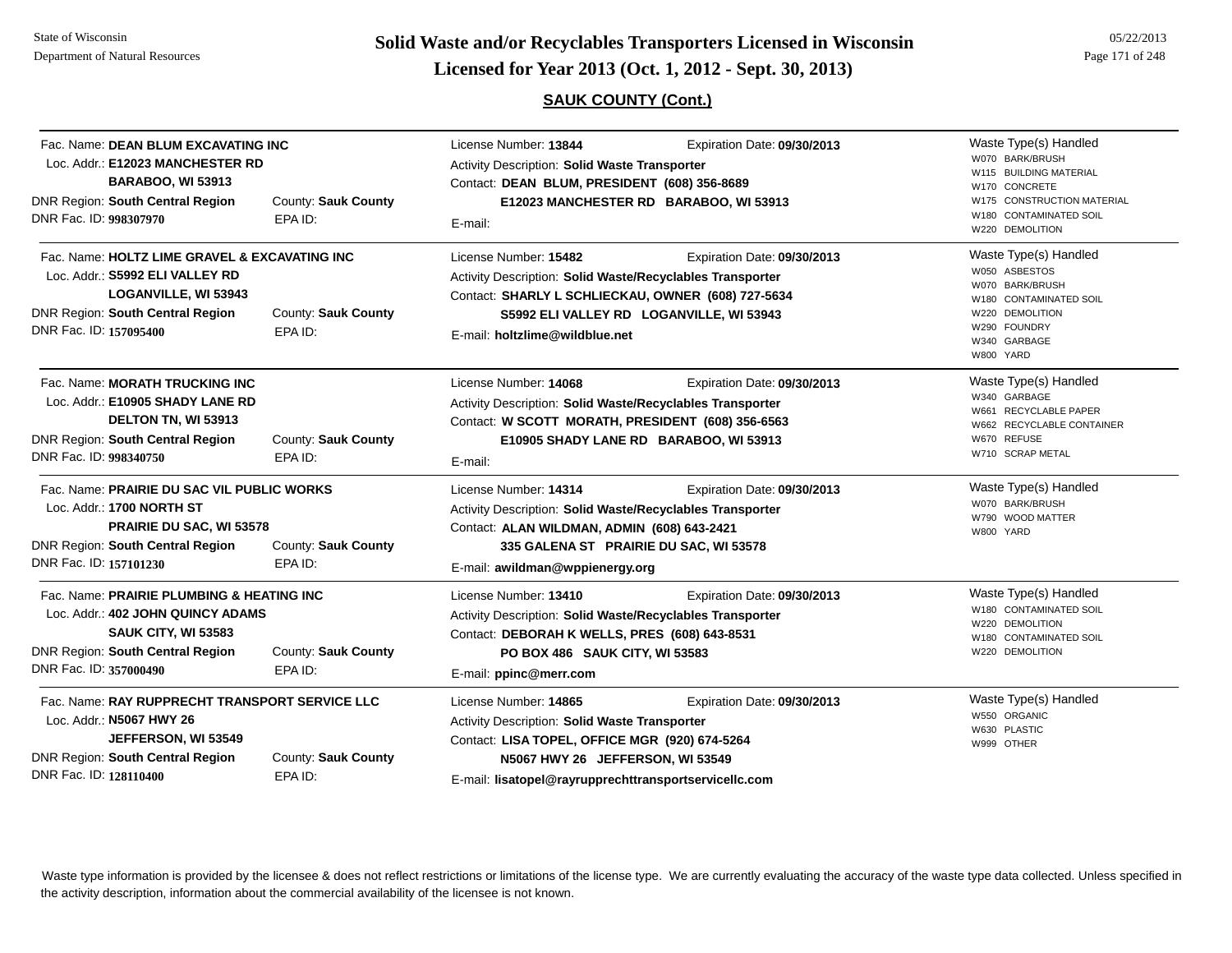## SAUK COUNTY (Cont.)

**Fac. Name:** DEAN BLUM EXCAVATING INC
**Loc. Addr.:** E12023 MANCHESTER RD, BARABOO, WI 53913
**DNR Region:** South Central Region | **County:** Sauk County
**DNR Fac. ID:** 998307970 | **EPA ID:**

License Number: 13844 | Expiration Date: 09/30/2013
Activity Description: Solid Waste Transporter
Contact: DEAN BLUM, PRESIDENT (608) 356-8689
E12023 MANCHESTER RD BARABOO, WI 53913
E-mail:

Waste Type(s) Handled:
- W070 BARK/BRUSH
- W115 BUILDING MATERIAL
- W170 CONCRETE
- W175 CONSTRUCTION MATERIAL
- W180 CONTAMINATED SOIL
- W220 DEMOLITION

---

**Fac. Name:** HOLTZ LIME GRAVEL & EXCAVATING INC
**Loc. Addr.:** S5992 ELI VALLEY RD, LOGANVILLE, WI 53943
**DNR Region:** South Central Region | **County:** Sauk County
**DNR Fac. ID:** 157095400 | **EPA ID:**

License Number: 15482 | Expiration Date: 09/30/2013
Activity Description: Solid Waste/Recyclables Transporter
Contact: SHARLY L SCHLIECKAU, OWNER (608) 727-5634
S5992 ELI VALLEY RD LOGANVILLE, WI 53943
E-mail: holtzlime@wildblue.net

Waste Type(s) Handled:
- W050 ASBESTOS
- W070 BARK/BRUSH
- W180 CONTAMINATED SOIL
- W220 DEMOLITION
- W290 FOUNDRY
- W340 GARBAGE
- W800 YARD

---

**Fac. Name:** MORATH TRUCKING INC
**Loc. Addr.:** E10905 SHADY LANE RD, DELTON TN, WI 53913
**DNR Region:** South Central Region | **County:** Sauk County
**DNR Fac. ID:** 998340750 | **EPA ID:**

License Number: 14068 | Expiration Date: 09/30/2013
Activity Description: Solid Waste/Recyclables Transporter
Contact: W SCOTT MORATH, PRESIDENT (608) 356-6563
E10905 SHADY LANE RD BARABOO, WI 53913
E-mail:

Waste Type(s) Handled:
- W340 GARBAGE
- W661 RECYCLABLE PAPER
- W662 RECYCLABLE CONTAINER
- W670 REFUSE
- W710 SCRAP METAL

---

**Fac. Name:** PRAIRIE DU SAC VIL PUBLIC WORKS
**Loc. Addr.:** 1700 NORTH ST, PRAIRIE DU SAC, WI 53578
**DNR Region:** South Central Region | **County:** Sauk County
**DNR Fac. ID:** 157101230 | **EPA ID:**

License Number: 14314 | Expiration Date: 09/30/2013
Activity Description: Solid Waste/Recyclables Transporter
Contact: ALAN WILDMAN, ADMIN (608) 643-2421
335 GALENA ST PRAIRIE DU SAC, WI 53578
E-mail: awildman@wppienergy.org

Waste Type(s) Handled:
- W070 BARK/BRUSH
- W790 WOOD MATTER
- W800 YARD

---

**Fac. Name:** PRAIRIE PLUMBING & HEATING INC
**Loc. Addr.:** 402 JOHN QUINCY ADAMS, SAUK CITY, WI 53583
**DNR Region:** South Central Region | **County:** Sauk County
**DNR Fac. ID:** 357000490 | **EPA ID:**

License Number: 13410 | Expiration Date: 09/30/2013
Activity Description: Solid Waste/Recyclables Transporter
Contact: DEBORAH K WELLS, PRES (608) 643-8531
PO BOX 486 SAUK CITY, WI 53583
E-mail: ppinc@merr.com

Waste Type(s) Handled:
- W180 CONTAMINATED SOIL
- W220 DEMOLITION
- W180 CONTAMINATED SOIL
- W220 DEMOLITION

---

**Fac. Name:** RAY RUPPRECHT TRANSPORT SERVICE LLC
**Loc. Addr.:** N5067 HWY 26, JEFFERSON, WI 53549
**DNR Region:** South Central Region | **County:** Sauk County
**DNR Fac. ID:** 128110400 | **EPA ID:**

License Number: 14865 | Expiration Date: 09/30/2013
Activity Description: Solid Waste Transporter
Contact: LISA TOPEL, OFFICE MGR (920) 674-5264
N5067 HWY 26 JEFFERSON, WI 53549
E-mail: lisatopel@rayrupprechttransportservicellc.com

Waste Type(s) Handled:
- W550 ORGANIC
- W630 PLASTIC
- W999 OTHER

---

Waste type information is provided by the licensee & does not reflect restrictions or limitations of the license type. We are currently evaluating the accuracy of the waste type data collected. Unless specified in the activity description, information about the commercial availability of the licensee is not known.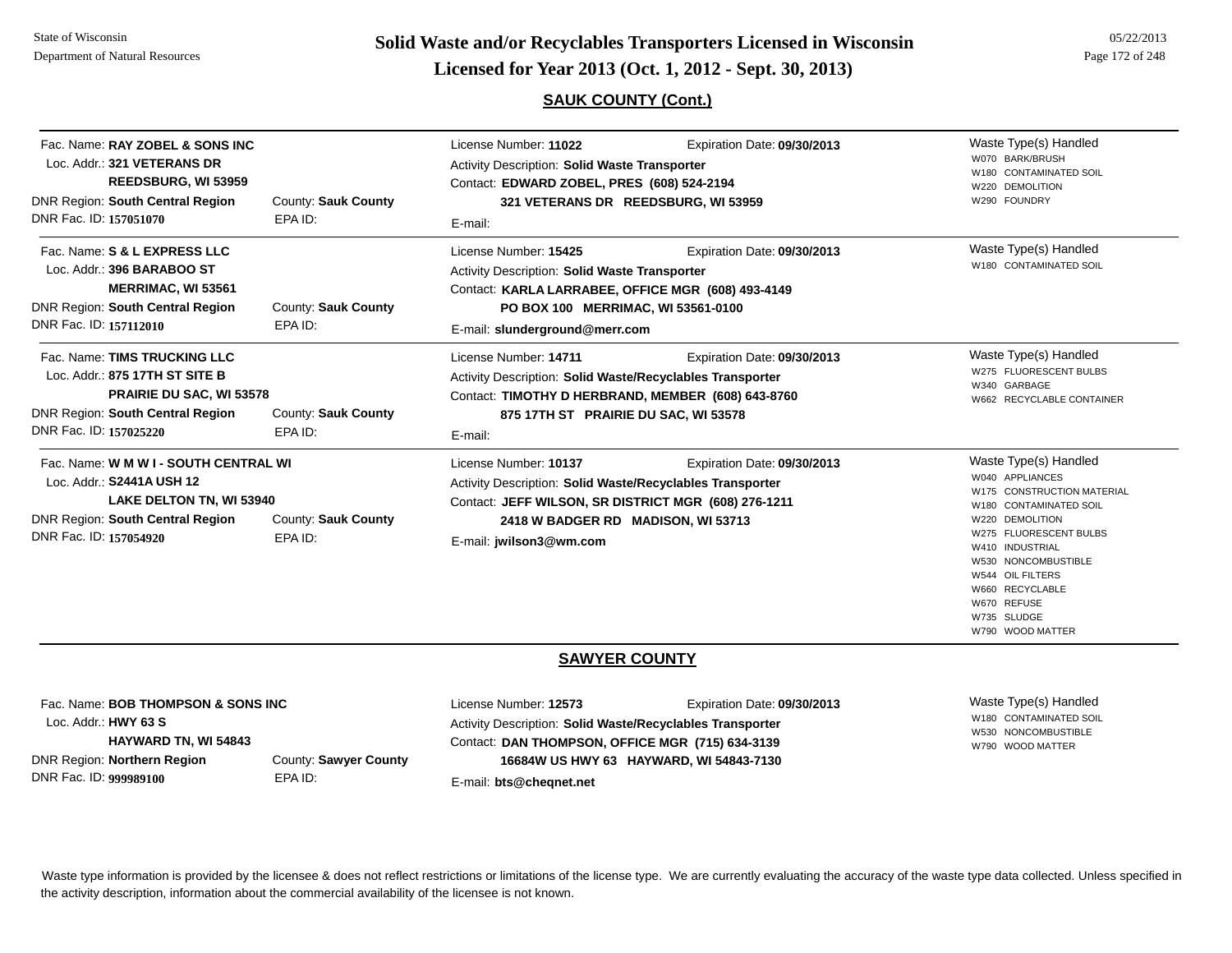# Solid Waste and/or Recyclables Transporters Licensed in Wisconsin

## Licensed for Year 2013 (Oct. 1, 2012 - Sept. 30, 2013)

### SAUK COUNTY (Cont.)

Fac. Name: **RAY ZOBEL & SONS INC**
Loc. Addr.: **321 VETERANS DR**
**REEDSBURG, WI 53959**
DNR Region: **South Central Region** County: **Sauk County**
DNR Fac. ID: **157051070** EPA ID:

License Number: **11022** Expiration Date: **09/30/2013**
Activity Description: **Solid Waste Transporter**
Contact: **EDWARD ZOBEL, PRES (608) 524-2194**
**321 VETERANS DR REEDSBURG, WI 53959**
E-mail:

Waste Type(s) Handled
- W070 BARK/BRUSH
- W180 CONTAMINATED SOIL
- W220 DEMOLITION
- W290 FOUNDRY

---

Fac. Name: **S & L EXPRESS LLC**
Loc. Addr.: **396 BARABOO ST**
**MERRIMAC, WI 53561**
DNR Region: **South Central Region** County: **Sauk County**
DNR Fac. ID: **157112010** EPA ID:

License Number: **15425** Expiration Date: **09/30/2013**
Activity Description: **Solid Waste Transporter**
Contact: **KARLA LARRABEE, OFFICE MGR (608) 493-4149**
**PO BOX 100 MERRIMAC, WI 53561-0100**
E-mail: **slunderground@merr.com**

Waste Type(s) Handled
- W180 CONTAMINATED SOIL

---

Fac. Name: **TIMS TRUCKING LLC**
Loc. Addr.: **875 17TH ST SITE B**
**PRAIRIE DU SAC, WI 53578**
DNR Region: **South Central Region** County: **Sauk County**
DNR Fac. ID: **157025220** EPA ID:

License Number: **14711** Expiration Date: **09/30/2013**
Activity Description: **Solid Waste/Recyclables Transporter**
Contact: **TIMOTHY D HERBRAND, MEMBER (608) 643-8760**
**875 17TH ST PRAIRIE DU SAC, WI 53578**
E-mail:

Waste Type(s) Handled
- W275 FLUORESCENT BULBS
- W340 GARBAGE
- W662 RECYCLABLE CONTAINER

---

Fac. Name: **W M W I - SOUTH CENTRAL WI**
Loc. Addr.: **S2441A USH 12**
**LAKE DELTON TN, WI 53940**
DNR Region: **South Central Region** County: **Sauk County**
DNR Fac. ID: **157054920** EPA ID:

License Number: **10137** Expiration Date: **09/30/2013**
Activity Description: **Solid Waste/Recyclables Transporter**
Contact: **JEFF WILSON, SR DISTRICT MGR (608) 276-1211**
**2418 W BADGER RD MADISON, WI 53713**
E-mail: **jwilson3@wm.com**

Waste Type(s) Handled
- W040 APPLIANCES
- W175 CONSTRUCTION MATERIAL
- W180 CONTAMINATED SOIL
- W220 DEMOLITION
- W275 FLUORESCENT BULBS
- W410 INDUSTRIAL
- W530 NONCOMBUSTIBLE
- W544 OIL FILTERS
- W660 RECYCLABLE
- W670 REFUSE
- W735 SLUDGE
- W790 WOOD MATTER

---

### SAWYER COUNTY

Fac. Name: **BOB THOMPSON & SONS INC**
Loc. Addr.: **HWY 63 S**
**HAYWARD TN, WI 54843**
DNR Region: **Northern Region** County: **Sawyer County**
DNR Fac. ID: **999989100** EPA ID:

License Number: **12573** Expiration Date: **09/30/2013**
Activity Description: **Solid Waste/Recyclables Transporter**
Contact: **DAN THOMPSON, OFFICE MGR (715) 634-3139**
**16684W US HWY 63 HAYWARD, WI 54843-7130**
E-mail: **bts@cheqnet.net**

Waste Type(s) Handled
- W180 CONTAMINATED SOIL
- W530 NONCOMBUSTIBLE
- W790 WOOD MATTER

---

Waste type information is provided by the licensee & does not reflect restrictions or limitations of the license type. We are currently evaluating the accuracy of the waste type data collected. Unless specified in the activity description, information about the commercial availability of the licensee is not known.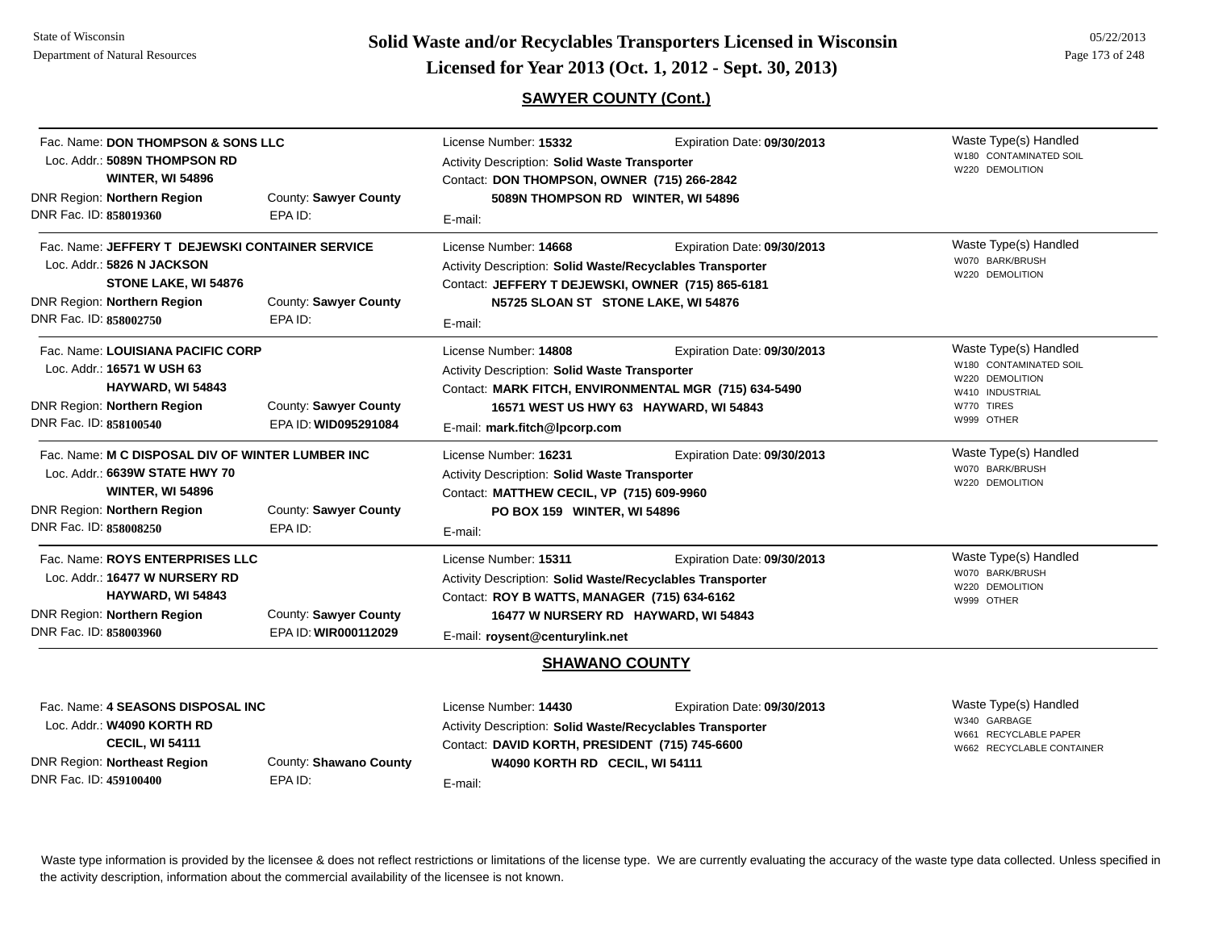## SAWYER COUNTY (Cont.)

Fac. Name: **DON THOMPSON & SONS LLC**
Loc. Addr.: **5089N THOMPSON RD**
**WINTER, WI 54896**
DNR Region: **Northern Region** County: **Sawyer County**
DNR Fac. ID: **858019360** EPA ID:

License Number: **15332** Expiration Date: **09/30/2013**
Activity Description: **Solid Waste Transporter**
Contact: **DON THOMPSON, OWNER (715) 266-2842**
**5089N THOMPSON RD WINTER, WI 54896**
E-mail:

Waste Type(s) Handled
W180 CONTAMINATED SOIL
W220 DEMOLITION

---

Fac. Name: **JEFFERY T DEJEWSKI CONTAINER SERVICE**
Loc. Addr.: **5826 N JACKSON**
**STONE LAKE, WI 54876**
DNR Region: **Northern Region** County: **Sawyer County**
DNR Fac. ID: **858002750** EPA ID:

License Number: **14668** Expiration Date: **09/30/2013**
Activity Description: **Solid Waste/Recyclables Transporter**
Contact: **JEFFERY T DEJEWSKI, OWNER (715) 865-6181**
**N5725 SLOAN ST STONE LAKE, WI 54876**
E-mail:

Waste Type(s) Handled
W070 BARK/BRUSH
W220 DEMOLITION

---

Fac. Name: **LOUISIANA PACIFIC CORP**
Loc. Addr.: **16571 W USH 63**
**HAYWARD, WI 54843**
DNR Region: **Northern Region** County: **Sawyer County**
DNR Fac. ID: **858100540** EPA ID: **WID095291084**

License Number: **14808** Expiration Date: **09/30/2013**
Activity Description: **Solid Waste Transporter**
Contact: **MARK FITCH, ENVIRONMENTAL MGR (715) 634-5490**
**16571 WEST US HWY 63 HAYWARD, WI 54843**
E-mail: **mark.fitch@lpcorp.com**

Waste Type(s) Handled
W180 CONTAMINATED SOIL
W220 DEMOLITION
W410 INDUSTRIAL
W770 TIRES
W999 OTHER

---

Fac. Name: **M C DISPOSAL DIV OF WINTER LUMBER INC**
Loc. Addr.: **6639W STATE HWY 70**
**WINTER, WI 54896**
DNR Region: **Northern Region** County: **Sawyer County**
DNR Fac. ID: **858008250** EPA ID:

License Number: **16231** Expiration Date: **09/30/2013**
Activity Description: **Solid Waste Transporter**
Contact: **MATTHEW CECIL, VP (715) 609-9960**
**PO BOX 159 WINTER, WI 54896**
E-mail:

Waste Type(s) Handled
W070 BARK/BRUSH
W220 DEMOLITION

---

Fac. Name: **ROYS ENTERPRISES LLC**
Loc. Addr.: **16477 W NURSERY RD**
**HAYWARD, WI 54843**
DNR Region: **Northern Region** County: **Sawyer County**
DNR Fac. ID: **858003960** EPA ID: **WIR000112029**

License Number: **15311** Expiration Date: **09/30/2013**
Activity Description: **Solid Waste/Recyclables Transporter**
Contact: **ROY B WATTS, MANAGER (715) 634-6162**
**16477 W NURSERY RD HAYWARD, WI 54843**
E-mail: **roysent@centurylink.net**

Waste Type(s) Handled
W070 BARK/BRUSH
W220 DEMOLITION
W999 OTHER

## SHAWANO COUNTY

Fac. Name: **4 SEASONS DISPOSAL INC**
Loc. Addr.: **W4090 KORTH RD**
**CECIL, WI 54111**
DNR Region: **Northeast Region** County: **Shawano County**
DNR Fac. ID: **459100400** EPA ID:

License Number: **14430** Expiration Date: **09/30/2013**
Activity Description: **Solid Waste/Recyclables Transporter**
Contact: **DAVID KORTH, PRESIDENT (715) 745-6600**
**W4090 KORTH RD CECIL, WI 54111**
E-mail:

Waste Type(s) Handled
W340 GARBAGE
W661 RECYCLABLE PAPER
W662 RECYCLABLE CONTAINER

---

Waste type information is provided by the licensee & does not reflect restrictions or limitations of the license type. We are currently evaluating the accuracy of the waste type data collected. Unless specified in the activity description, information about the commercial availability of the licensee is not known.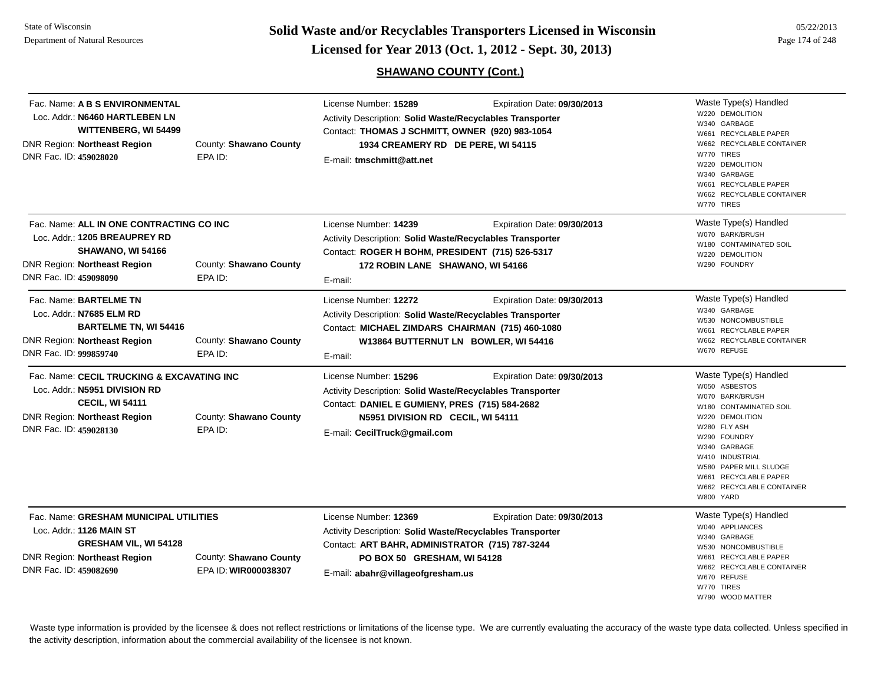## SHAWANO COUNTY (Cont.)

**Fac. Name:** A B S ENVIRONMENTAL
**Loc. Addr.:** N6460 HARTLEBEN LN
WITTENBERG, WI 54499
**DNR Region:** Northeast Region
**County:** Shawano County
**DNR Fac. ID:** 459028020
**EPA ID:**

License Number: **15289**
Expiration Date: **09/30/2013**
Activity Description: **Solid Waste/Recyclables Transporter**
Contact: **THOMAS J SCHMITT, OWNER (920) 983-1054**
**1934 CREAMERY RD DE PERE, WI 54115**
E-mail: **tmschmitt@att.net**

Waste Type(s) Handled
- W220 DEMOLITION
- W340 GARBAGE
- W661 RECYCLABLE PAPER
- W662 RECYCLABLE CONTAINER
- W770 TIRES
- W220 DEMOLITION
- W340 GARBAGE
- W661 RECYCLABLE PAPER
- W662 RECYCLABLE CONTAINER
- W770 TIRES

---

**Fac. Name:** ALL IN ONE CONTRACTING CO INC
**Loc. Addr.:** 1205 BREAUPREY RD
SHAWANO, WI 54166
**DNR Region:** Northeast Region
**County:** Shawano County
**DNR Fac. ID:** 459098090
**EPA ID:**

License Number: **14239**
Expiration Date: **09/30/2013**
Activity Description: **Solid Waste/Recyclables Transporter**
Contact: **ROGER H BOHM, PRESIDENT (715) 526-5317**
**172 ROBIN LANE SHAWANO, WI 54166**
E-mail:

Waste Type(s) Handled
- W070 BARK/BRUSH
- W180 CONTAMINATED SOIL
- W220 DEMOLITION
- W290 FOUNDRY

---

**Fac. Name:** BARTELME TN
**Loc. Addr.:** N7685 ELM RD
BARTELME TN, WI 54416
**DNR Region:** Northeast Region
**County:** Shawano County
**DNR Fac. ID:** 999859740
**EPA ID:**

License Number: **12272**
Expiration Date: **09/30/2013**
Activity Description: **Solid Waste/Recyclables Transporter**
Contact: **MICHAEL ZIMDARS CHAIRMAN (715) 460-1080**
**W13864 BUTTERNUT LN BOWLER, WI 54416**
E-mail:

Waste Type(s) Handled
- W340 GARBAGE
- W530 NONCOMBUSTIBLE
- W661 RECYCLABLE PAPER
- W662 RECYCLABLE CONTAINER
- W670 REFUSE

---

**Fac. Name:** CECIL TRUCKING & EXCAVATING INC
**Loc. Addr.:** N5951 DIVISION RD
CECIL, WI 54111
**DNR Region:** Northeast Region
**County:** Shawano County
**DNR Fac. ID:** 459028130
**EPA ID:**

License Number: **15296**
Expiration Date: **09/30/2013**
Activity Description: **Solid Waste/Recyclables Transporter**
Contact: **DANIEL E GUMIENY, PRES (715) 584-2682**
**N5951 DIVISION RD CECIL, WI 54111**
E-mail: **CecilTruck@gmail.com**

Waste Type(s) Handled
- W050 ASBESTOS
- W070 BARK/BRUSH
- W180 CONTAMINATED SOIL
- W220 DEMOLITION
- W280 FLY ASH
- W290 FOUNDRY
- W340 GARBAGE
- W410 INDUSTRIAL
- W580 PAPER MILL SLUDGE
- W661 RECYCLABLE PAPER
- W662 RECYCLABLE CONTAINER
- W800 YARD

---

**Fac. Name:** GRESHAM MUNICIPAL UTILITIES
**Loc. Addr.:** 1126 MAIN ST
GRESHAM VIL, WI 54128
**DNR Region:** Northeast Region
**County:** Shawano County
**DNR Fac. ID:** 459082690
**EPA ID:** WIR000038307

License Number: **12369**
Expiration Date: **09/30/2013**
Activity Description: **Solid Waste/Recyclables Transporter**
Contact: **ART BAHR, ADMINISTRATOR (715) 787-3244**
**PO BOX 50 GRESHAM, WI 54128**
E-mail: **abahr@villageofgresham.us**

Waste Type(s) Handled
- W040 APPLIANCES
- W340 GARBAGE
- W530 NONCOMBUSTIBLE
- W661 RECYCLABLE PAPER
- W662 RECYCLABLE CONTAINER
- W670 REFUSE
- W770 TIRES
- W790 WOOD MATTER

---

Waste type information is provided by the licensee & does not reflect restrictions or limitations of the license type. We are currently evaluating the accuracy of the waste type data collected. Unless specified in the activity description, information about the commercial availability of the licensee is not known.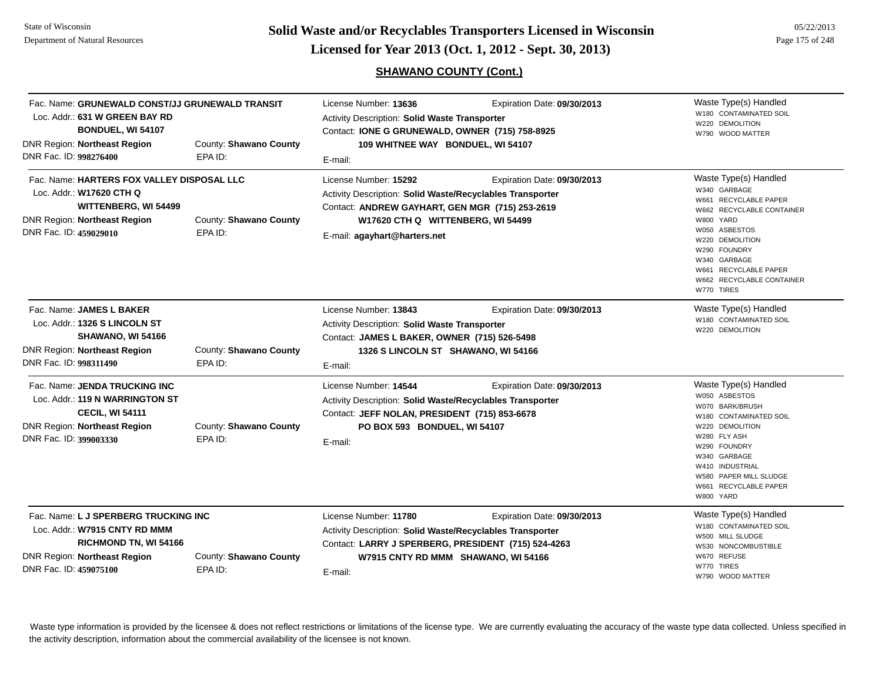## SHAWANO COUNTY (Cont.)

---

Fac. Name: **GRUNEWALD CONST/JJ GRUNEWALD TRANSIT**
Loc. Addr.: **631 W GREEN BAY RD**
**BONDUEL, WI 54107**
DNR Region: **Northeast Region** County: **Shawano County**
DNR Fac. ID: **998276400** EPA ID:

License Number: **13636** Expiration Date: **09/30/2013**
Activity Description: **Solid Waste Transporter**
Contact: **IONE G GRUNEWALD, OWNER (715) 758-8925**
**109 WHITNEE WAY BONDUEL, WI 54107**
E-mail:

Waste Type(s) Handled
- W180 CONTAMINATED SOIL
- W220 DEMOLITION
- W790 WOOD MATTER

---

Fac. Name: **HARTERS FOX VALLEY DISPOSAL LLC**
Loc. Addr.: **W17620 CTH Q**
**WITTENBERG, WI 54499**
DNR Region: **Northeast Region** County: **Shawano County**
DNR Fac. ID: **459029010** EPA ID:

License Number: **15292** Expiration Date: **09/30/2013**
Activity Description: **Solid Waste/Recyclables Transporter**
Contact: **ANDREW GAYHART, GEN MGR (715) 253-2619**
**W17620 CTH Q WITTENBERG, WI 54499**
E-mail: **agayhart@harters.net**

Waste Type(s) Handled
- W340 GARBAGE
- W661 RECYCLABLE PAPER
- W662 RECYCLABLE CONTAINER
- W800 YARD
- W050 ASBESTOS
- W220 DEMOLITION
- W290 FOUNDRY
- W340 GARBAGE
- W661 RECYCLABLE PAPER
- W662 RECYCLABLE CONTAINER
- W770 TIRES

---

Fac. Name: **JAMES L BAKER**
Loc. Addr.: **1326 S LINCOLN ST**
**SHAWANO, WI 54166**
DNR Region: **Northeast Region** County: **Shawano County**
DNR Fac. ID: **998311490** EPA ID:

License Number: **13843** Expiration Date: **09/30/2013**
Activity Description: **Solid Waste Transporter**
Contact: **JAMES L BAKER, OWNER (715) 526-5498**
**1326 S LINCOLN ST SHAWANO, WI 54166**
E-mail:

Waste Type(s) Handled
- W180 CONTAMINATED SOIL
- W220 DEMOLITION

---

Fac. Name: **JENDA TRUCKING INC**
Loc. Addr.: **119 N WARRINGTON ST**
**CECIL, WI 54111**
DNR Region: **Northeast Region** County: **Shawano County**
DNR Fac. ID: **399003330** EPA ID:

License Number: **14544** Expiration Date: **09/30/2013**
Activity Description: **Solid Waste/Recyclables Transporter**
Contact: **JEFF NOLAN, PRESIDENT (715) 853-6678**
**PO BOX 593 BONDUEL, WI 54107**
E-mail:

Waste Type(s) Handled
- W050 ASBESTOS
- W070 BARK/BRUSH
- W180 CONTAMINATED SOIL
- W220 DEMOLITION
- W280 FLY ASH
- W290 FOUNDRY
- W340 GARBAGE
- W410 INDUSTRIAL
- W580 PAPER MILL SLUDGE
- W661 RECYCLABLE PAPER
- W800 YARD

---

Fac. Name: **L J SPERBERG TRUCKING INC**
Loc. Addr.: **W7915 CNTY RD MMM**
**RICHMOND TN, WI 54166**
DNR Region: **Northeast Region** County: **Shawano County**
DNR Fac. ID: **459075100** EPA ID:

License Number: **11780** Expiration Date: **09/30/2013**
Activity Description: **Solid Waste/Recyclables Transporter**
Contact: **LARRY J SPERBERG, PRESIDENT (715) 524-4263**
**W7915 CNTY RD MMM SHAWANO, WI 54166**
E-mail:

Waste Type(s) Handled
- W180 CONTAMINATED SOIL
- W500 MILL SLUDGE
- W530 NONCOMBUSTIBLE
- W670 REFUSE
- W770 TIRES
- W790 WOOD MATTER

---

Waste type information is provided by the licensee & does not reflect restrictions or limitations of the license type. We are currently evaluating the accuracy of the waste type data collected. Unless specified in the activity description, information about the commercial availability of the licensee is not known.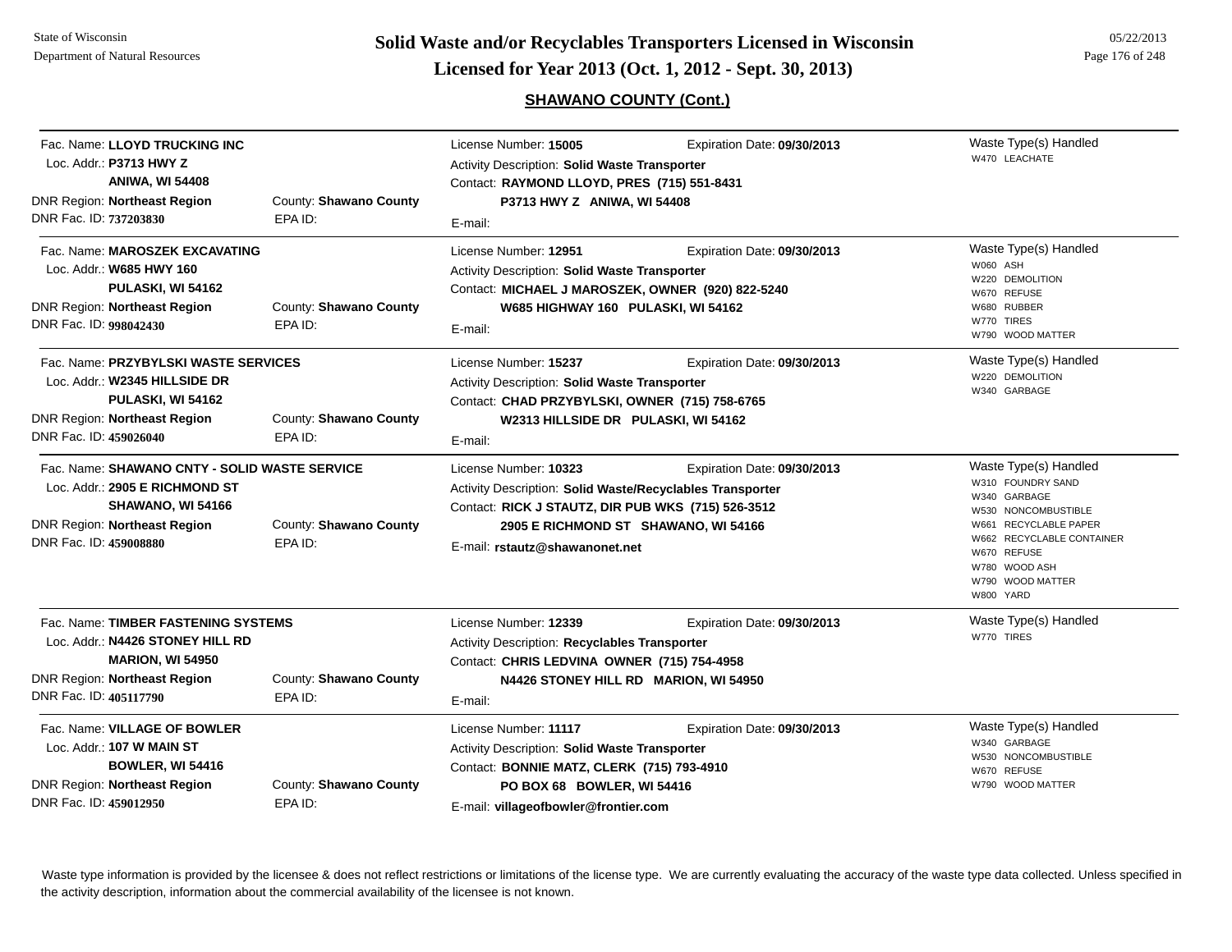# Solid Waste and/or Recyclables Transporters Licensed in Wisconsin

## Licensed for Year 2013 (Oct. 1, 2012 - Sept. 30, 2013)

### SHAWANO COUNTY (Cont.)

| Facility | License / Contact | Waste Type(s) Handled |
|---|---|---|
| Fac. Name: **LLOYD TRUCKING INC**<br>Loc. Addr.: **P3713 HWY Z, ANIWA, WI 54408**<br>DNR Region: **Northeast Region**<br>County: **Shawano County**<br>DNR Fac. ID: **737203830**<br>EPA ID: | License Number: **15005**<br>Expiration Date: **09/30/2013**<br>Activity Description: **Solid Waste Transporter**<br>Contact: **RAYMOND LLOYD, PRES (715) 551-8431**<br>**P3713 HWY Z ANIWA, WI 54408**<br>E-mail: | W470 LEACHATE |
| Fac. Name: **MAROSZEK EXCAVATING**<br>Loc. Addr.: **W685 HWY 160, PULASKI, WI 54162**<br>DNR Region: **Northeast Region**<br>County: **Shawano County**<br>DNR Fac. ID: **998042430**<br>EPA ID: | License Number: **12951**<br>Expiration Date: **09/30/2013**<br>Activity Description: **Solid Waste Transporter**<br>Contact: **MICHAEL J MAROSZEK, OWNER (920) 822-5240**<br>**W685 HIGHWAY 160 PULASKI, WI 54162**<br>E-mail: | W060 ASH<br>W220 DEMOLITION<br>W670 REFUSE<br>W680 RUBBER<br>W770 TIRES<br>W790 WOOD MATTER |
| Fac. Name: **PRZYBYLSKI WASTE SERVICES**<br>Loc. Addr.: **W2345 HILLSIDE DR, PULASKI, WI 54162**<br>DNR Region: **Northeast Region**<br>County: **Shawano County**<br>DNR Fac. ID: **459026040**<br>EPA ID: | License Number: **15237**<br>Expiration Date: **09/30/2013**<br>Activity Description: **Solid Waste Transporter**<br>Contact: **CHAD PRZYBYLSKI, OWNER (715) 758-6765**<br>**W2313 HILLSIDE DR PULASKI, WI 54162**<br>E-mail: | W220 DEMOLITION<br>W340 GARBAGE |
| Fac. Name: **SHAWANO CNTY - SOLID WASTE SERVICE**<br>Loc. Addr.: **2905 E RICHMOND ST, SHAWANO, WI 54166**<br>DNR Region: **Northeast Region**<br>County: **Shawano County**<br>DNR Fac. ID: **459008880**<br>EPA ID: | License Number: **10323**<br>Expiration Date: **09/30/2013**<br>Activity Description: **Solid Waste/Recyclables Transporter**<br>Contact: **RICK J STAUTZ, DIR PUB WKS (715) 526-3512**<br>**2905 E RICHMOND ST SHAWANO, WI 54166**<br>E-mail: **rstautz@shawanonet.net** | W310 FOUNDRY SAND<br>W340 GARBAGE<br>W530 NONCOMBUSTIBLE<br>W661 RECYCLABLE PAPER<br>W662 RECYCLABLE CONTAINER<br>W670 REFUSE<br>W780 WOOD ASH<br>W790 WOOD MATTER<br>W800 YARD |
| Fac. Name: **TIMBER FASTENING SYSTEMS**<br>Loc. Addr.: **N4426 STONEY HILL RD, MARION, WI 54950**<br>DNR Region: **Northeast Region**<br>County: **Shawano County**<br>DNR Fac. ID: **405117790**<br>EPA ID: | License Number: **12339**<br>Expiration Date: **09/30/2013**<br>Activity Description: **Recyclables Transporter**<br>Contact: **CHRIS LEDVINA OWNER (715) 754-4958**<br>**N4426 STONEY HILL RD MARION, WI 54950**<br>E-mail: | W770 TIRES |
| Fac. Name: **VILLAGE OF BOWLER**<br>Loc. Addr.: **107 W MAIN ST, BOWLER, WI 54416**<br>DNR Region: **Northeast Region**<br>County: **Shawano County**<br>DNR Fac. ID: **459012950**<br>EPA ID: | License Number: **11117**<br>Expiration Date: **09/30/2013**<br>Activity Description: **Solid Waste Transporter**<br>Contact: **BONNIE MATZ, CLERK (715) 793-4910**<br>**PO BOX 68 BOWLER, WI 54416**<br>E-mail: **villageofbowler@frontier.com** | W340 GARBAGE<br>W530 NONCOMBUSTIBLE<br>W670 REFUSE<br>W790 WOOD MATTER |

Waste type information is provided by the licensee & does not reflect restrictions or limitations of the license type. We are currently evaluating the accuracy of the waste type data collected. Unless specified in the activity description, information about the commercial availability of the licensee is not known.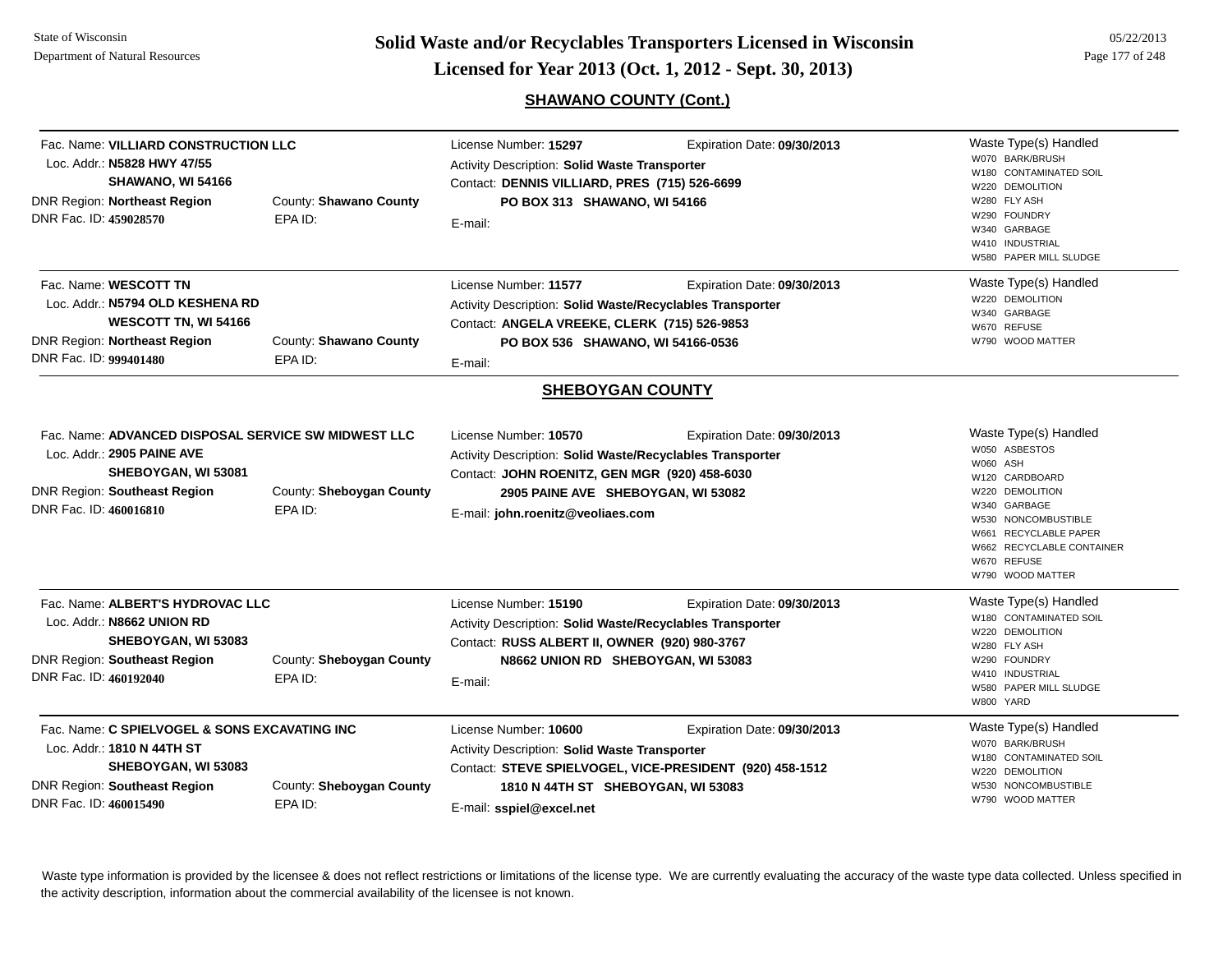## SHAWANO COUNTY (Cont.)

Fac. Name: **VILLIARD CONSTRUCTION LLC**
Loc. Addr.: **N5828 HWY 47/55**
**SHAWANO, WI 54166**
DNR Region: **Northeast Region** County: **Shawano County**
DNR Fac. ID: **459028570** EPA ID:

License Number: **15297** Expiration Date: **09/30/2013**
Activity Description: **Solid Waste Transporter**
Contact: **DENNIS VILLIARD, PRES (715) 526-6699**
**PO BOX 313 SHAWANO, WI 54166**
E-mail:

Waste Type(s) Handled
- W070 BARK/BRUSH
- W180 CONTAMINATED SOIL
- W220 DEMOLITION
- W280 FLY ASH
- W290 FOUNDRY
- W340 GARBAGE
- W410 INDUSTRIAL
- W580 PAPER MILL SLUDGE

---

Fac. Name: **WESCOTT TN**
Loc. Addr.: **N5794 OLD KESHENA RD**
**WESCOTT TN, WI 54166**
DNR Region: **Northeast Region** County: **Shawano County**
DNR Fac. ID: **999401480** EPA ID:

License Number: **11577** Expiration Date: **09/30/2013**
Activity Description: **Solid Waste/Recyclables Transporter**
Contact: **ANGELA VREEKE, CLERK (715) 526-9853**
**PO BOX 536 SHAWANO, WI 54166-0536**
E-mail:

Waste Type(s) Handled
- W220 DEMOLITION
- W340 GARBAGE
- W670 REFUSE
- W790 WOOD MATTER

---

## SHEBOYGAN COUNTY

Fac. Name: **ADVANCED DISPOSAL SERVICE SW MIDWEST LLC**
Loc. Addr.: **2905 PAINE AVE**
**SHEBOYGAN, WI 53081**
DNR Region: **Southeast Region** County: **Sheboygan County**
DNR Fac. ID: **460016810** EPA ID:

License Number: **10570** Expiration Date: **09/30/2013**
Activity Description: **Solid Waste/Recyclables Transporter**
Contact: **JOHN ROENITZ, GEN MGR (920) 458-6030**
**2905 PAINE AVE SHEBOYGAN, WI 53082**
E-mail: **john.roenitz@veoliaes.com**

Waste Type(s) Handled
- W050 ASBESTOS
- W060 ASH
- W120 CARDBOARD
- W220 DEMOLITION
- W340 GARBAGE
- W530 NONCOMBUSTIBLE
- W661 RECYCLABLE PAPER
- W662 RECYCLABLE CONTAINER
- W670 REFUSE
- W790 WOOD MATTER

---

Fac. Name: **ALBERT'S HYDROVAC LLC**
Loc. Addr.: **N8662 UNION RD**
**SHEBOYGAN, WI 53083**
DNR Region: **Southeast Region** County: **Sheboygan County**
DNR Fac. ID: **460192040** EPA ID:

License Number: **15190** Expiration Date: **09/30/2013**
Activity Description: **Solid Waste/Recyclables Transporter**
Contact: **RUSS ALBERT II, OWNER (920) 980-3767**
**N8662 UNION RD SHEBOYGAN, WI 53083**
E-mail:

Waste Type(s) Handled
- W180 CONTAMINATED SOIL
- W220 DEMOLITION
- W280 FLY ASH
- W290 FOUNDRY
- W410 INDUSTRIAL
- W580 PAPER MILL SLUDGE
- W800 YARD

---

Fac. Name: **C SPIELVOGEL & SONS EXCAVATING INC**
Loc. Addr.: **1810 N 44TH ST**
**SHEBOYGAN, WI 53083**
DNR Region: **Southeast Region** County: **Sheboygan County**
DNR Fac. ID: **460015490** EPA ID:

License Number: **10600** Expiration Date: **09/30/2013**
Activity Description: **Solid Waste Transporter**
Contact: **STEVE SPIELVOGEL, VICE-PRESIDENT (920) 458-1512**
**1810 N 44TH ST SHEBOYGAN, WI 53083**
E-mail: **sspiel@excel.net**

Waste Type(s) Handled
- W070 BARK/BRUSH
- W180 CONTAMINATED SOIL
- W220 DEMOLITION
- W530 NONCOMBUSTIBLE
- W790 WOOD MATTER

---

Waste type information is provided by the licensee & does not reflect restrictions or limitations of the license type. We are currently evaluating the accuracy of the waste type data collected. Unless specified in the activity description, information about the commercial availability of the licensee is not known.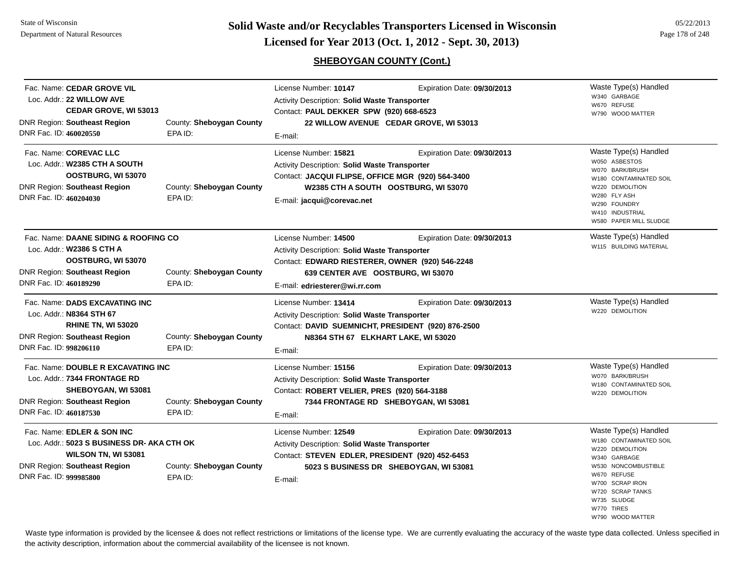## Solid Waste and/or Recyclables Transporters Licensed in Wisconsin
## Licensed for Year 2013 (Oct. 1, 2012 - Sept. 30, 2013)

### SHEBOYGAN COUNTY (Cont.)

---

Fac. Name: **CEDAR GROVE VIL**
Loc. Addr.: **22 WILLOW AVE**
**CEDAR GROVE, WI 53013**
DNR Region: **Southeast Region** County: **Sheboygan County**
DNR Fac. ID: **460020550** EPA ID:

License Number: **10147** Expiration Date: **09/30/2013**
Activity Description: **Solid Waste Transporter**
Contact: **PAUL DEKKER SPW (920) 668-6523**
**22 WILLOW AVENUE CEDAR GROVE, WI 53013**
E-mail:

Waste Type(s) Handled
- W340 GARBAGE
- W670 REFUSE
- W790 WOOD MATTER

---

Fac. Name: **COREVAC LLC**
Loc. Addr.: **W2385 CTH A SOUTH**
**OOSTBURG, WI 53070**
DNR Region: **Southeast Region** County: **Sheboygan County**
DNR Fac. ID: **460204030** EPA ID:

License Number: **15821** Expiration Date: **09/30/2013**
Activity Description: **Solid Waste Transporter**
Contact: **JACQUI FLIPSE, OFFICE MGR (920) 564-3400**
**W2385 CTH A SOUTH OOSTBURG, WI 53070**
E-mail: **jacqui@corevac.net**

Waste Type(s) Handled
- W050 ASBESTOS
- W070 BARK/BRUSH
- W180 CONTAMINATED SOIL
- W220 DEMOLITION
- W280 FLY ASH
- W290 FOUNDRY
- W410 INDUSTRIAL
- W580 PAPER MILL SLUDGE

---

Fac. Name: **DAANE SIDING & ROOFING CO**
Loc. Addr.: **W2386 S CTH A**
**OOSTBURG, WI 53070**
DNR Region: **Southeast Region** County: **Sheboygan County**
DNR Fac. ID: **460189290** EPA ID:

License Number: **14500** Expiration Date: **09/30/2013**
Activity Description: **Solid Waste Transporter**
Contact: **EDWARD RIESTERER, OWNER (920) 546-2248**
**639 CENTER AVE OOSTBURG, WI 53070**
E-mail: **edriesterer@wi.rr.com**

Waste Type(s) Handled
- W115 BUILDING MATERIAL

---

Fac. Name: **DADS EXCAVATING INC**
Loc. Addr.: **N8364 STH 67**
**RHINE TN, WI 53020**
DNR Region: **Southeast Region** County: **Sheboygan County**
DNR Fac. ID: **998206110** EPA ID:

License Number: **13414** Expiration Date: **09/30/2013**
Activity Description: **Solid Waste Transporter**
Contact: **DAVID SUEMNICHT, PRESIDENT (920) 876-2500**
**N8364 STH 67 ELKHART LAKE, WI 53020**
E-mail:

Waste Type(s) Handled
- W220 DEMOLITION

---

Fac. Name: **DOUBLE R EXCAVATING INC**
Loc. Addr.: **7344 FRONTAGE RD**
**SHEBOYGAN, WI 53081**
DNR Region: **Southeast Region** County: **Sheboygan County**
DNR Fac. ID: **460187530** EPA ID:

License Number: **15156** Expiration Date: **09/30/2013**
Activity Description: **Solid Waste Transporter**
Contact: **ROBERT VELIER, PRES (920) 564-3188**
**7344 FRONTAGE RD SHEBOYGAN, WI 53081**
E-mail:

Waste Type(s) Handled
- W070 BARK/BRUSH
- W180 CONTAMINATED SOIL
- W220 DEMOLITION

---

Fac. Name: **EDLER & SON INC**
Loc. Addr.: **5023 S BUSINESS DR- AKA CTH OK**
**WILSON TN, WI 53081**
DNR Region: **Southeast Region** County: **Sheboygan County**
DNR Fac. ID: **999985800** EPA ID:

License Number: **12549** Expiration Date: **09/30/2013**
Activity Description: **Solid Waste Transporter**
Contact: **STEVEN EDLER, PRESIDENT (920) 452-6453**
**5023 S BUSINESS DR SHEBOYGAN, WI 53081**
E-mail:

Waste Type(s) Handled
- W180 CONTAMINATED SOIL
- W220 DEMOLITION
- W340 GARBAGE
- W530 NONCOMBUSTIBLE
- W670 REFUSE
- W700 SCRAP IRON
- W720 SCRAP TANKS
- W735 SLUDGE
- W770 TIRES
- W790 WOOD MATTER

---

Waste type information is provided by the licensee & does not reflect restrictions or limitations of the license type. We are currently evaluating the accuracy of the waste type data collected. Unless specified in the activity description, information about the commercial availability of the licensee is not known.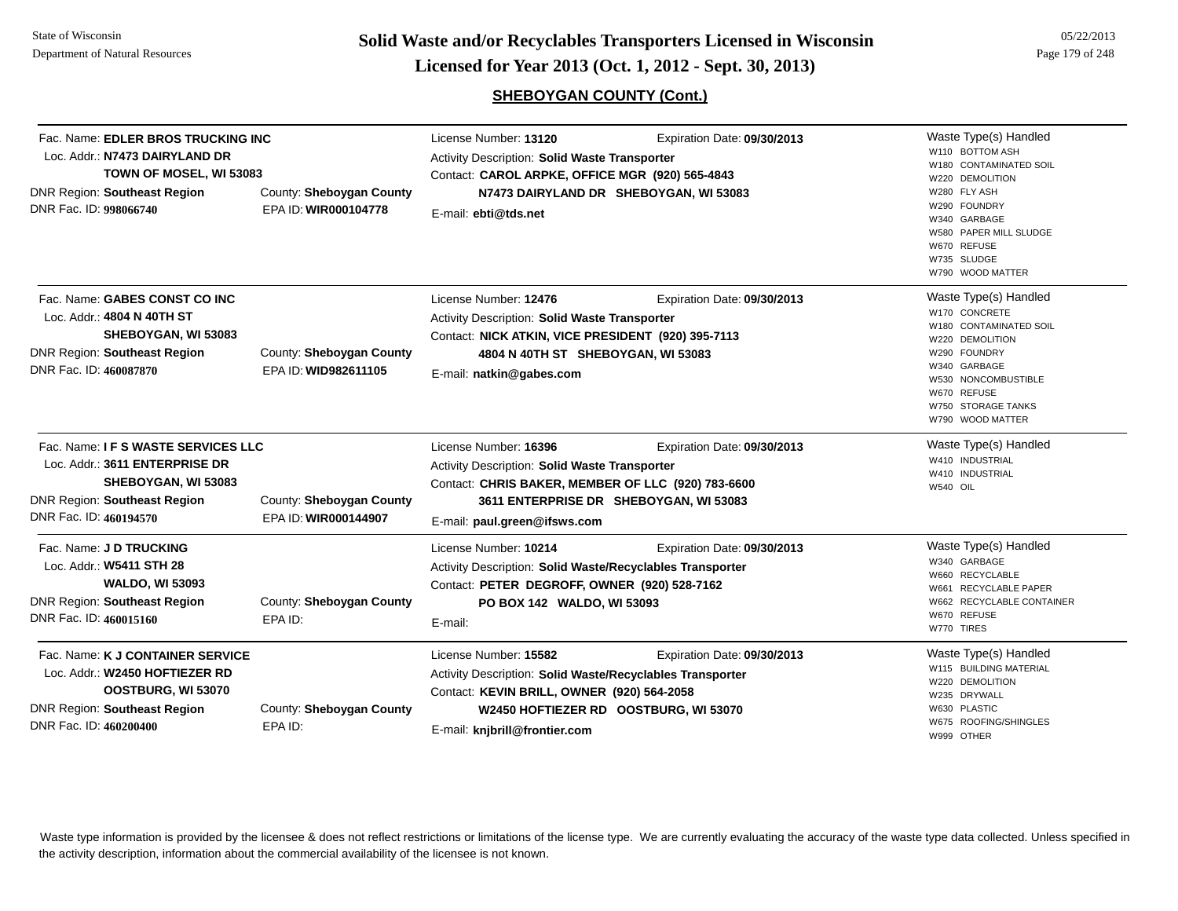## SHEBOYGAN COUNTY (Cont.)

---

Fac. Name: **EDLER BROS TRUCKING INC**
Loc. Addr.: **N7473 DAIRYLAND DR**
**TOWN OF MOSEL, WI 53083**
DNR Region: **Southeast Region** County: **Sheboygan County**
DNR Fac. ID: **998066740** EPA ID: **WIR000104778**

License Number: **13120** Expiration Date: **09/30/2013**
Activity Description: **Solid Waste Transporter**
Contact: **CAROL ARPKE, OFFICE MGR (920) 565-4843**
**N7473 DAIRYLAND DR SHEBOYGAN, WI 53083**
E-mail: **ebti@tds.net**

Waste Type(s) Handled
- W110 BOTTOM ASH
- W180 CONTAMINATED SOIL
- W220 DEMOLITION
- W280 FLY ASH
- W290 FOUNDRY
- W340 GARBAGE
- W580 PAPER MILL SLUDGE
- W670 REFUSE
- W735 SLUDGE
- W790 WOOD MATTER

---

Fac. Name: **GABES CONST CO INC**
Loc. Addr.: **4804 N 40TH ST**
**SHEBOYGAN, WI 53083**
DNR Region: **Southeast Region** County: **Sheboygan County**
DNR Fac. ID: **460087870** EPA ID: **WID982611105**

License Number: **12476** Expiration Date: **09/30/2013**
Activity Description: **Solid Waste Transporter**
Contact: **NICK ATKIN, VICE PRESIDENT (920) 395-7113**
**4804 N 40TH ST SHEBOYGAN, WI 53083**
E-mail: **natkin@gabes.com**

Waste Type(s) Handled
- W170 CONCRETE
- W180 CONTAMINATED SOIL
- W220 DEMOLITION
- W290 FOUNDRY
- W340 GARBAGE
- W530 NONCOMBUSTIBLE
- W670 REFUSE
- W750 STORAGE TANKS
- W790 WOOD MATTER

---

Fac. Name: **I F S WASTE SERVICES LLC**
Loc. Addr.: **3611 ENTERPRISE DR**
**SHEBOYGAN, WI 53083**
DNR Region: **Southeast Region** County: **Sheboygan County**
DNR Fac. ID: **460194570** EPA ID: **WIR000144907**

License Number: **16396** Expiration Date: **09/30/2013**
Activity Description: **Solid Waste Transporter**
Contact: **CHRIS BAKER, MEMBER OF LLC (920) 783-6600**
**3611 ENTERPRISE DR SHEBOYGAN, WI 53083**
E-mail: **paul.green@ifsws.com**

Waste Type(s) Handled
- W410 INDUSTRIAL
- W410 INDUSTRIAL
- W540 OIL

---

Fac. Name: **J D TRUCKING**
Loc. Addr.: **W5411 STH 28**
**WALDO, WI 53093**
DNR Region: **Southeast Region** County: **Sheboygan County**
DNR Fac. ID: **460015160** EPA ID:

License Number: **10214** Expiration Date: **09/30/2013**
Activity Description: **Solid Waste/Recyclables Transporter**
Contact: **PETER DEGROFF, OWNER (920) 528-7162**
**PO BOX 142 WALDO, WI 53093**
E-mail:

Waste Type(s) Handled
- W340 GARBAGE
- W660 RECYCLABLE
- W661 RECYCLABLE PAPER
- W662 RECYCLABLE CONTAINER
- W670 REFUSE
- W770 TIRES

---

Fac. Name: **K J CONTAINER SERVICE**
Loc. Addr.: **W2450 HOFTIEZER RD**
**OOSTBURG, WI 53070**
DNR Region: **Southeast Region** County: **Sheboygan County**
DNR Fac. ID: **460200400** EPA ID:

License Number: **15582** Expiration Date: **09/30/2013**
Activity Description: **Solid Waste/Recyclables Transporter**
Contact: **KEVIN BRILL, OWNER (920) 564-2058**
**W2450 HOFTIEZER RD OOSTBURG, WI 53070**
E-mail: **knjbrill@frontier.com**

Waste Type(s) Handled
- W115 BUILDING MATERIAL
- W220 DEMOLITION
- W235 DRYWALL
- W630 PLASTIC
- W675 ROOFING/SHINGLES
- W999 OTHER

---

Waste type information is provided by the licensee & does not reflect restrictions or limitations of the license type. We are currently evaluating the accuracy of the waste type data collected. Unless specified in the activity description, information about the commercial availability of the licensee is not known.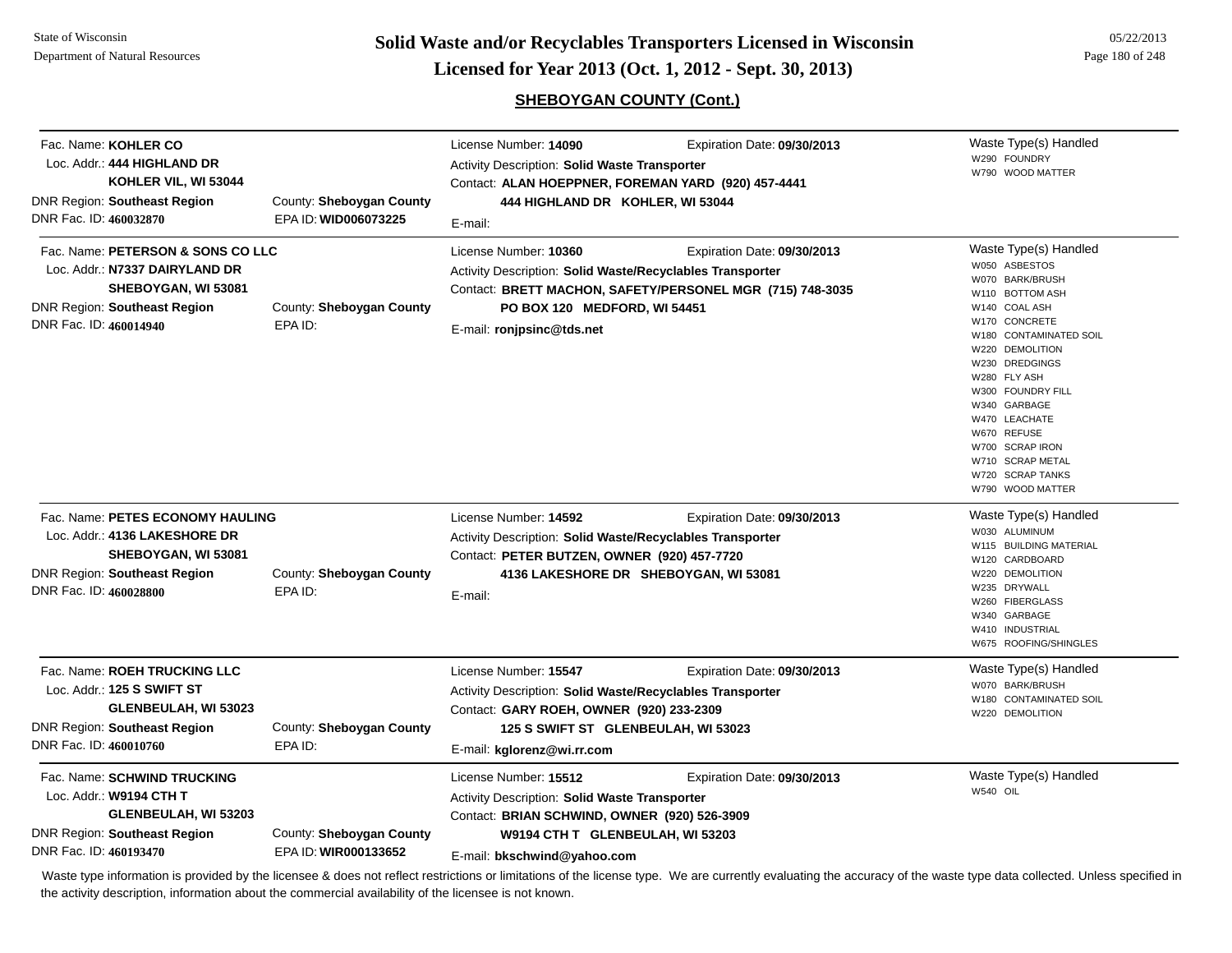## SHEBOYGAN COUNTY (Cont.)

---

Fac. Name: **KOHLER CO**
Loc. Addr.: **444 HIGHLAND DR**
**KOHLER VIL, WI 53044**
DNR Region: **Southeast Region** County: **Sheboygan County**
DNR Fac. ID: **460032870** EPA ID: **WID006073225**

License Number: **14090** Expiration Date: **09/30/2013**
Activity Description: **Solid Waste Transporter**
Contact: **ALAN HOEPPNER, FOREMAN YARD (920) 457-4441**
**444 HIGHLAND DR KOHLER, WI 53044**
E-mail:

Waste Type(s) Handled
- W290 FOUNDRY
- W790 WOOD MATTER

---

Fac. Name: **PETERSON & SONS CO LLC**
Loc. Addr.: **N7337 DAIRYLAND DR**
**SHEBOYGAN, WI 53081**
DNR Region: **Southeast Region** County: **Sheboygan County**
DNR Fac. ID: **460014940** EPA ID:

License Number: **10360** Expiration Date: **09/30/2013**
Activity Description: **Solid Waste/Recyclables Transporter**
Contact: **BRETT MACHON, SAFETY/PERSONEL MGR (715) 748-3035**
**PO BOX 120 MEDFORD, WI 54451**
E-mail: **ronjpsinc@tds.net**

Waste Type(s) Handled
- W050 ASBESTOS
- W070 BARK/BRUSH
- W110 BOTTOM ASH
- W140 COAL ASH
- W170 CONCRETE
- W180 CONTAMINATED SOIL
- W220 DEMOLITION
- W230 DREDGINGS
- W280 FLY ASH
- W300 FOUNDRY FILL
- W340 GARBAGE
- W470 LEACHATE
- W670 REFUSE
- W700 SCRAP IRON
- W710 SCRAP METAL
- W720 SCRAP TANKS
- W790 WOOD MATTER

---

Fac. Name: **PETES ECONOMY HAULING**
Loc. Addr.: **4136 LAKESHORE DR**
**SHEBOYGAN, WI 53081**
DNR Region: **Southeast Region** County: **Sheboygan County**
DNR Fac. ID: **460028800** EPA ID:

License Number: **14592** Expiration Date: **09/30/2013**
Activity Description: **Solid Waste/Recyclables Transporter**
Contact: **PETER BUTZEN, OWNER (920) 457-7720**
**4136 LAKESHORE DR SHEBOYGAN, WI 53081**
E-mail:

Waste Type(s) Handled
- W030 ALUMINUM
- W115 BUILDING MATERIAL
- W120 CARDBOARD
- W220 DEMOLITION
- W235 DRYWALL
- W260 FIBERGLASS
- W340 GARBAGE
- W410 INDUSTRIAL
- W675 ROOFING/SHINGLES

---

Fac. Name: **ROEH TRUCKING LLC**
Loc. Addr.: **125 S SWIFT ST**
**GLENBEULAH, WI 53023**
DNR Region: **Southeast Region** County: **Sheboygan County**
DNR Fac. ID: **460010760** EPA ID:

License Number: **15547** Expiration Date: **09/30/2013**
Activity Description: **Solid Waste/Recyclables Transporter**
Contact: **GARY ROEH, OWNER (920) 233-2309**
**125 S SWIFT ST GLENBEULAH, WI 53023**
E-mail: **kglorenz@wi.rr.com**

Waste Type(s) Handled
- W070 BARK/BRUSH
- W180 CONTAMINATED SOIL
- W220 DEMOLITION

---

Fac. Name: **SCHWIND TRUCKING**
Loc. Addr.: **W9194 CTH T**
**GLENBEULAH, WI 53203**
DNR Region: **Southeast Region** County: **Sheboygan County**
DNR Fac. ID: **460193470** EPA ID: **WIR000133652**

License Number: **15512** Expiration Date: **09/30/2013**
Activity Description: **Solid Waste Transporter**
Contact: **BRIAN SCHWIND, OWNER (920) 526-3909**
**W9194 CTH T GLENBEULAH, WI 53203**
E-mail: **bkschwind@yahoo.com**

Waste Type(s) Handled
- W540 OIL

---

Waste type information is provided by the licensee & does not reflect restrictions or limitations of the license type. We are currently evaluating the accuracy of the waste type data collected. Unless specified in the activity description, information about the commercial availability of the licensee is not known.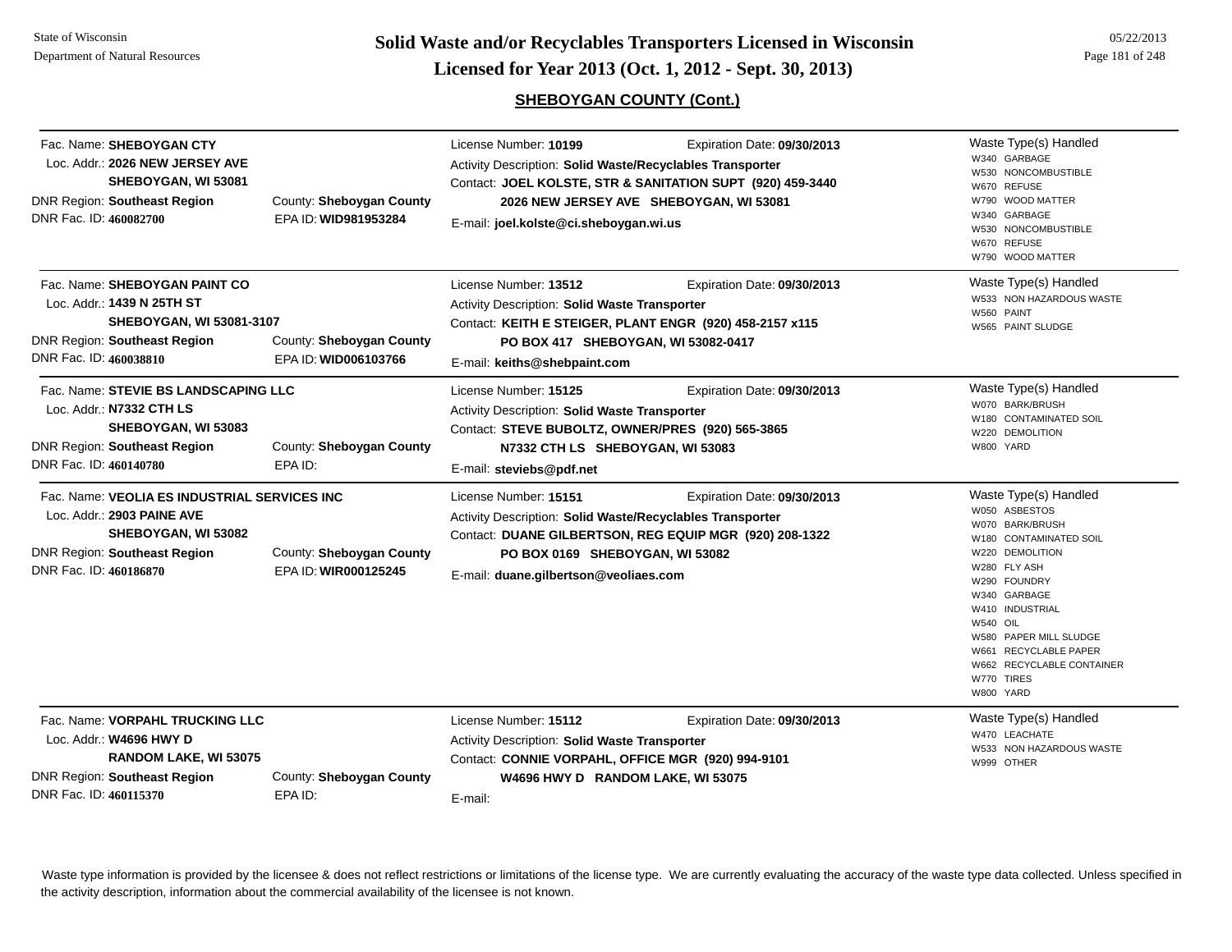## SHEBOYGAN COUNTY (Cont.)

**Fac. Name:** SHEBOYGAN CTY
**Loc. Addr.:** 2026 NEW JERSEY AVE
SHEBOYGAN, WI 53081
**DNR Region:** Southeast Region
**County:** Sheboygan County
**DNR Fac. ID:** 460082700
**EPA ID:** WID981953284

License Number: **10199**
Expiration Date: **09/30/2013**
Activity Description: **Solid Waste/Recyclables Transporter**
Contact: **JOEL KOLSTE, STR & SANITATION SUPT (920) 459-3440**
**2026 NEW JERSEY AVE SHEBOYGAN, WI 53081**
E-mail: **joel.kolste@ci.sheboygan.wi.us**

Waste Type(s) Handled
- W340 GARBAGE
- W530 NONCOMBUSTIBLE
- W670 REFUSE
- W790 WOOD MATTER
- W340 GARBAGE
- W530 NONCOMBUSTIBLE
- W670 REFUSE
- W790 WOOD MATTER

---

**Fac. Name:** SHEBOYGAN PAINT CO
**Loc. Addr.:** 1439 N 25TH ST
SHEBOYGAN, WI 53081-3107
**DNR Region:** Southeast Region
**County:** Sheboygan County
**DNR Fac. ID:** 460038810
**EPA ID:** WID006103766

License Number: **13512**
Expiration Date: **09/30/2013**
Activity Description: **Solid Waste Transporter**
Contact: **KEITH E STEIGER, PLANT ENGR (920) 458-2157 x115**
**PO BOX 417 SHEBOYGAN, WI 53082-0417**
E-mail: **keiths@shebpaint.com**

Waste Type(s) Handled
- W533 NON HAZARDOUS WASTE
- W560 PAINT
- W565 PAINT SLUDGE

---

**Fac. Name:** STEVIE BS LANDSCAPING LLC
**Loc. Addr.:** N7332 CTH LS
SHEBOYGAN, WI 53083
**DNR Region:** Southeast Region
**County:** Sheboygan County
**DNR Fac. ID:** 460140780
**EPA ID:**

License Number: **15125**
Expiration Date: **09/30/2013**
Activity Description: **Solid Waste Transporter**
Contact: **STEVE BUBOLTZ, OWNER/PRES (920) 565-3865**
**N7332 CTH LS SHEBOYGAN, WI 53083**
E-mail: **steviebs@pdf.net**

Waste Type(s) Handled
- W070 BARK/BRUSH
- W180 CONTAMINATED SOIL
- W220 DEMOLITION
- W800 YARD

---

**Fac. Name:** VEOLIA ES INDUSTRIAL SERVICES INC
**Loc. Addr.:** 2903 PAINE AVE
SHEBOYGAN, WI 53082
**DNR Region:** Southeast Region
**County:** Sheboygan County
**DNR Fac. ID:** 460186870
**EPA ID:** WIR000125245

License Number: **15151**
Expiration Date: **09/30/2013**
Activity Description: **Solid Waste/Recyclables Transporter**
Contact: **DUANE GILBERTSON, REG EQUIP MGR (920) 208-1322**
**PO BOX 0169 SHEBOYGAN, WI 53082**
E-mail: **duane.gilbertson@veoliaes.com**

Waste Type(s) Handled
- W050 ASBESTOS
- W070 BARK/BRUSH
- W180 CONTAMINATED SOIL
- W220 DEMOLITION
- W280 FLY ASH
- W290 FOUNDRY
- W340 GARBAGE
- W410 INDUSTRIAL
- W540 OIL
- W580 PAPER MILL SLUDGE
- W661 RECYCLABLE PAPER
- W662 RECYCLABLE CONTAINER
- W770 TIRES
- W800 YARD

---

**Fac. Name:** VORPAHL TRUCKING LLC
**Loc. Addr.:** W4696 HWY D
RANDOM LAKE, WI 53075
**DNR Region:** Southeast Region
**County:** Sheboygan County
**DNR Fac. ID:** 460115370
**EPA ID:**

License Number: **15112**
Expiration Date: **09/30/2013**
Activity Description: **Solid Waste Transporter**
Contact: **CONNIE VORPAHL, OFFICE MGR (920) 994-9101**
**W4696 HWY D RANDOM LAKE, WI 53075**
E-mail:

Waste Type(s) Handled
- W470 LEACHATE
- W533 NON HAZARDOUS WASTE
- W999 OTHER

---

Waste type information is provided by the licensee & does not reflect restrictions or limitations of the license type. We are currently evaluating the accuracy of the waste type data collected. Unless specified in the activity description, information about the commercial availability of the licensee is not known.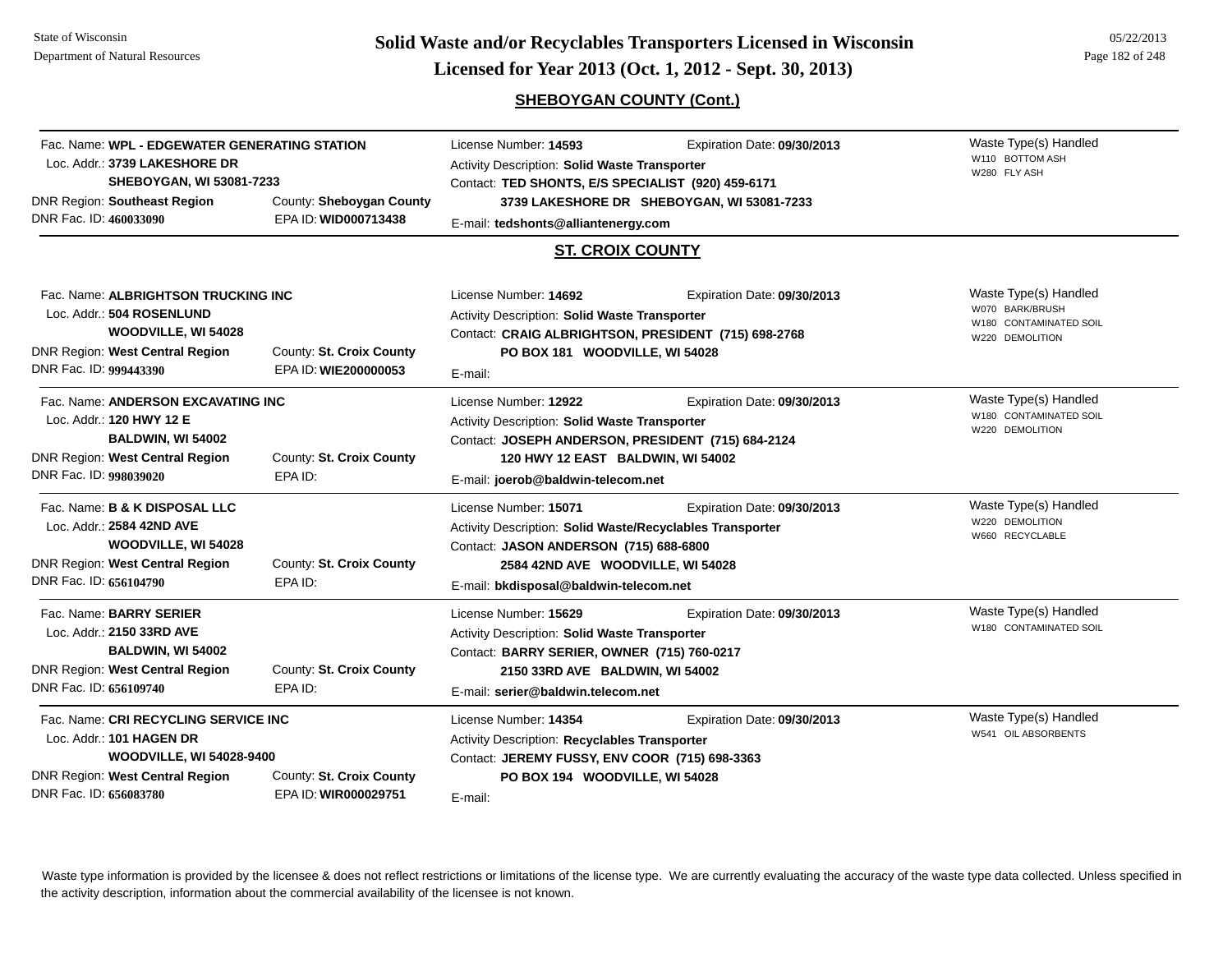## SHEBOYGAN COUNTY (Cont.)

Fac. Name: **WPL - EDGEWATER GENERATING STATION**
Loc. Addr.: **3739 LAKESHORE DR**
**SHEBOYGAN, WI 53081-7233**
DNR Region: **Southeast Region** County: **Sheboygan County**
DNR Fac. ID: **460033090** EPA ID: **WID000713438**

License Number: **14593** Expiration Date: **09/30/2013**
Activity Description: **Solid Waste Transporter**
Contact: **TED SHONTS, E/S SPECIALIST (920) 459-6171**
**3739 LAKESHORE DR SHEBOYGAN, WI 53081-7233**
E-mail: **tedshonts@alliantenergy.com**

Waste Type(s) Handled
W110 BOTTOM ASH
W280 FLY ASH

## ST. CROIX COUNTY

Fac. Name: **ALBRIGHTSON TRUCKING INC**
Loc. Addr.: **504 ROSENLUND**
**WOODVILLE, WI 54028**
DNR Region: **West Central Region** County: **St. Croix County**
DNR Fac. ID: **999443390** EPA ID: **WIE200000053**

License Number: **14692** Expiration Date: **09/30/2013**
Activity Description: **Solid Waste Transporter**
Contact: **CRAIG ALBRIGHTSON, PRESIDENT (715) 698-2768**
**PO BOX 181 WOODVILLE, WI 54028**
E-mail:

Waste Type(s) Handled
W070 BARK/BRUSH
W180 CONTAMINATED SOIL
W220 DEMOLITION

---

Fac. Name: **ANDERSON EXCAVATING INC**
Loc. Addr.: **120 HWY 12 E**
**BALDWIN, WI 54002**
DNR Region: **West Central Region** County: **St. Croix County**
DNR Fac. ID: **998039020** EPA ID:

License Number: **12922** Expiration Date: **09/30/2013**
Activity Description: **Solid Waste Transporter**
Contact: **JOSEPH ANDERSON, PRESIDENT (715) 684-2124**
**120 HWY 12 EAST BALDWIN, WI 54002**
E-mail: **joerob@baldwin-telecom.net**

Waste Type(s) Handled
W180 CONTAMINATED SOIL
W220 DEMOLITION

---

Fac. Name: **B & K DISPOSAL LLC**
Loc. Addr.: **2584 42ND AVE**
**WOODVILLE, WI 54028**
DNR Region: **West Central Region** County: **St. Croix County**
DNR Fac. ID: **656104790** EPA ID:

License Number: **15071** Expiration Date: **09/30/2013**
Activity Description: **Solid Waste/Recyclables Transporter**
Contact: **JASON ANDERSON (715) 688-6800**
**2584 42ND AVE WOODVILLE, WI 54028**
E-mail: **bkdisposal@baldwin-telecom.net**

Waste Type(s) Handled
W220 DEMOLITION
W660 RECYCLABLE

---

Fac. Name: **BARRY SERIER**
Loc. Addr.: **2150 33RD AVE**
**BALDWIN, WI 54002**
DNR Region: **West Central Region** County: **St. Croix County**
DNR Fac. ID: **656109740** EPA ID:

License Number: **15629** Expiration Date: **09/30/2013**
Activity Description: **Solid Waste Transporter**
Contact: **BARRY SERIER, OWNER (715) 760-0217**
**2150 33RD AVE BALDWIN, WI 54002**
E-mail: **serier@baldwin.telecom.net**

Waste Type(s) Handled
W180 CONTAMINATED SOIL

---

Fac. Name: **CRI RECYCLING SERVICE INC**
Loc. Addr.: **101 HAGEN DR**
**WOODVILLE, WI 54028-9400**
DNR Region: **West Central Region** County: **St. Croix County**
DNR Fac. ID: **656083780** EPA ID: **WIR000029751**

License Number: **14354** Expiration Date: **09/30/2013**
Activity Description: **Recyclables Transporter**
Contact: **JEREMY FUSSY, ENV COOR (715) 698-3363**
**PO BOX 194 WOODVILLE, WI 54028**
E-mail:

Waste Type(s) Handled
W541 OIL ABSORBENTS

---

Waste type information is provided by the licensee & does not reflect restrictions or limitations of the license type. We are currently evaluating the accuracy of the waste type data collected. Unless specified in the activity description, information about the commercial availability of the licensee is not known.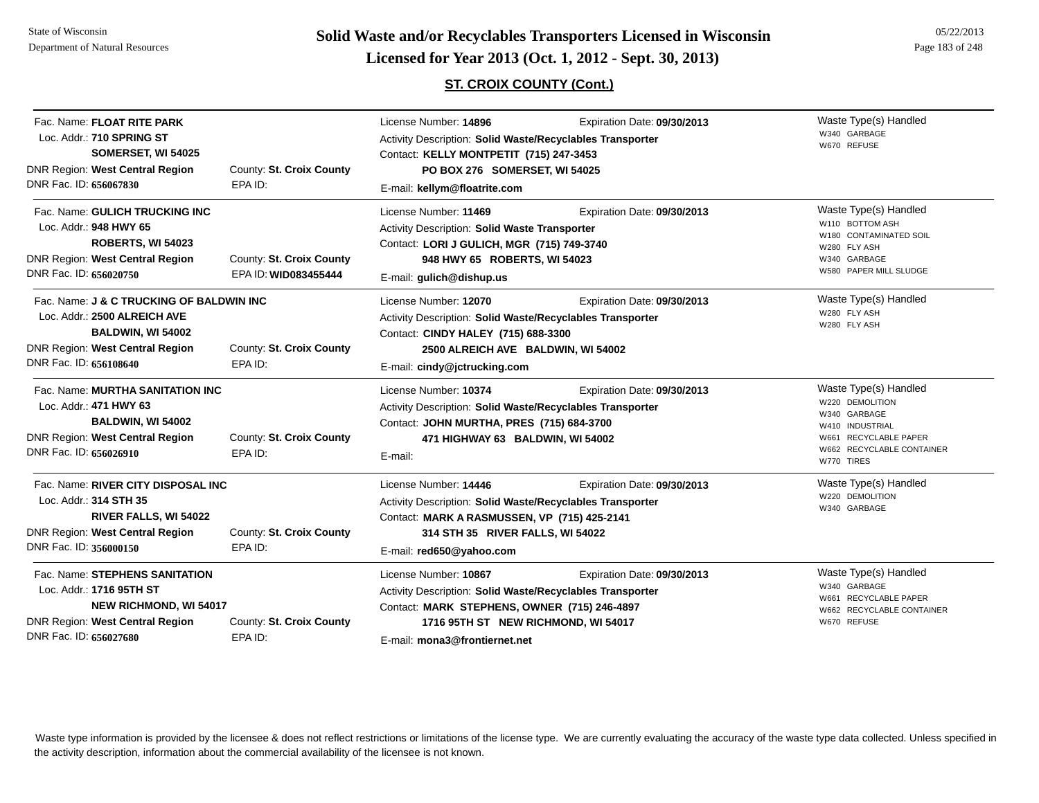## ST. CROIX COUNTY (Cont.)

**Fac. Name:** FLOAT RITE PARK
**Loc. Addr.:** 710 SPRING ST
SOMERSET, WI 54025
**DNR Region:** West Central Region — **County:** St. Croix County
**DNR Fac. ID:** 656067830 — **EPA ID:**

License Number: 14896 — Expiration Date: 09/30/2013
Activity Description: Solid Waste/Recyclables Transporter
Contact: KELLY MONTPETIT (715) 247-3453
PO BOX 276 SOMERSET, WI 54025
E-mail: kellym@floatrite.com

Waste Type(s) Handled:
- W340 GARBAGE
- W670 REFUSE

---

**Fac. Name:** GULICH TRUCKING INC
**Loc. Addr.:** 948 HWY 65
ROBERTS, WI 54023
**DNR Region:** West Central Region — **County:** St. Croix County
**DNR Fac. ID:** 656020750 — **EPA ID:** WID083455444

License Number: 11469 — Expiration Date: 09/30/2013
Activity Description: Solid Waste Transporter
Contact: LORI J GULICH, MGR (715) 749-3740
948 HWY 65 ROBERTS, WI 54023
E-mail: gulich@dishup.us

Waste Type(s) Handled:
- W110 BOTTOM ASH
- W180 CONTAMINATED SOIL
- W280 FLY ASH
- W340 GARBAGE
- W580 PAPER MILL SLUDGE

---

**Fac. Name:** J & C TRUCKING OF BALDWIN INC
**Loc. Addr.:** 2500 ALREICH AVE
BALDWIN, WI 54002
**DNR Region:** West Central Region — **County:** St. Croix County
**DNR Fac. ID:** 656108640 — **EPA ID:**

License Number: 12070 — Expiration Date: 09/30/2013
Activity Description: Solid Waste/Recyclables Transporter
Contact: CINDY HALEY (715) 688-3300
2500 ALREICH AVE BALDWIN, WI 54002
E-mail: cindy@jctrucking.com

Waste Type(s) Handled:
- W280 FLY ASH
- W280 FLY ASH

---

**Fac. Name:** MURTHA SANITATION INC
**Loc. Addr.:** 471 HWY 63
BALDWIN, WI 54002
**DNR Region:** West Central Region — **County:** St. Croix County
**DNR Fac. ID:** 656026910 — **EPA ID:**

License Number: 10374 — Expiration Date: 09/30/2013
Activity Description: Solid Waste/Recyclables Transporter
Contact: JOHN MURTHA, PRES (715) 684-3700
471 HIGHWAY 63 BALDWIN, WI 54002
E-mail:

Waste Type(s) Handled:
- W220 DEMOLITION
- W340 GARBAGE
- W410 INDUSTRIAL
- W661 RECYCLABLE PAPER
- W662 RECYCLABLE CONTAINER
- W770 TIRES

---

**Fac. Name:** RIVER CITY DISPOSAL INC
**Loc. Addr.:** 314 STH 35
RIVER FALLS, WI 54022
**DNR Region:** West Central Region — **County:** St. Croix County
**DNR Fac. ID:** 356000150 — **EPA ID:**

License Number: 14446 — Expiration Date: 09/30/2013
Activity Description: Solid Waste/Recyclables Transporter
Contact: MARK A RASMUSSEN, VP (715) 425-2141
314 STH 35 RIVER FALLS, WI 54022
E-mail: red650@yahoo.com

Waste Type(s) Handled:
- W220 DEMOLITION
- W340 GARBAGE

---

**Fac. Name:** STEPHENS SANITATION
**Loc. Addr.:** 1716 95TH ST
NEW RICHMOND, WI 54017
**DNR Region:** West Central Region — **County:** St. Croix County
**DNR Fac. ID:** 656027680 — **EPA ID:**

License Number: 10867 — Expiration Date: 09/30/2013
Activity Description: Solid Waste/Recyclables Transporter
Contact: MARK STEPHENS, OWNER (715) 246-4897
1716 95TH ST NEW RICHMOND, WI 54017
E-mail: mona3@frontiernet.net

Waste Type(s) Handled:
- W340 GARBAGE
- W661 RECYCLABLE PAPER
- W662 RECYCLABLE CONTAINER
- W670 REFUSE

---

Waste type information is provided by the licensee & does not reflect restrictions or limitations of the license type. We are currently evaluating the accuracy of the waste type data collected. Unless specified in the activity description, information about the commercial availability of the licensee is not known.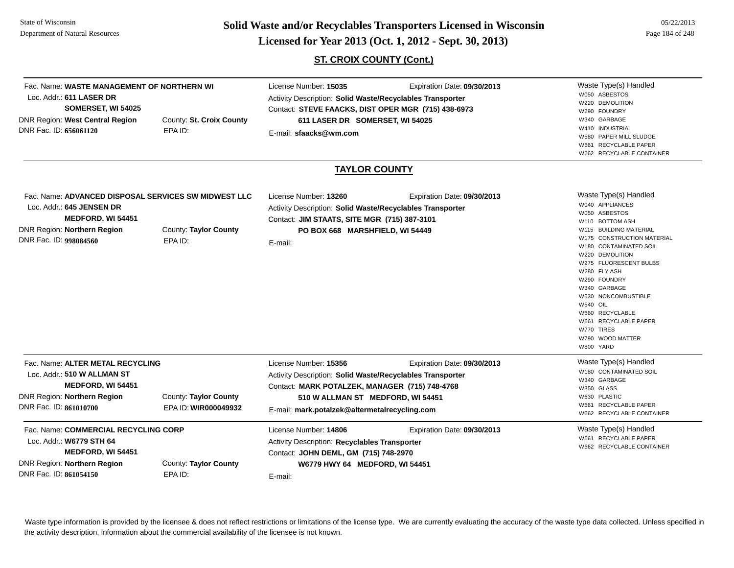## ST. CROIX COUNTY (Cont.)

**Fac. Name: WASTE MANAGEMENT OF NORTHERN WI**
Loc. Addr.: **611 LASER DR**
**SOMERSET, WI 54025**
DNR Region: **West Central Region** County: **St. Croix County**
DNR Fac. ID: **656061120** EPA ID:

License Number: **15035** Expiration Date: **09/30/2013**
Activity Description: **Solid Waste/Recyclables Transporter**
Contact: **STEVE FAACKS, DIST OPER MGR (715) 438-6973**
**611 LASER DR SOMERSET, WI 54025**
E-mail: **sfaacks@wm.com**

Waste Type(s) Handled
- W050 ASBESTOS
- W220 DEMOLITION
- W290 FOUNDRY
- W340 GARBAGE
- W410 INDUSTRIAL
- W580 PAPER MILL SLUDGE
- W661 RECYCLABLE PAPER
- W662 RECYCLABLE CONTAINER

---

## TAYLOR COUNTY

**Fac. Name: ADVANCED DISPOSAL SERVICES SW MIDWEST LLC**
Loc. Addr.: **645 JENSEN DR**
**MEDFORD, WI 54451**
DNR Region: **Northern Region** County: **Taylor County**
DNR Fac. ID: **998084560** EPA ID:

License Number: **13260** Expiration Date: **09/30/2013**
Activity Description: **Solid Waste/Recyclables Transporter**
Contact: **JIM STAATS, SITE MGR (715) 387-3101**
**PO BOX 668 MARSHFIELD, WI 54449**
E-mail:

Waste Type(s) Handled
- W040 APPLIANCES
- W050 ASBESTOS
- W110 BOTTOM ASH
- W115 BUILDING MATERIAL
- W175 CONSTRUCTION MATERIAL
- W180 CONTAMINATED SOIL
- W220 DEMOLITION
- W275 FLUORESCENT BULBS
- W280 FLY ASH
- W290 FOUNDRY
- W340 GARBAGE
- W530 NONCOMBUSTIBLE
- W540 OIL
- W660 RECYCLABLE
- W661 RECYCLABLE PAPER
- W770 TIRES
- W790 WOOD MATTER
- W800 YARD

---

**Fac. Name: ALTER METAL RECYCLING**
Loc. Addr.: **510 W ALLMAN ST**
**MEDFORD, WI 54451**
DNR Region: **Northern Region** County: **Taylor County**
DNR Fac. ID: **861010700** EPA ID: **WIR000049932**

License Number: **15356** Expiration Date: **09/30/2013**
Activity Description: **Solid Waste/Recyclables Transporter**
Contact: **MARK POTALZEK, MANAGER (715) 748-4768**
**510 W ALLMAN ST MEDFORD, WI 54451**
E-mail: **mark.potalzek@altermetalrecycling.com**

Waste Type(s) Handled
- W180 CONTAMINATED SOIL
- W340 GARBAGE
- W350 GLASS
- W630 PLASTIC
- W661 RECYCLABLE PAPER
- W662 RECYCLABLE CONTAINER

---

**Fac. Name: COMMERCIAL RECYCLING CORP**
Loc. Addr.: **W6779 STH 64**
**MEDFORD, WI 54451**
DNR Region: **Northern Region** County: **Taylor County**
DNR Fac. ID: **861054150** EPA ID:

License Number: **14806** Expiration Date: **09/30/2013**
Activity Description: **Recyclables Transporter**
Contact: **JOHN DEML, GM (715) 748-2970**
**W6779 HWY 64 MEDFORD, WI 54451**
E-mail:

Waste Type(s) Handled
- W661 RECYCLABLE PAPER
- W662 RECYCLABLE CONTAINER

---

Waste type information is provided by the licensee & does not reflect restrictions or limitations of the license type. We are currently evaluating the accuracy of the waste type data collected. Unless specified in the activity description, information about the commercial availability of the licensee is not known.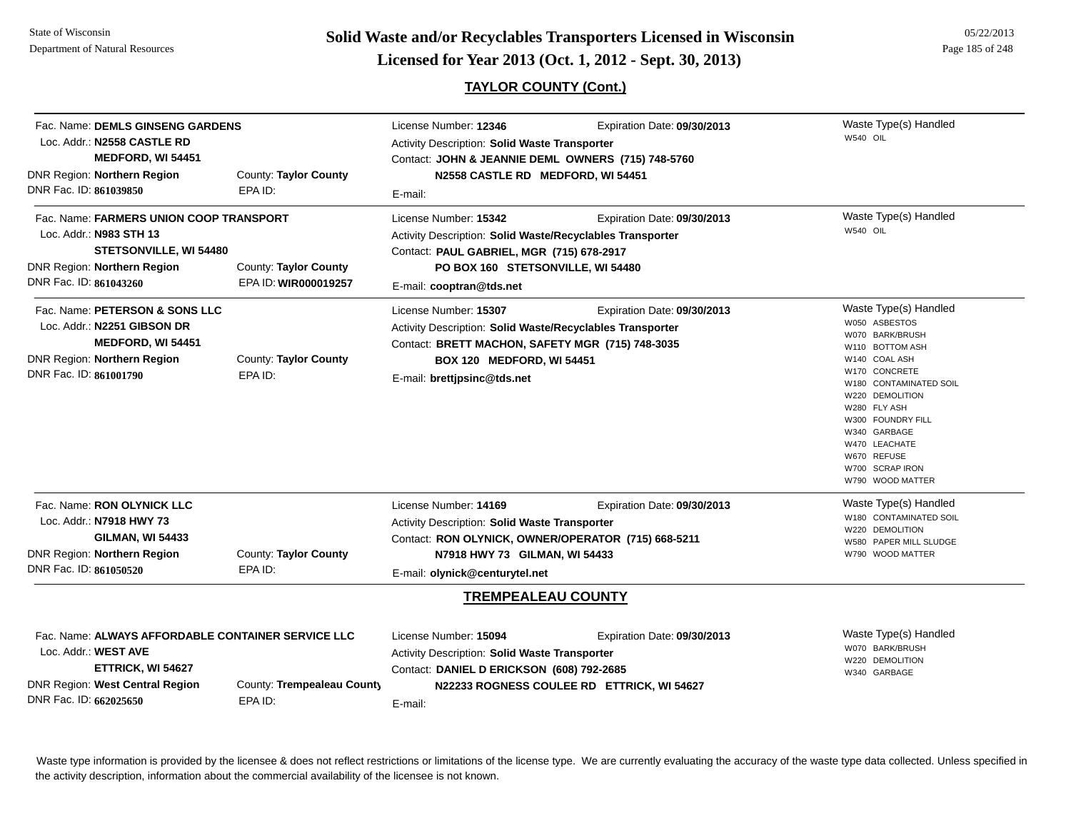**State of Wisconsin**
**Department of Natural Resources**

# Solid Waste and/or Recyclables Transporters Licensed in Wisconsin
## Licensed for Year 2013 (Oct. 1, 2012 - Sept. 30, 2013)

05/22/2013

### TAYLOR COUNTY (Cont.)

Fac. Name: **DEMLS GINSENG GARDENS**
Loc. Addr.: **N2558 CASTLE RD**
**MEDFORD, WI 54451**
DNR Region: **Northern Region** — County: **Taylor County**
DNR Fac. ID: **861039850** — EPA ID:

License Number: **12346** — Expiration Date: **09/30/2013**
Activity Description: **Solid Waste Transporter**
Contact: **JOHN & JEANNIE DEML OWNERS (715) 748-5760**
**N2558 CASTLE RD MEDFORD, WI 54451**
E-mail:

Waste Type(s) Handled:
- W540 OIL

---

Fac. Name: **FARMERS UNION COOP TRANSPORT**
Loc. Addr.: **N983 STH 13**
**STETSONVILLE, WI 54480**
DNR Region: **Northern Region** — County: **Taylor County**
DNR Fac. ID: **861043260** — EPA ID: **WIR000019257**

License Number: **15342** — Expiration Date: **09/30/2013**
Activity Description: **Solid Waste/Recyclables Transporter**
Contact: **PAUL GABRIEL, MGR (715) 678-2917**
**PO BOX 160 STETSONVILLE, WI 54480**
E-mail: **cooptran@tds.net**

Waste Type(s) Handled:
- W540 OIL

---

Fac. Name: **PETERSON & SONS LLC**
Loc. Addr.: **N2251 GIBSON DR**
**MEDFORD, WI 54451**
DNR Region: **Northern Region** — County: **Taylor County**
DNR Fac. ID: **861001790** — EPA ID:

License Number: **15307** — Expiration Date: **09/30/2013**
Activity Description: **Solid Waste/Recyclables Transporter**
Contact: **BRETT MACHON, SAFETY MGR (715) 748-3035**
**BOX 120 MEDFORD, WI 54451**
E-mail: **brettjpsinc@tds.net**

Waste Type(s) Handled:
- W050 ASBESTOS
- W070 BARK/BRUSH
- W110 BOTTOM ASH
- W140 COAL ASH
- W170 CONCRETE
- W180 CONTAMINATED SOIL
- W220 DEMOLITION
- W280 FLY ASH
- W300 FOUNDRY FILL
- W340 GARBAGE
- W470 LEACHATE
- W670 REFUSE
- W700 SCRAP IRON
- W790 WOOD MATTER

---

Fac. Name: **RON OLYNICK LLC**
Loc. Addr.: **N7918 HWY 73**
**GILMAN, WI 54433**
DNR Region: **Northern Region** — County: **Taylor County**
DNR Fac. ID: **861050520** — EPA ID:

License Number: **14169** — Expiration Date: **09/30/2013**
Activity Description: **Solid Waste Transporter**
Contact: **RON OLYNICK, OWNER/OPERATOR (715) 668-5211**
**N7918 HWY 73 GILMAN, WI 54433**
E-mail: **olynick@centurytel.net**

Waste Type(s) Handled:
- W180 CONTAMINATED SOIL
- W220 DEMOLITION
- W580 PAPER MILL SLUDGE
- W790 WOOD MATTER

### TREMPEALEAU COUNTY

Fac. Name: **ALWAYS AFFORDABLE CONTAINER SERVICE LLC**
Loc. Addr.: **WEST AVE**
**ETTRICK, WI 54627**
DNR Region: **West Central Region** — County: **Trempealeau County**
DNR Fac. ID: **662025650** — EPA ID:

License Number: **15094** — Expiration Date: **09/30/2013**
Activity Description: **Solid Waste Transporter**
Contact: **DANIEL D ERICKSON (608) 792-2685**
**N22233 ROGNESS COULEE RD ETTRICK, WI 54627**
E-mail:

Waste Type(s) Handled:
- W070 BARK/BRUSH
- W220 DEMOLITION
- W340 GARBAGE

---

Waste type information is provided by the licensee & does not reflect restrictions or limitations of the license type. We are currently evaluating the accuracy of the waste type data collected. Unless specified in the activity description, information about the commercial availability of the licensee is not known.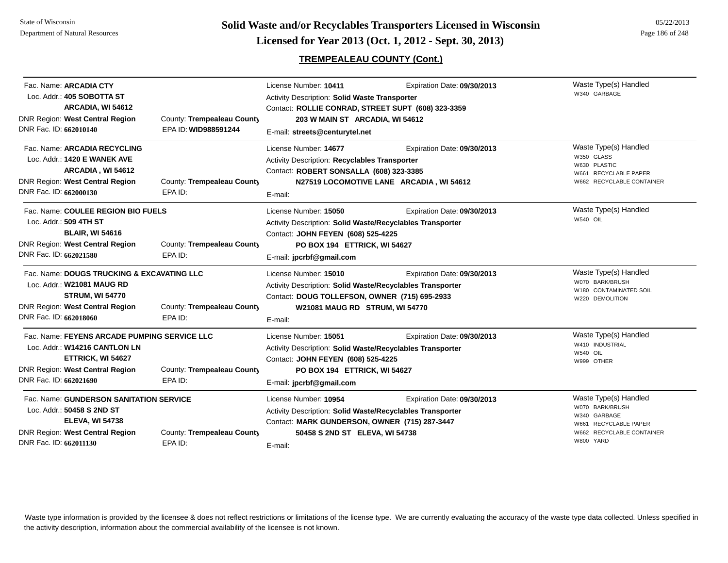# Solid Waste and/or Recyclables Transporters Licensed in Wisconsin

## Licensed for Year 2013 (Oct. 1, 2012 - Sept. 30, 2013)

### TREMPEALEAU COUNTY (Cont.)

---

Fac. Name: **ARCADIA CTY**
Loc. Addr.: **405 SOBOTTA ST**
**ARCADIA, WI 54612**
DNR Region: **West Central Region** — County: **Trempealeau County**
DNR Fac. ID: **662010140** — EPA ID: **WID988591244**

License Number: **10411** — Expiration Date: **09/30/2013**
Activity Description: **Solid Waste Transporter**
Contact: **ROLLIE CONRAD, STREET SUPT (608) 323-3359**
**203 W MAIN ST ARCADIA, WI 54612**
E-mail: **streets@centurytel.net**

Waste Type(s) Handled:
- W340 GARBAGE

---

Fac. Name: **ARCADIA RECYCLING**
Loc. Addr.: **1420 E WANEK AVE**
**ARCADIA , WI 54612**
DNR Region: **West Central Region** — County: **Trempealeau County**
DNR Fac. ID: **662000130** — EPA ID:

License Number: **14677** — Expiration Date: **09/30/2013**
Activity Description: **Recyclables Transporter**
Contact: **ROBERT SONSALLA (608) 323-3385**
**N27519 LOCOMOTIVE LANE ARCADIA , WI 54612**
E-mail:

Waste Type(s) Handled:
- W350 GLASS
- W630 PLASTIC
- W661 RECYCLABLE PAPER
- W662 RECYCLABLE CONTAINER

---

Fac. Name: **COULEE REGION BIO FUELS**
Loc. Addr.: **509 4TH ST**
**BLAIR, WI 54616**
DNR Region: **West Central Region** — County: **Trempealeau County**
DNR Fac. ID: **662021580** — EPA ID:

License Number: **15050** — Expiration Date: **09/30/2013**
Activity Description: **Solid Waste/Recyclables Transporter**
Contact: **JOHN FEYEN (608) 525-4225**
**PO BOX 194 ETTRICK, WI 54627**
E-mail: **jpcrbf@gmail.com**

Waste Type(s) Handled:
- W540 OIL

---

Fac. Name: **DOUGS TRUCKING & EXCAVATING LLC**
Loc. Addr.: **W21081 MAUG RD**
**STRUM, WI 54770**
DNR Region: **West Central Region** — County: **Trempealeau County**
DNR Fac. ID: **662018060** — EPA ID:

License Number: **15010** — Expiration Date: **09/30/2013**
Activity Description: **Solid Waste/Recyclables Transporter**
Contact: **DOUG TOLLEFSON, OWNER (715) 695-2933**
**W21081 MAUG RD STRUM, WI 54770**
E-mail:

Waste Type(s) Handled:
- W070 BARK/BRUSH
- W180 CONTAMINATED SOIL
- W220 DEMOLITION

---

Fac. Name: **FEYENS ARCADE PUMPING SERVICE LLC**
Loc. Addr.: **W14216 CANTLON LN**
**ETTRICK, WI 54627**
DNR Region: **West Central Region** — County: **Trempealeau County**
DNR Fac. ID: **662021690** — EPA ID:

License Number: **15051** — Expiration Date: **09/30/2013**
Activity Description: **Solid Waste/Recyclables Transporter**
Contact: **JOHN FEYEN (608) 525-4225**
**PO BOX 194 ETTRICK, WI 54627**
E-mail: **jpcrbf@gmail.com**

Waste Type(s) Handled:
- W410 INDUSTRIAL
- W540 OIL
- W999 OTHER

---

Fac. Name: **GUNDERSON SANITATION SERVICE**
Loc. Addr.: **50458 S 2ND ST**
**ELEVA, WI 54738**
DNR Region: **West Central Region** — County: **Trempealeau County**
DNR Fac. ID: **662011130** — EPA ID:

License Number: **10954** — Expiration Date: **09/30/2013**
Activity Description: **Solid Waste/Recyclables Transporter**
Contact: **MARK GUNDERSON, OWNER (715) 287-3447**
**50458 S 2ND ST ELEVA, WI 54738**
E-mail:

Waste Type(s) Handled:
- W070 BARK/BRUSH
- W340 GARBAGE
- W661 RECYCLABLE PAPER
- W662 RECYCLABLE CONTAINER
- W800 YARD

---

Waste type information is provided by the licensee & does not reflect restrictions or limitations of the license type. We are currently evaluating the accuracy of the waste type data collected. Unless specified in the activity description, information about the commercial availability of the licensee is not known.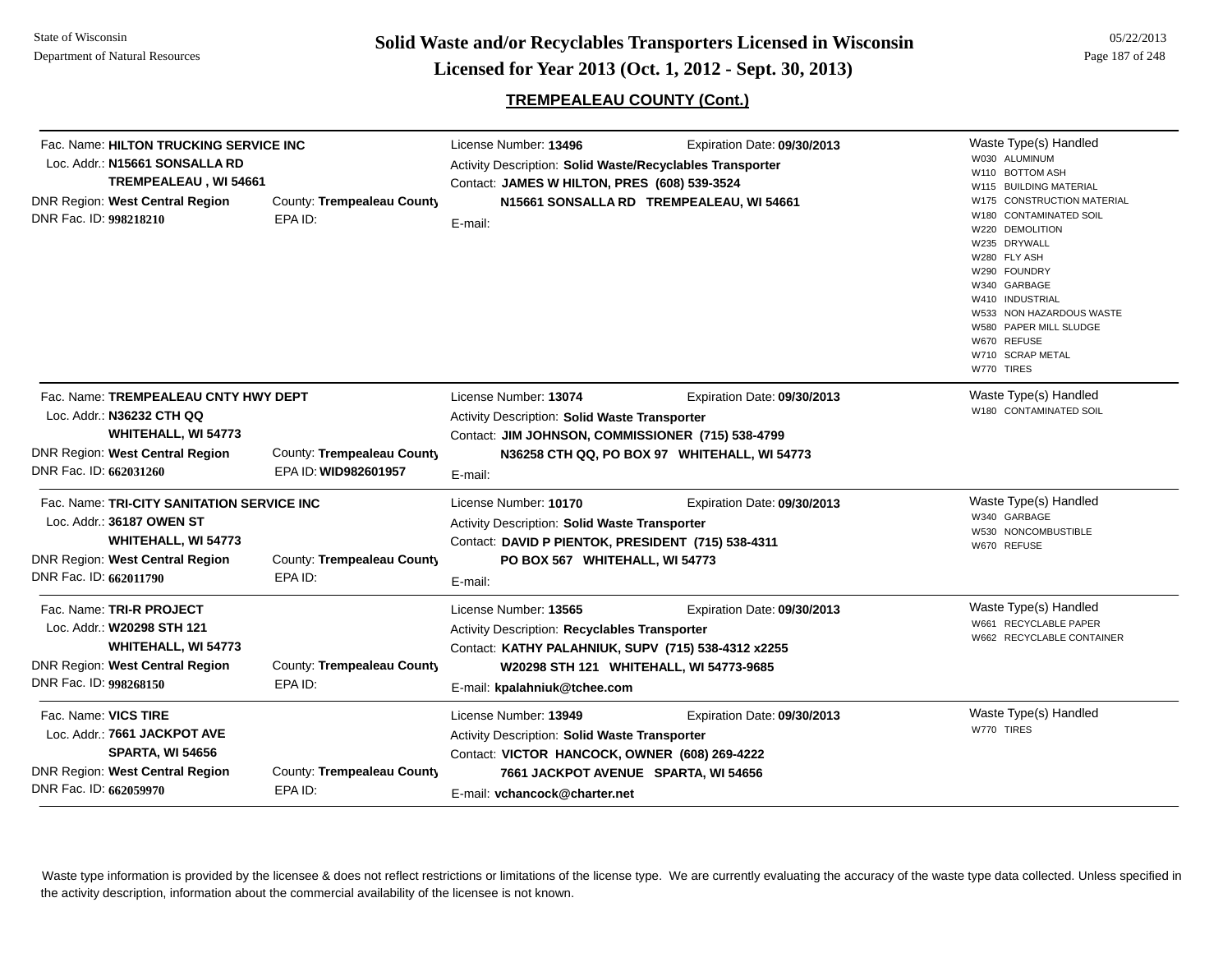## TREMPEALEAU COUNTY (Cont.)

Fac. Name: **HILTON TRUCKING SERVICE INC**
Loc. Addr.: **N15661 SONSALLA RD**
**TREMPEALEAU , WI 54661**
DNR Region: **West Central Region** County: **Trempealeau County**
DNR Fac. ID: **998218210** EPA ID:

License Number: **13496** Expiration Date: **09/30/2013**
Activity Description: **Solid Waste/Recyclables Transporter**
Contact: **JAMES W HILTON, PRES (608) 539-3524**
**N15661 SONSALLA RD TREMPEALEAU, WI 54661**
E-mail:

Waste Type(s) Handled
- W030 ALUMINUM
- W110 BOTTOM ASH
- W115 BUILDING MATERIAL
- W175 CONSTRUCTION MATERIAL
- W180 CONTAMINATED SOIL
- W220 DEMOLITION
- W235 DRYWALL
- W280 FLY ASH
- W290 FOUNDRY
- W340 GARBAGE
- W410 INDUSTRIAL
- W533 NON HAZARDOUS WASTE
- W580 PAPER MILL SLUDGE
- W670 REFUSE
- W710 SCRAP METAL
- W770 TIRES

---

Fac. Name: **TREMPEALEAU CNTY HWY DEPT**
Loc. Addr.: **N36232 CTH QQ**
**WHITEHALL, WI 54773**
DNR Region: **West Central Region** County: **Trempealeau County**
DNR Fac. ID: **662031260** EPA ID: **WID982601957**

License Number: **13074** Expiration Date: **09/30/2013**
Activity Description: **Solid Waste Transporter**
Contact: **JIM JOHNSON, COMMISSIONER (715) 538-4799**
**N36258 CTH QQ, PO BOX 97 WHITEHALL, WI 54773**
E-mail:

Waste Type(s) Handled
- W180 CONTAMINATED SOIL

---

Fac. Name: **TRI-CITY SANITATION SERVICE INC**
Loc. Addr.: **36187 OWEN ST**
**WHITEHALL, WI 54773**
DNR Region: **West Central Region** County: **Trempealeau County**
DNR Fac. ID: **662011790** EPA ID:

License Number: **10170** Expiration Date: **09/30/2013**
Activity Description: **Solid Waste Transporter**
Contact: **DAVID P PIENTOK, PRESIDENT (715) 538-4311**
**PO BOX 567 WHITEHALL, WI 54773**
E-mail:

Waste Type(s) Handled
- W340 GARBAGE
- W530 NONCOMBUSTIBLE
- W670 REFUSE

---

Fac. Name: **TRI-R PROJECT**
Loc. Addr.: **W20298 STH 121**
**WHITEHALL, WI 54773**
DNR Region: **West Central Region** County: **Trempealeau County**
DNR Fac. ID: **998268150** EPA ID:

License Number: **13565** Expiration Date: **09/30/2013**
Activity Description: **Recyclables Transporter**
Contact: **KATHY PALAHNIUK, SUPV (715) 538-4312 x2255**
**W20298 STH 121 WHITEHALL, WI 54773-9685**
E-mail: **kpalahniuk@tchee.com**

Waste Type(s) Handled
- W661 RECYCLABLE PAPER
- W662 RECYCLABLE CONTAINER

---

Fac. Name: **VICS TIRE**
Loc. Addr.: **7661 JACKPOT AVE**
**SPARTA, WI 54656**
DNR Region: **West Central Region** County: **Trempealeau County**
DNR Fac. ID: **662059970** EPA ID:

License Number: **13949** Expiration Date: **09/30/2013**
Activity Description: **Solid Waste Transporter**
Contact: **VICTOR HANCOCK, OWNER (608) 269-4222**
**7661 JACKPOT AVENUE SPARTA, WI 54656**
E-mail: **vchancock@charter.net**

Waste Type(s) Handled
- W770 TIRES

---

Waste type information is provided by the licensee & does not reflect restrictions or limitations of the license type. We are currently evaluating the accuracy of the waste type data collected. Unless specified in the activity description, information about the commercial availability of the licensee is not known.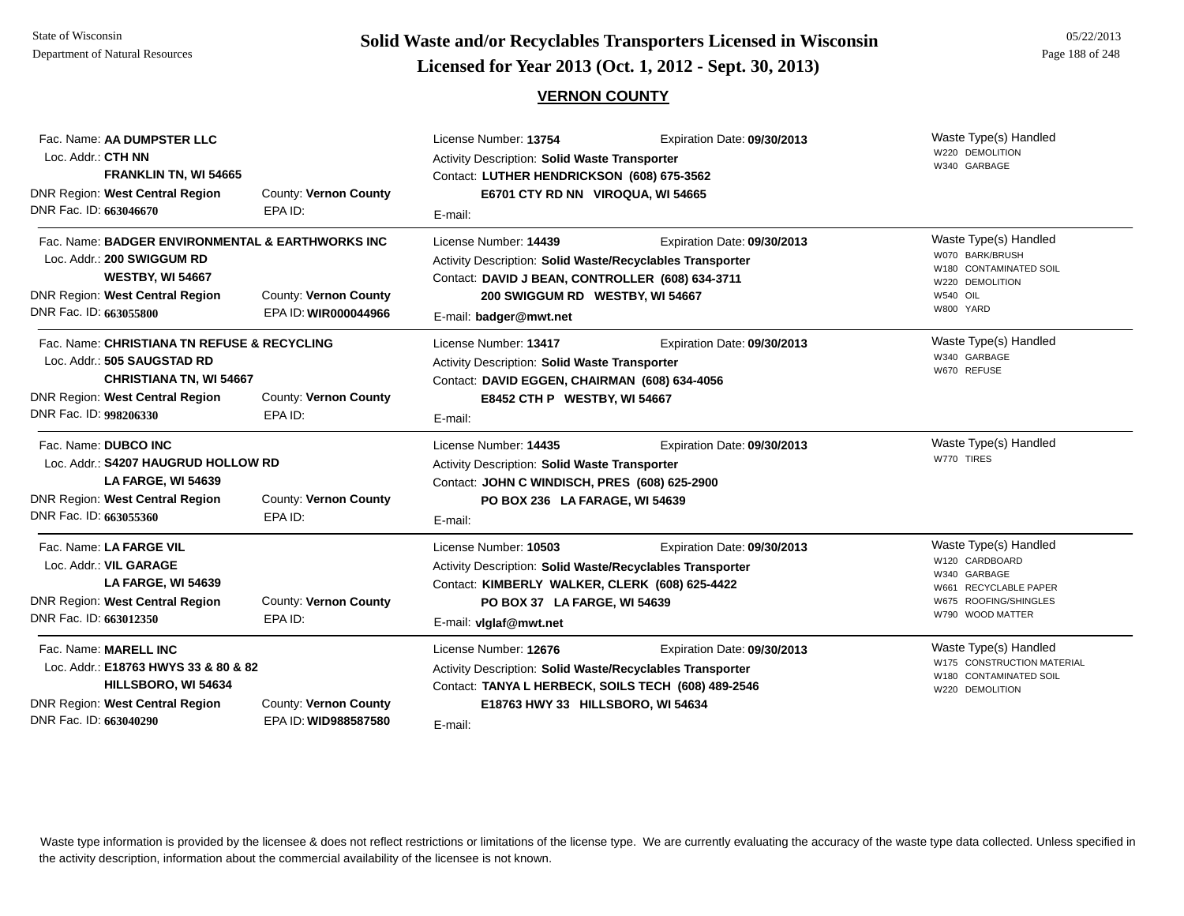State of Wisconsin
Department of Natural Resources

# Solid Waste and/or Recyclables Transporters Licensed in Wisconsin
## Licensed for Year 2013 (Oct. 1, 2012 - Sept. 30, 2013)

### VERNON COUNTY

---

Fac. Name: **AA DUMPSTER LLC**
Loc. Addr.: **CTH NN**
**FRANKLIN TN, WI 54665**
DNR Region: **West Central Region** County: **Vernon County**
DNR Fac. ID: **663046670** EPA ID:

License Number: **13754** Expiration Date: **09/30/2013**
Activity Description: **Solid Waste Transporter**
Contact: **LUTHER HENDRICKSON (608) 675-3562**
**E6701 CTY RD NN VIROQUA, WI 54665**
E-mail:

Waste Type(s) Handled
W220 DEMOLITION
W340 GARBAGE

---

Fac. Name: **BADGER ENVIRONMENTAL & EARTHWORKS INC**
Loc. Addr.: **200 SWIGGUM RD**
**WESTBY, WI 54667**
DNR Region: **West Central Region** County: **Vernon County**
DNR Fac. ID: **663055800** EPA ID: **WIR000044966**

License Number: **14439** Expiration Date: **09/30/2013**
Activity Description: **Solid Waste/Recyclables Transporter**
Contact: **DAVID J BEAN, CONTROLLER (608) 634-3711**
**200 SWIGGUM RD WESTBY, WI 54667**
E-mail: **badger@mwt.net**

Waste Type(s) Handled
W070 BARK/BRUSH
W180 CONTAMINATED SOIL
W220 DEMOLITION
W540 OIL
W800 YARD

---

Fac. Name: **CHRISTIANA TN REFUSE & RECYCLING**
Loc. Addr.: **505 SAUGSTAD RD**
**CHRISTIANA TN, WI 54667**
DNR Region: **West Central Region** County: **Vernon County**
DNR Fac. ID: **998206330** EPA ID:

License Number: **13417** Expiration Date: **09/30/2013**
Activity Description: **Solid Waste Transporter**
Contact: **DAVID EGGEN, CHAIRMAN (608) 634-4056**
**E8452 CTH P WESTBY, WI 54667**
E-mail:

Waste Type(s) Handled
W340 GARBAGE
W670 REFUSE

---

Fac. Name: **DUBCO INC**
Loc. Addr.: **S4207 HAUGRUD HOLLOW RD**
**LA FARGE, WI 54639**
DNR Region: **West Central Region** County: **Vernon County**
DNR Fac. ID: **663055360** EPA ID:

License Number: **14435** Expiration Date: **09/30/2013**
Activity Description: **Solid Waste Transporter**
Contact: **JOHN C WINDISCH, PRES (608) 625-2900**
**PO BOX 236 LA FARAGE, WI 54639**
E-mail:

Waste Type(s) Handled
W770 TIRES

---

Fac. Name: **LA FARGE VIL**
Loc. Addr.: **VIL GARAGE**
**LA FARGE, WI 54639**
DNR Region: **West Central Region** County: **Vernon County**
DNR Fac. ID: **663012350** EPA ID:

License Number: **10503** Expiration Date: **09/30/2013**
Activity Description: **Solid Waste/Recyclables Transporter**
Contact: **KIMBERLY WALKER, CLERK (608) 625-4422**
**PO BOX 37 LA FARGE, WI 54639**
E-mail: **vlglaf@mwt.net**

Waste Type(s) Handled
W120 CARDBOARD
W340 GARBAGE
W661 RECYCLABLE PAPER
W675 ROOFING/SHINGLES
W790 WOOD MATTER

---

Fac. Name: **MARELL INC**
Loc. Addr.: **E18763 HWYS 33 & 80 & 82**
**HILLSBORO, WI 54634**
DNR Region: **West Central Region** County: **Vernon County**
DNR Fac. ID: **663040290** EPA ID: **WID988587580**

License Number: **12676** Expiration Date: **09/30/2013**
Activity Description: **Solid Waste/Recyclables Transporter**
Contact: **TANYA L HERBECK, SOILS TECH (608) 489-2546**
**E18763 HWY 33 HILLSBORO, WI 54634**
E-mail:

Waste Type(s) Handled
W175 CONSTRUCTION MATERIAL
W180 CONTAMINATED SOIL
W220 DEMOLITION

---

Waste type information is provided by the licensee & does not reflect restrictions or limitations of the license type. We are currently evaluating the accuracy of the waste type data collected. Unless specified in the activity description, information about the commercial availability of the licensee is not known.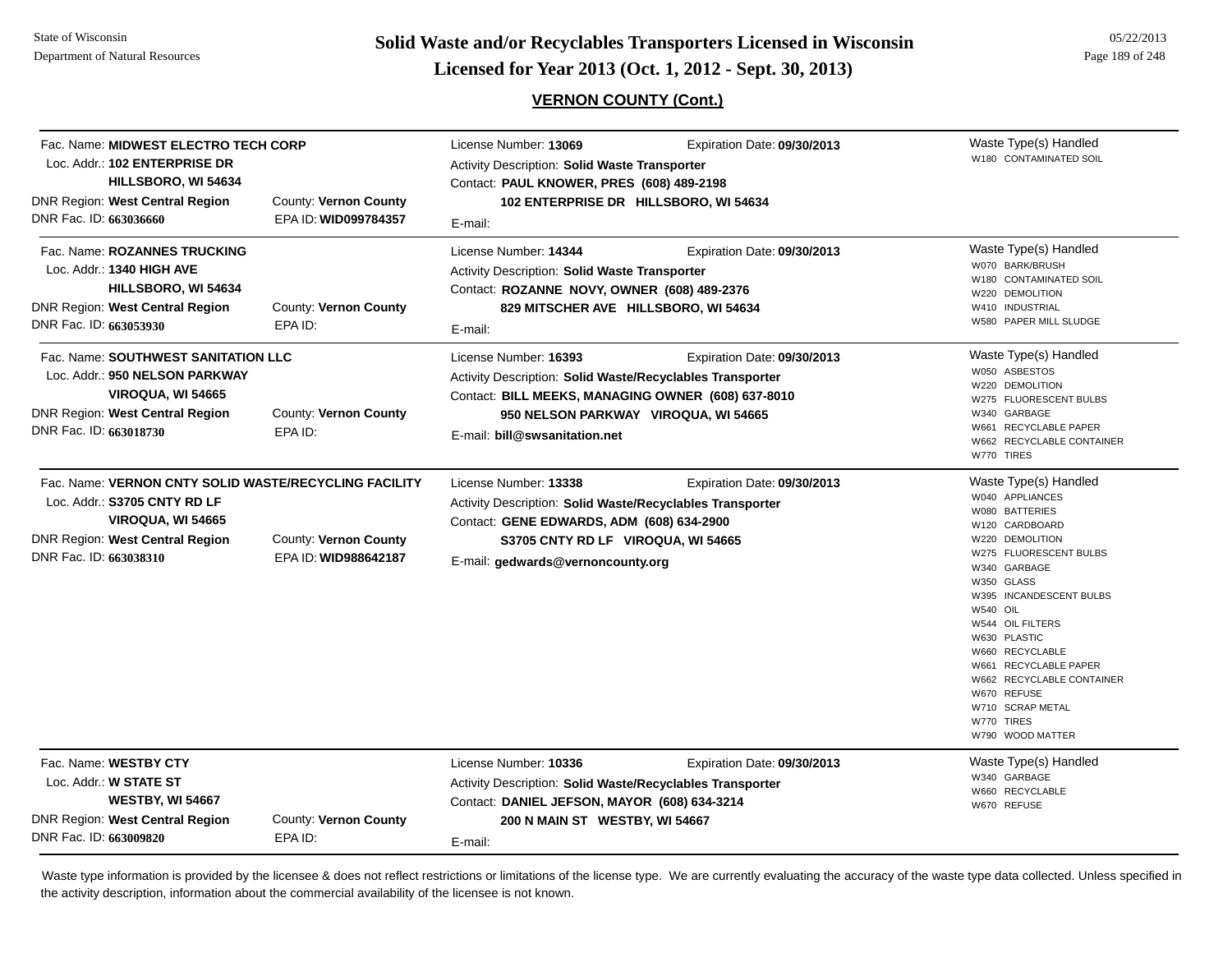## VERNON COUNTY (Cont.)

| Facility | License / Contact | Waste Type(s) Handled |
|---|---|---|
| Fac. Name: **MIDWEST ELECTRO TECH CORP**<br>Loc. Addr.: **102 ENTERPRISE DR**<br>**HILLSBORO, WI 54634**<br>DNR Region: **West Central Region** County: **Vernon County**<br>DNR Fac. ID: **663036660** EPA ID: **WID099784357** | License Number: **13069** Expiration Date: **09/30/2013**<br>Activity Description: **Solid Waste Transporter**<br>Contact: **PAUL KNOWER, PRES (608) 489-2198**<br>**102 ENTERPRISE DR HILLSBORO, WI 54634**<br>E-mail: | W180 CONTAMINATED SOIL |
| Fac. Name: **ROZANNES TRUCKING**<br>Loc. Addr.: **1340 HIGH AVE**<br>**HILLSBORO, WI 54634**<br>DNR Region: **West Central Region** County: **Vernon County**<br>DNR Fac. ID: **663053930** EPA ID: | License Number: **14344** Expiration Date: **09/30/2013**<br>Activity Description: **Solid Waste Transporter**<br>Contact: **ROZANNE NOVY, OWNER (608) 489-2376**<br>**829 MITSCHER AVE HILLSBORO, WI 54634**<br>E-mail: | W070 BARK/BRUSH<br>W180 CONTAMINATED SOIL<br>W220 DEMOLITION<br>W410 INDUSTRIAL<br>W580 PAPER MILL SLUDGE |
| Fac. Name: **SOUTHWEST SANITATION LLC**<br>Loc. Addr.: **950 NELSON PARKWAY**<br>**VIROQUA, WI 54665**<br>DNR Region: **West Central Region** County: **Vernon County**<br>DNR Fac. ID: **663018730** EPA ID: | License Number: **16393** Expiration Date: **09/30/2013**<br>Activity Description: **Solid Waste/Recyclables Transporter**<br>Contact: **BILL MEEKS, MANAGING OWNER (608) 637-8010**<br>**950 NELSON PARKWAY VIROQUA, WI 54665**<br>E-mail: **bill@swsanitation.net** | W050 ASBESTOS<br>W220 DEMOLITION<br>W275 FLUORESCENT BULBS<br>W340 GARBAGE<br>W661 RECYCLABLE PAPER<br>W662 RECYCLABLE CONTAINER<br>W770 TIRES |
| Fac. Name: **VERNON CNTY SOLID WASTE/RECYCLING FACILITY**<br>Loc. Addr.: **S3705 CNTY RD LF**<br>**VIROQUA, WI 54665**<br>DNR Region: **West Central Region** County: **Vernon County**<br>DNR Fac. ID: **663038310** EPA ID: **WID988642187** | License Number: **13338** Expiration Date: **09/30/2013**<br>Activity Description: **Solid Waste/Recyclables Transporter**<br>Contact: **GENE EDWARDS, ADM (608) 634-2900**<br>**S3705 CNTY RD LF VIROQUA, WI 54665**<br>E-mail: **gedwards@vernoncounty.org** | W040 APPLIANCES<br>W080 BATTERIES<br>W120 CARDBOARD<br>W220 DEMOLITION<br>W275 FLUORESCENT BULBS<br>W340 GARBAGE<br>W350 GLASS<br>W395 INCANDESCENT BULBS<br>W540 OIL<br>W544 OIL FILTERS<br>W630 PLASTIC<br>W660 RECYCLABLE<br>W661 RECYCLABLE PAPER<br>W662 RECYCLABLE CONTAINER<br>W670 REFUSE<br>W710 SCRAP METAL<br>W770 TIRES<br>W790 WOOD MATTER |
| Fac. Name: **WESTBY CTY**<br>Loc. Addr.: **W STATE ST**<br>**WESTBY, WI 54667**<br>DNR Region: **West Central Region** County: **Vernon County**<br>DNR Fac. ID: **663009820** EPA ID: | License Number: **10336** Expiration Date: **09/30/2013**<br>Activity Description: **Solid Waste/Recyclables Transporter**<br>Contact: **DANIEL JEFSON, MAYOR (608) 634-3214**<br>**200 N MAIN ST WESTBY, WI 54667**<br>E-mail: | W340 GARBAGE<br>W660 RECYCLABLE<br>W670 REFUSE |

Waste type information is provided by the licensee & does not reflect restrictions or limitations of the license type. We are currently evaluating the accuracy of the waste type data collected. Unless specified in the activity description, information about the commercial availability of the licensee is not known.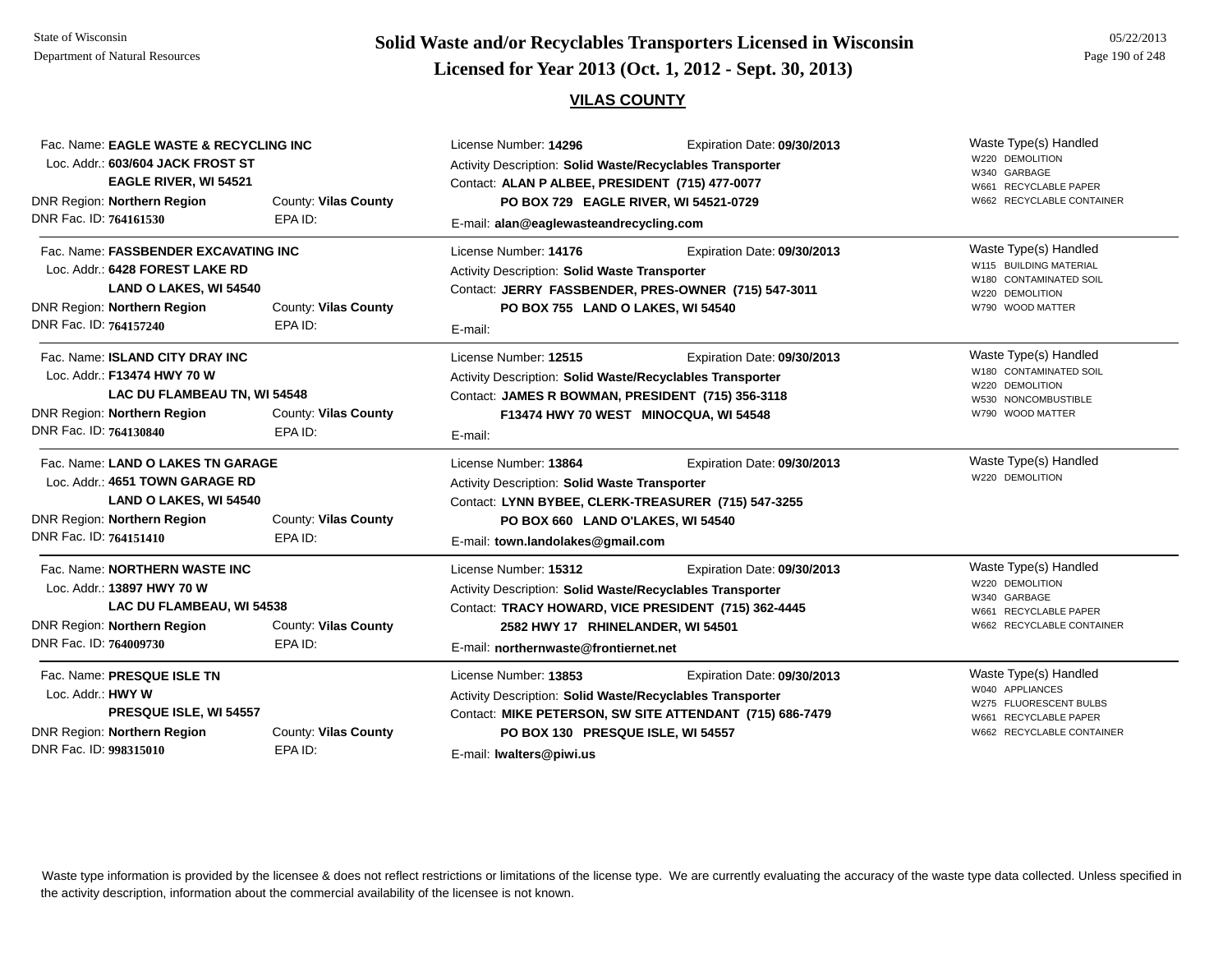# Solid Waste and/or Recyclables Transporters Licensed in Wisconsin

## Licensed for Year 2013 (Oct. 1, 2012 - Sept. 30, 2013)

### VILAS COUNTY

---

Fac. Name: **EAGLE WASTE & RECYCLING INC**
Loc. Addr.: **603/604 JACK FROST ST**
**EAGLE RIVER, WI 54521**
DNR Region: **Northern Region** County: **Vilas County**
DNR Fac. ID: **764161530** EPA ID:

License Number: **14296** Expiration Date: **09/30/2013**
Activity Description: **Solid Waste/Recyclables Transporter**
Contact: **ALAN P ALBEE, PRESIDENT (715) 477-0077**
**PO BOX 729 EAGLE RIVER, WI 54521-0729**
E-mail: **alan@eaglewasteandrecycling.com**

Waste Type(s) Handled
- W220 DEMOLITION
- W340 GARBAGE
- W661 RECYCLABLE PAPER
- W662 RECYCLABLE CONTAINER

---

Fac. Name: **FASSBENDER EXCAVATING INC**
Loc. Addr.: **6428 FOREST LAKE RD**
**LAND O LAKES, WI 54540**
DNR Region: **Northern Region** County: **Vilas County**
DNR Fac. ID: **764157240** EPA ID:

License Number: **14176** Expiration Date: **09/30/2013**
Activity Description: **Solid Waste Transporter**
Contact: **JERRY FASSBENDER, PRES-OWNER (715) 547-3011**
**PO BOX 755 LAND O LAKES, WI 54540**
E-mail:

Waste Type(s) Handled
- W115 BUILDING MATERIAL
- W180 CONTAMINATED SOIL
- W220 DEMOLITION
- W790 WOOD MATTER

---

Fac. Name: **ISLAND CITY DRAY INC**
Loc. Addr.: **F13474 HWY 70 W**
**LAC DU FLAMBEAU TN, WI 54548**
DNR Region: **Northern Region** County: **Vilas County**
DNR Fac. ID: **764130840** EPA ID:

License Number: **12515** Expiration Date: **09/30/2013**
Activity Description: **Solid Waste/Recyclables Transporter**
Contact: **JAMES R BOWMAN, PRESIDENT (715) 356-3118**
**F13474 HWY 70 WEST MINOCQUA, WI 54548**
E-mail:

Waste Type(s) Handled
- W180 CONTAMINATED SOIL
- W220 DEMOLITION
- W530 NONCOMBUSTIBLE
- W790 WOOD MATTER

---

Fac. Name: **LAND O LAKES TN GARAGE**
Loc. Addr.: **4651 TOWN GARAGE RD**
**LAND O LAKES, WI 54540**
DNR Region: **Northern Region** County: **Vilas County**
DNR Fac. ID: **764151410** EPA ID:

License Number: **13864** Expiration Date: **09/30/2013**
Activity Description: **Solid Waste Transporter**
Contact: **LYNN BYBEE, CLERK-TREASURER (715) 547-3255**
**PO BOX 660 LAND O'LAKES, WI 54540**
E-mail: **town.landolakes@gmail.com**

Waste Type(s) Handled
- W220 DEMOLITION

---

Fac. Name: **NORTHERN WASTE INC**
Loc. Addr.: **13897 HWY 70 W**
**LAC DU FLAMBEAU, WI 54538**
DNR Region: **Northern Region** County: **Vilas County**
DNR Fac. ID: **764009730** EPA ID:

License Number: **15312** Expiration Date: **09/30/2013**
Activity Description: **Solid Waste/Recyclables Transporter**
Contact: **TRACY HOWARD, VICE PRESIDENT (715) 362-4445**
**2582 HWY 17 RHINELANDER, WI 54501**
E-mail: **northernwaste@frontiernet.net**

Waste Type(s) Handled
- W220 DEMOLITION
- W340 GARBAGE
- W661 RECYCLABLE PAPER
- W662 RECYCLABLE CONTAINER

---

Fac. Name: **PRESQUE ISLE TN**
Loc. Addr.: **HWY W**
**PRESQUE ISLE, WI 54557**
DNR Region: **Northern Region** County: **Vilas County**
DNR Fac. ID: **998315010** EPA ID:

License Number: **13853** Expiration Date: **09/30/2013**
Activity Description: **Solid Waste/Recyclables Transporter**
Contact: **MIKE PETERSON, SW SITE ATTENDANT (715) 686-7479**
**PO BOX 130 PRESQUE ISLE, WI 54557**
E-mail: **lwalters@piwi.us**

Waste Type(s) Handled
- W040 APPLIANCES
- W275 FLUORESCENT BULBS
- W661 RECYCLABLE PAPER
- W662 RECYCLABLE CONTAINER

---

Waste type information is provided by the licensee & does not reflect restrictions or limitations of the license type. We are currently evaluating the accuracy of the waste type data collected. Unless specified in the activity description, information about the commercial availability of the licensee is not known.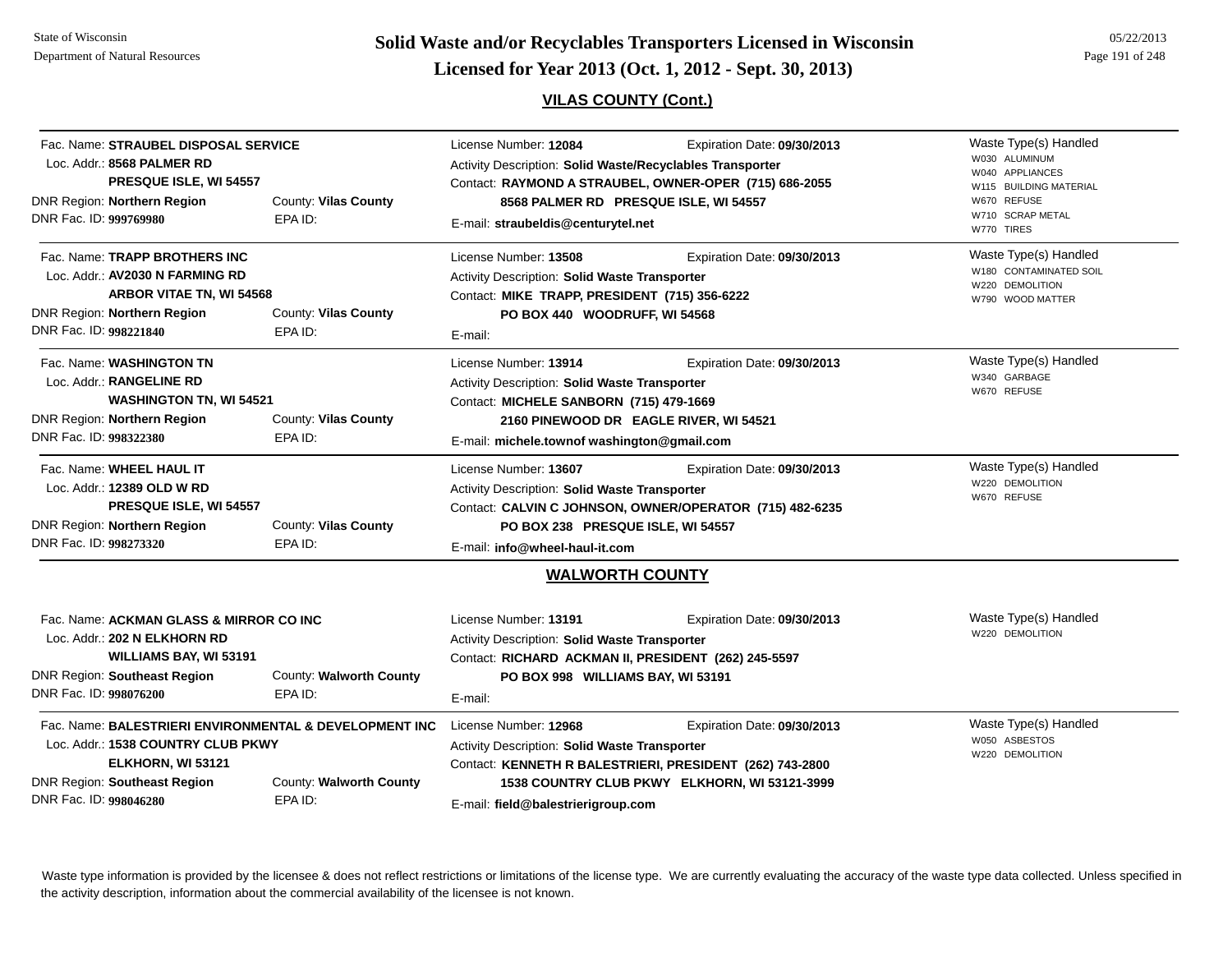## VILAS COUNTY (Cont.)

**Fac. Name:** STRAUBEL DISPOSAL SERVICE
**Loc. Addr.:** 8568 PALMER RD, PRESQUE ISLE, WI 54557
**DNR Region:** Northern Region | **County:** Vilas County
**DNR Fac. ID:** 999769980 | **EPA ID:**
**License Number:** 12084 | **Expiration Date:** 09/30/2013
**Activity Description:** Solid Waste/Recyclables Transporter
**Contact:** RAYMOND A STRAUBEL, OWNER-OPER (715) 686-2055, 8568 PALMER RD PRESQUE ISLE, WI 54557
**E-mail:** straubeldis@centurytel.net
**Waste Type(s) Handled:** W030 ALUMINUM; W040 APPLIANCES; W115 BUILDING MATERIAL; W670 REFUSE; W710 SCRAP METAL; W770 TIRES

---

**Fac. Name:** TRAPP BROTHERS INC
**Loc. Addr.:** AV2030 N FARMING RD, ARBOR VITAE TN, WI 54568
**DNR Region:** Northern Region | **County:** Vilas County
**DNR Fac. ID:** 998221840 | **EPA ID:**
**License Number:** 13508 | **Expiration Date:** 09/30/2013
**Activity Description:** Solid Waste Transporter
**Contact:** MIKE TRAPP, PRESIDENT (715) 356-6222, PO BOX 440 WOODRUFF, WI 54568
**E-mail:**
**Waste Type(s) Handled:** W180 CONTAMINATED SOIL; W220 DEMOLITION; W790 WOOD MATTER

---

**Fac. Name:** WASHINGTON TN
**Loc. Addr.:** RANGELINE RD, WASHINGTON TN, WI 54521
**DNR Region:** Northern Region | **County:** Vilas County
**DNR Fac. ID:** 998322380 | **EPA ID:**
**License Number:** 13914 | **Expiration Date:** 09/30/2013
**Activity Description:** Solid Waste Transporter
**Contact:** MICHELE SANBORN (715) 479-1669, 2160 PINEWOOD DR EAGLE RIVER, WI 54521
**E-mail:** michele.townof washington@gmail.com
**Waste Type(s) Handled:** W340 GARBAGE; W670 REFUSE

---

**Fac. Name:** WHEEL HAUL IT
**Loc. Addr.:** 12389 OLD W RD, PRESQUE ISLE, WI 54557
**DNR Region:** Northern Region | **County:** Vilas County
**DNR Fac. ID:** 998273320 | **EPA ID:**
**License Number:** 13607 | **Expiration Date:** 09/30/2013
**Activity Description:** Solid Waste Transporter
**Contact:** CALVIN C JOHNSON, OWNER/OPERATOR (715) 482-6235, PO BOX 238 PRESQUE ISLE, WI 54557
**E-mail:** info@wheel-haul-it.com
**Waste Type(s) Handled:** W220 DEMOLITION; W670 REFUSE

## WALWORTH COUNTY

**Fac. Name:** ACKMAN GLASS & MIRROR CO INC
**Loc. Addr.:** 202 N ELKHORN RD, WILLIAMS BAY, WI 53191
**DNR Region:** Southeast Region | **County:** Walworth County
**DNR Fac. ID:** 998076200 | **EPA ID:**
**License Number:** 13191 | **Expiration Date:** 09/30/2013
**Activity Description:** Solid Waste Transporter
**Contact:** RICHARD ACKMAN II, PRESIDENT (262) 245-5597, PO BOX 998 WILLIAMS BAY, WI 53191
**E-mail:**
**Waste Type(s) Handled:** W220 DEMOLITION

---

**Fac. Name:** BALESTRIERI ENVIRONMENTAL & DEVELOPMENT INC
**Loc. Addr.:** 1538 COUNTRY CLUB PKWY, ELKHORN, WI 53121
**DNR Region:** Southeast Region | **County:** Walworth County
**DNR Fac. ID:** 998046280 | **EPA ID:**
**License Number:** 12968 | **Expiration Date:** 09/30/2013
**Activity Description:** Solid Waste Transporter
**Contact:** KENNETH R BALESTRIERI, PRESIDENT (262) 743-2800, 1538 COUNTRY CLUB PKWY ELKHORN, WI 53121-3999
**E-mail:** field@balestrierigroup.com
**Waste Type(s) Handled:** W050 ASBESTOS; W220 DEMOLITION

---

Waste type information is provided by the licensee & does not reflect restrictions or limitations of the license type. We are currently evaluating the accuracy of the waste type data collected. Unless specified in the activity description, information about the commercial availability of the licensee is not known.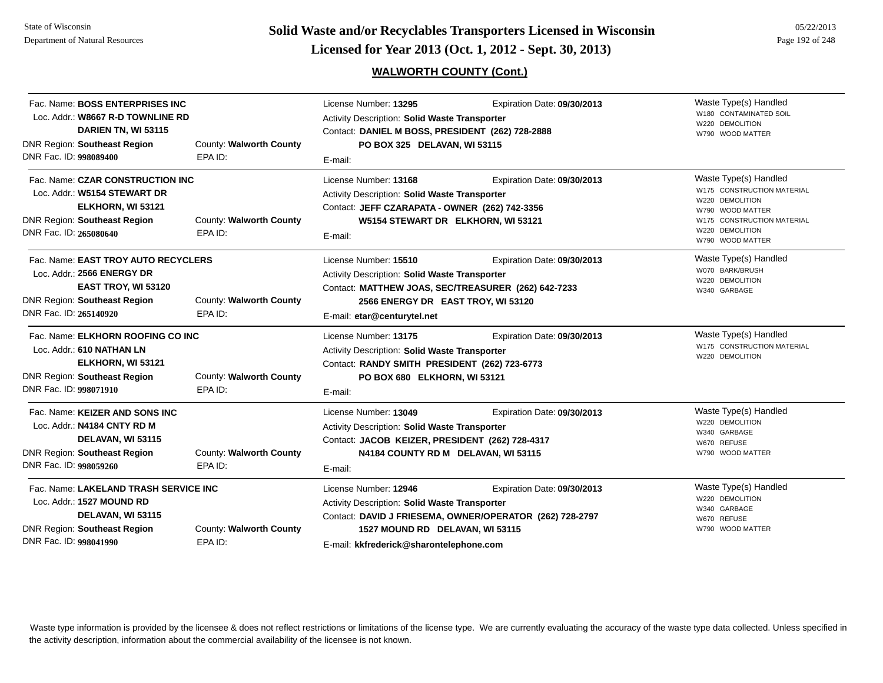## WALWORTH COUNTY (Cont.)

**Fac. Name:** BOSS ENTERPRISES INC
**Loc. Addr.:** W8667 R-D TOWNLINE RD, DARIEN TN, WI 53115
**DNR Region:** Southeast Region | **County:** Walworth County
**DNR Fac. ID:** 998089400 | **EPA ID:**
**License Number:** 13295 | **Expiration Date:** 09/30/2013
**Activity Description:** Solid Waste Transporter
**Contact:** DANIEL M BOSS, PRESIDENT (262) 728-2888, PO BOX 325 DELAVAN, WI 53115
**E-mail:**
**Waste Type(s) Handled:**
- W180 CONTAMINATED SOIL
- W220 DEMOLITION
- W790 WOOD MATTER

---

**Fac. Name:** CZAR CONSTRUCTION INC
**Loc. Addr.:** W5154 STEWART DR, ELKHORN, WI 53121
**DNR Region:** Southeast Region | **County:** Walworth County
**DNR Fac. ID:** 265080640 | **EPA ID:**
**License Number:** 13168 | **Expiration Date:** 09/30/2013
**Activity Description:** Solid Waste Transporter
**Contact:** JEFF CZARAPATA - OWNER (262) 742-3356, W5154 STEWART DR ELKHORN, WI 53121
**E-mail:**
**Waste Type(s) Handled:**
- W175 CONSTRUCTION MATERIAL
- W220 DEMOLITION
- W790 WOOD MATTER
- W175 CONSTRUCTION MATERIAL
- W220 DEMOLITION
- W790 WOOD MATTER

---

**Fac. Name:** EAST TROY AUTO RECYCLERS
**Loc. Addr.:** 2566 ENERGY DR, EAST TROY, WI 53120
**DNR Region:** Southeast Region | **County:** Walworth County
**DNR Fac. ID:** 265140920 | **EPA ID:**
**License Number:** 15510 | **Expiration Date:** 09/30/2013
**Activity Description:** Solid Waste Transporter
**Contact:** MATTHEW JOAS, SEC/TREASURER (262) 642-7233, 2566 ENERGY DR EAST TROY, WI 53120
**E-mail:** etar@centurytel.net
**Waste Type(s) Handled:**
- W070 BARK/BRUSH
- W220 DEMOLITION
- W340 GARBAGE

---

**Fac. Name:** ELKHORN ROOFING CO INC
**Loc. Addr.:** 610 NATHAN LN, ELKHORN, WI 53121
**DNR Region:** Southeast Region | **County:** Walworth County
**DNR Fac. ID:** 998071910 | **EPA ID:**
**License Number:** 13175 | **Expiration Date:** 09/30/2013
**Activity Description:** Solid Waste Transporter
**Contact:** RANDY SMITH PRESIDENT (262) 723-6773, PO BOX 680 ELKHORN, WI 53121
**E-mail:**
**Waste Type(s) Handled:**
- W175 CONSTRUCTION MATERIAL
- W220 DEMOLITION

---

**Fac. Name:** KEIZER AND SONS INC
**Loc. Addr.:** N4184 CNTY RD M, DELAVAN, WI 53115
**DNR Region:** Southeast Region | **County:** Walworth County
**DNR Fac. ID:** 998059260 | **EPA ID:**
**License Number:** 13049 | **Expiration Date:** 09/30/2013
**Activity Description:** Solid Waste Transporter
**Contact:** JACOB KEIZER, PRESIDENT (262) 728-4317, N4184 COUNTY RD M DELAVAN, WI 53115
**E-mail:**
**Waste Type(s) Handled:**
- W220 DEMOLITION
- W340 GARBAGE
- W670 REFUSE
- W790 WOOD MATTER

---

**Fac. Name:** LAKELAND TRASH SERVICE INC
**Loc. Addr.:** 1527 MOUND RD, DELAVAN, WI 53115
**DNR Region:** Southeast Region | **County:** Walworth County
**DNR Fac. ID:** 998041990 | **EPA ID:**
**License Number:** 12946 | **Expiration Date:** 09/30/2013
**Activity Description:** Solid Waste Transporter
**Contact:** DAVID J FRIESEMA, OWNER/OPERATOR (262) 728-2797, 1527 MOUND RD DELAVAN, WI 53115
**E-mail:** kkfrederick@sharontelephone.com
**Waste Type(s) Handled:**
- W220 DEMOLITION
- W340 GARBAGE
- W670 REFUSE
- W790 WOOD MATTER

---

Waste type information is provided by the licensee & does not reflect restrictions or limitations of the license type. We are currently evaluating the accuracy of the waste type data collected. Unless specified in the activity description, information about the commercial availability of the licensee is not known.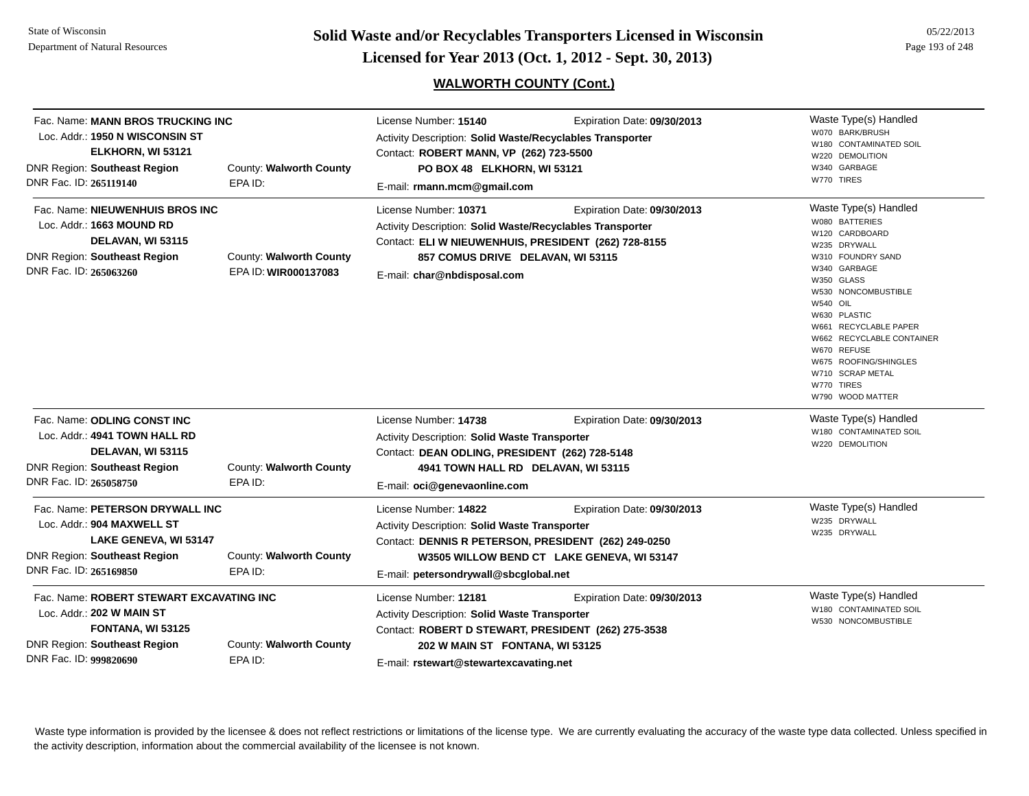## WALWORTH COUNTY (Cont.)

**Fac. Name:** MANN BROS TRUCKING INC
**Loc. Addr.:** 1950 N WISCONSIN ST
ELKHORN, WI 53121
**DNR Region:** Southeast Region | **County:** Walworth County
**DNR Fac. ID:** 265119140 | **EPA ID:**

License Number: **15140** | Expiration Date: **09/30/2013**
Activity Description: **Solid Waste/Recyclables Transporter**
Contact: **ROBERT MANN, VP (262) 723-5500**
**PO BOX 48 ELKHORN, WI 53121**
E-mail: **rmann.mcm@gmail.com**

Waste Type(s) Handled
- W070 BARK/BRUSH
- W180 CONTAMINATED SOIL
- W220 DEMOLITION
- W340 GARBAGE
- W770 TIRES

---

**Fac. Name:** NIEUWENHUIS BROS INC
**Loc. Addr.:** 1663 MOUND RD
DELAVAN, WI 53115
**DNR Region:** Southeast Region | **County:** Walworth County
**DNR Fac. ID:** 265063260 | **EPA ID:** WIR000137083

License Number: **10371** | Expiration Date: **09/30/2013**
Activity Description: **Solid Waste/Recyclables Transporter**
Contact: **ELI W NIEUWENHUIS, PRESIDENT (262) 728-8155**
**857 COMUS DRIVE DELAVAN, WI 53115**
E-mail: **char@nbdisposal.com**

Waste Type(s) Handled
- W080 BATTERIES
- W120 CARDBOARD
- W235 DRYWALL
- W310 FOUNDRY SAND
- W340 GARBAGE
- W350 GLASS
- W530 NONCOMBUSTIBLE
- W540 OIL
- W630 PLASTIC
- W661 RECYCLABLE PAPER
- W662 RECYCLABLE CONTAINER
- W670 REFUSE
- W675 ROOFING/SHINGLES
- W710 SCRAP METAL
- W770 TIRES
- W790 WOOD MATTER

---

**Fac. Name:** ODLING CONST INC
**Loc. Addr.:** 4941 TOWN HALL RD
DELAVAN, WI 53115
**DNR Region:** Southeast Region | **County:** Walworth County
**DNR Fac. ID:** 265058750 | **EPA ID:**

License Number: **14738** | Expiration Date: **09/30/2013**
Activity Description: **Solid Waste Transporter**
Contact: **DEAN ODLING, PRESIDENT (262) 728-5148**
**4941 TOWN HALL RD DELAVAN, WI 53115**
E-mail: **oci@genevaonline.com**

Waste Type(s) Handled
- W180 CONTAMINATED SOIL
- W220 DEMOLITION

---

**Fac. Name:** PETERSON DRYWALL INC
**Loc. Addr.:** 904 MAXWELL ST
LAKE GENEVA, WI 53147
**DNR Region:** Southeast Region | **County:** Walworth County
**DNR Fac. ID:** 265169850 | **EPA ID:**

License Number: **14822** | Expiration Date: **09/30/2013**
Activity Description: **Solid Waste Transporter**
Contact: **DENNIS R PETERSON, PRESIDENT (262) 249-0250**
**W3505 WILLOW BEND CT LAKE GENEVA, WI 53147**
E-mail: **petersondrywall@sbcglobal.net**

Waste Type(s) Handled
- W235 DRYWALL
- W235 DRYWALL

---

**Fac. Name:** ROBERT STEWART EXCAVATING INC
**Loc. Addr.:** 202 W MAIN ST
FONTANA, WI 53125
**DNR Region:** Southeast Region | **County:** Walworth County
**DNR Fac. ID:** 999820690 | **EPA ID:**

License Number: **12181** | Expiration Date: **09/30/2013**
Activity Description: **Solid Waste Transporter**
Contact: **ROBERT D STEWART, PRESIDENT (262) 275-3538**
**202 W MAIN ST FONTANA, WI 53125**
E-mail: **rstewart@stewartexcavating.net**

Waste Type(s) Handled
- W180 CONTAMINATED SOIL
- W530 NONCOMBUSTIBLE

---

Waste type information is provided by the licensee & does not reflect restrictions or limitations of the license type. We are currently evaluating the accuracy of the waste type data collected. Unless specified in the activity description, information about the commercial availability of the licensee is not known.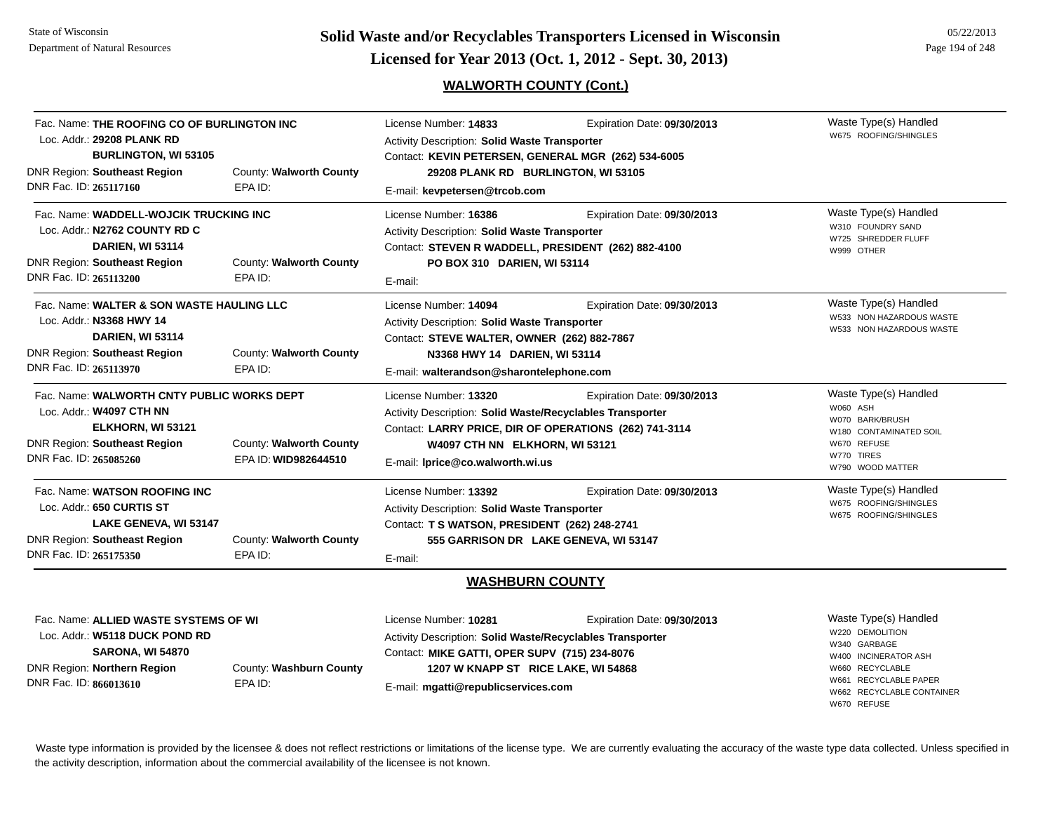## WALWORTH COUNTY (Cont.)

**Fac. Name:** THE ROOFING CO OF BURLINGTON INC
**Loc. Addr.:** 29208 PLANK RD
BURLINGTON, WI 53105
**DNR Region:** Southeast Region | **County:** Walworth County
**DNR Fac. ID:** 265117160 | **EPA ID:**

**License Number:** 14833 | **Expiration Date:** 09/30/2013
**Activity Description:** Solid Waste Transporter
**Contact:** KEVIN PETERSEN, GENERAL MGR (262) 534-6005
29208 PLANK RD BURLINGTON, WI 53105
**E-mail:** kevpetersen@trcob.com

**Waste Type(s) Handled**
- W675 ROOFING/SHINGLES

---

**Fac. Name:** WADDELL-WOJCIK TRUCKING INC
**Loc. Addr.:** N2762 COUNTY RD C
DARIEN, WI 53114
**DNR Region:** Southeast Region | **County:** Walworth County
**DNR Fac. ID:** 265113200 | **EPA ID:**

**License Number:** 16386 | **Expiration Date:** 09/30/2013
**Activity Description:** Solid Waste Transporter
**Contact:** STEVEN R WADDELL, PRESIDENT (262) 882-4100
PO BOX 310 DARIEN, WI 53114
**E-mail:**

**Waste Type(s) Handled**
- W310 FOUNDRY SAND
- W725 SHREDDER FLUFF
- W999 OTHER

---

**Fac. Name:** WALTER & SON WASTE HAULING LLC
**Loc. Addr.:** N3368 HWY 14
DARIEN, WI 53114
**DNR Region:** Southeast Region | **County:** Walworth County
**DNR Fac. ID:** 265113970 | **EPA ID:**

**License Number:** 14094 | **Expiration Date:** 09/30/2013
**Activity Description:** Solid Waste Transporter
**Contact:** STEVE WALTER, OWNER (262) 882-7867
N3368 HWY 14 DARIEN, WI 53114
**E-mail:** walterandson@sharontelephone.com

**Waste Type(s) Handled**
- W533 NON HAZARDOUS WASTE
- W533 NON HAZARDOUS WASTE

---

**Fac. Name:** WALWORTH CNTY PUBLIC WORKS DEPT
**Loc. Addr.:** W4097 CTH NN
ELKHORN, WI 53121
**DNR Region:** Southeast Region | **County:** Walworth County
**DNR Fac. ID:** 265085260 | **EPA ID:** WID982644510

**License Number:** 13320 | **Expiration Date:** 09/30/2013
**Activity Description:** Solid Waste/Recyclables Transporter
**Contact:** LARRY PRICE, DIR OF OPERATIONS (262) 741-3114
W4097 CTH NN ELKHORN, WI 53121
**E-mail:** lprice@co.walworth.wi.us

**Waste Type(s) Handled**
- W060 ASH
- W070 BARK/BRUSH
- W180 CONTAMINATED SOIL
- W670 REFUSE
- W770 TIRES
- W790 WOOD MATTER

---

**Fac. Name:** WATSON ROOFING INC
**Loc. Addr.:** 650 CURTIS ST
LAKE GENEVA, WI 53147
**DNR Region:** Southeast Region | **County:** Walworth County
**DNR Fac. ID:** 265175350 | **EPA ID:**

**License Number:** 13392 | **Expiration Date:** 09/30/2013
**Activity Description:** Solid Waste Transporter
**Contact:** T S WATSON, PRESIDENT (262) 248-2741
555 GARRISON DR LAKE GENEVA, WI 53147
**E-mail:**

**Waste Type(s) Handled**
- W675 ROOFING/SHINGLES
- W675 ROOFING/SHINGLES

---

## WASHBURN COUNTY

**Fac. Name:** ALLIED WASTE SYSTEMS OF WI
**Loc. Addr.:** W5118 DUCK POND RD
SARONA, WI 54870
**DNR Region:** Northern Region | **County:** Washburn County
**DNR Fac. ID:** 866013610 | **EPA ID:**

**License Number:** 10281 | **Expiration Date:** 09/30/2013
**Activity Description:** Solid Waste/Recyclables Transporter
**Contact:** MIKE GATTI, OPER SUPV (715) 234-8076
1207 W KNAPP ST RICE LAKE, WI 54868
**E-mail:** mgatti@republicservices.com

**Waste Type(s) Handled**
- W220 DEMOLITION
- W340 GARBAGE
- W400 INCINERATOR ASH
- W660 RECYCLABLE
- W661 RECYCLABLE PAPER
- W662 RECYCLABLE CONTAINER
- W670 REFUSE

---

Waste type information is provided by the licensee & does not reflect restrictions or limitations of the license type. We are currently evaluating the accuracy of the waste type data collected. Unless specified in the activity description, information about the commercial availability of the licensee is not known.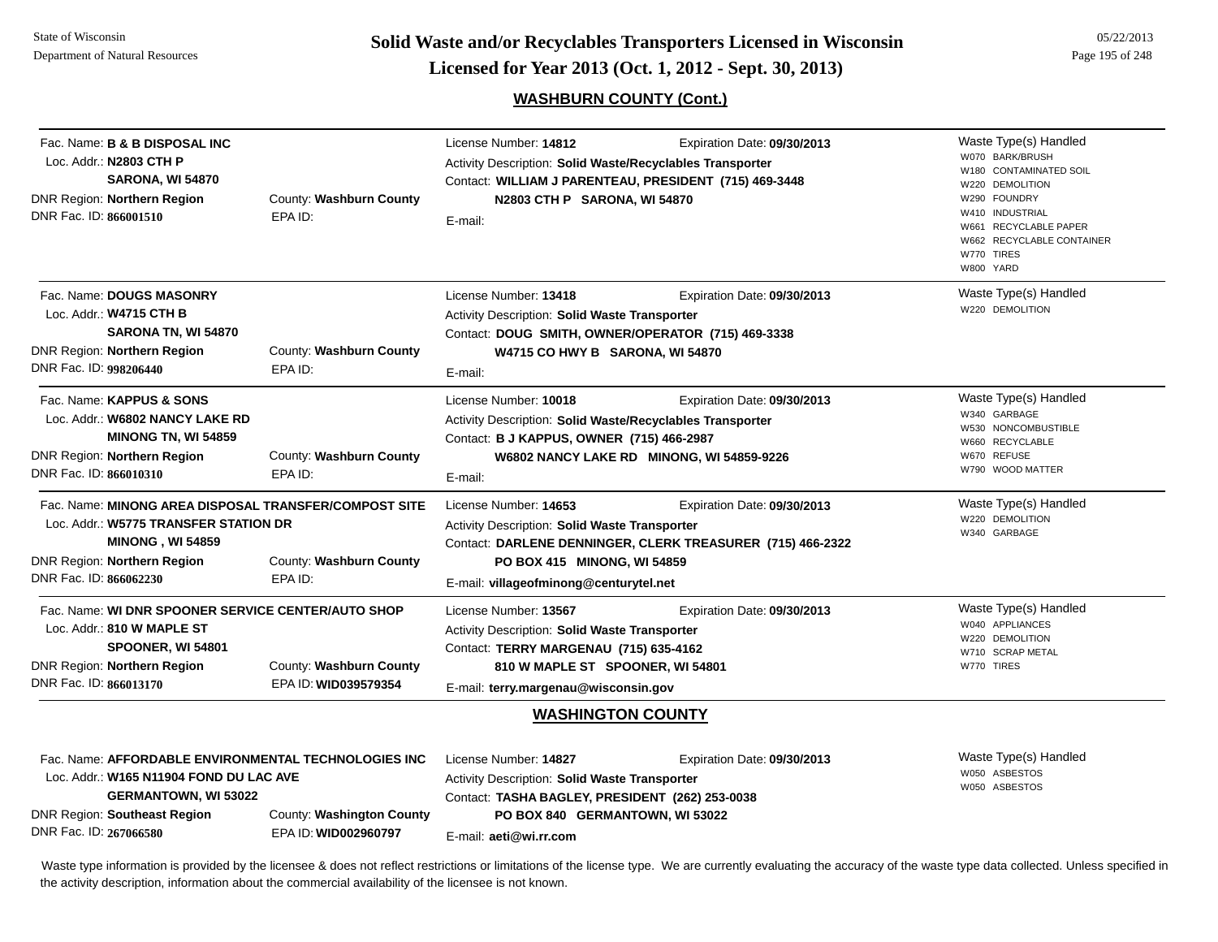## WASHBURN COUNTY (Cont.)

Fac. Name: **B & B DISPOSAL INC**
Loc. Addr.: **N2803 CTH P**
**SARONA, WI 54870**
DNR Region: **Northern Region** County: **Washburn County**
DNR Fac. ID: **866001510** EPA ID:

License Number: **14812** Expiration Date: **09/30/2013**
Activity Description: **Solid Waste/Recyclables Transporter**
Contact: **WILLIAM J PARENTEAU, PRESIDENT (715) 469-3448**
**N2803 CTH P SARONA, WI 54870**
E-mail:

Waste Type(s) Handled
- W070 BARK/BRUSH
- W180 CONTAMINATED SOIL
- W220 DEMOLITION
- W290 FOUNDRY
- W410 INDUSTRIAL
- W661 RECYCLABLE PAPER
- W662 RECYCLABLE CONTAINER
- W770 TIRES
- W800 YARD

---

Fac. Name: **DOUGS MASONRY**
Loc. Addr.: **W4715 CTH B**
**SARONA TN, WI 54870**
DNR Region: **Northern Region** County: **Washburn County**
DNR Fac. ID: **998206440** EPA ID:

License Number: **13418** Expiration Date: **09/30/2013**
Activity Description: **Solid Waste Transporter**
Contact: **DOUG SMITH, OWNER/OPERATOR (715) 469-3338**
**W4715 CO HWY B SARONA, WI 54870**
E-mail:

Waste Type(s) Handled
- W220 DEMOLITION

---

Fac. Name: **KAPPUS & SONS**
Loc. Addr.: **W6802 NANCY LAKE RD**
**MINONG TN, WI 54859**
DNR Region: **Northern Region** County: **Washburn County**
DNR Fac. ID: **866010310** EPA ID:

License Number: **10018** Expiration Date: **09/30/2013**
Activity Description: **Solid Waste/Recyclables Transporter**
Contact: **B J KAPPUS, OWNER (715) 466-2987**
**W6802 NANCY LAKE RD MINONG, WI 54859-9226**
E-mail:

Waste Type(s) Handled
- W340 GARBAGE
- W530 NONCOMBUSTIBLE
- W660 RECYCLABLE
- W670 REFUSE
- W790 WOOD MATTER

---

Fac. Name: **MINONG AREA DISPOSAL TRANSFER/COMPOST SITE**
Loc. Addr.: **W5775 TRANSFER STATION DR**
**MINONG , WI 54859**
DNR Region: **Northern Region** County: **Washburn County**
DNR Fac. ID: **866062230** EPA ID:

License Number: **14653** Expiration Date: **09/30/2013**
Activity Description: **Solid Waste Transporter**
Contact: **DARLENE DENNINGER, CLERK TREASURER (715) 466-2322**
**PO BOX 415 MINONG, WI 54859**
E-mail: **villageofminong@centurytel.net**

Waste Type(s) Handled
- W220 DEMOLITION
- W340 GARBAGE

---

Fac. Name: **WI DNR SPOONER SERVICE CENTER/AUTO SHOP**
Loc. Addr.: **810 W MAPLE ST**
**SPOONER, WI 54801**
DNR Region: **Northern Region** County: **Washburn County**
DNR Fac. ID: **866013170** EPA ID: **WID039579354**

License Number: **13567** Expiration Date: **09/30/2013**
Activity Description: **Solid Waste Transporter**
Contact: **TERRY MARGENAU (715) 635-4162**
**810 W MAPLE ST SPOONER, WI 54801**
E-mail: **terry.margenau@wisconsin.gov**

Waste Type(s) Handled
- W040 APPLIANCES
- W220 DEMOLITION
- W710 SCRAP METAL
- W770 TIRES

## WASHINGTON COUNTY

Fac. Name: **AFFORDABLE ENVIRONMENTAL TECHNOLOGIES INC**
Loc. Addr.: **W165 N11904 FOND DU LAC AVE**
**GERMANTOWN, WI 53022**
DNR Region: **Southeast Region** County: **Washington County**
DNR Fac. ID: **267066580** EPA ID: **WID002960797**

License Number: **14827** Expiration Date: **09/30/2013**
Activity Description: **Solid Waste Transporter**
Contact: **TASHA BAGLEY, PRESIDENT (262) 253-0038**
**PO BOX 840 GERMANTOWN, WI 53022**
E-mail: **aeti@wi.rr.com**

Waste Type(s) Handled
- W050 ASBESTOS
- W050 ASBESTOS

---

Waste type information is provided by the licensee & does not reflect restrictions or limitations of the license type. We are currently evaluating the accuracy of the waste type data collected. Unless specified in the activity description, information about the commercial availability of the licensee is not known.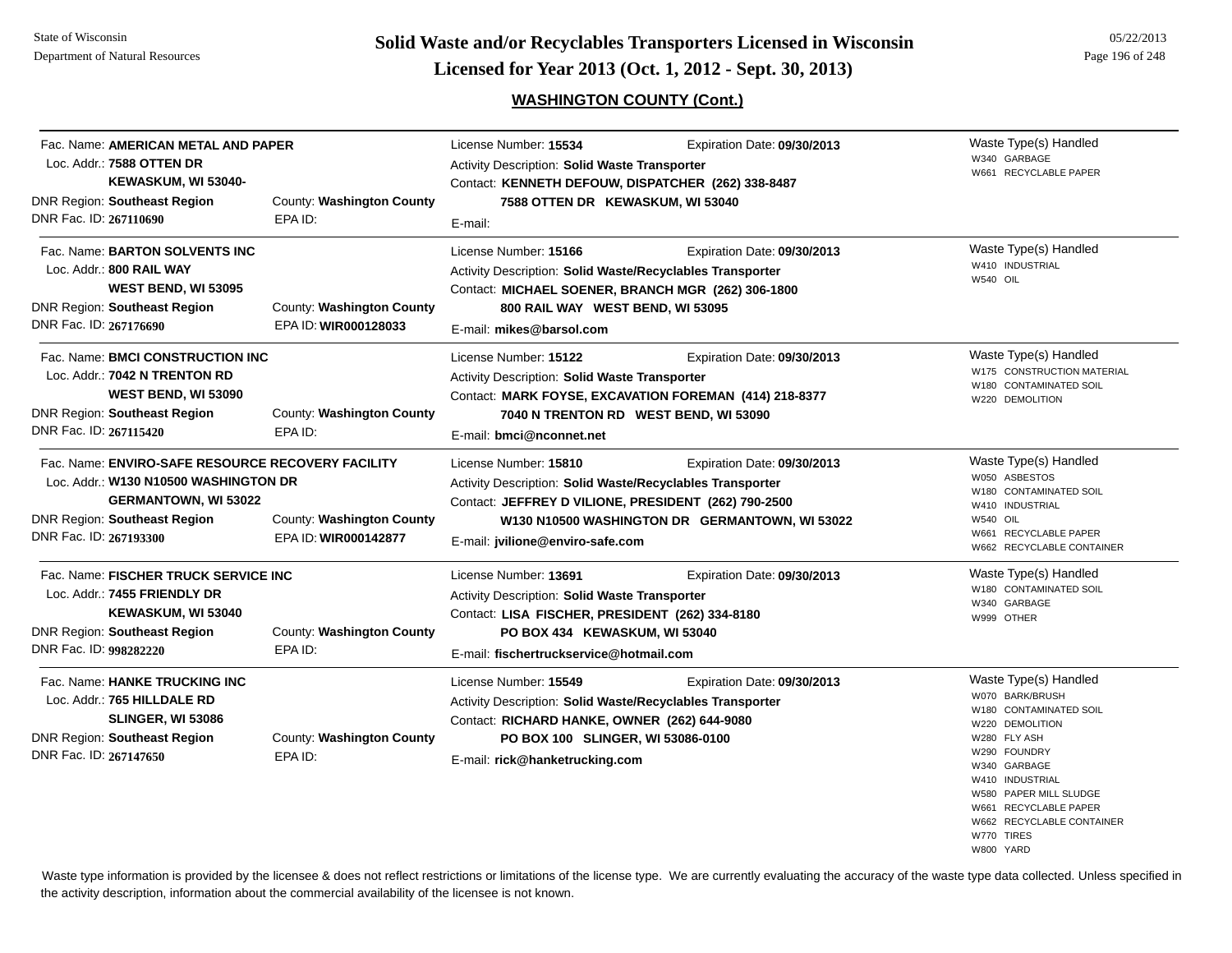State of Wisconsin
Department of Natural Resources

# Solid Waste and/or Recyclables Transporters Licensed in Wisconsin
## Licensed for Year 2013 (Oct. 1, 2012 - Sept. 30, 2013)

05/22/2013

### WASHINGTON COUNTY (Cont.)

---

Fac. Name: **AMERICAN METAL AND PAPER**
Loc. Addr.: **7588 OTTEN DR**
**KEWASKUM, WI 53040-**
DNR Region: **Southeast Region** County: **Washington County**
DNR Fac. ID: **267110690** EPA ID:

License Number: **15534** Expiration Date: **09/30/2013**
Activity Description: **Solid Waste Transporter**
Contact: **KENNETH DEFOUW, DISPATCHER (262) 338-8487**
**7588 OTTEN DR KEWASKUM, WI 53040**
E-mail:

Waste Type(s) Handled
- W340 GARBAGE
- W661 RECYCLABLE PAPER

---

Fac. Name: **BARTON SOLVENTS INC**
Loc. Addr.: **800 RAIL WAY**
**WEST BEND, WI 53095**
DNR Region: **Southeast Region** County: **Washington County**
DNR Fac. ID: **267176690** EPA ID: **WIR000128033**

License Number: **15166** Expiration Date: **09/30/2013**
Activity Description: **Solid Waste/Recyclables Transporter**
Contact: **MICHAEL SOENER, BRANCH MGR (262) 306-1800**
**800 RAIL WAY WEST BEND, WI 53095**
E-mail: **mikes@barsol.com**

Waste Type(s) Handled
- W410 INDUSTRIAL
- W540 OIL

---

Fac. Name: **BMCI CONSTRUCTION INC**
Loc. Addr.: **7042 N TRENTON RD**
**WEST BEND, WI 53090**
DNR Region: **Southeast Region** County: **Washington County**
DNR Fac. ID: **267115420** EPA ID:

License Number: **15122** Expiration Date: **09/30/2013**
Activity Description: **Solid Waste Transporter**
Contact: **MARK FOYSE, EXCAVATION FOREMAN (414) 218-8377**
**7040 N TRENTON RD WEST BEND, WI 53090**
E-mail: **bmci@nconnet.net**

Waste Type(s) Handled
- W175 CONSTRUCTION MATERIAL
- W180 CONTAMINATED SOIL
- W220 DEMOLITION

---

Fac. Name: **ENVIRO-SAFE RESOURCE RECOVERY FACILITY**
Loc. Addr.: **W130 N10500 WASHINGTON DR**
**GERMANTOWN, WI 53022**
DNR Region: **Southeast Region** County: **Washington County**
DNR Fac. ID: **267193300** EPA ID: **WIR000142877**

License Number: **15810** Expiration Date: **09/30/2013**
Activity Description: **Solid Waste/Recyclables Transporter**
Contact: **JEFFREY D VILIONE, PRESIDENT (262) 790-2500**
**W130 N10500 WASHINGTON DR GERMANTOWN, WI 53022**
E-mail: **jvilione@enviro-safe.com**

Waste Type(s) Handled
- W050 ASBESTOS
- W180 CONTAMINATED SOIL
- W410 INDUSTRIAL
- W540 OIL
- W661 RECYCLABLE PAPER
- W662 RECYCLABLE CONTAINER

---

Fac. Name: **FISCHER TRUCK SERVICE INC**
Loc. Addr.: **7455 FRIENDLY DR**
**KEWASKUM, WI 53040**
DNR Region: **Southeast Region** County: **Washington County**
DNR Fac. ID: **998282220** EPA ID:

License Number: **13691** Expiration Date: **09/30/2013**
Activity Description: **Solid Waste Transporter**
Contact: **LISA FISCHER, PRESIDENT (262) 334-8180**
**PO BOX 434 KEWASKUM, WI 53040**
E-mail: **fischertruckservice@hotmail.com**

Waste Type(s) Handled
- W180 CONTAMINATED SOIL
- W340 GARBAGE
- W999 OTHER

---

Fac. Name: **HANKE TRUCKING INC**
Loc. Addr.: **765 HILLDALE RD**
**SLINGER, WI 53086**
DNR Region: **Southeast Region** County: **Washington County**
DNR Fac. ID: **267147650** EPA ID:

License Number: **15549** Expiration Date: **09/30/2013**
Activity Description: **Solid Waste/Recyclables Transporter**
Contact: **RICHARD HANKE, OWNER (262) 644-9080**
**PO BOX 100 SLINGER, WI 53086-0100**
E-mail: **rick@hanketrucking.com**

Waste Type(s) Handled
- W070 BARK/BRUSH
- W180 CONTAMINATED SOIL
- W220 DEMOLITION
- W280 FLY ASH
- W290 FOUNDRY
- W340 GARBAGE
- W410 INDUSTRIAL
- W580 PAPER MILL SLUDGE
- W661 RECYCLABLE PAPER
- W662 RECYCLABLE CONTAINER
- W770 TIRES
- W800 YARD

---

Waste type information is provided by the licensee & does not reflect restrictions or limitations of the license type. We are currently evaluating the accuracy of the waste type data collected. Unless specified in the activity description, information about the commercial availability of the licensee is not known.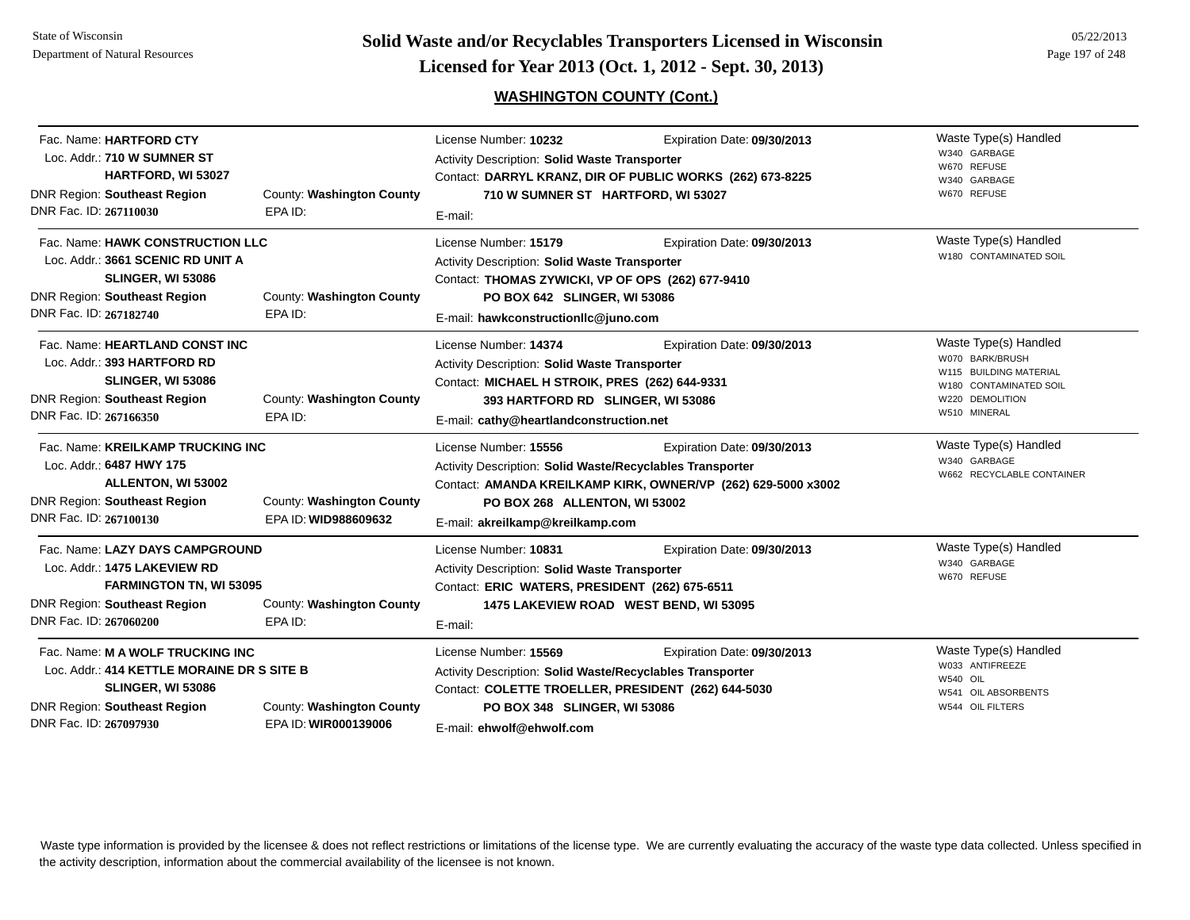# Solid Waste and/or Recyclables Transporters Licensed in Wisconsin

## Licensed for Year 2013 (Oct. 1, 2012 - Sept. 30, 2013)

### WASHINGTON COUNTY (Cont.)

---

Fac. Name: **HARTFORD CTY**
Loc. Addr.: **710 W SUMNER ST**
**HARTFORD, WI 53027**
DNR Region: **Southeast Region** County: **Washington County**
DNR Fac. ID: **267110030** EPA ID:

License Number: **10232** Expiration Date: **09/30/2013**
Activity Description: **Solid Waste Transporter**
Contact: **DARRYL KRANZ, DIR OF PUBLIC WORKS (262) 673-8225**
**710 W SUMNER ST HARTFORD, WI 53027**
E-mail:

Waste Type(s) Handled
- W340 GARBAGE
- W670 REFUSE
- W340 GARBAGE
- W670 REFUSE

---

Fac. Name: **HAWK CONSTRUCTION LLC**
Loc. Addr.: **3661 SCENIC RD UNIT A**
**SLINGER, WI 53086**
DNR Region: **Southeast Region** County: **Washington County**
DNR Fac. ID: **267182740** EPA ID:

License Number: **15179** Expiration Date: **09/30/2013**
Activity Description: **Solid Waste Transporter**
Contact: **THOMAS ZYWICKI, VP OF OPS (262) 677-9410**
**PO BOX 642 SLINGER, WI 53086**
E-mail: **hawkconstructionllc@juno.com**

Waste Type(s) Handled
- W180 CONTAMINATED SOIL

---

Fac. Name: **HEARTLAND CONST INC**
Loc. Addr.: **393 HARTFORD RD**
**SLINGER, WI 53086**
DNR Region: **Southeast Region** County: **Washington County**
DNR Fac. ID: **267166350** EPA ID:

License Number: **14374** Expiration Date: **09/30/2013**
Activity Description: **Solid Waste Transporter**
Contact: **MICHAEL H STROIK, PRES (262) 644-9331**
**393 HARTFORD RD SLINGER, WI 53086**
E-mail: **cathy@heartlandconstruction.net**

Waste Type(s) Handled
- W070 BARK/BRUSH
- W115 BUILDING MATERIAL
- W180 CONTAMINATED SOIL
- W220 DEMOLITION
- W510 MINERAL

---

Fac. Name: **KREILKAMP TRUCKING INC**
Loc. Addr.: **6487 HWY 175**
**ALLENTON, WI 53002**
DNR Region: **Southeast Region** County: **Washington County**
DNR Fac. ID: **267100130** EPA ID: **WID988609632**

License Number: **15556** Expiration Date: **09/30/2013**
Activity Description: **Solid Waste/Recyclables Transporter**
Contact: **AMANDA KREILKAMP KIRK, OWNER/VP (262) 629-5000 x3002**
**PO BOX 268 ALLENTON, WI 53002**
E-mail: **akreilkamp@kreilkamp.com**

Waste Type(s) Handled
- W340 GARBAGE
- W662 RECYCLABLE CONTAINER

---

Fac. Name: **LAZY DAYS CAMPGROUND**
Loc. Addr.: **1475 LAKEVIEW RD**
**FARMINGTON TN, WI 53095**
DNR Region: **Southeast Region** County: **Washington County**
DNR Fac. ID: **267060200** EPA ID:

License Number: **10831** Expiration Date: **09/30/2013**
Activity Description: **Solid Waste Transporter**
Contact: **ERIC WATERS, PRESIDENT (262) 675-6511**
**1475 LAKEVIEW ROAD WEST BEND, WI 53095**
E-mail:

Waste Type(s) Handled
- W340 GARBAGE
- W670 REFUSE

---

Fac. Name: **M A WOLF TRUCKING INC**
Loc. Addr.: **414 KETTLE MORAINE DR S SITE B**
**SLINGER, WI 53086**
DNR Region: **Southeast Region** County: **Washington County**
DNR Fac. ID: **267097930** EPA ID: **WIR000139006**

License Number: **15569** Expiration Date: **09/30/2013**
Activity Description: **Solid Waste/Recyclables Transporter**
Contact: **COLETTE TROELLER, PRESIDENT (262) 644-5030**
**PO BOX 348 SLINGER, WI 53086**
E-mail: **ehwolf@ehwolf.com**

Waste Type(s) Handled
- W033 ANTIFREEZE
- W540 OIL
- W541 OIL ABSORBENTS
- W544 OIL FILTERS

---

Waste type information is provided by the licensee & does not reflect restrictions or limitations of the license type. We are currently evaluating the accuracy of the waste type data collected. Unless specified in the activity description, information about the commercial availability of the licensee is not known.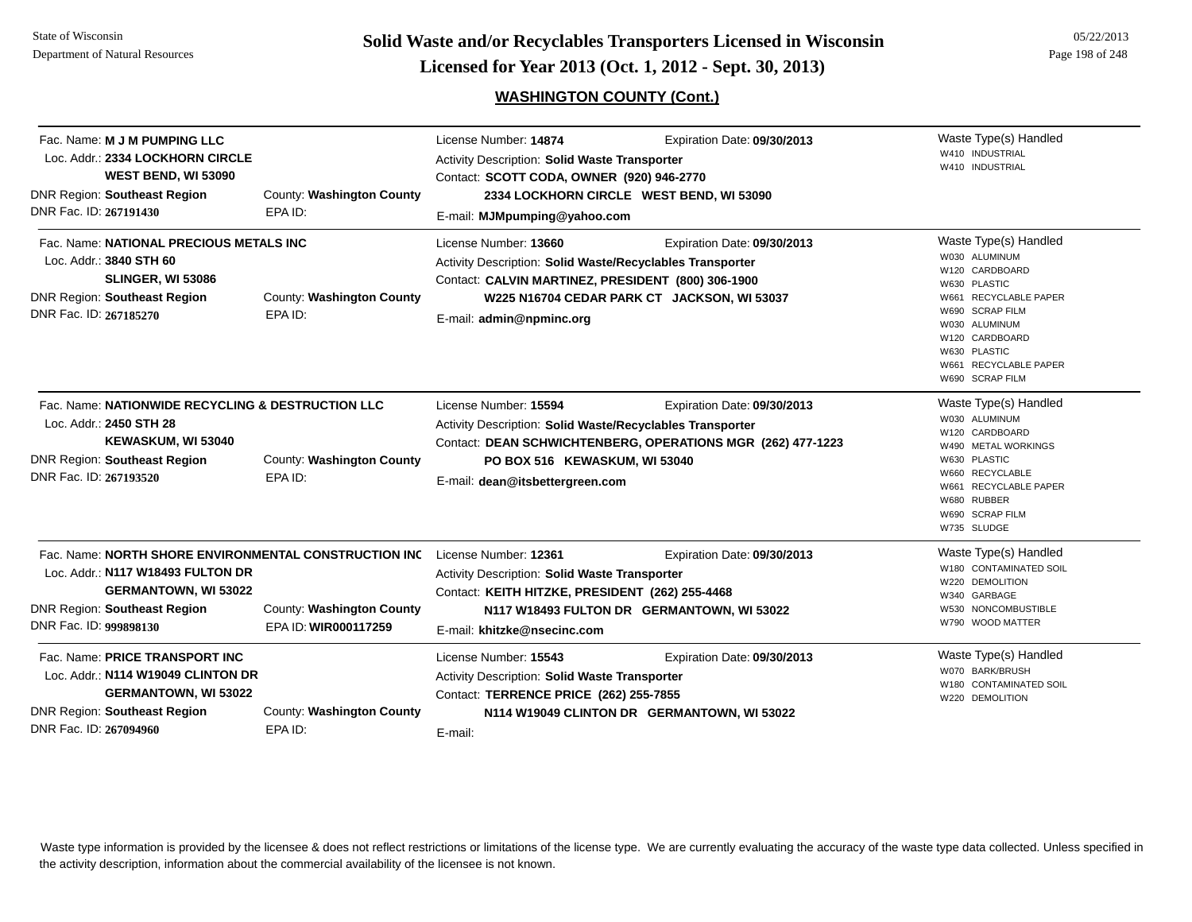# Solid Waste and/or Recyclables Transporters Licensed in Wisconsin

## Licensed for Year 2013 (Oct. 1, 2012 - Sept. 30, 2013)

### WASHINGTON COUNTY (Cont.)

---

**Fac. Name:** M J M PUMPING LLC
**Loc. Addr.:** 2334 LOCKHORN CIRCLE, WEST BEND, WI 53090
**DNR Region:** Southeast Region
**County:** Washington County
**DNR Fac. ID:** 267191430
**EPA ID:**

**License Number:** 14874
**Expiration Date:** 09/30/2013
**Activity Description:** Solid Waste Transporter
**Contact:** SCOTT CODA, OWNER (920) 946-2770
2334 LOCKHORN CIRCLE WEST BEND, WI 53090
**E-mail:** MJMpumping@yahoo.com

**Waste Type(s) Handled:**
- W410 INDUSTRIAL
- W410 INDUSTRIAL

---

**Fac. Name:** NATIONAL PRECIOUS METALS INC
**Loc. Addr.:** 3840 STH 60, SLINGER, WI 53086
**DNR Region:** Southeast Region
**County:** Washington County
**DNR Fac. ID:** 267185270
**EPA ID:**

**License Number:** 13660
**Expiration Date:** 09/30/2013
**Activity Description:** Solid Waste/Recyclables Transporter
**Contact:** CALVIN MARTINEZ, PRESIDENT (800) 306-1900
W225 N16704 CEDAR PARK CT JACKSON, WI 53037
**E-mail:** admin@npminc.org

**Waste Type(s) Handled:**
- W030 ALUMINUM
- W120 CARDBOARD
- W630 PLASTIC
- W661 RECYCLABLE PAPER
- W690 SCRAP FILM
- W030 ALUMINUM
- W120 CARDBOARD
- W630 PLASTIC
- W661 RECYCLABLE PAPER
- W690 SCRAP FILM

---

**Fac. Name:** NATIONWIDE RECYCLING & DESTRUCTION LLC
**Loc. Addr.:** 2450 STH 28, KEWASKUM, WI 53040
**DNR Region:** Southeast Region
**County:** Washington County
**DNR Fac. ID:** 267193520
**EPA ID:**

**License Number:** 15594
**Expiration Date:** 09/30/2013
**Activity Description:** Solid Waste/Recyclables Transporter
**Contact:** DEAN SCHWICHTENBERG, OPERATIONS MGR (262) 477-1223
PO BOX 516 KEWASKUM, WI 53040
**E-mail:** dean@itsbettergreen.com

**Waste Type(s) Handled:**
- W030 ALUMINUM
- W120 CARDBOARD
- W490 METAL WORKINGS
- W630 PLASTIC
- W660 RECYCLABLE
- W661 RECYCLABLE PAPER
- W680 RUBBER
- W690 SCRAP FILM
- W735 SLUDGE

---

**Fac. Name:** NORTH SHORE ENVIRONMENTAL CONSTRUCTION INC
**Loc. Addr.:** N117 W18493 FULTON DR, GERMANTOWN, WI 53022
**DNR Region:** Southeast Region
**County:** Washington County
**DNR Fac. ID:** 999898130
**EPA ID:** WIR000117259

**License Number:** 12361
**Expiration Date:** 09/30/2013
**Activity Description:** Solid Waste Transporter
**Contact:** KEITH HITZKE, PRESIDENT (262) 255-4468
N117 W18493 FULTON DR GERMANTOWN, WI 53022
**E-mail:** khitzke@nsecinc.com

**Waste Type(s) Handled:**
- W180 CONTAMINATED SOIL
- W220 DEMOLITION
- W340 GARBAGE
- W530 NONCOMBUSTIBLE
- W790 WOOD MATTER

---

**Fac. Name:** PRICE TRANSPORT INC
**Loc. Addr.:** N114 W19049 CLINTON DR, GERMANTOWN, WI 53022
**DNR Region:** Southeast Region
**County:** Washington County
**DNR Fac. ID:** 267094960
**EPA ID:**

**License Number:** 15543
**Expiration Date:** 09/30/2013
**Activity Description:** Solid Waste Transporter
**Contact:** TERRENCE PRICE (262) 255-7855
N114 W19049 CLINTON DR GERMANTOWN, WI 53022
**E-mail:**

**Waste Type(s) Handled:**
- W070 BARK/BRUSH
- W180 CONTAMINATED SOIL
- W220 DEMOLITION

---

Waste type information is provided by the licensee & does not reflect restrictions or limitations of the license type. We are currently evaluating the accuracy of the waste type data collected. Unless specified in the activity description, information about the commercial availability of the licensee is not known.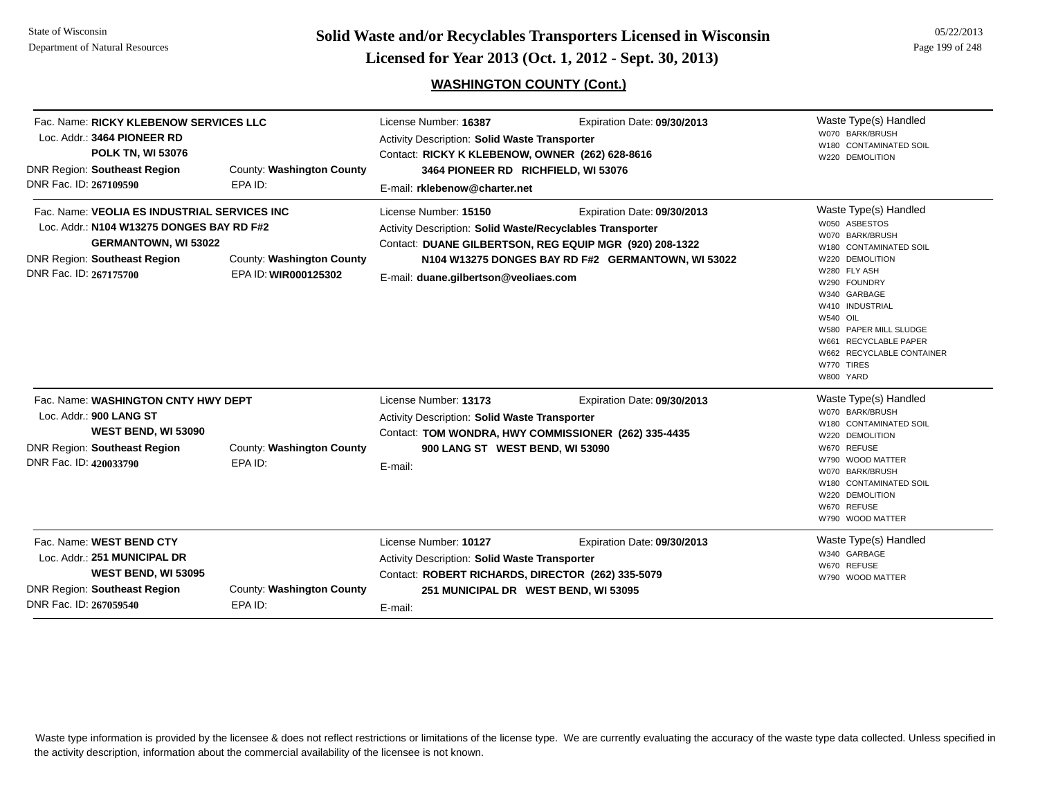# Solid Waste and/or Recyclables Transporters Licensed in Wisconsin

## Licensed for Year 2013 (Oct. 1, 2012 - Sept. 30, 2013)

### WASHINGTON COUNTY (Cont.)

---

Fac. Name: **RICKY KLEBENOW SERVICES LLC**
Loc. Addr.: **3464 PIONEER RD**
**POLK TN, WI 53076**
DNR Region: **Southeast Region** County: **Washington County**
DNR Fac. ID: **267109590** EPA ID:

License Number: **16387** Expiration Date: **09/30/2013**
Activity Description: **Solid Waste Transporter**
Contact: **RICKY K KLEBENOW, OWNER (262) 628-8616**
**3464 PIONEER RD RICHFIELD, WI 53076**
E-mail: **rklebenow@charter.net**

Waste Type(s) Handled
- W070 BARK/BRUSH
- W180 CONTAMINATED SOIL
- W220 DEMOLITION

---

Fac. Name: **VEOLIA ES INDUSTRIAL SERVICES INC**
Loc. Addr.: **N104 W13275 DONGES BAY RD F#2**
**GERMANTOWN, WI 53022**
DNR Region: **Southeast Region** County: **Washington County**
DNR Fac. ID: **267175700** EPA ID: **WIR000125302**

License Number: **15150** Expiration Date: **09/30/2013**
Activity Description: **Solid Waste/Recyclables Transporter**
Contact: **DUANE GILBERTSON, REG EQUIP MGR (920) 208-1322**
**N104 W13275 DONGES BAY RD F#2 GERMANTOWN, WI 53022**
E-mail: **duane.gilbertson@veoliaes.com**

Waste Type(s) Handled
- W050 ASBESTOS
- W070 BARK/BRUSH
- W180 CONTAMINATED SOIL
- W220 DEMOLITION
- W280 FLY ASH
- W290 FOUNDRY
- W340 GARBAGE
- W410 INDUSTRIAL
- W540 OIL
- W580 PAPER MILL SLUDGE
- W661 RECYCLABLE PAPER
- W662 RECYCLABLE CONTAINER
- W770 TIRES
- W800 YARD

---

Fac. Name: **WASHINGTON CNTY HWY DEPT**
Loc. Addr.: **900 LANG ST**
**WEST BEND, WI 53090**
DNR Region: **Southeast Region** County: **Washington County**
DNR Fac. ID: **420033790** EPA ID:

License Number: **13173** Expiration Date: **09/30/2013**
Activity Description: **Solid Waste Transporter**
Contact: **TOM WONDRA, HWY COMMISSIONER (262) 335-4435**
**900 LANG ST WEST BEND, WI 53090**
E-mail:

Waste Type(s) Handled
- W070 BARK/BRUSH
- W180 CONTAMINATED SOIL
- W220 DEMOLITION
- W670 REFUSE
- W790 WOOD MATTER
- W070 BARK/BRUSH
- W180 CONTAMINATED SOIL
- W220 DEMOLITION
- W670 REFUSE
- W790 WOOD MATTER

---

Fac. Name: **WEST BEND CTY**
Loc. Addr.: **251 MUNICIPAL DR**
**WEST BEND, WI 53095**
DNR Region: **Southeast Region** County: **Washington County**
DNR Fac. ID: **267059540** EPA ID:

License Number: **10127** Expiration Date: **09/30/2013**
Activity Description: **Solid Waste Transporter**
Contact: **ROBERT RICHARDS, DIRECTOR (262) 335-5079**
**251 MUNICIPAL DR WEST BEND, WI 53095**
E-mail:

Waste Type(s) Handled
- W340 GARBAGE
- W670 REFUSE
- W790 WOOD MATTER

---

Waste type information is provided by the licensee & does not reflect restrictions or limitations of the license type. We are currently evaluating the accuracy of the waste type data collected. Unless specified in the activity description, information about the commercial availability of the licensee is not known.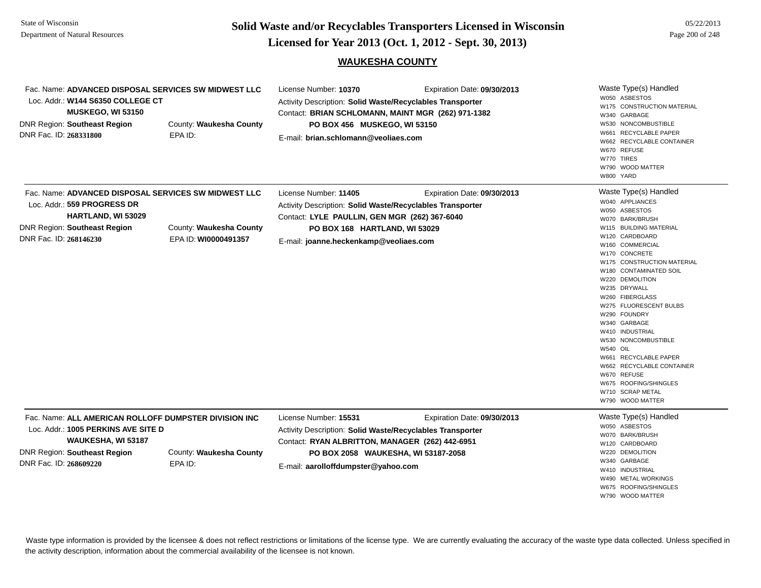State of Wisconsin
Department of Natural Resources

# Solid Waste and/or Recyclables Transporters Licensed in Wisconsin
## Licensed for Year 2013 (Oct. 1, 2012 - Sept. 30, 2013)

05/22/2013

### WAUKESHA COUNTY

---

Fac. Name: **ADVANCED DISPOSAL SERVICES SW MIDWEST LLC**
Loc. Addr.: **W144 S6350 COLLEGE CT**
**MUSKEGO, WI 53150**
DNR Region: **Southeast Region** County: **Waukesha County**
DNR Fac. ID: **268331800** EPA ID:

License Number: **10370** Expiration Date: **09/30/2013**
Activity Description: **Solid Waste/Recyclables Transporter**
Contact: **BRIAN SCHLOMANN, MAINT MGR (262) 971-1382**
**PO BOX 456 MUSKEGO, WI 53150**
E-mail: **brian.schlomann@veoliaes.com**

Waste Type(s) Handled
- W050 ASBESTOS
- W175 CONSTRUCTION MATERIAL
- W340 GARBAGE
- W530 NONCOMBUSTIBLE
- W661 RECYCLABLE PAPER
- W662 RECYCLABLE CONTAINER
- W670 REFUSE
- W770 TIRES
- W790 WOOD MATTER
- W800 YARD

---

Fac. Name: **ADVANCED DISPOSAL SERVICES SW MIDWEST LLC**
Loc. Addr.: **559 PROGRESS DR**
**HARTLAND, WI 53029**
DNR Region: **Southeast Region** County: **Waukesha County**
DNR Fac. ID: **268146230** EPA ID: **WI0000491357**

License Number: **11405** Expiration Date: **09/30/2013**
Activity Description: **Solid Waste/Recyclables Transporter**
Contact: **LYLE PAULLIN, GEN MGR (262) 367-6040**
**PO BOX 168 HARTLAND, WI 53029**
E-mail: **joanne.heckenkamp@veoliaes.com**

Waste Type(s) Handled
- W040 APPLIANCES
- W050 ASBESTOS
- W070 BARK/BRUSH
- W115 BUILDING MATERIAL
- W120 CARDBOARD
- W160 COMMERCIAL
- W170 CONCRETE
- W175 CONSTRUCTION MATERIAL
- W180 CONTAMINATED SOIL
- W220 DEMOLITION
- W235 DRYWALL
- W260 FIBERGLASS
- W275 FLUORESCENT BULBS
- W290 FOUNDRY
- W340 GARBAGE
- W410 INDUSTRIAL
- W530 NONCOMBUSTIBLE
- W540 OIL
- W661 RECYCLABLE PAPER
- W662 RECYCLABLE CONTAINER
- W670 REFUSE
- W675 ROOFING/SHINGLES
- W710 SCRAP METAL
- W790 WOOD MATTER

---

Fac. Name: **ALL AMERICAN ROLLOFF DUMPSTER DIVISION INC**
Loc. Addr.: **1005 PERKINS AVE SITE D**
**WAUKESHA, WI 53187**
DNR Region: **Southeast Region** County: **Waukesha County**
DNR Fac. ID: **268609220** EPA ID:

License Number: **15531** Expiration Date: **09/30/2013**
Activity Description: **Solid Waste/Recyclables Transporter**
Contact: **RYAN ALBRITTON, MANAGER (262) 442-6951**
**PO BOX 2058 WAUKESHA, WI 53187-2058**
E-mail: **aarolloffdumpster@yahoo.com**

Waste Type(s) Handled
- W050 ASBESTOS
- W070 BARK/BRUSH
- W120 CARDBOARD
- W220 DEMOLITION
- W340 GARBAGE
- W410 INDUSTRIAL
- W490 METAL WORKINGS
- W675 ROOFING/SHINGLES
- W790 WOOD MATTER

---

Waste type information is provided by the licensee & does not reflect restrictions or limitations of the license type. We are currently evaluating the accuracy of the waste type data collected. Unless specified in the activity description, information about the commercial availability of the licensee is not known.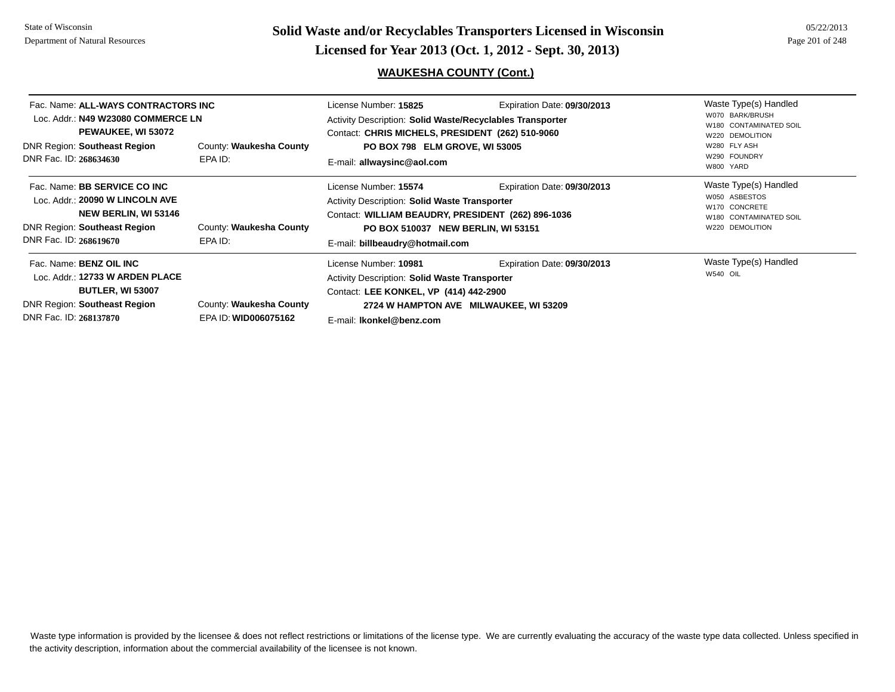# Solid Waste and/or Recyclables Transporters Licensed in Wisconsin

## Licensed for Year 2013 (Oct. 1, 2012 - Sept. 30, 2013)

State of Wisconsin
Department of Natural Resources

05/22/2013

### WAUKESHA COUNTY (Cont.)

---

Fac. Name: **ALL-WAYS CONTRACTORS INC**
Loc. Addr.: **N49 W23080 COMMERCE LN**
**PEWAUKEE, WI 53072**
DNR Region: **Southeast Region** County: **Waukesha County**
DNR Fac. ID: **268634630** EPA ID:

License Number: **15825** Expiration Date: **09/30/2013**
Activity Description: **Solid Waste/Recyclables Transporter**
Contact: **CHRIS MICHELS, PRESIDENT (262) 510-9060**
**PO BOX 798 ELM GROVE, WI 53005**
E-mail: **allwaysinc@aol.com**

Waste Type(s) Handled
- W070 BARK/BRUSH
- W180 CONTAMINATED SOIL
- W220 DEMOLITION
- W280 FLY ASH
- W290 FOUNDRY
- W800 YARD

---

Fac. Name: **BB SERVICE CO INC**
Loc. Addr.: **20090 W LINCOLN AVE**
**NEW BERLIN, WI 53146**
DNR Region: **Southeast Region** County: **Waukesha County**
DNR Fac. ID: **268619670** EPA ID:

License Number: **15574** Expiration Date: **09/30/2013**
Activity Description: **Solid Waste Transporter**
Contact: **WILLIAM BEAUDRY, PRESIDENT (262) 896-1036**
**PO BOX 510037 NEW BERLIN, WI 53151**
E-mail: **billbeaudry@hotmail.com**

Waste Type(s) Handled
- W050 ASBESTOS
- W170 CONCRETE
- W180 CONTAMINATED SOIL
- W220 DEMOLITION

---

Fac. Name: **BENZ OIL INC**
Loc. Addr.: **12733 W ARDEN PLACE**
**BUTLER, WI 53007**
DNR Region: **Southeast Region** County: **Waukesha County**
DNR Fac. ID: **268137870** EPA ID: **WID006075162**

License Number: **10981** Expiration Date: **09/30/2013**
Activity Description: **Solid Waste Transporter**
Contact: **LEE KONKEL, VP (414) 442-2900**
**2724 W HAMPTON AVE MILWAUKEE, WI 53209**
E-mail: **lkonkel@benz.com**

Waste Type(s) Handled
- W540 OIL

---

Waste type information is provided by the licensee & does not reflect restrictions or limitations of the license type. We are currently evaluating the accuracy of the waste type data collected. Unless specified in the activity description, information about the commercial availability of the licensee is not known.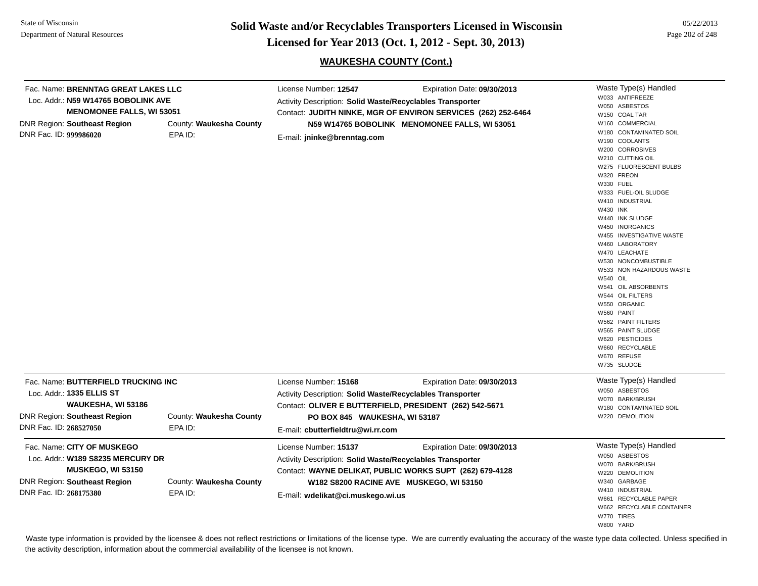# Solid Waste and/or Recyclables Transporters Licensed in Wisconsin

## Licensed for Year 2013 (Oct. 1, 2012 - Sept. 30, 2013)

### WAUKESHA COUNTY (Cont.)

---

Fac. Name: **BRENNTAG GREAT LAKES LLC**
Loc. Addr.: **N59 W14765 BOBOLINK AVE**
**MENOMONEE FALLS, WI 53051**
DNR Region: **Southeast Region**
County: **Waukesha County**
DNR Fac. ID: **999986020**
EPA ID:

License Number: **12547**
Expiration Date: **09/30/2013**
Activity Description: **Solid Waste/Recyclables Transporter**
Contact: **JUDITH NINKE, MGR OF ENVIRON SERVICES (262) 252-6464**
**N59 W14765 BOBOLINK MENOMONEE FALLS, WI 53051**
E-mail: **jninke@brenntag.com**

Waste Type(s) Handled
- W033 ANTIFREEZE
- W050 ASBESTOS
- W150 COAL TAR
- W160 COMMERCIAL
- W180 CONTAMINATED SOIL
- W190 COOLANTS
- W200 CORROSIVES
- W210 CUTTING OIL
- W275 FLUORESCENT BULBS
- W320 FREON
- W330 FUEL
- W333 FUEL-OIL SLUDGE
- W410 INDUSTRIAL
- W430 INK
- W440 INK SLUDGE
- W450 INORGANICS
- W455 INVESTIGATIVE WASTE
- W460 LABORATORY
- W470 LEACHATE
- W530 NONCOMBUSTIBLE
- W533 NON HAZARDOUS WASTE
- W540 OIL
- W541 OIL ABSORBENTS
- W544 OIL FILTERS
- W550 ORGANIC
- W560 PAINT
- W562 PAINT FILTERS
- W565 PAINT SLUDGE
- W620 PESTICIDES
- W660 RECYCLABLE
- W670 REFUSE
- W735 SLUDGE

---

Fac. Name: **BUTTERFIELD TRUCKING INC**
Loc. Addr.: **1335 ELLIS ST**
**WAUKESHA, WI 53186**
DNR Region: **Southeast Region**
County: **Waukesha County**
DNR Fac. ID: **268527050**
EPA ID:

License Number: **15168**
Expiration Date: **09/30/2013**
Activity Description: **Solid Waste/Recyclables Transporter**
Contact: **OLIVER E BUTTERFIELD, PRESIDENT (262) 542-5671**
**PO BOX 845 WAUKESHA, WI 53187**
E-mail: **cbutterfieldtru@wi.rr.com**

Waste Type(s) Handled
- W050 ASBESTOS
- W070 BARK/BRUSH
- W180 CONTAMINATED SOIL
- W220 DEMOLITION

---

Fac. Name: **CITY OF MUSKEGO**
Loc. Addr.: **W189 S8235 MERCURY DR**
**MUSKEGO, WI 53150**
DNR Region: **Southeast Region**
County: **Waukesha County**
DNR Fac. ID: **268175380**
EPA ID:

License Number: **15137**
Expiration Date: **09/30/2013**
Activity Description: **Solid Waste/Recyclables Transporter**
Contact: **WAYNE DELIKAT, PUBLIC WORKS SUPT (262) 679-4128**
**W182 S8200 RACINE AVE MUSKEGO, WI 53150**
E-mail: **wdelikat@ci.muskego.wi.us**

Waste Type(s) Handled
- W050 ASBESTOS
- W070 BARK/BRUSH
- W220 DEMOLITION
- W340 GARBAGE
- W410 INDUSTRIAL
- W661 RECYCLABLE PAPER
- W662 RECYCLABLE CONTAINER
- W770 TIRES
- W800 YARD

---

Waste type information is provided by the licensee & does not reflect restrictions or limitations of the license type. We are currently evaluating the accuracy of the waste type data collected. Unless specified in the activity description, information about the commercial availability of the licensee is not known.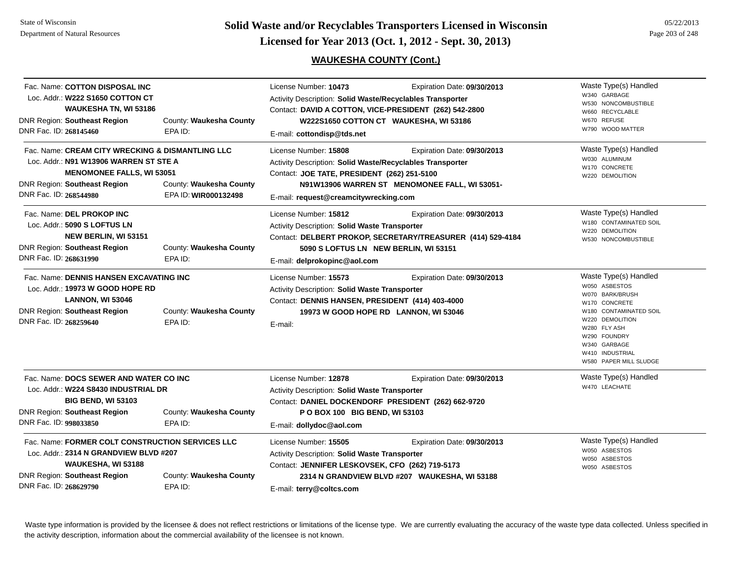State of Wisconsin
Department of Natural Resources

# Solid Waste and/or Recyclables Transporters Licensed in Wisconsin
# Licensed for Year 2013 (Oct. 1, 2012 - Sept. 30, 2013)

05/22/2013

## WAUKESHA COUNTY (Cont.)

---

Fac. Name: **COTTON DISPOSAL INC**
Loc. Addr.: **W222 S1650 COTTON CT**
**WAUKESHA TN, WI 53186**
DNR Region: **Southeast Region** County: **Waukesha County**
DNR Fac. ID: **268145460** EPA ID:

License Number: **10473** Expiration Date: **09/30/2013**
Activity Description: **Solid Waste/Recyclables Transporter**
Contact: **DAVID A COTTON, VICE-PRESIDENT (262) 542-2800**
**W222S1650 COTTON CT WAUKESHA, WI 53186**
E-mail: **cottondisp@tds.net**

Waste Type(s) Handled
- W340 GARBAGE
- W530 NONCOMBUSTIBLE
- W660 RECYCLABLE
- W670 REFUSE
- W790 WOOD MATTER

---

Fac. Name: **CREAM CITY WRECKING & DISMANTLING LLC**
Loc. Addr.: **N91 W13906 WARREN ST STE A**
**MENOMONEE FALLS, WI 53051**
DNR Region: **Southeast Region** County: **Waukesha County**
DNR Fac. ID: **268544980** EPA ID: **WIR000132498**

License Number: **15808** Expiration Date: **09/30/2013**
Activity Description: **Solid Waste/Recyclables Transporter**
Contact: **JOE TATE, PRESIDENT (262) 251-5100**
**N91W13906 WARREN ST MENOMONEE FALL, WI 53051-**
E-mail: **request@creamcitywrecking.com**

Waste Type(s) Handled
- W030 ALUMINUM
- W170 CONCRETE
- W220 DEMOLITION

---

Fac. Name: **DEL PROKOP INC**
Loc. Addr.: **5090 S LOFTUS LN**
**NEW BERLIN, WI 53151**
DNR Region: **Southeast Region** County: **Waukesha County**
DNR Fac. ID: **268631990** EPA ID:

License Number: **15812** Expiration Date: **09/30/2013**
Activity Description: **Solid Waste Transporter**
Contact: **DELBERT PROKOP, SECRETARY/TREASURER (414) 529-4184**
**5090 S LOFTUS LN NEW BERLIN, WI 53151**
E-mail: **delprokopinc@aol.com**

Waste Type(s) Handled
- W180 CONTAMINATED SOIL
- W220 DEMOLITION
- W530 NONCOMBUSTIBLE

---

Fac. Name: **DENNIS HANSEN EXCAVATING INC**
Loc. Addr.: **19973 W GOOD HOPE RD**
**LANNON, WI 53046**
DNR Region: **Southeast Region** County: **Waukesha County**
DNR Fac. ID: **268259640** EPA ID:

License Number: **15573** Expiration Date: **09/30/2013**
Activity Description: **Solid Waste Transporter**
Contact: **DENNIS HANSEN, PRESIDENT (414) 403-4000**
**19973 W GOOD HOPE RD LANNON, WI 53046**
E-mail:

Waste Type(s) Handled
- W050 ASBESTOS
- W070 BARK/BRUSH
- W170 CONCRETE
- W180 CONTAMINATED SOIL
- W220 DEMOLITION
- W280 FLY ASH
- W290 FOUNDRY
- W340 GARBAGE
- W410 INDUSTRIAL
- W580 PAPER MILL SLUDGE

---

Fac. Name: **DOCS SEWER AND WATER CO INC**
Loc. Addr.: **W224 S8430 INDUSTRIAL DR**
**BIG BEND, WI 53103**
DNR Region: **Southeast Region** County: **Waukesha County**
DNR Fac. ID: **998033850** EPA ID:

License Number: **12878** Expiration Date: **09/30/2013**
Activity Description: **Solid Waste Transporter**
Contact: **DANIEL DOCKENDORF PRESIDENT (262) 662-9720**
**P O BOX 100 BIG BEND, WI 53103**
E-mail: **dollydoc@aol.com**

Waste Type(s) Handled
- W470 LEACHATE

---

Fac. Name: **FORMER COLT CONSTRUCTION SERVICES LLC**
Loc. Addr.: **2314 N GRANDVIEW BLVD #207**
**WAUKESHA, WI 53188**
DNR Region: **Southeast Region** County: **Waukesha County**
DNR Fac. ID: **268629790** EPA ID:

License Number: **15505** Expiration Date: **09/30/2013**
Activity Description: **Solid Waste Transporter**
Contact: **JENNIFER LESKOVSEK, CFO (262) 719-5173**
**2314 N GRANDVIEW BLVD #207 WAUKESHA, WI 53188**
E-mail: **terry@coltcs.com**

Waste Type(s) Handled
- W050 ASBESTOS
- W050 ASBESTOS
- W050 ASBESTOS

---

Waste type information is provided by the licensee & does not reflect restrictions or limitations of the license type. We are currently evaluating the accuracy of the waste type data collected. Unless specified in the activity description, information about the commercial availability of the licensee is not known.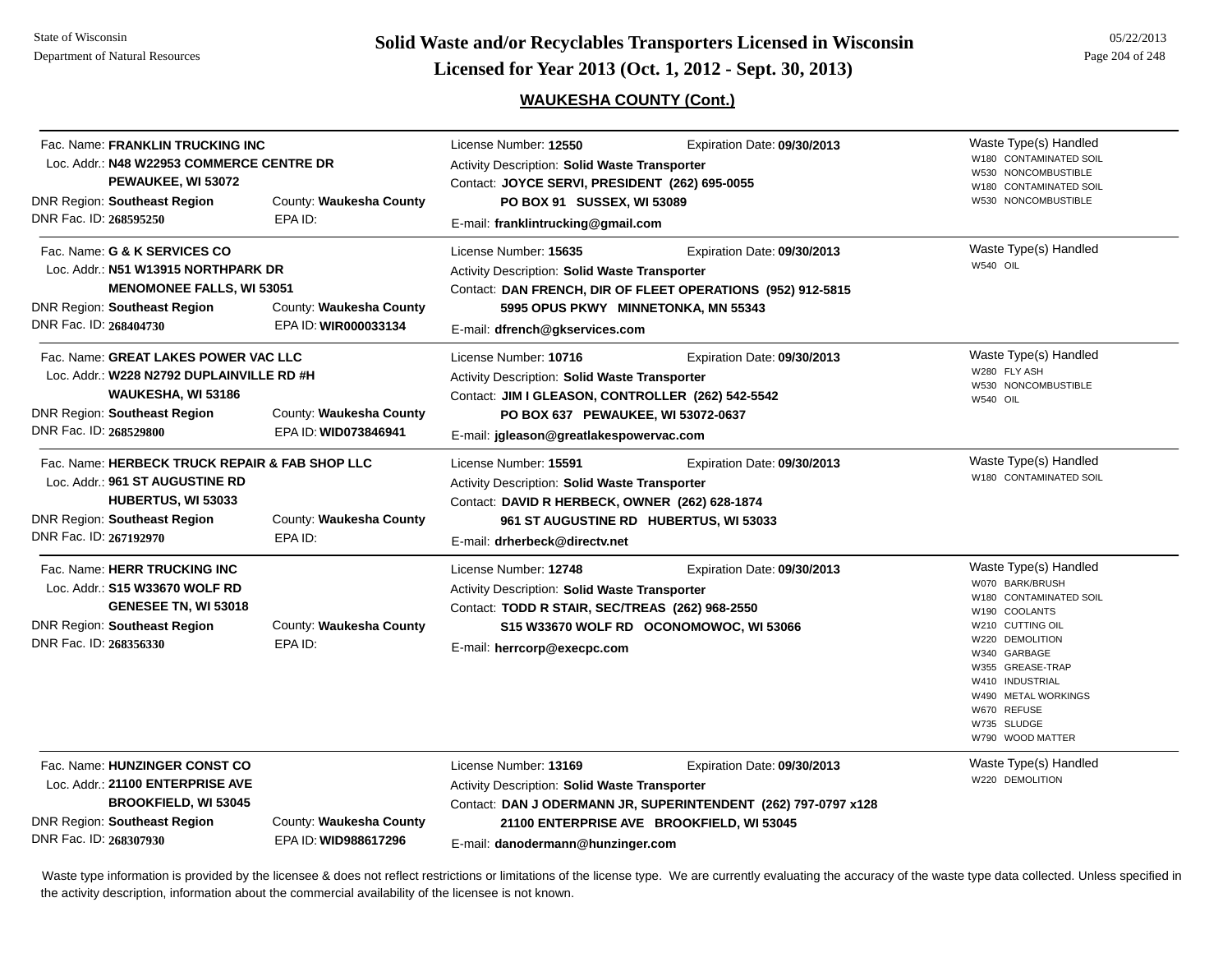# Solid Waste and/or Recyclables Transporters Licensed in Wisconsin

## Licensed for Year 2013 (Oct. 1, 2012 - Sept. 30, 2013)

### WAUKESHA COUNTY (Cont.)

| Facility | License / Contact | Waste Type(s) Handled |
|---|---|---|
| Fac. Name: **FRANKLIN TRUCKING INC**<br>Loc. Addr.: **N48 W22953 COMMERCE CENTRE DR<br>PEWAUKEE, WI 53072**<br>DNR Region: **Southeast Region**<br>County: **Waukesha County**<br>DNR Fac. ID: **268595250**<br>EPA ID: | License Number: **12550**<br>Expiration Date: **09/30/2013**<br>Activity Description: **Solid Waste Transporter**<br>Contact: **JOYCE SERVI, PRESIDENT (262) 695-0055<br>PO BOX 91 SUSSEX, WI 53089**<br>E-mail: **franklintrucking@gmail.com** | W180 CONTAMINATED SOIL<br>W530 NONCOMBUSTIBLE<br>W180 CONTAMINATED SOIL<br>W530 NONCOMBUSTIBLE |
| Fac. Name: **G & K SERVICES CO**<br>Loc. Addr.: **N51 W13915 NORTHPARK DR<br>MENOMONEE FALLS, WI 53051**<br>DNR Region: **Southeast Region**<br>County: **Waukesha County**<br>DNR Fac. ID: **268404730**<br>EPA ID: **WIR000033134** | License Number: **15635**<br>Expiration Date: **09/30/2013**<br>Activity Description: **Solid Waste Transporter**<br>Contact: **DAN FRENCH, DIR OF FLEET OPERATIONS (952) 912-5815<br>5995 OPUS PKWY MINNETONKA, MN 55343**<br>E-mail: **dfrench@gkservices.com** | W540 OIL |
| Fac. Name: **GREAT LAKES POWER VAC LLC**<br>Loc. Addr.: **W228 N2792 DUPLAINVILLE RD #H<br>WAUKESHA, WI 53186**<br>DNR Region: **Southeast Region**<br>County: **Waukesha County**<br>DNR Fac. ID: **268529800**<br>EPA ID: **WID073846941** | License Number: **10716**<br>Expiration Date: **09/30/2013**<br>Activity Description: **Solid Waste Transporter**<br>Contact: **JIM I GLEASON, CONTROLLER (262) 542-5542<br>PO BOX 637 PEWAUKEE, WI 53072-0637**<br>E-mail: **jgleason@greatlakespowervac.com** | W280 FLY ASH<br>W530 NONCOMBUSTIBLE<br>W540 OIL |
| Fac. Name: **HERBECK TRUCK REPAIR & FAB SHOP LLC**<br>Loc. Addr.: **961 ST AUGUSTINE RD<br>HUBERTUS, WI 53033**<br>DNR Region: **Southeast Region**<br>County: **Waukesha County**<br>DNR Fac. ID: **267192970**<br>EPA ID: | License Number: **15591**<br>Expiration Date: **09/30/2013**<br>Activity Description: **Solid Waste Transporter**<br>Contact: **DAVID R HERBECK, OWNER (262) 628-1874<br>961 ST AUGUSTINE RD HUBERTUS, WI 53033**<br>E-mail: **drherbeck@directv.net** | W180 CONTAMINATED SOIL |
| Fac. Name: **HERR TRUCKING INC**<br>Loc. Addr.: **S15 W33670 WOLF RD<br>GENESEE TN, WI 53018**<br>DNR Region: **Southeast Region**<br>County: **Waukesha County**<br>DNR Fac. ID: **268356330**<br>EPA ID: | License Number: **12748**<br>Expiration Date: **09/30/2013**<br>Activity Description: **Solid Waste Transporter**<br>Contact: **TODD R STAIR, SEC/TREAS (262) 968-2550<br>S15 W33670 WOLF RD OCONOMOWOC, WI 53066**<br>E-mail: **herrcorp@execpc.com** | W070 BARK/BRUSH<br>W180 CONTAMINATED SOIL<br>W190 COOLANTS<br>W210 CUTTING OIL<br>W220 DEMOLITION<br>W340 GARBAGE<br>W355 GREASE-TRAP<br>W410 INDUSTRIAL<br>W490 METAL WORKINGS<br>W670 REFUSE<br>W735 SLUDGE<br>W790 WOOD MATTER |
| Fac. Name: **HUNZINGER CONST CO**<br>Loc. Addr.: **21100 ENTERPRISE AVE<br>BROOKFIELD, WI 53045**<br>DNR Region: **Southeast Region**<br>County: **Waukesha County**<br>DNR Fac. ID: **268307930**<br>EPA ID: **WID988617296** | License Number: **13169**<br>Expiration Date: **09/30/2013**<br>Activity Description: **Solid Waste Transporter**<br>Contact: **DAN J ODERMANN JR, SUPERINTENDENT (262) 797-0797 x128<br>21100 ENTERPRISE AVE BROOKFIELD, WI 53045**<br>E-mail: **danodermann@hunzinger.com** | W220 DEMOLITION |

Waste type information is provided by the licensee & does not reflect restrictions or limitations of the license type. We are currently evaluating the accuracy of the waste type data collected. Unless specified in the activity description, information about the commercial availability of the licensee is not known.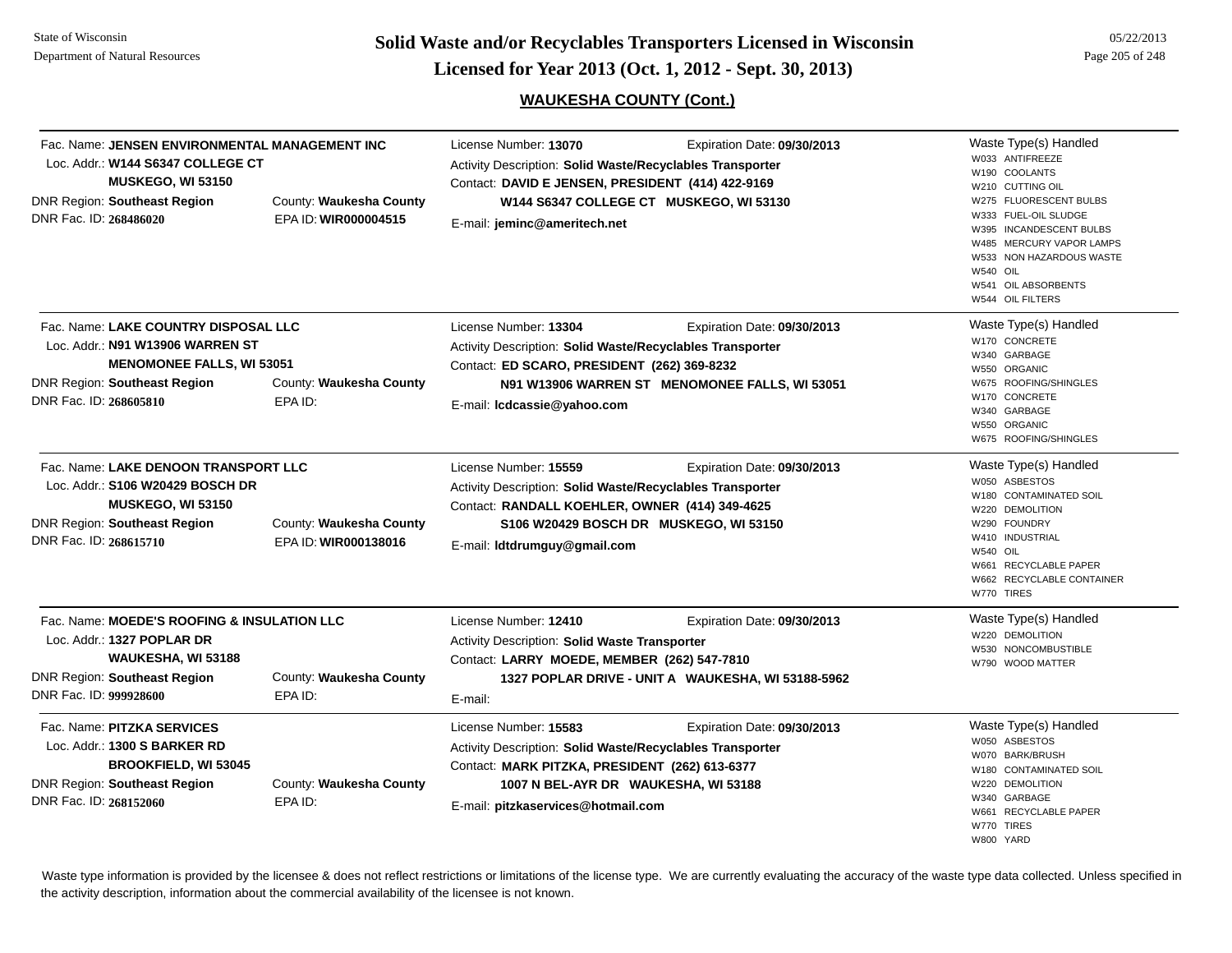## WAUKESHA COUNTY (Cont.)

Fac. Name: **JENSEN ENVIRONMENTAL MANAGEMENT INC**
Loc. Addr.: **W144 S6347 COLLEGE CT**
**MUSKEGO, WI 53150**
DNR Region: **Southeast Region** County: **Waukesha County**
DNR Fac. ID: **268486020** EPA ID: **WIR000004515**

License Number: **13070** Expiration Date: **09/30/2013**
Activity Description: **Solid Waste/Recyclables Transporter**
Contact: **DAVID E JENSEN, PRESIDENT (414) 422-9169**
**W144 S6347 COLLEGE CT MUSKEGO, WI 53130**
E-mail: **jeminc@ameritech.net**

Waste Type(s) Handled
- W033 ANTIFREEZE
- W190 COOLANTS
- W210 CUTTING OIL
- W275 FLUORESCENT BULBS
- W333 FUEL-OIL SLUDGE
- W395 INCANDESCENT BULBS
- W485 MERCURY VAPOR LAMPS
- W533 NON HAZARDOUS WASTE
- W540 OIL
- W541 OIL ABSORBENTS
- W544 OIL FILTERS

---

Fac. Name: **LAKE COUNTRY DISPOSAL LLC**
Loc. Addr.: **N91 W13906 WARREN ST**
**MENOMONEE FALLS, WI 53051**
DNR Region: **Southeast Region** County: **Waukesha County**
DNR Fac. ID: **268605810** EPA ID:

License Number: **13304** Expiration Date: **09/30/2013**
Activity Description: **Solid Waste/Recyclables Transporter**
Contact: **ED SCARO, PRESIDENT (262) 369-8232**
**N91 W13906 WARREN ST MENOMONEE FALLS, WI 53051**
E-mail: **lcdcassie@yahoo.com**

Waste Type(s) Handled
- W170 CONCRETE
- W340 GARBAGE
- W550 ORGANIC
- W675 ROOFING/SHINGLES
- W170 CONCRETE
- W340 GARBAGE
- W550 ORGANIC
- W675 ROOFING/SHINGLES

---

Fac. Name: **LAKE DENOON TRANSPORT LLC**
Loc. Addr.: **S106 W20429 BOSCH DR**
**MUSKEGO, WI 53150**
DNR Region: **Southeast Region** County: **Waukesha County**
DNR Fac. ID: **268615710** EPA ID: **WIR000138016**

License Number: **15559** Expiration Date: **09/30/2013**
Activity Description: **Solid Waste/Recyclables Transporter**
Contact: **RANDALL KOEHLER, OWNER (414) 349-4625**
**S106 W20429 BOSCH DR MUSKEGO, WI 53150**
E-mail: **ldtdrumguy@gmail.com**

Waste Type(s) Handled
- W050 ASBESTOS
- W180 CONTAMINATED SOIL
- W220 DEMOLITION
- W290 FOUNDRY
- W410 INDUSTRIAL
- W540 OIL
- W661 RECYCLABLE PAPER
- W662 RECYCLABLE CONTAINER
- W770 TIRES

---

Fac. Name: **MOEDE'S ROOFING & INSULATION LLC**
Loc. Addr.: **1327 POPLAR DR**
**WAUKESHA, WI 53188**
DNR Region: **Southeast Region** County: **Waukesha County**
DNR Fac. ID: **999928600** EPA ID:

License Number: **12410** Expiration Date: **09/30/2013**
Activity Description: **Solid Waste Transporter**
Contact: **LARRY MOEDE, MEMBER (262) 547-7810**
**1327 POPLAR DRIVE - UNIT A WAUKESHA, WI 53188-5962**
E-mail:

Waste Type(s) Handled
- W220 DEMOLITION
- W530 NONCOMBUSTIBLE
- W790 WOOD MATTER

---

Fac. Name: **PITZKA SERVICES**
Loc. Addr.: **1300 S BARKER RD**
**BROOKFIELD, WI 53045**
DNR Region: **Southeast Region** County: **Waukesha County**
DNR Fac. ID: **268152060** EPA ID:

License Number: **15583** Expiration Date: **09/30/2013**
Activity Description: **Solid Waste/Recyclables Transporter**
Contact: **MARK PITZKA, PRESIDENT (262) 613-6377**
**1007 N BEL-AYR DR WAUKESHA, WI 53188**
E-mail: **pitzkaservices@hotmail.com**

Waste Type(s) Handled
- W050 ASBESTOS
- W070 BARK/BRUSH
- W180 CONTAMINATED SOIL
- W220 DEMOLITION
- W340 GARBAGE
- W661 RECYCLABLE PAPER
- W770 TIRES
- W800 YARD

---

Waste type information is provided by the licensee & does not reflect restrictions or limitations of the license type. We are currently evaluating the accuracy of the waste type data collected. Unless specified in the activity description, information about the commercial availability of the licensee is not known.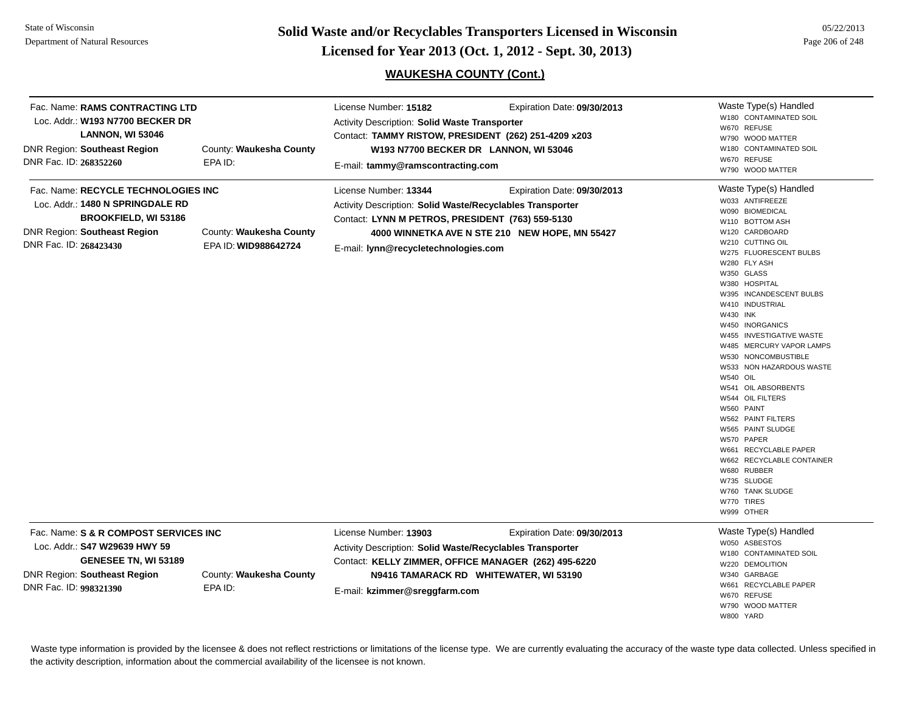## WAUKESHA COUNTY (Cont.)

Fac. Name: **RAMS CONTRACTING LTD**
Loc. Addr.: **W193 N7700 BECKER DR**
**LANNON, WI 53046**
DNR Region: **Southeast Region** County: **Waukesha County**
DNR Fac. ID: **268352260** EPA ID:

License Number: **15182** Expiration Date: **09/30/2013**
Activity Description: **Solid Waste Transporter**
Contact: **TAMMY RISTOW, PRESIDENT (262) 251-4209 x203**
**W193 N7700 BECKER DR LANNON, WI 53046**
E-mail: **tammy@ramscontracting.com**

Waste Type(s) Handled
- W180 CONTAMINATED SOIL
- W670 REFUSE
- W790 WOOD MATTER
- W180 CONTAMINATED SOIL
- W670 REFUSE
- W790 WOOD MATTER

---

Fac. Name: **RECYCLE TECHNOLOGIES INC**
Loc. Addr.: **1480 N SPRINGDALE RD**
**BROOKFIELD, WI 53186**
DNR Region: **Southeast Region** County: **Waukesha County**
DNR Fac. ID: **268423430** EPA ID: **WID988642724**

License Number: **13344** Expiration Date: **09/30/2013**
Activity Description: **Solid Waste/Recyclables Transporter**
Contact: **LYNN M PETROS, PRESIDENT (763) 559-5130**
**4000 WINNETKA AVE N STE 210 NEW HOPE, MN 55427**
E-mail: **lynn@recycletechnologies.com**

Waste Type(s) Handled
- W033 ANTIFREEZE
- W090 BIOMEDICAL
- W110 BOTTOM ASH
- W120 CARDBOARD
- W210 CUTTING OIL
- W275 FLUORESCENT BULBS
- W280 FLY ASH
- W350 GLASS
- W380 HOSPITAL
- W395 INCANDESCENT BULBS
- W410 INDUSTRIAL
- W430 INK
- W450 INORGANICS
- W455 INVESTIGATIVE WASTE
- W485 MERCURY VAPOR LAMPS
- W530 NONCOMBUSTIBLE
- W533 NON HAZARDOUS WASTE
- W540 OIL
- W541 OIL ABSORBENTS
- W544 OIL FILTERS
- W560 PAINT
- W562 PAINT FILTERS
- W565 PAINT SLUDGE
- W570 PAPER
- W661 RECYCLABLE PAPER
- W662 RECYCLABLE CONTAINER
- W680 RUBBER
- W735 SLUDGE
- W760 TANK SLUDGE
- W770 TIRES
- W999 OTHER

---

Fac. Name: **S & R COMPOST SERVICES INC**
Loc. Addr.: **S47 W29639 HWY 59**
**GENESEE TN, WI 53189**
DNR Region: **Southeast Region** County: **Waukesha County**
DNR Fac. ID: **998321390** EPA ID:

License Number: **13903** Expiration Date: **09/30/2013**
Activity Description: **Solid Waste/Recyclables Transporter**
Contact: **KELLY ZIMMER, OFFICE MANAGER (262) 495-6220**
**N9416 TAMARACK RD WHITEWATER, WI 53190**
E-mail: **kzimmer@sreggfarm.com**

Waste Type(s) Handled
- W050 ASBESTOS
- W180 CONTAMINATED SOIL
- W220 DEMOLITION
- W340 GARBAGE
- W661 RECYCLABLE PAPER
- W670 REFUSE
- W790 WOOD MATTER
- W800 YARD

---

Waste type information is provided by the licensee & does not reflect restrictions or limitations of the license type. We are currently evaluating the accuracy of the waste type data collected. Unless specified in the activity description, information about the commercial availability of the licensee is not known.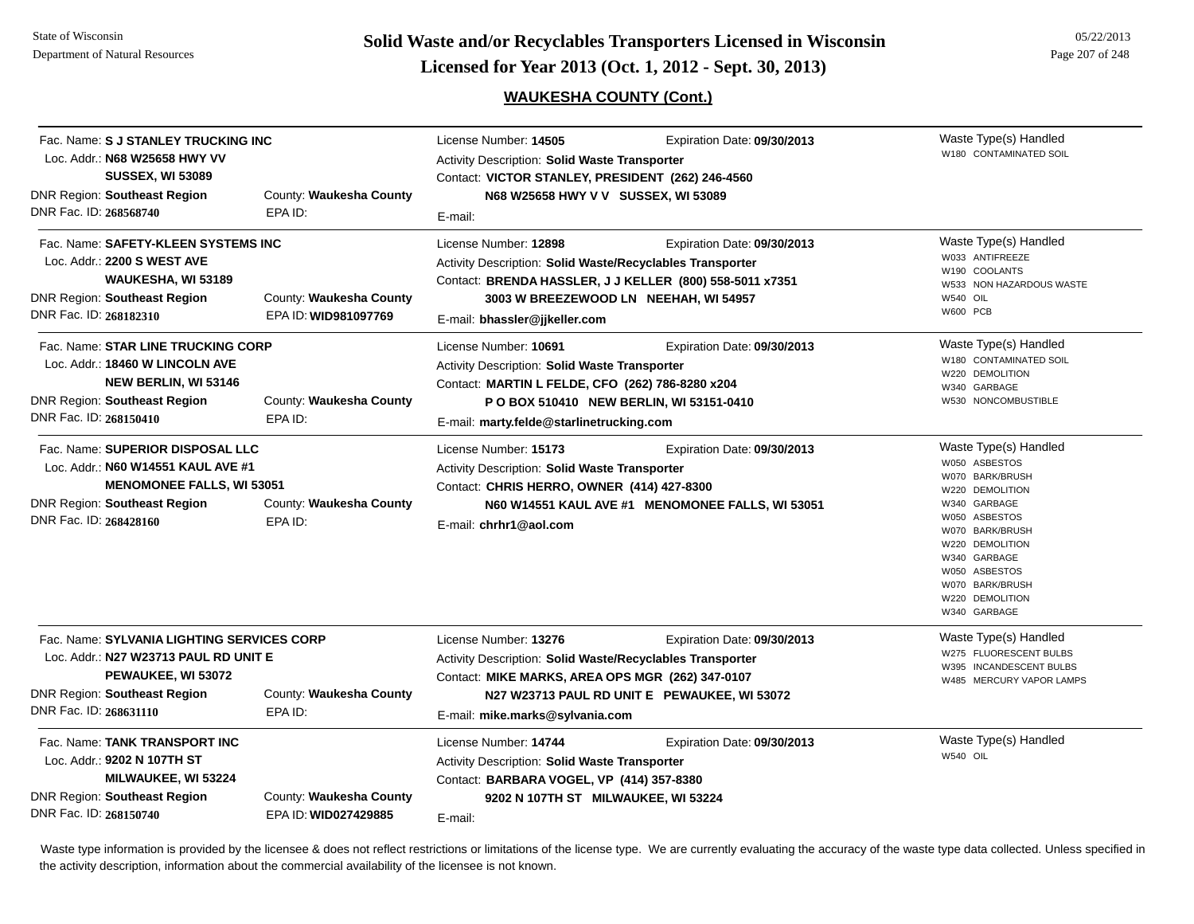## WAUKESHA COUNTY (Cont.)

---

Fac. Name: **S J STANLEY TRUCKING INC**
Loc. Addr.: **N68 W25658 HWY VV**
**SUSSEX, WI 53089**
DNR Region: **Southeast Region** County: **Waukesha County**
DNR Fac. ID: **268568740** EPA ID:

License Number: **14505** Expiration Date: **09/30/2013**
Activity Description: **Solid Waste Transporter**
Contact: **VICTOR STANLEY, PRESIDENT (262) 246-4560**
**N68 W25658 HWY V V SUSSEX, WI 53089**
E-mail:

Waste Type(s) Handled
- W180 CONTAMINATED SOIL

---

Fac. Name: **SAFETY-KLEEN SYSTEMS INC**
Loc. Addr.: **2200 S WEST AVE**
**WAUKESHA, WI 53189**
DNR Region: **Southeast Region** County: **Waukesha County**
DNR Fac. ID: **268182310** EPA ID: **WID981097769**

License Number: **12898** Expiration Date: **09/30/2013**
Activity Description: **Solid Waste/Recyclables Transporter**
Contact: **BRENDA HASSLER, J J KELLER (800) 558-5011 x7351**
**3003 W BREEZEWOOD LN NEEHAH, WI 54957**
E-mail: **bhassler@jjkeller.com**

Waste Type(s) Handled
- W033 ANTIFREEZE
- W190 COOLANTS
- W533 NON HAZARDOUS WASTE
- W540 OIL
- W600 PCB

---

Fac. Name: **STAR LINE TRUCKING CORP**
Loc. Addr.: **18460 W LINCOLN AVE**
**NEW BERLIN, WI 53146**
DNR Region: **Southeast Region** County: **Waukesha County**
DNR Fac. ID: **268150410** EPA ID:

License Number: **10691** Expiration Date: **09/30/2013**
Activity Description: **Solid Waste Transporter**
Contact: **MARTIN L FELDE, CFO (262) 786-8280 x204**
**P O BOX 510410 NEW BERLIN, WI 53151-0410**
E-mail: **marty.felde@starlinetrucking.com**

Waste Type(s) Handled
- W180 CONTAMINATED SOIL
- W220 DEMOLITION
- W340 GARBAGE
- W530 NONCOMBUSTIBLE

---

Fac. Name: **SUPERIOR DISPOSAL LLC**
Loc. Addr.: **N60 W14551 KAUL AVE #1**
**MENOMONEE FALLS, WI 53051**
DNR Region: **Southeast Region** County: **Waukesha County**
DNR Fac. ID: **268428160** EPA ID:

License Number: **15173** Expiration Date: **09/30/2013**
Activity Description: **Solid Waste Transporter**
Contact: **CHRIS HERRO, OWNER (414) 427-8300**
**N60 W14551 KAUL AVE #1 MENOMONEE FALLS, WI 53051**
E-mail: **chrhr1@aol.com**

Waste Type(s) Handled
- W050 ASBESTOS
- W070 BARK/BRUSH
- W220 DEMOLITION
- W340 GARBAGE
- W050 ASBESTOS
- W070 BARK/BRUSH
- W220 DEMOLITION
- W340 GARBAGE
- W050 ASBESTOS
- W070 BARK/BRUSH
- W220 DEMOLITION
- W340 GARBAGE

---

Fac. Name: **SYLVANIA LIGHTING SERVICES CORP**
Loc. Addr.: **N27 W23713 PAUL RD UNIT E**
**PEWAUKEE, WI 53072**
DNR Region: **Southeast Region** County: **Waukesha County**
DNR Fac. ID: **268631110** EPA ID:

License Number: **13276** Expiration Date: **09/30/2013**
Activity Description: **Solid Waste/Recyclables Transporter**
Contact: **MIKE MARKS, AREA OPS MGR (262) 347-0107**
**N27 W23713 PAUL RD UNIT E PEWAUKEE, WI 53072**
E-mail: **mike.marks@sylvania.com**

Waste Type(s) Handled
- W275 FLUORESCENT BULBS
- W395 INCANDESCENT BULBS
- W485 MERCURY VAPOR LAMPS

---

Fac. Name: **TANK TRANSPORT INC**
Loc. Addr.: **9202 N 107TH ST**
**MILWAUKEE, WI 53224**
DNR Region: **Southeast Region** County: **Waukesha County**
DNR Fac. ID: **268150740** EPA ID: **WID027429885**

License Number: **14744** Expiration Date: **09/30/2013**
Activity Description: **Solid Waste Transporter**
Contact: **BARBARA VOGEL, VP (414) 357-8380**
**9202 N 107TH ST MILWAUKEE, WI 53224**
E-mail:

Waste Type(s) Handled
- W540 OIL

---

Waste type information is provided by the licensee & does not reflect restrictions or limitations of the license type. We are currently evaluating the accuracy of the waste type data collected. Unless specified in the activity description, information about the commercial availability of the licensee is not known.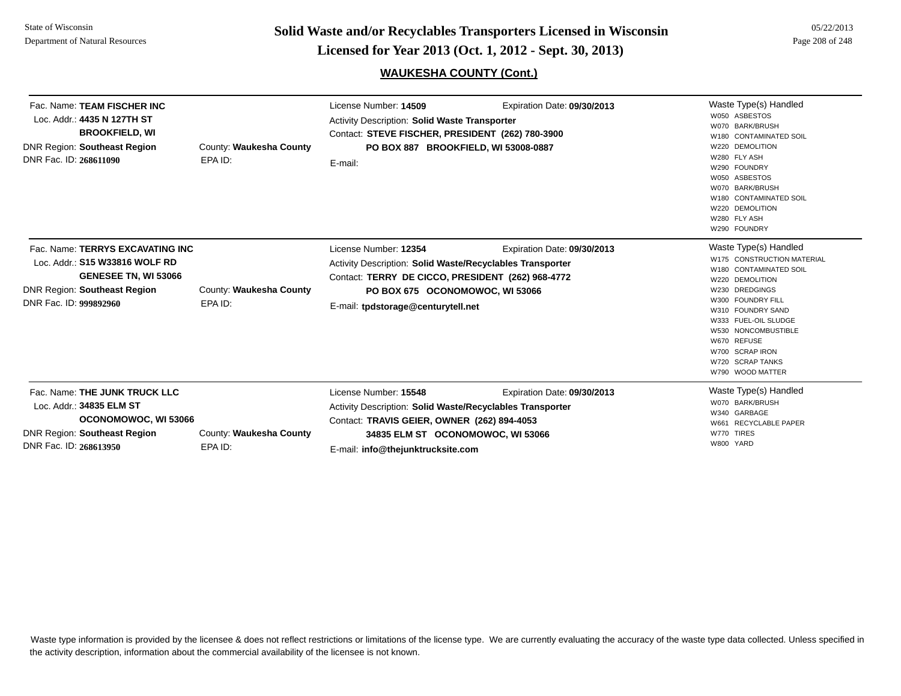## WAUKESHA COUNTY (Cont.)

---

Fac. Name: **TEAM FISCHER INC**
Loc. Addr.: **4435 N 127TH ST**
**BROOKFIELD, WI**
DNR Region: **Southeast Region** County: **Waukesha County**
DNR Fac. ID: **268611090** EPA ID:

License Number: **14509** Expiration Date: **09/30/2013**
Activity Description: **Solid Waste Transporter**
Contact: **STEVE FISCHER, PRESIDENT (262) 780-3900**
**PO BOX 887 BROOKFIELD, WI 53008-0887**
E-mail:

Waste Type(s) Handled
- W050 ASBESTOS
- W070 BARK/BRUSH
- W180 CONTAMINATED SOIL
- W220 DEMOLITION
- W280 FLY ASH
- W290 FOUNDRY
- W050 ASBESTOS
- W070 BARK/BRUSH
- W180 CONTAMINATED SOIL
- W220 DEMOLITION
- W280 FLY ASH
- W290 FOUNDRY

---

Fac. Name: **TERRYS EXCAVATING INC**
Loc. Addr.: **S15 W33816 WOLF RD**
**GENESEE TN, WI 53066**
DNR Region: **Southeast Region** County: **Waukesha County**
DNR Fac. ID: **999892960** EPA ID:

License Number: **12354** Expiration Date: **09/30/2013**
Activity Description: **Solid Waste/Recyclables Transporter**
Contact: **TERRY DE CICCO, PRESIDENT (262) 968-4772**
**PO BOX 675 OCONOMOWOC, WI 53066**
E-mail: **tpdstorage@centurytell.net**

Waste Type(s) Handled
- W175 CONSTRUCTION MATERIAL
- W180 CONTAMINATED SOIL
- W220 DEMOLITION
- W230 DREDGINGS
- W300 FOUNDRY FILL
- W310 FOUNDRY SAND
- W333 FUEL-OIL SLUDGE
- W530 NONCOMBUSTIBLE
- W670 REFUSE
- W700 SCRAP IRON
- W720 SCRAP TANKS
- W790 WOOD MATTER

---

Fac. Name: **THE JUNK TRUCK LLC**
Loc. Addr.: **34835 ELM ST**
**OCONOMOWOC, WI 53066**
DNR Region: **Southeast Region** County: **Waukesha County**
DNR Fac. ID: **268613950** EPA ID:

License Number: **15548** Expiration Date: **09/30/2013**
Activity Description: **Solid Waste/Recyclables Transporter**
Contact: **TRAVIS GEIER, OWNER (262) 894-4053**
**34835 ELM ST OCONOMOWOC, WI 53066**
E-mail: **info@thejunktrucksite.com**

Waste Type(s) Handled
- W070 BARK/BRUSH
- W340 GARBAGE
- W661 RECYCLABLE PAPER
- W770 TIRES
- W800 YARD

---

Waste type information is provided by the licensee & does not reflect restrictions or limitations of the license type. We are currently evaluating the accuracy of the waste type data collected. Unless specified in the activity description, information about the commercial availability of the licensee is not known.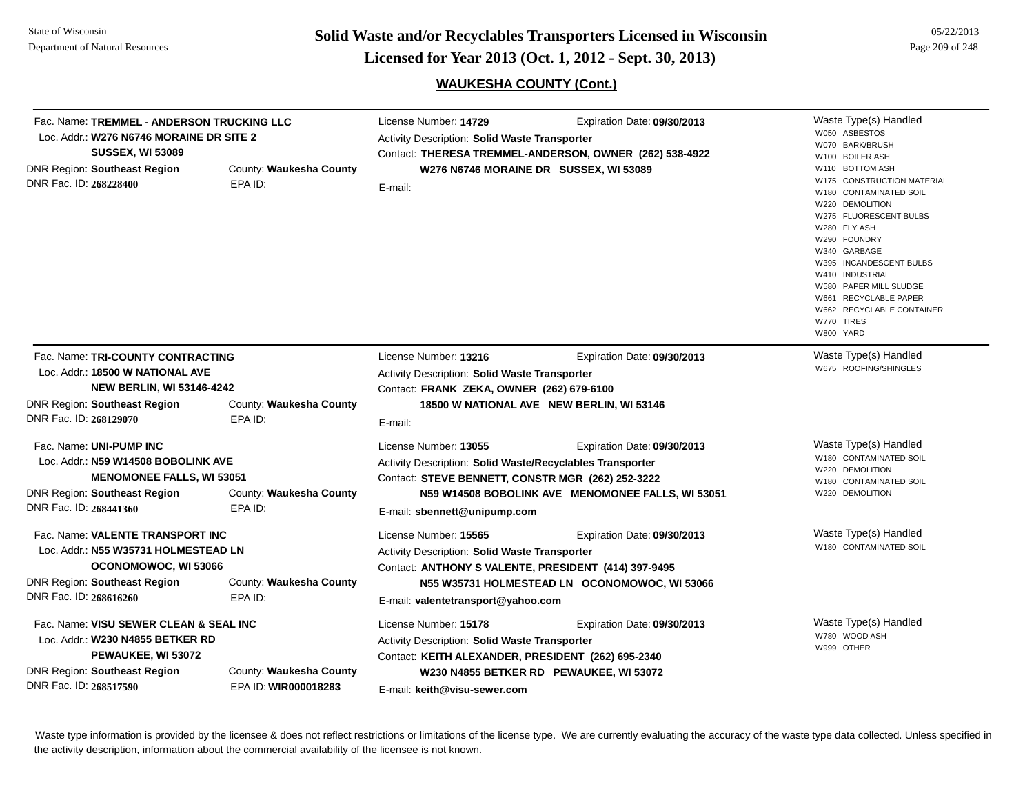# Solid Waste and/or Recyclables Transporters Licensed in Wisconsin
## Licensed for Year 2013 (Oct. 1, 2012 - Sept. 30, 2013)

State of Wisconsin
Department of Natural Resources

05/22/2013

### WAUKESHA COUNTY (Cont.)

---

Fac. Name: **TREMMEL - ANDERSON TRUCKING LLC**
Loc. Addr.: **W276 N6746 MORAINE DR SITE 2**
**SUSSEX, WI 53089**
DNR Region: **Southeast Region** County: **Waukesha County**
DNR Fac. ID: **268228400** EPA ID:

License Number: **14729** Expiration Date: **09/30/2013**
Activity Description: **Solid Waste Transporter**
Contact: **THERESA TREMMEL-ANDERSON, OWNER (262) 538-4922**
**W276 N6746 MORAINE DR SUSSEX, WI 53089**
E-mail:

Waste Type(s) Handled
- W050 ASBESTOS
- W070 BARK/BRUSH
- W100 BOILER ASH
- W110 BOTTOM ASH
- W175 CONSTRUCTION MATERIAL
- W180 CONTAMINATED SOIL
- W220 DEMOLITION
- W275 FLUORESCENT BULBS
- W280 FLY ASH
- W290 FOUNDRY
- W340 GARBAGE
- W395 INCANDESCENT BULBS
- W410 INDUSTRIAL
- W580 PAPER MILL SLUDGE
- W661 RECYCLABLE PAPER
- W662 RECYCLABLE CONTAINER
- W770 TIRES
- W800 YARD

---

Fac. Name: **TRI-COUNTY CONTRACTING**
Loc. Addr.: **18500 W NATIONAL AVE**
**NEW BERLIN, WI 53146-4242**
DNR Region: **Southeast Region** County: **Waukesha County**
DNR Fac. ID: **268129070** EPA ID:

License Number: **13216** Expiration Date: **09/30/2013**
Activity Description: **Solid Waste Transporter**
Contact: **FRANK ZEKA, OWNER (262) 679-6100**
**18500 W NATIONAL AVE NEW BERLIN, WI 53146**
E-mail:

Waste Type(s) Handled
- W675 ROOFING/SHINGLES

---

Fac. Name: **UNI-PUMP INC**
Loc. Addr.: **N59 W14508 BOBOLINK AVE**
**MENOMONEE FALLS, WI 53051**
DNR Region: **Southeast Region** County: **Waukesha County**
DNR Fac. ID: **268441360** EPA ID:

License Number: **13055** Expiration Date: **09/30/2013**
Activity Description: **Solid Waste/Recyclables Transporter**
Contact: **STEVE BENNETT, CONSTR MGR (262) 252-3222**
**N59 W14508 BOBOLINK AVE MENOMONEE FALLS, WI 53051**
E-mail: **sbennett@unipump.com**

Waste Type(s) Handled
- W180 CONTAMINATED SOIL
- W220 DEMOLITION
- W180 CONTAMINATED SOIL
- W220 DEMOLITION

---

Fac. Name: **VALENTE TRANSPORT INC**
Loc. Addr.: **N55 W35731 HOLMESTEAD LN**
**OCONOMOWOC, WI 53066**
DNR Region: **Southeast Region** County: **Waukesha County**
DNR Fac. ID: **268616260** EPA ID:

License Number: **15565** Expiration Date: **09/30/2013**
Activity Description: **Solid Waste Transporter**
Contact: **ANTHONY S VALENTE, PRESIDENT (414) 397-9495**
**N55 W35731 HOLMESTEAD LN OCONOMOWOC, WI 53066**
E-mail: **valentetransport@yahoo.com**

Waste Type(s) Handled
- W180 CONTAMINATED SOIL

---

Fac. Name: **VISU SEWER CLEAN & SEAL INC**
Loc. Addr.: **W230 N4855 BETKER RD**
**PEWAUKEE, WI 53072**
DNR Region: **Southeast Region** County: **Waukesha County**
DNR Fac. ID: **268517590** EPA ID: **WIR000018283**

License Number: **15178** Expiration Date: **09/30/2013**
Activity Description: **Solid Waste Transporter**
Contact: **KEITH ALEXANDER, PRESIDENT (262) 695-2340**
**W230 N4855 BETKER RD PEWAUKEE, WI 53072**
E-mail: **keith@visu-sewer.com**

Waste Type(s) Handled
- W780 WOOD ASH
- W999 OTHER

---

Waste type information is provided by the licensee & does not reflect restrictions or limitations of the license type. We are currently evaluating the accuracy of the waste type data collected. Unless specified in the activity description, information about the commercial availability of the licensee is not known.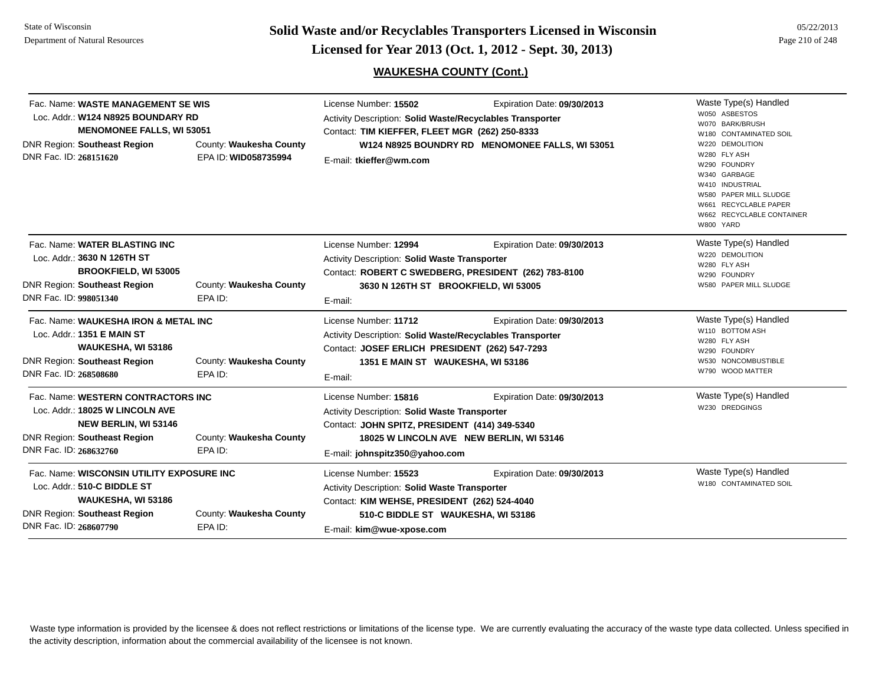## WAUKESHA COUNTY (Cont.)

---

Fac. Name: **WASTE MANAGEMENT SE WIS**
Loc. Addr.: **W124 N8925 BOUNDARY RD**
**MENOMONEE FALLS, WI 53051**
DNR Region: **Southeast Region** County: **Waukesha County**
DNR Fac. ID: **268151620** EPA ID: **WID058735994**

License Number: **15502** Expiration Date: **09/30/2013**
Activity Description: **Solid Waste/Recyclables Transporter**
Contact: **TIM KIEFFER, FLEET MGR (262) 250-8333**
**W124 N8925 BOUNDRY RD MENOMONEE FALLS, WI 53051**
E-mail: **tkieffer@wm.com**

Waste Type(s) Handled
- W050 ASBESTOS
- W070 BARK/BRUSH
- W180 CONTAMINATED SOIL
- W220 DEMOLITION
- W280 FLY ASH
- W290 FOUNDRY
- W340 GARBAGE
- W410 INDUSTRIAL
- W580 PAPER MILL SLUDGE
- W661 RECYCLABLE PAPER
- W662 RECYCLABLE CONTAINER
- W800 YARD

---

Fac. Name: **WATER BLASTING INC**
Loc. Addr.: **3630 N 126TH ST**
**BROOKFIELD, WI 53005**
DNR Region: **Southeast Region** County: **Waukesha County**
DNR Fac. ID: **998051340** EPA ID:

License Number: **12994** Expiration Date: **09/30/2013**
Activity Description: **Solid Waste Transporter**
Contact: **ROBERT C SWEDBERG, PRESIDENT (262) 783-8100**
**3630 N 126TH ST BROOKFIELD, WI 53005**
E-mail:

Waste Type(s) Handled
- W220 DEMOLITION
- W280 FLY ASH
- W290 FOUNDRY
- W580 PAPER MILL SLUDGE

---

Fac. Name: **WAUKESHA IRON & METAL INC**
Loc. Addr.: **1351 E MAIN ST**
**WAUKESHA, WI 53186**
DNR Region: **Southeast Region** County: **Waukesha County**
DNR Fac. ID: **268508680** EPA ID:

License Number: **11712** Expiration Date: **09/30/2013**
Activity Description: **Solid Waste/Recyclables Transporter**
Contact: **JOSEF ERLICH PRESIDENT (262) 547-7293**
**1351 E MAIN ST WAUKESHA, WI 53186**
E-mail:

Waste Type(s) Handled
- W110 BOTTOM ASH
- W280 FLY ASH
- W290 FOUNDRY
- W530 NONCOMBUSTIBLE
- W790 WOOD MATTER

---

Fac. Name: **WESTERN CONTRACTORS INC**
Loc. Addr.: **18025 W LINCOLN AVE**
**NEW BERLIN, WI 53146**
DNR Region: **Southeast Region** County: **Waukesha County**
DNR Fac. ID: **268632760** EPA ID:

License Number: **15816** Expiration Date: **09/30/2013**
Activity Description: **Solid Waste Transporter**
Contact: **JOHN SPITZ, PRESIDENT (414) 349-5340**
**18025 W LINCOLN AVE NEW BERLIN, WI 53146**
E-mail: **johnspitz350@yahoo.com**

Waste Type(s) Handled
- W230 DREDGINGS

---

Fac. Name: **WISCONSIN UTILITY EXPOSURE INC**
Loc. Addr.: **510-C BIDDLE ST**
**WAUKESHA, WI 53186**
DNR Region: **Southeast Region** County: **Waukesha County**
DNR Fac. ID: **268607790** EPA ID:

License Number: **15523** Expiration Date: **09/30/2013**
Activity Description: **Solid Waste Transporter**
Contact: **KIM WEHSE, PRESIDENT (262) 524-4040**
**510-C BIDDLE ST WAUKESHA, WI 53186**
E-mail: **kim@wue-xpose.com**

Waste Type(s) Handled
- W180 CONTAMINATED SOIL

---

Waste type information is provided by the licensee & does not reflect restrictions or limitations of the license type. We are currently evaluating the accuracy of the waste type data collected. Unless specified in the activity description, information about the commercial availability of the licensee is not known.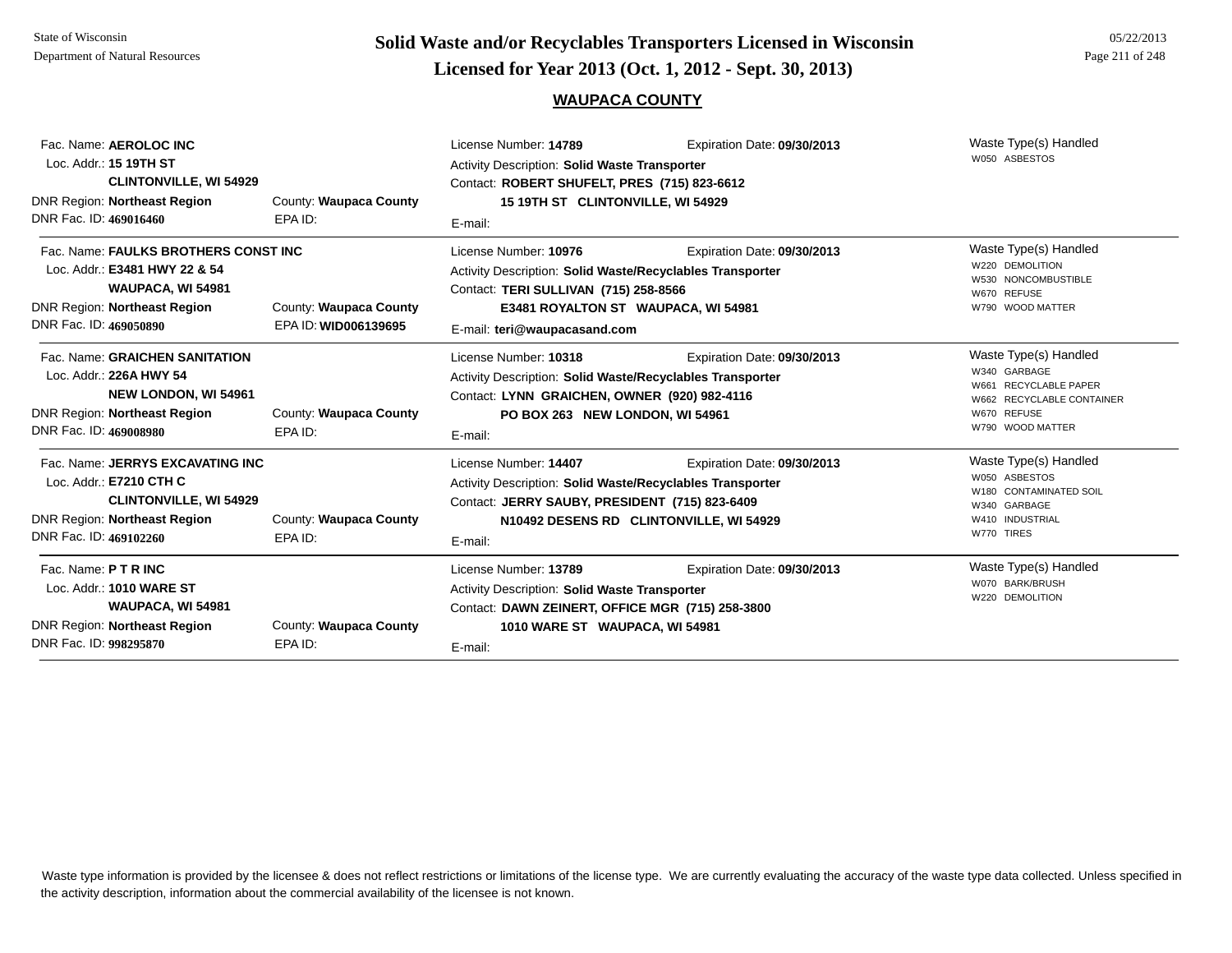State of Wisconsin
Department of Natural Resources

# Solid Waste and/or Recyclables Transporters Licensed in Wisconsin
## Licensed for Year 2013 (Oct. 1, 2012 - Sept. 30, 2013)

05/22/2013

### WAUPACA COUNTY

Fac. Name: **AEROLOC INC**
Loc. Addr.: **15 19TH ST**
**CLINTONVILLE, WI 54929**
DNR Region: **Northeast Region** County: **Waupaca County**
DNR Fac. ID: **469016460** EPA ID:

License Number: **14789** Expiration Date: **09/30/2013**
Activity Description: **Solid Waste Transporter**
Contact: **ROBERT SHUFELT, PRES (715) 823-6612**
**15 19TH ST CLINTONVILLE, WI 54929**
E-mail:

Waste Type(s) Handled
- W050 ASBESTOS

---

Fac. Name: **FAULKS BROTHERS CONST INC**
Loc. Addr.: **E3481 HWY 22 & 54**
**WAUPACA, WI 54981**
DNR Region: **Northeast Region** County: **Waupaca County**
DNR Fac. ID: **469050890** EPA ID: **WID006139695**

License Number: **10976** Expiration Date: **09/30/2013**
Activity Description: **Solid Waste/Recyclables Transporter**
Contact: **TERI SULLIVAN (715) 258-8566**
**E3481 ROYALTON ST WAUPACA, WI 54981**
E-mail: **teri@waupacasand.com**

Waste Type(s) Handled
- W220 DEMOLITION
- W530 NONCOMBUSTIBLE
- W670 REFUSE
- W790 WOOD MATTER

---

Fac. Name: **GRAICHEN SANITATION**
Loc. Addr.: **226A HWY 54**
**NEW LONDON, WI 54961**
DNR Region: **Northeast Region** County: **Waupaca County**
DNR Fac. ID: **469008980** EPA ID:

License Number: **10318** Expiration Date: **09/30/2013**
Activity Description: **Solid Waste/Recyclables Transporter**
Contact: **LYNN GRAICHEN, OWNER (920) 982-4116**
**PO BOX 263 NEW LONDON, WI 54961**
E-mail:

Waste Type(s) Handled
- W340 GARBAGE
- W661 RECYCLABLE PAPER
- W662 RECYCLABLE CONTAINER
- W670 REFUSE
- W790 WOOD MATTER

---

Fac. Name: **JERRYS EXCAVATING INC**
Loc. Addr.: **E7210 CTH C**
**CLINTONVILLE, WI 54929**
DNR Region: **Northeast Region** County: **Waupaca County**
DNR Fac. ID: **469102260** EPA ID:

License Number: **14407** Expiration Date: **09/30/2013**
Activity Description: **Solid Waste/Recyclables Transporter**
Contact: **JERRY SAUBY, PRESIDENT (715) 823-6409**
**N10492 DESENS RD CLINTONVILLE, WI 54929**
E-mail:

Waste Type(s) Handled
- W050 ASBESTOS
- W180 CONTAMINATED SOIL
- W340 GARBAGE
- W410 INDUSTRIAL
- W770 TIRES

---

Fac. Name: **P T R INC**
Loc. Addr.: **1010 WARE ST**
**WAUPACA, WI 54981**
DNR Region: **Northeast Region** County: **Waupaca County**
DNR Fac. ID: **998295870** EPA ID:

License Number: **13789** Expiration Date: **09/30/2013**
Activity Description: **Solid Waste Transporter**
Contact: **DAWN ZEINERT, OFFICE MGR (715) 258-3800**
**1010 WARE ST WAUPACA, WI 54981**
E-mail:

Waste Type(s) Handled
- W070 BARK/BRUSH
- W220 DEMOLITION

---

Waste type information is provided by the licensee & does not reflect restrictions or limitations of the license type. We are currently evaluating the accuracy of the waste type data collected. Unless specified in the activity description, information about the commercial availability of the licensee is not known.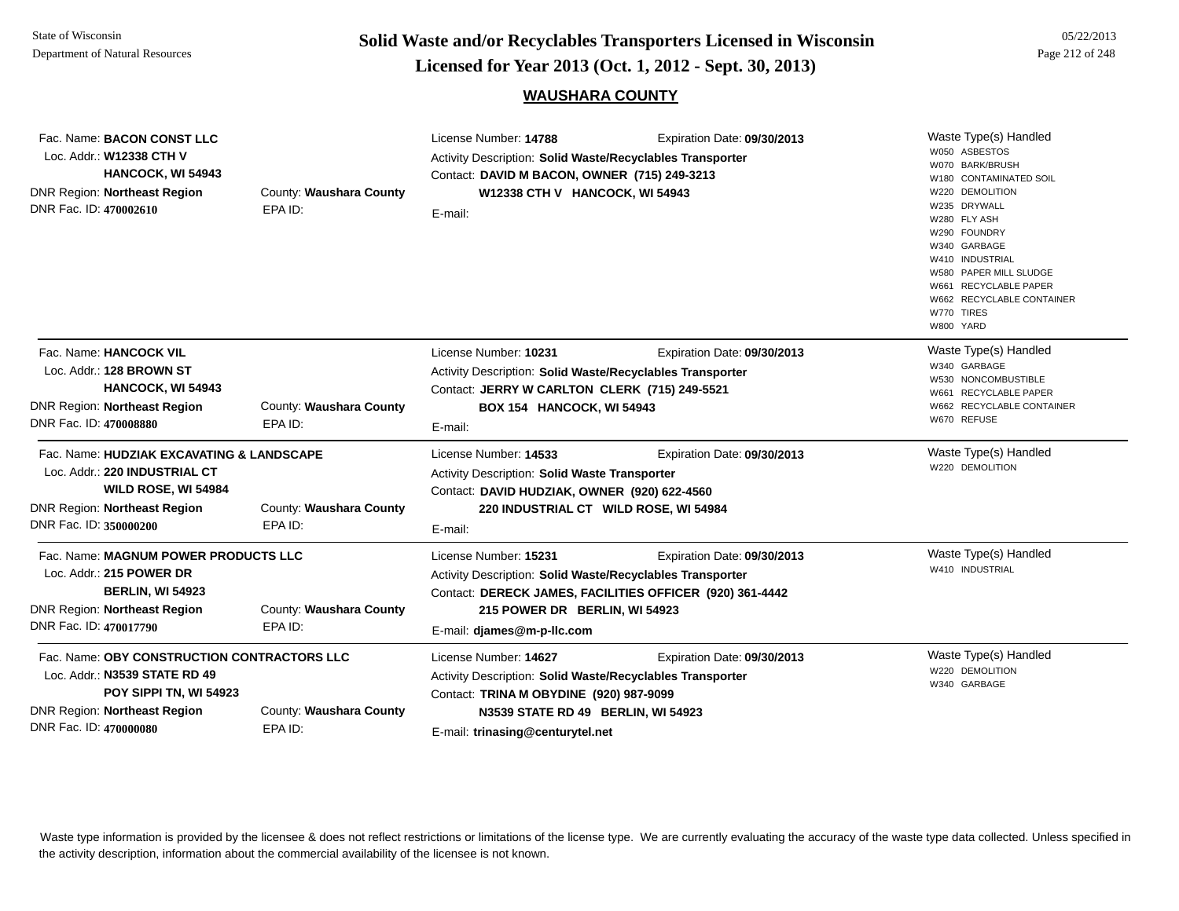## WAUSHARA COUNTY

Fac. Name: **BACON CONST LLC**
Loc. Addr.: **W12338 CTH V**
**HANCOCK, WI 54943**
DNR Region: **Northeast Region** County: **Waushara County**
DNR Fac. ID: **470002610** EPA ID:

License Number: **14788** Expiration Date: **09/30/2013**
Activity Description: **Solid Waste/Recyclables Transporter**
Contact: **DAVID M BACON, OWNER (715) 249-3213**
**W12338 CTH V HANCOCK, WI 54943**
E-mail:

Waste Type(s) Handled
- W050 ASBESTOS
- W070 BARK/BRUSH
- W180 CONTAMINATED SOIL
- W220 DEMOLITION
- W235 DRYWALL
- W280 FLY ASH
- W290 FOUNDRY
- W340 GARBAGE
- W410 INDUSTRIAL
- W580 PAPER MILL SLUDGE
- W661 RECYCLABLE PAPER
- W662 RECYCLABLE CONTAINER
- W770 TIRES
- W800 YARD

---

Fac. Name: **HANCOCK VIL**
Loc. Addr.: **128 BROWN ST**
**HANCOCK, WI 54943**
DNR Region: **Northeast Region** County: **Waushara County**
DNR Fac. ID: **470008880** EPA ID:

License Number: **10231** Expiration Date: **09/30/2013**
Activity Description: **Solid Waste/Recyclables Transporter**
Contact: **JERRY W CARLTON CLERK (715) 249-5521**
**BOX 154 HANCOCK, WI 54943**
E-mail:

Waste Type(s) Handled
- W340 GARBAGE
- W530 NONCOMBUSTIBLE
- W661 RECYCLABLE PAPER
- W662 RECYCLABLE CONTAINER
- W670 REFUSE

---

Fac. Name: **HUDZIAK EXCAVATING & LANDSCAPE**
Loc. Addr.: **220 INDUSTRIAL CT**
**WILD ROSE, WI 54984**
DNR Region: **Northeast Region** County: **Waushara County**
DNR Fac. ID: **350000200** EPA ID:

License Number: **14533** Expiration Date: **09/30/2013**
Activity Description: **Solid Waste Transporter**
Contact: **DAVID HUDZIAK, OWNER (920) 622-4560**
**220 INDUSTRIAL CT WILD ROSE, WI 54984**
E-mail:

Waste Type(s) Handled
- W220 DEMOLITION

---

Fac. Name: **MAGNUM POWER PRODUCTS LLC**
Loc. Addr.: **215 POWER DR**
**BERLIN, WI 54923**
DNR Region: **Northeast Region** County: **Waushara County**
DNR Fac. ID: **470017790** EPA ID:

License Number: **15231** Expiration Date: **09/30/2013**
Activity Description: **Solid Waste/Recyclables Transporter**
Contact: **DERECK JAMES, FACILITIES OFFICER (920) 361-4442**
**215 POWER DR BERLIN, WI 54923**
E-mail: **djames@m-p-llc.com**

Waste Type(s) Handled
- W410 INDUSTRIAL

---

Fac. Name: **OBY CONSTRUCTION CONTRACTORS LLC**
Loc. Addr.: **N3539 STATE RD 49**
**POY SIPPI TN, WI 54923**
DNR Region: **Northeast Region** County: **Waushara County**
DNR Fac. ID: **470000080** EPA ID:

License Number: **14627** Expiration Date: **09/30/2013**
Activity Description: **Solid Waste/Recyclables Transporter**
Contact: **TRINA M OBYDINE (920) 987-9099**
**N3539 STATE RD 49 BERLIN, WI 54923**
E-mail: **trinasing@centurytel.net**

Waste Type(s) Handled
- W220 DEMOLITION
- W340 GARBAGE

---

Waste type information is provided by the licensee & does not reflect restrictions or limitations of the license type. We are currently evaluating the accuracy of the waste type data collected. Unless specified in the activity description, information about the commercial availability of the licensee is not known.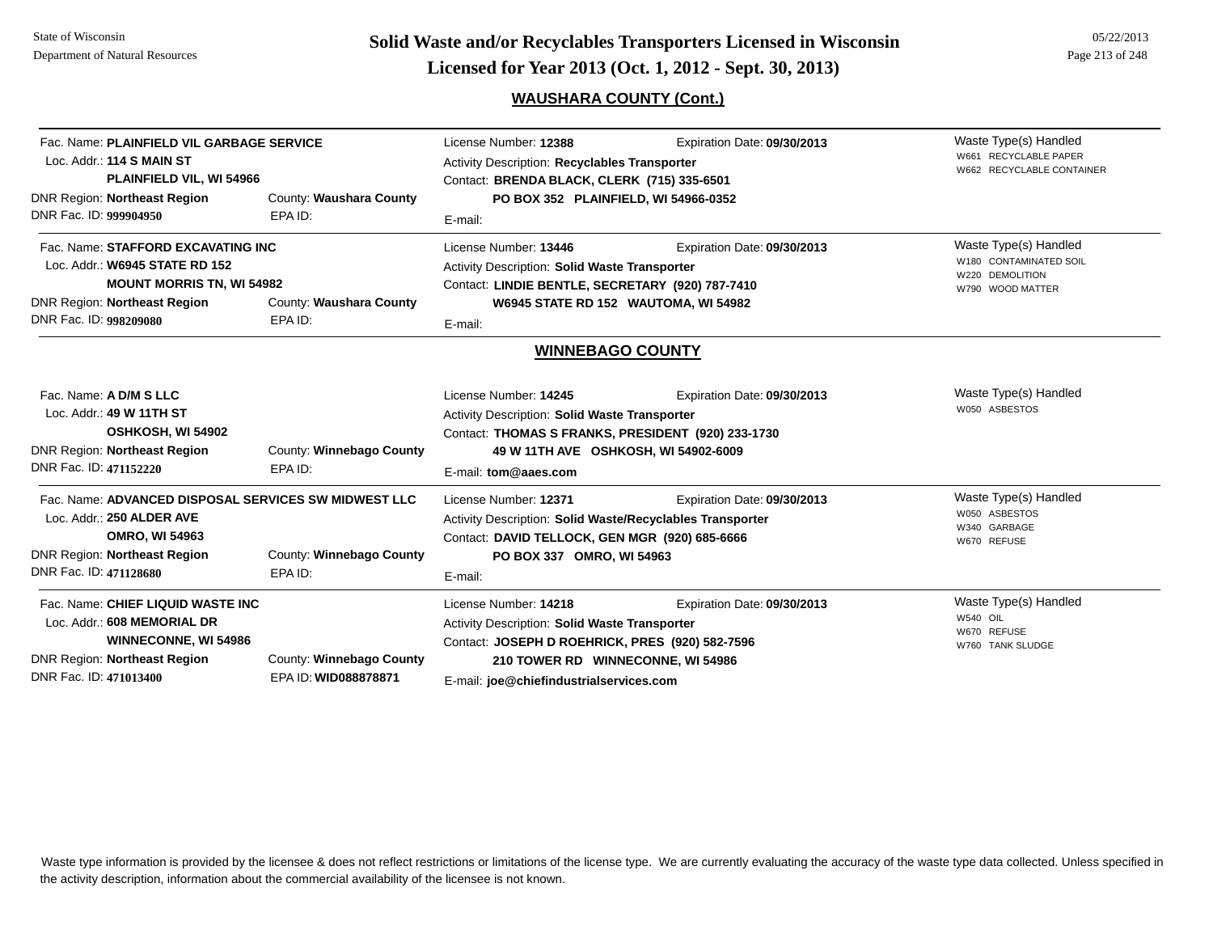## WAUSHARA COUNTY (Cont.)

Fac. Name: **PLAINFIELD VIL GARBAGE SERVICE**
Loc. Addr.: **114 S MAIN ST**
**PLAINFIELD VIL, WI 54966**
DNR Region: **Northeast Region** County: **Waushara County**
DNR Fac. ID: **999904950** EPA ID:

License Number: **12388** Expiration Date: **09/30/2013**
Activity Description: **Recyclables Transporter**
Contact: **BRENDA BLACK, CLERK (715) 335-6501**
**PO BOX 352 PLAINFIELD, WI 54966-0352**
E-mail:

Waste Type(s) Handled
- W661 RECYCLABLE PAPER
- W662 RECYCLABLE CONTAINER

---

Fac. Name: **STAFFORD EXCAVATING INC**
Loc. Addr.: **W6945 STATE RD 152**
**MOUNT MORRIS TN, WI 54982**
DNR Region: **Northeast Region** County: **Waushara County**
DNR Fac. ID: **998209080** EPA ID:

License Number: **13446** Expiration Date: **09/30/2013**
Activity Description: **Solid Waste Transporter**
Contact: **LINDIE BENTLE, SECRETARY (920) 787-7410**
**W6945 STATE RD 152 WAUTOMA, WI 54982**
E-mail:

Waste Type(s) Handled
- W180 CONTAMINATED SOIL
- W220 DEMOLITION
- W790 WOOD MATTER

---

## WINNEBAGO COUNTY

Fac. Name: **A D/M S LLC**
Loc. Addr.: **49 W 11TH ST**
**OSHKOSH, WI 54902**
DNR Region: **Northeast Region** County: **Winnebago County**
DNR Fac. ID: **471152220** EPA ID:

License Number: **14245** Expiration Date: **09/30/2013**
Activity Description: **Solid Waste Transporter**
Contact: **THOMAS S FRANKS, PRESIDENT (920) 233-1730**
**49 W 11TH AVE OSHKOSH, WI 54902-6009**
E-mail: **tom@aaes.com**

Waste Type(s) Handled
- W050 ASBESTOS

---

Fac. Name: **ADVANCED DISPOSAL SERVICES SW MIDWEST LLC**
Loc. Addr.: **250 ALDER AVE**
**OMRO, WI 54963**
DNR Region: **Northeast Region** County: **Winnebago County**
DNR Fac. ID: **471128680** EPA ID:

License Number: **12371** Expiration Date: **09/30/2013**
Activity Description: **Solid Waste/Recyclables Transporter**
Contact: **DAVID TELLOCK, GEN MGR (920) 685-6666**
**PO BOX 337 OMRO, WI 54963**
E-mail:

Waste Type(s) Handled
- W050 ASBESTOS
- W340 GARBAGE
- W670 REFUSE

---

Fac. Name: **CHIEF LIQUID WASTE INC**
Loc. Addr.: **608 MEMORIAL DR**
**WINNECONNE, WI 54986**
DNR Region: **Northeast Region** County: **Winnebago County**
DNR Fac. ID: **471013400** EPA ID: **WID088878871**

License Number: **14218** Expiration Date: **09/30/2013**
Activity Description: **Solid Waste Transporter**
Contact: **JOSEPH D ROEHRICK, PRES (920) 582-7596**
**210 TOWER RD WINNECONNE, WI 54986**
E-mail: **joe@chiefindustrialservices.com**

Waste Type(s) Handled
- W540 OIL
- W670 REFUSE
- W760 TANK SLUDGE

---

Waste type information is provided by the licensee & does not reflect restrictions or limitations of the license type. We are currently evaluating the accuracy of the waste type data collected. Unless specified in the activity description, information about the commercial availability of the licensee is not known.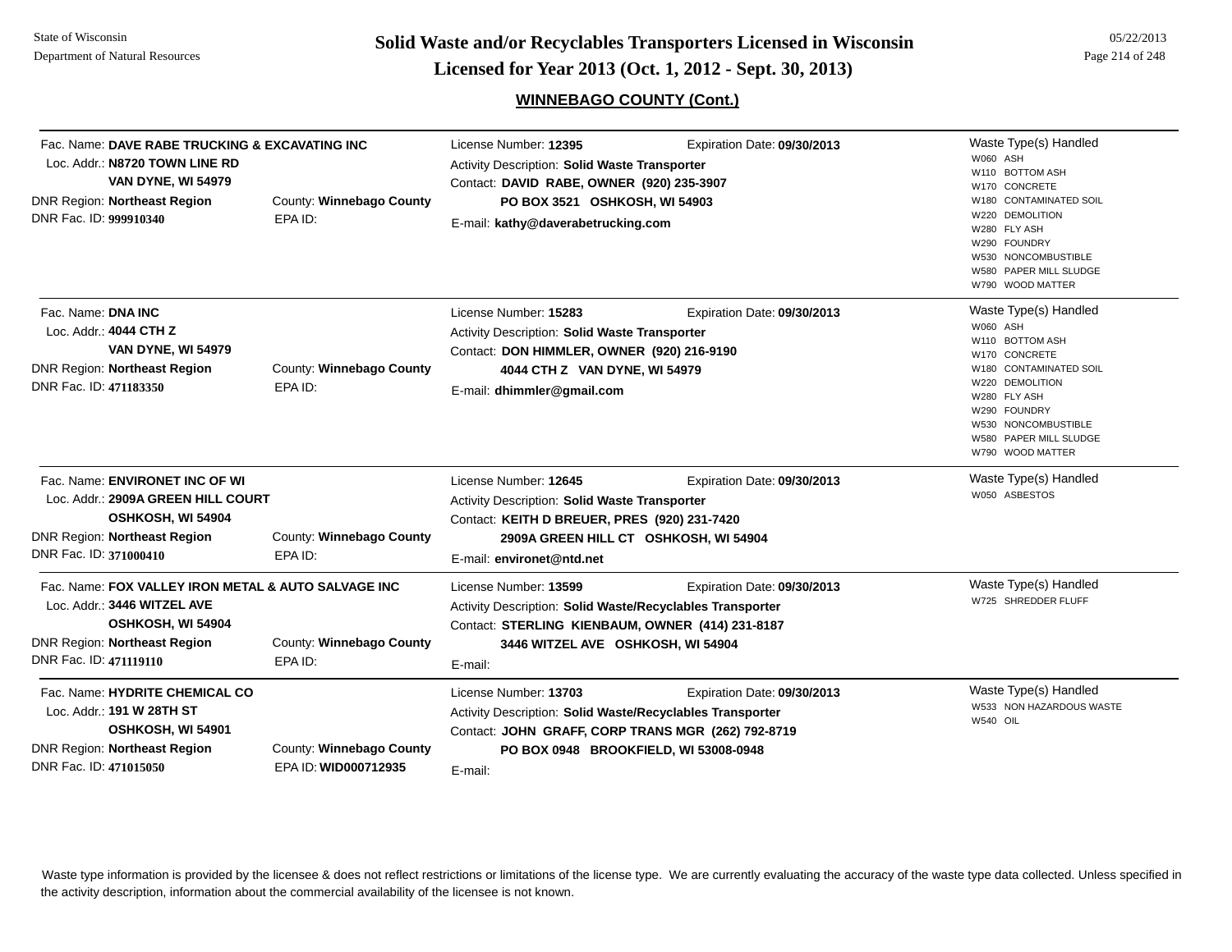## Solid Waste and/or Recyclables Transporters Licensed in Wisconsin

## Licensed for Year 2013 (Oct. 1, 2012 - Sept. 30, 2013)

### WINNEBAGO COUNTY (Cont.)

---

Fac. Name: **DAVE RABE TRUCKING & EXCAVATING INC**
Loc. Addr.: **N8720 TOWN LINE RD**
**VAN DYNE, WI 54979**
DNR Region: **Northeast Region** County: **Winnebago County**
DNR Fac. ID: **999910340** EPA ID:

License Number: **12395** Expiration Date: **09/30/2013**
Activity Description: **Solid Waste Transporter**
Contact: **DAVID RABE, OWNER (920) 235-3907**
**PO BOX 3521 OSHKOSH, WI 54903**
E-mail: **kathy@daverabetrucking.com**

Waste Type(s) Handled
- W060 ASH
- W110 BOTTOM ASH
- W170 CONCRETE
- W180 CONTAMINATED SOIL
- W220 DEMOLITION
- W280 FLY ASH
- W290 FOUNDRY
- W530 NONCOMBUSTIBLE
- W580 PAPER MILL SLUDGE
- W790 WOOD MATTER

---

Fac. Name: **DNA INC**
Loc. Addr.: **4044 CTH Z**
**VAN DYNE, WI 54979**
DNR Region: **Northeast Region** County: **Winnebago County**
DNR Fac. ID: **471183350** EPA ID:

License Number: **15283** Expiration Date: **09/30/2013**
Activity Description: **Solid Waste Transporter**
Contact: **DON HIMMLER, OWNER (920) 216-9190**
**4044 CTH Z VAN DYNE, WI 54979**
E-mail: **dhimmler@gmail.com**

Waste Type(s) Handled
- W060 ASH
- W110 BOTTOM ASH
- W170 CONCRETE
- W180 CONTAMINATED SOIL
- W220 DEMOLITION
- W280 FLY ASH
- W290 FOUNDRY
- W530 NONCOMBUSTIBLE
- W580 PAPER MILL SLUDGE
- W790 WOOD MATTER

---

Fac. Name: **ENVIRONET INC OF WI**
Loc. Addr.: **2909A GREEN HILL COURT**
**OSHKOSH, WI 54904**
DNR Region: **Northeast Region** County: **Winnebago County**
DNR Fac. ID: **371000410** EPA ID:

License Number: **12645** Expiration Date: **09/30/2013**
Activity Description: **Solid Waste Transporter**
Contact: **KEITH D BREUER, PRES (920) 231-7420**
**2909A GREEN HILL CT OSHKOSH, WI 54904**
E-mail: **environet@ntd.net**

Waste Type(s) Handled
- W050 ASBESTOS

---

Fac. Name: **FOX VALLEY IRON METAL & AUTO SALVAGE INC**
Loc. Addr.: **3446 WITZEL AVE**
**OSHKOSH, WI 54904**
DNR Region: **Northeast Region** County: **Winnebago County**
DNR Fac. ID: **471119110** EPA ID:

License Number: **13599** Expiration Date: **09/30/2013**
Activity Description: **Solid Waste/Recyclables Transporter**
Contact: **STERLING KIENBAUM, OWNER (414) 231-8187**
**3446 WITZEL AVE OSHKOSH, WI 54904**
E-mail:

Waste Type(s) Handled
- W725 SHREDDER FLUFF

---

Fac. Name: **HYDRITE CHEMICAL CO**
Loc. Addr.: **191 W 28TH ST**
**OSHKOSH, WI 54901**
DNR Region: **Northeast Region** County: **Winnebago County**
DNR Fac. ID: **471015050** EPA ID: **WID000712935**

License Number: **13703** Expiration Date: **09/30/2013**
Activity Description: **Solid Waste/Recyclables Transporter**
Contact: **JOHN GRAFF, CORP TRANS MGR (262) 792-8719**
**PO BOX 0948 BROOKFIELD, WI 53008-0948**
E-mail:

Waste Type(s) Handled
- W533 NON HAZARDOUS WASTE
- W540 OIL

---

Waste type information is provided by the licensee & does not reflect restrictions or limitations of the license type. We are currently evaluating the accuracy of the waste type data collected. Unless specified in the activity description, information about the commercial availability of the licensee is not known.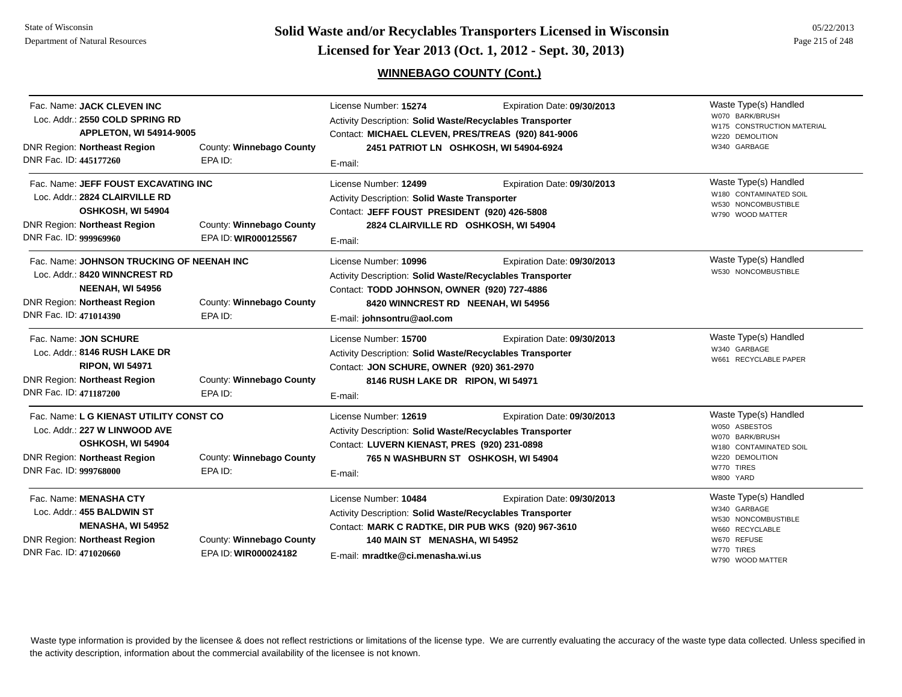# Solid Waste and/or Recyclables Transporters Licensed in Wisconsin

## Licensed for Year 2013 (Oct. 1, 2012 - Sept. 30, 2013)

### WINNEBAGO COUNTY (Cont.)

---

Fac. Name: **JACK CLEVEN INC**
Loc. Addr.: **2550 COLD SPRING RD**
**APPLETON, WI 54914-9005**
DNR Region: **Northeast Region** County: **Winnebago County**
DNR Fac. ID: **445177260** EPA ID:

License Number: **15274** Expiration Date: **09/30/2013**
Activity Description: **Solid Waste/Recyclables Transporter**
Contact: **MICHAEL CLEVEN, PRES/TREAS (920) 841-9006**
**2451 PATRIOT LN OSHKOSH, WI 54904-6924**
E-mail:

Waste Type(s) Handled
- W070 BARK/BRUSH
- W175 CONSTRUCTION MATERIAL
- W220 DEMOLITION
- W340 GARBAGE

---

Fac. Name: **JEFF FOUST EXCAVATING INC**
Loc. Addr.: **2824 CLAIRVILLE RD**
**OSHKOSH, WI 54904**
DNR Region: **Northeast Region** County: **Winnebago County**
DNR Fac. ID: **999969960** EPA ID: **WIR000125567**

License Number: **12499** Expiration Date: **09/30/2013**
Activity Description: **Solid Waste Transporter**
Contact: **JEFF FOUST PRESIDENT (920) 426-5808**
**2824 CLAIRVILLE RD OSHKOSH, WI 54904**
E-mail:

Waste Type(s) Handled
- W180 CONTAMINATED SOIL
- W530 NONCOMBUSTIBLE
- W790 WOOD MATTER

---

Fac. Name: **JOHNSON TRUCKING OF NEENAH INC**
Loc. Addr.: **8420 WINNCREST RD**
**NEENAH, WI 54956**
DNR Region: **Northeast Region** County: **Winnebago County**
DNR Fac. ID: **471014390** EPA ID:

License Number: **10996** Expiration Date: **09/30/2013**
Activity Description: **Solid Waste/Recyclables Transporter**
Contact: **TODD JOHNSON, OWNER (920) 727-4886**
**8420 WINNCREST RD NEENAH, WI 54956**
E-mail: **johnsontru@aol.com**

Waste Type(s) Handled
- W530 NONCOMBUSTIBLE

---

Fac. Name: **JON SCHURE**
Loc. Addr.: **8146 RUSH LAKE DR**
**RIPON, WI 54971**
DNR Region: **Northeast Region** County: **Winnebago County**
DNR Fac. ID: **471187200** EPA ID:

License Number: **15700** Expiration Date: **09/30/2013**
Activity Description: **Solid Waste/Recyclables Transporter**
Contact: **JON SCHURE, OWNER (920) 361-2970**
**8146 RUSH LAKE DR RIPON, WI 54971**
E-mail:

Waste Type(s) Handled
- W340 GARBAGE
- W661 RECYCLABLE PAPER

---

Fac. Name: **L G KIENAST UTILITY CONST CO**
Loc. Addr.: **227 W LINWOOD AVE**
**OSHKOSH, WI 54904**
DNR Region: **Northeast Region** County: **Winnebago County**
DNR Fac. ID: **999768000** EPA ID:

License Number: **12619** Expiration Date: **09/30/2013**
Activity Description: **Solid Waste/Recyclables Transporter**
Contact: **LUVERN KIENAST, PRES (920) 231-0898**
**765 N WASHBURN ST OSHKOSH, WI 54904**
E-mail:

Waste Type(s) Handled
- W050 ASBESTOS
- W070 BARK/BRUSH
- W180 CONTAMINATED SOIL
- W220 DEMOLITION
- W770 TIRES
- W800 YARD

---

Fac. Name: **MENASHA CTY**
Loc. Addr.: **455 BALDWIN ST**
**MENASHA, WI 54952**
DNR Region: **Northeast Region** County: **Winnebago County**
DNR Fac. ID: **471020660** EPA ID: **WIR000024182**

License Number: **10484** Expiration Date: **09/30/2013**
Activity Description: **Solid Waste/Recyclables Transporter**
Contact: **MARK C RADTKE, DIR PUB WKS (920) 967-3610**
**140 MAIN ST MENASHA, WI 54952**
E-mail: **mradtke@ci.menasha.wi.us**

Waste Type(s) Handled
- W340 GARBAGE
- W530 NONCOMBUSTIBLE
- W660 RECYCLABLE
- W670 REFUSE
- W770 TIRES
- W790 WOOD MATTER

---

Waste type information is provided by the licensee & does not reflect restrictions or limitations of the license type. We are currently evaluating the accuracy of the waste type data collected. Unless specified in the activity description, information about the commercial availability of the licensee is not known.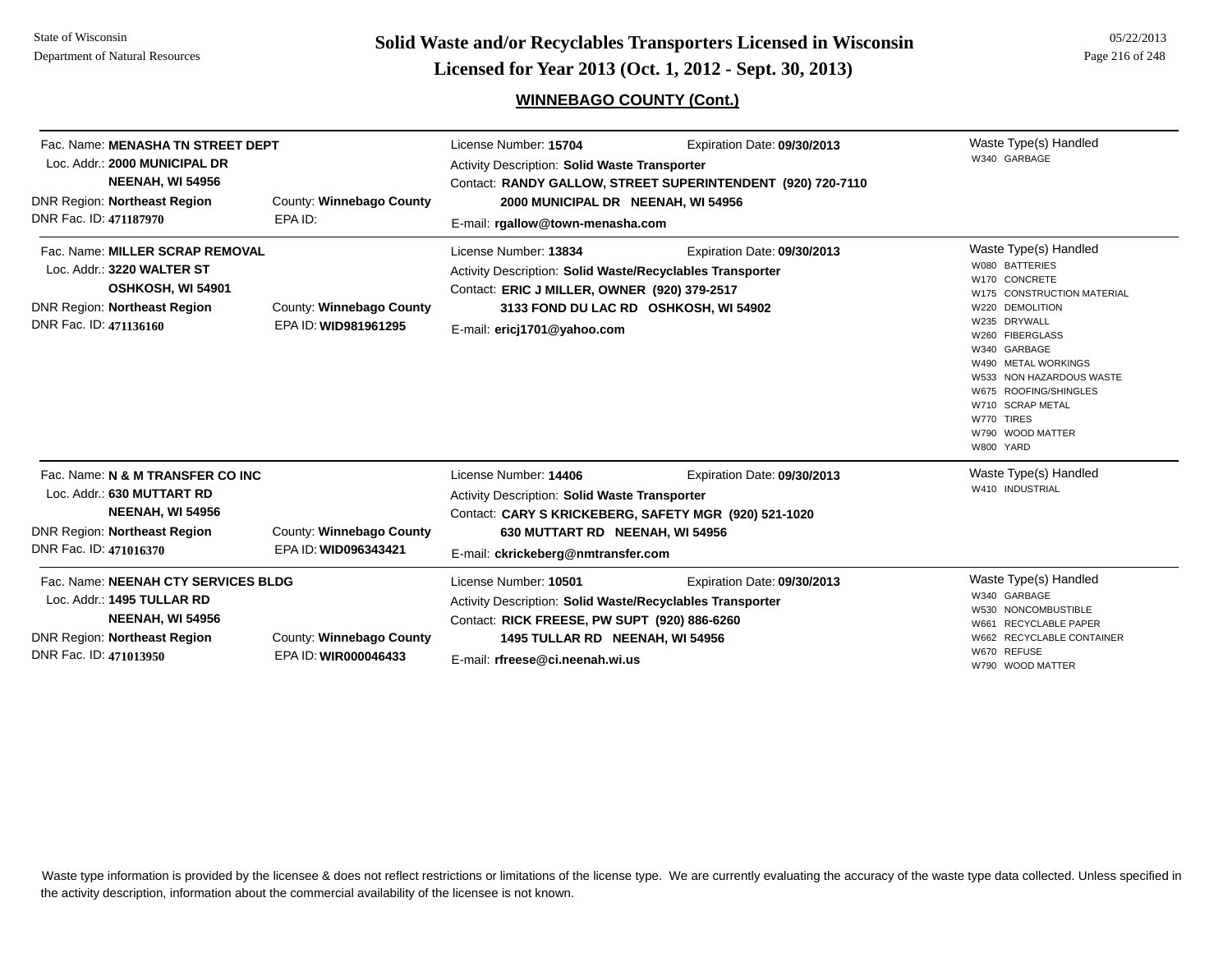# Solid Waste and/or Recyclables Transporters Licensed in Wisconsin

## Licensed for Year 2013 (Oct. 1, 2012 - Sept. 30, 2013)

### WINNEBAGO COUNTY (Cont.)

---

Fac. Name: **MENASHA TN STREET DEPT**
Loc. Addr.: **2000 MUNICIPAL DR**
**NEENAH, WI 54956**
DNR Region: **Northeast Region** County: **Winnebago County**
DNR Fac. ID: **471187970** EPA ID:

License Number: **15704** Expiration Date: **09/30/2013**
Activity Description: **Solid Waste Transporter**
Contact: **RANDY GALLOW, STREET SUPERINTENDENT (920) 720-7110**
**2000 MUNICIPAL DR NEENAH, WI 54956**
E-mail: **rgallow@town-menasha.com**

Waste Type(s) Handled
- W340 GARBAGE

---

Fac. Name: **MILLER SCRAP REMOVAL**
Loc. Addr.: **3220 WALTER ST**
**OSHKOSH, WI 54901**
DNR Region: **Northeast Region** County: **Winnebago County**
DNR Fac. ID: **471136160** EPA ID: **WID981961295**

License Number: **13834** Expiration Date: **09/30/2013**
Activity Description: **Solid Waste/Recyclables Transporter**
Contact: **ERIC J MILLER, OWNER (920) 379-2517**
**3133 FOND DU LAC RD OSHKOSH, WI 54902**
E-mail: **ericj1701@yahoo.com**

Waste Type(s) Handled
- W080 BATTERIES
- W170 CONCRETE
- W175 CONSTRUCTION MATERIAL
- W220 DEMOLITION
- W235 DRYWALL
- W260 FIBERGLASS
- W340 GARBAGE
- W490 METAL WORKINGS
- W533 NON HAZARDOUS WASTE
- W675 ROOFING/SHINGLES
- W710 SCRAP METAL
- W770 TIRES
- W790 WOOD MATTER
- W800 YARD

---

Fac. Name: **N & M TRANSFER CO INC**
Loc. Addr.: **630 MUTTART RD**
**NEENAH, WI 54956**
DNR Region: **Northeast Region** County: **Winnebago County**
DNR Fac. ID: **471016370** EPA ID: **WID096343421**

License Number: **14406** Expiration Date: **09/30/2013**
Activity Description: **Solid Waste Transporter**
Contact: **CARY S KRICKEBERG, SAFETY MGR (920) 521-1020**
**630 MUTTART RD NEENAH, WI 54956**
E-mail: **ckrickeberg@nmtransfer.com**

Waste Type(s) Handled
- W410 INDUSTRIAL

---

Fac. Name: **NEENAH CTY SERVICES BLDG**
Loc. Addr.: **1495 TULLAR RD**
**NEENAH, WI 54956**
DNR Region: **Northeast Region** County: **Winnebago County**
DNR Fac. ID: **471013950** EPA ID: **WIR000046433**

License Number: **10501** Expiration Date: **09/30/2013**
Activity Description: **Solid Waste/Recyclables Transporter**
Contact: **RICK FREESE, PW SUPT (920) 886-6260**
**1495 TULLAR RD NEENAH, WI 54956**
E-mail: **rfreese@ci.neenah.wi.us**

Waste Type(s) Handled
- W340 GARBAGE
- W530 NONCOMBUSTIBLE
- W661 RECYCLABLE PAPER
- W662 RECYCLABLE CONTAINER
- W670 REFUSE
- W790 WOOD MATTER

---

Waste type information is provided by the licensee & does not reflect restrictions or limitations of the license type. We are currently evaluating the accuracy of the waste type data collected. Unless specified in the activity description, information about the commercial availability of the licensee is not known.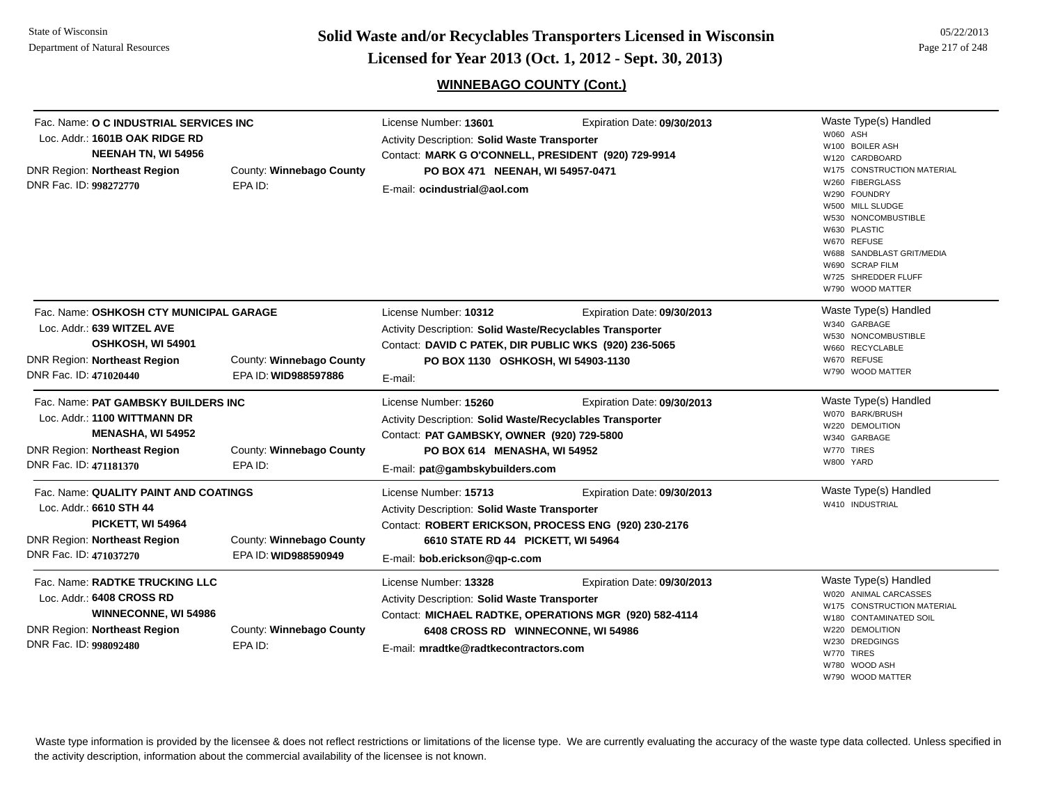## WINNEBAGO COUNTY (Cont.)

**Fac. Name:** O C INDUSTRIAL SERVICES INC
**Loc. Addr.:** 1601B OAK RIDGE RD, NEENAH TN, WI 54956
**DNR Region:** Northeast Region
**County:** Winnebago County
**DNR Fac. ID:** 998272770
**EPA ID:**
**License Number:** 13601
**Expiration Date:** 09/30/2013
**Activity Description:** Solid Waste Transporter
**Contact:** MARK G O'CONNELL, PRESIDENT (920) 729-9914, PO BOX 471 NEENAH, WI 54957-0471
**E-mail:** ocindustrial@aol.com

Waste Type(s) Handled:
- W060 ASH
- W100 BOILER ASH
- W120 CARDBOARD
- W175 CONSTRUCTION MATERIAL
- W260 FIBERGLASS
- W290 FOUNDRY
- W500 MILL SLUDGE
- W530 NONCOMBUSTIBLE
- W630 PLASTIC
- W670 REFUSE
- W688 SANDBLAST GRIT/MEDIA
- W690 SCRAP FILM
- W725 SHREDDER FLUFF
- W790 WOOD MATTER

---

**Fac. Name:** OSHKOSH CTY MUNICIPAL GARAGE
**Loc. Addr.:** 639 WITZEL AVE, OSHKOSH, WI 54901
**DNR Region:** Northeast Region
**County:** Winnebago County
**DNR Fac. ID:** 471020440
**EPA ID:** WID988597886
**License Number:** 10312
**Expiration Date:** 09/30/2013
**Activity Description:** Solid Waste/Recyclables Transporter
**Contact:** DAVID C PATEK, DIR PUBLIC WKS (920) 236-5065, PO BOX 1130 OSHKOSH, WI 54903-1130
**E-mail:**

Waste Type(s) Handled:
- W340 GARBAGE
- W530 NONCOMBUSTIBLE
- W660 RECYCLABLE
- W670 REFUSE
- W790 WOOD MATTER

---

**Fac. Name:** PAT GAMBSKY BUILDERS INC
**Loc. Addr.:** 1100 WITTMANN DR, MENASHA, WI 54952
**DNR Region:** Northeast Region
**County:** Winnebago County
**DNR Fac. ID:** 471181370
**EPA ID:**
**License Number:** 15260
**Expiration Date:** 09/30/2013
**Activity Description:** Solid Waste/Recyclables Transporter
**Contact:** PAT GAMBSKY, OWNER (920) 729-5800, PO BOX 614 MENASHA, WI 54952
**E-mail:** pat@gambskybuilders.com

Waste Type(s) Handled:
- W070 BARK/BRUSH
- W220 DEMOLITION
- W340 GARBAGE
- W770 TIRES
- W800 YARD

---

**Fac. Name:** QUALITY PAINT AND COATINGS
**Loc. Addr.:** 6610 STH 44, PICKETT, WI 54964
**DNR Region:** Northeast Region
**County:** Winnebago County
**DNR Fac. ID:** 471037270
**EPA ID:** WID988590949
**License Number:** 15713
**Expiration Date:** 09/30/2013
**Activity Description:** Solid Waste Transporter
**Contact:** ROBERT ERICKSON, PROCESS ENG (920) 230-2176, 6610 STATE RD 44 PICKETT, WI 54964
**E-mail:** bob.erickson@qp-c.com

Waste Type(s) Handled:
- W410 INDUSTRIAL

---

**Fac. Name:** RADTKE TRUCKING LLC
**Loc. Addr.:** 6408 CROSS RD, WINNECONNE, WI 54986
**DNR Region:** Northeast Region
**County:** Winnebago County
**DNR Fac. ID:** 998092480
**EPA ID:**
**License Number:** 13328
**Expiration Date:** 09/30/2013
**Activity Description:** Solid Waste Transporter
**Contact:** MICHAEL RADTKE, OPERATIONS MGR (920) 582-4114, 6408 CROSS RD WINNECONNE, WI 54986
**E-mail:** mradtke@radtkecontractors.com

Waste Type(s) Handled:
- W020 ANIMAL CARCASSES
- W175 CONSTRUCTION MATERIAL
- W180 CONTAMINATED SOIL
- W220 DEMOLITION
- W230 DREDGINGS
- W770 TIRES
- W780 WOOD ASH
- W790 WOOD MATTER

---

Waste type information is provided by the licensee & does not reflect restrictions or limitations of the license type. We are currently evaluating the accuracy of the waste type data collected. Unless specified in the activity description, information about the commercial availability of the licensee is not known.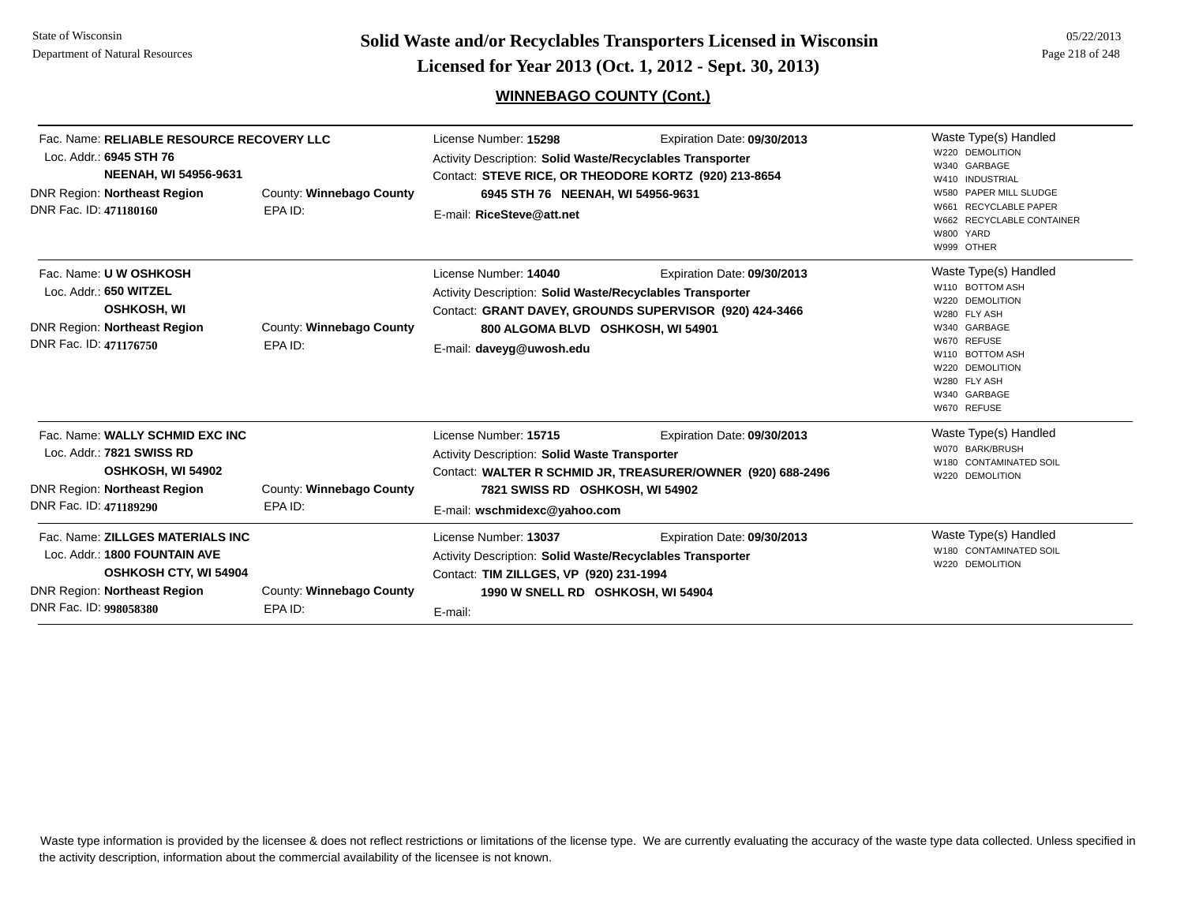State of Wisconsin
Department of Natural Resources

# Solid Waste and/or Recyclables Transporters Licensed in Wisconsin
## Licensed for Year 2013 (Oct. 1, 2012 - Sept. 30, 2013)

05/22/2013

### WINNEBAGO COUNTY (Cont.)

---

Fac. Name: **RELIABLE RESOURCE RECOVERY LLC**
Loc. Addr.: **6945 STH 76**
**NEENAH, WI 54956-9631**
DNR Region: **Northeast Region** County: **Winnebago County**
DNR Fac. ID: **471180160** EPA ID:

License Number: **15298** Expiration Date: **09/30/2013**
Activity Description: **Solid Waste/Recyclables Transporter**
Contact: **STEVE RICE, OR THEODORE KORTZ (920) 213-8654**
**6945 STH 76 NEENAH, WI 54956-9631**
E-mail: **RiceSteve@att.net**

Waste Type(s) Handled
- W220 DEMOLITION
- W340 GARBAGE
- W410 INDUSTRIAL
- W580 PAPER MILL SLUDGE
- W661 RECYCLABLE PAPER
- W662 RECYCLABLE CONTAINER
- W800 YARD
- W999 OTHER

---

Fac. Name: **U W OSHKOSH**
Loc. Addr.: **650 WITZEL**
**OSHKOSH, WI**
DNR Region: **Northeast Region** County: **Winnebago County**
DNR Fac. ID: **471176750** EPA ID:

License Number: **14040** Expiration Date: **09/30/2013**
Activity Description: **Solid Waste/Recyclables Transporter**
Contact: **GRANT DAVEY, GROUNDS SUPERVISOR (920) 424-3466**
**800 ALGOMA BLVD OSHKOSH, WI 54901**
E-mail: **daveyg@uwosh.edu**

Waste Type(s) Handled
- W110 BOTTOM ASH
- W220 DEMOLITION
- W280 FLY ASH
- W340 GARBAGE
- W670 REFUSE
- W110 BOTTOM ASH
- W220 DEMOLITION
- W280 FLY ASH
- W340 GARBAGE
- W670 REFUSE

---

Fac. Name: **WALLY SCHMID EXC INC**
Loc. Addr.: **7821 SWISS RD**
**OSHKOSH, WI 54902**
DNR Region: **Northeast Region** County: **Winnebago County**
DNR Fac. ID: **471189290** EPA ID:

License Number: **15715** Expiration Date: **09/30/2013**
Activity Description: **Solid Waste Transporter**
Contact: **WALTER R SCHMID JR, TREASURER/OWNER (920) 688-2496**
**7821 SWISS RD OSHKOSH, WI 54902**
E-mail: **wschmidexc@yahoo.com**

Waste Type(s) Handled
- W070 BARK/BRUSH
- W180 CONTAMINATED SOIL
- W220 DEMOLITION

---

Fac. Name: **ZILLGES MATERIALS INC**
Loc. Addr.: **1800 FOUNTAIN AVE**
**OSHKOSH CTY, WI 54904**
DNR Region: **Northeast Region** County: **Winnebago County**
DNR Fac. ID: **998058380** EPA ID:

License Number: **13037** Expiration Date: **09/30/2013**
Activity Description: **Solid Waste/Recyclables Transporter**
Contact: **TIM ZILLGES, VP (920) 231-1994**
**1990 W SNELL RD OSHKOSH, WI 54904**
E-mail:

Waste Type(s) Handled
- W180 CONTAMINATED SOIL
- W220 DEMOLITION

---

Waste type information is provided by the licensee & does not reflect restrictions or limitations of the license type. We are currently evaluating the accuracy of the waste type data collected. Unless specified in the activity description, information about the commercial availability of the licensee is not known.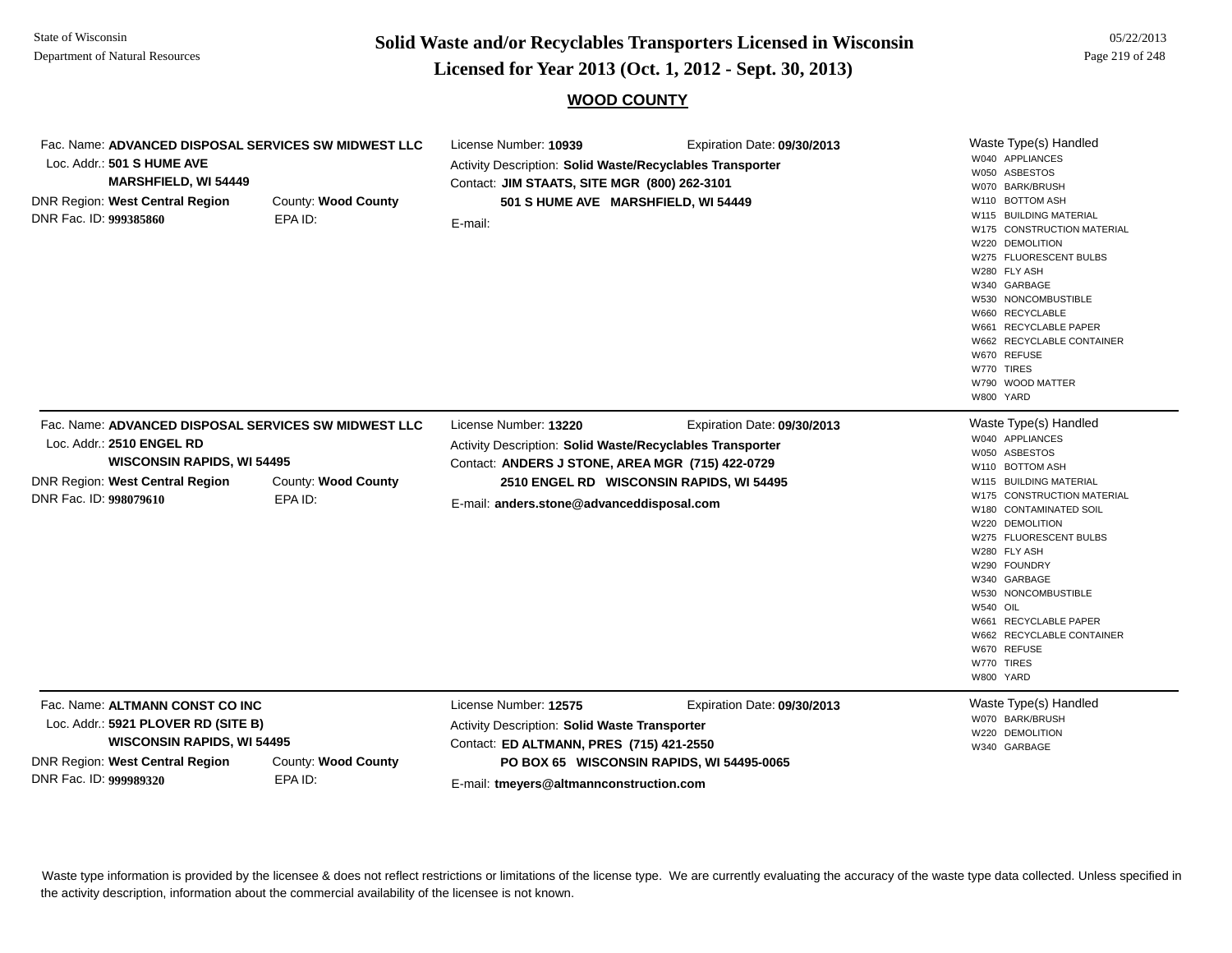## WOOD COUNTY

Fac. Name: **ADVANCED DISPOSAL SERVICES SW MIDWEST LLC**
Loc. Addr.: **501 S HUME AVE**
**MARSHFIELD, WI 54449**
DNR Region: **West Central Region** County: **Wood County**
DNR Fac. ID: **999385860** EPA ID:

License Number: **10939** Expiration Date: **09/30/2013**
Activity Description: **Solid Waste/Recyclables Transporter**
Contact: **JIM STAATS, SITE MGR (800) 262-3101**
**501 S HUME AVE MARSHFIELD, WI 54449**
E-mail:

Waste Type(s) Handled
- W040 APPLIANCES
- W050 ASBESTOS
- W070 BARK/BRUSH
- W110 BOTTOM ASH
- W115 BUILDING MATERIAL
- W175 CONSTRUCTION MATERIAL
- W220 DEMOLITION
- W275 FLUORESCENT BULBS
- W280 FLY ASH
- W340 GARBAGE
- W530 NONCOMBUSTIBLE
- W660 RECYCLABLE
- W661 RECYCLABLE PAPER
- W662 RECYCLABLE CONTAINER
- W670 REFUSE
- W770 TIRES
- W790 WOOD MATTER
- W800 YARD

---

Fac. Name: **ADVANCED DISPOSAL SERVICES SW MIDWEST LLC**
Loc. Addr.: **2510 ENGEL RD**
**WISCONSIN RAPIDS, WI 54495**
DNR Region: **West Central Region** County: **Wood County**
DNR Fac. ID: **998079610** EPA ID:

License Number: **13220** Expiration Date: **09/30/2013**
Activity Description: **Solid Waste/Recyclables Transporter**
Contact: **ANDERS J STONE, AREA MGR (715) 422-0729**
**2510 ENGEL RD WISCONSIN RAPIDS, WI 54495**
E-mail: **anders.stone@advanceddisposal.com**

Waste Type(s) Handled
- W040 APPLIANCES
- W050 ASBESTOS
- W110 BOTTOM ASH
- W115 BUILDING MATERIAL
- W175 CONSTRUCTION MATERIAL
- W180 CONTAMINATED SOIL
- W220 DEMOLITION
- W275 FLUORESCENT BULBS
- W280 FLY ASH
- W290 FOUNDRY
- W340 GARBAGE
- W530 NONCOMBUSTIBLE
- W540 OIL
- W661 RECYCLABLE PAPER
- W662 RECYCLABLE CONTAINER
- W670 REFUSE
- W770 TIRES
- W800 YARD

---

Fac. Name: **ALTMANN CONST CO INC**
Loc. Addr.: **5921 PLOVER RD (SITE B)**
**WISCONSIN RAPIDS, WI 54495**
DNR Region: **West Central Region** County: **Wood County**
DNR Fac. ID: **999989320** EPA ID:

License Number: **12575** Expiration Date: **09/30/2013**
Activity Description: **Solid Waste Transporter**
Contact: **ED ALTMANN, PRES (715) 421-2550**
**PO BOX 65 WISCONSIN RAPIDS, WI 54495-0065**
E-mail: **tmeyers@altmannconstruction.com**

Waste Type(s) Handled
- W070 BARK/BRUSH
- W220 DEMOLITION
- W340 GARBAGE

---

Waste type information is provided by the licensee & does not reflect restrictions or limitations of the license type. We are currently evaluating the accuracy of the waste type data collected. Unless specified in the activity description, information about the commercial availability of the licensee is not known.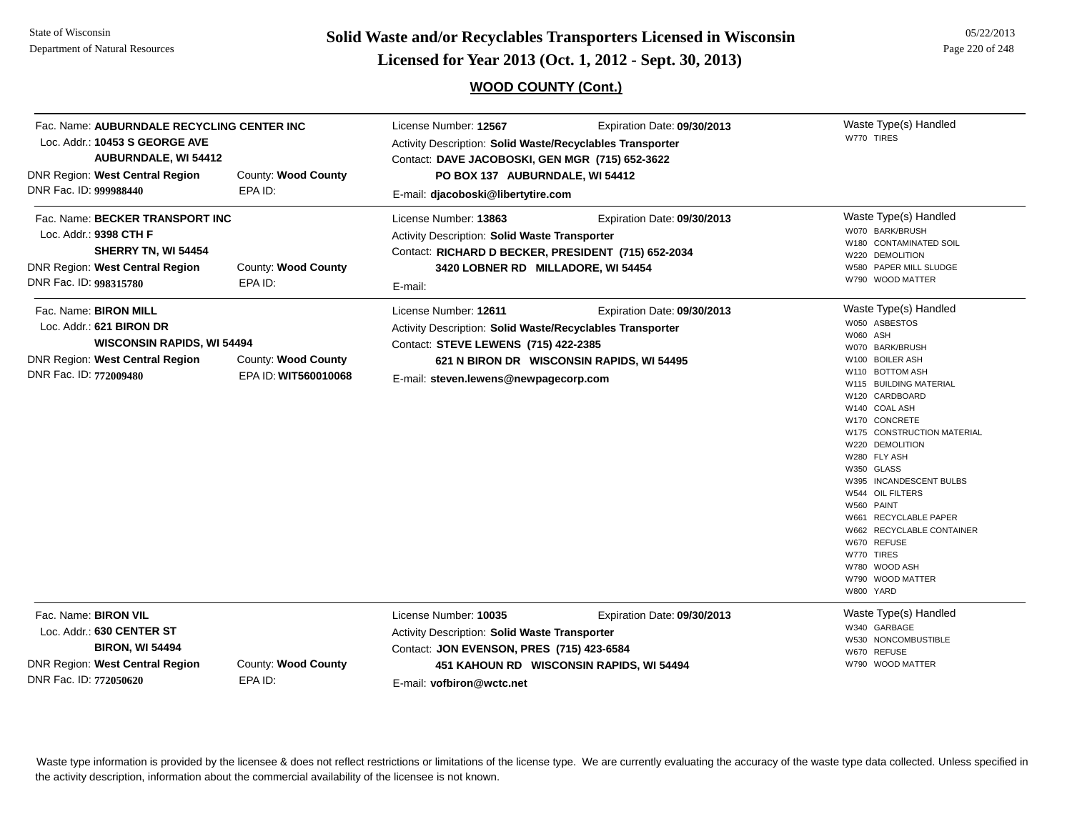## WOOD COUNTY (Cont.)

---

Fac. Name: **AUBURNDALE RECYCLING CENTER INC**
Loc. Addr.: **10453 S GEORGE AVE**
**AUBURNDALE, WI 54412**
DNR Region: **West Central Region** County: **Wood County**
DNR Fac. ID: **999988440** EPA ID:

License Number: **12567** Expiration Date: **09/30/2013**
Activity Description: **Solid Waste/Recyclables Transporter**
Contact: **DAVE JACOBOSKI, GEN MGR (715) 652-3622**
**PO BOX 137 AUBURNDALE, WI 54412**
E-mail: **djacoboski@libertytire.com**

Waste Type(s) Handled
- W770 TIRES

---

Fac. Name: **BECKER TRANSPORT INC**
Loc. Addr.: **9398 CTH F**
**SHERRY TN, WI 54454**
DNR Region: **West Central Region** County: **Wood County**
DNR Fac. ID: **998315780** EPA ID:

License Number: **13863** Expiration Date: **09/30/2013**
Activity Description: **Solid Waste Transporter**
Contact: **RICHARD D BECKER, PRESIDENT (715) 652-2034**
**3420 LOBNER RD MILLADORE, WI 54454**
E-mail:

Waste Type(s) Handled
- W070 BARK/BRUSH
- W180 CONTAMINATED SOIL
- W220 DEMOLITION
- W580 PAPER MILL SLUDGE
- W790 WOOD MATTER

---

Fac. Name: **BIRON MILL**
Loc. Addr.: **621 BIRON DR**
**WISCONSIN RAPIDS, WI 54494**
DNR Region: **West Central Region** County: **Wood County**
DNR Fac. ID: **772009480** EPA ID: **WIT560010068**

License Number: **12611** Expiration Date: **09/30/2013**
Activity Description: **Solid Waste/Recyclables Transporter**
Contact: **STEVE LEWENS (715) 422-2385**
**621 N BIRON DR WISCONSIN RAPIDS, WI 54495**
E-mail: **steven.lewens@newpagecorp.com**

Waste Type(s) Handled
- W050 ASBESTOS
- W060 ASH
- W070 BARK/BRUSH
- W100 BOILER ASH
- W110 BOTTOM ASH
- W115 BUILDING MATERIAL
- W120 CARDBOARD
- W140 COAL ASH
- W170 CONCRETE
- W175 CONSTRUCTION MATERIAL
- W220 DEMOLITION
- W280 FLY ASH
- W350 GLASS
- W395 INCANDESCENT BULBS
- W544 OIL FILTERS
- W560 PAINT
- W661 RECYCLABLE PAPER
- W662 RECYCLABLE CONTAINER
- W670 REFUSE
- W770 TIRES
- W780 WOOD ASH
- W790 WOOD MATTER
- W800 YARD

---

Fac. Name: **BIRON VIL**
Loc. Addr.: **630 CENTER ST**
**BIRON, WI 54494**
DNR Region: **West Central Region** County: **Wood County**
DNR Fac. ID: **772050620** EPA ID:

License Number: **10035** Expiration Date: **09/30/2013**
Activity Description: **Solid Waste Transporter**
Contact: **JON EVENSON, PRES (715) 423-6584**
**451 KAHOUN RD WISCONSIN RAPIDS, WI 54494**
E-mail: **vofbiron@wctc.net**

Waste Type(s) Handled
- W340 GARBAGE
- W530 NONCOMBUSTIBLE
- W670 REFUSE
- W790 WOOD MATTER

---

Waste type information is provided by the licensee & does not reflect restrictions or limitations of the license type. We are currently evaluating the accuracy of the waste type data collected. Unless specified in the activity description, information about the commercial availability of the licensee is not known.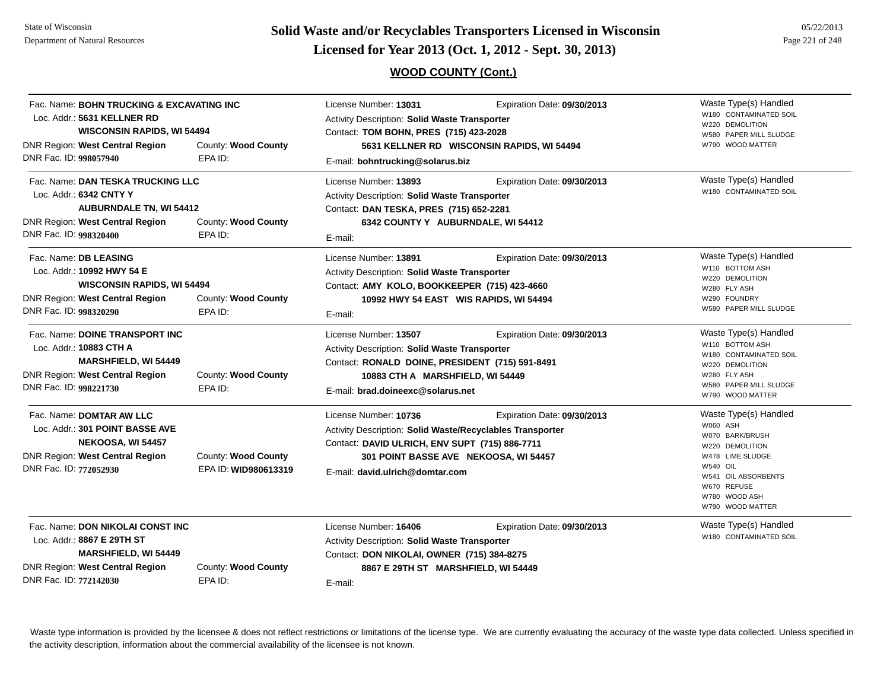# Solid Waste and/or Recyclables Transporters Licensed in Wisconsin
## Licensed for Year 2013 (Oct. 1, 2012 - Sept. 30, 2013)

State of Wisconsin
Department of Natural Resources

05/22/2013

### WOOD COUNTY (Cont.)

---

Fac. Name: **BOHN TRUCKING & EXCAVATING INC**
Loc. Addr.: **5631 KELLNER RD**
**WISCONSIN RAPIDS, WI 54494**
DNR Region: **West Central Region** County: **Wood County**
DNR Fac. ID: **998057940** EPA ID:

License Number: **13031** Expiration Date: **09/30/2013**
Activity Description: **Solid Waste Transporter**
Contact: **TOM BOHN, PRES (715) 423-2028**
**5631 KELLNER RD WISCONSIN RAPIDS, WI 54494**
E-mail: **bohntrucking@solarus.biz**

Waste Type(s) Handled
- W180 CONTAMINATED SOIL
- W220 DEMOLITION
- W580 PAPER MILL SLUDGE
- W790 WOOD MATTER

---

Fac. Name: **DAN TESKA TRUCKING LLC**
Loc. Addr.: **6342 CNTY Y**
**AUBURNDALE TN, WI 54412**
DNR Region: **West Central Region** County: **Wood County**
DNR Fac. ID: **998320400** EPA ID:

License Number: **13893** Expiration Date: **09/30/2013**
Activity Description: **Solid Waste Transporter**
Contact: **DAN TESKA, PRES (715) 652-2281**
**6342 COUNTY Y AUBURNDALE, WI 54412**
E-mail:

Waste Type(s) Handled
- W180 CONTAMINATED SOIL

---

Fac. Name: **DB LEASING**
Loc. Addr.: **10992 HWY 54 E**
**WISCONSIN RAPIDS, WI 54494**
DNR Region: **West Central Region** County: **Wood County**
DNR Fac. ID: **998320290** EPA ID:

License Number: **13891** Expiration Date: **09/30/2013**
Activity Description: **Solid Waste Transporter**
Contact: **AMY KOLO, BOOKKEEPER (715) 423-4660**
**10992 HWY 54 EAST WIS RAPIDS, WI 54494**
E-mail:

Waste Type(s) Handled
- W110 BOTTOM ASH
- W220 DEMOLITION
- W280 FLY ASH
- W290 FOUNDRY
- W580 PAPER MILL SLUDGE

---

Fac. Name: **DOINE TRANSPORT INC**
Loc. Addr.: **10883 CTH A**
**MARSHFIELD, WI 54449**
DNR Region: **West Central Region** County: **Wood County**
DNR Fac. ID: **998221730** EPA ID:

License Number: **13507** Expiration Date: **09/30/2013**
Activity Description: **Solid Waste Transporter**
Contact: **RONALD DOINE, PRESIDENT (715) 591-8491**
**10883 CTH A MARSHFIELD, WI 54449**
E-mail: **brad.doineexc@solarus.net**

Waste Type(s) Handled
- W110 BOTTOM ASH
- W180 CONTAMINATED SOIL
- W220 DEMOLITION
- W280 FLY ASH
- W580 PAPER MILL SLUDGE
- W790 WOOD MATTER

---

Fac. Name: **DOMTAR AW LLC**
Loc. Addr.: **301 POINT BASSE AVE**
**NEKOOSA, WI 54457**
DNR Region: **West Central Region** County: **Wood County**
DNR Fac. ID: **772052930** EPA ID: **WID980613319**

License Number: **10736** Expiration Date: **09/30/2013**
Activity Description: **Solid Waste/Recyclables Transporter**
Contact: **DAVID ULRICH, ENV SUPT (715) 886-7711**
**301 POINT BASSE AVE NEKOOSA, WI 54457**
E-mail: **david.ulrich@domtar.com**

Waste Type(s) Handled
- W060 ASH
- W070 BARK/BRUSH
- W220 DEMOLITION
- W478 LIME SLUDGE
- W540 OIL
- W541 OIL ABSORBENTS
- W670 REFUSE
- W780 WOOD ASH
- W790 WOOD MATTER

---

Fac. Name: **DON NIKOLAI CONST INC**
Loc. Addr.: **8867 E 29TH ST**
**MARSHFIELD, WI 54449**
DNR Region: **West Central Region** County: **Wood County**
DNR Fac. ID: **772142030** EPA ID:

License Number: **16406** Expiration Date: **09/30/2013**
Activity Description: **Solid Waste Transporter**
Contact: **DON NIKOLAI, OWNER (715) 384-8275**
**8867 E 29TH ST MARSHFIELD, WI 54449**
E-mail:

Waste Type(s) Handled
- W180 CONTAMINATED SOIL

---

Waste type information is provided by the licensee & does not reflect restrictions or limitations of the license type. We are currently evaluating the accuracy of the waste type data collected. Unless specified in the activity description, information about the commercial availability of the licensee is not known.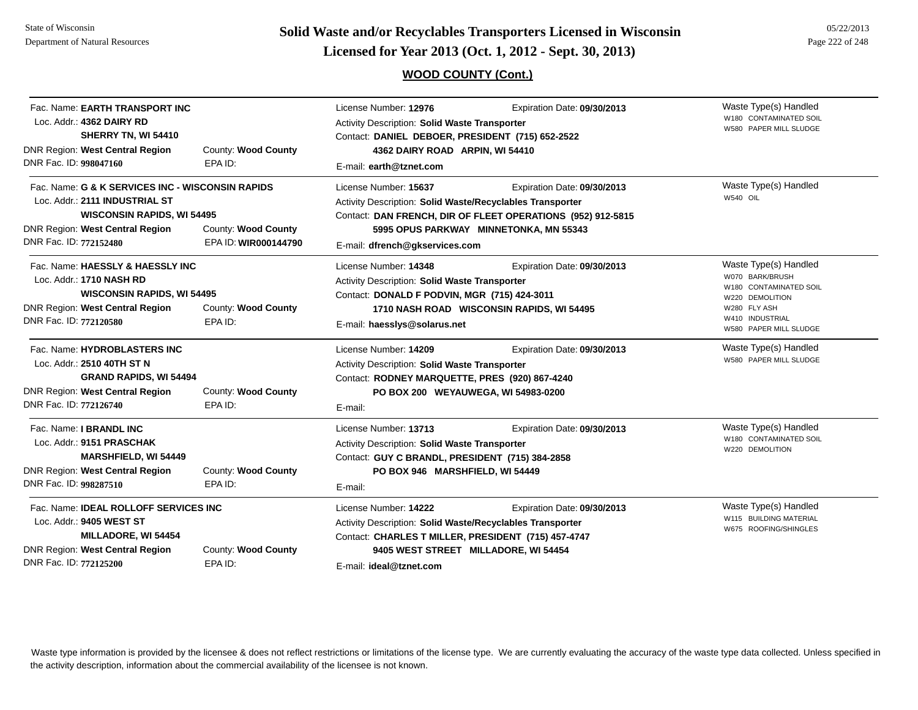# Solid Waste and/or Recyclables Transporters Licensed in Wisconsin

## Licensed for Year 2013 (Oct. 1, 2012 - Sept. 30, 2013)

### WOOD COUNTY (Cont.)

---

Fac. Name: **EARTH TRANSPORT INC**
Loc. Addr.: **4362 DAIRY RD**
**SHERRY TN, WI 54410**
DNR Region: **West Central Region** County: **Wood County**
DNR Fac. ID: **998047160** EPA ID:

License Number: **12976** Expiration Date: **09/30/2013**
Activity Description: **Solid Waste Transporter**
Contact: **DANIEL DEBOER, PRESIDENT (715) 652-2522**
**4362 DAIRY ROAD ARPIN, WI 54410**
E-mail: **earth@tznet.com**

Waste Type(s) Handled
- W180 CONTAMINATED SOIL
- W580 PAPER MILL SLUDGE

---

Fac. Name: **G & K SERVICES INC - WISCONSIN RAPIDS**
Loc. Addr.: **2111 INDUSTRIAL ST**
**WISCONSIN RAPIDS, WI 54495**
DNR Region: **West Central Region** County: **Wood County**
DNR Fac. ID: **772152480** EPA ID: **WIR000144790**

License Number: **15637** Expiration Date: **09/30/2013**
Activity Description: **Solid Waste/Recyclables Transporter**
Contact: **DAN FRENCH, DIR OF FLEET OPERATIONS (952) 912-5815**
**5995 OPUS PARKWAY MINNETONKA, MN 55343**
E-mail: **dfrench@gkservices.com**

Waste Type(s) Handled
- W540 OIL

---

Fac. Name: **HAESSLY & HAESSLY INC**
Loc. Addr.: **1710 NASH RD**
**WISCONSIN RAPIDS, WI 54495**
DNR Region: **West Central Region** County: **Wood County**
DNR Fac. ID: **772120580** EPA ID:

License Number: **14348** Expiration Date: **09/30/2013**
Activity Description: **Solid Waste Transporter**
Contact: **DONALD F PODVIN, MGR (715) 424-3011**
**1710 NASH ROAD WISCONSIN RAPIDS, WI 54495**
E-mail: **haesslys@solarus.net**

Waste Type(s) Handled
- W070 BARK/BRUSH
- W180 CONTAMINATED SOIL
- W220 DEMOLITION
- W280 FLY ASH
- W410 INDUSTRIAL
- W580 PAPER MILL SLUDGE

---

Fac. Name: **HYDROBLASTERS INC**
Loc. Addr.: **2510 40TH ST N**
**GRAND RAPIDS, WI 54494**
DNR Region: **West Central Region** County: **Wood County**
DNR Fac. ID: **772126740** EPA ID:

License Number: **14209** Expiration Date: **09/30/2013**
Activity Description: **Solid Waste Transporter**
Contact: **RODNEY MARQUETTE, PRES (920) 867-4240**
**PO BOX 200 WEYAUWEGA, WI 54983-0200**
E-mail:

Waste Type(s) Handled
- W580 PAPER MILL SLUDGE

---

Fac. Name: **I BRANDL INC**
Loc. Addr.: **9151 PRASCHAK**
**MARSHFIELD, WI 54449**
DNR Region: **West Central Region** County: **Wood County**
DNR Fac. ID: **998287510** EPA ID:

License Number: **13713** Expiration Date: **09/30/2013**
Activity Description: **Solid Waste Transporter**
Contact: **GUY C BRANDL, PRESIDENT (715) 384-2858**
**PO BOX 946 MARSHFIELD, WI 54449**
E-mail:

Waste Type(s) Handled
- W180 CONTAMINATED SOIL
- W220 DEMOLITION

---

Fac. Name: **IDEAL ROLLOFF SERVICES INC**
Loc. Addr.: **9405 WEST ST**
**MILLADORE, WI 54454**
DNR Region: **West Central Region** County: **Wood County**
DNR Fac. ID: **772125200** EPA ID:

License Number: **14222** Expiration Date: **09/30/2013**
Activity Description: **Solid Waste/Recyclables Transporter**
Contact: **CHARLES T MILLER, PRESIDENT (715) 457-4747**
**9405 WEST STREET MILLADORE, WI 54454**
E-mail: **ideal@tznet.com**

Waste Type(s) Handled
- W115 BUILDING MATERIAL
- W675 ROOFING/SHINGLES

---

Waste type information is provided by the licensee & does not reflect restrictions or limitations of the license type. We are currently evaluating the accuracy of the waste type data collected. Unless specified in the activity description, information about the commercial availability of the licensee is not known.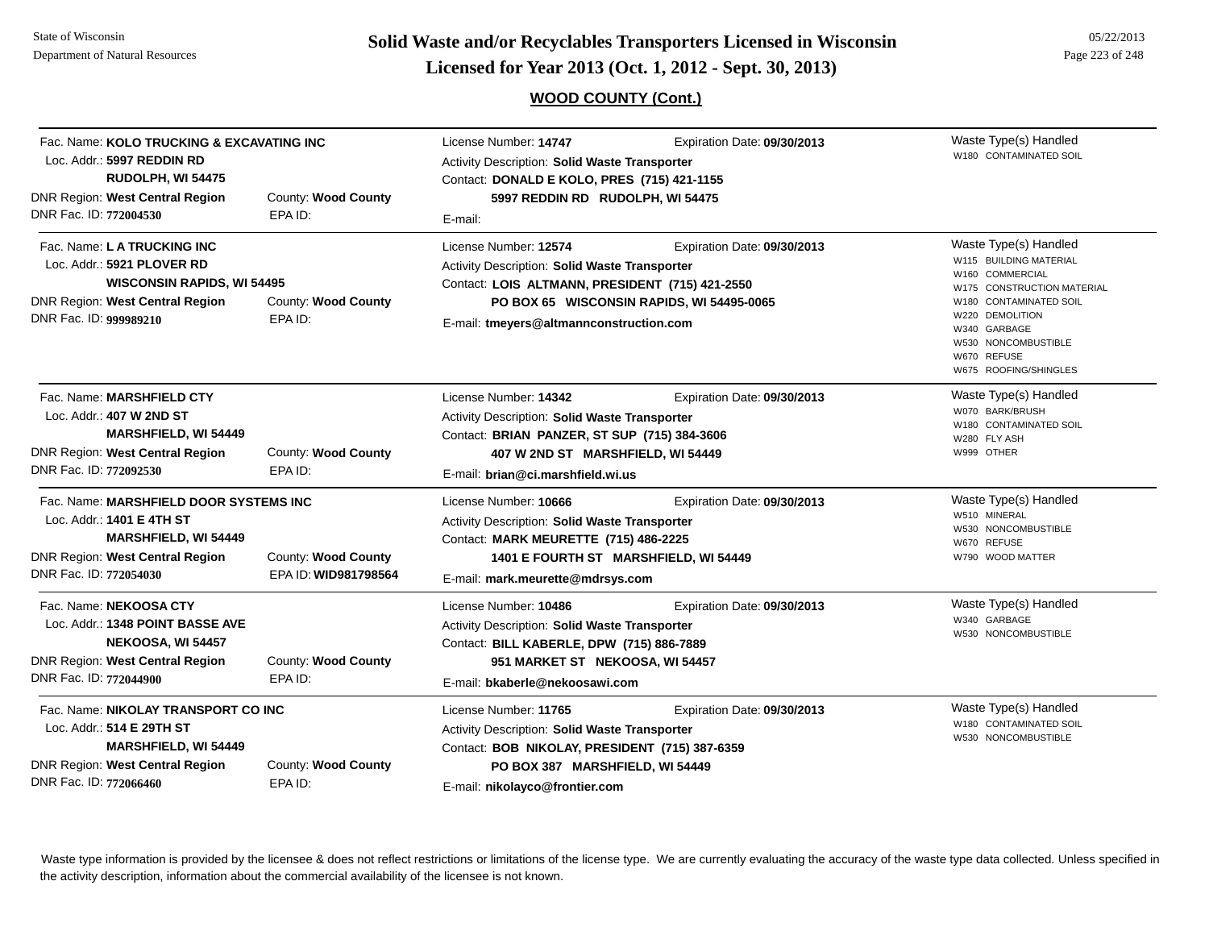## WOOD COUNTY (Cont.)

Fac. Name: **KOLO TRUCKING & EXCAVATING INC**
Loc. Addr.: **5997 REDDIN RD**
**RUDOLPH, WI 54475**
DNR Region: **West Central Region** County: **Wood County**
DNR Fac. ID: **772004530** EPA ID:

License Number: **14747** Expiration Date: **09/30/2013**
Activity Description: **Solid Waste Transporter**
Contact: **DONALD E KOLO, PRES (715) 421-1155**
**5997 REDDIN RD RUDOLPH, WI 54475**
E-mail:

Waste Type(s) Handled
- W180 CONTAMINATED SOIL

---

Fac. Name: **L A TRUCKING INC**
Loc. Addr.: **5921 PLOVER RD**
**WISCONSIN RAPIDS, WI 54495**
DNR Region: **West Central Region** County: **Wood County**
DNR Fac. ID: **999989210** EPA ID:

License Number: **12574** Expiration Date: **09/30/2013**
Activity Description: **Solid Waste Transporter**
Contact: **LOIS ALTMANN, PRESIDENT (715) 421-2550**
**PO BOX 65 WISCONSIN RAPIDS, WI 54495-0065**
E-mail: **tmeyers@altmannconstruction.com**

Waste Type(s) Handled
- W115 BUILDING MATERIAL
- W160 COMMERCIAL
- W175 CONSTRUCTION MATERIAL
- W180 CONTAMINATED SOIL
- W220 DEMOLITION
- W340 GARBAGE
- W530 NONCOMBUSTIBLE
- W670 REFUSE
- W675 ROOFING/SHINGLES

---

Fac. Name: **MARSHFIELD CTY**
Loc. Addr.: **407 W 2ND ST**
**MARSHFIELD, WI 54449**
DNR Region: **West Central Region** County: **Wood County**
DNR Fac. ID: **772092530** EPA ID:

License Number: **14342** Expiration Date: **09/30/2013**
Activity Description: **Solid Waste Transporter**
Contact: **BRIAN PANZER, ST SUP (715) 384-3606**
**407 W 2ND ST MARSHFIELD, WI 54449**
E-mail: **brian@ci.marshfield.wi.us**

Waste Type(s) Handled
- W070 BARK/BRUSH
- W180 CONTAMINATED SOIL
- W280 FLY ASH
- W999 OTHER

---

Fac. Name: **MARSHFIELD DOOR SYSTEMS INC**
Loc. Addr.: **1401 E 4TH ST**
**MARSHFIELD, WI 54449**
DNR Region: **West Central Region** County: **Wood County**
DNR Fac. ID: **772054030** EPA ID: **WID981798564**

License Number: **10666** Expiration Date: **09/30/2013**
Activity Description: **Solid Waste Transporter**
Contact: **MARK MEURETTE (715) 486-2225**
**1401 E FOURTH ST MARSHFIELD, WI 54449**
E-mail: **mark.meurette@mdrsys.com**

Waste Type(s) Handled
- W510 MINERAL
- W530 NONCOMBUSTIBLE
- W670 REFUSE
- W790 WOOD MATTER

---

Fac. Name: **NEKOOSA CTY**
Loc. Addr.: **1348 POINT BASSE AVE**
**NEKOOSA, WI 54457**
DNR Region: **West Central Region** County: **Wood County**
DNR Fac. ID: **772044900** EPA ID:

License Number: **10486** Expiration Date: **09/30/2013**
Activity Description: **Solid Waste Transporter**
Contact: **BILL KABERLE, DPW (715) 886-7889**
**951 MARKET ST NEKOOSA, WI 54457**
E-mail: **bkaberle@nekoosawi.com**

Waste Type(s) Handled
- W340 GARBAGE
- W530 NONCOMBUSTIBLE

---

Fac. Name: **NIKOLAY TRANSPORT CO INC**
Loc. Addr.: **514 E 29TH ST**
**MARSHFIELD, WI 54449**
DNR Region: **West Central Region** County: **Wood County**
DNR Fac. ID: **772066460** EPA ID:

License Number: **11765** Expiration Date: **09/30/2013**
Activity Description: **Solid Waste Transporter**
Contact: **BOB NIKOLAY, PRESIDENT (715) 387-6359**
**PO BOX 387 MARSHFIELD, WI 54449**
E-mail: **nikolayco@frontier.com**

Waste Type(s) Handled
- W180 CONTAMINATED SOIL
- W530 NONCOMBUSTIBLE

---

Waste type information is provided by the licensee & does not reflect restrictions or limitations of the license type. We are currently evaluating the accuracy of the waste type data collected. Unless specified in the activity description, information about the commercial availability of the licensee is not known.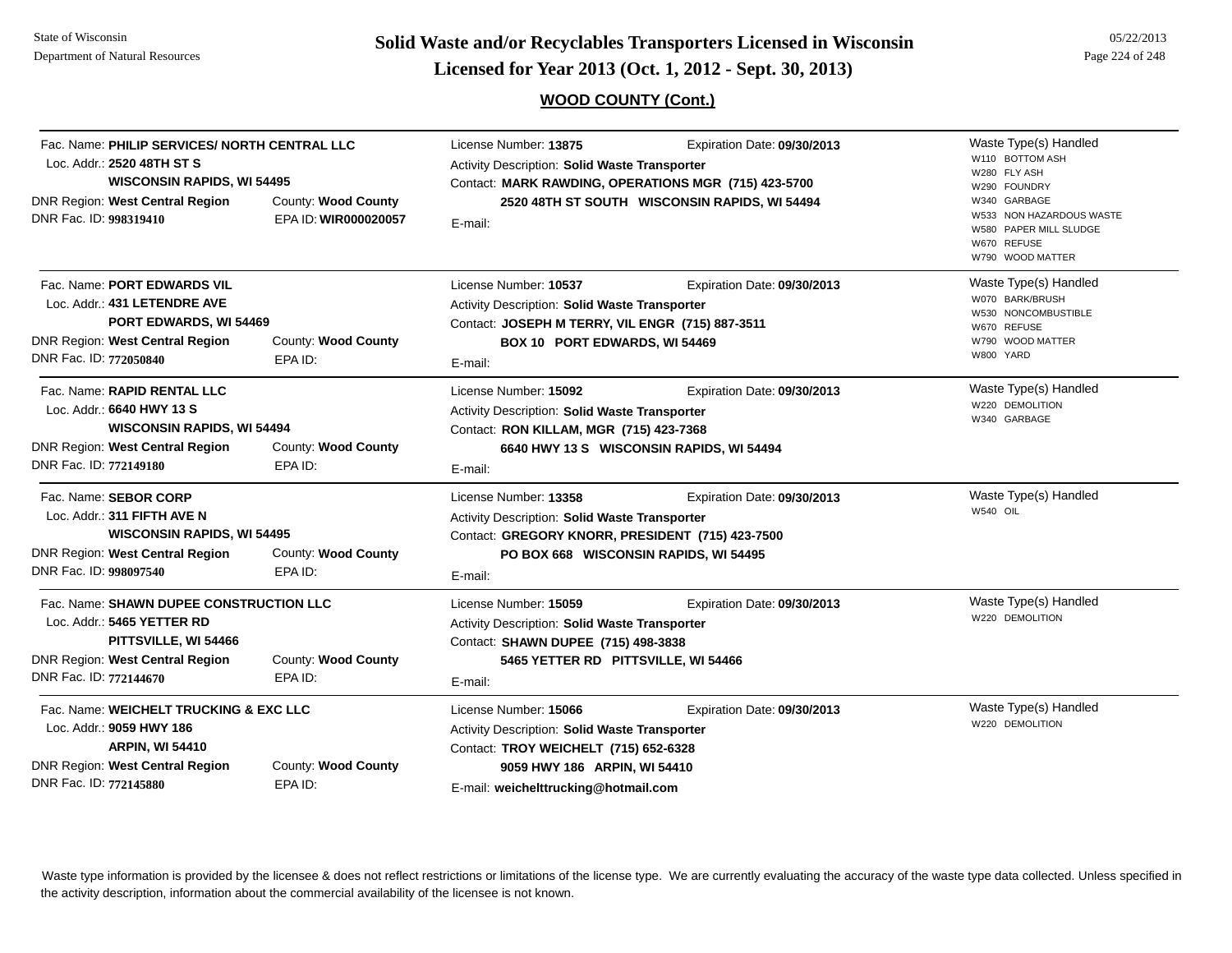## WOOD COUNTY (Cont.)

| Facility | License / Contact | Waste Type(s) Handled |
|---|---|---|
| Fac. Name: **PHILIP SERVICES/ NORTH CENTRAL LLC**<br>Loc. Addr.: **2520 48TH ST S**<br>**WISCONSIN RAPIDS, WI 54495**<br>DNR Region: **West Central Region** County: **Wood County**<br>DNR Fac. ID: **998319410** EPA ID: **WIR000020057** | License Number: **13875** Expiration Date: **09/30/2013**<br>Activity Description: **Solid Waste Transporter**<br>Contact: **MARK RAWDING, OPERATIONS MGR (715) 423-5700**<br>**2520 48TH ST SOUTH WISCONSIN RAPIDS, WI 54494**<br>E-mail: | W110 BOTTOM ASH<br>W280 FLY ASH<br>W290 FOUNDRY<br>W340 GARBAGE<br>W533 NON HAZARDOUS WASTE<br>W580 PAPER MILL SLUDGE<br>W670 REFUSE<br>W790 WOOD MATTER |
| Fac. Name: **PORT EDWARDS VIL**<br>Loc. Addr.: **431 LETENDRE AVE**<br>**PORT EDWARDS, WI 54469**<br>DNR Region: **West Central Region** County: **Wood County**<br>DNR Fac. ID: **772050840** EPA ID: | License Number: **10537** Expiration Date: **09/30/2013**<br>Activity Description: **Solid Waste Transporter**<br>Contact: **JOSEPH M TERRY, VIL ENGR (715) 887-3511**<br>**BOX 10 PORT EDWARDS, WI 54469**<br>E-mail: | W070 BARK/BRUSH<br>W530 NONCOMBUSTIBLE<br>W670 REFUSE<br>W790 WOOD MATTER<br>W800 YARD |
| Fac. Name: **RAPID RENTAL LLC**<br>Loc. Addr.: **6640 HWY 13 S**<br>**WISCONSIN RAPIDS, WI 54494**<br>DNR Region: **West Central Region** County: **Wood County**<br>DNR Fac. ID: **772149180** EPA ID: | License Number: **15092** Expiration Date: **09/30/2013**<br>Activity Description: **Solid Waste Transporter**<br>Contact: **RON KILLAM, MGR (715) 423-7368**<br>**6640 HWY 13 S WISCONSIN RAPIDS, WI 54494**<br>E-mail: | W220 DEMOLITION<br>W340 GARBAGE |
| Fac. Name: **SEBOR CORP**<br>Loc. Addr.: **311 FIFTH AVE N**<br>**WISCONSIN RAPIDS, WI 54495**<br>DNR Region: **West Central Region** County: **Wood County**<br>DNR Fac. ID: **998097540** EPA ID: | License Number: **13358** Expiration Date: **09/30/2013**<br>Activity Description: **Solid Waste Transporter**<br>Contact: **GREGORY KNORR, PRESIDENT (715) 423-7500**<br>**PO BOX 668 WISCONSIN RAPIDS, WI 54495**<br>E-mail: | W540 OIL |
| Fac. Name: **SHAWN DUPEE CONSTRUCTION LLC**<br>Loc. Addr.: **5465 YETTER RD**<br>**PITTSVILLE, WI 54466**<br>DNR Region: **West Central Region** County: **Wood County**<br>DNR Fac. ID: **772144670** EPA ID: | License Number: **15059** Expiration Date: **09/30/2013**<br>Activity Description: **Solid Waste Transporter**<br>Contact: **SHAWN DUPEE (715) 498-3838**<br>**5465 YETTER RD PITTSVILLE, WI 54466**<br>E-mail: | W220 DEMOLITION |
| Fac. Name: **WEICHELT TRUCKING & EXC LLC**<br>Loc. Addr.: **9059 HWY 186**<br>**ARPIN, WI 54410**<br>DNR Region: **West Central Region** County: **Wood County**<br>DNR Fac. ID: **772145880** EPA ID: | License Number: **15066** Expiration Date: **09/30/2013**<br>Activity Description: **Solid Waste Transporter**<br>Contact: **TROY WEICHELT (715) 652-6328**<br>**9059 HWY 186 ARPIN, WI 54410**<br>E-mail: **weichelttrucking@hotmail.com** | W220 DEMOLITION |

Waste type information is provided by the licensee & does not reflect restrictions or limitations of the license type. We are currently evaluating the accuracy of the waste type data collected. Unless specified in the activity description, information about the commercial availability of the licensee is not known.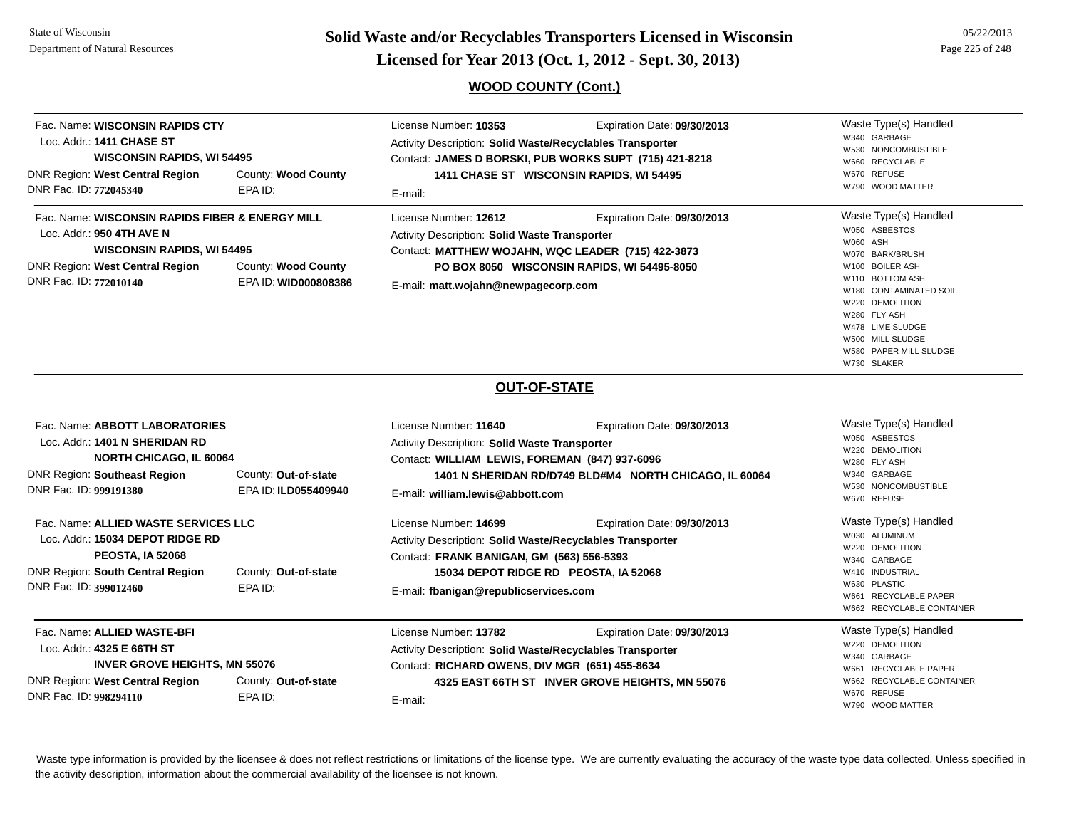## WOOD COUNTY (Cont.)

Fac. Name: **WISCONSIN RAPIDS CTY**
Loc. Addr.: **1411 CHASE ST**
**WISCONSIN RAPIDS, WI 54495**
DNR Region: **West Central Region** County: **Wood County**
DNR Fac. ID: **772045340** EPA ID:

License Number: **10353** Expiration Date: **09/30/2013**
Activity Description: **Solid Waste/Recyclables Transporter**
Contact: **JAMES D BORSKI, PUB WORKS SUPT (715) 421-8218**
**1411 CHASE ST WISCONSIN RAPIDS, WI 54495**
E-mail:

Waste Type(s) Handled
- W340 GARBAGE
- W530 NONCOMBUSTIBLE
- W660 RECYCLABLE
- W670 REFUSE
- W790 WOOD MATTER

---

Fac. Name: **WISCONSIN RAPIDS FIBER & ENERGY MILL**
Loc. Addr.: **950 4TH AVE N**
**WISCONSIN RAPIDS, WI 54495**
DNR Region: **West Central Region** County: **Wood County**
DNR Fac. ID: **772010140** EPA ID: **WID000808386**

License Number: **12612** Expiration Date: **09/30/2013**
Activity Description: **Solid Waste Transporter**
Contact: **MATTHEW WOJAHN, WQC LEADER (715) 422-3873**
**PO BOX 8050 WISCONSIN RAPIDS, WI 54495-8050**
E-mail: **matt.wojahn@newpagecorp.com**

Waste Type(s) Handled
- W050 ASBESTOS
- W060 ASH
- W070 BARK/BRUSH
- W100 BOILER ASH
- W110 BOTTOM ASH
- W180 CONTAMINATED SOIL
- W220 DEMOLITION
- W280 FLY ASH
- W478 LIME SLUDGE
- W500 MILL SLUDGE
- W580 PAPER MILL SLUDGE
- W730 SLAKER

## OUT-OF-STATE

Fac. Name: **ABBOTT LABORATORIES**
Loc. Addr.: **1401 N SHERIDAN RD**
**NORTH CHICAGO, IL 60064**
DNR Region: **Southeast Region** County: **Out-of-state**
DNR Fac. ID: **999191380** EPA ID: **ILD055409940**

License Number: **11640** Expiration Date: **09/30/2013**
Activity Description: **Solid Waste Transporter**
Contact: **WILLIAM LEWIS, FOREMAN (847) 937-6096**
**1401 N SHERIDAN RD/D749 BLD#M4 NORTH CHICAGO, IL 60064**
E-mail: **william.lewis@abbott.com**

Waste Type(s) Handled
- W050 ASBESTOS
- W220 DEMOLITION
- W280 FLY ASH
- W340 GARBAGE
- W530 NONCOMBUSTIBLE
- W670 REFUSE

---

Fac. Name: **ALLIED WASTE SERVICES LLC**
Loc. Addr.: **15034 DEPOT RIDGE RD**
**PEOSTA, IA 52068**
DNR Region: **South Central Region** County: **Out-of-state**
DNR Fac. ID: **399012460** EPA ID:

License Number: **14699** Expiration Date: **09/30/2013**
Activity Description: **Solid Waste/Recyclables Transporter**
Contact: **FRANK BANIGAN, GM (563) 556-5393**
**15034 DEPOT RIDGE RD PEOSTA, IA 52068**
E-mail: **fbanigan@republicservices.com**

Waste Type(s) Handled
- W030 ALUMINUM
- W220 DEMOLITION
- W340 GARBAGE
- W410 INDUSTRIAL
- W630 PLASTIC
- W661 RECYCLABLE PAPER
- W662 RECYCLABLE CONTAINER

---

Fac. Name: **ALLIED WASTE-BFI**
Loc. Addr.: **4325 E 66TH ST**
**INVER GROVE HEIGHTS, MN 55076**
DNR Region: **West Central Region** County: **Out-of-state**
DNR Fac. ID: **998294110** EPA ID:

License Number: **13782** Expiration Date: **09/30/2013**
Activity Description: **Solid Waste/Recyclables Transporter**
Contact: **RICHARD OWENS, DIV MGR (651) 455-8634**
**4325 EAST 66TH ST INVER GROVE HEIGHTS, MN 55076**
E-mail:

Waste Type(s) Handled
- W220 DEMOLITION
- W340 GARBAGE
- W661 RECYCLABLE PAPER
- W662 RECYCLABLE CONTAINER
- W670 REFUSE
- W790 WOOD MATTER

---

Waste type information is provided by the licensee & does not reflect restrictions or limitations of the license type. We are currently evaluating the accuracy of the waste type data collected. Unless specified in the activity description, information about the commercial availability of the licensee is not known.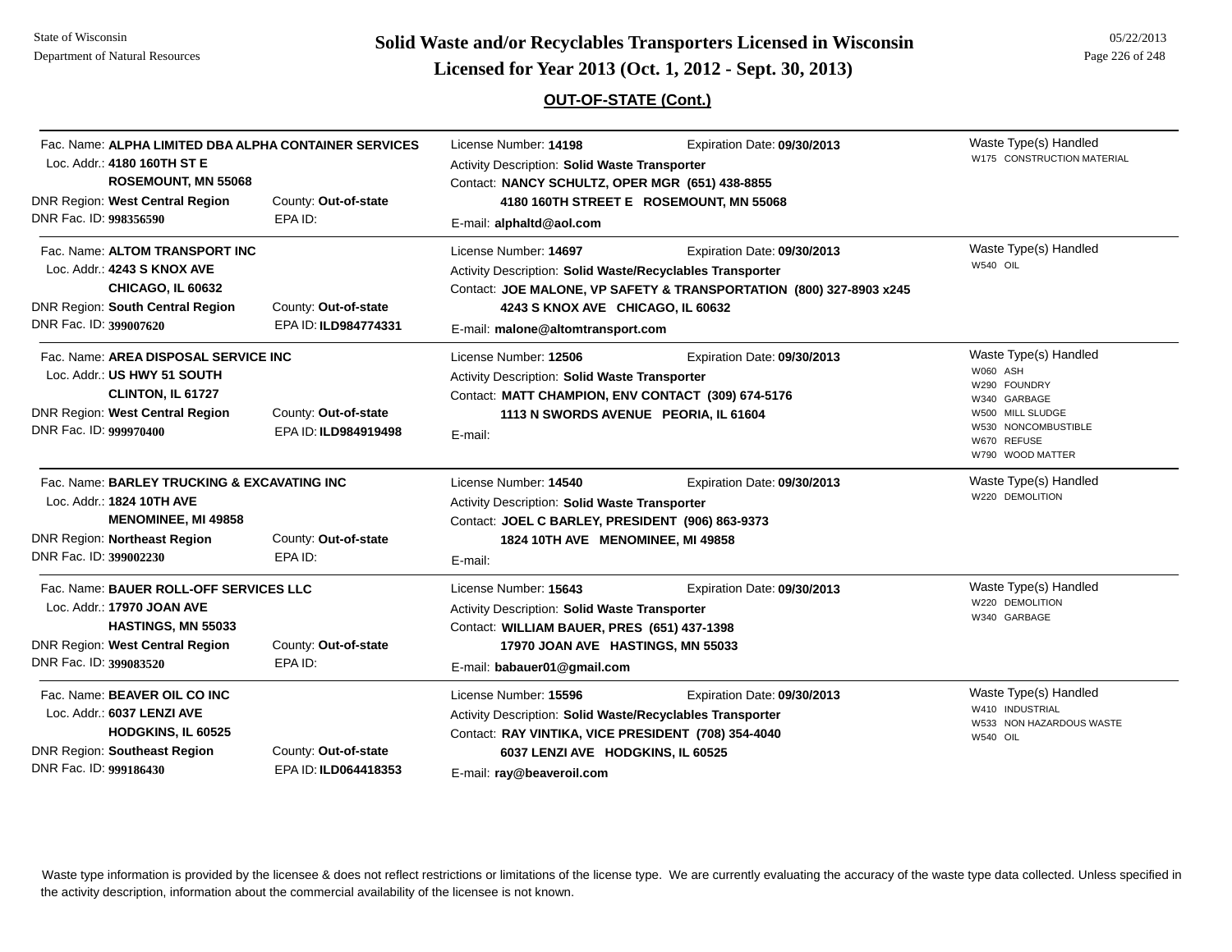## Solid Waste and/or Recyclables Transporters Licensed in Wisconsin

### Licensed for Year 2013 (Oct. 1, 2012 - Sept. 30, 2013)

### OUT-OF-STATE (Cont.)

---

Fac. Name: **ALPHA LIMITED DBA ALPHA CONTAINER SERVICES**
Loc. Addr.: **4180 160TH ST E**
**ROSEMOUNT, MN 55068**
DNR Region: **West Central Region** County: **Out-of-state**
DNR Fac. ID: **998356590** EPA ID:

License Number: **14198** Expiration Date: **09/30/2013**
Activity Description: **Solid Waste Transporter**
Contact: **NANCY SCHULTZ, OPER MGR (651) 438-8855**
**4180 160TH STREET E ROSEMOUNT, MN 55068**
E-mail: **alphaltd@aol.com**

Waste Type(s) Handled
- W175 CONSTRUCTION MATERIAL

---

Fac. Name: **ALTOM TRANSPORT INC**
Loc. Addr.: **4243 S KNOX AVE**
**CHICAGO, IL 60632**
DNR Region: **South Central Region** County: **Out-of-state**
DNR Fac. ID: **399007620** EPA ID: **ILD984774331**

License Number: **14697** Expiration Date: **09/30/2013**
Activity Description: **Solid Waste/Recyclables Transporter**
Contact: **JOE MALONE, VP SAFETY & TRANSPORTATION (800) 327-8903 x245**
**4243 S KNOX AVE CHICAGO, IL 60632**
E-mail: **malone@altomtransport.com**

Waste Type(s) Handled
- W540 OIL

---

Fac. Name: **AREA DISPOSAL SERVICE INC**
Loc. Addr.: **US HWY 51 SOUTH**
**CLINTON, IL 61727**
DNR Region: **West Central Region** County: **Out-of-state**
DNR Fac. ID: **999970400** EPA ID: **ILD984919498**

License Number: **12506** Expiration Date: **09/30/2013**
Activity Description: **Solid Waste Transporter**
Contact: **MATT CHAMPION, ENV CONTACT (309) 674-5176**
**1113 N SWORDS AVENUE PEORIA, IL 61604**
E-mail:

Waste Type(s) Handled
- W060 ASH
- W290 FOUNDRY
- W340 GARBAGE
- W500 MILL SLUDGE
- W530 NONCOMBUSTIBLE
- W670 REFUSE
- W790 WOOD MATTER

---

Fac. Name: **BARLEY TRUCKING & EXCAVATING INC**
Loc. Addr.: **1824 10TH AVE**
**MENOMINEE, MI 49858**
DNR Region: **Northeast Region** County: **Out-of-state**
DNR Fac. ID: **399002230** EPA ID:

License Number: **14540** Expiration Date: **09/30/2013**
Activity Description: **Solid Waste Transporter**
Contact: **JOEL C BARLEY, PRESIDENT (906) 863-9373**
**1824 10TH AVE MENOMINEE, MI 49858**
E-mail:

Waste Type(s) Handled
- W220 DEMOLITION

---

Fac. Name: **BAUER ROLL-OFF SERVICES LLC**
Loc. Addr.: **17970 JOAN AVE**
**HASTINGS, MN 55033**
DNR Region: **West Central Region** County: **Out-of-state**
DNR Fac. ID: **399083520** EPA ID:

License Number: **15643** Expiration Date: **09/30/2013**
Activity Description: **Solid Waste Transporter**
Contact: **WILLIAM BAUER, PRES (651) 437-1398**
**17970 JOAN AVE HASTINGS, MN 55033**
E-mail: **babauer01@gmail.com**

Waste Type(s) Handled
- W220 DEMOLITION
- W340 GARBAGE

---

Fac. Name: **BEAVER OIL CO INC**
Loc. Addr.: **6037 LENZI AVE**
**HODGKINS, IL 60525**
DNR Region: **Southeast Region** County: **Out-of-state**
DNR Fac. ID: **999186430** EPA ID: **ILD064418353**

License Number: **15596** Expiration Date: **09/30/2013**
Activity Description: **Solid Waste/Recyclables Transporter**
Contact: **RAY VINTIKA, VICE PRESIDENT (708) 354-4040**
**6037 LENZI AVE HODGKINS, IL 60525**
E-mail: **ray@beaveroil.com**

Waste Type(s) Handled
- W410 INDUSTRIAL
- W533 NON HAZARDOUS WASTE
- W540 OIL

---

Waste type information is provided by the licensee & does not reflect restrictions or limitations of the license type. We are currently evaluating the accuracy of the waste type data collected. Unless specified in the activity description, information about the commercial availability of the licensee is not known.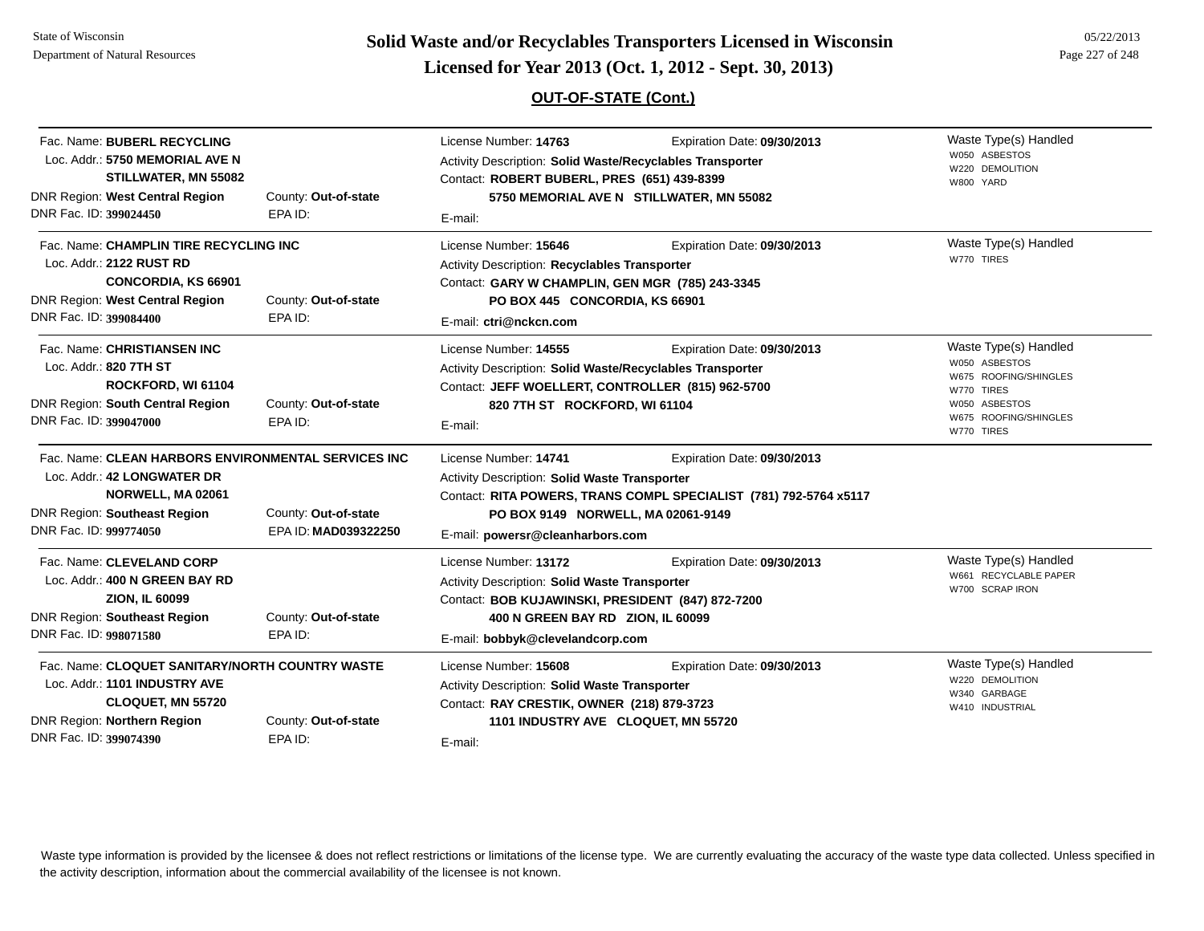State of Wisconsin
Department of Natural Resources

# Solid Waste and/or Recyclables Transporters Licensed in Wisconsin
## Licensed for Year 2013 (Oct. 1, 2012 - Sept. 30, 2013)

05/22/2013

### OUT-OF-STATE (Cont.)

---

Fac. Name: **BUBERL RECYCLING**
Loc. Addr.: **5750 MEMORIAL AVE N**
**STILLWATER, MN 55082**
DNR Region: **West Central Region** County: **Out-of-state**
DNR Fac. ID: **399024450** EPA ID:

License Number: **14763** Expiration Date: **09/30/2013**
Activity Description: **Solid Waste/Recyclables Transporter**
Contact: **ROBERT BUBERL, PRES (651) 439-8399**
**5750 MEMORIAL AVE N STILLWATER, MN 55082**
E-mail:

Waste Type(s) Handled
- W050 ASBESTOS
- W220 DEMOLITION
- W800 YARD

---

Fac. Name: **CHAMPLIN TIRE RECYCLING INC**
Loc. Addr.: **2122 RUST RD**
**CONCORDIA, KS 66901**
DNR Region: **West Central Region** County: **Out-of-state**
DNR Fac. ID: **399084400** EPA ID:

License Number: **15646** Expiration Date: **09/30/2013**
Activity Description: **Recyclables Transporter**
Contact: **GARY W CHAMPLIN, GEN MGR (785) 243-3345**
**PO BOX 445 CONCORDIA, KS 66901**
E-mail: **ctri@nckcn.com**

Waste Type(s) Handled
- W770 TIRES

---

Fac. Name: **CHRISTIANSEN INC**
Loc. Addr.: **820 7TH ST**
**ROCKFORD, WI 61104**
DNR Region: **South Central Region** County: **Out-of-state**
DNR Fac. ID: **399047000** EPA ID:

License Number: **14555** Expiration Date: **09/30/2013**
Activity Description: **Solid Waste/Recyclables Transporter**
Contact: **JEFF WOELLERT, CONTROLLER (815) 962-5700**
**820 7TH ST ROCKFORD, WI 61104**
E-mail:

Waste Type(s) Handled
- W050 ASBESTOS
- W675 ROOFING/SHINGLES
- W770 TIRES
- W050 ASBESTOS
- W675 ROOFING/SHINGLES
- W770 TIRES

---

Fac. Name: **CLEAN HARBORS ENVIRONMENTAL SERVICES INC**
Loc. Addr.: **42 LONGWATER DR**
**NORWELL, MA 02061**
DNR Region: **Southeast Region** County: **Out-of-state**
DNR Fac. ID: **999774050** EPA ID: **MAD039322250**

License Number: **14741** Expiration Date: **09/30/2013**
Activity Description: **Solid Waste Transporter**
Contact: **RITA POWERS, TRANS COMPL SPECIALIST (781) 792-5764 x5117**
**PO BOX 9149 NORWELL, MA 02061-9149**
E-mail: **powersr@cleanharbors.com**

---

Fac. Name: **CLEVELAND CORP**
Loc. Addr.: **400 N GREEN BAY RD**
**ZION, IL 60099**
DNR Region: **Southeast Region** County: **Out-of-state**
DNR Fac. ID: **998071580** EPA ID:

License Number: **13172** Expiration Date: **09/30/2013**
Activity Description: **Solid Waste Transporter**
Contact: **BOB KUJAWINSKI, PRESIDENT (847) 872-7200**
**400 N GREEN BAY RD ZION, IL 60099**
E-mail: **bobbyk@clevelandcorp.com**

Waste Type(s) Handled
- W661 RECYCLABLE PAPER
- W700 SCRAP IRON

---

Fac. Name: **CLOQUET SANITARY/NORTH COUNTRY WASTE**
Loc. Addr.: **1101 INDUSTRY AVE**
**CLOQUET, MN 55720**
DNR Region: **Northern Region** County: **Out-of-state**
DNR Fac. ID: **399074390** EPA ID:

License Number: **15608** Expiration Date: **09/30/2013**
Activity Description: **Solid Waste Transporter**
Contact: **RAY CRESTIK, OWNER (218) 879-3723**
**1101 INDUSTRY AVE CLOQUET, MN 55720**
E-mail:

Waste Type(s) Handled
- W220 DEMOLITION
- W340 GARBAGE
- W410 INDUSTRIAL

---

Waste type information is provided by the licensee & does not reflect restrictions or limitations of the license type. We are currently evaluating the accuracy of the waste type data collected. Unless specified in the activity description, information about the commercial availability of the licensee is not known.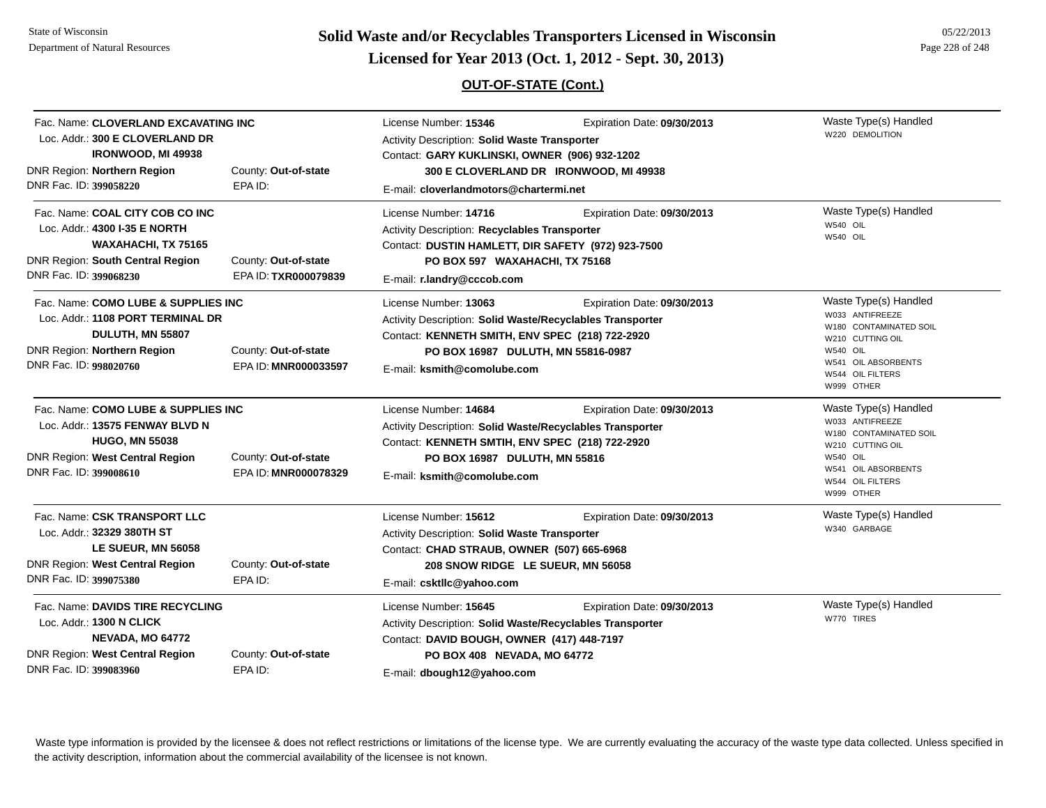## OUT-OF-STATE (Cont.)

| Facility | | License / Contact | Waste Type(s) Handled |
|---|---|---|---|
| Fac. Name: **CLOVERLAND EXCAVATING INC**<br>Loc. Addr.: **300 E CLOVERLAND DR**<br>**IRONWOOD, MI 49938**<br>DNR Region: **Northern Region**<br>DNR Fac. ID: **399058220** | County: **Out-of-state**<br>EPA ID: | License Number: **15346** Expiration Date: **09/30/2013**<br>Activity Description: **Solid Waste Transporter**<br>Contact: **GARY KUKLINSKI, OWNER (906) 932-1202**<br>**300 E CLOVERLAND DR IRONWOOD, MI 49938**<br>E-mail: **cloverlandmotors@chartermi.net** | W220 DEMOLITION |
| Fac. Name: **COAL CITY COB CO INC**<br>Loc. Addr.: **4300 I-35 E NORTH**<br>**WAXAHACHI, TX 75165**<br>DNR Region: **South Central Region**<br>DNR Fac. ID: **399068230** | County: **Out-of-state**<br>EPA ID: **TXR000079839** | License Number: **14716** Expiration Date: **09/30/2013**<br>Activity Description: **Recyclables Transporter**<br>Contact: **DUSTIN HAMLETT, DIR SAFETY (972) 923-7500**<br>**PO BOX 597 WAXAHACHI, TX 75168**<br>E-mail: **r.landry@cccob.com** | W540 OIL<br>W540 OIL |
| Fac. Name: **COMO LUBE & SUPPLIES INC**<br>Loc. Addr.: **1108 PORT TERMINAL DR**<br>**DULUTH, MN 55807**<br>DNR Region: **Northern Region**<br>DNR Fac. ID: **998020760** | County: **Out-of-state**<br>EPA ID: **MNR000033597** | License Number: **13063** Expiration Date: **09/30/2013**<br>Activity Description: **Solid Waste/Recyclables Transporter**<br>Contact: **KENNETH SMITH, ENV SPEC (218) 722-2920**<br>**PO BOX 16987 DULUTH, MN 55816-0987**<br>E-mail: **ksmith@comolube.com** | W033 ANTIFREEZE<br>W180 CONTAMINATED SOIL<br>W210 CUTTING OIL<br>W540 OIL<br>W541 OIL ABSORBENTS<br>W544 OIL FILTERS<br>W999 OTHER |
| Fac. Name: **COMO LUBE & SUPPLIES INC**<br>Loc. Addr.: **13575 FENWAY BLVD N**<br>**HUGO, MN 55038**<br>DNR Region: **West Central Region**<br>DNR Fac. ID: **399008610** | County: **Out-of-state**<br>EPA ID: **MNR000078329** | License Number: **14684** Expiration Date: **09/30/2013**<br>Activity Description: **Solid Waste/Recyclables Transporter**<br>Contact: **KENNETH SMTIH, ENV SPEC (218) 722-2920**<br>**PO BOX 16987 DULUTH, MN 55816**<br>E-mail: **ksmith@comolube.com** | W033 ANTIFREEZE<br>W180 CONTAMINATED SOIL<br>W210 CUTTING OIL<br>W540 OIL<br>W541 OIL ABSORBENTS<br>W544 OIL FILTERS<br>W999 OTHER |
| Fac. Name: **CSK TRANSPORT LLC**<br>Loc. Addr.: **32329 380TH ST**<br>**LE SUEUR, MN 56058**<br>DNR Region: **West Central Region**<br>DNR Fac. ID: **399075380** | County: **Out-of-state**<br>EPA ID: | License Number: **15612** Expiration Date: **09/30/2013**<br>Activity Description: **Solid Waste Transporter**<br>Contact: **CHAD STRAUB, OWNER (507) 665-6968**<br>**208 SNOW RIDGE LE SUEUR, MN 56058**<br>E-mail: **csktllc@yahoo.com** | W340 GARBAGE |
| Fac. Name: **DAVIDS TIRE RECYCLING**<br>Loc. Addr.: **1300 N CLICK**<br>**NEVADA, MO 64772**<br>DNR Region: **West Central Region**<br>DNR Fac. ID: **399083960** | County: **Out-of-state**<br>EPA ID: | License Number: **15645** Expiration Date: **09/30/2013**<br>Activity Description: **Solid Waste/Recyclables Transporter**<br>Contact: **DAVID BOUGH, OWNER (417) 448-7197**<br>**PO BOX 408 NEVADA, MO 64772**<br>E-mail: **dbough12@yahoo.com** | W770 TIRES |

Waste type information is provided by the licensee & does not reflect restrictions or limitations of the license type. We are currently evaluating the accuracy of the waste type data collected. Unless specified in the activity description, information about the commercial availability of the licensee is not known.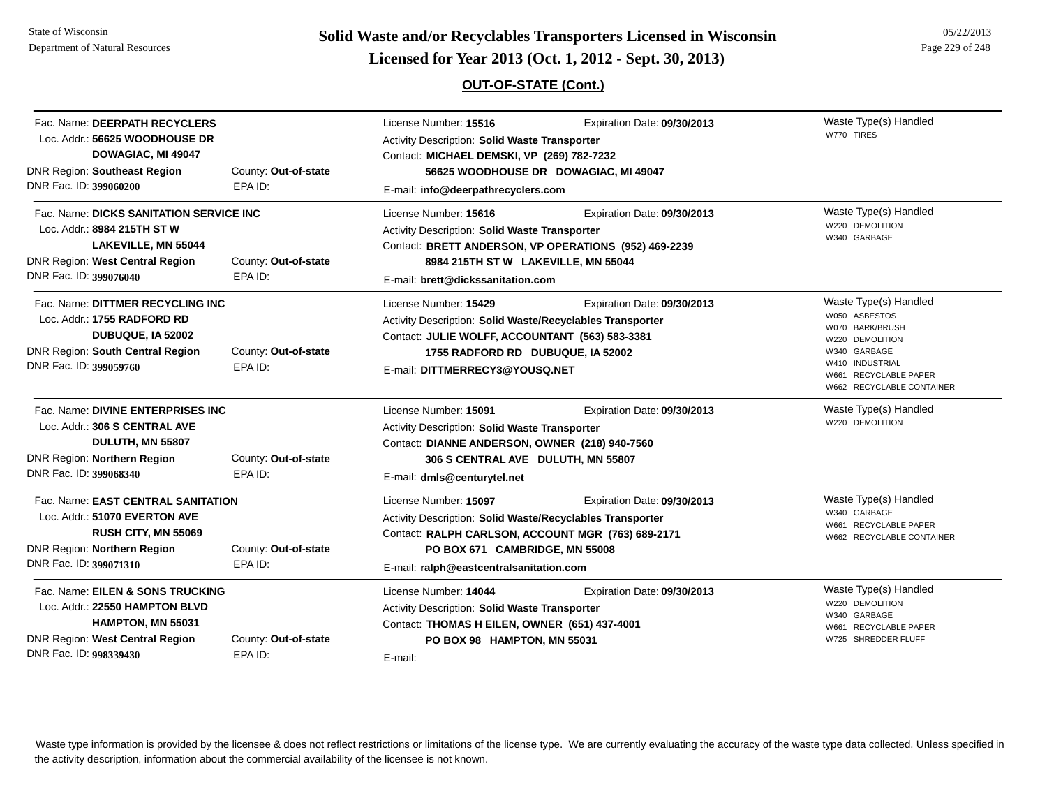# Solid Waste and/or Recyclables Transporters Licensed in Wisconsin

## Licensed for Year 2013 (Oct. 1, 2012 - Sept. 30, 2013)

### OUT-OF-STATE (Cont.)

---

Fac. Name: **DEERPATH RECYCLERS**
Loc. Addr.: **56625 WOODHOUSE DR**
**DOWAGIAC, MI 49047**
DNR Region: **Southeast Region** County: **Out-of-state**
DNR Fac. ID: **399060200** EPA ID:

License Number: **15516** Expiration Date: **09/30/2013**
Activity Description: **Solid Waste Transporter**
Contact: **MICHAEL DEMSKI, VP (269) 782-7232**
**56625 WOODHOUSE DR DOWAGIAC, MI 49047**
E-mail: **info@deerpathrecyclers.com**

Waste Type(s) Handled
- W770 TIRES

---

Fac. Name: **DICKS SANITATION SERVICE INC**
Loc. Addr.: **8984 215TH ST W**
**LAKEVILLE, MN 55044**
DNR Region: **West Central Region** County: **Out-of-state**
DNR Fac. ID: **399076040** EPA ID:

License Number: **15616** Expiration Date: **09/30/2013**
Activity Description: **Solid Waste Transporter**
Contact: **BRETT ANDERSON, VP OPERATIONS (952) 469-2239**
**8984 215TH ST W LAKEVILLE, MN 55044**
E-mail: **brett@dickssanitation.com**

Waste Type(s) Handled
- W220 DEMOLITION
- W340 GARBAGE

---

Fac. Name: **DITTMER RECYCLING INC**
Loc. Addr.: **1755 RADFORD RD**
**DUBUQUE, IA 52002**
DNR Region: **South Central Region** County: **Out-of-state**
DNR Fac. ID: **399059760** EPA ID:

License Number: **15429** Expiration Date: **09/30/2013**
Activity Description: **Solid Waste/Recyclables Transporter**
Contact: **JULIE WOLFF, ACCOUNTANT (563) 583-3381**
**1755 RADFORD RD DUBUQUE, IA 52002**
E-mail: **DITTMERRECY3@YOUSQ.NET**

Waste Type(s) Handled
- W050 ASBESTOS
- W070 BARK/BRUSH
- W220 DEMOLITION
- W340 GARBAGE
- W410 INDUSTRIAL
- W661 RECYCLABLE PAPER
- W662 RECYCLABLE CONTAINER

---

Fac. Name: **DIVINE ENTERPRISES INC**
Loc. Addr.: **306 S CENTRAL AVE**
**DULUTH, MN 55807**
DNR Region: **Northern Region** County: **Out-of-state**
DNR Fac. ID: **399068340** EPA ID:

License Number: **15091** Expiration Date: **09/30/2013**
Activity Description: **Solid Waste Transporter**
Contact: **DIANNE ANDERSON, OWNER (218) 940-7560**
**306 S CENTRAL AVE DULUTH, MN 55807**
E-mail: **dmls@centurytel.net**

Waste Type(s) Handled
- W220 DEMOLITION

---

Fac. Name: **EAST CENTRAL SANITATION**
Loc. Addr.: **51070 EVERTON AVE**
**RUSH CITY, MN 55069**
DNR Region: **Northern Region** County: **Out-of-state**
DNR Fac. ID: **399071310** EPA ID:

License Number: **15097** Expiration Date: **09/30/2013**
Activity Description: **Solid Waste/Recyclables Transporter**
Contact: **RALPH CARLSON, ACCOUNT MGR (763) 689-2171**
**PO BOX 671 CAMBRIDGE, MN 55008**
E-mail: **ralph@eastcentralsanitation.com**

Waste Type(s) Handled
- W340 GARBAGE
- W661 RECYCLABLE PAPER
- W662 RECYCLABLE CONTAINER

---

Fac. Name: **EILEN & SONS TRUCKING**
Loc. Addr.: **22550 HAMPTON BLVD**
**HAMPTON, MN 55031**
DNR Region: **West Central Region** County: **Out-of-state**
DNR Fac. ID: **998339430** EPA ID:

License Number: **14044** Expiration Date: **09/30/2013**
Activity Description: **Solid Waste Transporter**
Contact: **THOMAS H EILEN, OWNER (651) 437-4001**
**PO BOX 98 HAMPTON, MN 55031**
E-mail:

Waste Type(s) Handled
- W220 DEMOLITION
- W340 GARBAGE
- W661 RECYCLABLE PAPER
- W725 SHREDDER FLUFF

---

Waste type information is provided by the licensee & does not reflect restrictions or limitations of the license type. We are currently evaluating the accuracy of the waste type data collected. Unless specified in the activity description, information about the commercial availability of the licensee is not known.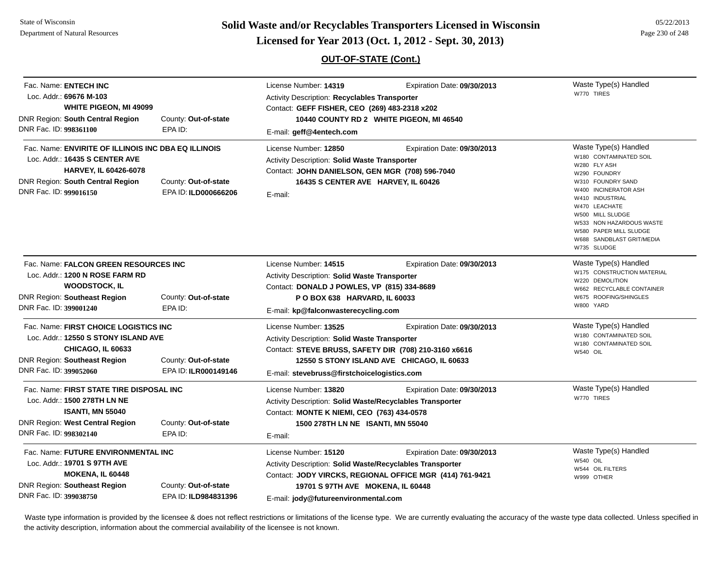State of Wisconsin
Department of Natural Resources

# Solid Waste and/or Recyclables Transporters Licensed in Wisconsin
## Licensed for Year 2013 (Oct. 1, 2012 - Sept. 30, 2013)

05/22/2013

### OUT-OF-STATE (Cont.)

---

Fac. Name: **ENTECH INC**
Loc. Addr.: **69676 M-103**
**WHITE PIGEON, MI 49099**
DNR Region: **South Central Region** County: **Out-of-state**
DNR Fac. ID: **998361100** EPA ID:

License Number: **14319** Expiration Date: **09/30/2013**
Activity Description: **Recyclables Transporter**
Contact: **GEFF FISHER, CEO (269) 483-2318 x202**
**10440 COUNTY RD 2 WHITE PIGEON, MI 46540**
E-mail: **geff@4entech.com**

Waste Type(s) Handled
- W770 TIRES

---

Fac. Name: **ENVIRITE OF ILLINOIS INC DBA EQ ILLINOIS**
Loc. Addr.: **16435 S CENTER AVE**
**HARVEY, IL 60426-6078**
DNR Region: **South Central Region** County: **Out-of-state**
DNR Fac. ID: **999016150** EPA ID: **ILD000666206**

License Number: **12850** Expiration Date: **09/30/2013**
Activity Description: **Solid Waste Transporter**
Contact: **JOHN DANIELSON, GEN MGR (708) 596-7040**
**16435 S CENTER AVE HARVEY, IL 60426**
E-mail:

Waste Type(s) Handled
- W180 CONTAMINATED SOIL
- W280 FLY ASH
- W290 FOUNDRY
- W310 FOUNDRY SAND
- W400 INCINERATOR ASH
- W410 INDUSTRIAL
- W470 LEACHATE
- W500 MILL SLUDGE
- W533 NON HAZARDOUS WASTE
- W580 PAPER MILL SLUDGE
- W688 SANDBLAST GRIT/MEDIA
- W735 SLUDGE

---

Fac. Name: **FALCON GREEN RESOURCES INC**
Loc. Addr.: **1200 N ROSE FARM RD**
**WOODSTOCK, IL**
DNR Region: **Southeast Region** County: **Out-of-state**
DNR Fac. ID: **399001240** EPA ID:

License Number: **14515** Expiration Date: **09/30/2013**
Activity Description: **Solid Waste Transporter**
Contact: **DONALD J POWLES, VP (815) 334-8689**
**P O BOX 638 HARVARD, IL 60033**
E-mail: **kp@falconwasterecycling.com**

Waste Type(s) Handled
- W175 CONSTRUCTION MATERIAL
- W220 DEMOLITION
- W662 RECYCLABLE CONTAINER
- W675 ROOFING/SHINGLES
- W800 YARD

---

Fac. Name: **FIRST CHOICE LOGISTICS INC**
Loc. Addr.: **12550 S STONY ISLAND AVE**
**CHICAGO, IL 60633**
DNR Region: **Southeast Region** County: **Out-of-state**
DNR Fac. ID: **399052060** EPA ID: **ILR000149146**

License Number: **13525** Expiration Date: **09/30/2013**
Activity Description: **Solid Waste Transporter**
Contact: **STEVE BRUSS, SAFETY DIR (708) 210-3160 x6616**
**12550 S STONY ISLAND AVE CHICAGO, IL 60633**
E-mail: **stevebruss@firstchoicelogistics.com**

Waste Type(s) Handled
- W180 CONTAMINATED SOIL
- W180 CONTAMINATED SOIL
- W540 OIL

---

Fac. Name: **FIRST STATE TIRE DISPOSAL INC**
Loc. Addr.: **1500 278TH LN NE**
**ISANTI, MN 55040**
DNR Region: **West Central Region** County: **Out-of-state**
DNR Fac. ID: **998302140** EPA ID:

License Number: **13820** Expiration Date: **09/30/2013**
Activity Description: **Solid Waste/Recyclables Transporter**
Contact: **MONTE K NIEMI, CEO (763) 434-0578**
**1500 278TH LN NE ISANTI, MN 55040**
E-mail:

Waste Type(s) Handled
- W770 TIRES

---

Fac. Name: **FUTURE ENVIRONMENTAL INC**
Loc. Addr.: **19701 S 97TH AVE**
**MOKENA, IL 60448**
DNR Region: **Southeast Region** County: **Out-of-state**
DNR Fac. ID: **399038750** EPA ID: **ILD984831396**

License Number: **15120** Expiration Date: **09/30/2013**
Activity Description: **Solid Waste/Recyclables Transporter**
Contact: **JODY VIRCKS, REGIONAL OFFICE MGR (414) 761-9421**
**19701 S 97TH AVE MOKENA, IL 60448**
E-mail: **jody@futureenvironmental.com**

Waste Type(s) Handled
- W540 OIL
- W544 OIL FILTERS
- W999 OTHER

---

Waste type information is provided by the licensee & does not reflect restrictions or limitations of the license type. We are currently evaluating the accuracy of the waste type data collected. Unless specified in the activity description, information about the commercial availability of the licensee is not known.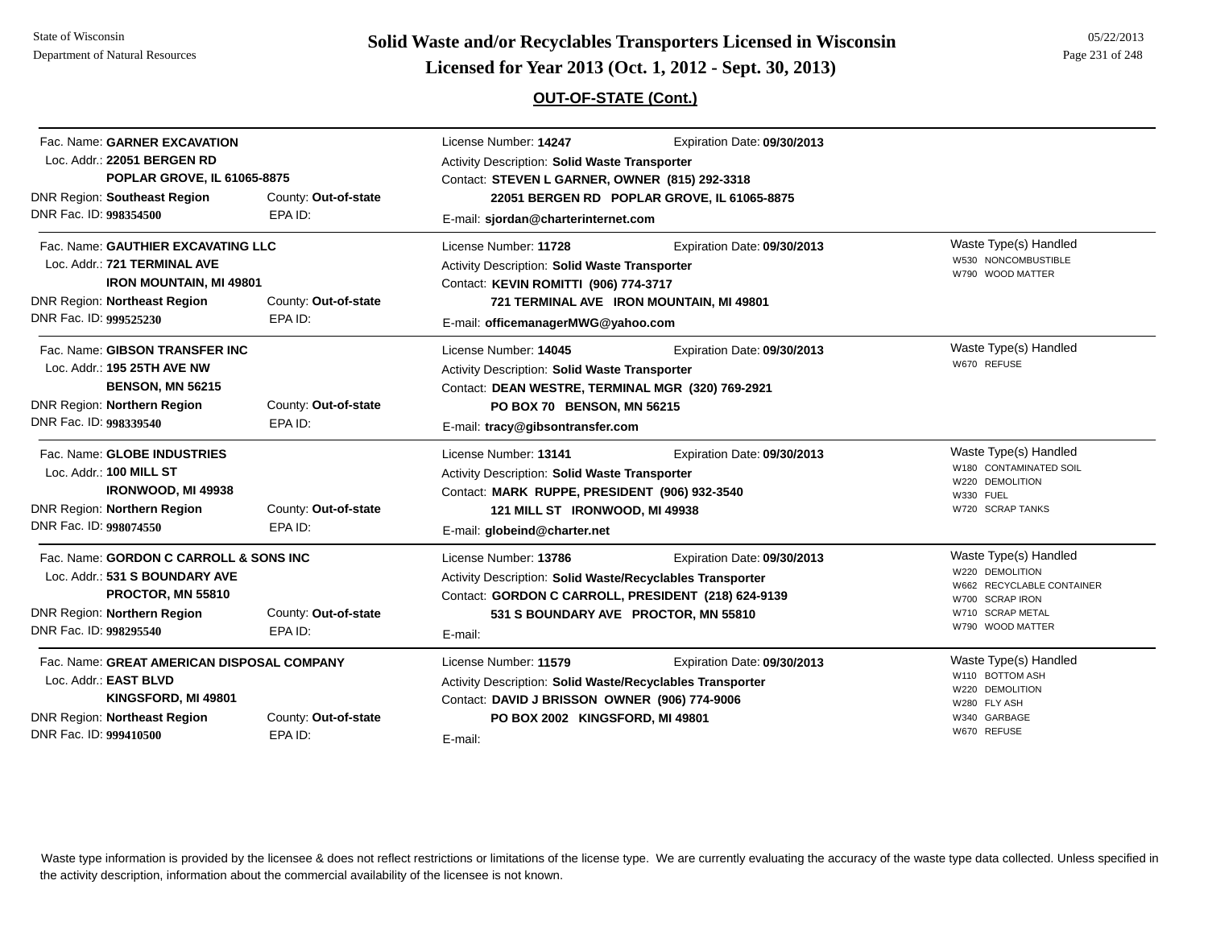## OUT-OF-STATE (Cont.)

Fac. Name: **GARNER EXCAVATION**
Loc. Addr.: **22051 BERGEN RD**
**POPLAR GROVE, IL 61065-8875**
DNR Region: **Southeast Region** County: **Out-of-state**
DNR Fac. ID: **998354500** EPA ID:

License Number: **14247** Expiration Date: **09/30/2013**
Activity Description: **Solid Waste Transporter**
Contact: **STEVEN L GARNER, OWNER (815) 292-3318**
**22051 BERGEN RD POPLAR GROVE, IL 61065-8875**
E-mail: **sjordan@charterinternet.com**

---

Fac. Name: **GAUTHIER EXCAVATING LLC**
Loc. Addr.: **721 TERMINAL AVE**
**IRON MOUNTAIN, MI 49801**
DNR Region: **Northeast Region** County: **Out-of-state**
DNR Fac. ID: **999525230** EPA ID:

License Number: **11728** Expiration Date: **09/30/2013**
Activity Description: **Solid Waste Transporter**
Contact: **KEVIN ROMITTI (906) 774-3717**
**721 TERMINAL AVE IRON MOUNTAIN, MI 49801**
E-mail: **officemanagerMWG@yahoo.com**

Waste Type(s) Handled
- W530 NONCOMBUSTIBLE
- W790 WOOD MATTER

---

Fac. Name: **GIBSON TRANSFER INC**
Loc. Addr.: **195 25TH AVE NW**
**BENSON, MN 56215**
DNR Region: **Northern Region** County: **Out-of-state**
DNR Fac. ID: **998339540** EPA ID:

License Number: **14045** Expiration Date: **09/30/2013**
Activity Description: **Solid Waste Transporter**
Contact: **DEAN WESTRE, TERMINAL MGR (320) 769-2921**
**PO BOX 70 BENSON, MN 56215**
E-mail: **tracy@gibsontransfer.com**

Waste Type(s) Handled
- W670 REFUSE

---

Fac. Name: **GLOBE INDUSTRIES**
Loc. Addr.: **100 MILL ST**
**IRONWOOD, MI 49938**
DNR Region: **Northern Region** County: **Out-of-state**
DNR Fac. ID: **998074550** EPA ID:

License Number: **13141** Expiration Date: **09/30/2013**
Activity Description: **Solid Waste Transporter**
Contact: **MARK RUPPE, PRESIDENT (906) 932-3540**
**121 MILL ST IRONWOOD, MI 49938**
E-mail: **globeind@charter.net**

Waste Type(s) Handled
- W180 CONTAMINATED SOIL
- W220 DEMOLITION
- W330 FUEL
- W720 SCRAP TANKS

---

Fac. Name: **GORDON C CARROLL & SONS INC**
Loc. Addr.: **531 S BOUNDARY AVE**
**PROCTOR, MN 55810**
DNR Region: **Northern Region** County: **Out-of-state**
DNR Fac. ID: **998295540** EPA ID:

License Number: **13786** Expiration Date: **09/30/2013**
Activity Description: **Solid Waste/Recyclables Transporter**
Contact: **GORDON C CARROLL, PRESIDENT (218) 624-9139**
**531 S BOUNDARY AVE PROCTOR, MN 55810**
E-mail:

Waste Type(s) Handled
- W220 DEMOLITION
- W662 RECYCLABLE CONTAINER
- W700 SCRAP IRON
- W710 SCRAP METAL
- W790 WOOD MATTER

---

Fac. Name: **GREAT AMERICAN DISPOSAL COMPANY**
Loc. Addr.: **EAST BLVD**
**KINGSFORD, MI 49801**
DNR Region: **Northeast Region** County: **Out-of-state**
DNR Fac. ID: **999410500** EPA ID:

License Number: **11579** Expiration Date: **09/30/2013**
Activity Description: **Solid Waste/Recyclables Transporter**
Contact: **DAVID J BRISSON OWNER (906) 774-9006**
**PO BOX 2002 KINGSFORD, MI 49801**
E-mail:

Waste Type(s) Handled
- W110 BOTTOM ASH
- W220 DEMOLITION
- W280 FLY ASH
- W340 GARBAGE
- W670 REFUSE

---

Waste type information is provided by the licensee & does not reflect restrictions or limitations of the license type. We are currently evaluating the accuracy of the waste type data collected. Unless specified in the activity description, information about the commercial availability of the licensee is not known.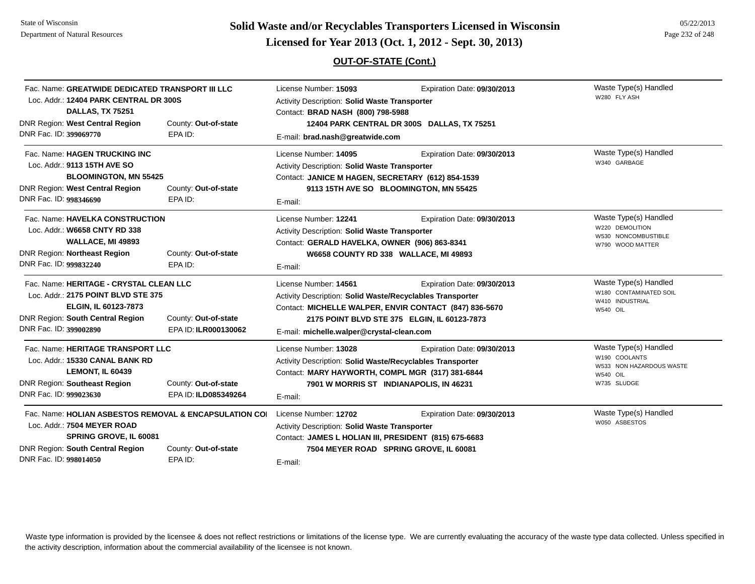## Solid Waste and/or Recyclables Transporters Licensed in Wisconsin
## Licensed for Year 2013 (Oct. 1, 2012 - Sept. 30, 2013)

### OUT-OF-STATE (Cont.)

Fac. Name: **GREATWIDE DEDICATED TRANSPORT III LLC**
Loc. Addr.: **12404 PARK CENTRAL DR 300S**
**DALLAS, TX 75251**
DNR Region: **West Central Region** County: **Out-of-state**
DNR Fac. ID: **399069770** EPA ID:

License Number: **15093** Expiration Date: **09/30/2013**
Activity Description: **Solid Waste Transporter**
Contact: **BRAD NASH (800) 798-5988**
**12404 PARK CENTRAL DR 300S DALLAS, TX 75251**
E-mail: **brad.nash@greatwide.com**

Waste Type(s) Handled
- W280 FLY ASH

---

Fac. Name: **HAGEN TRUCKING INC**
Loc. Addr.: **9113 15TH AVE SO**
**BLOOMINGTON, MN 55425**
DNR Region: **West Central Region** County: **Out-of-state**
DNR Fac. ID: **998346690** EPA ID:

License Number: **14095** Expiration Date: **09/30/2013**
Activity Description: **Solid Waste Transporter**
Contact: **JANICE M HAGEN, SECRETARY (612) 854-1539**
**9113 15TH AVE SO BLOOMINGTON, MN 55425**
E-mail:

Waste Type(s) Handled
- W340 GARBAGE

---

Fac. Name: **HAVELKA CONSTRUCTION**
Loc. Addr.: **W6658 CNTY RD 338**
**WALLACE, MI 49893**
DNR Region: **Northeast Region** County: **Out-of-state**
DNR Fac. ID: **999832240** EPA ID:

License Number: **12241** Expiration Date: **09/30/2013**
Activity Description: **Solid Waste Transporter**
Contact: **GERALD HAVELKA, OWNER (906) 863-8341**
**W6658 COUNTY RD 338 WALLACE, MI 49893**
E-mail:

Waste Type(s) Handled
- W220 DEMOLITION
- W530 NONCOMBUSTIBLE
- W790 WOOD MATTER

---

Fac. Name: **HERITAGE - CRYSTAL CLEAN LLC**
Loc. Addr.: **2175 POINT BLVD STE 375**
**ELGIN, IL 60123-7873**
DNR Region: **South Central Region** County: **Out-of-state**
DNR Fac. ID: **399002890** EPA ID: **ILR000130062**

License Number: **14561** Expiration Date: **09/30/2013**
Activity Description: **Solid Waste/Recyclables Transporter**
Contact: **MICHELLE WALPER, ENVIR CONTACT (847) 836-5670**
**2175 POINT BLVD STE 375 ELGIN, IL 60123-7873**
E-mail: **michelle.walper@crystal-clean.com**

Waste Type(s) Handled
- W180 CONTAMINATED SOIL
- W410 INDUSTRIAL
- W540 OIL

---

Fac. Name: **HERITAGE TRANSPORT LLC**
Loc. Addr.: **15330 CANAL BANK RD**
**LEMONT, IL 60439**
DNR Region: **Southeast Region** County: **Out-of-state**
DNR Fac. ID: **999023630** EPA ID: **ILD085349264**

License Number: **13028** Expiration Date: **09/30/2013**
Activity Description: **Solid Waste/Recyclables Transporter**
Contact: **MARY HAYWORTH, COMPL MGR (317) 381-6844**
**7901 W MORRIS ST INDIANAPOLIS, IN 46231**
E-mail:

Waste Type(s) Handled
- W190 COOLANTS
- W533 NON HAZARDOUS WASTE
- W540 OIL
- W735 SLUDGE

---

Fac. Name: **HOLIAN ASBESTOS REMOVAL & ENCAPSULATION COI**
Loc. Addr.: **7504 MEYER ROAD**
**SPRING GROVE, IL 60081**
DNR Region: **South Central Region** County: **Out-of-state**
DNR Fac. ID: **998014050** EPA ID:

License Number: **12702** Expiration Date: **09/30/2013**
Activity Description: **Solid Waste Transporter**
Contact: **JAMES L HOLIAN III, PRESIDENT (815) 675-6683**
**7504 MEYER ROAD SPRING GROVE, IL 60081**
E-mail:

Waste Type(s) Handled
- W050 ASBESTOS

---

Waste type information is provided by the licensee & does not reflect restrictions or limitations of the license type. We are currently evaluating the accuracy of the waste type data collected. Unless specified in the activity description, information about the commercial availability of the licensee is not known.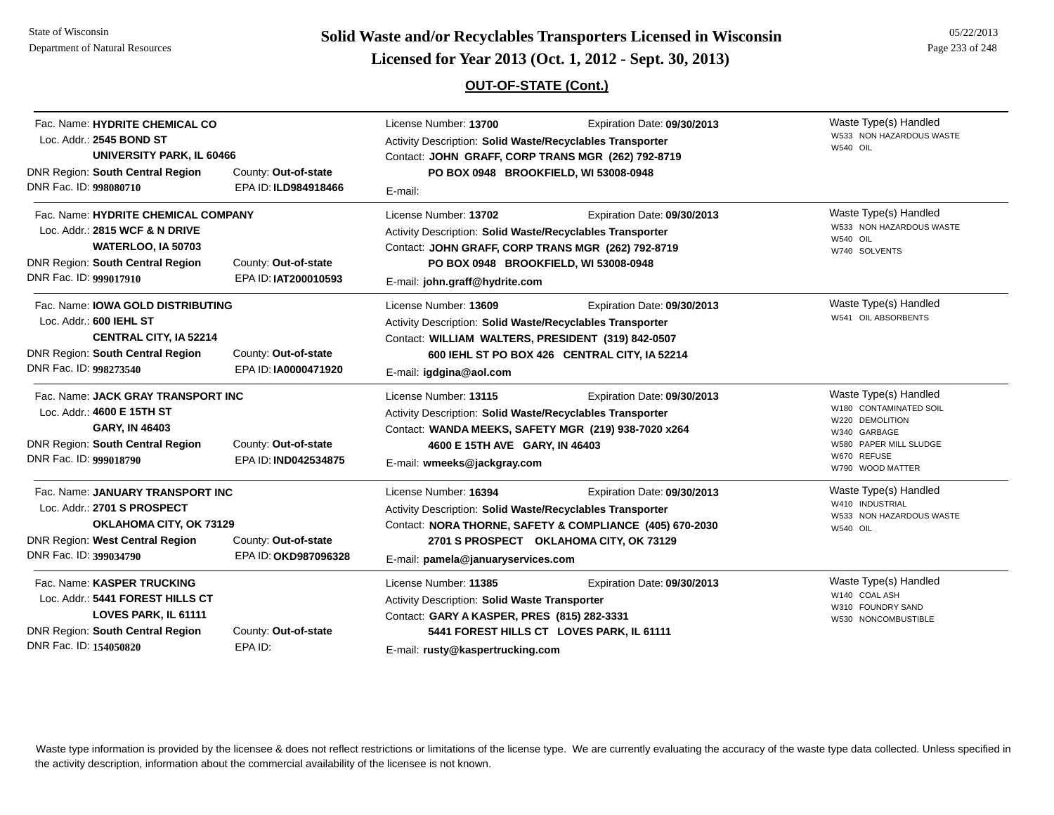# Solid Waste and/or Recyclables Transporters Licensed in Wisconsin

## Licensed for Year 2013 (Oct. 1, 2012 - Sept. 30, 2013)

### OUT-OF-STATE (Cont.)

| Facility | License / Contact | Waste Type(s) Handled |
|---|---|---|
| Fac. Name: **HYDRITE CHEMICAL CO**<br>Loc. Addr.: **2545 BOND ST**<br>**UNIVERSITY PARK, IL 60466**<br>DNR Region: **South Central Region** County: **Out-of-state**<br>DNR Fac. ID: **998080710** EPA ID: **ILD984918466** | License Number: **13700** Expiration Date: **09/30/2013**<br>Activity Description: **Solid Waste/Recyclables Transporter**<br>Contact: **JOHN GRAFF, CORP TRANS MGR (262) 792-8719**<br>**PO BOX 0948 BROOKFIELD, WI 53008-0948**<br>E-mail: | W533 NON HAZARDOUS WASTE<br>W540 OIL |
| Fac. Name: **HYDRITE CHEMICAL COMPANY**<br>Loc. Addr.: **2815 WCF & N DRIVE**<br>**WATERLOO, IA 50703**<br>DNR Region: **South Central Region** County: **Out-of-state**<br>DNR Fac. ID: **999017910** EPA ID: **IAT200010593** | License Number: **13702** Expiration Date: **09/30/2013**<br>Activity Description: **Solid Waste/Recyclables Transporter**<br>Contact: **JOHN GRAFF, CORP TRANS MGR (262) 792-8719**<br>**PO BOX 0948 BROOKFIELD, WI 53008-0948**<br>E-mail: **john.graff@hydrite.com** | W533 NON HAZARDOUS WASTE<br>W540 OIL<br>W740 SOLVENTS |
| Fac. Name: **IOWA GOLD DISTRIBUTING**<br>Loc. Addr.: **600 IEHL ST**<br>**CENTRAL CITY, IA 52214**<br>DNR Region: **South Central Region** County: **Out-of-state**<br>DNR Fac. ID: **998273540** EPA ID: **IA0000471920** | License Number: **13609** Expiration Date: **09/30/2013**<br>Activity Description: **Solid Waste/Recyclables Transporter**<br>Contact: **WILLIAM WALTERS, PRESIDENT (319) 842-0507**<br>**600 IEHL ST PO BOX 426 CENTRAL CITY, IA 52214**<br>E-mail: **igdgina@aol.com** | W541 OIL ABSORBENTS |
| Fac. Name: **JACK GRAY TRANSPORT INC**<br>Loc. Addr.: **4600 E 15TH ST**<br>**GARY, IN 46403**<br>DNR Region: **South Central Region** County: **Out-of-state**<br>DNR Fac. ID: **999018790** EPA ID: **IND042534875** | License Number: **13115** Expiration Date: **09/30/2013**<br>Activity Description: **Solid Waste/Recyclables Transporter**<br>Contact: **WANDA MEEKS, SAFETY MGR (219) 938-7020 x264**<br>**4600 E 15TH AVE GARY, IN 46403**<br>E-mail: **wmeeks@jackgray.com** | W180 CONTAMINATED SOIL<br>W220 DEMOLITION<br>W340 GARBAGE<br>W580 PAPER MILL SLUDGE<br>W670 REFUSE<br>W790 WOOD MATTER |
| Fac. Name: **JANUARY TRANSPORT INC**<br>Loc. Addr.: **2701 S PROSPECT**<br>**OKLAHOMA CITY, OK 73129**<br>DNR Region: **West Central Region** County: **Out-of-state**<br>DNR Fac. ID: **399034790** EPA ID: **OKD987096328** | License Number: **16394** Expiration Date: **09/30/2013**<br>Activity Description: **Solid Waste/Recyclables Transporter**<br>Contact: **NORA THORNE, SAFETY & COMPLIANCE (405) 670-2030**<br>**2701 S PROSPECT OKLAHOMA CITY, OK 73129**<br>E-mail: **pamela@januaryservices.com** | W410 INDUSTRIAL<br>W533 NON HAZARDOUS WASTE<br>W540 OIL |
| Fac. Name: **KASPER TRUCKING**<br>Loc. Addr.: **5441 FOREST HILLS CT**<br>**LOVES PARK, IL 61111**<br>DNR Region: **South Central Region** County: **Out-of-state**<br>DNR Fac. ID: **154050820** EPA ID: | License Number: **11385** Expiration Date: **09/30/2013**<br>Activity Description: **Solid Waste Transporter**<br>Contact: **GARY A KASPER, PRES (815) 282-3331**<br>**5441 FOREST HILLS CT LOVES PARK, IL 61111**<br>E-mail: **rusty@kaspertrucking.com** | W140 COAL ASH<br>W310 FOUNDRY SAND<br>W530 NONCOMBUSTIBLE |

Waste type information is provided by the licensee & does not reflect restrictions or limitations of the license type. We are currently evaluating the accuracy of the waste type data collected. Unless specified in the activity description, information about the commercial availability of the licensee is not known.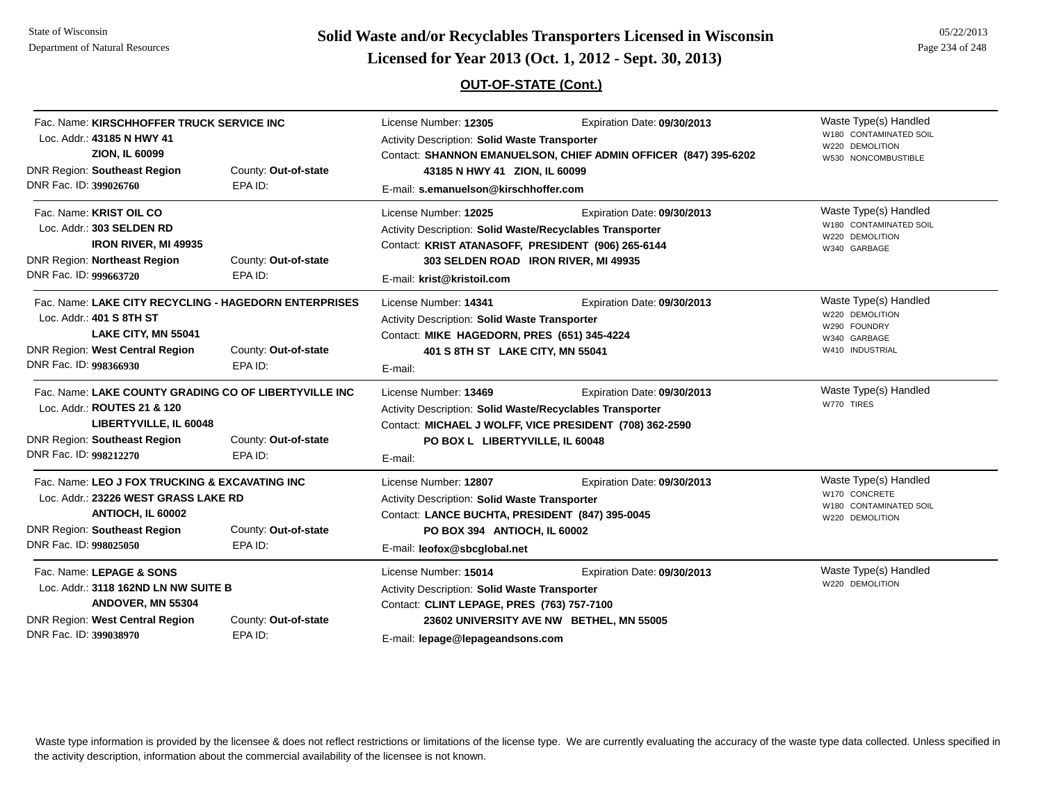## Solid Waste and/or Recyclables Transporters Licensed in Wisconsin
## Licensed for Year 2013 (Oct. 1, 2012 - Sept. 30, 2013)

### OUT-OF-STATE (Cont.)

---

Fac. Name: **KIRSCHHOFFER TRUCK SERVICE INC**
Loc. Addr.: **43185 N HWY 41**
**ZION, IL 60099**
DNR Region: **Southeast Region** County: **Out-of-state**
DNR Fac. ID: **399026760** EPA ID:

License Number: **12305** Expiration Date: **09/30/2013**
Activity Description: **Solid Waste Transporter**
Contact: **SHANNON EMANUELSON, CHIEF ADMIN OFFICER (847) 395-6202**
**43185 N HWY 41 ZION, IL 60099**
E-mail: **s.emanuelson@kirschhoffer.com**

Waste Type(s) Handled
W180 CONTAMINATED SOIL
W220 DEMOLITION
W530 NONCOMBUSTIBLE

---

Fac. Name: **KRIST OIL CO**
Loc. Addr.: **303 SELDEN RD**
**IRON RIVER, MI 49935**
DNR Region: **Northeast Region** County: **Out-of-state**
DNR Fac. ID: **999663720** EPA ID:

License Number: **12025** Expiration Date: **09/30/2013**
Activity Description: **Solid Waste/Recyclables Transporter**
Contact: **KRIST ATANASOFF, PRESIDENT (906) 265-6144**
**303 SELDEN ROAD IRON RIVER, MI 49935**
E-mail: **krist@kristoil.com**

Waste Type(s) Handled
W180 CONTAMINATED SOIL
W220 DEMOLITION
W340 GARBAGE

---

Fac. Name: **LAKE CITY RECYCLING - HAGEDORN ENTERPRISES**
Loc. Addr.: **401 S 8TH ST**
**LAKE CITY, MN 55041**
DNR Region: **West Central Region** County: **Out-of-state**
DNR Fac. ID: **998366930** EPA ID:

License Number: **14341** Expiration Date: **09/30/2013**
Activity Description: **Solid Waste Transporter**
Contact: **MIKE HAGEDORN, PRES (651) 345-4224**
**401 S 8TH ST LAKE CITY, MN 55041**
E-mail:

Waste Type(s) Handled
W220 DEMOLITION
W290 FOUNDRY
W340 GARBAGE
W410 INDUSTRIAL

---

Fac. Name: **LAKE COUNTY GRADING CO OF LIBERTYVILLE INC**
Loc. Addr.: **ROUTES 21 & 120**
**LIBERTYVILLE, IL 60048**
DNR Region: **Southeast Region** County: **Out-of-state**
DNR Fac. ID: **998212270** EPA ID:

License Number: **13469** Expiration Date: **09/30/2013**
Activity Description: **Solid Waste/Recyclables Transporter**
Contact: **MICHAEL J WOLFF, VICE PRESIDENT (708) 362-2590**
**PO BOX L LIBERTYVILLE, IL 60048**
E-mail:

Waste Type(s) Handled
W770 TIRES

---

Fac. Name: **LEO J FOX TRUCKING & EXCAVATING INC**
Loc. Addr.: **23226 WEST GRASS LAKE RD**
**ANTIOCH, IL 60002**
DNR Region: **Southeast Region** County: **Out-of-state**
DNR Fac. ID: **998025050** EPA ID:

License Number: **12807** Expiration Date: **09/30/2013**
Activity Description: **Solid Waste Transporter**
Contact: **LANCE BUCHTA, PRESIDENT (847) 395-0045**
**PO BOX 394 ANTIOCH, IL 60002**
E-mail: **leofox@sbcglobal.net**

Waste Type(s) Handled
W170 CONCRETE
W180 CONTAMINATED SOIL
W220 DEMOLITION

---

Fac. Name: **LEPAGE & SONS**
Loc. Addr.: **3118 162ND LN NW SUITE B**
**ANDOVER, MN 55304**
DNR Region: **West Central Region** County: **Out-of-state**
DNR Fac. ID: **399038970** EPA ID:

License Number: **15014** Expiration Date: **09/30/2013**
Activity Description: **Solid Waste Transporter**
Contact: **CLINT LEPAGE, PRES (763) 757-7100**
**23602 UNIVERSITY AVE NW BETHEL, MN 55005**
E-mail: **lepage@lepageandsons.com**

Waste Type(s) Handled
W220 DEMOLITION

---

Waste type information is provided by the licensee & does not reflect restrictions or limitations of the license type. We are currently evaluating the accuracy of the waste type data collected. Unless specified in the activity description, information about the commercial availability of the licensee is not known.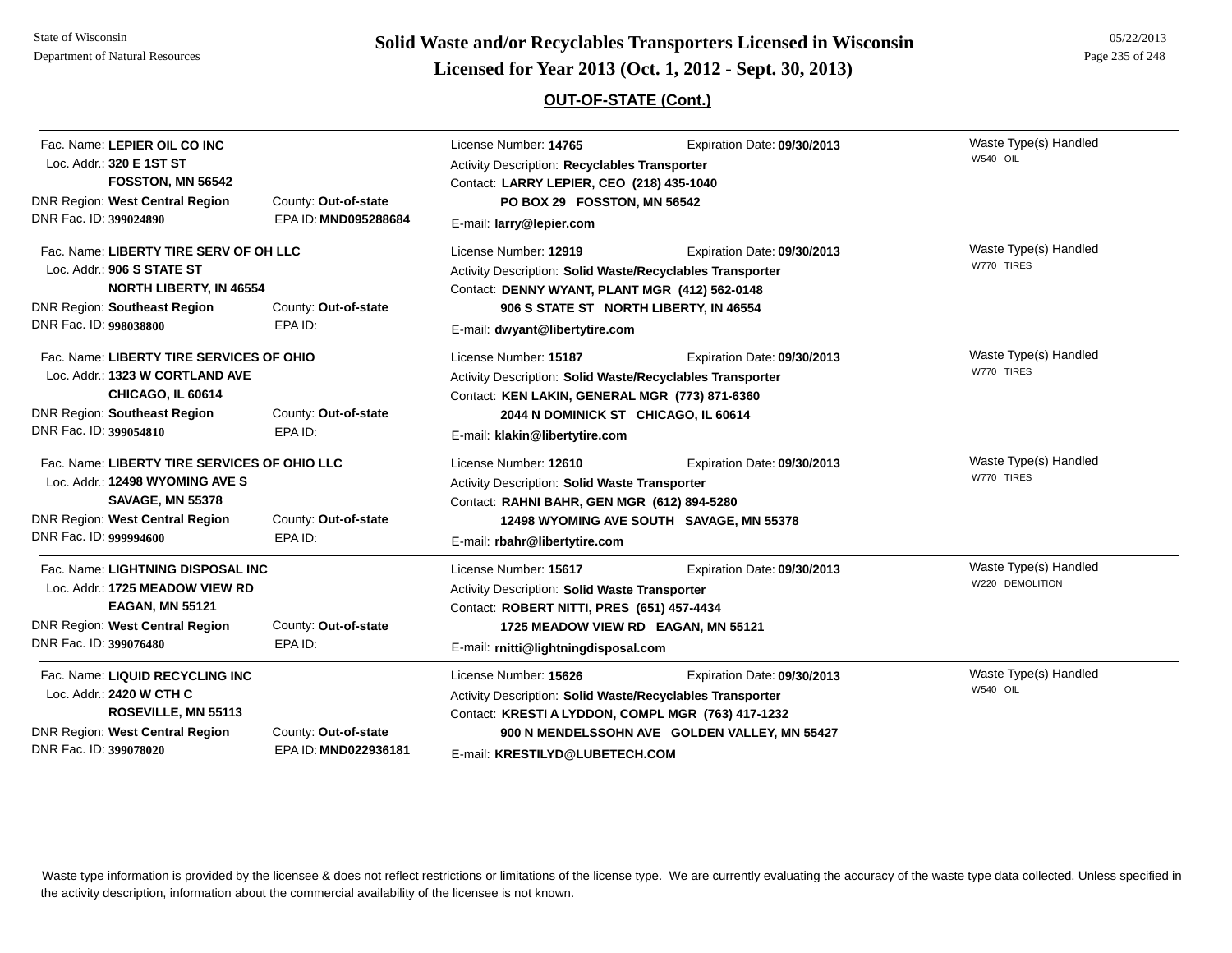# Solid Waste and/or Recyclables Transporters Licensed in Wisconsin

## Licensed for Year 2013 (Oct. 1, 2012 - Sept. 30, 2013)

### OUT-OF-STATE (Cont.)

---

Fac. Name: **LEPIER OIL CO INC**
Loc. Addr.: **320 E 1ST ST**
**FOSSTON, MN 56542**
DNR Region: **West Central Region** County: **Out-of-state**
DNR Fac. ID: **399024890** EPA ID: **MND095288684**

License Number: **14765** Expiration Date: **09/30/2013**
Activity Description: **Recyclables Transporter**
Contact: **LARRY LEPIER, CEO (218) 435-1040**
**PO BOX 29 FOSSTON, MN 56542**
E-mail: **larry@lepier.com**

Waste Type(s) Handled
W540 OIL

---

Fac. Name: **LIBERTY TIRE SERV OF OH LLC**
Loc. Addr.: **906 S STATE ST**
**NORTH LIBERTY, IN 46554**
DNR Region: **Southeast Region** County: **Out-of-state**
DNR Fac. ID: **998038800** EPA ID:

License Number: **12919** Expiration Date: **09/30/2013**
Activity Description: **Solid Waste/Recyclables Transporter**
Contact: **DENNY WYANT, PLANT MGR (412) 562-0148**
**906 S STATE ST NORTH LIBERTY, IN 46554**
E-mail: **dwyant@libertytire.com**

Waste Type(s) Handled
W770 TIRES

---

Fac. Name: **LIBERTY TIRE SERVICES OF OHIO**
Loc. Addr.: **1323 W CORTLAND AVE**
**CHICAGO, IL 60614**
DNR Region: **Southeast Region** County: **Out-of-state**
DNR Fac. ID: **399054810** EPA ID:

License Number: **15187** Expiration Date: **09/30/2013**
Activity Description: **Solid Waste/Recyclables Transporter**
Contact: **KEN LAKIN, GENERAL MGR (773) 871-6360**
**2044 N DOMINICK ST CHICAGO, IL 60614**
E-mail: **klakin@libertytire.com**

Waste Type(s) Handled
W770 TIRES

---

Fac. Name: **LIBERTY TIRE SERVICES OF OHIO LLC**
Loc. Addr.: **12498 WYOMING AVE S**
**SAVAGE, MN 55378**
DNR Region: **West Central Region** County: **Out-of-state**
DNR Fac. ID: **999994600** EPA ID:

License Number: **12610** Expiration Date: **09/30/2013**
Activity Description: **Solid Waste Transporter**
Contact: **RAHNI BAHR, GEN MGR (612) 894-5280**
**12498 WYOMING AVE SOUTH SAVAGE, MN 55378**
E-mail: **rbahr@libertytire.com**

Waste Type(s) Handled
W770 TIRES

---

Fac. Name: **LIGHTNING DISPOSAL INC**
Loc. Addr.: **1725 MEADOW VIEW RD**
**EAGAN, MN 55121**
DNR Region: **West Central Region** County: **Out-of-state**
DNR Fac. ID: **399076480** EPA ID:

License Number: **15617** Expiration Date: **09/30/2013**
Activity Description: **Solid Waste Transporter**
Contact: **ROBERT NITTI, PRES (651) 457-4434**
**1725 MEADOW VIEW RD EAGAN, MN 55121**
E-mail: **rnitti@lightningdisposal.com**

Waste Type(s) Handled
W220 DEMOLITION

---

Fac. Name: **LIQUID RECYCLING INC**
Loc. Addr.: **2420 W CTH C**
**ROSEVILLE, MN 55113**
DNR Region: **West Central Region** County: **Out-of-state**
DNR Fac. ID: **399078020** EPA ID: **MND022936181**

License Number: **15626** Expiration Date: **09/30/2013**
Activity Description: **Solid Waste/Recyclables Transporter**
Contact: **KRESTI A LYDDON, COMPL MGR (763) 417-1232**
**900 N MENDELSSOHN AVE GOLDEN VALLEY, MN 55427**
E-mail: **KRESTILYD@LUBETECH.COM**

Waste Type(s) Handled
W540 OIL

---

Waste type information is provided by the licensee & does not reflect restrictions or limitations of the license type. We are currently evaluating the accuracy of the waste type data collected. Unless specified in the activity description, information about the commercial availability of the licensee is not known.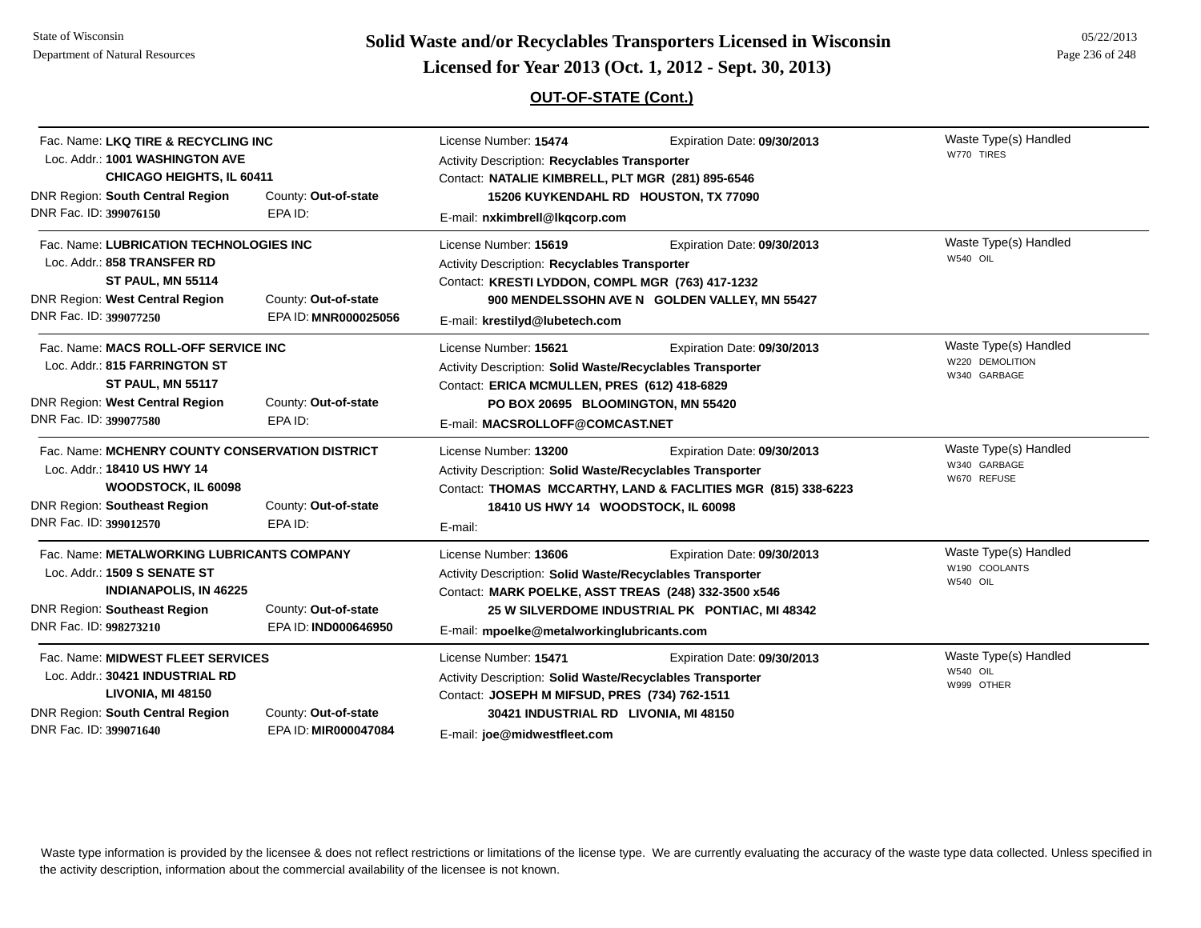# Solid Waste and/or Recyclables Transporters Licensed in Wisconsin

## Licensed for Year 2013 (Oct. 1, 2012 - Sept. 30, 2013)

### OUT-OF-STATE (Cont.)

Fac. Name: **LKQ TIRE & RECYCLING INC**
Loc. Addr.: **1001 WASHINGTON AVE**
**CHICAGO HEIGHTS, IL 60411**
DNR Region: **South Central Region** County: **Out-of-state**
DNR Fac. ID: **399076150** EPA ID:

License Number: **15474** Expiration Date: **09/30/2013**
Activity Description: **Recyclables Transporter**
Contact: **NATALIE KIMBRELL, PLT MGR (281) 895-6546**
**15206 KUYKENDAHL RD HOUSTON, TX 77090**
E-mail: **nxkimbrell@lkqcorp.com**

Waste Type(s) Handled
W770 TIRES

---

Fac. Name: **LUBRICATION TECHNOLOGIES INC**
Loc. Addr.: **858 TRANSFER RD**
**ST PAUL, MN 55114**
DNR Region: **West Central Region** County: **Out-of-state**
DNR Fac. ID: **399077250** EPA ID: **MNR000025056**

License Number: **15619** Expiration Date: **09/30/2013**
Activity Description: **Recyclables Transporter**
Contact: **KRESTI LYDDON, COMPL MGR (763) 417-1232**
**900 MENDELSSOHN AVE N GOLDEN VALLEY, MN 55427**
E-mail: **krestilyd@lubetech.com**

Waste Type(s) Handled
W540 OIL

---

Fac. Name: **MACS ROLL-OFF SERVICE INC**
Loc. Addr.: **815 FARRINGTON ST**
**ST PAUL, MN 55117**
DNR Region: **West Central Region** County: **Out-of-state**
DNR Fac. ID: **399077580** EPA ID:

License Number: **15621** Expiration Date: **09/30/2013**
Activity Description: **Solid Waste/Recyclables Transporter**
Contact: **ERICA MCMULLEN, PRES (612) 418-6829**
**PO BOX 20695 BLOOMINGTON, MN 55420**
E-mail: **MACSROLLOFF@COMCAST.NET**

Waste Type(s) Handled
W220 DEMOLITION
W340 GARBAGE

---

Fac. Name: **MCHENRY COUNTY CONSERVATION DISTRICT**
Loc. Addr.: **18410 US HWY 14**
**WOODSTOCK, IL 60098**
DNR Region: **Southeast Region** County: **Out-of-state**
DNR Fac. ID: **399012570** EPA ID:

License Number: **13200** Expiration Date: **09/30/2013**
Activity Description: **Solid Waste/Recyclables Transporter**
Contact: **THOMAS MCCARTHY, LAND & FACLITIES MGR (815) 338-6223**
**18410 US HWY 14 WOODSTOCK, IL 60098**
E-mail:

Waste Type(s) Handled
W340 GARBAGE
W670 REFUSE

---

Fac. Name: **METALWORKING LUBRICANTS COMPANY**
Loc. Addr.: **1509 S SENATE ST**
**INDIANAPOLIS, IN 46225**
DNR Region: **Southeast Region** County: **Out-of-state**
DNR Fac. ID: **998273210** EPA ID: **IND000646950**

License Number: **13606** Expiration Date: **09/30/2013**
Activity Description: **Solid Waste/Recyclables Transporter**
Contact: **MARK POELKE, ASST TREAS (248) 332-3500 x546**
**25 W SILVERDOME INDUSTRIAL PK PONTIAC, MI 48342**
E-mail: **mpoelke@metalworkinglubricants.com**

Waste Type(s) Handled
W190 COOLANTS
W540 OIL

---

Fac. Name: **MIDWEST FLEET SERVICES**
Loc. Addr.: **30421 INDUSTRIAL RD**
**LIVONIA, MI 48150**
DNR Region: **South Central Region** County: **Out-of-state**
DNR Fac. ID: **399071640** EPA ID: **MIR000047084**

License Number: **15471** Expiration Date: **09/30/2013**
Activity Description: **Solid Waste/Recyclables Transporter**
Contact: **JOSEPH M MIFSUD, PRES (734) 762-1511**
**30421 INDUSTRIAL RD LIVONIA, MI 48150**
E-mail: **joe@midwestfleet.com**

Waste Type(s) Handled
W540 OIL
W999 OTHER

---

Waste type information is provided by the licensee & does not reflect restrictions or limitations of the license type. We are currently evaluating the accuracy of the waste type data collected. Unless specified in the activity description, information about the commercial availability of the licensee is not known.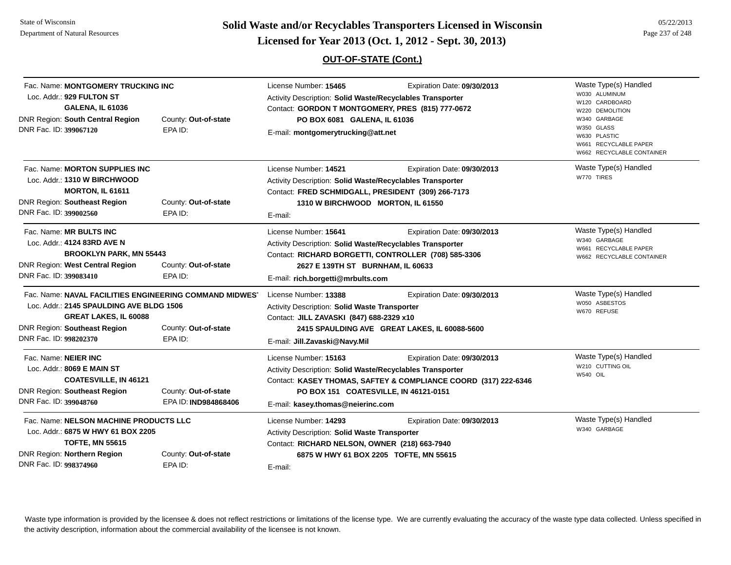## OUT-OF-STATE (Cont.)

---

Fac. Name: **MONTGOMERY TRUCKING INC**
Loc. Addr.: **929 FULTON ST**
**GALENA, IL 61036**
DNR Region: **South Central Region** County: **Out-of-state**
DNR Fac. ID: **399067120** EPA ID:

License Number: **15465** Expiration Date: **09/30/2013**
Activity Description: **Solid Waste/Recyclables Transporter**
Contact: **GORDON T MONTGOMERY, PRES (815) 777-0672**
**PO BOX 6081 GALENA, IL 61036**
E-mail: **montgomerytrucking@att.net**

Waste Type(s) Handled
- W030 ALUMINUM
- W120 CARDBOARD
- W220 DEMOLITION
- W340 GARBAGE
- W350 GLASS
- W630 PLASTIC
- W661 RECYCLABLE PAPER
- W662 RECYCLABLE CONTAINER

---

Fac. Name: **MORTON SUPPLIES INC**
Loc. Addr.: **1310 W BIRCHWOOD**
**MORTON, IL 61611**
DNR Region: **Southeast Region** County: **Out-of-state**
DNR Fac. ID: **399002560** EPA ID:

License Number: **14521** Expiration Date: **09/30/2013**
Activity Description: **Solid Waste/Recyclables Transporter**
Contact: **FRED SCHMIDGALL, PRESIDENT (309) 266-7173**
**1310 W BIRCHWOOD MORTON, IL 61550**
E-mail:

Waste Type(s) Handled
- W770 TIRES

---

Fac. Name: **MR BULTS INC**
Loc. Addr.: **4124 83RD AVE N**
**BROOKLYN PARK, MN 55443**
DNR Region: **West Central Region** County: **Out-of-state**
DNR Fac. ID: **399083410** EPA ID:

License Number: **15641** Expiration Date: **09/30/2013**
Activity Description: **Solid Waste/Recyclables Transporter**
Contact: **RICHARD BORGETTI, CONTROLLER (708) 585-3306**
**2627 E 139TH ST BURNHAM, IL 60633**
E-mail: **rich.borgetti@mrbults.com**

Waste Type(s) Handled
- W340 GARBAGE
- W661 RECYCLABLE PAPER
- W662 RECYCLABLE CONTAINER

---

Fac. Name: **NAVAL FACILITIES ENGINEERING COMMAND MIDWEST**
Loc. Addr.: **2145 SPAULDING AVE BLDG 1506**
**GREAT LAKES, IL 60088**
DNR Region: **Southeast Region** County: **Out-of-state**
DNR Fac. ID: **998202370** EPA ID:

License Number: **13388** Expiration Date: **09/30/2013**
Activity Description: **Solid Waste Transporter**
Contact: **JILL ZAVASKI (847) 688-2329 x10**
**2415 SPAULDING AVE GREAT LAKES, IL 60088-5600**
E-mail: **Jill.Zavaski@Navy.Mil**

Waste Type(s) Handled
- W050 ASBESTOS
- W670 REFUSE

---

Fac. Name: **NEIER INC**
Loc. Addr.: **8069 E MAIN ST**
**COATESVILLE, IN 46121**
DNR Region: **Southeast Region** County: **Out-of-state**
DNR Fac. ID: **399048760** EPA ID: **IND984868406**

License Number: **15163** Expiration Date: **09/30/2013**
Activity Description: **Solid Waste/Recyclables Transporter**
Contact: **KASEY THOMAS, SAFTEY & COMPLIANCE COORD (317) 222-6346**
**PO BOX 151 COATESVILLE, IN 46121-0151**
E-mail: **kasey.thomas@neierinc.com**

Waste Type(s) Handled
- W210 CUTTING OIL
- W540 OIL

---

Fac. Name: **NELSON MACHINE PRODUCTS LLC**
Loc. Addr.: **6875 W HWY 61 BOX 2205**
**TOFTE, MN 55615**
DNR Region: **Northern Region** County: **Out-of-state**
DNR Fac. ID: **998374960** EPA ID:

License Number: **14293** Expiration Date: **09/30/2013**
Activity Description: **Solid Waste Transporter**
Contact: **RICHARD NELSON, OWNER (218) 663-7940**
**6875 W HWY 61 BOX 2205 TOFTE, MN 55615**
E-mail:

Waste Type(s) Handled
- W340 GARBAGE

---

Waste type information is provided by the licensee & does not reflect restrictions or limitations of the license type. We are currently evaluating the accuracy of the waste type data collected. Unless specified in the activity description, information about the commercial availability of the licensee is not known.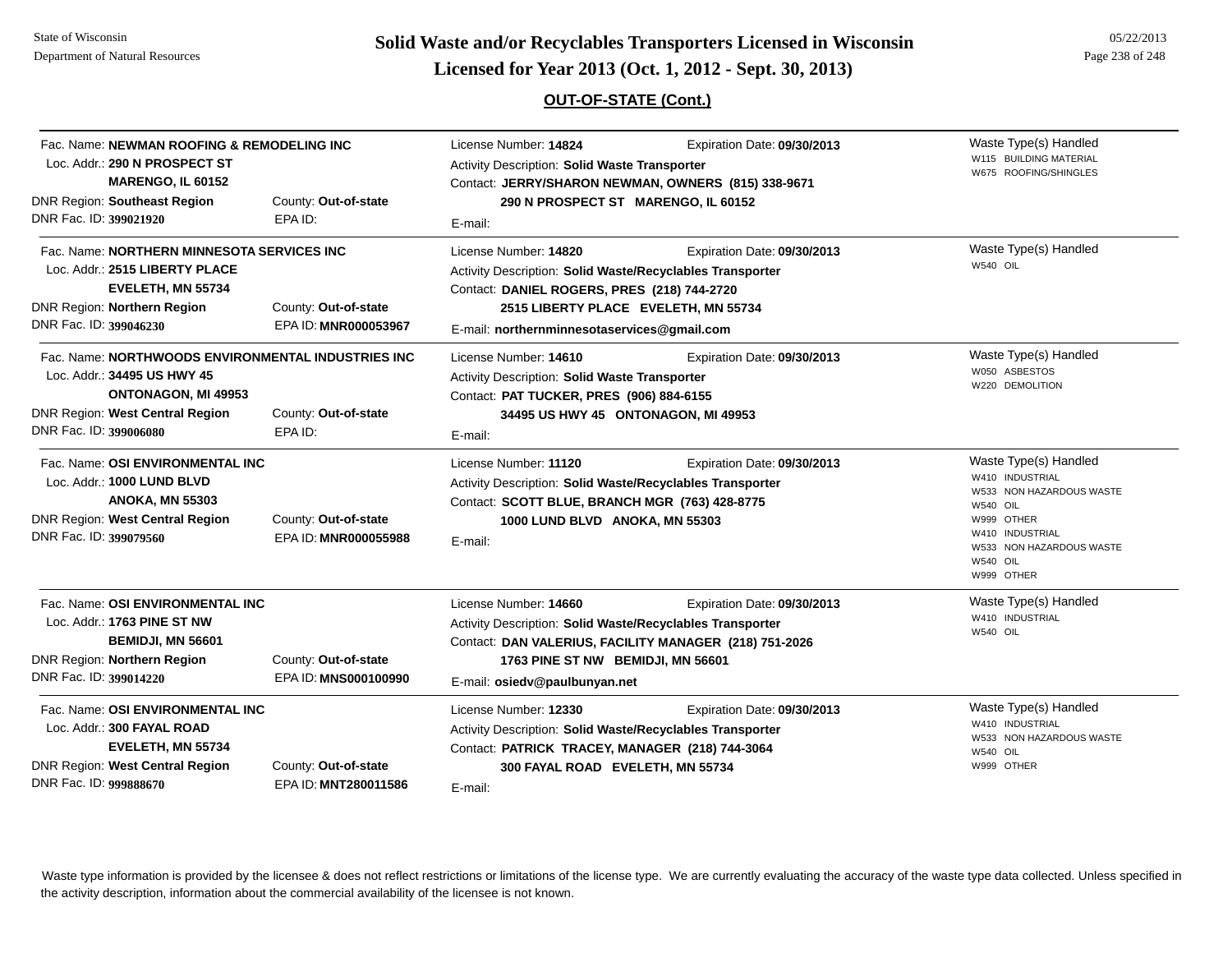## OUT-OF-STATE (Cont.)

Fac. Name: **NEWMAN ROOFING & REMODELING INC**
Loc. Addr.: **290 N PROSPECT ST**
**MARENGO, IL 60152**
DNR Region: **Southeast Region** County: **Out-of-state**
DNR Fac. ID: **399021920** EPA ID:

License Number: **14824** Expiration Date: **09/30/2013**
Activity Description: **Solid Waste Transporter**
Contact: **JERRY/SHARON NEWMAN, OWNERS (815) 338-9671**
**290 N PROSPECT ST MARENGO, IL 60152**
E-mail:

Waste Type(s) Handled
- W115 BUILDING MATERIAL
- W675 ROOFING/SHINGLES

---

Fac. Name: **NORTHERN MINNESOTA SERVICES INC**
Loc. Addr.: **2515 LIBERTY PLACE**
**EVELETH, MN 55734**
DNR Region: **Northern Region** County: **Out-of-state**
DNR Fac. ID: **399046230** EPA ID: **MNR000053967**

License Number: **14820** Expiration Date: **09/30/2013**
Activity Description: **Solid Waste/Recyclables Transporter**
Contact: **DANIEL ROGERS, PRES (218) 744-2720**
**2515 LIBERTY PLACE EVELETH, MN 55734**
E-mail: **northernminnesotaservices@gmail.com**

Waste Type(s) Handled
- W540 OIL

---

Fac. Name: **NORTHWOODS ENVIRONMENTAL INDUSTRIES INC**
Loc. Addr.: **34495 US HWY 45**
**ONTONAGON, MI 49953**
DNR Region: **West Central Region** County: **Out-of-state**
DNR Fac. ID: **399006080** EPA ID:

License Number: **14610** Expiration Date: **09/30/2013**
Activity Description: **Solid Waste Transporter**
Contact: **PAT TUCKER, PRES (906) 884-6155**
**34495 US HWY 45 ONTONAGON, MI 49953**
E-mail:

Waste Type(s) Handled
- W050 ASBESTOS
- W220 DEMOLITION

---

Fac. Name: **OSI ENVIRONMENTAL INC**
Loc. Addr.: **1000 LUND BLVD**
**ANOKA, MN 55303**
DNR Region: **West Central Region** County: **Out-of-state**
DNR Fac. ID: **399079560** EPA ID: **MNR000055988**

License Number: **11120** Expiration Date: **09/30/2013**
Activity Description: **Solid Waste/Recyclables Transporter**
Contact: **SCOTT BLUE, BRANCH MGR (763) 428-8775**
**1000 LUND BLVD ANOKA, MN 55303**
E-mail:

Waste Type(s) Handled
- W410 INDUSTRIAL
- W533 NON HAZARDOUS WASTE
- W540 OIL
- W999 OTHER
- W410 INDUSTRIAL
- W533 NON HAZARDOUS WASTE
- W540 OIL
- W999 OTHER

---

Fac. Name: **OSI ENVIRONMENTAL INC**
Loc. Addr.: **1763 PINE ST NW**
**BEMIDJI, MN 56601**
DNR Region: **Northern Region** County: **Out-of-state**
DNR Fac. ID: **399014220** EPA ID: **MNS000100990**

License Number: **14660** Expiration Date: **09/30/2013**
Activity Description: **Solid Waste/Recyclables Transporter**
Contact: **DAN VALERIUS, FACILITY MANAGER (218) 751-2026**
**1763 PINE ST NW BEMIDJI, MN 56601**
E-mail: **osiedv@paulbunyan.net**

Waste Type(s) Handled
- W410 INDUSTRIAL
- W540 OIL

---

Fac. Name: **OSI ENVIRONMENTAL INC**
Loc. Addr.: **300 FAYAL ROAD**
**EVELETH, MN 55734**
DNR Region: **West Central Region** County: **Out-of-state**
DNR Fac. ID: **999888670** EPA ID: **MNT280011586**

License Number: **12330** Expiration Date: **09/30/2013**
Activity Description: **Solid Waste/Recyclables Transporter**
Contact: **PATRICK TRACEY, MANAGER (218) 744-3064**
**300 FAYAL ROAD EVELETH, MN 55734**
E-mail:

Waste Type(s) Handled
- W410 INDUSTRIAL
- W533 NON HAZARDOUS WASTE
- W540 OIL
- W999 OTHER

---

Waste type information is provided by the licensee & does not reflect restrictions or limitations of the license type. We are currently evaluating the accuracy of the waste type data collected. Unless specified in the activity description, information about the commercial availability of the licensee is not known.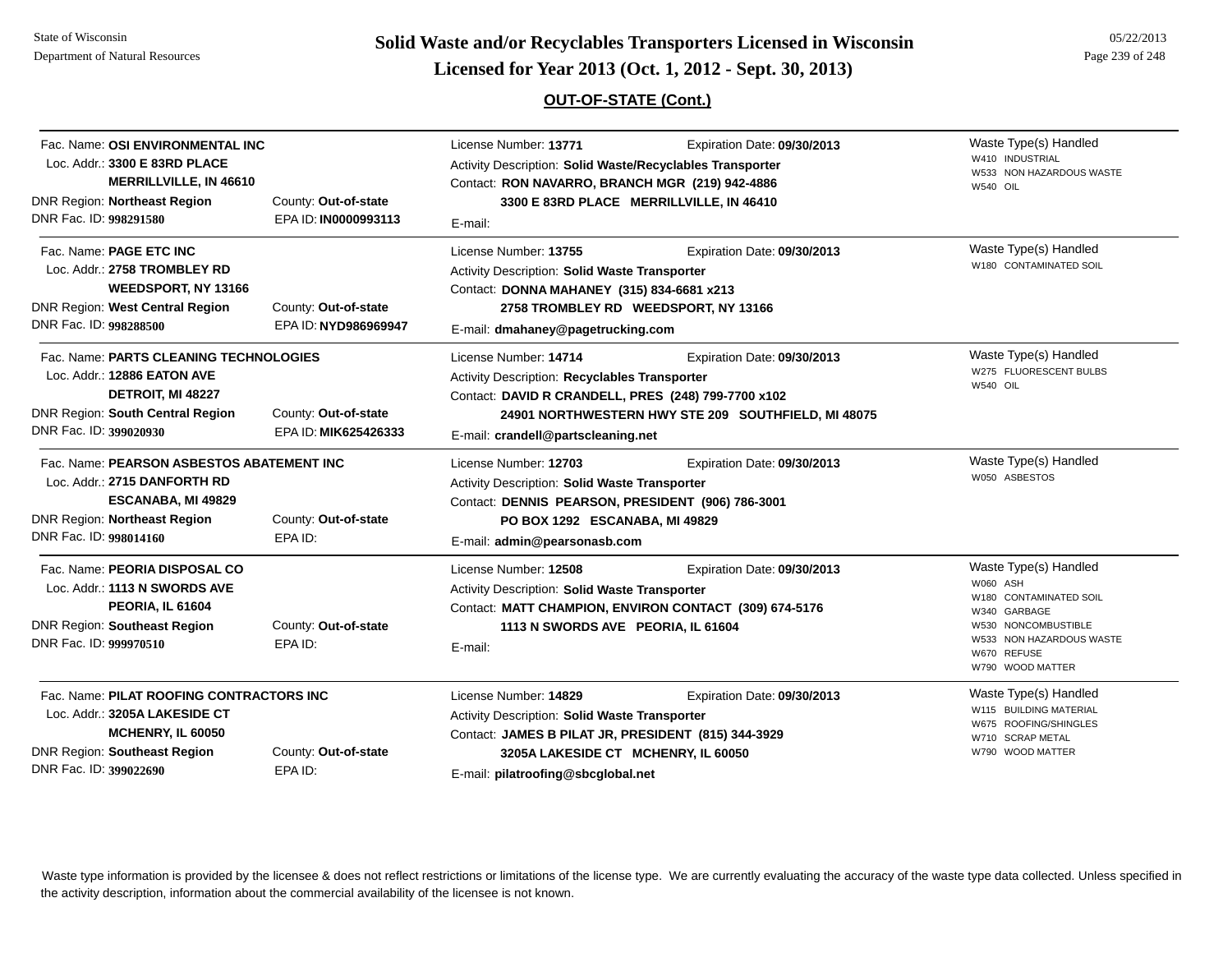# Solid Waste and/or Recyclables Transporters Licensed in Wisconsin

## Licensed for Year 2013 (Oct. 1, 2012 - Sept. 30, 2013)

State of Wisconsin
Department of Natural Resources

05/22/2013

### OUT-OF-STATE (Cont.)

---

Fac. Name: **OSI ENVIRONMENTAL INC**
Loc. Addr.: **3300 E 83RD PLACE**
**MERRILLVILLE, IN 46610**
DNR Region: **Northeast Region** County: **Out-of-state**
DNR Fac. ID: **998291580** EPA ID: **IN0000993113**

License Number: **13771** Expiration Date: **09/30/2013**
Activity Description: **Solid Waste/Recyclables Transporter**
Contact: **RON NAVARRO, BRANCH MGR (219) 942-4886**
**3300 E 83RD PLACE MERRILLVILLE, IN 46410**
E-mail:

Waste Type(s) Handled
- W410 INDUSTRIAL
- W533 NON HAZARDOUS WASTE
- W540 OIL

---

Fac. Name: **PAGE ETC INC**
Loc. Addr.: **2758 TROMBLEY RD**
**WEEDSPORT, NY 13166**
DNR Region: **West Central Region** County: **Out-of-state**
DNR Fac. ID: **998288500** EPA ID: **NYD986969947**

License Number: **13755** Expiration Date: **09/30/2013**
Activity Description: **Solid Waste Transporter**
Contact: **DONNA MAHANEY (315) 834-6681 x213**
**2758 TROMBLEY RD WEEDSPORT, NY 13166**
E-mail: **dmahaney@pagetrucking.com**

Waste Type(s) Handled
- W180 CONTAMINATED SOIL

---

Fac. Name: **PARTS CLEANING TECHNOLOGIES**
Loc. Addr.: **12886 EATON AVE**
**DETROIT, MI 48227**
DNR Region: **South Central Region** County: **Out-of-state**
DNR Fac. ID: **399020930** EPA ID: **MIK625426333**

License Number: **14714** Expiration Date: **09/30/2013**
Activity Description: **Recyclables Transporter**
Contact: **DAVID R CRANDELL, PRES (248) 799-7700 x102**
**24901 NORTHWESTERN HWY STE 209 SOUTHFIELD, MI 48075**
E-mail: **crandell@partscleaning.net**

Waste Type(s) Handled
- W275 FLUORESCENT BULBS
- W540 OIL

---

Fac. Name: **PEARSON ASBESTOS ABATEMENT INC**
Loc. Addr.: **2715 DANFORTH RD**
**ESCANABA, MI 49829**
DNR Region: **Northeast Region** County: **Out-of-state**
DNR Fac. ID: **998014160** EPA ID:

License Number: **12703** Expiration Date: **09/30/2013**
Activity Description: **Solid Waste Transporter**
Contact: **DENNIS PEARSON, PRESIDENT (906) 786-3001**
**PO BOX 1292 ESCANABA, MI 49829**
E-mail: **admin@pearsonasb.com**

Waste Type(s) Handled
- W050 ASBESTOS

---

Fac. Name: **PEORIA DISPOSAL CO**
Loc. Addr.: **1113 N SWORDS AVE**
**PEORIA, IL 61604**
DNR Region: **Southeast Region** County: **Out-of-state**
DNR Fac. ID: **999970510** EPA ID:

License Number: **12508** Expiration Date: **09/30/2013**
Activity Description: **Solid Waste Transporter**
Contact: **MATT CHAMPION, ENVIRON CONTACT (309) 674-5176**
**1113 N SWORDS AVE PEORIA, IL 61604**
E-mail:

Waste Type(s) Handled
- W060 ASH
- W180 CONTAMINATED SOIL
- W340 GARBAGE
- W530 NONCOMBUSTIBLE
- W533 NON HAZARDOUS WASTE
- W670 REFUSE
- W790 WOOD MATTER

---

Fac. Name: **PILAT ROOFING CONTRACTORS INC**
Loc. Addr.: **3205A LAKESIDE CT**
**MCHENRY, IL 60050**
DNR Region: **Southeast Region** County: **Out-of-state**
DNR Fac. ID: **399022690** EPA ID:

License Number: **14829** Expiration Date: **09/30/2013**
Activity Description: **Solid Waste Transporter**
Contact: **JAMES B PILAT JR, PRESIDENT (815) 344-3929**
**3205A LAKESIDE CT MCHENRY, IL 60050**
E-mail: **pilatroofing@sbcglobal.net**

Waste Type(s) Handled
- W115 BUILDING MATERIAL
- W675 ROOFING/SHINGLES
- W710 SCRAP METAL
- W790 WOOD MATTER

---

Waste type information is provided by the licensee & does not reflect restrictions or limitations of the license type. We are currently evaluating the accuracy of the waste type data collected. Unless specified in the activity description, information about the commercial availability of the licensee is not known.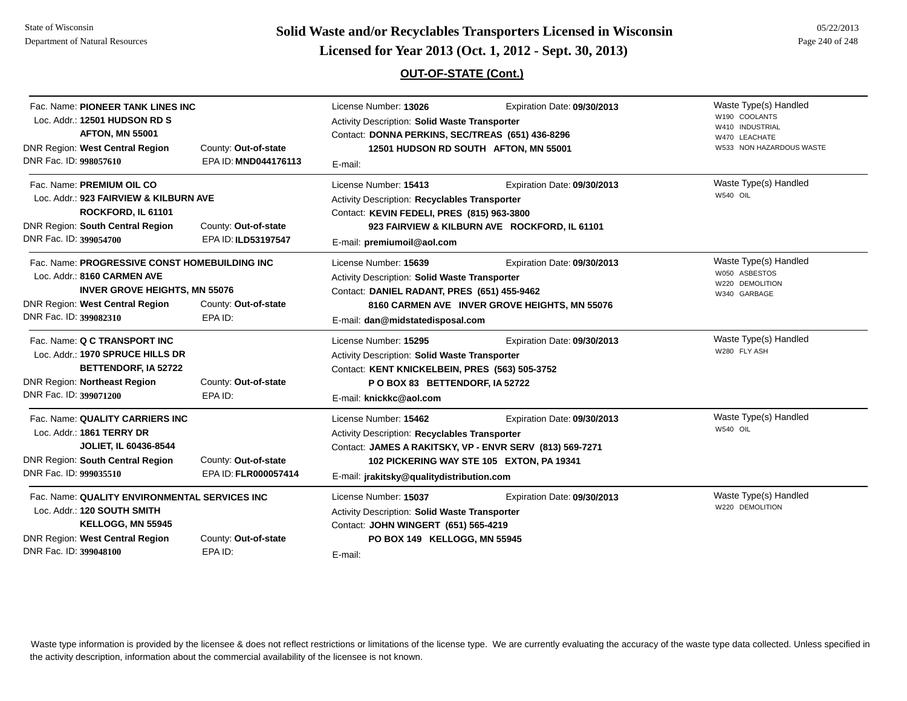## Solid Waste and/or Recyclables Transporters Licensed in Wisconsin

## Licensed for Year 2013 (Oct. 1, 2012 - Sept. 30, 2013)

### OUT-OF-STATE (Cont.)

Fac. Name: **PIONEER TANK LINES INC**
Loc. Addr.: **12501 HUDSON RD S**
**AFTON, MN 55001**
DNR Region: **West Central Region** County: **Out-of-state**
DNR Fac. ID: **998057610** EPA ID: **MND044176113**

License Number: **13026** Expiration Date: **09/30/2013**
Activity Description: **Solid Waste Transporter**
Contact: **DONNA PERKINS, SEC/TREAS (651) 436-8296**
**12501 HUDSON RD SOUTH AFTON, MN 55001**
E-mail:

Waste Type(s) Handled
- W190 COOLANTS
- W410 INDUSTRIAL
- W470 LEACHATE
- W533 NON HAZARDOUS WASTE

---

Fac. Name: **PREMIUM OIL CO**
Loc. Addr.: **923 FAIRVIEW & KILBURN AVE**
**ROCKFORD, IL 61101**
DNR Region: **South Central Region** County: **Out-of-state**
DNR Fac. ID: **399054700** EPA ID: **ILD53197547**

License Number: **15413** Expiration Date: **09/30/2013**
Activity Description: **Recyclables Transporter**
Contact: **KEVIN FEDELI, PRES (815) 963-3800**
**923 FAIRVIEW & KILBURN AVE ROCKFORD, IL 61101**
E-mail: **premiumoil@aol.com**

Waste Type(s) Handled
- W540 OIL

---

Fac. Name: **PROGRESSIVE CONST HOMEBUILDING INC**
Loc. Addr.: **8160 CARMEN AVE**
**INVER GROVE HEIGHTS, MN 55076**
DNR Region: **West Central Region** County: **Out-of-state**
DNR Fac. ID: **399082310** EPA ID:

License Number: **15639** Expiration Date: **09/30/2013**
Activity Description: **Solid Waste Transporter**
Contact: **DANIEL RADANT, PRES (651) 455-9462**
**8160 CARMEN AVE INVER GROVE HEIGHTS, MN 55076**
E-mail: **dan@midstatedisposal.com**

Waste Type(s) Handled
- W050 ASBESTOS
- W220 DEMOLITION
- W340 GARBAGE

---

Fac. Name: **Q C TRANSPORT INC**
Loc. Addr.: **1970 SPRUCE HILLS DR**
**BETTENDORF, IA 52722**
DNR Region: **Northeast Region** County: **Out-of-state**
DNR Fac. ID: **399071200** EPA ID:

License Number: **15295** Expiration Date: **09/30/2013**
Activity Description: **Solid Waste Transporter**
Contact: **KENT KNICKELBEIN, PRES (563) 505-3752**
**P O BOX 83 BETTENDORF, IA 52722**
E-mail: **knickkc@aol.com**

Waste Type(s) Handled
- W280 FLY ASH

---

Fac. Name: **QUALITY CARRIERS INC**
Loc. Addr.: **1861 TERRY DR**
**JOLIET, IL 60436-8544**
DNR Region: **South Central Region** County: **Out-of-state**
DNR Fac. ID: **999035510** EPA ID: **FLR000057414**

License Number: **15462** Expiration Date: **09/30/2013**
Activity Description: **Recyclables Transporter**
Contact: **JAMES A RAKITSKY, VP - ENVR SERV (813) 569-7271**
**102 PICKERING WAY STE 105 EXTON, PA 19341**
E-mail: **jrakitsky@qualitydistribution.com**

Waste Type(s) Handled
- W540 OIL

---

Fac. Name: **QUALITY ENVIRONMENTAL SERVICES INC**
Loc. Addr.: **120 SOUTH SMITH**
**KELLOGG, MN 55945**
DNR Region: **West Central Region** County: **Out-of-state**
DNR Fac. ID: **399048100** EPA ID:

License Number: **15037** Expiration Date: **09/30/2013**
Activity Description: **Solid Waste Transporter**
Contact: **JOHN WINGERT (651) 565-4219**
**PO BOX 149 KELLOGG, MN 55945**
E-mail:

Waste Type(s) Handled
- W220 DEMOLITION

---

Waste type information is provided by the licensee & does not reflect restrictions or limitations of the license type. We are currently evaluating the accuracy of the waste type data collected. Unless specified in the activity description, information about the commercial availability of the licensee is not known.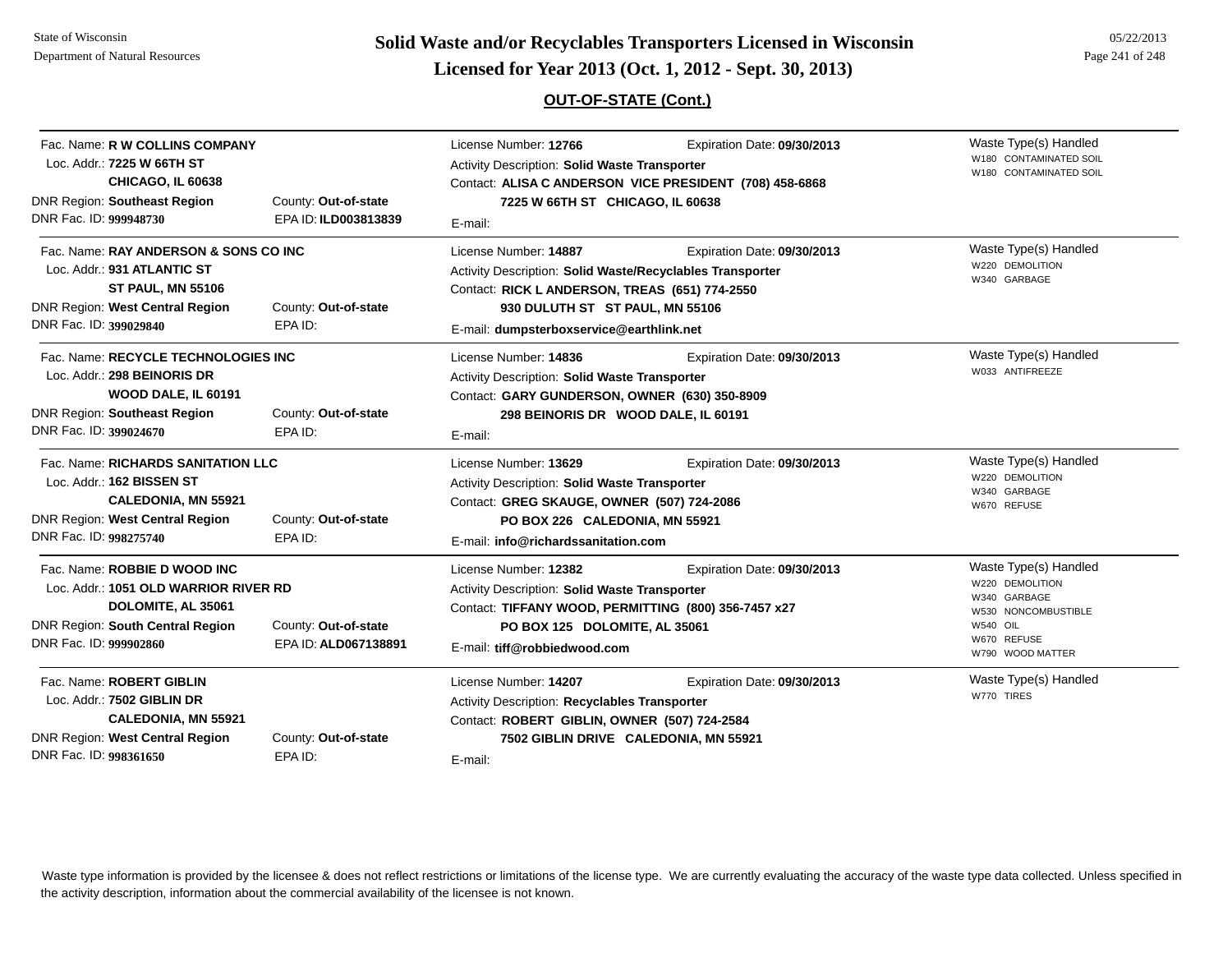# Solid Waste and/or Recyclables Transporters Licensed in Wisconsin

## Licensed for Year 2013 (Oct. 1, 2012 - Sept. 30, 2013)

### OUT-OF-STATE (Cont.)

---

Fac. Name: **R W COLLINS COMPANY**
Loc. Addr.: **7225 W 66TH ST**
**CHICAGO, IL 60638**
DNR Region: **Southeast Region** County: **Out-of-state**
DNR Fac. ID: **999948730** EPA ID: **ILD003813839**

License Number: **12766** Expiration Date: **09/30/2013**
Activity Description: **Solid Waste Transporter**
Contact: **ALISA C ANDERSON VICE PRESIDENT (708) 458-6868**
**7225 W 66TH ST CHICAGO, IL 60638**
E-mail:

Waste Type(s) Handled
- W180 CONTAMINATED SOIL
- W180 CONTAMINATED SOIL

---

Fac. Name: **RAY ANDERSON & SONS CO INC**
Loc. Addr.: **931 ATLANTIC ST**
**ST PAUL, MN 55106**
DNR Region: **West Central Region** County: **Out-of-state**
DNR Fac. ID: **399029840** EPA ID:

License Number: **14887** Expiration Date: **09/30/2013**
Activity Description: **Solid Waste/Recyclables Transporter**
Contact: **RICK L ANDERSON, TREAS (651) 774-2550**
**930 DULUTH ST ST PAUL, MN 55106**
E-mail: **dumpsterboxservice@earthlink.net**

Waste Type(s) Handled
- W220 DEMOLITION
- W340 GARBAGE

---

Fac. Name: **RECYCLE TECHNOLOGIES INC**
Loc. Addr.: **298 BEINORIS DR**
**WOOD DALE, IL 60191**
DNR Region: **Southeast Region** County: **Out-of-state**
DNR Fac. ID: **399024670** EPA ID:

License Number: **14836** Expiration Date: **09/30/2013**
Activity Description: **Solid Waste Transporter**
Contact: **GARY GUNDERSON, OWNER (630) 350-8909**
**298 BEINORIS DR WOOD DALE, IL 60191**
E-mail:

Waste Type(s) Handled
- W033 ANTIFREEZE

---

Fac. Name: **RICHARDS SANITATION LLC**
Loc. Addr.: **162 BISSEN ST**
**CALEDONIA, MN 55921**
DNR Region: **West Central Region** County: **Out-of-state**
DNR Fac. ID: **998275740** EPA ID:

License Number: **13629** Expiration Date: **09/30/2013**
Activity Description: **Solid Waste Transporter**
Contact: **GREG SKAUGE, OWNER (507) 724-2086**
**PO BOX 226 CALEDONIA, MN 55921**
E-mail: **info@richardssanitation.com**

Waste Type(s) Handled
- W220 DEMOLITION
- W340 GARBAGE
- W670 REFUSE

---

Fac. Name: **ROBBIE D WOOD INC**
Loc. Addr.: **1051 OLD WARRIOR RIVER RD**
**DOLOMITE, AL 35061**
DNR Region: **South Central Region** County: **Out-of-state**
DNR Fac. ID: **999902860** EPA ID: **ALD067138891**

License Number: **12382** Expiration Date: **09/30/2013**
Activity Description: **Solid Waste Transporter**
Contact: **TIFFANY WOOD, PERMITTING (800) 356-7457 x27**
**PO BOX 125 DOLOMITE, AL 35061**
E-mail: **tiff@robbiedwood.com**

Waste Type(s) Handled
- W220 DEMOLITION
- W340 GARBAGE
- W530 NONCOMBUSTIBLE
- W540 OIL
- W670 REFUSE
- W790 WOOD MATTER

---

Fac. Name: **ROBERT GIBLIN**
Loc. Addr.: **7502 GIBLIN DR**
**CALEDONIA, MN 55921**
DNR Region: **West Central Region** County: **Out-of-state**
DNR Fac. ID: **998361650** EPA ID:

License Number: **14207** Expiration Date: **09/30/2013**
Activity Description: **Recyclables Transporter**
Contact: **ROBERT GIBLIN, OWNER (507) 724-2584**
**7502 GIBLIN DRIVE CALEDONIA, MN 55921**
E-mail:

Waste Type(s) Handled
- W770 TIRES

---

Waste type information is provided by the licensee & does not reflect restrictions or limitations of the license type. We are currently evaluating the accuracy of the waste type data collected. Unless specified in the activity description, information about the commercial availability of the licensee is not known.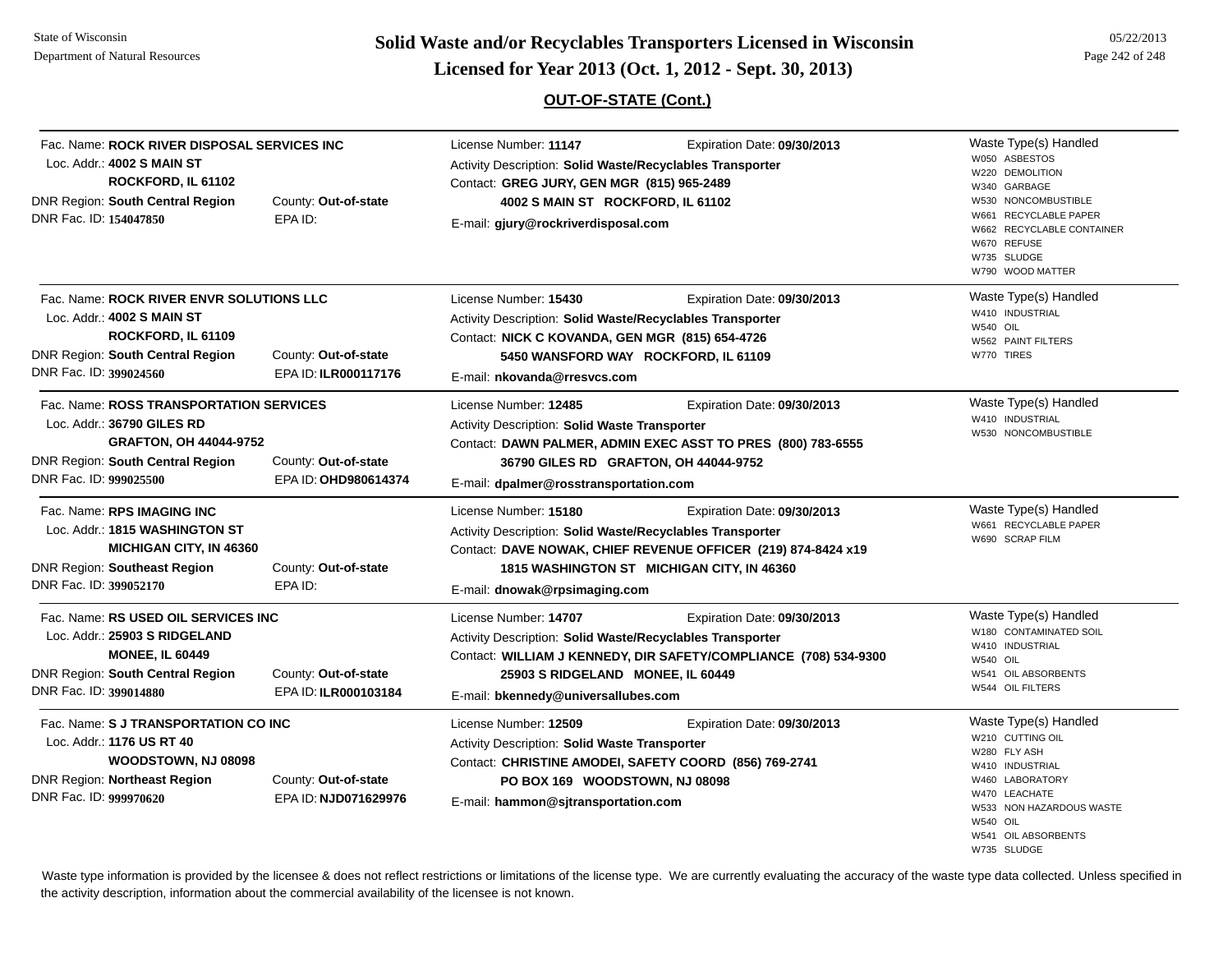## Solid Waste and/or Recyclables Transporters Licensed in Wisconsin

## Licensed for Year 2013 (Oct. 1, 2012 - Sept. 30, 2013)

### OUT-OF-STATE (Cont.)

---

Fac. Name: **ROCK RIVER DISPOSAL SERVICES INC**
Loc. Addr.: **4002 S MAIN ST**
**ROCKFORD, IL 61102**
DNR Region: **South Central Region** County: **Out-of-state**
DNR Fac. ID: **154047850** EPA ID:

License Number: **11147** Expiration Date: **09/30/2013**
Activity Description: **Solid Waste/Recyclables Transporter**
Contact: **GREG JURY, GEN MGR (815) 965-2489**
**4002 S MAIN ST ROCKFORD, IL 61102**
E-mail: **gjury@rockriverdisposal.com**

Waste Type(s) Handled
- W050 ASBESTOS
- W220 DEMOLITION
- W340 GARBAGE
- W530 NONCOMBUSTIBLE
- W661 RECYCLABLE PAPER
- W662 RECYCLABLE CONTAINER
- W670 REFUSE
- W735 SLUDGE
- W790 WOOD MATTER

---

Fac. Name: **ROCK RIVER ENVR SOLUTIONS LLC**
Loc. Addr.: **4002 S MAIN ST**
**ROCKFORD, IL 61109**
DNR Region: **South Central Region** County: **Out-of-state**
DNR Fac. ID: **399024560** EPA ID: **ILR000117176**

License Number: **15430** Expiration Date: **09/30/2013**
Activity Description: **Solid Waste/Recyclables Transporter**
Contact: **NICK C KOVANDA, GEN MGR (815) 654-4726**
**5450 WANSFORD WAY ROCKFORD, IL 61109**
E-mail: **nkovanda@rresvcs.com**

Waste Type(s) Handled
- W410 INDUSTRIAL
- W540 OIL
- W562 PAINT FILTERS
- W770 TIRES

---

Fac. Name: **ROSS TRANSPORTATION SERVICES**
Loc. Addr.: **36790 GILES RD**
**GRAFTON, OH 44044-9752**
DNR Region: **South Central Region** County: **Out-of-state**
DNR Fac. ID: **999025500** EPA ID: **OHD980614374**

License Number: **12485** Expiration Date: **09/30/2013**
Activity Description: **Solid Waste Transporter**
Contact: **DAWN PALMER, ADMIN EXEC ASST TO PRES (800) 783-6555**
**36790 GILES RD GRAFTON, OH 44044-9752**
E-mail: **dpalmer@rosstransportation.com**

Waste Type(s) Handled
- W410 INDUSTRIAL
- W530 NONCOMBUSTIBLE

---

Fac. Name: **RPS IMAGING INC**
Loc. Addr.: **1815 WASHINGTON ST**
**MICHIGAN CITY, IN 46360**
DNR Region: **Southeast Region** County: **Out-of-state**
DNR Fac. ID: **399052170** EPA ID:

License Number: **15180** Expiration Date: **09/30/2013**
Activity Description: **Solid Waste/Recyclables Transporter**
Contact: **DAVE NOWAK, CHIEF REVENUE OFFICER (219) 874-8424 x19**
**1815 WASHINGTON ST MICHIGAN CITY, IN 46360**
E-mail: **dnowak@rpsimaging.com**

Waste Type(s) Handled
- W661 RECYCLABLE PAPER
- W690 SCRAP FILM

---

Fac. Name: **RS USED OIL SERVICES INC**
Loc. Addr.: **25903 S RIDGELAND**
**MONEE, IL 60449**
DNR Region: **South Central Region** County: **Out-of-state**
DNR Fac. ID: **399014880** EPA ID: **ILR000103184**

License Number: **14707** Expiration Date: **09/30/2013**
Activity Description: **Solid Waste/Recyclables Transporter**
Contact: **WILLIAM J KENNEDY, DIR SAFETY/COMPLIANCE (708) 534-9300**
**25903 S RIDGELAND MONEE, IL 60449**
E-mail: **bkennedy@universallubes.com**

Waste Type(s) Handled
- W180 CONTAMINATED SOIL
- W410 INDUSTRIAL
- W540 OIL
- W541 OIL ABSORBENTS
- W544 OIL FILTERS

---

Fac. Name: **S J TRANSPORTATION CO INC**
Loc. Addr.: **1176 US RT 40**
**WOODSTOWN, NJ 08098**
DNR Region: **Northeast Region** County: **Out-of-state**
DNR Fac. ID: **999970620** EPA ID: **NJD071629976**

License Number: **12509** Expiration Date: **09/30/2013**
Activity Description: **Solid Waste Transporter**
Contact: **CHRISTINE AMODEI, SAFETY COORD (856) 769-2741**
**PO BOX 169 WOODSTOWN, NJ 08098**
E-mail: **hammon@sjtransportation.com**

Waste Type(s) Handled
- W210 CUTTING OIL
- W280 FLY ASH
- W410 INDUSTRIAL
- W460 LABORATORY
- W470 LEACHATE
- W533 NON HAZARDOUS WASTE
- W540 OIL
- W541 OIL ABSORBENTS
- W735 SLUDGE

---

Waste type information is provided by the licensee & does not reflect restrictions or limitations of the license type. We are currently evaluating the accuracy of the waste type data collected. Unless specified in the activity description, information about the commercial availability of the licensee is not known.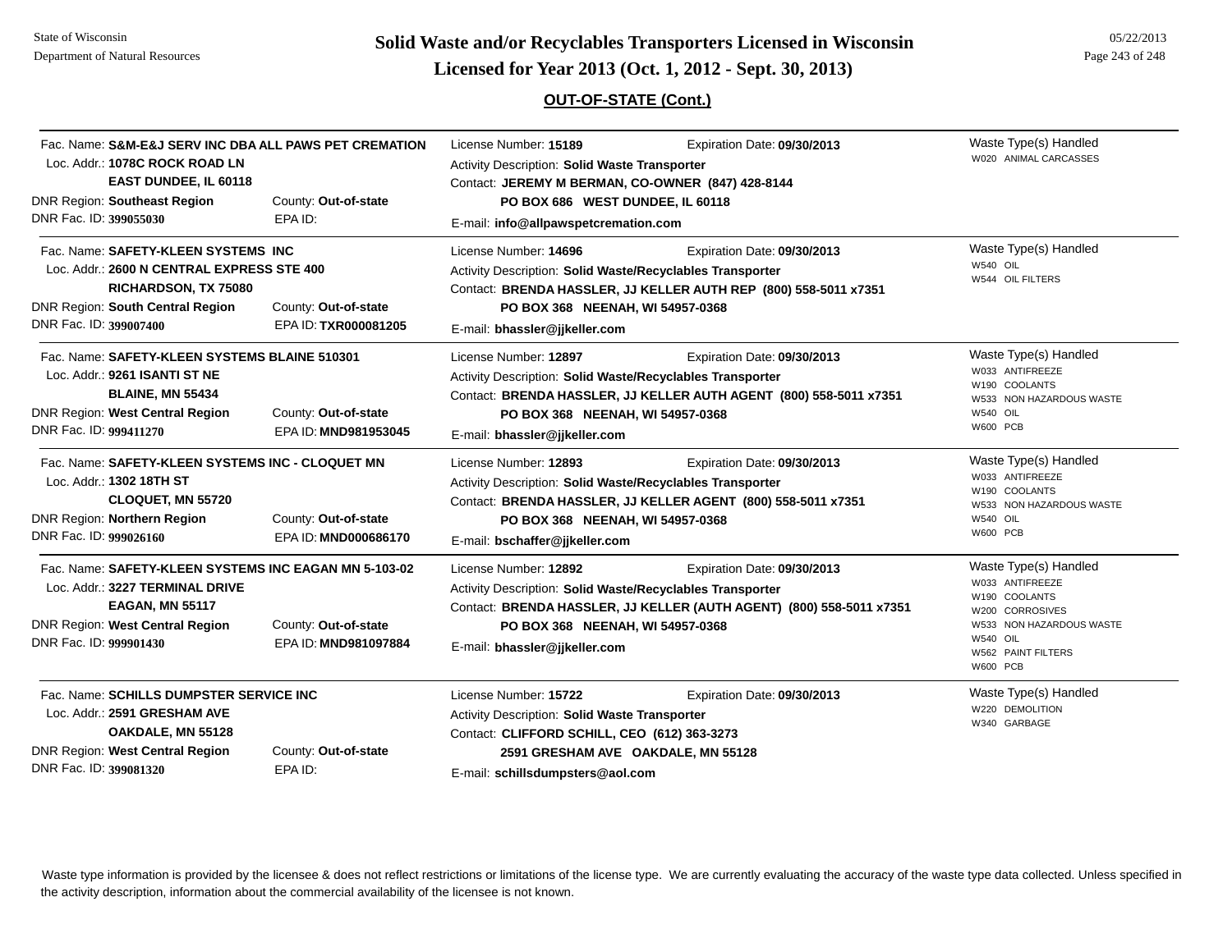# Solid Waste and/or Recyclables Transporters Licensed in Wisconsin
## Licensed for Year 2013 (Oct. 1, 2012 - Sept. 30, 2013)

State of Wisconsin
Department of Natural Resources

05/22/2013

### OUT-OF-STATE (Cont.)

---

Fac. Name: **S&M-E&J SERV INC DBA ALL PAWS PET CREMATION**
Loc. Addr.: **1078C ROCK ROAD LN**
**EAST DUNDEE, IL 60118**
DNR Region: **Southeast Region** County: **Out-of-state**
DNR Fac. ID: **399055030** EPA ID:

License Number: **15189** Expiration Date: **09/30/2013**
Activity Description: **Solid Waste Transporter**
Contact: **JEREMY M BERMAN, CO-OWNER (847) 428-8144**
**PO BOX 686 WEST DUNDEE, IL 60118**
E-mail: **info@allpawspetcremation.com**

Waste Type(s) Handled
- W020 ANIMAL CARCASSES

---

Fac. Name: **SAFETY-KLEEN SYSTEMS INC**
Loc. Addr.: **2600 N CENTRAL EXPRESS STE 400**
**RICHARDSON, TX 75080**
DNR Region: **South Central Region** County: **Out-of-state**
DNR Fac. ID: **399007400** EPA ID: **TXR000081205**

License Number: **14696** Expiration Date: **09/30/2013**
Activity Description: **Solid Waste/Recyclables Transporter**
Contact: **BRENDA HASSLER, JJ KELLER AUTH REP (800) 558-5011 x7351**
**PO BOX 368 NEENAH, WI 54957-0368**
E-mail: **bhassler@jjkeller.com**

Waste Type(s) Handled
- W540 OIL
- W544 OIL FILTERS

---

Fac. Name: **SAFETY-KLEEN SYSTEMS BLAINE 510301**
Loc. Addr.: **9261 ISANTI ST NE**
**BLAINE, MN 55434**
DNR Region: **West Central Region** County: **Out-of-state**
DNR Fac. ID: **999411270** EPA ID: **MND981953045**

License Number: **12897** Expiration Date: **09/30/2013**
Activity Description: **Solid Waste/Recyclables Transporter**
Contact: **BRENDA HASSLER, JJ KELLER AUTH AGENT (800) 558-5011 x7351**
**PO BOX 368 NEENAH, WI 54957-0368**
E-mail: **bhassler@jjkeller.com**

Waste Type(s) Handled
- W033 ANTIFREEZE
- W190 COOLANTS
- W533 NON HAZARDOUS WASTE
- W540 OIL
- W600 PCB

---

Fac. Name: **SAFETY-KLEEN SYSTEMS INC - CLOQUET MN**
Loc. Addr.: **1302 18TH ST**
**CLOQUET, MN 55720**
DNR Region: **Northern Region** County: **Out-of-state**
DNR Fac. ID: **999026160** EPA ID: **MND000686170**

License Number: **12893** Expiration Date: **09/30/2013**
Activity Description: **Solid Waste/Recyclables Transporter**
Contact: **BRENDA HASSLER, JJ KELLER AGENT (800) 558-5011 x7351**
**PO BOX 368 NEENAH, WI 54957-0368**
E-mail: **bschaffer@jjkeller.com**

Waste Type(s) Handled
- W033 ANTIFREEZE
- W190 COOLANTS
- W533 NON HAZARDOUS WASTE
- W540 OIL
- W600 PCB

---

Fac. Name: **SAFETY-KLEEN SYSTEMS INC EAGAN MN 5-103-02**
Loc. Addr.: **3227 TERMINAL DRIVE**
**EAGAN, MN 55117**
DNR Region: **West Central Region** County: **Out-of-state**
DNR Fac. ID: **999901430** EPA ID: **MND981097884**

License Number: **12892** Expiration Date: **09/30/2013**
Activity Description: **Solid Waste/Recyclables Transporter**
Contact: **BRENDA HASSLER, JJ KELLER (AUTH AGENT) (800) 558-5011 x7351**
**PO BOX 368 NEENAH, WI 54957-0368**
E-mail: **bhassler@jjkeller.com**

Waste Type(s) Handled
- W033 ANTIFREEZE
- W190 COOLANTS
- W200 CORROSIVES
- W533 NON HAZARDOUS WASTE
- W540 OIL
- W562 PAINT FILTERS
- W600 PCB

---

Fac. Name: **SCHILLS DUMPSTER SERVICE INC**
Loc. Addr.: **2591 GRESHAM AVE**
**OAKDALE, MN 55128**
DNR Region: **West Central Region** County: **Out-of-state**
DNR Fac. ID: **399081320** EPA ID:

License Number: **15722** Expiration Date: **09/30/2013**
Activity Description: **Solid Waste Transporter**
Contact: **CLIFFORD SCHILL, CEO (612) 363-3273**
**2591 GRESHAM AVE OAKDALE, MN 55128**
E-mail: **schillsdumpsters@aol.com**

Waste Type(s) Handled
- W220 DEMOLITION
- W340 GARBAGE

---

Waste type information is provided by the licensee & does not reflect restrictions or limitations of the license type. We are currently evaluating the accuracy of the waste type data collected. Unless specified in the activity description, information about the commercial availability of the licensee is not known.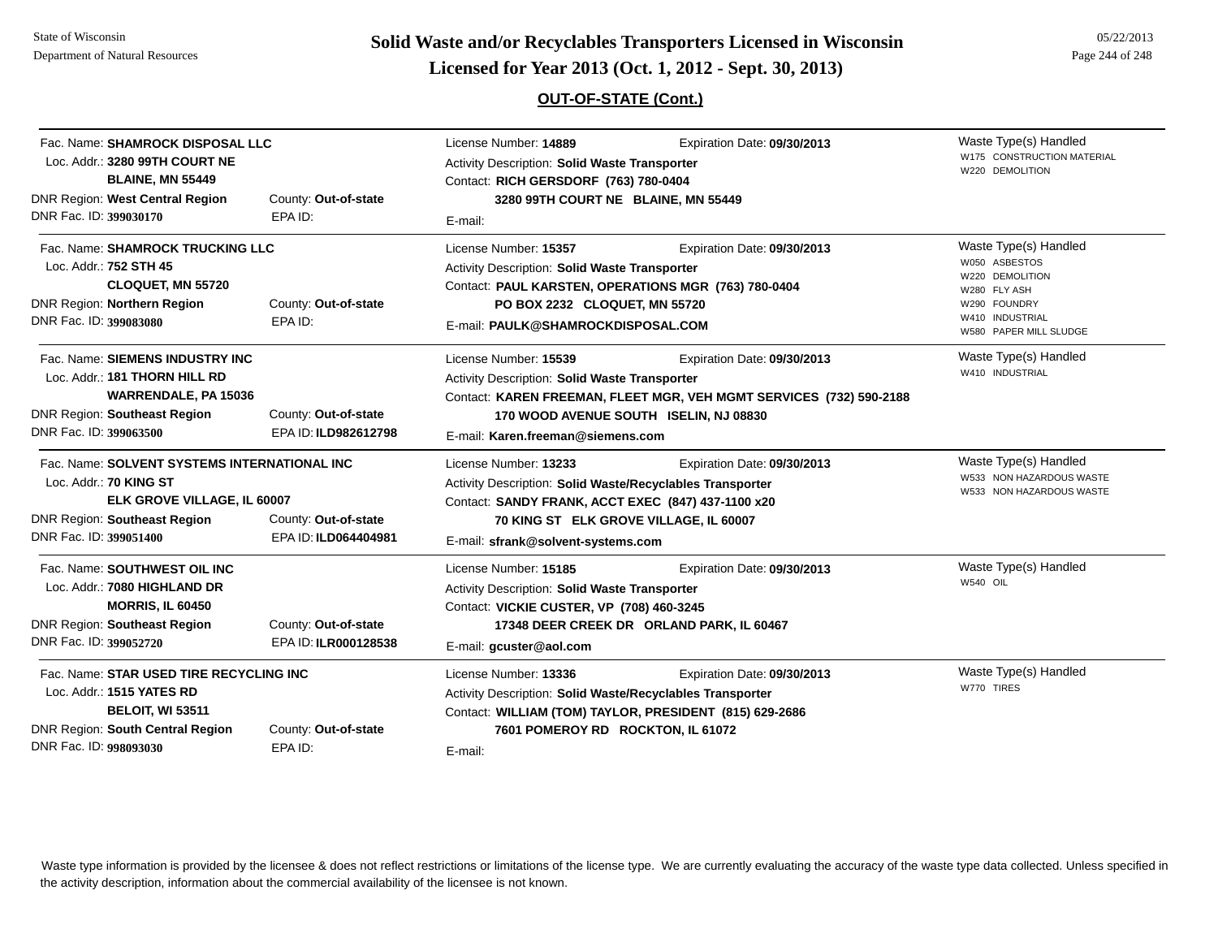## OUT-OF-STATE (Cont.)

Fac. Name: **SHAMROCK DISPOSAL LLC**
Loc. Addr.: **3280 99TH COURT NE**
**BLAINE, MN 55449**
DNR Region: **West Central Region** — County: **Out-of-state**
DNR Fac. ID: **399030170** — EPA ID:

License Number: **14889** — Expiration Date: **09/30/2013**
Activity Description: **Solid Waste Transporter**
Contact: **RICH GERSDORF (763) 780-0404**
**3280 99TH COURT NE BLAINE, MN 55449**
E-mail:

Waste Type(s) Handled
- W175 CONSTRUCTION MATERIAL
- W220 DEMOLITION

---

Fac. Name: **SHAMROCK TRUCKING LLC**
Loc. Addr.: **752 STH 45**
**CLOQUET, MN 55720**
DNR Region: **Northern Region** — County: **Out-of-state**
DNR Fac. ID: **399083080** — EPA ID:

License Number: **15357** — Expiration Date: **09/30/2013**
Activity Description: **Solid Waste Transporter**
Contact: **PAUL KARSTEN, OPERATIONS MGR (763) 780-0404**
**PO BOX 2232 CLOQUET, MN 55720**
E-mail: **PAULK@SHAMROCKDISPOSAL.COM**

Waste Type(s) Handled
- W050 ASBESTOS
- W220 DEMOLITION
- W280 FLY ASH
- W290 FOUNDRY
- W410 INDUSTRIAL
- W580 PAPER MILL SLUDGE

---

Fac. Name: **SIEMENS INDUSTRY INC**
Loc. Addr.: **181 THORN HILL RD**
**WARRENDALE, PA 15036**
DNR Region: **Southeast Region** — County: **Out-of-state**
DNR Fac. ID: **399063500** — EPA ID: **ILD982612798**

License Number: **15539** — Expiration Date: **09/30/2013**
Activity Description: **Solid Waste Transporter**
Contact: **KAREN FREEMAN, FLEET MGR, VEH MGMT SERVICES (732) 590-2188**
**170 WOOD AVENUE SOUTH ISELIN, NJ 08830**
E-mail: **Karen.freeman@siemens.com**

Waste Type(s) Handled
- W410 INDUSTRIAL

---

Fac. Name: **SOLVENT SYSTEMS INTERNATIONAL INC**
Loc. Addr.: **70 KING ST**
**ELK GROVE VILLAGE, IL 60007**
DNR Region: **Southeast Region** — County: **Out-of-state**
DNR Fac. ID: **399051400** — EPA ID: **ILD064404981**

License Number: **13233** — Expiration Date: **09/30/2013**
Activity Description: **Solid Waste/Recyclables Transporter**
Contact: **SANDY FRANK, ACCT EXEC (847) 437-1100 x20**
**70 KING ST ELK GROVE VILLAGE, IL 60007**
E-mail: **sfrank@solvent-systems.com**

Waste Type(s) Handled
- W533 NON HAZARDOUS WASTE
- W533 NON HAZARDOUS WASTE

---

Fac. Name: **SOUTHWEST OIL INC**
Loc. Addr.: **7080 HIGHLAND DR**
**MORRIS, IL 60450**
DNR Region: **Southeast Region** — County: **Out-of-state**
DNR Fac. ID: **399052720** — EPA ID: **ILR000128538**

License Number: **15185** — Expiration Date: **09/30/2013**
Activity Description: **Solid Waste Transporter**
Contact: **VICKIE CUSTER, VP (708) 460-3245**
**17348 DEER CREEK DR ORLAND PARK, IL 60467**
E-mail: **gcuster@aol.com**

Waste Type(s) Handled
- W540 OIL

---

Fac. Name: **STAR USED TIRE RECYCLING INC**
Loc. Addr.: **1515 YATES RD**
**BELOIT, WI 53511**
DNR Region: **South Central Region** — County: **Out-of-state**
DNR Fac. ID: **998093030** — EPA ID:

License Number: **13336** — Expiration Date: **09/30/2013**
Activity Description: **Solid Waste/Recyclables Transporter**
Contact: **WILLIAM (TOM) TAYLOR, PRESIDENT (815) 629-2686**
**7601 POMEROY RD ROCKTON, IL 61072**
E-mail:

Waste Type(s) Handled
- W770 TIRES

---

Waste type information is provided by the licensee & does not reflect restrictions or limitations of the license type. We are currently evaluating the accuracy of the waste type data collected. Unless specified in the activity description, information about the commercial availability of the licensee is not known.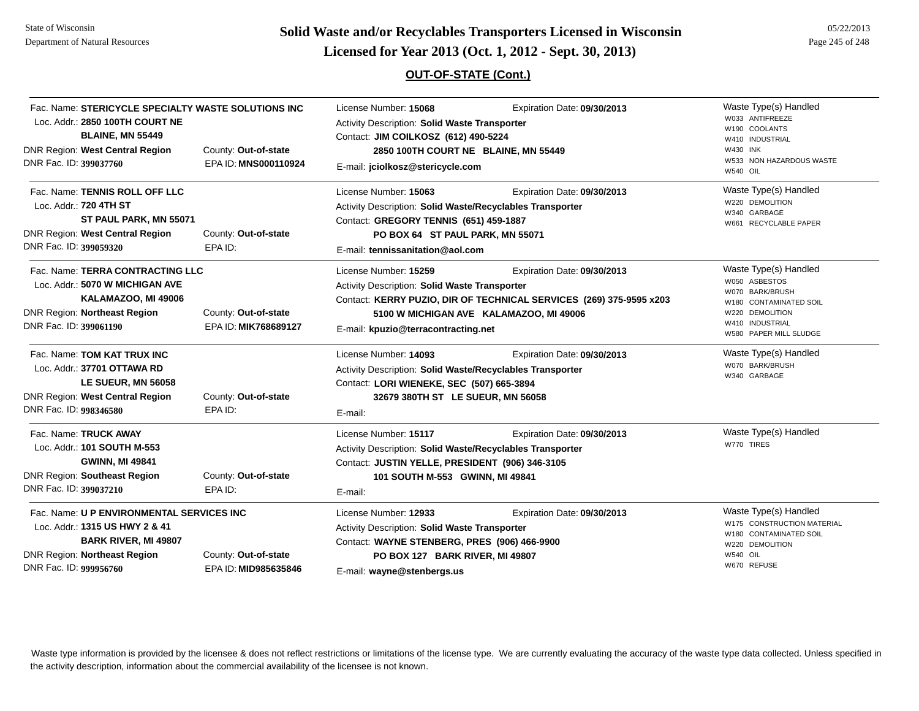# Solid Waste and/or Recyclables Transporters Licensed in Wisconsin

## Licensed for Year 2013 (Oct. 1, 2012 - Sept. 30, 2013)

### OUT-OF-STATE (Cont.)

---

Fac. Name: **STERICYCLE SPECIALTY WASTE SOLUTIONS INC**
Loc. Addr.: **2850 100TH COURT NE**
**BLAINE, MN 55449**
DNR Region: **West Central Region** | County: **Out-of-state**
DNR Fac. ID: **399037760** | EPA ID: **MNS000110924**

License Number: **15068** | Expiration Date: **09/30/2013**
Activity Description: **Solid Waste Transporter**
Contact: **JIM COILKOSZ (612) 490-5224**
**2850 100TH COURT NE BLAINE, MN 55449**
E-mail: **jciolkosz@stericycle.com**

Waste Type(s) Handled
- W033 ANTIFREEZE
- W190 COOLANTS
- W410 INDUSTRIAL
- W430 INK
- W533 NON HAZARDOUS WASTE
- W540 OIL

---

Fac. Name: **TENNIS ROLL OFF LLC**
Loc. Addr.: **720 4TH ST**
**ST PAUL PARK, MN 55071**
DNR Region: **West Central Region** | County: **Out-of-state**
DNR Fac. ID: **399059320** | EPA ID:

License Number: **15063** | Expiration Date: **09/30/2013**
Activity Description: **Solid Waste/Recyclables Transporter**
Contact: **GREGORY TENNIS (651) 459-1887**
**PO BOX 64 ST PAUL PARK, MN 55071**
E-mail: **tennissanitation@aol.com**

Waste Type(s) Handled
- W220 DEMOLITION
- W340 GARBAGE
- W661 RECYCLABLE PAPER

---

Fac. Name: **TERRA CONTRACTING LLC**
Loc. Addr.: **5070 W MICHIGAN AVE**
**KALAMAZOO, MI 49006**
DNR Region: **Northeast Region** | County: **Out-of-state**
DNR Fac. ID: **399061190** | EPA ID: **MIK768689127**

License Number: **15259** | Expiration Date: **09/30/2013**
Activity Description: **Solid Waste Transporter**
Contact: **KERRY PUZIO, DIR OF TECHNICAL SERVICES (269) 375-9595 x203**
**5100 W MICHIGAN AVE KALAMAZOO, MI 49006**
E-mail: **kpuzio@terracontracting.net**

Waste Type(s) Handled
- W050 ASBESTOS
- W070 BARK/BRUSH
- W180 CONTAMINATED SOIL
- W220 DEMOLITION
- W410 INDUSTRIAL
- W580 PAPER MILL SLUDGE

---

Fac. Name: **TOM KAT TRUX INC**
Loc. Addr.: **37701 OTTAWA RD**
**LE SUEUR, MN 56058**
DNR Region: **West Central Region** | County: **Out-of-state**
DNR Fac. ID: **998346580** | EPA ID:

License Number: **14093** | Expiration Date: **09/30/2013**
Activity Description: **Solid Waste/Recyclables Transporter**
Contact: **LORI WIENEKE, SEC (507) 665-3894**
**32679 380TH ST LE SUEUR, MN 56058**
E-mail:

Waste Type(s) Handled
- W070 BARK/BRUSH
- W340 GARBAGE

---

Fac. Name: **TRUCK AWAY**
Loc. Addr.: **101 SOUTH M-553**
**GWINN, MI 49841**
DNR Region: **Southeast Region** | County: **Out-of-state**
DNR Fac. ID: **399037210** | EPA ID:

License Number: **15117** | Expiration Date: **09/30/2013**
Activity Description: **Solid Waste/Recyclables Transporter**
Contact: **JUSTIN YELLE, PRESIDENT (906) 346-3105**
**101 SOUTH M-553 GWINN, MI 49841**
E-mail:

Waste Type(s) Handled
- W770 TIRES

---

Fac. Name: **U P ENVIRONMENTAL SERVICES INC**
Loc. Addr.: **1315 US HWY 2 & 41**
**BARK RIVER, MI 49807**
DNR Region: **Northeast Region** | County: **Out-of-state**
DNR Fac. ID: **999956760** | EPA ID: **MID985635846**

License Number: **12933** | Expiration Date: **09/30/2013**
Activity Description: **Solid Waste Transporter**
Contact: **WAYNE STENBERG, PRES (906) 466-9900**
**PO BOX 127 BARK RIVER, MI 49807**
E-mail: **wayne@stenbergs.us**

Waste Type(s) Handled
- W175 CONSTRUCTION MATERIAL
- W180 CONTAMINATED SOIL
- W220 DEMOLITION
- W540 OIL
- W670 REFUSE

---

Waste type information is provided by the licensee & does not reflect restrictions or limitations of the license type. We are currently evaluating the accuracy of the waste type data collected. Unless specified in the activity description, information about the commercial availability of the licensee is not known.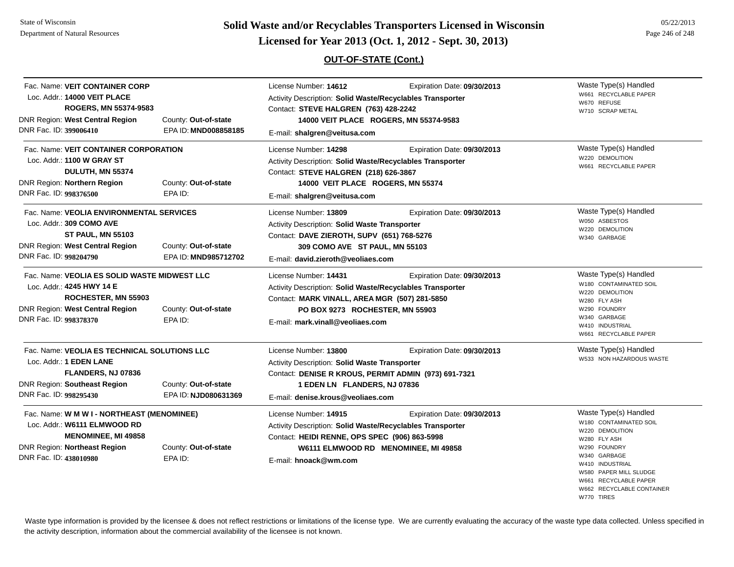# Solid Waste and/or Recyclables Transporters Licensed in Wisconsin

## Licensed for Year 2013 (Oct. 1, 2012 - Sept. 30, 2013)

### OUT-OF-STATE (Cont.)

Fac. Name: **VEIT CONTAINER CORP**
Loc. Addr.: **14000 VEIT PLACE**
**ROGERS, MN 55374-9583**
DNR Region: **West Central Region** County: **Out-of-state**
DNR Fac. ID: **399006410** EPA ID: **MND008858185**

License Number: **14612** Expiration Date: **09/30/2013**
Activity Description: **Solid Waste/Recyclables Transporter**
Contact: **STEVE HALGREN (763) 428-2242**
**14000 VEIT PLACE ROGERS, MN 55374-9583**
E-mail: **shalgren@veitusa.com**

Waste Type(s) Handled
- W661 RECYCLABLE PAPER
- W670 REFUSE
- W710 SCRAP METAL

---

Fac. Name: **VEIT CONTAINER CORPORATION**
Loc. Addr.: **1100 W GRAY ST**
**DULUTH, MN 55374**
DNR Region: **Northern Region** County: **Out-of-state**
DNR Fac. ID: **998376500** EPA ID:

License Number: **14298** Expiration Date: **09/30/2013**
Activity Description: **Solid Waste/Recyclables Transporter**
Contact: **STEVE HALGREN (218) 626-3867**
**14000 VEIT PLACE ROGERS, MN 55374**
E-mail: **shalgren@veitusa.com**

Waste Type(s) Handled
- W220 DEMOLITION
- W661 RECYCLABLE PAPER

---

Fac. Name: **VEOLIA ENVIRONMENTAL SERVICES**
Loc. Addr.: **309 COMO AVE**
**ST PAUL, MN 55103**
DNR Region: **West Central Region** County: **Out-of-state**
DNR Fac. ID: **998204790** EPA ID: **MND985712702**

License Number: **13809** Expiration Date: **09/30/2013**
Activity Description: **Solid Waste Transporter**
Contact: **DAVE ZIEROTH, SUPV (651) 768-5276**
**309 COMO AVE ST PAUL, MN 55103**
E-mail: **david.zieroth@veoliaes.com**

Waste Type(s) Handled
- W050 ASBESTOS
- W220 DEMOLITION
- W340 GARBAGE

---

Fac. Name: **VEOLIA ES SOLID WASTE MIDWEST LLC**
Loc. Addr.: **4245 HWY 14 E**
**ROCHESTER, MN 55903**
DNR Region: **West Central Region** County: **Out-of-state**
DNR Fac. ID: **998378370** EPA ID:

License Number: **14431** Expiration Date: **09/30/2013**
Activity Description: **Solid Waste/Recyclables Transporter**
Contact: **MARK VINALL, AREA MGR (507) 281-5850**
**PO BOX 9273 ROCHESTER, MN 55903**
E-mail: **mark.vinall@veoliaes.com**

Waste Type(s) Handled
- W180 CONTAMINATED SOIL
- W220 DEMOLITION
- W280 FLY ASH
- W290 FOUNDRY
- W340 GARBAGE
- W410 INDUSTRIAL
- W661 RECYCLABLE PAPER

---

Fac. Name: **VEOLIA ES TECHNICAL SOLUTIONS LLC**
Loc. Addr.: **1 EDEN LANE**
**FLANDERS, NJ 07836**
DNR Region: **Southeast Region** County: **Out-of-state**
DNR Fac. ID: **998295430** EPA ID: **NJD080631369**

License Number: **13800** Expiration Date: **09/30/2013**
Activity Description: **Solid Waste Transporter**
Contact: **DENISE R KROUS, PERMIT ADMIN (973) 691-7321**
**1 EDEN LN FLANDERS, NJ 07836**
E-mail: **denise.krous@veoliaes.com**

Waste Type(s) Handled
- W533 NON HAZARDOUS WASTE

---

Fac. Name: **W M W I - NORTHEAST (MENOMINEE)**
Loc. Addr.: **W6111 ELMWOOD RD**
**MENOMINEE, MI 49858**
DNR Region: **Northeast Region** County: **Out-of-state**
DNR Fac. ID: **438010980** EPA ID:

License Number: **14915** Expiration Date: **09/30/2013**
Activity Description: **Solid Waste/Recyclables Transporter**
Contact: **HEIDI RENNE, OPS SPEC (906) 863-5998**
**W6111 ELMWOOD RD MENOMINEE, MI 49858**
E-mail: **hnoack@wm.com**

Waste Type(s) Handled
- W180 CONTAMINATED SOIL
- W220 DEMOLITION
- W280 FLY ASH
- W290 FOUNDRY
- W340 GARBAGE
- W410 INDUSTRIAL
- W580 PAPER MILL SLUDGE
- W661 RECYCLABLE PAPER
- W662 RECYCLABLE CONTAINER
- W770 TIRES

---

Waste type information is provided by the licensee & does not reflect restrictions or limitations of the license type. We are currently evaluating the accuracy of the waste type data collected. Unless specified in the activity description, information about the commercial availability of the licensee is not known.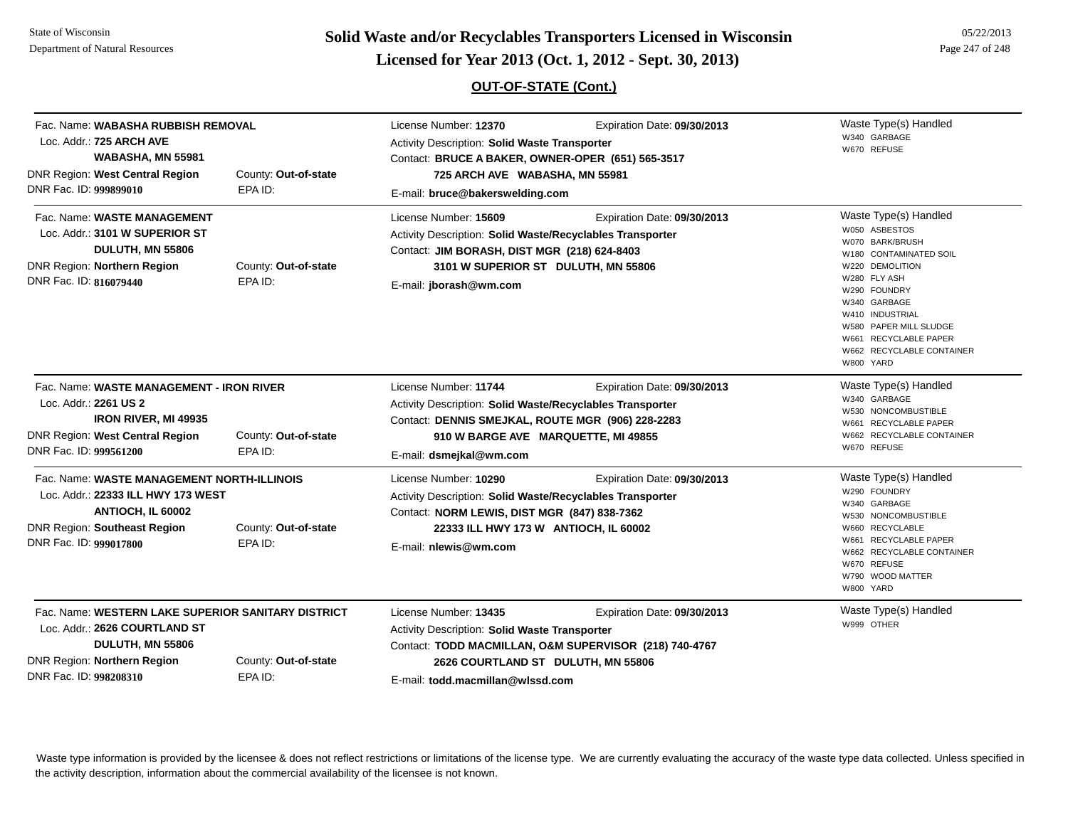## OUT-OF-STATE (Cont.)

Fac. Name: **WABASHA RUBBISH REMOVAL**
Loc. Addr.: **725 ARCH AVE**
**WABASHA, MN 55981**
DNR Region: **West Central Region** County: **Out-of-state**
DNR Fac. ID: **999899010** EPA ID:

License Number: **12370** Expiration Date: **09/30/2013**
Activity Description: **Solid Waste Transporter**
Contact: **BRUCE A BAKER, OWNER-OPER (651) 565-3517**
**725 ARCH AVE WABASHA, MN 55981**
E-mail: **bruce@bakerswelding.com**

Waste Type(s) Handled
- W340 GARBAGE
- W670 REFUSE

---

Fac. Name: **WASTE MANAGEMENT**
Loc. Addr.: **3101 W SUPERIOR ST**
**DULUTH, MN 55806**
DNR Region: **Northern Region** County: **Out-of-state**
DNR Fac. ID: **816079440** EPA ID:

License Number: **15609** Expiration Date: **09/30/2013**
Activity Description: **Solid Waste/Recyclables Transporter**
Contact: **JIM BORASH, DIST MGR (218) 624-8403**
**3101 W SUPERIOR ST DULUTH, MN 55806**
E-mail: **jborash@wm.com**

Waste Type(s) Handled
- W050 ASBESTOS
- W070 BARK/BRUSH
- W180 CONTAMINATED SOIL
- W220 DEMOLITION
- W280 FLY ASH
- W290 FOUNDRY
- W340 GARBAGE
- W410 INDUSTRIAL
- W580 PAPER MILL SLUDGE
- W661 RECYCLABLE PAPER
- W662 RECYCLABLE CONTAINER
- W800 YARD

---

Fac. Name: **WASTE MANAGEMENT - IRON RIVER**
Loc. Addr.: **2261 US 2**
**IRON RIVER, MI 49935**
DNR Region: **West Central Region** County: **Out-of-state**
DNR Fac. ID: **999561200** EPA ID:

License Number: **11744** Expiration Date: **09/30/2013**
Activity Description: **Solid Waste/Recyclables Transporter**
Contact: **DENNIS SMEJKAL, ROUTE MGR (906) 228-2283**
**910 W BARGE AVE MARQUETTE, MI 49855**
E-mail: **dsmejkal@wm.com**

Waste Type(s) Handled
- W340 GARBAGE
- W530 NONCOMBUSTIBLE
- W661 RECYCLABLE PAPER
- W662 RECYCLABLE CONTAINER
- W670 REFUSE

---

Fac. Name: **WASTE MANAGEMENT NORTH-ILLINOIS**
Loc. Addr.: **22333 ILL HWY 173 WEST**
**ANTIOCH, IL 60002**
DNR Region: **Southeast Region** County: **Out-of-state**
DNR Fac. ID: **999017800** EPA ID:

License Number: **10290** Expiration Date: **09/30/2013**
Activity Description: **Solid Waste/Recyclables Transporter**
Contact: **NORM LEWIS, DIST MGR (847) 838-7362**
**22333 ILL HWY 173 W ANTIOCH, IL 60002**
E-mail: **nlewis@wm.com**

Waste Type(s) Handled
- W290 FOUNDRY
- W340 GARBAGE
- W530 NONCOMBUSTIBLE
- W660 RECYCLABLE
- W661 RECYCLABLE PAPER
- W662 RECYCLABLE CONTAINER
- W670 REFUSE
- W790 WOOD MATTER
- W800 YARD

---

Fac. Name: **WESTERN LAKE SUPERIOR SANITARY DISTRICT**
Loc. Addr.: **2626 COURTLAND ST**
**DULUTH, MN 55806**
DNR Region: **Northern Region** County: **Out-of-state**
DNR Fac. ID: **998208310** EPA ID:

License Number: **13435** Expiration Date: **09/30/2013**
Activity Description: **Solid Waste Transporter**
Contact: **TODD MACMILLAN, O&M SUPERVISOR (218) 740-4767**
**2626 COURTLAND ST DULUTH, MN 55806**
E-mail: **todd.macmillan@wlssd.com**

Waste Type(s) Handled
- W999 OTHER

---

Waste type information is provided by the licensee & does not reflect restrictions or limitations of the license type. We are currently evaluating the accuracy of the waste type data collected. Unless specified in the activity description, information about the commercial availability of the licensee is not known.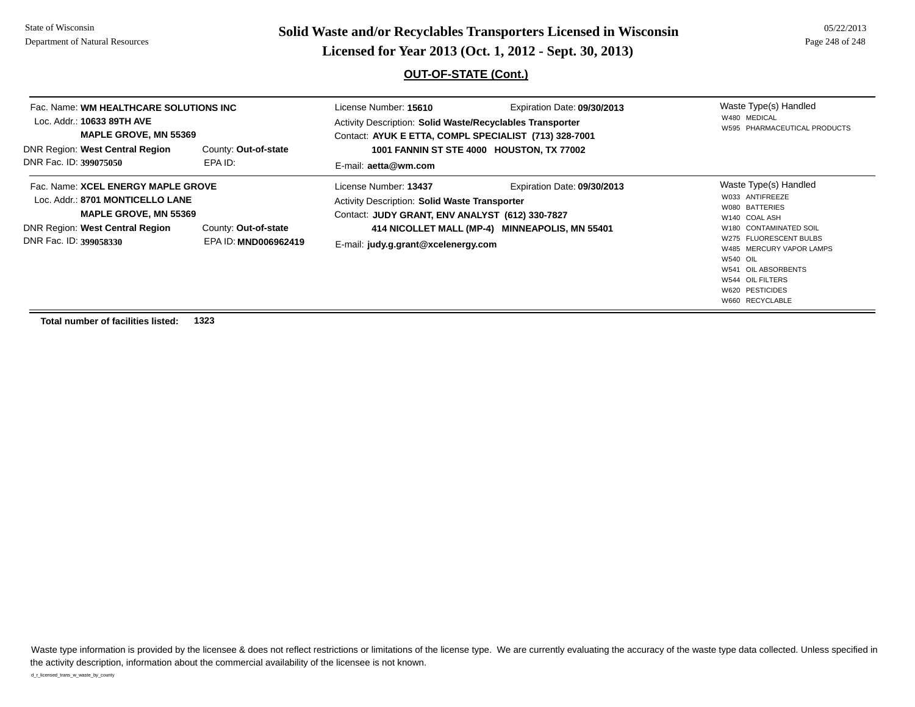**OUT-OF-STATE (Cont.)**

Fac. Name: **WM HEALTHCARE SOLUTIONS INC**
Loc. Addr.: **10633 89TH AVE**
**MAPLE GROVE, MN 55369**
DNR Region: **West Central Region** County: **Out-of-state**
DNR Fac. ID: **399075050** EPA ID:

License Number: **15610** Expiration Date: **09/30/2013**
Activity Description: **Solid Waste/Recyclables Transporter**
Contact: **AYUK E ETTA, COMPL SPECIALIST (713) 328-7001**
**1001 FANNIN ST STE 4000 HOUSTON, TX 77002**
E-mail: **aetta@wm.com**

Waste Type(s) Handled
- W480 MEDICAL
- W595 PHARMACEUTICAL PRODUCTS

---

Fac. Name: **XCEL ENERGY MAPLE GROVE**
Loc. Addr.: **8701 MONTICELLO LANE**
**MAPLE GROVE, MN 55369**
DNR Region: **West Central Region** County: **Out-of-state**
DNR Fac. ID: **399058330** EPA ID: **MND006962419**

License Number: **13437** Expiration Date: **09/30/2013**
Activity Description: **Solid Waste Transporter**
Contact: **JUDY GRANT, ENV ANALYST (612) 330-7827**
**414 NICOLLET MALL (MP-4) MINNEAPOLIS, MN 55401**
E-mail: **judy.g.grant@xcelenergy.com**

Waste Type(s) Handled
- W033 ANTIFREEZE
- W080 BATTERIES
- W140 COAL ASH
- W180 CONTAMINATED SOIL
- W275 FLUORESCENT BULBS
- W485 MERCURY VAPOR LAMPS
- W540 OIL
- W541 OIL ABSORBENTS
- W544 OIL FILTERS
- W620 PESTICIDES
- W660 RECYCLABLE

---

**Total number of facilities listed:** **1323**

Waste type information is provided by the licensee & does not reflect restrictions or limitations of the license type. We are currently evaluating the accuracy of the waste type data collected. Unless specified in the activity description, information about the commercial availability of the licensee is not known.